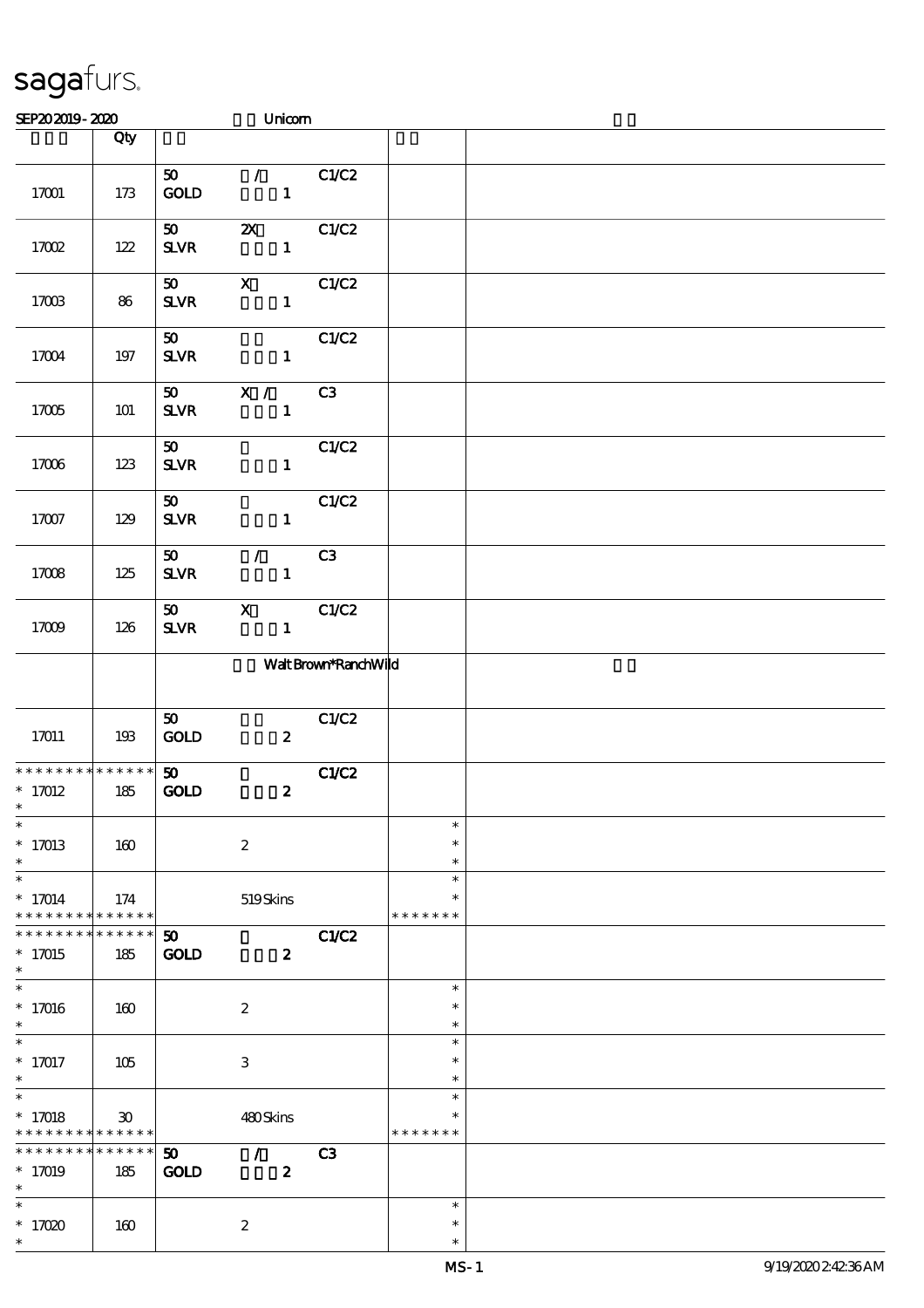sagafurs.

SEP20 2019 - 2020 Unicorn

| | Qty | | |
|---|---|---|---|
| 17001 | 173 | 50 / C1/C2<br>GOLD 1 | |
| 17002 | 122 | 50 2X C1/C2<br>SLVR 1 | |
| 17003 | 86 | 50 X C1/C2<br>SLVR 1 | |
| 17004 | 197 | 50 C1/C2<br>SLVR 1 | |
| 17005 | 101 | 50 X / C3<br>SLVR 1 | |
| 17006 | 123 | 50 C1/C2<br>SLVR 1 | |
| 17007 | 129 | 50 C1/C2<br>SLVR 1 | |
| 17008 | 125 | 50 / C3<br>SLVR 1 | |
| 17009 | 126 | 50 X C1/C2<br>SLVR 1 | |
| | | Walt Brown*RanchWild | |
| 17011 | 193 | 50 C1/C2<br>GOLD 2 | |
| * * * * * * * * * * * * * *<br>* 17012<br>* | 185 | 50 C1/C2<br>GOLD 2 | |
| *<br>* 17013<br>* | 160 | 2 | *<br>*<br>* |
| *<br>* 17014<br>* * * * * * * * * * * * * * | 174 | 519 Skins | *<br>*<br>* * * * * * * |
| * * * * * * * * * * * * * *<br>* 17015<br>* | 185 | 50 C1/C2<br>GOLD 2 | |
| *<br>* 17016<br>* | 160 | 2 | *<br>*<br>* |
| *<br>* 17017<br>* | 105 | 3 | *<br>*<br>* |
| *<br>* 17018<br>* * * * * * * * * * * * * * | 30 | 480 Skins | *<br>*<br>* * * * * * * |
| * * * * * * * * * * * * * *<br>* 17019<br>* | 185 | 50 / C3<br>GOLD 2 | |
| *<br>* 17020<br>* | 160 | 2 | *<br>*<br>* |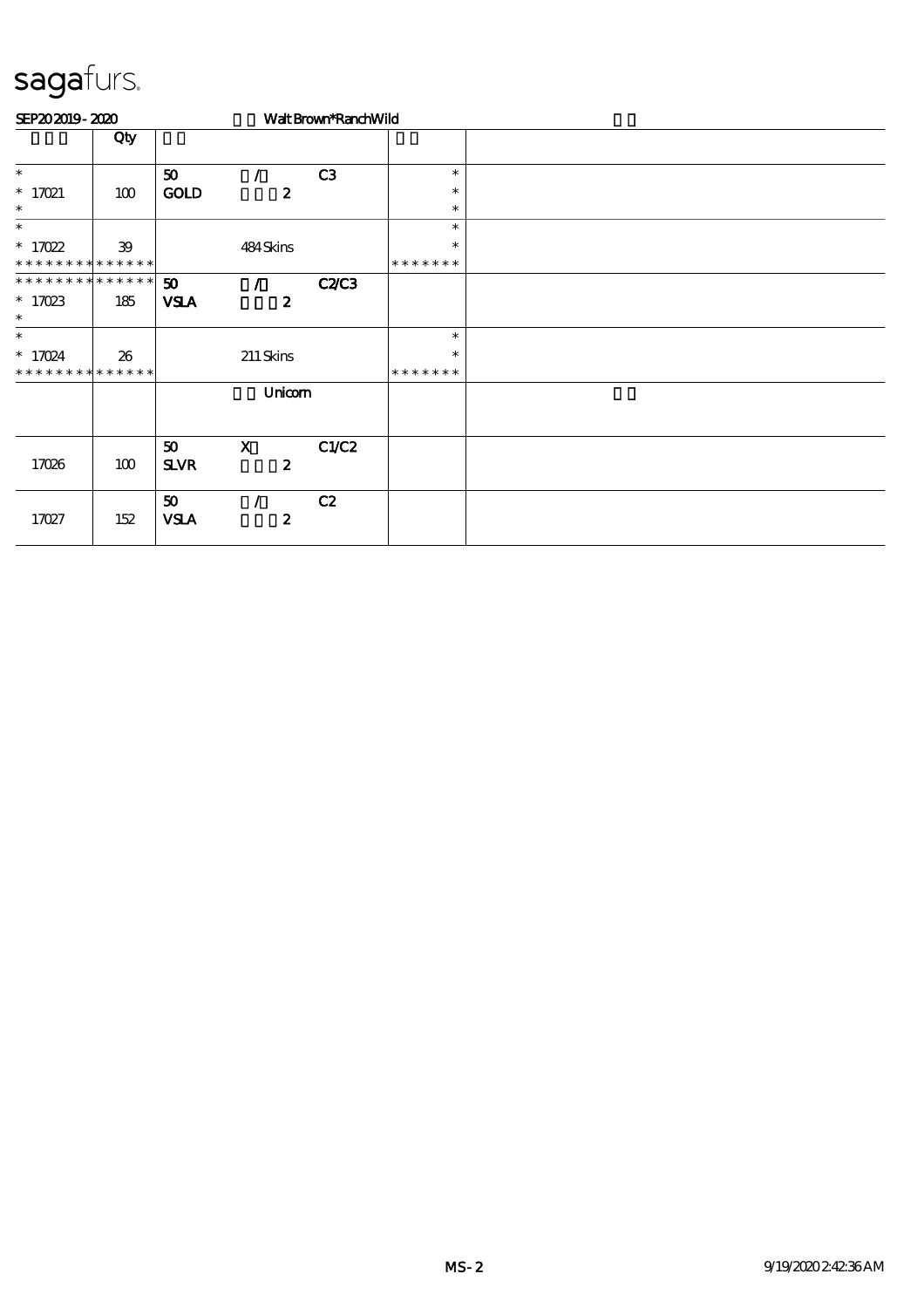# sagafurs.

SEP20 2019 - 2020 Walt Brown*RanchWild

| | Qty | | | | | |
|---|---|---|---|---|---|---|
| * <br> * 17021 <br> * | 100 | 50 <br> GOLD | / <br> 2 | C3 | * <br> * <br> * | |
| * <br> * 17022 <br> * * * * * * * * * * * * * * | 39 | | 484 Skins | | * <br> * <br> * * * * * * * | |
| * * * * * * * * * * * * * * <br> * 17023 <br> * | 185 | 50 <br> VSLA | / <br> 2 | C2/C3 | | |
| * <br> * 17024 <br> * * * * * * * * * * * * * * | 26 | | 211 Skins | | * <br> * <br> * * * * * * * | |
| | | | Unicorn | | | |
| 17026 | 100 | 50 <br> SLVR | X <br> 2 | C1/C2 | | |
| 17027 | 152 | 50 <br> VSLA | / <br> 2 | C2 | | |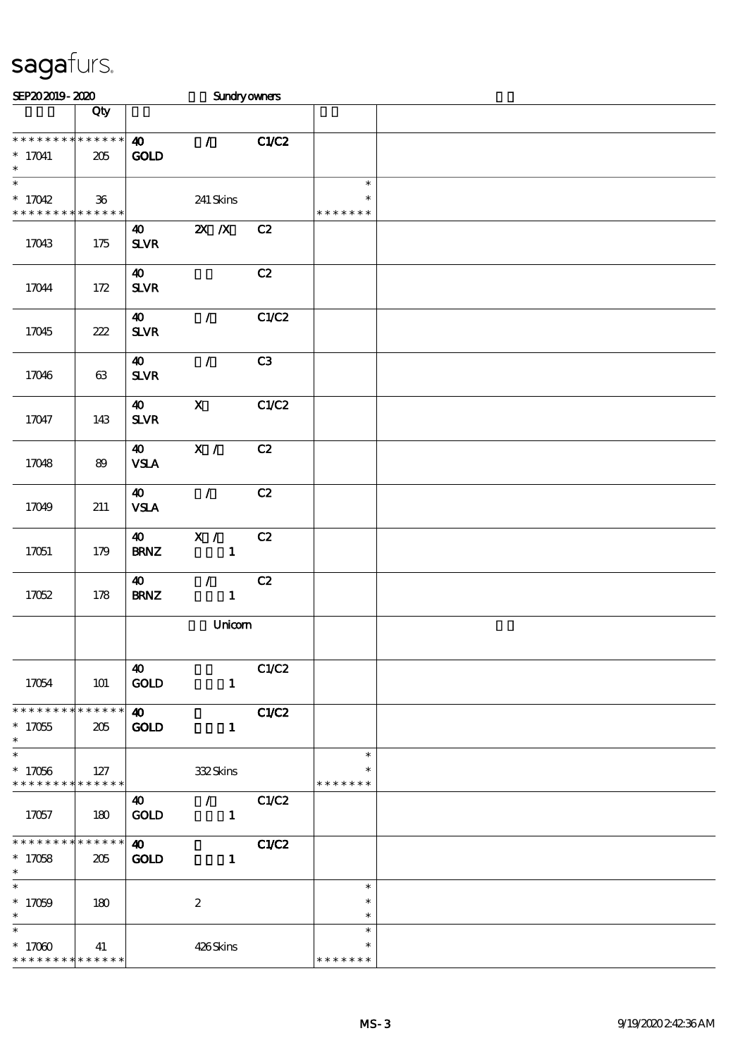# sagafurs.

SEP20 2019 - 2020 Sundry owners

| | Qty | | | | | |
|---|---|---|---|---|---|---|
| * * * * * * * * * * * * * * | 40 | / | C1/C2 | | | |
| * 17041 | 205 | GOLD | | | | |
| * | | | | | | |
| * | | | | | * | |
| * 17042 | 36 | | 241 Skins | | * | |
| * * * * * * * * * * * * * * | | | | | * * * * * * * | |
| 17043 | 175 | 40 SLVR | 2X /X | C2 | | |
| 17044 | 172 | 40 SLVR | | C2 | | |
| 17045 | 222 | 40 SLVR | / | C1/C2 | | |
| 17046 | 63 | 40 SLVR | / | C3 | | |
| 17047 | 143 | 40 SLVR | X | C1/C2 | | |
| 17048 | 89 | 40 VSLA | X / | C2 | | |
| 17049 | 211 | 40 VSLA | / | C2 | | |
| 17051 | 179 | 40 BRNZ | X / 1 | C2 | | |
| 17052 | 178 | 40 BRNZ | / 1 | C2 | | |
| | | | Unicorn | | | |
| 17054 | 101 | 40 GOLD | 1 | C1/C2 | | |
| * * * * * * * * * * * * * * | | 40 | | C1/C2 | | |
| * 17055 | 205 | GOLD | 1 | | | |
| * | | | | | | |
| * | | | | | * | |
| * 17056 | 127 | | 332 Skins | | * | |
| * * * * * * * * * * * * * * | | | | | * * * * * * * | |
| 17057 | 180 | 40 GOLD | / 1 | C1/C2 | | |
| * * * * * * * * * * * * * * | | 40 | | C1/C2 | | |
| * 17058 | 205 | GOLD | 1 | | | |
| * | | | | | | |
| * | | | | | * | |
| * 17059 | 180 | | 2 | | * | |
| * | | | | | * | |
| * | | | | | * | |
| * 17060 | 41 | | 426 Skins | | * | |
| * * * * * * * * * * * * * * | | | | | * * * * * * * | |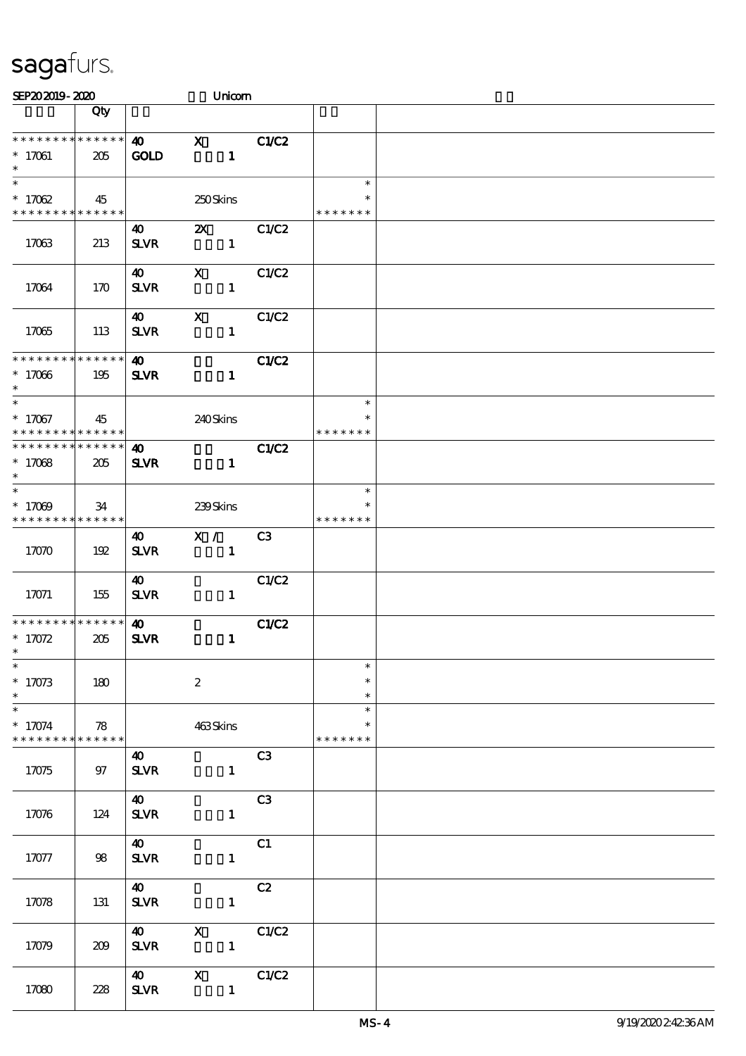# sagafurs.

SEP20 2019 - 2020 Unicorn

| | Qty | | | | | |
|---|---|---|---|---|---|---|
| * * * * * * * * * * * * * * | | 40 | X | C1/C2 | | |
| * 17061 | 205 | GOLD | 1 | | | |
| * | | | | | | |
| * | | | | | * | |
| * 17062 | 45 | | 250 Skins | | * | |
| * * * * * * * * * * * * * * | | | | | * * * * * * * | |
| | | 40 | 2X | C1/C2 | | |
| 17063 | 213 | SLVR | 1 | | | |
| | | 40 | X | C1/C2 | | |
| 17064 | 170 | SLVR | 1 | | | |
| | | 40 | X | C1/C2 | | |
| 17065 | 113 | SLVR | 1 | | | |
| * * * * * * * * * * * * * * | | 40 | | C1/C2 | | |
| * 17066 | 195 | SLVR | 1 | | | |
| * | | | | | | |
| * | | | | | * | |
| * 17067 | 45 | | 240 Skins | | * | |
| * * * * * * * * * * * * * * | | | | | * * * * * * * | |
| * * * * * * * * * * * * * * | | 40 | | C1/C2 | | |
| * 17068 | 205 | SLVR | 1 | | | |
| * | | | | | | |
| * | | | | | * | |
| * 17069 | 34 | | 239 Skins | | * | |
| * * * * * * * * * * * * * * | | | | | * * * * * * * | |
| | | 40 | X / | C3 | | |
| 17070 | 192 | SLVR | 1 | | | |
| | | 40 | | C1/C2 | | |
| 17071 | 155 | SLVR | 1 | | | |
| * * * * * * * * * * * * * * | | 40 | | C1/C2 | | |
| * 17072 | 205 | SLVR | 1 | | | |
| * | | | | | | |
| * | | | | | * | |
| * 17073 | 180 | | 2 | | * | |
| * | | | | | * | |
| * | | | | | * | |
| * 17074 | 78 | | 463 Skins | | * | |
| * * * * * * * * * * * * * * | | | | | * * * * * * * | |
| | | 40 | | C3 | | |
| 17075 | 97 | SLVR | 1 | | | |
| | | 40 | | C3 | | |
| 17076 | 124 | SLVR | 1 | | | |
| | | 40 | | C1 | | |
| 17077 | 98 | SLVR | 1 | | | |
| | | 40 | | C2 | | |
| 17078 | 131 | SLVR | 1 | | | |
| | | 40 | X | C1/C2 | | |
| 17079 | 209 | SLVR | 1 | | | |
| | | 40 | X | C1/C2 | | |
| 17080 | 228 | SLVR | 1 | | | |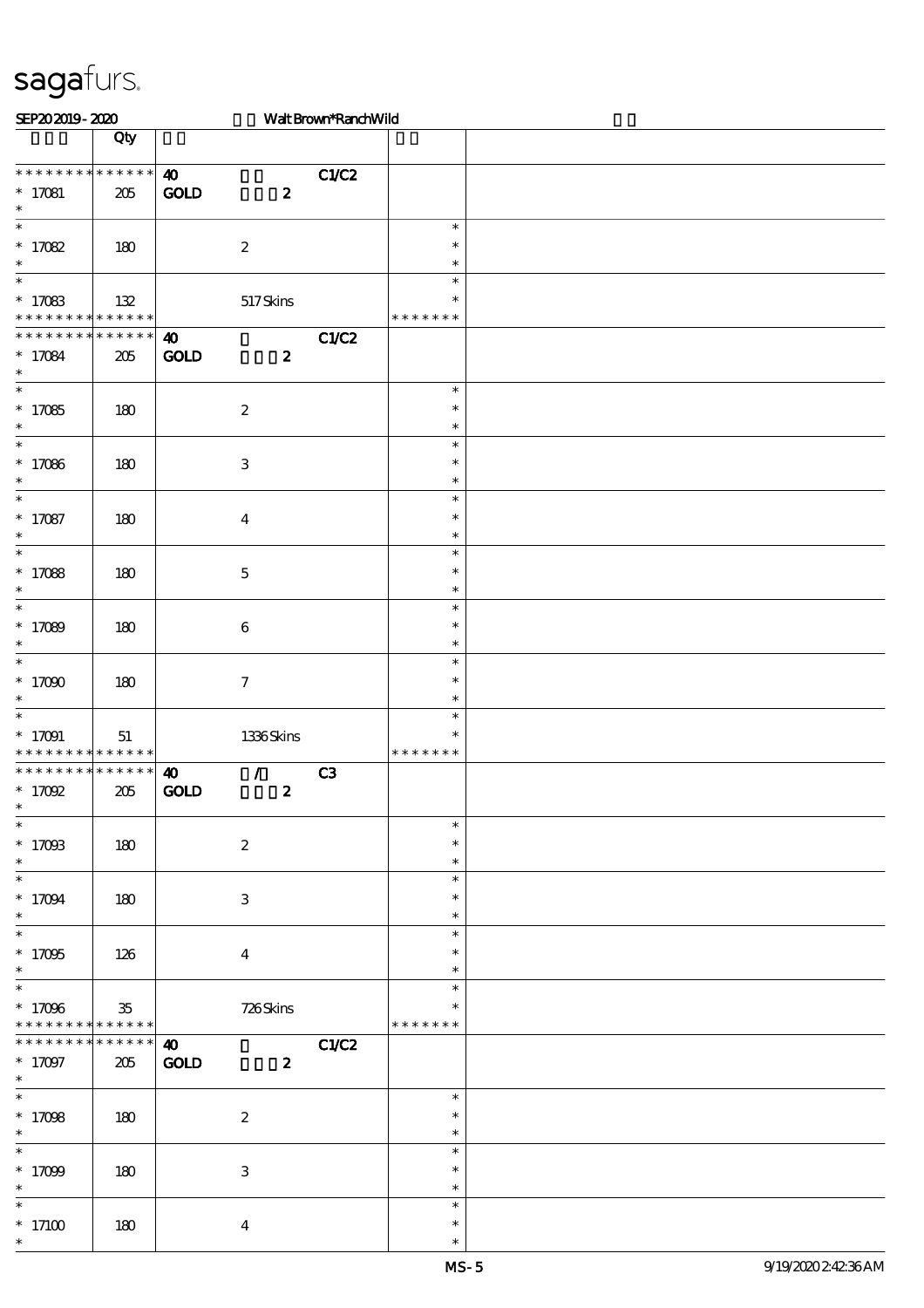sagafurs.

SEP20 2019 - 2020 Walt Brown*RanchWild

| | Qty | | |
|---|---|---|---|
| * * * * * * * * * * * * * * | 40 | C1/C2 | |
| * 17081 | 205 | GOLD 2 | |
| * | | | |
| * 17082 | 180 | 2 | * * * |
| * 17083 | 132 | 517 Skins | * * * * * * * * |
| * * * * * * * * * * * * * * | 40 | C1/C2 | |
| * 17084 | 205 | GOLD 2 | |
| * 17085 | 180 | 2 | * * * |
| * 17086 | 180 | 3 | * * * |
| * 17087 | 180 | 4 | * * * |
| * 17088 | 180 | 5 | * * * |
| * 17089 | 180 | 6 | * * * |
| * 17090 | 180 | 7 | * * * |
| * 17091 | 51 | 1336 Skins | * * * * * * * * |
| * * * * * * * * * * * * * * | 40 | / C3 | |
| * 17092 | 205 | GOLD 2 | |
| * 17093 | 180 | 2 | * * * |
| * 17094 | 180 | 3 | * * * |
| * 17095 | 126 | 4 | * * * |
| * 17096 | 35 | 726 Skins | * * * * * * * * |
| * * * * * * * * * * * * * * | 40 | C1/C2 | |
| * 17097 | 205 | GOLD 2 | |
| * 17098 | 180 | 2 | * * * |
| * 17099 | 180 | 3 | * * * |
| * 17100 | 180 | 4 | * * * |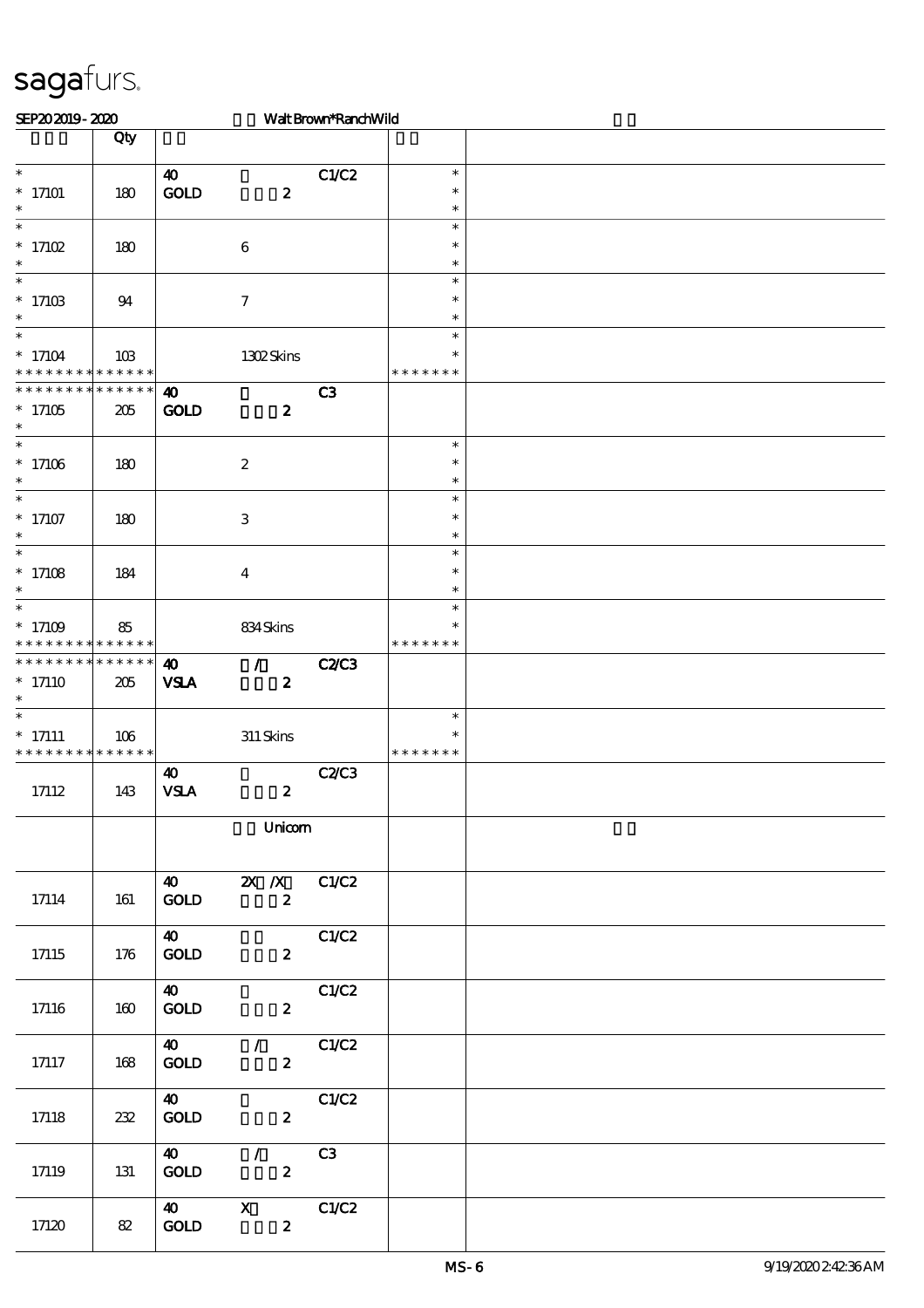sagafurs.

SEP20 2019 - 2020 Walt Brown*RanchWild

| | Qty | | | |
|---|---|---|---|---|
| * <br> * 17101 <br> * | 180 | 40 C1/C2 <br> GOLD 2 | * <br> * <br> * | |
| * <br> * 17102 <br> * | 180 | 6 | * <br> * <br> * | |
| * <br> * 17103 <br> * | 94 | 7 | * <br> * <br> * | |
| * <br> * 17104 <br> * * * * * * * * * * * * * * | 103 | 1302 Skins | * <br> * <br> * * * * * * * | |
| * * * * * * * * * * * * * * <br> * 17105 <br> * | 205 | 40 C3 <br> GOLD 2 | | |
| * <br> * 17106 <br> * | 180 | 2 | * <br> * <br> * | |
| * <br> * 17107 <br> * | 180 | 3 | * <br> * <br> * | |
| * <br> * 17108 <br> * | 184 | 4 | * <br> * <br> * | |
| * <br> * 17109 <br> * * * * * * * * * * * * * * | 85 | 834 Skins | * <br> * <br> * * * * * * * | |
| * * * * * * * * * * * * * * <br> * 17110 <br> * | 205 | 40 / C2/C3 <br> VSLA 2 | | |
| * <br> * 17111 <br> * * * * * * * * * * * * * * | 106 | 311 Skins | * <br> * <br> * * * * * * * | |
| 17112 | 143 | 40 C2/C3 <br> VSLA 2 | | |
| | | Unicorn | | |
| 17114 | 161 | 40 2X /X C1/C2 <br> GOLD 2 | | |
| 17115 | 176 | 40 C1/C2 <br> GOLD 2 | | |
| 17116 | 160 | 40 C1/C2 <br> GOLD 2 | | |
| 17117 | 168 | 40 / C1/C2 <br> GOLD 2 | | |
| 17118 | 232 | 40 C1/C2 <br> GOLD 2 | | |
| 17119 | 131 | 40 / C3 <br> GOLD 2 | | |
| 17120 | 82 | 40 X C1/C2 <br> GOLD 2 | | |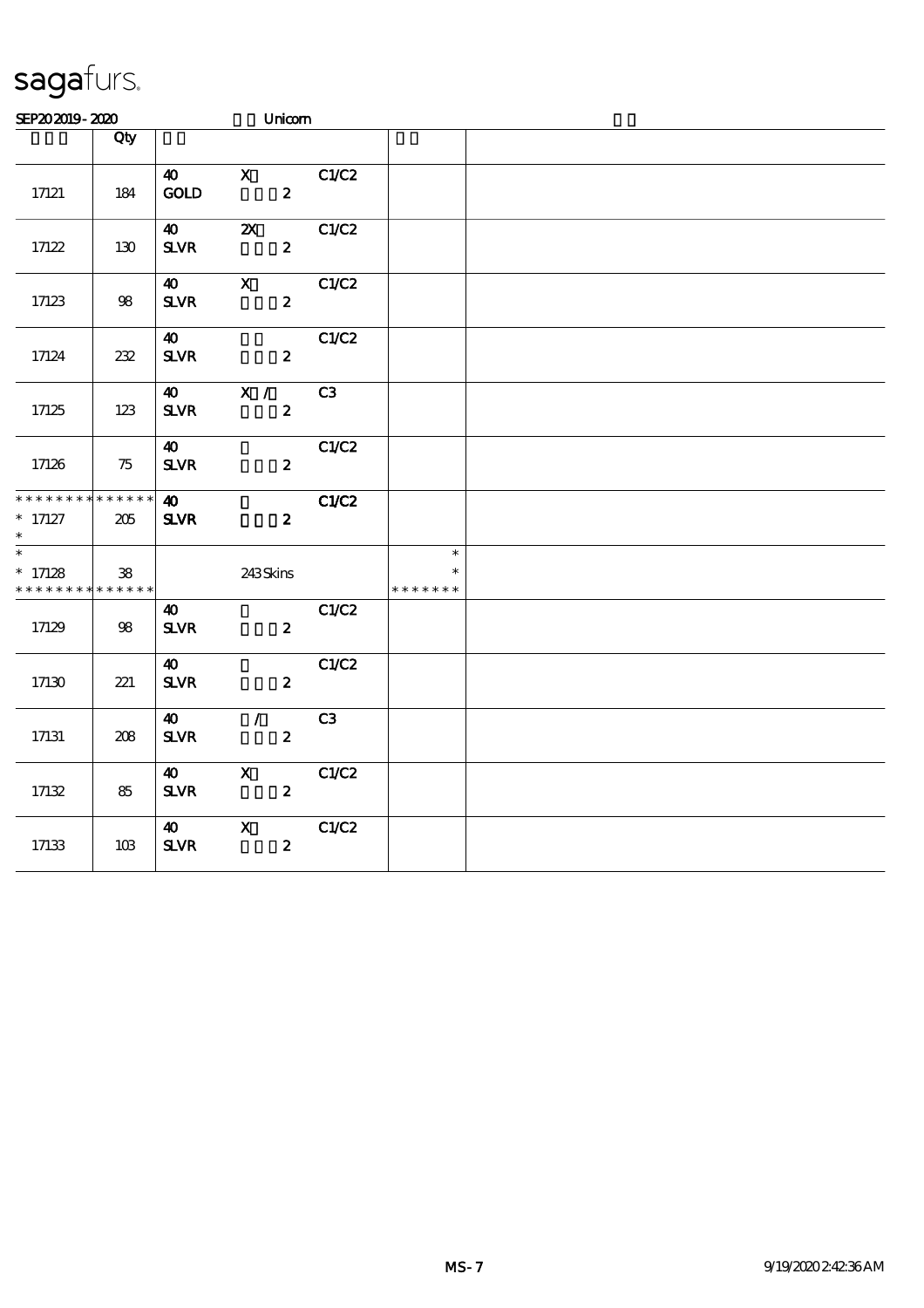sagafurs.

SEP20 2019 - 2020 Unicorn

| | Qty | | | | | |
|---|---|---|---|---|---|---|
| 17121 | 184 | 40 GOLD | X 2 | C1/C2 | | |
| 17122 | 130 | 40 SLVR | 2X 2 | C1/C2 | | |
| 17123 | 98 | 40 SLVR | X 2 | C1/C2 | | |
| 17124 | 232 | 40 SLVR | 2 | C1/C2 | | |
| 17125 | 123 | 40 SLVR | X / 2 | C3 | | |
| 17126 | 75 | 40 SLVR | 2 | C1/C2 | | |
| * * * * * * * * * * * * * * * 17127 * | 205 | 40 SLVR | 2 | C1/C2 | | |
| * * 17128 * * * * * * * * * * * * * * | 38 | | 243 Skins | | * * * * * * * * * | |
| 17129 | 98 | 40 SLVR | 2 | C1/C2 | | |
| 17130 | 221 | 40 SLVR | 2 | C1/C2 | | |
| 17131 | 208 | 40 SLVR | / 2 | C3 | | |
| 17132 | 85 | 40 SLVR | X 2 | C1/C2 | | |
| 17133 | 103 | 40 SLVR | X 2 | C1/C2 | | |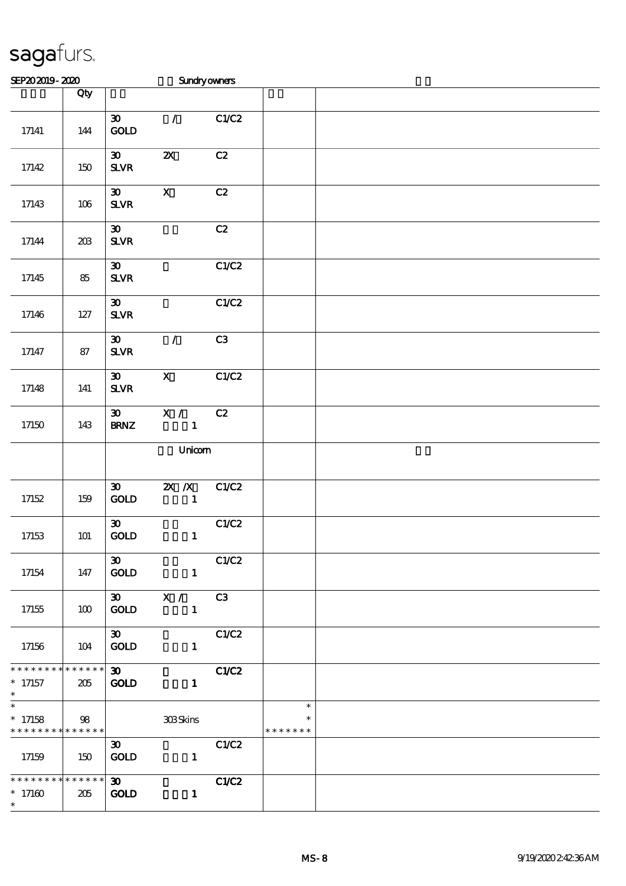sagafurs.

SEP20 2019 - 2020 Sundry owners

| | Qty | | | | | |
|---|---|---|---|---|---|---|
| 17141 | 144 | 30 GOLD | / | C1/C2 | | |
| 17142 | 150 | 30 SLVR | 2X | C2 | | |
| 17143 | 106 | 30 SLVR | X | C2 | | |
| 17144 | 203 | 30 SLVR | | C2 | | |
| 17145 | 85 | 30 SLVR | | C1/C2 | | |
| 17146 | 127 | 30 SLVR | | C1/C2 | | |
| 17147 | 87 | 30 SLVR | / | C3 | | |
| 17148 | 141 | 30 SLVR | X | C1/C2 | | |
| 17150 | 143 | 30 BRNZ | X / 1 | C2 | | |
| | | | Unicorn | | | |
| 17152 | 159 | 30 GOLD | 2X /X 1 | C1/C2 | | |
| 17153 | 101 | 30 GOLD | 1 | C1/C2 | | |
| 17154 | 147 | 30 GOLD | 1 | C1/C2 | | |
| 17155 | 100 | 30 GOLD | X / 1 | C3 | | |
| 17156 | 104 | 30 GOLD | 1 | C1/C2 | | |
| * * * * * * * * * * * * * * * 17157 * | 205 | 30 GOLD | 1 | C1/C2 | | |
| * * 17158 * * * * * * * * * * * * * * | 98 | | 303 Skins | | * * * * * * * * * | |
| 17159 | 150 | 30 GOLD | 1 | C1/C2 | | |
| * * * * * * * * * * * * * * * 17160 * | 205 | 30 GOLD | 1 | C1/C2 | | |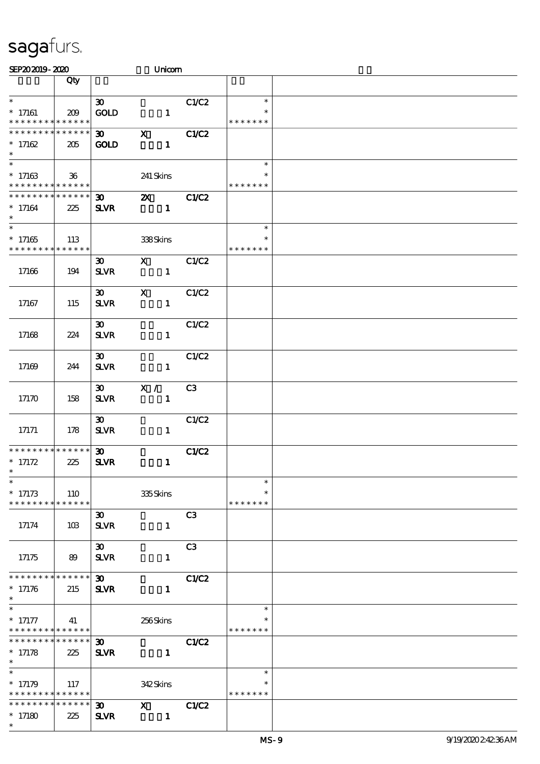# sagafurs.

SEP202019 - 2020 Unicorn

| | Qty | | | | | |
|---|---|---|---|---|---|---|
| *<br>* 17161<br>* * * * * * * * * * * * * * | 209 | 30<br>GOLD | 1 | C1/C2 | *<br>*<br>* * * * * * * | |
| * * * * * * * * * * * * * *<br>* 17162<br>* | 205 | 30<br>GOLD | X<br>1 | C1/C2 | | |
| *<br>* 17163<br>* * * * * * * * * * * * * * | 36 | | 241 Skins | | *<br>*<br>* * * * * * * | |
| * * * * * * * * * * * * * *<br>* 17164<br>* | 225 | 30<br>SLVR | 2X<br>1 | C1/C2 | | |
| *<br>* 17165<br>* * * * * * * * * * * * * * | 113 | | 338 Skins | | *<br>*<br>* * * * * * * | |
| 17166 | 194 | 30<br>SLVR | X<br>1 | C1/C2 | | |
| 17167 | 115 | 30<br>SLVR | X<br>1 | C1/C2 | | |
| 17168 | 224 | 30<br>SLVR | 1 | C1/C2 | | |
| 17169 | 244 | 30<br>SLVR | 1 | C1/C2 | | |
| 17170 | 158 | 30<br>SLVR | X /<br>1 | C3 | | |
| 17171 | 178 | 30<br>SLVR | 1 | C1/C2 | | |
| * * * * * * * * * * * * * *<br>* 17172<br>* | 225 | 30<br>SLVR | 1 | C1/C2 | | |
| *<br>* 17173<br>* * * * * * * * * * * * * * | 110 | | 335 Skins | | *<br>*<br>* * * * * * * | |
| 17174 | 103 | 30<br>SLVR | 1 | C3 | | |
| 17175 | 89 | 30<br>SLVR | 1 | C3 | | |
| * * * * * * * * * * * * * *<br>* 17176<br>* | 215 | 30<br>SLVR | 1 | C1/C2 | | |
| *<br>* 17177<br>* * * * * * * * * * * * * * | 41 | | 256 Skins | | *<br>*<br>* * * * * * * | |
| * * * * * * * * * * * * * *<br>* 17178<br>* | 225 | 30<br>SLVR | 1 | C1/C2 | | |
| *<br>* 17179<br>* * * * * * * * * * * * * * | 117 | | 342 Skins | | *<br>*<br>* * * * * * * | |
| * * * * * * * * * * * * * *<br>* 17180<br>* | 225 | 30<br>SLVR | X<br>1 | C1/C2 | | |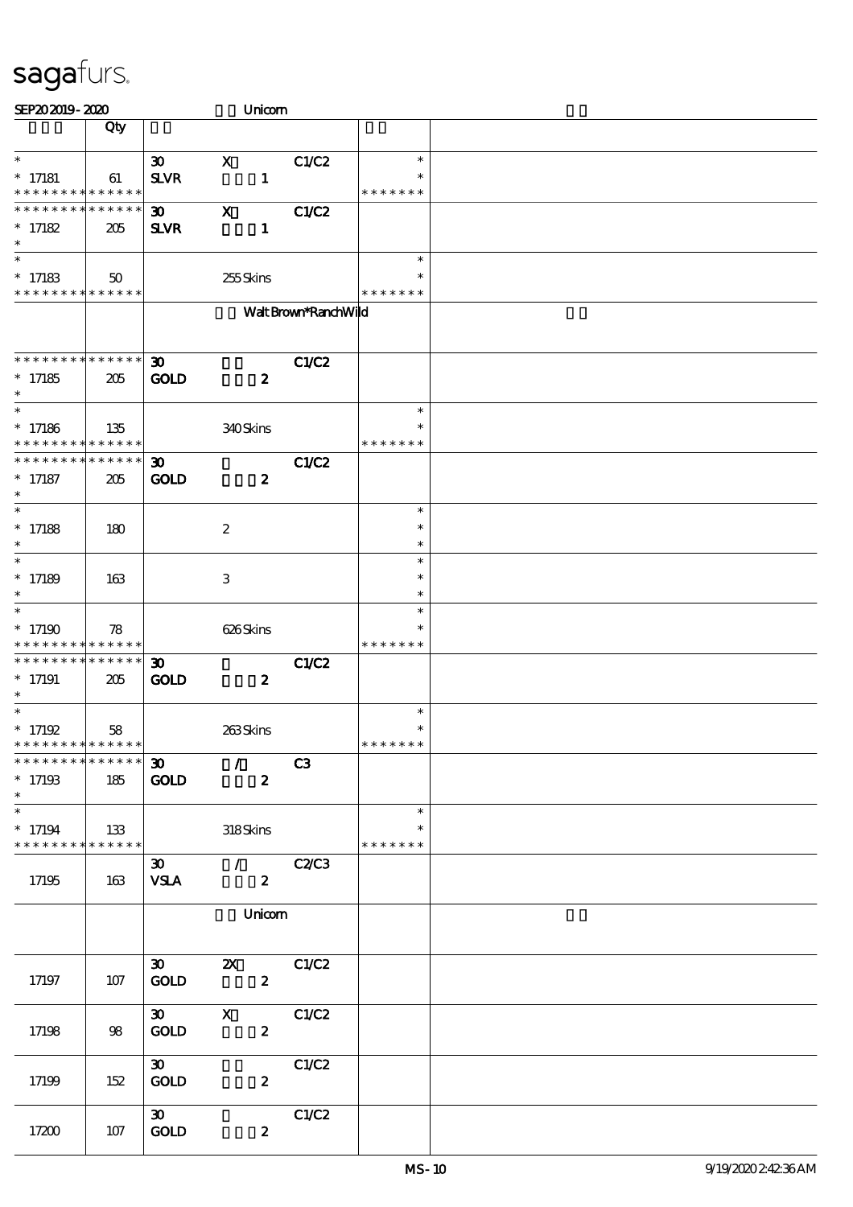# sagafurs.

SEP20 2019 - 2020 Unicorn

| | Qty | | | | | |
|---|---|---|---|---|---|---|
| * <br> * 17181 <br> * * * * * * * * * * * * * * | 61 | 30 <br> SLVR | X <br> 1 | C1/C2 | * <br> * <br> * * * * * * * | |
| * * * * * * * * * * * * * * <br> * 17182 <br> * | 205 | 30 <br> SLVR | X <br> 1 | C1/C2 | | |
| * <br> * 17183 <br> * * * * * * * * * * * * * * | 50 | | 255 Skins | | * <br> * <br> * * * * * * * | |
| | | | Walt Brown*Ranch Wild | | | |
| * * * * * * * * * * * * * * <br> * 17185 <br> * | 205 | 30 <br> GOLD | 2 | C1/C2 | | |
| * <br> * 17186 <br> * * * * * * * * * * * * * * | 135 | | 340 Skins | | * <br> * <br> * * * * * * * | |
| * * * * * * * * * * * * * * <br> * 17187 <br> * | 205 | 30 <br> GOLD | 2 | C1/C2 | | |
| * <br> * 17188 <br> * | 180 | | 2 | | * <br> * <br> * | |
| * <br> * 17189 <br> * | 163 | | 3 | | * <br> * <br> * | |
| * <br> * 17190 <br> * * * * * * * * * * * * * * | 78 | | 626 Skins | | * <br> * <br> * * * * * * * | |
| * * * * * * * * * * * * * * <br> * 17191 <br> * | 205 | 30 <br> GOLD | 2 | C1/C2 | | |
| * <br> * 17192 <br> * * * * * * * * * * * * * * | 58 | | 263 Skins | | * <br> * <br> * * * * * * * | |
| * * * * * * * * * * * * * * <br> * 17193 <br> * | 185 | 30 <br> GOLD | / <br> 2 | C3 | | |
| * <br> * 17194 <br> * * * * * * * * * * * * * * | 133 | | 318 Skins | | * <br> * <br> * * * * * * * | |
| 17195 | 163 | 30 <br> VSLA | / <br> 2 | C2/C3 | | |
| | | | Unicorn | | | |
| 17197 | 107 | 30 <br> GOLD | 2X <br> 2 | C1/C2 | | |
| 17198 | 98 | 30 <br> GOLD | X <br> 2 | C1/C2 | | |
| 17199 | 152 | 30 <br> GOLD | 2 | C1/C2 | | |
| 17200 | 107 | 30 <br> GOLD | 2 | C1/C2 | | |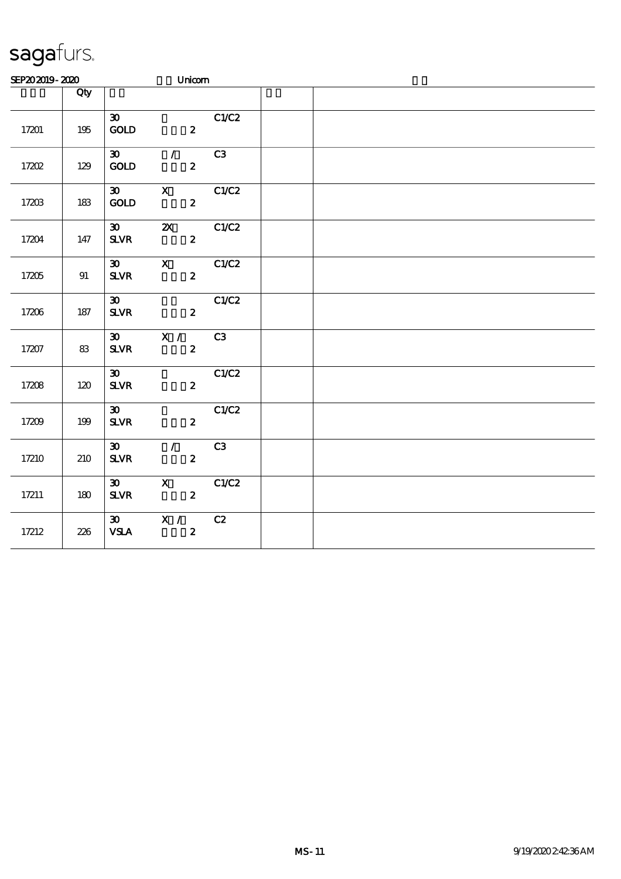# sagafurs.

SEP20 2019 - 2020 Unicorn

| | Qty | | | |
|---|---|---|---|---|
| 17201 | 195 | 30 GOLD 2 C1/C2 | | |
| 17202 | 129 | 30 / GOLD 2 C3 | | |
| 17203 | 183 | 30 X GOLD 2 C1/C2 | | |
| 17204 | 147 | 30 2X SLVR 2 C1/C2 | | |
| 17205 | 91 | 30 X SLVR 2 C1/C2 | | |
| 17206 | 187 | 30 SLVR 2 C1/C2 | | |
| 17207 | 83 | 30 X / SLVR 2 C3 | | |
| 17208 | 120 | 30 SLVR 2 C1/C2 | | |
| 17209 | 199 | 30 SLVR 2 C1/C2 | | |
| 17210 | 210 | 30 / SLVR 2 C3 | | |
| 17211 | 180 | 30 X SLVR 2 C1/C2 | | |
| 17212 | 226 | 30 X / VSLA 2 C2 | | |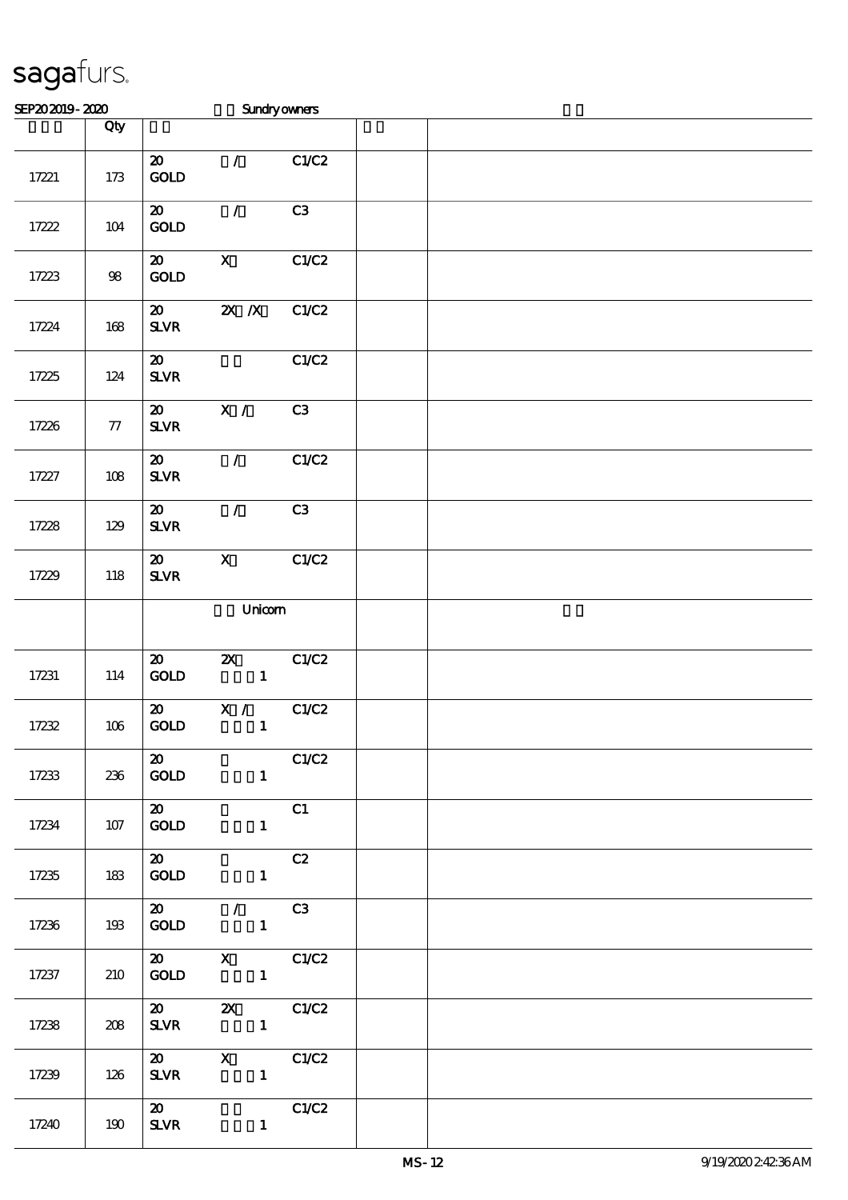sagafurs.

SEP20 2019 - 2020 Sundry owners

| | Qty | | | | | |
|---|---|---|---|---|---|---|
| 17221 | 173 | 20 GOLD | / | C1/C2 | | |
| 17222 | 104 | 20 GOLD | / | C3 | | |
| 17223 | 98 | 20 GOLD | X | C1/C2 | | |
| 17224 | 168 | 20 SLVR | 2X /X | C1/C2 | | |
| 17225 | 124 | 20 SLVR | | C1/C2 | | |
| 17226 | 77 | 20 SLVR | X / | C3 | | |
| 17227 | 108 | 20 SLVR | / | C1/C2 | | |
| 17228 | 129 | 20 SLVR | / | C3 | | |
| 17229 | 118 | 20 SLVR | X | C1/C2 | | |
| | | | Unicorn | | | |
| 17231 | 114 | 20 GOLD | 2X 1 | C1/C2 | | |
| 17232 | 106 | 20 GOLD | X / 1 | C1/C2 | | |
| 17233 | 236 | 20 GOLD | 1 | C1/C2 | | |
| 17234 | 107 | 20 GOLD | 1 | C1 | | |
| 17235 | 183 | 20 GOLD | 1 | C2 | | |
| 17236 | 193 | 20 GOLD | / 1 | C3 | | |
| 17237 | 210 | 20 GOLD | X 1 | C1/C2 | | |
| 17238 | 208 | 20 SLVR | 2X 1 | C1/C2 | | |
| 17239 | 126 | 20 SLVR | X 1 | C1/C2 | | |
| 17240 | 190 | 20 SLVR | 1 | C1/C2 | | |

MS-12 9/19/2020 2:42:36 AM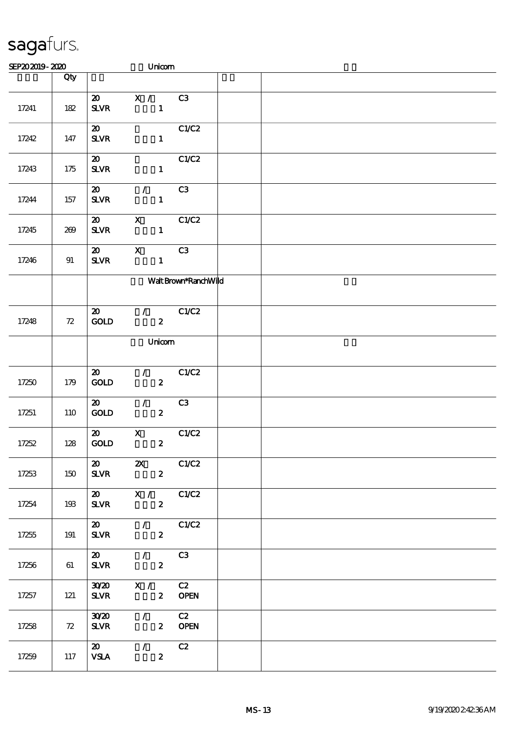sagafurs.

SEP20 2019 - 2020 Unicorn

| | Qty | | | | | |
|---|---|---|---|---|---|---|
| 17241 | 182 | 20 X / C3<br>SLVR 1 | | | | |
| 17242 | 147 | 20 C1/C2<br>SLVR 1 | | | | |
| 17243 | 175 | 20 C1/C2<br>SLVR 1 | | | | |
| 17244 | 157 | 20 / C3<br>SLVR 1 | | | | |
| 17245 | 269 | 20 X C1/C2<br>SLVR 1 | | | | |
| 17246 | 91 | 20 X C3<br>SLVR 1 | | | | |
| | | Walt Brown*RanchWild | | | | |
| 17248 | 72 | 20 / C1/C2<br>GOLD 2 | | | | |
| | | Unicorn | | | | |
| 17250 | 179 | 20 / C1/C2<br>GOLD 2 | | | | |
| 17251 | 110 | 20 / C3<br>GOLD 2 | | | | |
| 17252 | 128 | 20 X C1/C2<br>GOLD 2 | | | | |
| 17253 | 150 | 20 2X C1/C2<br>SLVR 2 | | | | |
| 17254 | 193 | 20 X / C1/C2<br>SLVR 2 | | | | |
| 17255 | 191 | 20 / C1/C2<br>SLVR 2 | | | | |
| 17256 | 61 | 20 / C3<br>SLVR 2 | | | | |
| 17257 | 121 | 30/20 X / C2<br>SLVR 2 OPEN | | | | |
| 17258 | 72 | 30/20 / C2<br>SLVR 2 OPEN | | | | |
| 17259 | 117 | 20 / C2<br>VSLA 2 | | | | |

MS - 13 9/19/2020 2:42:36 AM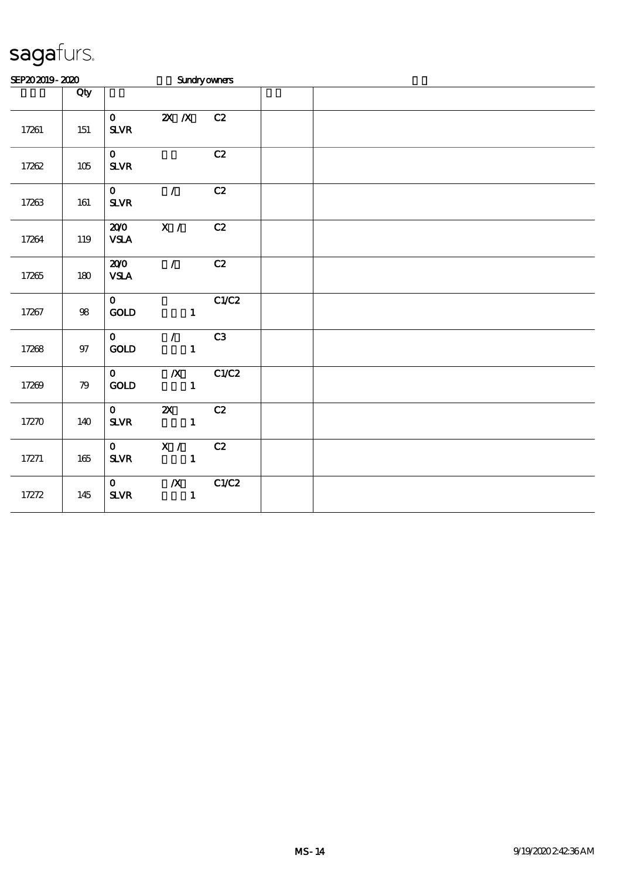# sagafurs.

SEP20 2019 - 2020 Sundry owners

| | Qty | | | | | |
|---|---|---|---|---|---|---|
| 17261 | 151 | 0 SLVR | 2X /X | C2 | | |
| 17262 | 105 | 0 SLVR | | C2 | | |
| 17263 | 161 | 0 SLVR | / | C2 | | |
| 17264 | 119 | 20/0 VSLA | X / | C2 | | |
| 17265 | 180 | 20/0 VSLA | / | C2 | | |
| 17267 | 98 | 0 GOLD | 1 | C1/C2 | | |
| 17268 | 97 | 0 GOLD | / 1 | C3 | | |
| 17269 | 79 | 0 GOLD | /X 1 | C1/C2 | | |
| 17270 | 140 | 0 SLVR | 2X 1 | C2 | | |
| 17271 | 165 | 0 SLVR | X / 1 | C2 | | |
| 17272 | 145 | 0 SLVR | /X 1 | C1/C2 | | |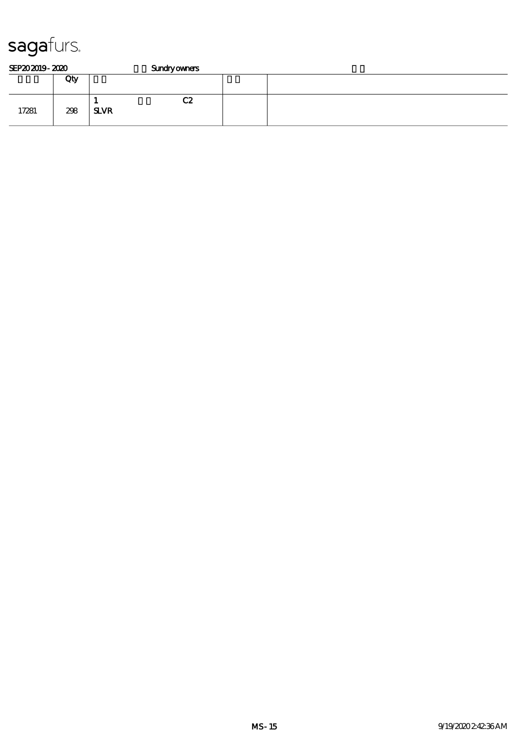sagafurs.

SEP20 2019 - 2020　　　　　Sundry owners

| | Qty | | | |
|---|---|---|---|---|
| 17281 | 298 | 1　　　　　　C2<br>SLVR | | |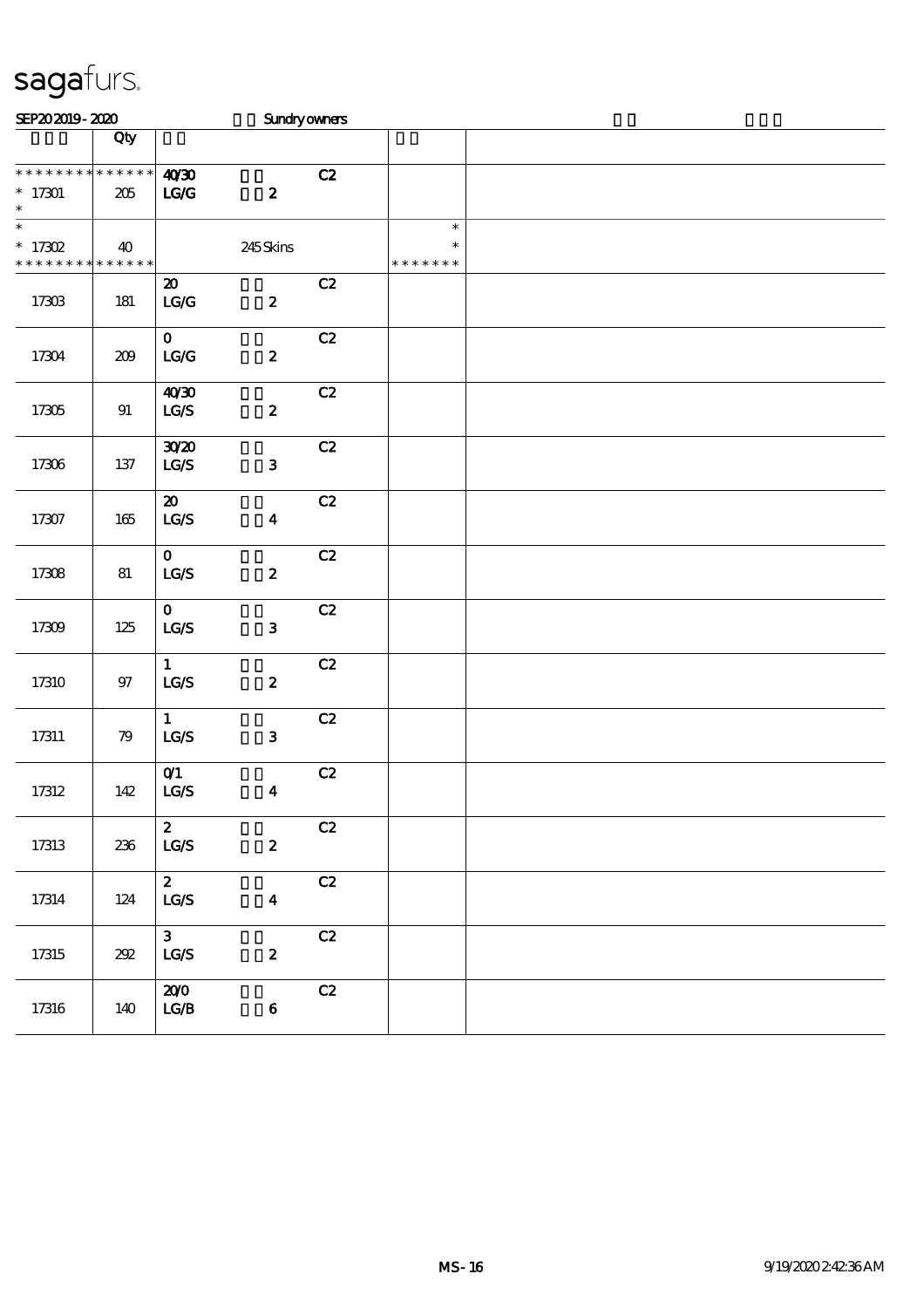sagafurs.

SEP20 2019 - 2020 Sundry owners

| | Qty | | | |
|---|---|---|---|---|
| * * * * * * * * * * * * * * | | 40/30 C2 | | |
| * 17301 | 205 | LG/G 2 | | |
| * | | | | |
| * | | | * | |
| * 17302 | 40 | 245 Skins | * | |
| * * * * * * * * * * * * * * | | | * * * * * * * | |
| 17303 | 181 | 20 C2<br>LG/G 2 | | |
| 17304 | 209 | 0 C2<br>LG/G 2 | | |
| 17305 | 91 | 40/30 C2<br>LG/S 2 | | |
| 17306 | 137 | 30/20 C2<br>LG/S 3 | | |
| 17307 | 165 | 20 C2<br>LG/S 4 | | |
| 17308 | 81 | 0 C2<br>LG/S 2 | | |
| 17309 | 125 | 0 C2<br>LG/S 3 | | |
| 17310 | 97 | 1 C2<br>LG/S 2 | | |
| 17311 | 79 | 1 C2<br>LG/S 3 | | |
| 17312 | 142 | 0/1 C2<br>LG/S 4 | | |
| 17313 | 236 | 2 C2<br>LG/S 2 | | |
| 17314 | 124 | 2 C2<br>LG/S 4 | | |
| 17315 | 292 | 3 C2<br>LG/S 2 | | |
| 17316 | 140 | 20/0 C2<br>LG/B 6 | | |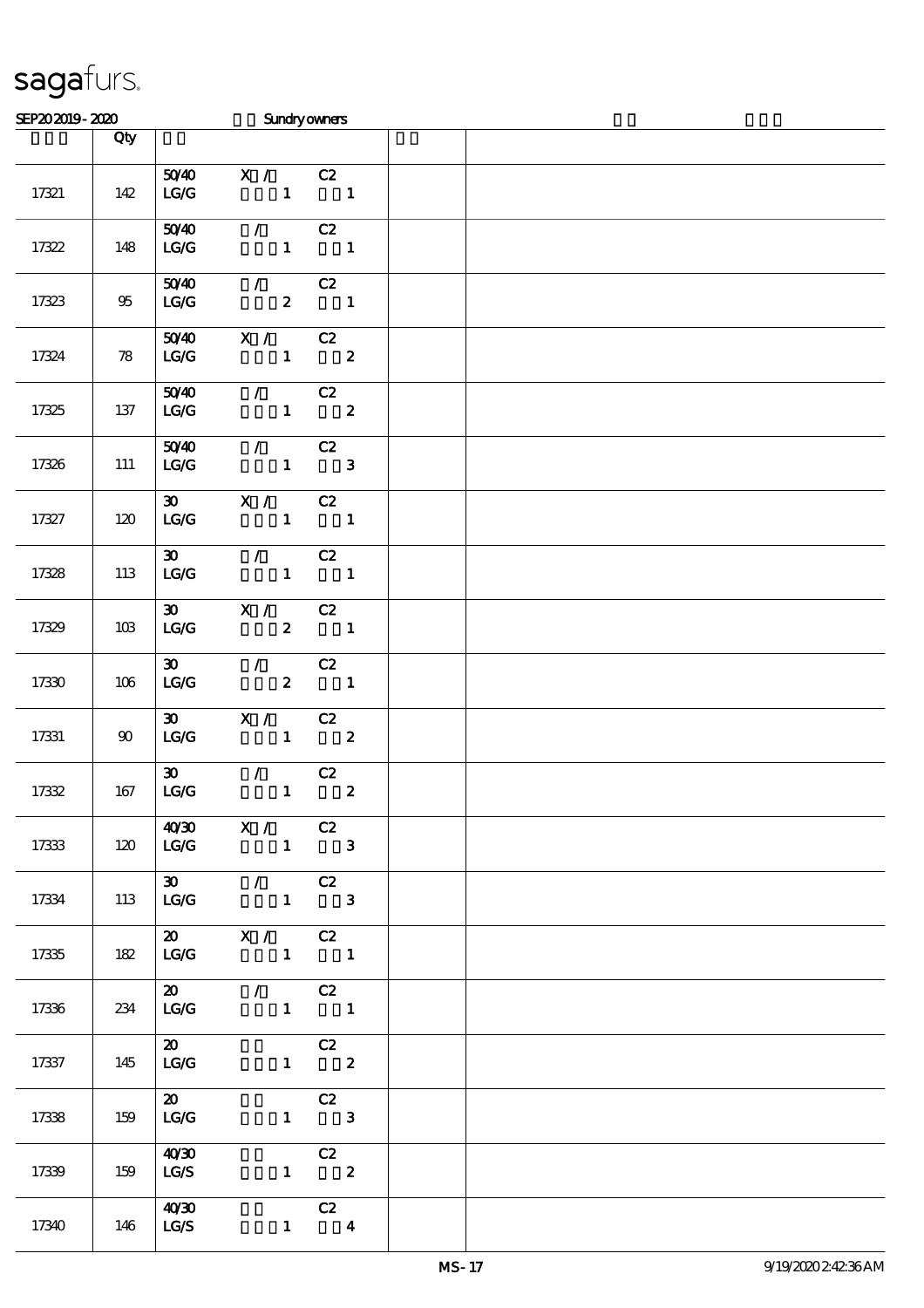sagafurs.

SEP20 2019 - 2020 Sundry owners

| | Qty | | | |
|---|---|---|---|---|
| 17321 | 142 | 50/40 X / C2<br>LG/G 1 1 | | |
| 17322 | 148 | 50/40 / C2<br>LG/G 1 1 | | |
| 17323 | 95 | 50/40 / C2<br>LG/G 2 1 | | |
| 17324 | 78 | 50/40 X / C2<br>LG/G 1 2 | | |
| 17325 | 137 | 50/40 / C2<br>LG/G 1 2 | | |
| 17326 | 111 | 50/40 / C2<br>LG/G 1 3 | | |
| 17327 | 120 | 30 X / C2<br>LG/G 1 1 | | |
| 17328 | 113 | 30 / C2<br>LG/G 1 1 | | |
| 17329 | 103 | 30 X / C2<br>LG/G 2 1 | | |
| 17330 | 106 | 30 / C2<br>LG/G 2 1 | | |
| 17331 | 90 | 30 X / C2<br>LG/G 1 2 | | |
| 17332 | 167 | 30 / C2<br>LG/G 1 2 | | |
| 17333 | 120 | 40/30 X / C2<br>LG/G 1 3 | | |
| 17334 | 113 | 30 / C2<br>LG/G 1 3 | | |
| 17335 | 182 | 20 X / C2<br>LG/G 1 1 | | |
| 17336 | 234 | 20 / C2<br>LG/G 1 1 | | |
| 17337 | 145 | 20 C2<br>LG/G 1 2 | | |
| 17338 | 159 | 20 C2<br>LG/G 1 3 | | |
| 17339 | 159 | 40/30 C2<br>LG/S 1 2 | | |
| 17340 | 146 | 40/30 C2<br>LG/S 1 4 | | |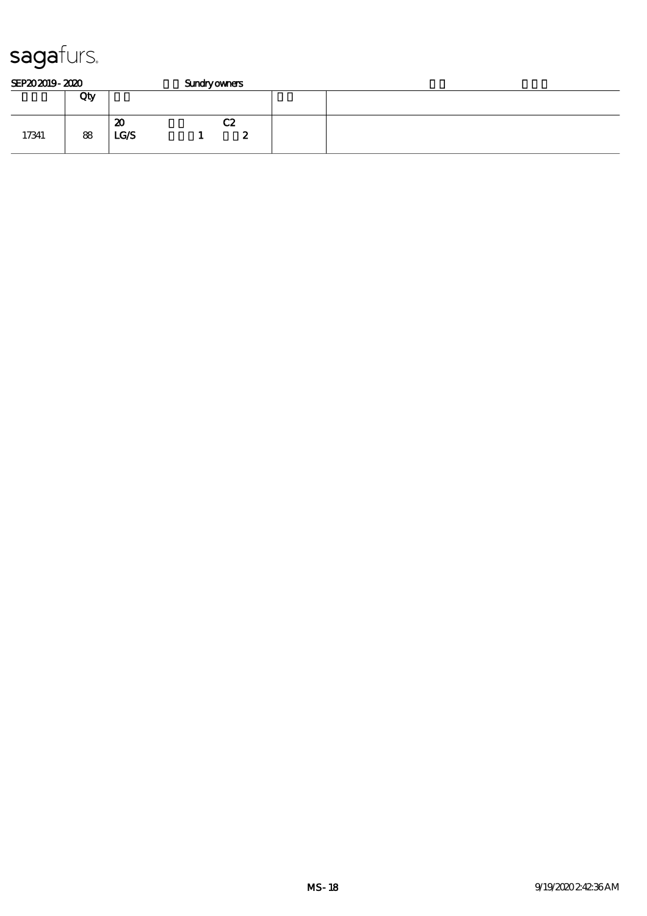sagafurs.

SEP20 2019 - 2020 Sundry owners

| | Qty | | | |
|---|---|---|---|---|
| 17341 | 88 | 20 LG/S 1 C2 2 | | |

MS - 18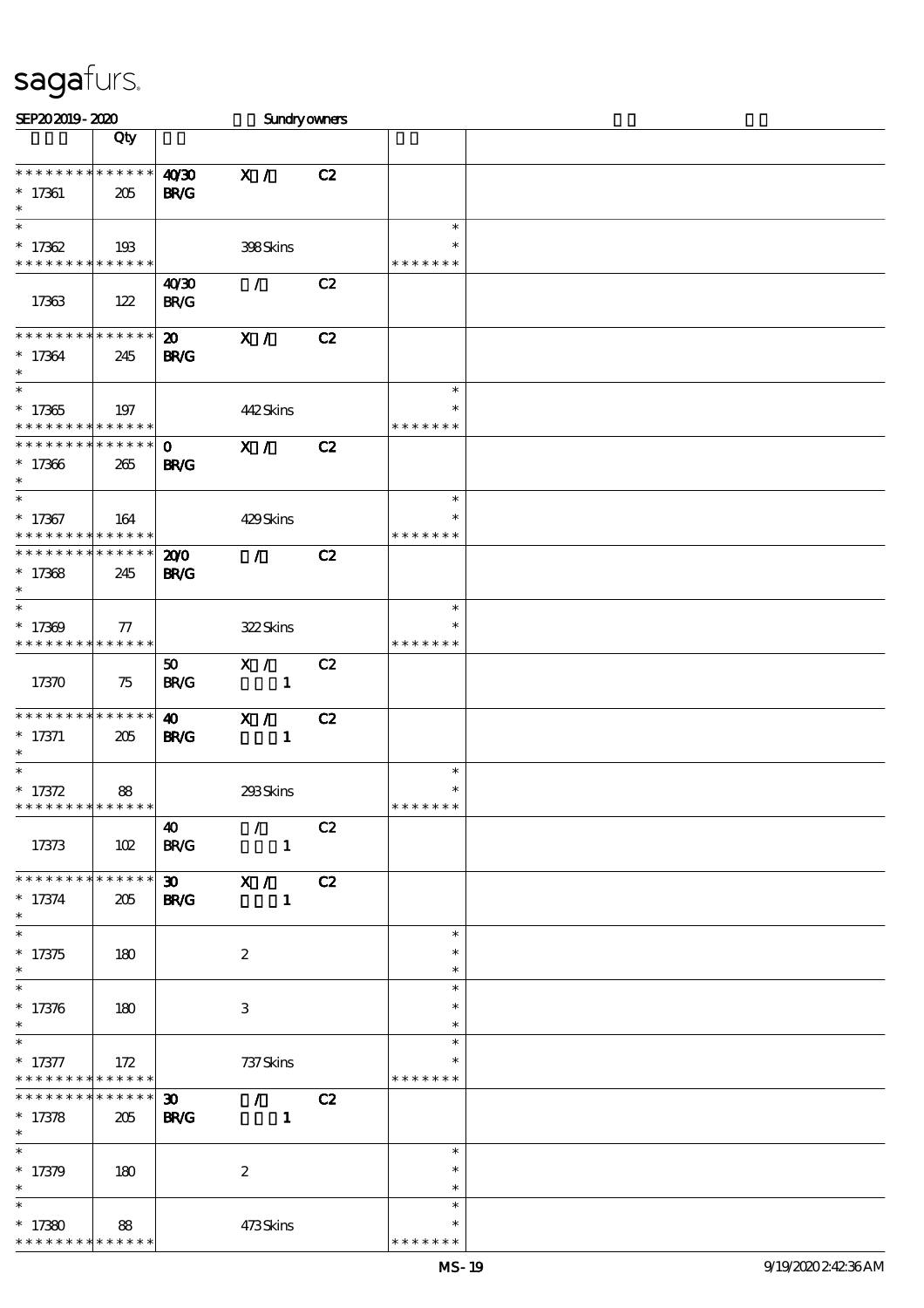# sagafurs.

SEP20 2019 - 2020 Sundry owners

| | Qty | | | | | |
|---|---|---|---|---|---|---|
| * * * * * * * * * * * * * * | | 40/30 | X / | C2 | | |
| * 17361 | 205 | BR/G | | | | |
| * | | | | | | |
| * | | | | | * | |
| * 17362 | 193 | | 398 Skins | | * | |
| * * * * * * * * * * * * * * | | | | | * * * * * * * | |
| | | 40/30 | / | C2 | | |
| 17363 | 122 | BR/G | | | | |
| * * * * * * * * * * * * * * | | 20 | X / | C2 | | |
| * 17364 | 245 | BR/G | | | | |
| * | | | | | | |
| * | | | | | * | |
| * 17365 | 197 | | 442 Skins | | * | |
| * * * * * * * * * * * * * * | | | | | * * * * * * * | |
| * * * * * * * * * * * * * * | | 0 | X / | C2 | | |
| * 17366 | 265 | BR/G | | | | |
| * | | | | | | |
| * | | | | | * | |
| * 17367 | 164 | | 429 Skins | | * | |
| * * * * * * * * * * * * * * | | | | | * * * * * * * | |
| * * * * * * * * * * * * * * | | 20/0 | / | C2 | | |
| * 17368 | 245 | BR/G | | | | |
| * | | | | | | |
| * | | | | | * | |
| * 17369 | 77 | | 322 Skins | | * | |
| * * * * * * * * * * * * * * | | | | | * * * * * * * | |
| | | 50 | X / | C2 | | |
| 17370 | 75 | BR/G | 1 | | | |
| * * * * * * * * * * * * * * | | 40 | X / | C2 | | |
| * 17371 | 205 | BR/G | 1 | | | |
| * | | | | | | |
| * | | | | | * | |
| * 17372 | 88 | | 293 Skins | | * | |
| * * * * * * * * * * * * * * | | | | | * * * * * * * | |
| | | 40 | / | C2 | | |
| 17373 | 102 | BR/G | 1 | | | |
| * * * * * * * * * * * * * * | | 30 | X / | C2 | | |
| * 17374 | 205 | BR/G | 1 | | | |
| * | | | | | | |
| * | | | | | * | |
| * 17375 | 180 | | 2 | | * | |
| * | | | | | * | |
| * | | | | | * | |
| * 17376 | 180 | | 3 | | * | |
| * | | | | | * | |
| * | | | | | * | |
| * 17377 | 172 | | 737 Skins | | * | |
| * * * * * * * * * * * * * * | | | | | * * * * * * * | |
| * * * * * * * * * * * * * * | | 30 | / | C2 | | |
| * 17378 | 205 | BR/G | 1 | | | |
| * | | | | | | |
| * | | | | | * | |
| * 17379 | 180 | | 2 | | * | |
| * | | | | | * | |
| * | | | | | * | |
| * 17380 | 88 | | 473 Skins | | * | |
| * * * * * * * * * * * * * * | | | | | * * * * * * * | |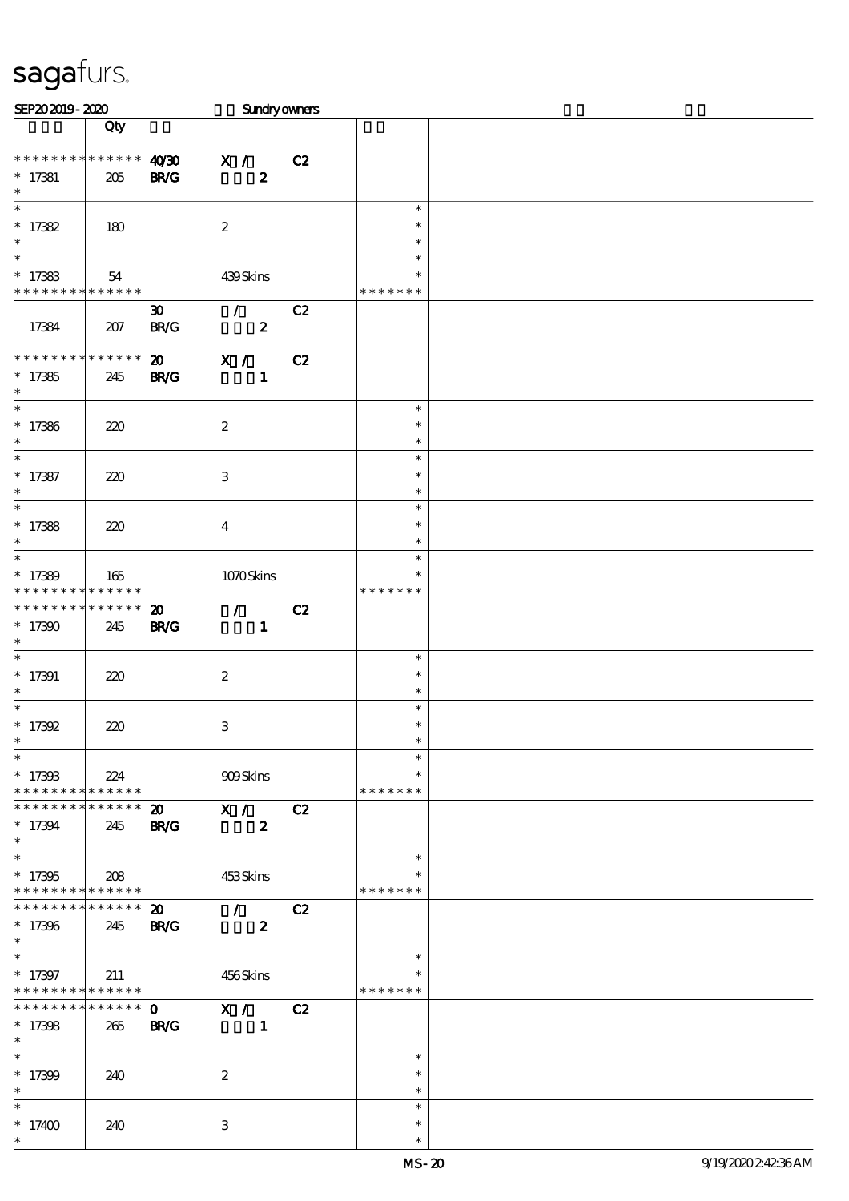# sagafurs.

SEP20 2019 - 2020 Sundry owners

| | Qty | | | |
|---|---|---|---|---|
| * * * * * * * * * * * * * * | 40/30 | X / | C2 | |
| * 17381 | 205 | BR/G | 2 | |
| * | | | | |
| * | | | | * |
| * 17382 | 180 | | 2 | * |
| * | | | | * |
| * | | | | * |
| * 17383 | 54 | | 439 Skins | * |
| * * * * * * * * * * * * * * | | | | * * * * * * * |
| | | 30 | / | C2 |
| 17384 | 207 | BR/G | 2 | |
| * * * * * * * * * * * * * * | | 20 | X / | C2 |
| * 17385 | 245 | BR/G | 1 | |
| * | | | | |
| * | | | | * |
| * 17386 | 220 | | 2 | * |
| * | | | | * |
| * | | | | * |
| * 17387 | 220 | | 3 | * |
| * | | | | * |
| * | | | | * |
| * 17388 | 220 | | 4 | * |
| * | | | | * |
| * | | | | * |
| * 17389 | 165 | | 1070 Skins | * |
| * * * * * * * * * * * * * * | | | | * * * * * * * |
| * * * * * * * * * * * * * * | | 20 | / | C2 |
| * 17390 | 245 | BR/G | 1 | |
| * | | | | |
| * | | | | * |
| * 17391 | 220 | | 2 | * |
| * | | | | * |
| * | | | | * |
| * 17392 | 220 | | 3 | * |
| * | | | | * |
| * | | | | * |
| * 17393 | 224 | | 909 Skins | * |
| * * * * * * * * * * * * * * | | | | * * * * * * * |
| * * * * * * * * * * * * * * | | 20 | X / | C2 |
| * 17394 | 245 | BR/G | 2 | |
| * | | | | |
| * | | | | * |
| * 17395 | 208 | | 453 Skins | * |
| * * * * * * * * * * * * * * | | | | * * * * * * * |
| * * * * * * * * * * * * * * | | 20 | / | C2 |
| * 17396 | 245 | BR/G | 2 | |
| * | | | | |
| * | | | | * |
| * 17397 | 211 | | 456 Skins | * |
| * * * * * * * * * * * * * * | | | | * * * * * * * |
| * * * * * * * * * * * * * * | | 0 | X / | C2 |
| * 17398 | 265 | BR/G | 1 | |
| * | | | | |
| * | | | | * |
| * 17399 | 240 | | 2 | * |
| * | | | | * |
| * | | | | * |
| * 17400 | 240 | | 3 | * |
| * | | | | * |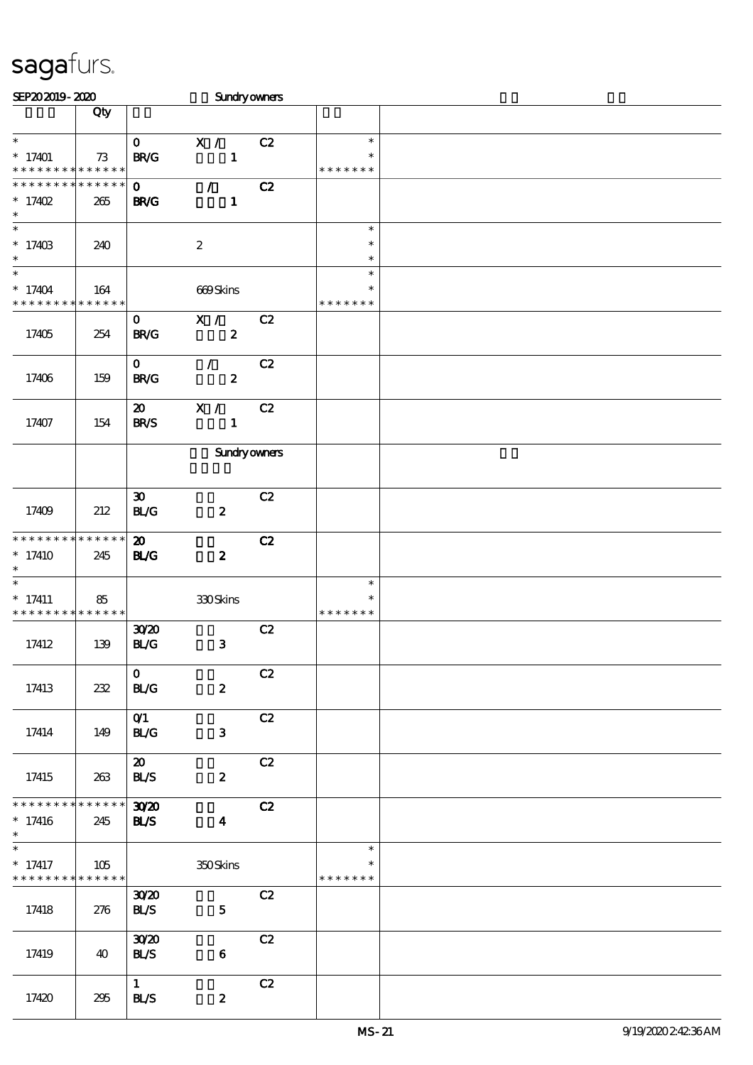sagafurs.

SEP20 2019 - 2020 Sundry owners

| | Qty | | | | |
|---|---|---|---|---|---|
| *<br>* 17401<br>* * * * * * * * * * * * * * | 73 | 0 X / C2<br>BR/G 1 | *<br>*<br>* * * * * * * | |
| * * * * * * * * * * * * * *<br>* 17402<br>* | 265 | 0 / C2<br>BR/G 1 | | |
| *<br>* 17403<br>* | 240 | 2 | *<br>*<br>* | |
| *<br>* 17404<br>* * * * * * * * * * * * * * | 164 | 669 Skins | *<br>*<br>* * * * * * * | |
| 17405 | 254 | 0 X / C2<br>BR/G 2 | | |
| 17406 | 159 | 0 / C2<br>BR/G 2 | | |
| 17407 | 154 | 20 X / C2<br>BR/S 1 | | |
| | | Sundry owners | | |
| 17409 | 212 | 30 C2<br>BL/G 2 | | |
| * * * * * * * * * * * * * *<br>* 17410<br>* | 245 | 20 C2<br>BL/G 2 | | |
| *<br>* 17411<br>* * * * * * * * * * * * * * | 85 | 330 Skins | *<br>*<br>* * * * * * * | |
| 17412 | 139 | 30/20 C2<br>BL/G 3 | | |
| 17413 | 232 | 0 C2<br>BL/G 2 | | |
| 17414 | 149 | 0/1 C2<br>BL/G 3 | | |
| 17415 | 263 | 20 C2<br>BL/S 2 | | |
| * * * * * * * * * * * * * *<br>* 17416<br>* | 245 | 30/20 C2<br>BL/S 4 | | |
| *<br>* 17417<br>* * * * * * * * * * * * * * | 105 | 350 Skins | *<br>*<br>* * * * * * * | |
| 17418 | 276 | 30/20 C2<br>BL/S 5 | | |
| 17419 | 40 | 30/20 C2<br>BL/S 6 | | |
| 17420 | 295 | 1 C2<br>BL/S 2 | | |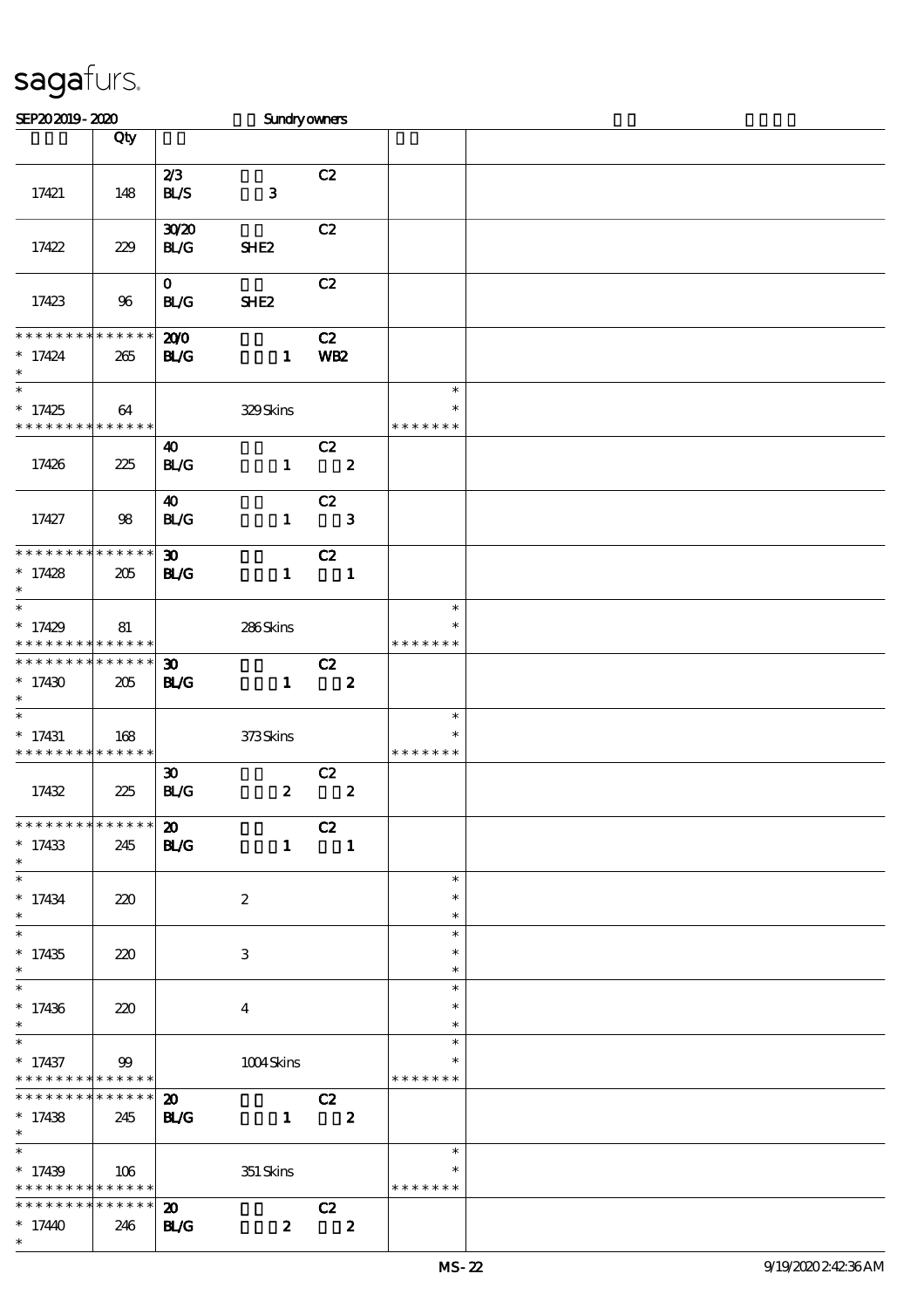sagafurs.

SEP20 2019 - 2020 Sundry owners

| | Qty | | |
|---|---|---|---|
| 17421 | 148 | 2/3 BL/S 3 C2 | |
| 17422 | 229 | 30/20 BL/G SHE2 C2 | |
| 17423 | 96 | 0 BL/G SHE2 C2 | |
| * * * * * * * * * * * * * * * 17424 * | 265 | **20/0 BL/G 1 C2 WB2** | |
| * * 17425 * * * * * * * * * * * * * * | 64 | 329 Skins | * * * * * * * * * |
| 17426 | 225 | 40 BL/G 1 C2 2 | |
| 17427 | 98 | 40 BL/G 1 C2 3 | |
| * * * * * * * * * * * * * * * 17428 * | 205 | **30 BL/G 1 C2 1** | |
| * * 17429 * * * * * * * * * * * * * * | 81 | 286 Skins | * * * * * * * * * |
| * * * * * * * * * * * * * * * 17430 * | 205 | **30 BL/G 1 C2 2** | |
| * * 17431 * * * * * * * * * * * * * * | 168 | 373 Skins | * * * * * * * * * |
| 17432 | 225 | 30 BL/G 2 C2 2 | |
| * * * * * * * * * * * * * * * 17433 * | 245 | **20 BL/G 1 C2 1** | |
| * * 17434 * | 220 | 2 | * * * |
| * * 17435 * | 220 | 3 | * * * |
| * * 17436 * | 220 | 4 | * * * |
| * * 17437 * * * * * * * * * * * * * * | 99 | 1004 Skins | * * * * * * * * * |
| * * * * * * * * * * * * * * * 17438 * | 245 | **20 BL/G 1 C2 2** | |
| * * 17439 * * * * * * * * * * * * * * | 106 | 351 Skins | * * * * * * * * * |
| * * * * * * * * * * * * * * * 17440 * | 246 | **20 BL/G 2 C2 2** | |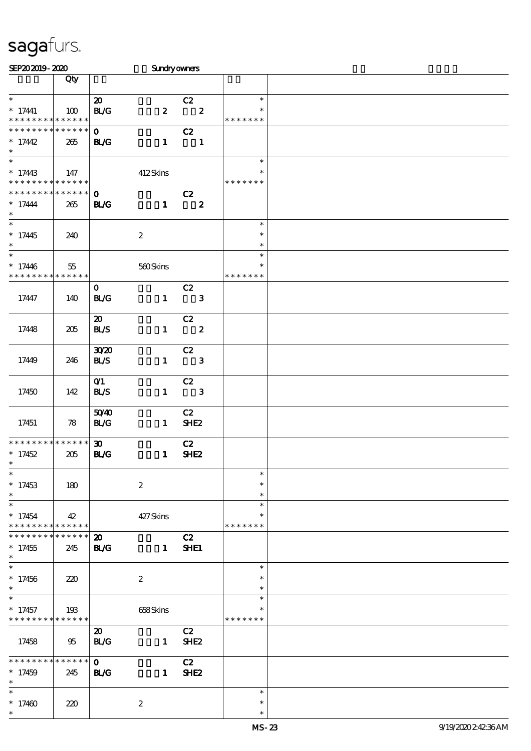# sagafurs.

SEP20 2019 - 2020 Sundry owners

| | Qty | | | |
|---|---|---|---|---|
| * <br> * 17441 <br> * * * * * * * * * * * * * * | 100 | 20 <br> BL/G 2 | C2 <br> 2 | * <br> * <br> * * * * * * * |
| * * * * * * * * * * * * * * <br> * 17442 <br> * | 265 | 0 <br> BL/G 1 | C2 <br> 1 | |
| * <br> * 17443 <br> * * * * * * * * * * * * * * | 147 | 412 Skins | | * <br> * <br> * * * * * * * |
| * * * * * * * * * * * * * * <br> * 17444 <br> * | 265 | 0 <br> BL/G 1 | C2 <br> 2 | |
| * <br> * 17445 <br> * | 240 | 2 | | * <br> * <br> * |
| * <br> * 17446 <br> * * * * * * * * * * * * * * | 55 | 560 Skins | | * <br> * <br> * * * * * * * |
| 17447 | 140 | 0 <br> BL/G 1 | C2 <br> 3 | |
| 17448 | 205 | 20 <br> BL/S 1 | C2 <br> 2 | |
| 17449 | 246 | 30/20 <br> BL/S 1 | C2 <br> 3 | |
| 17450 | 142 | 0/1 <br> BL/S 1 | C2 <br> 3 | |
| 17451 | 78 | 50/40 <br> BL/G 1 | C2 <br> SHE2 | |
| * * * * * * * * * * * * * * <br> * 17452 <br> * | 205 | 30 <br> BL/G 1 | C2 <br> SHE2 | |
| * <br> * 17453 <br> * | 180 | 2 | | * <br> * <br> * |
| * <br> * 17454 <br> * * * * * * * * * * * * * * | 42 | 427 Skins | | * <br> * <br> * * * * * * * |
| * * * * * * * * * * * * * * <br> * 17455 <br> * | 245 | 20 <br> BL/G 1 | C2 <br> SHE1 | |
| * <br> * 17456 <br> * | 220 | 2 | | * <br> * <br> * |
| * <br> * 17457 <br> * * * * * * * * * * * * * * | 193 | 658 Skins | | * <br> * <br> * * * * * * * |
| 17458 | 95 | 20 <br> BL/G 1 | C2 <br> SHE2 | |
| * * * * * * * * * * * * * * <br> * 17459 <br> * | 245 | 0 <br> BL/G 1 | C2 <br> SHE2 | |
| * <br> * 17460 <br> * | 220 | 2 | | * <br> * <br> * |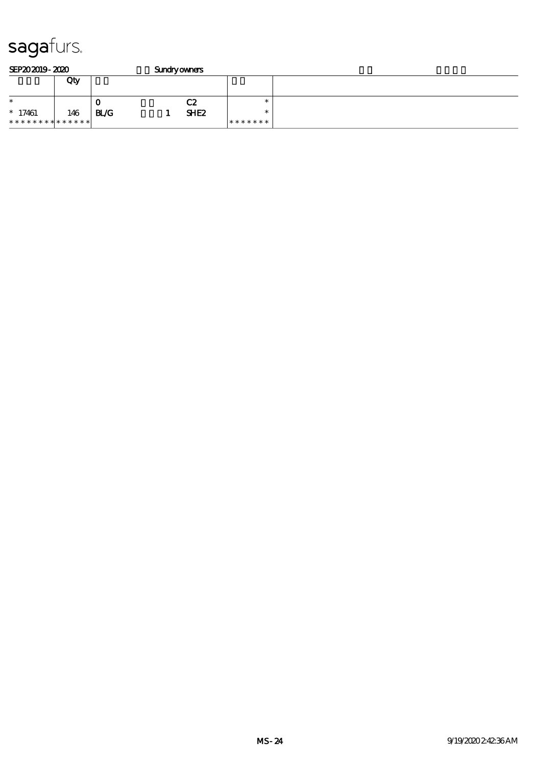sagafurs.

SEP20 2019 - 2020 Sundry owners

| | Qty | | | | |
|---|---|---|---|---|---|
| * | | 0 | C2 | * | |
| * 17461 | 146 | BL/G 1 | SHE2 | * | |
| * * * * * * * * * * * * * * | | | | * * * * * * * | |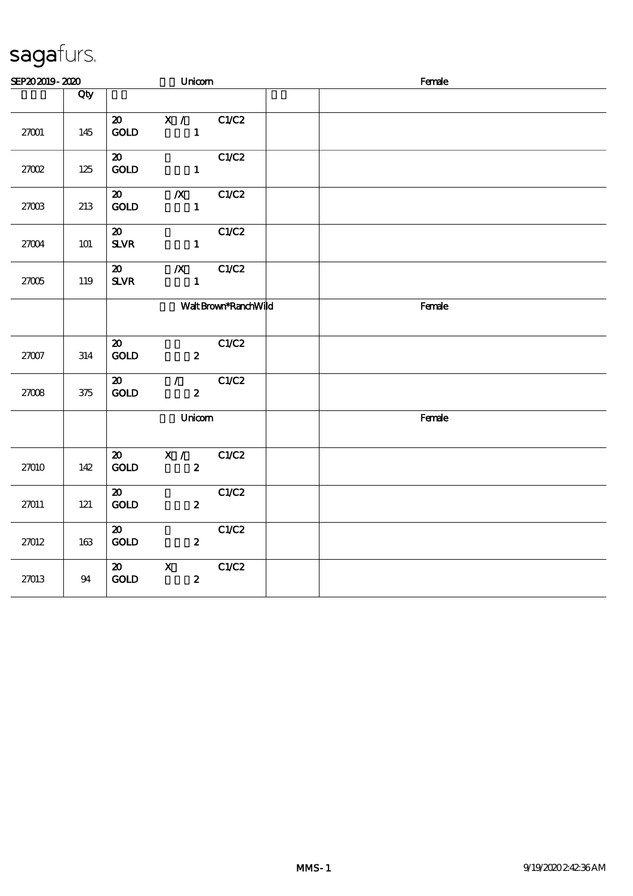# sagafurs.

SEP20 2019 - 2020 Unicorn Female

| | Qty | | | |
|---|---|---|---|---|
| 27001 | 145 | 20 X / C1/C2<br>GOLD 1 | | |
| 27002 | 125 | 20 C1/C2<br>GOLD 1 | | |
| 27003 | 213 | 20 /X C1/C2<br>GOLD 1 | | |
| 27004 | 101 | 20 C1/C2<br>SLVR 1 | | |
| 27005 | 119 | 20 /X C1/C2<br>SLVR 1 | | |
| | | Walt Brown*RanchWild | | Female |
| 27007 | 314 | 20 C1/C2<br>GOLD 2 | | |
| 27008 | 375 | 20 / C1/C2<br>GOLD 2 | | |
| | | Unicorn | | Female |
| 27010 | 142 | 20 X / C1/C2<br>GOLD 2 | | |
| 27011 | 121 | 20 C1/C2<br>GOLD 2 | | |
| 27012 | 163 | 20 C1/C2<br>GOLD 2 | | |
| 27013 | 94 | 20 X C1/C2<br>GOLD 2 | | |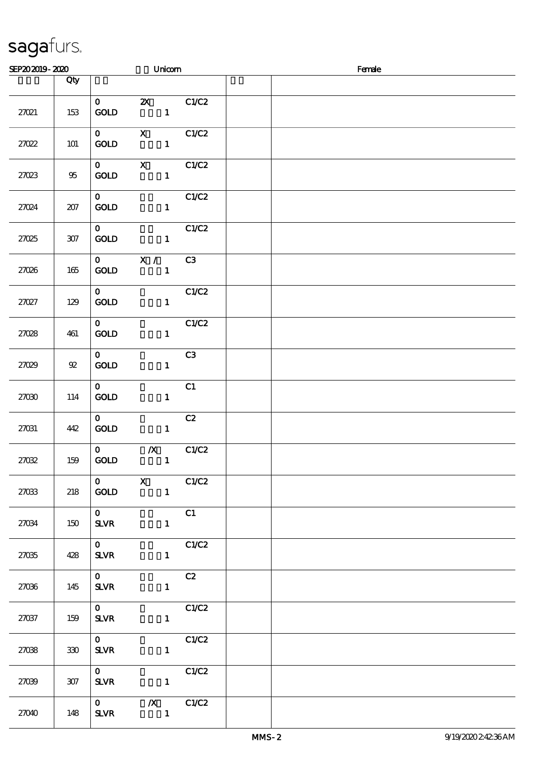sagafurs.

SEP20 2019 - 2020 Unicorn Female

| | Qty | | | |
|---|---|---|---|---|
| 27021 | 153 | 0 2X C1/C2<br>GOLD 1 | | |
| 27022 | 101 | 0 X C1/C2<br>GOLD 1 | | |
| 27023 | 95 | 0 X C1/C2<br>GOLD 1 | | |
| 27024 | 207 | 0 C1/C2<br>GOLD 1 | | |
| 27025 | 307 | 0 C1/C2<br>GOLD 1 | | |
| 27026 | 165 | 0 X / C3<br>GOLD 1 | | |
| 27027 | 129 | 0 C1/C2<br>GOLD 1 | | |
| 27028 | 461 | 0 C1/C2<br>GOLD 1 | | |
| 27029 | 92 | 0 C3<br>GOLD 1 | | |
| 27030 | 114 | 0 C1<br>GOLD 1 | | |
| 27031 | 442 | 0 C2<br>GOLD 1 | | |
| 27032 | 159 | 0 /X C1/C2<br>GOLD 1 | | |
| 27033 | 218 | 0 X C1/C2<br>GOLD 1 | | |
| 27034 | 150 | 0 C1<br>SLVR 1 | | |
| 27035 | 428 | 0 C1/C2<br>SLVR 1 | | |
| 27036 | 145 | 0 C2<br>SLVR 1 | | |
| 27037 | 159 | 0 C1/C2<br>SLVR 1 | | |
| 27038 | 330 | 0 C1/C2<br>SLVR 1 | | |
| 27039 | 307 | 0 C1/C2<br>SLVR 1 | | |
| 27040 | 148 | 0 /X C1/C2<br>SLVR 1 | | |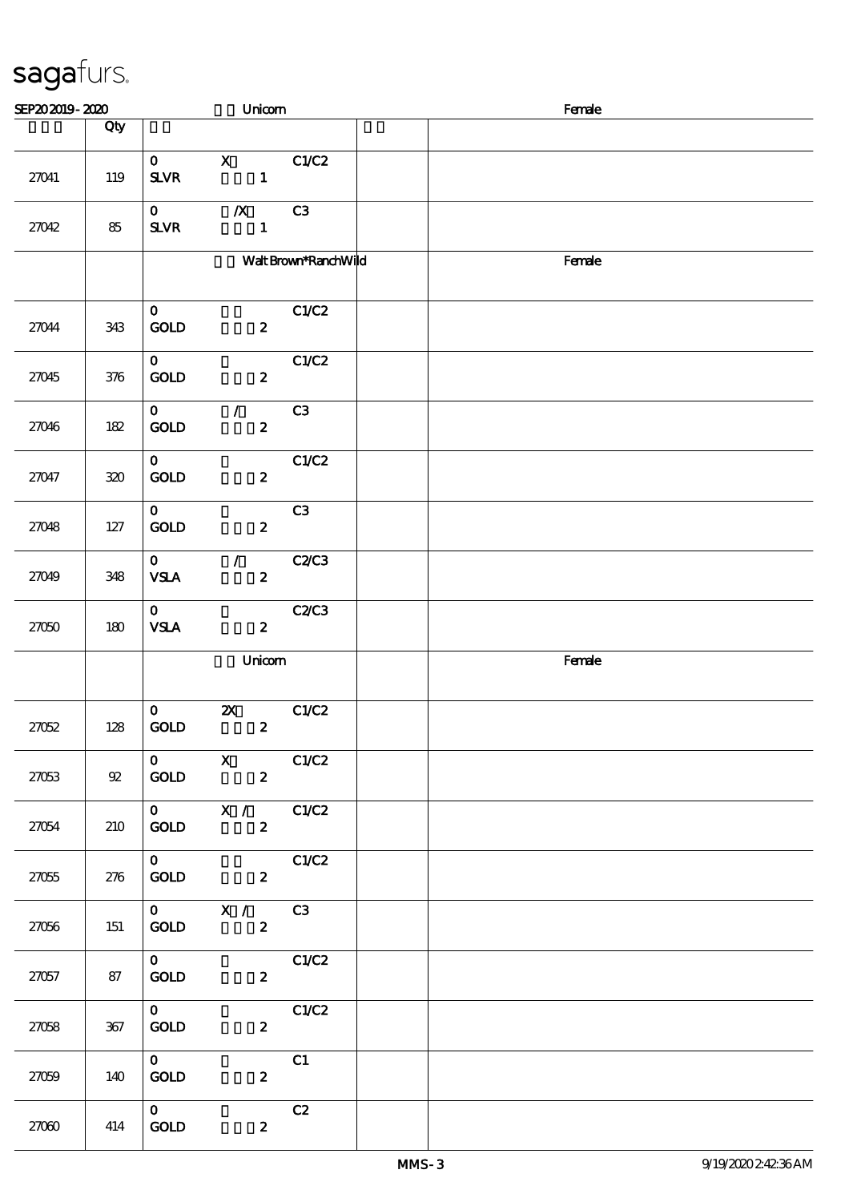sagafurs.

SEP20 2019 - 2020 Unicorn Female

| | Qty | | | | |
|---|---|---|---|---|---|
| 27041 | 119 | 0 X C1/C2<br>SLVR 1 | | | |
| 27042 | 85 | 0 /X C3<br>SLVR 1 | | | |
| | | Walt Brown*RanchWild | | | Female |
| 27044 | 343 | 0 C1/C2<br>GOLD 2 | | | |
| 27045 | 376 | 0 C1/C2<br>GOLD 2 | | | |
| 27046 | 182 | 0 / C3<br>GOLD 2 | | | |
| 27047 | 320 | 0 C1/C2<br>GOLD 2 | | | |
| 27048 | 127 | 0 C3<br>GOLD 2 | | | |
| 27049 | 348 | 0 / C2/C3<br>VSLA 2 | | | |
| 27050 | 180 | 0 C2/C3<br>VSLA 2 | | | |
| | | Unicorn | | | Female |
| 27052 | 128 | 0 2X C1/C2<br>GOLD 2 | | | |
| 27053 | 92 | 0 X C1/C2<br>GOLD 2 | | | |
| 27054 | 210 | 0 X / C1/C2<br>GOLD 2 | | | |
| 27055 | 276 | 0 C1/C2<br>GOLD 2 | | | |
| 27056 | 151 | 0 X / C3<br>GOLD 2 | | | |
| 27057 | 87 | 0 C1/C2<br>GOLD 2 | | | |
| 27058 | 367 | 0 C1/C2<br>GOLD 2 | | | |
| 27059 | 140 | 0 C1<br>GOLD 2 | | | |
| 27060 | 414 | 0 C2<br>GOLD 2 | | | |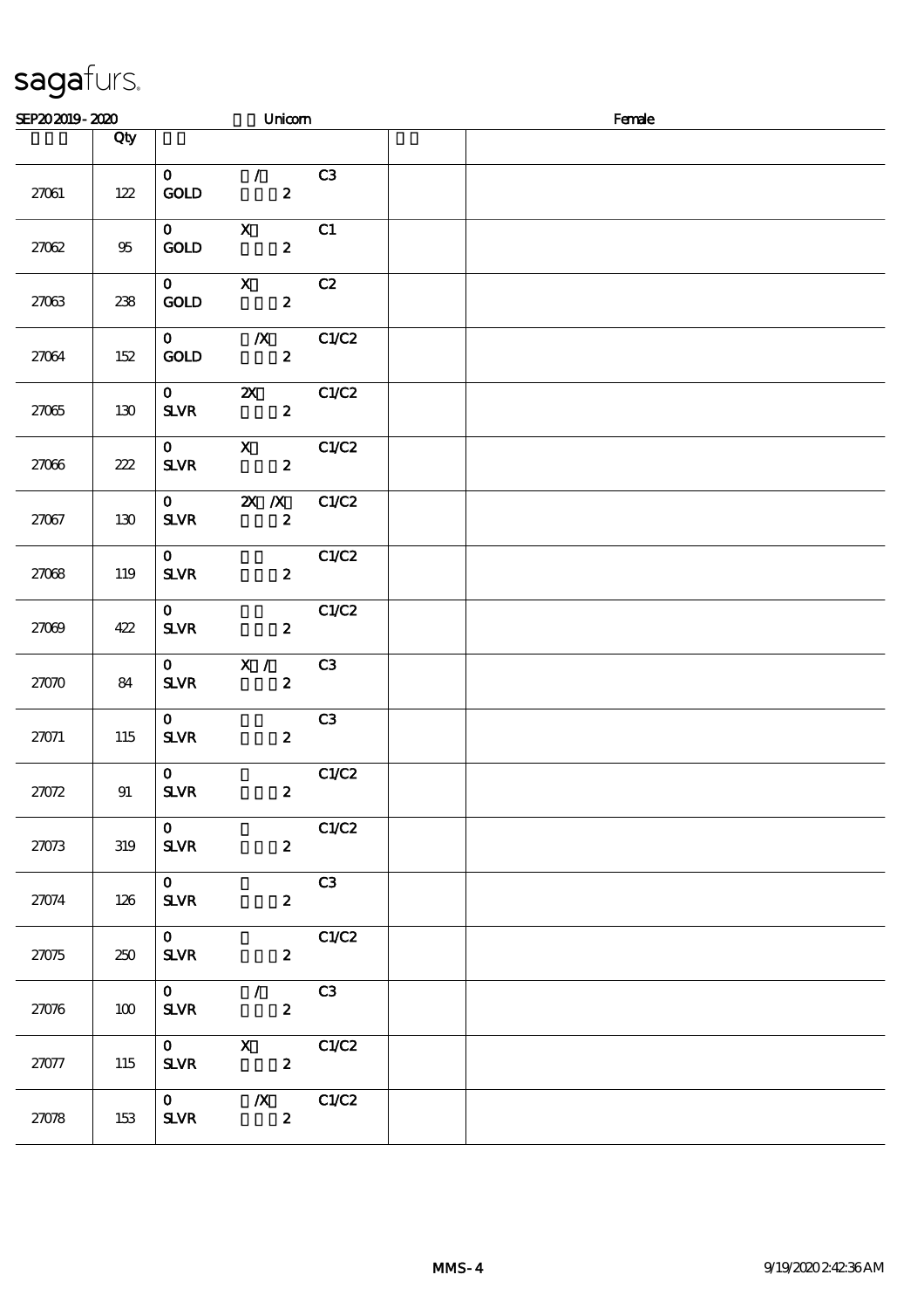# sagafurs.

SEP20 2019 - 2020 Unicorn Female

| | Qty | | | |
|---|---|---|---|---|
| 27061 | 122 | 0 / C3<br>GOLD 2 | | |
| 27062 | 95 | 0 X C1<br>GOLD 2 | | |
| 27063 | 238 | 0 X C2<br>GOLD 2 | | |
| 27064 | 152 | 0 /X C1/C2<br>GOLD 2 | | |
| 27065 | 130 | 0 2X C1/C2<br>SLVR 2 | | |
| 27066 | 222 | 0 X C1/C2<br>SLVR 2 | | |
| 27067 | 130 | 0 2X /X C1/C2<br>SLVR 2 | | |
| 27068 | 119 | 0 C1/C2<br>SLVR 2 | | |
| 27069 | 422 | 0 C1/C2<br>SLVR 2 | | |
| 27070 | 84 | 0 X / C3<br>SLVR 2 | | |
| 27071 | 115 | 0 C3<br>SLVR 2 | | |
| 27072 | 91 | 0 C1/C2<br>SLVR 2 | | |
| 27073 | 319 | 0 C1/C2<br>SLVR 2 | | |
| 27074 | 126 | 0 C3<br>SLVR 2 | | |
| 27075 | 250 | 0 C1/C2<br>SLVR 2 | | |
| 27076 | 100 | 0 / C3<br>SLVR 2 | | |
| 27077 | 115 | 0 X C1/C2<br>SLVR 2 | | |
| 27078 | 153 | 0 /X C1/C2<br>SLVR 2 | | |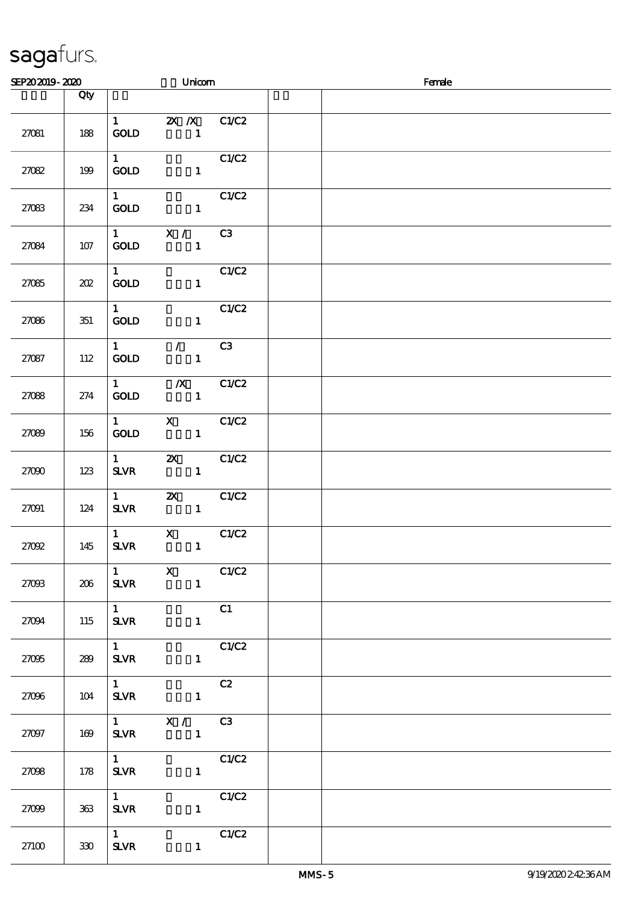sagafurs.

SEP20 2019 - 2020 Unicorn Female

| | Qty | | | | |
|---|---|---|---|---|---|
| 27081 | 188 | 1 GOLD | 2X /X 1 | C1/C2 | |
| 27082 | 199 | 1 GOLD | 1 | C1/C2 | |
| 27083 | 234 | 1 GOLD | 1 | C1/C2 | |
| 27084 | 107 | 1 GOLD | X / 1 | C3 | |
| 27085 | 202 | 1 GOLD | 1 | C1/C2 | |
| 27086 | 351 | 1 GOLD | 1 | C1/C2 | |
| 27087 | 112 | 1 GOLD | / 1 | C3 | |
| 27088 | 274 | 1 GOLD | /X 1 | C1/C2 | |
| 27089 | 156 | 1 GOLD | X 1 | C1/C2 | |
| 27090 | 123 | 1 SLVR | 2X 1 | C1/C2 | |
| 27091 | 124 | 1 SLVR | 2X 1 | C1/C2 | |
| 27092 | 145 | 1 SLVR | X 1 | C1/C2 | |
| 27093 | 206 | 1 SLVR | X 1 | C1/C2 | |
| 27094 | 115 | 1 SLVR | 1 | C1 | |
| 27095 | 289 | 1 SLVR | 1 | C1/C2 | |
| 27096 | 104 | 1 SLVR | 1 | C2 | |
| 27097 | 169 | 1 SLVR | X / 1 | C3 | |
| 27098 | 178 | 1 SLVR | 1 | C1/C2 | |
| 27099 | 363 | 1 SLVR | 1 | C1/C2 | |
| 27100 | 330 | 1 SLVR | 1 | C1/C2 | |

MMS-5 9/19/2020 2:42:36 AM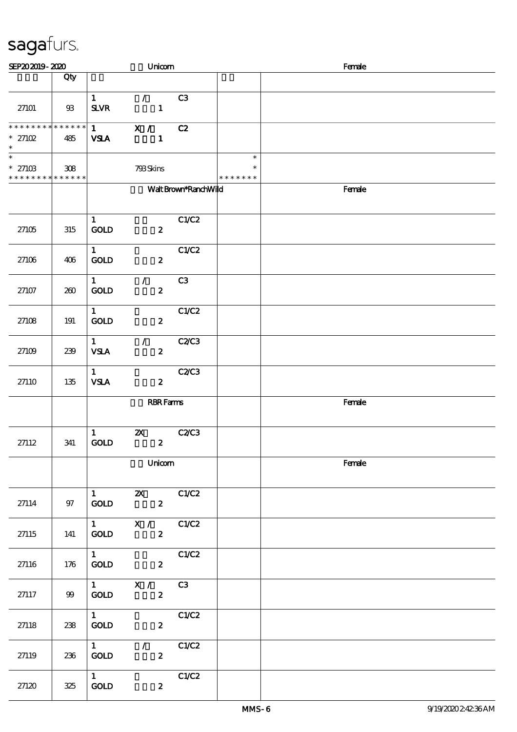sagafurs.

SEP20 2019 - 2020 Unicorn Female

| | Qty | | | |
|---|---|---|---|---|
| 27101 | 93 | 1 / C3<br>SLVR 1 | | |
| ************* * 27102 * | 485 | 1 X / C2<br>VSLA 1 | | |
| * * 27103 ************* | 308 | 793 Skins | * * ******* | |
| | | Walt Brown*RanchWild | | Female |
| 27105 | 315 | 1 C1/C2<br>GOLD 2 | | |
| 27106 | 406 | 1 C1/C2<br>GOLD 2 | | |
| 27107 | 260 | 1 / C3<br>GOLD 2 | | |
| 27108 | 191 | 1 C1/C2<br>GOLD 2 | | |
| 27109 | 239 | 1 / C2/C3<br>VSLA 2 | | |
| 27110 | 135 | 1 C2/C3<br>VSLA 2 | | |
| | | RBR Farms | | Female |
| 27112 | 341 | 1 2X C2/C3<br>GOLD 2 | | |
| | | Unicorn | | Female |
| 27114 | 97 | 1 2X C1/C2<br>GOLD 2 | | |
| 27115 | 141 | 1 X / C1/C2<br>GOLD 2 | | |
| 27116 | 176 | 1 C1/C2<br>GOLD 2 | | |
| 27117 | 99 | 1 X / C3<br>GOLD 2 | | |
| 27118 | 238 | 1 C1/C2<br>GOLD 2 | | |
| 27119 | 236 | 1 / C1/C2<br>GOLD 2 | | |
| 27120 | 325 | 1 C1/C2<br>GOLD 2 | | |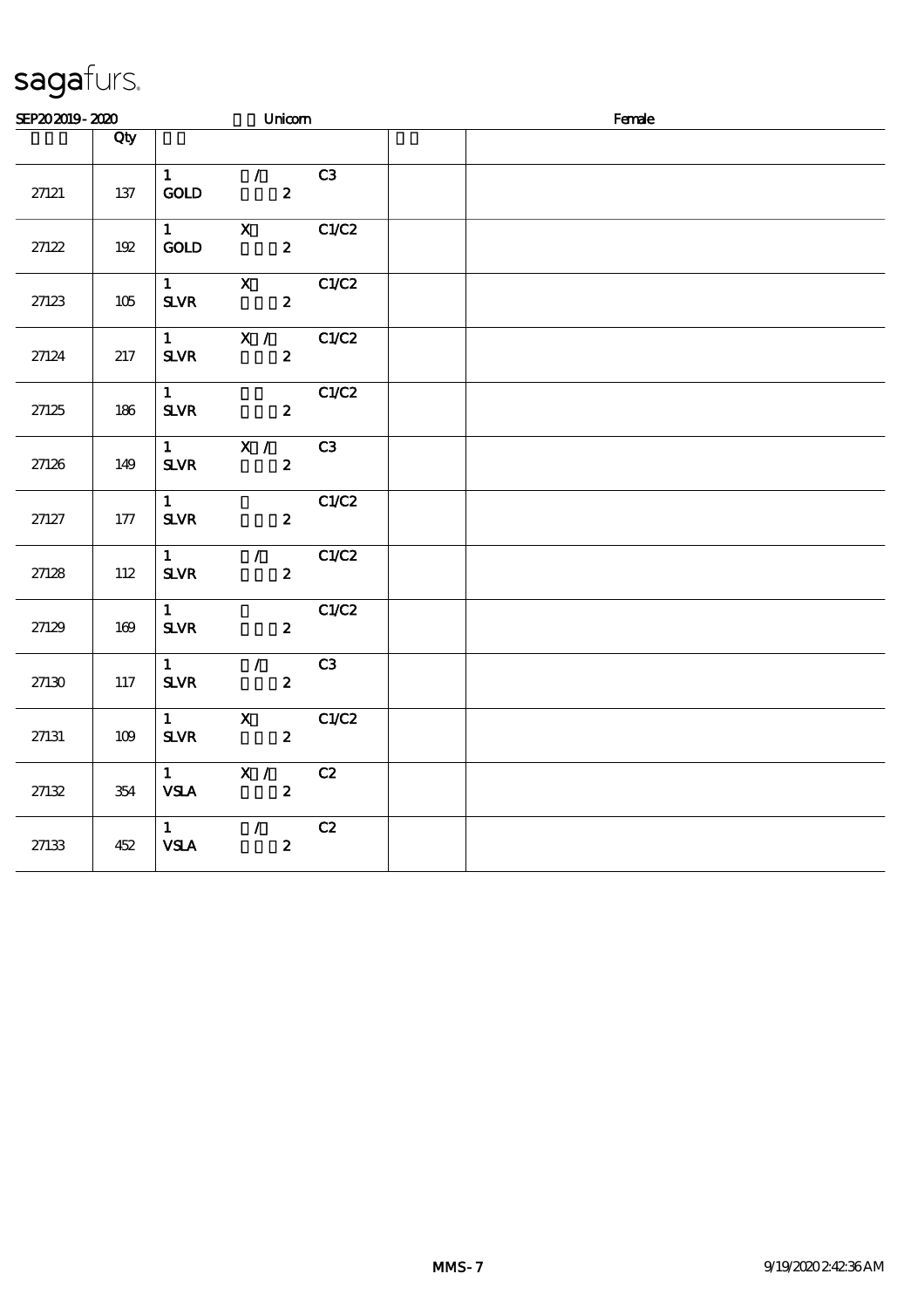sagafurs.

SEP20 2019 - 2020 Unicorn Female

| | Qty | | | |
|---|---|---|---|---|
| 27121 | 137 | 1 / C3<br>GOLD 2 | | |
| 27122 | 192 | 1 X C1/C2<br>GOLD 2 | | |
| 27123 | 105 | 1 X C1/C2<br>SLVR 2 | | |
| 27124 | 217 | 1 X / C1/C2<br>SLVR 2 | | |
| 27125 | 186 | 1 C1/C2<br>SLVR 2 | | |
| 27126 | 149 | 1 X / C3<br>SLVR 2 | | |
| 27127 | 177 | 1 C1/C2<br>SLVR 2 | | |
| 27128 | 112 | 1 / C1/C2<br>SLVR 2 | | |
| 27129 | 169 | 1 C1/C2<br>SLVR 2 | | |
| 27130 | 117 | 1 / C3<br>SLVR 2 | | |
| 27131 | 109 | 1 X C1/C2<br>SLVR 2 | | |
| 27132 | 354 | 1 X / C2<br>VSLA 2 | | |
| 27133 | 452 | 1 / C2<br>VSLA 2 | | |

MMS-7 9/19/2020 2:42:36 AM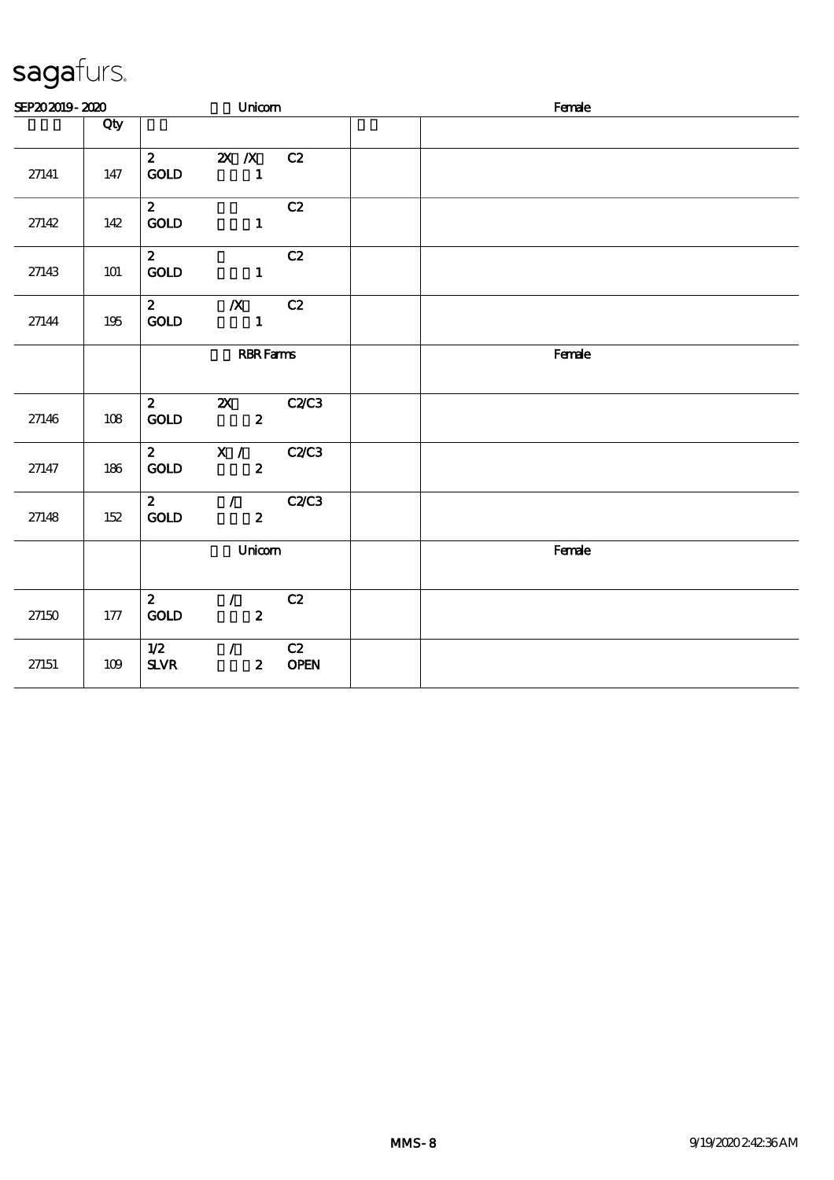sagafurs.

| SEP20 2019 - 2020 | | Unicorn | | Female |
|---|---|---|---|---|
| | Qty | | | |
| 27141 | 147 | 2 2X /X C2<br>GOLD 1 | | |
| 27142 | 142 | 2 C2<br>GOLD 1 | | |
| 27143 | 101 | 2 C2<br>GOLD 1 | | |
| 27144 | 195 | 2 /X C2<br>GOLD 1 | | |
| | | RBR Farms | | Female |
| 27146 | 108 | 2 2X C2/C3<br>GOLD 2 | | |
| 27147 | 186 | 2 X / C2/C3<br>GOLD 2 | | |
| 27148 | 152 | 2 / C2/C3<br>GOLD 2 | | |
| | | Unicorn | | Female |
| 27150 | 177 | 2 / C2<br>GOLD 2 | | |
| 27151 | 109 | 1/2 / C2<br>SLVR 2 OPEN | | |

MMS-8 9/19/2020 2:42:36 AM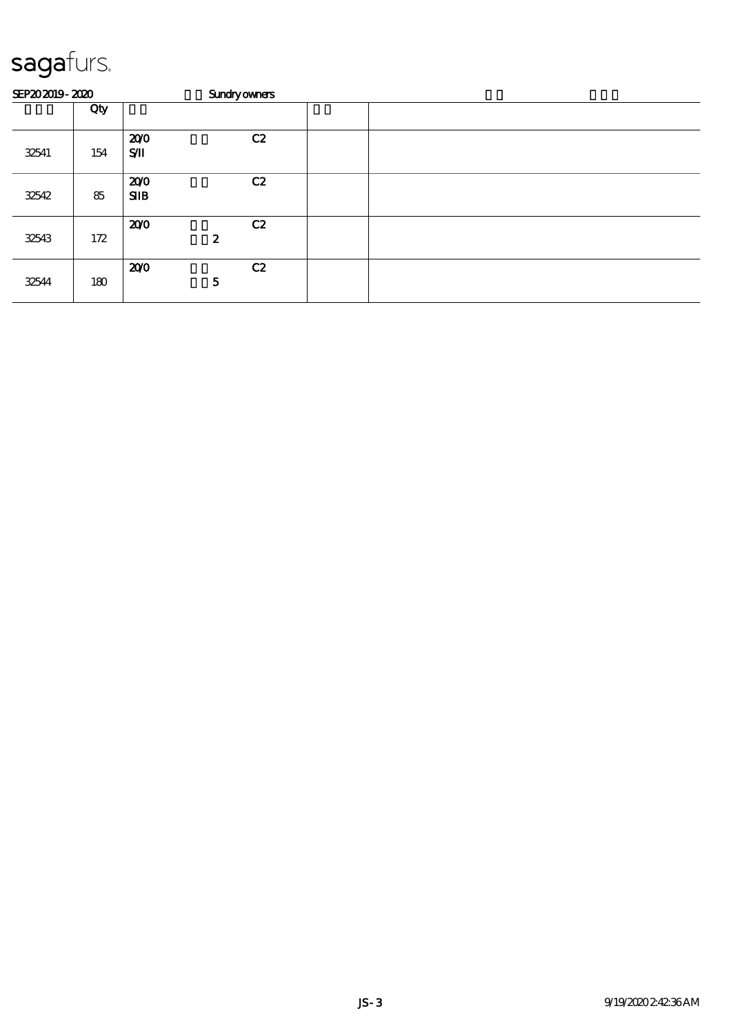sagafurs.

SEP20 2019 - 2020 Sundry owners

| | Qty | | | |
|---|---|---|---|---|
| 32541 | 154 | 20/0 C2<br>S/II | | |
| 32542 | 85 | 20/0 C2<br>SIIB | | |
| 32543 | 172 | 20/0 C2<br>2 | | |
| 32544 | 180 | 20/0 C2<br>5 | | |

JS-3 9/19/2020 2:42:36 AM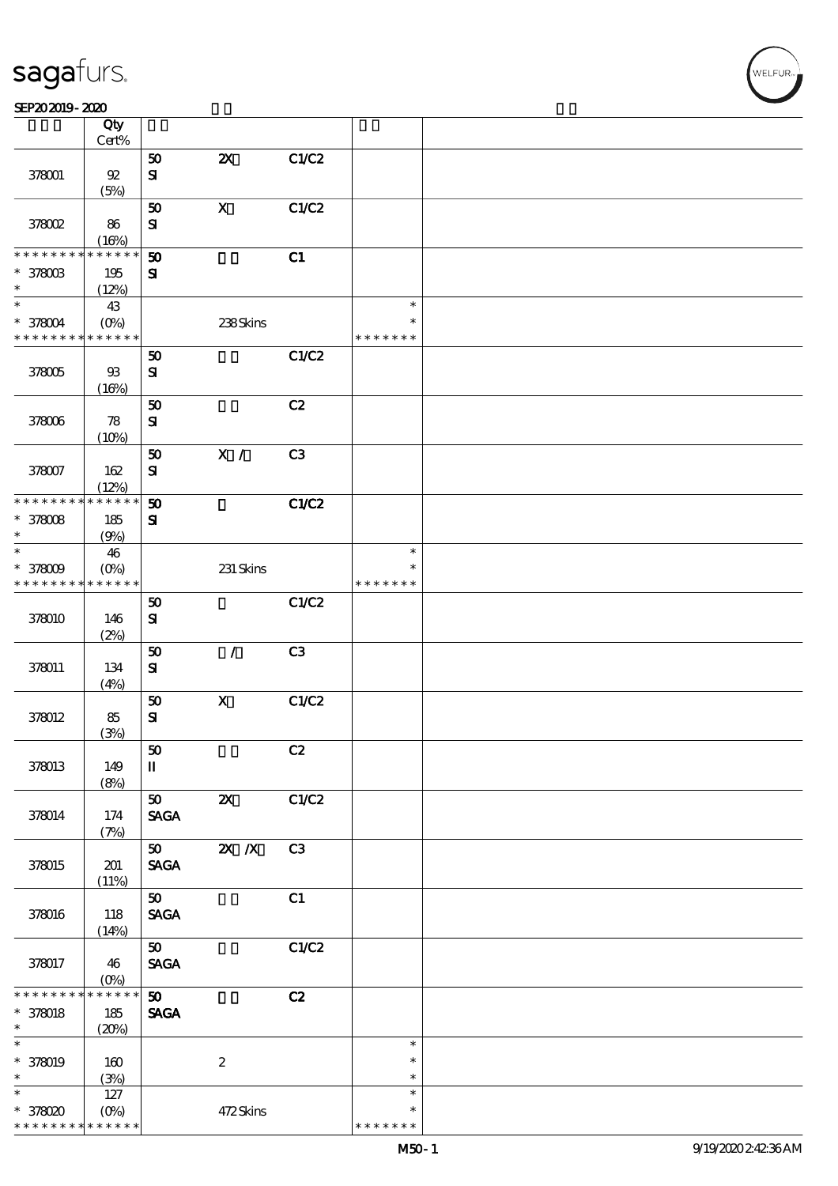| | Qty Cert% | | | | | |
|---|---|---|---|---|---|---|
| 378001 | 92 (5%) | 50 SI | 2X | C1/C2 | | |
| 378002 | 86 (16%) | 50 SI | X | C1/C2 | | |
| * * * * * * * * * * * * * * * 378003 * | 195 (12%) | 50 SI | | C1 | | |
| * * 378004 * * * * * * * * * * * * * * | 43 (0%) | | 238 Skins | | * * * * * * * * * | |
| 378005 | 93 (16%) | 50 SI | | C1/C2 | | |
| 378006 | 78 (10%) | 50 SI | | C2 | | |
| 378007 | 162 (12%) | 50 SI | X / | C3 | | |
| * * * * * * * * * * * * * * * 378008 * | 185 (9%) | 50 SI | | C1/C2 | | |
| * * 378009 * * * * * * * * * * * * * * | 46 (0%) | | 231 Skins | | * * * * * * * * * | |
| 378010 | 146 (2%) | 50 SI | | C1/C2 | | |
| 378011 | 134 (4%) | 50 SI | / | C3 | | |
| 378012 | 85 (3%) | 50 SI | X | C1/C2 | | |
| 378013 | 149 (8%) | 50 II | | C2 | | |
| 378014 | 174 (7%) | 50 SAGA | 2X | C1/C2 | | |
| 378015 | 201 (11%) | 50 SAGA | 2X /X | C3 | | |
| 378016 | 118 (14%) | 50 SAGA | | C1 | | |
| 378017 | 46 (0%) | 50 SAGA | | C1/C2 | | |
| * * * * * * * * * * * * * * * 378018 * | 185 (20%) | 50 SAGA | | C2 | | |
| * * 378019 * | 160 (3%) | | 2 | | * * * | |
| * * 378020 * * * * * * * * * * * * * * | 127 (0%) | | 472 Skins | | * * * * * * * * * | |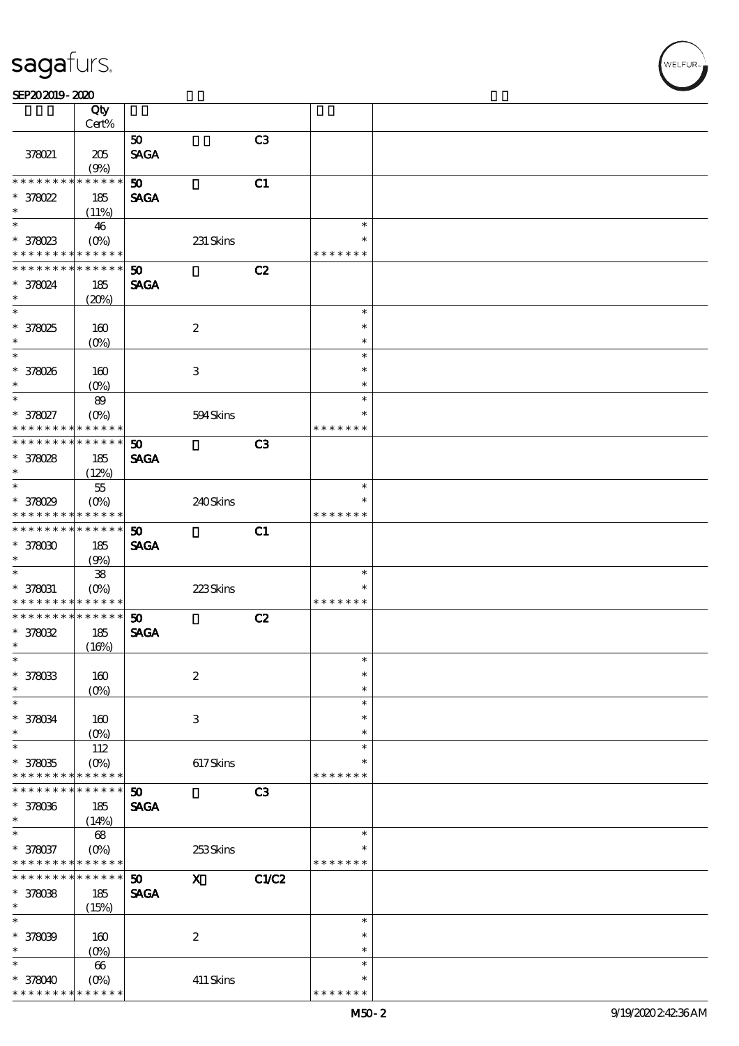| | Qty Cert% | | | | | |
|---|---|---|---|---|---|---|
| | | 50 | | C3 | | |
| 378021 | 205 (9%) | SAGA | | | | |
| * * * * * * * * * * * * * * | | 50 | | C1 | | |
| * 378022 * | 185 (11%) | SAGA | | | | |
| * | 46 | | | | * | |
| * 378023 * * * * * * * * * * * * * | (0%) | | 231 Skins | | * * * * * * * * | |
| * * * * * * * * * * * * * * | | 50 | | C2 | | |
| * 378024 * | 185 (20%) | SAGA | | | | |
| * | | | | | * | |
| * 378025 * | 160 (0%) | | 2 | | * * | |
| * | | | | | * | |
| * 378026 * | 160 (0%) | | 3 | | * * | |
| * | 89 | | | | * | |
| * 378027 * * * * * * * * * * * * * | (0%) | | 594 Skins | | * * * * * * * * | |
| * * * * * * * * * * * * * * | | 50 | | C3 | | |
| * 378028 * | 185 (12%) | SAGA | | | | |
| * | 55 | | | | * | |
| * 378029 * * * * * * * * * * * * * | (0%) | | 240 Skins | | * * * * * * * * | |
| * * * * * * * * * * * * * * | | 50 | | C1 | | |
| * 378030 * | 185 (9%) | SAGA | | | | |
| * | 38 | | | | * | |
| * 378031 * * * * * * * * * * * * * | (0%) | | 223 Skins | | * * * * * * * * | |
| * * * * * * * * * * * * * * | | 50 | | C2 | | |
| * 378032 * | 185 (16%) | SAGA | | | | |
| * | | | | | * | |
| * 378033 * | 160 (0%) | | 2 | | * * | |
| * | | | | | * | |
| * 378034 * | 160 (0%) | | 3 | | * * | |
| * | 112 | | | | * | |
| * 378035 * * * * * * * * * * * * * | (0%) | | 617 Skins | | * * * * * * * * | |
| * * * * * * * * * * * * * * | | 50 | | C3 | | |
| * 378036 * | 185 (14%) | SAGA | | | | |
| * | 68 | | | | * | |
| * 378037 * * * * * * * * * * * * * | (0%) | | 253 Skins | | * * * * * * * * | |
| * * * * * * * * * * * * * * | | 50 | X | C1/C2 | | |
| * 378038 * | 185 (15%) | SAGA | | | | |
| * | | | | | * | |
| * 378039 * | 160 (0%) | | 2 | | * * | |
| * | 66 | | | | * | |
| * 378040 * * * * * * * * * * * * * | (0%) | | 411 Skins | | * * * * * * * * | |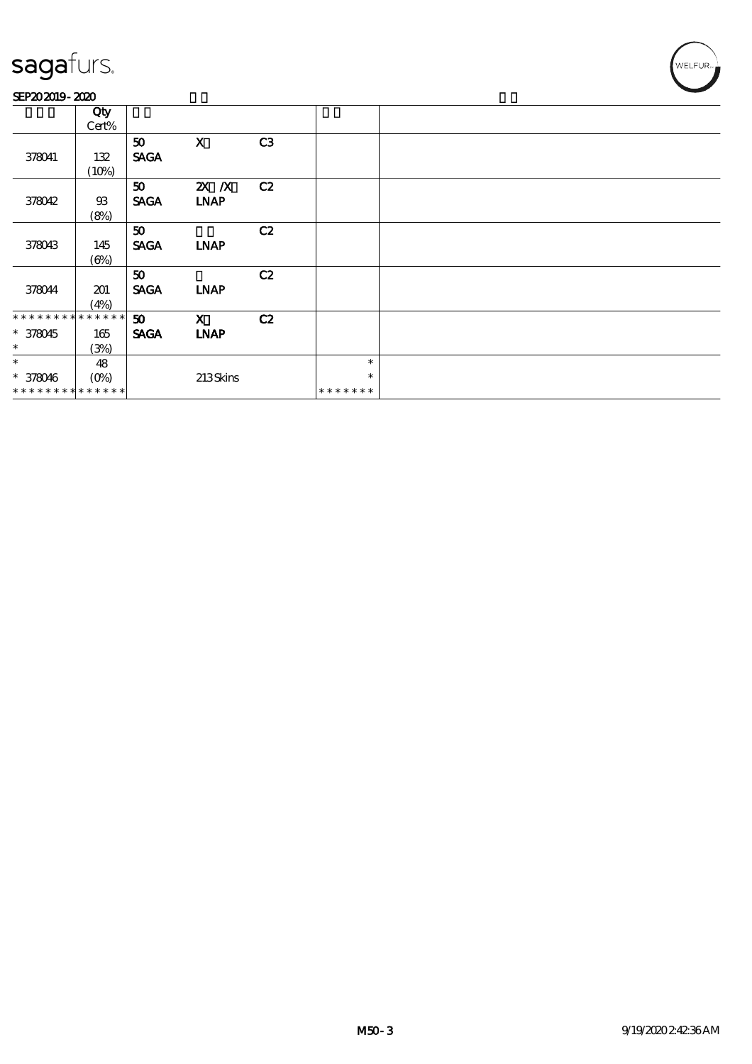# sagafurs.

SEP20 2019 - 2020

| | Qty Cert% | | | | | |
|---|---|---|---|---|---|---|
| 378041 | 132 (10%) | 50 SAGA | X | C3 | | |
| 378042 | 93 (8%) | 50 SAGA | 2X /X LNAP | C2 | | |
| 378043 | 145 (6%) | 50 SAGA | LNAP | C2 | | |
| 378044 | 201 (4%) | 50 SAGA | LNAP | C2 | | |
| * * * * * * * * * * * * * * <br>* 378045 <br>* | 165 (3%) | 50 SAGA | X LNAP | C2 | | |
| * <br>* 378046 <br>* * * * * * * * * * * * * * | 48 (0%) | | 213 Skins | | * <br>* <br>* * * * * * * | |

M50 - 3 9/19/2020 2:42:36 AM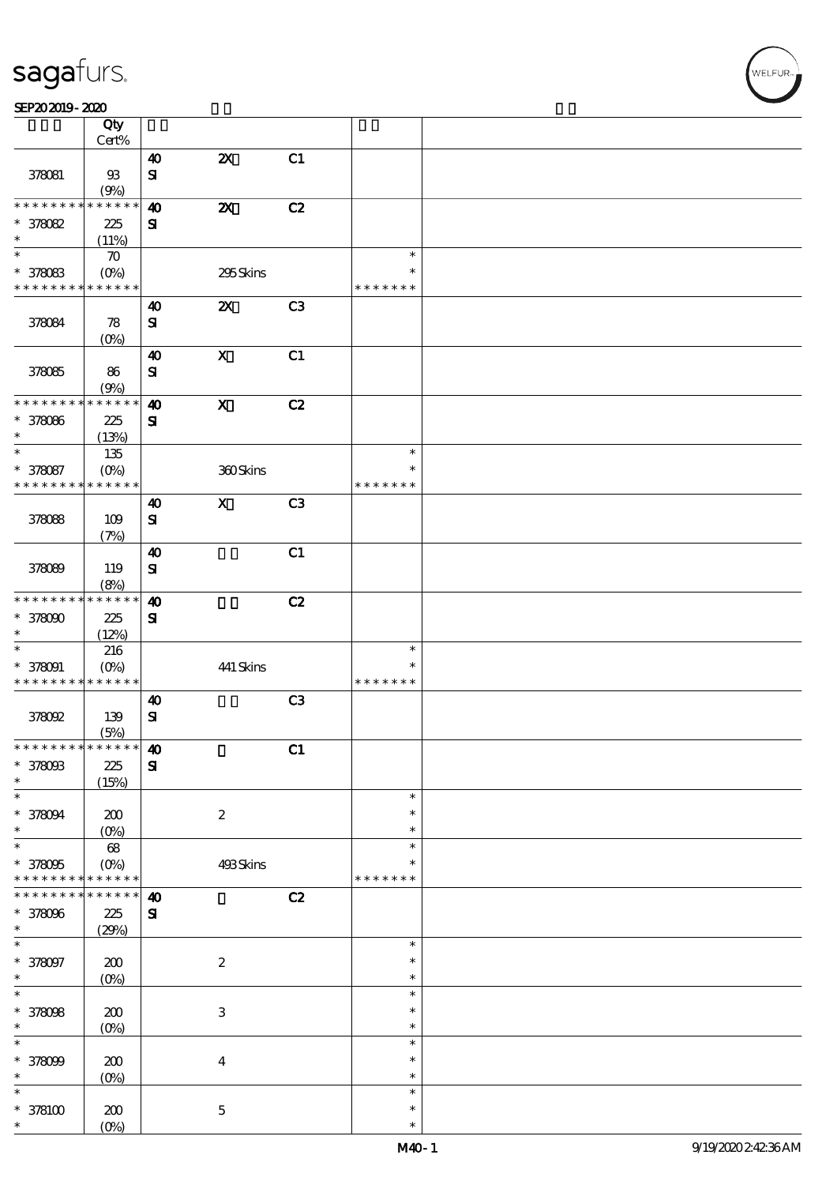| | Qty Cert% | | | | | |
|---|---|---|---|---|---|---|
| 378081 | 93 (9%) | 40 SI | 2X | C1 | | |
| * * * * * * * * * * * * * * 378082 * | 225 (11%) | 40 SI | 2X | C2 | | |
| * * 378083 * * * * * * * * * * * * * * | 70 (0%) | | 295 Skins | | * * * * * * * * * | |
| 378084 | 78 (0%) | 40 SI | 2X | C3 | | |
| 378085 | 86 (9%) | 40 SI | X | C1 | | |
| * * * * * * * * * * * * * * 378086 * | 225 (13%) | 40 SI | X | C2 | | |
| * * 378087 * * * * * * * * * * * * * * | 135 (0%) | | 360 Skins | | * * * * * * * * * | |
| 378088 | 109 (7%) | 40 SI | X | C3 | | |
| 378089 | 119 (8%) | 40 SI | | C1 | | |
| * * * * * * * * * * * * * * 378090 * | 225 (12%) | 40 SI | | C2 | | |
| * * 378091 * * * * * * * * * * * * * * | 216 (0%) | | 441 Skins | | * * * * * * * * * | |
| 378092 | 139 (5%) | 40 SI | | C3 | | |
| * * * * * * * * * * * * * * 378093 * | 225 (15%) | 40 SI | | C1 | | |
| * * 378094 * | 200 (0%) | | 2 | | * * * | |
| * * 378095 * * * * * * * * * * * * * * | 68 (0%) | | 493 Skins | | * * * * * * * * * | |
| * * * * * * * * * * * * * * 378096 * | 225 (29%) | 40 SI | | C2 | | |
| * * 378097 * | 200 (0%) | | 2 | | * * * | |
| * * 378098 * | 200 (0%) | | 3 | | * * * | |
| * * 378099 * | 200 (0%) | | 4 | | * * * | |
| * * 378100 * | 200 (0%) | | 5 | | * * * | |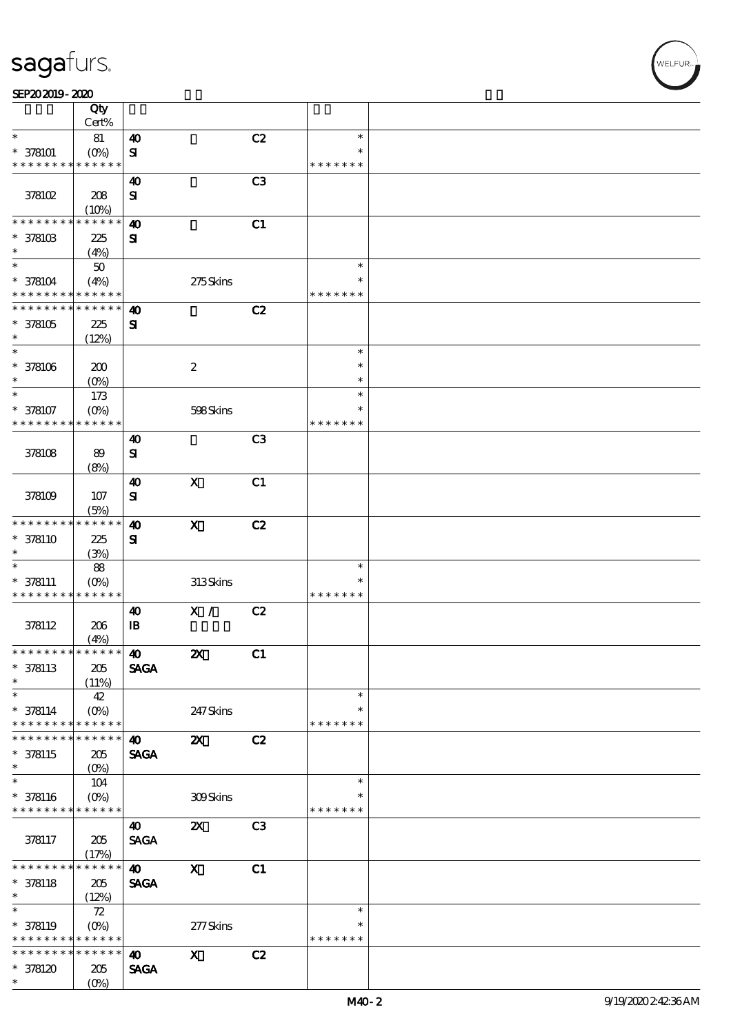# sagafurs.

SEP20 2019 - 2020

| | Qty Cert% | | | | | |
|---|---|---|---|---|---|---|
| * | 81 | 40 | | C2 | * | |
| * 378101 | (0%) | SI | | | * | |
| * * * * * * * * * * * * * * | | | | | * * * * * * * | |
| | | 40 | | C3 | | |
| 378102 | 208 (10%) | SI | | | | |
| * * * * * * * * * * * * * * | | 40 | | C1 | | |
| * 378103 | 225 | SI | | | | |
| * | (4%) | | | | | |
| * | 50 | | | | * | |
| * 378104 | (4%) | | 275 Skins | | * | |
| * * * * * * * * * * * * * * | | | | | * * * * * * * | |
| * * * * * * * * * * * * * * | | 40 | | C2 | | |
| * 378105 | 225 | SI | | | | |
| * | (12%) | | | | | |
| * | | | | | * | |
| * 378106 | 200 | | 2 | | * | |
| * | (0%) | | | | * | |
| * | 173 | | | | * | |
| * 378107 | (0%) | | 598 Skins | | * | |
| * * * * * * * * * * * * * * | | | | | * * * * * * * | |
| | | 40 | | C3 | | |
| 378108 | 89 (8%) | SI | | | | |
| | | 40 | X | C1 | | |
| 378109 | 107 (5%) | SI | | | | |
| * * * * * * * * * * * * * * | | 40 | X | C2 | | |
| * 378110 | 225 | SI | | | | |
| * | (3%) | | | | | |
| * | 88 | | | | * | |
| * 378111 | (0%) | | 313 Skins | | * | |
| * * * * * * * * * * * * * * | | | | | * * * * * * * | |
| | | 40 | X / | C2 | | |
| 378112 | 206 (4%) | IB | | | | |
| * * * * * * * * * * * * * * | | 40 | 2X | C1 | | |
| * 378113 | 205 | SAGA | | | | |
| * | (11%) | | | | | |
| * | 42 | | | | * | |
| * 378114 | (0%) | | 247 Skins | | * | |
| * * * * * * * * * * * * * * | | | | | * * * * * * * | |
| * * * * * * * * * * * * * * | | 40 | 2X | C2 | | |
| * 378115 | 205 | SAGA | | | | |
| * | (0%) | | | | | |
| * | 104 | | | | * | |
| * 378116 | (0%) | | 309 Skins | | * | |
| * * * * * * * * * * * * * * | | | | | * * * * * * * | |
| | | 40 | 2X | C3 | | |
| 378117 | 205 (17%) | SAGA | | | | |
| * * * * * * * * * * * * * * | | 40 | X | C1 | | |
| * 378118 | 205 | SAGA | | | | |
| * | (12%) | | | | | |
| * | 72 | | | | * | |
| * 378119 | (0%) | | 277 Skins | | * | |
| * * * * * * * * * * * * * * | | | | | * * * * * * * | |
| * * * * * * * * * * * * * * | | 40 | X | C2 | | |
| * 378120 | 205 | SAGA | | | | |
| * | (0%) | | | | | |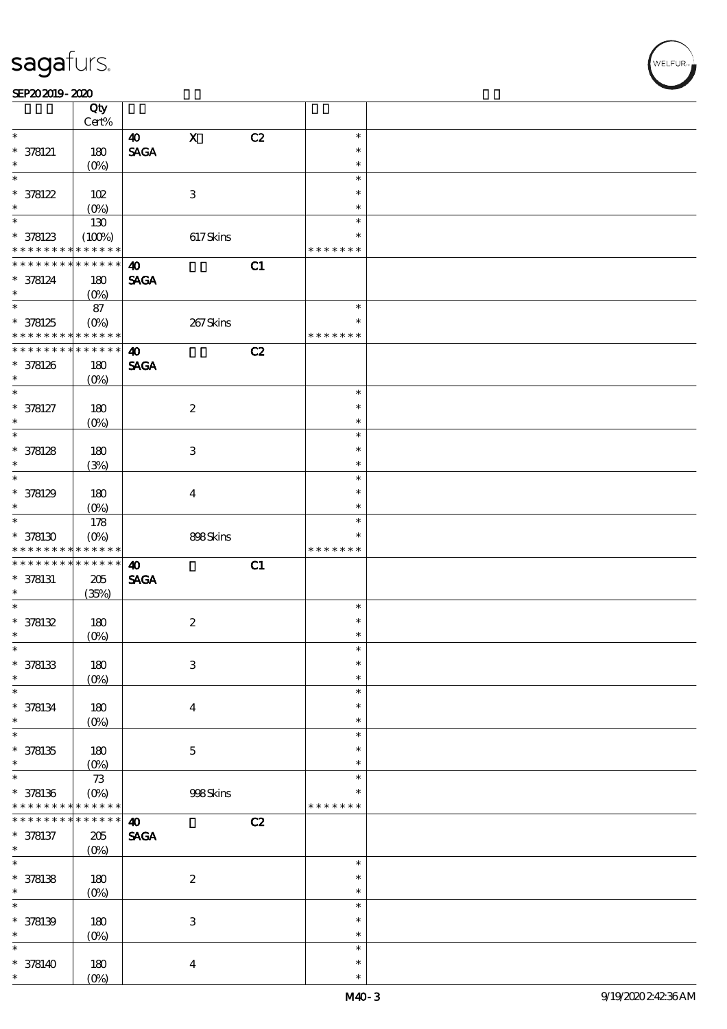| | Qty Cert% | | | | | |
|---|---|---|---|---|---|---|
| * | | 40 | X | C2 | * | |
| * 378121 | 180 | SAGA | | | * | |
| * | (0%) | | | | * | |
| * | | | | | * | |
| * 378122 | 102 | | 3 | | * | |
| * | (0%) | | | | * | |
| * | 130 | | | | * | |
| * 378123 | (100%) | | 617 Skins | | * | |
| * * * * * * * * * * * * * * | | | | | * * * * * * * | |
| * * * * * * * * * * * * * * | | 40 | | C1 | | |
| * 378124 | 180 | SAGA | | | | |
| * | (0%) | | | | | |
| * | 87 | | | | * | |
| * 378125 | (0%) | | 267 Skins | | * | |
| * * * * * * * * * * * * * * | | | | | * * * * * * * | |
| * * * * * * * * * * * * * * | | 40 | | C2 | | |
| * 378126 | 180 | SAGA | | | | |
| * | (0%) | | | | | |
| * | | | | | * | |
| * 378127 | 180 | | 2 | | * | |
| * | (0%) | | | | * | |
| * | | | | | * | |
| * 378128 | 180 | | 3 | | * | |
| * | (3%) | | | | * | |
| * | | | | | * | |
| * 378129 | 180 | | 4 | | * | |
| * | (0%) | | | | * | |
| * | 178 | | | | * | |
| * 378130 | (0%) | | 898 Skins | | * | |
| * * * * * * * * * * * * * * | | | | | * * * * * * * | |
| * * * * * * * * * * * * * * | | 40 | | C1 | | |
| * 378131 | 205 | SAGA | | | | |
| * | (35%) | | | | | |
| * | | | | | * | |
| * 378132 | 180 | | 2 | | * | |
| * | (0%) | | | | * | |
| * | | | | | * | |
| * 378133 | 180 | | 3 | | * | |
| * | (0%) | | | | * | |
| * | | | | | * | |
| * 378134 | 180 | | 4 | | * | |
| * | (0%) | | | | * | |
| * | | | | | * | |
| * 378135 | 180 | | 5 | | * | |
| * | (0%) | | | | * | |
| * | 73 | | | | * | |
| * 378136 | (0%) | | 998 Skins | | * | |
| * * * * * * * * * * * * * * | | | | | * * * * * * * | |
| * * * * * * * * * * * * * * | | 40 | | C2 | | |
| * 378137 | 205 | SAGA | | | | |
| * | (0%) | | | | | |
| * | | | | | * | |
| * 378138 | 180 | | 2 | | * | |
| * | (0%) | | | | * | |
| * | | | | | * | |
| * 378139 | 180 | | 3 | | * | |
| * | (0%) | | | | * | |
| * | | | | | * | |
| * 378140 | 180 | | 4 | | * | |
| * | (0%) | | | | * | |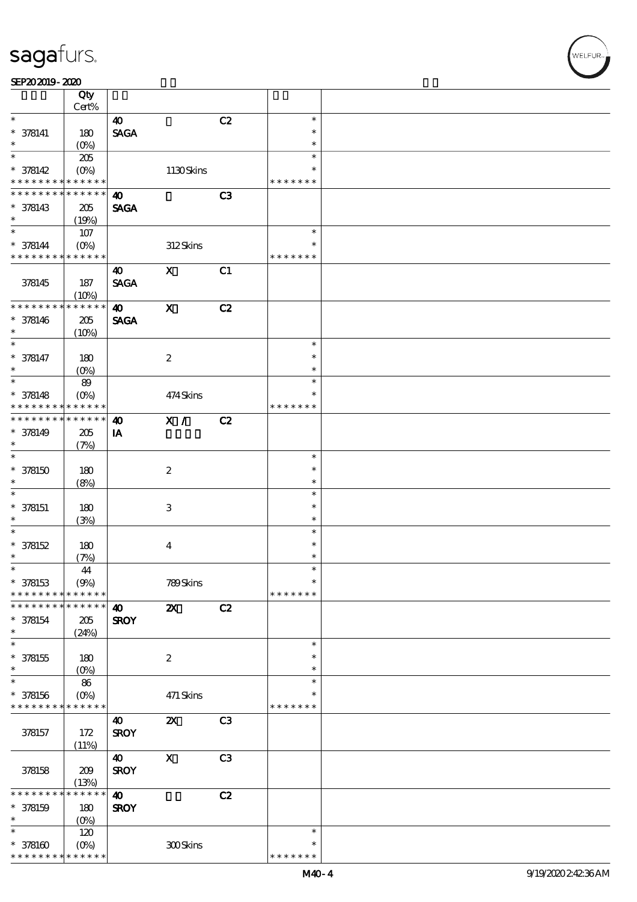sagafurs.

SEP20 2019 - 2020

| | Qty Cert% | | | | | |
|---|---|---|---|---|---|---|
| * | | 40 | | C2 | * | |
| * 378141 | 180 | SAGA | | | * | |
| * | (0%) | | | | * | |
| * | 205 | | | | * | |
| * 378142 | (0%) | | 1130 Skins | | * | |
| * * * * * * * * * * * * * * | | | | | * * * * * * * | |
| * * * * * * * * * * * * * * | | 40 | | C3 | | |
| * 378143 | 205 | SAGA | | | | |
| * | (19%) | | | | | |
| * | 107 | | | | * | |
| * 378144 | (0%) | | 312 Skins | | * | |
| * * * * * * * * * * * * * * | | | | | * * * * * * * | |
| | | 40 | X | C1 | | |
| 378145 | 187 | SAGA | | | | |
| | (10%) | | | | | |
| * * * * * * * * * * * * * * | | 40 | X | C2 | | |
| * 378146 | 205 | SAGA | | | | |
| * | (10%) | | | | | |
| * | | | | | * | |
| * 378147 | 180 | | 2 | | * | |
| * | (0%) | | | | * | |
| * | 89 | | | | * | |
| * 378148 | (0%) | | 474 Skins | | * | |
| * * * * * * * * * * * * * * | | | | | * * * * * * * | |
| * * * * * * * * * * * * * * | | 40 | X / | C2 | | |
| * 378149 | 205 | IA | | | | |
| * | (7%) | | | | | |
| * | | | | | * | |
| * 378150 | 180 | | 2 | | * | |
| * | (8%) | | | | * | |
| * | | | | | * | |
| * 378151 | 180 | | 3 | | * | |
| * | (3%) | | | | * | |
| * | | | | | * | |
| * 378152 | 180 | | 4 | | * | |
| * | (7%) | | | | * | |
| * | 44 | | | | * | |
| * 378153 | (9%) | | 789 Skins | | * | |
| * * * * * * * * * * * * * * | | | | | * * * * * * * | |
| * * * * * * * * * * * * * * | | 40 | 2X | C2 | | |
| * 378154 | 205 | SROY | | | | |
| * | (24%) | | | | | |
| * | | | | | * | |
| * 378155 | 180 | | 2 | | * | |
| * | (0%) | | | | * | |
| * | 86 | | | | * | |
| * 378156 | (0%) | | 471 Skins | | * | |
| * * * * * * * * * * * * * * | | | | | * * * * * * * | |
| | | 40 | 2X | C3 | | |
| 378157 | 172 | SROY | | | | |
| | (11%) | | | | | |
| | | 40 | X | C3 | | |
| 378158 | 209 | SROY | | | | |
| | (13%) | | | | | |
| * * * * * * * * * * * * * * | | 40 | | C2 | | |
| * 378159 | 180 | SROY | | | | |
| * | (0%) | | | | | |
| * | 120 | | | | * | |
| * 378160 | (0%) | | 300 Skins | | * | |
| * * * * * * * * * * * * * * | | | | | * * * * * * * | |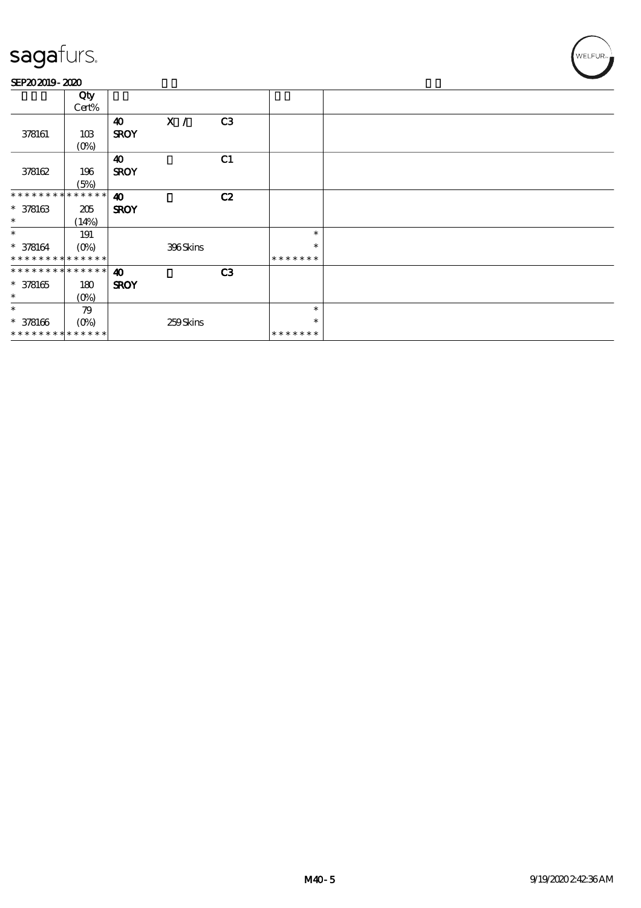sagafurs.

SEP20 2019 - 2020

| | Qty Cert% | | | | | |
|---|---|---|---|---|---|---|
| 378161 | 103 (0%) | 40 SROY | X / | C3 | | |
| 378162 | 196 (5%) | 40 SROY | | C1 | | |
| * * * * * * * * * * * * * * 378163 * | 205 (14%) | 40 SROY | | C2 | | |
| * * 378164 * * * * * * * * * * * * * * | 191 (0%) | | 396 Skins | | * * * * * * * * * | |
| * * * * * * * * * * * * * * 378165 * | 180 (0%) | 40 SROY | | C3 | | |
| * * 378166 * * * * * * * * * * * * * * | 79 (0%) | | 259 Skins | | * * * * * * * * * | |

M40 - 5

9/19/2020 2:42:36 AM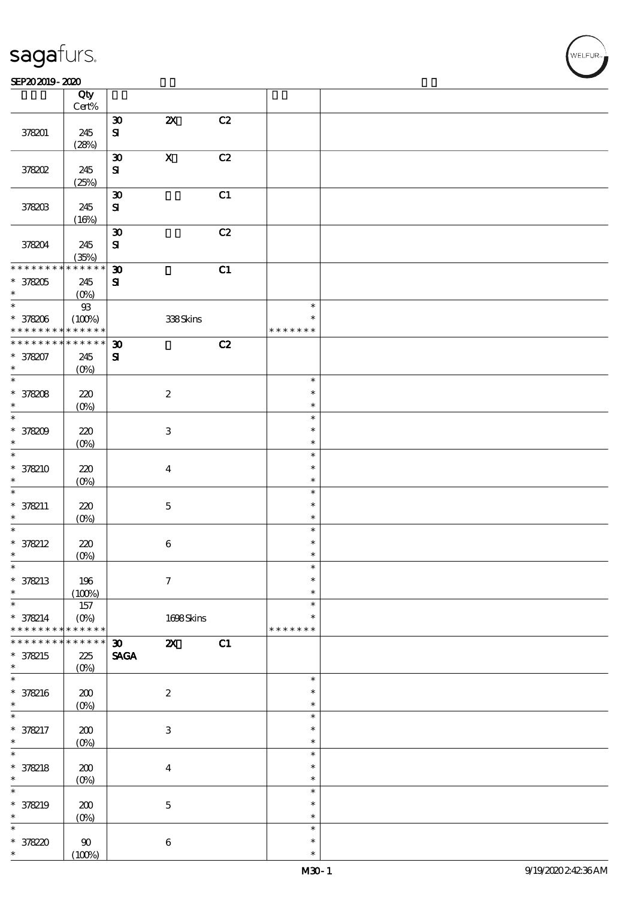| | Qty Cert% | | | | | |
|---|---|---|---|---|---|---|
| 378201 | 245 (28%) | 30 SI | 2X | C2 | | |
| 378202 | 245 (25%) | 30 SI | X | C2 | | |
| 378203 | 245 (16%) | 30 SI | | C1 | | |
| 378204 | 245 (35%) | 30 SI | | C2 | | |
| * * * * * * * * * * * * * * * 378205 * | 245 (0%) | 30 SI | | C1 | | |
| * * 378206 * * * * * * * * * * * * * * | 93 (100%) | | 338 Skins | | * * * * * * * * * | |
| * * * * * * * * * * * * * * * 378207 * | 245 (0%) | 30 SI | | C2 | | |
| * * 378208 * | 220 (0%) | | 2 | | * * * | |
| * * 378209 * | 220 (0%) | | 3 | | * * * | |
| * * 378210 * | 220 (0%) | | 4 | | * * * | |
| * * 378211 * | 220 (0%) | | 5 | | * * * | |
| * * 378212 * | 220 (0%) | | 6 | | * * * | |
| * * 378213 * | 196 (100%) | | 7 | | * * * | |
| * * 378214 * * * * * * * * * * * * * * | 157 (0%) | | 1698 Skins | | * * * * * * * * * | |
| * * * * * * * * * * * * * * * 378215 * | 225 (0%) | 30 SAGA | 2X | C1 | | |
| * * 378216 * | 200 (0%) | | 2 | | * * * | |
| * * 378217 * | 200 (0%) | | 3 | | * * * | |
| * * 378218 * | 200 (0%) | | 4 | | * * * | |
| * * 378219 * | 200 (0%) | | 5 | | * * * | |
| * * 378220 * | 90 (100%) | | 6 | | * * * | |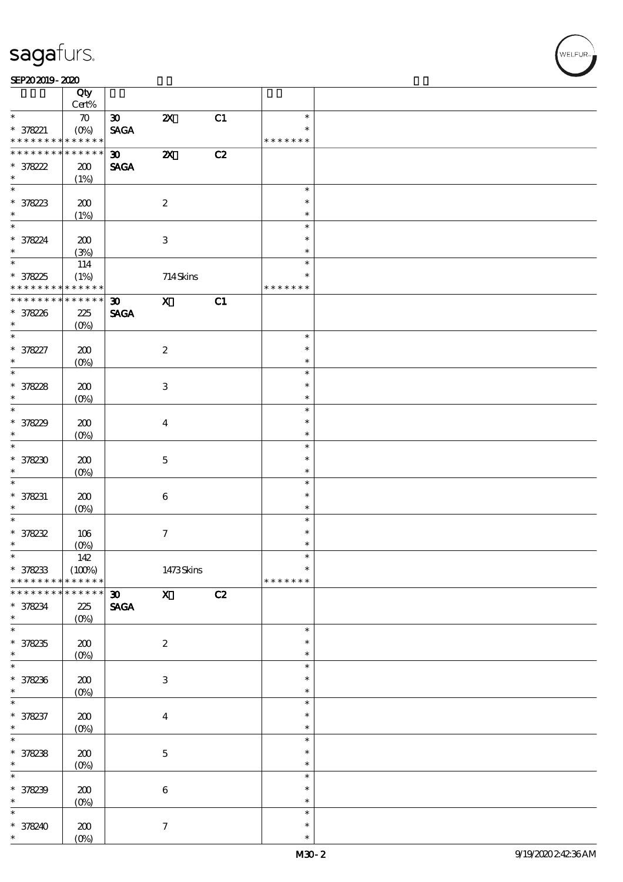| | Qty Cert% | | | | | |
|---|---|---|---|---|---|---|
| * | 70 | 30 | 2X | C1 | * | |
| * 378221 | (0%) | SAGA | | | * | |
| * * * * * * * * * * * * * * | | | | | * * * * * * * | |
| * * * * * * * * * * * * * * | | 30 | 2X | C2 | | |
| * 378222 | 200 | SAGA | | | | |
| * | (1%) | | | | | |
| * | | | | | * | |
| * 378223 | 200 | | 2 | | * | |
| * | (1%) | | | | * | |
| * | | | | | * | |
| * 378224 | 200 | | 3 | | * | |
| * | (3%) | | | | * | |
| * | 114 | | | | * | |
| * 378225 | (1%) | | 714 Skins | | * | |
| * * * * * * * * * * * * * * | | | | | * * * * * * * | |
| * * * * * * * * * * * * * * | | 30 | X | C1 | | |
| * 378226 | 225 | SAGA | | | | |
| * | (0%) | | | | | |
| * | | | | | * | |
| * 378227 | 200 | | 2 | | * | |
| * | (0%) | | | | * | |
| * | | | | | * | |
| * 378228 | 200 | | 3 | | * | |
| * | (0%) | | | | * | |
| * | | | | | * | |
| * 378229 | 200 | | 4 | | * | |
| * | (0%) | | | | * | |
| * | | | | | * | |
| * 378230 | 200 | | 5 | | * | |
| * | (0%) | | | | * | |
| * | | | | | * | |
| * 378231 | 200 | | 6 | | * | |
| * | (0%) | | | | * | |
| * | | | | | * | |
| * 378232 | 106 | | 7 | | * | |
| * | (0%) | | | | * | |
| * | 142 | | | | * | |
| * 378233 | (100%) | | 1473 Skins | | * | |
| * * * * * * * * * * * * * * | | | | | * * * * * * * | |
| * * * * * * * * * * * * * * | | 30 | X | C2 | | |
| * 378234 | 225 | SAGA | | | | |
| * | (0%) | | | | | |
| * | | | | | * | |
| * 378235 | 200 | | 2 | | * | |
| * | (0%) | | | | * | |
| * | | | | | * | |
| * 378236 | 200 | | 3 | | * | |
| * | (0%) | | | | * | |
| * | | | | | * | |
| * 378237 | 200 | | 4 | | * | |
| * | (0%) | | | | * | |
| * | | | | | * | |
| * 378238 | 200 | | 5 | | * | |
| * | (0%) | | | | * | |
| * | | | | | * | |
| * 378239 | 200 | | 6 | | * | |
| * | (0%) | | | | * | |
| * | | | | | * | |
| * 378240 | 200 | | 7 | | * | |
| * | (0%) | | | | * | |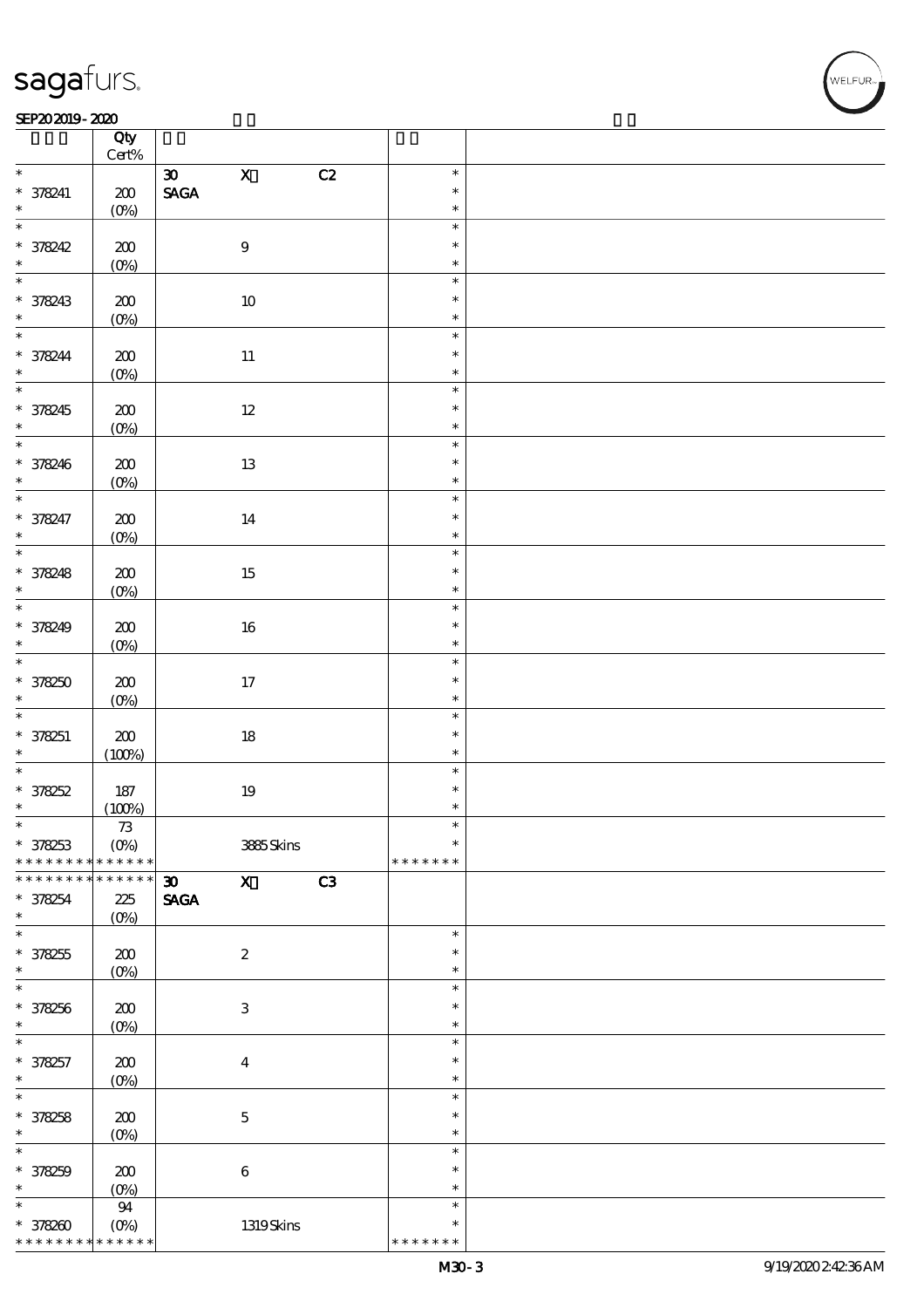| | Qty Cert% | | | |
|---|---|---|---|---|
| * | | 30 X C2 | * | |
| * 378241 | 200 | SAGA | * | |
| * | (0%) | | * | |
| * | | | * | |
| * 378242 | 200 | 9 | * | |
| * | (0%) | | * | |
| * | | | * | |
| * 378243 | 200 | 10 | * | |
| * | (0%) | | * | |
| * | | | * | |
| * 378244 | 200 | 11 | * | |
| * | (0%) | | * | |
| * | | | * | |
| * 378245 | 200 | 12 | * | |
| * | (0%) | | * | |
| * | | | * | |
| * 378246 | 200 | 13 | * | |
| * | (0%) | | * | |
| * | | | * | |
| * 378247 | 200 | 14 | * | |
| * | (0%) | | * | |
| * | | | * | |
| * 378248 | 200 | 15 | * | |
| * | (0%) | | * | |
| * | | | * | |
| * 378249 | 200 | 16 | * | |
| * | (0%) | | * | |
| * | | | * | |
| * 378250 | 200 | 17 | * | |
| * | (0%) | | * | |
| * | | | * | |
| * 378251 | 200 | 18 | * | |
| * | (100%) | | * | |
| * | | | * | |
| * 378252 | 187 | 19 | * | |
| * | (100%) | | * | |
| * | 73 | | * | |
| * 378253 | (0%) | 3885 Skins | * | |
| * * * * * * * * * * * * * * | | | * * * * * * * | |
| * * * * * * * * * * * * * * | | 30 X C3 | | |
| * 378254 | 225 | SAGA | | |
| * | (0%) | | | |
| * | | | * | |
| * 378255 | 200 | 2 | * | |
| * | (0%) | | * | |
| * | | | * | |
| * 378256 | 200 | 3 | * | |
| * | (0%) | | * | |
| * | | | * | |
| * 378257 | 200 | 4 | * | |
| * | (0%) | | * | |
| * | | | * | |
| * 378258 | 200 | 5 | * | |
| * | (0%) | | * | |
| * | | | * | |
| * 378259 | 200 | 6 | * | |
| * | (0%) | | * | |
| * | 94 | | * | |
| * 378260 | (0%) | 1319 Skins | * | |
| * * * * * * * * * * * * * * | | | * * * * * * * | |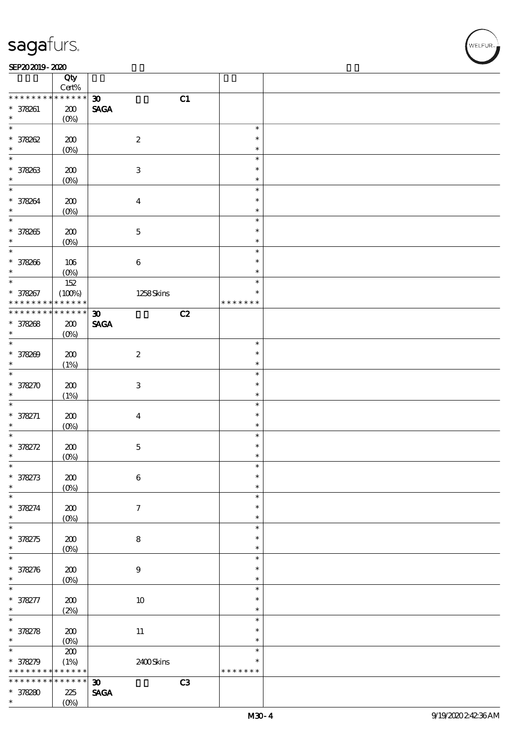| | Qty Cert% | | | |
|---|---|---|---|---|
| * * * * * * * * * * * * * * | | 30 C1 | | |
| * 378261 | 200 | SAGA | | |
| * | (0%) | | | |
| * | | | * | |
| * 378262 | 200 | 2 | * | |
| * | (0%) | | * | |
| * | | | * | |
| * 378263 | 200 | 3 | * | |
| * | (0%) | | * | |
| * | | | * | |
| * 378264 | 200 | 4 | * | |
| * | (0%) | | * | |
| * | | | * | |
| * 378265 | 200 | 5 | * | |
| * | (0%) | | * | |
| * | | | * | |
| * 378266 | 106 | 6 | * | |
| * | (0%) | | * | |
| * | 152 | | * | |
| * 378267 | (100%) | 1258 Skins | * | |
| * * * * * * * * * * * * * * | | | * * * * * * * | |
| * * * * * * * * * * * * * * | | 30 C2 | | |
| * 378268 | 200 | SAGA | | |
| * | (0%) | | | |
| * | | | * | |
| * 378269 | 200 | 2 | * | |
| * | (1%) | | * | |
| * | | | * | |
| * 378270 | 200 | 3 | * | |
| * | (1%) | | * | |
| * | | | * | |
| * 378271 | 200 | 4 | * | |
| * | (0%) | | * | |
| * | | | * | |
| * 378272 | 200 | 5 | * | |
| * | (0%) | | * | |
| * | | | * | |
| * 378273 | 200 | 6 | * | |
| * | (0%) | | * | |
| * | | | * | |
| * 378274 | 200 | 7 | * | |
| * | (0%) | | * | |
| * | | | * | |
| * 378275 | 200 | 8 | * | |
| * | (0%) | | * | |
| * | | | * | |
| * 378276 | 200 | 9 | * | |
| * | (0%) | | * | |
| * | | | * | |
| * 378277 | 200 | 10 | * | |
| * | (2%) | | * | |
| * | | | * | |
| * 378278 | 200 | 11 | * | |
| * | (0%) | | * | |
| * | 200 | | * | |
| * 378279 | (1%) | 2400 Skins | * | |
| * * * * * * * * * * * * * * | | | * * * * * * * | |
| * * * * * * * * * * * * * * | | 30 C3 | | |
| * 378280 | 225 | SAGA | | |
| * | (0%) | | | |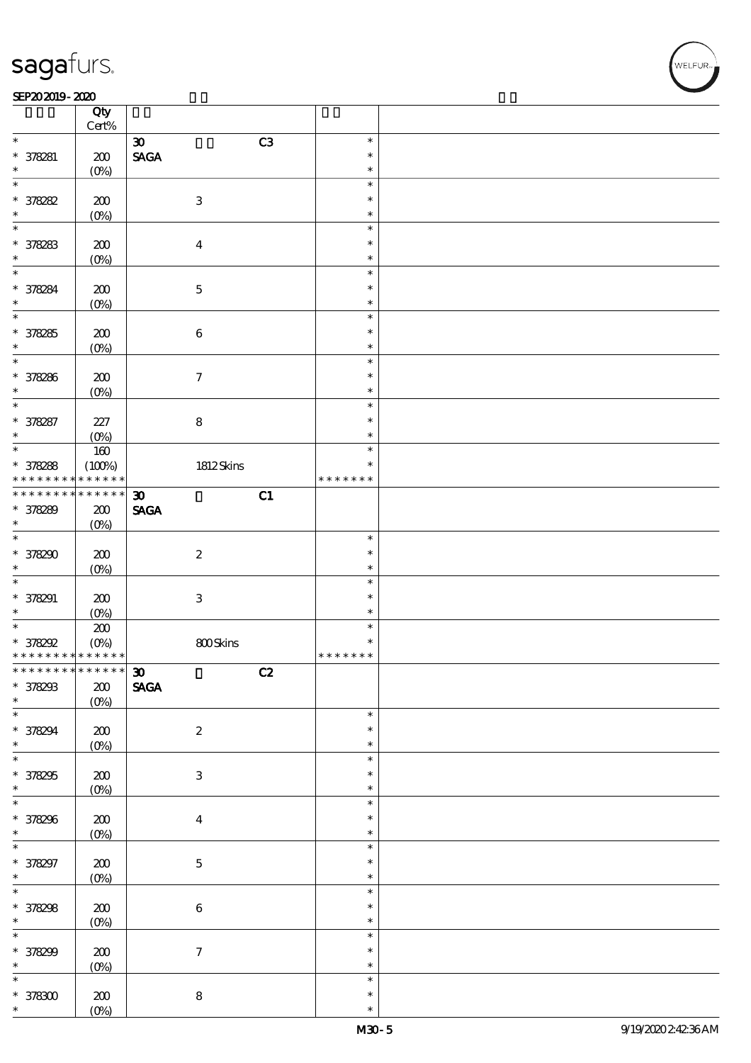| | Qty Cert% | | | | | |
|---|---|---|---|---|---|---|
| * | | 30 | | C3 | * | |
| * 378281 | 200 | SAGA | | | * | |
| * | (0%) | | | | * | |
| * | | | | | * | |
| * 378282 | 200 | | 3 | | * | |
| * | (0%) | | | | * | |
| * | | | | | * | |
| * 378283 | 200 | | 4 | | * | |
| * | (0%) | | | | * | |
| * | | | | | * | |
| * 378284 | 200 | | 5 | | * | |
| * | (0%) | | | | * | |
| * | | | | | * | |
| * 378285 | 200 | | 6 | | * | |
| * | (0%) | | | | * | |
| * | | | | | * | |
| * 378286 | 200 | | 7 | | * | |
| * | (0%) | | | | * | |
| * | | | | | * | |
| * 378287 | 227 | | 8 | | * | |
| * | (0%) | | | | * | |
| * | 160 | | | | * | |
| * 378288 | (100%) | | 1812 Skins | | * | |
| * * * * * * * * * * * * * * | | | | | * * * * * * * | |
| * * * * * * * * * * * * * * | | 30 | | C1 | | |
| * 378289 | 200 | SAGA | | | | |
| * | (0%) | | | | | |
| * | | | | | * | |
| * 378290 | 200 | | 2 | | * | |
| * | (0%) | | | | * | |
| * | | | | | * | |
| * 378291 | 200 | | 3 | | * | |
| * | (0%) | | | | * | |
| * | 200 | | | | * | |
| * 378292 | (0%) | | 800 Skins | | * | |
| * * * * * * * * * * * * * * | | | | | * * * * * * * | |
| * * * * * * * * * * * * * * | | 30 | | C2 | | |
| * 378293 | 200 | SAGA | | | | |
| * | (0%) | | | | | |
| * | | | | | * | |
| * 378294 | 200 | | 2 | | * | |
| * | (0%) | | | | * | |
| * | | | | | * | |
| * 378295 | 200 | | 3 | | * | |
| * | (0%) | | | | * | |
| * | | | | | * | |
| * 378296 | 200 | | 4 | | * | |
| * | (0%) | | | | * | |
| * | | | | | * | |
| * 378297 | 200 | | 5 | | * | |
| * | (0%) | | | | * | |
| * | | | | | * | |
| * 378298 | 200 | | 6 | | * | |
| * | (0%) | | | | * | |
| * | | | | | * | |
| * 378299 | 200 | | 7 | | * | |
| * | (0%) | | | | * | |
| * | | | | | * | |
| * 378300 | 200 | | 8 | | * | |
| * | (0%) | | | | * | |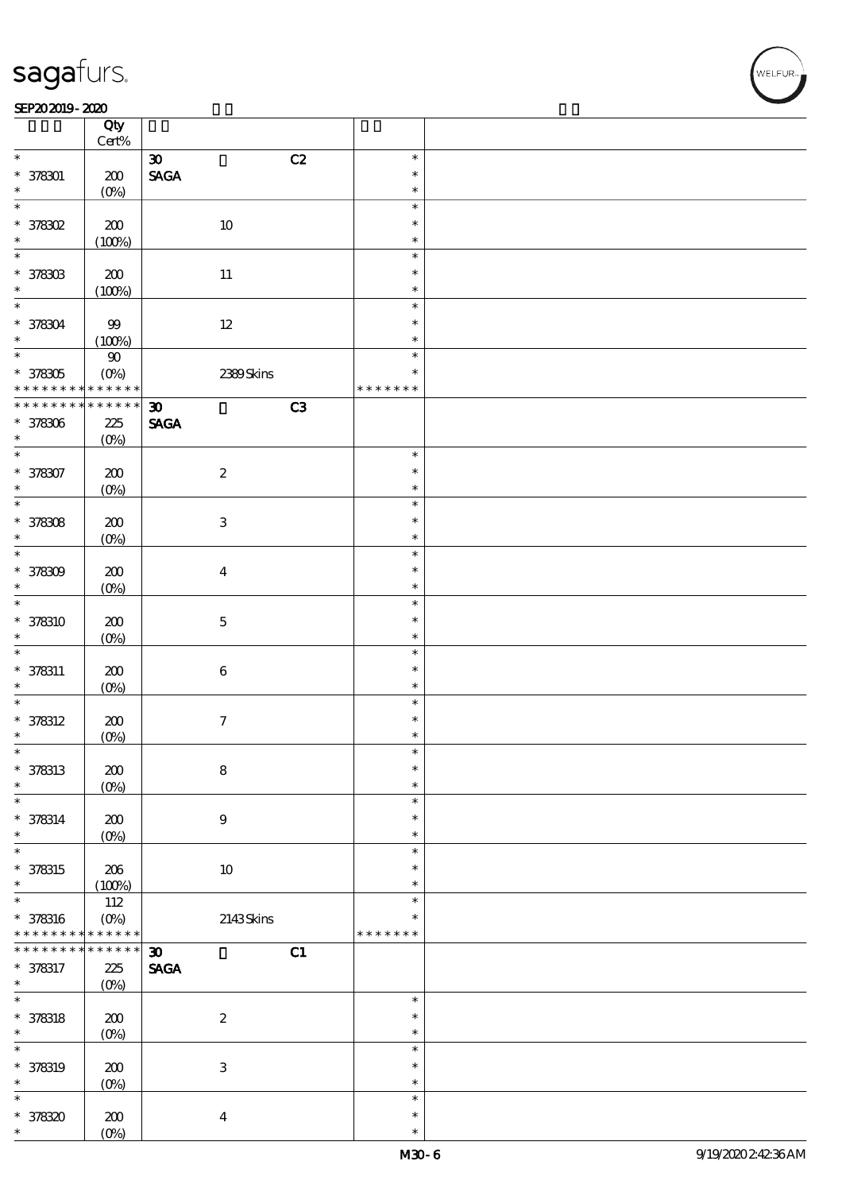| | Qty Cert% | | | | |
|---|---|---|---|---|---|
| * | | 30 | C2 | * | |
| * 378301 | 200 | SAGA | | * | |
| * | (0%) | | | * | |
| * | | | | * | |
| * 378302 | 200 | 10 | | * | |
| * | (100%) | | | * | |
| * | | | | * | |
| * 378303 | 200 | 11 | | * | |
| * | (100%) | | | * | |
| * | | | | * | |
| * 378304 | 99 | 12 | | * | |
| * | (100%) | | | * | |
| * | 90 | | | * | |
| * 378305 | (0%) | 2389 Skins | | * | |
| * * * * * * * * * * * * * * | | | | * * * * * * * | |
| * * * * * * * * * * * * * * | | 30 | C3 | | |
| * 378306 | 225 | SAGA | | | |
| * | (0%) | | | | |
| * | | | | * | |
| * 378307 | 200 | 2 | | * | |
| * | (0%) | | | * | |
| * | | | | * | |
| * 378308 | 200 | 3 | | * | |
| * | (0%) | | | * | |
| * | | | | * | |
| * 378309 | 200 | 4 | | * | |
| * | (0%) | | | * | |
| * | | | | * | |
| * 378310 | 200 | 5 | | * | |
| * | (0%) | | | * | |
| * | | | | * | |
| * 378311 | 200 | 6 | | * | |
| * | (0%) | | | * | |
| * | | | | * | |
| * 378312 | 200 | 7 | | * | |
| * | (0%) | | | * | |
| * | | | | * | |
| * 378313 | 200 | 8 | | * | |
| * | (0%) | | | * | |
| * | | | | * | |
| * 378314 | 200 | 9 | | * | |
| * | (0%) | | | * | |
| * | | | | * | |
| * 378315 | 206 | 10 | | * | |
| * | (100%) | | | * | |
| * | 112 | | | * | |
| * 378316 | (0%) | 2143 Skins | | * | |
| * * * * * * * * * * * * * * | | | | * * * * * * * | |
| * * * * * * * * * * * * * * | | 30 | C1 | | |
| * 378317 | 225 | SAGA | | | |
| * | (0%) | | | | |
| * | | | | * | |
| * 378318 | 200 | 2 | | * | |
| * | (0%) | | | * | |
| * | | | | * | |
| * 378319 | 200 | 3 | | * | |
| * | (0%) | | | * | |
| * | | | | * | |
| * 378320 | 200 | 4 | | * | |
| * | (0%) | | | * | |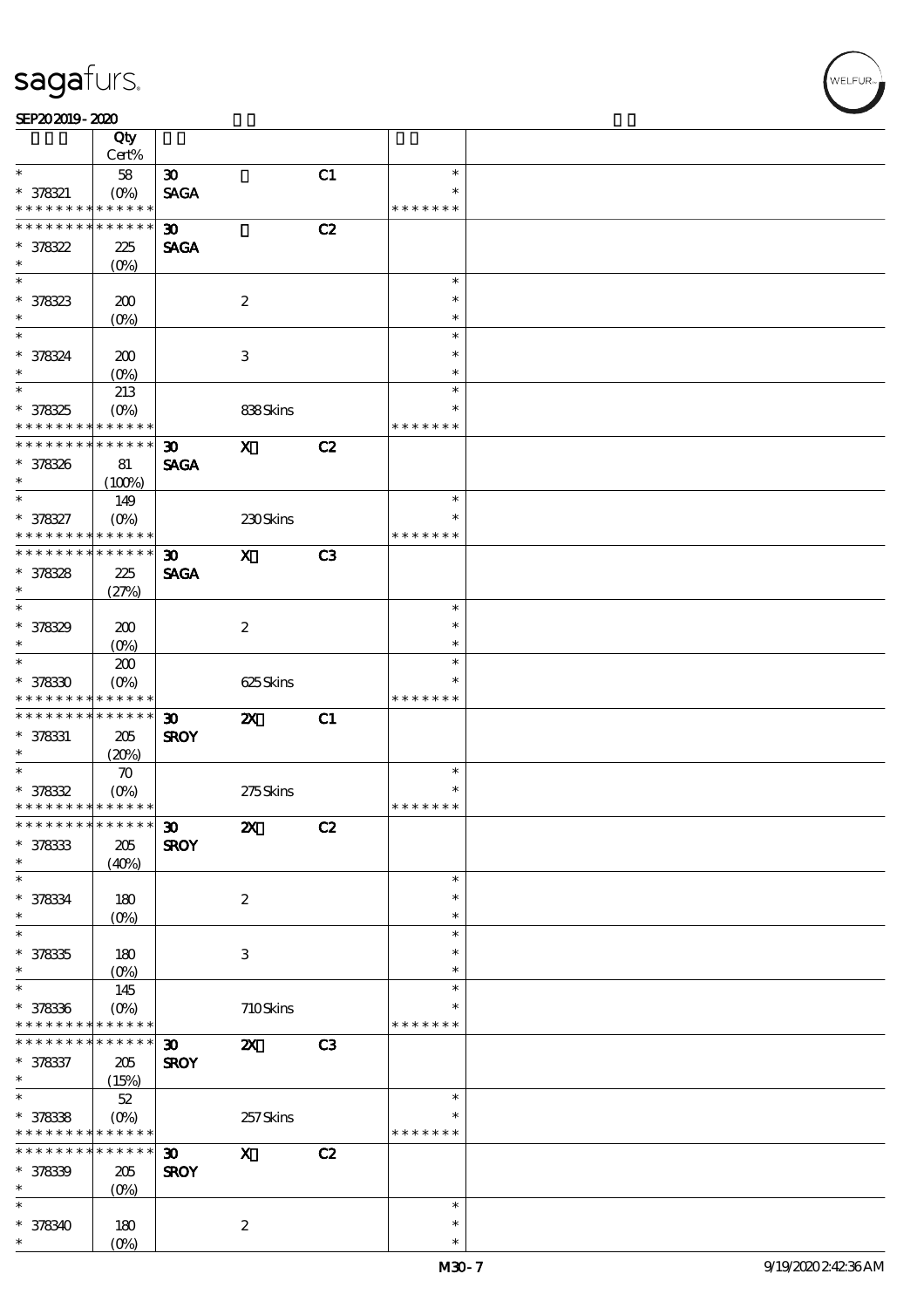| | Qty Cert% | | | | | |
|---|---|---|---|---|---|---|
| * | 58 | 30 | | C1 | * | |
| * 378321 | (0%) | SAGA | | | * | |
| * * * * * * * * * * * * * * | | | | | * * * * * * * | |
| * * * * * * * * * * * * * * | | 30 | | C2 | | |
| * 378322 | 225 | SAGA | | | | |
| * | (0%) | | | | | |
| * | | | | | * | |
| * 378323 | 200 | | 2 | | * | |
| * | (0%) | | | | * | |
| * | | | | | * | |
| * 378324 | 200 | | 3 | | * | |
| * | (0%) | | | | * | |
| * | 213 | | | | * | |
| * 378325 | (0%) | | 838 Skins | | * | |
| * * * * * * * * * * * * * * | | | | | * * * * * * * | |
| * * * * * * * * * * * * * * | | 30 | X | C2 | | |
| * 378326 | 81 | SAGA | | | | |
| * | (100%) | | | | | |
| * | 149 | | | | * | |
| * 378327 | (0%) | | 230 Skins | | * | |
| * * * * * * * * * * * * * * | | | | | * * * * * * * | |
| * * * * * * * * * * * * * * | | 30 | X | C3 | | |
| * 378328 | 225 | SAGA | | | | |
| * | (27%) | | | | | |
| * | | | | | * | |
| * 378329 | 200 | | 2 | | * | |
| * | (0%) | | | | * | |
| * | 200 | | | | * | |
| * 378330 | (0%) | | 625 Skins | | * | |
| * * * * * * * * * * * * * * | | | | | * * * * * * * | |
| * * * * * * * * * * * * * * | | 30 | 2X | C1 | | |
| * 378331 | 205 | SROY | | | | |
| * | (20%) | | | | | |
| * | 70 | | | | * | |
| * 378332 | (0%) | | 275 Skins | | * | |
| * * * * * * * * * * * * * * | | | | | * * * * * * * | |
| * * * * * * * * * * * * * * | | 30 | 2X | C2 | | |
| * 378333 | 205 | SROY | | | | |
| * | (40%) | | | | | |
| * | | | | | * | |
| * 378334 | 180 | | 2 | | * | |
| * | (0%) | | | | * | |
| * | | | | | * | |
| * 378335 | 180 | | 3 | | * | |
| * | (0%) | | | | * | |
| * | 145 | | | | * | |
| * 378336 | (0%) | | 710 Skins | | * | |
| * * * * * * * * * * * * * * | | | | | * * * * * * * | |
| * * * * * * * * * * * * * * | | 30 | 2X | C3 | | |
| * 378337 | 205 | SROY | | | | |
| * | (15%) | | | | | |
| * | 52 | | | | * | |
| * 378338 | (0%) | | 257 Skins | | * | |
| * * * * * * * * * * * * * * | | | | | * * * * * * * | |
| * * * * * * * * * * * * * * | | 30 | X | C2 | | |
| * 378339 | 205 | SROY | | | | |
| * | (0%) | | | | | |
| * | | | | | * | |
| * 378340 | 180 | | 2 | | * | |
| * | (0%) | | | | * | |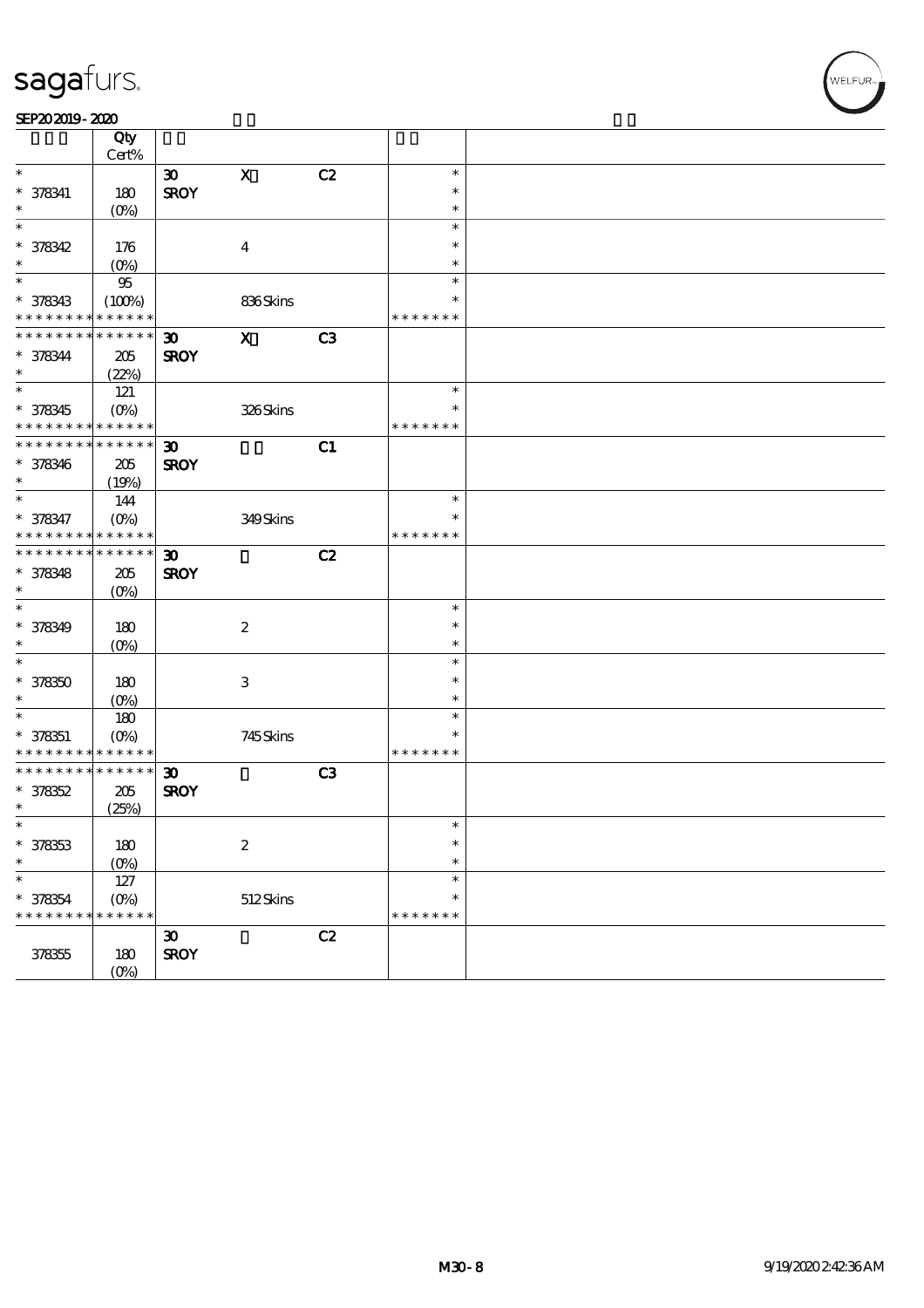# sagafurs.

SEP20 2019 - 2020

| | Qty Cert% | | | | | |
|---|---|---|---|---|---|---|
| * | | 30 | X | C2 | * | |
| * 378341 | 180 | SROY | | | * | |
| * | (0%) | | | | * | |
| * | | | | | * | |
| * 378342 | 176 | | 4 | | * | |
| * | (0%) | | | | * | |
| * | 95 | | | | * | |
| * 378343 | (100%) | | 836 Skins | | * | |
| * * * * * * * * * * * * * * | | | | | * * * * * * * | |
| * * * * * * * * * * * * * * | | 30 | X | C3 | | |
| * 378344 | 205 | SROY | | | | |
| * | (22%) | | | | | |
| * | 121 | | | | * | |
| * 378345 | (0%) | | 326 Skins | | * | |
| * * * * * * * * * * * * * * | | | | | * * * * * * * | |
| * * * * * * * * * * * * * * | | 30 | | C1 | | |
| * 378346 | 205 | SROY | | | | |
| * | (19%) | | | | | |
| * | 144 | | | | * | |
| * 378347 | (0%) | | 349 Skins | | * | |
| * * * * * * * * * * * * * * | | | | | * * * * * * * | |
| * * * * * * * * * * * * * * | | 30 | | C2 | | |
| * 378348 | 205 | SROY | | | | |
| * | (0%) | | | | | |
| * | | | | | * | |
| * 378349 | 180 | | 2 | | * | |
| * | (0%) | | | | * | |
| * | | | | | * | |
| * 378350 | 180 | | 3 | | * | |
| * | (0%) | | | | * | |
| * | 180 | | | | * | |
| * 378351 | (0%) | | 745 Skins | | * | |
| * * * * * * * * * * * * * * | | | | | * * * * * * * | |
| * * * * * * * * * * * * * * | | 30 | | C3 | | |
| * 378352 | 205 | SROY | | | | |
| * | (25%) | | | | | |
| * | | | | | * | |
| * 378353 | 180 | | 2 | | * | |
| * | (0%) | | | | * | |
| * | 127 | | | | * | |
| * 378354 | (0%) | | 512 Skins | | * | |
| * * * * * * * * * * * * * * | | | | | * * * * * * * | |
| | | 30 | | C2 | | |
| 378355 | 180 | SROY | | | | |
| | (0%) | | | | | |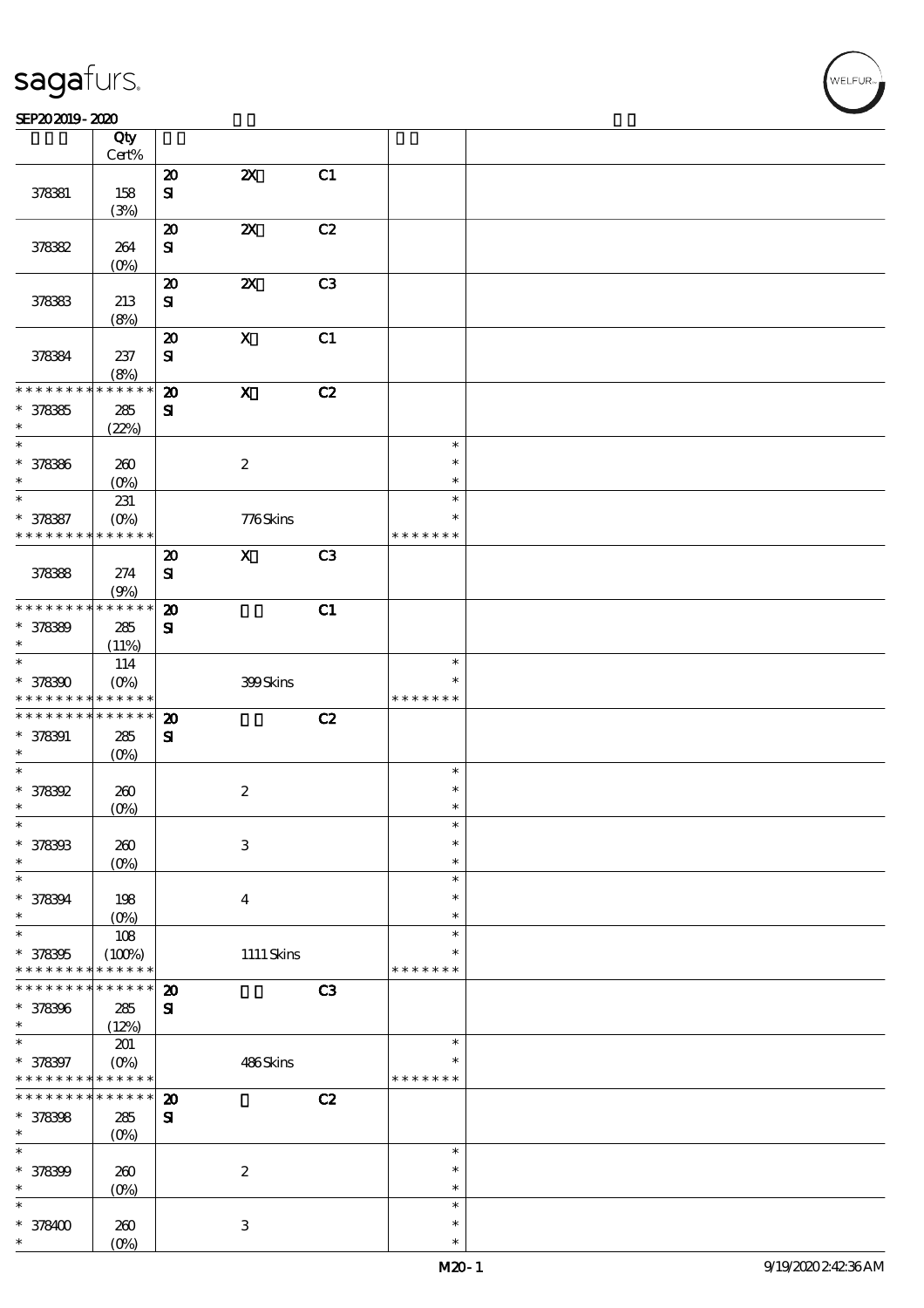| | Qty Cert% | | | | | |
|---|---|---|---|---|---|---|
| 378381 | 158 (3%) | 20 SI | 2X | C1 | | |
| 378382 | 264 (0%) | 20 SI | 2X | C2 | | |
| 378383 | 213 (8%) | 20 SI | 2X | C3 | | |
| 378384 | 237 (8%) | 20 SI | X | C1 | | |
| * * * * * * * * * * * * * * 378385 * | 285 (22%) | 20 SI | X | C2 | | |
| * 378386 * | 260 (0%) | | 2 | | * * * | |
| * 378387 * * * * * * * * * * * * * * | 231 (0%) | | 776 Skins | | * * * * * * * * | |
| 378388 | 274 (9%) | 20 SI | X | C3 | | |
| * * * * * * * * * * * * * * 378389 * | 285 (11%) | 20 SI | | C1 | | |
| * 378390 * * * * * * * * * * * * * * | 114 (0%) | | 399 Skins | | * * * * * * * * | |
| * * * * * * * * * * * * * * 378391 * | 285 (0%) | 20 SI | | C2 | | |
| * 378392 * | 260 (0%) | | 2 | | * * * | |
| * 378393 * | 260 (0%) | | 3 | | * * * | |
| * 378394 * | 198 (0%) | | 4 | | * * * | |
| * 378395 * * * * * * * * * * * * * * | 108 (100%) | | 1111 Skins | | * * * * * * * * | |
| * * * * * * * * * * * * * * 378396 * | 285 (12%) | 20 SI | | C3 | | |
| * 378397 * * * * * * * * * * * * * * | 201 (0%) | | 486 Skins | | * * * * * * * * | |
| * * * * * * * * * * * * * * 378398 * | 285 (0%) | 20 SI | | C2 | | |
| * 378399 * | 260 (0%) | | 2 | | * * * | |
| * 378400 * | 260 (0%) | | 3 | | * * * | |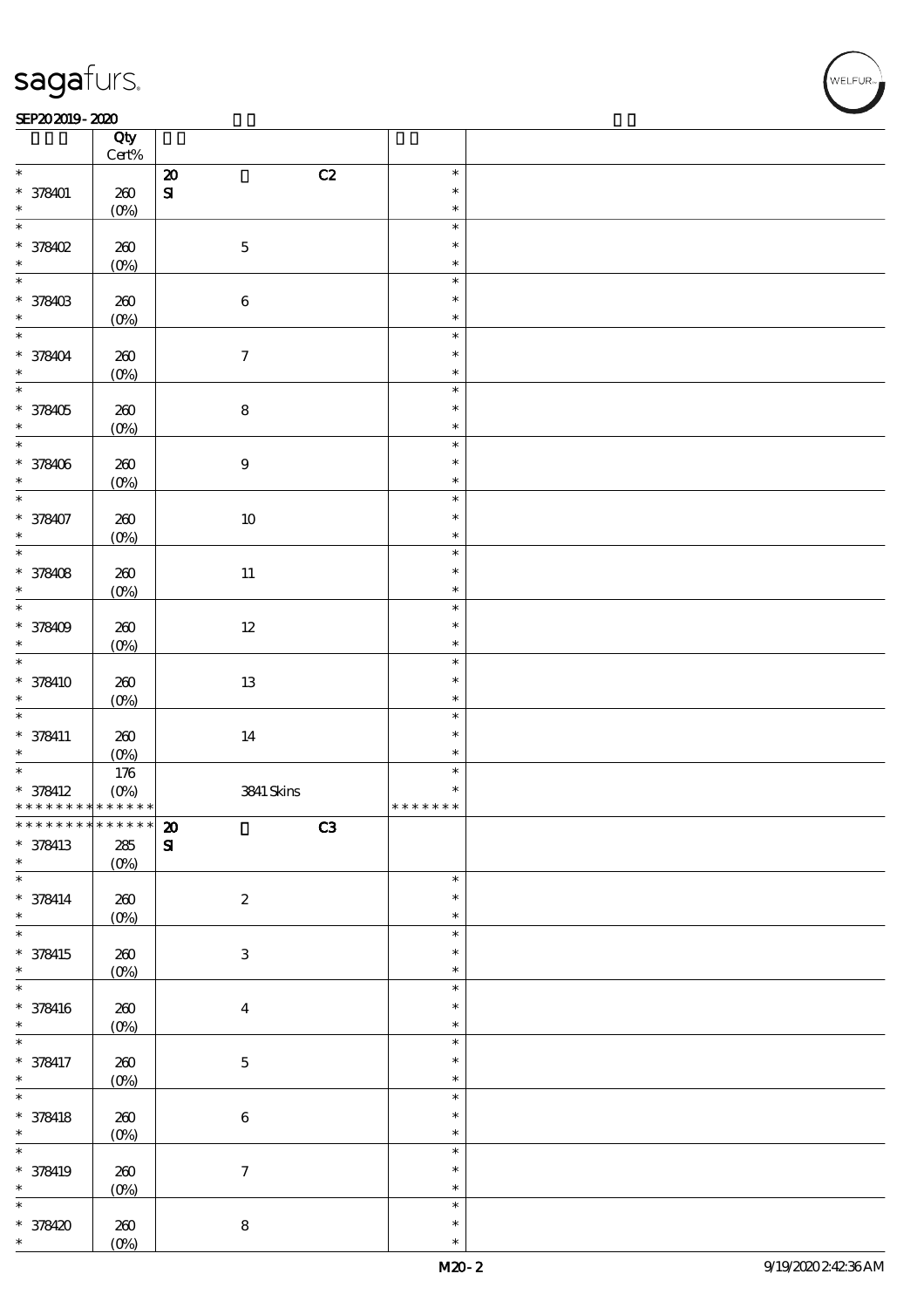| | Qty Cert% | | |
|---|---|---|---|
| * * 378401 * | 260 (0%) | 20 C2 SI | * * * |
| * * 378402 * | 260 (0%) | 5 | * * * |
| * * 378403 * | 260 (0%) | 6 | * * * |
| * * 378404 * | 260 (0%) | 7 | * * * |
| * * 378405 * | 260 (0%) | 8 | * * * |
| * * 378406 * | 260 (0%) | 9 | * * * |
| * * 378407 * | 260 (0%) | 10 | * * * |
| * * 378408 * | 260 (0%) | 11 | * * * |
| * * 378409 * | 260 (0%) | 12 | * * * |
| * * 378410 * | 260 (0%) | 13 | * * * |
| * * 378411 * | 260 (0%) | 14 | * * * |
| * * 378412 * * * * * * * * * * * * * | 176 (0%) | 3841 Skins | * * * * * * * * * |
| * * * * * * * * * * * * * * 378413 * | 285 (0%) | 20 C3 SI | |
| * * 378414 * | 260 (0%) | 2 | * * * |
| * * 378415 * | 260 (0%) | 3 | * * * |
| * * 378416 * | 260 (0%) | 4 | * * * |
| * * 378417 * | 260 (0%) | 5 | * * * |
| * * 378418 * | 260 (0%) | 6 | * * * |
| * * 378419 * | 260 (0%) | 7 | * * * |
| * * 378420 * | 260 (0%) | 8 | * * * |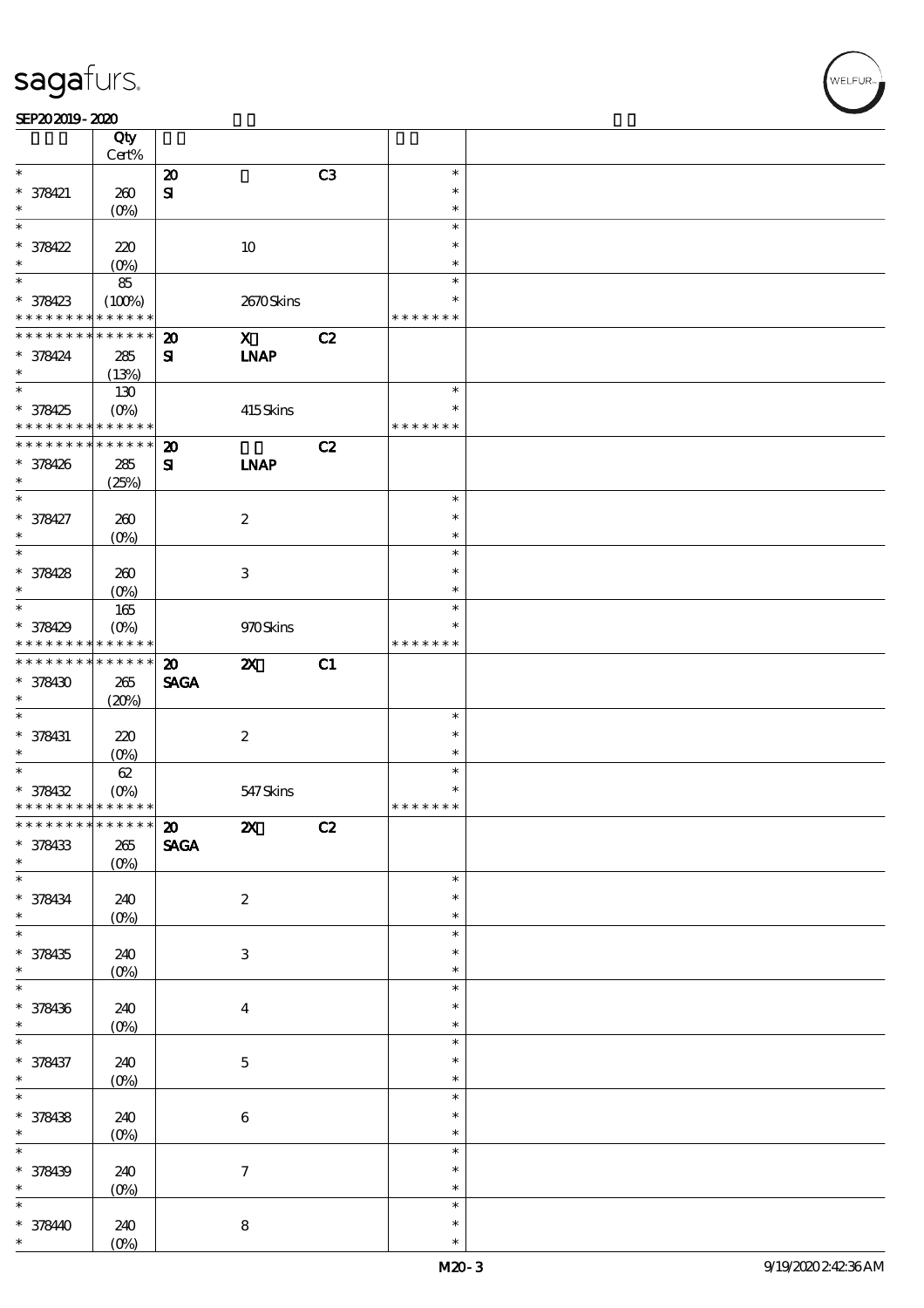| | Qty Cert% | | | | | |
|---|---|---|---|---|---|---|
| * | | 20 | | C3 | * | |
| * 378421 | 260 | SI | | | * | |
| * | (0%) | | | | * | |
| * | | | | | * | |
| * 378422 | 220 | | 10 | | * | |
| * | (0%) | | | | * | |
| * | 85 | | | | * | |
| * 378423 | (100%) | | 2670 Skins | | * | |
| * * * * * * * * * * * * * * | | | | | * * * * * * * | |
| * * * * * * * * * * * * * * | | 20 | X | C2 | | |
| * 378424 | 285 | SI | LNAP | | | |
| * | (13%) | | | | | |
| * | 130 | | | | * | |
| * 378425 | (0%) | | 415 Skins | | * | |
| * * * * * * * * * * * * * * | | | | | * * * * * * * | |
| * * * * * * * * * * * * * * | | 20 | | C2 | | |
| * 378426 | 285 | SI | LNAP | | | |
| * | (25%) | | | | | |
| * | | | | | * | |
| * 378427 | 260 | | 2 | | * | |
| * | (0%) | | | | * | |
| * | | | | | * | |
| * 378428 | 260 | | 3 | | * | |
| * | (0%) | | | | * | |
| * | 165 | | | | * | |
| * 378429 | (0%) | | 970 Skins | | * | |
| * * * * * * * * * * * * * * | | | | | * * * * * * * | |
| * * * * * * * * * * * * * * | | 20 | 2X | C1 | | |
| * 378430 | 265 | SAGA | | | | |
| * | (20%) | | | | | |
| * | | | | | * | |
| * 378431 | 220 | | 2 | | * | |
| * | (0%) | | | | * | |
| * | 62 | | | | * | |
| * 378432 | (0%) | | 547 Skins | | * | |
| * * * * * * * * * * * * * * | | | | | * * * * * * * | |
| * * * * * * * * * * * * * * | | 20 | 2X | C2 | | |
| * 378433 | 265 | SAGA | | | | |
| * | (0%) | | | | | |
| * | | | | | * | |
| * 378434 | 240 | | 2 | | * | |
| * | (0%) | | | | * | |
| * | | | | | * | |
| * 378435 | 240 | | 3 | | * | |
| * | (0%) | | | | * | |
| * | | | | | * | |
| * 378436 | 240 | | 4 | | * | |
| * | (0%) | | | | * | |
| * | | | | | * | |
| * 378437 | 240 | | 5 | | * | |
| * | (0%) | | | | * | |
| * | | | | | * | |
| * 378438 | 240 | | 6 | | * | |
| * | (0%) | | | | * | |
| * | | | | | * | |
| * 378439 | 240 | | 7 | | * | |
| * | (0%) | | | | * | |
| * | | | | | * | |
| * 378440 | 240 | | 8 | | * | |
| * | (0%) | | | | * | |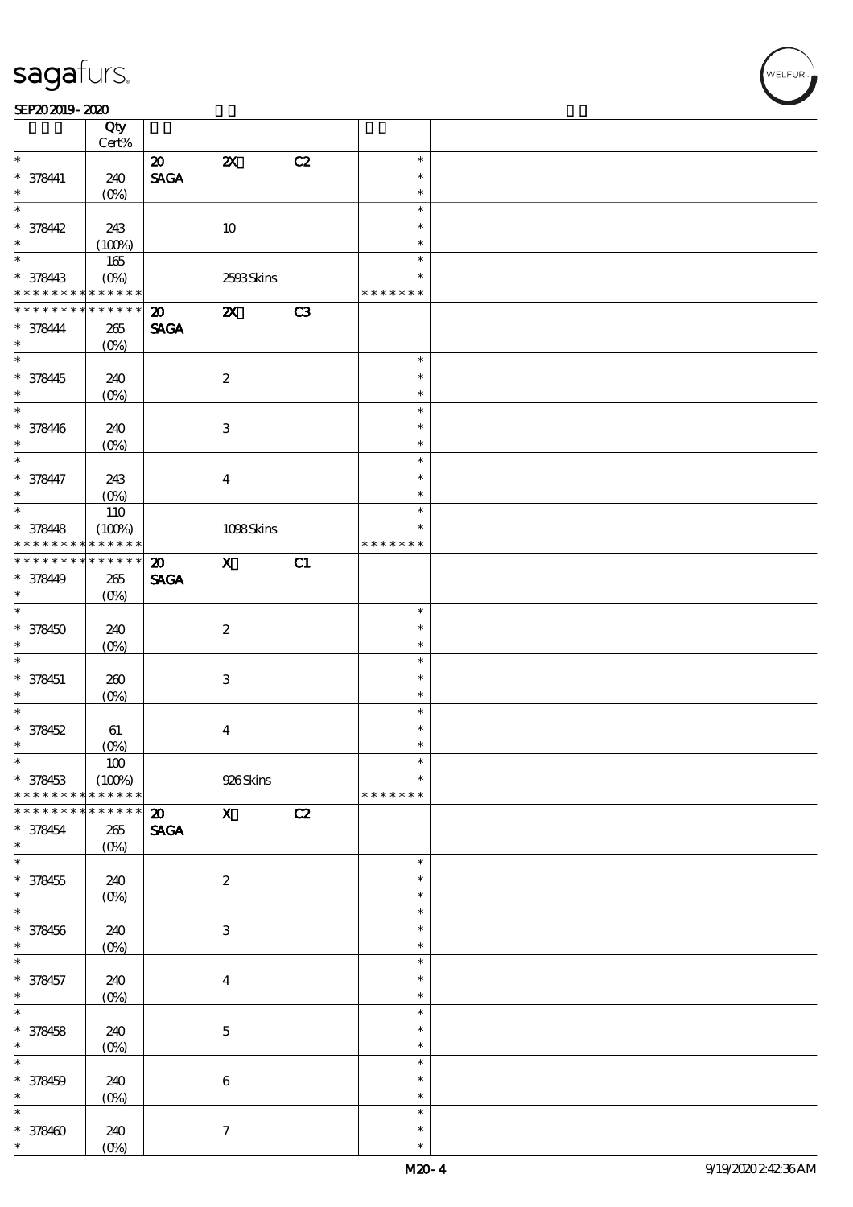| | Qty Cert% | | | | | |
|---|---|---|---|---|---|---|
| * | | 20 | 2X | C2 | * | |
| * 378441 | 240 | SAGA | | | * | |
| * | (0%) | | | | * | |
| * | | | | | * | |
| * 378442 | 243 | | 10 | | * | |
| * | (100%) | | | | * | |
| * | 165 | | | | * | |
| * 378443 | (0%) | | 2593 Skins | | * | |
| * * * * * * * * * * * * * * | | | | | * * * * * * * | |
| * * * * * * * * * * * * * * | | 20 | 2X | C3 | | |
| * 378444 | 265 | SAGA | | | | |
| * | (0%) | | | | | |
| * | | | | | * | |
| * 378445 | 240 | | 2 | | * | |
| * | (0%) | | | | * | |
| * | | | | | * | |
| * 378446 | 240 | | 3 | | * | |
| * | (0%) | | | | * | |
| * | | | | | * | |
| * 378447 | 243 | | 4 | | * | |
| * | (0%) | | | | * | |
| * | 110 | | | | * | |
| * 378448 | (100%) | | 1098 Skins | | * | |
| * * * * * * * * * * * * * * | | | | | * * * * * * * | |
| * * * * * * * * * * * * * * | | 20 | X | C1 | | |
| * 378449 | 265 | SAGA | | | | |
| * | (0%) | | | | | |
| * | | | | | * | |
| * 378450 | 240 | | 2 | | * | |
| * | (0%) | | | | * | |
| * | | | | | * | |
| * 378451 | 260 | | 3 | | * | |
| * | (0%) | | | | * | |
| * | | | | | * | |
| * 378452 | 61 | | 4 | | * | |
| * | (0%) | | | | * | |
| * | 100 | | | | * | |
| * 378453 | (100%) | | 926 Skins | | * | |
| * * * * * * * * * * * * * * | | | | | * * * * * * * | |
| * * * * * * * * * * * * * * | | 20 | X | C2 | | |
| * 378454 | 265 | SAGA | | | | |
| * | (0%) | | | | | |
| * | | | | | * | |
| * 378455 | 240 | | 2 | | * | |
| * | (0%) | | | | * | |
| * | | | | | * | |
| * 378456 | 240 | | 3 | | * | |
| * | (0%) | | | | * | |
| * | | | | | * | |
| * 378457 | 240 | | 4 | | * | |
| * | (0%) | | | | * | |
| * | | | | | * | |
| * 378458 | 240 | | 5 | | * | |
| * | (0%) | | | | * | |
| * | | | | | * | |
| * 378459 | 240 | | 6 | | * | |
| * | (0%) | | | | * | |
| * | | | | | * | |
| * 378460 | 240 | | 7 | | * | |
| * | (0%) | | | | * | |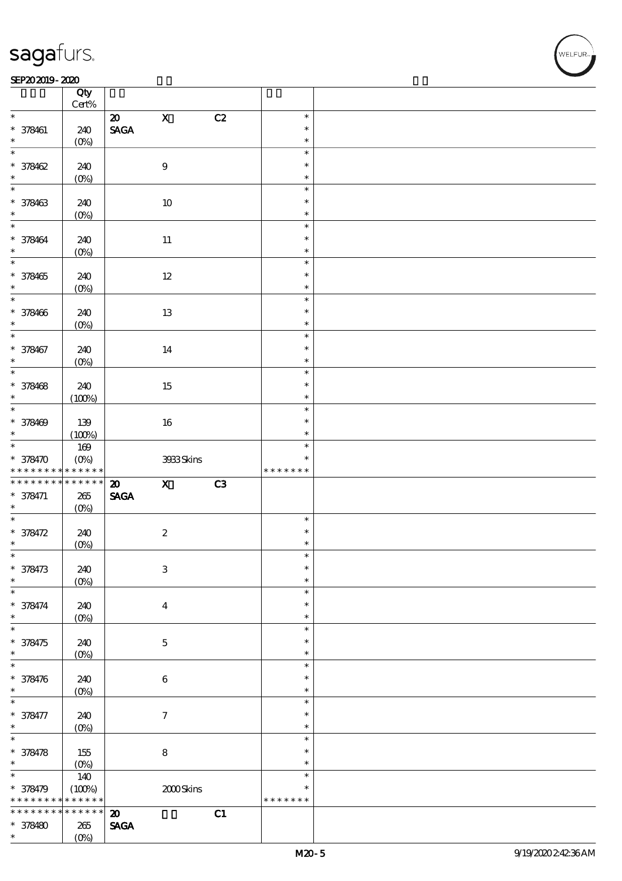sagafurs.

SEP20 2019 - 2020

| | Qty Cert% | | | | | |
|---|---|---|---|---|---|---|
| * | | 20 | X | C2 | * | |
| * 378461 | 240 | SAGA | | | * | |
| * | (0%) | | | | * | |
| * | | | | | * | |
| * 378462 | 240 | | 9 | | * | |
| * | (0%) | | | | * | |
| * | | | | | * | |
| * 378463 | 240 | | 10 | | * | |
| * | (0%) | | | | * | |
| * | | | | | * | |
| * 378464 | 240 | | 11 | | * | |
| * | (0%) | | | | * | |
| * | | | | | * | |
| * 378465 | 240 | | 12 | | * | |
| * | (0%) | | | | * | |
| * | | | | | * | |
| * 378466 | 240 | | 13 | | * | |
| * | (0%) | | | | * | |
| * | | | | | * | |
| * 378467 | 240 | | 14 | | * | |
| * | (0%) | | | | * | |
| * | | | | | * | |
| * 378468 | 240 | | 15 | | * | |
| * | (100%) | | | | * | |
| * | | | | | * | |
| * 378469 | 139 | | 16 | | * | |
| * | (100%) | | | | * | |
| * | 169 | | | | * | |
| * 378470 | (0%) | | 3933 Skins | | * | |
| * * * * * * * * * * * * * | | | | | * * * * * * * | |
| * * * * * * * * * * * * * | | 20 | X | C3 | | |
| * 378471 | 265 | SAGA | | | | |
| * | (0%) | | | | | |
| * | | | | | * | |
| * 378472 | 240 | | 2 | | * | |
| * | (0%) | | | | * | |
| * | | | | | * | |
| * 378473 | 240 | | 3 | | * | |
| * | (0%) | | | | * | |
| * | | | | | * | |
| * 378474 | 240 | | 4 | | * | |
| * | (0%) | | | | * | |
| * | | | | | * | |
| * 378475 | 240 | | 5 | | * | |
| * | (0%) | | | | * | |
| * | | | | | * | |
| * 378476 | 240 | | 6 | | * | |
| * | (0%) | | | | * | |
| * | | | | | * | |
| * 378477 | 240 | | 7 | | * | |
| * | (0%) | | | | * | |
| * | | | | | * | |
| * 378478 | 155 | | 8 | | * | |
| * | (0%) | | | | * | |
| * | 140 | | | | * | |
| * 378479 | (100%) | | 2000 Skins | | * | |
| * * * * * * * * * * * * * | | | | | * * * * * * * | |
| * * * * * * * * * * * * * | | 20 | | C1 | | |
| * 378480 | 265 | SAGA | | | | |
| * | (0%) | | | | | |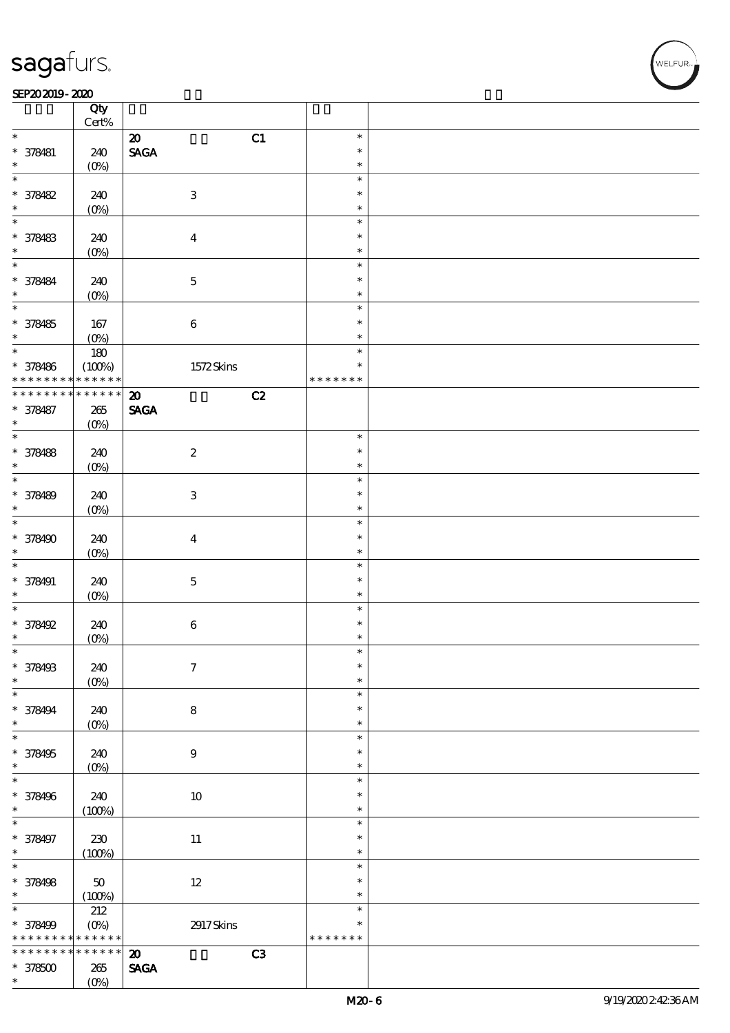| | Qty Cert% | | | |
|---|---|---|---|---|
| * | | 20 C1 | * | |
| * 378481 | 240 | SAGA | * | |
| * | (0%) | | * | |
| * | | | * | |
| * 378482 | 240 | 3 | * | |
| * | (0%) | | * | |
| * | | | * | |
| * 378483 | 240 | 4 | * | |
| * | (0%) | | * | |
| * | | | * | |
| * 378484 | 240 | 5 | * | |
| * | (0%) | | * | |
| * | | | * | |
| * 378485 | 167 | 6 | * | |
| * | (0%) | | * | |
| * | 180 | | * | |
| * 378486 | (100%) | 1572 Skins | * | |
| * * * * * * * * * * * * * * | | | * * * * * * * | |
| * * * * * * * * * * * * * * | | 20 C2 | | |
| * 378487 | 265 | SAGA | | |
| * | (0%) | | | |
| * | | | * | |
| * 378488 | 240 | 2 | * | |
| * | (0%) | | * | |
| * | | | * | |
| * 378489 | 240 | 3 | * | |
| * | (0%) | | * | |
| * | | | * | |
| * 378490 | 240 | 4 | * | |
| * | (0%) | | * | |
| * | | | * | |
| * 378491 | 240 | 5 | * | |
| * | (0%) | | * | |
| * | | | * | |
| * 378492 | 240 | 6 | * | |
| * | (0%) | | * | |
| * | | | * | |
| * 378493 | 240 | 7 | * | |
| * | (0%) | | * | |
| * | | | * | |
| * 378494 | 240 | 8 | * | |
| * | (0%) | | * | |
| * | | | * | |
| * 378495 | 240 | 9 | * | |
| * | (0%) | | * | |
| * | | | * | |
| * 378496 | 240 | 10 | * | |
| * | (100%) | | * | |
| * | | | * | |
| * 378497 | 230 | 11 | * | |
| * | (100%) | | * | |
| * | | | * | |
| * 378498 | 50 | 12 | * | |
| * | (100%) | | * | |
| * | 212 | | * | |
| * 378499 | (0%) | 2917 Skins | * | |
| * * * * * * * * * * * * * * | | | * * * * * * * | |
| * * * * * * * * * * * * * * | | 20 C3 | | |
| * 378500 | 265 | SAGA | | |
| * | (0%) | | | |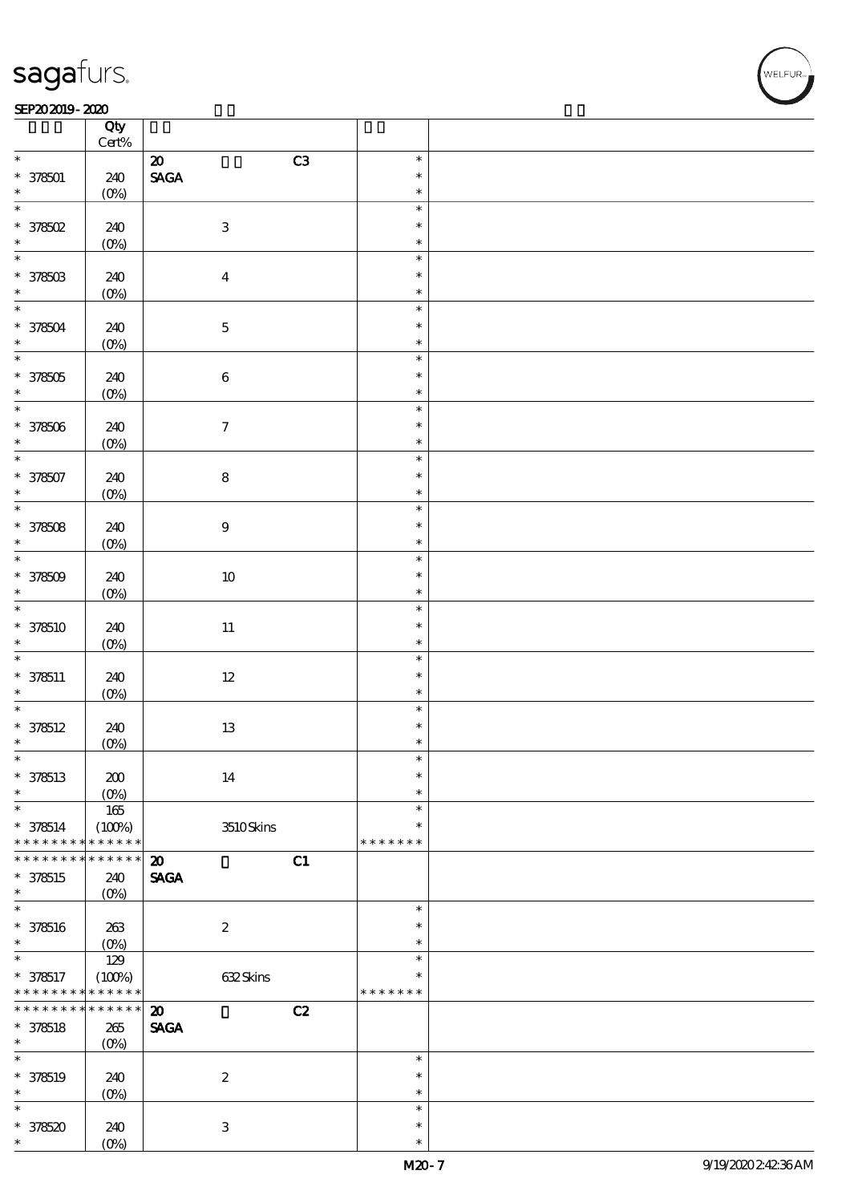| | Qty<br>Cert% | | | |
|---|---|---|---|---|
| * | | 20 C3 | * | |
| * 378501 | 240 | SAGA | * | |
| * | (0%) | | * | |
| * | | | * | |
| * 378502 | 240 | 3 | * | |
| * | (0%) | | * | |
| * | | | * | |
| * 378503 | 240 | 4 | * | |
| * | (0%) | | * | |
| * | | | * | |
| * 378504 | 240 | 5 | * | |
| * | (0%) | | * | |
| * | | | * | |
| * 378505 | 240 | 6 | * | |
| * | (0%) | | * | |
| * | | | * | |
| * 378506 | 240 | 7 | * | |
| * | (0%) | | * | |
| * | | | * | |
| * 378507 | 240 | 8 | * | |
| * | (0%) | | * | |
| * | | | * | |
| * 378508 | 240 | 9 | * | |
| * | (0%) | | * | |
| * | | | * | |
| * 378509 | 240 | 10 | * | |
| * | (0%) | | * | |
| * | | | * | |
| * 378510 | 240 | 11 | * | |
| * | (0%) | | * | |
| * | | | * | |
| * 378511 | 240 | 12 | * | |
| * | (0%) | | * | |
| * | | | * | |
| * 378512 | 240 | 13 | * | |
| * | (0%) | | * | |
| * | | | * | |
| * 378513 | 200 | 14 | * | |
| * | (0%) | | * | |
| * | 165 | | * | |
| * 378514 | (100%) | 3510 Skins | * | |
| * * * * * * * * * * * * * * | | | * * * * * * * | |
| * * * * * * * * * * * * * * | | 20 C1 | | |
| * 378515 | 240 | SAGA | | |
| * | (0%) | | | |
| * | | | * | |
| * 378516 | 263 | 2 | * | |
| * | (0%) | | * | |
| * | 129 | | * | |
| * 378517 | (100%) | 632 Skins | * | |
| * * * * * * * * * * * * * * | | | * * * * * * * | |
| * * * * * * * * * * * * * * | | 20 C2 | | |
| * 378518 | 265 | SAGA | | |
| * | (0%) | | | |
| * | | | * | |
| * 378519 | 240 | 2 | * | |
| * | (0%) | | * | |
| * | | | * | |
| * 378520 | 240 | 3 | * | |
| * | (0%) | | * | |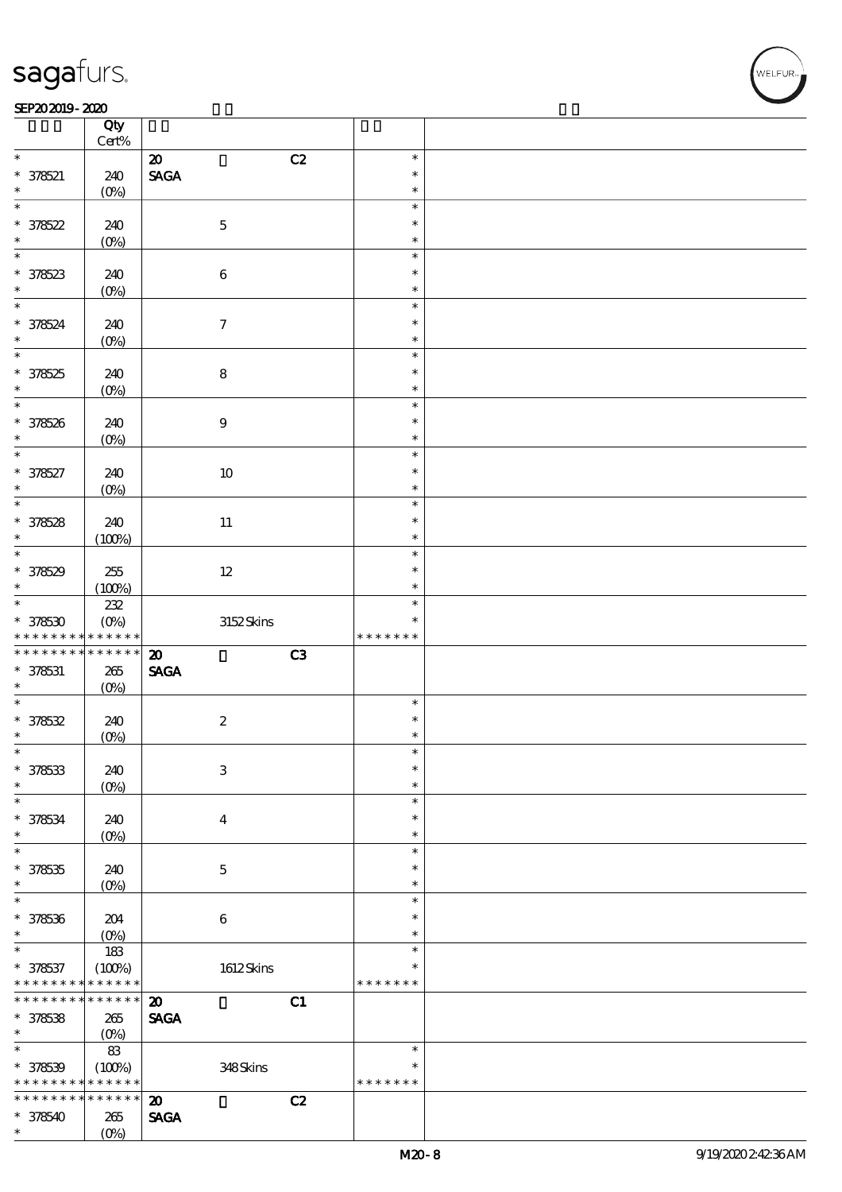| | Qty Cert% | | | | | |
|---|---|---|---|---|---|---|
| * * 378521 * | 240 (0%) | 20 SAGA | | C2 | * * * | |
| * * 378522 * | 240 (0%) | | 5 | | * * * | |
| * * 378523 * | 240 (0%) | | 6 | | * * * | |
| * * 378524 * | 240 (0%) | | 7 | | * * * | |
| * * 378525 * | 240 (0%) | | 8 | | * * * | |
| * * 378526 * | 240 (0%) | | 9 | | * * * | |
| * * 378527 * | 240 (0%) | | 10 | | * * * | |
| * * 378528 * | 240 (100%) | | 11 | | * * * | |
| * * 378529 * | 255 (100%) | | 12 | | * * * | |
| * * 378530 * * * * * * * * * * * * * | 232 (0%) | | 3152 Skins | | * * * * * * * * * | |
| * * * * * * * * * * * * * * 378531 * | 265 (0%) | 20 SAGA | | C3 | | |
| * * 378532 * | 240 (0%) | | 2 | | * * * | |
| * * 378533 * | 240 (0%) | | 3 | | * * * | |
| * * 378534 * | 240 (0%) | | 4 | | * * * | |
| * * 378535 * | 240 (0%) | | 5 | | * * * | |
| * * 378536 * | 204 (0%) | | 6 | | * * * | |
| * * 378537 * * * * * * * * * * * * * | 183 (100%) | | 1612 Skins | | * * * * * * * * * | |
| * * * * * * * * * * * * * * 378538 * | 265 (0%) | 20 SAGA | | C1 | | |
| * * 378539 * * * * * * * * * * * * * | 83 (100%) | | 348 Skins | | * * * * * * * * * | |
| * * * * * * * * * * * * * * 378540 * | 265 (0%) | 20 SAGA | | C2 | | |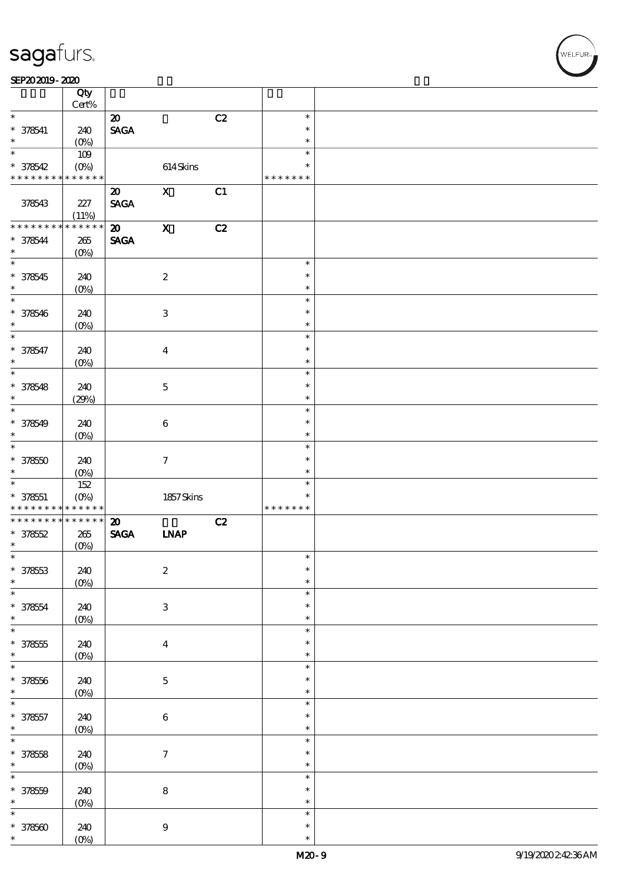| | Qty Cert% | | | | | |
|---|---|---|---|---|---|---|
| * | | 20 | | C2 | * | |
| * 378541 | 240 | SAGA | | | * | |
| * | (0%) | | | | * | |
| * | 109 | | | | * | |
| * 378542 | (0%) | | 614 Skins | | * | |
| * * * * * * * * * * * * * * | | | | | * * * * * * * | |
| | | 20 | X | C1 | | |
| 378543 | 227 | SAGA | | | | |
| | (11%) | | | | | |
| * * * * * * * * * * * * * * | | 20 | X | C2 | | |
| * 378544 | 265 | SAGA | | | | |
| * | (0%) | | | | | |
| * | | | | | * | |
| * 378545 | 240 | | 2 | | * | |
| * | (0%) | | | | * | |
| * | | | | | * | |
| * 378546 | 240 | | 3 | | * | |
| * | (0%) | | | | * | |
| * | | | | | * | |
| * 378547 | 240 | | 4 | | * | |
| * | (0%) | | | | * | |
| * | | | | | * | |
| * 378548 | 240 | | 5 | | * | |
| * | (29%) | | | | * | |
| * | | | | | * | |
| * 378549 | 240 | | 6 | | * | |
| * | (0%) | | | | * | |
| * | | | | | * | |
| * 378550 | 240 | | 7 | | * | |
| * | (0%) | | | | * | |
| * | 152 | | | | * | |
| * 378551 | (0%) | | 1857 Skins | | * | |
| * * * * * * * * * * * * * * | | | | | * * * * * * * | |
| * * * * * * * * * * * * * * | | 20 | | C2 | | |
| * 378552 | 265 | SAGA | LNAP | | | |
| * | (0%) | | | | | |
| * | | | | | * | |
| * 378553 | 240 | | 2 | | * | |
| * | (0%) | | | | * | |
| * | | | | | * | |
| * 378554 | 240 | | 3 | | * | |
| * | (0%) | | | | * | |
| * | | | | | * | |
| * 378555 | 240 | | 4 | | * | |
| * | (0%) | | | | * | |
| * | | | | | * | |
| * 378556 | 240 | | 5 | | * | |
| * | (0%) | | | | * | |
| * | | | | | * | |
| * 378557 | 240 | | 6 | | * | |
| * | (0%) | | | | * | |
| * | | | | | * | |
| * 378558 | 240 | | 7 | | * | |
| * | (0%) | | | | * | |
| * | | | | | * | |
| * 378559 | 240 | | 8 | | * | |
| * | (0%) | | | | * | |
| * | | | | | * | |
| * 378560 | 240 | | 9 | | * | |
| * | (0%) | | | | * | |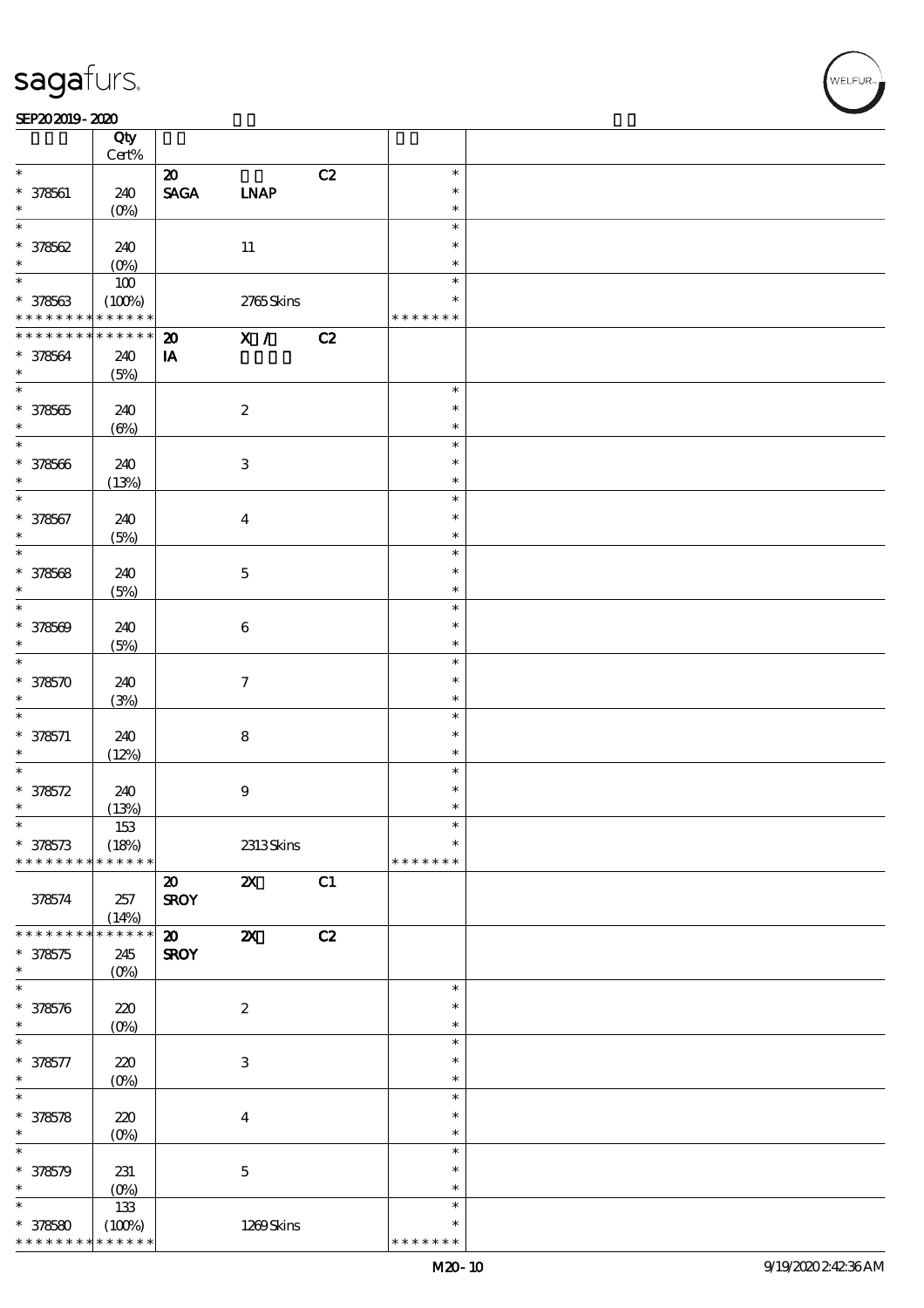| | Qty<br>Cert% | | | | | |
|---|---|---|---|---|---|---|
| * | | 20 | | C2 | * | |
| * 378561 | 240 | SAGA | LNAP | | * | |
| * | (0%) | | | | * | |
| * | | | | | * | |
| * 378562 | 240 | | 11 | | * | |
| * | (0%) | | | | * | |
| * | 100 | | | | * | |
| * 378563 | (100%) | | 2765 Skins | | * | |
| * * * * * * * * * * * * * * | | | | | * * * * * * * | |
| * * * * * * * * * * * * * * | | 20 | X / | C2 | | |
| * 378564 | 240 | IA | | | | |
| * | (5%) | | | | | |
| * | | | | | * | |
| * 378565 | 240 | | 2 | | * | |
| * | (6%) | | | | * | |
| * | | | | | * | |
| * 378566 | 240 | | 3 | | * | |
| * | (13%) | | | | * | |
| * | | | | | * | |
| * 378567 | 240 | | 4 | | * | |
| * | (5%) | | | | * | |
| * | | | | | * | |
| * 378568 | 240 | | 5 | | * | |
| * | (5%) | | | | * | |
| * | | | | | * | |
| * 378569 | 240 | | 6 | | * | |
| * | (5%) | | | | * | |
| * | | | | | * | |
| * 378570 | 240 | | 7 | | * | |
| * | (3%) | | | | * | |
| * | | | | | * | |
| * 378571 | 240 | | 8 | | * | |
| * | (12%) | | | | * | |
| * | | | | | * | |
| * 378572 | 240 | | 9 | | * | |
| * | (13%) | | | | * | |
| * | 153 | | | | * | |
| * 378573 | (18%) | | 2313 Skins | | * | |
| * * * * * * * * * * * * * * | | | | | * * * * * * * | |
| | | 20 | 2X | C1 | | |
| 378574 | 257 | SROY | | | | |
| | (14%) | | | | | |
| * * * * * * * * * * * * * * | | 20 | 2X | C2 | | |
| * 378575 | 245 | SROY | | | | |
| * | (0%) | | | | | |
| * | | | | | * | |
| * 378576 | 220 | | 2 | | * | |
| * | (0%) | | | | * | |
| * | | | | | * | |
| * 378577 | 220 | | 3 | | * | |
| * | (0%) | | | | * | |
| * | | | | | * | |
| * 378578 | 220 | | 4 | | * | |
| * | (0%) | | | | * | |
| * | | | | | * | |
| * 378579 | 231 | | 5 | | * | |
| * | (0%) | | | | * | |
| * | 133 | | | | * | |
| * 378580 | (100%) | | 1269 Skins | | * | |
| * * * * * * * * * * * * * * | | | | | * * * * * * * | |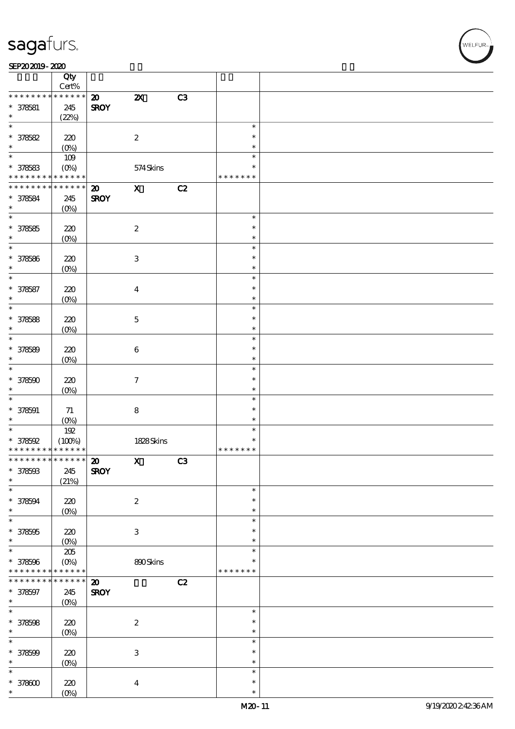| | Qty<br>Cert% | | | | | |
|---|---|---|---|---|---|---|
| * * * * * * * * * * * * * * | | 20 | 2X | C3 | | |
| * 378581 | 245 | SROY | | | | |
| * | (22%) | | | | | |
| * 378582 | 220<br>(0%) | | 2 | | * | |
| * 378583 | 109<br>(0%) | | 574 Skins | | * * * * * * * | |
| * * * * * * * * * * * * * * | | 20 | X | C2 | | |
| * 378584 | 245<br>(0%) | SROY | | | | |
| * 378585 | 220<br>(0%) | | 2 | | * | |
| * 378586 | 220<br>(0%) | | 3 | | * | |
| * 378587 | 220<br>(0%) | | 4 | | * | |
| * 378588 | 220<br>(0%) | | 5 | | * | |
| * 378589 | 220<br>(0%) | | 6 | | * | |
| * 378590 | 220<br>(0%) | | 7 | | * | |
| * 378591 | 71<br>(0%) | | 8 | | * | |
| * 378592 | 192<br>(100%) | | 1828 Skins | | * * * * * * * | |
| * * * * * * * * * * * * * * | | 20 | X | C3 | | |
| * 378593 | 245<br>(21%) | SROY | | | | |
| * 378594 | 220<br>(0%) | | 2 | | * | |
| * 378595 | 220<br>(0%) | | 3 | | * | |
| * 378596 | 205<br>(0%) | | 890 Skins | | * * * * * * * | |
| * * * * * * * * * * * * * * | | 20 | | C2 | | |
| * 378597 | 245<br>(0%) | SROY | | | | |
| * 378598 | 220<br>(0%) | | 2 | | * | |
| * 378599 | 220<br>(0%) | | 3 | | * | |
| * 378600 | 220<br>(0%) | | 4 | | * | |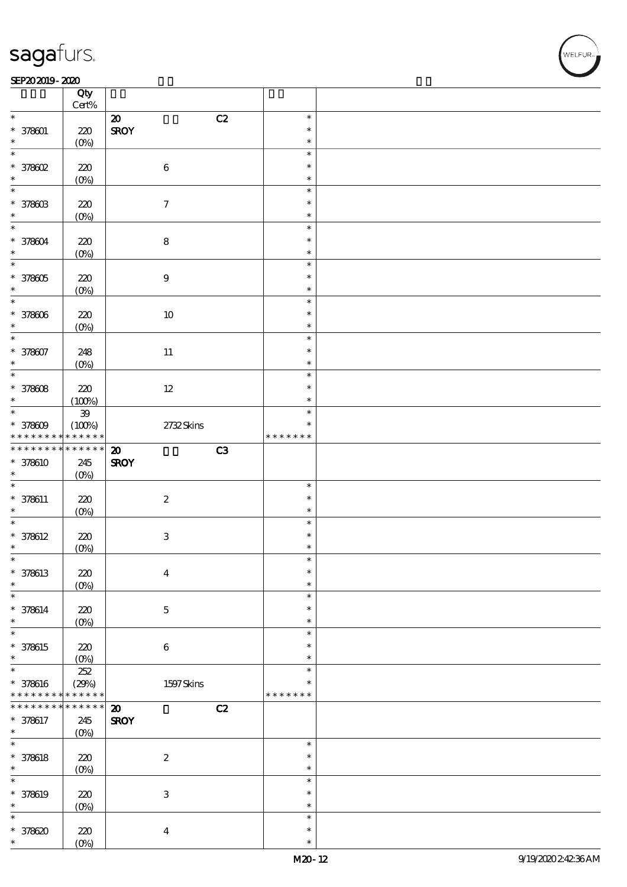| | Qty Cert% | | | |
|---|---|---|---|---|
| * | | 20 C2 | * | |
| * 378601 | 220 | SROY | * | |
| * | (0%) | | * | |
| * | | | * | |
| * 378602 | 220 | 6 | * | |
| * | (0%) | | * | |
| * | | | * | |
| * 378603 | 220 | 7 | * | |
| * | (0%) | | * | |
| * | | | * | |
| * 378604 | 220 | 8 | * | |
| * | (0%) | | * | |
| * | | | * | |
| * 378605 | 220 | 9 | * | |
| * | (0%) | | * | |
| * | | | * | |
| * 378606 | 220 | 10 | * | |
| * | (0%) | | * | |
| * | | | * | |
| * 378607 | 248 | 11 | * | |
| * | (0%) | | * | |
| * | | | * | |
| * 378608 | 220 | 12 | * | |
| * | (100%) | | * | |
| * | 39 | | * | |
| * 378609 | (100%) | 2732 Skins | * | |
| * * * * * * * * * * * * * * | | | * * * * * * * | |
| * * * * * * * * * * * * * * | | 20 C3 | | |
| * 378610 | 245 | SROY | | |
| * | (0%) | | | |
| * | | | * | |
| * 378611 | 220 | 2 | * | |
| * | (0%) | | * | |
| * | | | * | |
| * 378612 | 220 | 3 | * | |
| * | (0%) | | * | |
| * | | | * | |
| * 378613 | 220 | 4 | * | |
| * | (0%) | | * | |
| * | | | * | |
| * 378614 | 220 | 5 | * | |
| * | (0%) | | * | |
| * | | | * | |
| * 378615 | 220 | 6 | * | |
| * | (0%) | | * | |
| * | 252 | | * | |
| * 378616 | (29%) | 1597 Skins | * | |
| * * * * * * * * * * * * * * | | | * * * * * * * | |
| * * * * * * * * * * * * * * | | 20 C2 | | |
| * 378617 | 245 | SROY | | |
| * | (0%) | | | |
| * | | | * | |
| * 378618 | 220 | 2 | * | |
| * | (0%) | | * | |
| * | | | * | |
| * 378619 | 220 | 3 | * | |
| * | (0%) | | * | |
| * | | | * | |
| * 378620 | 220 | 4 | * | |
| * | (0%) | | * | |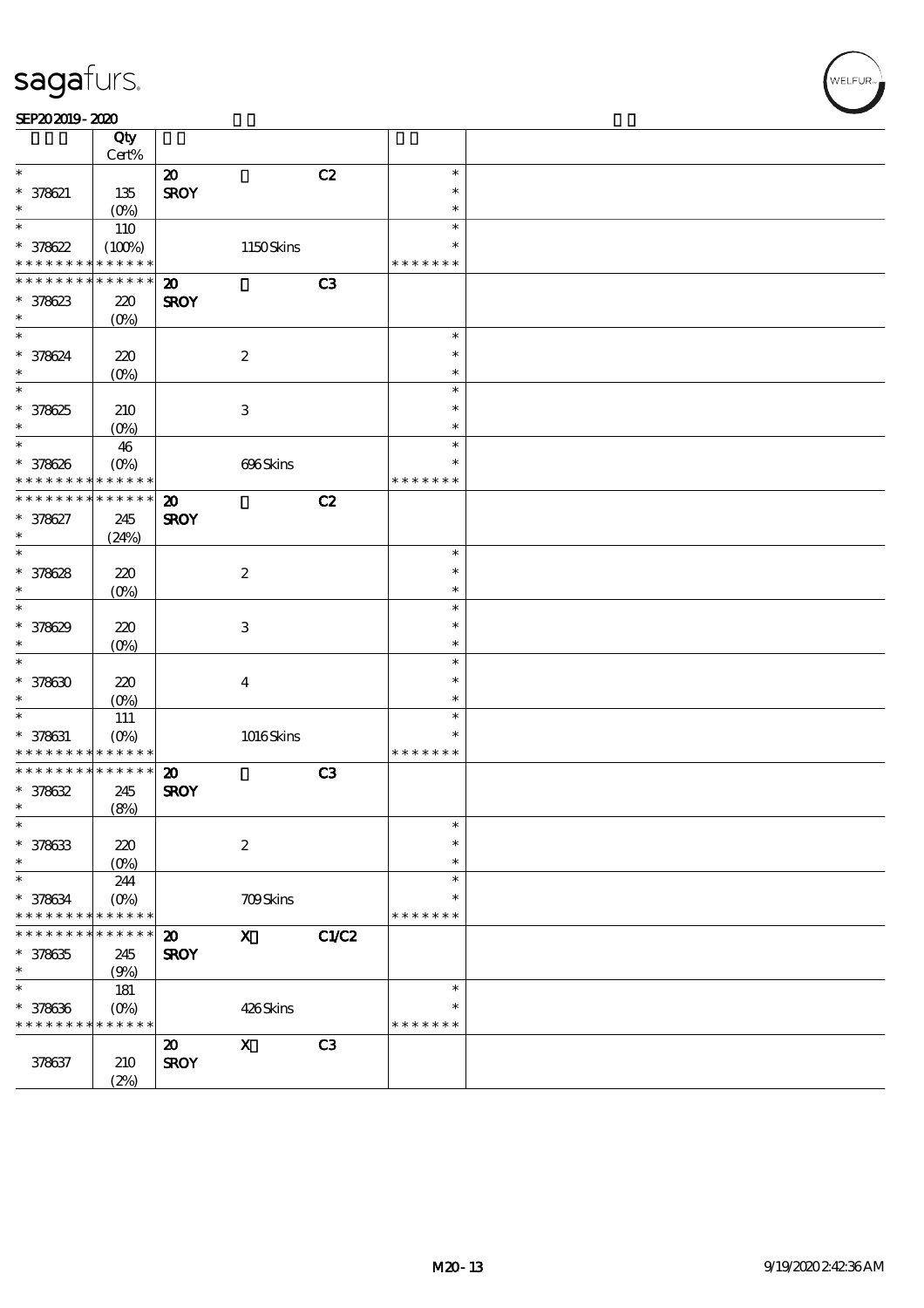| | Qty Cert% | | | | | |
|---|---|---|---|---|---|---|
| * | | 20 | | C2 | * | |
| * 378621 | 135 | SROY | | | * | |
| * | (0%) | | | | * | |
| * | 110 | | | | * | |
| * 378622 | (100%) | | 1150 Skins | | * | |
| * * * * * * * * * * * * * * | | | | | * * * * * * * | |
| * * * * * * * * * * * * * * | | 20 | | C3 | | |
| * 378623 | 220 | SROY | | | | |
| * | (0%) | | | | | |
| * | | | | | * | |
| * 378624 | 220 | | 2 | | * | |
| * | (0%) | | | | * | |
| * | | | | | * | |
| * 378625 | 210 | | 3 | | * | |
| * | (0%) | | | | * | |
| * | 46 | | | | * | |
| * 378626 | (0%) | | 696 Skins | | * | |
| * * * * * * * * * * * * * * | | | | | * * * * * * * | |
| * * * * * * * * * * * * * * | | 20 | | C2 | | |
| * 378627 | 245 | SROY | | | | |
| * | (24%) | | | | | |
| * | | | | | * | |
| * 378628 | 220 | | 2 | | * | |
| * | (0%) | | | | * | |
| * | | | | | * | |
| * 378629 | 220 | | 3 | | * | |
| * | (0%) | | | | * | |
| * | | | | | * | |
| * 378630 | 220 | | 4 | | * | |
| * | (0%) | | | | * | |
| * | 111 | | | | * | |
| * 378631 | (0%) | | 1016 Skins | | * | |
| * * * * * * * * * * * * * * | | | | | * * * * * * * | |
| * * * * * * * * * * * * * * | | 20 | | C3 | | |
| * 378632 | 245 | SROY | | | | |
| * | (8%) | | | | | |
| * | | | | | * | |
| * 378633 | 220 | | 2 | | * | |
| * | (0%) | | | | * | |
| * | 244 | | | | * | |
| * 378634 | (0%) | | 709 Skins | | * | |
| * * * * * * * * * * * * * * | | | | | * * * * * * * | |
| * * * * * * * * * * * * * * | | 20 | X | C1/C2 | | |
| * 378635 | 245 | SROY | | | | |
| * | (9%) | | | | | |
| * | 181 | | | | * | |
| * 378636 | (0%) | | 426 Skins | | * | |
| * * * * * * * * * * * * * * | | | | | * * * * * * * | |
| | | 20 | X | C3 | | |
| 378637 | 210 | SROY | | | | |
| | (2%) | | | | | |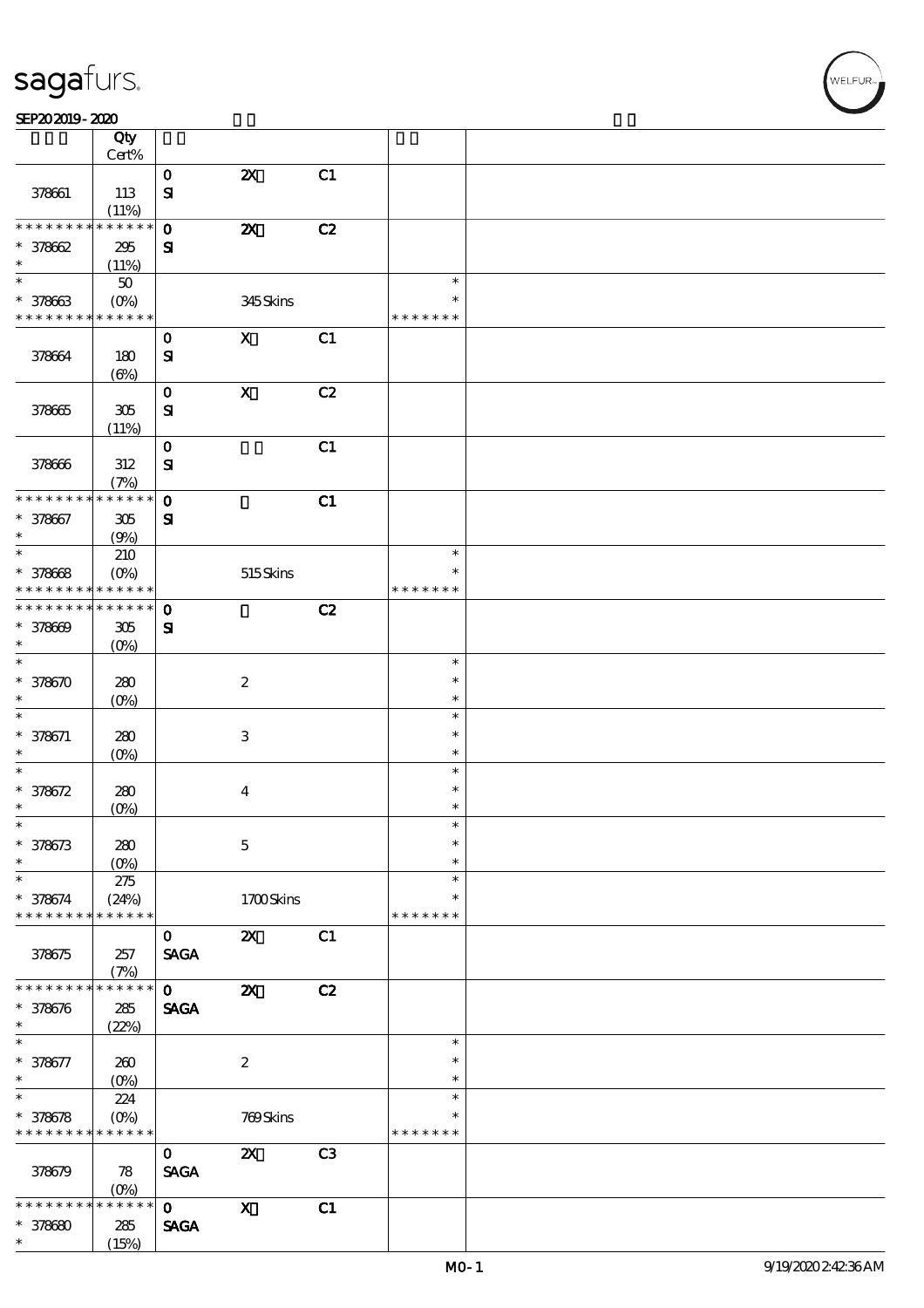| | Qty Cert% | | | | | |
|---|---|---|---|---|---|---|
| 378661 | 113 (11%) | 0 SI | 2X | C1 | | |
| * * * * * * * * * * * * * * * 378662 * | 295 (11%) | 0 SI | 2X | C2 | | |
| * * 378663 * * * * * * * * * * * * * | 50 (0%) | | 345 Skins | | * * * * * * * * * | |
| 378664 | 180 (6%) | 0 SI | X | C1 | | |
| 378665 | 305 (11%) | 0 SI | X | C2 | | |
| 378666 | 312 (7%) | 0 SI | | C1 | | |
| * * * * * * * * * * * * * * * 378667 * | 305 (9%) | 0 SI | | C1 | | |
| * * 378668 * * * * * * * * * * * * * | 210 (0%) | | 515 Skins | | * * * * * * * * * | |
| * * * * * * * * * * * * * * * 378669 * | 305 (0%) | 0 SI | | C2 | | |
| * * 378670 * | 280 (0%) | | 2 | | * * * | |
| * * 378671 * | 280 (0%) | | 3 | | * * * | |
| * * 378672 * | 280 (0%) | | 4 | | * * * | |
| * * 378673 * | 280 (0%) | | 5 | | * * * | |
| * * 378674 * * * * * * * * * * * * * | 275 (24%) | | 1700 Skins | | * * * * * * * * * | |
| 378675 | 257 (7%) | 0 SAGA | 2X | C1 | | |
| * * * * * * * * * * * * * * * 378676 * | 285 (22%) | 0 SAGA | 2X | C2 | | |
| * * 378677 * | 260 (0%) | | 2 | | * * * | |
| * * 378678 * * * * * * * * * * * * * | 224 (0%) | | 769 Skins | | * * * * * * * * * | |
| 378679 | 78 (0%) | 0 SAGA | 2X | C3 | | |
| * * * * * * * * * * * * * * * 378680 * | 285 (15%) | 0 SAGA | X | C1 | | |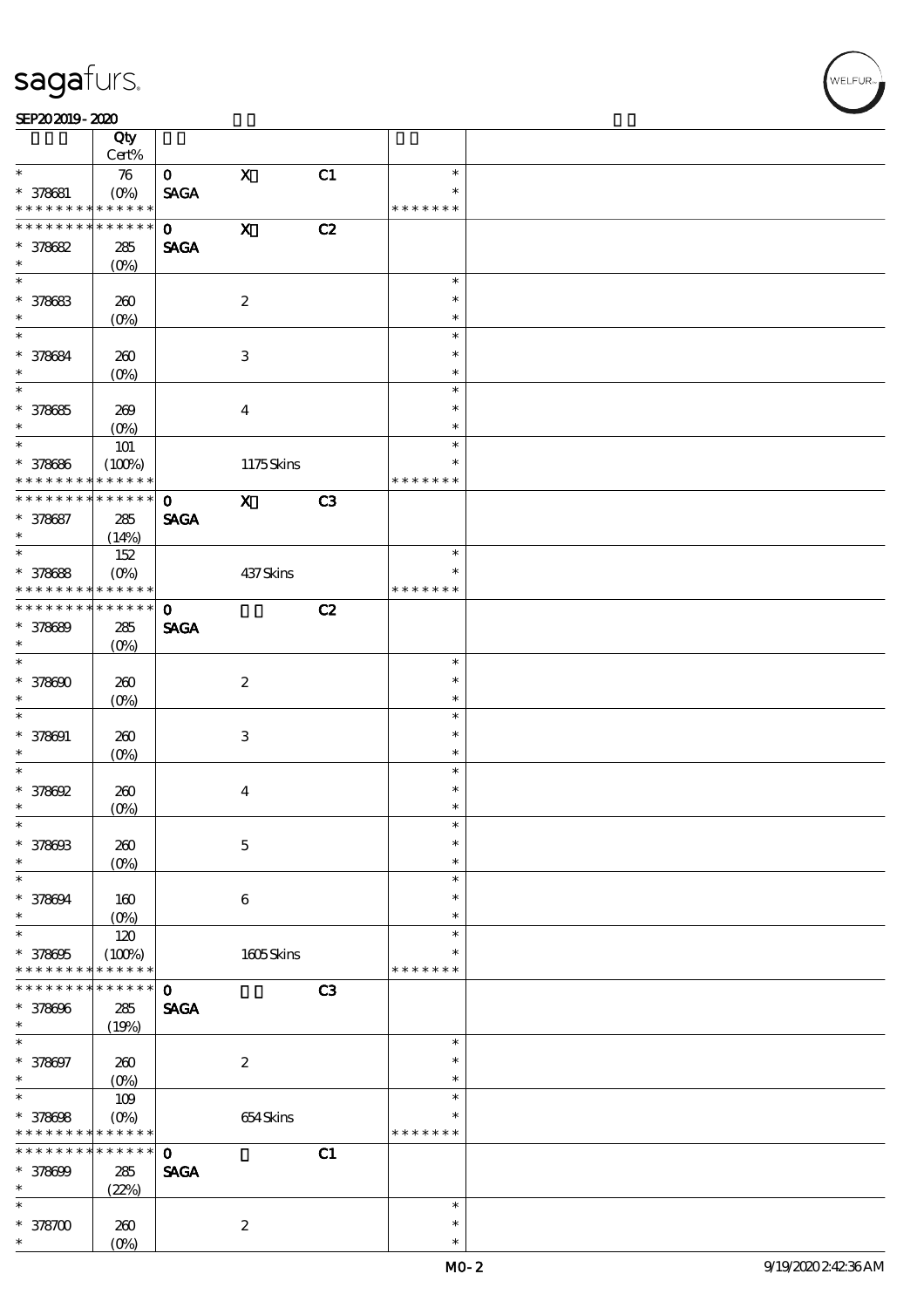| | Qty Cert% | | | | | |
|---|---|---|---|---|---|---|
| * | 76 | 0 | X | C1 | * | |
| * 378681 | (0%) | SAGA | | | * | |
| * * * * * * * * * * * * * | | | | | * * * * * * * | |
| * * * * * * * * * * * * * | | 0 | X | C2 | | |
| * 378682 | 285 | SAGA | | | | |
| * | (0%) | | | | | |
| * | | | | | * | |
| * 378683 | 260 | | 2 | | * | |
| * | (0%) | | | | * | |
| * | | | | | * | |
| * 378684 | 260 | | 3 | | * | |
| * | (0%) | | | | * | |
| * | | | | | * | |
| * 378685 | 269 | | 4 | | * | |
| * | (0%) | | | | * | |
| * | 101 | | | | * | |
| * 378686 | (100%) | | 1175 Skins | | * | |
| * * * * * * * * * * * * * | | | | | * * * * * * * | |
| * * * * * * * * * * * * * | | 0 | X | C3 | | |
| * 378687 | 285 | SAGA | | | | |
| * | (14%) | | | | | |
| * | 152 | | | | * | |
| * 378688 | (0%) | | 437 Skins | | * | |
| * * * * * * * * * * * * * | | | | | * * * * * * * | |
| * * * * * * * * * * * * * | | 0 | | C2 | | |
| * 378689 | 285 | SAGA | | | | |
| * | (0%) | | | | | |
| * | | | | | * | |
| * 378690 | 260 | | 2 | | * | |
| * | (0%) | | | | * | |
| * | | | | | * | |
| * 378691 | 260 | | 3 | | * | |
| * | (0%) | | | | * | |
| * | | | | | * | |
| * 378692 | 260 | | 4 | | * | |
| * | (0%) | | | | * | |
| * | | | | | * | |
| * 378693 | 260 | | 5 | | * | |
| * | (0%) | | | | * | |
| * | | | | | * | |
| * 378694 | 160 | | 6 | | * | |
| * | (0%) | | | | * | |
| * | 120 | | | | * | |
| * 378695 | (100%) | | 1605 Skins | | * | |
| * * * * * * * * * * * * * | | | | | * * * * * * * | |
| * * * * * * * * * * * * * | | 0 | | C3 | | |
| * 378696 | 285 | SAGA | | | | |
| * | (19%) | | | | | |
| * | | | | | * | |
| * 378697 | 260 | | 2 | | * | |
| * | (0%) | | | | * | |
| * | 109 | | | | * | |
| * 378698 | (0%) | | 654 Skins | | * | |
| * * * * * * * * * * * * * | | | | | * * * * * * * | |
| * * * * * * * * * * * * * | | 0 | | C1 | | |
| * 378699 | 285 | SAGA | | | | |
| * | (22%) | | | | | |
| * | | | | | * | |
| * 378700 | 260 | | 2 | | * | |
| * | (0%) | | | | * | |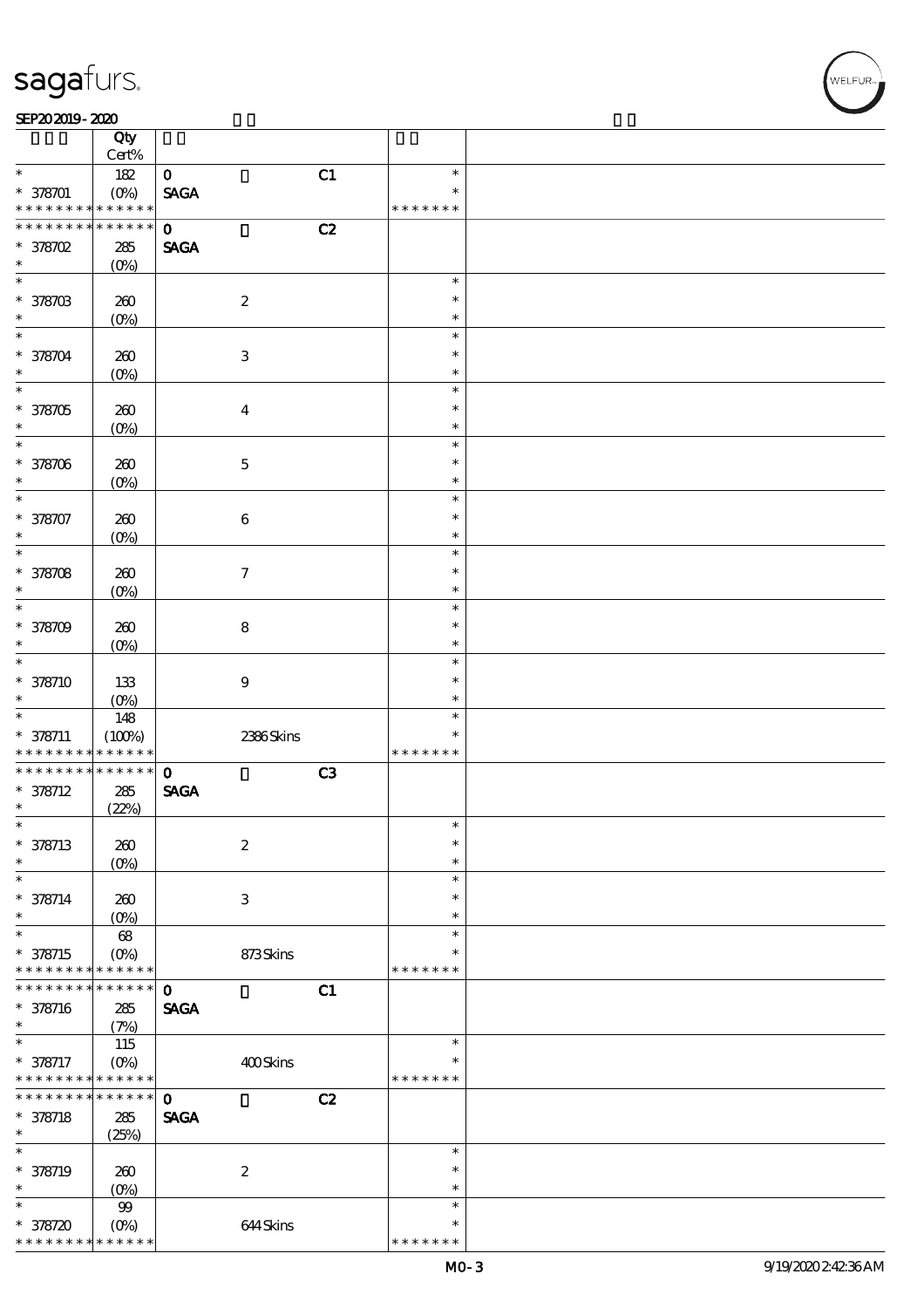| | Qty Cert% | | | | | |
|---|---|---|---|---|---|---|
| * | 182 | 0 | | C1 | * | |
| * 378701 | (0%) | SAGA | | | * | |
| * * * * * * * * * * * * * * | | | | | * * * * * * * | |
| * * * * * * * * * * * * * * | | 0 | | C2 | | |
| * 378702 | 285 | SAGA | | | | |
| * | (0%) | | | | | |
| * | | | | | * | |
| * 378703 | 260 | | 2 | | * | |
| * | (0%) | | | | * | |
| * | | | | | * | |
| * 378704 | 260 | | 3 | | * | |
| * | (0%) | | | | * | |
| * | | | | | * | |
| * 378705 | 260 | | 4 | | * | |
| * | (0%) | | | | * | |
| * | | | | | * | |
| * 378706 | 260 | | 5 | | * | |
| * | (0%) | | | | * | |
| * | | | | | * | |
| * 378707 | 260 | | 6 | | * | |
| * | (0%) | | | | * | |
| * | | | | | * | |
| * 378708 | 260 | | 7 | | * | |
| * | (0%) | | | | * | |
| * | | | | | * | |
| * 378709 | 260 | | 8 | | * | |
| * | (0%) | | | | * | |
| * | | | | | * | |
| * 378710 | 133 | | 9 | | * | |
| * | (0%) | | | | * | |
| * | 148 | | | | * | |
| * 378711 | (100%) | | 2386 Skins | | * | |
| * * * * * * * * * * * * * * | | | | | * * * * * * * | |
| * * * * * * * * * * * * * * | | 0 | | C3 | | |
| * 378712 | 285 | SAGA | | | | |
| * | (22%) | | | | | |
| * | | | | | * | |
| * 378713 | 260 | | 2 | | * | |
| * | (0%) | | | | * | |
| * | | | | | * | |
| * 378714 | 260 | | 3 | | * | |
| * | (0%) | | | | * | |
| * | 68 | | | | * | |
| * 378715 | (0%) | | 873 Skins | | * | |
| * * * * * * * * * * * * * * | | | | | * * * * * * * | |
| * * * * * * * * * * * * * * | | 0 | | C1 | | |
| * 378716 | 285 | SAGA | | | | |
| * | (7%) | | | | | |
| * | 115 | | | | * | |
| * 378717 | (0%) | | 400 Skins | | * | |
| * * * * * * * * * * * * * * | | | | | * * * * * * * | |
| * * * * * * * * * * * * * * | | 0 | | C2 | | |
| * 378718 | 285 | SAGA | | | | |
| * | (25%) | | | | | |
| * | | | | | * | |
| * 378719 | 260 | | 2 | | * | |
| * | (0%) | | | | * | |
| * | 99 | | | | * | |
| * 378720 | (0%) | | 644 Skins | | * | |
| * * * * * * * * * * * * * * | | | | | * * * * * * * | |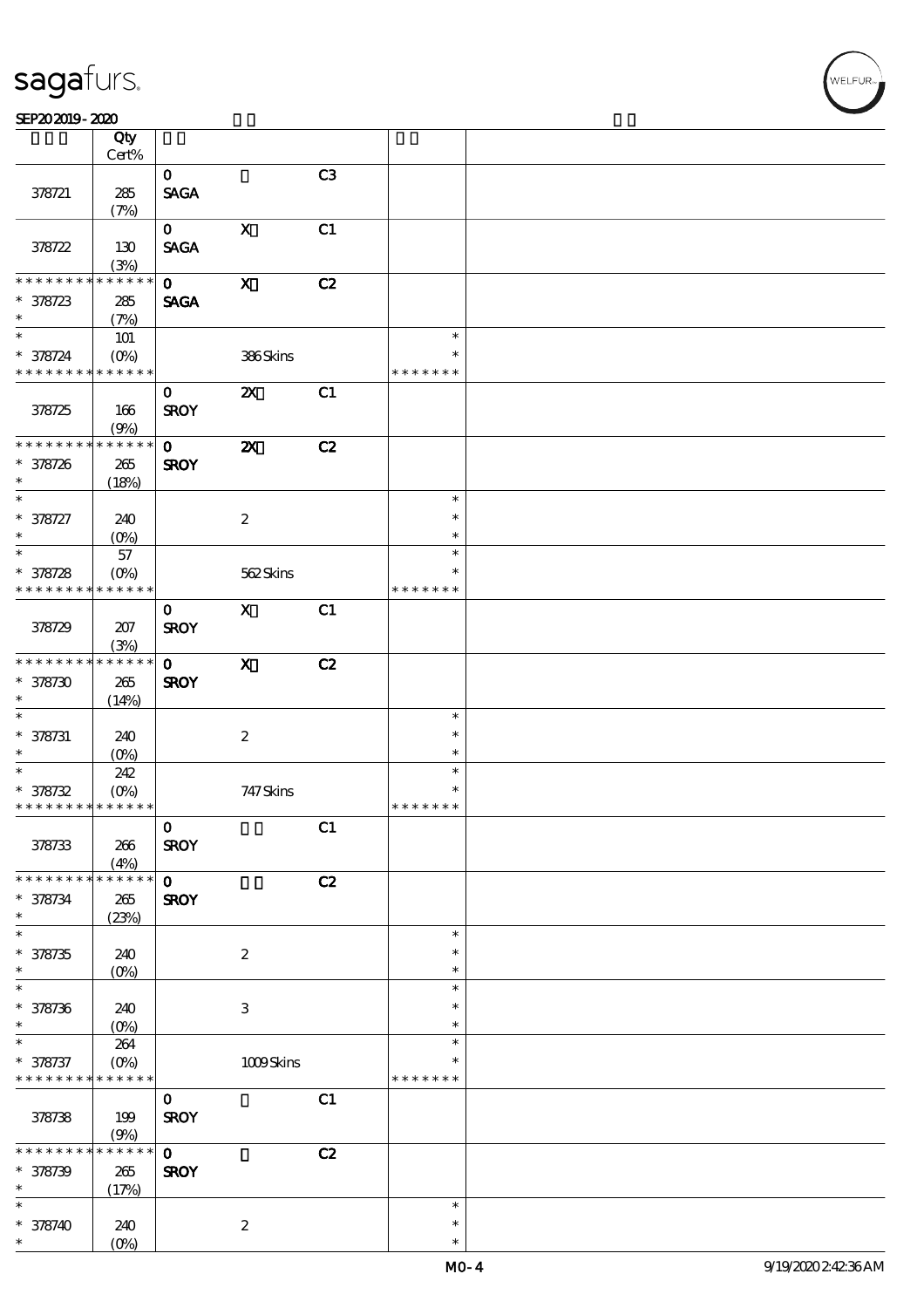| | Qty<br>Cert% | | | | | |
|---|---|---|---|---|---|---|
| 378721 | 285<br>(7%) | 0<br>SAGA | | C3 | | |
| 378722 | 130<br>(3%) | 0<br>SAGA | X | C1 | | |
| * * * * * * * * * * * * * *<br>* 378723<br>* | 285<br>(7%) | 0<br>SAGA | X | C2 | | |
| *<br>* 378724<br>* * * * * * * * * * * * * * | 101<br>(0%) | | 386 Skins | | *<br>*<br>* * * * * * * | |
| 378725 | 166<br>(9%) | 0<br>SROY | 2X | C1 | | |
| * * * * * * * * * * * * * *<br>* 378726<br>* | 265<br>(18%) | 0<br>SROY | 2X | C2 | | |
| *<br>* 378727<br>* | 240<br>(0%) | | 2 | | *<br>*<br>* | |
| *<br>* 378728<br>* * * * * * * * * * * * * * | 57<br>(0%) | | 562 Skins | | *<br>*<br>* * * * * * * | |
| 378729 | 207<br>(3%) | 0<br>SROY | X | C1 | | |
| * * * * * * * * * * * * * *<br>* 378730<br>* | 265<br>(14%) | 0<br>SROY | X | C2 | | |
| *<br>* 378731<br>* | 240<br>(0%) | | 2 | | *<br>*<br>* | |
| *<br>* 378732<br>* * * * * * * * * * * * * * | 242<br>(0%) | | 747 Skins | | *<br>*<br>* * * * * * * | |
| 378733 | 266<br>(4%) | 0<br>SROY | | C1 | | |
| * * * * * * * * * * * * * *<br>* 378734<br>* | 265<br>(23%) | 0<br>SROY | | C2 | | |
| *<br>* 378735<br>* | 240<br>(0%) | | 2 | | *<br>*<br>* | |
| *<br>* 378736<br>* | 240<br>(0%) | | 3 | | *<br>*<br>* | |
| *<br>* 378737<br>* * * * * * * * * * * * * * | 264<br>(0%) | | 1009 Skins | | *<br>*<br>* * * * * * * | |
| 378738 | 199<br>(9%) | 0<br>SROY | | C1 | | |
| * * * * * * * * * * * * * *<br>* 378739<br>* | 265<br>(17%) | 0<br>SROY | | C2 | | |
| *<br>* 378740<br>* | 240<br>(0%) | | 2 | | *<br>*<br>* | |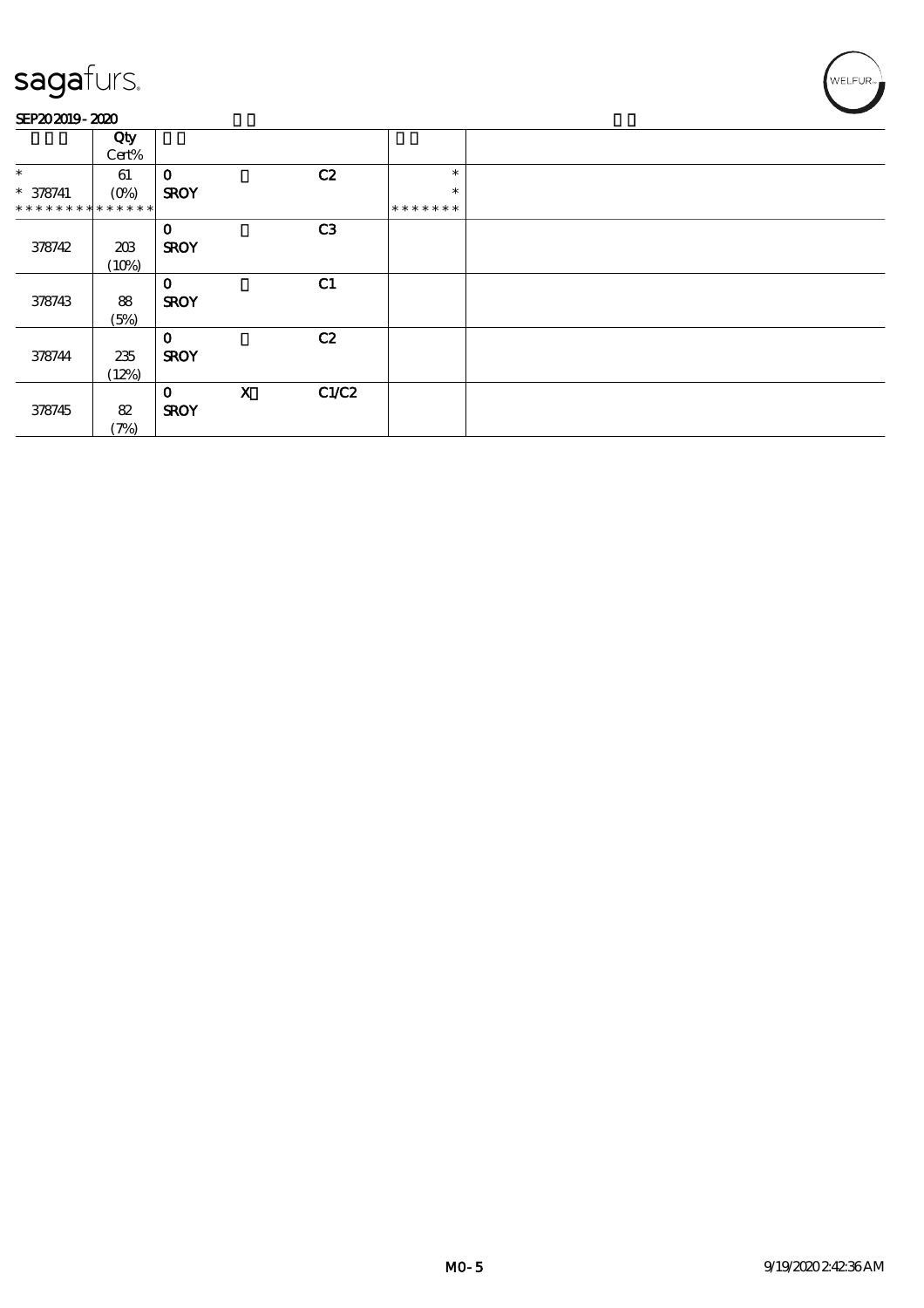sagafurs.

SEP20 2019 - 2020

| | Qty Cert% | | | | | |
|---|---|---|---|---|---|---|
| * <br> * 378741 <br> * * * * * * * * * * * * * * | 61 <br> (0%) | 0 <br> SROY | | C2 | * <br> * <br> * * * * * * * | |
| 378742 | 203 <br> (10%) | 0 <br> SROY | | C3 | | |
| 378743 | 88 <br> (5%) | 0 <br> SROY | | C1 | | |
| 378744 | 235 <br> (12%) | 0 <br> SROY | | C2 | | |
| 378745 | 82 <br> (7%) | 0 <br> SROY | X | C1/C2 | | |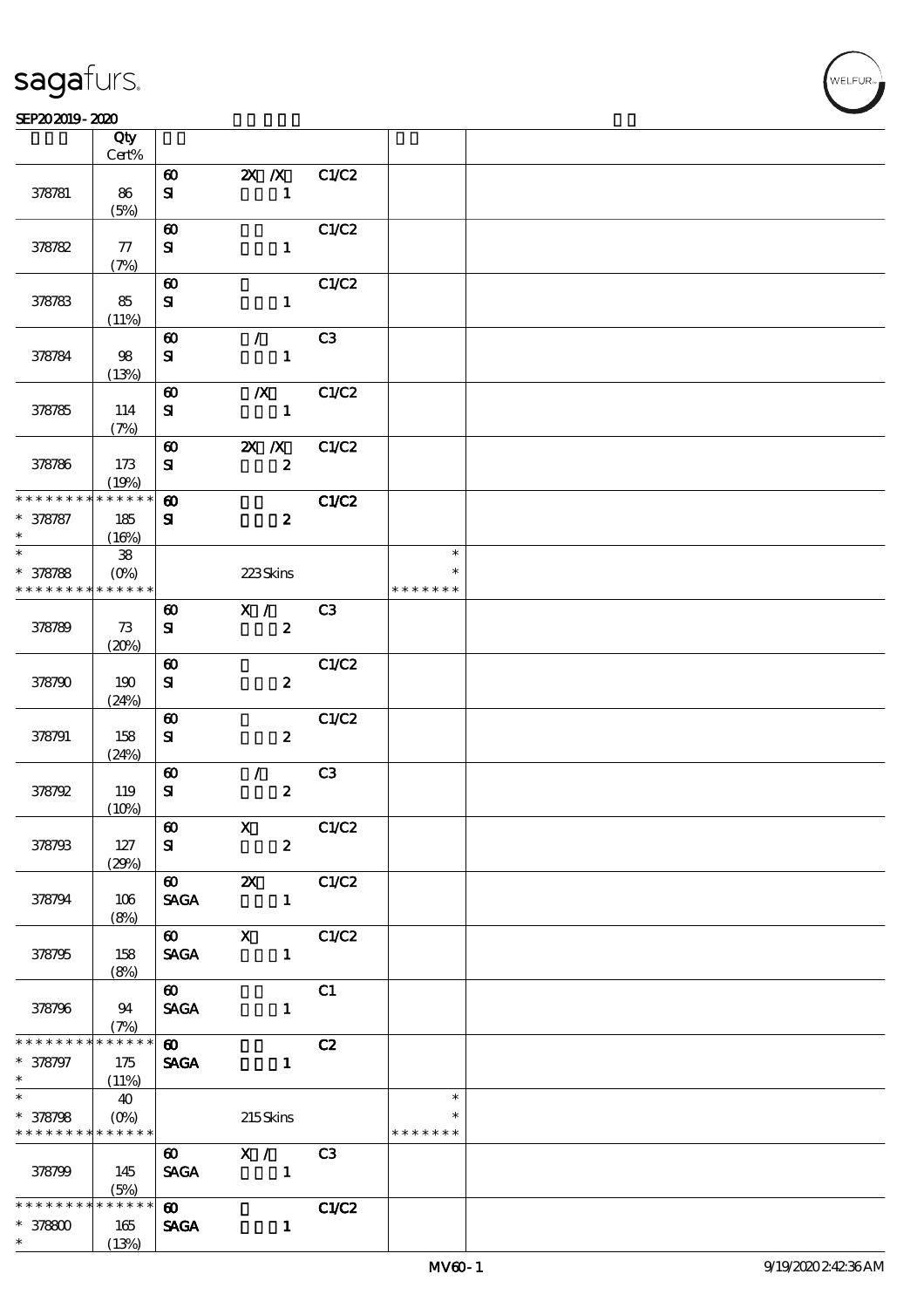sagafurs.

SEP20 2019 - 2020

| | Qty Cert% | | | | | |
|---|---|---|---|---|---|---|
| 378781 | 86 (5%) | 60 SI | 2X /X 1 | C1/C2 | | |
| 378782 | 77 (7%) | 60 SI | 1 | C1/C2 | | |
| 378783 | 85 (11%) | 60 SI | 1 | C1/C2 | | |
| 378784 | 98 (13%) | 60 SI | / 1 | C3 | | |
| 378785 | 114 (7%) | 60 SI | /X 1 | C1/C2 | | |
| 378786 | 173 (19%) | 60 SI | 2X /X 2 | C1/C2 | | |
| * * * * * * * * * * * * * * 378787 * | 185 (16%) | 60 SI | 2 | C1/C2 | | |
| * * 378788 * * * * * * * * * * * * * | 38 (0%) | | 223 Skins | | * * * * * * * * * | |
| 378789 | 73 (20%) | 60 SI | X / 2 | C3 | | |
| 378790 | 190 (24%) | 60 SI | 2 | C1/C2 | | |
| 378791 | 158 (24%) | 60 SI | 2 | C1/C2 | | |
| 378792 | 119 (10%) | 60 SI | / 2 | C3 | | |
| 378793 | 127 (29%) | 60 SI | X 2 | C1/C2 | | |
| 378794 | 106 (8%) | 60 SAGA | 2X 1 | C1/C2 | | |
| 378795 | 158 (8%) | 60 SAGA | X 1 | C1/C2 | | |
| 378796 | 94 (7%) | 60 SAGA | 1 | C1 | | |
| * * * * * * * * * * * * * * 378797 * | 175 (11%) | 60 SAGA | 1 | C2 | | |
| * * 378798 * * * * * * * * * * * * * | 40 (0%) | | 215 Skins | | * * * * * * * * * | |
| 378799 | 145 (5%) | 60 SAGA | X / 1 | C3 | | |
| * * * * * * * * * * * * * * 378800 * | 165 (13%) | 60 SAGA | 1 | C1/C2 | | |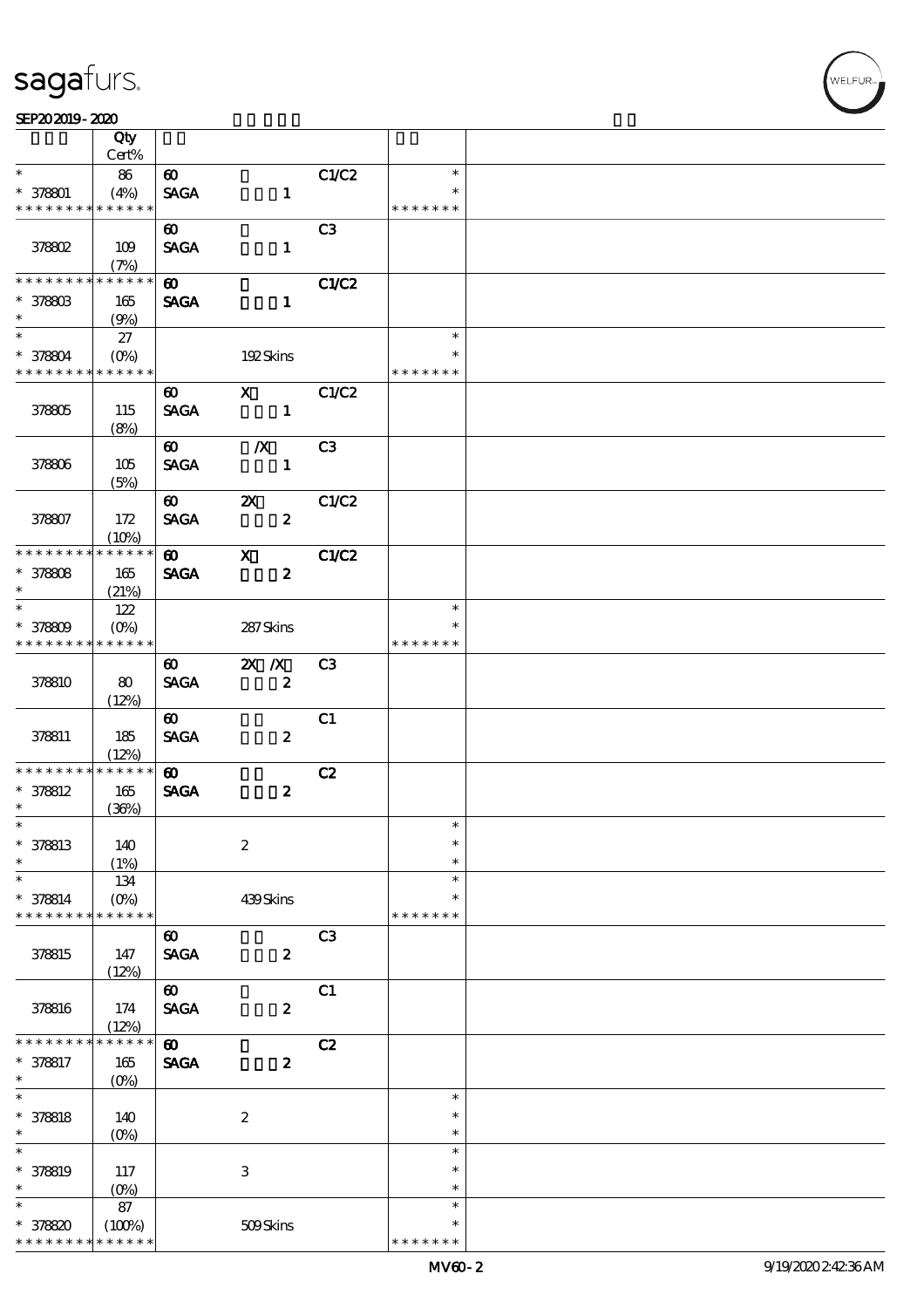sagafurs.

SEP20 2019 - 2020

| | Qty Cert% | | | | | |
|---|---|---|---|---|---|---|
| * <br> * 378801 <br> * * * * * * * * * * * * * * | 86 <br> (4%) | 60 <br> SAGA | <br> 1 | C1/C2 | * <br> * <br> * * * * * * * | |
| 378802 | 109 <br> (7%) | 60 <br> SAGA | <br> 1 | C3 | | |
| * * * * * * * * * * * * * * <br> * 378803 <br> * | 165 <br> (9%) | 60 <br> SAGA | <br> 1 | C1/C2 | | |
| * <br> * 378804 <br> * * * * * * * * * * * * * * | 27 <br> (0%) | | 192 Skins | | * <br> * <br> * * * * * * * | |
| 378805 | 115 <br> (8%) | 60 <br> SAGA | X <br> 1 | C1/C2 | | |
| 378806 | 105 <br> (5%) | 60 <br> SAGA | /X <br> 1 | C3 | | |
| 378807 | 172 <br> (10%) | 60 <br> SAGA | 2X <br> 2 | C1/C2 | | |
| * * * * * * * * * * * * * * <br> * 378808 <br> * | 165 <br> (21%) | 60 <br> SAGA | X <br> 2 | C1/C2 | | |
| * <br> * 378809 <br> * * * * * * * * * * * * * * | 122 <br> (0%) | | 287 Skins | | * <br> * <br> * * * * * * * | |
| 378810 | 80 <br> (12%) | 60 <br> SAGA | 2X /X <br> 2 | C3 | | |
| 378811 | 185 <br> (12%) | 60 <br> SAGA | <br> 2 | C1 | | |
| * * * * * * * * * * * * * * <br> * 378812 <br> * | 165 <br> (36%) | 60 <br> SAGA | <br> 2 | C2 | | |
| * <br> * 378813 <br> * | 140 <br> (1%) | | 2 | | * <br> * <br> * | |
| * <br> * 378814 <br> * * * * * * * * * * * * * * | 134 <br> (0%) | | 439 Skins | | * <br> * <br> * * * * * * * | |
| 378815 | 147 <br> (12%) | 60 <br> SAGA | <br> 2 | C3 | | |
| 378816 | 174 <br> (12%) | 60 <br> SAGA | <br> 2 | C1 | | |
| * * * * * * * * * * * * * * <br> * 378817 <br> * | 165 <br> (0%) | 60 <br> SAGA | <br> 2 | C2 | | |
| * <br> * 378818 <br> * | 140 <br> (0%) | | 2 | | * <br> * <br> * | |
| * <br> * 378819 <br> * | 117 <br> (0%) | | 3 | | * <br> * <br> * | |
| * <br> * 378820 <br> * * * * * * * * * * * * * * | 87 <br> (100%) | | 509 Skins | | * <br> * <br> * * * * * * * | |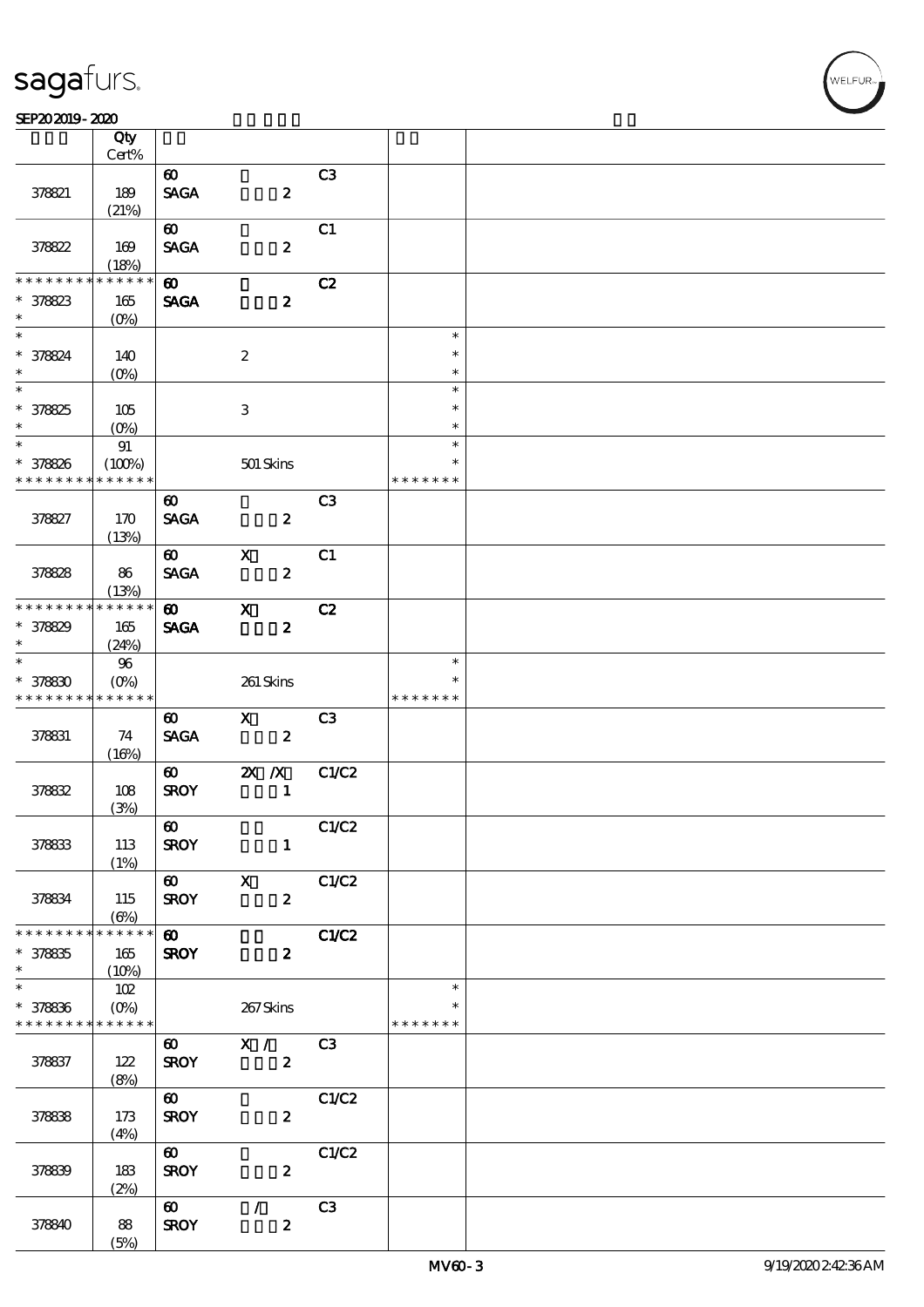| | Qty Cert% | | | | | |
|---|---|---|---|---|---|---|
| 378821 | 189 (21%) | 60 SAGA | 2 | C3 | | |
| 378822 | 169 (18%) | 60 SAGA | 2 | C1 | | |
| * * * * * * * * * * * * * * 378823 * | 165 (0%) | 60 SAGA | 2 | C2 | | |
| * * 378824 * | 140 (0%) | | 2 | | * * * | |
| * * 378825 * | 105 (0%) | | 3 | | * * * | |
| * * 378826 * * * * * * * * * * * * * * | 91 (100%) | | 501 Skins | | * * * * * * * * * | |
| 378827 | 170 (13%) | 60 SAGA | 2 | C3 | | |
| 378828 | 86 (13%) | 60 SAGA | X 2 | C1 | | |
| * * * * * * * * * * * * * * 378829 * | 165 (24%) | 60 SAGA | X 2 | C2 | | |
| * * 378830 * * * * * * * * * * * * * * | 96 (0%) | | 261 Skins | | * * * * * * * * * | |
| 378831 | 74 (16%) | 60 SAGA | X 2 | C3 | | |
| 378832 | 108 (3%) | 60 SROY | 2X /X 1 | C1/C2 | | |
| 378833 | 113 (1%) | 60 SROY | 1 | C1/C2 | | |
| 378834 | 115 (6%) | 60 SROY | X 2 | C1/C2 | | |
| * * * * * * * * * * * * * * 378835 * | 165 (10%) | 60 SROY | 2 | C1/C2 | | |
| * * 378836 * * * * * * * * * * * * * * | 102 (0%) | | 267 Skins | | * * * * * * * * * | |
| 378837 | 122 (8%) | 60 SROY | X / 2 | C3 | | |
| 378838 | 173 (4%) | 60 SROY | 2 | C1/C2 | | |
| 378839 | 183 (2%) | 60 SROY | 2 | C1/C2 | | |
| 378840 | 88 (5%) | 60 SROY | / 2 | C3 | | |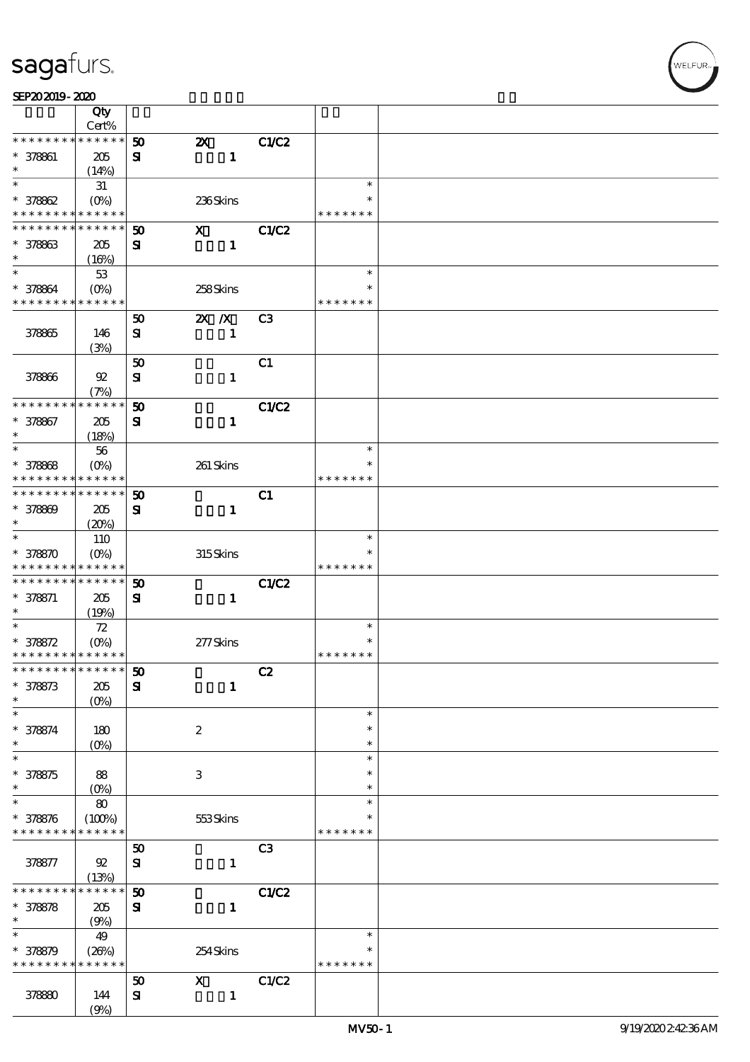sagafurs.

SEP20 2019 - 2020

| | Qty Cert% | | | | | |
|---|---|---|---|---|---|---|
| * * * * * * * * * * * * * * | 50 | 2X | C1/C2 | | | |
| * 378861 | 205 | SI | 1 | | | |
| * | (14%) | | | | | |
| * | 31 | | | | * | |
| * 378862 | (0%) | | 236 Skins | | * | |
| * * * * * * * * * * * * * * | | | | | * * * * * * * | |
| * * * * * * * * * * * * * * | 50 | X | C1/C2 | | | |
| * 378863 | 205 | SI | 1 | | | |
| * | (16%) | | | | | |
| * | 53 | | | | * | |
| * 378864 | (0%) | | 258 Skins | | * | |
| * * * * * * * * * * * * * * | | | | | * * * * * * * | |
| | | 50 | 2X /X | C3 | | |
| 378865 | 146 | SI | 1 | | | |
| | (3%) | | | | | |
| | | 50 | | C1 | | |
| 378866 | 92 | SI | 1 | | | |
| | (7%) | | | | | |
| * * * * * * * * * * * * * * | 50 | | C1/C2 | | | |
| * 378867 | 205 | SI | 1 | | | |
| * | (18%) | | | | | |
| * | 56 | | | | * | |
| * 378868 | (0%) | | 261 Skins | | * | |
| * * * * * * * * * * * * * * | | | | | * * * * * * * | |
| * * * * * * * * * * * * * * | 50 | | C1 | | | |
| * 378869 | 205 | SI | 1 | | | |
| * | (20%) | | | | | |
| * | 110 | | | | * | |
| * 378870 | (0%) | | 315 Skins | | * | |
| * * * * * * * * * * * * * * | | | | | * * * * * * * | |
| * * * * * * * * * * * * * * | 50 | | C1/C2 | | | |
| * 378871 | 205 | SI | 1 | | | |
| * | (19%) | | | | | |
| * | 72 | | | | * | |
| * 378872 | (0%) | | 277 Skins | | * | |
| * * * * * * * * * * * * * * | | | | | * * * * * * * | |
| * * * * * * * * * * * * * * | 50 | | C2 | | | |
| * 378873 | 205 | SI | 1 | | | |
| * | (0%) | | | | | |
| * | | | | | * | |
| * 378874 | 180 | | 2 | | * | |
| * | (0%) | | | | * | |
| * | | | | | * | |
| * 378875 | 88 | | 3 | | * | |
| * | (0%) | | | | * | |
| * | 80 | | | | * | |
| * 378876 | (100%) | | 553 Skins | | * | |
| * * * * * * * * * * * * * * | | | | | * * * * * * * | |
| | | 50 | | C3 | | |
| 378877 | 92 | SI | 1 | | | |
| | (13%) | | | | | |
| * * * * * * * * * * * * * * | 50 | | C1/C2 | | | |
| * 378878 | 205 | SI | 1 | | | |
| * | (9%) | | | | | |
| * | 49 | | | | * | |
| * 378879 | (26%) | | 254 Skins | | * | |
| * * * * * * * * * * * * * * | | | | | * * * * * * * | |
| | | 50 | X | C1/C2 | | |
| 378880 | 144 | SI | 1 | | | |
| | (9%) | | | | | |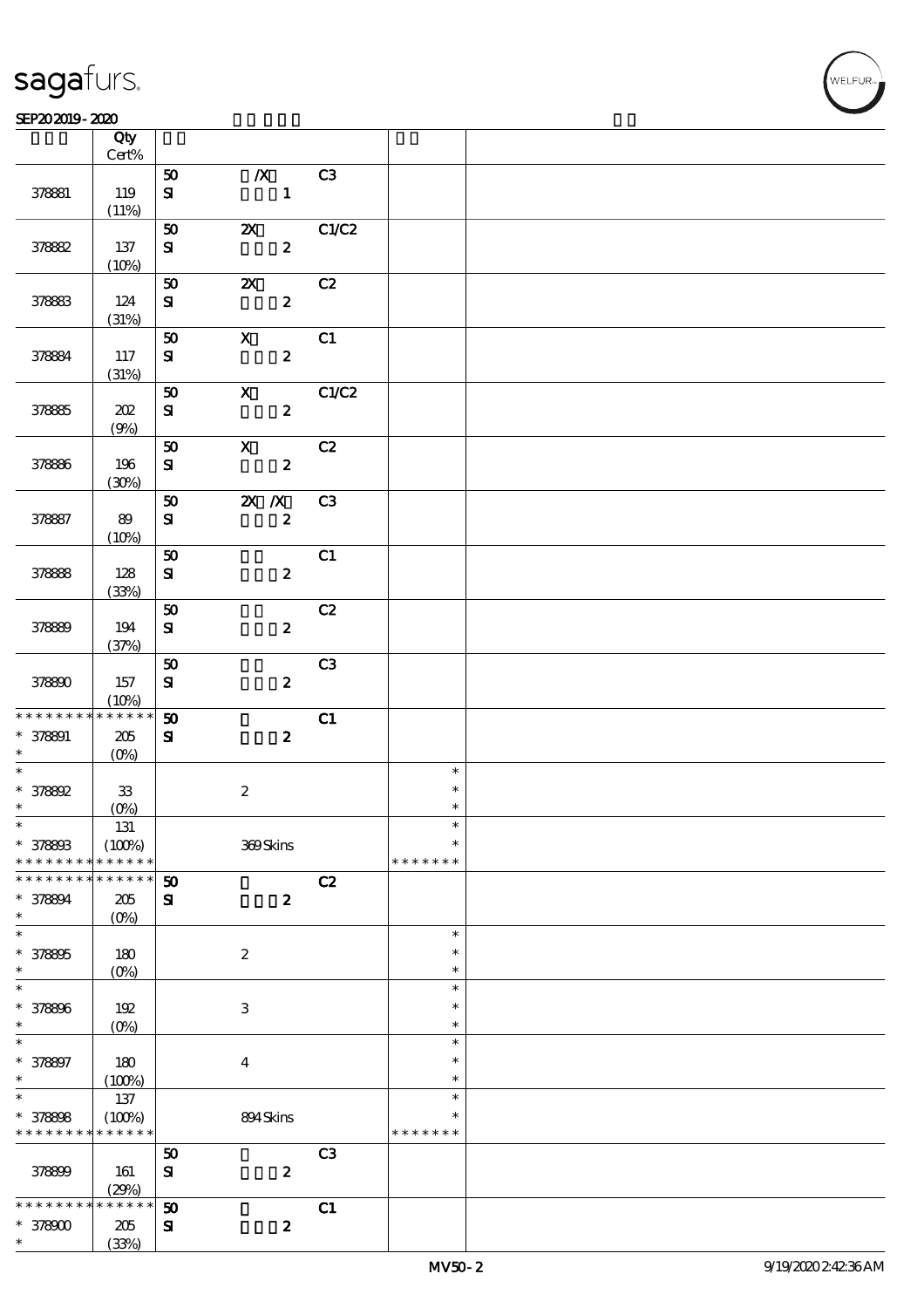| | Qty<br>Cert% | | | | | |
|---|---|---|---|---|---|---|
| 378881 | 119<br>(11%) | 50<br>SI | /X<br>1 | C3 | | |
| 378882 | 137<br>(10%) | 50<br>SI | 2X<br>2 | C1/C2 | | |
| 378883 | 124<br>(31%) | 50<br>SI | 2X<br>2 | C2 | | |
| 378884 | 117<br>(31%) | 50<br>SI | X<br>2 | C1 | | |
| 378885 | 202<br>(9%) | 50<br>SI | X<br>2 | C1/C2 | | |
| 378886 | 196<br>(30%) | 50<br>SI | X<br>2 | C2 | | |
| 378887 | 89<br>(10%) | 50<br>SI | 2X /X<br>2 | C3 | | |
| 378888 | 128<br>(33%) | 50<br>SI | 2 | C1 | | |
| 378889 | 194<br>(37%) | 50<br>SI | 2 | C2 | | |
| 378890 | 157<br>(10%) | 50<br>SI | 2 | C3 | | |
| * * * * * * * * * * * * * *<br>* 378891<br>* | 205<br>(0%) | 50<br>SI | 2 | C1 | | |
| *<br>* 378892<br>* | 33<br>(0%) | | 2 | | *<br>*<br>* | |
| *<br>* 378893<br>* * * * * * * * * * * * * * | 131<br>(100%) | | 369 Skins | | *<br>*<br>* * * * * * * | |
| * * * * * * * * * * * * * *<br>* 378894<br>* | 205<br>(0%) | 50<br>SI | 2 | C2 | | |
| *<br>* 378895<br>* | 180<br>(0%) | | 2 | | *<br>*<br>* | |
| *<br>* 378896<br>* | 192<br>(0%) | | 3 | | *<br>*<br>* | |
| *<br>* 378897<br>* | 180<br>(100%) | | 4 | | *<br>*<br>* | |
| *<br>* 378898<br>* * * * * * * * * * * * * * | 137<br>(100%) | | 894 Skins | | *<br>*<br>* * * * * * * | |
| 378899 | 161<br>(29%) | 50<br>SI | 2 | C3 | | |
| * * * * * * * * * * * * * *<br>* 378900<br>* | 205<br>(33%) | 50<br>SI | 2 | C1 | | |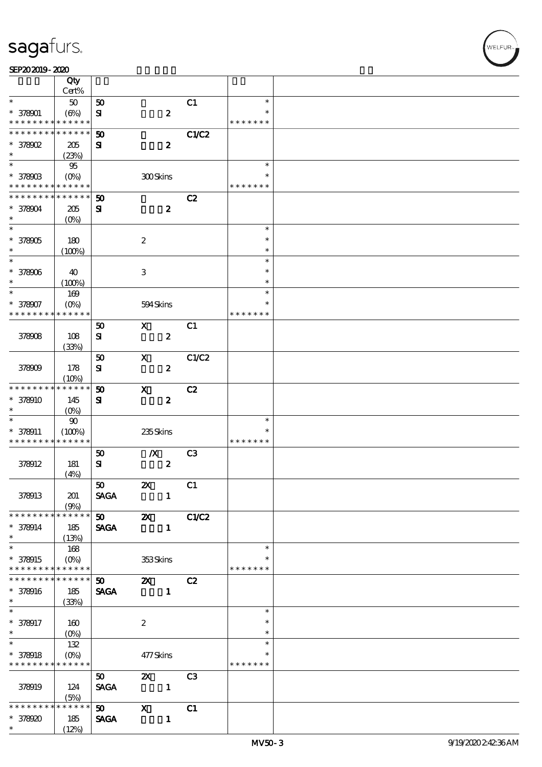| | Qty Cert% | | | | | |
|---|---|---|---|---|---|---|
| * | 50 | 50 | | C1 | * | |
| * 378901 | (6%) | SI | 2 | | * | |
| * * * * * * * * * * * * * * | | | | | * * * * * * * | |
| * * * * * * * * * * * * * * | | 50 | | C1/C2 | | |
| * 378902 | 205 | SI | 2 | | | |
| * | (23%) | | | | | |
| * | 95 | | | | * | |
| * 378903 | (0%) | | 300 Skins | | * | |
| * * * * * * * * * * * * * * | | | | | * * * * * * * | |
| * * * * * * * * * * * * * * | | 50 | | C2 | | |
| * 378904 | 205 | SI | 2 | | | |
| * | (0%) | | | | | |
| * | | | | | * | |
| * 378905 | 180 | | 2 | | * | |
| * | (100%) | | | | * | |
| * | | | | | * | |
| * 378906 | 40 | | 3 | | * | |
| * | (100%) | | | | * | |
| * | 169 | | | | * | |
| * 378907 | (0%) | | 594 Skins | | * | |
| * * * * * * * * * * * * * * | | | | | * * * * * * * | |
| | | 50 | X | C1 | | |
| 378908 | 108 | SI | 2 | | | |
| | (33%) | | | | | |
| | | 50 | X | C1/C2 | | |
| 378909 | 178 | SI | 2 | | | |
| | (10%) | | | | | |
| * * * * * * * * * * * * * * | | 50 | X | C2 | | |
| * 378910 | 145 | SI | 2 | | | |
| * | (0%) | | | | | |
| * | 90 | | | | * | |
| * 378911 | (100%) | | 235 Skins | | * | |
| * * * * * * * * * * * * * * | | | | | * * * * * * * | |
| | | 50 | /X | C3 | | |
| 378912 | 181 | SI | 2 | | | |
| | (4%) | | | | | |
| | | 50 | 2X | C1 | | |
| 378913 | 201 | SAGA | 1 | | | |
| | (9%) | | | | | |
| * * * * * * * * * * * * * * | | 50 | 2X | C1/C2 | | |
| * 378914 | 185 | SAGA | 1 | | | |
| * | (13%) | | | | | |
| * | 168 | | | | * | |
| * 378915 | (0%) | | 353 Skins | | * | |
| * * * * * * * * * * * * * * | | | | | * * * * * * * | |
| * * * * * * * * * * * * * * | | 50 | 2X | C2 | | |
| * 378916 | 185 | SAGA | 1 | | | |
| * | (33%) | | | | | |
| * | | | | | * | |
| * 378917 | 160 | | 2 | | * | |
| * | (0%) | | | | * | |
| * | 132 | | | | * | |
| * 378918 | (0%) | | 477 Skins | | * | |
| * * * * * * * * * * * * * * | | | | | * * * * * * * | |
| | | 50 | 2X | C3 | | |
| 378919 | 124 | SAGA | 1 | | | |
| | (5%) | | | | | |
| * * * * * * * * * * * * * * | | 50 | X | C1 | | |
| * 378920 | 185 | SAGA | 1 | | | |
| * | (12%) | | | | | |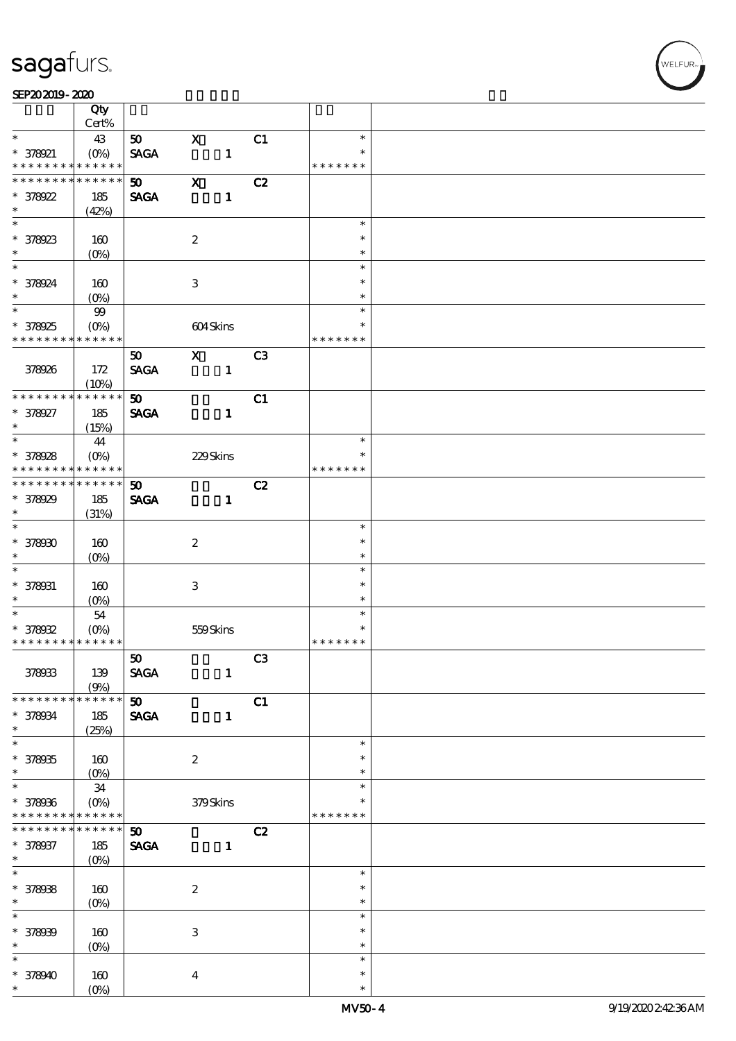| | Qty Cert% | | | | | |
|---|---|---|---|---|---|---|
| * <br> * 378921 <br> * * * * * * * * * * * * * * | 43 <br> (0%) | 50 <br> SAGA | X <br> 1 | C1 | * <br> * <br> * * * * * * * | |
| * * * * * * * * * * * * * * <br> * 378922 <br> * | 185 <br> (42%) | 50 <br> SAGA | X <br> 1 | C2 | | |
| * <br> * 378923 <br> * | 160 <br> (0%) | | 2 | | * <br> * <br> * | |
| * <br> * 378924 <br> * | 160 <br> (0%) | | 3 | | * <br> * <br> * | |
| * <br> * 378925 <br> * * * * * * * * * * * * * * | 99 <br> (0%) | | 604 Skins | | * <br> * <br> * * * * * * * | |
| 378926 | 172 <br> (10%) | 50 <br> SAGA | X <br> 1 | C3 | | |
| * * * * * * * * * * * * * * <br> * 378927 <br> * | 185 <br> (15%) | 50 <br> SAGA | 1 | C1 | | |
| * <br> * 378928 <br> * * * * * * * * * * * * * * | 44 <br> (0%) | | 229 Skins | | * <br> * <br> * * * * * * * | |
| * * * * * * * * * * * * * * <br> * 378929 <br> * | 185 <br> (31%) | 50 <br> SAGA | 1 | C2 | | |
| * <br> * 378930 <br> * | 160 <br> (0%) | | 2 | | * <br> * <br> * | |
| * <br> * 378931 <br> * | 160 <br> (0%) | | 3 | | * <br> * <br> * | |
| * <br> * 378932 <br> * * * * * * * * * * * * * * | 54 <br> (0%) | | 559 Skins | | * <br> * <br> * * * * * * * | |
| 378933 | 139 <br> (9%) | 50 <br> SAGA | 1 | C3 | | |
| * * * * * * * * * * * * * * <br> * 378934 <br> * | 185 <br> (25%) | 50 <br> SAGA | 1 | C1 | | |
| * <br> * 378935 <br> * | 160 <br> (0%) | | 2 | | * <br> * <br> * | |
| * <br> * 378936 <br> * * * * * * * * * * * * * * | 34 <br> (0%) | | 379 Skins | | * <br> * <br> * * * * * * * | |
| * * * * * * * * * * * * * * <br> * 378937 <br> * | 185 <br> (0%) | 50 <br> SAGA | 1 | C2 | | |
| * <br> * 378938 <br> * | 160 <br> (0%) | | 2 | | * <br> * <br> * | |
| * <br> * 378939 <br> * | 160 <br> (0%) | | 3 | | * <br> * <br> * | |
| * <br> * 378940 <br> * | 160 <br> (0%) | | 4 | | * <br> * <br> * | |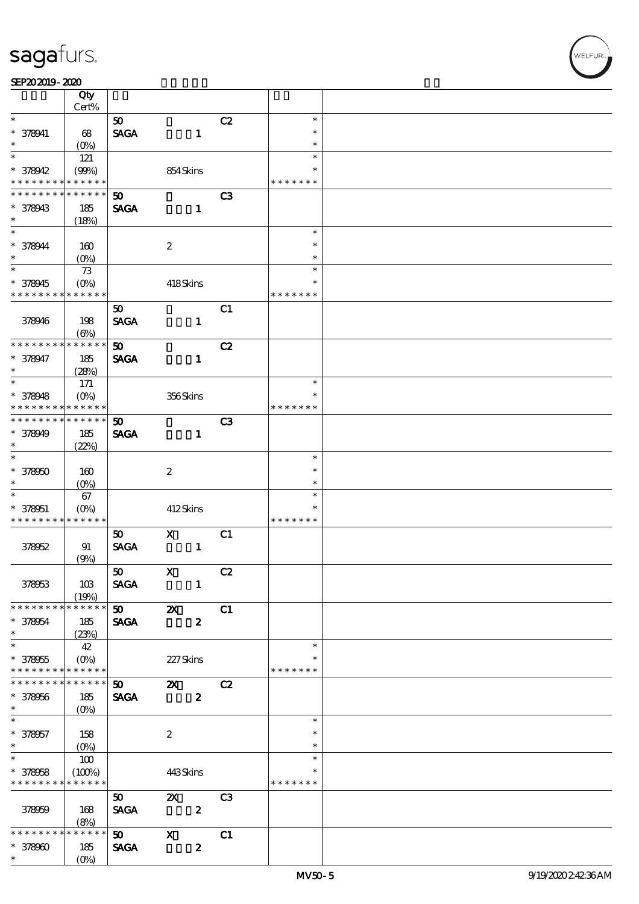| | Qty Cert% | | | | | |
|---|---|---|---|---|---|---|
| * 378941 * | 68 (0%) | 50 SAGA | 1 | C2 | * * * | |
| * 378942 * * * * * * * * * * * * * | 121 (99%) | | 854 Skins | | * * * * * * * * * | |
| * * * * * * * * * * * * * * 378943 * | 185 (18%) | 50 SAGA | 1 | C3 | | |
| * 378944 * | 160 (0%) | | 2 | | * * * | |
| * 378945 * * * * * * * * * * * * * | 73 (0%) | | 418 Skins | | * * * * * * * * * | |
| 378946 | 198 (6%) | 50 SAGA | 1 | C1 | | |
| * * * * * * * * * * * * * * 378947 * | 185 (28%) | 50 SAGA | 1 | C2 | | |
| * 378948 * * * * * * * * * * * * * | 171 (0%) | | 356 Skins | | * * * * * * * * * | |
| * * * * * * * * * * * * * * 378949 * | 185 (22%) | 50 SAGA | 1 | C3 | | |
| * 378950 * | 160 (0%) | | 2 | | * * * | |
| * 378951 * * * * * * * * * * * * * | 67 (0%) | | 412 Skins | | * * * * * * * * * | |
| 378952 | 91 (9%) | 50 SAGA | X 1 | C1 | | |
| 378953 | 103 (19%) | 50 SAGA | X 1 | C2 | | |
| * * * * * * * * * * * * * * 378954 * | 185 (23%) | 50 SAGA | 2X 2 | C1 | | |
| * 378955 * * * * * * * * * * * * * | 42 (0%) | | 227 Skins | | * * * * * * * * | |
| * * * * * * * * * * * * * * 378956 * | 185 (0%) | 50 SAGA | 2X 2 | C2 | | |
| * 378957 * | 158 (0%) | | 2 | | * * * | |
| * 378958 * * * * * * * * * * * * * | 100 (100%) | | 443 Skins | | * * * * * * * * * | |
| 378959 | 168 (8%) | 50 SAGA | 2X 2 | C3 | | |
| * * * * * * * * * * * * * * 378960 * | 185 (0%) | 50 SAGA | X 2 | C1 | | |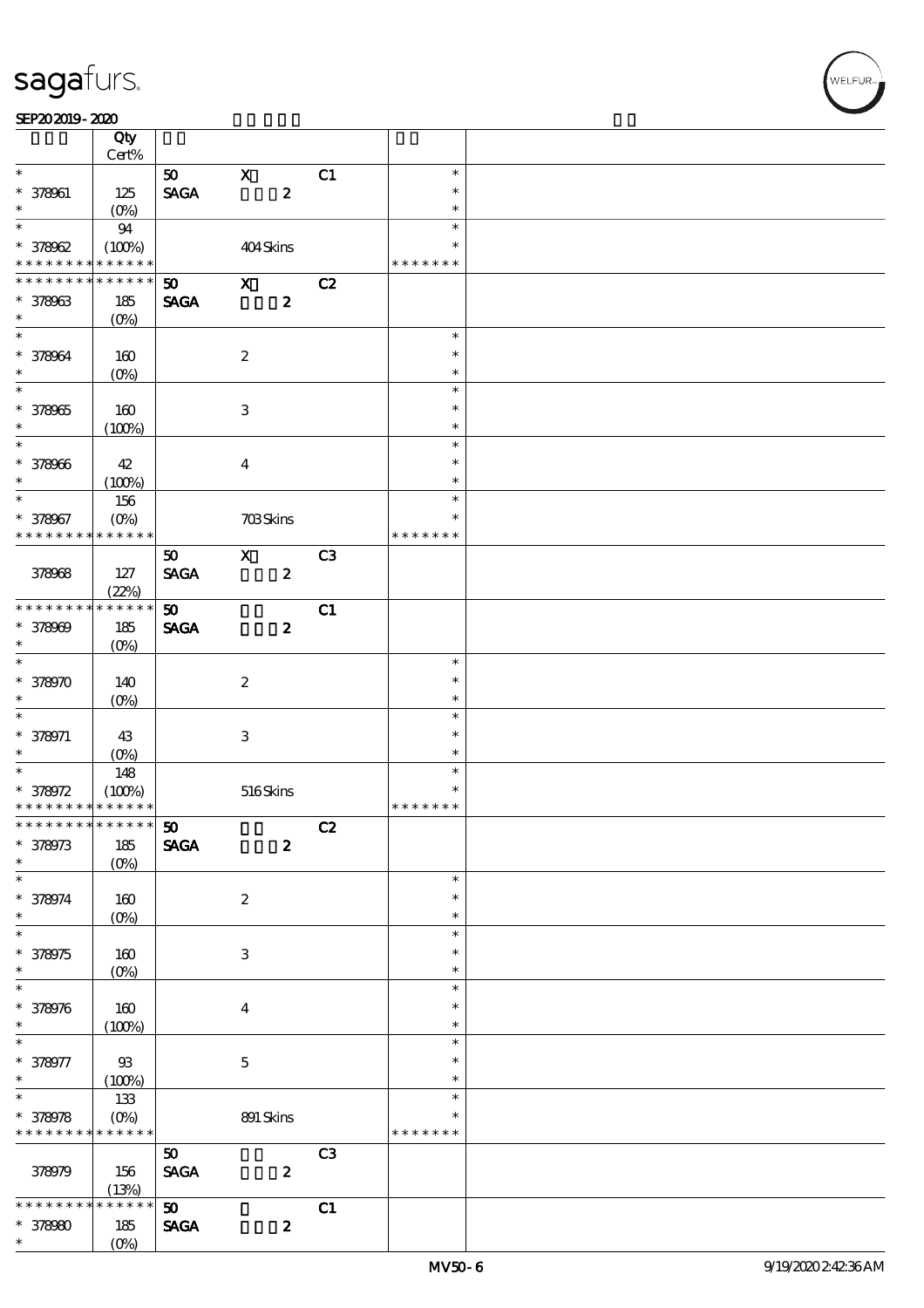| | Qty Cert% | | | | | |
|---|---|---|---|---|---|---|
| * | | 50 | X | C1 | * | |
| * 378961 | 125 | SAGA | 2 | | * | |
| * | (0%) | | | | * | |
| * | 94 | | | | * | |
| * 378962 | (100%) | | 404 Skins | | * | |
| * * * * * * * * * * * * * * | | | | | * * * * * * * | |
| * * * * * * * * * * * * * * | | 50 | X | C2 | | |
| * 378963 | 185 | SAGA | 2 | | | |
| * | (0%) | | | | | |
| * | | | | | * | |
| * 378964 | 160 | | 2 | | * | |
| * | (0%) | | | | * | |
| * | | | | | * | |
| * 378965 | 160 | | 3 | | * | |
| * | (100%) | | | | * | |
| * | | | | | * | |
| * 378966 | 42 | | 4 | | * | |
| * | (100%) | | | | * | |
| * | 156 | | | | * | |
| * 378967 | (0%) | | 703 Skins | | * | |
| * * * * * * * * * * * * * * | | | | | * * * * * * * | |
| | | 50 | X | C3 | | |
| 378968 | 127 | SAGA | 2 | | | |
| | (22%) | | | | | |
| * * * * * * * * * * * * * * | | 50 | | C1 | | |
| * 378969 | 185 | SAGA | 2 | | | |
| * | (0%) | | | | | |
| * | | | | | * | |
| * 378970 | 140 | | 2 | | * | |
| * | (0%) | | | | * | |
| * | | | | | * | |
| * 378971 | 43 | | 3 | | * | |
| * | (0%) | | | | * | |
| * | 148 | | | | * | |
| * 378972 | (100%) | | 516 Skins | | * | |
| * * * * * * * * * * * * * * | | | | | * * * * * * * | |
| * * * * * * * * * * * * * * | | 50 | | C2 | | |
| * 378973 | 185 | SAGA | 2 | | | |
| * | (0%) | | | | | |
| * | | | | | * | |
| * 378974 | 160 | | 2 | | * | |
| * | (0%) | | | | * | |
| * | | | | | * | |
| * 378975 | 160 | | 3 | | * | |
| * | (0%) | | | | * | |
| * | | | | | * | |
| * 378976 | 160 | | 4 | | * | |
| * | (100%) | | | | * | |
| * | | | | | * | |
| * 378977 | 93 | | 5 | | * | |
| * | (100%) | | | | * | |
| * | 133 | | | | * | |
| * 378978 | (0%) | | 891 Skins | | * | |
| * * * * * * * * * * * * * * | | | | | * * * * * * * | |
| | | 50 | | C3 | | |
| 378979 | 156 | SAGA | 2 | | | |
| | (13%) | | | | | |
| * * * * * * * * * * * * * * | | 50 | | C1 | | |
| * 378980 | 185 | SAGA | 2 | | | |
| * | (0%) | | | | | |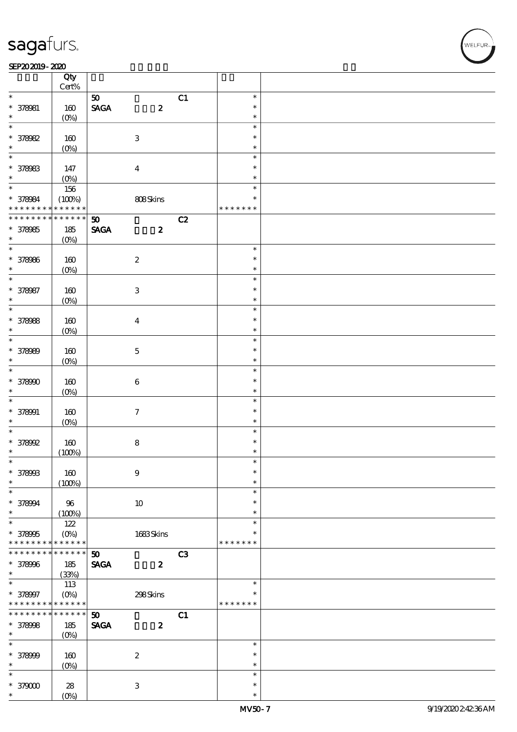| | Qty Cert% | | | |
|---|---|---|---|---|
| * | | 50 C1 | * | |
| * 378981 | 160 | SAGA 2 | * | |
| * | (0%) | | * | |
| * | | | * | |
| * 378982 | 160 | 3 | * | |
| * | (0%) | | * | |
| * | | | * | |
| * 378983 | 147 | 4 | * | |
| * | (0%) | | * | |
| * | 156 | | * | |
| * 378984 | (100%) | 808 Skins | * | |
| * * * * * * * * * * * * * * | | | * * * * * * * | |
| * * * * * * * * * * * * * * | | 50 C2 | | |
| * 378985 | 185 | SAGA 2 | | |
| * | (0%) | | | |
| * | | | * | |
| * 378986 | 160 | 2 | * | |
| * | (0%) | | * | |
| * | | | * | |
| * 378987 | 160 | 3 | * | |
| * | (0%) | | * | |
| * | | | * | |
| * 378988 | 160 | 4 | * | |
| * | (0%) | | * | |
| * | | | * | |
| * 378989 | 160 | 5 | * | |
| * | (0%) | | * | |
| * | | | * | |
| * 378990 | 160 | 6 | * | |
| * | (0%) | | * | |
| * | | | * | |
| * 378991 | 160 | 7 | * | |
| * | (0%) | | * | |
| * | | | * | |
| * 378992 | 160 | 8 | * | |
| * | (100%) | | * | |
| * | | | * | |
| * 378993 | 160 | 9 | * | |
| * | (100%) | | * | |
| * | | | * | |
| * 378994 | 96 | 10 | * | |
| * | (100%) | | * | |
| * | 122 | | * | |
| * 378995 | (0%) | 1683 Skins | * | |
| * * * * * * * * * * * * * * | | | * * * * * * * | |
| * * * * * * * * * * * * * * | | 50 C3 | | |
| * 378996 | 185 | SAGA 2 | | |
| * | (33%) | | | |
| * | 113 | | * | |
| * 378997 | (0%) | 298 Skins | * | |
| * * * * * * * * * * * * * * | | | * * * * * * * | |
| * * * * * * * * * * * * * * | | 50 C1 | | |
| * 378998 | 185 | SAGA 2 | | |
| * | (0%) | | | |
| * | | | * | |
| * 378999 | 160 | 2 | * | |
| * | (0%) | | * | |
| * | | | * | |
| * 379000 | 28 | 3 | * | |
| * | (0%) | | * | |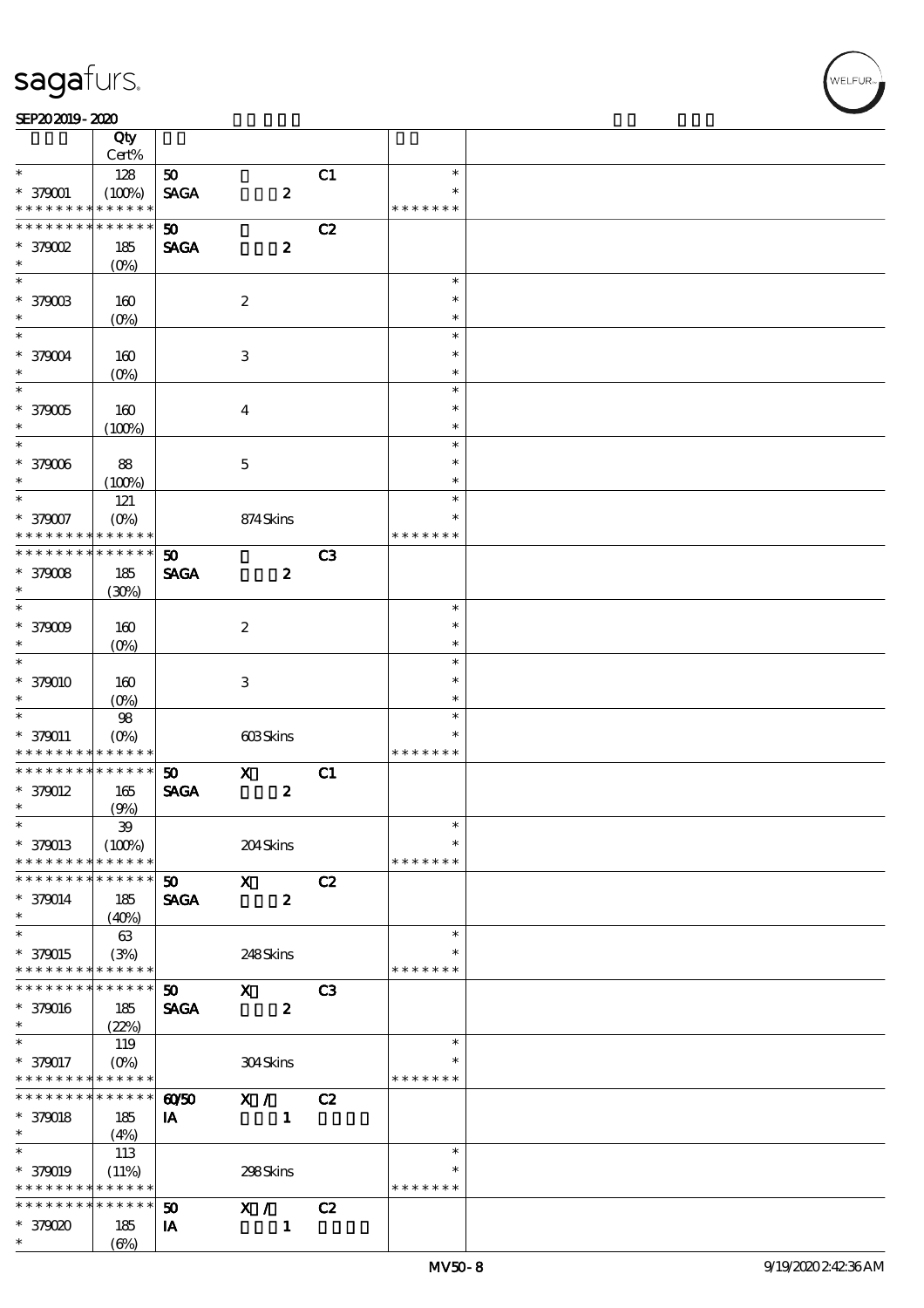| | Qty<br>Cert% | | | | | |
|---|---|---|---|---|---|---|
| * | 128 | 50 | | C1 | * | |
| * 379001 | (100%) | SAGA | 2 | | * | |
| * * * * * * * * * * * * * * | | | | | * * * * * * * | |
| * * * * * * * * * * * * * * | | 50 | | C2 | | |
| * 379002 | 185 | SAGA | 2 | | | |
| * | (0%) | | | | | |
| * | | | | | * | |
| * 379003 | 160 | | 2 | | * | |
| * | (0%) | | | | * | |
| * | | | | | * | |
| * 379004 | 160 | | 3 | | * | |
| * | (0%) | | | | * | |
| * | | | | | * | |
| * 379005 | 160 | | 4 | | * | |
| * | (100%) | | | | * | |
| * | | | | | * | |
| * 379006 | 88 | | 5 | | * | |
| * | (100%) | | | | * | |
| * | 121 | | | | * | |
| * 379007 | (0%) | | 874 Skins | | * | |
| * * * * * * * * * * * * * * | | | | | * * * * * * * | |
| * * * * * * * * * * * * * * | | 50 | | C3 | | |
| * 379008 | 185 | SAGA | 2 | | | |
| * | (30%) | | | | | |
| * | | | | | * | |
| * 379009 | 160 | | 2 | | * | |
| * | (0%) | | | | * | |
| * | | | | | * | |
| * 379010 | 160 | | 3 | | * | |
| * | (0%) | | | | * | |
| * | 98 | | | | * | |
| * 379011 | (0%) | | 603 Skins | | * | |
| * * * * * * * * * * * * * * | | | | | * * * * * * * | |
| * * * * * * * * * * * * * * | | 50 | X 2 | C1 | | |
| * 379012 | 165 | SAGA | 2 | | | |
| * | (9%) | | | | | |
| * | 39 | | | | * | |
| * 379013 | (100%) | | 204 Skins | | * | |
| * * * * * * * * * * * * * * | | | | | * * * * * * * | |
| * * * * * * * * * * * * * * | | 50 | X | C2 | | |
| * 379014 | 185 | SAGA | 2 | | | |
| * | (40%) | | | | | |
| * | 63 | | | | * | |
| * 379015 | (3%) | | 248 Skins | | * | |
| * * * * * * * * * * * * * * | | | | | * * * * * * * | |
| * * * * * * * * * * * * * * | | 50 | X | C3 | | |
| * 379016 | 185 | SAGA | 2 | | | |
| * | (22%) | | | | | |
| * | 119 | | | | * | |
| * 379017 | (0%) | | 304 Skins | | * | |
| * * * * * * * * * * * * * * | | | | | * * * * * * * | |
| * * * * * * * * * * * * * * | | 60/50 | X / | C2 | | |
| * 379018 | 185 | IA | 1 | | | |
| * | (4%) | | | | | |
| * | 113 | | | | * | |
| * 379019 | (11%) | | 298 Skins | | * | |
| * * * * * * * * * * * * * * | | | | | * * * * * * * | |
| * * * * * * * * * * * * * * | | 50 | X / | C2 | | |
| * 379020 | 185 | IA | 1 | | | |
| * | (6%) | | | | | |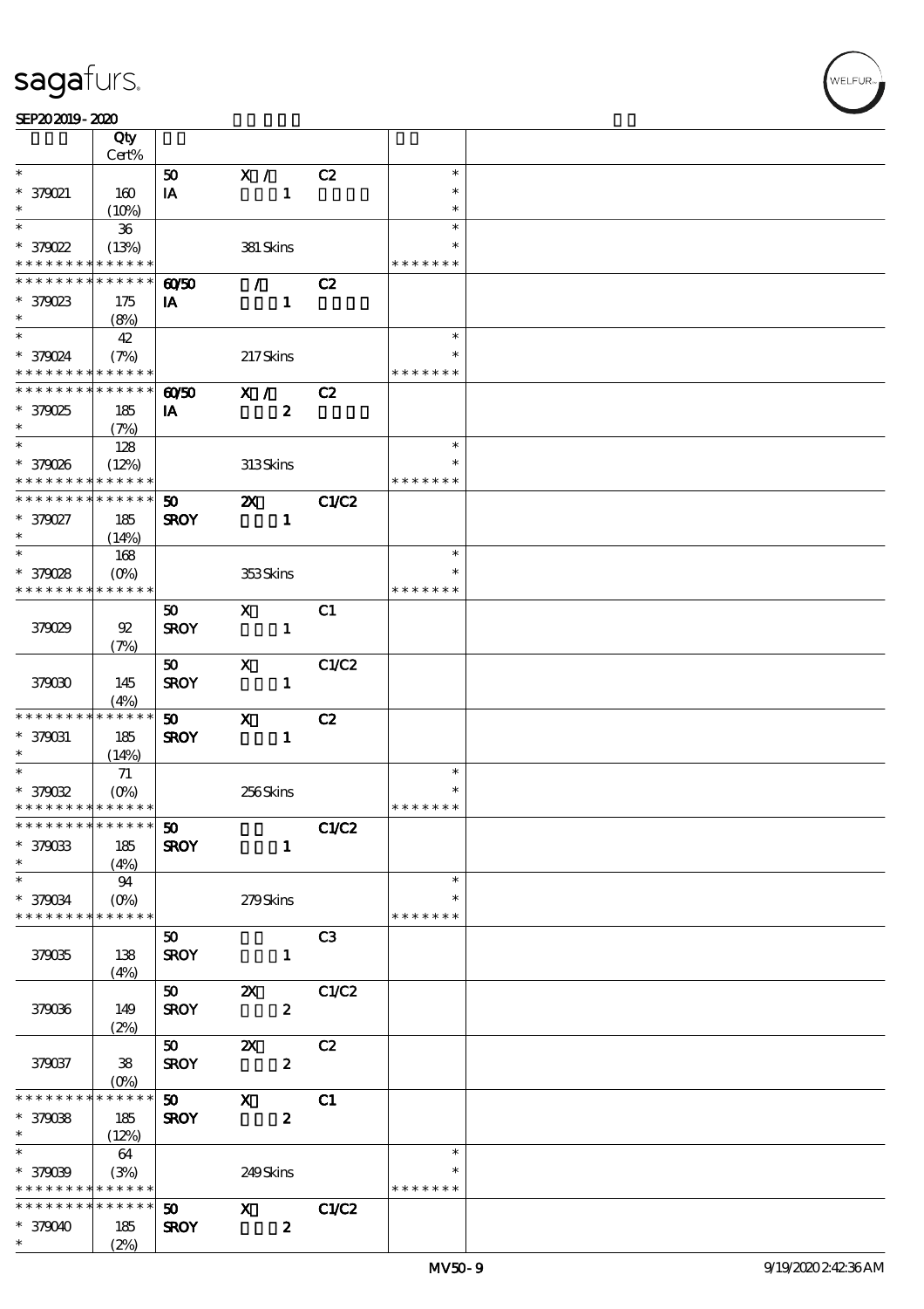| | Qty Cert% | | | | | |
|---|---|---|---|---|---|---|
| * | | 50 | X / | C2 | * | |
| * 379021 | 160 | IA | 1 | | * | |
| * | (10%) | | | | * | |
| * | 36 | | | | * | |
| * 379022 | (13%) | | 381 Skins | | * | |
| * * * * * * * * * * * * * * | | | | | * * * * * * * | |
| * * * * * * * * * * * * * * | | 60/50 | / | C2 | | |
| * 379023 | 175 | IA | 1 | | | |
| * | (8%) | | | | | |
| * | 42 | | | | * | |
| * 379024 | (7%) | | 217 Skins | | * | |
| * * * * * * * * * * * * * * | | | | | * * * * * * * | |
| * * * * * * * * * * * * * * | | 60/50 | X / | C2 | | |
| * 379025 | 185 | IA | 2 | | | |
| * | (7%) | | | | | |
| * | 128 | | | | * | |
| * 379026 | (12%) | | 313 Skins | | * | |
| * * * * * * * * * * * * * * | | | | | * * * * * * * | |
| * * * * * * * * * * * * * * | | 50 | 2X | C1/C2 | | |
| * 379027 | 185 | SROY | 1 | | | |
| * | (14%) | | | | | |
| * | 168 | | | | * | |
| * 379028 | (0%) | | 353 Skins | | * | |
| * * * * * * * * * * * * * * | | | | | * * * * * * * | |
| | | 50 | X | C1 | | |
| 379029 | 92 (7%) | SROY | 1 | | | |
| | | 50 | X | C1/C2 | | |
| 379030 | 145 (4%) | SROY | 1 | | | |
| * * * * * * * * * * * * * * | | 50 | X | C2 | | |
| * 379031 | 185 | SROY | 1 | | | |
| * | (14%) | | | | | |
| * | 71 | | | | * | |
| * 379032 | (0%) | | 256 Skins | | * | |
| * * * * * * * * * * * * * * | | | | | * * * * * * * | |
| * * * * * * * * * * * * * * | | 50 | | C1/C2 | | |
| * 379033 | 185 | SROY | 1 | | | |
| * | (4%) | | | | | |
| * | 94 | | | | * | |
| * 379034 | (0%) | | 279 Skins | | * | |
| * * * * * * * * * * * * * * | | | | | * * * * * * * | |
| | | 50 | | C3 | | |
| 379035 | 138 (4%) | SROY | 1 | | | |
| | | 50 | 2X | C1/C2 | | |
| 379036 | 149 (2%) | SROY | 2 | | | |
| | | 50 | 2X | C2 | | |
| 379037 | 38 (0%) | SROY | 2 | | | |
| * * * * * * * * * * * * * * | | 50 | X | C1 | | |
| * 379038 | 185 | SROY | 2 | | | |
| * | (12%) | | | | | |
| * | 64 | | | | * | |
| * 379039 | (3%) | | 249 Skins | | * | |
| * * * * * * * * * * * * * * | | | | | * * * * * * * | |
| * * * * * * * * * * * * * * | | 50 | X | C1/C2 | | |
| * 379040 | 185 | SROY | 2 | | | |
| * | (2%) | | | | | |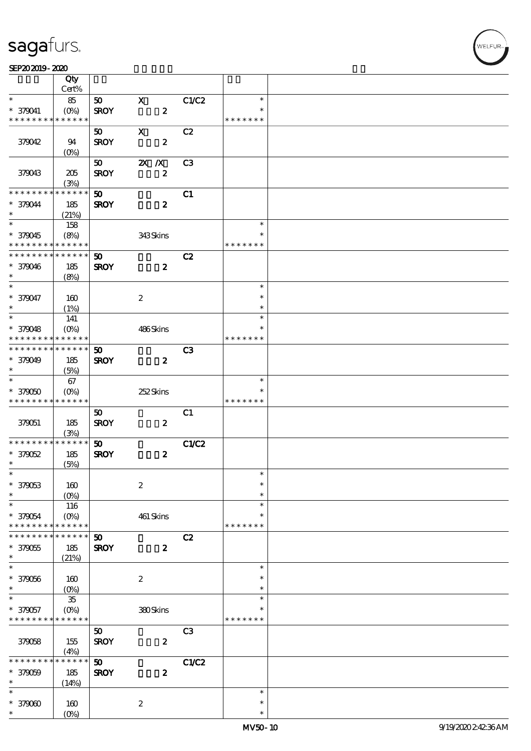| | Qty Cert% | | | | | |
|---|---|---|---|---|---|---|
| * * 379041 * * * * * * * * * * * * * * | 85 (0%) | 50 SROY | X 2 | C1/C2 | * * * * * * * * * | |
| 379042 | 94 (0%) | 50 SROY | X 2 | C2 | | |
| 379043 | 205 (3%) | 50 SROY | 2X /X 2 | C3 | | |
| * * * * * * * * * * * * * * * 379044 * | 185 (21%) | 50 SROY | 2 | C1 | | |
| * * 379045 * * * * * * * * * * * * * * | 158 (8%) | | 343 Skins | | * * * * * * * * * | |
| * * * * * * * * * * * * * * * 379046 * | 185 (8%) | 50 SROY | 2 | C2 | | |
| * * 379047 * | 160 (1%) | | 2 | | * * * | |
| * * 379048 * * * * * * * * * * * * * * | 141 (0%) | | 486 Skins | | * * * * * * * * * | |
| * * * * * * * * * * * * * * * 379049 * | 185 (5%) | 50 SROY | 2 | C3 | | |
| * * 379050 * * * * * * * * * * * * * * | 67 (0%) | | 252 Skins | | * * * * * * * * * | |
| 379051 | 185 (3%) | 50 SROY | 2 | C1 | | |
| * * * * * * * * * * * * * * * 379052 * | 185 (5%) | 50 SROY | 2 | C1/C2 | | |
| * * 379053 * | 160 (0%) | | 2 | | * * * | |
| * * 379054 * * * * * * * * * * * * * * | 116 (0%) | | 461 Skins | | * * * * * * * * * | |
| * * * * * * * * * * * * * * * 379055 * | 185 (21%) | 50 SROY | 2 | C2 | | |
| * * 379056 * | 160 (0%) | | 2 | | * * * | |
| * * 379057 * * * * * * * * * * * * * * | 35 (0%) | | 380 Skins | | * * * * * * * * * | |
| 379058 | 155 (4%) | 50 SROY | 2 | C3 | | |
| * * * * * * * * * * * * * * * 379059 * | 185 (14%) | 50 SROY | 2 | C1/C2 | | |
| * * 379060 * | 160 (0%) | | 2 | | * * * | |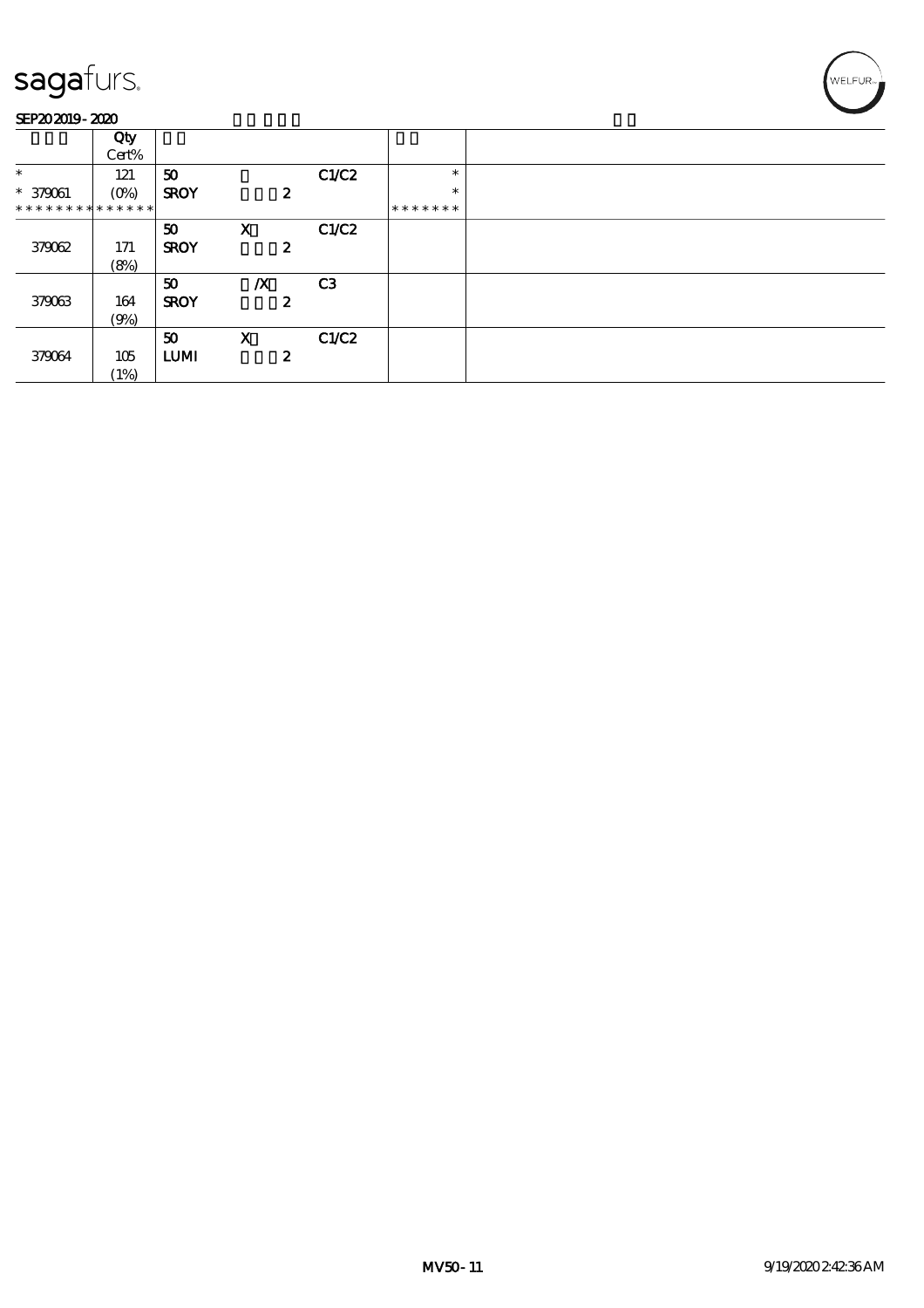sagafurs.

SEP20 2019 - 2020

| | Qty Cert% | | | | | |
|---|---|---|---|---|---|---|
| * | 121 | 50 | | C1/C2 | * | |
| * 379061 | (0%) | SROY | 2 | | * | |
| * * * * * * * * * * * * * * | | | | | * * * * * * * | |
| | | 50 | X | C1/C2 | | |
| 379062 | 171 (8%) | SROY | 2 | | | |
| | | 50 | /X | C3 | | |
| 379063 | 164 (9%) | SROY | 2 | | | |
| | | 50 | X | C1/C2 | | |
| 379064 | 105 (1%) | LUMI | 2 | | | |

MV50-11 9/19/2020 2:42:36 AM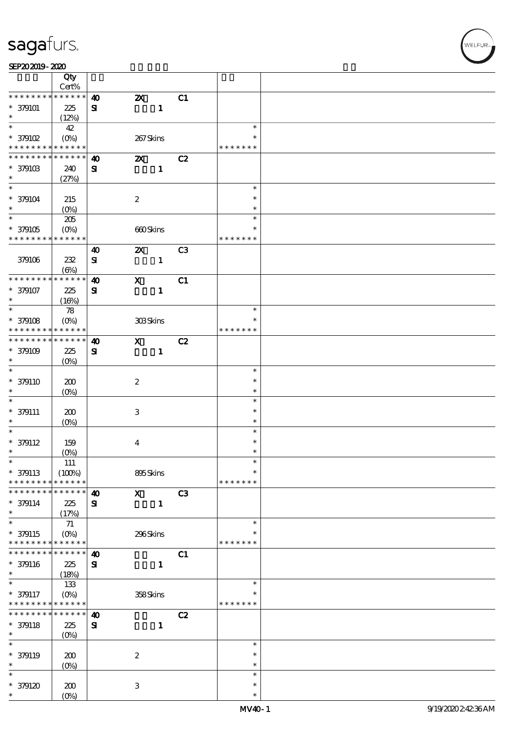| | Qty Cert% | | | | | |
|---|---|---|---|---|---|---|
| * * * * * * * * * * * * * * | | 40 | 2X | C1 | | |
| * 379101 | 225 | SI | 1 | | | |
| * | (12%) | | | | | |
| * | 42 | | | | * | |
| * 379102 | (0%) | | 267 Skins | | * | |
| * * * * * * * * * * * * * * | | | | | * * * * * * * | |
| * * * * * * * * * * * * * * | | 40 | 2X | C2 | | |
| * 379103 | 240 | SI | 1 | | | |
| * | (27%) | | | | | |
| * | | | | | * | |
| * 379104 | 215 | | 2 | | * | |
| * | (0%) | | | | * | |
| * | 205 | | | | * | |
| * 379105 | (0%) | | 660 Skins | | * | |
| * * * * * * * * * * * * * * | | | | | * * * * * * * | |
| | | 40 | 2X | C3 | | |
| 379106 | 232 | SI | 1 | | | |
| | (6%) | | | | | |
| * * * * * * * * * * * * * * | | 40 | X | C1 | | |
| * 379107 | 225 | SI | 1 | | | |
| * | (16%) | | | | | |
| * | 78 | | | | * | |
| * 379108 | (0%) | | 303 Skins | | * | |
| * * * * * * * * * * * * * * | | | | | * * * * * * * | |
| * * * * * * * * * * * * * * | | 40 | X | C2 | | |
| * 379109 | 225 | SI | 1 | | | |
| * | (0%) | | | | | |
| * | | | | | * | |
| * 379110 | 200 | | 2 | | * | |
| * | (0%) | | | | * | |
| * | | | | | * | |
| * 379111 | 200 | | 3 | | * | |
| * | (0%) | | | | * | |
| * | | | | | * | |
| * 379112 | 159 | | 4 | | * | |
| * | (0%) | | | | * | |
| * | 111 | | | | * | |
| * 379113 | (100%) | | 895 Skins | | * | |
| * * * * * * * * * * * * * * | | | | | * * * * * * * | |
| * * * * * * * * * * * * * * | | 40 | X | C3 | | |
| * 379114 | 225 | SI | 1 | | | |
| * | (17%) | | | | | |
| * | 71 | | | | * | |
| * 379115 | (0%) | | 296 Skins | | * | |
| * * * * * * * * * * * * * * | | | | | * * * * * * * | |
| * * * * * * * * * * * * * * | | 40 | | C1 | | |
| * 379116 | 225 | SI | 1 | | | |
| * | (18%) | | | | | |
| * | 133 | | | | * | |
| * 379117 | (0%) | | 358 Skins | | * | |
| * * * * * * * * * * * * * * | | | | | * * * * * * * | |
| * * * * * * * * * * * * * * | | 40 | | C2 | | |
| * 379118 | 225 | SI | 1 | | | |
| * | (0%) | | | | | |
| * | | | | | * | |
| * 379119 | 200 | | 2 | | * | |
| * | (0%) | | | | * | |
| * | | | | | * | |
| * 379120 | 200 | | 3 | | * | |
| * | (0%) | | | | * | |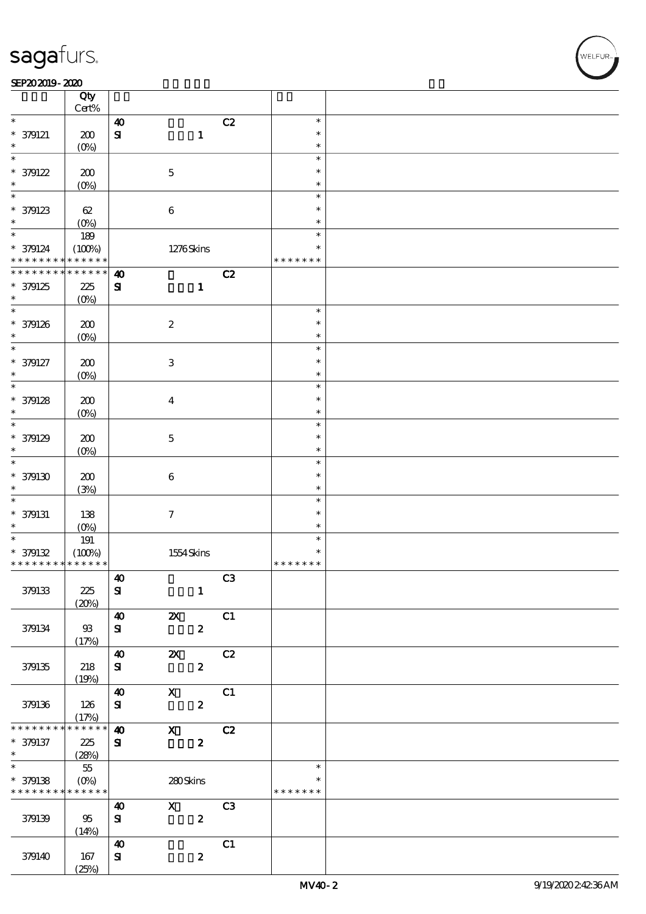| | Qty Cert% | | | | |
|---|---|---|---|---|---|
| * * 379121 * | 200 (0%) | 40 SI | 1 | C2 | * * * |
| * * 379122 * | 200 (0%) | | 5 | | * * * |
| * * 379123 * | 62 (0%) | | 6 | | * * * |
| * * 379124 * * * * * * * * * * * * * | 189 (100%) | | 1276 Skins | | * * * * * * * * * * |
| * * * * * * * * * * * * * * 379125 * | 225 (0%) | 40 SI | 1 | C2 | |
| * * 379126 * | 200 (0%) | | 2 | | * * * |
| * * 379127 * | 200 (0%) | | 3 | | * * * |
| * * 379128 * | 200 (0%) | | 4 | | * * * |
| * * 379129 * | 200 (0%) | | 5 | | * * * |
| * * 379130 * | 200 (3%) | | 6 | | * * * |
| * * 379131 * | 138 (0%) | | 7 | | * * * |
| * * 379132 * * * * * * * * * * * * * | 191 (100%) | | 1554 Skins | | * * * * * * * * * * |
| 379133 | 225 (20%) | 40 SI | 1 | C3 | |
| 379134 | 93 (17%) | 40 SI | 2X 2 | C1 | |
| 379135 | 218 (19%) | 40 SI | 2X 2 | C2 | |
| 379136 | 126 (17%) | 40 SI | X 2 | C1 | |
| * * * * * * * * * * * * * * 379137 * | 225 (28%) | 40 SI | X 2 | C2 | |
| * * 379138 * * * * * * * * * * * * * | 55 (0%) | | 280 Skins | | * * * * * * * * * |
| 379139 | 95 (14%) | 40 SI | X 2 | C3 | |
| 379140 | 167 (25%) | 40 SI | 2 | C1 | |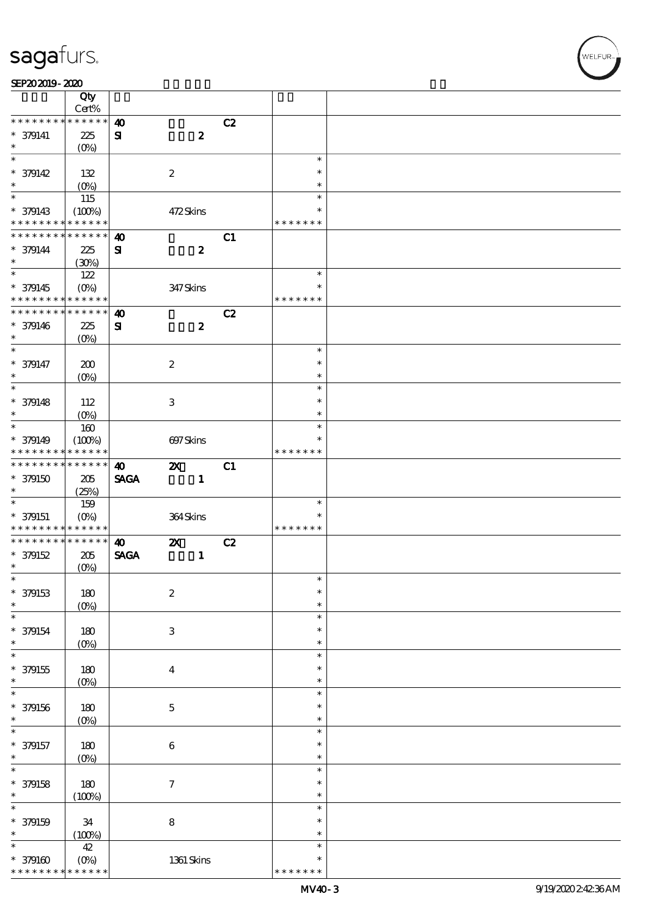| | Qty Cert% | | | | | |
|---|---|---|---|---|---|---|
| * * * * * * * * * * * * * * | | 40 | | C2 | | |
| * 379141 | 225 | SI | 2 | | | |
| * | (0%) | | | | | |
| * | | | | | * | |
| * 379142 | 132 | | 2 | | * | |
| * | (0%) | | | | * | |
| * | 115 | | | | * | |
| * 379143 | (100%) | | 472 Skins | | * | |
| * * * * * * * * * * * * * * | | | | | * * * * * * * | |
| * * * * * * * * * * * * * * | | 40 | | C1 | | |
| * 379144 | 225 | SI | 2 | | | |
| * | (30%) | | | | | |
| * | 122 | | | | * | |
| * 379145 | (0%) | | 347 Skins | | * | |
| * * * * * * * * * * * * * * | | | | | * * * * * * * | |
| * * * * * * * * * * * * * * | | 40 | | C2 | | |
| * 379146 | 225 | SI | 2 | | | |
| * | (0%) | | | | | |
| * | | | | | * | |
| * 379147 | 200 | | 2 | | * | |
| * | (0%) | | | | * | |
| * | | | | | * | |
| * 379148 | 112 | | 3 | | * | |
| * | (0%) | | | | * | |
| * | 160 | | | | * | |
| * 379149 | (100%) | | 697 Skins | | * | |
| * * * * * * * * * * * * * * | | | | | * * * * * * * | |
| * * * * * * * * * * * * * * | | 40 | 2X | C1 | | |
| * 379150 | 205 | SAGA | 1 | | | |
| * | (25%) | | | | | |
| * | 159 | | | | * | |
| * 379151 | (0%) | | 364 Skins | | * | |
| * * * * * * * * * * * * * * | | | | | * * * * * * * | |
| * * * * * * * * * * * * * * | | 40 | 2X | C2 | | |
| * 379152 | 205 | SAGA | 1 | | | |
| * | (0%) | | | | | |
| * | | | | | * | |
| * 379153 | 180 | | 2 | | * | |
| * | (0%) | | | | * | |
| * | | | | | * | |
| * 379154 | 180 | | 3 | | * | |
| * | (0%) | | | | * | |
| * | | | | | * | |
| * 379155 | 180 | | 4 | | * | |
| * | (0%) | | | | * | |
| * | | | | | * | |
| * 379156 | 180 | | 5 | | * | |
| * | (0%) | | | | * | |
| * | | | | | * | |
| * 379157 | 180 | | 6 | | * | |
| * | (0%) | | | | * | |
| * | | | | | * | |
| * 379158 | 180 | | 7 | | * | |
| * | (100%) | | | | * | |
| * | | | | | * | |
| * 379159 | 34 | | 8 | | * | |
| * | (100%) | | | | * | |
| * | 42 | | | | * | |
| * 379160 | (0%) | | 1361 Skins | | * | |
| * * * * * * * * * * * * * * | | | | | * * * * * * * | |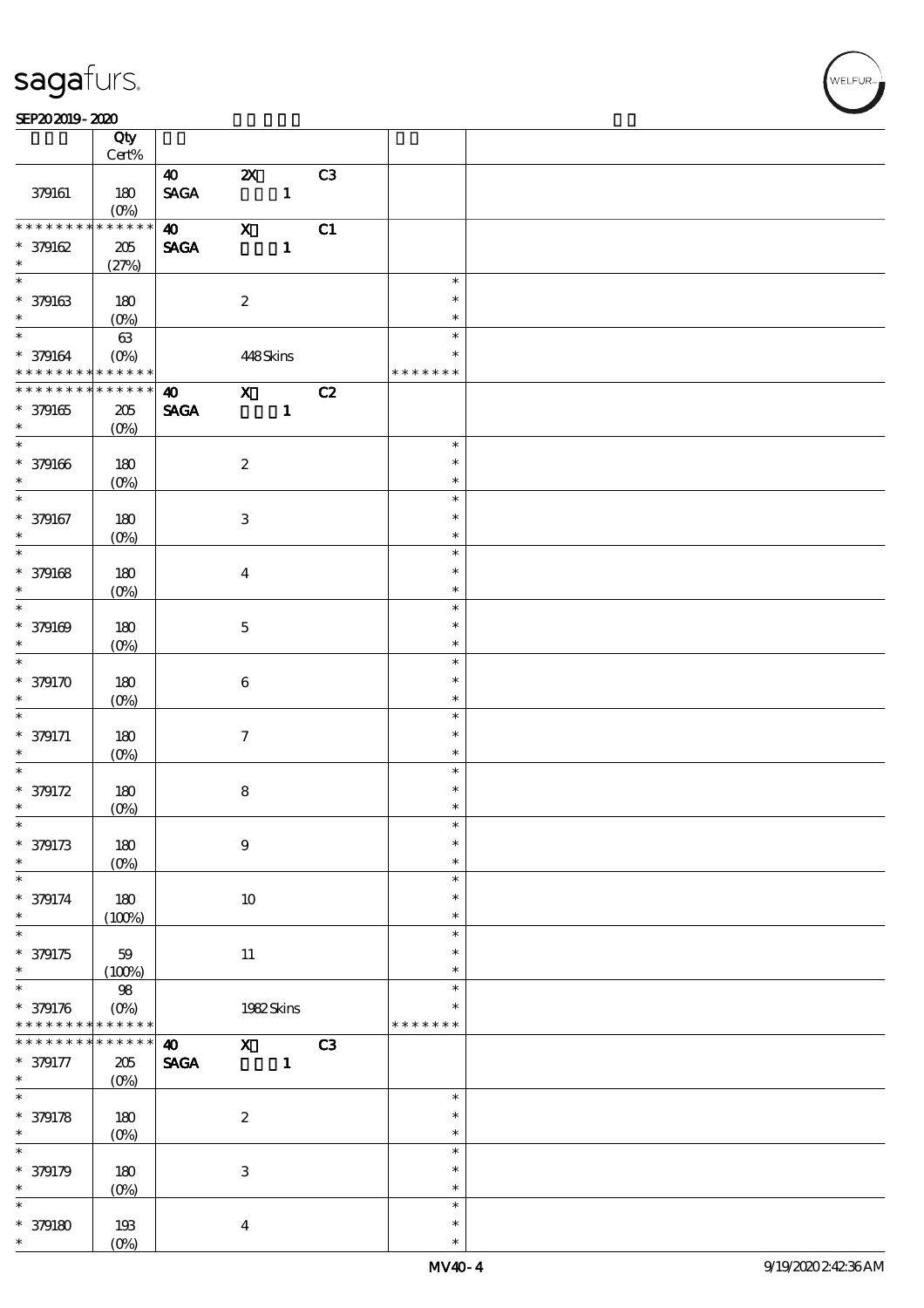| | Qty Cert% | | | | | |
|---|---|---|---|---|---|---|
| | | 40 SAGA | 2X 1 | C3 | | |
| 379161 | 180 (0%) | | | | | |
| * * * * * * * * * * * * * * | | 40 SAGA | X 1 | C1 | | |
| * 379162 * | 205 (27%) | | | | | |
| * * 379163 * | 180 (0%) | | 2 | | * * * | |
| * * 379164 * * * * * * * * * * * * * | 63 (0%) | | 448 Skins | | * * * * * * * * | |
| * * * * * * * * * * * * * * | | 40 SAGA | X 1 | C2 | | |
| * 379165 * | 205 (0%) | | | | | |
| * * 379166 * | 180 (0%) | | 2 | | * * * | |
| * * 379167 * | 180 (0%) | | 3 | | * * * | |
| * * 379168 * | 180 (0%) | | 4 | | * * * | |
| * * 379169 * | 180 (0%) | | 5 | | * * * | |
| * * 379170 * | 180 (0%) | | 6 | | * * * | |
| * * 379171 * | 180 (0%) | | 7 | | * * * | |
| * * 379172 * | 180 (0%) | | 8 | | * * * | |
| * * 379173 * | 180 (0%) | | 9 | | * * * | |
| * * 379174 * | 180 (100%) | | 10 | | * * * | |
| * * 379175 * | 59 (100%) | | 11 | | * * * | |
| * * 379176 * * * * * * * * * * * * * | 98 (0%) | | 1982 Skins | | * * * * * * * * | |
| * * * * * * * * * * * * * * | | 40 SAGA | X 1 | C3 | | |
| * 379177 * | 205 (0%) | | | | | |
| * * 379178 * | 180 (0%) | | 2 | | * * * | |
| * * 379179 * | 180 (0%) | | 3 | | * * * | |
| * * 379180 * | 193 (0%) | | 4 | | * * * | |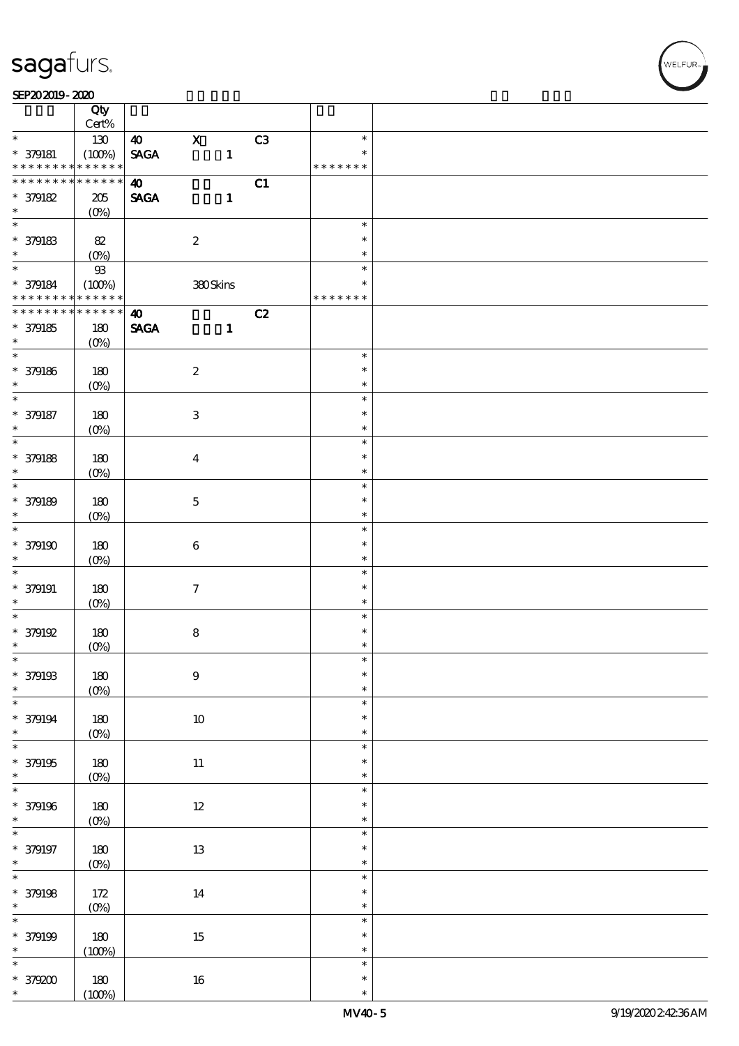| | Qty Cert% | | | | | |
|---|---|---|---|---|---|---|
| * | 130 | 40 | X | C3 | * | |
| * 379181 | (100%) | SAGA | 1 | | * | |
| * * * * * * * * * * * * * * | | | | | * * * * * * * | |
| * * * * * * * * * * * * * * | | 40 | | C1 | | |
| * 379182 | 205 | SAGA | 1 | | | |
| * | (0%) | | | | | |
| * | | | | | * | |
| * 379183 | 82 | | 2 | | * | |
| * | (0%) | | | | * | |
| * | 93 | | | | * | |
| * 379184 | (100%) | | 380 Skins | | * | |
| * * * * * * * * * * * * * * | | | | | * * * * * * * | |
| * * * * * * * * * * * * * * | | 40 | | C2 | | |
| * 379185 | 180 | SAGA | 1 | | | |
| * | (0%) | | | | | |
| * | | | | | * | |
| * 379186 | 180 | | 2 | | * | |
| * | (0%) | | | | * | |
| * | | | | | * | |
| * 379187 | 180 | | 3 | | * | |
| * | (0%) | | | | * | |
| * | | | | | * | |
| * 379188 | 180 | | 4 | | * | |
| * | (0%) | | | | * | |
| * | | | | | * | |
| * 379189 | 180 | | 5 | | * | |
| * | (0%) | | | | * | |
| * | | | | | * | |
| * 379190 | 180 | | 6 | | * | |
| * | (0%) | | | | * | |
| * | | | | | * | |
| * 379191 | 180 | | 7 | | * | |
| * | (0%) | | | | * | |
| * | | | | | * | |
| * 379192 | 180 | | 8 | | * | |
| * | (0%) | | | | * | |
| * | | | | | * | |
| * 379193 | 180 | | 9 | | * | |
| * | (0%) | | | | * | |
| * | | | | | * | |
| * 379194 | 180 | | 10 | | * | |
| * | (0%) | | | | * | |
| * | | | | | * | |
| * 379195 | 180 | | 11 | | * | |
| * | (0%) | | | | * | |
| * | | | | | * | |
| * 379196 | 180 | | 12 | | * | |
| * | (0%) | | | | * | |
| * | | | | | * | |
| * 379197 | 180 | | 13 | | * | |
| * | (0%) | | | | * | |
| * | | | | | * | |
| * 379198 | 172 | | 14 | | * | |
| * | (0%) | | | | * | |
| * | | | | | * | |
| * 379199 | 180 | | 15 | | * | |
| * | (100%) | | | | * | |
| * | | | | | * | |
| * 379200 | 180 | | 16 | | * | |
| * | (100%) | | | | * | |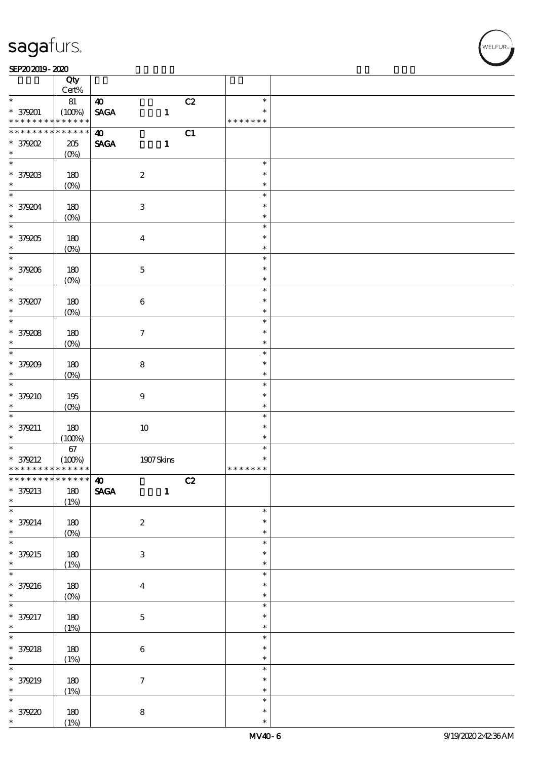| | Qty Cert% | | |
|---|---|---|---|
| * * 379201 * * * * * * * * * * * * * | 81 (100%) * * | 40 C2 SAGA 1 | * * * * * * * * * |
| * * * * * * * * * * * * * * 379202 * | 205 (0%) | 40 C1 SAGA 1 | |
| * * 379203 * | 180 (0%) | 2 | * * * |
| * * 379204 * | 180 (0%) | 3 | * * * |
| * * 379205 * | 180 (0%) | 4 | * * * |
| * * 379206 * | 180 (0%) | 5 | * * * |
| * * 379207 * | 180 (0%) | 6 | * * * |
| * * 379208 * | 180 (0%) | 7 | * * * |
| * * 379209 * | 180 (0%) | 8 | * * * |
| * * 379210 * | 195 (0%) | 9 | * * * |
| * * 379211 * | 180 (100%) | 10 | * * * |
| * * 379212 * * * * * * * * * * * * * | 67 (100%) * * | 1907 Skins | * * * * * * * * * |
| * * * * * * * * * * * * * * 379213 * | 180 (1%) | 40 C2 SAGA 1 | |
| * * 379214 * | 180 (0%) | 2 | * * * |
| * * 379215 * | 180 (1%) | 3 | * * * |
| * * 379216 * | 180 (0%) | 4 | * * * |
| * * 379217 * | 180 (1%) | 5 | * * * |
| * * 379218 * | 180 (1%) | 6 | * * * |
| * * 379219 * | 180 (1%) | 7 | * * * |
| * * 379220 * | 180 (1%) | 8 | * * * |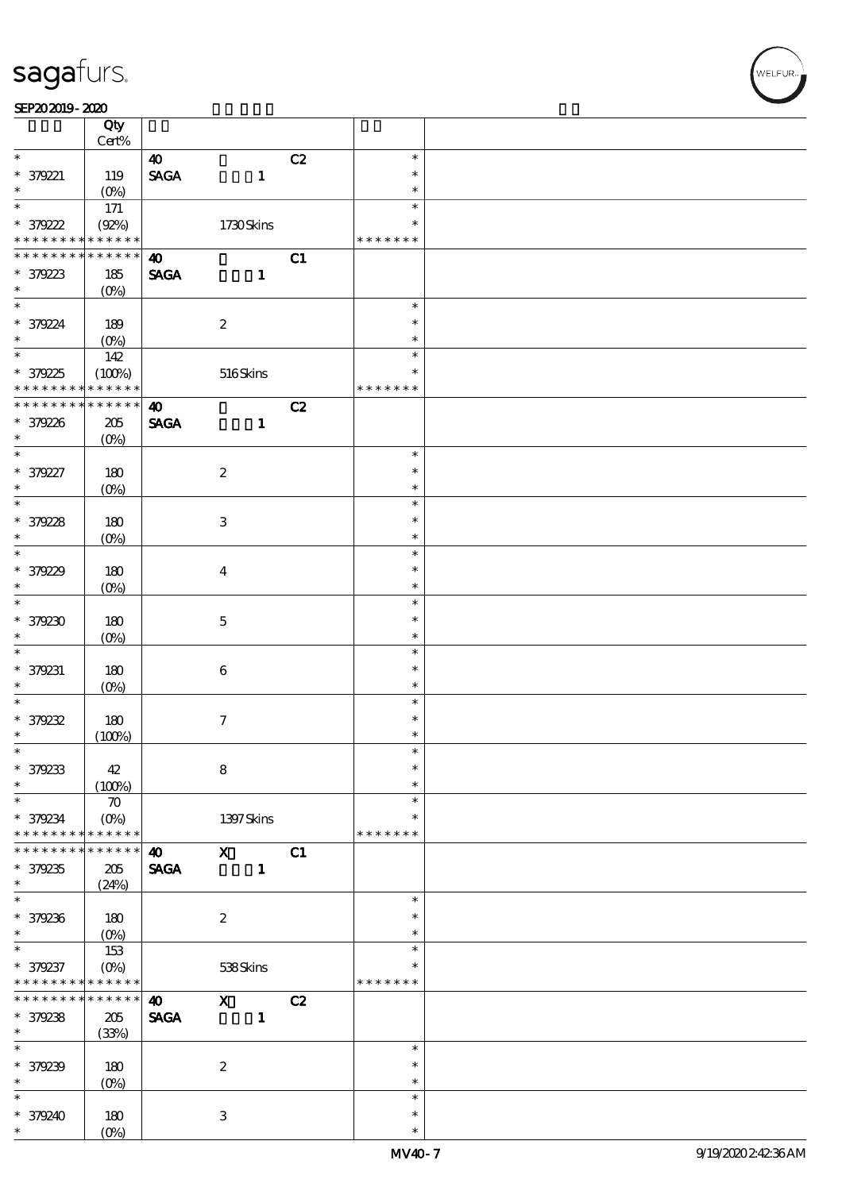| | Qty<br>Cert% | | | | |
|---|---|---|---|---|---|
| * | | 40 | | C2 | * |
| * 379221 | 119 | SAGA | 1 | | * |
| * | (0%) | | | | * |
| * | 171 | | | | * |
| * 379222 | (92%) | | 1730 Skins | | * |
| * * * * * * * * * * * * * * | | | | | * * * * * * * |
| * * * * * * * * * * * * * * | | 40 | | C1 | |
| * 379223 | 185 | SAGA | 1 | | |
| * | (0%) | | | | |
| * | | | | | * |
| * 379224 | 189 | | 2 | | * |
| * | (0%) | | | | * |
| * | 142 | | | | * |
| * 379225 | (100%) | | 516 Skins | | * |
| * * * * * * * * * * * * * * | | | | | * * * * * * * |
| * * * * * * * * * * * * * * | | 40 | | C2 | |
| * 379226 | 205 | SAGA | 1 | | |
| * | (0%) | | | | |
| * | | | | | * |
| * 379227 | 180 | | 2 | | * |
| * | (0%) | | | | * |
| * | | | | | * |
| * 379228 | 180 | | 3 | | * |
| * | (0%) | | | | * |
| * | | | | | * |
| * 379229 | 180 | | 4 | | * |
| * | (0%) | | | | * |
| * | | | | | * |
| * 379230 | 180 | | 5 | | * |
| * | (0%) | | | | * |
| * | | | | | * |
| * 379231 | 180 | | 6 | | * |
| * | (0%) | | | | * |
| * | | | | | * |
| * 379232 | 180 | | 7 | | * |
| * | (100%) | | | | * |
| * | | | | | * |
| * 379233 | 42 | | 8 | | * |
| * | (100%) | | | | * |
| * | 70 | | | | * |
| * 379234 | (0%) | | 1397 Skins | | * |
| * * * * * * * * * * * * * * | | | | | * * * * * * * |
| * * * * * * * * * * * * * * | | 40 | X | C1 | |
| * 379235 | 205 | SAGA | 1 | | |
| * | (24%) | | | | |
| * | | | | | * |
| * 379236 | 180 | | 2 | | * |
| * | (0%) | | | | * |
| * | 153 | | | | * |
| * 379237 | (0%) | | 538 Skins | | * |
| * * * * * * * * * * * * * * | | | | | * * * * * * * |
| * * * * * * * * * * * * * * | | 40 | X | C2 | |
| * 379238 | 205 | SAGA | 1 | | |
| * | (33%) | | | | |
| * | | | | | * |
| * 379239 | 180 | | 2 | | * |
| * | (0%) | | | | * |
| * | | | | | * |
| * 379240 | 180 | | 3 | | * |
| * | (0%) | | | | * |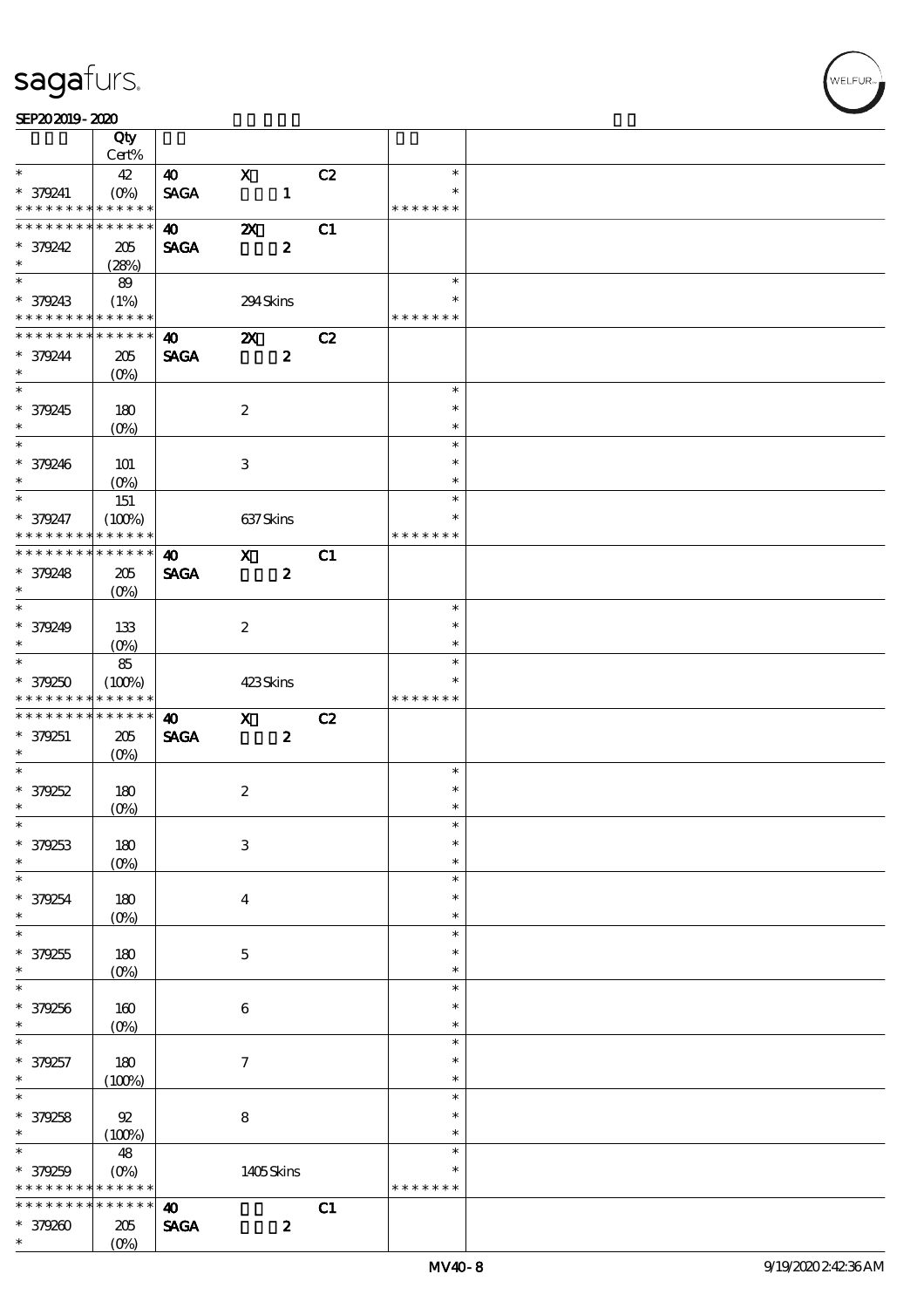| | Qty Cert% | | | | | |
|---|---|---|---|---|---|---|
| * | 42 | 40 | X | C2 | * | |
| * 379241 | (0%) | SAGA | 1 | | * | |
| * * * * * * * * * * * * * * | | | | | * * * * * * * | |
| * * * * * * * * * * * * * * | | 40 | 2X | C1 | | |
| * 379242 | 205 | SAGA | 2 | | | |
| * | (28%) | | | | | |
| * | 89 | | | | * | |
| * 379243 | (1%) | | 294 Skins | | * | |
| * * * * * * * * * * * * * * | | | | | * * * * * * * | |
| * * * * * * * * * * * * * * | | 40 | 2X | C2 | | |
| * 379244 | 205 | SAGA | 2 | | | |
| * | (0%) | | | | | |
| * | | | | | * | |
| * 379245 | 180 | | 2 | | * | |
| * | (0%) | | | | * | |
| * | | | | | * | |
| * 379246 | 101 | | 3 | | * | |
| * | (0%) | | | | * | |
| * | 151 | | | | * | |
| * 379247 | (100%) | | 637 Skins | | * | |
| * * * * * * * * * * * * * * | | | | | * * * * * * * | |
| * * * * * * * * * * * * * * | | 40 | X | C1 | | |
| * 379248 | 205 | SAGA | 2 | | | |
| * | (0%) | | | | | |
| * | | | | | * | |
| * 379249 | 133 | | 2 | | * | |
| * | (0%) | | | | * | |
| * | 85 | | | | * | |
| * 379250 | (100%) | | 423 Skins | | * | |
| * * * * * * * * * * * * * * | | | | | * * * * * * * | |
| * * * * * * * * * * * * * * | | 40 | X | C2 | | |
| * 379251 | 205 | SAGA | 2 | | | |
| * | (0%) | | | | | |
| * | | | | | * | |
| * 379252 | 180 | | 2 | | * | |
| * | (0%) | | | | * | |
| * | | | | | * | |
| * 379253 | 180 | | 3 | | * | |
| * | (0%) | | | | * | |
| * | | | | | * | |
| * 379254 | 180 | | 4 | | * | |
| * | (0%) | | | | * | |
| * | | | | | * | |
| * 379255 | 180 | | 5 | | * | |
| * | (0%) | | | | * | |
| * | | | | | * | |
| * 379256 | 160 | | 6 | | * | |
| * | (0%) | | | | * | |
| * | | | | | * | |
| * 379257 | 180 | | 7 | | * | |
| * | (100%) | | | | * | |
| * | | | | | * | |
| * 379258 | 92 | | 8 | | * | |
| * | (100%) | | | | * | |
| * | 48 | | | | * | |
| * 379259 | (0%) | | 1405 Skins | | * | |
| * * * * * * * * * * * * * * | | | | | * * * * * * * | |
| * * * * * * * * * * * * * * | | 40 | | C1 | | |
| * 379260 | 205 | SAGA | 2 | | | |
| * | (0%) | | | | | |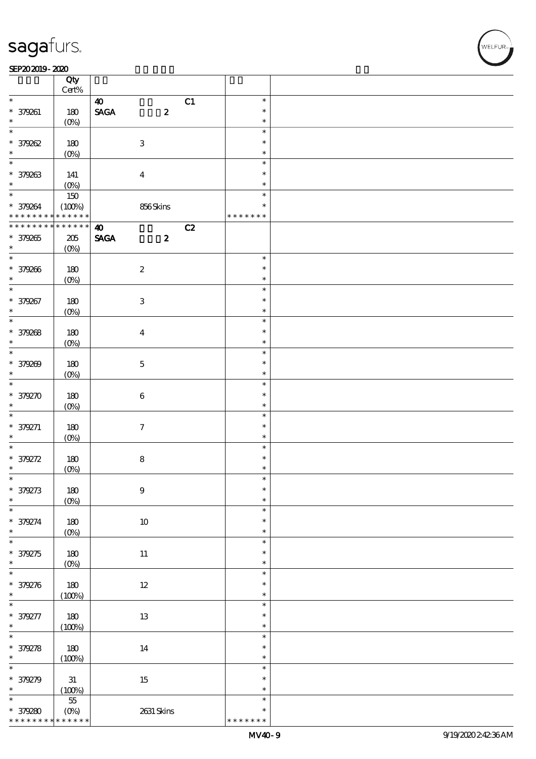| | Qty Cert% | | | |
|---|---|---|---|---|
| * | | 40 C1 | * | |
| * 379261 | 180 | SAGA 2 | * | |
| * | (0%) | | * | |
| * | | | * | |
| * 379262 | 180 | 3 | * | |
| * | (0%) | | * | |
| * | | | * | |
| * 379263 | 141 | 4 | * | |
| * | (0%) | | * | |
| * | 150 | | * | |
| * 379264 | (100%) | 856 Skins | * | |
| * * * * * * * * * * * * * | | | * * * * * * * | |
| * * * * * * * * * * * * * | | 40 C2 | | |
| * 379265 | 205 | SAGA 2 | | |
| * | (0%) | | | |
| * | | | * | |
| * 379266 | 180 | 2 | * | |
| * | (0%) | | * | |
| * | | | * | |
| * 379267 | 180 | 3 | * | |
| * | (0%) | | * | |
| * | | | * | |
| * 379268 | 180 | 4 | * | |
| * | (0%) | | * | |
| * | | | * | |
| * 379269 | 180 | 5 | * | |
| * | (0%) | | * | |
| * | | | * | |
| * 379270 | 180 | 6 | * | |
| * | (0%) | | * | |
| * | | | * | |
| * 379271 | 180 | 7 | * | |
| * | (0%) | | * | |
| * | | | * | |
| * 379272 | 180 | 8 | * | |
| * | (0%) | | * | |
| * | | | * | |
| * 379273 | 180 | 9 | * | |
| * | (0%) | | * | |
| * | | | * | |
| * 379274 | 180 | 10 | * | |
| * | (0%) | | * | |
| * | | | * | |
| * 379275 | 180 | 11 | * | |
| * | (0%) | | * | |
| * | | | * | |
| * 379276 | 180 | 12 | * | |
| * | (100%) | | * | |
| * | | | * | |
| * 379277 | 180 | 13 | * | |
| * | (100%) | | * | |
| * | | | * | |
| * 379278 | 180 | 14 | * | |
| * | (100%) | | * | |
| * | | | * | |
| * 379279 | 31 | 15 | * | |
| * | (100%) | | * | |
| * | 55 | | * | |
| * 379280 | (0%) | 2631 Skins | * | |
| * * * * * * * * * * * * * | | | * * * * * * * | |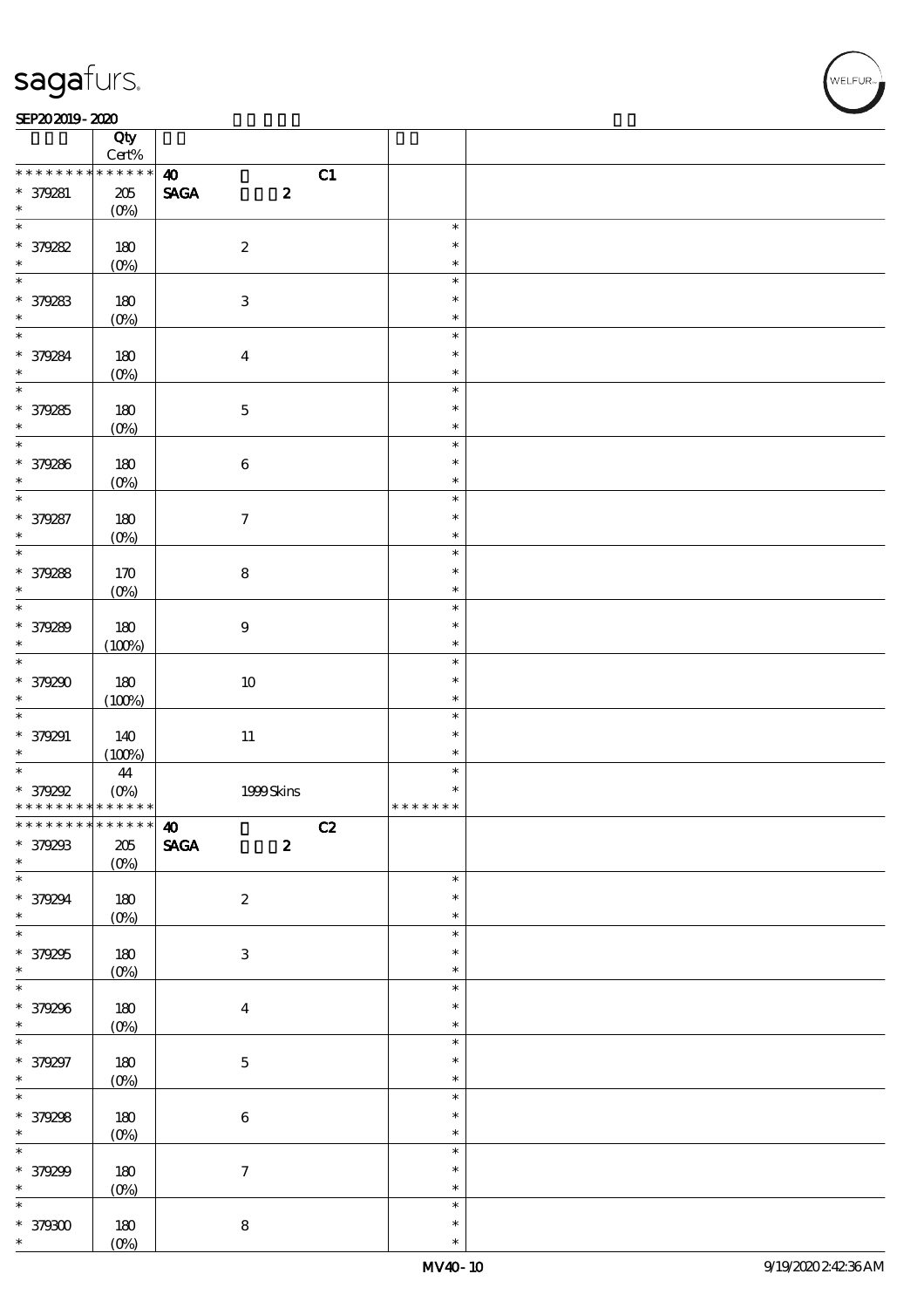| | Qty Cert% | | | |
|---|---|---|---|---|
| * * * * * * * * * * * * * * | **40** | **C1** | | |
| * 379281 | 205 (0%) | **SAGA 2** | | |
| * 379282 | 180 (0%) | 2 | * * * | |
| * 379283 | 180 (0%) | 3 | * * * | |
| * 379284 | 180 (0%) | 4 | * * * | |
| * 379285 | 180 (0%) | 5 | * * * | |
| * 379286 | 180 (0%) | 6 | * * * | |
| * 379287 | 180 (0%) | 7 | * * * | |
| * 379288 | 170 (0%) | 8 | * * * | |
| * 379289 | 180 (100%) | 9 | * * * | |
| * 379290 | 180 (100%) | 10 | * * * | |
| * 379291 | 140 (100%) | 11 | * * * | |
| * 379292 | 44 (0%) | 1999 Skins | * * * * * * * | |
| * * * * * * * * * * * * * * | **40** | **C2** | | |
| * 379293 | 205 (0%) | **SAGA 2** | | |
| * 379294 | 180 (0%) | 2 | * * * | |
| * 379295 | 180 (0%) | 3 | * * * | |
| * 379296 | 180 (0%) | 4 | * * * | |
| * 379297 | 180 (0%) | 5 | * * * | |
| * 379298 | 180 (0%) | 6 | * * * | |
| * 379299 | 180 (0%) | 7 | * * * | |
| * 379300 | 180 (0%) | 8 | * * * | |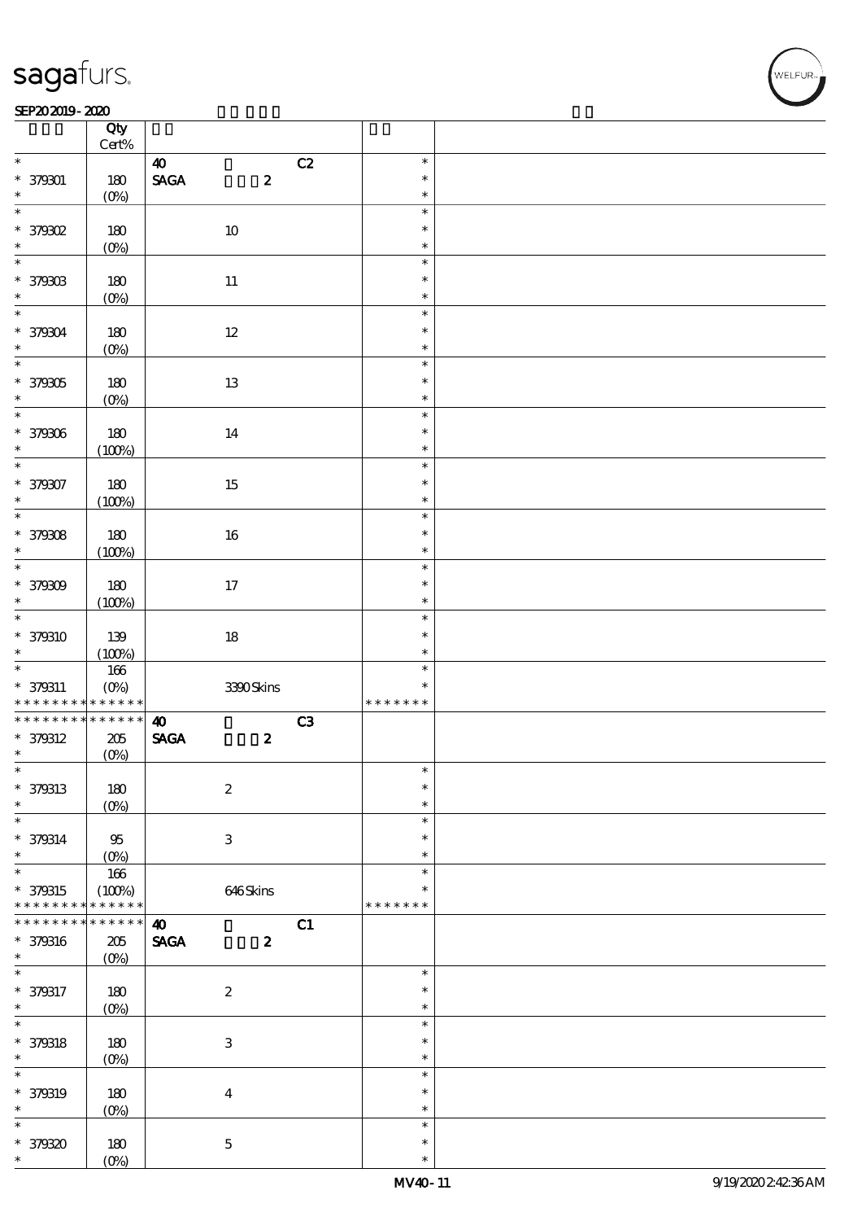| | Qty Cert% | | | |
|---|---|---|---|---|
| * | | 40 C2 | * | |
| * 379301 | 180 | SAGA 2 | * | |
| * | (0%) | | * | |
| * | | | * | |
| * 379302 | 180 | 10 | * | |
| * | (0%) | | * | |
| * | | | * | |
| * 379303 | 180 | 11 | * | |
| * | (0%) | | * | |
| * | | | * | |
| * 379304 | 180 | 12 | * | |
| * | (0%) | | * | |
| * | | | * | |
| * 379305 | 180 | 13 | * | |
| * | (0%) | | * | |
| * | | | * | |
| * 379306 | 180 | 14 | * | |
| * | (100%) | | * | |
| * | | | * | |
| * 379307 | 180 | 15 | * | |
| * | (100%) | | * | |
| * | | | * | |
| * 379308 | 180 | 16 | * | |
| * | (100%) | | * | |
| * | | | * | |
| * 379309 | 180 | 17 | * | |
| * | (100%) | | * | |
| * | | | * | |
| * 379310 | 139 | 18 | * | |
| * | (100%) | | * | |
| * | 166 | | * | |
| * 379311 | (0%) | 3390 Skins | * | |
| * * * * * * * * * * * * * * | | | * * * * * * * | |
| * * * * * * * * * * * * * * | | 40 C3 | | |
| * 379312 | 205 | SAGA 2 | | |
| * | (0%) | | | |
| * | | | * | |
| * 379313 | 180 | 2 | * | |
| * | (0%) | | * | |
| * | | | * | |
| * 379314 | 95 | 3 | * | |
| * | (0%) | | * | |
| * | 166 | | * | |
| * 379315 | (100%) | 646 Skins | * | |
| * * * * * * * * * * * * * * | | | * * * * * * * | |
| * * * * * * * * * * * * * * | | 40 C1 | | |
| * 379316 | 205 | SAGA 2 | | |
| * | (0%) | | | |
| * | | | * | |
| * 379317 | 180 | 2 | * | |
| * | (0%) | | * | |
| * | | | * | |
| * 379318 | 180 | 3 | * | |
| * | (0%) | | * | |
| * | | | * | |
| * 379319 | 180 | 4 | * | |
| * | (0%) | | * | |
| * | | | * | |
| * 379320 | 180 | 5 | * | |
| * | (0%) | | * | |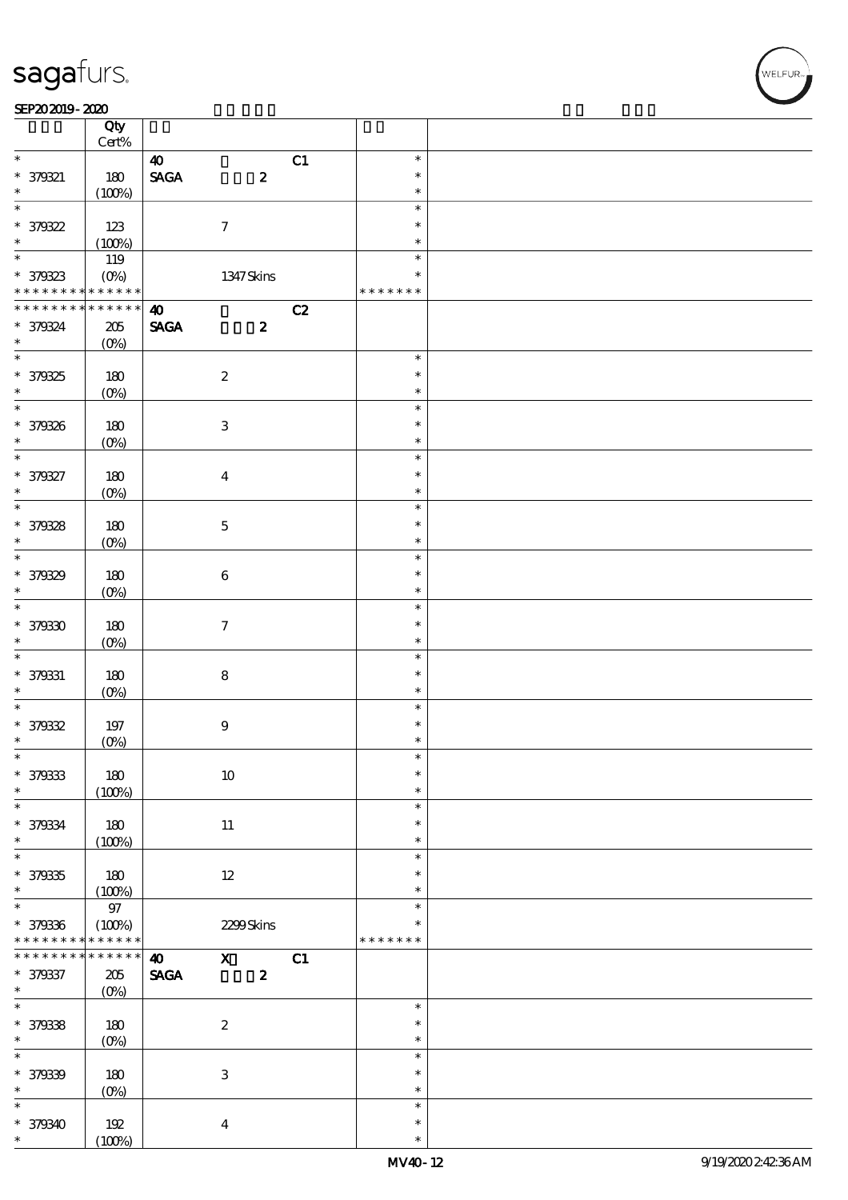| | Qty Cert% | | | |
|---|---|---|---|---|
| * | | 40 C1 | * | |
| * 379321 | 180 | SAGA 2 | * | |
| * | (100%) | | * | |
| * | | | * | |
| * 379322 | 123 | 7 | * | |
| * | (100%) | | * | |
| * | 119 | | * | |
| * 379323 | (0%) | 1347 Skins | * | |
| * * * * * * * * * * * * * * | | | * * * * * * * | |
| * * * * * * * * * * * * * * | | 40 C2 | | |
| * 379324 | 205 | SAGA 2 | | |
| * | (0%) | | | |
| * | | | * | |
| * 379325 | 180 | 2 | * | |
| * | (0%) | | * | |
| * | | | * | |
| * 379326 | 180 | 3 | * | |
| * | (0%) | | * | |
| * | | | * | |
| * 379327 | 180 | 4 | * | |
| * | (0%) | | * | |
| * | | | * | |
| * 379328 | 180 | 5 | * | |
| * | (0%) | | * | |
| * | | | * | |
| * 379329 | 180 | 6 | * | |
| * | (0%) | | * | |
| * | | | * | |
| * 379330 | 180 | 7 | * | |
| * | (0%) | | * | |
| * | | | * | |
| * 379331 | 180 | 8 | * | |
| * | (0%) | | * | |
| * | | | * | |
| * 379332 | 197 | 9 | * | |
| * | (0%) | | * | |
| * | | | * | |
| * 379333 | 180 | 10 | * | |
| * | (100%) | | * | |
| * | | | * | |
| * 379334 | 180 | 11 | * | |
| * | (100%) | | * | |
| * | | | * | |
| * 379335 | 180 | 12 | * | |
| * | (100%) | | * | |
| * | 97 | | * | |
| * 379336 | (100%) | 2299 Skins | * | |
| * * * * * * * * * * * * * * | | | * * * * * * * | |
| * * * * * * * * * * * * * * | | 40 X C1 | | |
| * 379337 | 205 | SAGA 2 | | |
| * | (0%) | | | |
| * | | | * | |
| * 379338 | 180 | 2 | * | |
| * | (0%) | | * | |
| * | | | * | |
| * 379339 | 180 | 3 | * | |
| * | (0%) | | * | |
| * | | | * | |
| * 379340 | 192 | 4 | * | |
| * | (100%) | | * | |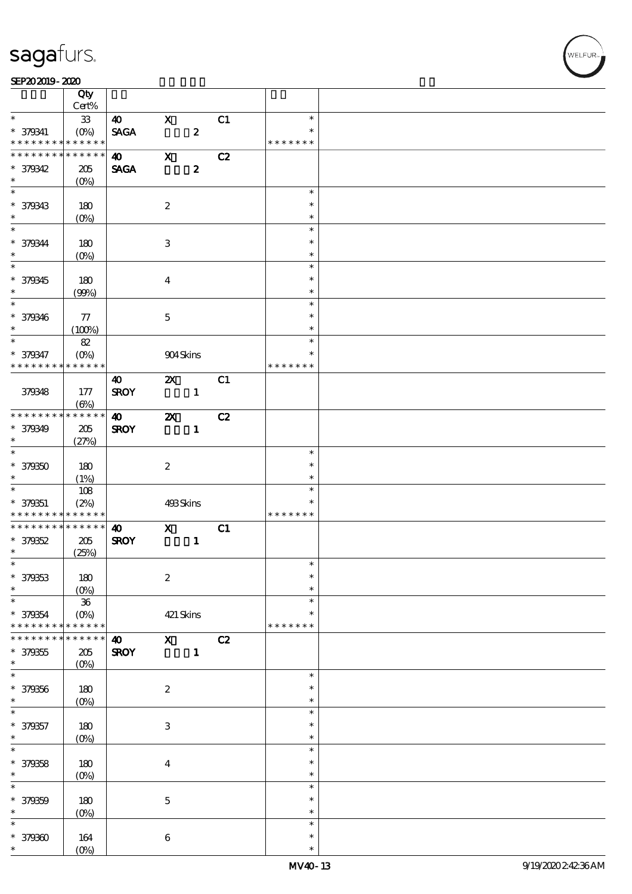sagafurs.

SEP20 2019 - 2020

| | Qty Cert% | | | | | |
|---|---|---|---|---|---|---|
| * | 33 | 40 | X | C1 | * | |
| * 379341 | (0%) | SAGA | 2 | | * | |
| * * * * * * * * * * * * * * | | | | | * * * * * * * | |
| * * * * * * * * * * * * * * | | 40 | X | C2 | | |
| * 379342 | 205 | SAGA | 2 | | | |
| * | (0%) | | | | | |
| * | | | | | * | |
| * 379343 | 180 | | 2 | | * | |
| * | (0%) | | | | * | |
| * | | | | | * | |
| * 379344 | 180 | | 3 | | * | |
| * | (0%) | | | | * | |
| * | | | | | * | |
| * 379345 | 180 | | 4 | | * | |
| * | (99%) | | | | * | |
| * | | | | | * | |
| * 379346 | 77 | | 5 | | * | |
| * | (100%) | | | | * | |
| * | 82 | | | | * | |
| * 379347 | (0%) | | 904 Skins | | * | |
| * * * * * * * * * * * * * * | | | | | * * * * * * * | |
| | | 40 | 2X | C1 | | |
| 379348 | 177 | SROY | 1 | | | |
| | (6%) | | | | | |
| * * * * * * * * * * * * * * | | 40 | 2X | C2 | | |
| * 379349 | 205 | SROY | 1 | | | |
| * | (27%) | | | | | |
| * | | | | | * | |
| * 379350 | 180 | | 2 | | * | |
| * | (1%) | | | | * | |
| * | 108 | | | | * | |
| * 379351 | (2%) | | 493 Skins | | * | |
| * * * * * * * * * * * * * * | | | | | * * * * * * * | |
| * * * * * * * * * * * * * * | | 40 | X | C1 | | |
| * 379352 | 205 | SROY | 1 | | | |
| * | (25%) | | | | | |
| * | | | | | * | |
| * 379353 | 180 | | 2 | | * | |
| * | (0%) | | | | * | |
| * | 36 | | | | * | |
| * 379354 | (0%) | | 421 Skins | | * | |
| * * * * * * * * * * * * * * | | | | | * * * * * * * | |
| * * * * * * * * * * * * * * | | 40 | X | C2 | | |
| * 379355 | 205 | SROY | 1 | | | |
| * | (0%) | | | | | |
| * | | | | | * | |
| * 379356 | 180 | | 2 | | * | |
| * | (0%) | | | | * | |
| * | | | | | * | |
| * 379357 | 180 | | 3 | | * | |
| * | (0%) | | | | * | |
| * | | | | | * | |
| * 379358 | 180 | | 4 | | * | |
| * | (0%) | | | | * | |
| * | | | | | * | |
| * 379359 | 180 | | 5 | | * | |
| * | (0%) | | | | * | |
| * | | | | | * | |
| * 379360 | 164 | | 6 | | * | |
| * | (0%) | | | | * | |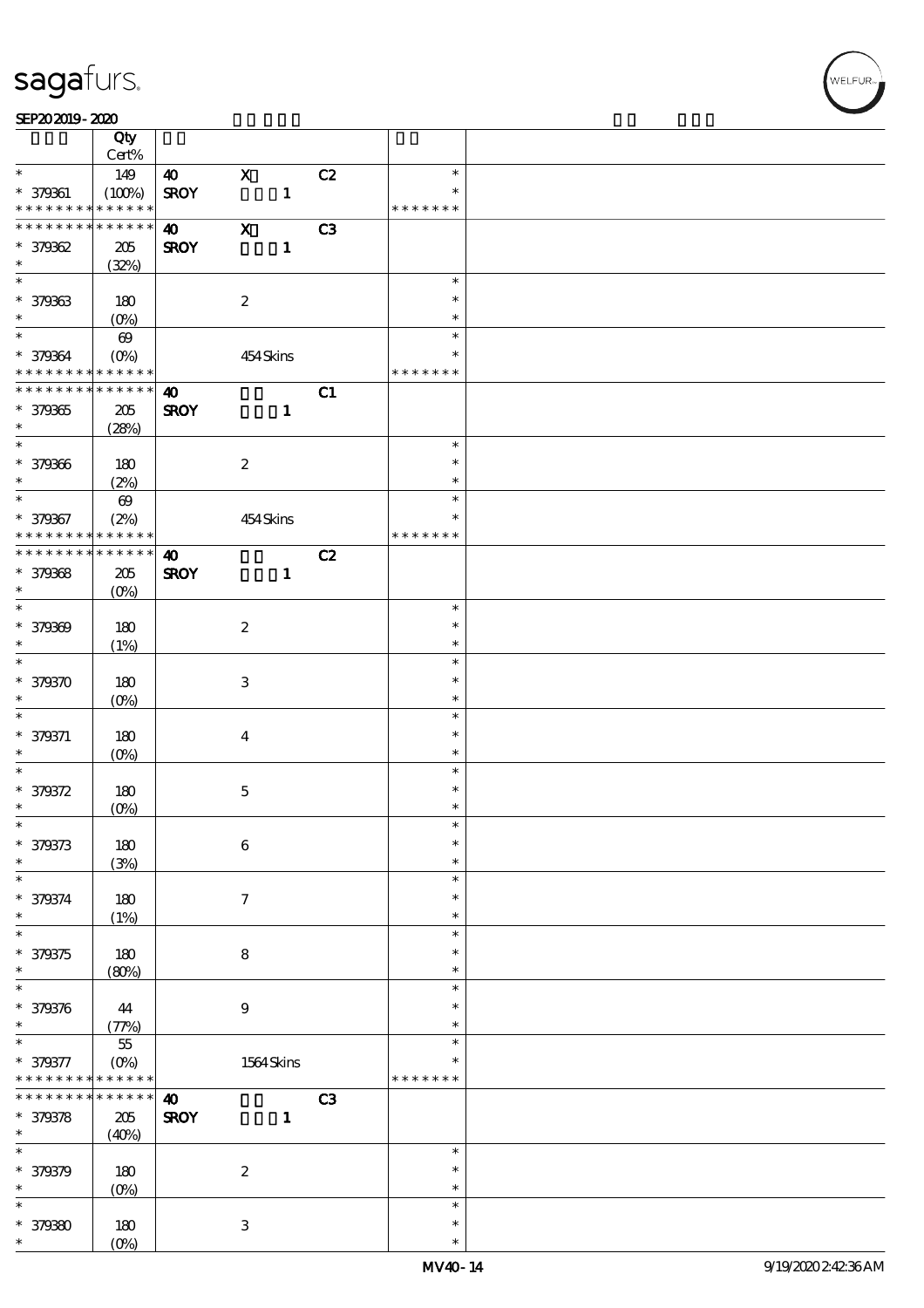| | Qty Cert% | | | | | |
|---|---|---|---|---|---|---|
| * | 149 | 40 | X | C2 | * | |
| * 379361 | (100%) | SROY | 1 | | * | |
| * * * * * * * * * * * * * * | | | | | * * * * * * * | |
| * * * * * * * * * * * * * * | | 40 | X | C3 | | |
| * 379362 | 205 | SROY | 1 | | | |
| * | (32%) | | | | | |
| * | | | | | * | |
| * 379363 | 180 | | 2 | | * | |
| * | (0%) | | | | * | |
| * | 69 | | | | * | |
| * 379364 | (0%) | | 454 Skins | | * | |
| * * * * * * * * * * * * * * | | | | | * * * * * * * | |
| * * * * * * * * * * * * * * | | 40 | | C1 | | |
| * 379365 | 205 | SROY | 1 | | | |
| * | (28%) | | | | | |
| * | | | | | * | |
| * 379366 | 180 | | 2 | | * | |
| * | (2%) | | | | * | |
| * | 69 | | | | * | |
| * 379367 | (2%) | | 454 Skins | | * | |
| * * * * * * * * * * * * * * | | | | | * * * * * * * | |
| * * * * * * * * * * * * * * | | 40 | | C2 | | |
| * 379368 | 205 | SROY | 1 | | | |
| * | (0%) | | | | | |
| * | | | | | * | |
| * 379369 | 180 | | 2 | | * | |
| * | (1%) | | | | * | |
| * | | | | | * | |
| * 379370 | 180 | | 3 | | * | |
| * | (0%) | | | | * | |
| * | | | | | * | |
| * 379371 | 180 | | 4 | | * | |
| * | (0%) | | | | * | |
| * | | | | | * | |
| * 379372 | 180 | | 5 | | * | |
| * | (0%) | | | | * | |
| * | | | | | * | |
| * 379373 | 180 | | 6 | | * | |
| * | (3%) | | | | * | |
| * | | | | | * | |
| * 379374 | 180 | | 7 | | * | |
| * | (1%) | | | | * | |
| * | | | | | * | |
| * 379375 | 180 | | 8 | | * | |
| * | (80%) | | | | * | |
| * | | | | | * | |
| * 379376 | 44 | | 9 | | * | |
| * | (77%) | | | | * | |
| * | 55 | | | | * | |
| * 379377 | (0%) | | 1564 Skins | | * | |
| * * * * * * * * * * * * * * | | | | | * * * * * * * | |
| * * * * * * * * * * * * * * | | 40 | | C3 | | |
| * 379378 | 205 | SROY | 1 | | | |
| * | (40%) | | | | | |
| * | | | | | * | |
| * 379379 | 180 | | 2 | | * | |
| * | (0%) | | | | * | |
| * | | | | | * | |
| * 379380 | 180 | | 3 | | * | |
| * | (0%) | | | | * | |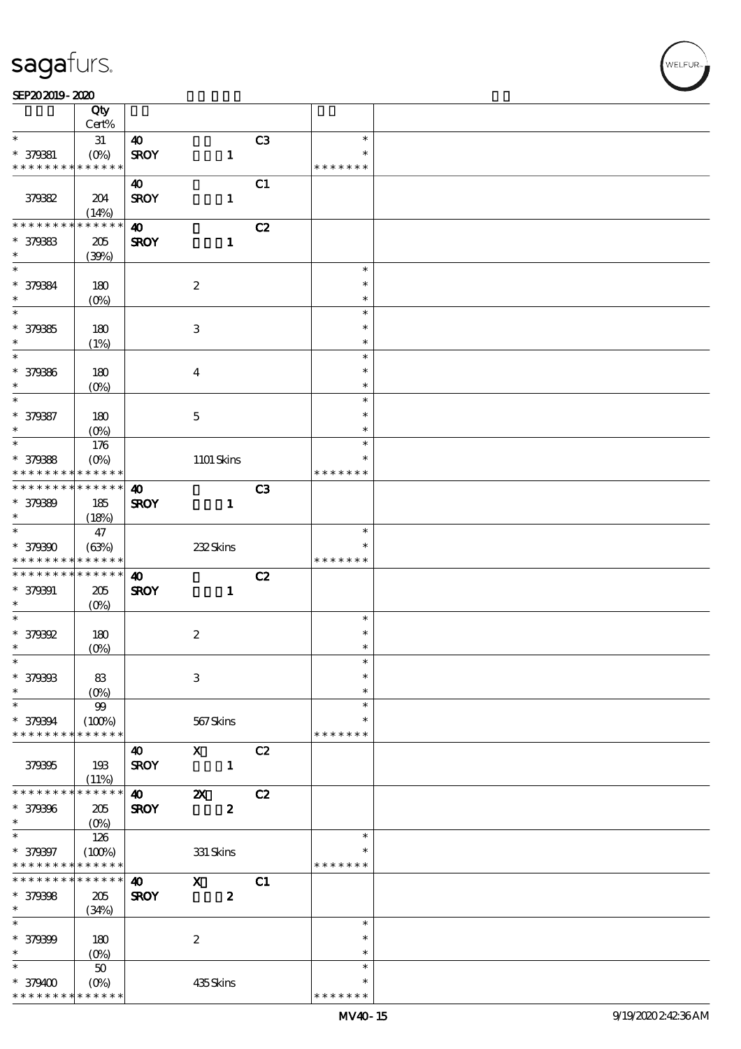| | Qty<br>Cert% | | | | | |
|---|---|---|---|---|---|---|
| * <br>* 379381<br>* * * * * * * * * * * * * * | 31<br>(0%) | 40<br>SROY | 1 | C3 | *<br>*<br>* * * * * * * | |
| 379382 | 204<br>(14%) | 40<br>SROY | 1 | C1 | | |
| * * * * * * * * * * * * * *<br>* 379383<br>* | 205<br>(39%) | 40<br>SROY | 1 | C2 | | |
| *<br>* 379384<br>* | 180<br>(0%) | | 2 | | *<br>*<br>* | |
| *<br>* 379385<br>* | 180<br>(1%) | | 3 | | *<br>*<br>* | |
| *<br>* 379386<br>* | 180<br>(0%) | | 4 | | *<br>*<br>* | |
| *<br>* 379387<br>* | 180<br>(0%) | | 5 | | *<br>*<br>* | |
| *<br>* 379388<br>* * * * * * * * * * * * * * | 176<br>(0%) | | 1101 Skins | | *<br>*<br>* * * * * * * | |
| * * * * * * * * * * * * * *<br>* 379389<br>* | 185<br>(18%) | 40<br>SROY | 1 | C3 | | |
| *<br>* 379390<br>* * * * * * * * * * * * * * | 47<br>(63%) | | 232 Skins | | *<br>*<br>* * * * * * * | |
| * * * * * * * * * * * * * *<br>* 379391<br>* | 205<br>(0%) | 40<br>SROY | 1 | C2 | | |
| *<br>* 379392<br>* | 180<br>(0%) | | 2 | | *<br>*<br>* | |
| *<br>* 379393<br>* | 83<br>(0%) | | 3 | | *<br>*<br>* | |
| *<br>* 379394<br>* * * * * * * * * * * * * * | 99<br>(100%) | | 567 Skins | | *<br>*<br>* * * * * * * | |
| 379395 | 193<br>(11%) | 40<br>SROY | X<br>1 | C2 | | |
| * * * * * * * * * * * * * *<br>* 379396<br>* | 205<br>(0%) | 40<br>SROY | 2X<br>2 | C2 | | |
| *<br>* 379397<br>* * * * * * * * * * * * * * | 126<br>(100%) | | 331 Skins | | *<br>*<br>* * * * * * * | |
| * * * * * * * * * * * * * *<br>* 379398<br>* | 205<br>(34%) | 40<br>SROY | X<br>2 | C1 | | |
| *<br>* 379399<br>* | 180<br>(0%) | | 2 | | *<br>*<br>* | |
| *<br>* 379400<br>* * * * * * * * * * * * * * | 50<br>(0%) | | 435 Skins | | *<br>*<br>* * * * * * * | |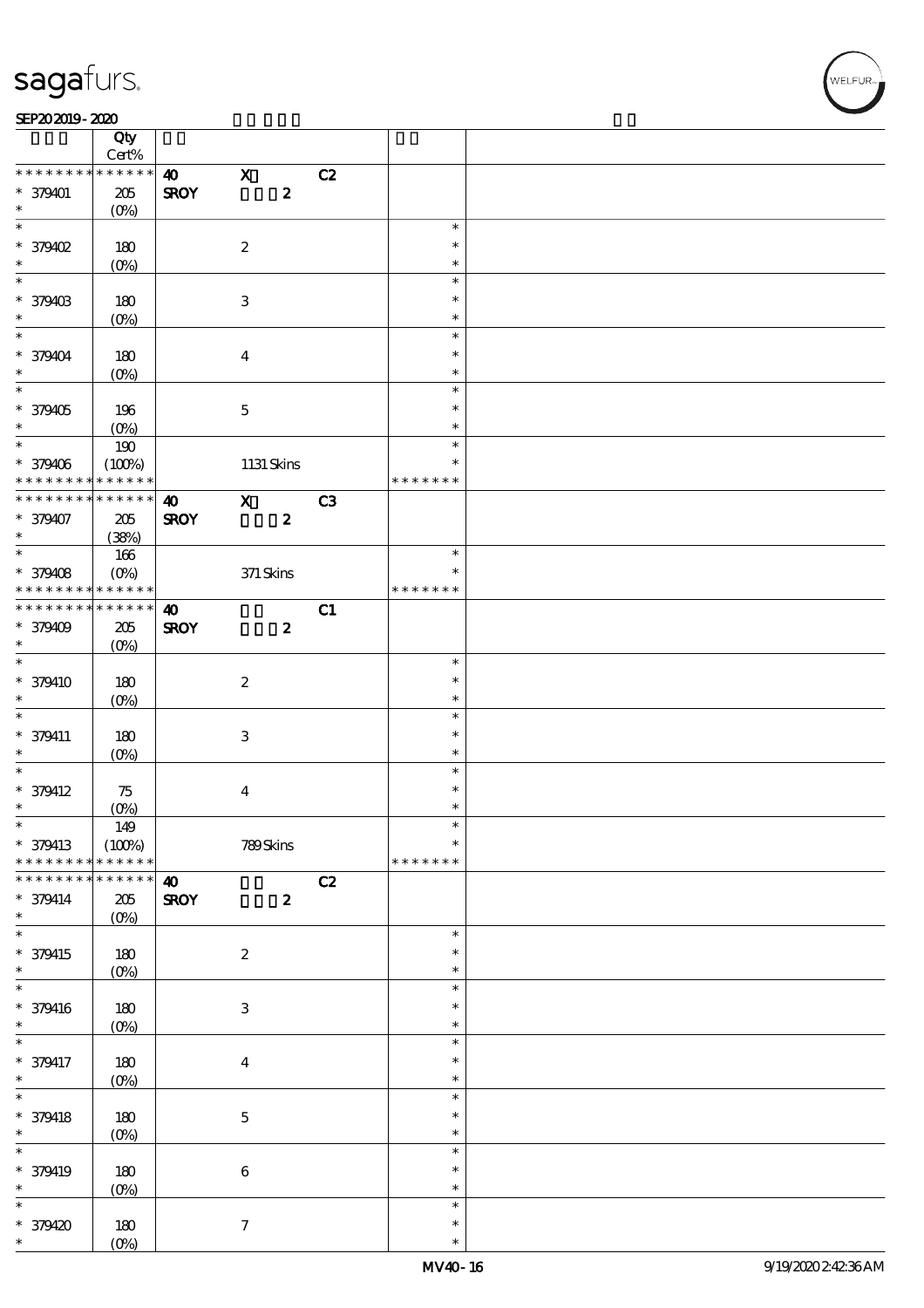| | Qty<br>Cert% | | | | | |
|---|---|---|---|---|---|---|
| * * * * * * * * * * * * * * | | **40** | **X** | **C2** | | |
| * 379401 | 205 | **SROY** | **2** | | | |
| * | (0%) | | | | | |
| * | | | | | * | |
| * 379402 | 180 | | 2 | | * | |
| * | (0%) | | | | * | |
| * | | | | | * | |
| * 379403 | 180 | | 3 | | * | |
| * | (0%) | | | | * | |
| * | | | | | * | |
| * 379404 | 180 | | 4 | | * | |
| * | (0%) | | | | * | |
| * | | | | | * | |
| * 379405 | 196 | | 5 | | * | |
| * | (0%) | | | | * | |
| * | 190 | | | | * | |
| * 379406 | (100%) | | 1131 Skins | | * | |
| * * * * * * * * * * * * * * | | | | | * * * * * * * | |
| * * * * * * * * * * * * * * | | **40** | **X** | **C3** | | |
| * 379407 | 205 | **SROY** | **2** | | | |
| * | (38%) | | | | | |
| * | 166 | | | | * | |
| * 379408 | (0%) | | 371 Skins | | * | |
| * * * * * * * * * * * * * * | | | | | * * * * * * * | |
| * * * * * * * * * * * * * * | | **40** | | **C1** | | |
| * 379409 | 205 | **SROY** | **2** | | | |
| * | (0%) | | | | | |
| * | | | | | * | |
| * 379410 | 180 | | 2 | | * | |
| * | (0%) | | | | * | |
| * | | | | | * | |
| * 379411 | 180 | | 3 | | * | |
| * | (0%) | | | | * | |
| * | | | | | * | |
| * 379412 | 75 | | 4 | | * | |
| * | (0%) | | | | * | |
| * | 149 | | | | * | |
| * 379413 | (100%) | | 789 Skins | | * | |
| * * * * * * * * * * * * * * | | | | | * * * * * * * | |
| * * * * * * * * * * * * * * | | **40** | | **C2** | | |
| * 379414 | 205 | **SROY** | **2** | | | |
| * | (0%) | | | | | |
| * | | | | | * | |
| * 379415 | 180 | | 2 | | * | |
| * | (0%) | | | | * | |
| * | | | | | * | |
| * 379416 | 180 | | 3 | | * | |
| * | (0%) | | | | * | |
| * | | | | | * | |
| * 379417 | 180 | | 4 | | * | |
| * | (0%) | | | | * | |
| * | | | | | * | |
| * 379418 | 180 | | 5 | | * | |
| * | (0%) | | | | * | |
| * | | | | | * | |
| * 379419 | 180 | | 6 | | * | |
| * | (0%) | | | | * | |
| * | | | | | * | |
| * 379420 | 180 | | 7 | | * | |
| * | (0%) | | | | * | |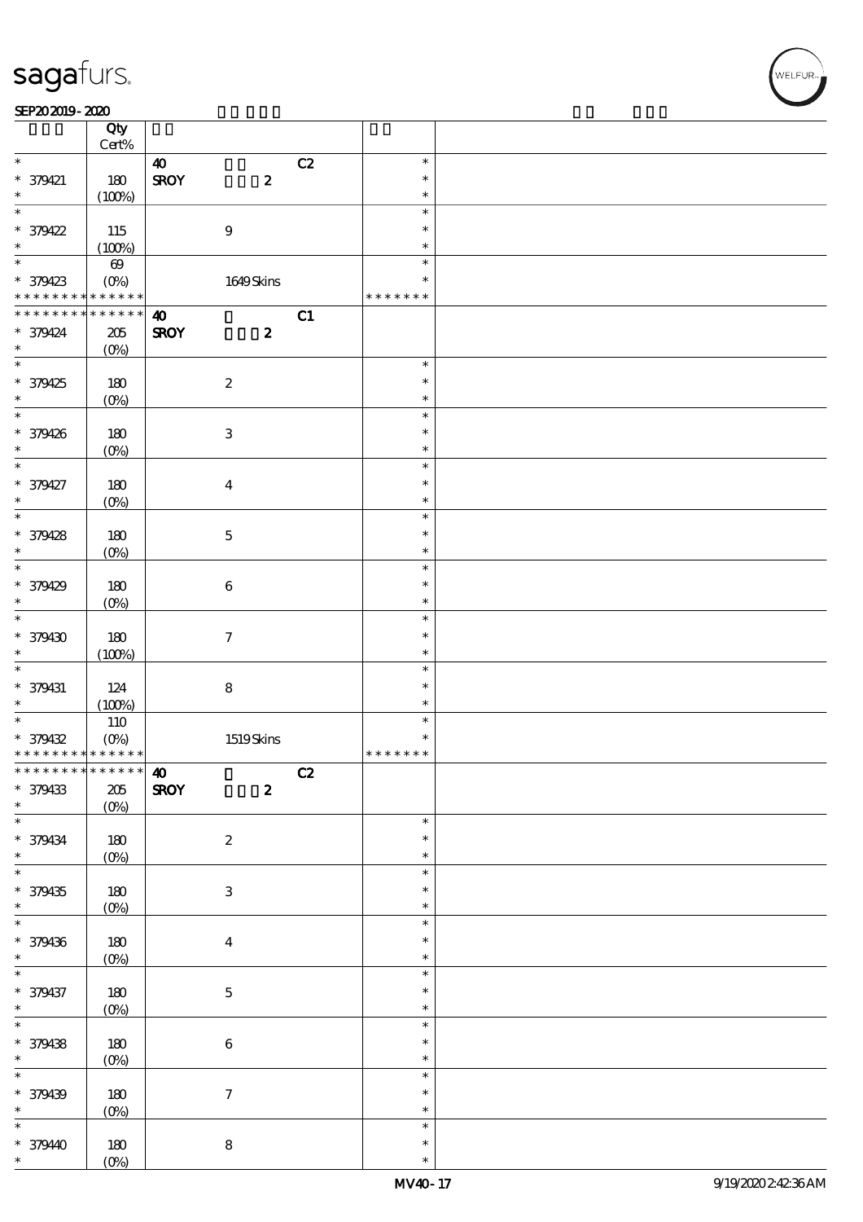| | Qty<br>Cert% | | | |
|---|---|---|---|---|
| * | | 40 C2 | * | |
| * 379421 | 180 | SROY 2 | * | |
| * | (100%) | | * | |
| * | | | * | |
| * 379422 | 115 | 9 | * | |
| * | (100%) | | * | |
| * | 69 | | * | |
| * 379423 | (0%) | 1649 Skins | * | |
| * * * * * * * * * * * * * * | | | * * * * * * * | |
| * * * * * * * * * * * * * * | | 40 C1 | | |
| * 379424 | 205 | SROY 2 | | |
| * | (0%) | | | |
| * | | | * | |
| * 379425 | 180 | 2 | * | |
| * | (0%) | | * | |
| * | | | * | |
| * 379426 | 180 | 3 | * | |
| * | (0%) | | * | |
| * | | | * | |
| * 379427 | 180 | 4 | * | |
| * | (0%) | | * | |
| * | | | * | |
| * 379428 | 180 | 5 | * | |
| * | (0%) | | * | |
| * | | | * | |
| * 379429 | 180 | 6 | * | |
| * | (0%) | | * | |
| * | | | * | |
| * 379430 | 180 | 7 | * | |
| * | (100%) | | * | |
| * | | | * | |
| * 379431 | 124 | 8 | * | |
| * | (100%) | | * | |
| * | 110 | | * | |
| * 379432 | (0%) | 1519 Skins | * | |
| * * * * * * * * * * * * * * | | | * * * * * * * | |
| * * * * * * * * * * * * * * | | 40 C2 | | |
| * 379433 | 205 | SROY 2 | | |
| * | (0%) | | | |
| * | | | * | |
| * 379434 | 180 | 2 | * | |
| * | (0%) | | * | |
| * | | | * | |
| * 379435 | 180 | 3 | * | |
| * | (0%) | | * | |
| * | | | * | |
| * 379436 | 180 | 4 | * | |
| * | (0%) | | * | |
| * | | | * | |
| * 379437 | 180 | 5 | * | |
| * | (0%) | | * | |
| * | | | * | |
| * 379438 | 180 | 6 | * | |
| * | (0%) | | * | |
| * | | | * | |
| * 379439 | 180 | 7 | * | |
| * | (0%) | | * | |
| * | | | * | |
| * 379440 | 180 | 8 | * | |
| * | (0%) | | * | |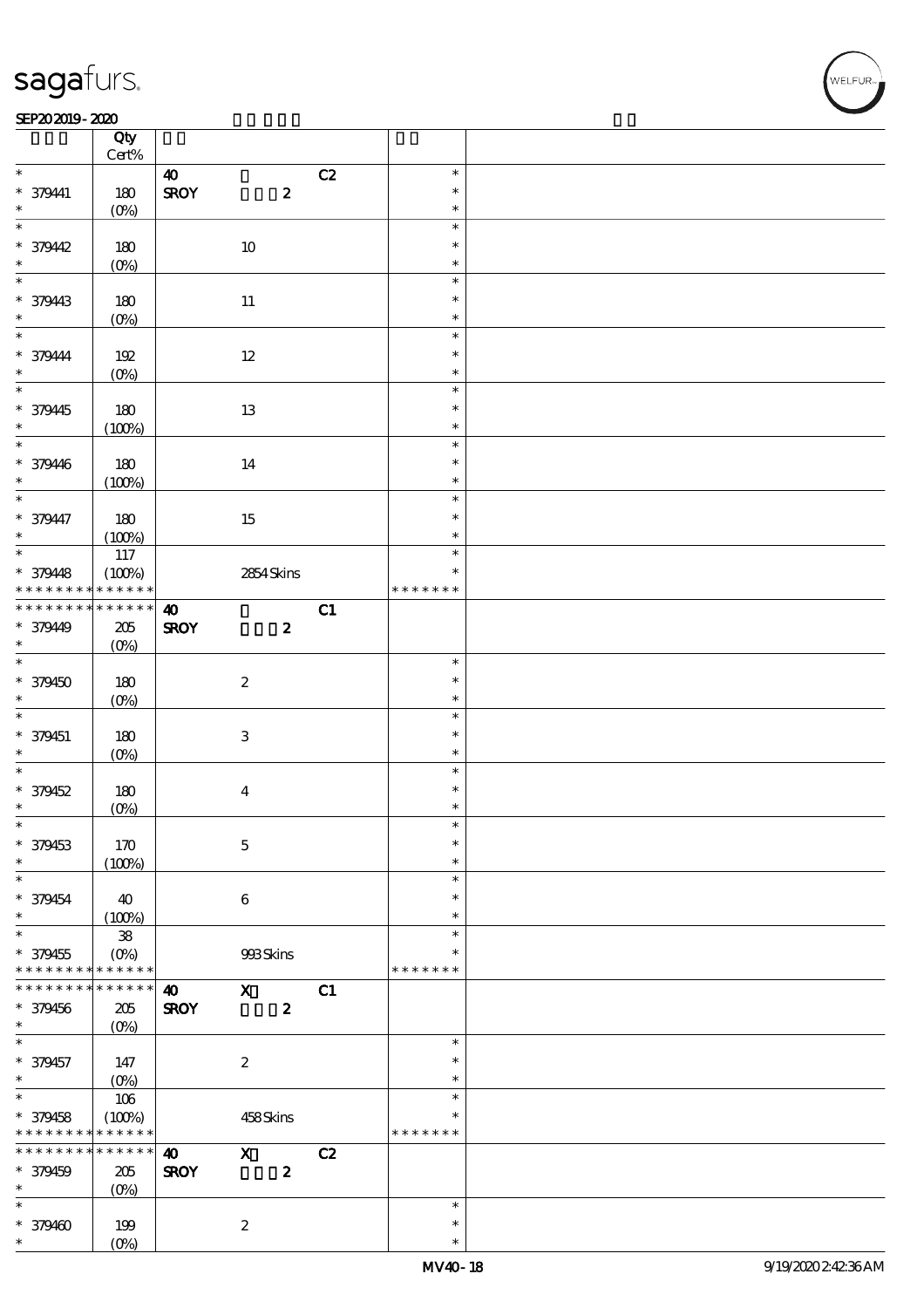| | Qty Cert% | | | | |
|---|---|---|---|---|---|
| * | | 40 | C2 | * | |
| * 379441 | 180 | SROY 2 | | * | |
| * | (0%) | | | * | |
| * | | | | * | |
| * 379442 | 180 | 10 | | * | |
| * | (0%) | | | * | |
| * | | | | * | |
| * 379443 | 180 | 11 | | * | |
| * | (0%) | | | * | |
| * | | | | * | |
| * 379444 | 192 | 12 | | * | |
| * | (0%) | | | * | |
| * | | | | * | |
| * 379445 | 180 | 13 | | * | |
| * | (100%) | | | * | |
| * | | | | * | |
| * 379446 | 180 | 14 | | * | |
| * | (100%) | | | * | |
| * | | | | * | |
| * 379447 | 180 | 15 | | * | |
| * | (100%) | | | * | |
| * | 117 | | | * | |
| * 379448 | (100%) | 2854 Skins | | * | |
| * * * * * * * * * * * * * * | | | | * * * * * * * | |
| * * * * * * * * * * * * * * | | 40 | C1 | | |
| * 379449 | 205 | SROY 2 | | | |
| * | (0%) | | | | |
| * | | | | * | |
| * 379450 | 180 | 2 | | * | |
| * | (0%) | | | * | |
| * | | | | * | |
| * 379451 | 180 | 3 | | * | |
| * | (0%) | | | * | |
| * | | | | * | |
| * 379452 | 180 | 4 | | * | |
| * | (0%) | | | * | |
| * | | | | * | |
| * 379453 | 170 | 5 | | * | |
| * | (100%) | | | * | |
| * | | | | * | |
| * 379454 | 40 | 6 | | * | |
| * | (100%) | | | * | |
| * | 38 | | | * | |
| * 379455 | (0%) | 993 Skins | | * | |
| * * * * * * * * * * * * * * | | | | * * * * * * * | |
| * * * * * * * * * * * * * * | | 40 X | C1 | | |
| * 379456 | 205 | SROY 2 | | | |
| * | (0%) | | | | |
| * | | | | * | |
| * 379457 | 147 | 2 | | * | |
| * | (0%) | | | * | |
| * | 106 | | | * | |
| * 379458 | (100%) | 458 Skins | | * | |
| * * * * * * * * * * * * * * | | | | * * * * * * * | |
| * * * * * * * * * * * * * * | | 40 X | C2 | | |
| * 379459 | 205 | SROY 2 | | | |
| * | (0%) | | | | |
| * | | | | * | |
| * 379460 | 199 | 2 | | * | |
| * | (0%) | | | * | |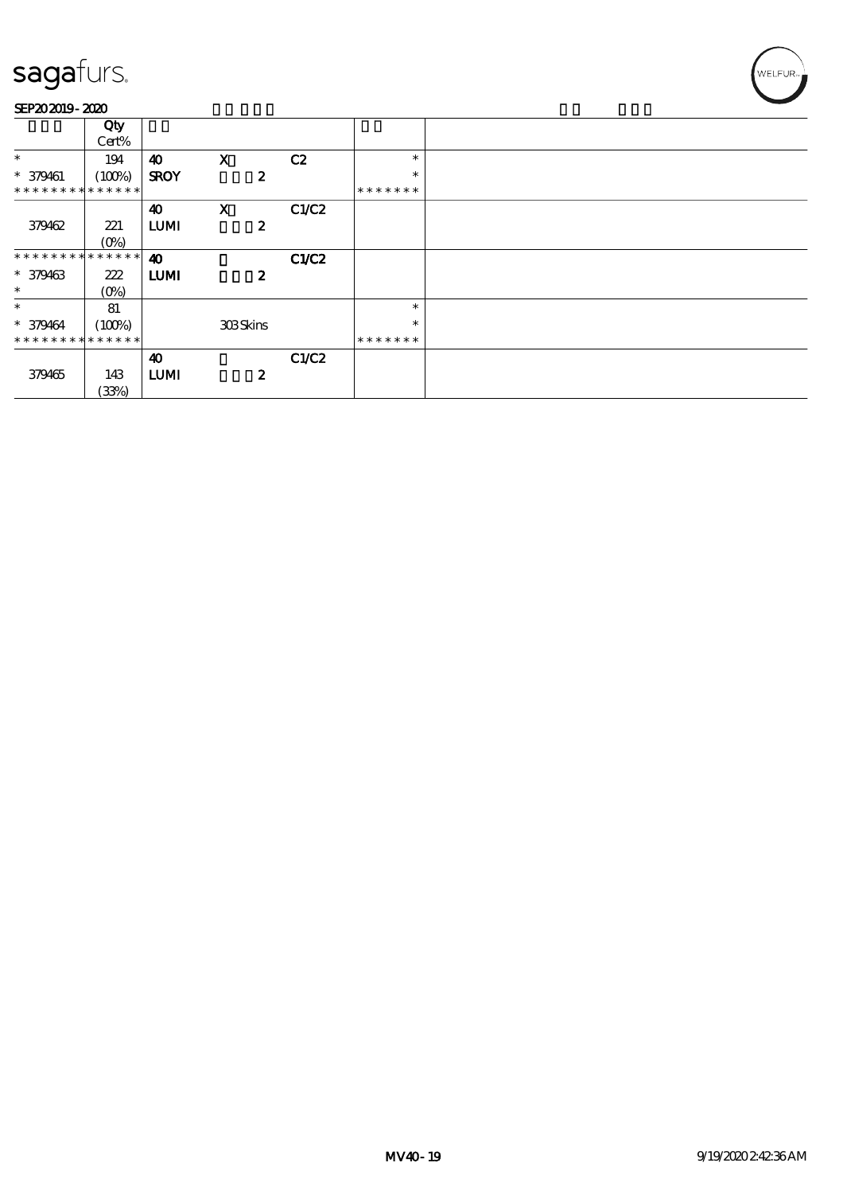| | Qty Cert% | | | | | |
|---|---|---|---|---|---|---|
| * | 194 | 40 | X | C2 | * | |
| * 379461 | (100%) | SROY | 2 | | * | |
| * * * * * * * * * * * * * * | | | | | * * * * * * * | |
| | | 40 | X | C1/C2 | | |
| 379462 | 221 | LUMI | 2 | | | |
| | (0%) | | | | | |
| * * * * * * * * * * * * * * | | 40 | | C1/C2 | | |
| * 379463 | 222 | LUMI | 2 | | | |
| * | (0%) | | | | | |
| * | 81 | | | | * | |
| * 379464 | (100%) | | 303 Skins | | * | |
| * * * * * * * * * * * * * * | | | | | * * * * * * * | |
| | | 40 | | C1/C2 | | |
| 379465 | 143 | LUMI | 2 | | | |
| | (33%) | | | | | |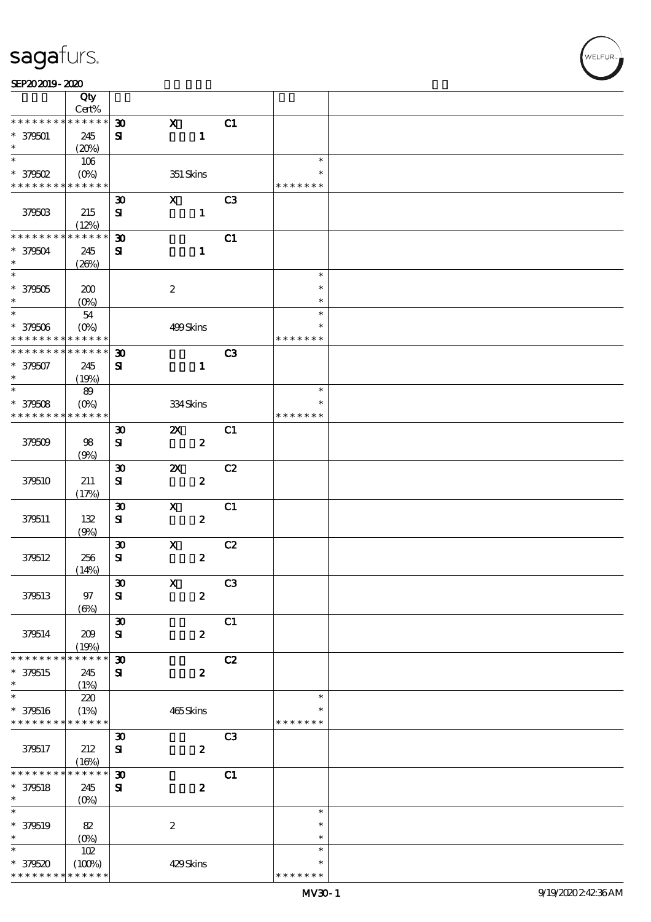| | Qty Cert% | | | | | |
|---|---|---|---|---|---|---|
| * * * * * * * * * * * * * * | | 30 | X | C1 | | |
| * 379501 | 245 | SI | 1 | | | |
| * | (20%) | | | | | |
| * | 106 | | | | * | |
| * 379502 | (0%) | | 351 Skins | | * | |
| * * * * * * * * * * * * * * | | | | | * * * * * * * | |
| | | 30 | X | C3 | | |
| 379503 | 215 | SI | 1 | | | |
| | (12%) | | | | | |
| * * * * * * * * * * * * * * | | 30 | | C1 | | |
| * 379504 | 245 | SI | 1 | | | |
| * | (26%) | | | | | |
| * | | | | | * | |
| * 379505 | 200 | | 2 | | * | |
| * | (0%) | | | | * | |
| * | 54 | | | | * | |
| * 379506 | (0%) | | 499 Skins | | * | |
| * * * * * * * * * * * * * * | | | | | * * * * * * * | |
| * * * * * * * * * * * * * * | | 30 | | C3 | | |
| * 379507 | 245 | SI | 1 | | | |
| * | (19%) | | | | | |
| * | 89 | | | | * | |
| * 379508 | (0%) | | 334 Skins | | * | |
| * * * * * * * * * * * * * * | | | | | * * * * * * * | |
| | | 30 | 2X | C1 | | |
| 379509 | 98 | SI | 2 | | | |
| | (9%) | | | | | |
| | | 30 | 2X | C2 | | |
| 379510 | 211 | SI | 2 | | | |
| | (17%) | | | | | |
| | | 30 | X | C1 | | |
| 379511 | 132 | SI | 2 | | | |
| | (9%) | | | | | |
| | | 30 | X | C2 | | |
| 379512 | 256 | SI | 2 | | | |
| | (14%) | | | | | |
| | | 30 | X | C3 | | |
| 379513 | 97 | SI | 2 | | | |
| | (6%) | | | | | |
| | | 30 | | C1 | | |
| 379514 | 209 | SI | 2 | | | |
| | (19%) | | | | | |
| * * * * * * * * * * * * * * | | 30 | | C2 | | |
| * 379515 | 245 | SI | 2 | | | |
| * | (1%) | | | | | |
| * | 220 | | | | * | |
| * 379516 | (1%) | | 465 Skins | | * | |
| * * * * * * * * * * * * * * | | | | | * * * * * * * | |
| | | 30 | | C3 | | |
| 379517 | 212 | SI | 2 | | | |
| | (16%) | | | | | |
| * * * * * * * * * * * * * * | | 30 | | C1 | | |
| * 379518 | 245 | SI | 2 | | | |
| * | (0%) | | | | | |
| * | | | | | * | |
| * 379519 | 82 | | 2 | | * | |
| * | (0%) | | | | * | |
| * | 102 | | | | * | |
| * 379520 | (100%) | | 429 Skins | | * | |
| * * * * * * * * * * * * * * | | | | | * * * * * * * | |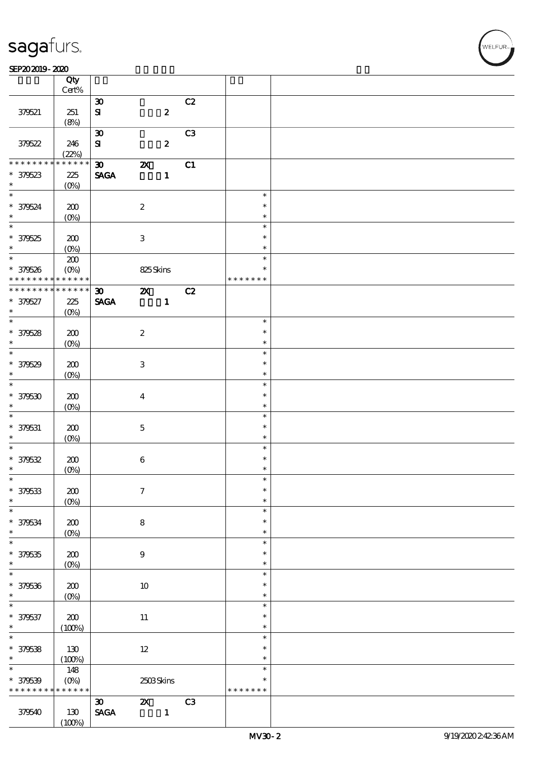| | Qty Cert% | | | |
|---|---|---|---|---|
| 379521 | 251 (8%) | 30 SI 2 C2 | | |
| 379522 | 246 (22%) | 30 SI 2 C3 | | |
| * * * * * * * * * * * * * * * * 379523 * | 225 (0%) | 30 2X C1 SAGA 1 | | |
| * * 379524 * | 200 (0%) | 2 | * * * | |
| * * 379525 * | 200 (0%) | 3 | * * * | |
| * * 379526 * * * * * * * * * * * * * | 200 (0%) | 825 Skins | * * * * * * * * * | |
| * * * * * * * * * * * * * * * * 379527 * | 225 (0%) | 30 2X C2 SAGA 1 | | |
| * * 379528 * | 200 (0%) | 2 | * * * | |
| * * 379529 * | 200 (0%) | 3 | * * * | |
| * * 379530 * | 200 (0%) | 4 | * * * | |
| * * 379531 * | 200 (0%) | 5 | * * * | |
| * * 379532 * | 200 (0%) | 6 | * * * | |
| * * 379533 * | 200 (0%) | 7 | * * * | |
| * * 379534 * | 200 (0%) | 8 | * * * | |
| * * 379535 * | 200 (0%) | 9 | * * * | |
| * * 379536 * | 200 (0%) | 10 | * * * | |
| * * 379537 * | 200 (100%) | 11 | * * * | |
| * * 379538 * | 130 (100%) | 12 | * * * | |
| * * 379539 * * * * * * * * * * * * * | 148 (0%) | 2503 Skins | * * * * * * * * * | |
| 379540 | 130 (100%) | 30 2X C3 SAGA 1 | | |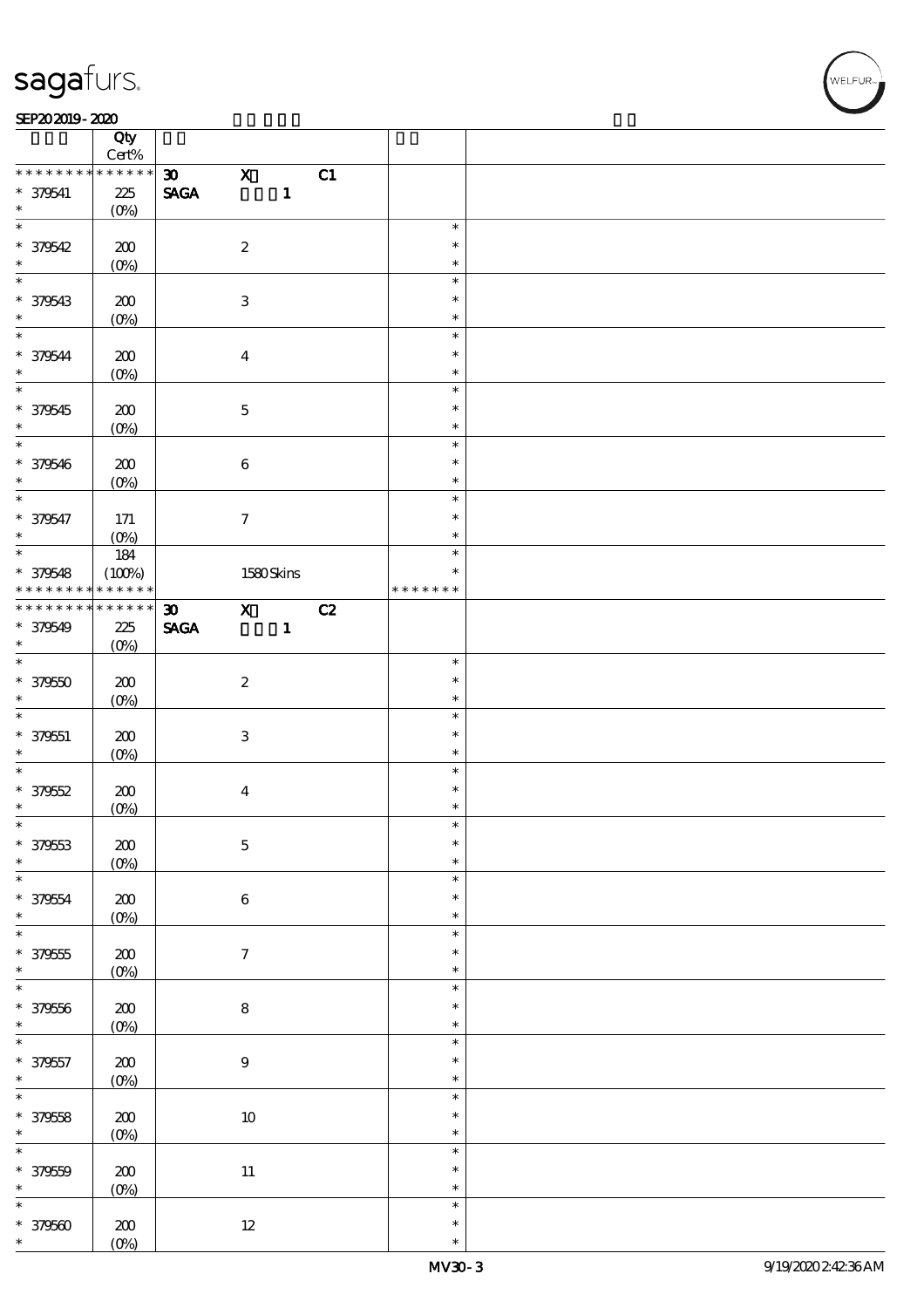| | Qty Cert% | | |
|---|---|---|---|
| * * * * * * * * * * * * * * | 30 X C1 | | |
| * 379541 | 225 (0%) | SAGA 1 | |
| * 379542 | 200 (0%) | 2 | * |
| * 379543 | 200 (0%) | 3 | * |
| * 379544 | 200 (0%) | 4 | * |
| * 379545 | 200 (0%) | 5 | * |
| * 379546 | 200 (0%) | 6 | * |
| * 379547 | 171 (0%) | 7 | * |
| * 379548 | 184 (100%) | 1580 Skins | * * * * * * * |
| * * * * * * * * * * * * * * | 30 X C2 | | |
| * 379549 | 225 (0%) | SAGA 1 | |
| * 379550 | 200 (0%) | 2 | * |
| * 379551 | 200 (0%) | 3 | * |
| * 379552 | 200 (0%) | 4 | * |
| * 379553 | 200 (0%) | 5 | * |
| * 379554 | 200 (0%) | 6 | * |
| * 379555 | 200 (0%) | 7 | * |
| * 379556 | 200 (0%) | 8 | * |
| * 379557 | 200 (0%) | 9 | * |
| * 379558 | 200 (0%) | 10 | * |
| * 379559 | 200 (0%) | 11 | * |
| * 379560 | 200 (0%) | 12 | * |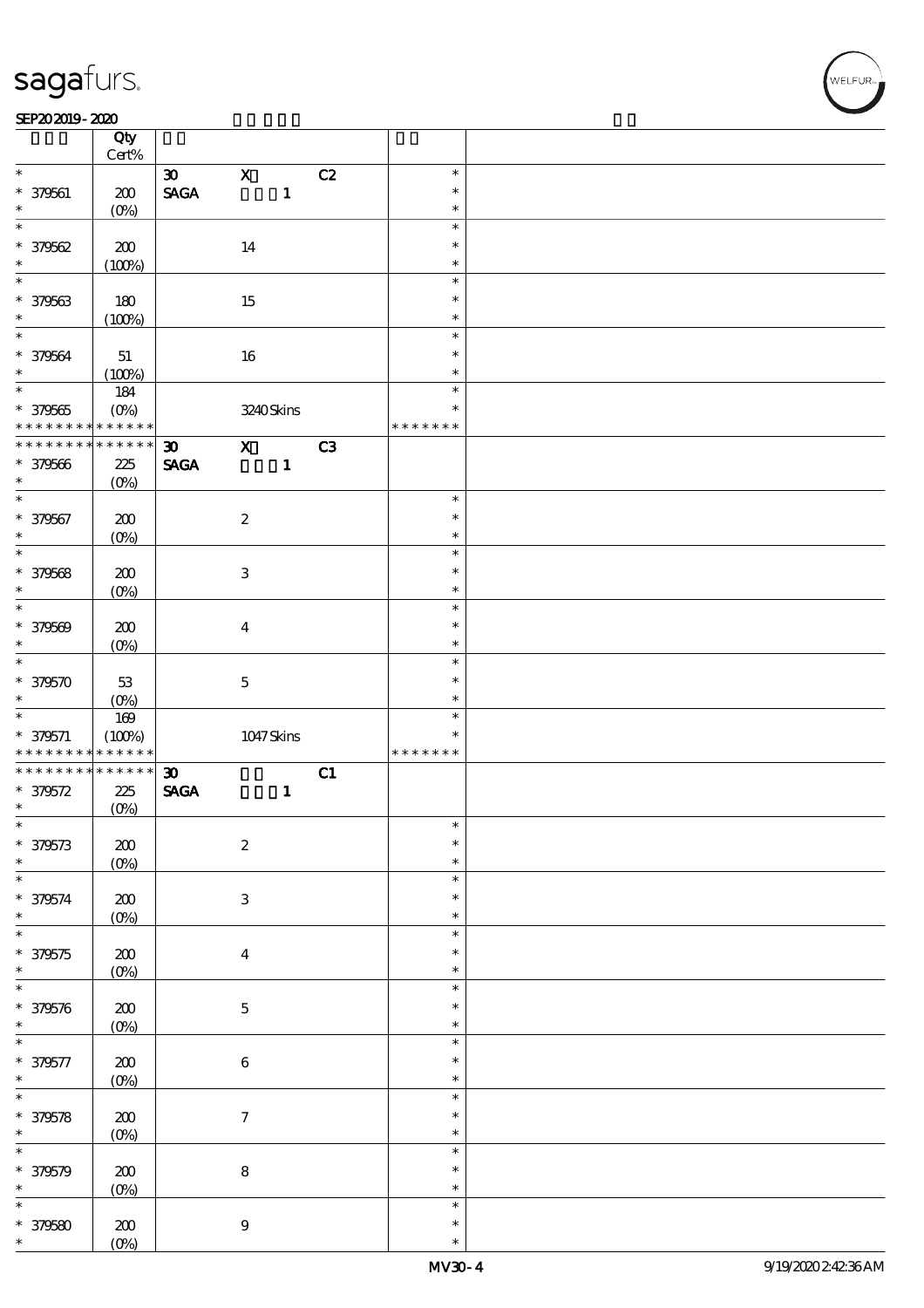| | Qty Cert% | | | | |
|---|---|---|---|---|---|
| * | | 30 X C2 | | * | |
| * 379561 | 200 | SAGA 1 | | * | |
| * | (0%) | | | * | |
| * | | | | * | |
| * 379562 | 200 | 14 | | * | |
| * | (100%) | | | * | |
| * | | | | * | |
| * 379563 | 180 | 15 | | * | |
| * | (100%) | | | * | |
| * | | | | * | |
| * 379564 | 51 | 16 | | * | |
| * | (100%) | | | * | |
| * | 184 | | | * | |
| * 379565 | (0%) | 3240 Skins | | * | |
| * * * * * * * * * * * * * * | | | | * * * * * * * | |
| * * * * * * * * * * * * * * | | 30 X C3 | | | |
| * 379566 | 225 | SAGA 1 | | | |
| * | (0%) | | | | |
| * | | | | * | |
| * 379567 | 200 | 2 | | * | |
| * | (0%) | | | * | |
| * | | | | * | |
| * 379568 | 200 | 3 | | * | |
| * | (0%) | | | * | |
| * | | | | * | |
| * 379569 | 200 | 4 | | * | |
| * | (0%) | | | * | |
| * | | | | * | |
| * 379570 | 53 | 5 | | * | |
| * | (0%) | | | * | |
| * | 169 | | | * | |
| * 379571 | (100%) | 1047 Skins | | * | |
| * * * * * * * * * * * * * * | | | | * * * * * * * | |
| * * * * * * * * * * * * * * | | 30 C1 | | | |
| * 379572 | 225 | SAGA 1 | | | |
| * | (0%) | | | | |
| * | | | | * | |
| * 379573 | 200 | 2 | | * | |
| * | (0%) | | | * | |
| * | | | | * | |
| * 379574 | 200 | 3 | | * | |
| * | (0%) | | | * | |
| * | | | | * | |
| * 379575 | 200 | 4 | | * | |
| * | (0%) | | | * | |
| * | | | | * | |
| * 379576 | 200 | 5 | | * | |
| * | (0%) | | | * | |
| * | | | | * | |
| * 379577 | 200 | 6 | | * | |
| * | (0%) | | | * | |
| * | | | | * | |
| * 379578 | 200 | 7 | | * | |
| * | (0%) | | | * | |
| * | | | | * | |
| * 379579 | 200 | 8 | | * | |
| * | (0%) | | | * | |
| * | | | | * | |
| * 379580 | 200 | 9 | | * | |
| * | (0%) | | | * | |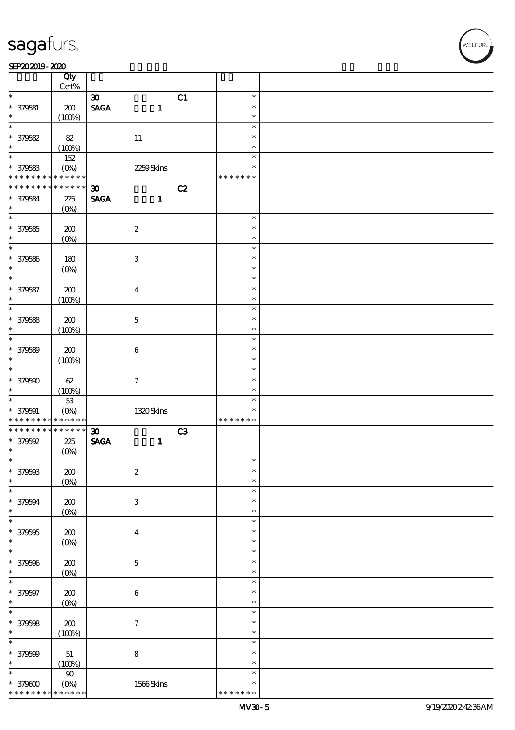| | Qty<br>Cert% | | | |
|---|---|---|---|---|
| * | | 30 C1 | * | |
| * 379581 | 200 | SAGA 1 | * | |
| * | (100%) | | * | |
| * | | | * | |
| * 379582 | 82 | 11 | * | |
| * | (100%) | | * | |
| * | 152 | | * | |
| * 379583 | (0%) | 2259 Skins | * | |
| * * * * * * * * * * * * * * | | | * * * * * * * | |
| * * * * * * * * * * * * * * | | 30 C2 | | |
| * 379584 | 225 | SAGA 1 | | |
| * | (0%) | | | |
| * | | | * | |
| * 379585 | 200 | 2 | * | |
| * | (0%) | | * | |
| * | | | * | |
| * 379586 | 180 | 3 | * | |
| * | (0%) | | * | |
| * | | | * | |
| * 379587 | 200 | 4 | * | |
| * | (100%) | | * | |
| * | | | * | |
| * 379588 | 200 | 5 | * | |
| * | (100%) | | * | |
| * | | | * | |
| * 379589 | 200 | 6 | * | |
| * | (100%) | | * | |
| * | | | * | |
| * 379590 | 62 | 7 | * | |
| * | (100%) | | * | |
| * | 53 | | * | |
| * 379591 | (0%) | 1320 Skins | * | |
| * * * * * * * * * * * * * * | | | * * * * * * * | |
| * * * * * * * * * * * * * * | | 30 C3 | | |
| * 379592 | 225 | SAGA 1 | | |
| * | (0%) | | | |
| * | | | * | |
| * 379593 | 200 | 2 | * | |
| * | (0%) | | * | |
| * | | | * | |
| * 379594 | 200 | 3 | * | |
| * | (0%) | | * | |
| * | | | * | |
| * 379595 | 200 | 4 | * | |
| * | (0%) | | * | |
| * | | | * | |
| * 379596 | 200 | 5 | * | |
| * | (0%) | | * | |
| * | | | * | |
| * 379597 | 200 | 6 | * | |
| * | (0%) | | * | |
| * | | | * | |
| * 379598 | 200 | 7 | * | |
| * | (100%) | | * | |
| * | | | * | |
| * 379599 | 51 | 8 | * | |
| * | (100%) | | * | |
| * | 90 | | * | |
| * 379600 | (0%) | 1566 Skins | * | |
| * * * * * * * * * * * * * * | | | * * * * * * * | |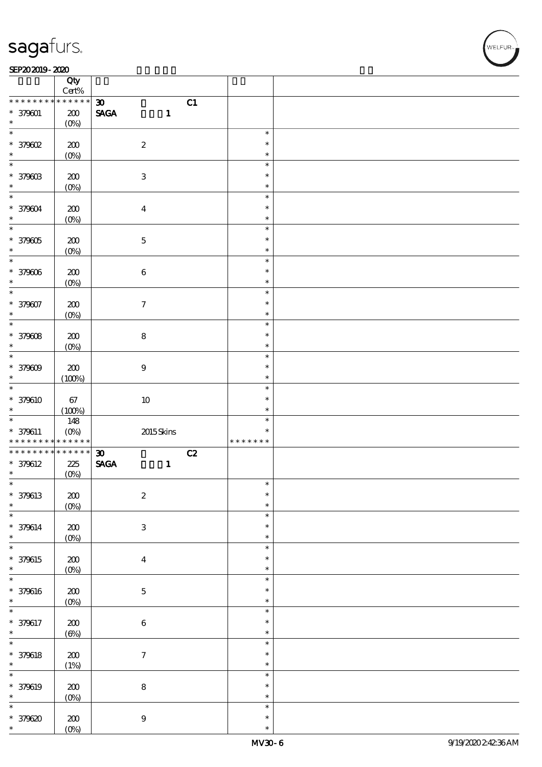| | Qty Cert% | | | |
|---|---|---|---|---|
| * * * * * * * * * * * * * * | 30 | C1 | | |
| * 379601 | 200 (0%) | SAGA 1 | | |
| * 379602 | 200 (0%) | 2 | * * * | |
| * 379603 | 200 (0%) | 3 | * * * | |
| * 379604 | 200 (0%) | 4 | * * * | |
| * 379605 | 200 (0%) | 5 | * * * | |
| * 379606 | 200 (0%) | 6 | * * * | |
| * 379607 | 200 (0%) | 7 | * * * | |
| * 379608 | 200 (0%) | 8 | * * * | |
| * 379609 | 200 (100%) | 9 | * * * | |
| * 379610 | 67 (100%) | 10 | * * * | |
| * 379611 * * * * * * * * * * * * * * | 148 (0%) | 2015 Skins | * * * * * * * * * | |
| * * * * * * * * * * * * * * | 30 | C2 | | |
| * 379612 | 225 (0%) | SAGA 1 | | |
| * 379613 | 200 (0%) | 2 | * * * | |
| * 379614 | 200 (0%) | 3 | * * * | |
| * 379615 | 200 (0%) | 4 | * * * | |
| * 379616 | 200 (0%) | 5 | * * * | |
| * 379617 | 200 (6%) | 6 | * * * | |
| * 379618 | 200 (1%) | 7 | * * * | |
| * 379619 | 200 (0%) | 8 | * * * | |
| * 379620 | 200 (0%) | 9 | * * * | |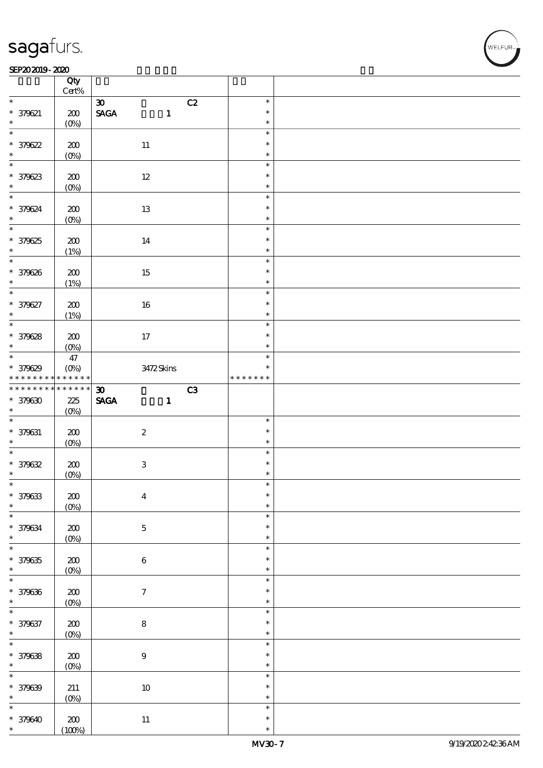sagafurs.

SEP20 2019 - 2020

| | Qty Cert% | | | |
|---|---|---|---|---|
| * | | 30 C2 | * | |
| * 379621 | 200 | SAGA 1 | * | |
| * | (0%) | | * | |
| * | | | * | |
| * 379622 | 200 | 11 | * | |
| * | (0%) | | * | |
| * | | | * | |
| * 379623 | 200 | 12 | * | |
| * | (0%) | | * | |
| * | | | * | |
| * 379624 | 200 | 13 | * | |
| * | (0%) | | * | |
| * | | | * | |
| * 379625 | 200 | 14 | * | |
| * | (1%) | | * | |
| * | | | * | |
| * 379626 | 200 | 15 | * | |
| * | (1%) | | * | |
| * | | | * | |
| * 379627 | 200 | 16 | * | |
| * | (1%) | | * | |
| * | | | * | |
| * 379628 | 200 | 17 | * | |
| * | (0%) | | * | |
| * | 47 | | * | |
| * 379629 | (0%) | 3472 Skins | * | |
| * * * * * * * * * * * * * * | | | * * * * * * * | |
| * * * * * * * * * * * * * * | | 30 C3 | | |
| * 379630 | 225 | SAGA 1 | | |
| * | (0%) | | | |
| * | | | * | |
| * 379631 | 200 | 2 | * | |
| * | (0%) | | * | |
| * | | | * | |
| * 379632 | 200 | 3 | * | |
| * | (0%) | | * | |
| * | | | * | |
| * 379633 | 200 | 4 | * | |
| * | (0%) | | * | |
| * | | | * | |
| * 379634 | 200 | 5 | * | |
| * | (0%) | | * | |
| * | | | * | |
| * 379635 | 200 | 6 | * | |
| * | (0%) | | * | |
| * | | | * | |
| * 379636 | 200 | 7 | * | |
| * | (0%) | | * | |
| * | | | * | |
| * 379637 | 200 | 8 | * | |
| * | (0%) | | * | |
| * | | | * | |
| * 379638 | 200 | 9 | * | |
| * | (0%) | | * | |
| * | | | * | |
| * 379639 | 211 | 10 | * | |
| * | (0%) | | * | |
| * | | | * | |
| * 379640 | 200 | 11 | * | |
| * | (100%) | | * | |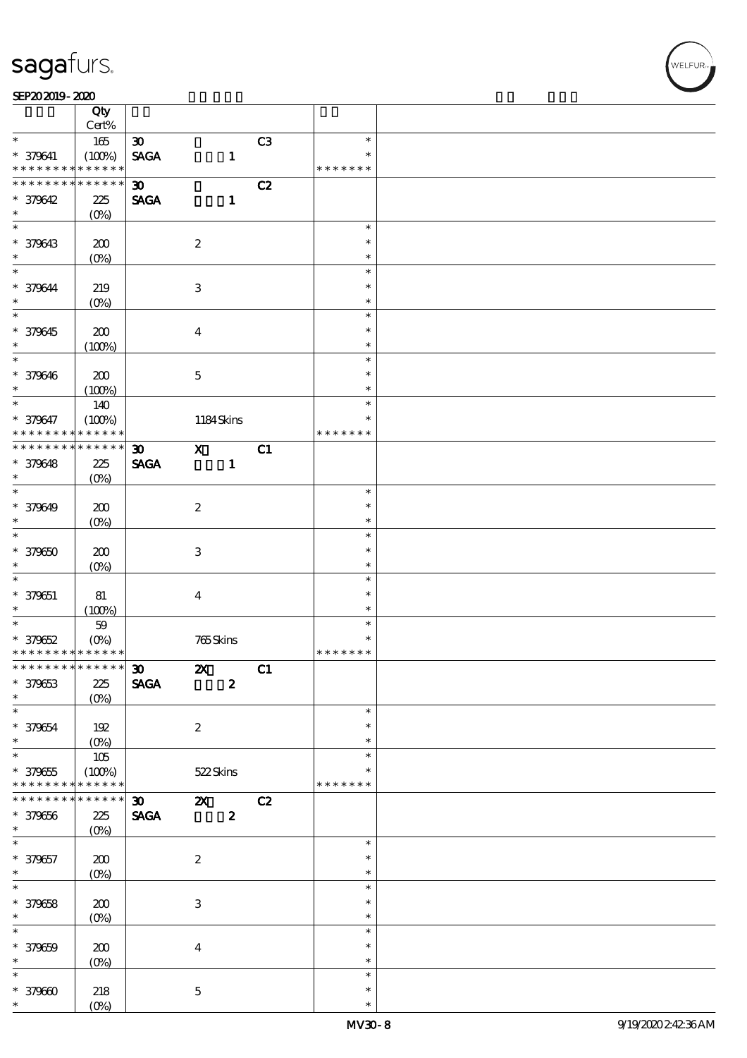| | Qty<br>Cert% | | | | | |
|---|---|---|---|---|---|---|
| * | 165 | 30 | | C3 | * | |
| * 379641 | (100%) | SAGA | 1 | | * | |
| * * * * * * * * * * * * * * | | | | | * * * * * * * | |
| * * * * * * * * * * * * * * | | 30 | | C2 | | |
| * 379642 | 225 | SAGA | 1 | | | |
| * | (0%) | | | | | |
| * | | | | | * | |
| * 379643 | 200 | | 2 | | * | |
| * | (0%) | | | | * | |
| * | | | | | * | |
| * 379644 | 219 | | 3 | | * | |
| * | (0%) | | | | * | |
| * | | | | | * | |
| * 379645 | 200 | | 4 | | * | |
| * | (100%) | | | | * | |
| * | | | | | * | |
| * 379646 | 200 | | 5 | | * | |
| * | (100%) | | | | * | |
| * | 140 | | | | * | |
| * 379647 | (100%) | | 1184 Skins | | * | |
| * * * * * * * * * * * * * * | | | | | * * * * * * * | |
| * * * * * * * * * * * * * * | | 30 | X | C1 | | |
| * 379648 | 225 | SAGA | 1 | | | |
| * | (0%) | | | | | |
| * | | | | | * | |
| * 379649 | 200 | | 2 | | * | |
| * | (0%) | | | | * | |
| * | | | | | * | |
| * 379650 | 200 | | 3 | | * | |
| * | (0%) | | | | * | |
| * | | | | | * | |
| * 379651 | 81 | | 4 | | * | |
| * | (100%) | | | | * | |
| * | 59 | | | | * | |
| * 379652 | (0%) | | 765 Skins | | * | |
| * * * * * * * * * * * * * * | | | | | * * * * * * * | |
| * * * * * * * * * * * * * * | | 30 | 2X | C1 | | |
| * 379653 | 225 | SAGA | 2 | | | |
| * | (0%) | | | | | |
| * | | | | | * | |
| * 379654 | 192 | | 2 | | * | |
| * | (0%) | | | | * | |
| * | 105 | | | | * | |
| * 379655 | (100%) | | 522 Skins | | * | |
| * * * * * * * * * * * * * * | | | | | * * * * * * * | |
| * * * * * * * * * * * * * * | | 30 | 2X | C2 | | |
| * 379656 | 225 | SAGA | 2 | | | |
| * | (0%) | | | | | |
| * | | | | | * | |
| * 379657 | 200 | | 2 | | * | |
| * | (0%) | | | | * | |
| * | | | | | * | |
| * 379658 | 200 | | 3 | | * | |
| * | (0%) | | | | * | |
| * | | | | | * | |
| * 379659 | 200 | | 4 | | * | |
| * | (0%) | | | | * | |
| * | | | | | * | |
| * 379660 | 218 | | 5 | | * | |
| * | (0%) | | | | * | |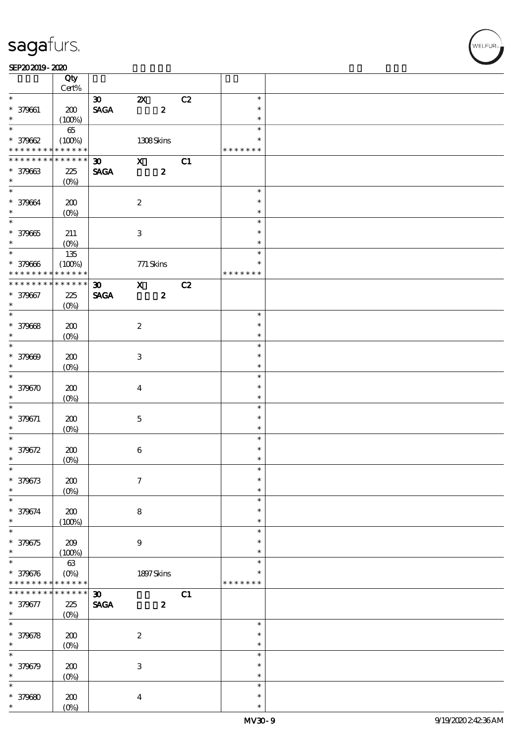| | Qty Cert% | | | | | |
|---|---|---|---|---|---|---|
| * | | 30 | 2X | C2 | * | |
| * 379661 | 200 | SAGA | 2 | | * | |
| * | (100%) | | | | * | |
| * | 65 | | | | * | |
| * 379662 | (100%) | | 1308 Skins | | * | |
| * * * * * * * * * * * * * * | | | | | * * * * * * * | |
| * * * * * * * * * * * * * * | | 30 | X | C1 | | |
| * 379663 | 225 | SAGA | 2 | | | |
| * | (0%) | | | | | |
| * | | | | | * | |
| * 379664 | 200 | | 2 | | * | |
| * | (0%) | | | | * | |
| * | | | | | * | |
| * 379665 | 211 | | 3 | | * | |
| * | (0%) | | | | * | |
| * | 135 | | | | * | |
| * 379666 | (100%) | | 771 Skins | | * | |
| * * * * * * * * * * * * * * | | | | | * * * * * * * | |
| * * * * * * * * * * * * * * | | 30 | X | C2 | | |
| * 379667 | 225 | SAGA | 2 | | | |
| * | (0%) | | | | | |
| * | | | | | * | |
| * 379668 | 200 | | 2 | | * | |
| * | (0%) | | | | * | |
| * | | | | | * | |
| * 379669 | 200 | | 3 | | * | |
| * | (0%) | | | | * | |
| * | | | | | * | |
| * 379670 | 200 | | 4 | | * | |
| * | (0%) | | | | * | |
| * | | | | | * | |
| * 379671 | 200 | | 5 | | * | |
| * | (0%) | | | | * | |
| * | | | | | * | |
| * 379672 | 200 | | 6 | | * | |
| * | (0%) | | | | * | |
| * | | | | | * | |
| * 379673 | 200 | | 7 | | * | |
| * | (0%) | | | | * | |
| * | | | | | * | |
| * 379674 | 200 | | 8 | | * | |
| * | (100%) | | | | * | |
| * | | | | | * | |
| * 379675 | 209 | | 9 | | * | |
| * | (100%) | | | | * | |
| * | 63 | | | | * | |
| * 379676 | (0%) | | 1897 Skins | | * | |
| * * * * * * * * * * * * * * | | | | | * * * * * * * | |
| * * * * * * * * * * * * * * | | 30 | | C1 | | |
| * 379677 | 225 | SAGA | 2 | | | |
| * | (0%) | | | | | |
| * | | | | | * | |
| * 379678 | 200 | | 2 | | * | |
| * | (0%) | | | | * | |
| * | | | | | * | |
| * 379679 | 200 | | 3 | | * | |
| * | (0%) | | | | * | |
| * | | | | | * | |
| * 379680 | 200 | | 4 | | * | |
| * | (0%) | | | | * | |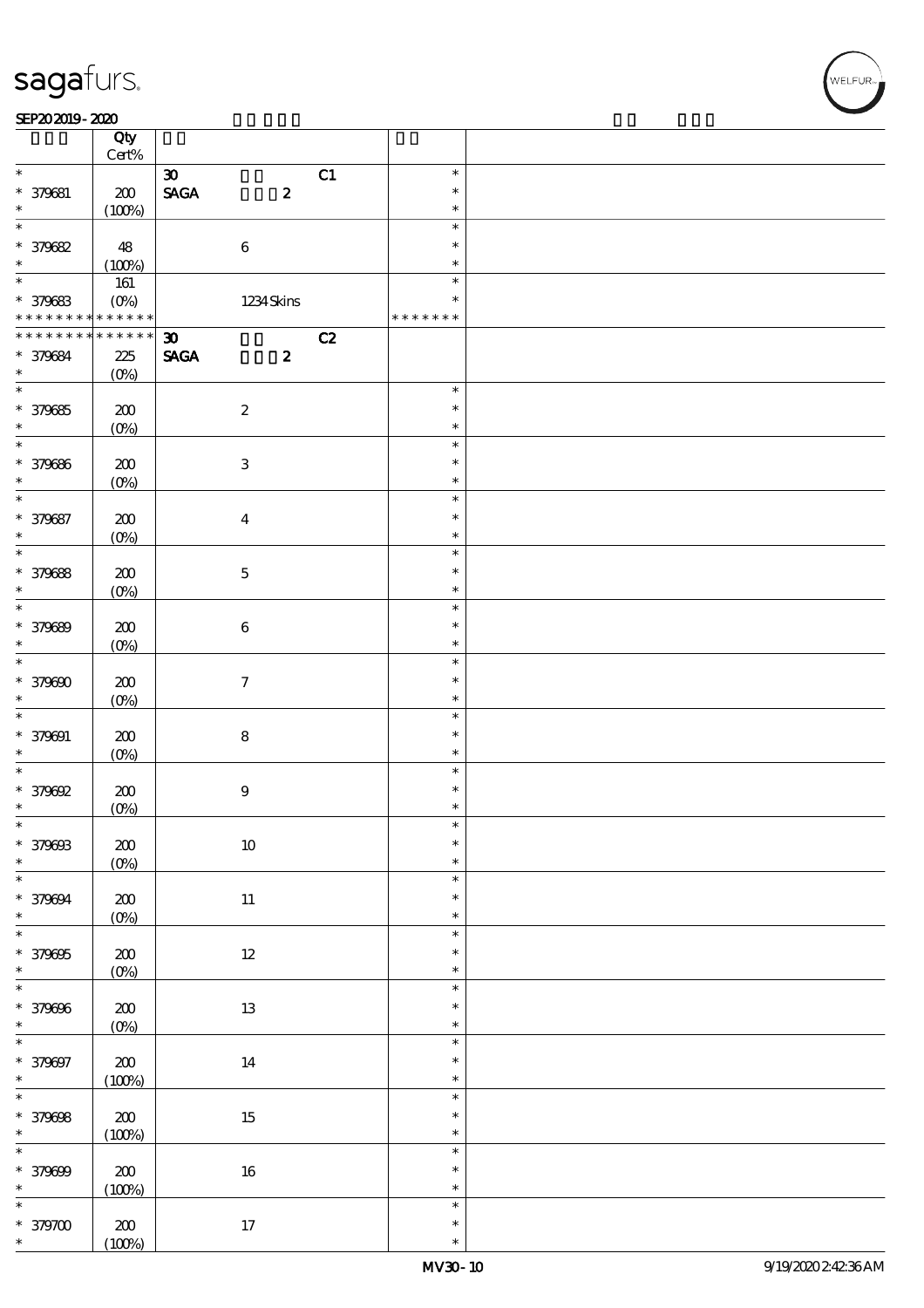| | Qty<br>Cert% | | |
|---|---|---|---|
| * | | 30 C1 | * |
| * 379681 | 200 | SAGA 2 | * |
| * | (100%) | | * |
| * | | | * |
| * 379682 | 48 | 6 | * |
| * | (100%) | | * |
| * | 161 | | * |
| * 379683 | (0%) | 1234 Skins | * |
| * * * * * * * * * * * * * * | | | * * * * * * * |
| * * * * * * * * * * * * * * | | 30 C2 | |
| * 379684 | 225 | SAGA 2 | |
| * | (0%) | | |
| * | | | * |
| * 379685 | 200 | 2 | * |
| * | (0%) | | * |
| * | | | * |
| * 379686 | 200 | 3 | * |
| * | (0%) | | * |
| * | | | * |
| * 379687 | 200 | 4 | * |
| * | (0%) | | * |
| * | | | * |
| * 379688 | 200 | 5 | * |
| * | (0%) | | * |
| * | | | * |
| * 379689 | 200 | 6 | * |
| * | (0%) | | * |
| * | | | * |
| * 379690 | 200 | 7 | * |
| * | (0%) | | * |
| * | | | * |
| * 379691 | 200 | 8 | * |
| * | (0%) | | * |
| * | | | * |
| * 379692 | 200 | 9 | * |
| * | (0%) | | * |
| * | | | * |
| * 379693 | 200 | 10 | * |
| * | (0%) | | * |
| * | | | * |
| * 379694 | 200 | 11 | * |
| * | (0%) | | * |
| * | | | * |
| * 379695 | 200 | 12 | * |
| * | (0%) | | * |
| * | | | * |
| * 379696 | 200 | 13 | * |
| * | (0%) | | * |
| * | | | * |
| * 379697 | 200 | 14 | * |
| * | (100%) | | * |
| * | | | * |
| * 379698 | 200 | 15 | * |
| * | (100%) | | * |
| * | | | * |
| * 379699 | 200 | 16 | * |
| * | (100%) | | * |
| * | | | * |
| * 379700 | 200 | 17 | * |
| * | (100%) | | * |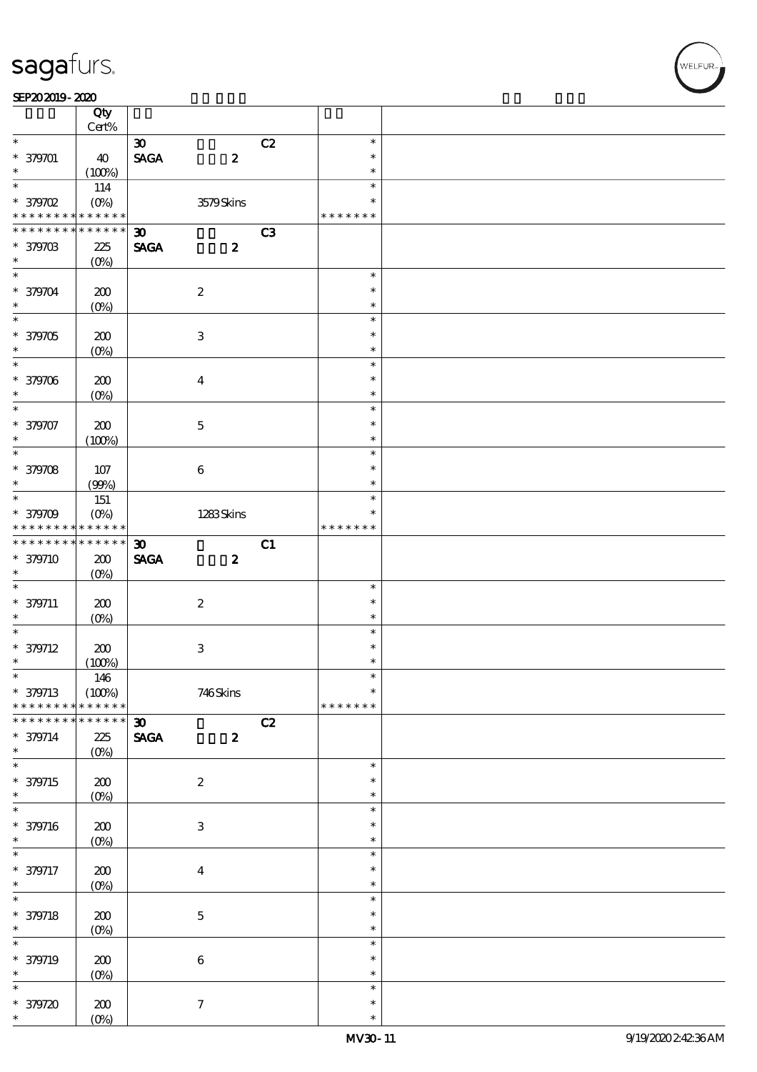| | Qty Cert% | | | | |
|---|---|---|---|---|---|
| * | | 30 | C2 | * | |
| * 379701 | 40 | SAGA 2 | | * | |
| * | (100%) | | | * | |
| * | 114 | | | * | |
| * 379702 | (0%) | 3579 Skins | | * | |
| * * * * * * * * * * * * * * | | | | * * * * * * * | |
| * * * * * * * * * * * * * * | | 30 | C3 | | |
| * 379703 | 225 | SAGA 2 | | | |
| * | (0%) | | | | |
| * | | | | * | |
| * 379704 | 200 | 2 | | * | |
| * | (0%) | | | * | |
| * | | | | * | |
| * 379705 | 200 | 3 | | * | |
| * | (0%) | | | * | |
| * | | | | * | |
| * 379706 | 200 | 4 | | * | |
| * | (0%) | | | * | |
| * | | | | * | |
| * 379707 | 200 | 5 | | * | |
| * | (100%) | | | * | |
| * | | | | * | |
| * 379708 | 107 | 6 | | * | |
| * | (99%) | | | * | |
| * | 151 | | | * | |
| * 379709 | (0%) | 1283 Skins | | * | |
| * * * * * * * * * * * * * * | | | | * * * * * * * | |
| * * * * * * * * * * * * * * | | 30 | C1 | | |
| * 379710 | 200 | SAGA 2 | | | |
| * | (0%) | | | | |
| * | | | | * | |
| * 379711 | 200 | 2 | | * | |
| * | (0%) | | | * | |
| * | | | | * | |
| * 379712 | 200 | 3 | | * | |
| * | (100%) | | | * | |
| * | 146 | | | * | |
| * 379713 | (100%) | 746 Skins | | * | |
| * * * * * * * * * * * * * * | | | | * * * * * * * | |
| * * * * * * * * * * * * * * | | 30 | C2 | | |
| * 379714 | 225 | SAGA 2 | | | |
| * | (0%) | | | | |
| * | | | | * | |
| * 379715 | 200 | 2 | | * | |
| * | (0%) | | | * | |
| * | | | | * | |
| * 379716 | 200 | 3 | | * | |
| * | (0%) | | | * | |
| * | | | | * | |
| * 379717 | 200 | 4 | | * | |
| * | (0%) | | | * | |
| * | | | | * | |
| * 379718 | 200 | 5 | | * | |
| * | (0%) | | | * | |
| * | | | | * | |
| * 379719 | 200 | 6 | | * | |
| * | (0%) | | | * | |
| * | | | | * | |
| * 379720 | 200 | 7 | | * | |
| * | (0%) | | | * | |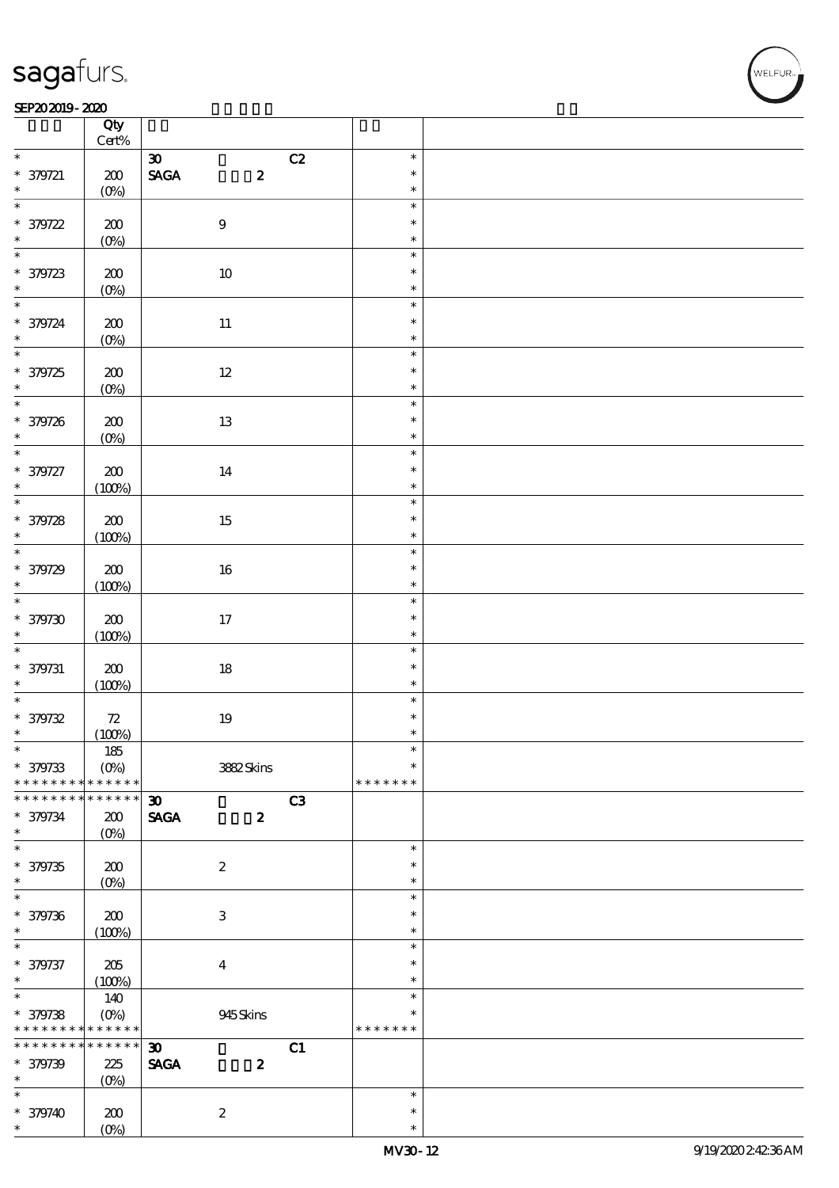| | Qty Cert% | | | |
|---|---|---|---|---|
| * | | 30 C2 | * | |
| * 379721 | 200 | SAGA 2 | * | |
| * | (0%) | | * | |
| * | | | * | |
| * 379722 | 200 | 9 | * | |
| * | (0%) | | * | |
| * | | | * | |
| * 379723 | 200 | 10 | * | |
| * | (0%) | | * | |
| * | | | * | |
| * 379724 | 200 | 11 | * | |
| * | (0%) | | * | |
| * | | | * | |
| * 379725 | 200 | 12 | * | |
| * | (0%) | | * | |
| * | | | * | |
| * 379726 | 200 | 13 | * | |
| * | (0%) | | * | |
| * | | | * | |
| * 379727 | 200 | 14 | * | |
| * | (100%) | | * | |
| * | | | * | |
| * 379728 | 200 | 15 | * | |
| * | (100%) | | * | |
| * | | | * | |
| * 379729 | 200 | 16 | * | |
| * | (100%) | | * | |
| * | | | * | |
| * 379730 | 200 | 17 | * | |
| * | (100%) | | * | |
| * | | | * | |
| * 379731 | 200 | 18 | * | |
| * | (100%) | | * | |
| * | | | * | |
| * 379732 | 72 | 19 | * | |
| * | (100%) | | * | |
| * | 185 | | * | |
| * 379733 | (0%) | 3882 Skins | * | |
| * * * * * * * * * * * * * * | | | * * * * * * * | |
| * * * * * * * * * * * * * * | | 30 C3 | | |
| * 379734 | 200 | SAGA 2 | | |
| * | (0%) | | | |
| * | | | * | |
| * 379735 | 200 | 2 | * | |
| * | (0%) | | * | |
| * | | | * | |
| * 379736 | 200 | 3 | * | |
| * | (100%) | | * | |
| * | | | * | |
| * 379737 | 205 | 4 | * | |
| * | (100%) | | * | |
| * | 140 | | * | |
| * 379738 | (0%) | 945 Skins | * | |
| * * * * * * * * * * * * * * | | | * * * * * * * | |
| * * * * * * * * * * * * * * | | 30 C1 | | |
| * 379739 | 225 | SAGA 2 | | |
| * | (0%) | | | |
| * | | | * | |
| * 379740 | 200 | 2 | * | |
| * | (0%) | | * | |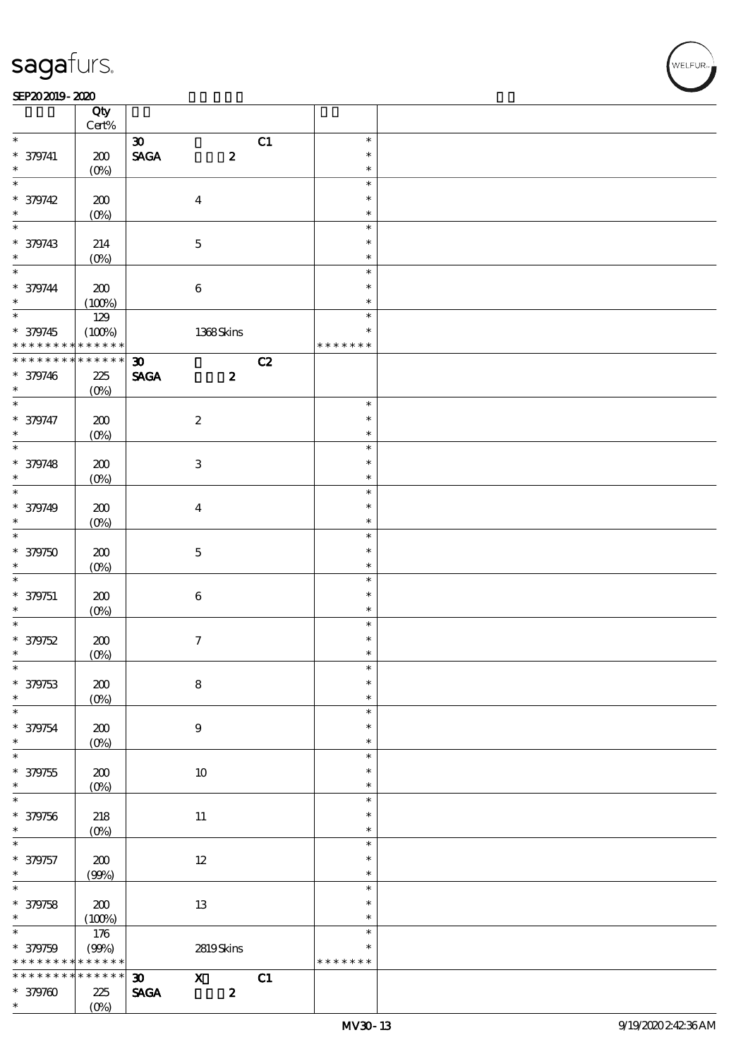| | Qty Cert% | | | |
|---|---|---|---|---|
| * | | 30 C1 | * | |
| * 379741 | 200 | SAGA 2 | * | |
| * | (0%) | | * | |
| * | | | * | |
| * 379742 | 200 | 4 | * | |
| * | (0%) | | * | |
| * | | | * | |
| * 379743 | 214 | 5 | * | |
| * | (0%) | | * | |
| * | | | * | |
| * 379744 | 200 | 6 | * | |
| * | (100%) | | * | |
| * | 129 | | * | |
| * 379745 | (100%) | 1368 Skins | * | |
| * * * * * * * * * * * * * | | | * * * * * * * | |
| * * * * * * * * * * * * * | | 30 C2 | | |
| * 379746 | 225 | SAGA 2 | | |
| * | (0%) | | | |
| * | | | * | |
| * 379747 | 200 | 2 | * | |
| * | (0%) | | * | |
| * | | | * | |
| * 379748 | 200 | 3 | * | |
| * | (0%) | | * | |
| * | | | * | |
| * 379749 | 200 | 4 | * | |
| * | (0%) | | * | |
| * | | | * | |
| * 379750 | 200 | 5 | * | |
| * | (0%) | | * | |
| * | | | * | |
| * 379751 | 200 | 6 | * | |
| * | (0%) | | * | |
| * | | | * | |
| * 379752 | 200 | 7 | * | |
| * | (0%) | | * | |
| * | | | * | |
| * 379753 | 200 | 8 | * | |
| * | (0%) | | * | |
| * | | | * | |
| * 379754 | 200 | 9 | * | |
| * | (0%) | | * | |
| * | | | * | |
| * 379755 | 200 | 10 | * | |
| * | (0%) | | * | |
| * | | | * | |
| * 379756 | 218 | 11 | * | |
| * | (0%) | | * | |
| * | | | * | |
| * 379757 | 200 | 12 | * | |
| * | (99%) | | * | |
| * | | | * | |
| * 379758 | 200 | 13 | * | |
| * | (100%) | | * | |
| * | 176 | | * | |
| * 379759 | (99%) | 2819 Skins | * | |
| * * * * * * * * * * * * * | | | * * * * * * * | |
| * * * * * * * * * * * * * | | 30 X C1 | | |
| * 379760 | 225 | SAGA 2 | | |
| * | (0%) | | | |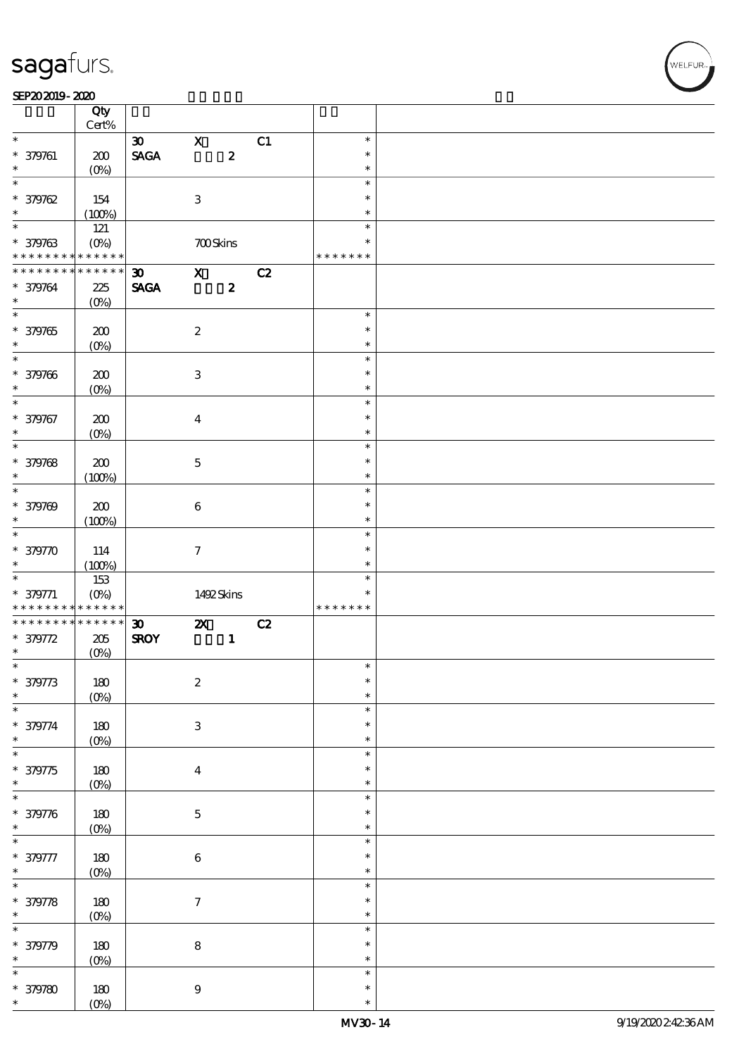| | Qty Cert% | | | | | |
|---|---|---|---|---|---|---|
| * | | 30 | X | C1 | * | |
| * 379761 | 200 | SAGA | 2 | | * | |
| * | (0%) | | | | * | |
| * | | | | | * | |
| * 379762 | 154 | | 3 | | * | |
| * | (100%) | | | | * | |
| * | 121 | | | | * | |
| * 379763 | (0%) | | 700 Skins | | * | |
| * * * * * * * * * * * * * * | | | | | * * * * * * * | |
| * * * * * * * * * * * * * * | | 30 | X | C2 | | |
| * 379764 | 225 | SAGA | 2 | | | |
| * | (0%) | | | | | |
| * | | | | | * | |
| * 379765 | 200 | | 2 | | * | |
| * | (0%) | | | | * | |
| * | | | | | * | |
| * 379766 | 200 | | 3 | | * | |
| * | (0%) | | | | * | |
| * | | | | | * | |
| * 379767 | 200 | | 4 | | * | |
| * | (0%) | | | | * | |
| * | | | | | * | |
| * 379768 | 200 | | 5 | | * | |
| * | (100%) | | | | * | |
| * | | | | | * | |
| * 379769 | 200 | | 6 | | * | |
| * | (100%) | | | | * | |
| * | | | | | * | |
| * 379770 | 114 | | 7 | | * | |
| * | (100%) | | | | * | |
| * | 153 | | | | * | |
| * 379771 | (0%) | | 1492 Skins | | * | |
| * * * * * * * * * * * * * * | | | | | * * * * * * * | |
| * * * * * * * * * * * * * * | | 30 | 2X | C2 | | |
| * 379772 | 205 | SROY | 1 | | | |
| * | (0%) | | | | | |
| * | | | | | * | |
| * 379773 | 180 | | 2 | | * | |
| * | (0%) | | | | * | |
| * | | | | | * | |
| * 379774 | 180 | | 3 | | * | |
| * | (0%) | | | | * | |
| * | | | | | * | |
| * 379775 | 180 | | 4 | | * | |
| * | (0%) | | | | * | |
| * | | | | | * | |
| * 379776 | 180 | | 5 | | * | |
| * | (0%) | | | | * | |
| * | | | | | * | |
| * 379777 | 180 | | 6 | | * | |
| * | (0%) | | | | * | |
| * | | | | | * | |
| * 379778 | 180 | | 7 | | * | |
| * | (0%) | | | | * | |
| * | | | | | * | |
| * 379779 | 180 | | 8 | | * | |
| * | (0%) | | | | * | |
| * | | | | | * | |
| * 379780 | 180 | | 9 | | * | |
| * | (0%) | | | | * | |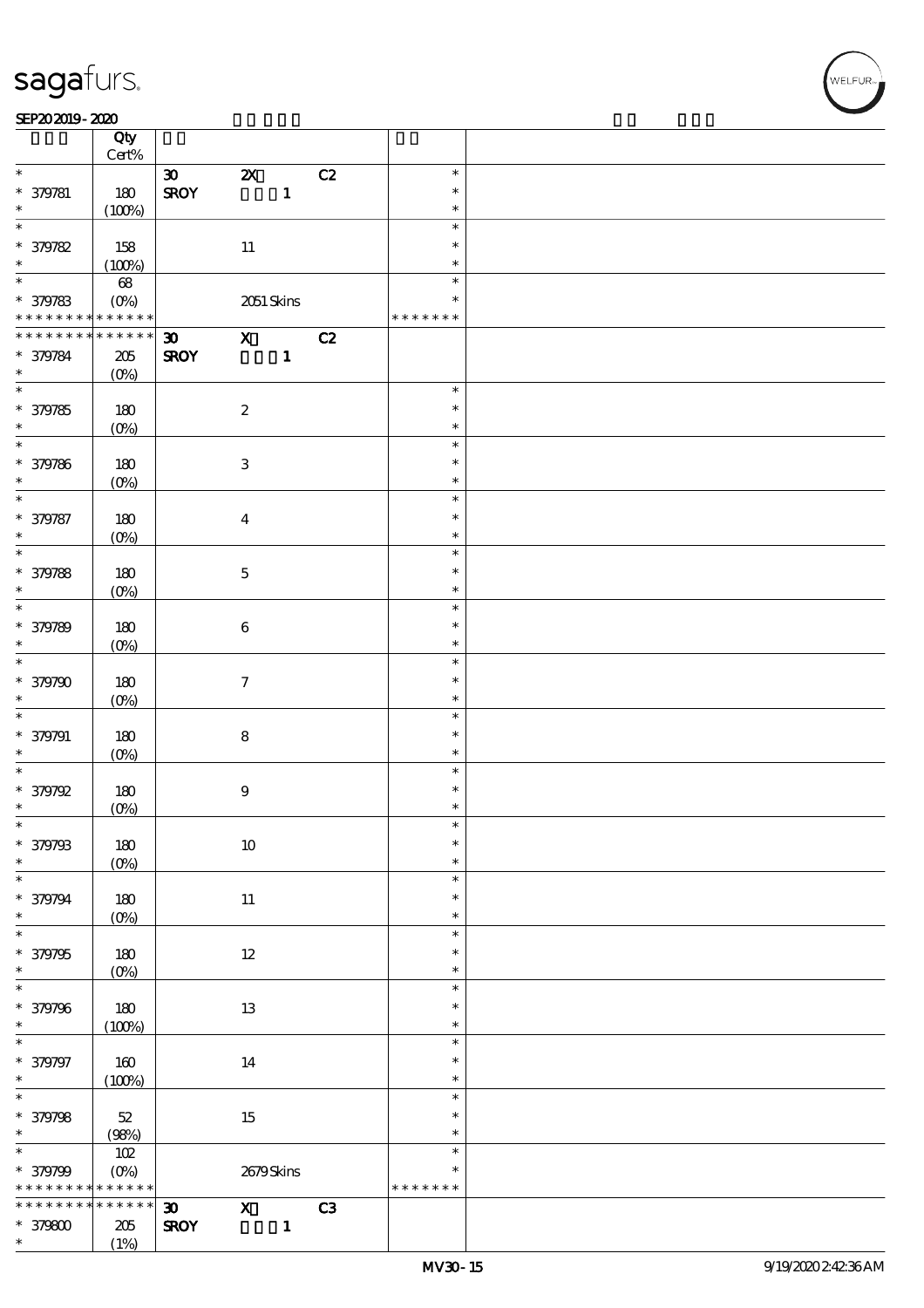| | Qty Cert% | | | |
|---|---|---|---|---|
| * | | 30 2X C2 | * | |
| * 379781 | 180 | SROY 1 | * | |
| * | (100%) | | * | |
| * | | | * | |
| * 379782 | 158 | 11 | * | |
| * | (100%) | | * | |
| * | 68 | | * | |
| * 379783 | (0%) | 2051 Skins | * | |
| * * * * * * * * * * * * * * | | | * * * * * * * | |
| * * * * * * * * * * * * * * | | 30 X C2 | | |
| * 379784 | 205 | SROY 1 | | |
| * | (0%) | | | |
| * | | | * | |
| * 379785 | 180 | 2 | * | |
| * | (0%) | | * | |
| * | | | * | |
| * 379786 | 180 | 3 | * | |
| * | (0%) | | * | |
| * | | | * | |
| * 379787 | 180 | 4 | * | |
| * | (0%) | | * | |
| * | | | * | |
| * 379788 | 180 | 5 | * | |
| * | (0%) | | * | |
| * | | | * | |
| * 379789 | 180 | 6 | * | |
| * | (0%) | | * | |
| * | | | * | |
| * 379790 | 180 | 7 | * | |
| * | (0%) | | * | |
| * | | | * | |
| * 379791 | 180 | 8 | * | |
| * | (0%) | | * | |
| * | | | * | |
| * 379792 | 180 | 9 | * | |
| * | (0%) | | * | |
| * | | | * | |
| * 379793 | 180 | 10 | * | |
| * | (0%) | | * | |
| * | | | * | |
| * 379794 | 180 | 11 | * | |
| * | (0%) | | * | |
| * | | | * | |
| * 379795 | 180 | 12 | * | |
| * | (0%) | | * | |
| * | | | * | |
| * 379796 | 180 | 13 | * | |
| * | (100%) | | * | |
| * | | | * | |
| * 379797 | 160 | 14 | * | |
| * | (100%) | | * | |
| * | | | * | |
| * 379798 | 52 | 15 | * | |
| * | (98%) | | * | |
| * | 102 | | * | |
| * 379799 | (0%) | 2679 Skins | * | |
| * * * * * * * * * * * * * * | | | * * * * * * * | |
| * * * * * * * * * * * * * * | | 30 X C3 | | |
| * 379800 | 205 | SROY 1 | | |
| * | (1%) | | | |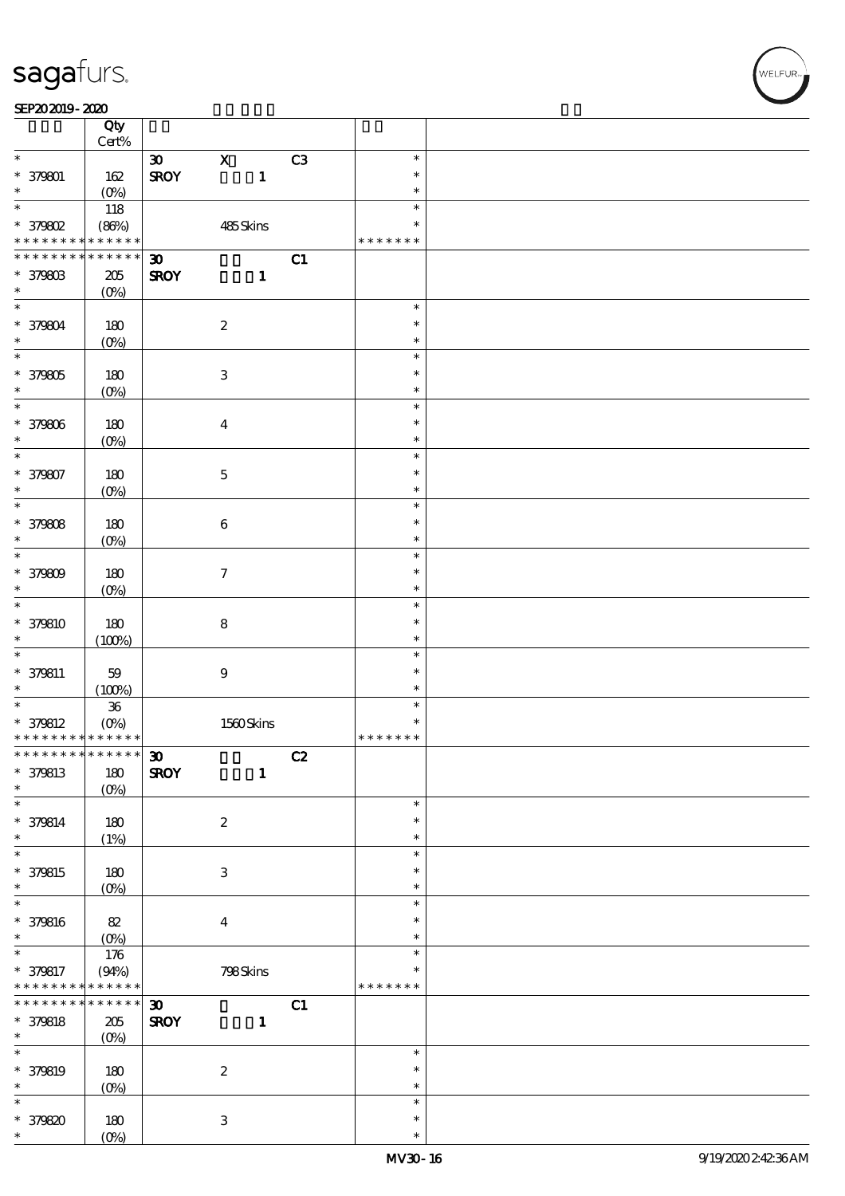| | Qty Cert% | | | | |
|---|---|---|---|---|---|
| * | | 30 X | C3 | * | |
| * 379801 | 162 | SROY 1 | | * | |
| * | (0%) | | | * | |
| * | 118 | | | * | |
| * 379802 | (86%) | 485 Skins | | * | |
| * * * * * * * * * * * * * * | | | | * * * * * * * | |
| * * * * * * * * * * * * * * | | 30 | C1 | | |
| * 379803 | 205 | SROY 1 | | | |
| * | (0%) | | | | |
| * | | | | * | |
| * 379804 | 180 | 2 | | * | |
| * | (0%) | | | * | |
| * | | | | * | |
| * 379805 | 180 | 3 | | * | |
| * | (0%) | | | * | |
| * | | | | * | |
| * 379806 | 180 | 4 | | * | |
| * | (0%) | | | * | |
| * | | | | * | |
| * 379807 | 180 | 5 | | * | |
| * | (0%) | | | * | |
| * | | | | * | |
| * 379808 | 180 | 6 | | * | |
| * | (0%) | | | * | |
| * | | | | * | |
| * 379809 | 180 | 7 | | * | |
| * | (0%) | | | * | |
| * | | | | * | |
| * 379810 | 180 | 8 | | * | |
| * | (100%) | | | * | |
| * | | | | * | |
| * 379811 | 59 | 9 | | * | |
| * | (100%) | | | * | |
| * | 36 | | | * | |
| * 379812 | (0%) | 1560 Skins | | * | |
| * * * * * * * * * * * * * * | | | | * * * * * * * | |
| * * * * * * * * * * * * * * | | 30 | C2 | | |
| * 379813 | 180 | SROY 1 | | | |
| * | (0%) | | | | |
| * | | | | * | |
| * 379814 | 180 | 2 | | * | |
| * | (1%) | | | * | |
| * | | | | * | |
| * 379815 | 180 | 3 | | * | |
| * | (0%) | | | * | |
| * | | | | * | |
| * 379816 | 82 | 4 | | * | |
| * | (0%) | | | * | |
| * | 176 | | | * | |
| * 379817 | (94%) | 798 Skins | | * | |
| * * * * * * * * * * * * * * | | | | * * * * * * * | |
| * * * * * * * * * * * * * * | | 30 | C1 | | |
| * 379818 | 205 | SROY 1 | | | |
| * | (0%) | | | | |
| * | | | | * | |
| * 379819 | 180 | 2 | | * | |
| * | (0%) | | | * | |
| * | | | | * | |
| * 379820 | 180 | 3 | | * | |
| * | (0%) | | | * | |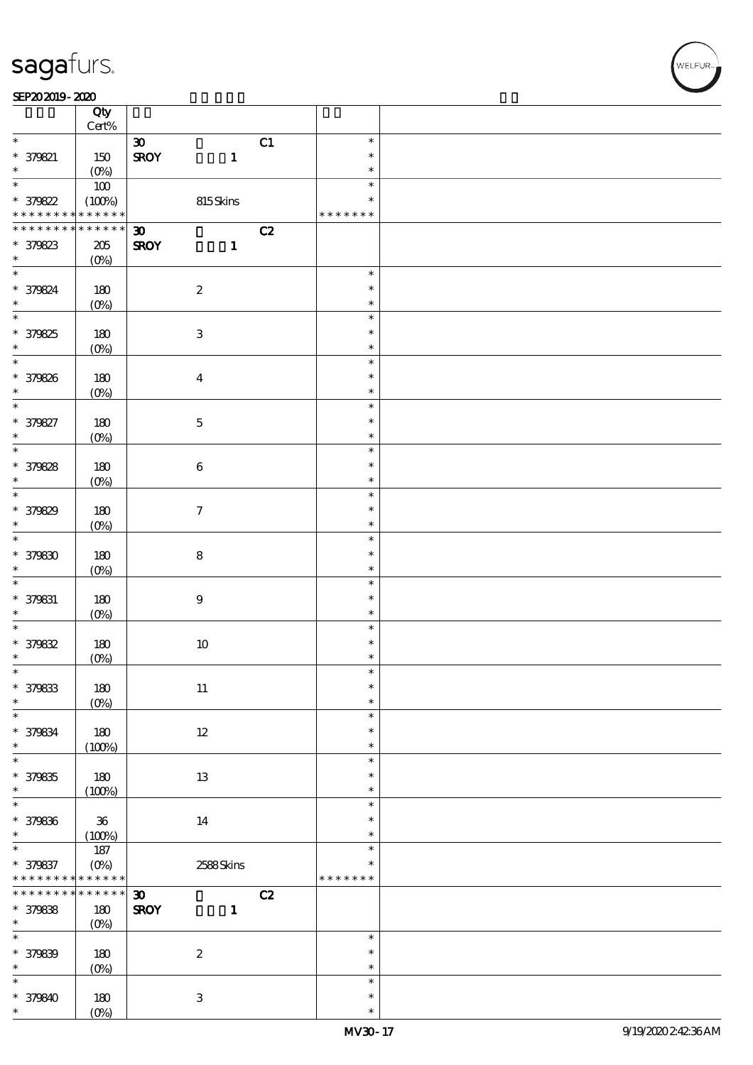sagafurs.

SEP20 2019 - 2020

| | Qty Cert% | | | |
|---|---|---|---|---|
| * | | 30 C1 | * | |
| * 379821 | 150 | SROY 1 | * | |
| * | (0%) | | * | |
| * | 100 | | * | |
| * 379822 | (100%) | 815 Skins | * | |
| * * * * * * * * * * * * * * | | | * * * * * * * | |
| * * * * * * * * * * * * * * | | 30 C2 | | |
| * 379823 | 205 | SROY 1 | | |
| * | (0%) | | | |
| * | | | * | |
| * 379824 | 180 | 2 | * | |
| * | (0%) | | * | |
| * | | | * | |
| * 379825 | 180 | 3 | * | |
| * | (0%) | | * | |
| * | | | * | |
| * 379826 | 180 | 4 | * | |
| * | (0%) | | * | |
| * | | | * | |
| * 379827 | 180 | 5 | * | |
| * | (0%) | | * | |
| * | | | * | |
| * 379828 | 180 | 6 | * | |
| * | (0%) | | * | |
| * | | | * | |
| * 379829 | 180 | 7 | * | |
| * | (0%) | | * | |
| * | | | * | |
| * 379830 | 180 | 8 | * | |
| * | (0%) | | * | |
| * | | | * | |
| * 379831 | 180 | 9 | * | |
| * | (0%) | | * | |
| * | | | * | |
| * 379832 | 180 | 10 | * | |
| * | (0%) | | * | |
| * | | | * | |
| * 379833 | 180 | 11 | * | |
| * | (0%) | | * | |
| * | | | * | |
| * 379834 | 180 | 12 | * | |
| * | (100%) | | * | |
| * | | | * | |
| * 379835 | 180 | 13 | * | |
| * | (100%) | | * | |
| * | | | * | |
| * 379836 | 36 | 14 | * | |
| * | (100%) | | * | |
| * | 187 | | * | |
| * 379837 | (0%) | 2588 Skins | * | |
| * * * * * * * * * * * * * * | | | * * * * * * * | |
| * * * * * * * * * * * * * * | | 30 C2 | | |
| * 379838 | 180 | SROY 1 | | |
| * | (0%) | | | |
| * | | | * | |
| * 379839 | 180 | 2 | * | |
| * | (0%) | | * | |
| * | | | * | |
| * 379840 | 180 | 3 | * | |
| * | (0%) | | * | |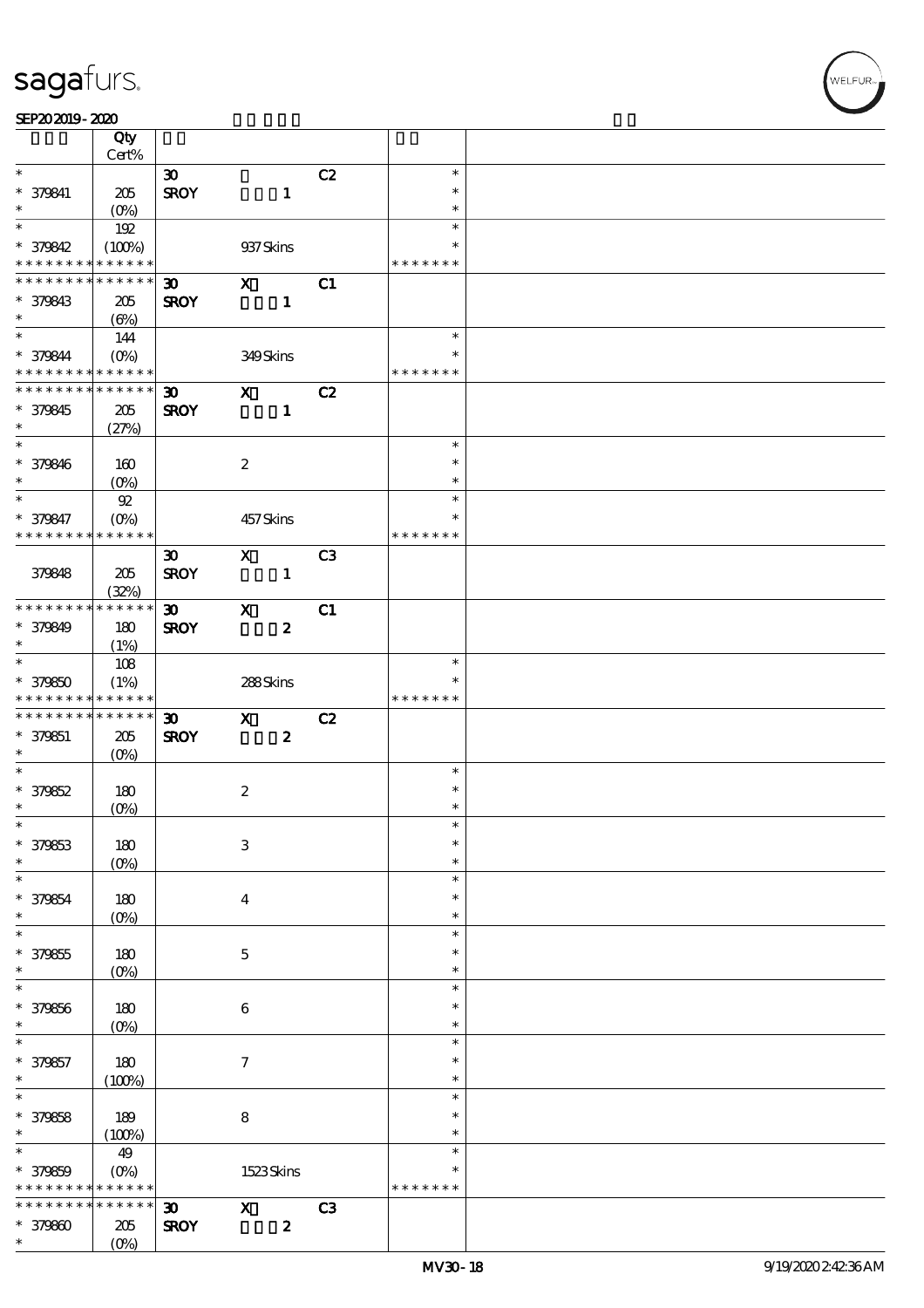sagafurs.

SEP20 2019 - 2020

| | Qty<br>Cert% | | | | | |
|---|---|---|---|---|---|---|
| * | | 30 | | C2 | * | |
| * 379841 | 205 | SROY | 1 | | * | |
| * | (0%) | | | | * | |
| * | 192 | | | | * | |
| * 379842 | (100%) | | 937 Skins | | * | |
| * * * * * * * * * * * * * * | | | | | * * * * * * * | |
| * * * * * * * * * * * * * * | | 30 | X | C1 | | |
| * 379843 | 205 | SROY | 1 | | | |
| * | (6%) | | | | | |
| * | 144 | | | | * | |
| * 379844 | (0%) | | 349 Skins | | * | |
| * * * * * * * * * * * * * * | | | | | * * * * * * * | |
| * * * * * * * * * * * * * * | | 30 | X | C2 | | |
| * 379845 | 205 | SROY | 1 | | | |
| * | (27%) | | | | | |
| * | | | | | * | |
| * 379846 | 160 | | 2 | | * | |
| * | (0%) | | | | * | |
| * | 92 | | | | * | |
| * 379847 | (0%) | | 457 Skins | | * | |
| * * * * * * * * * * * * * * | | | | | * * * * * * * | |
| | | 30 | X | C3 | | |
| 379848 | 205 | SROY | 1 | | | |
| | (32%) | | | | | |
| * * * * * * * * * * * * * * | | 30 | X | C1 | | |
| * 379849 | 180 | SROY | 2 | | | |
| * | (1%) | | | | | |
| * | 108 | | | | * | |
| * 379850 | (1%) | | 288 Skins | | * | |
| * * * * * * * * * * * * * * | | | | | * * * * * * * | |
| * * * * * * * * * * * * * * | | 30 | X | C2 | | |
| * 379851 | 205 | SROY | 2 | | | |
| * | (0%) | | | | | |
| * | | | | | * | |
| * 379852 | 180 | | 2 | | * | |
| * | (0%) | | | | * | |
| * | | | | | * | |
| * 379853 | 180 | | 3 | | * | |
| * | (0%) | | | | * | |
| * | | | | | * | |
| * 379854 | 180 | | 4 | | * | |
| * | (0%) | | | | * | |
| * | | | | | * | |
| * 379855 | 180 | | 5 | | * | |
| * | (0%) | | | | * | |
| * | | | | | * | |
| * 379856 | 180 | | 6 | | * | |
| * | (0%) | | | | * | |
| * | | | | | * | |
| * 379857 | 180 | | 7 | | * | |
| * | (100%) | | | | * | |
| * | | | | | * | |
| * 379858 | 189 | | 8 | | * | |
| * | (100%) | | | | * | |
| * | 49 | | | | * | |
| * 379859 | (0%) | | 1523 Skins | | * | |
| * * * * * * * * * * * * * * | | | | | * * * * * * * | |
| * * * * * * * * * * * * * * | | 30 | X | C3 | | |
| * 379860 | 205 | SROY | 2 | | | |
| * | (0%) | | | | | |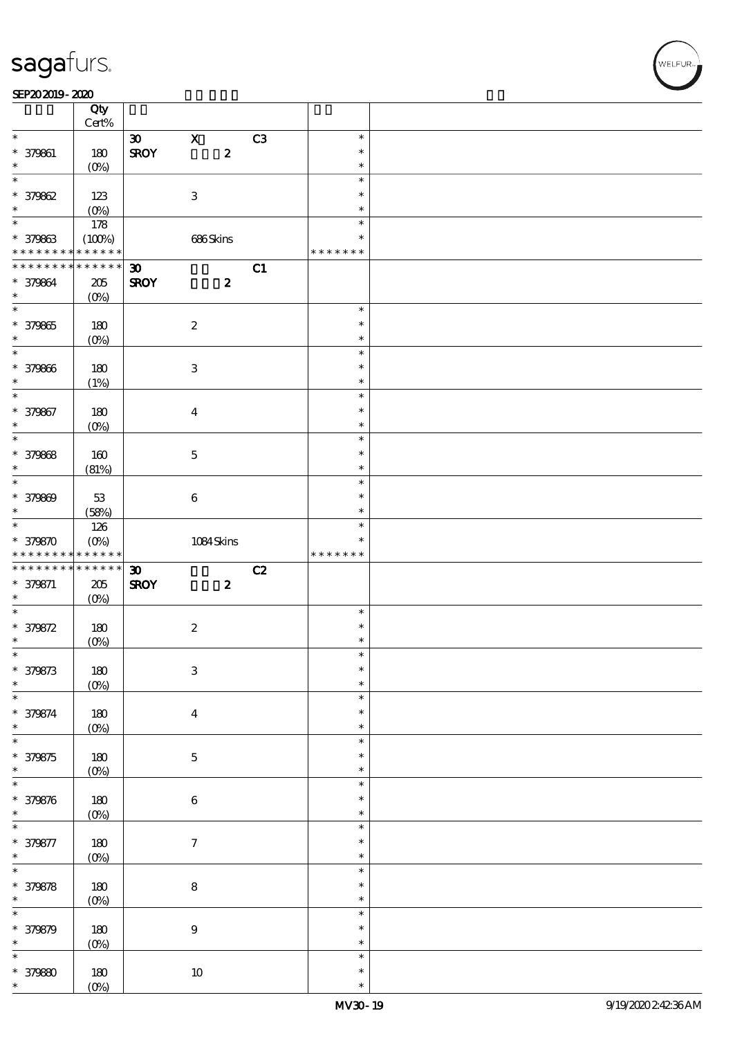| | Qty Cert% | | | | |
|---|---|---|---|---|---|
| * | | 30 | X | C3 | * |
| * 379861 | 180 | SROY | 2 | | * |
| * | (0%) | | | | * |
| * | | | | | * |
| * 379862 | 123 | | 3 | | * |
| * | (0%) | | | | * |
| * | 178 | | | | * |
| * 379863 | (100%) | | 686 Skins | | * |
| * * * * * * * * * * * * * * | | | | | * * * * * * * |
| * * * * * * * * * * * * * * | | 30 | | C1 | |
| * 379864 | 205 | SROY | 2 | | |
| * | (0%) | | | | |
| * | | | | | * |
| * 379865 | 180 | | 2 | | * |
| * | (0%) | | | | * |
| * | | | | | * |
| * 379866 | 180 | | 3 | | * |
| * | (1%) | | | | * |
| * | | | | | * |
| * 379867 | 180 | | 4 | | * |
| * | (0%) | | | | * |
| * | | | | | * |
| * 379868 | 160 | | 5 | | * |
| * | (81%) | | | | * |
| * | | | | | * |
| * 379869 | 53 | | 6 | | * |
| * | (58%) | | | | * |
| * | 126 | | | | * |
| * 379870 | (0%) | | 1084 Skins | | * |
| * * * * * * * * * * * * * * | | | | | * * * * * * * |
| * * * * * * * * * * * * * * | | 30 | | C2 | |
| * 379871 | 205 | SROY | 2 | | |
| * | (0%) | | | | |
| * | | | | | * |
| * 379872 | 180 | | 2 | | * |
| * | (0%) | | | | * |
| * | | | | | * |
| * 379873 | 180 | | 3 | | * |
| * | (0%) | | | | * |
| * | | | | | * |
| * 379874 | 180 | | 4 | | * |
| * | (0%) | | | | * |
| * | | | | | * |
| * 379875 | 180 | | 5 | | * |
| * | (0%) | | | | * |
| * | | | | | * |
| * 379876 | 180 | | 6 | | * |
| * | (0%) | | | | * |
| * | | | | | * |
| * 379877 | 180 | | 7 | | * |
| * | (0%) | | | | * |
| * | | | | | * |
| * 379878 | 180 | | 8 | | * |
| * | (0%) | | | | * |
| * | | | | | * |
| * 379879 | 180 | | 9 | | * |
| * | (0%) | | | | * |
| * | | | | | * |
| * 379880 | 180 | | 10 | | * |
| * | (0%) | | | | * |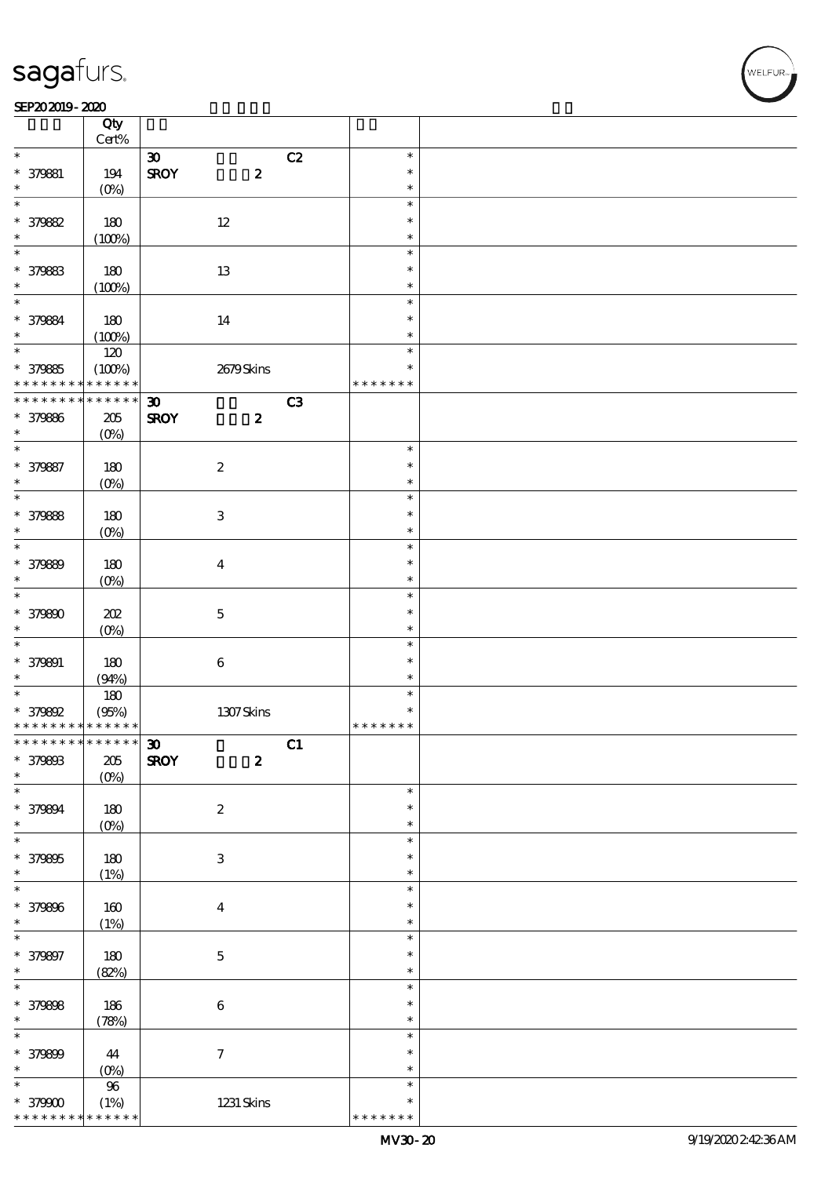| | Qty Cert% | | |
|---|---|---|---|
| * | | 30 C2 | * |
| * 379881 | 194 | SROY 2 | * |
| * | (0%) | | * |
| * | | | * |
| * 379882 | 180 | 12 | * |
| * | (100%) | | * |
| * | | | * |
| * 379883 | 180 | 13 | * |
| * | (100%) | | * |
| * | | | * |
| * 379884 | 180 | 14 | * |
| * | (100%) | | * |
| * | 120 | | * |
| * 379885 | (100%) | 2679 Skins | * |
| * * * * * * * * * * * * * * | | | * * * * * * * |
| * * * * * * * * * * * * * * | | 30 C3 | |
| * 379886 | 205 | SROY 2 | |
| * | (0%) | | |
| * | | | * |
| * 379887 | 180 | 2 | * |
| * | (0%) | | * |
| * | | | * |
| * 379888 | 180 | 3 | * |
| * | (0%) | | * |
| * | | | * |
| * 379889 | 180 | 4 | * |
| * | (0%) | | * |
| * | | | * |
| * 379890 | 202 | 5 | * |
| * | (0%) | | * |
| * | | | * |
| * 379891 | 180 | 6 | * |
| * | (94%) | | * |
| * | 180 | | * |
| * 379892 | (95%) | 1307 Skins | * |
| * * * * * * * * * * * * * * | | | * * * * * * * |
| * * * * * * * * * * * * * * | | 30 C1 | |
| * 379893 | 205 | SROY 2 | |
| * | (0%) | | |
| * | | | * |
| * 379894 | 180 | 2 | * |
| * | (0%) | | * |
| * | | | * |
| * 379895 | 180 | 3 | * |
| * | (1%) | | * |
| * | | | * |
| * 379896 | 160 | 4 | * |
| * | (1%) | | * |
| * | | | * |
| * 379897 | 180 | 5 | * |
| * | (82%) | | * |
| * | | | * |
| * 379898 | 186 | 6 | * |
| * | (78%) | | * |
| * | | | * |
| * 379899 | 44 | 7 | * |
| * | (0%) | | * |
| * | 96 | | * |
| * 379900 | (1%) | 1231 Skins | * |
| * * * * * * * * * * * * * * | | | * * * * * * * |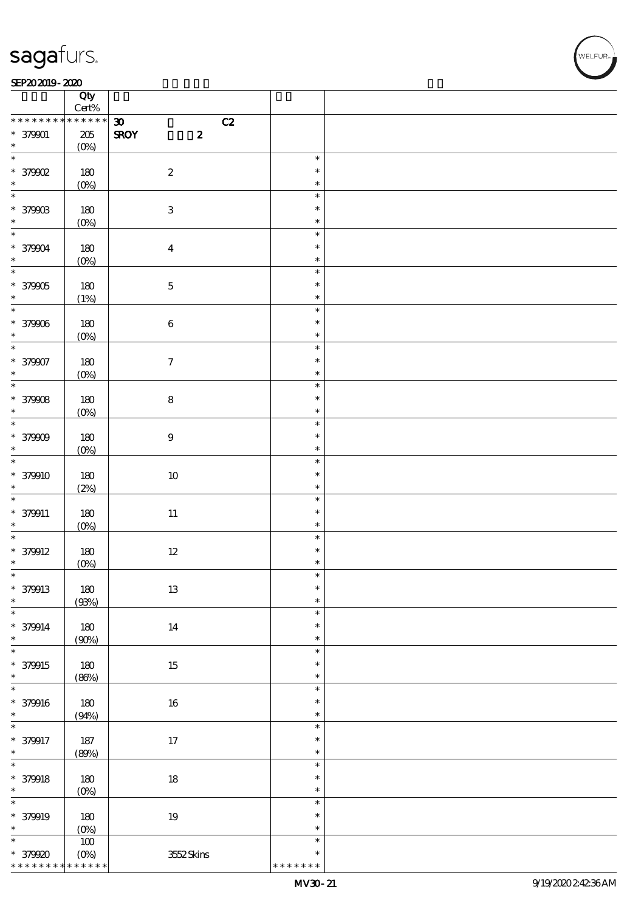| | Qty Cert% | | |
|---|---|---|---|
| * * * * * * * * * * * * * * | 30 | C2 | |
| * 379901 | 205 | SROY 2 | |
| * | (0%) | | |
| * 379902 | 180 (0%) | 2 | * |
| * 379903 | 180 (0%) | 3 | * |
| * 379904 | 180 (0%) | 4 | * |
| * 379905 | 180 (1%) | 5 | * |
| * 379906 | 180 (0%) | 6 | * |
| * 379907 | 180 (0%) | 7 | * |
| * 379908 | 180 (0%) | 8 | * |
| * 379909 | 180 (0%) | 9 | * |
| * 379910 | 180 (2%) | 10 | * |
| * 379911 | 180 (0%) | 11 | * |
| * 379912 | 180 (0%) | 12 | * |
| * 379913 | 180 (93%) | 13 | * |
| * 379914 | 180 (90%) | 14 | * |
| * 379915 | 180 (86%) | 15 | * |
| * 379916 | 180 (94%) | 16 | * |
| * 379917 | 187 (89%) | 17 | * |
| * 379918 | 180 (0%) | 18 | * |
| * 379919 | 180 (0%) | 19 | * |
| * 379920 | 100 (0%) | 3552 Skins | * |
| * * * * * * * * * * * * * * | | | * * * * * * * |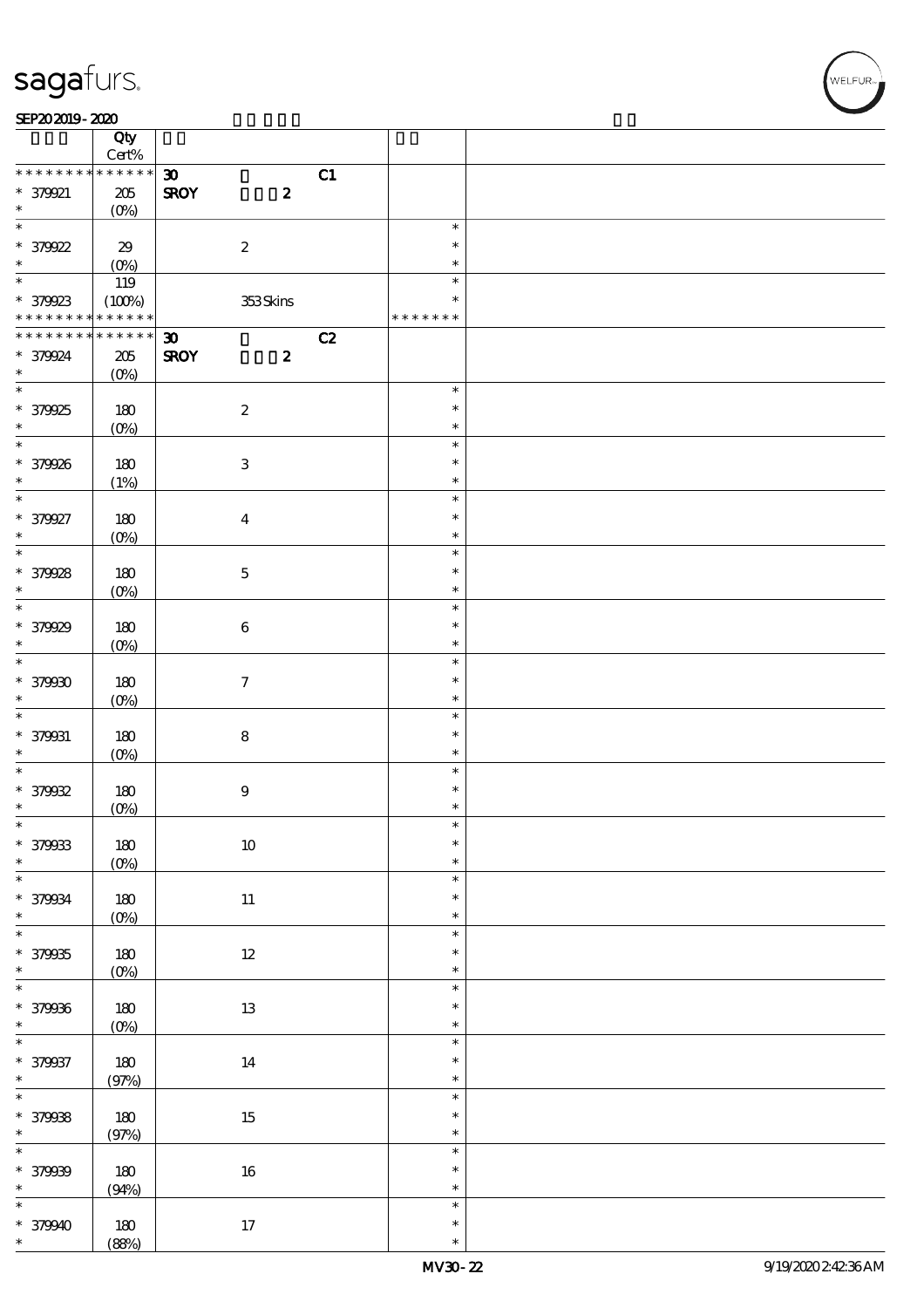| | Qty Cert% | | | |
|---|---|---|---|---|
| * * * * * * * * * * * * * * | | 30 C1 | | |
| * 379921 | 205 | SROY 2 | | |
| * | (0%) | | | |
| * | | | * | |
| * 379922 | 29 | 2 | * | |
| * | (0%) | | * | |
| * | 119 | | * | |
| * 379923 | (100%) | 353 Skins | * | |
| * * * * * * * * * * * * * * | | | * * * * * * * | |
| * * * * * * * * * * * * * * | | 30 C2 | | |
| * 379924 | 205 | SROY 2 | | |
| * | (0%) | | | |
| * | | | * | |
| * 379925 | 180 | 2 | * | |
| * | (0%) | | * | |
| * | | | * | |
| * 379926 | 180 | 3 | * | |
| * | (1%) | | * | |
| * | | | * | |
| * 379927 | 180 | 4 | * | |
| * | (0%) | | * | |
| * | | | * | |
| * 379928 | 180 | 5 | * | |
| * | (0%) | | * | |
| * | | | * | |
| * 379929 | 180 | 6 | * | |
| * | (0%) | | * | |
| * | | | * | |
| * 379930 | 180 | 7 | * | |
| * | (0%) | | * | |
| * | | | * | |
| * 379931 | 180 | 8 | * | |
| * | (0%) | | * | |
| * | | | * | |
| * 379932 | 180 | 9 | * | |
| * | (0%) | | * | |
| * | | | * | |
| * 379933 | 180 | 10 | * | |
| * | (0%) | | * | |
| * | | | * | |
| * 379934 | 180 | 11 | * | |
| * | (0%) | | * | |
| * | | | * | |
| * 379935 | 180 | 12 | * | |
| * | (0%) | | * | |
| * | | | * | |
| * 379936 | 180 | 13 | * | |
| * | (0%) | | * | |
| * | | | * | |
| * 379937 | 180 | 14 | * | |
| * | (97%) | | * | |
| * | | | * | |
| * 379938 | 180 | 15 | * | |
| * | (97%) | | * | |
| * | | | * | |
| * 379939 | 180 | 16 | * | |
| * | (94%) | | * | |
| * | | | * | |
| * 379940 | 180 | 17 | * | |
| * | (88%) | | * | |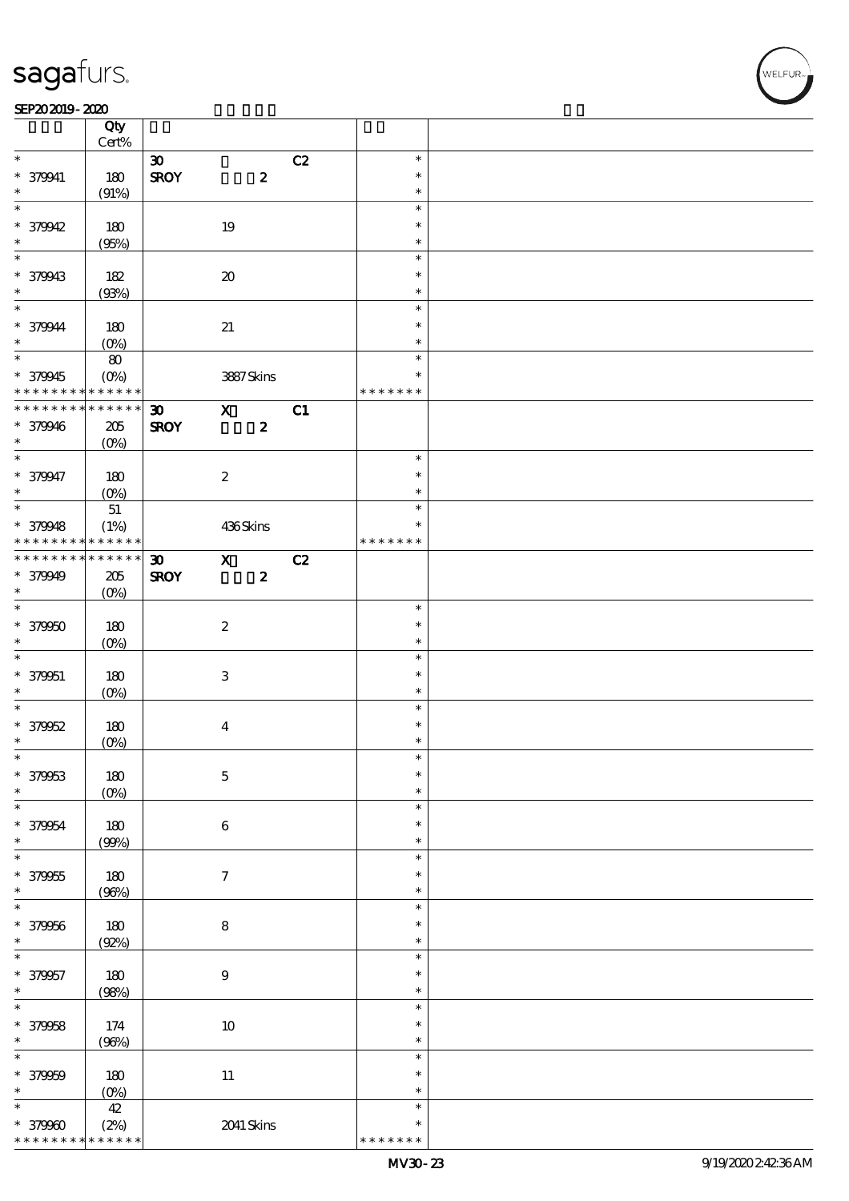sagafurs.

SEP20 2019 - 2020

| | Qty Cert% | | | | | |
|---|---|---|---|---|---|---|
| * | | 30 | | C2 | * | |
| * 379941 | 180 | SROY | 2 | | * | |
| * | (91%) | | | | * | |
| * | | | | | * | |
| * 379942 | 180 | | 19 | | * | |
| * | (95%) | | | | * | |
| * | | | | | * | |
| * 379943 | 182 | | 20 | | * | |
| * | (93%) | | | | * | |
| * | | | | | * | |
| * 379944 | 180 | | 21 | | * | |
| * | (0%) | | | | * | |
| * | 80 | | | | * | |
| * 379945 | (0%) | | 3887 Skins | | * | |
| * * * * * * * * * * * * * * | | | | | * * * * * * * | |
| * * * * * * * * * * * * * * | | 30 | X | C1 | | |
| * 379946 | 205 | SROY | 2 | | | |
| * | (0%) | | | | | |
| * | | | | | * | |
| * 379947 | 180 | | 2 | | * | |
| * | (0%) | | | | * | |
| * | 51 | | | | * | |
| * 379948 | (1%) | | 436 Skins | | * | |
| * * * * * * * * * * * * * * | | | | | * * * * * * * | |
| * * * * * * * * * * * * * * | | 30 | X | C2 | | |
| * 379949 | 205 | SROY | 2 | | | |
| * | (0%) | | | | | |
| * | | | | | * | |
| * 379950 | 180 | | 2 | | * | |
| * | (0%) | | | | * | |
| * | | | | | * | |
| * 379951 | 180 | | 3 | | * | |
| * | (0%) | | | | * | |
| * | | | | | * | |
| * 379952 | 180 | | 4 | | * | |
| * | (0%) | | | | * | |
| * | | | | | * | |
| * 379953 | 180 | | 5 | | * | |
| * | (0%) | | | | * | |
| * | | | | | * | |
| * 379954 | 180 | | 6 | | * | |
| * | (99%) | | | | * | |
| * | | | | | * | |
| * 379955 | 180 | | 7 | | * | |
| * | (96%) | | | | * | |
| * | | | | | * | |
| * 379956 | 180 | | 8 | | * | |
| * | (92%) | | | | * | |
| * | | | | | * | |
| * 379957 | 180 | | 9 | | * | |
| * | (98%) | | | | * | |
| * | | | | | * | |
| * 379958 | 174 | | 10 | | * | |
| * | (96%) | | | | * | |
| * | | | | | * | |
| * 379959 | 180 | | 11 | | * | |
| * | (0%) | | | | * | |
| * | 42 | | | | * | |
| * 379960 | (2%) | | 2041 Skins | | * | |
| * * * * * * * * * * * * * * | | | | | * * * * * * * | |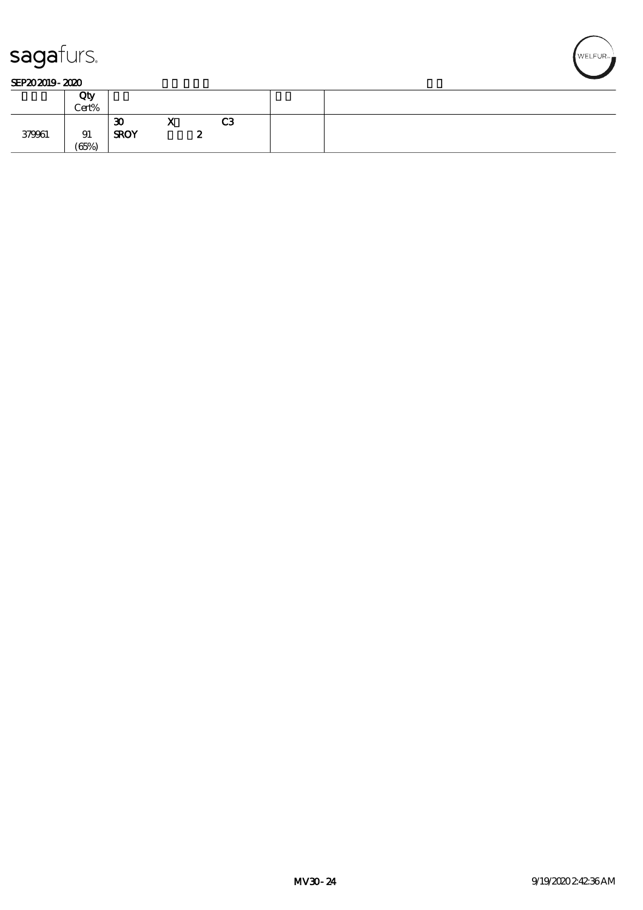sagafurs.

SEP20 2019 - 2020

| | Qty<br>Cert% | | | |
|---|---|---|---|---|
| 379961 | 91<br>(65%) | 30 X C3<br>SROY 2 | | |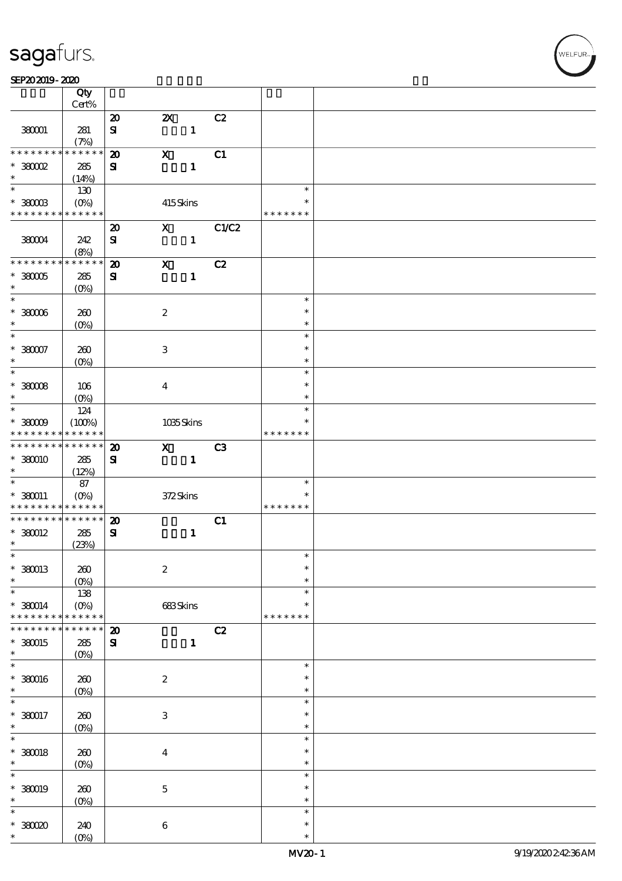| | Qty Cert% | | | | | |
|---|---|---|---|---|---|---|
| | | 20 | 2X | C2 | | |
| 380001 | 281 (7%) | SI | 1 | | | |
| * * * * * * * * * * * * * * | | 20 | X | C1 | | |
| * 380002 * | 285 (14%) | SI | 1 | | | |
| * * 380003 * * * * * * * * * * * * * * | 130 (0%) | | 415 Skins | | * * * * * * * * * | |
| | | 20 | X | C1/C2 | | |
| 380004 | 242 (8%) | SI | 1 | | | |
| * * * * * * * * * * * * * * | | 20 | X | C2 | | |
| * 380005 * | 285 (0%) | SI | 1 | | | |
| * * 380006 * | 260 (0%) | | 2 | | * * * | |
| * * 380007 * | 260 (0%) | | 3 | | * * * | |
| * * 380008 * | 106 (0%) | | 4 | | * * * | |
| * * 380009 * * * * * * * * * * * * * * | 124 (100%) | | 1035 Skins | | * * * * * * * * * | |
| * * * * * * * * * * * * * * | | 20 | X | C3 | | |
| * 380010 * | 285 (12%) | SI | 1 | | | |
| * * 380011 * * * * * * * * * * * * * * | 87 (0%) | | 372 Skins | | * * * * * * * * * | |
| * * * * * * * * * * * * * * | | 20 | | C1 | | |
| * 380012 * | 285 (23%) | SI | 1 | | | |
| * * 380013 * | 260 (0%) | | 2 | | * * * | |
| * * 380014 * * * * * * * * * * * * * * | 138 (0%) | | 683 Skins | | * * * * * * * * * | |
| * * * * * * * * * * * * * * | | 20 | | C2 | | |
| * 380015 * | 285 (0%) | SI | 1 | | | |
| * * 380016 * | 260 (0%) | | 2 | | * * * | |
| * * 380017 * | 260 (0%) | | 3 | | * * * | |
| * * 380018 * | 260 (0%) | | 4 | | * * * | |
| * * 380019 * | 260 (0%) | | 5 | | * * * | |
| * * 380020 * | 240 (0%) | | 6 | | * * * | |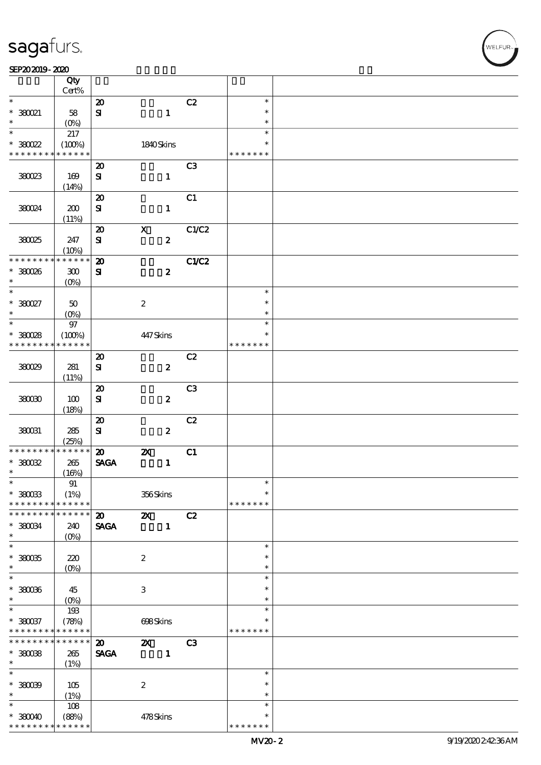| | Qty Cert% | | | | | |
|---|---|---|---|---|---|---|
| * | | 20 | | C2 | * | |
| * 380021 | 58 | SI | 1 | | * | |
| * | (0%) | | | | * | |
| * | 217 | | | | * | |
| * 380022 | (100%) | | 1840 Skins | | * | |
| * * * * * * * * * * * * * * | | | | | * * * * * * * | |
| | | 20 | | C3 | | |
| 380023 | 169 | SI | 1 | | | |
| | (14%) | | | | | |
| | | 20 | | C1 | | |
| 380024 | 200 | SI | 1 | | | |
| | (11%) | | | | | |
| | | 20 | X | C1/C2 | | |
| 380025 | 247 | SI | 2 | | | |
| | (10%) | | | | | |
| * * * * * * * * * * * * * * | | 20 | | C1/C2 | | |
| * 380026 | 300 | SI | 2 | | | |
| * | (0%) | | | | | |
| * | | | | | * | |
| * 380027 | 50 | | 2 | | * | |
| * | (0%) | | | | * | |
| * | 97 | | | | * | |
| * 380028 | (100%) | | 447 Skins | | * | |
| * * * * * * * * * * * * * * | | | | | * * * * * * * | |
| | | 20 | | C2 | | |
| 380029 | 281 | SI | 2 | | | |
| | (11%) | | | | | |
| | | 20 | | C3 | | |
| 380030 | 100 | SI | 2 | | | |
| | (18%) | | | | | |
| | | 20 | | C2 | | |
| 380031 | 285 | SI | 2 | | | |
| | (25%) | | | | | |
| * * * * * * * * * * * * * * | | 20 | 2X | C1 | | |
| * 380032 | 265 | SAGA | 1 | | | |
| * | (16%) | | | | | |
| * | 91 | | | | * | |
| * 380033 | (1%) | | 356 Skins | | * | |
| * * * * * * * * * * * * * * | | | | | * * * * * * * | |
| * * * * * * * * * * * * * * | | 20 | 2X | C2 | | |
| * 380034 | 240 | SAGA | 1 | | | |
| * | (0%) | | | | | |
| * | | | | | * | |
| * 380035 | 220 | | 2 | | * | |
| * | (0%) | | | | * | |
| * | | | | | * | |
| * 380036 | 45 | | 3 | | * | |
| * | (0%) | | | | * | |
| * | 193 | | | | * | |
| * 380037 | (78%) | | 698 Skins | | * | |
| * * * * * * * * * * * * * * | | | | | * * * * * * * | |
| * * * * * * * * * * * * * * | | 20 | 2X | C3 | | |
| * 380038 | 265 | SAGA | 1 | | | |
| * | (1%) | | | | | |
| * | | | | | * | |
| * 380039 | 105 | | 2 | | * | |
| * | (1%) | | | | * | |
| * | 108 | | | | * | |
| * 380040 | (88%) | | 478 Skins | | * | |
| * * * * * * * * * * * * * * | | | | | * * * * * * * | |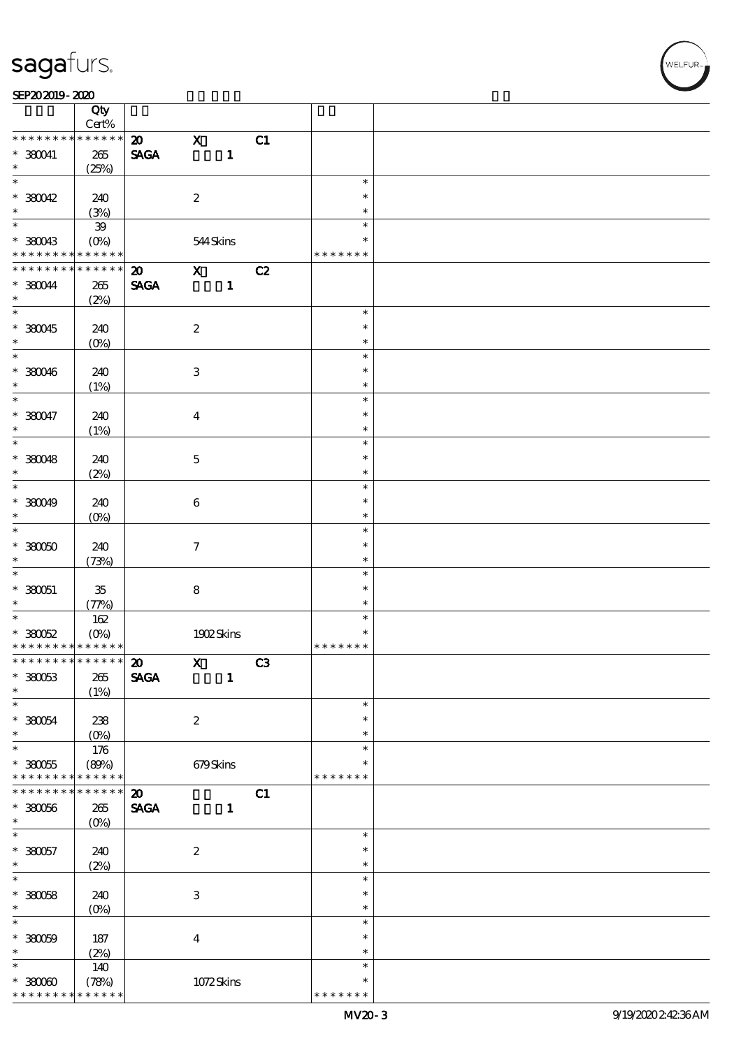| | Qty Cert% | | | | | |
|---|---|---|---|---|---|---|
| * * * * * * * * * * * * * * | | 20 | X | C1 | | |
| * 380041 | 265 (25%) | SAGA | 1 | | | |
| * 380042 | 240 (3%) | | 2 | | | |
| * 380043 | 39 (0%) | | 544 Skins | | * * * * * * * | |
| * * * * * * * * * * * * * * | | 20 | X | C2 | | |
| * 380044 | 265 (2%) | SAGA | 1 | | | |
| * 380045 | 240 (0%) | | 2 | | | |
| * 380046 | 240 (1%) | | 3 | | | |
| * 380047 | 240 (1%) | | 4 | | | |
| * 380048 | 240 (2%) | | 5 | | | |
| * 380049 | 240 (0%) | | 6 | | | |
| * 380050 | 240 (73%) | | 7 | | | |
| * 380051 | 35 (77%) | | 8 | | | |
| * 380052 | 162 (0%) | | 1902 Skins | | * * * * * * * | |
| * * * * * * * * * * * * * * | | 20 | X | C3 | | |
| * 380053 | 265 (1%) | SAGA | 1 | | | |
| * 380054 | 238 (0%) | | 2 | | | |
| * 380055 | 176 (89%) | | 679 Skins | | * * * * * * * | |
| * * * * * * * * * * * * * * | | 20 | | C1 | | |
| * 380056 | 265 (0%) | SAGA | 1 | | | |
| * 380057 | 240 (2%) | | 2 | | | |
| * 380058 | 240 (0%) | | 3 | | | |
| * 380059 | 187 (2%) | | 4 | | | |
| * 380060 | 140 (78%) | | 1072 Skins | | * * * * * * * | |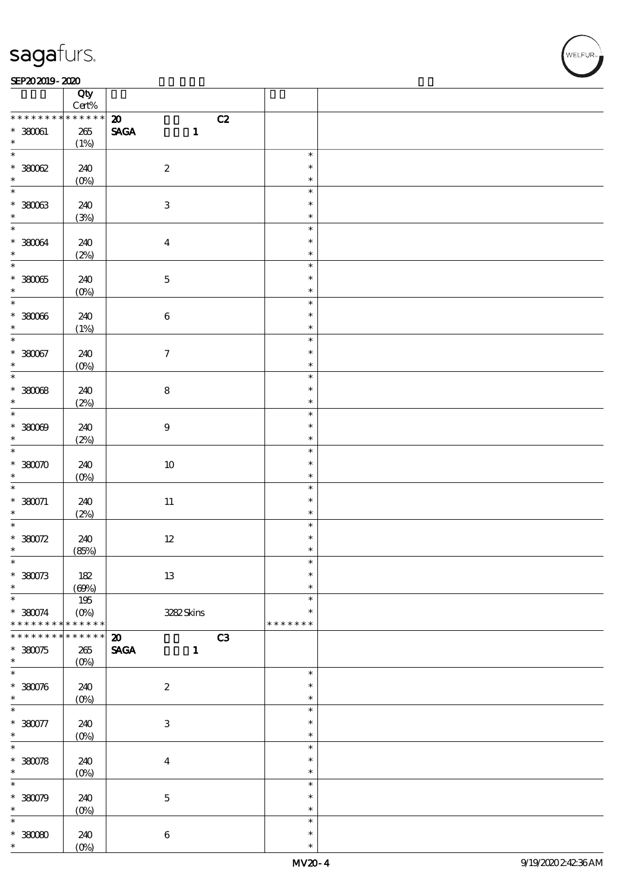| | Qty Cert% | | | |
|---|---|---|---|---|
| * * * * * * * * * * * * * * | | 20 C2 | | |
| * 380061 | 265 | SAGA 1 | | |
| * | (1%) | | | |
| * 380062 | 240 | 2 | * | |
| * | (0%) | | * | |
| * 380063 | 240 | 3 | * | |
| * | (3%) | | * | |
| * 380064 | 240 | 4 | * | |
| * | (2%) | | * | |
| * 380065 | 240 | 5 | * | |
| * | (0%) | | * | |
| * 380066 | 240 | 6 | * | |
| * | (1%) | | * | |
| * 380067 | 240 | 7 | * | |
| * | (0%) | | * | |
| * 380068 | 240 | 8 | * | |
| * | (2%) | | * | |
| * 380069 | 240 | 9 | * | |
| * | (2%) | | * | |
| * 380070 | 240 | 10 | * | |
| * | (0%) | | * | |
| * 380071 | 240 | 11 | * | |
| * | (2%) | | * | |
| * 380072 | 240 | 12 | * | |
| * | (85%) | | * | |
| * 380073 | 182 | 13 | * | |
| * | (69%) | | * | |
| * | 195 | | * | |
| * 380074 | (0%) | 3282 Skins | * | |
| * * * * * * * * * * * * * * | | | * * * * * * * | |
| * * * * * * * * * * * * * * | | 20 C3 | | |
| * 380075 | 265 | SAGA 1 | | |
| * | (0%) | | | |
| * 380076 | 240 | 2 | * | |
| * | (0%) | | * | |
| * 380077 | 240 | 3 | * | |
| * | (0%) | | * | |
| * 380078 | 240 | 4 | * | |
| * | (0%) | | * | |
| * 380079 | 240 | 5 | * | |
| * | (0%) | | * | |
| * 380080 | 240 | 6 | * | |
| * | (0%) | | * | |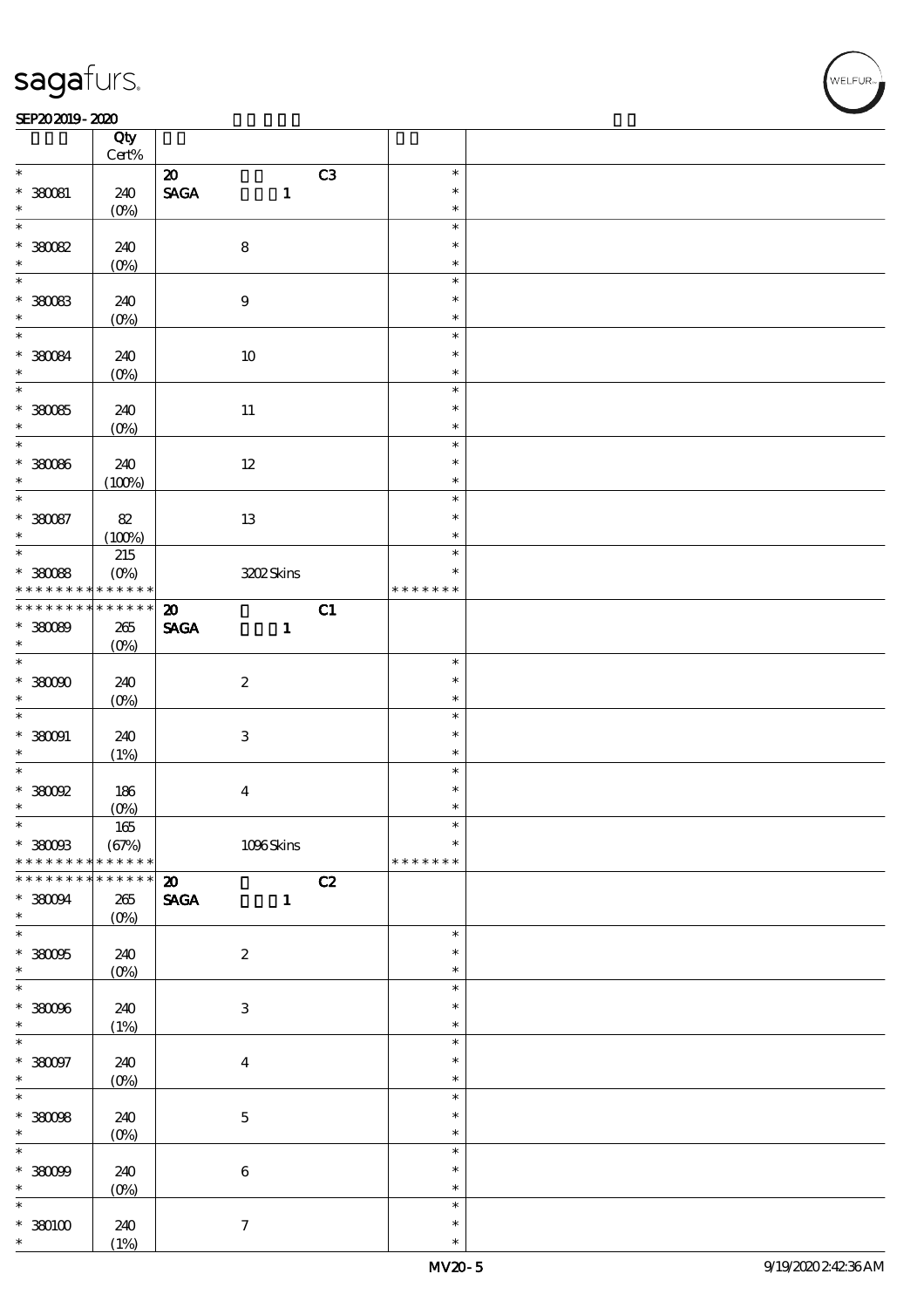| | Qty<br>Cert% | | |
|---|---|---|---|
| * | | 20 C3 | * |
| * 380081 | 240 | SAGA 1 | * |
| * | (0%) | | * |
| * | | | * |
| * 380082 | 240 | 8 | * |
| * | (0%) | | * |
| * | | | * |
| * 380083 | 240 | 9 | * |
| * | (0%) | | * |
| * | | | * |
| * 380084 | 240 | 10 | * |
| * | (0%) | | * |
| * | | | * |
| * 380085 | 240 | 11 | * |
| * | (0%) | | * |
| * | | | * |
| * 380086 | 240 | 12 | * |
| * | (100%) | | * |
| * | | | * |
| * 380087 | 82 | 13 | * |
| * | (100%) | | * |
| * | 215 | | * |
| * 380088 | (0%) | 3202 Skins | * |
| * * * * * * * * * * * * * * | | | * * * * * * * |
| * * * * * * * * * * * * * * | | 20 C1 | |
| * 380089 | 265 | SAGA 1 | |
| * | (0%) | | |
| * | | | * |
| * 380090 | 240 | 2 | * |
| * | (0%) | | * |
| * | | | * |
| * 380091 | 240 | 3 | * |
| * | (1%) | | * |
| * | | | * |
| * 380092 | 186 | 4 | * |
| * | (0%) | | * |
| * | 165 | | * |
| * 380093 | (67%) | 1096 Skins | * |
| * * * * * * * * * * * * * * | | | * * * * * * * |
| * * * * * * * * * * * * * * | | 20 C2 | |
| * 380094 | 265 | SAGA 1 | |
| * | (0%) | | |
| * | | | * |
| * 380095 | 240 | 2 | * |
| * | (0%) | | * |
| * | | | * |
| * 380096 | 240 | 3 | * |
| * | (1%) | | * |
| * | | | * |
| * 380097 | 240 | 4 | * |
| * | (0%) | | * |
| * | | | * |
| * 380098 | 240 | 5 | * |
| * | (0%) | | * |
| * | | | * |
| * 380099 | 240 | 6 | * |
| * | (0%) | | * |
| * | | | * |
| * 380100 | 240 | 7 | * |
| * | (1%) | | * |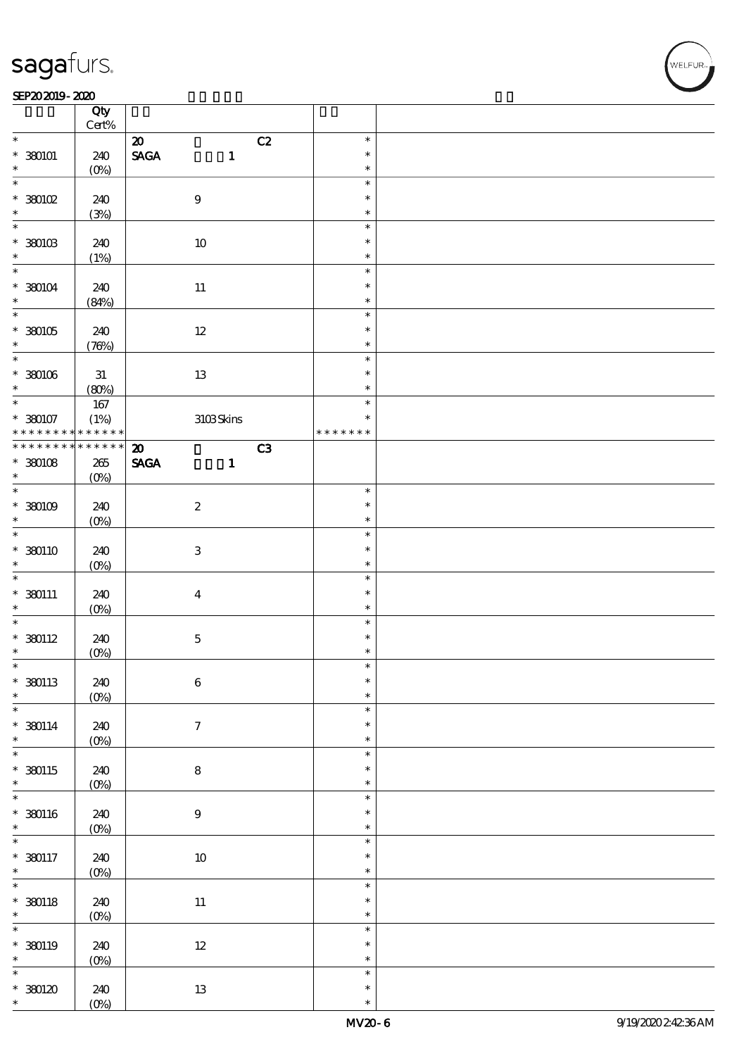| | Qty Cert% | | |
|---|---|---|---|
| * | | 20 C2 | * |
| * 380101 | 240 | SAGA 1 | * |
| * | (0%) | | * |
| * | | | * |
| * 380102 | 240 | 9 | * |
| * | (3%) | | * |
| * | | | * |
| * 380103 | 240 | 10 | * |
| * | (1%) | | * |
| * | | | * |
| * 380104 | 240 | 11 | * |
| * | (84%) | | * |
| * | | | * |
| * 380105 | 240 | 12 | * |
| * | (76%) | | * |
| * | | | * |
| * 380106 | 31 | 13 | * |
| * | (80%) | | * |
| * | 167 | | * |
| * 380107 | (1%) | 3103 Skins | * |
| * * * * * * * * * * * * * * | | | * * * * * * * |
| * * * * * * * * * * * * * * | | 20 C3 | |
| * 380108 | 265 | SAGA 1 | |
| * | (0%) | | |
| * | | | * |
| * 380109 | 240 | 2 | * |
| * | (0%) | | * |
| * | | | * |
| * 380110 | 240 | 3 | * |
| * | (0%) | | * |
| * | | | * |
| * 380111 | 240 | 4 | * |
| * | (0%) | | * |
| * | | | * |
| * 380112 | 240 | 5 | * |
| * | (0%) | | * |
| * | | | * |
| * 380113 | 240 | 6 | * |
| * | (0%) | | * |
| * | | | * |
| * 380114 | 240 | 7 | * |
| * | (0%) | | * |
| * | | | * |
| * 380115 | 240 | 8 | * |
| * | (0%) | | * |
| * | | | * |
| * 380116 | 240 | 9 | * |
| * | (0%) | | * |
| * | | | * |
| * 380117 | 240 | 10 | * |
| * | (0%) | | * |
| * | | | * |
| * 380118 | 240 | 11 | * |
| * | (0%) | | * |
| * | | | * |
| * 380119 | 240 | 12 | * |
| * | (0%) | | * |
| * | | | * |
| * 380120 | 240 | 13 | * |
| * | (0%) | | * |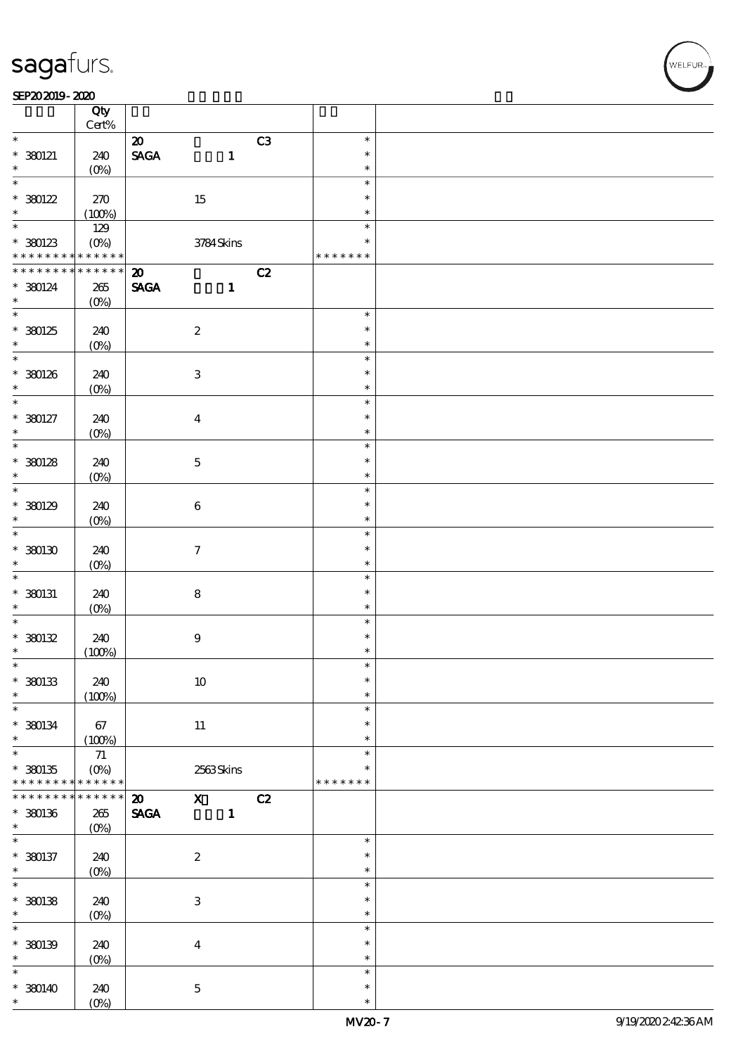| | Qty<br>Cert% | | |
|---|---|---|---|
| *<br>* 380121<br>* | 240<br>(0%) | 20 C3<br>SAGA 1 | *<br>*<br>* |
| *<br>* 380122<br>* | 270<br>(100%) | 15 | *<br>*<br>* |
| *<br>* 380123<br>* * * * * * * * * * * * * * | 129<br>(0%) | 3784 Skins | *<br>*<br>* * * * * * * |
| * * * * * * * * * * * * * *<br>* 380124<br>* | 265<br>(0%) | 20 C2<br>SAGA 1 | |
| *<br>* 380125<br>* | 240<br>(0%) | 2 | *<br>*<br>* |
| *<br>* 380126<br>* | 240<br>(0%) | 3 | *<br>*<br>* |
| *<br>* 380127<br>* | 240<br>(0%) | 4 | *<br>*<br>* |
| *<br>* 380128<br>* | 240<br>(0%) | 5 | *<br>*<br>* |
| *<br>* 380129<br>* | 240<br>(0%) | 6 | *<br>*<br>* |
| *<br>* 380130<br>* | 240<br>(0%) | 7 | *<br>*<br>* |
| *<br>* 380131<br>* | 240<br>(0%) | 8 | *<br>*<br>* |
| *<br>* 380132<br>* | 240<br>(100%) | 9 | *<br>*<br>* |
| *<br>* 380133<br>* | 240<br>(100%) | 10 | *<br>*<br>* |
| *<br>* 380134<br>* | 67<br>(100%) | 11 | *<br>*<br>* |
| *<br>* 380135<br>* * * * * * * * * * * * * * | 71<br>(0%) | 2563 Skins | *<br>*<br>* * * * * * * |
| * * * * * * * * * * * * * *<br>* 380136<br>* | 265<br>(0%) | 20 X C2<br>SAGA 1 | |
| *<br>* 380137<br>* | 240<br>(0%) | 2 | *<br>*<br>* |
| *<br>* 380138<br>* | 240<br>(0%) | 3 | *<br>*<br>* |
| *<br>* 380139<br>* | 240<br>(0%) | 4 | *<br>*<br>* |
| *<br>* 380140<br>* | 240<br>(0%) | 5 | *<br>*<br>* |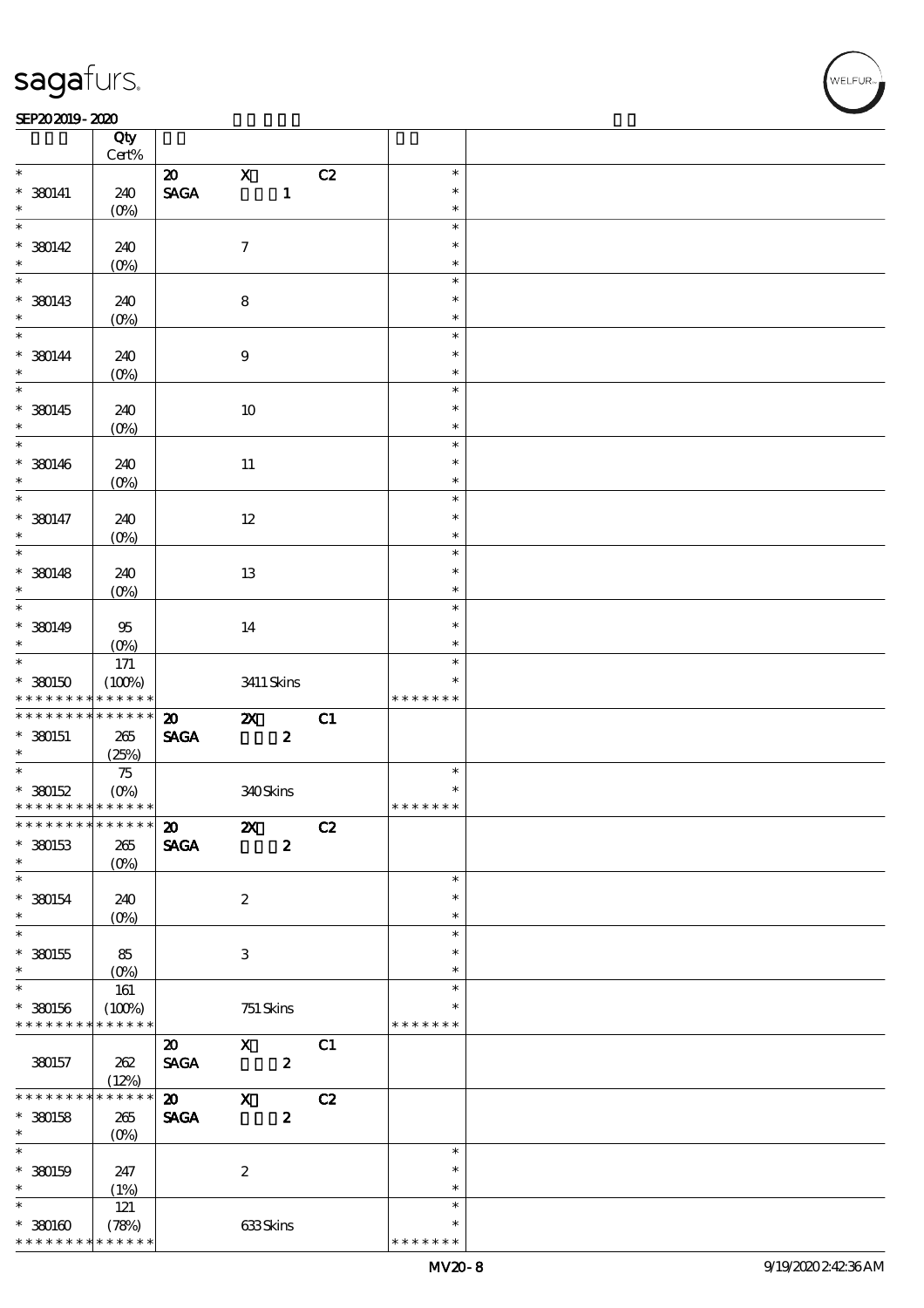| | Qty Cert% | | | | | |
|---|---|---|---|---|---|---|
| * | | 20 | X | C2 | * | |
| * 380141 | 240 | SAGA | 1 | | * | |
| * | (0%) | | | | * | |
| * | | | | | * | |
| * 380142 | 240 | | 7 | | * | |
| * | (0%) | | | | * | |
| * | | | | | * | |
| * 380143 | 240 | | 8 | | * | |
| * | (0%) | | | | * | |
| * | | | | | * | |
| * 380144 | 240 | | 9 | | * | |
| * | (0%) | | | | * | |
| * | | | | | * | |
| * 380145 | 240 | | 10 | | * | |
| * | (0%) | | | | * | |
| * | | | | | * | |
| * 380146 | 240 | | 11 | | * | |
| * | (0%) | | | | * | |
| * | | | | | * | |
| * 380147 | 240 | | 12 | | * | |
| * | (0%) | | | | * | |
| * | | | | | * | |
| * 380148 | 240 | | 13 | | * | |
| * | (0%) | | | | * | |
| * | | | | | * | |
| * 380149 | 95 | | 14 | | * | |
| * | (0%) | | | | * | |
| * | 171 | | | | * | |
| * 380150 | (100%) | | 3411 Skins | | * | |
| * * * * * * * * * * * * * * | | | | | * * * * * * * | |
| * * * * * * * * * * * * * * | | 20 | 2X | C1 | | |
| * 380151 | 265 | SAGA | 2 | | | |
| * | (25%) | | | | | |
| * | 75 | | | | * | |
| * 380152 | (0%) | | 340 Skins | | * | |
| * * * * * * * * * * * * * * | | | | | * * * * * * * | |
| * * * * * * * * * * * * * * | | 20 | 2X | C2 | | |
| * 380153 | 265 | SAGA | 2 | | | |
| * | (0%) | | | | | |
| * | | | | | * | |
| * 380154 | 240 | | 2 | | * | |
| * | (0%) | | | | * | |
| * | | | | | * | |
| * 380155 | 85 | | 3 | | * | |
| * | (0%) | | | | * | |
| * | 161 | | | | * | |
| * 380156 | (100%) | | 751 Skins | | * | |
| * * * * * * * * * * * * * * | | | | | * * * * * * * | |
| | | 20 | X | C1 | | |
| 380157 | 262 | SAGA | 2 | | | |
| | (12%) | | | | | |
| * * * * * * * * * * * * * * | | 20 | X | C2 | | |
| * 380158 | 265 | SAGA | 2 | | | |
| * | (0%) | | | | | |
| * | | | | | * | |
| * 380159 | 247 | | 2 | | * | |
| * | (1%) | | | | * | |
| * | 121 | | | | * | |
| * 380160 | (78%) | | 633 Skins | | * | |
| * * * * * * * * * * * * * * | | | | | * * * * * * * | |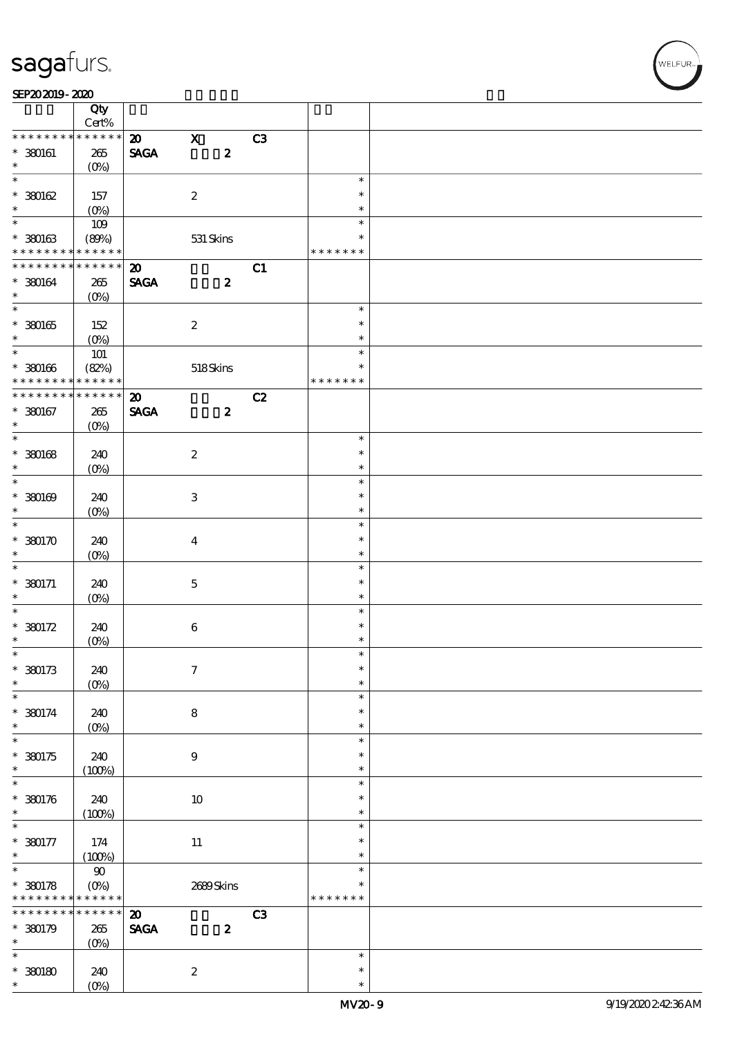| | Qty Cert% | | | | | |
|---|---|---|---|---|---|---|
| * * * * * * * * * * * * * * | | 20 | X | C3 | | |
| * 380161 | 265 | SAGA | 2 | | | |
| * | (0%) | | | | | |
| * | | | | | * | |
| * 380162 | 157 | | 2 | | * | |
| * | (0%) | | | | * | |
| * | 109 | | | | * | |
| * 380163 | (89%) | | 531 Skins | | * | |
| * * * * * * * * * * * * * * | | | | | * * * * * * * | |
| * * * * * * * * * * * * * * | | 20 | | C1 | | |
| * 380164 | 265 | SAGA | 2 | | | |
| * | (0%) | | | | | |
| * | | | | | * | |
| * 380165 | 152 | | 2 | | * | |
| * | (0%) | | | | * | |
| * | 101 | | | | * | |
| * 380166 | (82%) | | 518 Skins | | * | |
| * * * * * * * * * * * * * * | | | | | * * * * * * * | |
| * * * * * * * * * * * * * * | | 20 | | C2 | | |
| * 380167 | 265 | SAGA | 2 | | | |
| * | (0%) | | | | | |
| * | | | | | * | |
| * 380168 | 240 | | 2 | | * | |
| * | (0%) | | | | * | |
| * | | | | | * | |
| * 380169 | 240 | | 3 | | * | |
| * | (0%) | | | | * | |
| * | | | | | * | |
| * 380170 | 240 | | 4 | | * | |
| * | (0%) | | | | * | |
| * | | | | | * | |
| * 380171 | 240 | | 5 | | * | |
| * | (0%) | | | | * | |
| * | | | | | * | |
| * 380172 | 240 | | 6 | | * | |
| * | (0%) | | | | * | |
| * | | | | | * | |
| * 380173 | 240 | | 7 | | * | |
| * | (0%) | | | | * | |
| * | | | | | * | |
| * 380174 | 240 | | 8 | | * | |
| * | (0%) | | | | * | |
| * | | | | | * | |
| * 380175 | 240 | | 9 | | * | |
| * | (100%) | | | | * | |
| * | | | | | * | |
| * 380176 | 240 | | 10 | | * | |
| * | (100%) | | | | * | |
| * | | | | | * | |
| * 380177 | 174 | | 11 | | * | |
| * | (100%) | | | | * | |
| * | 90 | | | | * | |
| * 380178 | (0%) | | 2689 Skins | | * | |
| * * * * * * * * * * * * * * | | | | | * * * * * * * | |
| * * * * * * * * * * * * * * | | 20 | | C3 | | |
| * 380179 | 265 | SAGA | 2 | | | |
| * | (0%) | | | | | |
| * | | | | | * | |
| * 380180 | 240 | | 2 | | * | |
| * | (0%) | | | | * | |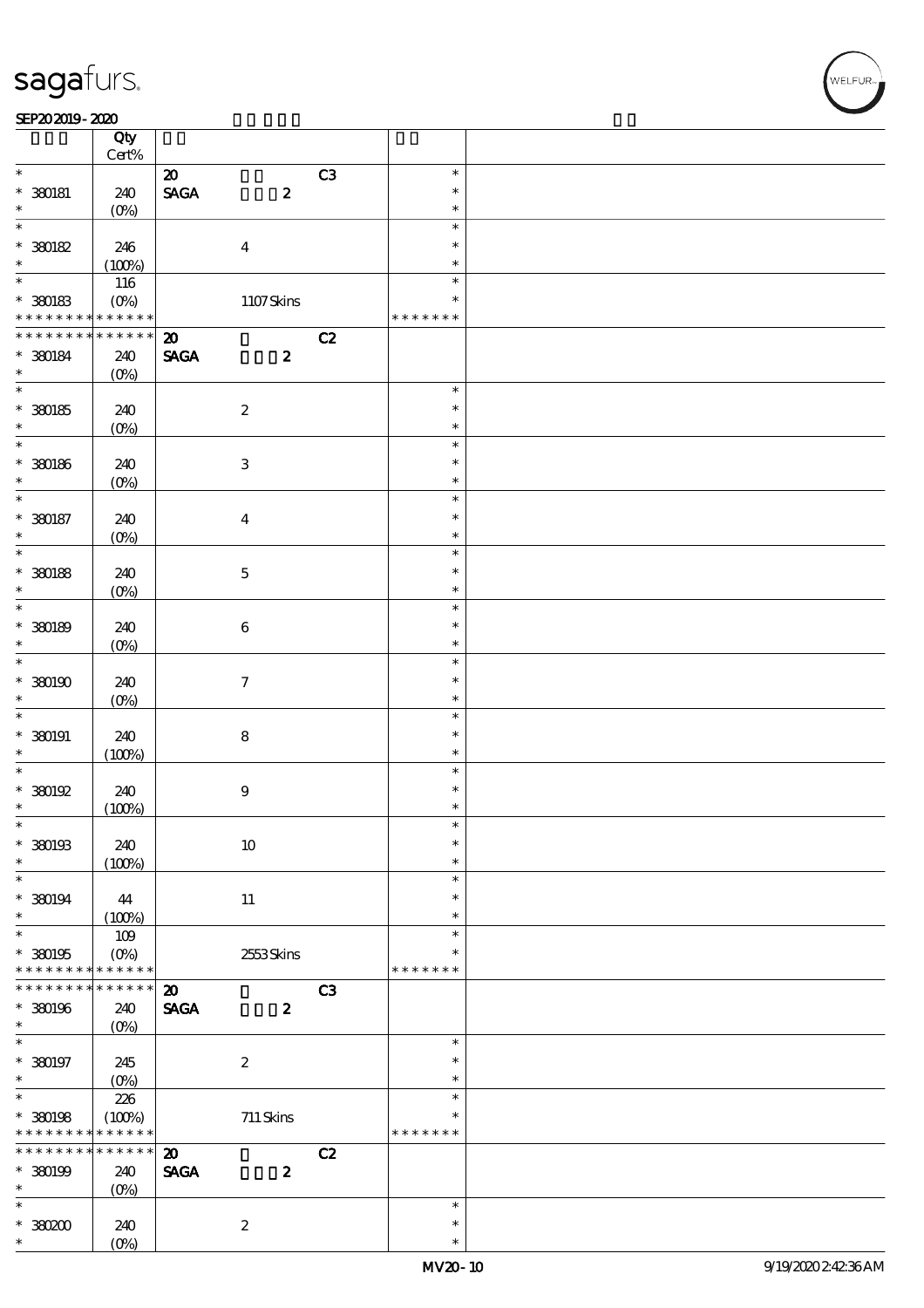| | Qty<br>Cert% | | | |
|---|---|---|---|---|
| * | | 20 C3 | * | |
| * 380181 | 240 | SAGA 2 | * | |
| * | (0%) | | * | |
| * | | | * | |
| * 380182 | 246 | 4 | * | |
| * | (100%) | | * | |
| * | 116 | | * | |
| * 380183 | (0%) | 1107 Skins | * | |
| * * * * * * * * * * * * * * | | | * * * * * * * | |
| * * * * * * * * * * * * * * | | 20 C2 | | |
| * 380184 | 240 | SAGA 2 | | |
| * | (0%) | | | |
| * | | | * | |
| * 380185 | 240 | 2 | * | |
| * | (0%) | | * | |
| * | | | * | |
| * 380186 | 240 | 3 | * | |
| * | (0%) | | * | |
| * | | | * | |
| * 380187 | 240 | 4 | * | |
| * | (0%) | | * | |
| * | | | * | |
| * 380188 | 240 | 5 | * | |
| * | (0%) | | * | |
| * | | | * | |
| * 380189 | 240 | 6 | * | |
| * | (0%) | | * | |
| * | | | * | |
| * 380190 | 240 | 7 | * | |
| * | (0%) | | * | |
| * | | | * | |
| * 380191 | 240 | 8 | * | |
| * | (100%) | | * | |
| * | | | * | |
| * 380192 | 240 | 9 | * | |
| * | (100%) | | * | |
| * | | | * | |
| * 380193 | 240 | 10 | * | |
| * | (100%) | | * | |
| * | | | * | |
| * 380194 | 44 | 11 | * | |
| * | (100%) | | * | |
| * | 109 | | * | |
| * 380195 | (0%) | 2553 Skins | * | |
| * * * * * * * * * * * * * * | | | * * * * * * * | |
| * * * * * * * * * * * * * * | | 20 C3 | | |
| * 380196 | 240 | SAGA 2 | | |
| * | (0%) | | | |
| * | | | * | |
| * 380197 | 245 | 2 | * | |
| * | (0%) | | * | |
| * | 226 | | * | |
| * 380198 | (100%) | 711 Skins | * | |
| * * * * * * * * * * * * * * | | | * * * * * * * | |
| * * * * * * * * * * * * * * | | 20 C2 | | |
| * 380199 | 240 | SAGA 2 | | |
| * | (0%) | | | |
| * | | | * | |
| * 380200 | 240 | 2 | * | |
| * | (0%) | | * | |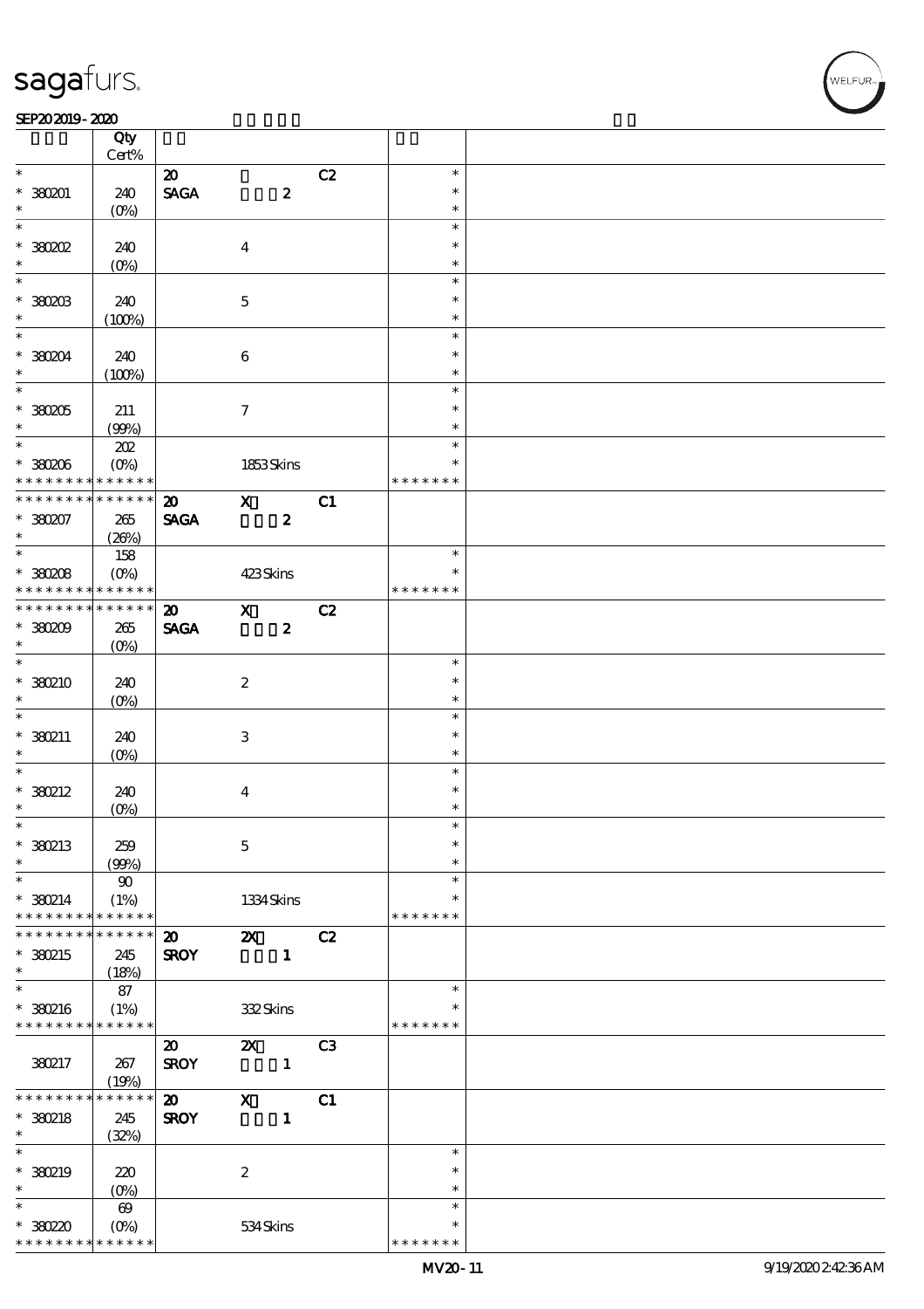| | Qty Cert% | | | | | |
|---|---|---|---|---|---|---|
| * 380201 * | 240 (0%) | 20 SAGA | 2 | C2 | * * * | |
| * 380202 * | 240 (0%) | | 4 | | * * * | |
| * 380203 * | 240 (100%) | | 5 | | * * * | |
| * 380204 * | 240 (100%) | | 6 | | * * * | |
| * 380205 * | 211 (99%) | | 7 | | * * * | |
| * 380206 * * * * * * * * * * * * * | 202 (0%) | | 1853 Skins | | * * * * * * * * * | |
| * * * * * * * * * * * * * * 380207 * | 265 (26%) | 20 SAGA | X 2 | C1 | | |
| * 380208 * * * * * * * * * * * * * | 158 (0%) | | 423 Skins | | * * * * * * * * * | |
| * * * * * * * * * * * * * * 380209 * | 265 (0%) | 20 SAGA | X 2 | C2 | | |
| * 380210 * | 240 (0%) | | 2 | | * * * | |
| * 380211 * | 240 (0%) | | 3 | | * * * | |
| * 380212 * | 240 (0%) | | 4 | | * * * | |
| * 380213 * | 259 (99%) | | 5 | | * * * | |
| * 380214 * * * * * * * * * * * * * | 90 (1%) | | 1334 Skins | | * * * * * * * * * | |
| * * * * * * * * * * * * * * 380215 * | 245 (18%) | 20 SROY | 2X 1 | C2 | | |
| * 380216 * * * * * * * * * * * * * | 87 (1%) | | 332 Skins | | * * * * * * * * * | |
| 380217 | 267 (19%) | 20 SROY | 2X 1 | C3 | | |
| * * * * * * * * * * * * * * 380218 * | 245 (32%) | 20 SROY | X 1 | C1 | | |
| * 380219 * | 220 (0%) | | 2 | | * * * | |
| * 380220 * * * * * * * * * * * * * | 69 (0%) | | 534 Skins | | * * * * * * * * * | |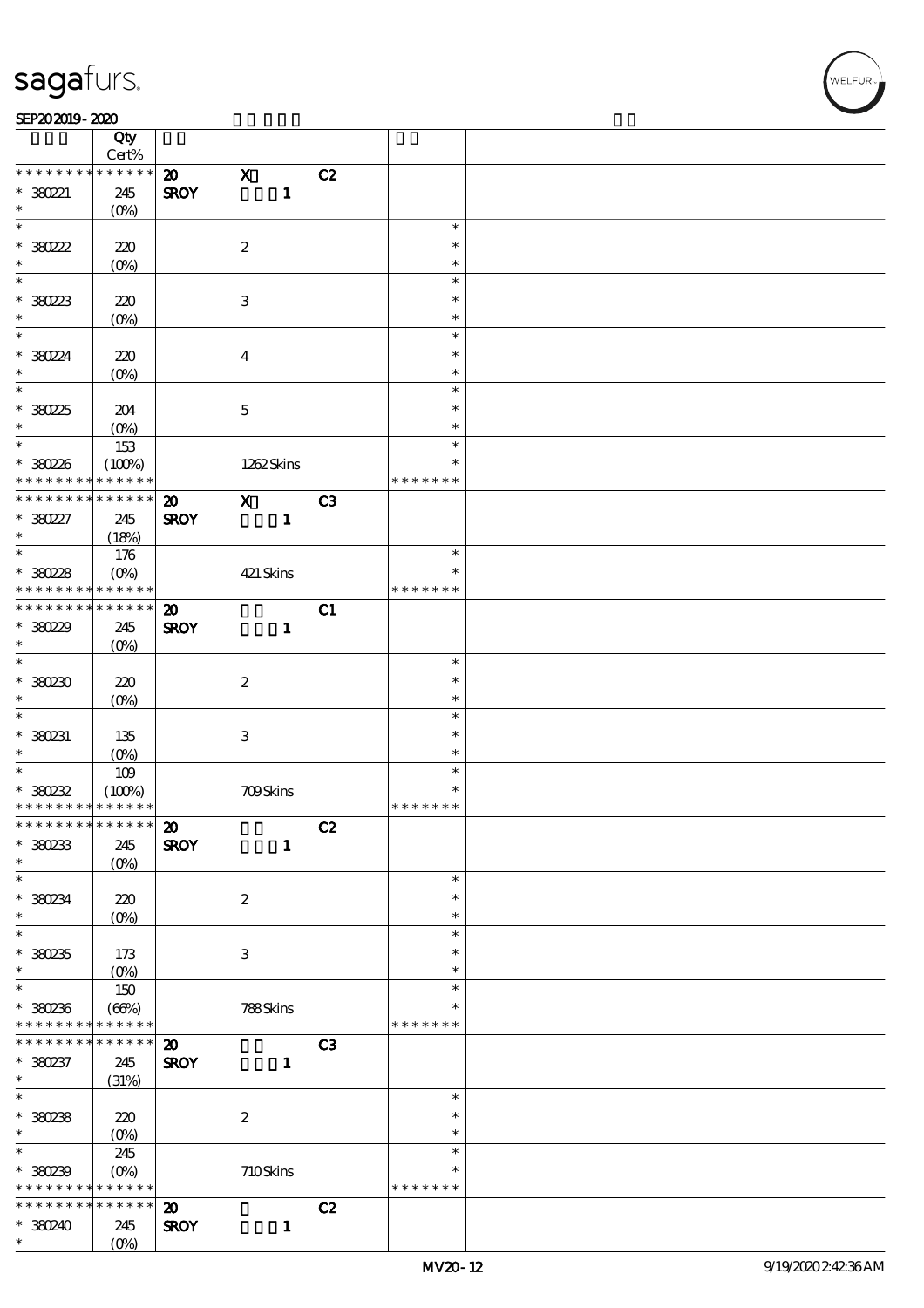| | Qty Cert% | | | | | |
|---|---|---|---|---|---|---|
| * * * * * * * * * * * * * * | | 20 | X | C2 | | |
| * 380221 | 245 | SROY | 1 | | | |
| * | (0%) | | | | | |
| * | | | | | * | |
| * 380222 | 220 | | 2 | | * | |
| * | (0%) | | | | * | |
| * | | | | | * | |
| * 380223 | 220 | | 3 | | * | |
| * | (0%) | | | | * | |
| * | | | | | * | |
| * 380224 | 220 | | 4 | | * | |
| * | (0%) | | | | * | |
| * | | | | | * | |
| * 380225 | 204 | | 5 | | * | |
| * | (0%) | | | | * | |
| * | 153 | | | | * | |
| * 380226 | (100%) | | 1262 Skins | | * | |
| * * * * * * * * * * * * * * | | | | | * * * * * * * | |
| * * * * * * * * * * * * * * | | 20 | X | C3 | | |
| * 380227 | 245 | SROY | 1 | | | |
| * | (18%) | | | | | |
| * | 176 | | | | * | |
| * 380228 | (0%) | | 421 Skins | | * | |
| * * * * * * * * * * * * * * | | | | | * * * * * * * | |
| * * * * * * * * * * * * * * | | 20 | | C1 | | |
| * 380229 | 245 | SROY | 1 | | | |
| * | (0%) | | | | | |
| * | | | | | * | |
| * 380230 | 220 | | 2 | | * | |
| * | (0%) | | | | * | |
| * | | | | | * | |
| * 380231 | 135 | | 3 | | * | |
| * | (0%) | | | | * | |
| * | 109 | | | | * | |
| * 380232 | (100%) | | 709 Skins | | * | |
| * * * * * * * * * * * * * * | | | | | * * * * * * * | |
| * * * * * * * * * * * * * * | | 20 | | C2 | | |
| * 380233 | 245 | SROY | 1 | | | |
| * | (0%) | | | | | |
| * | | | | | * | |
| * 380234 | 220 | | 2 | | * | |
| * | (0%) | | | | * | |
| * | | | | | * | |
| * 380235 | 173 | | 3 | | * | |
| * | (0%) | | | | * | |
| * | 150 | | | | * | |
| * 380236 | (66%) | | 788 Skins | | * | |
| * * * * * * * * * * * * * * | | | | | * * * * * * * | |
| * * * * * * * * * * * * * * | | 20 | | C3 | | |
| * 380237 | 245 | SROY | 1 | | | |
| * | (31%) | | | | | |
| * | | | | | * | |
| * 380238 | 220 | | 2 | | * | |
| * | (0%) | | | | * | |
| * | 245 | | | | * | |
| * 380239 | (0%) | | 710 Skins | | * | |
| * * * * * * * * * * * * * * | | | | | * * * * * * * | |
| * * * * * * * * * * * * * * | | 20 | | C2 | | |
| * 380240 | 245 | SROY | 1 | | | |
| * | (0%) | | | | | |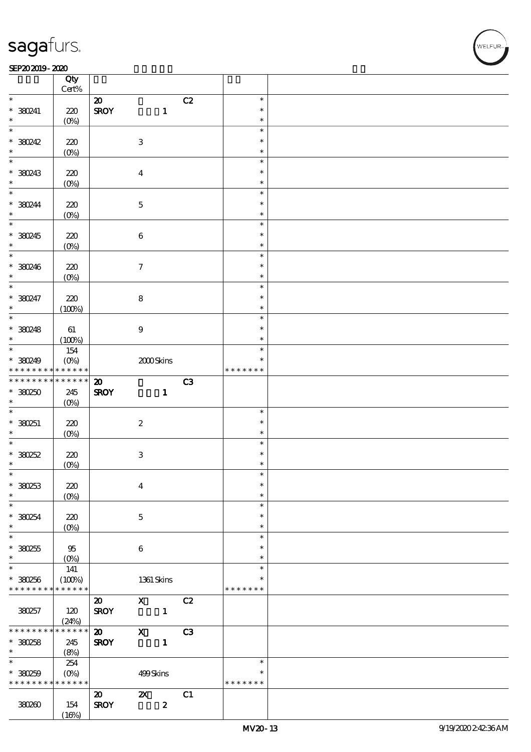| | Qty Cert% | | | | |
|---|---|---|---|---|---|
| * | | 20 | C2 | * | |
| * 380241 | 220 | SROY 1 | | * | |
| * | (0%) | | | * | |
| * 380242 | 220 | 3 | | * | |
| * | (0%) | | | * | |
| * 380243 | 220 | 4 | | * | |
| * | (0%) | | | * | |
| * 380244 | 220 | 5 | | * | |
| * | (0%) | | | * | |
| * 380245 | 220 | 6 | | * | |
| * | (0%) | | | * | |
| * 380246 | 220 | 7 | | * | |
| * | (0%) | | | * | |
| * 380247 | 220 | 8 | | * | |
| * | (100%) | | | * | |
| * 380248 | 61 | 9 | | * | |
| * | (100%) | | | * | |
| * | 154 | | | * | |
| * 380249 | (0%) | 2000 Skins | | * | |
| * * * * * * * * * * * * * * | | | | * * * * * * * | |
| * * * * * * * * * * * * * * | | 20 | C3 | | |
| * 380250 | 245 | SROY 1 | | | |
| * | (0%) | | | | |
| * 380251 | 220 | 2 | | * | |
| * | (0%) | | | * | |
| * 380252 | 220 | 3 | | * | |
| * | (0%) | | | * | |
| * 380253 | 220 | 4 | | * | |
| * | (0%) | | | * | |
| * 380254 | 220 | 5 | | * | |
| * | (0%) | | | * | |
| * 380255 | 95 | 6 | | * | |
| * | (0%) | | | * | |
| * | 141 | | | * | |
| * 380256 | (100%) | 1361 Skins | | * | |
| * * * * * * * * * * * * * * | | | | * * * * * * * | |
| 380257 | 120 (24%) | 20 SROY X 1 | C2 | | |
| * * * * * * * * * * * * * * | | 20 X | C3 | | |
| * 380258 | 245 | SROY 1 | | | |
| * | (8%) | | | | |
| * | 254 | | | * | |
| * 380259 | (0%) | 499 Skins | | * | |
| * * * * * * * * * * * * * * | | | | * * * * * * * | |
| 380260 | 154 (16%) | 20 SROY 2X 2 | C1 | | |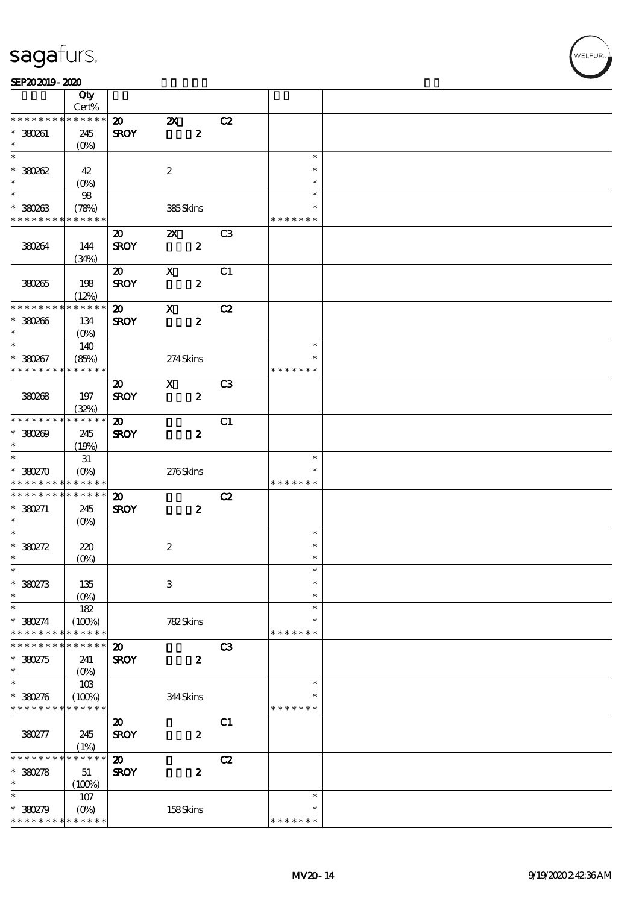| | Qty Cert% | | | | | |
|---|---|---|---|---|---|---|
| * * * * * * * * * * * * * * | | 20 | 2X | C2 | | |
| * 380261 | 245 | SROY | 2 | | | |
| * | (0%) | | | | | |
| * | | | | | * | |
| * 380262 | 42 | | 2 | | * | |
| * | (0%) | | | | * | |
| * | 98 | | | | * | |
| * 380263 | (78%) | | 385 Skins | | * | |
| * * * * * * * * * * * * * * | | | | | * * * * * * * | |
| | | 20 | 2X | C3 | | |
| 380264 | 144 | SROY | 2 | | | |
| | (34%) | | | | | |
| | | 20 | X | C1 | | |
| 380265 | 198 | SROY | 2 | | | |
| | (12%) | | | | | |
| * * * * * * * * * * * * * * | | 20 | X | C2 | | |
| * 380266 | 134 | SROY | 2 | | | |
| * | (0%) | | | | | |
| * | 140 | | | | * | |
| * 380267 | (85%) | | 274 Skins | | * | |
| * * * * * * * * * * * * * * | | | | | * * * * * * * | |
| | | 20 | X | C3 | | |
| 380268 | 197 | SROY | 2 | | | |
| | (32%) | | | | | |
| * * * * * * * * * * * * * * | | 20 | | C1 | | |
| * 380269 | 245 | SROY | 2 | | | |
| * | (19%) | | | | | |
| * | 31 | | | | * | |
| * 380270 | (0%) | | 276 Skins | | * | |
| * * * * * * * * * * * * * * | | | | | * * * * * * * | |
| * * * * * * * * * * * * * * | | 20 | | C2 | | |
| * 380271 | 245 | SROY | 2 | | | |
| * | (0%) | | | | | |
| * | | | | | * | |
| * 380272 | 220 | | 2 | | * | |
| * | (0%) | | | | * | |
| * | | | | | * | |
| * 380273 | 135 | | 3 | | * | |
| * | (0%) | | | | * | |
| * | 182 | | | | * | |
| * 380274 | (100%) | | 782 Skins | | * | |
| * * * * * * * * * * * * * * | | | | | * * * * * * * | |
| * * * * * * * * * * * * * * | | 20 | | C3 | | |
| * 380275 | 241 | SROY | 2 | | | |
| * | (0%) | | | | | |
| * | 103 | | | | * | |
| * 380276 | (100%) | | 344 Skins | | * | |
| * * * * * * * * * * * * * * | | | | | * * * * * * * | |
| | | 20 | | C1 | | |
| 380277 | 245 | SROY | 2 | | | |
| | (1%) | | | | | |
| * * * * * * * * * * * * * * | | 20 | | C2 | | |
| * 380278 | 51 | SROY | 2 | | | |
| * | (100%) | | | | | |
| * | 107 | | | | * | |
| * 380279 | (0%) | | 158 Skins | | * | |
| * * * * * * * * * * * * * * | | | | | * * * * * * * | |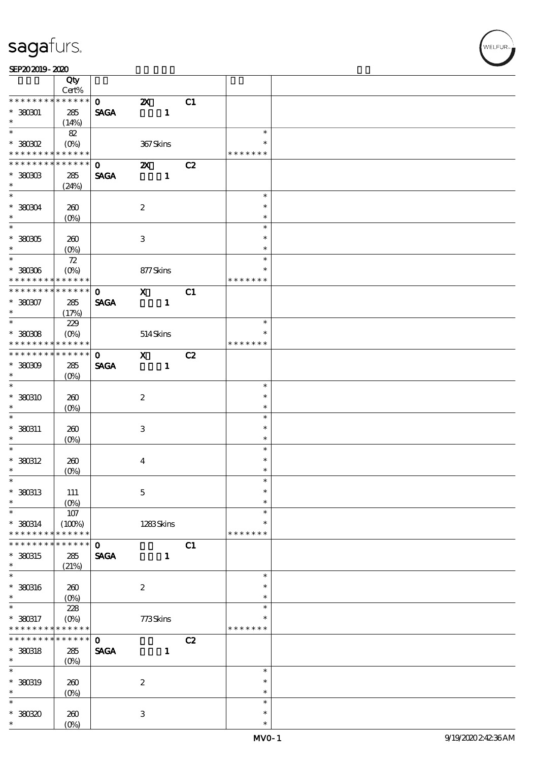| | Qty Cert% | | | | | |
|---|---|---|---|---|---|---|
| * * * * * * * * * * * * * * | | 0 | 2X | C1 | | |
| * 380301 | 285 | SAGA | 1 | | | |
| * | (14%) | | | | | |
| * | 82 | | | | * | |
| * 380302 | (0%) | | 367 Skins | | * | |
| * * * * * * * * * * * * * * | | | | | * * * * * * * | |
| * * * * * * * * * * * * * * | | 0 | 2X | C2 | | |
| * 380303 | 285 | SAGA | 1 | | | |
| * | (24%) | | | | | |
| * | | | | | * | |
| * 380304 | 260 | | 2 | | * | |
| * | (0%) | | | | * | |
| * | | | | | * | |
| * 380305 | 260 | | 3 | | * | |
| * | (0%) | | | | * | |
| * | 72 | | | | * | |
| * 380306 | (0%) | | 877 Skins | | * | |
| * * * * * * * * * * * * * * | | | | | * * * * * * * | |
| * * * * * * * * * * * * * * | | 0 | X | C1 | | |
| * 380307 | 285 | SAGA | 1 | | | |
| * | (17%) | | | | | |
| * | 229 | | | | * | |
| * 380308 | (0%) | | 514 Skins | | * | |
| * * * * * * * * * * * * * * | | | | | * * * * * * * | |
| * * * * * * * * * * * * * * | | 0 | X | C2 | | |
| * 380309 | 285 | SAGA | 1 | | | |
| * | (0%) | | | | | |
| * | | | | | * | |
| * 380310 | 260 | | 2 | | * | |
| * | (0%) | | | | * | |
| * | | | | | * | |
| * 380311 | 260 | | 3 | | * | |
| * | (0%) | | | | * | |
| * | | | | | * | |
| * 380312 | 260 | | 4 | | * | |
| * | (0%) | | | | * | |
| * | | | | | * | |
| * 380313 | 111 | | 5 | | * | |
| * | (0%) | | | | * | |
| * | 107 | | | | * | |
| * 380314 | (100%) | | 1283 Skins | | * | |
| * * * * * * * * * * * * * * | | | | | * * * * * * * | |
| * * * * * * * * * * * * * * | | 0 | | C1 | | |
| * 380315 | 285 | SAGA | 1 | | | |
| * | (21%) | | | | | |
| * | | | | | * | |
| * 380316 | 260 | | 2 | | * | |
| * | (0%) | | | | * | |
| * | 228 | | | | * | |
| * 380317 | (0%) | | 773 Skins | | * | |
| * * * * * * * * * * * * * * | | | | | * * * * * * * | |
| * * * * * * * * * * * * * * | | 0 | | C2 | | |
| * 380318 | 285 | SAGA | 1 | | | |
| * | (0%) | | | | | |
| * | | | | | * | |
| * 380319 | 260 | | 2 | | * | |
| * | (0%) | | | | * | |
| * | | | | | * | |
| * 380320 | 260 | | 3 | | * | |
| * | (0%) | | | | * | |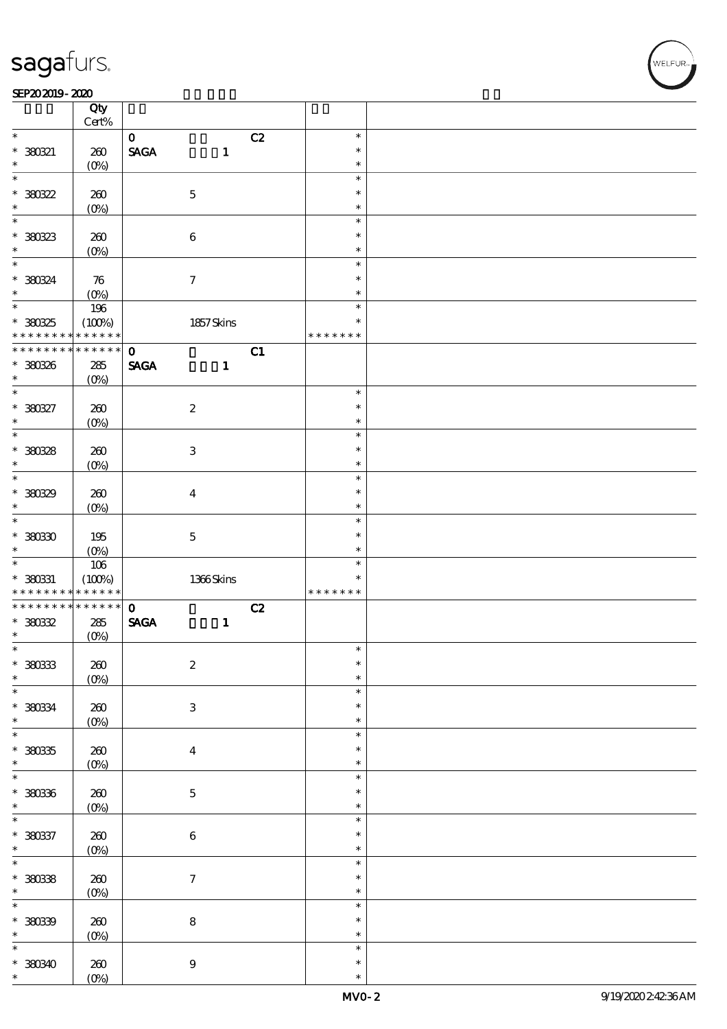| | Qty Cert% | | | |
|---|---|---|---|---|
| * | | 0 C2 | * | |
| * 380321 | 260 | SAGA 1 | * | |
| * | (0%) | | * | |
| * | | | * | |
| * 380322 | 260 | 5 | * | |
| * | (0%) | | * | |
| * | | | * | |
| * 380323 | 260 | 6 | * | |
| * | (0%) | | * | |
| * | | | * | |
| * 380324 | 76 | 7 | * | |
| * | (0%) | | * | |
| * | 196 | | * | |
| * 380325 | (100%) | 1857 Skins | * | |
| * * * * * * * * * * * * * * | | | * * * * * * * | |
| * * * * * * * * * * * * * * | | 0 C1 | | |
| * 380326 | 285 | SAGA 1 | | |
| * | (0%) | | | |
| * | | | * | |
| * 380327 | 260 | 2 | * | |
| * | (0%) | | * | |
| * | | | * | |
| * 380328 | 260 | 3 | * | |
| * | (0%) | | * | |
| * | | | * | |
| * 380329 | 260 | 4 | * | |
| * | (0%) | | * | |
| * | | | * | |
| * 380330 | 195 | 5 | * | |
| * | (0%) | | * | |
| * | 106 | | * | |
| * 380331 | (100%) | 1366 Skins | * | |
| * * * * * * * * * * * * * * | | | * * * * * * * | |
| * * * * * * * * * * * * * * | | 0 C2 | | |
| * 380332 | 285 | SAGA 1 | | |
| * | (0%) | | | |
| * | | | * | |
| * 380333 | 260 | 2 | * | |
| * | (0%) | | * | |
| * | | | * | |
| * 380334 | 260 | 3 | * | |
| * | (0%) | | * | |
| * | | | * | |
| * 380335 | 260 | 4 | * | |
| * | (0%) | | * | |
| * | | | * | |
| * 380336 | 260 | 5 | * | |
| * | (0%) | | * | |
| * | | | * | |
| * 380337 | 260 | 6 | * | |
| * | (0%) | | * | |
| * | | | * | |
| * 380338 | 260 | 7 | * | |
| * | (0%) | | * | |
| * | | | * | |
| * 380339 | 260 | 8 | * | |
| * | (0%) | | * | |
| * | | | * | |
| * 380340 | 260 | 9 | * | |
| * | (0%) | | * | |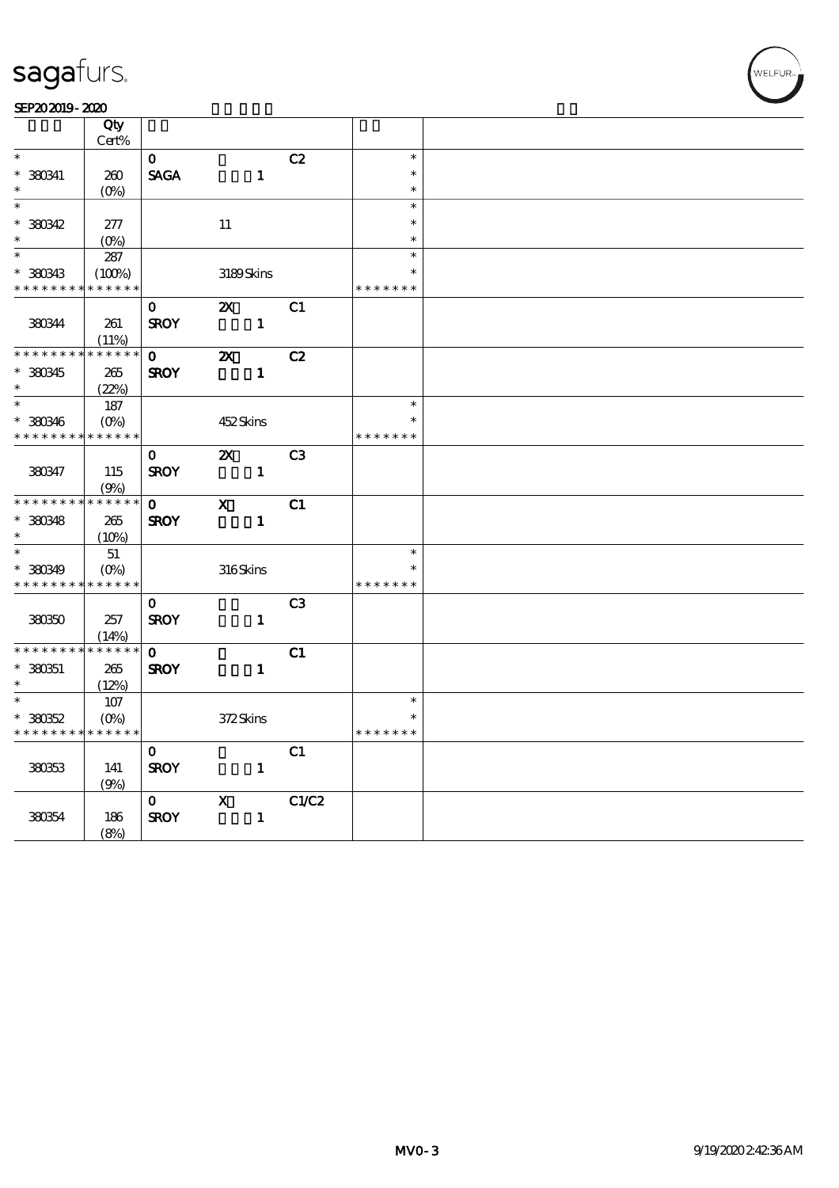sagafurs.

SEP20 2019 - 2020

| | Qty Cert% | | | | | |
|---|---|---|---|---|---|---|
| * | | 0 | | C2 | * | |
| * 380341 | 260 | SAGA | 1 | | * | |
| * | (0%) | | | | * | |
| * | | | | | * | |
| * 380342 | 277 | | 11 | | * | |
| * | (0%) | | | | * | |
| * | 287 | | | | * | |
| * 380343 | (100%) | | 3189 Skins | | * | |
| * * * * * * * * * * * * * * | | | | | * * * * * * * | |
| | | 0 | 2X | C1 | | |
| 380344 | 261 | SROY | 1 | | | |
| | (11%) | | | | | |
| * * * * * * * * * * * * * * | | 0 | 2X | C2 | | |
| * 380345 | 265 | SROY | 1 | | | |
| * | (22%) | | | | | |
| * | 187 | | | | * | |
| * 380346 | (0%) | | 452 Skins | | * | |
| * * * * * * * * * * * * * * | | | | | * * * * * * * | |
| | | 0 | 2X | C3 | | |
| 380347 | 115 | SROY | 1 | | | |
| | (9%) | | | | | |
| * * * * * * * * * * * * * * | | 0 | X | C1 | | |
| * 380348 | 265 | SROY | 1 | | | |
| * | (10%) | | | | | |
| * | 51 | | | | * | |
| * 380349 | (0%) | | 316 Skins | | * | |
| * * * * * * * * * * * * * * | | | | | * * * * * * * | |
| | | 0 | | C3 | | |
| 380350 | 257 | SROY | 1 | | | |
| | (14%) | | | | | |
| * * * * * * * * * * * * * * | | 0 | | C1 | | |
| * 380351 | 265 | SROY | 1 | | | |
| * | (12%) | | | | | |
| * | 107 | | | | * | |
| * 380352 | (0%) | | 372 Skins | | * | |
| * * * * * * * * * * * * * * | | | | | * * * * * * * | |
| | | 0 | | C1 | | |
| 380353 | 141 | SROY | 1 | | | |
| | (9%) | | | | | |
| | | 0 | X | C1/C2 | | |
| 380354 | 186 | SROY | 1 | | | |
| | (8%) | | | | | |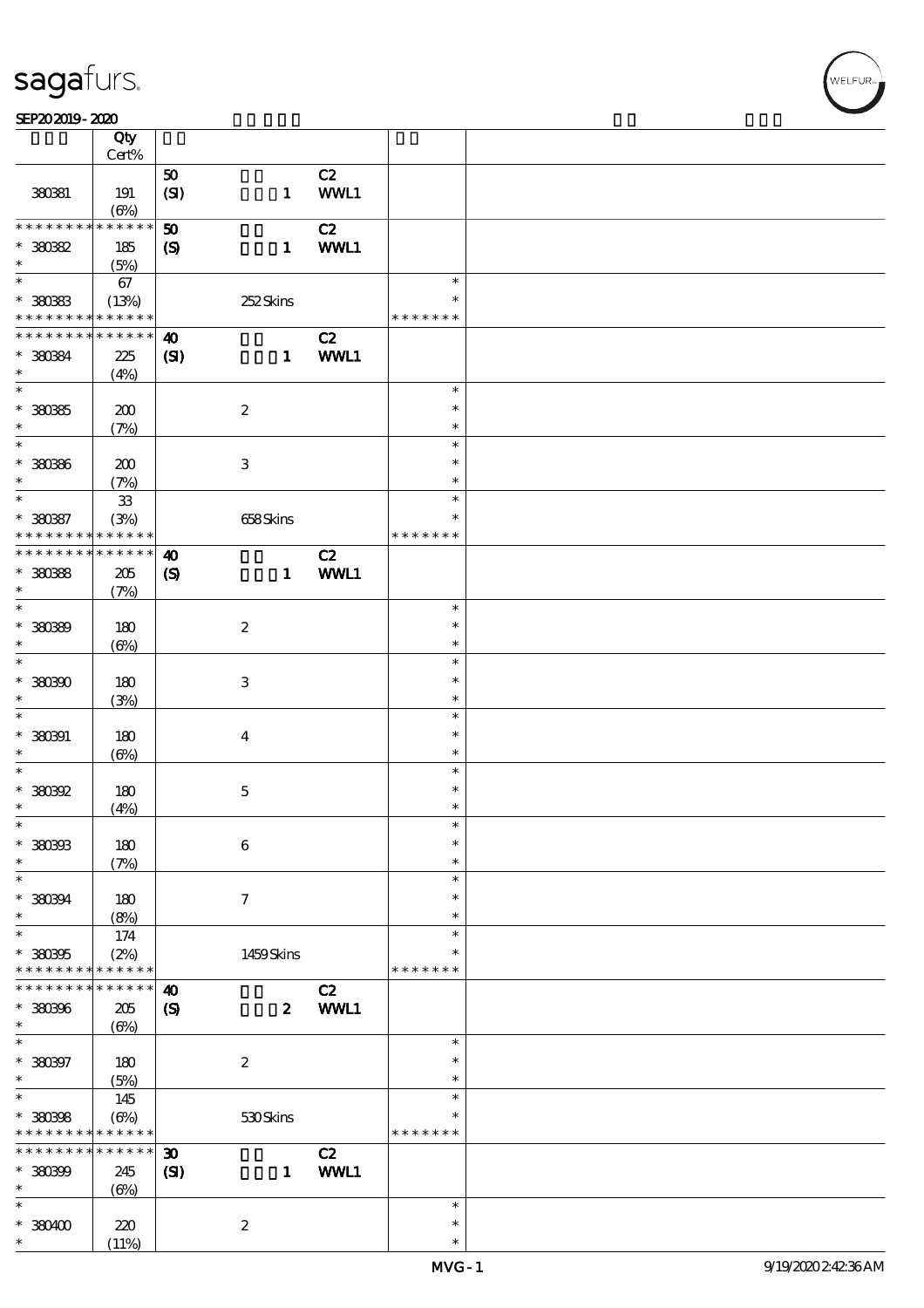| | Qty Cert% | | | | | |
|---|---|---|---|---|---|---|
| | | 50 | | C2 | | |
| 380381 | 191 | (SI) | 1 | WWL1 | | |
| | (6%) | | | | | |
| * * * * * * * * * * * * * * | | 50 | | C2 | | |
| * 380382 | 185 | (S) | 1 | WWL1 | | |
| * | (5%) | | | | | |
| * | 67 | | | | * | |
| * 380383 | (13%) | | 252 Skins | | * | |
| * * * * * * * * * * * * * * | | | | | * * * * * * * | |
| * * * * * * * * * * * * * * | | 40 | | C2 | | |
| * 380384 | 225 | (SI) | 1 | WWL1 | | |
| * | (4%) | | | | | |
| * | | | | | * | |
| * 380385 | 200 | | 2 | | * | |
| * | (7%) | | | | * | |
| * | | | | | * | |
| * 380386 | 200 | | 3 | | * | |
| * | (7%) | | | | * | |
| * | 33 | | | | * | |
| * 380387 | (3%) | | 658 Skins | | * | |
| * * * * * * * * * * * * * * | | | | | * * * * * * * | |
| * * * * * * * * * * * * * * | | 40 | | C2 | | |
| * 380388 | 205 | (S) | 1 | WWL1 | | |
| * | (7%) | | | | | |
| * | | | | | * | |
| * 380389 | 180 | | 2 | | * | |
| * | (6%) | | | | * | |
| * | | | | | * | |
| * 380390 | 180 | | 3 | | * | |
| * | (3%) | | | | * | |
| * | | | | | * | |
| * 380391 | 180 | | 4 | | * | |
| * | (6%) | | | | * | |
| * | | | | | * | |
| * 380392 | 180 | | 5 | | * | |
| * | (4%) | | | | * | |
| * | | | | | * | |
| * 380393 | 180 | | 6 | | * | |
| * | (7%) | | | | * | |
| * | | | | | * | |
| * 380394 | 180 | | 7 | | * | |
| * | (8%) | | | | * | |
| * | 174 | | | | * | |
| * 380395 | (2%) | | 1459 Skins | | * | |
| * * * * * * * * * * * * * * | | | | | * * * * * * * | |
| * * * * * * * * * * * * * * | | 40 | | C2 | | |
| * 380396 | 205 | (S) | 2 | WWL1 | | |
| * | (6%) | | | | | |
| * | | | | | * | |
| * 380397 | 180 | | 2 | | * | |
| * | (5%) | | | | * | |
| * | 145 | | | | * | |
| * 380398 | (6%) | | 530 Skins | | * | |
| * * * * * * * * * * * * * * | | | | | * * * * * * * | |
| * * * * * * * * * * * * * * | | 30 | | C2 | | |
| * 380399 | 245 | (SI) | 1 | WWL1 | | |
| * | (6%) | | | | | |
| * | | | | | * | |
| * 380400 | 220 | | 2 | | * | |
| * | (11%) | | | | * | |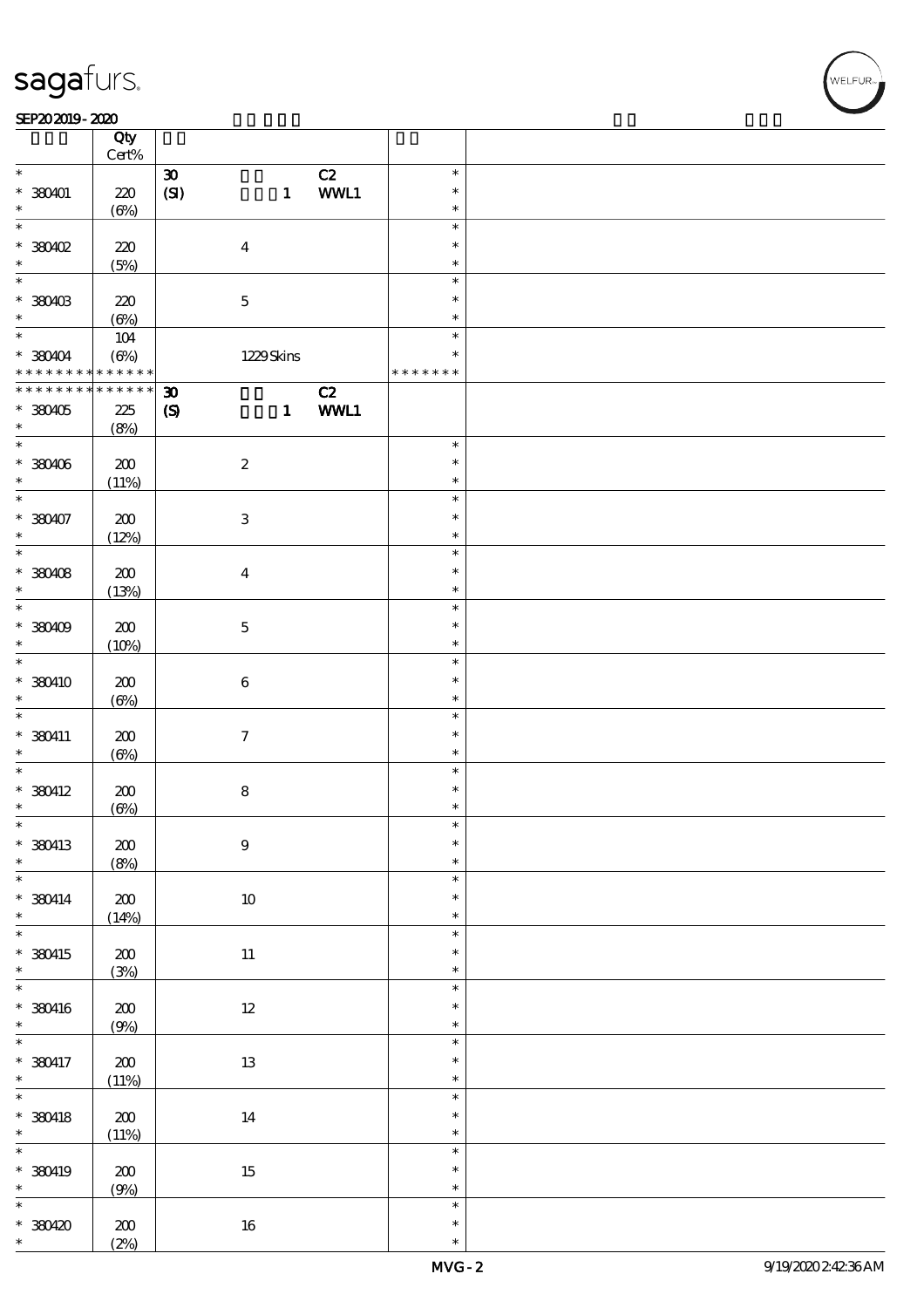| | Qty Cert% | | | | |
|---|---|---|---|---|---|
| * <br> * 380401 <br> * | 220 <br> (6%) | 30 <br> (SI) | 1 | C2 <br> WWL1 | * <br> * <br> * |
| * <br> * 380402 <br> * | 220 <br> (5%) | | 4 | | * <br> * <br> * |
| * <br> * 380403 <br> * | 220 <br> (6%) | | 5 | | * <br> * <br> * |
| * <br> * 380404 <br> * * * * * * * * * * * * * * | 104 <br> (6%) | | 1229 Skins | | * <br> * <br> * * * * * * * |
| * * * * * * * * * * * * * * <br> * 380405 <br> * | 225 <br> (8%) | 30 <br> (S) | 1 | C2 <br> WWL1 | |
| * <br> * 380406 <br> * | 200 <br> (11%) | | 2 | | * <br> * <br> * |
| * <br> * 380407 <br> * | 200 <br> (12%) | | 3 | | * <br> * <br> * |
| * <br> * 380408 <br> * | 200 <br> (13%) | | 4 | | * <br> * <br> * |
| * <br> * 380409 <br> * | 200 <br> (10%) | | 5 | | * <br> * <br> * |
| * <br> * 380410 <br> * | 200 <br> (6%) | | 6 | | * <br> * <br> * |
| * <br> * 380411 <br> * | 200 <br> (6%) | | 7 | | * <br> * <br> * |
| * <br> * 380412 <br> * | 200 <br> (6%) | | 8 | | * <br> * <br> * |
| * <br> * 380413 <br> * | 200 <br> (8%) | | 9 | | * <br> * <br> * |
| * <br> * 380414 <br> * | 200 <br> (14%) | | 10 | | * <br> * <br> * |
| * <br> * 380415 <br> * | 200 <br> (3%) | | 11 | | * <br> * <br> * |
| * <br> * 380416 <br> * | 200 <br> (9%) | | 12 | | * <br> * <br> * |
| * <br> * 380417 <br> * | 200 <br> (11%) | | 13 | | * <br> * <br> * |
| * <br> * 380418 <br> * | 200 <br> (11%) | | 14 | | * <br> * <br> * |
| * <br> * 380419 <br> * | 200 <br> (9%) | | 15 | | * <br> * <br> * |
| * <br> * 380420 <br> * | 200 <br> (2%) | | 16 | | * <br> * <br> * |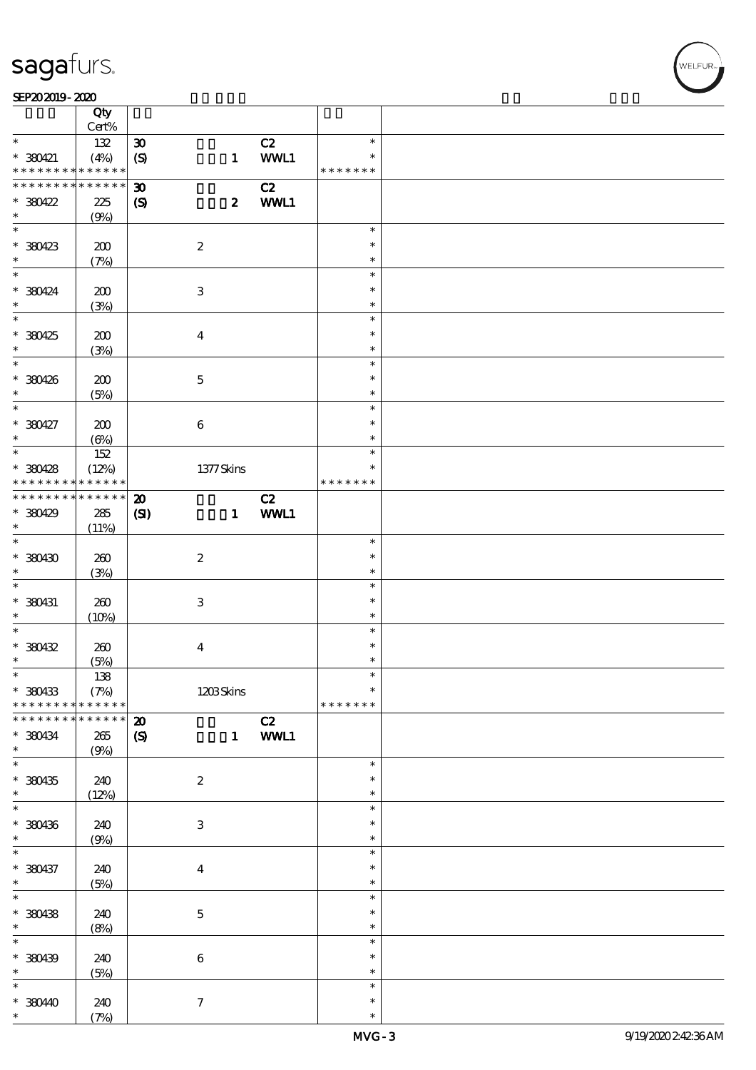| | Qty Cert% | | | | |
|---|---|---|---|---|---|
| * | 132 | 30 | | C2 | * |
| * 380421 | (4%) | (S) | 1 | WWL1 | * |
| * * * * * * * * * * * * * * | | | | | * * * * * * * |
| * * * * * * * * * * * * * * | | 30 | | C2 | |
| * 380422 | 225 | (S) | 2 | WWL1 | |
| * | (9%) | | | | |
| * | | | | | * |
| * 380423 | 200 | | 2 | | * |
| * | (7%) | | | | * |
| * | | | | | * |
| * 380424 | 200 | | 3 | | * |
| * | (3%) | | | | * |
| * | | | | | * |
| * 380425 | 200 | | 4 | | * |
| * | (3%) | | | | * |
| * | | | | | * |
| * 380426 | 200 | | 5 | | * |
| * | (5%) | | | | * |
| * | | | | | * |
| * 380427 | 200 | | 6 | | * |
| * | (6%) | | | | * |
| * | 152 | | | | * |
| * 380428 | (12%) | | 1377 Skins | | * |
| * * * * * * * * * * * * * * | | | | | * * * * * * * |
| * * * * * * * * * * * * * * | | 20 | | C2 | |
| * 380429 | 285 | (SI) | 1 | WWL1 | |
| * | (11%) | | | | |
| * | | | | | * |
| * 380430 | 260 | | 2 | | * |
| * | (3%) | | | | * |
| * | | | | | * |
| * 380431 | 260 | | 3 | | * |
| * | (10%) | | | | * |
| * | | | | | * |
| * 380432 | 260 | | 4 | | * |
| * | (5%) | | | | * |
| * | 138 | | | | * |
| * 380433 | (7%) | | 1203 Skins | | * |
| * * * * * * * * * * * * * * | | | | | * * * * * * * |
| * * * * * * * * * * * * * * | | 20 | | C2 | |
| * 380434 | 265 | (S) | 1 | WWL1 | |
| * | (9%) | | | | |
| * | | | | | * |
| * 380435 | 240 | | 2 | | * |
| * | (12%) | | | | * |
| * | | | | | * |
| * 380436 | 240 | | 3 | | * |
| * | (9%) | | | | * |
| * | | | | | * |
| * 380437 | 240 | | 4 | | * |
| * | (5%) | | | | * |
| * | | | | | * |
| * 380438 | 240 | | 5 | | * |
| * | (8%) | | | | * |
| * | | | | | * |
| * 380439 | 240 | | 6 | | * |
| * | (5%) | | | | * |
| * | | | | | * |
| * 380440 | 240 | | 7 | | * |
| * | (7%) | | | | * |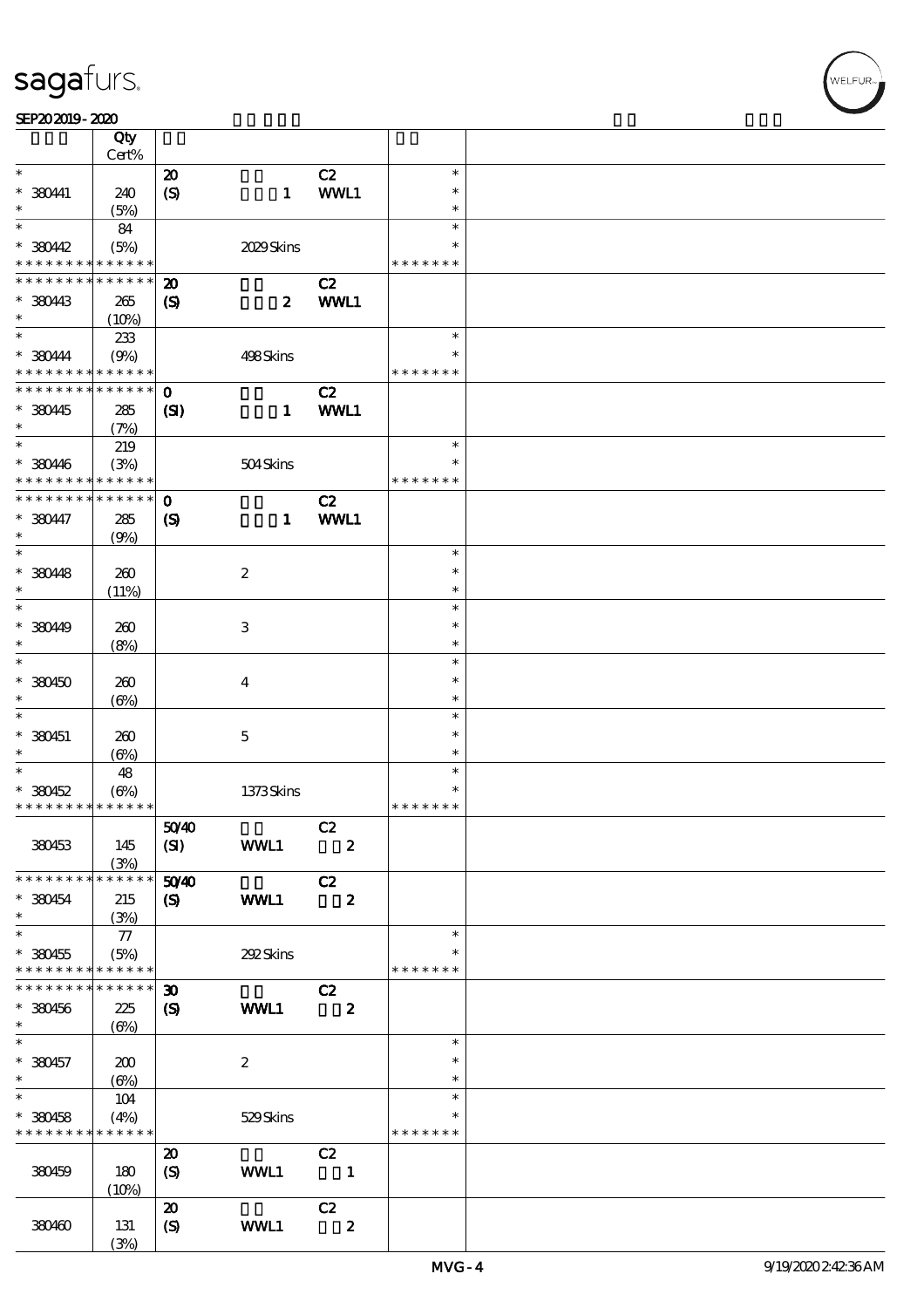# sagafurs.

SEP20 2019 - 2020

| | Qty Cert% | | | | | |
|---|---|---|---|---|---|---|
| * | | 20 | | C2 | * | |
| * 380441 | 240 | (S) | 1 | WWL1 | * | |
| * | (5%) | | | | * | |
| * | 84 | | | | * | |
| * 380442 | (5%) | | 2029 Skins | | * | |
| * * * * * * * * * * * * * * | | | | | * * * * * * * | |
| * * * * * * * * * * * * * * | | 20 | | C2 | | |
| * 380443 | 265 | (S) | 2 | WWL1 | | |
| * | (10%) | | | | | |
| * | 233 | | | | * | |
| * 380444 | (9%) | | 498 Skins | | * | |
| * * * * * * * * * * * * * * | | | | | * * * * * * * | |
| * * * * * * * * * * * * * * | | 0 | | C2 | | |
| * 380445 | 285 | (SI) | 1 | WWL1 | | |
| * | (7%) | | | | | |
| * | 219 | | | | * | |
| * 380446 | (3%) | | 504 Skins | | * | |
| * * * * * * * * * * * * * * | | | | | * * * * * * * | |
| * * * * * * * * * * * * * * | | 0 | | C2 | | |
| * 380447 | 285 | (S) | 1 | WWL1 | | |
| * | (9%) | | | | | |
| * | | | | | * | |
| * 380448 | 260 | | 2 | | * | |
| * | (11%) | | | | * | |
| * | | | | | * | |
| * 380449 | 260 | | 3 | | * | |
| * | (8%) | | | | * | |
| * | | | | | * | |
| * 380450 | 260 | | 4 | | * | |
| * | (6%) | | | | * | |
| * | | | | | * | |
| * 380451 | 260 | | 5 | | * | |
| * | (6%) | | | | * | |
| * | 48 | | | | * | |
| * 380452 | (6%) | | 1373 Skins | | * | |
| * * * * * * * * * * * * * * | | | | | * * * * * * * | |
| | | 50/40 | | C2 | | |
| 380453 | 145 | (SI) | WWL1 | 2 | | |
| | (3%) | | | | | |
| * * * * * * * * * * * * * * | | 50/40 | | C2 | | |
| * 380454 | 215 | (S) | WWL1 | 2 | | |
| * | (3%) | | | | | |
| * | 77 | | | | * | |
| * 380455 | (5%) | | 292 Skins | | * | |
| * * * * * * * * * * * * * * | | | | | * * * * * * * | |
| * * * * * * * * * * * * * * | | 30 | | C2 | | |
| * 380456 | 225 | (S) | WWL1 | 2 | | |
| * | (6%) | | | | | |
| * | | | | | * | |
| * 380457 | 200 | | 2 | | * | |
| * | (6%) | | | | * | |
| * | 104 | | | | * | |
| * 380458 | (4%) | | 529 Skins | | * | |
| * * * * * * * * * * * * * * | | | | | * * * * * * * | |
| | | 20 | | C2 | | |
| 380459 | 180 | (S) | WWL1 | 1 | | |
| | (10%) | | | | | |
| | | 20 | | C2 | | |
| 380460 | 131 | (S) | WWL1 | 2 | | |
| | (3%) | | | | | |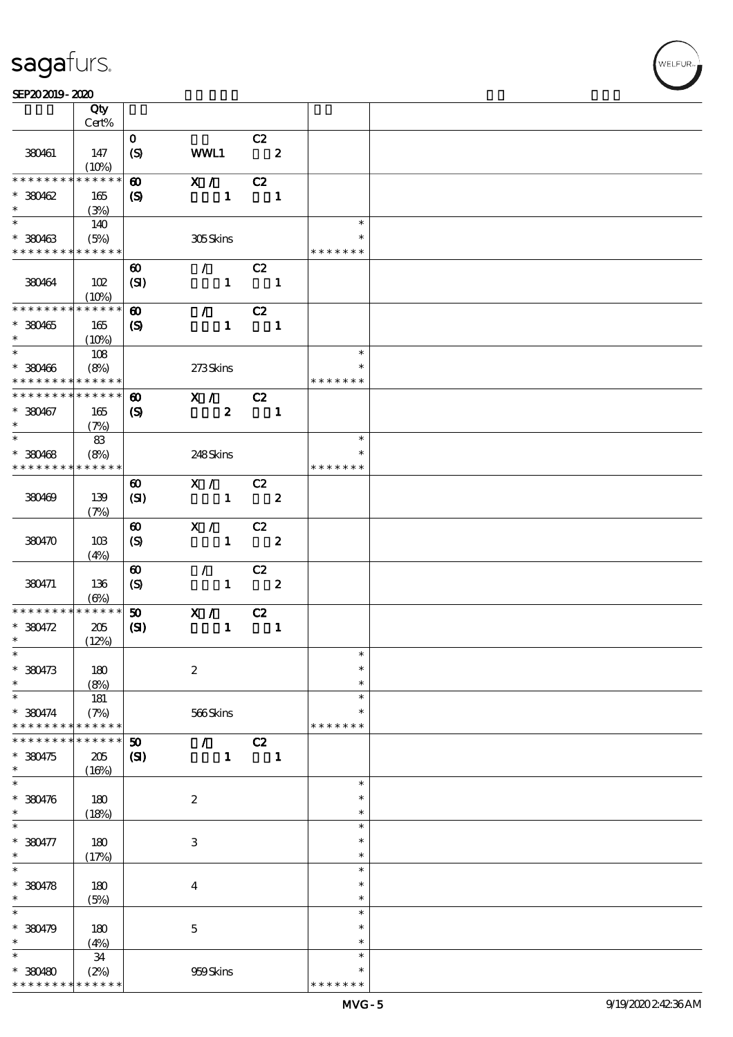| | Qty<br>Cert% | | | | | |
|---|---|---|---|---|---|---|
| 380461 | 147<br>(10%) | 0<br>(S) | WWL1 | C2<br>2 | | |
| * * * * * * * * * * * * * *<br>* 380462<br>* | 165<br>(3%) | 60<br>(S) | X /<br>1 | C2<br>1 | | |
| *<br>* 380463<br>* * * * * * * * * * * * * * | 140<br>(5%) | | 305 Skins | | *<br>*<br>* * * * * * * | |
| 380464 | 102<br>(10%) | 60<br>(SI) | /<br>1 | C2<br>1 | | |
| * * * * * * * * * * * * * *<br>* 380465<br>* | 165<br>(10%) | 60<br>(S) | /<br>1 | C2<br>1 | | |
| *<br>* 380466<br>* * * * * * * * * * * * * * | 108<br>(8%) | | 273 Skins | | *<br>*<br>* * * * * * * | |
| * * * * * * * * * * * * * *<br>* 380467<br>* | 165<br>(7%) | 60<br>(S) | X /<br>2 | C2<br>1 | | |
| *<br>* 380468<br>* * * * * * * * * * * * * * | 83<br>(8%) | | 248 Skins | | *<br>*<br>* * * * * * * | |
| 380469 | 139<br>(7%) | 60<br>(SI) | X /<br>1 | C2<br>2 | | |
| 380470 | 103<br>(4%) | 60<br>(S) | X /<br>1 | C2<br>2 | | |
| 380471 | 136<br>(6%) | 60<br>(S) | /<br>1 | C2<br>2 | | |
| * * * * * * * * * * * * * *<br>* 380472<br>* | 205<br>(12%) | 50<br>(SI) | X /<br>1 | C2<br>1 | | |
| *<br>* 380473<br>* | 180<br>(8%) | | 2 | | *<br>*<br>* | |
| *<br>* 380474<br>* * * * * * * * * * * * * * | 181<br>(7%) | | 566 Skins | | *<br>*<br>* * * * * * * | |
| * * * * * * * * * * * * * *<br>* 380475<br>* | 205<br>(16%) | 50<br>(SI) | /<br>1 | C2<br>1 | | |
| *<br>* 380476<br>* | 180<br>(18%) | | 2 | | *<br>*<br>* | |
| *<br>* 380477<br>* | 180<br>(17%) | | 3 | | *<br>*<br>* | |
| *<br>* 380478<br>* | 180<br>(5%) | | 4 | | *<br>*<br>* | |
| *<br>* 380479<br>* | 180<br>(4%) | | 5 | | *<br>*<br>* | |
| *<br>* 380480<br>* * * * * * * * * * * * * * | 34<br>(2%) | | 959 Skins | | *<br>*<br>* * * * * * * | |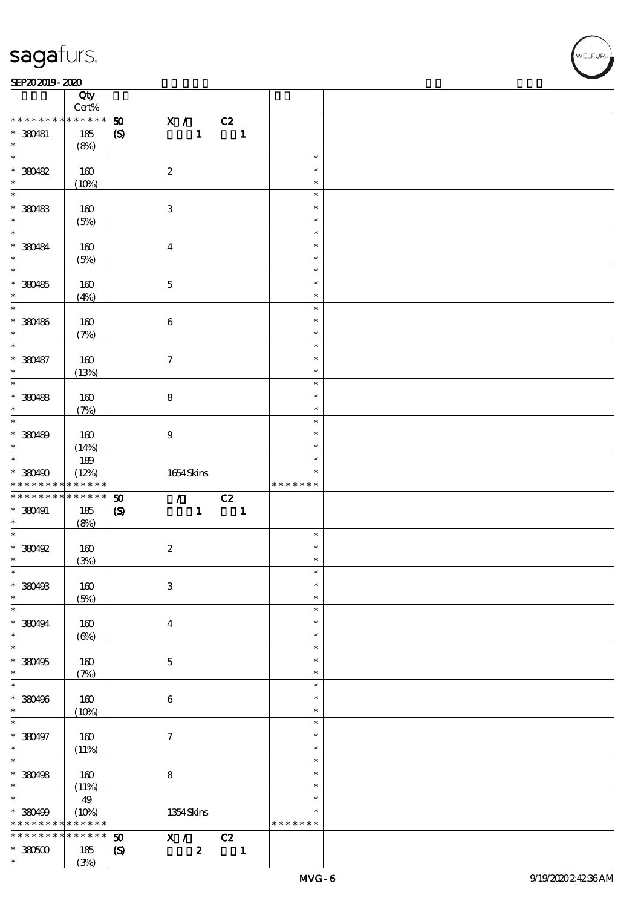| | Qty Cert% | | | |
|---|---|---|---|---|
| * * * * * * * * * * * * * * | 50 | X / C2 | | |
| * 380481 * | 185 (8%) | (S) 1 1 | | |
| * * 380482 * | 160 (10%) | 2 | * * * | |
| * * 380483 * | 160 (5%) | 3 | * * * | |
| * * 380484 * | 160 (5%) | 4 | * * * | |
| * * 380485 * | 160 (4%) | 5 | * * * | |
| * * 380486 * | 160 (7%) | 6 | * * * | |
| * * 380487 * | 160 (13%) | 7 | * * * | |
| * * 380488 * | 160 (7%) | 8 | * * * | |
| * * 380489 * | 160 (14%) | 9 | * * * | |
| * * 380490 * * * * * * * * * * * * * | 189 (12%) | 1654 Skins | * * * * * * * * * * | |
| * * * * * * * * * * * * * * | 50 | / C2 | | |
| * 380491 * | 185 (8%) | (S) 1 1 | | |
| * * 380492 * | 160 (3%) | 2 | * * * | |
| * * 380493 * | 160 (5%) | 3 | * * * | |
| * * 380494 * | 160 (6%) | 4 | * * * | |
| * * 380495 * | 160 (7%) | 5 | * * * | |
| * * 380496 * | 160 (10%) | 6 | * * * | |
| * * 380497 * | 160 (11%) | 7 | * * * | |
| * * 380498 * | 160 (11%) | 8 | * * * | |
| * * 380499 * * * * * * * * * * * * * | 49 (10%) | 1354 Skins | * * * * * * * * * * | |
| * * * * * * * * * * * * * * | 50 | X / C2 | | |
| * 380500 * | 185 (3%) | (S) 2 1 | | |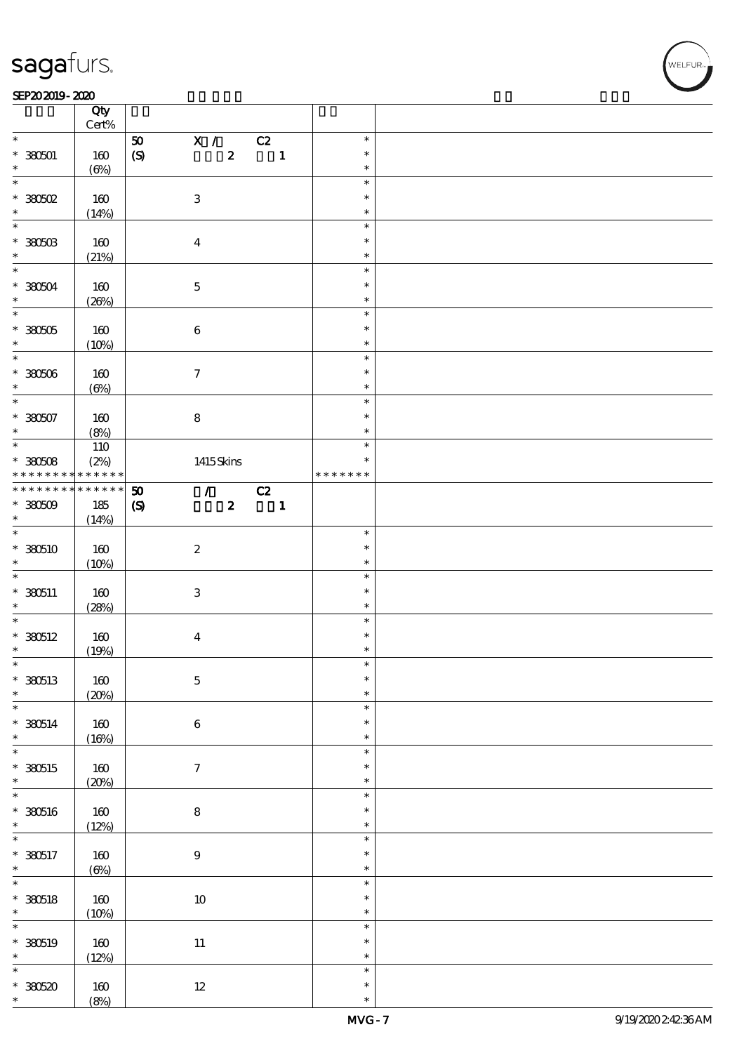| | Qty Cert% | | | |
|---|---|---|---|---|
| * <br> * 380501 <br> * | 160 <br> (6%) | 50 X / C2 <br> (S) 2 1 | * <br> * <br> * | |
| * <br> * 380502 <br> * | 160 <br> (14%) | 3 | * <br> * <br> * | |
| * <br> * 380503 <br> * | 160 <br> (21%) | 4 | * <br> * <br> * | |
| * <br> * 380504 <br> * | 160 <br> (26%) | 5 | * <br> * <br> * | |
| * <br> * 380505 <br> * | 160 <br> (10%) | 6 | * <br> * <br> * | |
| * <br> * 380506 <br> * | 160 <br> (6%) | 7 | * <br> * <br> * | |
| * <br> * 380507 <br> * | 160 <br> (8%) | 8 | * <br> * <br> * | |
| * <br> * 380508 <br> * * * * * * * * * * * * * * | 110 <br> (2%) | 1415 Skins | * <br> * <br> * * * * * * * | |
| * * * * * * * * * * * * * * <br> * 380509 <br> * | 185 <br> (14%) | 50 / C2 <br> (S) 2 1 | | |
| * <br> * 380510 <br> * | 160 <br> (10%) | 2 | * <br> * <br> * | |
| * <br> * 380511 <br> * | 160 <br> (28%) | 3 | * <br> * <br> * | |
| * <br> * 380512 <br> * | 160 <br> (19%) | 4 | * <br> * <br> * | |
| * <br> * 380513 <br> * | 160 <br> (20%) | 5 | * <br> * <br> * | |
| * <br> * 380514 <br> * | 160 <br> (16%) | 6 | * <br> * <br> * | |
| * <br> * 380515 <br> * | 160 <br> (20%) | 7 | * <br> * <br> * | |
| * <br> * 380516 <br> * | 160 <br> (12%) | 8 | * <br> * <br> * | |
| * <br> * 380517 <br> * | 160 <br> (6%) | 9 | * <br> * <br> * | |
| * <br> * 380518 <br> * | 160 <br> (10%) | 10 | * <br> * <br> * | |
| * <br> * 380519 <br> * | 160 <br> (12%) | 11 | * <br> * <br> * | |
| * <br> * 380520 <br> * | 160 <br> (8%) | 12 | * <br> * <br> * | |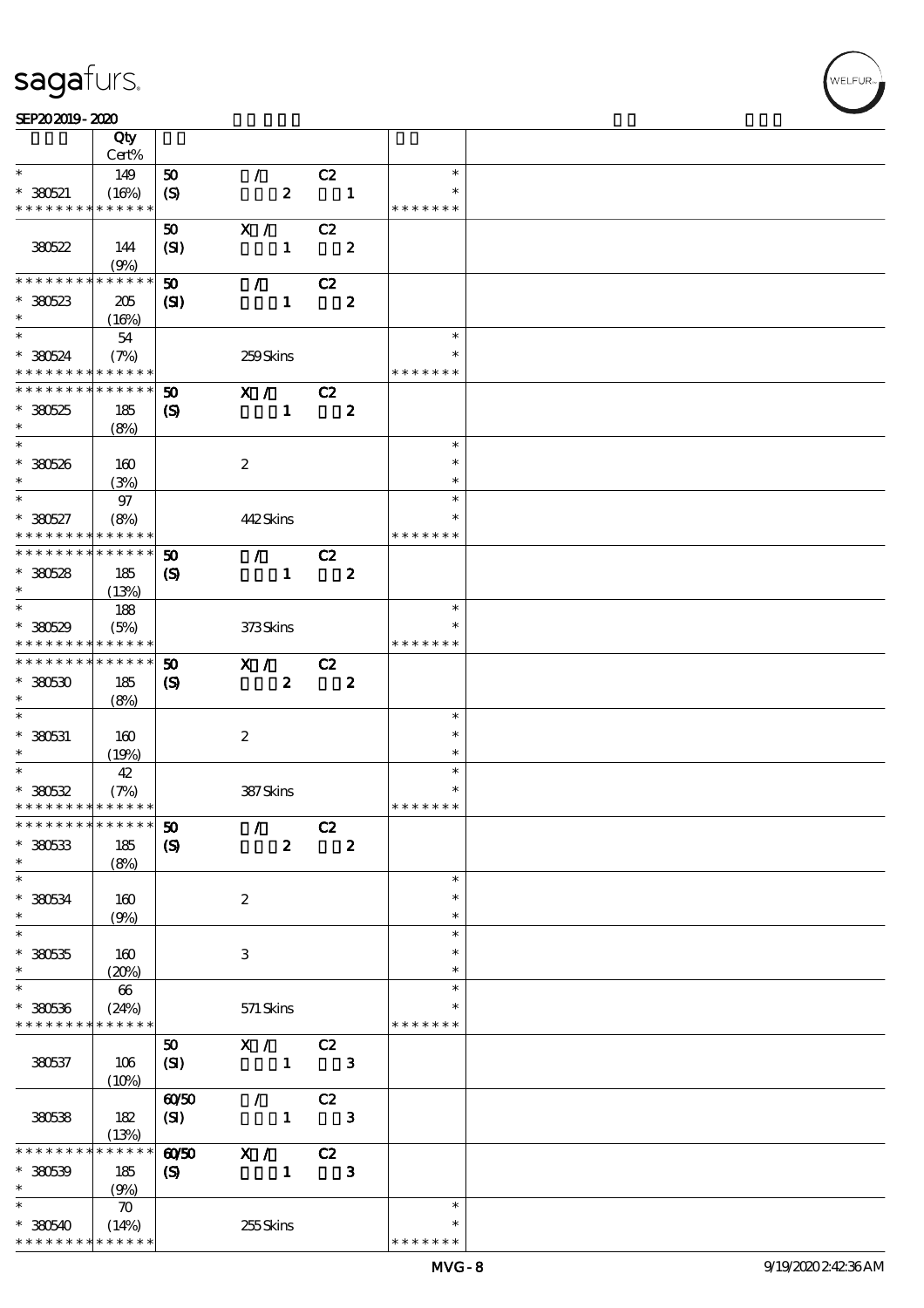| | Qty Cert% | | | |
|---|---|---|---|---|
| * | 149 | 50 / C2 | * | |
| * 380521 | (16%) | (S) 2 1 | * | |
| * * * * * * * * * * * * * * | | | * * * * * * * | |
| | | 50 X / C2 | | |
| 380522 | 144 (9%) | (SI) 1 2 | | |
| * * * * * * * * * * * * * * | | 50 / C2 | | |
| * 380523 | 205 | (SI) 1 2 | | |
| * | (16%) | | | |
| * | 54 | | * | |
| * 380524 | (7%) | 259 Skins | * | |
| * * * * * * * * * * * * * * | | | * * * * * * * | |
| * * * * * * * * * * * * * * | | 50 X / C2 | | |
| * 380525 | 185 | (S) 1 2 | | |
| * | (8%) | | | |
| * | | | * | |
| * 380526 | 160 | 2 | * | |
| * | (3%) | | * | |
| * | 97 | | * | |
| * 380527 | (8%) | 442 Skins | * | |
| * * * * * * * * * * * * * * | | | * * * * * * * | |
| * * * * * * * * * * * * * * | | 50 / C2 | | |
| * 380528 | 185 | (S) 1 2 | | |
| * | (13%) | | | |
| * | 188 | | * | |
| * 380529 | (5%) | 373 Skins | * | |
| * * * * * * * * * * * * * * | | | * * * * * * * | |
| * * * * * * * * * * * * * * | | 50 X / C2 | | |
| * 380530 | 185 | (S) 2 2 | | |
| * | (8%) | | | |
| * | | | * | |
| * 380531 | 160 | 2 | * | |
| * | (19%) | | * | |
| * | 42 | | * | |
| * 380532 | (7%) | 387 Skins | * | |
| * * * * * * * * * * * * * * | | | * * * * * * * | |
| * * * * * * * * * * * * * * | | 50 / C2 | | |
| * 380533 | 185 | (S) 2 2 | | |
| * | (8%) | | | |
| * | | | * | |
| * 380534 | 160 | 2 | * | |
| * | (9%) | | * | |
| * | | | * | |
| * 380535 | 160 | 3 | * | |
| * | (20%) | | * | |
| * | 66 | | * | |
| * 380536 | (24%) | 571 Skins | * | |
| * * * * * * * * * * * * * * | | | * * * * * * * | |
| | | 50 X / C2 | | |
| 380537 | 106 (10%) | (SI) 1 3 | | |
| | | 60/50 / C2 | | |
| 380538 | 182 (13%) | (SI) 1 3 | | |
| * * * * * * * * * * * * * * | | 60/50 X / C2 | | |
| * 380539 | 185 | (S) 1 3 | | |
| * | (9%) | | | |
| * | 70 | | * | |
| * 380540 | (14%) | 255 Skins | * | |
| * * * * * * * * * * * * * * | | | * * * * * * * | |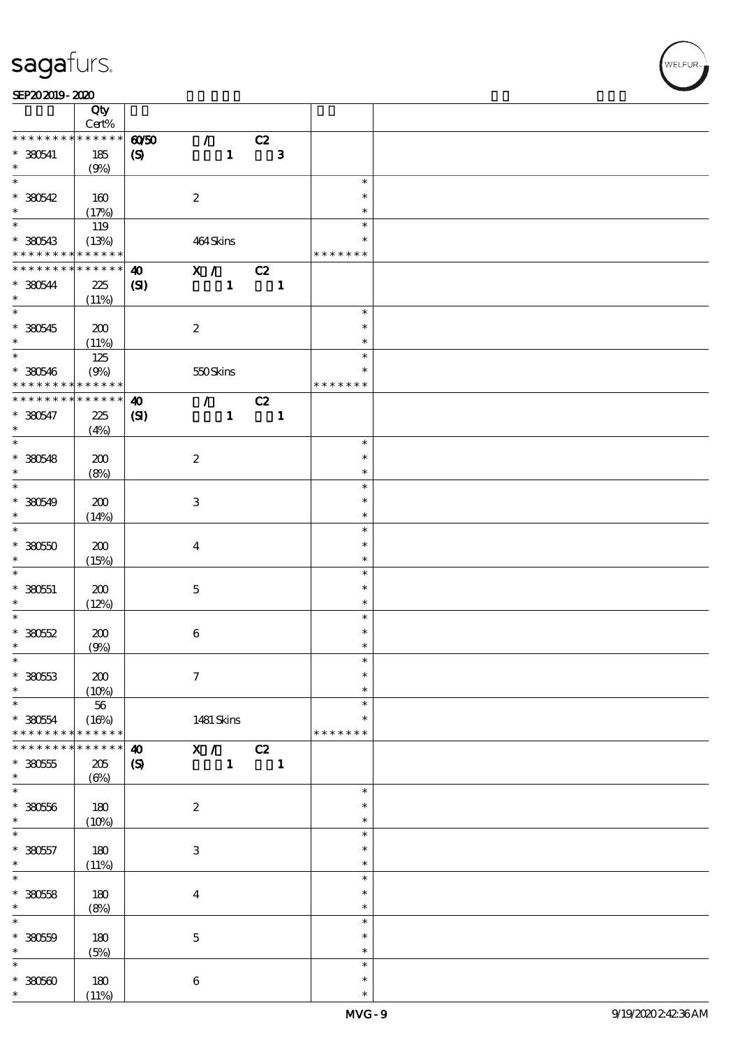**SEP20 2019 - 2020**

| | Qty Cert% | | | |
|---|---|---|---|---|
| * * * * * * * * * * * * * * | **60/50** | / C2 | | |
| * 380541 | 185 | **(S)** 1 3 | | |
| * | (9%) | | | |
| * | | | * | |
| * 380542 | 160 | 2 | * | |
| * | (17%) | | * | |
| * | 119 | | * | |
| * 380543 | (13%) | 464 Skins | * | |
| * * * * * * * * * * * * * * | | | * * * * * * * | |
| * * * * * * * * * * * * * * | **40** | X / C2 | | |
| * 380544 | 225 | **(SI)** 1 1 | | |
| * | (11%) | | | |
| * | | | * | |
| * 380545 | 200 | 2 | * | |
| * | (11%) | | * | |
| * | 125 | | * | |
| * 380546 | (9%) | 550 Skins | * | |
| * * * * * * * * * * * * * * | | | * * * * * * * | |
| * * * * * * * * * * * * * * | **40** | / C2 | | |
| * 380547 | 225 | **(SI)** 1 1 | | |
| * | (4%) | | | |
| * | | | * | |
| * 380548 | 200 | 2 | * | |
| * | (8%) | | * | |
| * | | | * | |
| * 380549 | 200 | 3 | * | |
| * | (14%) | | * | |
| * | | | * | |
| * 380550 | 200 | 4 | * | |
| * | (15%) | | * | |
| * | | | * | |
| * 380551 | 200 | 5 | * | |
| * | (12%) | | * | |
| * | | | * | |
| * 380552 | 200 | 6 | * | |
| * | (9%) | | * | |
| * | | | * | |
| * 380553 | 200 | 7 | * | |
| * | (10%) | | * | |
| * | 56 | | * | |
| * 380554 | (16%) | 1481 Skins | * | |
| * * * * * * * * * * * * * * | | | * * * * * * * | |
| * * * * * * * * * * * * * * | **40** | X / C2 | | |
| * 380555 | 205 | **(S)** 1 1 | | |
| * | (6%) | | | |
| * | | | * | |
| * 380556 | 180 | 2 | * | |
| * | (10%) | | * | |
| * | | | * | |
| * 380557 | 180 | 3 | * | |
| * | (11%) | | * | |
| * | | | * | |
| * 380558 | 180 | 4 | * | |
| * | (8%) | | * | |
| * | | | * | |
| * 380559 | 180 | 5 | * | |
| * | (5%) | | * | |
| * | | | * | |
| * 380560 | 180 | 6 | * | |
| * | (11%) | | * | |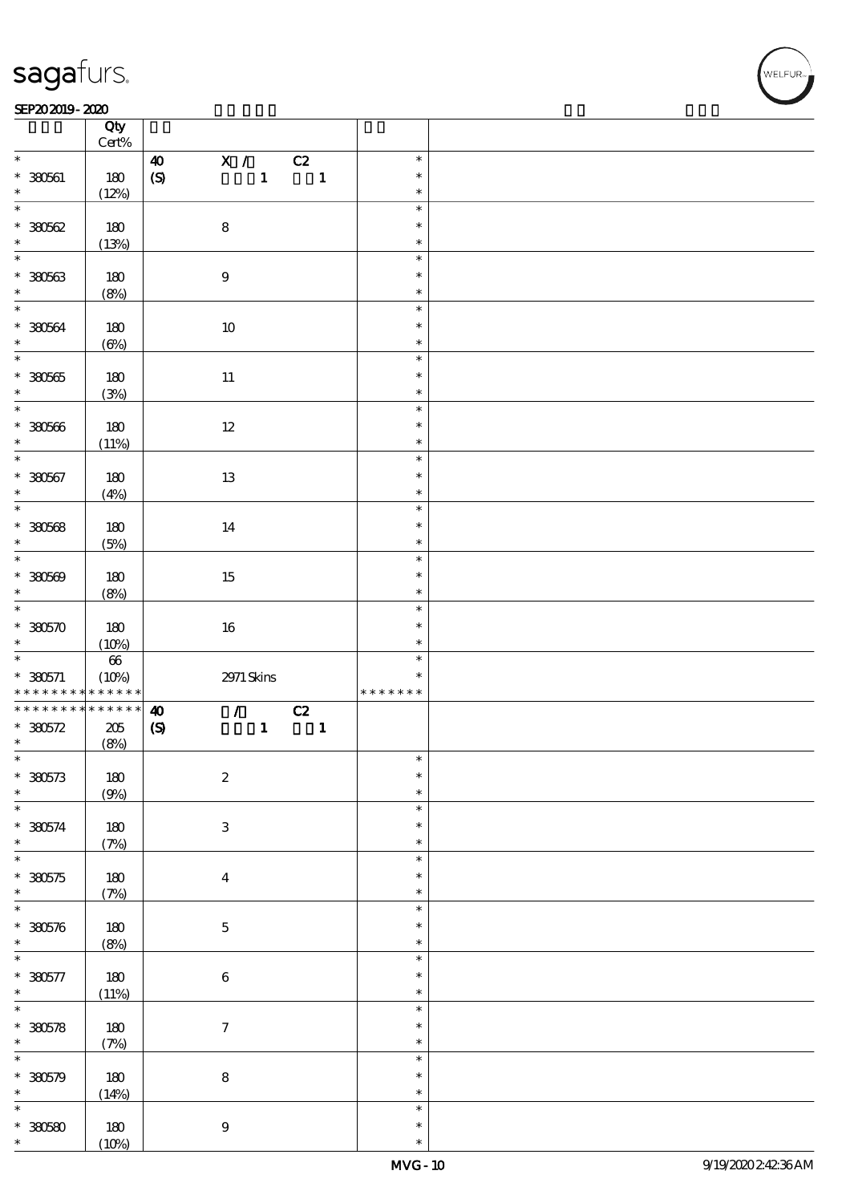| | Qty Cert% | | | |
|---|---|---|---|---|
| * <br> * 380561 <br> * | 180 <br> (12%) | 40 (S) | X / C2 <br> 1 1 | * <br> * <br> * |
| * <br> * 380562 <br> * | 180 <br> (13%) | | 8 | * <br> * <br> * |
| * <br> * 380563 <br> * | 180 <br> (8%) | | 9 | * <br> * <br> * |
| * <br> * 380564 <br> * | 180 <br> (6%) | | 10 | * <br> * <br> * |
| * <br> * 380565 <br> * | 180 <br> (3%) | | 11 | * <br> * <br> * |
| * <br> * 380566 <br> * | 180 <br> (11%) | | 12 | * <br> * <br> * |
| * <br> * 380567 <br> * | 180 <br> (4%) | | 13 | * <br> * <br> * |
| * <br> * 380568 <br> * | 180 <br> (5%) | | 14 | * <br> * <br> * |
| * <br> * 380569 <br> * | 180 <br> (8%) | | 15 | * <br> * <br> * |
| * <br> * 380570 <br> * | 180 <br> (10%) | | 16 | * <br> * <br> * |
| * <br> * 380571 <br> * * * * * * * * * * * * * | 66 <br> (10%) | | 2971 Skins | * <br> * <br> * * * * * * * |
| * * * * * * * * * * * * * * <br> * 380572 <br> * | 205 <br> (8%) | 40 (S) | / C2 <br> 1 1 | |
| * <br> * 380573 <br> * | 180 <br> (9%) | | 2 | * <br> * <br> * |
| * <br> * 380574 <br> * | 180 <br> (7%) | | 3 | * <br> * <br> * |
| * <br> * 380575 <br> * | 180 <br> (7%) | | 4 | * <br> * <br> * |
| * <br> * 380576 <br> * | 180 <br> (8%) | | 5 | * <br> * <br> * |
| * <br> * 380577 <br> * | 180 <br> (11%) | | 6 | * <br> * <br> * |
| * <br> * 380578 <br> * | 180 <br> (7%) | | 7 | * <br> * <br> * |
| * <br> * 380579 <br> * | 180 <br> (14%) | | 8 | * <br> * <br> * |
| * <br> * 380580 <br> * | 180 <br> (10%) | | 9 | * <br> * <br> * |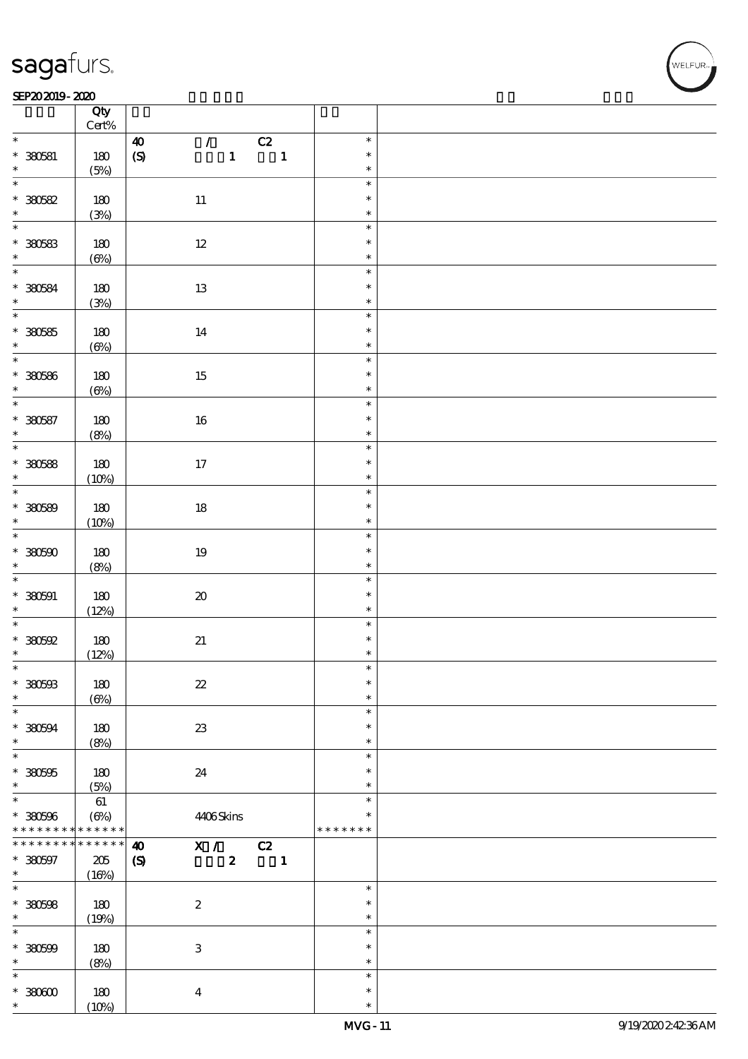| | Qty Cert% | | |
|---|---|---|---|
| * 380581 * | 180 (5%) | 40 / C2 (S) 1 1 | * * * |
| * 380582 * | 180 (3%) | 11 | * * * |
| * 380583 * | 180 (6%) | 12 | * * * |
| * 380584 * | 180 (3%) | 13 | * * * |
| * 380585 * | 180 (6%) | 14 | * * * |
| * 380586 * | 180 (6%) | 15 | * * * |
| * 380587 * | 180 (8%) | 16 | * * * |
| * 380588 * | 180 (10%) | 17 | * * * |
| * 380589 * | 180 (10%) | 18 | * * * |
| * 380590 * | 180 (8%) | 19 | * * * |
| * 380591 * | 180 (12%) | 20 | * * * |
| * 380592 * | 180 (12%) | 21 | * * * |
| * 380593 * | 180 (6%) | 22 | * * * |
| * 380594 * | 180 (8%) | 23 | * * * |
| * 380595 * | 180 (5%) | 24 | * * * |
| * 380596 * * * * * * * * * * * * * * | 61 (6%) | 4406 Skins | * * * * * * * * * |
| * * * * * * * * * * * * * * 380597 * | 205 (16%) | 40 X / C2 (S) 2 1 | |
| * 380598 * | 180 (19%) | 2 | * * * |
| * 380599 * | 180 (8%) | 3 | * * * |
| * 380600 * | 180 (10%) | 4 | * * * |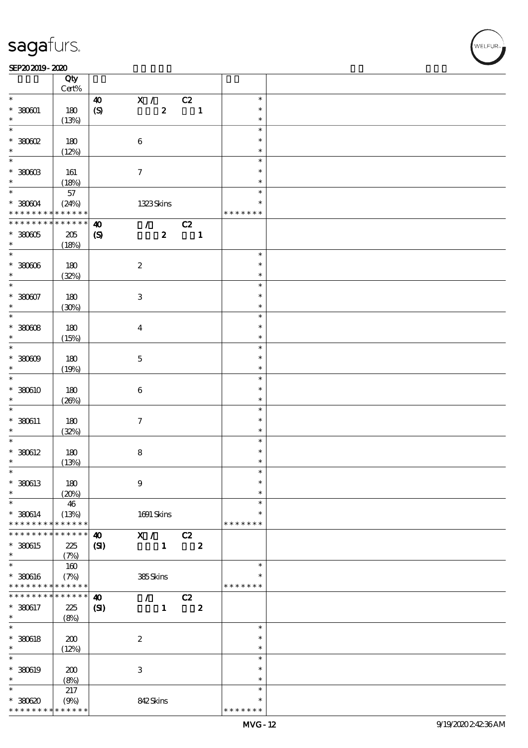# sagafurs.

SEP20 2019 - 2020

| | Qty Cert% | | | | |
|---|---|---|---|---|---|
| * | | 40 | X / C2 | * | |
| * 380601 | 180 | (S) | 2 1 | * | |
| * | (13%) | | | * | |
| * | | | | * | |
| * 380602 | 180 | | 6 | * | |
| * | (12%) | | | * | |
| * | | | | * | |
| * 380603 | 161 | | 7 | * | |
| * | (18%) | | | * | |
| * | 57 | | | * | |
| * 380604 | (24%) | | 1323 Skins | * | |
| * * * * * * * * * * * * * * | | | | * * * * * * * | |
| * * * * * * * * * * * * * * | | 40 | / C2 | | |
| * 380605 | 205 | (S) | 2 1 | | |
| * | (18%) | | | | |
| * | | | | * | |
| * 380606 | 180 | | 2 | * | |
| * | (32%) | | | * | |
| * | | | | * | |
| * 380607 | 180 | | 3 | * | |
| * | (30%) | | | * | |
| * | | | | * | |
| * 380608 | 180 | | 4 | * | |
| * | (15%) | | | * | |
| * | | | | * | |
| * 380609 | 180 | | 5 | * | |
| * | (19%) | | | * | |
| * | | | | * | |
| * 380610 | 180 | | 6 | * | |
| * | (26%) | | | * | |
| * | | | | * | |
| * 380611 | 180 | | 7 | * | |
| * | (32%) | | | * | |
| * | | | | * | |
| * 380612 | 180 | | 8 | * | |
| * | (13%) | | | * | |
| * | | | | * | |
| * 380613 | 180 | | 9 | * | |
| * | (20%) | | | * | |
| * | 46 | | | * | |
| * 380614 | (13%) | | 1691 Skins | * | |
| * * * * * * * * * * * * * * | | | | * * * * * * * | |
| * * * * * * * * * * * * * * | | 40 | X / C2 | | |
| * 380615 | 225 | (SI) | 1 2 | | |
| * | (7%) | | | | |
| * | 160 | | | * | |
| * 380616 | (7%) | | 385 Skins | * | |
| * * * * * * * * * * * * * * | | | | * * * * * * * | |
| * * * * * * * * * * * * * * | | 40 | / C2 | | |
| * 380617 | 225 | (SI) | 1 2 | | |
| * | (8%) | | | | |
| * | | | | * | |
| * 380618 | 200 | | 2 | * | |
| * | (12%) | | | * | |
| * | | | | * | |
| * 380619 | 200 | | 3 | * | |
| * | (8%) | | | * | |
| * | 217 | | | * | |
| * 380620 | (9%) | | 842 Skins | * | |
| * * * * * * * * * * * * * * | | | | * * * * * * * | |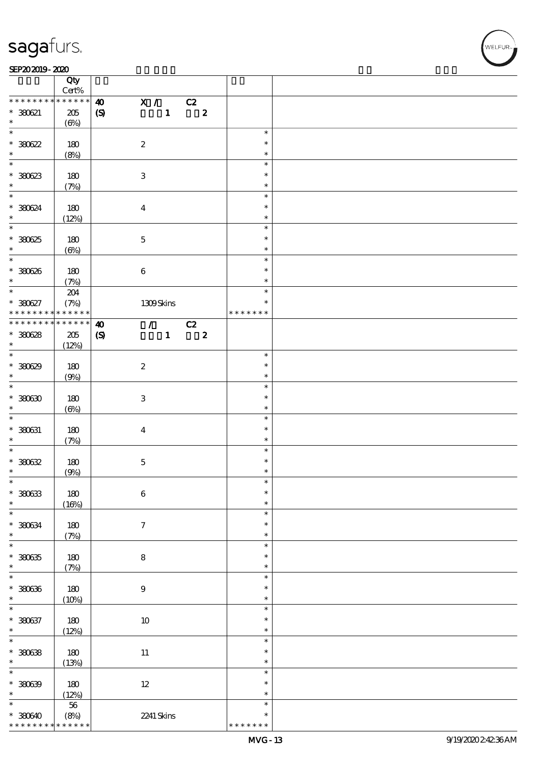| | Qty Cert% | | | |
|---|---|---|---|---|
| * * * * * * * * * * * * * * | 40 | X / C2 | | |
| * 380621 | 205 | (S) 1 2 | | |
| * | (6%) | | | |
| * 380622 | 180 | 2 | * | |
| * | (8%) | | * | |
| * 380623 | 180 | 3 | * | |
| * | (7%) | | * | |
| * 380624 | 180 | 4 | * | |
| * | (12%) | | * | |
| * 380625 | 180 | 5 | * | |
| * | (6%) | | * | |
| * 380626 | 180 | 6 | * | |
| * | (7%) | | * | |
| * | 204 | | * | |
| * 380627 | (7%) | 1309 Skins | * | |
| * * * * * * * * * * * * * * | | | * * * * * * * | |
| * * * * * * * * * * * * * * | 40 | / C2 | | |
| * 380628 | 205 | (S) 1 2 | | |
| * | (12%) | | | |
| * 380629 | 180 | 2 | * | |
| * | (9%) | | * | |
| * 380630 | 180 | 3 | * | |
| * | (6%) | | * | |
| * 380631 | 180 | 4 | * | |
| * | (7%) | | * | |
| * 380632 | 180 | 5 | * | |
| * | (9%) | | * | |
| * 380633 | 180 | 6 | * | |
| * | (16%) | | * | |
| * 380634 | 180 | 7 | * | |
| * | (7%) | | * | |
| * 380635 | 180 | 8 | * | |
| * | (7%) | | * | |
| * 380636 | 180 | 9 | * | |
| * | (10%) | | * | |
| * 380637 | 180 | 10 | * | |
| * | (12%) | | * | |
| * 380638 | 180 | 11 | * | |
| * | (13%) | | * | |
| * 380639 | 180 | 12 | * | |
| * | (12%) | | * | |
| * | 56 | | * | |
| * 380640 | (8%) | 2241 Skins | * | |
| * * * * * * * * * * * * * * | | | * * * * * * * | |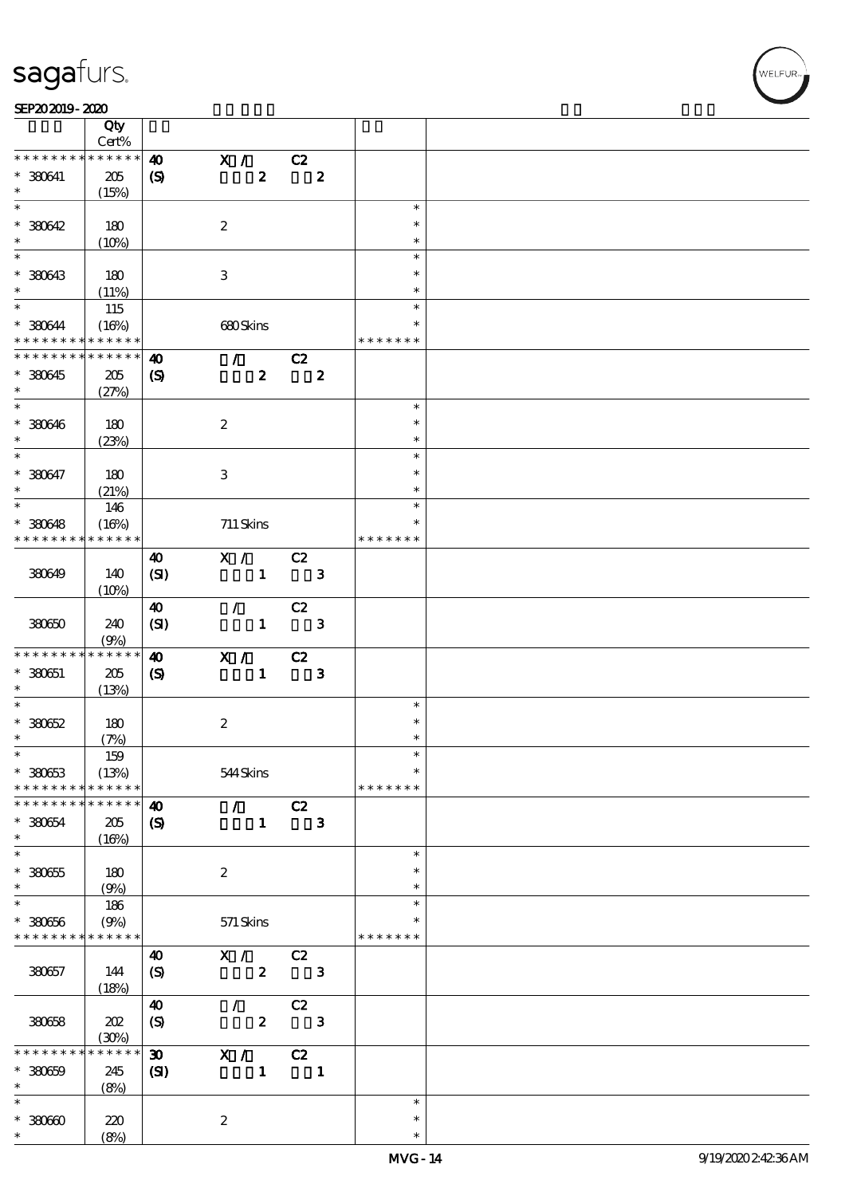| | Qty Cert% | | | |
|---|---|---|---|---|
| * * * * * * * * * * * * * * | 40 | X / | C2 | |
| * 380641 | 205 | (S) | 2 2 | |
| * | (15%) | | | |
| * | | | | * |
| * 380642 | 180 | 2 | | * |
| * | (10%) | | | * |
| * | | | | * |
| * 380643 | 180 | 3 | | * |
| * | (11%) | | | * |
| * | 115 | | | * |
| * 380644 | (16%) | 680 Skins | | * |
| * * * * * * * * * * * * * * | | | | * * * * * * * |
| * * * * * * * * * * * * * * | 40 | / | C2 | |
| * 380645 | 205 | (S) | 2 2 | |
| * | (27%) | | | |
| * | | | | * |
| * 380646 | 180 | 2 | | * |
| * | (23%) | | | * |
| * | | | | * |
| * 380647 | 180 | 3 | | * |
| * | (21%) | | | * |
| * | 146 | | | * |
| * 380648 | (16%) | 711 Skins | | * |
| * * * * * * * * * * * * * * | | | | * * * * * * * |
| | | 40 | X / | C2 |
| 380649 | 140 | (SI) | 1 3 | |
| | (10%) | | | |
| | | 40 | / | C2 |
| 380650 | 240 | (SI) | 1 3 | |
| | (9%) | | | |
| * * * * * * * * * * * * * * | 40 | X / | C2 | |
| * 380651 | 205 | (S) | 1 3 | |
| * | (13%) | | | |
| * | | | | * |
| * 380652 | 180 | 2 | | * |
| * | (7%) | | | * |
| * | 159 | | | * |
| * 380653 | (13%) | 544 Skins | | * |
| * * * * * * * * * * * * * * | | | | * * * * * * * |
| * * * * * * * * * * * * * * | 40 | / | C2 | |
| * 380654 | 205 | (S) | 1 3 | |
| * | (16%) | | | |
| * | | | | * |
| * 380655 | 180 | 2 | | * |
| * | (9%) | | | * |
| * | 186 | | | * |
| * 380656 | (9%) | 571 Skins | | * |
| * * * * * * * * * * * * * * | | | | * * * * * * * |
| | | 40 | X / | C2 |
| 380657 | 144 | (S) | 2 3 | |
| | (18%) | | | |
| | | 40 | / | C2 |
| 380658 | 202 | (S) | 2 3 | |
| | (30%) | | | |
| * * * * * * * * * * * * * * | 30 | X / | C2 | |
| * 380659 | 245 | (SI) | 1 1 | |
| * | (8%) | | | |
| * | | | | * |
| * 380660 | 220 | 2 | | * |
| * | (8%) | | | * |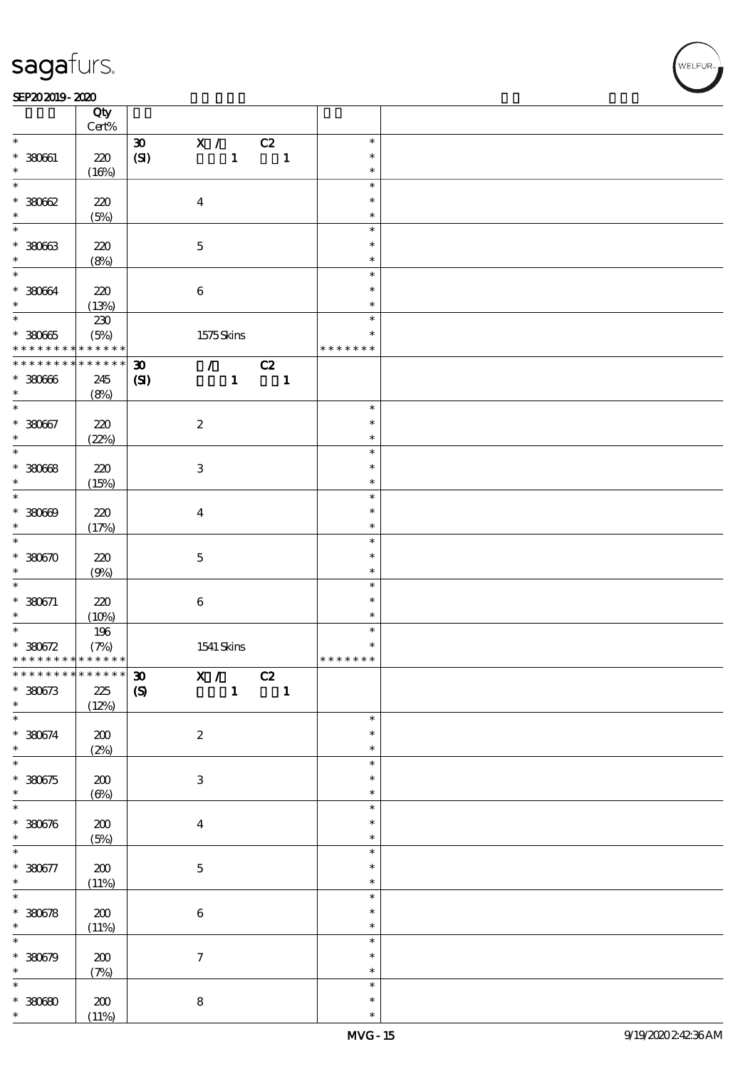| | Qty Cert% | | | |
|---|---|---|---|---|
| * | | 30 X / C2 | * | |
| * 380661 | 220 | (SI) 1 1 | * | |
| * | (16%) | | * | |
| * | | | * | |
| * 380662 | 220 | 4 | * | |
| * | (5%) | | * | |
| * | | | * | |
| * 380663 | 220 | 5 | * | |
| * | (8%) | | * | |
| * | | | * | |
| * 380664 | 220 | 6 | * | |
| * | (13%) | | * | |
| * | 230 | | * | |
| * 380665 | (5%) | 1575 Skins | * | |
| * * * * * * * * * * * * * * | | | * * * * * * * | |
| * * * * * * * * * * * * * * | | 30 / C2 | | |
| * 380666 | 245 | (SI) 1 1 | | |
| * | (8%) | | | |
| * | | | * | |
| * 380667 | 220 | 2 | * | |
| * | (22%) | | * | |
| * | | | * | |
| * 380668 | 220 | 3 | * | |
| * | (15%) | | * | |
| * | | | * | |
| * 380669 | 220 | 4 | * | |
| * | (17%) | | * | |
| * | | | * | |
| * 380670 | 220 | 5 | * | |
| * | (9%) | | * | |
| * | | | * | |
| * 380671 | 220 | 6 | * | |
| * | (10%) | | * | |
| * | 196 | | * | |
| * 380672 | (7%) | 1541 Skins | * | |
| * * * * * * * * * * * * * * | | | * * * * * * * | |
| * * * * * * * * * * * * * * | | 30 X / C2 | | |
| * 380673 | 225 | (S) 1 1 | | |
| * | (12%) | | | |
| * | | | * | |
| * 380674 | 200 | 2 | * | |
| * | (2%) | | * | |
| * | | | * | |
| * 380675 | 200 | 3 | * | |
| * | (6%) | | * | |
| * | | | * | |
| * 380676 | 200 | 4 | * | |
| * | (5%) | | * | |
| * | | | * | |
| * 380677 | 200 | 5 | * | |
| * | (11%) | | * | |
| * | | | * | |
| * 380678 | 200 | 6 | * | |
| * | (11%) | | * | |
| * | | | * | |
| * 380679 | 200 | 7 | * | |
| * | (7%) | | * | |
| * | | | * | |
| * 380680 | 200 | 8 | * | |
| * | (11%) | | * | |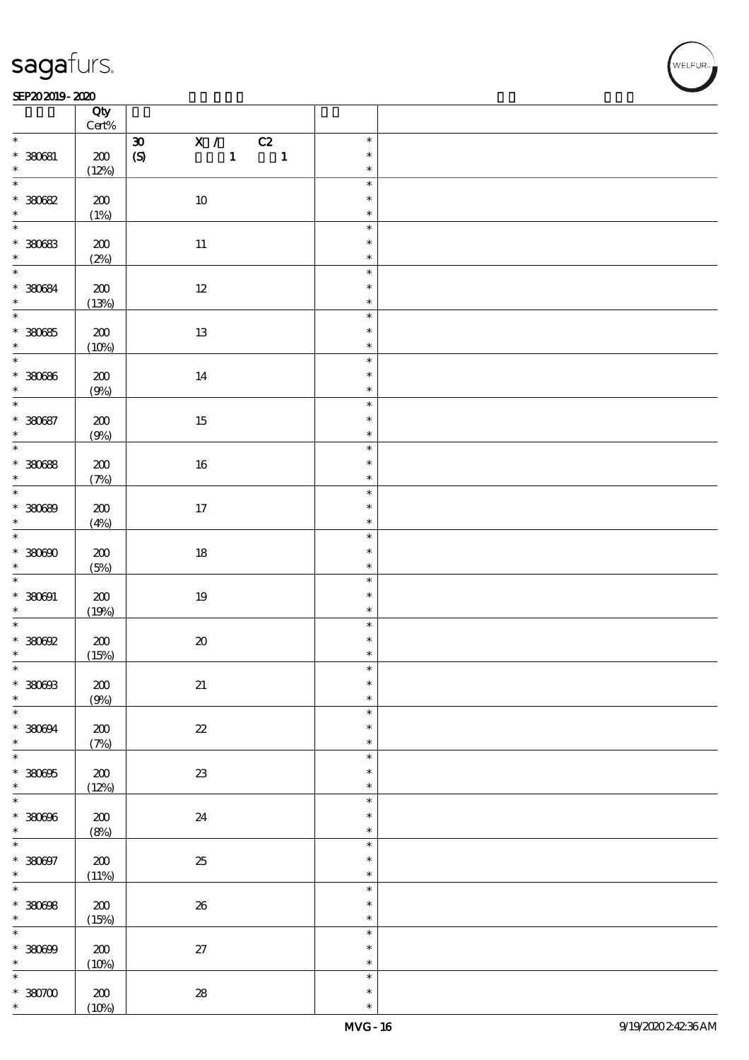| | Qty Cert% | | | |
|---|---|---|---|---|
| * 380681 * | 200 (12%) | 30 X / C2 (S) 1 1 | * * * | |
| * 380682 * | 200 (1%) | 10 | * * * | |
| * 380683 * | 200 (2%) | 11 | * * * | |
| * 380684 * | 200 (13%) | 12 | * * * | |
| * 380685 * | 200 (10%) | 13 | * * * | |
| * 380686 * | 200 (9%) | 14 | * * * | |
| * 380687 * | 200 (9%) | 15 | * * * | |
| * 380688 * | 200 (7%) | 16 | * * * | |
| * 380689 * | 200 (4%) | 17 | * * * | |
| * 380690 * | 200 (5%) | 18 | * * * | |
| * 380691 * | 200 (19%) | 19 | * * * | |
| * 380692 * | 200 (15%) | 20 | * * * | |
| * 380693 * | 200 (9%) | 21 | * * * | |
| * 380694 * | 200 (7%) | 22 | * * * | |
| * 380695 * | 200 (12%) | 23 | * * * | |
| * 380696 * | 200 (8%) | 24 | * * * | |
| * 380697 * | 200 (11%) | 25 | * * * | |
| * 380698 * | 200 (15%) | 26 | * * * | |
| * 380699 * | 200 (10%) | 27 | * * * | |
| * 380700 * | 200 (10%) | 28 | * * * | |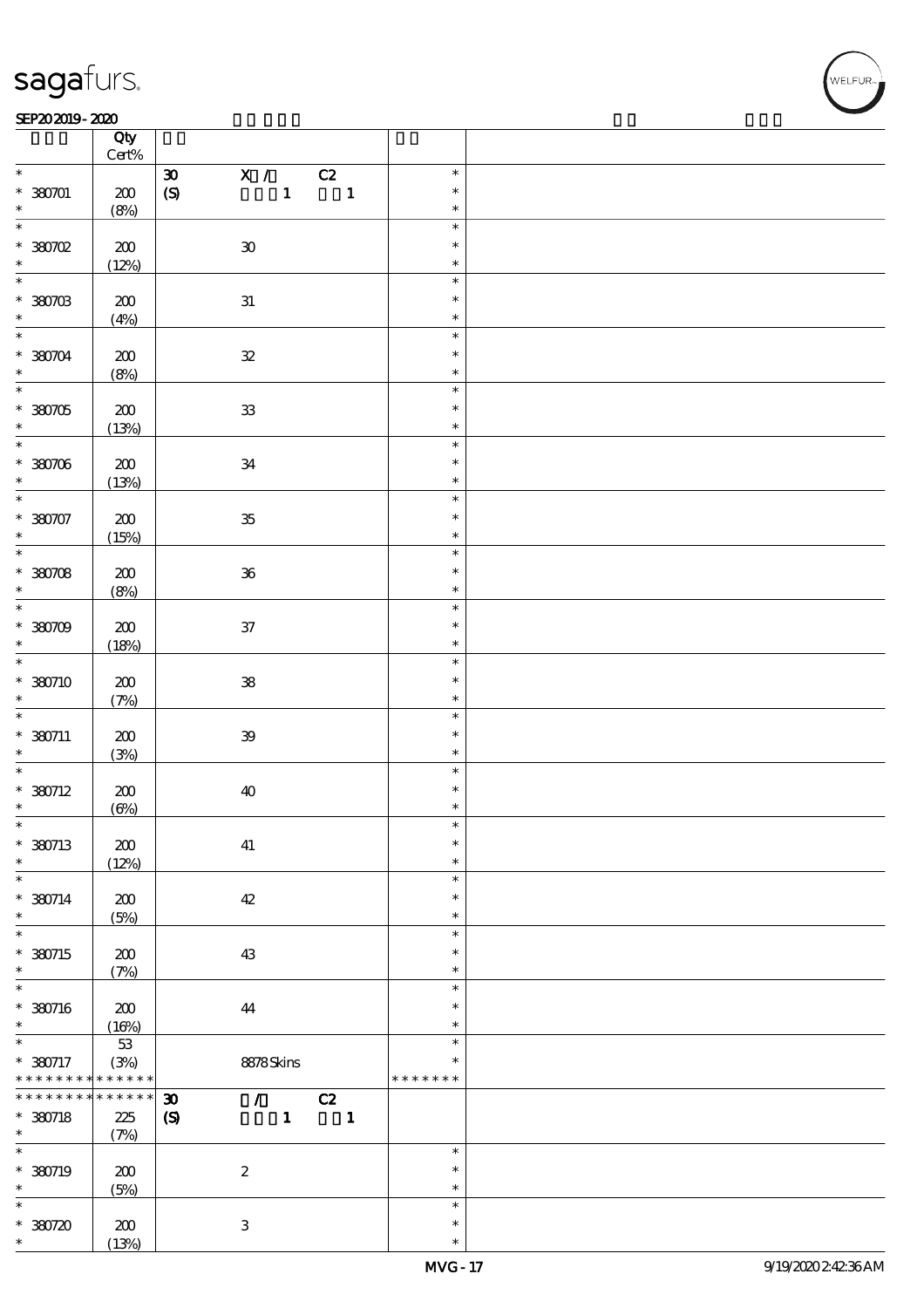| | Qty Cert% | | |
|---|---|---|---|
| * 380701 * | 200 (8%) | 30 X / C2 (S) 1 1 | * * * |
| * 380702 * | 200 (12%) | 30 | * * * |
| * 380703 * | 200 (4%) | 31 | * * * |
| * 380704 * | 200 (8%) | 32 | * * * |
| * 380705 * | 200 (13%) | 33 | * * * |
| * 380706 * | 200 (13%) | 34 | * * * |
| * 380707 * | 200 (15%) | 35 | * * * |
| * 380708 * | 200 (8%) | 36 | * * * |
| * 380709 * | 200 (18%) | 37 | * * * |
| * 380710 * | 200 (7%) | 38 | * * * |
| * 380711 * | 200 (3%) | 39 | * * * |
| * 380712 * | 200 (6%) | 40 | * * * |
| * 380713 * | 200 (12%) | 41 | * * * |
| * 380714 * | 200 (5%) | 42 | * * * |
| * 380715 * | 200 (7%) | 43 | * * * |
| * 380716 * | 200 (16%) | 44 | * * * |
| * 380717 * * * * * * * * * * * * * | 53 (3%) | 8878 Skins | * * * * * * * * * |
| * * * * * * * * * * * * * * 380718 * | 225 (7%) | 30 / C2 (S) 1 1 | |
| * 380719 * | 200 (5%) | 2 | * * * |
| * 380720 * | 200 (13%) | 3 | * * * |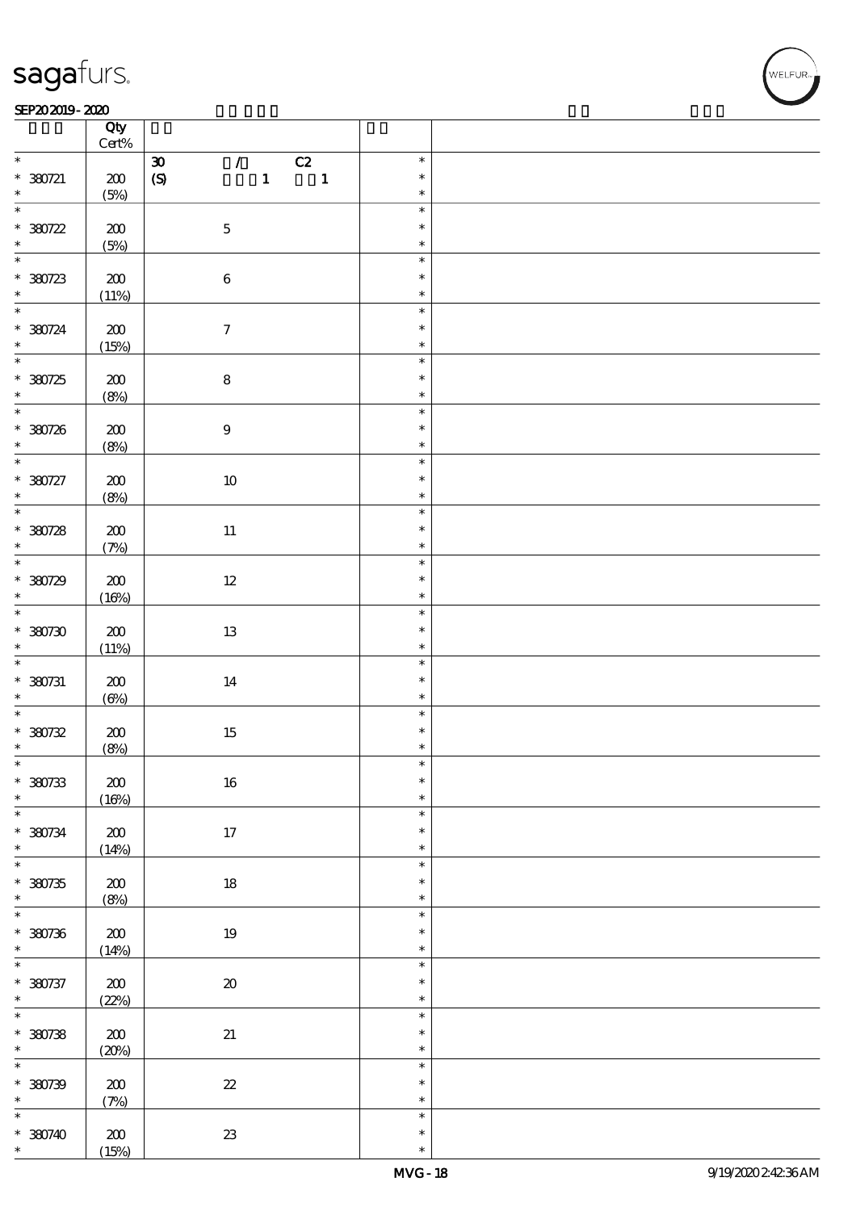| | Qty Cert% | | |
|---|---|---|---|
| * 380721 * | 200 (5%) | 30 / C2 (S) 1 1 | * * * |
| * 380722 * | 200 (5%) | 5 | * * * |
| * 380723 * | 200 (11%) | 6 | * * * |
| * 380724 * | 200 (15%) | 7 | * * * |
| * 380725 * | 200 (8%) | 8 | * * * |
| * 380726 * | 200 (8%) | 9 | * * * |
| * 380727 * | 200 (8%) | 10 | * * * |
| * 380728 * | 200 (7%) | 11 | * * * |
| * 380729 * | 200 (16%) | 12 | * * * |
| * 380730 * | 200 (11%) | 13 | * * * |
| * 380731 * | 200 (6%) | 14 | * * * |
| * 380732 * | 200 (8%) | 15 | * * * |
| * 380733 * | 200 (16%) | 16 | * * * |
| * 380734 * | 200 (14%) | 17 | * * * |
| * 380735 * | 200 (8%) | 18 | * * * |
| * 380736 * | 200 (14%) | 19 | * * * |
| * 380737 * | 200 (22%) | 20 | * * * |
| * 380738 * | 200 (20%) | 21 | * * * |
| * 380739 * | 200 (7%) | 22 | * * * |
| * 380740 * | 200 (15%) | 23 | * * * |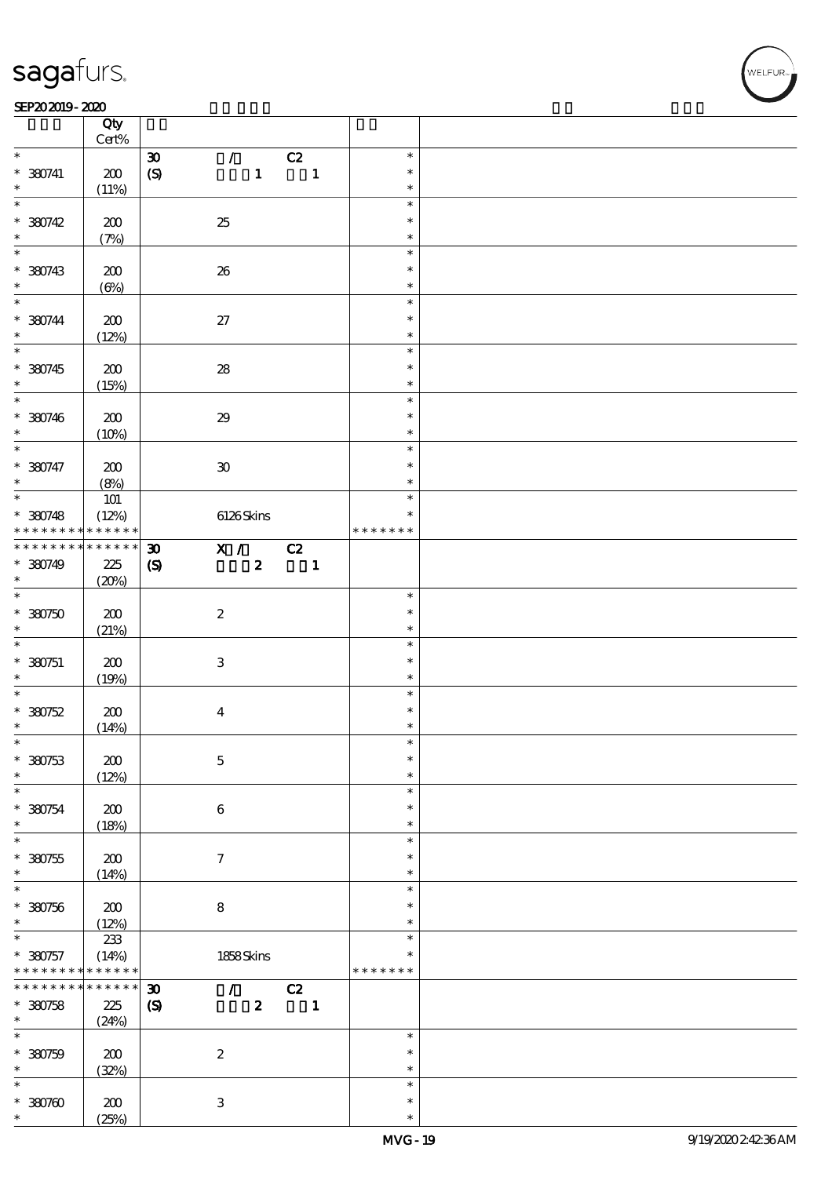| | Qty Cert% | | |
|---|---|---|---|
| * 380741 * | 200 (11%) | 30 (S) / C2 1 1 | * * * |
| * 380742 * | 200 (7%) | 25 | * * * |
| * 380743 * | 200 (6%) | 26 | * * * |
| * 380744 * | 200 (12%) | 27 | * * * |
| * 380745 * | 200 (15%) | 28 | * * * |
| * 380746 * | 200 (10%) | 29 | * * * |
| * 380747 * | 200 (8%) | 30 | * * * |
| * 380748 * * * * * * * * * * * * * * | 101 (12%) | 6126 Skins | * * * * * * * * * |
| * * * * * * * * * * * * * * 380749 * | 225 (20%) | 30 (S) X / C2 2 1 | |
| * 380750 * | 200 (21%) | 2 | * * * |
| * 380751 * | 200 (19%) | 3 | * * * |
| * 380752 * | 200 (14%) | 4 | * * * |
| * 380753 * | 200 (12%) | 5 | * * * |
| * 380754 * | 200 (18%) | 6 | * * * |
| * 380755 * | 200 (14%) | 7 | * * * |
| * 380756 * | 200 (12%) | 8 | * * * |
| * 380757 * * * * * * * * * * * * * * | 233 (14%) | 1858 Skins | * * * * * * * * * |
| * * * * * * * * * * * * * * 380758 * | 225 (24%) | 30 (S) / C2 2 1 | |
| * 380759 * | 200 (32%) | 2 | * * * |
| * 380760 * | 200 (25%) | 3 | * * * |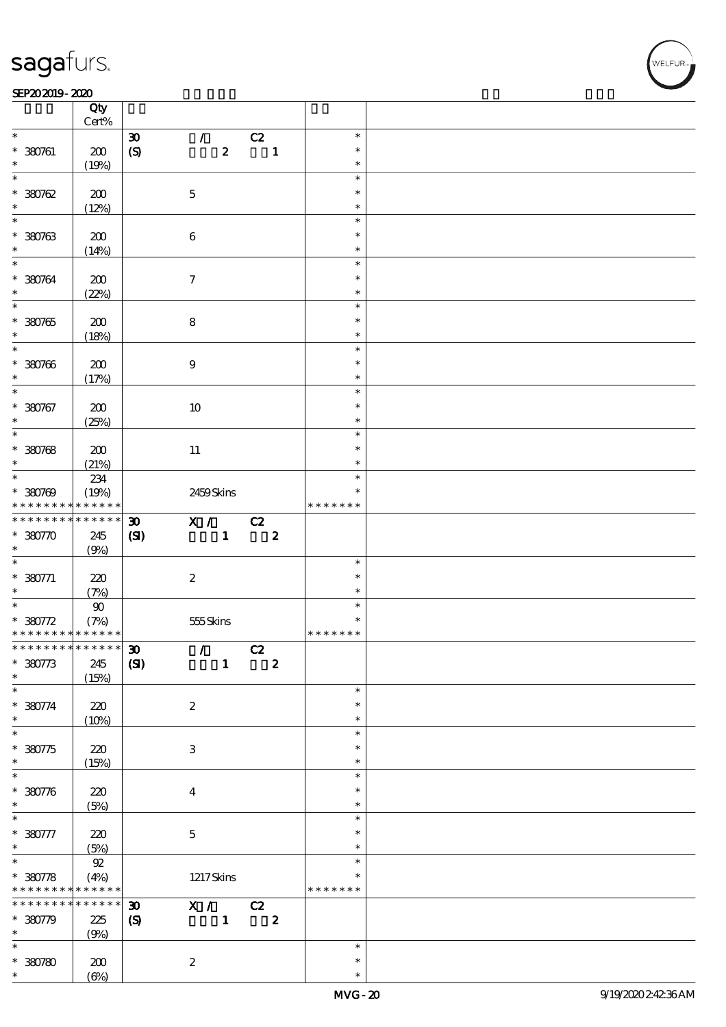| | Qty Cert% | | | |
|---|---|---|---|---|
| * | | 30 / C2 | * | |
| * 380761 | 200 | (S) 2 1 | * | |
| * | (19%) | | * | |
| * | | | * | |
| * 380762 | 200 | 5 | * | |
| * | (12%) | | * | |
| * | | | * | |
| * 380763 | 200 | 6 | * | |
| * | (14%) | | * | |
| * | | | * | |
| * 380764 | 200 | 7 | * | |
| * | (22%) | | * | |
| * | | | * | |
| * 380765 | 200 | 8 | * | |
| * | (18%) | | * | |
| * | | | * | |
| * 380766 | 200 | 9 | * | |
| * | (17%) | | * | |
| * | | | * | |
| * 380767 | 200 | 10 | * | |
| * | (25%) | | * | |
| * | | | * | |
| * 380768 | 200 | 11 | * | |
| * | (21%) | | * | |
| * | 234 | | * | |
| * 380769 | (19%) | 2459 Skins | * | |
| * * * * * * * * * * * * * * | | | * * * * * * * | |
| * * * * * * * * * * * * * * | | 30 X / C2 | | |
| * 380770 | 245 | (SI) 1 2 | | |
| * | (9%) | | | |
| * | | | * | |
| * 380771 | 220 | 2 | * | |
| * | (7%) | | * | |
| * | 90 | | * | |
| * 380772 | (7%) | 555 Skins | * | |
| * * * * * * * * * * * * * * | | | * * * * * * * | |
| * * * * * * * * * * * * * * | | 30 / C2 | | |
| * 380773 | 245 | (SI) 1 2 | | |
| * | (15%) | | | |
| * | | | * | |
| * 380774 | 220 | 2 | * | |
| * | (10%) | | * | |
| * | | | * | |
| * 380775 | 220 | 3 | * | |
| * | (15%) | | * | |
| * | | | * | |
| * 380776 | 220 | 4 | * | |
| * | (5%) | | * | |
| * | | | * | |
| * 380777 | 220 | 5 | * | |
| * | (5%) | | * | |
| * | 92 | | * | |
| * 380778 | (4%) | 1217 Skins | * | |
| * * * * * * * * * * * * * * | | | * * * * * * * | |
| * * * * * * * * * * * * * * | | 30 X / C2 | | |
| * 380779 | 225 | (S) 1 2 | | |
| * | (9%) | | | |
| * | | | * | |
| * 380780 | 200 | 2 | * | |
| * | (6%) | | * | |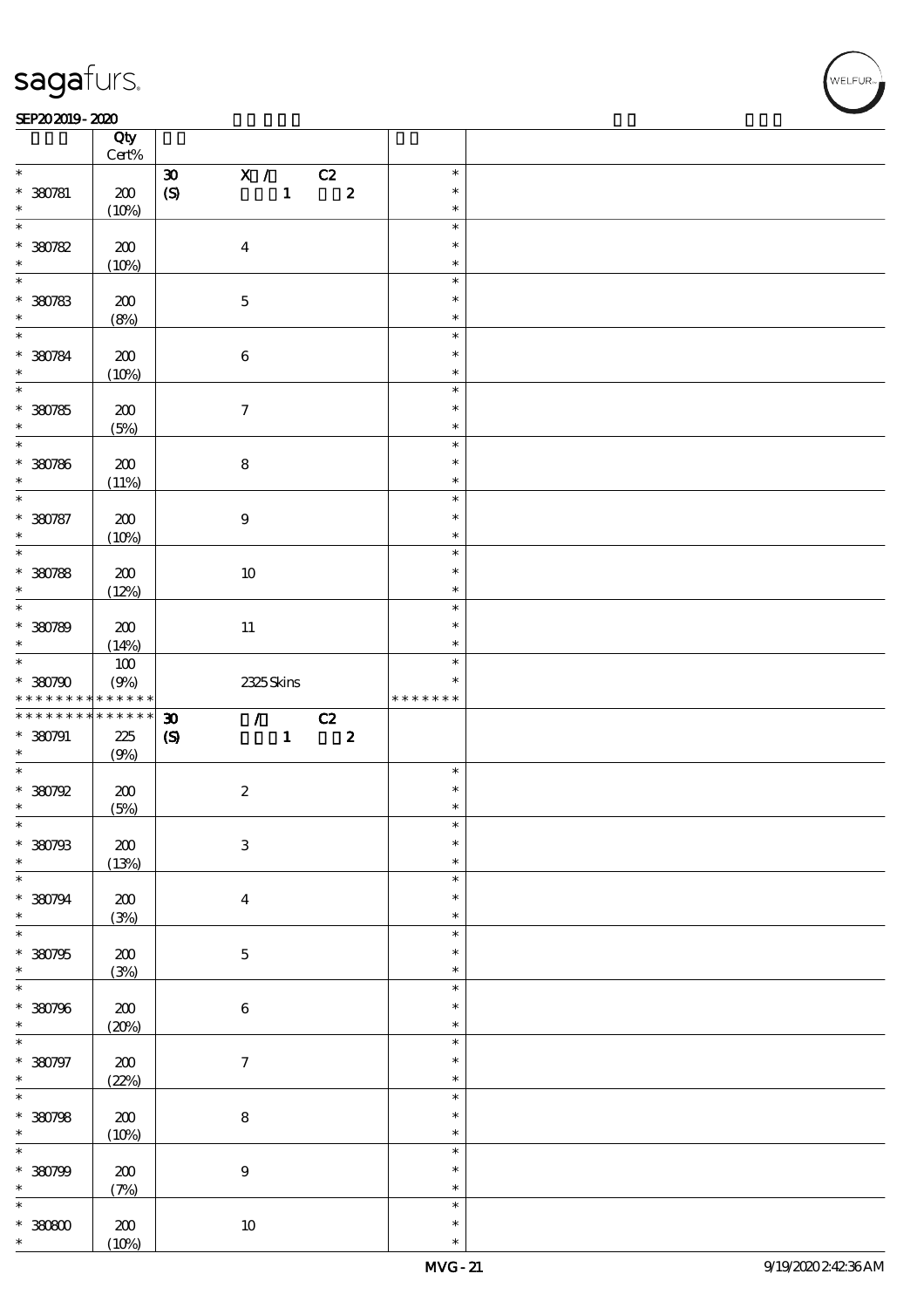| | Qty Cert% | | | |
|---|---|---|---|---|
| * | | 30 (S) X / 1 C2 2 | * | |
| * 380781 | 200 | | * | |
| * | (10%) | | * | |
| * | | | * | |
| * 380782 | 200 | 4 | * | |
| * | (10%) | | * | |
| * | | | * | |
| * 380783 | 200 | 5 | * | |
| * | (8%) | | * | |
| * | | | * | |
| * 380784 | 200 | 6 | * | |
| * | (10%) | | * | |
| * | | | * | |
| * 380785 | 200 | 7 | * | |
| * | (5%) | | * | |
| * | | | * | |
| * 380786 | 200 | 8 | * | |
| * | (11%) | | * | |
| * | | | * | |
| * 380787 | 200 | 9 | * | |
| * | (10%) | | * | |
| * | | | * | |
| * 380788 | 200 | 10 | * | |
| * | (12%) | | * | |
| * | | | * | |
| * 380789 | 200 | 11 | * | |
| * | (14%) | | * | |
| * | 100 | | * | |
| * 380790 | (9%) | 2325 Skins | * | |
| * * * * * * * * * * * * * * | | | * * * * * * * | |
| * * * * * * * * * * * * * * | | 30 (S) / 1 C2 2 | | |
| * 380791 | 225 | | | |
| * | (9%) | | | |
| * | | | * | |
| * 380792 | 200 | 2 | * | |
| * | (5%) | | * | |
| * | | | * | |
| * 380793 | 200 | 3 | * | |
| * | (13%) | | * | |
| * | | | * | |
| * 380794 | 200 | 4 | * | |
| * | (3%) | | * | |
| * | | | * | |
| * 380795 | 200 | 5 | * | |
| * | (3%) | | * | |
| * | | | * | |
| * 380796 | 200 | 6 | * | |
| * | (20%) | | * | |
| * | | | * | |
| * 380797 | 200 | 7 | * | |
| * | (22%) | | * | |
| * | | | * | |
| * 380798 | 200 | 8 | * | |
| * | (10%) | | * | |
| * | | | * | |
| * 380799 | 200 | 9 | * | |
| * | (7%) | | * | |
| * | | | * | |
| * 380800 | 200 | 10 | * | |
| * | (10%) | | * | |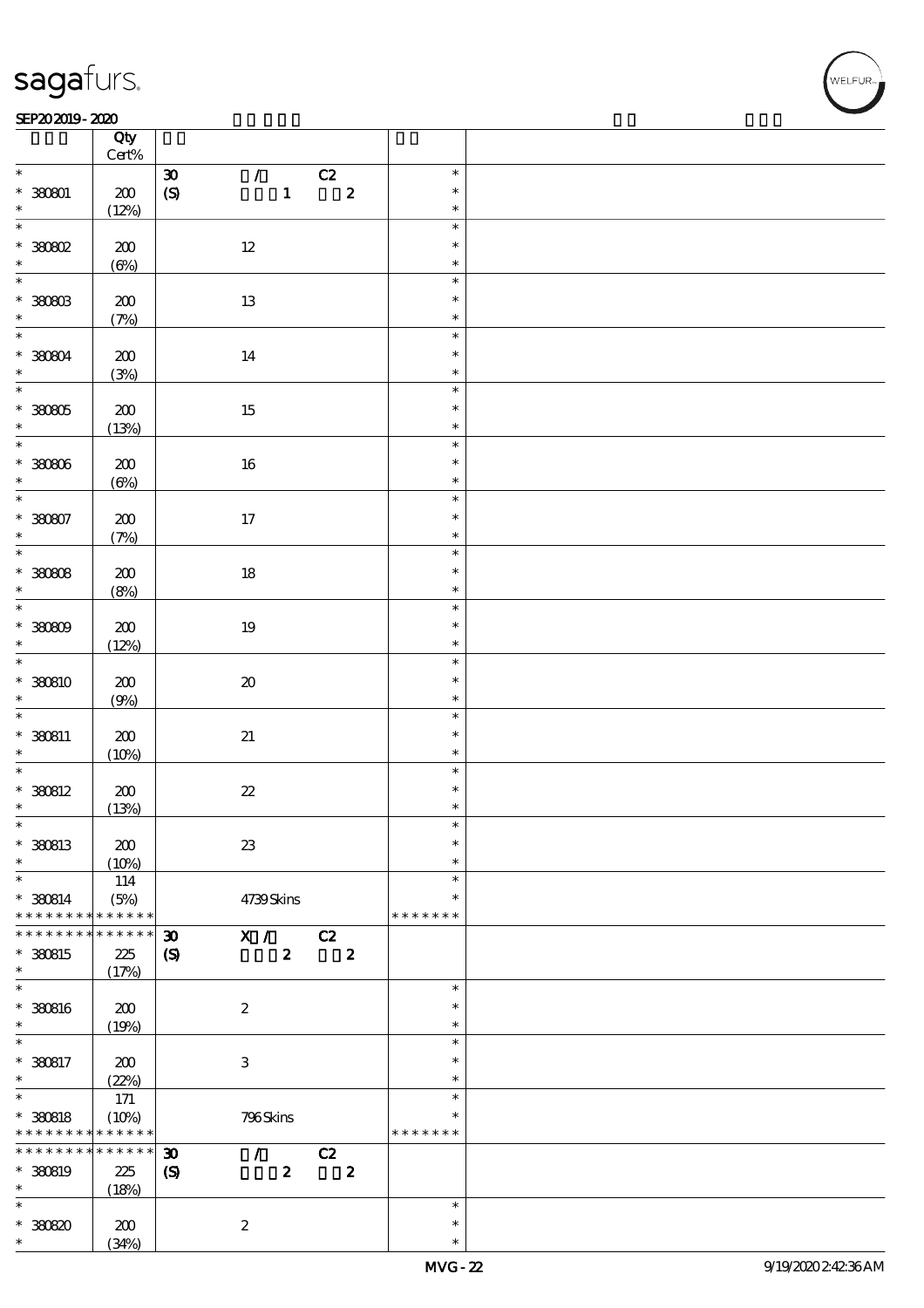| | Qty<br>Cert% | | |
|---|---|---|---|
| * | | 30 / C2 | * |
| * 380801 | 200 | (S) 1 2 | * |
| * | (12%) | | * |
| * | | | * |
| * 380802 | 200 | 12 | * |
| * | (6%) | | * |
| * | | | * |
| * 380803 | 200 | 13 | * |
| * | (7%) | | * |
| * | | | * |
| * 380804 | 200 | 14 | * |
| * | (3%) | | * |
| * | | | * |
| * 380805 | 200 | 15 | * |
| * | (13%) | | * |
| * | | | * |
| * 380806 | 200 | 16 | * |
| * | (6%) | | * |
| * | | | * |
| * 380807 | 200 | 17 | * |
| * | (7%) | | * |
| * | | | * |
| * 380808 | 200 | 18 | * |
| * | (8%) | | * |
| * | | | * |
| * 380809 | 200 | 19 | * |
| * | (12%) | | * |
| * | | | * |
| * 380810 | 200 | 20 | * |
| * | (9%) | | * |
| * | | | * |
| * 380811 | 200 | 21 | * |
| * | (10%) | | * |
| * | | | * |
| * 380812 | 200 | 22 | * |
| * | (13%) | | * |
| * | | | * |
| * 380813 | 200 | 23 | * |
| * | (10%) | | * |
| * | 114 | | * |
| * 380814 | (5%) | 4739 Skins | * |
| * * * * * * * * * * * * * | | | * * * * * * * |
| * * * * * * * * * * * * * | | 30 X / C2 | |
| * 380815 | 225 | (S) 2 2 | |
| * | (17%) | | |
| * | | | * |
| * 380816 | 200 | 2 | * |
| * | (19%) | | * |
| * | | | * |
| * 380817 | 200 | 3 | * |
| * | (22%) | | * |
| * | 171 | | * |
| * 380818 | (10%) | 796 Skins | * |
| * * * * * * * * * * * * * | | | * * * * * * * |
| * * * * * * * * * * * * * | | 30 / C2 | |
| * 380819 | 225 | (S) 2 2 | |
| * | (18%) | | |
| * | | | * |
| * 380820 | 200 | 2 | * |
| * | (34%) | | * |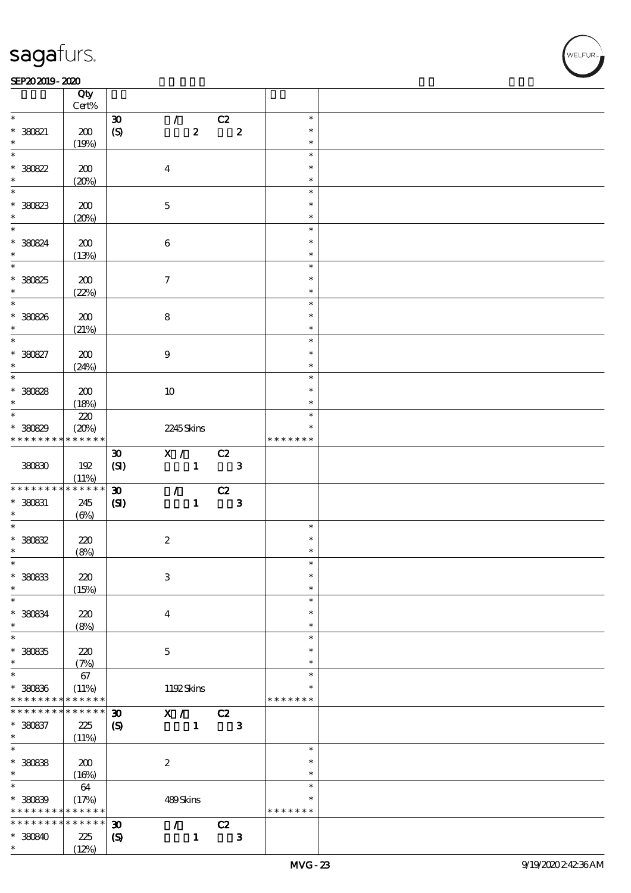| | Qty Cert% | | | | | |
|---|---|---|---|---|---|---|
| * | | 30 | / | C2 | * | |
| * 380821 | 200 | (S) | 2 | 2 | * | |
| * | (19%) | | | | * | |
| * | | | | | * | |
| * 380822 | 200 | | 4 | | * | |
| * | (20%) | | | | * | |
| * | | | | | * | |
| * 380823 | 200 | | 5 | | * | |
| * | (20%) | | | | * | |
| * | | | | | * | |
| * 380824 | 200 | | 6 | | * | |
| * | (13%) | | | | * | |
| * | | | | | * | |
| * 380825 | 200 | | 7 | | * | |
| * | (22%) | | | | * | |
| * | | | | | * | |
| * 380826 | 200 | | 8 | | * | |
| * | (21%) | | | | * | |
| * | | | | | * | |
| * 380827 | 200 | | 9 | | * | |
| * | (24%) | | | | * | |
| * | | | | | * | |
| * 380828 | 200 | | 10 | | * | |
| * | (18%) | | | | * | |
| * | 220 | | | | * | |
| * 380829 | (20%) | | 2245 Skins | | * | |
| * * * * * * * * * * * * * * | | | | | * * * * * * * | |
| | | 30 | X / | C2 | | |
| 380830 | 192 | (SI) | 1 | 3 | | |
| | (11%) | | | | | |
| * * * * * * * * * * * * * * | | 30 | / | C2 | | |
| * 380831 | 245 | (SI) | 1 | 3 | | |
| * | (6%) | | | | | |
| * | | | | | * | |
| * 380832 | 220 | | 2 | | * | |
| * | (8%) | | | | * | |
| * | | | | | * | |
| * 380833 | 220 | | 3 | | * | |
| * | (15%) | | | | * | |
| * | | | | | * | |
| * 380834 | 220 | | 4 | | * | |
| * | (8%) | | | | * | |
| * | | | | | * | |
| * 380835 | 220 | | 5 | | * | |
| * | (7%) | | | | * | |
| * | 67 | | | | * | |
| * 380836 | (11%) | | 1192 Skins | | * | |
| * * * * * * * * * * * * * * | | | | | * * * * * * * | |
| * * * * * * * * * * * * * * | | 30 | X / | C2 | | |
| * 380837 | 225 | (S) | 1 | 3 | | |
| * | (11%) | | | | | |
| * | | | | | * | |
| * 380838 | 200 | | 2 | | * | |
| * | (16%) | | | | * | |
| * | 64 | | | | * | |
| * 380839 | (17%) | | 489 Skins | | * | |
| * * * * * * * * * * * * * * | | | | | * * * * * * * | |
| * * * * * * * * * * * * * * | | 30 | / | C2 | | |
| * 380840 | 225 | (S) | 1 | 3 | | |
| * | (12%) | | | | | |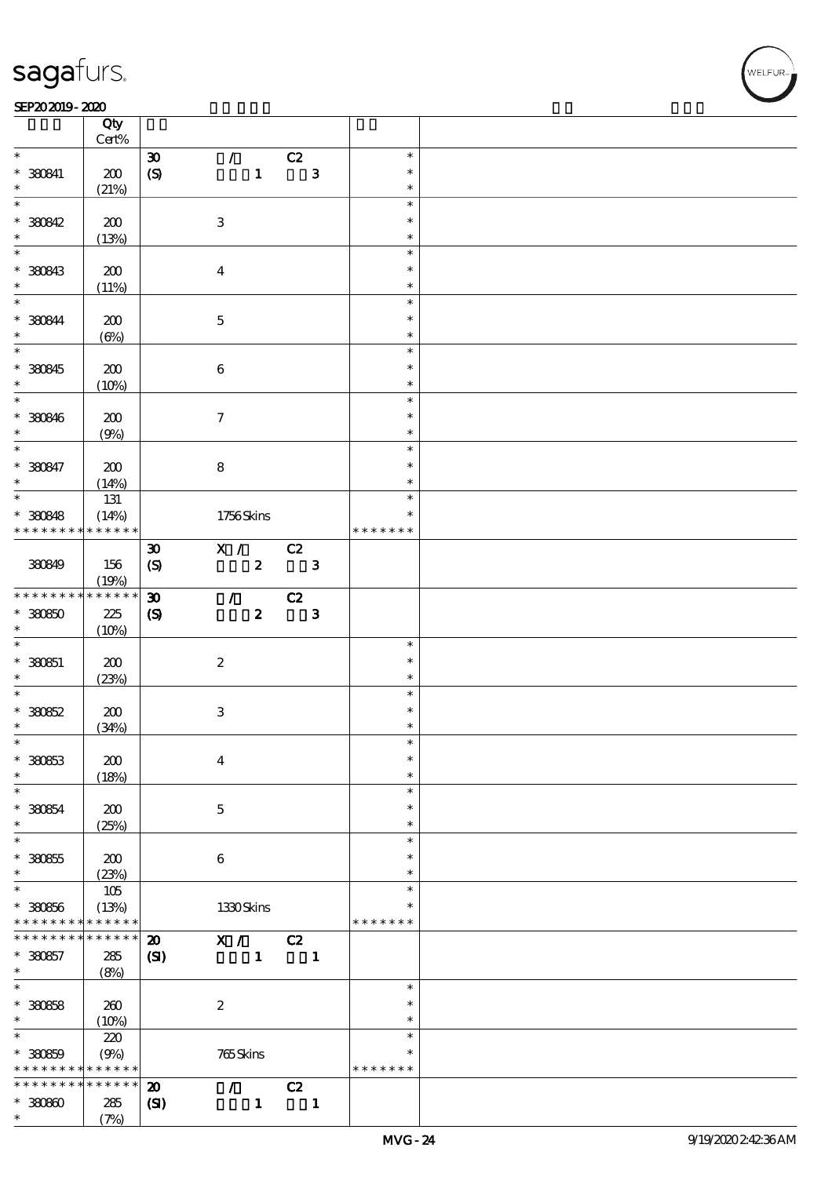| | Qty Cert% | | | | | | |
|---|---|---|---|---|---|---|---|
| * | | 30 | / | C2 | | * | |
| * 380841 | 200 | (S) | 1 | 3 | | * | |
| * | (21%) | | | | | * | |
| * | | | | | | * | |
| * 380842 | 200 | | 3 | | | * | |
| * | (13%) | | | | | * | |
| * | | | | | | * | |
| * 380843 | 200 | | 4 | | | * | |
| * | (11%) | | | | | * | |
| * | | | | | | * | |
| * 380844 | 200 | | 5 | | | * | |
| * | (6%) | | | | | * | |
| * | | | | | | * | |
| * 380845 | 200 | | 6 | | | * | |
| * | (10%) | | | | | * | |
| * | | | | | | * | |
| * 380846 | 200 | | 7 | | | * | |
| * | (9%) | | | | | * | |
| * | | | | | | * | |
| * 380847 | 200 | | 8 | | | * | |
| * | (14%) | | | | | * | |
| * | 131 | | | | | * | |
| * 380848 | (14%) | | 1756 Skins | | | * | |
| * * * * * * * * * * * * * | | | | | | * * * * * * * | |
| | | 30 | X / | C2 | | | |
| 380849 | 156 | (S) | 2 | 3 | | | |
| | (19%) | | | | | | |
| * * * * * * * * * * * * * | | 30 | / | C2 | | | |
| * 380850 | 225 | (S) | 2 | 3 | | | |
| * | (10%) | | | | | | |
| * | | | | | | * | |
| * 380851 | 200 | | 2 | | | * | |
| * | (23%) | | | | | * | |
| * | | | | | | * | |
| * 380852 | 200 | | 3 | | | * | |
| * | (34%) | | | | | * | |
| * | | | | | | * | |
| * 380853 | 200 | | 4 | | | * | |
| * | (18%) | | | | | * | |
| * | | | | | | * | |
| * 380854 | 200 | | 5 | | | * | |
| * | (25%) | | | | | * | |
| * | | | | | | * | |
| * 380855 | 200 | | 6 | | | * | |
| * | (23%) | | | | | * | |
| * | 105 | | | | | * | |
| * 380856 | (13%) | | 1330 Skins | | | * | |
| * * * * * * * * * * * * * | | | | | | * * * * * * * | |
| * * * * * * * * * * * * * | | 20 | X / | C2 | | | |
| * 380857 | 285 | (SI) | 1 | 1 | | | |
| * | (8%) | | | | | | |
| * | | | | | | * | |
| * 380858 | 260 | | 2 | | | * | |
| * | (10%) | | | | | * | |
| * | 220 | | | | | * | |
| * 380859 | (9%) | | 765 Skins | | | * | |
| * * * * * * * * * * * * * | | | | | | * * * * * * * | |
| * * * * * * * * * * * * * | | 20 | / | C2 | | | |
| * 380860 | 285 | (SI) | 1 | 1 | | | |
| * | (7%) | | | | | | |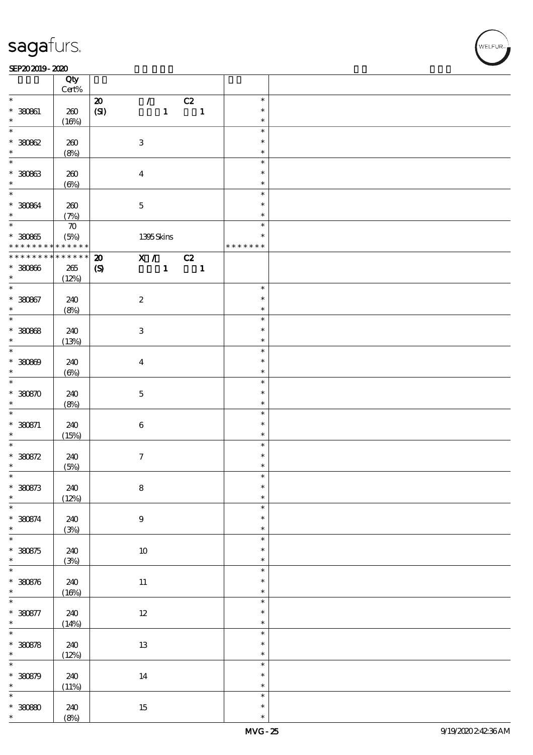| | Qty Cert% | | |
|---|---|---|---|
| * 380861 * | 260 (16%) | 20 / C2 (SI) 1 1 | * * * |
| * 380862 * | 260 (8%) | 3 | * * * |
| * 380863 * | 260 (6%) | 4 | * * * |
| * 380864 * | 260 (7%) | 5 | * * * |
| * 380865 * * * * * * * * * * * * * * | 70 (5%) | 1395 Skins | * * * * * * * * * * |
| * * * * * * * * * * * * * * 380866 * | 265 (12%) | 20 X / C2 (S) 1 1 | |
| * 380867 * | 240 (8%) | 2 | * * * |
| * 380868 * | 240 (13%) | 3 | * * * |
| * 380869 * | 240 (6%) | 4 | * * * |
| * 380870 * | 240 (8%) | 5 | * * * |
| * 380871 * | 240 (15%) | 6 | * * * |
| * 380872 * | 240 (5%) | 7 | * * * |
| * 380873 * | 240 (12%) | 8 | * * * |
| * 380874 * | 240 (3%) | 9 | * * * |
| * 380875 * | 240 (3%) | 10 | * * * |
| * 380876 * | 240 (16%) | 11 | * * * |
| * 380877 * | 240 (14%) | 12 | * * * |
| * 380878 * | 240 (12%) | 13 | * * * |
| * 380879 * | 240 (11%) | 14 | * * * |
| * 380880 * | 240 (8%) | 15 | * * * |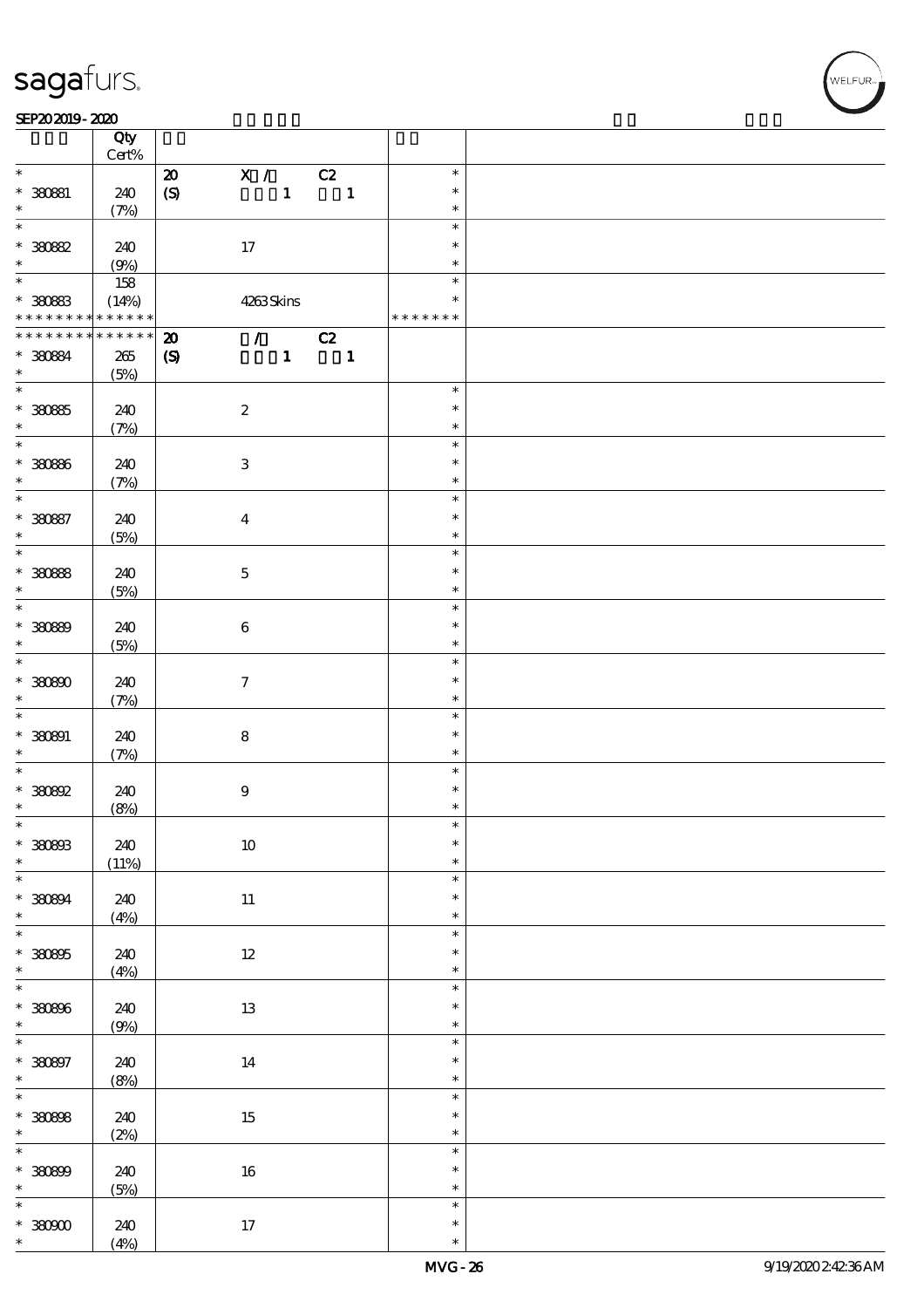| | Qty Cert% | | | |
|---|---|---|---|---|
| * | | 20 | X / C2 | * |
| * 380881 | 240 | (S) | 1 1 | * |
| * | (7%) | | | * |
| * | | | | * |
| * 380882 | 240 | | 17 | * |
| * | (9%) | | | * |
| * | 158 | | | * |
| * 380883 | (14%) | | 4263 Skins | * |
| * * * * * * * * * * * * * * | | | | * * * * * * * |
| * * * * * * * * * * * * * * | | 20 | / C2 | |
| * 380884 | 265 | (S) | 1 1 | |
| * | (5%) | | | |
| * | | | | * |
| * 380885 | 240 | | 2 | * |
| * | (7%) | | | * |
| * | | | | * |
| * 380886 | 240 | | 3 | * |
| * | (7%) | | | * |
| * | | | | * |
| * 380887 | 240 | | 4 | * |
| * | (5%) | | | * |
| * | | | | * |
| * 380888 | 240 | | 5 | * |
| * | (5%) | | | * |
| * | | | | * |
| * 380889 | 240 | | 6 | * |
| * | (5%) | | | * |
| * | | | | * |
| * 380890 | 240 | | 7 | * |
| * | (7%) | | | * |
| * | | | | * |
| * 380891 | 240 | | 8 | * |
| * | (7%) | | | * |
| * | | | | * |
| * 380892 | 240 | | 9 | * |
| * | (8%) | | | * |
| * | | | | * |
| * 380893 | 240 | | 10 | * |
| * | (11%) | | | * |
| * | | | | * |
| * 380894 | 240 | | 11 | * |
| * | (4%) | | | * |
| * | | | | * |
| * 380895 | 240 | | 12 | * |
| * | (4%) | | | * |
| * | | | | * |
| * 380896 | 240 | | 13 | * |
| * | (9%) | | | * |
| * | | | | * |
| * 380897 | 240 | | 14 | * |
| * | (8%) | | | * |
| * | | | | * |
| * 380898 | 240 | | 15 | * |
| * | (2%) | | | * |
| * | | | | * |
| * 380899 | 240 | | 16 | * |
| * | (5%) | | | * |
| * | | | | * |
| * 380900 | 240 | | 17 | * |
| * | (4%) | | | * |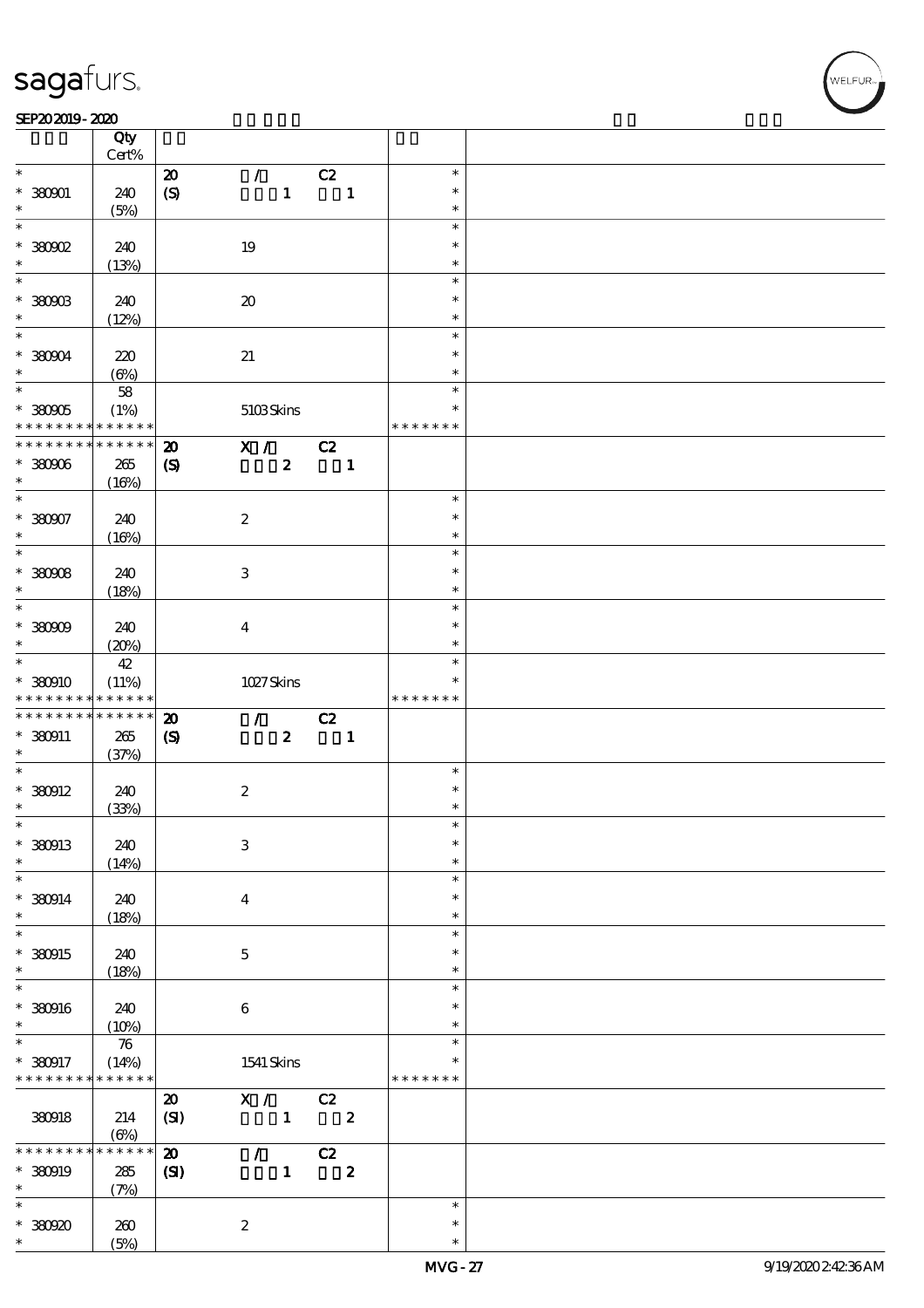| | Qty Cert% | | | | | |
|---|---|---|---|---|---|---|
| * | | 20 | / | C2 | * | |
| * 380901 | 240 | (S) | 1 | 1 | * | |
| * | (5%) | | | | * | |
| * | | | | | * | |
| * 380902 | 240 | | 19 | | * | |
| * | (13%) | | | | * | |
| * | | | | | * | |
| * 380903 | 240 | | 20 | | * | |
| * | (12%) | | | | * | |
| * | | | | | * | |
| * 380904 | 220 | | 21 | | * | |
| * | (6%) | | | | * | |
| * | 58 | | | | * | |
| * 380905 | (1%) | | 5103 Skins | | * | |
| * * * * * * * * * * * * * * | | | | | * * * * * * * | |
| * * * * * * * * * * * * * * | | 20 | X / | C2 | | |
| * 380906 | 265 | (S) | 2 | 1 | | |
| * | (16%) | | | | | |
| * | | | | | * | |
| * 380907 | 240 | | 2 | | * | |
| * | (16%) | | | | * | |
| * | | | | | * | |
| * 380908 | 240 | | 3 | | * | |
| * | (18%) | | | | * | |
| * | | | | | * | |
| * 380909 | 240 | | 4 | | * | |
| * | (20%) | | | | * | |
| * | 42 | | | | * | |
| * 380910 | (11%) | | 1027 Skins | | * | |
| * * * * * * * * * * * * * * | | | | | * * * * * * * | |
| * * * * * * * * * * * * * * | | 20 | / | C2 | | |
| * 380911 | 265 | (S) | 2 | 1 | | |
| * | (37%) | | | | | |
| * | | | | | * | |
| * 380912 | 240 | | 2 | | * | |
| * | (33%) | | | | * | |
| * | | | | | * | |
| * 380913 | 240 | | 3 | | * | |
| * | (14%) | | | | * | |
| * | | | | | * | |
| * 380914 | 240 | | 4 | | * | |
| * | (18%) | | | | * | |
| * | | | | | * | |
| * 380915 | 240 | | 5 | | * | |
| * | (18%) | | | | * | |
| * | | | | | * | |
| * 380916 | 240 | | 6 | | * | |
| * | (10%) | | | | * | |
| * | 76 | | | | * | |
| * 380917 | (14%) | | 1541 Skins | | * | |
| * * * * * * * * * * * * * * | | | | | * * * * * * * | |
| | | 20 | X / | C2 | | |
| 380918 | 214 | (SI) | 1 | 2 | | |
| | (6%) | | | | | |
| * * * * * * * * * * * * * * | | 20 | / | C2 | | |
| * 380919 | 285 | (SI) | 1 | 2 | | |
| * | (7%) | | | | | |
| * | | | | | * | |
| * 380920 | 260 | | 2 | | * | |
| * | (5%) | | | | * | |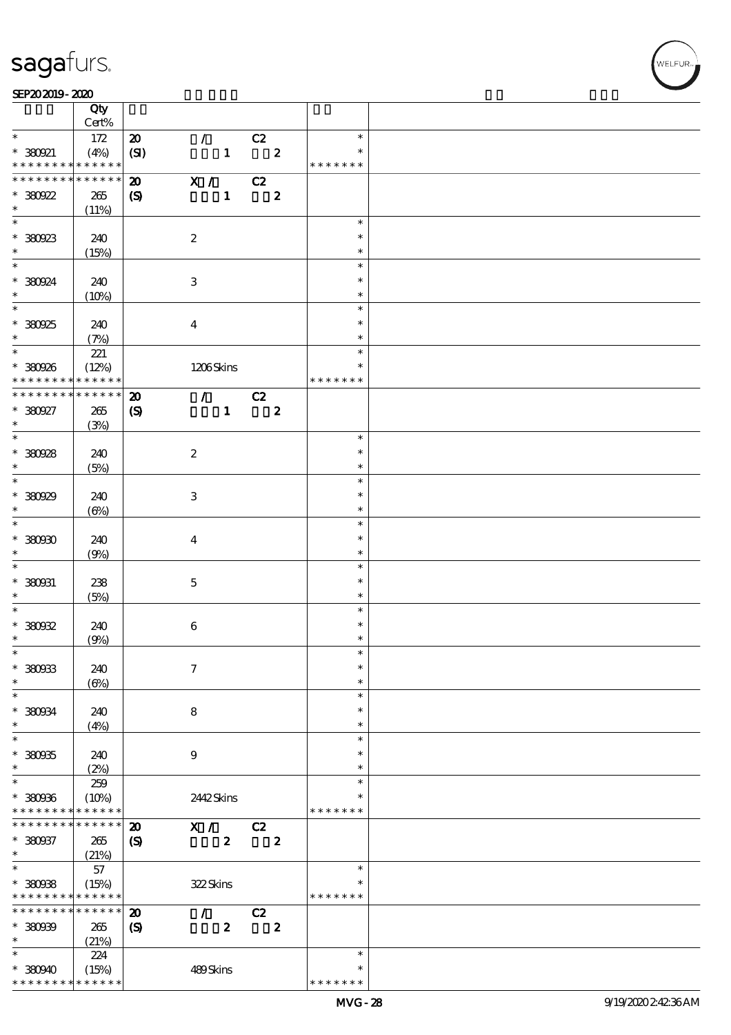# sagafurs.

SEP20 2019 - 2020

| | Qty Cert% | | | | |
|---|---|---|---|---|---|
| * | 172 | 20 | / C2 | * | |
| * 380921 | (4%) | (SI) | 1 2 | * | |
| * * * * * * * * * * * * * * | | | | * * * * * * * | |
| * * * * * * * * * * * * * * | | 20 | X / C2 | | |
| * 380922 | 265 | (S) | 1 2 | | |
| * | (11%) | | | | |
| * | | | | * | |
| * 380923 | 240 | | 2 | * | |
| * | (15%) | | | * | |
| * | | | | * | |
| * 380924 | 240 | | 3 | * | |
| * | (10%) | | | * | |
| * | | | | * | |
| * 380925 | 240 | | 4 | * | |
| * | (7%) | | | * | |
| * | 221 | | | * | |
| * 380926 | (12%) | | 1206 Skins | * | |
| * * * * * * * * * * * * * * | | | | * * * * * * * | |
| * * * * * * * * * * * * * * | | 20 | / C2 | | |
| * 380927 | 265 | (S) | 1 2 | | |
| * | (3%) | | | | |
| * | | | | * | |
| * 380928 | 240 | | 2 | * | |
| * | (5%) | | | * | |
| * | | | | * | |
| * 380929 | 240 | | 3 | * | |
| * | (6%) | | | * | |
| * | | | | * | |
| * 380930 | 240 | | 4 | * | |
| * | (9%) | | | * | |
| * | | | | * | |
| * 380931 | 238 | | 5 | * | |
| * | (5%) | | | * | |
| * | | | | * | |
| * 380932 | 240 | | 6 | * | |
| * | (9%) | | | * | |
| * | | | | * | |
| * 380933 | 240 | | 7 | * | |
| * | (6%) | | | * | |
| * | | | | * | |
| * 380934 | 240 | | 8 | * | |
| * | (4%) | | | * | |
| * | | | | * | |
| * 380935 | 240 | | 9 | * | |
| * | (2%) | | | * | |
| * | 259 | | | * | |
| * 380936 | (10%) | | 2442 Skins | * | |
| * * * * * * * * * * * * * * | | | | * * * * * * * | |
| * * * * * * * * * * * * * * | | 20 | X / C2 | | |
| * 380937 | 265 | (S) | 2 2 | | |
| * | (21%) | | | | |
| * | 57 | | | * | |
| * 380938 | (15%) | | 322 Skins | * | |
| * * * * * * * * * * * * * * | | | | * * * * * * * | |
| * * * * * * * * * * * * * * | | 20 | / C2 | | |
| * 380939 | 265 | (S) | 2 2 | | |
| * | (21%) | | | | |
| * | 224 | | | * | |
| * 380940 | (15%) | | 489 Skins | * | |
| * * * * * * * * * * * * * * | | | | * * * * * * * | |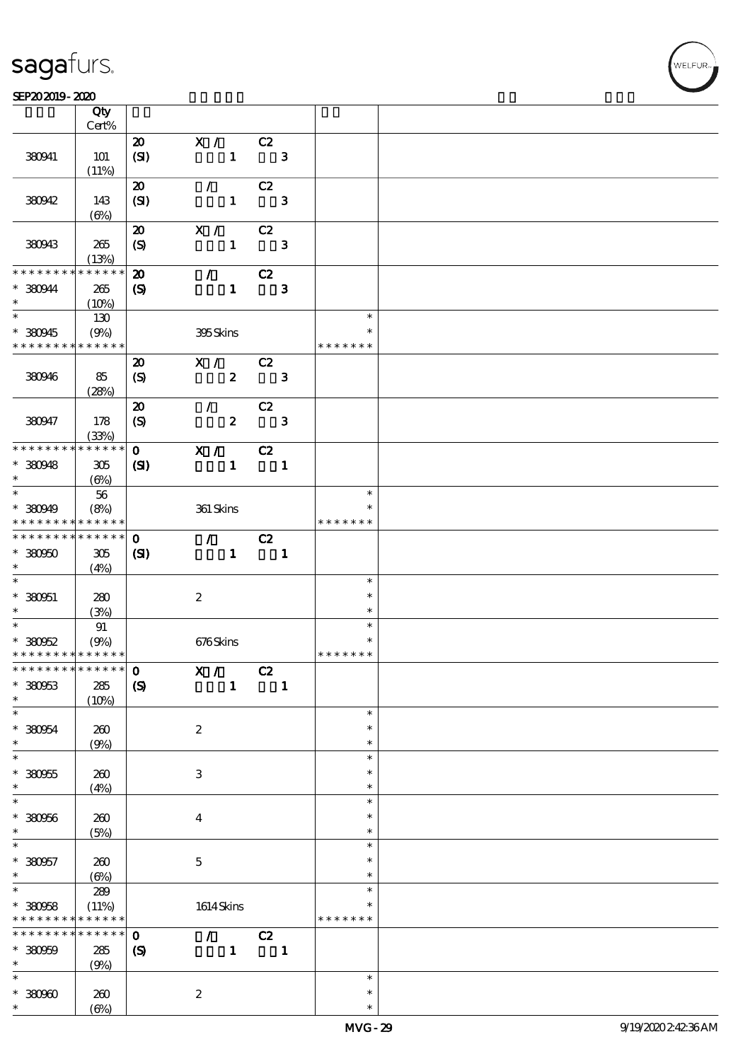# sagafurs.

SEP20 2019 - 2020

| | Qty Cert% | | | | | |
|---|---|---|---|---|---|---|
| 380941 | 101 (11%) | 20 (SI) | X / 1 | C2 3 | | |
| 380942 | 143 (6%) | 20 (SI) | / 1 | C2 3 | | |
| 380943 | 265 (13%) | 20 (S) | X / 1 | C2 3 | | |
| * * * * * * * * * * * * * * | * * * * * * | | | | | |
| * 380944 * | 265 (10%) | 20 (S) | / 1 | C2 3 | | |
| * * 380945 * * * * * * * * * * * * * * | 130 (9%) | | 395 Skins | | * * * * * * * * | |
| 380946 | 85 (28%) | 20 (S) | X / 2 | C2 3 | | |
| 380947 | 178 (33%) | 20 (S) | / 2 | C2 3 | | |
| * * * * * * * * * * * * * * | * * * * * * | | | | | |
| * 380948 * | 305 (6%) | 0 (SI) | X / 1 | C2 1 | | |
| * * 380949 * * * * * * * * * * * * * * | 56 (8%) | | 361 Skins | | * * * * * * * * | |
| * * * * * * * * * * * * * * | * * * * * * | | | | | |
| * 380950 * | 305 (4%) | 0 (SI) | / 1 | C2 1 | | |
| * * 380951 * | 280 (3%) | | 2 | | * * * | |
| * * 380952 * * * * * * * * * * * * * * | 91 (9%) | | 676 Skins | | * * * * * * * * | |
| * * * * * * * * * * * * * * | * * * * * * | | | | | |
| * 380953 * | 285 (10%) | 0 (S) | X / 1 | C2 1 | | |
| * * 380954 * | 260 (9%) | | 2 | | * * * | |
| * * 380955 * | 260 (4%) | | 3 | | * * * | |
| * * 380956 * | 260 (5%) | | 4 | | * * * | |
| * * 380957 * | 260 (6%) | | 5 | | * * * | |
| * * 380958 * * * * * * * * * * * * * * | 289 (11%) | | 1614 Skins | | * * * * * * * * | |
| * * * * * * * * * * * * * * | * * * * * * | | | | | |
| * 380959 * | 285 (9%) | 0 (S) | / 1 | C2 1 | | |
| * * 380960 * | 260 (6%) | | 2 | | * * * | |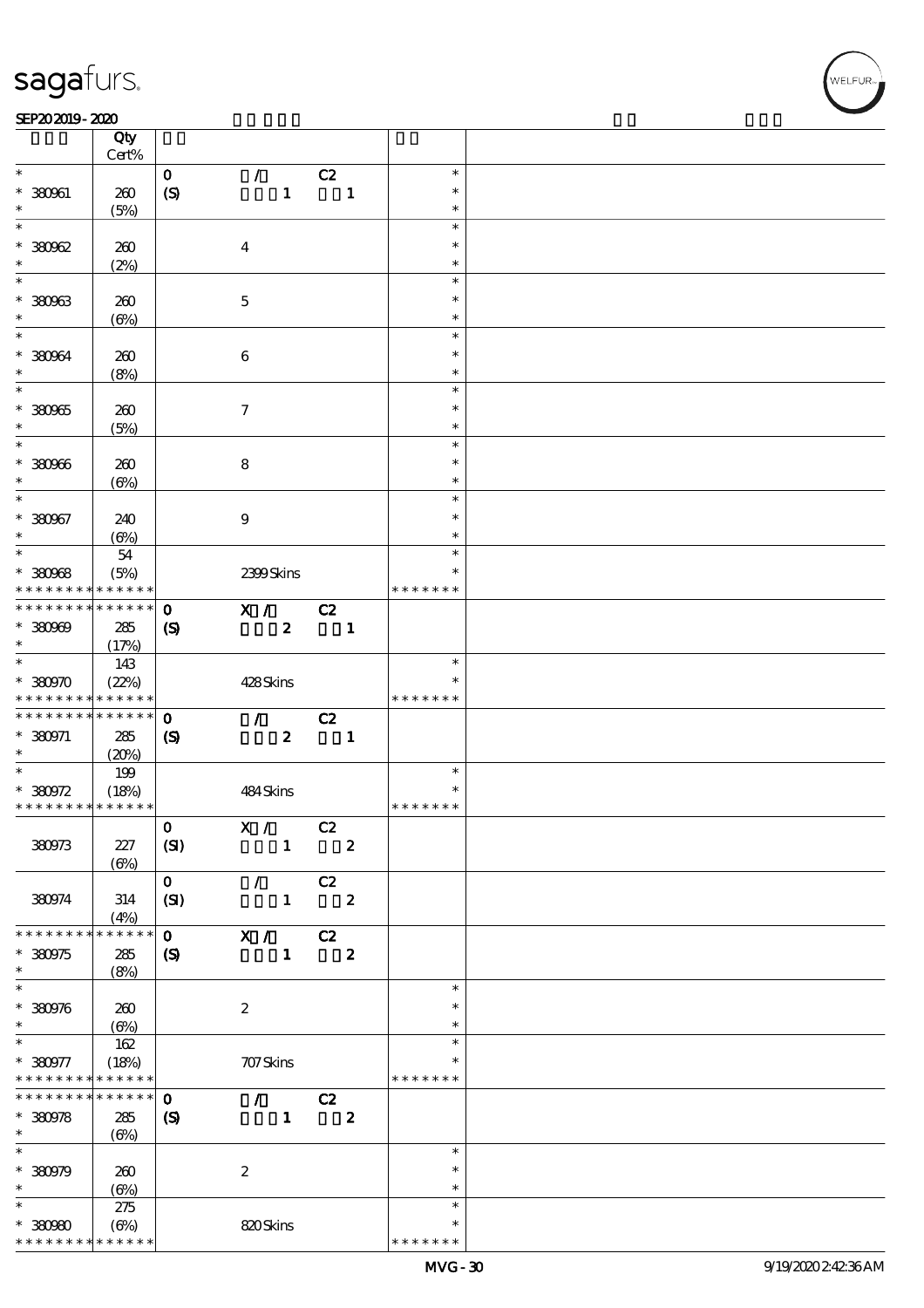| | Qty Cert% | | |
|---|---|---|---|
| * | | O / C2 | * |
| * 380961 | 260 | (S) 1 1 | * |
| * | (5%) | | * |
| * | | | * |
| * 380962 | 260 | 4 | * |
| * | (2%) | | * |
| * | | | * |
| * 380963 | 260 | 5 | * |
| * | (6%) | | * |
| * | | | * |
| * 380964 | 260 | 6 | * |
| * | (8%) | | * |
| * | | | * |
| * 380965 | 260 | 7 | * |
| * | (5%) | | * |
| * | | | * |
| * 380966 | 260 | 8 | * |
| * | (6%) | | * |
| * | | | * |
| * 380967 | 240 | 9 | * |
| * | (6%) | | * |
| * | 54 | | * |
| * 380968 | (5%) | 2399 Skins | * |
| * * * * * * * * * * * * * * | | | * * * * * * * |
| * * * * * * * * * * * * * * | | O X / C2 | |
| * 380969 | 285 | (S) 2 1 | |
| * | (17%) | | |
| * | 143 | | * |
| * 380970 | (22%) | 428 Skins | * |
| * * * * * * * * * * * * * * | | | * * * * * * * |
| * * * * * * * * * * * * * * | | O / C2 | |
| * 380971 | 285 | (S) 2 1 | |
| * | (20%) | | |
| * | 199 | | * |
| * 380972 | (18%) | 484 Skins | * |
| * * * * * * * * * * * * * * | | | * * * * * * * |
| 380973 | 227 (6%) | O X / C2 (SI) 1 2 | |
| 380974 | 314 (4%) | O / C2 (SI) 1 2 | |
| * * * * * * * * * * * * * * | | O X / C2 | |
| * 380975 | 285 | (S) 1 2 | |
| * | (8%) | | |
| * | | | * |
| * 380976 | 260 | 2 | * |
| * | (6%) | | * |
| * | 162 | | * |
| * 380977 | (18%) | 707 Skins | * |
| * * * * * * * * * * * * * * | | | * * * * * * * |
| * * * * * * * * * * * * * * | | O / C2 | |
| * 380978 | 285 | (S) 1 2 | |
| * | (6%) | | |
| * | | | * |
| * 380979 | 260 | 2 | * |
| * | (6%) | | * |
| * | 275 | | * |
| * 380980 | (6%) | 820 Skins | * |
| * * * * * * * * * * * * * * | | | * * * * * * * |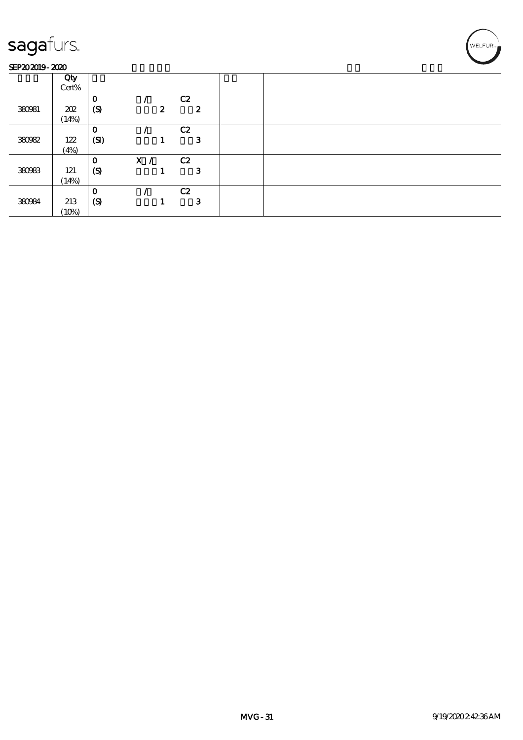| | Qty Cert% | | | | | |
|---|---|---|---|---|---|---|
| 380981 | 202 (14%) | 0 (S) | / 2 | C2 2 | | |
| 380982 | 122 (4%) | 0 (SI) | / 1 | C2 3 | | |
| 380983 | 121 (14%) | 0 (S) | X / 1 | C2 3 | | |
| 380984 | 213 (10%) | 0 (S) | / 1 | C2 3 | | |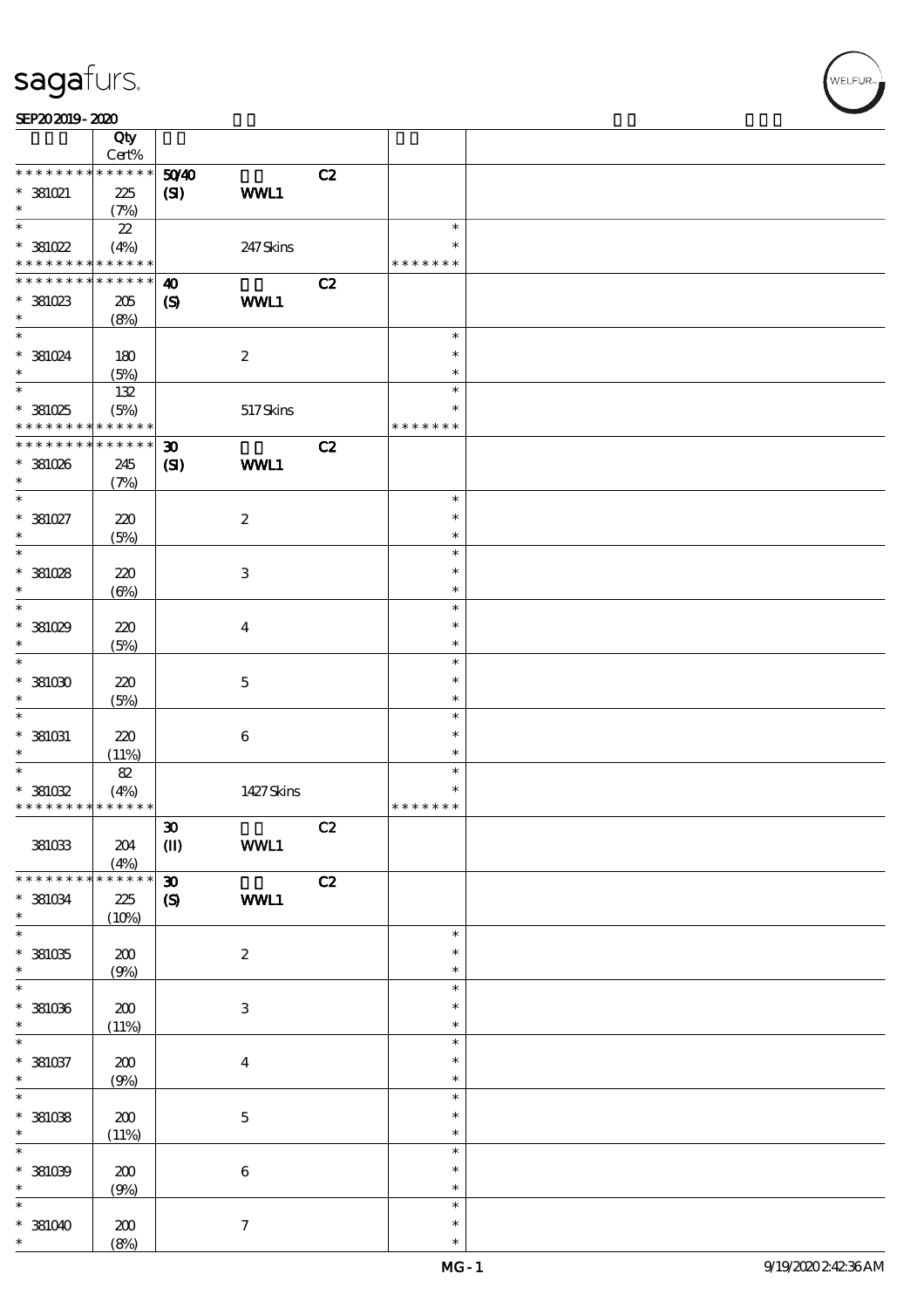| | Qty Cert% | | | | |
|---|---|---|---|---|---|
| * * * * * * * * * * * * * * | | 50/40 | | C2 | |
| * 381021 | 225 | (SI) | WWL1 | | |
| * | (7%) | | | | |
| * | 22 | | | | * |
| * 381022 | (4%) | | 247 Skins | | * |
| * * * * * * * * * * * * * * | | | | | * * * * * * * |
| * * * * * * * * * * * * * * | | 40 | | C2 | |
| * 381023 | 205 | (S) | WWL1 | | |
| * | (8%) | | | | |
| * | | | | | * |
| * 381024 | 180 | | 2 | | * |
| * | (5%) | | | | * |
| * | 132 | | | | * |
| * 381025 | (5%) | | 517 Skins | | * |
| * * * * * * * * * * * * * * | | | | | * * * * * * * |
| * * * * * * * * * * * * * * | | 30 | | C2 | |
| * 381026 | 245 | (SI) | WWL1 | | |
| * | (7%) | | | | |
| * | | | | | * |
| * 381027 | 220 | | 2 | | * |
| * | (5%) | | | | * |
| * | | | | | * |
| * 381028 | 220 | | 3 | | * |
| * | (6%) | | | | * |
| * | | | | | * |
| * 381029 | 220 | | 4 | | * |
| * | (5%) | | | | * |
| * | | | | | * |
| * 381030 | 220 | | 5 | | * |
| * | (5%) | | | | * |
| * | | | | | * |
| * 381031 | 220 | | 6 | | * |
| * | (11%) | | | | * |
| * | 82 | | | | * |
| * 381032 | (4%) | | 1427 Skins | | * |
| * * * * * * * * * * * * * * | | | | | * * * * * * * |
| | | 30 | | C2 | |
| 381033 | 204 | (II) | WWL1 | | |
| | (4%) | | | | |
| * * * * * * * * * * * * * * | | 30 | | C2 | |
| * 381034 | 225 | (S) | WWL1 | | |
| * | (10%) | | | | |
| * | | | | | * |
| * 381035 | 200 | | 2 | | * |
| * | (9%) | | | | * |
| * | | | | | * |
| * 381036 | 200 | | 3 | | * |
| * | (11%) | | | | * |
| * | | | | | * |
| * 381037 | 200 | | 4 | | * |
| * | (9%) | | | | * |
| * | | | | | * |
| * 381038 | 200 | | 5 | | * |
| * | (11%) | | | | * |
| * | | | | | * |
| * 381039 | 200 | | 6 | | * |
| * | (9%) | | | | * |
| * | | | | | * |
| * 381040 | 200 | | 7 | | * |
| * | (8%) | | | | * |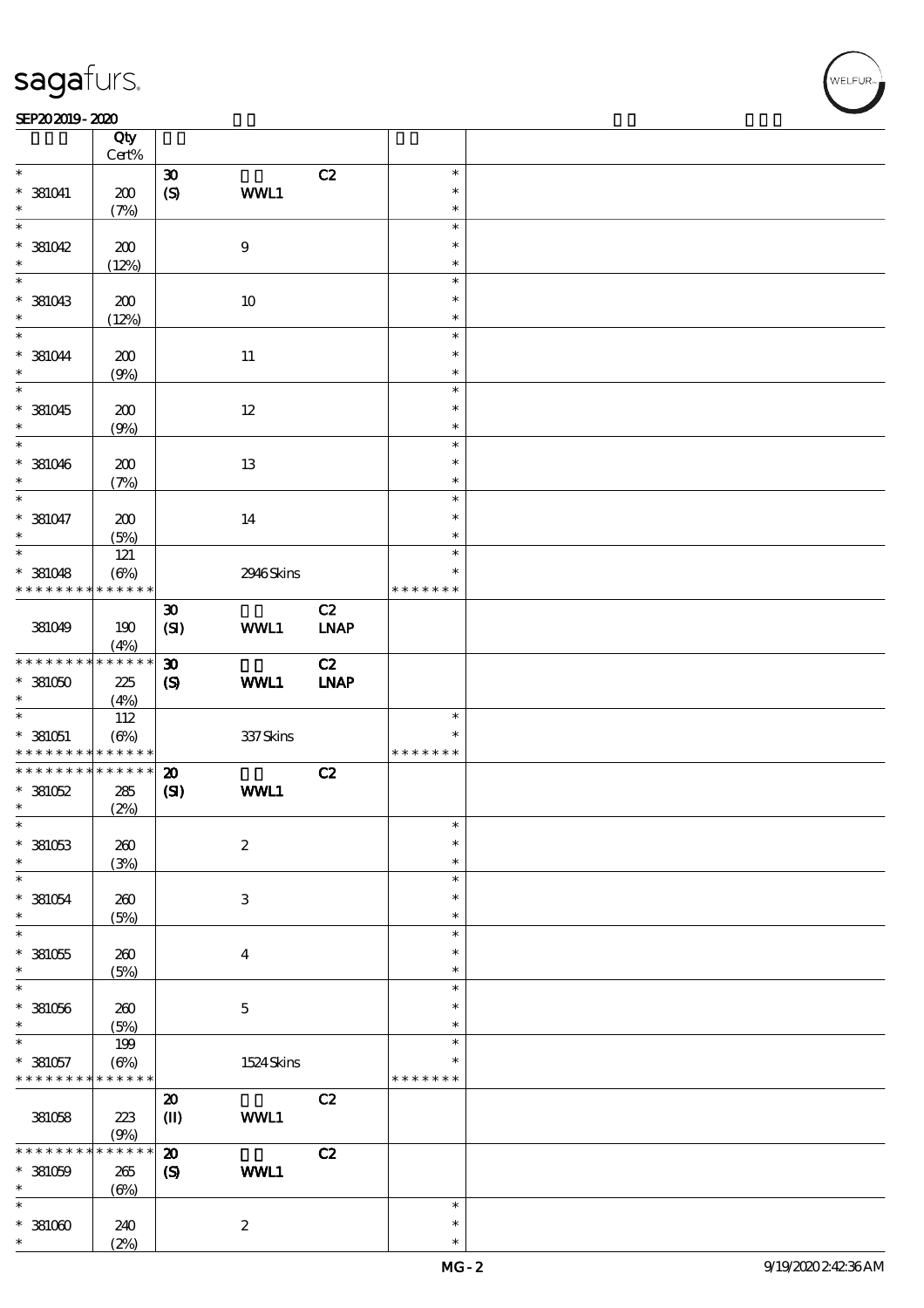| | Qty Cert% | | | | | |
|---|---|---|---|---|---|---|
| * | | 30 | | C2 | * | |
| * 381041 | 200 | (S) | WWL1 | | * | |
| * | (7%) | | | | * | |
| * | | | | | * | |
| * 381042 | 200 | | 9 | | * | |
| * | (12%) | | | | * | |
| * | | | | | * | |
| * 381043 | 200 | | 10 | | * | |
| * | (12%) | | | | * | |
| * | | | | | * | |
| * 381044 | 200 | | 11 | | * | |
| * | (9%) | | | | * | |
| * | | | | | * | |
| * 381045 | 200 | | 12 | | * | |
| * | (9%) | | | | * | |
| * | | | | | * | |
| * 381046 | 200 | | 13 | | * | |
| * | (7%) | | | | * | |
| * | | | | | * | |
| * 381047 | 200 | | 14 | | * | |
| * | (5%) | | | | * | |
| * | 121 | | | | * | |
| * 381048 | (6%) | | 2946 Skins | | * | |
| * * * * * * * * * * * * * * | | | | | * * * * * * * | |
| | | 30 | | C2 | | |
| 381049 | 190 | (SI) | WWL1 | LNAP | | |
| | (4%) | | | | | |
| * * * * * * * * * * * * * * | | 30 | | C2 | | |
| * 381050 | 225 | (S) | WWL1 | LNAP | | |
| * | (4%) | | | | | |
| * | 112 | | | | * | |
| * 381051 | (6%) | | 337 Skins | | * | |
| * * * * * * * * * * * * * * | | | | | * * * * * * * | |
| * * * * * * * * * * * * * * | | 20 | | C2 | | |
| * 381052 | 285 | (SI) | WWL1 | | | |
| * | (2%) | | | | | |
| * | | | | | * | |
| * 381053 | 260 | | 2 | | * | |
| * | (3%) | | | | * | |
| * | | | | | * | |
| * 381054 | 260 | | 3 | | * | |
| * | (5%) | | | | * | |
| * | | | | | * | |
| * 381055 | 260 | | 4 | | * | |
| * | (5%) | | | | * | |
| * | | | | | * | |
| * 381056 | 260 | | 5 | | * | |
| * | (5%) | | | | * | |
| * | 199 | | | | * | |
| * 381057 | (6%) | | 1524 Skins | | * | |
| * * * * * * * * * * * * * * | | | | | * * * * * * * | |
| | | 20 | | C2 | | |
| 381058 | 223 | (II) | WWL1 | | | |
| | (9%) | | | | | |
| * * * * * * * * * * * * * * | | 20 | | C2 | | |
| * 381059 | 265 | (S) | WWL1 | | | |
| * | (6%) | | | | | |
| * | | | | | * | |
| * 381060 | 240 | | 2 | | * | |
| * | (2%) | | | | * | |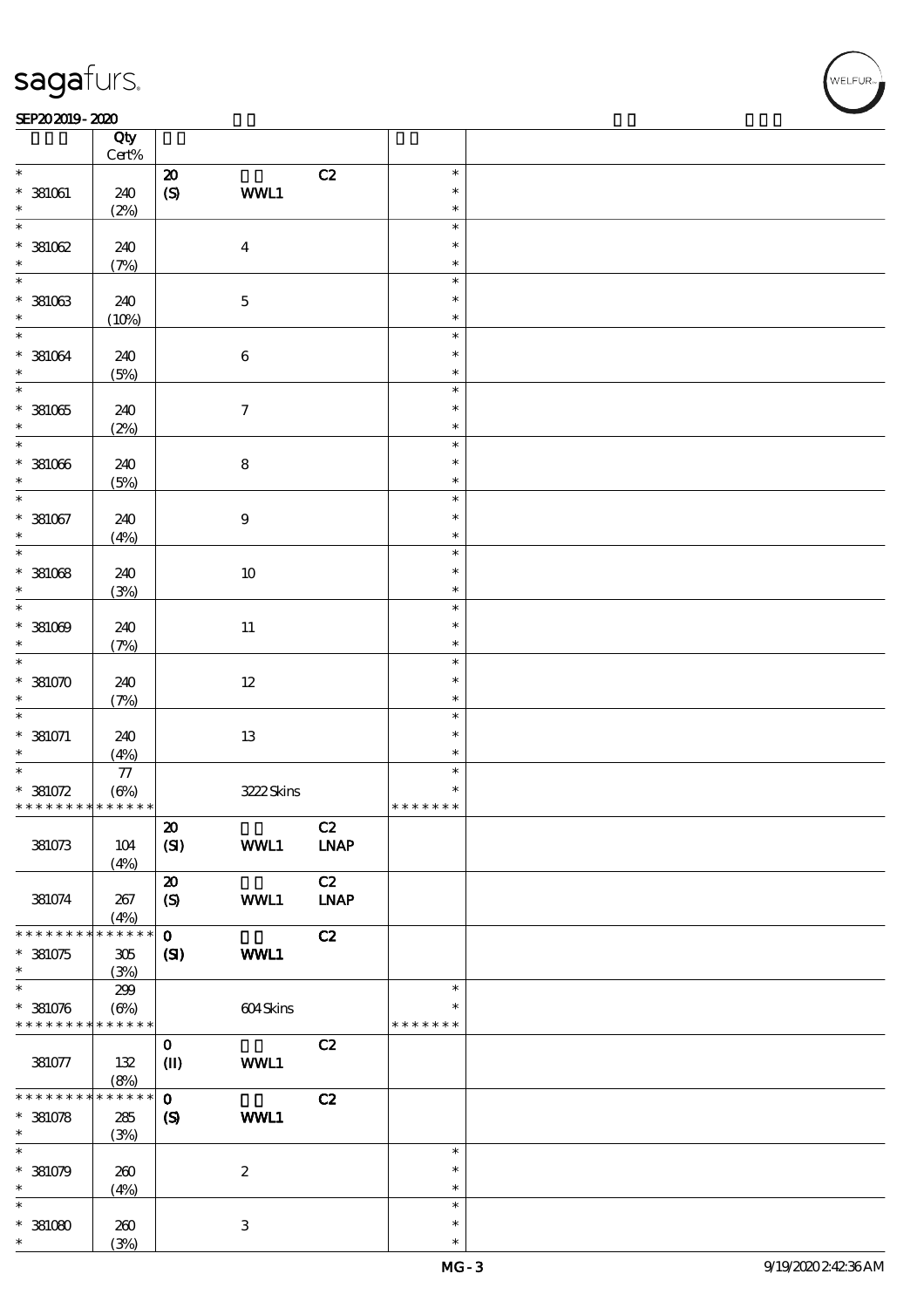| | Qty Cert% | | | | | |
|---|---|---|---|---|---|---|
| * | | 20 | | C2 | * | |
| * 381061 | 240 | (S) | WWL1 | | * | |
| * | (2%) | | | | * | |
| * | | | | | * | |
| * 381062 | 240 | | 4 | | * | |
| * | (7%) | | | | * | |
| * | | | | | * | |
| * 381063 | 240 | | 5 | | * | |
| * | (10%) | | | | * | |
| * | | | | | * | |
| * 381064 | 240 | | 6 | | * | |
| * | (5%) | | | | * | |
| * | | | | | * | |
| * 381065 | 240 | | 7 | | * | |
| * | (2%) | | | | * | |
| * | | | | | * | |
| * 381066 | 240 | | 8 | | * | |
| * | (5%) | | | | * | |
| * | | | | | * | |
| * 381067 | 240 | | 9 | | * | |
| * | (4%) | | | | * | |
| * | | | | | * | |
| * 381068 | 240 | | 10 | | * | |
| * | (3%) | | | | * | |
| * | | | | | * | |
| * 381069 | 240 | | 11 | | * | |
| * | (7%) | | | | * | |
| * | | | | | * | |
| * 381070 | 240 | | 12 | | * | |
| * | (7%) | | | | * | |
| * | | | | | * | |
| * 381071 | 240 | | 13 | | * | |
| * | (4%) | | | | * | |
| * | 77 | | | | * | |
| * 381072 | (6%) | | 3222 Skins | | * | |
| * * * * * * * * * * * * * * | | | | | * * * * * * * | |
| | | 20 | | C2 | | |
| 381073 | 104 | (SI) | WWL1 | LNAP | | |
| | (4%) | | | | | |
| | | 20 | | C2 | | |
| 381074 | 267 | (S) | WWL1 | LNAP | | |
| | (4%) | | | | | |
| * * * * * * * * * * * * * * | | 0 | | C2 | | |
| * 381075 | 305 | (SI) | WWL1 | | | |
| * | (3%) | | | | | |
| * | 299 | | | | * | |
| * 381076 | (6%) | | 604 Skins | | * | |
| * * * * * * * * * * * * * * | | | | | * * * * * * * | |
| | | 0 | | C2 | | |
| 381077 | 132 | (II) | WWL1 | | | |
| | (8%) | | | | | |
| * * * * * * * * * * * * * * | | 0 | | C2 | | |
| * 381078 | 285 | (S) | WWL1 | | | |
| * | (3%) | | | | | |
| * | | | | | * | |
| * 381079 | 260 | | 2 | | * | |
| * | (4%) | | | | * | |
| * | | | | | * | |
| * 381080 | 260 | | 3 | | * | |
| * | (3%) | | | | * | |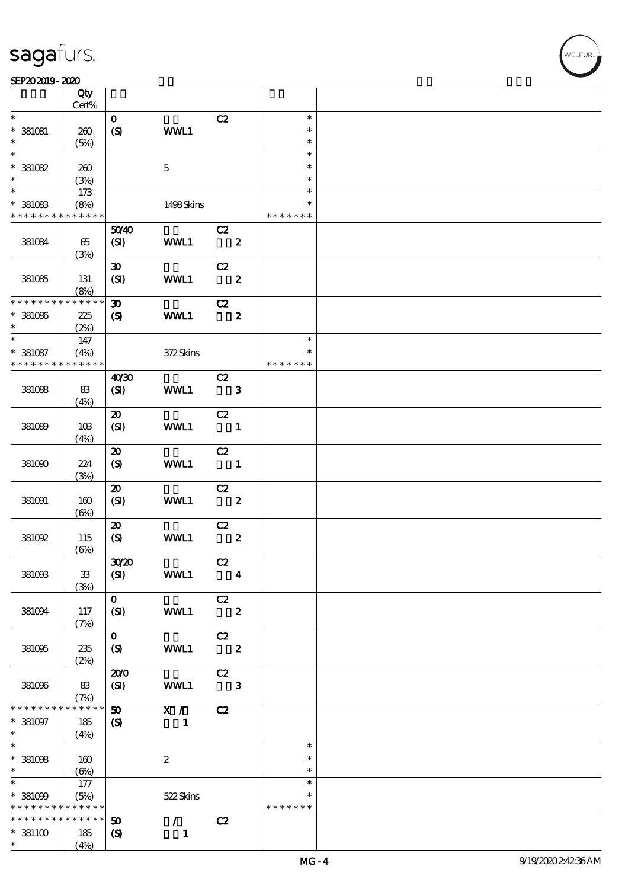| | Qty Cert% | | | | | |
|---|---|---|---|---|---|---|
| * | | 0 | | C2 | * | |
| * 381081 | 260 | (S) | WWL1 | | * | |
| * | (5%) | | | | * | |
| * | | | | | * | |
| * 381082 | 260 | | 5 | | * | |
| * | (3%) | | | | * | |
| * | 173 | | | | * | |
| * 381083 | (8%) | | 1498 Skins | | * | |
| * * * * * * * * * * * * * * | | | | | * * * * * * * | |
| | | 50/40 | | C2 | | |
| 381084 | 65 | (SI) | WWL1 | 2 | | |
| | (3%) | | | | | |
| | | 30 | | C2 | | |
| 381085 | 131 | (SI) | WWL1 | 2 | | |
| | (8%) | | | | | |
| * * * * * * * * * * * * * * | | 30 | | C2 | | |
| * 381086 | 225 | (S) | WWL1 | 2 | | |
| * | (2%) | | | | | |
| * | 147 | | | | * | |
| * 381087 | (4%) | | 372 Skins | | * | |
| * * * * * * * * * * * * * * | | | | | * * * * * * * | |
| | | 40/30 | | C2 | | |
| 381088 | 83 | (SI) | WWL1 | 3 | | |
| | (4%) | | | | | |
| | | 20 | | C2 | | |
| 381089 | 103 | (SI) | WWL1 | 1 | | |
| | (4%) | | | | | |
| | | 20 | | C2 | | |
| 381090 | 224 | (S) | WWL1 | 1 | | |
| | (3%) | | | | | |
| | | 20 | | C2 | | |
| 381091 | 160 | (SI) | WWL1 | 2 | | |
| | (6%) | | | | | |
| | | 20 | | C2 | | |
| 381092 | 115 | (S) | WWL1 | 2 | | |
| | (6%) | | | | | |
| | | 30/20 | | C2 | | |
| 381093 | 33 | (SI) | WWL1 | 4 | | |
| | (3%) | | | | | |
| | | 0 | | C2 | | |
| 381094 | 117 | (SI) | WWL1 | 2 | | |
| | (7%) | | | | | |
| | | 0 | | C2 | | |
| 381095 | 235 | (S) | WWL1 | 2 | | |
| | (2%) | | | | | |
| | | 20/0 | | C2 | | |
| 381096 | 83 | (SI) | WWL1 | 3 | | |
| | (7%) | | | | | |
| * * * * * * * * * * * * * * | | 50 | X / | C2 | | |
| * 381097 | 185 | (S) | 1 | | | |
| * | (4%) | | | | | |
| * | | | | | * | |
| * 381098 | 160 | | 2 | | * | |
| * | (6%) | | | | * | |
| * | 177 | | | | * | |
| * 381099 | (5%) | | 522 Skins | | * | |
| * * * * * * * * * * * * * * | | | | | * * * * * * * | |
| * * * * * * * * * * * * * * | | 50 | / | C2 | | |
| * 381100 | 185 | (S) | 1 | | | |
| * | (4%) | | | | | |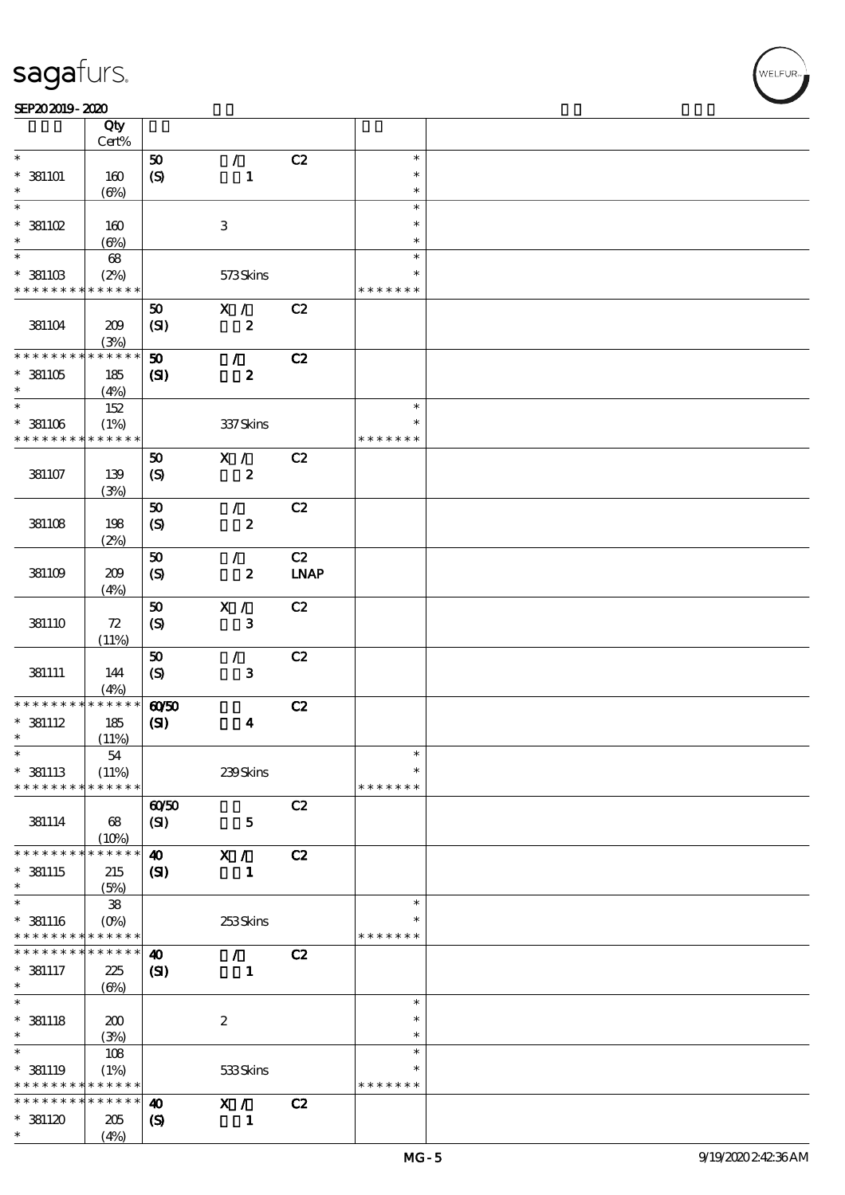| | Qty Cert% | | | | | |
|---|---|---|---|---|---|---|
| * | | 50 | / | C2 | * | |
| * 381101 | 160 | (S) | 1 | | * | |
| * | (6%) | | | | * | |
| * | | | | | * | |
| * 381102 | 160 | | 3 | | * | |
| * | (6%) | | | | * | |
| * | 68 | | | | * | |
| * 381103 | (2%) | | 573 Skins | | * | |
| * * * * * * * * * * * * * * | | | | | * * * * * * * | |
| | | 50 | X / | C2 | | |
| 381104 | 209 | (SI) | 2 | | | |
| | (3%) | | | | | |
| * * * * * * * * * * * * * * | | 50 | / | C2 | | |
| * 381105 | 185 | (SI) | 2 | | | |
| * | (4%) | | | | | |
| * | 152 | | | | * | |
| * 381106 | (1%) | | 337 Skins | | * | |
| * * * * * * * * * * * * * * | | | | | * * * * * * * | |
| | | 50 | X / | C2 | | |
| 381107 | 139 | (S) | 2 | | | |
| | (3%) | | | | | |
| | | 50 | / | C2 | | |
| 381108 | 198 | (S) | 2 | | | |
| | (2%) | | | | | |
| | | 50 | / | C2 | | |
| 381109 | 209 | (S) | 2 | LNAP | | |
| | (4%) | | | | | |
| | | 50 | X / | C2 | | |
| 381110 | 72 | (S) | 3 | | | |
| | (11%) | | | | | |
| | | 50 | / | C2 | | |
| 381111 | 144 | (S) | 3 | | | |
| | (4%) | | | | | |
| * * * * * * * * * * * * * * | | 60/50 | | C2 | | |
| * 381112 | 185 | (SI) | 4 | | | |
| * | (11%) | | | | | |
| * | 54 | | | | * | |
| * 381113 | (11%) | | 239 Skins | | * | |
| * * * * * * * * * * * * * * | | | | | * * * * * * * | |
| | | 60/50 | | C2 | | |
| 381114 | 68 | (SI) | 5 | | | |
| | (10%) | | | | | |
| * * * * * * * * * * * * * * | | 40 | X / | C2 | | |
| * 381115 | 215 | (SI) | 1 | | | |
| * | (5%) | | | | | |
| * | 38 | | | | * | |
| * 381116 | (0%) | | 253 Skins | | * | |
| * * * * * * * * * * * * * * | | | | | * * * * * * * | |
| * * * * * * * * * * * * * * | | 40 | / | C2 | | |
| * 381117 | 225 | (SI) | 1 | | | |
| * | (6%) | | | | | |
| * | | | | | * | |
| * 381118 | 200 | | 2 | | * | |
| * | (3%) | | | | * | |
| * | 108 | | | | * | |
| * 381119 | (1%) | | 533 Skins | | * | |
| * * * * * * * * * * * * * * | | | | | * * * * * * * | |
| * * * * * * * * * * * * * * | | 40 | X / | C2 | | |
| * 381120 | 205 | (S) | 1 | | | |
| * | (4%) | | | | | |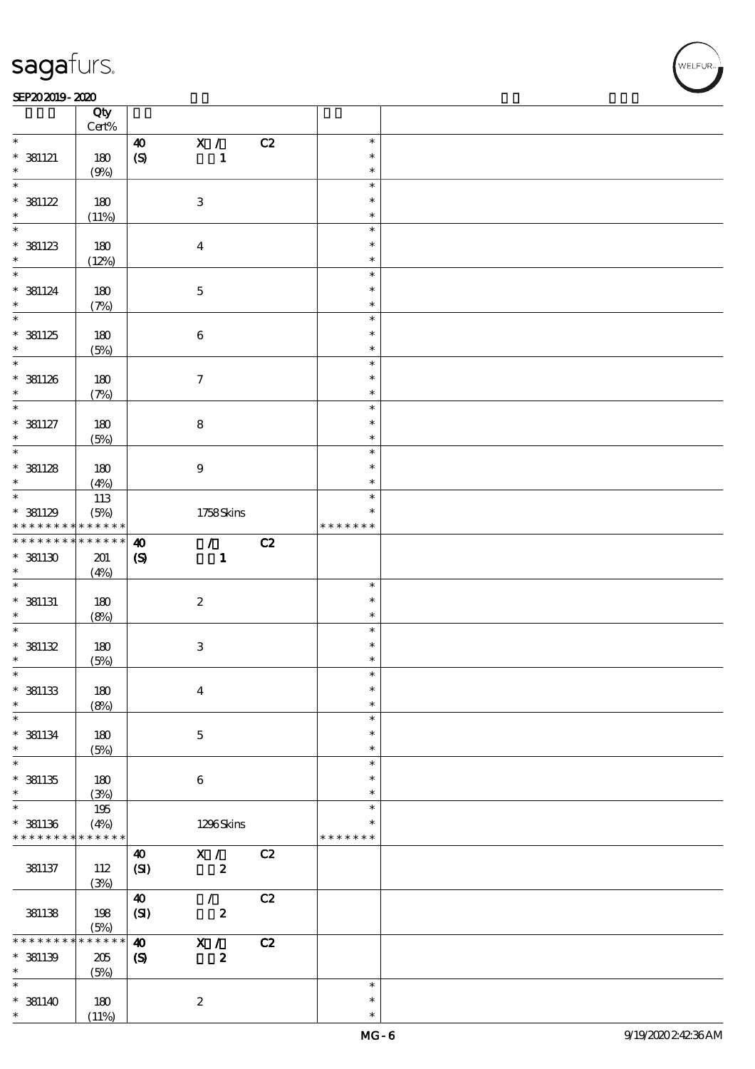| | Qty Cert% | | |
|---|---|---|---|
| * | | 40 X / C2 | * |
| * 381121 | 180 | (S) 1 | * |
| * | (9%) | | * |
| * | | | * |
| * 381122 | 180 | 3 | * |
| * | (11%) | | * |
| * | | | * |
| * 381123 | 180 | 4 | * |
| * | (12%) | | * |
| * | | | * |
| * 381124 | 180 | 5 | * |
| * | (7%) | | * |
| * | | | * |
| * 381125 | 180 | 6 | * |
| * | (5%) | | * |
| * | | | * |
| * 381126 | 180 | 7 | * |
| * | (7%) | | * |
| * | | | * |
| * 381127 | 180 | 8 | * |
| * | (5%) | | * |
| * | | | * |
| * 381128 | 180 | 9 | * |
| * | (4%) | | * |
| * | 113 | | * |
| * 381129 | (5%) | 1758 Skins | * |
| * * * * * * * * * * * * * * | | | * * * * * * * |
| * * * * * * * * * * * * * * | | 40 / C2 | |
| * 381130 | 201 | (S) 1 | |
| * | (4%) | | |
| * | | | * |
| * 381131 | 180 | 2 | * |
| * | (8%) | | * |
| * | | | * |
| * 381132 | 180 | 3 | * |
| * | (5%) | | * |
| * | | | * |
| * 381133 | 180 | 4 | * |
| * | (8%) | | * |
| * | | | * |
| * 381134 | 180 | 5 | * |
| * | (5%) | | * |
| * | | | * |
| * 381135 | 180 | 6 | * |
| * | (3%) | | * |
| * | 195 | | * |
| * 381136 | (4%) | 1296 Skins | * |
| * * * * * * * * * * * * * * | | | * * * * * * * |
| | | 40 X / C2 | |
| 381137 | 112 (3%) | (SI) 2 | |
| | | 40 / C2 | |
| 381138 | 198 (5%) | (SI) 2 | |
| * * * * * * * * * * * * * * | | 40 X / C2 | |
| * 381139 | 205 | (S) 2 | |
| * | (5%) | | |
| * | | | * |
| * 381140 | 180 | 2 | * |
| * | (11%) | | * |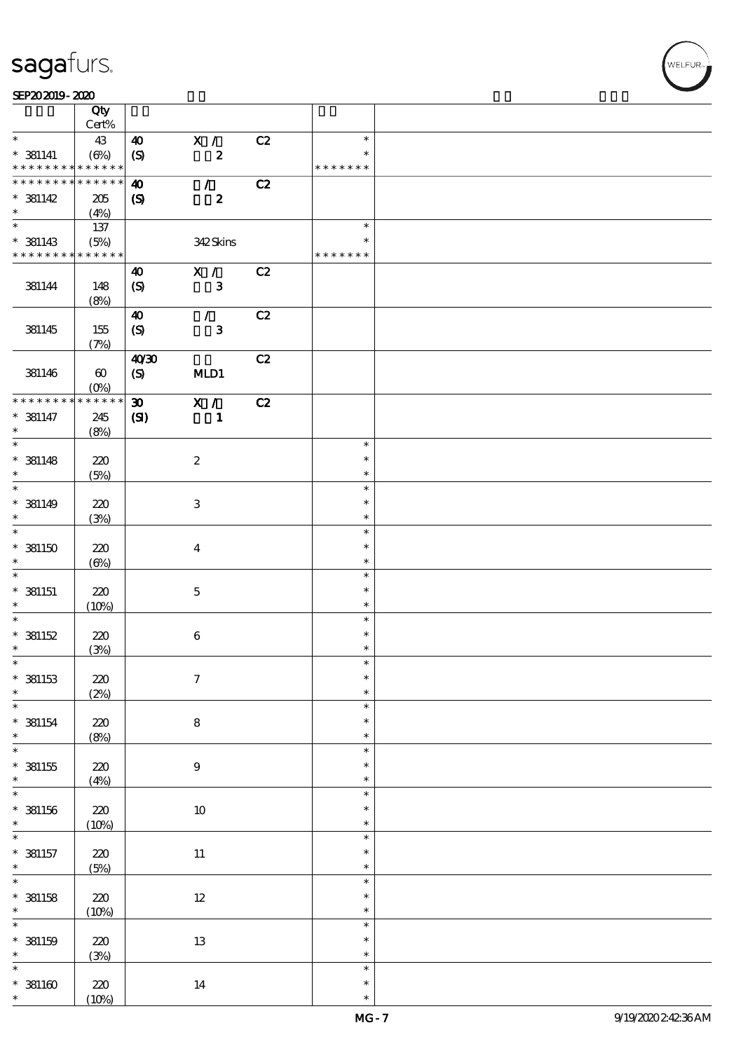| | Qty Cert% | | | | | |
|---|---|---|---|---|---|---|
| * | 43 | 40 | X / | C2 | * | |
| * 381141 | (6%) | (S) | 2 | | * | |
| * * * * * * * * * * * * * * | | | | | * * * * * * * | |
| * * * * * * * * * * * * * * | | 40 | / | C2 | | |
| * 381142 | 205 | (S) | 2 | | | |
| * | (4%) | | | | | |
| * | 137 | | | | * | |
| * 381143 | (5%) | | 342 Skins | | * | |
| * * * * * * * * * * * * * * | | | | | * * * * * * * | |
| | | 40 | X / | C2 | | |
| 381144 | 148 | (S) | 3 | | | |
| | (8%) | | | | | |
| | | 40 | / | C2 | | |
| 381145 | 155 | (S) | 3 | | | |
| | (7%) | | | | | |
| | | 40/30 | | C2 | | |
| 381146 | 60 | (S) | MLD1 | | | |
| | (0%) | | | | | |
| * * * * * * * * * * * * * * | | 30 | X / | C2 | | |
| * 381147 | 245 | (SI) | 1 | | | |
| * | (8%) | | | | | |
| * | | | | | * | |
| * 381148 | 220 | | 2 | | * | |
| * | (5%) | | | | * | |
| * | | | | | * | |
| * 381149 | 220 | | 3 | | * | |
| * | (3%) | | | | * | |
| * | | | | | * | |
| * 381150 | 220 | | 4 | | * | |
| * | (6%) | | | | * | |
| * | | | | | * | |
| * 381151 | 220 | | 5 | | * | |
| * | (10%) | | | | * | |
| * | | | | | * | |
| * 381152 | 220 | | 6 | | * | |
| * | (3%) | | | | * | |
| * | | | | | * | |
| * 381153 | 220 | | 7 | | * | |
| * | (2%) | | | | * | |
| * | | | | | * | |
| * 381154 | 220 | | 8 | | * | |
| * | (8%) | | | | * | |
| * | | | | | * | |
| * 381155 | 220 | | 9 | | * | |
| * | (4%) | | | | * | |
| * | | | | | * | |
| * 381156 | 220 | | 10 | | * | |
| * | (10%) | | | | * | |
| * | | | | | * | |
| * 381157 | 220 | | 11 | | * | |
| * | (5%) | | | | * | |
| * | | | | | * | |
| * 381158 | 220 | | 12 | | * | |
| * | (10%) | | | | * | |
| * | | | | | * | |
| * 381159 | 220 | | 13 | | * | |
| * | (3%) | | | | * | |
| * | | | | | * | |
| * 381160 | 220 | | 14 | | * | |
| * | (10%) | | | | * | |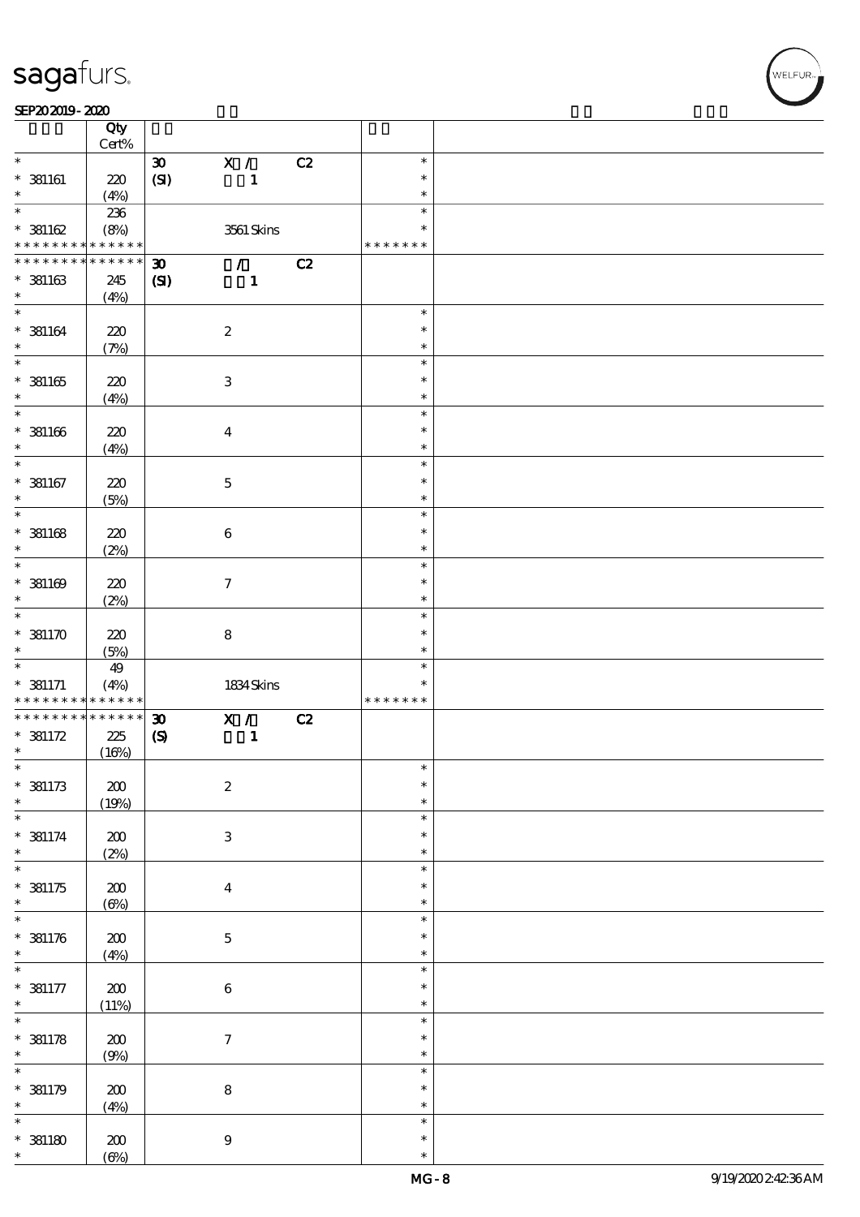| | Qty Cert% | | | | | |
|---|---|---|---|---|---|---|
| * | | 30 | X / | C2 | * | |
| * 381161 | 220 | (SI) | 1 | | * | |
| * | (4%) | | | | * | |
| * | 236 | | | | * | |
| * 381162 | (8%) | | 3561 Skins | | * | |
| * * * * * * * * * * * * * * | | | | | * * * * * * * | |
| * * * * * * * * * * * * * * | | 30 | / | C2 | | |
| * 381163 | 245 | (SI) | 1 | | | |
| * | (4%) | | | | | |
| * | | | | | * | |
| * 381164 | 220 | | 2 | | * | |
| * | (7%) | | | | * | |
| * | | | | | * | |
| * 381165 | 220 | | 3 | | * | |
| * | (4%) | | | | * | |
| * | | | | | * | |
| * 381166 | 220 | | 4 | | * | |
| * | (4%) | | | | * | |
| * | | | | | * | |
| * 381167 | 220 | | 5 | | * | |
| * | (5%) | | | | * | |
| * | | | | | * | |
| * 381168 | 220 | | 6 | | * | |
| * | (2%) | | | | * | |
| * | | | | | * | |
| * 381169 | 220 | | 7 | | * | |
| * | (2%) | | | | * | |
| * | | | | | * | |
| * 381170 | 220 | | 8 | | * | |
| * | (5%) | | | | * | |
| * | 49 | | | | * | |
| * 381171 | (4%) | | 1834 Skins | | * | |
| * * * * * * * * * * * * * * | | | | | * * * * * * * | |
| * * * * * * * * * * * * * * | | 30 | X / | C2 | | |
| * 381172 | 225 | (S) | 1 | | | |
| * | (16%) | | | | | |
| * | | | | | * | |
| * 381173 | 200 | | 2 | | * | |
| * | (19%) | | | | * | |
| * | | | | | * | |
| * 381174 | 200 | | 3 | | * | |
| * | (2%) | | | | * | |
| * | | | | | * | |
| * 381175 | 200 | | 4 | | * | |
| * | (6%) | | | | * | |
| * | | | | | * | |
| * 381176 | 200 | | 5 | | * | |
| * | (4%) | | | | * | |
| * | | | | | * | |
| * 381177 | 200 | | 6 | | * | |
| * | (11%) | | | | * | |
| * | | | | | * | |
| * 381178 | 200 | | 7 | | * | |
| * | (9%) | | | | * | |
| * | | | | | * | |
| * 381179 | 200 | | 8 | | * | |
| * | (4%) | | | | * | |
| * | | | | | * | |
| * 381180 | 200 | | 9 | | * | |
| * | (6%) | | | | * | |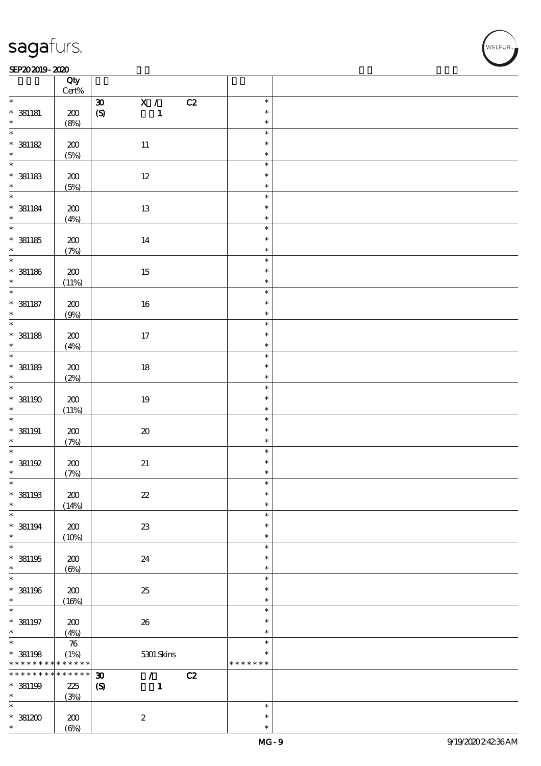# sagafurs.

SEP20 2019 - 2020

| | Qty Cert% | | | | |
|---|---|---|---|---|---|
| * | | 30 | X / C2 | * | |
| * 381181 | 200 | (S) | 1 | * | |
| * | (8%) | | | * | |
| * | | | | * | |
| * 381182 | 200 | | 11 | * | |
| * | (5%) | | | * | |
| * | | | | * | |
| * 381183 | 200 | | 12 | * | |
| * | (5%) | | | * | |
| * | | | | * | |
| * 381184 | 200 | | 13 | * | |
| * | (4%) | | | * | |
| * | | | | * | |
| * 381185 | 200 | | 14 | * | |
| * | (7%) | | | * | |
| * | | | | * | |
| * 381186 | 200 | | 15 | * | |
| * | (11%) | | | * | |
| * | | | | * | |
| * 381187 | 200 | | 16 | * | |
| * | (9%) | | | * | |
| * | | | | * | |
| * 381188 | 200 | | 17 | * | |
| * | (4%) | | | * | |
| * | | | | * | |
| * 381189 | 200 | | 18 | * | |
| * | (2%) | | | * | |
| * | | | | * | |
| * 381190 | 200 | | 19 | * | |
| * | (11%) | | | * | |
| * | | | | * | |
| * 381191 | 200 | | 20 | * | |
| * | (7%) | | | * | |
| * | | | | * | |
| * 381192 | 200 | | 21 | * | |
| * | (7%) | | | * | |
| * | | | | * | |
| * 381193 | 200 | | 22 | * | |
| * | (14%) | | | * | |
| * | | | | * | |
| * 381194 | 200 | | 23 | * | |
| * | (10%) | | | * | |
| * | | | | * | |
| * 381195 | 200 | | 24 | * | |
| * | (6%) | | | * | |
| * | | | | * | |
| * 381196 | 200 | | 25 | * | |
| * | (16%) | | | * | |
| * | | | | * | |
| * 381197 | 200 | | 26 | * | |
| * | (4%) | | | * | |
| * | 76 | | | * | |
| * 381198 | (1%) | | 5301 Skins | * | |
| * * * * * * * * * * * * * | | | | * * * * * * * | |
| * * * * * * * * * * * * * | | 30 | / C2 | | |
| * 381199 | 225 | (S) | 1 | | |
| * | (3%) | | | | |
| * | | | | * | |
| * 381200 | 200 | | 2 | * | |
| * | (6%) | | | * | |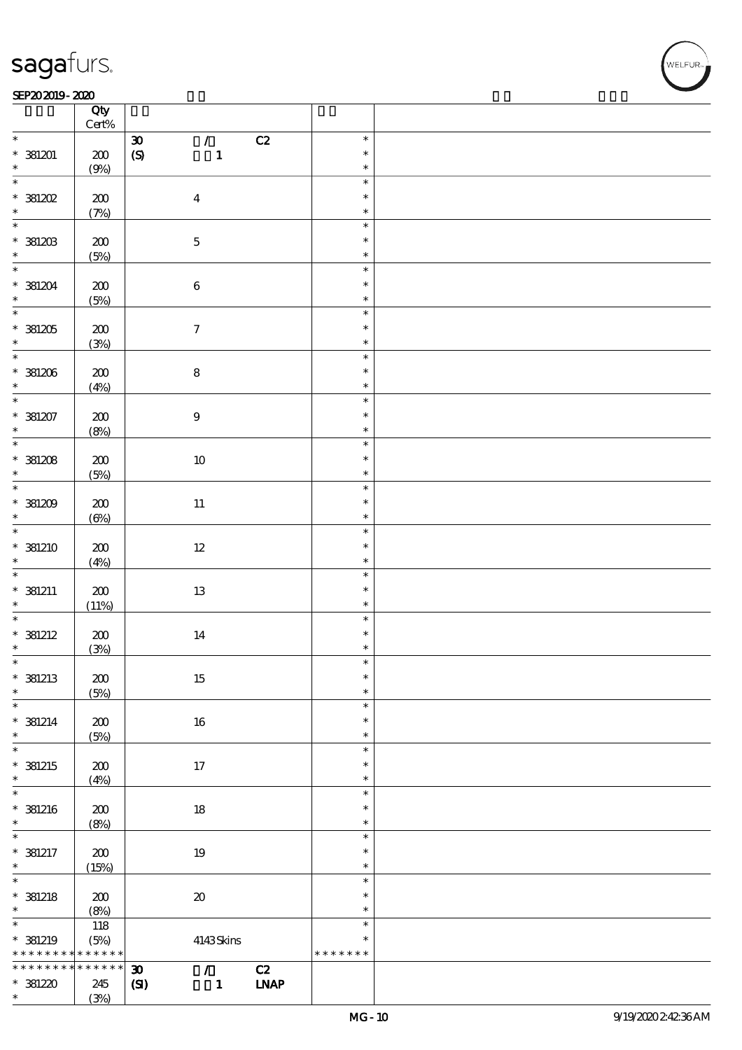| | Qty Cert% | | | |
|---|---|---|---|---|
| * | | 30 / C2 | * | |
| * 381201 | 200 | (S) 1 | * | |
| * | (9%) | | * | |
| * | | | * | |
| * 381202 | 200 | 4 | * | |
| * | (7%) | | * | |
| * | | | * | |
| * 381203 | 200 | 5 | * | |
| * | (5%) | | * | |
| * | | | * | |
| * 381204 | 200 | 6 | * | |
| * | (5%) | | * | |
| * | | | * | |
| * 381205 | 200 | 7 | * | |
| * | (3%) | | * | |
| * | | | * | |
| * 381206 | 200 | 8 | * | |
| * | (4%) | | * | |
| * | | | * | |
| * 381207 | 200 | 9 | * | |
| * | (8%) | | * | |
| * | | | * | |
| * 381208 | 200 | 10 | * | |
| * | (5%) | | * | |
| * | | | * | |
| * 381209 | 200 | 11 | * | |
| * | (6%) | | * | |
| * | | | * | |
| * 381210 | 200 | 12 | * | |
| * | (4%) | | * | |
| * | | | * | |
| * 381211 | 200 | 13 | * | |
| * | (11%) | | * | |
| * | | | * | |
| * 381212 | 200 | 14 | * | |
| * | (3%) | | * | |
| * | | | * | |
| * 381213 | 200 | 15 | * | |
| * | (5%) | | * | |
| * | | | * | |
| * 381214 | 200 | 16 | * | |
| * | (5%) | | * | |
| * | | | * | |
| * 381215 | 200 | 17 | * | |
| * | (4%) | | * | |
| * | | | * | |
| * 381216 | 200 | 18 | * | |
| * | (8%) | | * | |
| * | | | * | |
| * 381217 | 200 | 19 | * | |
| * | (15%) | | * | |
| * | | | * | |
| * 381218 | 200 | 20 | * | |
| * | (8%) | | * | |
| * | 118 | | * | |
| * 381219 | (5%) | 4143 Skins | * | |
| * * * * * * * * * * * * * | | | * * * * * * * | |
| * * * * * * * * * * * * * | | 30 / C2 | | |
| * 381220 | 245 | (SI) 1 LNAP | | |
| * | (3%) | | | |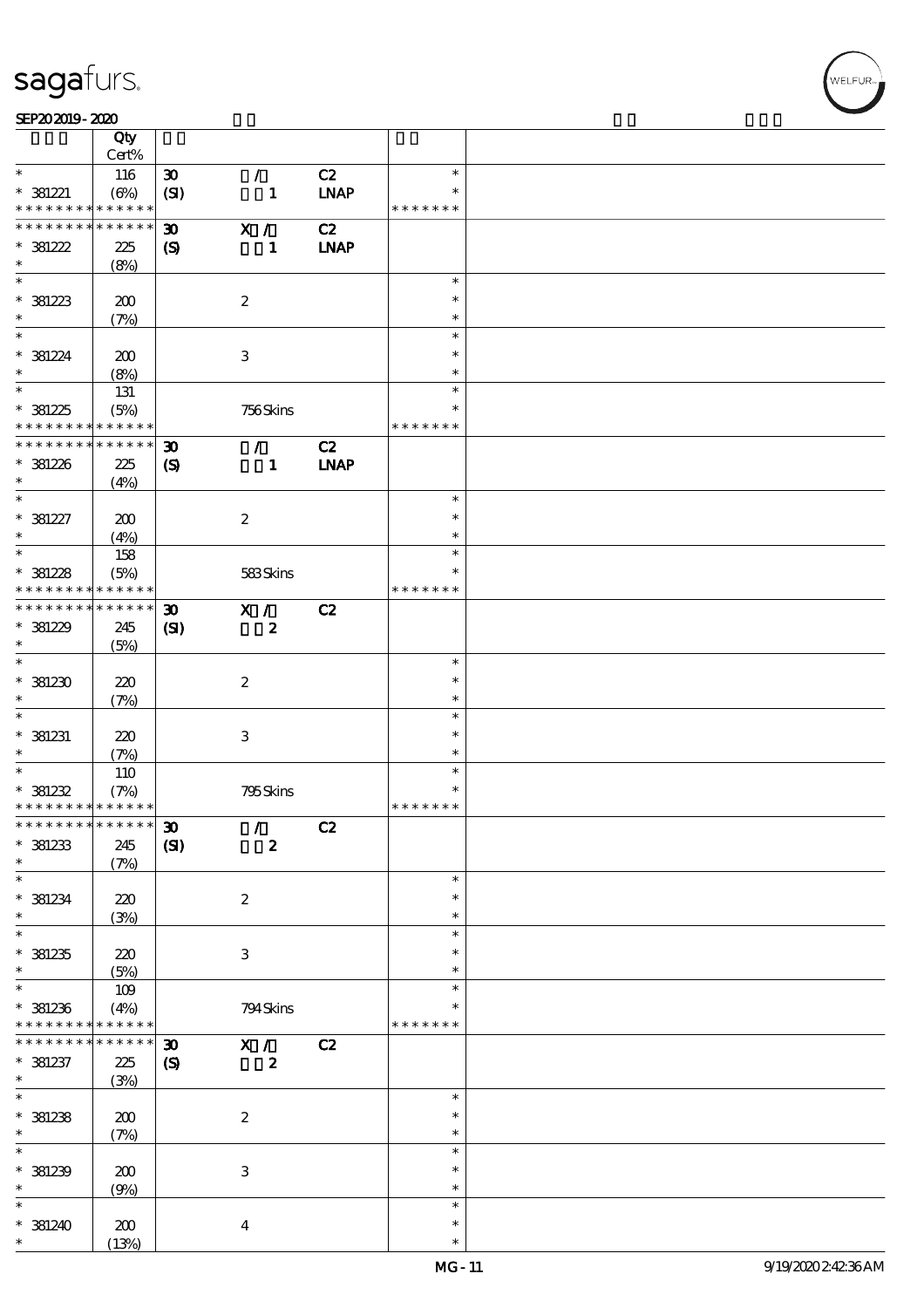| | Qty Cert% | | | | | |
|---|---|---|---|---|---|---|
| * | 116 | 30 | / | C2 | * | |
| * 381221 | (6%) | (SI) | 1 | LNAP | * | |
| * * * * * * * * * * * * * * | | | | | * * * * * * * | |
| * * * * * * * * * * * * * * | | 30 | X / | C2 | | |
| * 381222 | 225 | (S) | 1 | LNAP | | |
| * | (8%) | | | | | |
| * | | | | | * | |
| * 381223 | 200 | | 2 | | * | |
| * | (7%) | | | | * | |
| * | | | | | * | |
| * 381224 | 200 | | 3 | | * | |
| * | (8%) | | | | * | |
| * | 131 | | | | * | |
| * 381225 | (5%) | | 756 Skins | | * | |
| * * * * * * * * * * * * * * | | | | | * * * * * * * | |
| * * * * * * * * * * * * * * | | 30 | / | C2 | | |
| * 381226 | 225 | (S) | 1 | LNAP | | |
| * | (4%) | | | | | |
| * | | | | | * | |
| * 381227 | 200 | | 2 | | * | |
| * | (4%) | | | | * | |
| * | 158 | | | | * | |
| * 381228 | (5%) | | 583 Skins | | * | |
| * * * * * * * * * * * * * * | | | | | * * * * * * * | |
| * * * * * * * * * * * * * * | | 30 | X / | C2 | | |
| * 381229 | 245 | (SI) | 2 | | | |
| * | (5%) | | | | | |
| * | | | | | * | |
| * 381230 | 220 | | 2 | | * | |
| * | (7%) | | | | * | |
| * | | | | | * | |
| * 381231 | 220 | | 3 | | * | |
| * | (7%) | | | | * | |
| * | 110 | | | | * | |
| * 381232 | (7%) | | 795 Skins | | * | |
| * * * * * * * * * * * * * * | | | | | * * * * * * * | |
| * * * * * * * * * * * * * * | | 30 | / | C2 | | |
| * 381233 | 245 | (SI) | 2 | | | |
| * | (7%) | | | | | |
| * | | | | | * | |
| * 381234 | 220 | | 2 | | * | |
| * | (3%) | | | | * | |
| * | | | | | * | |
| * 381235 | 220 | | 3 | | * | |
| * | (5%) | | | | * | |
| * | 109 | | | | * | |
| * 381236 | (4%) | | 794 Skins | | * | |
| * * * * * * * * * * * * * * | | | | | * * * * * * * | |
| * * * * * * * * * * * * * * | | 30 | X / | C2 | | |
| * 381237 | 225 | (S) | 2 | | | |
| * | (3%) | | | | | |
| * | | | | | * | |
| * 381238 | 200 | | 2 | | * | |
| * | (7%) | | | | * | |
| * | | | | | * | |
| * 381239 | 200 | | 3 | | * | |
| * | (9%) | | | | * | |
| * | | | | | * | |
| * 381240 | 200 | | 4 | | * | |
| * | (13%) | | | | * | |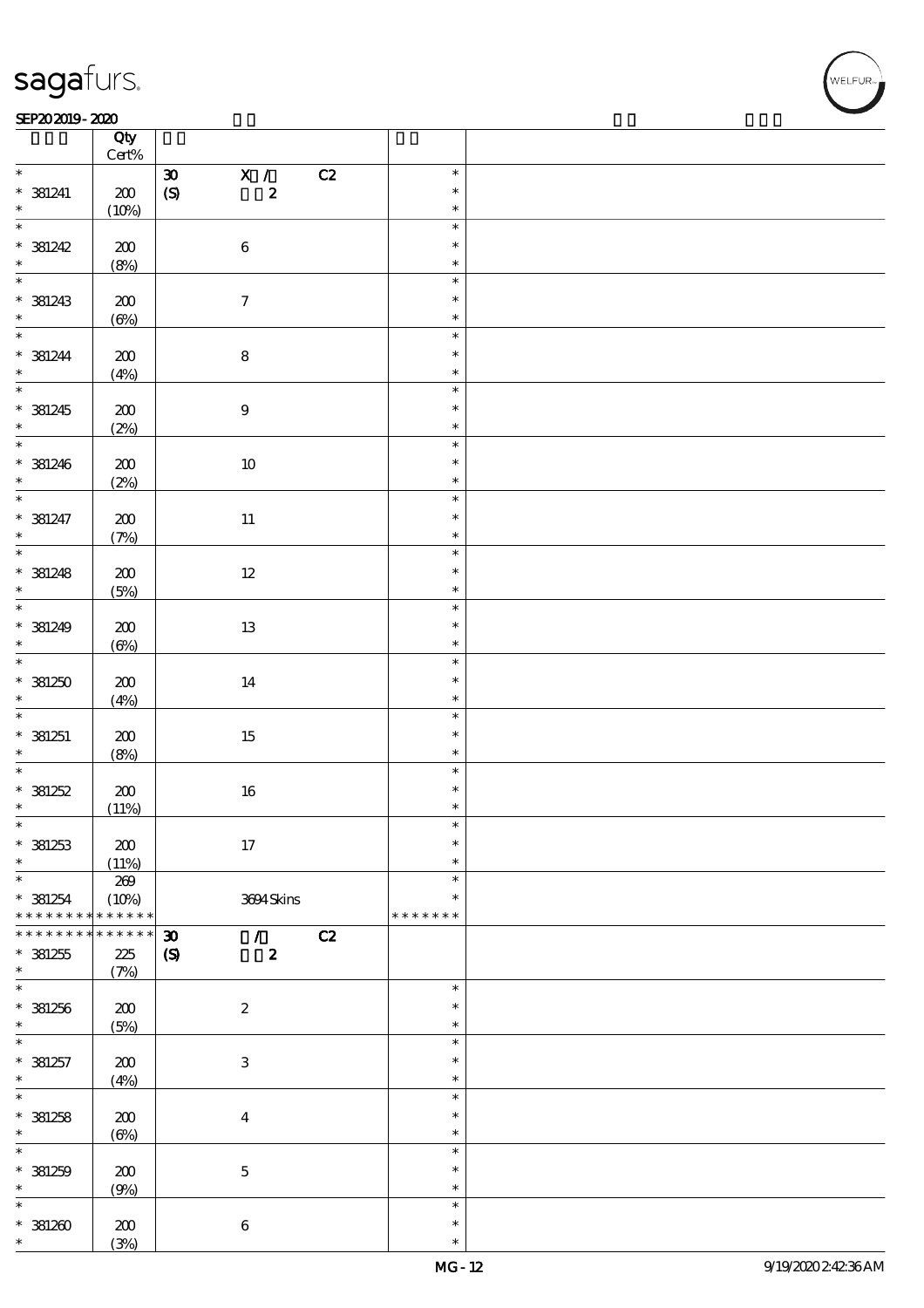| | Qty Cert% | | |
|---|---|---|---|
| * | | 30 X / C2 | * |
| * 381241 | 200 | (S) 2 | * |
| * | (10%) | | * |
| * 381242 | 200 | 6 | * |
| * | (8%) | | * |
| * 381243 | 200 | 7 | * |
| * | (6%) | | * |
| * 381244 | 200 | 8 | * |
| * | (4%) | | * |
| * 381245 | 200 | 9 | * |
| * | (2%) | | * |
| * 381246 | 200 | 10 | * |
| * | (2%) | | * |
| * 381247 | 200 | 11 | * |
| * | (7%) | | * |
| * 381248 | 200 | 12 | * |
| * | (5%) | | * |
| * 381249 | 200 | 13 | * |
| * | (6%) | | * |
| * 381250 | 200 | 14 | * |
| * | (4%) | | * |
| * 381251 | 200 | 15 | * |
| * | (8%) | | * |
| * 381252 | 200 | 16 | * |
| * | (11%) | | * |
| * 381253 | 200 | 17 | * |
| * | (11%) | | * |
| * | 269 | | * |
| * 381254 | (10%) | 3694 Skins | * |
| * * * * * * * * * * * * * | | | * * * * * * * |
| * * * * * * * * * * * * * | | 30 / C2 | |
| * 381255 | 225 | (S) 2 | |
| * | (7%) | | |
| * 381256 | 200 | 2 | * |
| * | (5%) | | * |
| * 381257 | 200 | 3 | * |
| * | (4%) | | * |
| * 381258 | 200 | 4 | * |
| * | (6%) | | * |
| * 381259 | 200 | 5 | * |
| * | (9%) | | * |
| * 381260 | 200 | 6 | * |
| * | (3%) | | * |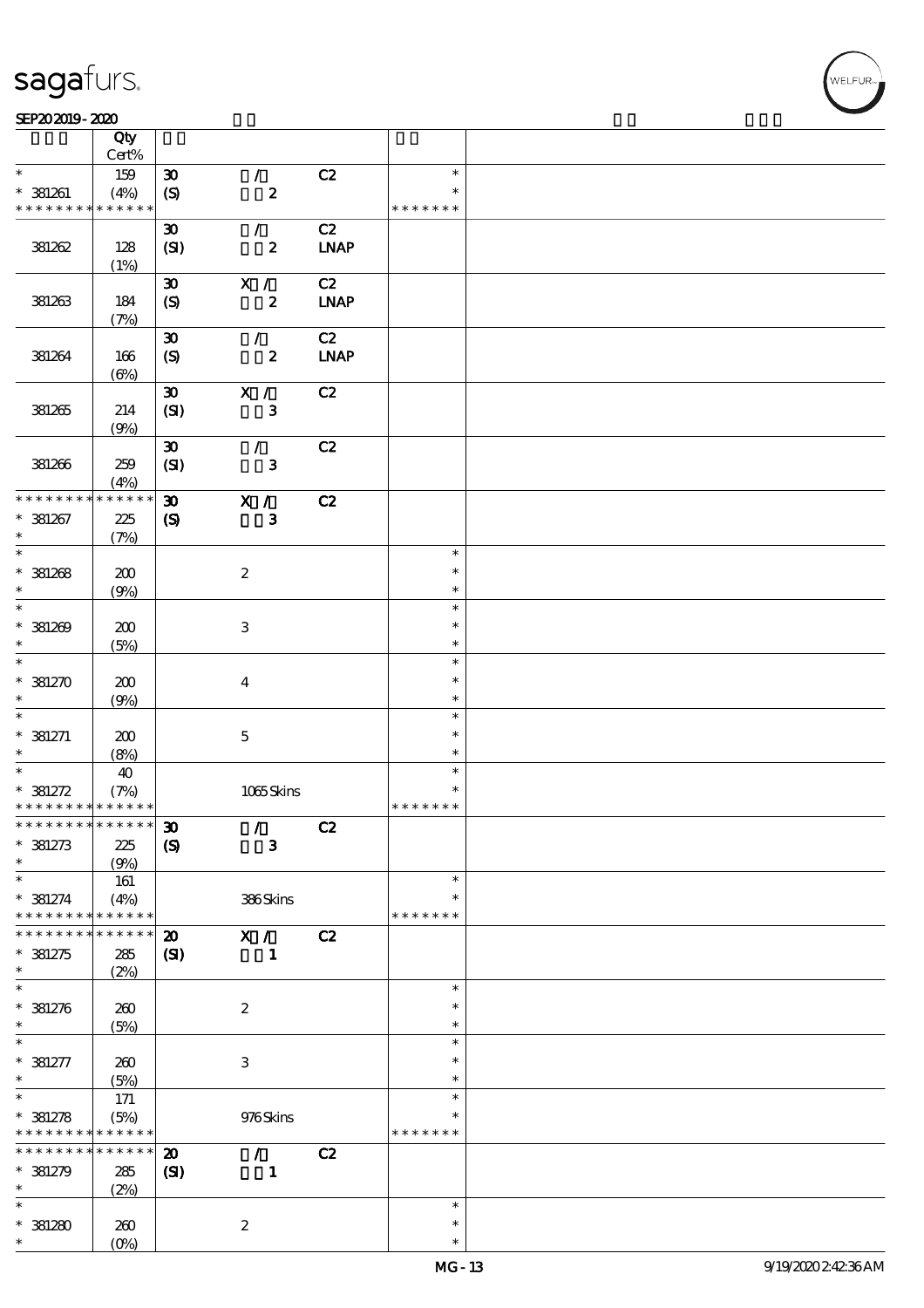| | Qty Cert% | | | | | |
|---|---|---|---|---|---|---|
| * | 159 | 30 | / | C2 | * | |
| * 381261 | (4%) | (S) | 2 | | * | |
| * * * * * * * * * * * * * * | | | | | * * * * * * * | |
| | | 30 | / | C2 | | |
| 381262 | 128 (1%) | (SI) | 2 | LNAP | | |
| | | 30 | X / | C2 | | |
| 381263 | 184 (7%) | (S) | 2 | LNAP | | |
| | | 30 | / | C2 | | |
| 381264 | 166 (6%) | (S) | 2 | LNAP | | |
| | | 30 | X / | C2 | | |
| 381265 | 214 (9%) | (SI) | 3 | | | |
| | | 30 | / | C2 | | |
| 381266 | 259 (4%) | (SI) | 3 | | | |
| * * * * * * * * * * * * * * | | 30 | X / | C2 | | |
| * 381267 | 225 (7%) | (S) | 3 | | | |
| * 381268 | 200 (9%) | | 2 | | * | |
| * 381269 | 200 (5%) | | 3 | | * | |
| * 381270 | 200 (9%) | | 4 | | * | |
| * 381271 | 200 (8%) | | 5 | | * | |
| * | 40 | | | | * | |
| * 381272 | (7%) | | 1065 Skins | | * | |
| * * * * * * * * * * * * * * | | | | | * * * * * * * | |
| * * * * * * * * * * * * * * | | 30 | / | C2 | | |
| * 381273 | 225 (9%) | (S) | 3 | | | |
| * | 161 | | | | * | |
| * 381274 | (4%) | | 386 Skins | | * | |
| * * * * * * * * * * * * * * | | | | | * * * * * * * | |
| * * * * * * * * * * * * * * | | 20 | X / | C2 | | |
| * 381275 | 285 (2%) | (SI) | 1 | | | |
| * 381276 | 260 (5%) | | 2 | | * | |
| * 381277 | 260 (5%) | | 3 | | * | |
| * | 171 | | | | * | |
| * 381278 | (5%) | | 976 Skins | | * | |
| * * * * * * * * * * * * * * | | | | | * * * * * * * | |
| * * * * * * * * * * * * * * | | 20 | / | C2 | | |
| * 381279 | 285 (2%) | (SI) | 1 | | | |
| * 381280 | 260 (0%) | | 2 | | * | |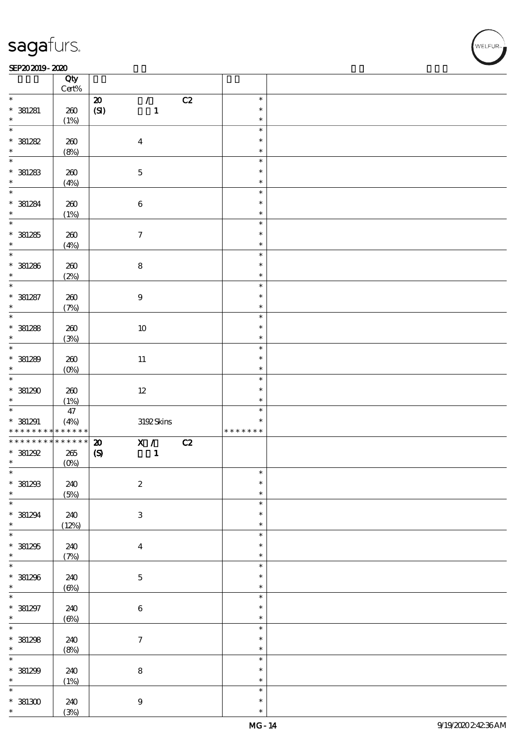| | Qty Cert% | | |
|---|---|---|---|
| * * 381281 * | 260 (1%) | 20 / C2 (SI) 1 | * * * |
| * * 381282 * | 260 (8%) | 4 | * * * |
| * * 381283 * | 260 (4%) | 5 | * * * |
| * * 381284 * | 260 (1%) | 6 | * * * |
| * * 381285 * | 260 (4%) | 7 | * * * |
| * * 381286 * | 260 (2%) | 8 | * * * |
| * * 381287 * | 260 (7%) | 9 | * * * |
| * * 381288 * | 260 (3%) | 10 | * * * |
| * * 381289 * | 260 (0%) | 11 | * * * |
| * * 381290 * | 260 (1%) | 12 | * * * |
| * * 381291 * * * * * * * * * * * * * | 47 (4%) | 3192 Skins | * * * * * * * * * |
| * * * * * * * * * * * * * * * 381292 * | 265 (0%) | 20 X / C2 (S) 1 | |
| * * 381293 * | 240 (5%) | 2 | * * * |
| * * 381294 * | 240 (12%) | 3 | * * * |
| * * 381295 * | 240 (7%) | 4 | * * * |
| * * 381296 * | 240 (6%) | 5 | * * * |
| * * 381297 * | 240 (6%) | 6 | * * * |
| * * 381298 * | 240 (8%) | 7 | * * * |
| * * 381299 * | 240 (1%) | 8 | * * * |
| * * 381300 * | 240 (3%) | 9 | * * * |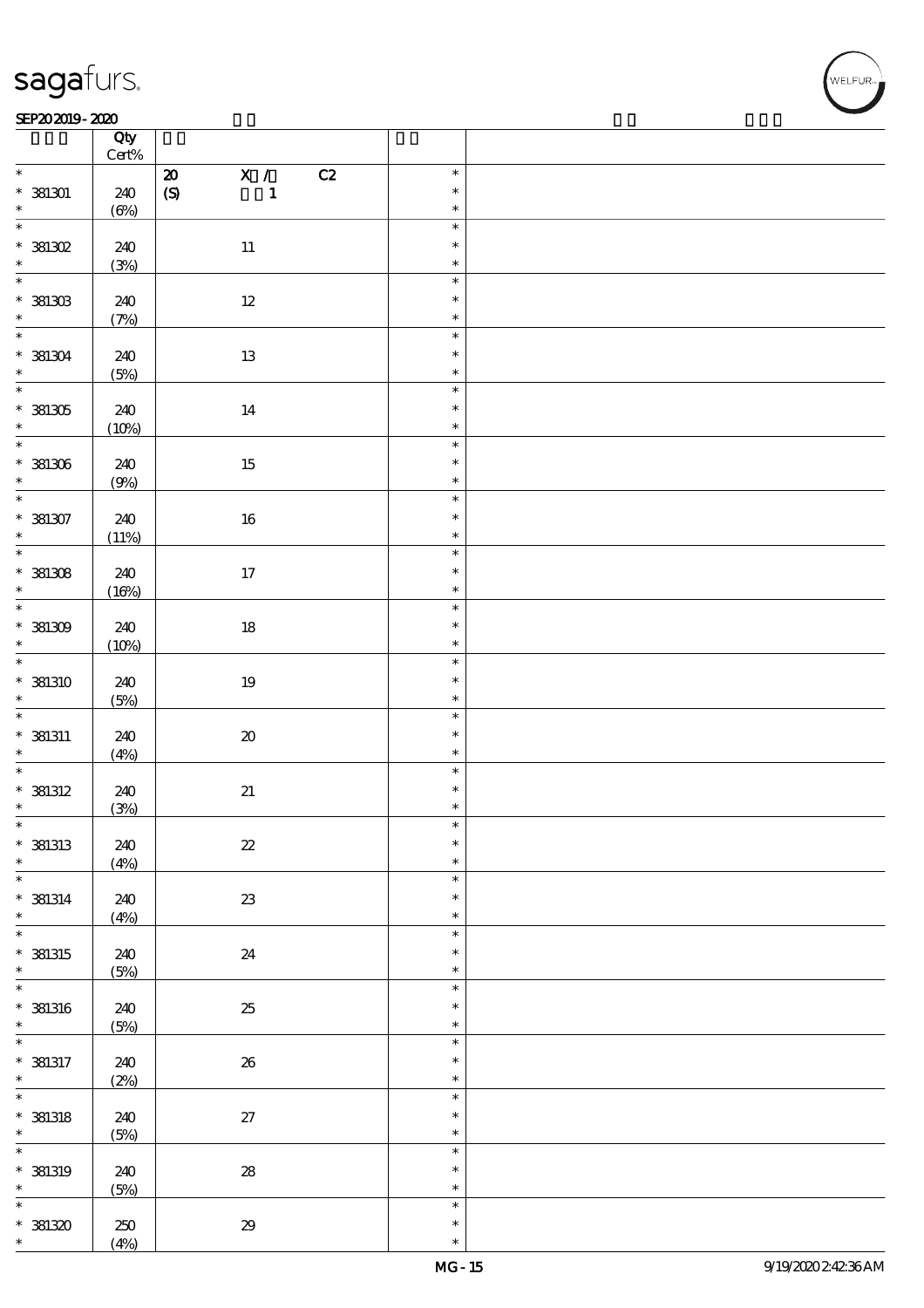| | Qty Cert% | | |
|---|---|---|---|
| * | | 20 X / C2 | * |
| * 381301 | 240 | (S) 1 | * |
| * | (6%) | | * |
| * | | | * |
| * 381302 | 240 | 11 | * |
| * | (3%) | | * |
| * | | | * |
| * 381303 | 240 | 12 | * |
| * | (7%) | | * |
| * | | | * |
| * 381304 | 240 | 13 | * |
| * | (5%) | | * |
| * | | | * |
| * 381305 | 240 | 14 | * |
| * | (10%) | | * |
| * | | | * |
| * 381306 | 240 | 15 | * |
| * | (9%) | | * |
| * | | | * |
| * 381307 | 240 | 16 | * |
| * | (11%) | | * |
| * | | | * |
| * 381308 | 240 | 17 | * |
| * | (16%) | | * |
| * | | | * |
| * 381309 | 240 | 18 | * |
| * | (10%) | | * |
| * | | | * |
| * 381310 | 240 | 19 | * |
| * | (5%) | | * |
| * | | | * |
| * 381311 | 240 | 20 | * |
| * | (4%) | | * |
| * | | | * |
| * 381312 | 240 | 21 | * |
| * | (3%) | | * |
| * | | | * |
| * 381313 | 240 | 22 | * |
| * | (4%) | | * |
| * | | | * |
| * 381314 | 240 | 23 | * |
| * | (4%) | | * |
| * | | | * |
| * 381315 | 240 | 24 | * |
| * | (5%) | | * |
| * | | | * |
| * 381316 | 240 | 25 | * |
| * | (5%) | | * |
| * | | | * |
| * 381317 | 240 | 26 | * |
| * | (2%) | | * |
| * | | | * |
| * 381318 | 240 | 27 | * |
| * | (5%) | | * |
| * | | | * |
| * 381319 | 240 | 28 | * |
| * | (5%) | | * |
| * | | | * |
| * 381320 | 250 | 29 | * |
| * | (4%) | | * |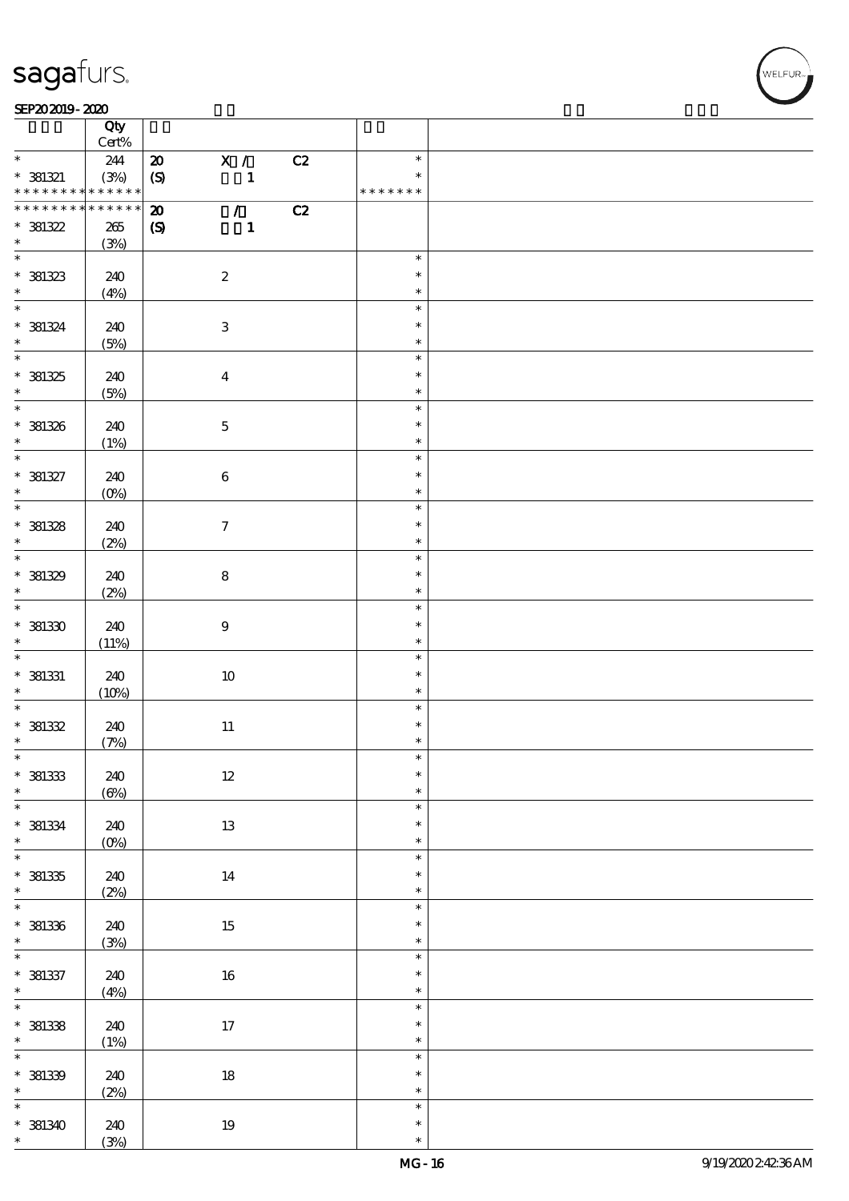| | Qty Cert% | | | |
|---|---|---|---|---|
| * 381321 * * * * * * * * * * * * * | 244 (3%) | 20 (S) X / 1 C2 | * * * * * * * * * | |
| * * * * * * * * * * * * * * 381322 * | 265 (3%) | 20 (S) / 1 C2 | | |
| * 381323 * | 240 (4%) | 2 | * * * | |
| * 381324 * | 240 (5%) | 3 | * * * | |
| * 381325 * | 240 (5%) | 4 | * * * | |
| * 381326 * | 240 (1%) | 5 | * * * | |
| * 381327 * | 240 (0%) | 6 | * * * | |
| * 381328 * | 240 (2%) | 7 | * * * | |
| * 381329 * | 240 (2%) | 8 | * * * | |
| * 381330 * | 240 (11%) | 9 | * * * | |
| * 381331 * | 240 (10%) | 10 | * * * | |
| * 381332 * | 240 (7%) | 11 | * * * | |
| * 381333 * | 240 (6%) | 12 | * * * | |
| * 381334 * | 240 (0%) | 13 | * * * | |
| * 381335 * | 240 (2%) | 14 | * * * | |
| * 381336 * | 240 (3%) | 15 | * * * | |
| * 381337 * | 240 (4%) | 16 | * * * | |
| * 381338 * | 240 (1%) | 17 | * * * | |
| * 381339 * | 240 (2%) | 18 | * * * | |
| * 381340 * | 240 (3%) | 19 | * * * | |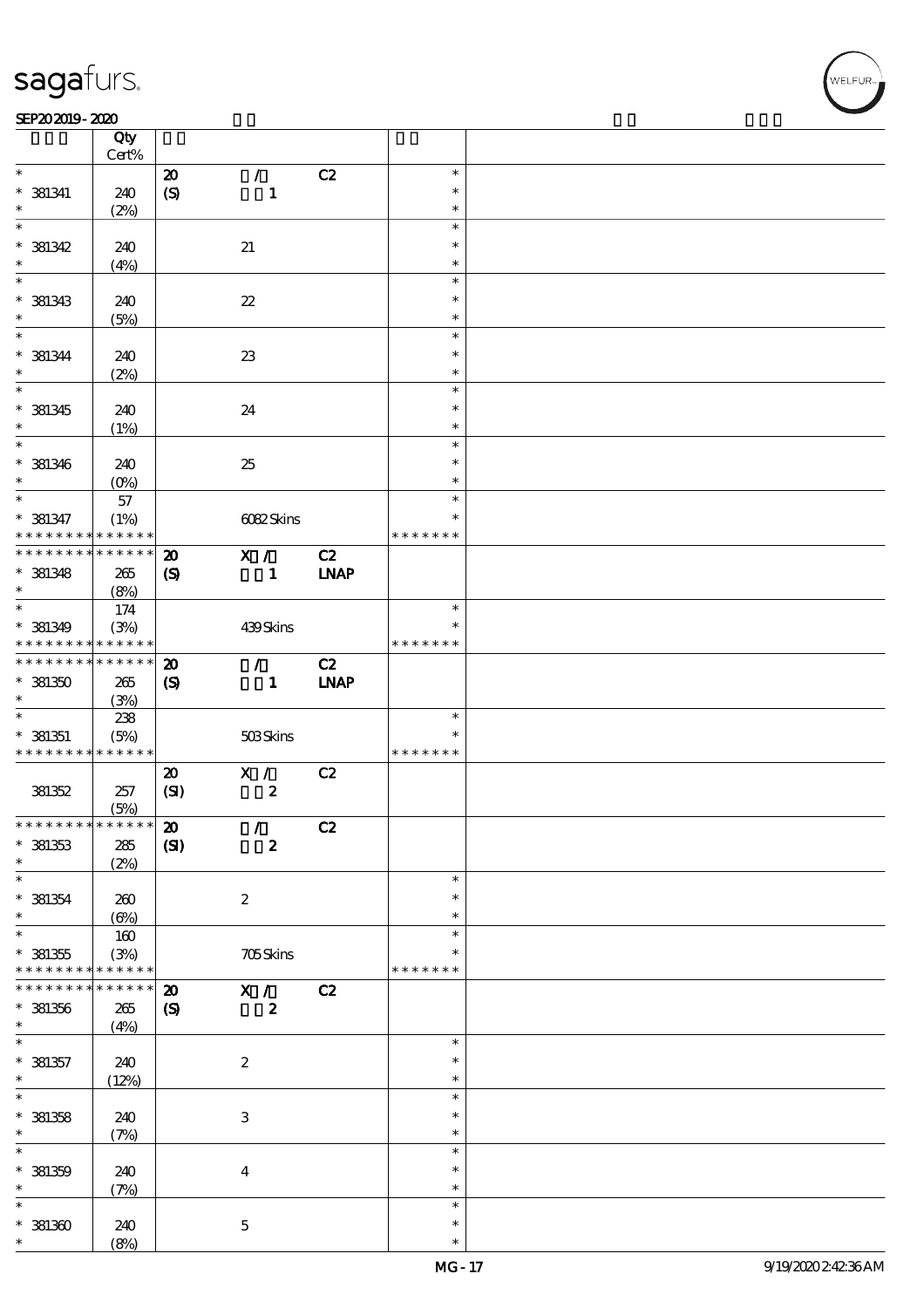| | Qty Cert% | | | | | |
|---|---|---|---|---|---|---|
| * | | 20 | / | C2 | * | |
| * 381341 | 240 | (S) | 1 | | * | |
| * | (2%) | | | | * | |
| * | | | | | * | |
| * 381342 | 240 | | 21 | | * | |
| * | (4%) | | | | * | |
| * | | | | | * | |
| * 381343 | 240 | | 22 | | * | |
| * | (5%) | | | | * | |
| * | | | | | * | |
| * 381344 | 240 | | 23 | | * | |
| * | (2%) | | | | * | |
| * | | | | | * | |
| * 381345 | 240 | | 24 | | * | |
| * | (1%) | | | | * | |
| * | | | | | * | |
| * 381346 | 240 | | 25 | | * | |
| * | (0%) | | | | * | |
| * | 57 | | | | * | |
| * 381347 | (1%) | | 6082 Skins | | * | |
| * * * * * * * * * * * * * * | | | | | * * * * * * * | |
| * * * * * * * * * * * * * * | | 20 | X / | C2 | | |
| * 381348 | 265 | (S) | 1 | LNAP | | |
| * | (8%) | | | | | |
| * | 174 | | | | * | |
| * 381349 | (3%) | | 439 Skins | | * | |
| * * * * * * * * * * * * * * | | | | | * * * * * * * | |
| * * * * * * * * * * * * * * | | 20 | / | C2 | | |
| * 381350 | 265 | (S) | 1 | LNAP | | |
| * | (3%) | | | | | |
| * | 238 | | | | * | |
| * 381351 | (5%) | | 503 Skins | | * | |
| * * * * * * * * * * * * * * | | | | | * * * * * * * | |
| | | 20 | X / | C2 | | |
| 381352 | 257 | (SI) | 2 | | | |
| | (5%) | | | | | |
| * * * * * * * * * * * * * * | | 20 | / | C2 | | |
| * 381353 | 285 | (SI) | 2 | | | |
| * | (2%) | | | | | |
| * | | | | | * | |
| * 381354 | 260 | | 2 | | * | |
| * | (6%) | | | | * | |
| * | 160 | | | | * | |
| * 381355 | (3%) | | 705 Skins | | * | |
| * * * * * * * * * * * * * * | | | | | * * * * * * * | |
| * * * * * * * * * * * * * * | | 20 | X / | C2 | | |
| * 381356 | 265 | (S) | 2 | | | |
| * | (4%) | | | | | |
| * | | | | | * | |
| * 381357 | 240 | | 2 | | * | |
| * | (12%) | | | | * | |
| * | | | | | * | |
| * 381358 | 240 | | 3 | | * | |
| * | (7%) | | | | * | |
| * | | | | | * | |
| * 381359 | 240 | | 4 | | * | |
| * | (7%) | | | | * | |
| * | | | | | * | |
| * 381360 | 240 | | 5 | | * | |
| * | (8%) | | | | * | |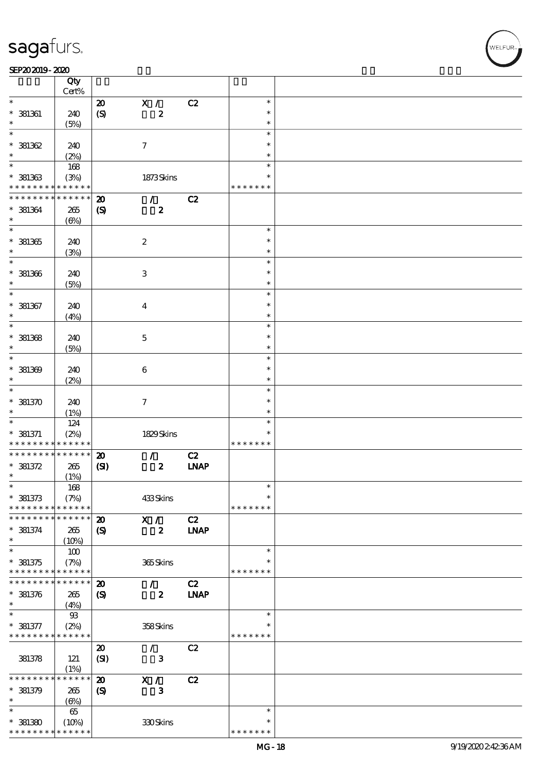| | Qty Cert% | | | | | |
|---|---|---|---|---|---|---|
| * | | 20 | X / | C2 | * | |
| * 381361 | 240 | (S) | 2 | | * | |
| * | (5%) | | | | * | |
| * | | | | | * | |
| * 381362 | 240 | | 7 | | * | |
| * | (2%) | | | | * | |
| * | 168 | | | | * | |
| * 381363 | (3%) | | 1873 Skins | | * | |
| * * * * * * * * * * * * * * | | | | | * * * * * * * | |
| * * * * * * * * * * * * * * | | 20 | / | C2 | | |
| * 381364 | 265 | (S) | 2 | | | |
| * | (6%) | | | | | |
| * | | | | | * | |
| * 381365 | 240 | | 2 | | * | |
| * | (3%) | | | | * | |
| * | | | | | * | |
| * 381366 | 240 | | 3 | | * | |
| * | (5%) | | | | * | |
| * | | | | | * | |
| * 381367 | 240 | | 4 | | * | |
| * | (4%) | | | | * | |
| * | | | | | * | |
| * 381368 | 240 | | 5 | | * | |
| * | (5%) | | | | * | |
| * | | | | | * | |
| * 381369 | 240 | | 6 | | * | |
| * | (2%) | | | | * | |
| * | | | | | * | |
| * 381370 | 240 | | 7 | | * | |
| * | (1%) | | | | * | |
| * | 124 | | | | * | |
| * 381371 | (2%) | | 1829 Skins | | * | |
| * * * * * * * * * * * * * * | | | | | * * * * * * * | |
| * * * * * * * * * * * * * * | | 20 | / | C2 | | |
| * 381372 | 265 | (SI) | 2 | LNAP | | |
| * | (1%) | | | | | |
| * | 168 | | | | * | |
| * 381373 | (7%) | | 433 Skins | | * | |
| * * * * * * * * * * * * * * | | | | | * * * * * * * | |
| * * * * * * * * * * * * * * | | 20 | X / | C2 | | |
| * 381374 | 265 | (S) | 2 | LNAP | | |
| * | (10%) | | | | | |
| * | 100 | | | | * | |
| * 381375 | (7%) | | 365 Skins | | * | |
| * * * * * * * * * * * * * * | | | | | * * * * * * * | |
| * * * * * * * * * * * * * * | | 20 | / | C2 | | |
| * 381376 | 265 | (S) | 2 | LNAP | | |
| * | (4%) | | | | | |
| * | 93 | | | | * | |
| * 381377 | (2%) | | 358 Skins | | * | |
| * * * * * * * * * * * * * * | | | | | * * * * * * * | |
| | | 20 | / | C2 | | |
| 381378 | 121 | (SI) | 3 | | | |
| | (1%) | | | | | |
| * * * * * * * * * * * * * * | | 20 | X / | C2 | | |
| * 381379 | 265 | (S) | 3 | | | |
| * | (6%) | | | | | |
| * | 65 | | | | * | |
| * 381380 | (10%) | | 330 Skins | | * | |
| * * * * * * * * * * * * * * | | | | | * * * * * * * | |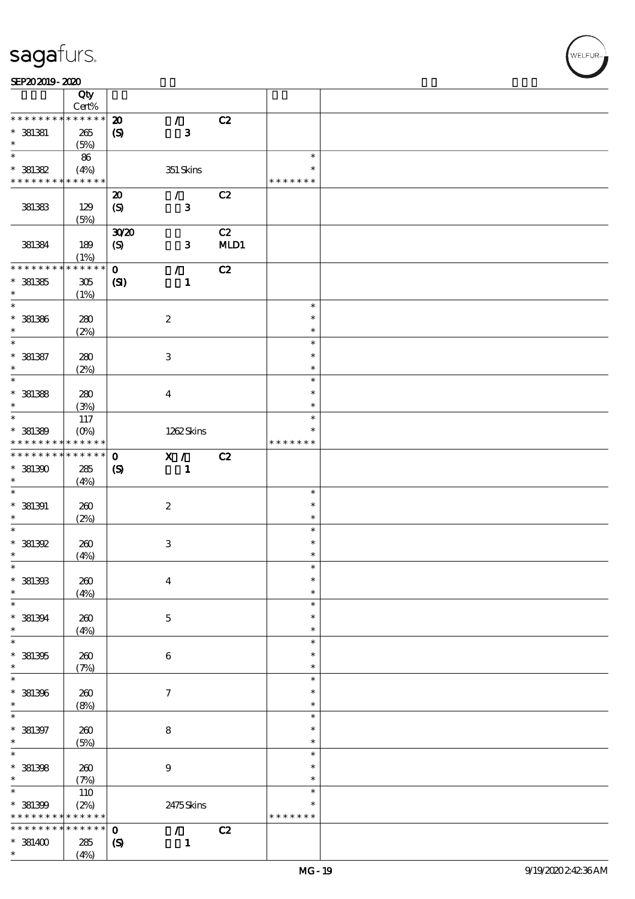| | Qty Cert% | | | | | |
|---|---|---|---|---|---|---|
| * * * * * * * * * * * * * * | | 20 | / | C2 | | |
| * 381381 | 265 | (S) | 3 | | | |
| * | (5%) | | | | | |
| * | 86 | | | | * | |
| * 381382 | (4%) | | 351 Skins | | * | |
| * * * * * * * * * * * * * * | | | | | * * * * * * * | |
| | | 20 | / | C2 | | |
| 381383 | 129 | (S) | 3 | | | |
| | (5%) | | | | | |
| | | 30/20 | | C2 | | |
| 381384 | 189 | (S) | 3 | MLD1 | | |
| | (1%) | | | | | |
| * * * * * * * * * * * * * * | | 0 | / | C2 | | |
| * 381385 | 305 | (SI) | 1 | | | |
| * | (1%) | | | | | |
| * | | | | | * | |
| * 381386 | 280 | | 2 | | * | |
| * | (2%) | | | | * | |
| * | | | | | * | |
| * 381387 | 280 | | 3 | | * | |
| * | (2%) | | | | * | |
| * | | | | | * | |
| * 381388 | 280 | | 4 | | * | |
| * | (3%) | | | | * | |
| * | 117 | | | | * | |
| * 381389 | (0%) | | 1262 Skins | | * | |
| * * * * * * * * * * * * * * | | | | | * * * * * * * | |
| * * * * * * * * * * * * * * | | 0 | X / | C2 | | |
| * 381390 | 285 | (S) | 1 | | | |
| * | (4%) | | | | | |
| * | | | | | * | |
| * 381391 | 260 | | 2 | | * | |
| * | (2%) | | | | * | |
| * | | | | | * | |
| * 381392 | 260 | | 3 | | * | |
| * | (4%) | | | | * | |
| * | | | | | * | |
| * 381393 | 260 | | 4 | | * | |
| * | (4%) | | | | * | |
| * | | | | | * | |
| * 381394 | 260 | | 5 | | * | |
| * | (4%) | | | | * | |
| * | | | | | * | |
| * 381395 | 260 | | 6 | | * | |
| * | (7%) | | | | * | |
| * | | | | | * | |
| * 381396 | 260 | | 7 | | * | |
| * | (8%) | | | | * | |
| * | | | | | * | |
| * 381397 | 260 | | 8 | | * | |
| * | (5%) | | | | * | |
| * | | | | | * | |
| * 381398 | 260 | | 9 | | * | |
| * | (7%) | | | | * | |
| * | 110 | | | | * | |
| * 381399 | (2%) | | 2475 Skins | | * | |
| * * * * * * * * * * * * * * | | | | | * * * * * * * | |
| * * * * * * * * * * * * * * | | 0 | / | C2 | | |
| * 381400 | 285 | (S) | 1 | | | |
| * | (4%) | | | | | |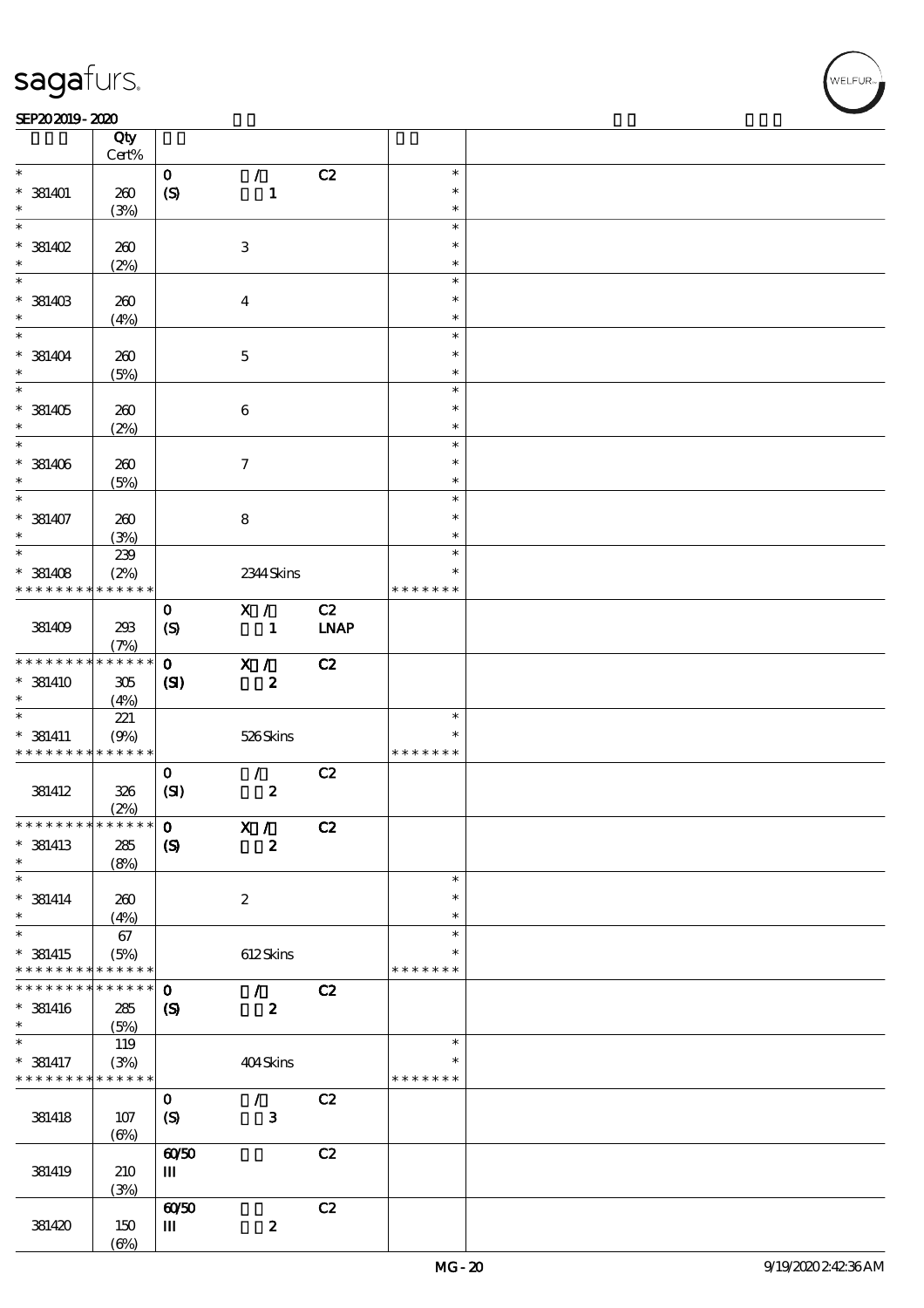| | Qty Cert% | | | | | |
|---|---|---|---|---|---|---|
| * | | 0 | / | C2 | * | |
| * 381401 | 260 | (S) | 1 | | * | |
| * | (3%) | | | | * | |
| * | | | | | * | |
| * 381402 | 260 | | 3 | | * | |
| * | (2%) | | | | * | |
| * | | | | | * | |
| * 381403 | 260 | | 4 | | * | |
| * | (4%) | | | | * | |
| * | | | | | * | |
| * 381404 | 260 | | 5 | | * | |
| * | (5%) | | | | * | |
| * | | | | | * | |
| * 381405 | 260 | | 6 | | * | |
| * | (2%) | | | | * | |
| * | | | | | * | |
| * 381406 | 260 | | 7 | | * | |
| * | (5%) | | | | * | |
| * | | | | | * | |
| * 381407 | 260 | | 8 | | * | |
| * | (3%) | | | | * | |
| * | 239 | | | | * | |
| * 381408 | (2%) | | 2344 Skins | | * | |
| * * * * * * * * * * * * * * | | | | | * * * * * * * | |
| | | 0 | X / | C2 | | |
| 381409 | 293 | (S) | 1 | LNAP | | |
| | (7%) | | | | | |
| * * * * * * * * * * * * * * | | 0 | X / | C2 | | |
| * 381410 | 305 | (SI) | 2 | | | |
| * | (4%) | | | | | |
| * | 221 | | | | * | |
| * 381411 | (9%) | | 526 Skins | | * | |
| * * * * * * * * * * * * * * | | | | | * * * * * * * | |
| | | 0 | / | C2 | | |
| 381412 | 326 | (SI) | 2 | | | |
| | (2%) | | | | | |
| * * * * * * * * * * * * * * | | 0 | X / | C2 | | |
| * 381413 | 285 | (S) | 2 | | | |
| * | (8%) | | | | | |
| * | | | | | * | |
| * 381414 | 260 | | 2 | | * | |
| * | (4%) | | | | * | |
| * | 67 | | | | * | |
| * 381415 | (5%) | | 612 Skins | | * | |
| * * * * * * * * * * * * * * | | | | | * * * * * * * | |
| * * * * * * * * * * * * * * | | 0 | / | C2 | | |
| * 381416 | 285 | (S) | 2 | | | |
| * | (5%) | | | | | |
| * | 119 | | | | * | |
| * 381417 | (3%) | | 404 Skins | | * | |
| * * * * * * * * * * * * * * | | | | | * * * * * * * | |
| | | 0 | / | C2 | | |
| 381418 | 107 | (S) | 3 | | | |
| | (6%) | | | | | |
| | | 60/50 | | C2 | | |
| 381419 | 210 | III | | | | |
| | (3%) | | | | | |
| | | 60/50 | | C2 | | |
| 381420 | 150 | III | 2 | | | |
| | (6%) | | | | | |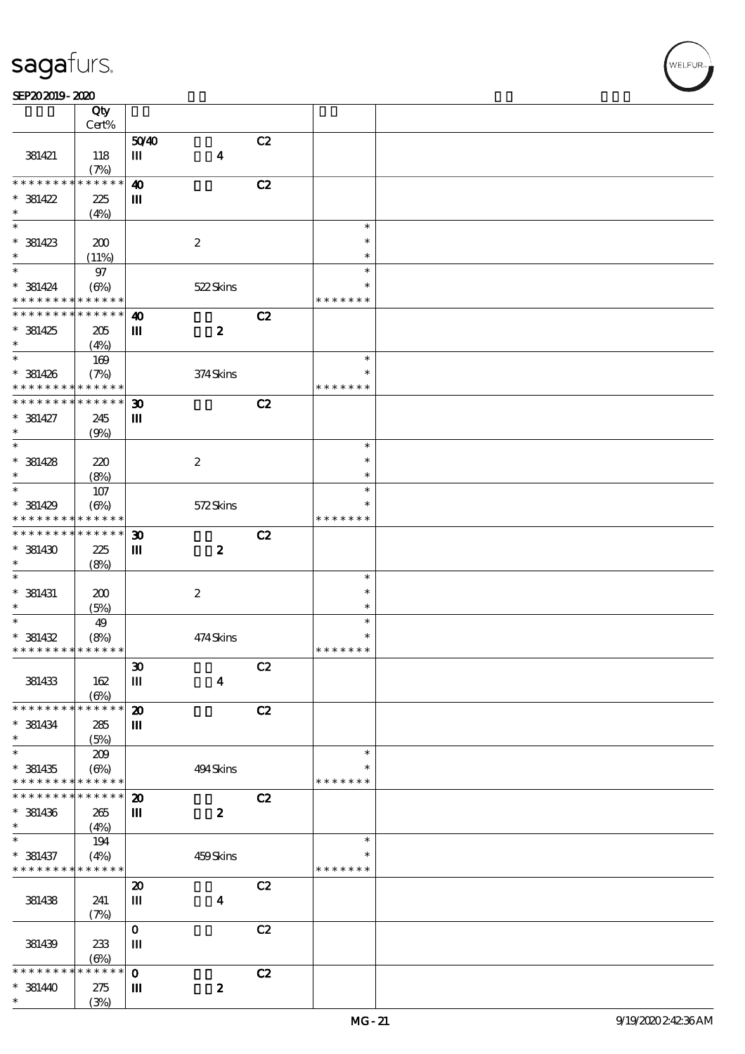| | Qty Cert% | | | | | |
|---|---|---|---|---|---|---|
| 381421 | 118 (7%) | 50/40 III | 4 | C2 | | |
| * * * * * * * * * * * * * * 381422 * | 225 (4%) | 40 III | | C2 | | |
| * 381423 * | 200 (11%) | | 2 | | * * * | |
| * 381424 * * * * * * * * * * * * * * | 97 (6%) | | 522 Skins | | * * * * * * * * * | |
| * * * * * * * * * * * * * * 381425 * | 205 (4%) | 40 III | 2 | C2 | | |
| * 381426 * * * * * * * * * * * * * * | 169 (7%) | | 374 Skins | | * * * * * * * * | |
| * * * * * * * * * * * * * * 381427 * | 245 (9%) | 30 III | | C2 | | |
| * 381428 * | 220 (8%) | | 2 | | * * * | |
| * 381429 * * * * * * * * * * * * * * | 107 (6%) | | 572 Skins | | * * * * * * * * * | |
| * * * * * * * * * * * * * * 381430 * | 225 (8%) | 30 III | 2 | C2 | | |
| * 381431 * | 200 (5%) | | 2 | | * * * | |
| * 381432 * * * * * * * * * * * * * * | 49 (8%) | | 474 Skins | | * * * * * * * * * | |
| 381433 | 162 (6%) | 30 III | 4 | C2 | | |
| * * * * * * * * * * * * * * 381434 * | 285 (5%) | 20 III | | C2 | | |
| * 381435 * * * * * * * * * * * * * * | 209 (6%) | | 494 Skins | | * * * * * * * * | |
| * * * * * * * * * * * * * * 381436 * | 265 (4%) | 20 III | 2 | C2 | | |
| * 381437 * * * * * * * * * * * * * * | 194 (4%) | | 459 Skins | | * * * * * * * * | |
| 381438 | 241 (7%) | 20 III | 4 | C2 | | |
| 381439 | 233 (6%) | 0 III | | C2 | | |
| * * * * * * * * * * * * * * 381440 * | 275 (3%) | 0 III | 2 | C2 | | |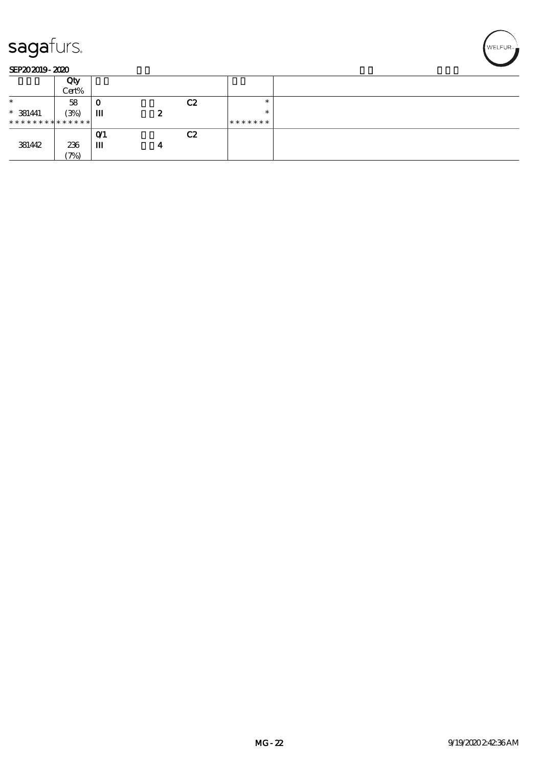| | Qty<br>Cert% | | | | | |
|---|---|---|---|---|---|---|
| * | 58 | 0 | | C2 | * | |
| * 381441 | (3%) | III | 2 | | * | |
| * * * * * * * * * * * * * * | | | | | * * * * * * * | |
| | | 0/1 | | C2 | | |
| 381442 | 236<br>(7%) | III | 4 | | | |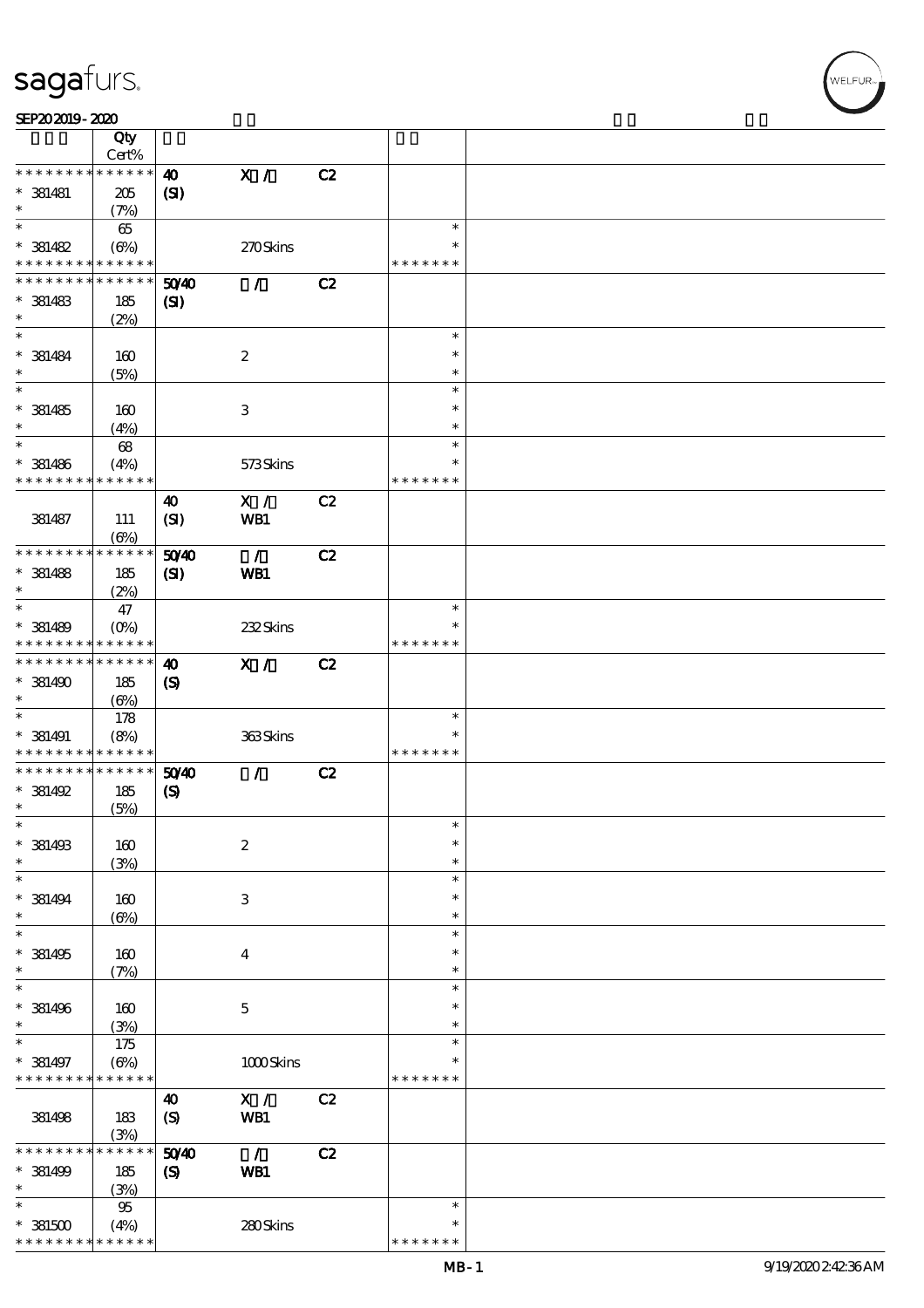| | Qty Cert% | | | | | |
|---|---|---|---|---|---|---|
| * * * * * * * * * * * * * * | 40 | X / | C2 | | | |
| * 381481 | 205 | (SI) | | | | |
| * | (7%) | | | | | |
| * | 65 | | | | * | |
| * 381482 | (6%) | | 270 Skins | | * | |
| * * * * * * * * * * * * * * | | | | | * * * * * * * | |
| * * * * * * * * * * * * * * | 50/40 | / | C2 | | | |
| * 381483 | 185 | (SI) | | | | |
| * | (2%) | | | | | |
| * | | | | | * | |
| * 381484 | 160 | | 2 | | * | |
| * | (5%) | | | | * | |
| * | | | | | * | |
| * 381485 | 160 | | 3 | | * | |
| * | (4%) | | | | * | |
| * | 68 | | | | * | |
| * 381486 | (4%) | | 573 Skins | | * | |
| * * * * * * * * * * * * * * | | | | | * * * * * * * | |
| | | 40 | X / | C2 | | |
| 381487 | 111 | (SI) | WB1 | | | |
| | (6%) | | | | | |
| * * * * * * * * * * * * * * | 50/40 | / | C2 | | | |
| * 381488 | 185 | (SI) | WB1 | | | |
| * | (2%) | | | | | |
| * | 47 | | | | * | |
| * 381489 | (0%) | | 232 Skins | | * | |
| * * * * * * * * * * * * * * | | | | | * * * * * * * | |
| * * * * * * * * * * * * * * | 40 | X / | C2 | | | |
| * 381490 | 185 | (S) | | | | |
| * | (6%) | | | | | |
| * | 178 | | | | * | |
| * 381491 | (8%) | | 363 Skins | | * | |
| * * * * * * * * * * * * * * | | | | | * * * * * * * | |
| * * * * * * * * * * * * * * | 50/40 | / | C2 | | | |
| * 381492 | 185 | (S) | | | | |
| * | (5%) | | | | | |
| * | | | | | * | |
| * 381493 | 160 | | 2 | | * | |
| * | (3%) | | | | * | |
| * | | | | | * | |
| * 381494 | 160 | | 3 | | * | |
| * | (6%) | | | | * | |
| * | | | | | * | |
| * 381495 | 160 | | 4 | | * | |
| * | (7%) | | | | * | |
| * | | | | | * | |
| * 381496 | 160 | | 5 | | * | |
| * | (3%) | | | | * | |
| * | 175 | | | | * | |
| * 381497 | (6%) | | 1000 Skins | | * | |
| * * * * * * * * * * * * * * | | | | | * * * * * * * | |
| | | 40 | X / | C2 | | |
| 381498 | 183 | (S) | WB1 | | | |
| | (3%) | | | | | |
| * * * * * * * * * * * * * * | 50/40 | / | C2 | | | |
| * 381499 | 185 | (S) | WB1 | | | |
| * | (3%) | | | | | |
| * | 95 | | | | * | |
| * 381500 | (4%) | | 280 Skins | | * | |
| * * * * * * * * * * * * * * | | | | | * * * * * * * | |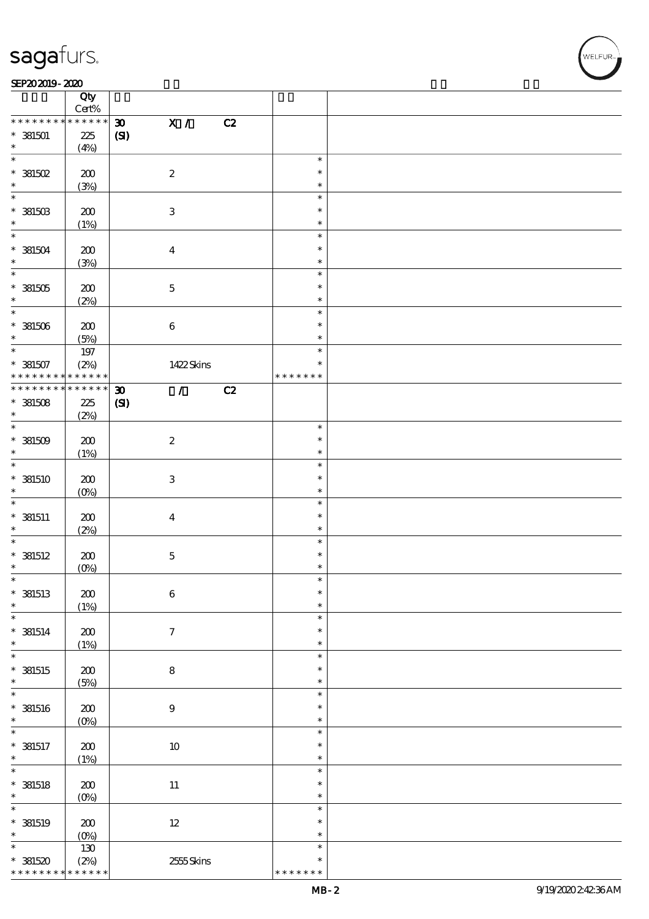| | Qty Cert% | | |
|---|---|---|---|
| * * * * * * * * * * * * * * | 30 X / C2 (SI) | | |
| * 381501 * | 225 (4%) | | |
| * 381502 * | 200 (3%) | 2 | * * * |
| * 381503 * | 200 (1%) | 3 | * * * |
| * 381504 * | 200 (3%) | 4 | * * * |
| * 381505 * | 200 (2%) | 5 | * * * |
| * 381506 * | 200 (5%) | 6 | * * * |
| * 381507 * * * * * * * * * * * * * | 197 (2%) | 1422 Skins | * * * * * * * * * |
| * * * * * * * * * * * * * * | 30 / C2 (SI) | | |
| * 381508 * | 225 (2%) | | |
| * 381509 * | 200 (1%) | 2 | * * * |
| * 381510 * | 200 (0%) | 3 | * * * |
| * 381511 * | 200 (2%) | 4 | * * * |
| * 381512 * | 200 (0%) | 5 | * * * |
| * 381513 * | 200 (1%) | 6 | * * * |
| * 381514 * | 200 (1%) | 7 | * * * |
| * 381515 * | 200 (5%) | 8 | * * * |
| * 381516 * | 200 (0%) | 9 | * * * |
| * 381517 * | 200 (1%) | 10 | * * * |
| * 381518 * | 200 (0%) | 11 | * * * |
| * 381519 * | 200 (0%) | 12 | * * * |
| * 381520 * * * * * * * * * * * * * | 130 (2%) | 2555 Skins | * * * * * * * * * |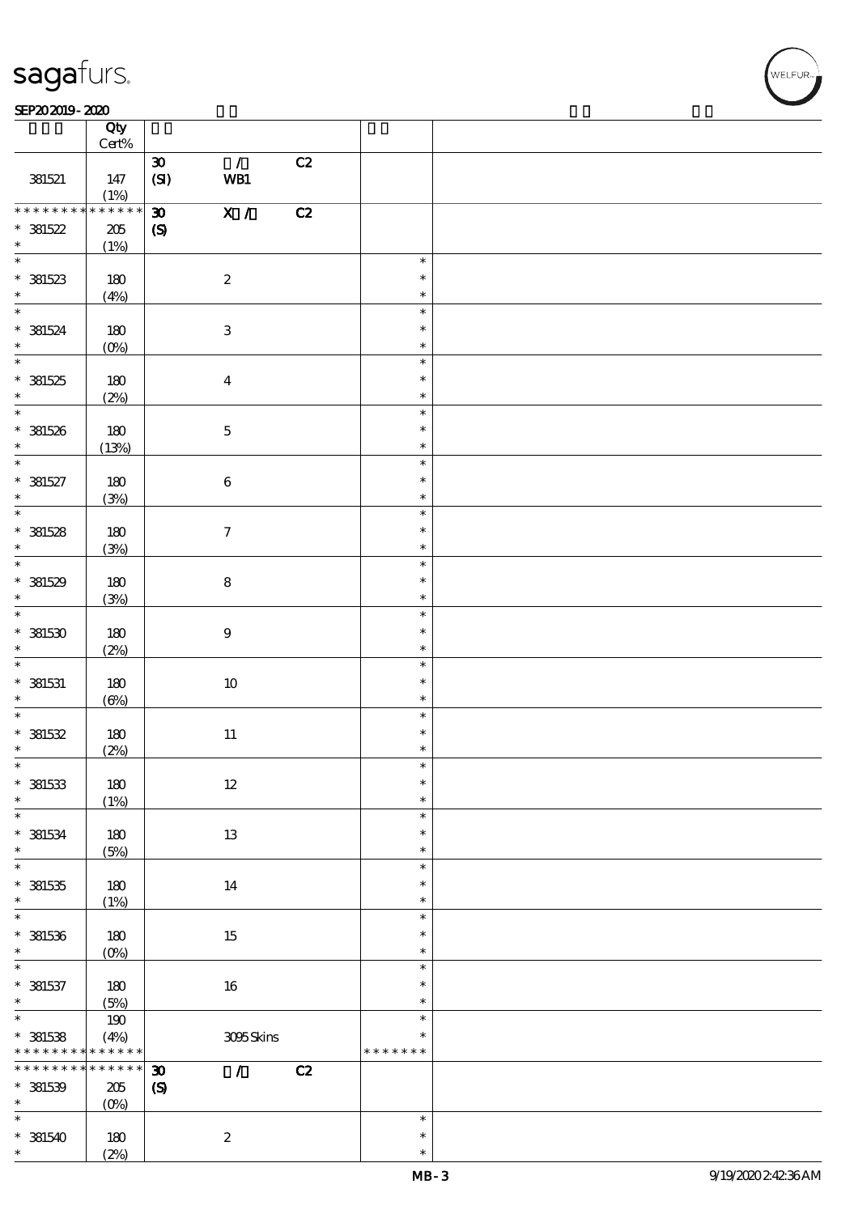| | Qty Cert% | | | | | |
|---|---|---|---|---|---|---|
| 381521 | 147 (1%) | 30 (SI) | / WB1 | C2 | | |
| * * * * * * * * * * * * * * 381522 * | 205 (1%) | 30 (S) | X / | C2 | | |
| * 381523 * | 180 (4%) | | 2 | | * * * | |
| * 381524 * | 180 (0%) | | 3 | | * * * | |
| * 381525 * | 180 (2%) | | 4 | | * * * | |
| * 381526 * | 180 (13%) | | 5 | | * * * | |
| * 381527 * | 180 (3%) | | 6 | | * * * | |
| * 381528 * | 180 (3%) | | 7 | | * * * | |
| * 381529 * | 180 (3%) | | 8 | | * * * | |
| * 381530 * | 180 (2%) | | 9 | | * * * | |
| * 381531 * | 180 (6%) | | 10 | | * * * | |
| * 381532 * | 180 (2%) | | 11 | | * * * | |
| * 381533 * | 180 (1%) | | 12 | | * * * | |
| * 381534 * | 180 (5%) | | 13 | | * * * | |
| * 381535 * | 180 (1%) | | 14 | | * * * | |
| * 381536 * | 180 (0%) | | 15 | | * * * | |
| * 381537 * | 180 (5%) | | 16 | | * * * | |
| * 381538 * * * * * * * * * * * * * | 190 (4%) | | 3095 Skins | | * * * * * * * * * | |
| * * * * * * * * * * * * * * 381539 * | 205 (0%) | 30 (S) | / | C2 | | |
| * 381540 * | 180 (2%) | | 2 | | * * * | |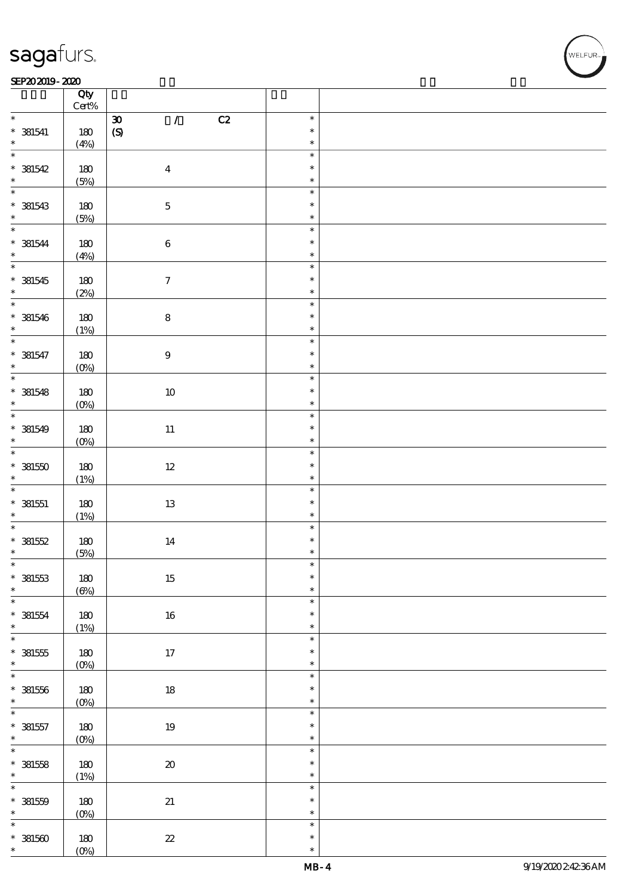| | Qty Cert% | | | |
|---|---|---|---|---|
| * 381541 * | 180 (4%) | 30 / C2 (S) | * * * | |
| * 381542 * | 180 (5%) | 4 | * * * | |
| * 381543 * | 180 (5%) | 5 | * * * | |
| * 381544 * | 180 (4%) | 6 | * * * | |
| * 381545 * | 180 (2%) | 7 | * * * | |
| * 381546 * | 180 (1%) | 8 | * * * | |
| * 381547 * | 180 (0%) | 9 | * * * | |
| * 381548 * | 180 (0%) | 10 | * * * | |
| * 381549 * | 180 (0%) | 11 | * * * | |
| * 381550 * | 180 (1%) | 12 | * * * | |
| * 381551 * | 180 (1%) | 13 | * * * | |
| * 381552 * | 180 (5%) | 14 | * * * | |
| * 381553 * | 180 (6%) | 15 | * * * | |
| * 381554 * | 180 (1%) | 16 | * * * | |
| * 381555 * | 180 (0%) | 17 | * * * | |
| * 381556 * | 180 (0%) | 18 | * * * | |
| * 381557 * | 180 (0%) | 19 | * * * | |
| * 381558 * | 180 (1%) | 20 | * * * | |
| * 381559 * | 180 (0%) | 21 | * * * | |
| * 381560 * | 180 (0%) | 22 | * * * | |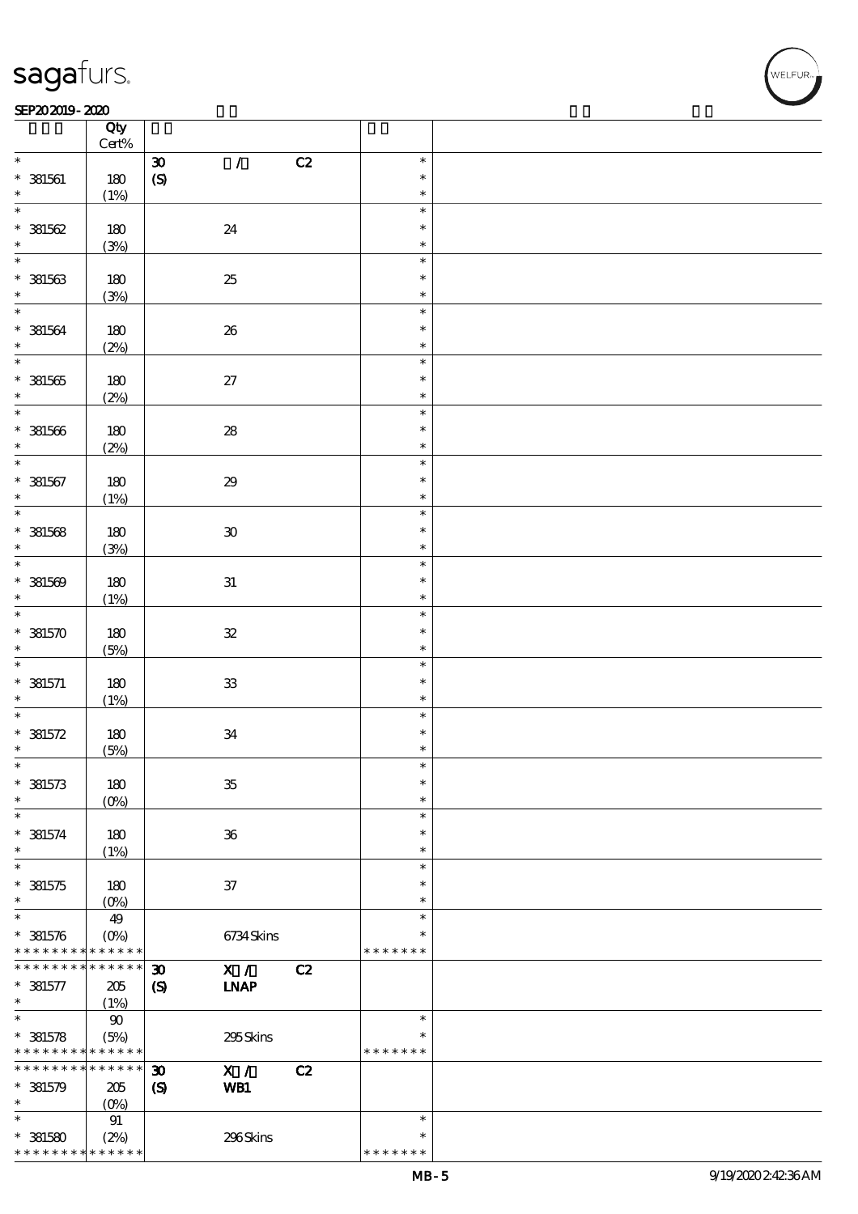| | Qty Cert% | | | |
|---|---|---|---|---|
| * | | 30 / C2 | * | |
| * 381561 | 180 | (S) | * | |
| * | (1%) | | * | |
| * | | | * | |
| * 381562 | 180 | 24 | * | |
| * | (3%) | | * | |
| * | | | * | |
| * 381563 | 180 | 25 | * | |
| * | (3%) | | * | |
| * | | | * | |
| * 381564 | 180 | 26 | * | |
| * | (2%) | | * | |
| * | | | * | |
| * 381565 | 180 | 27 | * | |
| * | (2%) | | * | |
| * | | | * | |
| * 381566 | 180 | 28 | * | |
| * | (2%) | | * | |
| * | | | * | |
| * 381567 | 180 | 29 | * | |
| * | (1%) | | * | |
| * | | | * | |
| * 381568 | 180 | 30 | * | |
| * | (3%) | | * | |
| * | | | * | |
| * 381569 | 180 | 31 | * | |
| * | (1%) | | * | |
| * | | | * | |
| * 381570 | 180 | 32 | * | |
| * | (5%) | | * | |
| * | | | * | |
| * 381571 | 180 | 33 | * | |
| * | (1%) | | * | |
| * | | | * | |
| * 381572 | 180 | 34 | * | |
| * | (5%) | | * | |
| * | | | * | |
| * 381573 | 180 | 35 | * | |
| * | (0%) | | * | |
| * | | | * | |
| * 381574 | 180 | 36 | * | |
| * | (1%) | | * | |
| * | | | * | |
| * 381575 | 180 | 37 | * | |
| * | (0%) | | * | |
| * | 49 | | * | |
| * 381576 | (0%) | 6734 Skins | * | |
| * * * * * * * * * * * * * * | | | * * * * * * * | |
| * * * * * * * * * * * * * * | | 30 X / C2 | | |
| * 381577 | 205 | (S) LNAP | | |
| * | (1%) | | | |
| * | 90 | | * | |
| * 381578 | (5%) | 295 Skins | * | |
| * * * * * * * * * * * * * * | | | * * * * * * * | |
| * * * * * * * * * * * * * * | | 30 X / C2 | | |
| * 381579 | 205 | (S) WB1 | | |
| * | (0%) | | | |
| * | 91 | | * | |
| * 381580 | (2%) | 296 Skins | * | |
| * * * * * * * * * * * * * * | | | * * * * * * * | |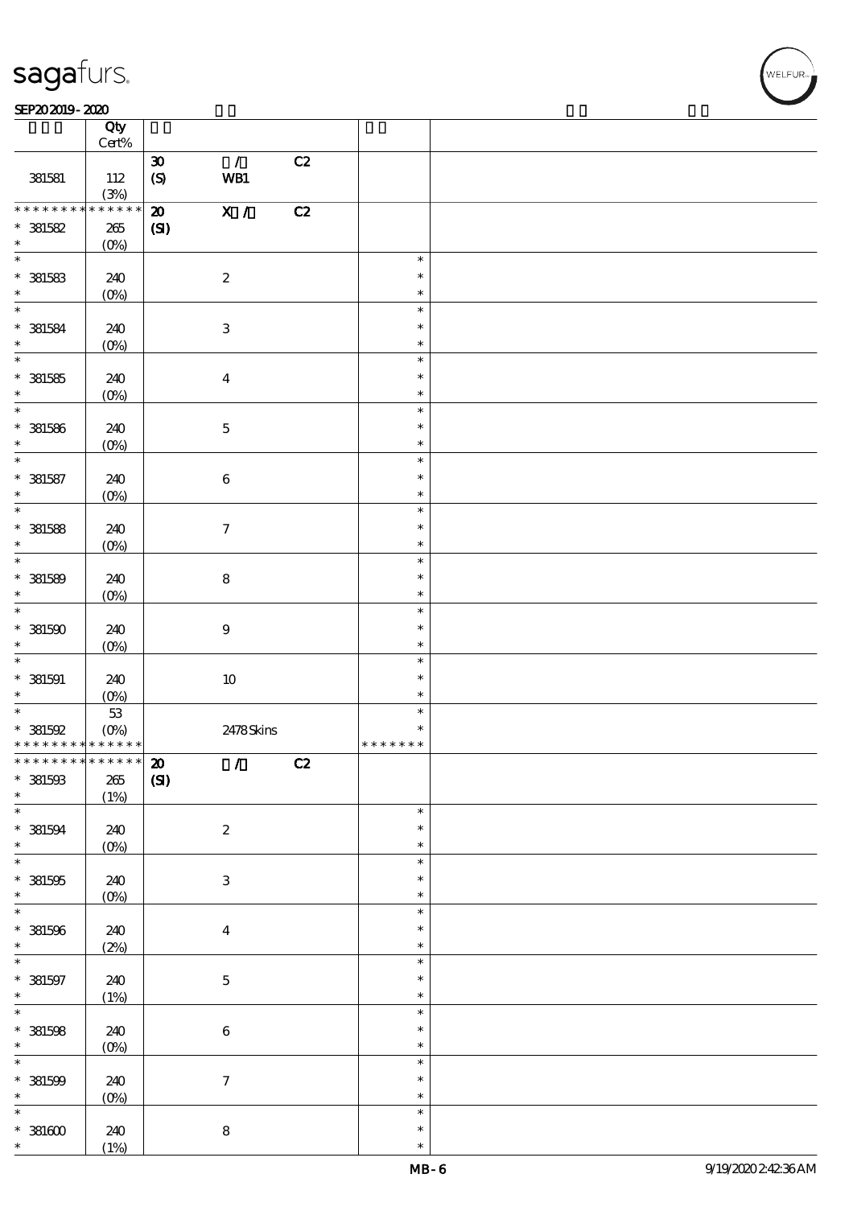| | Qty Cert% | | | | | |
|---|---|---|---|---|---|---|
| 381581 | 112 (3%) | 30 (S) | / WB1 | C2 | | |
| * * * * * * * * * * * * * * | | 20 (SI) | X / | C2 | | |
| * 381582 * | 265 (0%) | | | | | |
| * * 381583 * | 240 (0%) | | 2 | | * * * | |
| * * 381584 * | 240 (0%) | | 3 | | * * * | |
| * * 381585 * | 240 (0%) | | 4 | | * * * | |
| * * 381586 * | 240 (0%) | | 5 | | * * * | |
| * * 381587 * | 240 (0%) | | 6 | | * * * | |
| * * 381588 * | 240 (0%) | | 7 | | * * * | |
| * * 381589 * | 240 (0%) | | 8 | | * * * | |
| * * 381590 * | 240 (0%) | | 9 | | * * * | |
| * * 381591 * | 240 (0%) | | 10 | | * * * | |
| * * 381592 * * * * * * * * * * * * * | 53 (0%) | | 2478 Skins | | * * * * * * * * * | |
| * * * * * * * * * * * * * * | | 20 (SI) | / | C2 | | |
| * 381593 * | 265 (1%) | | | | | |
| * * 381594 * | 240 (0%) | | 2 | | * * * | |
| * * 381595 * | 240 (0%) | | 3 | | * * * | |
| * * 381596 * | 240 (2%) | | 4 | | * * * | |
| * * 381597 * | 240 (1%) | | 5 | | * * * | |
| * * 381598 * | 240 (0%) | | 6 | | * * * | |
| * * 381599 * | 240 (0%) | | 7 | | * * * | |
| * * 381600 * | 240 (1%) | | 8 | | * * * | |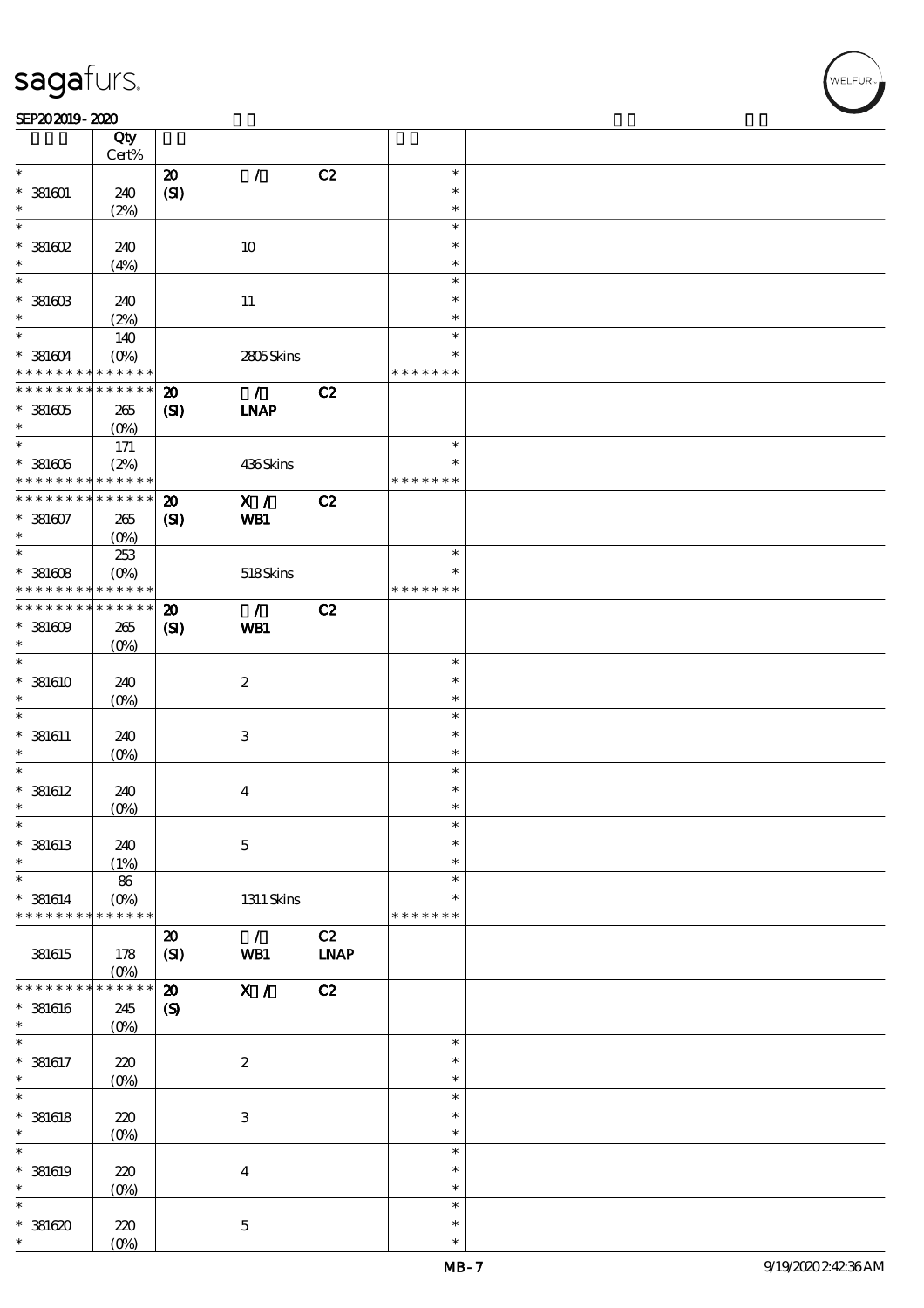| | Qty Cert% | | | | | |
|---|---|---|---|---|---|---|
| * | | 20 | / | C2 | * | |
| * 381601 | 240 | (SI) | | | * | |
| * | (2%) | | | | * | |
| * | | | | | * | |
| * 381602 | 240 | | 10 | | * | |
| * | (4%) | | | | * | |
| * | | | | | * | |
| * 381603 | 240 | | 11 | | * | |
| * | (2%) | | | | * | |
| * | 140 | | | | * | |
| * 381604 | (0%) | | 2805 Skins | | * | |
| * * * * * * * * * * * * * * | | | | | * * * * * * * | |
| * * * * * * * * * * * * * * | | 20 | / | C2 | | |
| * 381605 | 265 | (SI) | LNAP | | | |
| * | (0%) | | | | | |
| * | 171 | | | | * | |
| * 381606 | (2%) | | 436 Skins | | * | |
| * * * * * * * * * * * * * * | | | | | * * * * * * * | |
| * * * * * * * * * * * * * * | | 20 | X / | C2 | | |
| * 381607 | 265 | (SI) | WB1 | | | |
| * | (0%) | | | | | |
| * | 253 | | | | * | |
| * 381608 | (0%) | | 518 Skins | | * | |
| * * * * * * * * * * * * * * | | | | | * * * * * * * | |
| * * * * * * * * * * * * * * | | 20 | / | C2 | | |
| * 381609 | 265 | (SI) | WB1 | | | |
| * | (0%) | | | | | |
| * | | | | | * | |
| * 381610 | 240 | | 2 | | * | |
| * | (0%) | | | | * | |
| * | | | | | * | |
| * 381611 | 240 | | 3 | | * | |
| * | (0%) | | | | * | |
| * | | | | | * | |
| * 381612 | 240 | | 4 | | * | |
| * | (0%) | | | | * | |
| * | | | | | * | |
| * 381613 | 240 | | 5 | | * | |
| * | (1%) | | | | * | |
| * | 86 | | | | * | |
| * 381614 | (0%) | | 1311 Skins | | * | |
| * * * * * * * * * * * * * * | | | | | * * * * * * * | |
| | | 20 | / | C2 | | |
| 381615 | 178 | (SI) | WB1 | LNAP | | |
| | (0%) | | | | | |
| * * * * * * * * * * * * * * | | 20 | X / | C2 | | |
| * 381616 | 245 | (S) | | | | |
| * | (0%) | | | | | |
| * | | | | | * | |
| * 381617 | 220 | | 2 | | * | |
| * | (0%) | | | | * | |
| * | | | | | * | |
| * 381618 | 220 | | 3 | | * | |
| * | (0%) | | | | * | |
| * | | | | | * | |
| * 381619 | 220 | | 4 | | * | |
| * | (0%) | | | | * | |
| * | | | | | * | |
| * 381620 | 220 | | 5 | | * | |
| * | (0%) | | | | * | |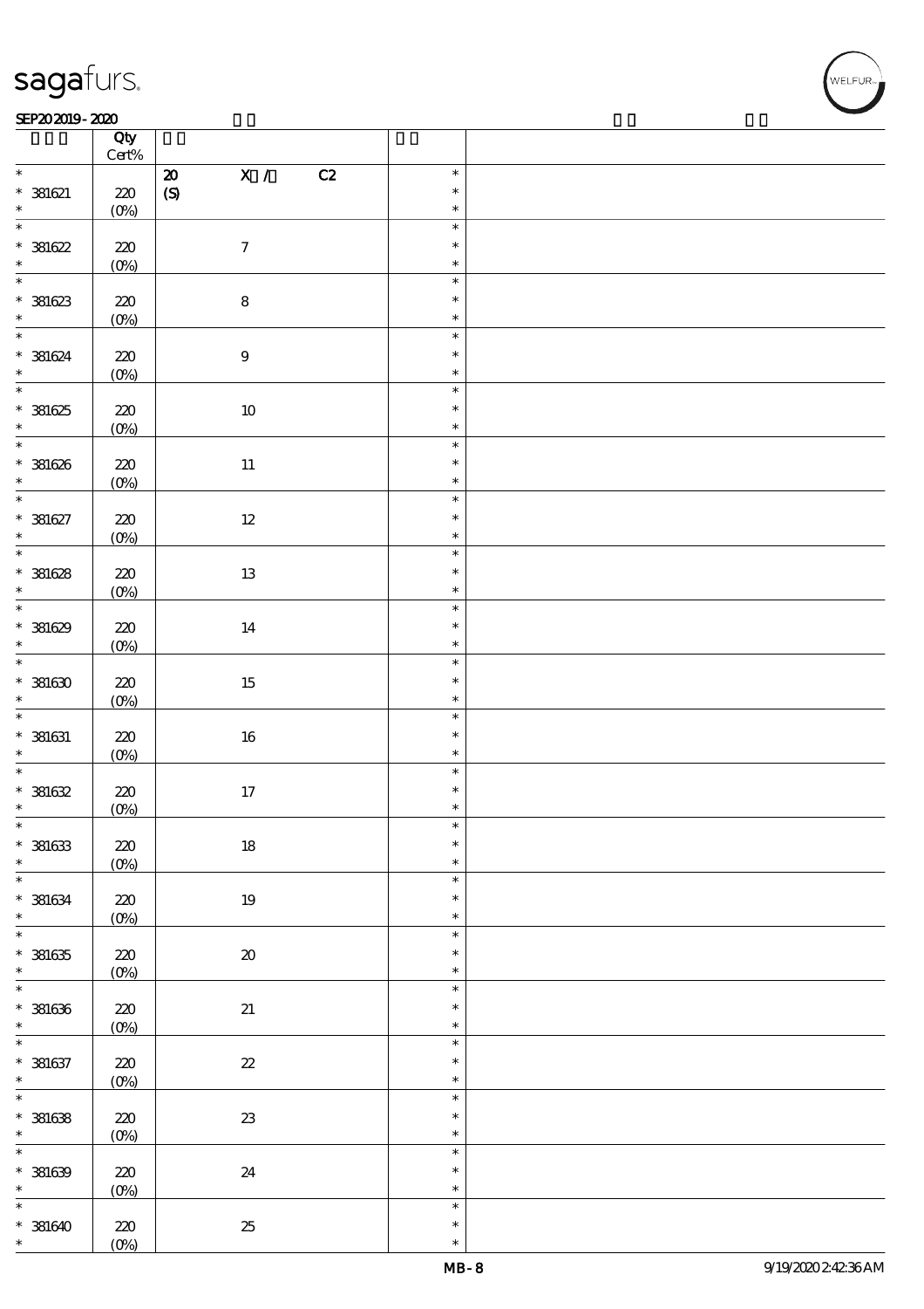| | Qty Cert% | | |
|---|---|---|---|
| * 381621 * | 220 (0%) | 20 X / C2 (S) | * * * |
| * 381622 * | 220 (0%) | 7 | * * * |
| * 381623 * | 220 (0%) | 8 | * * * |
| * 381624 * | 220 (0%) | 9 | * * * |
| * 381625 * | 220 (0%) | 10 | * * * |
| * 381626 * | 220 (0%) | 11 | * * * |
| * 381627 * | 220 (0%) | 12 | * * * |
| * 381628 * | 220 (0%) | 13 | * * * |
| * 381629 * | 220 (0%) | 14 | * * * |
| * 381630 * | 220 (0%) | 15 | * * * |
| * 381631 * | 220 (0%) | 16 | * * * |
| * 381632 * | 220 (0%) | 17 | * * * |
| * 381633 * | 220 (0%) | 18 | * * * |
| * 381634 * | 220 (0%) | 19 | * * * |
| * 381635 * | 220 (0%) | 20 | * * * |
| * 381636 * | 220 (0%) | 21 | * * * |
| * 381637 * | 220 (0%) | 22 | * * * |
| * 381638 * | 220 (0%) | 23 | * * * |
| * 381639 * | 220 (0%) | 24 | * * * |
| * 381640 * | 220 (0%) | 25 | * * * |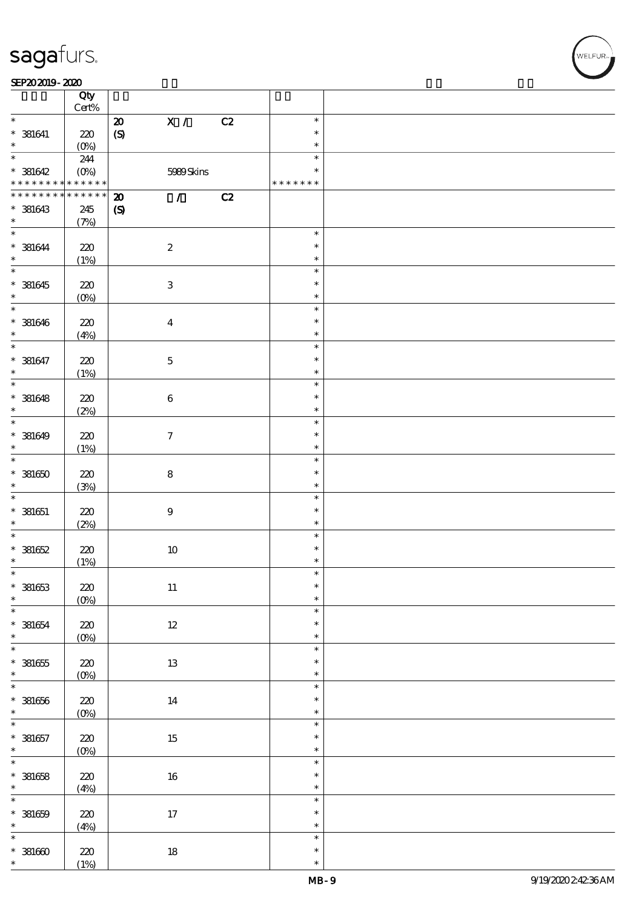| Lot | Qty Cert% | | | | |
|---|---|---|---|---|---|
| * | | 20 | X / | C2 | * |
| * 381641 | 220 | (S) | | | * |
| * | (0%) | | | | * |
| * | 244 | | | | * |
| * 381642 | (0%) | | 5989 Skins | | * |
| * * * * * * * * * * * * * * | | | | | * * * * * * * |
| * * * * * * * * * * * * * * | | 20 | / | C2 | |
| * 381643 | 245 | (S) | | | |
| * | (7%) | | | | |
| * | | | | | * |
| * 381644 | 220 | | 2 | | * |
| * | (1%) | | | | * |
| * | | | | | * |
| * 381645 | 220 | | 3 | | * |
| * | (0%) | | | | * |
| * | | | | | * |
| * 381646 | 220 | | 4 | | * |
| * | (4%) | | | | * |
| * | | | | | * |
| * 381647 | 220 | | 5 | | * |
| * | (1%) | | | | * |
| * | | | | | * |
| * 381648 | 220 | | 6 | | * |
| * | (2%) | | | | * |
| * | | | | | * |
| * 381649 | 220 | | 7 | | * |
| * | (1%) | | | | * |
| * | | | | | * |
| * 381650 | 220 | | 8 | | * |
| * | (3%) | | | | * |
| * | | | | | * |
| * 381651 | 220 | | 9 | | * |
| * | (2%) | | | | * |
| * | | | | | * |
| * 381652 | 220 | | 10 | | * |
| * | (1%) | | | | * |
| * | | | | | * |
| * 381653 | 220 | | 11 | | * |
| * | (0%) | | | | * |
| * | | | | | * |
| * 381654 | 220 | | 12 | | * |
| * | (0%) | | | | * |
| * | | | | | * |
| * 381655 | 220 | | 13 | | * |
| * | (0%) | | | | * |
| * | | | | | * |
| * 381656 | 220 | | 14 | | * |
| * | (0%) | | | | * |
| * | | | | | * |
| * 381657 | 220 | | 15 | | * |
| * | (0%) | | | | * |
| * | | | | | * |
| * 381658 | 220 | | 16 | | * |
| * | (4%) | | | | * |
| * | | | | | * |
| * 381659 | 220 | | 17 | | * |
| * | (4%) | | | | * |
| * | | | | | * |
| * 381660 | 220 | | 18 | | * |
| * | (1%) | | | | * |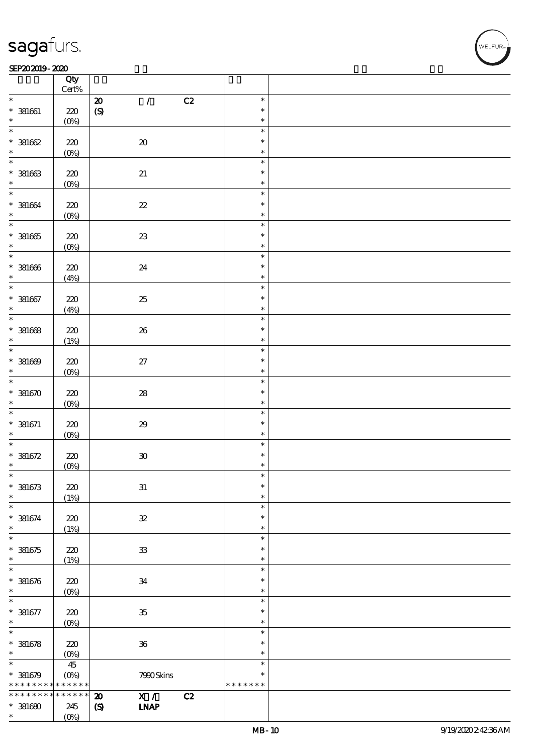| | Qty Cert% | | |
|---|---|---|---|
| * | | 20 / C2 | * |
| * 381661 | 220 | (S) | * |
| * | (0%) | | * |
| * | | | * |
| * 381662 | 220 | 20 | * |
| * | (0%) | | * |
| * | | | * |
| * 381663 | 220 | 21 | * |
| * | (0%) | | * |
| * | | | * |
| * 381664 | 220 | 22 | * |
| * | (0%) | | * |
| * | | | * |
| * 381665 | 220 | 23 | * |
| * | (0%) | | * |
| * | | | * |
| * 381666 | 220 | 24 | * |
| * | (4%) | | * |
| * | | | * |
| * 381667 | 220 | 25 | * |
| * | (4%) | | * |
| * | | | * |
| * 381668 | 220 | 26 | * |
| * | (1%) | | * |
| * | | | * |
| * 381669 | 220 | 27 | * |
| * | (0%) | | * |
| * | | | * |
| * 381670 | 220 | 28 | * |
| * | (0%) | | * |
| * | | | * |
| * 381671 | 220 | 29 | * |
| * | (0%) | | * |
| * | | | * |
| * 381672 | 220 | 30 | * |
| * | (0%) | | * |
| * | | | * |
| * 381673 | 220 | 31 | * |
| * | (1%) | | * |
| * | | | * |
| * 381674 | 220 | 32 | * |
| * | (1%) | | * |
| * | | | * |
| * 381675 | 220 | 33 | * |
| * | (1%) | | * |
| * | | | * |
| * 381676 | 220 | 34 | * |
| * | (0%) | | * |
| * | | | * |
| * 381677 | 220 | 35 | * |
| * | (0%) | | * |
| * | | | * |
| * 381678 | 220 | 36 | * |
| * | (0%) | | * |
| * | 45 | | * |
| * 381679 | (0%) | 7990 Skins | * |
| * * * * * * * * * * * * * | | | * * * * * * * |
| * * * * * * * * * * * * * | | **20** **X /** **C2** | |
| * 381680 | 245 | **(S)** **LNAP** | |
| * | (0%) | | |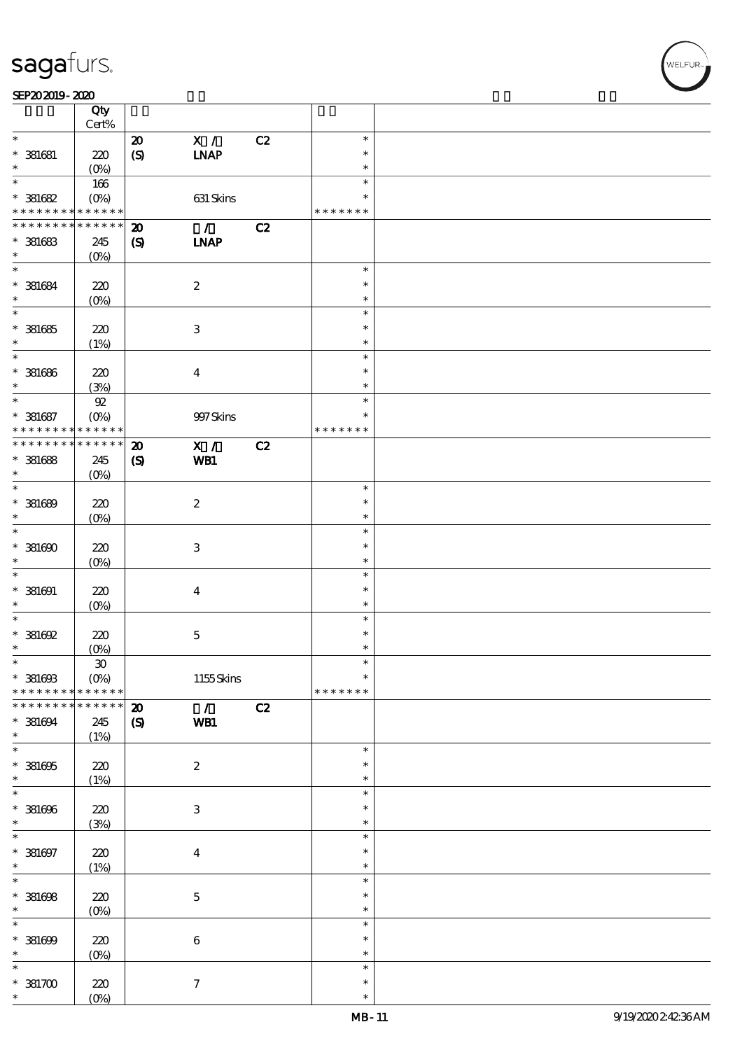| | Qty Cert% | | | | | |
|---|---|---|---|---|---|---|
| * | | 20 | X / | C2 | * | |
| * 381681 | 220 | (S) | LNAP | | * | |
| * | (0%) | | | | * | |
| * | 166 | | | | * | |
| * 381682 | (0%) | | 631 Skins | | * | |
| * * * * * * * * * * * * * * | | | | | * * * * * * * | |
| * * * * * * * * * * * * * * | | 20 | / | C2 | | |
| * 381683 | 245 | (S) | LNAP | | | |
| * | (0%) | | | | | |
| * | | | | | * | |
| * 381684 | 220 | | 2 | | * | |
| * | (0%) | | | | * | |
| * | | | | | * | |
| * 381685 | 220 | | 3 | | * | |
| * | (1%) | | | | * | |
| * | | | | | * | |
| * 381686 | 220 | | 4 | | * | |
| * | (3%) | | | | * | |
| * | 92 | | | | * | |
| * 381687 | (0%) | | 997 Skins | | * | |
| * * * * * * * * * * * * * * | | | | | * * * * * * * | |
| * * * * * * * * * * * * * * | | 20 | X / | C2 | | |
| * 381688 | 245 | (S) | WB1 | | | |
| * | (0%) | | | | | |
| * | | | | | * | |
| * 381689 | 220 | | 2 | | * | |
| * | (0%) | | | | * | |
| * | | | | | * | |
| * 381690 | 220 | | 3 | | * | |
| * | (0%) | | | | * | |
| * | | | | | * | |
| * 381691 | 220 | | 4 | | * | |
| * | (0%) | | | | * | |
| * | | | | | * | |
| * 381692 | 220 | | 5 | | * | |
| * | (0%) | | | | * | |
| * | 30 | | | | * | |
| * 381693 | (0%) | | 1155 Skins | | * | |
| * * * * * * * * * * * * * * | | | | | * * * * * * * | |
| * * * * * * * * * * * * * * | | 20 | / | C2 | | |
| * 381694 | 245 | (S) | WB1 | | | |
| * | (1%) | | | | | |
| * | | | | | * | |
| * 381695 | 220 | | 2 | | * | |
| * | (1%) | | | | * | |
| * | | | | | * | |
| * 381696 | 220 | | 3 | | * | |
| * | (3%) | | | | * | |
| * | | | | | * | |
| * 381697 | 220 | | 4 | | * | |
| * | (1%) | | | | * | |
| * | | | | | * | |
| * 381698 | 220 | | 5 | | * | |
| * | (0%) | | | | * | |
| * | | | | | * | |
| * 381699 | 220 | | 6 | | * | |
| * | (0%) | | | | * | |
| * | | | | | * | |
| * 381700 | 220 | | 7 | | * | |
| * | (0%) | | | | * | |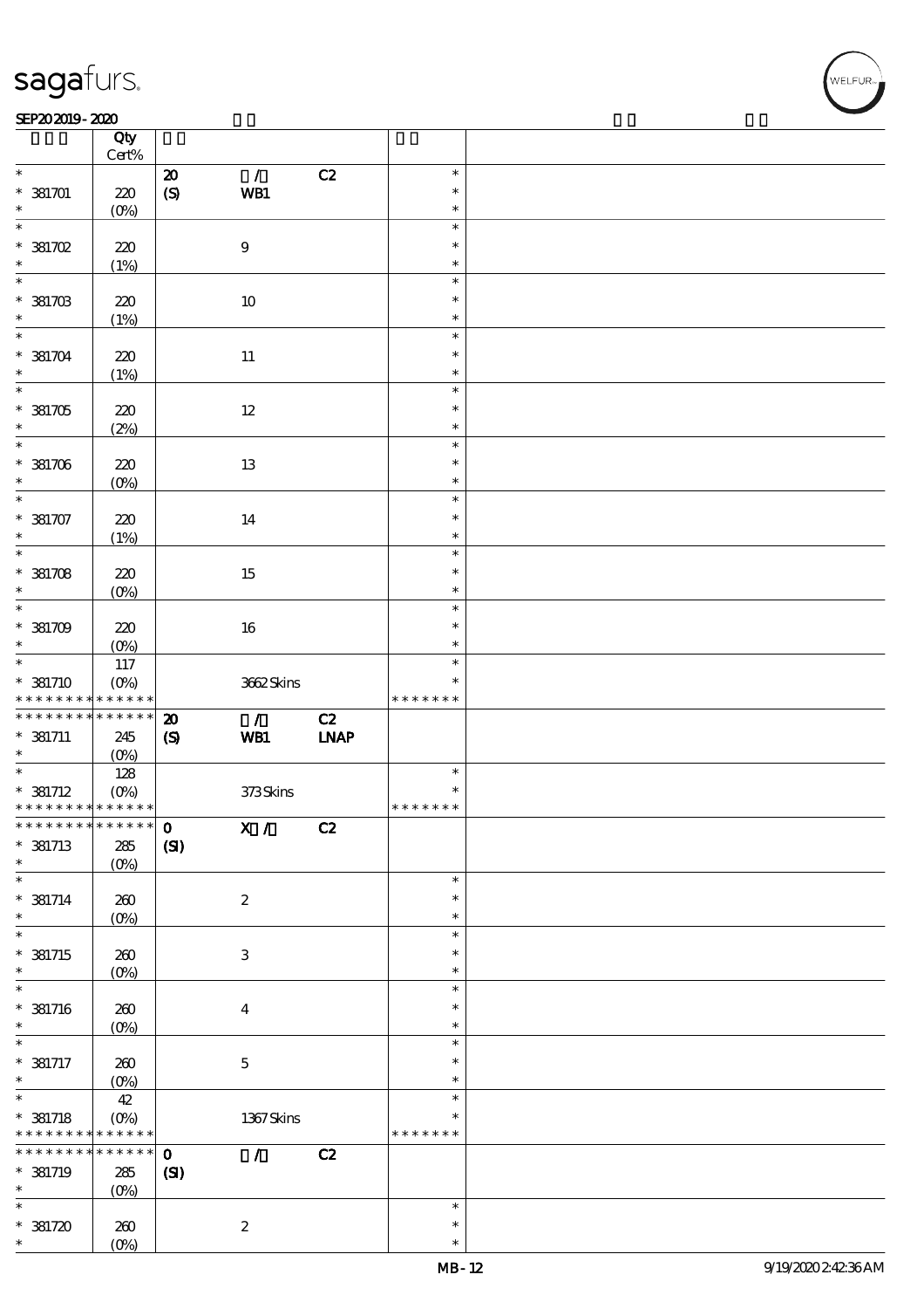| | Qty Cert% | | | | | |
|---|---|---|---|---|---|---|
| * | | 20 | / | C2 | * | |
| * 381701 | 220 | (S) | WB1 | | * | |
| * | (0%) | | | | * | |
| * | | | | | * | |
| * 381702 | 220 | | 9 | | * | |
| * | (1%) | | | | * | |
| * | | | | | * | |
| * 381703 | 220 | | 10 | | * | |
| * | (1%) | | | | * | |
| * | | | | | * | |
| * 381704 | 220 | | 11 | | * | |
| * | (1%) | | | | * | |
| * | | | | | * | |
| * 381705 | 220 | | 12 | | * | |
| * | (2%) | | | | * | |
| * | | | | | * | |
| * 381706 | 220 | | 13 | | * | |
| * | (0%) | | | | * | |
| * | | | | | * | |
| * 381707 | 220 | | 14 | | * | |
| * | (1%) | | | | * | |
| * | | | | | * | |
| * 381708 | 220 | | 15 | | * | |
| * | (0%) | | | | * | |
| * | | | | | * | |
| * 381709 | 220 | | 16 | | * | |
| * | (0%) | | | | * | |
| * | 117 | | | | * | |
| * 381710 | (0%) | | 3662 Skins | | * | |
| * * * * * * * * * * * * * * | | | | | * * * * * * * | |
| * * * * * * * * * * * * * * | | 20 | / | C2 | | |
| * 381711 | 245 | (S) | WB1 | LNAP | | |
| * | (0%) | | | | | |
| * | 128 | | | | * | |
| * 381712 | (0%) | | 373 Skins | | * | |
| * * * * * * * * * * * * * * | | | | | * * * * * * * | |
| * * * * * * * * * * * * * * | | 0 | X / | C2 | | |
| * 381713 | 285 | (SI) | | | | |
| * | (0%) | | | | | |
| * | | | | | * | |
| * 381714 | 260 | | 2 | | * | |
| * | (0%) | | | | * | |
| * | | | | | * | |
| * 381715 | 260 | | 3 | | * | |
| * | (0%) | | | | * | |
| * | | | | | * | |
| * 381716 | 260 | | 4 | | * | |
| * | (0%) | | | | * | |
| * | | | | | * | |
| * 381717 | 260 | | 5 | | * | |
| * | (0%) | | | | * | |
| * | 42 | | | | * | |
| * 381718 | (0%) | | 1367 Skins | | * | |
| * * * * * * * * * * * * * * | | | | | * * * * * * * | |
| * * * * * * * * * * * * * * | | 0 | / | C2 | | |
| * 381719 | 285 | (SI) | | | | |
| * | (0%) | | | | | |
| * | | | | | * | |
| * 381720 | 260 | | 2 | | * | |
| * | (0%) | | | | * | |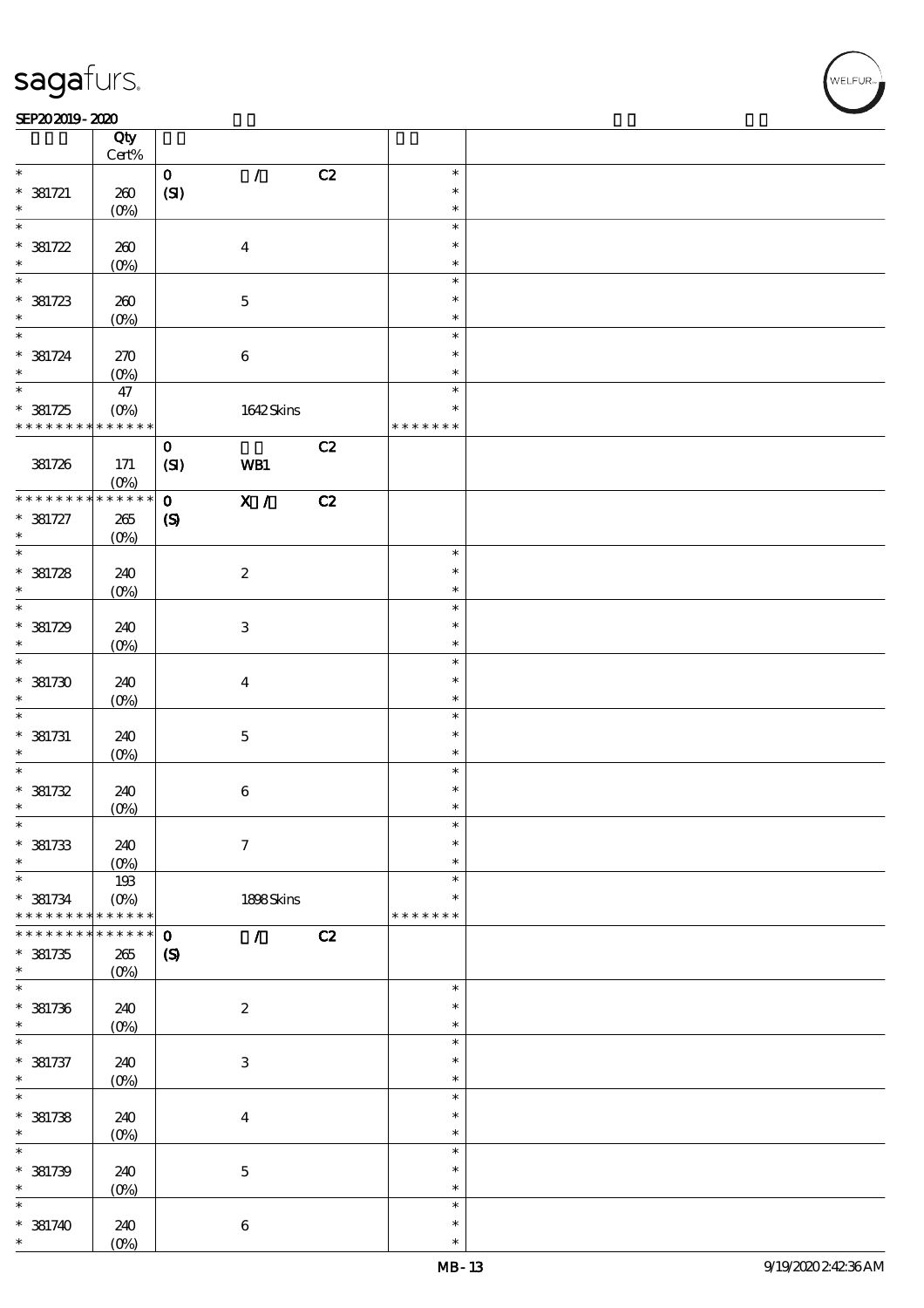| | Qty Cert% | | | | | |
|---|---|---|---|---|---|---|
| * | | 0 | / | C2 | * | |
| * 381721 | 260 | (SI) | | | * | |
| * | (0%) | | | | * | |
| * | | | | | * | |
| * 381722 | 260 | | 4 | | * | |
| * | (0%) | | | | * | |
| * | | | | | * | |
| * 381723 | 260 | | 5 | | * | |
| * | (0%) | | | | * | |
| * | | | | | * | |
| * 381724 | 270 | | 6 | | * | |
| * | (0%) | | | | * | |
| * | 47 | | | | * | |
| * 381725 | (0%) | | 1642 Skins | | * | |
| * * * * * * * * * * * * * * | | | | | * * * * * * * | |
| | | 0 | | C2 | | |
| 381726 | 171 | (SI) | WB1 | | | |
| | (0%) | | | | | |
| * * * * * * * * * * * * * * | | 0 | X / | C2 | | |
| * 381727 | 265 | (S) | | | | |
| * | (0%) | | | | | |
| * | | | | | * | |
| * 381728 | 240 | | 2 | | * | |
| * | (0%) | | | | * | |
| * | | | | | * | |
| * 381729 | 240 | | 3 | | * | |
| * | (0%) | | | | * | |
| * | | | | | * | |
| * 381730 | 240 | | 4 | | * | |
| * | (0%) | | | | * | |
| * | | | | | * | |
| * 381731 | 240 | | 5 | | * | |
| * | (0%) | | | | * | |
| * | | | | | * | |
| * 381732 | 240 | | 6 | | * | |
| * | (0%) | | | | * | |
| * | | | | | * | |
| * 381733 | 240 | | 7 | | * | |
| * | (0%) | | | | * | |
| * | 193 | | | | * | |
| * 381734 | (0%) | | 1898 Skins | | * | |
| * * * * * * * * * * * * * * | | | | | * * * * * * * | |
| * * * * * * * * * * * * * * | | 0 | / | C2 | | |
| * 381735 | 265 | (S) | | | | |
| * | (0%) | | | | | |
| * | | | | | * | |
| * 381736 | 240 | | 2 | | * | |
| * | (0%) | | | | * | |
| * | | | | | * | |
| * 381737 | 240 | | 3 | | * | |
| * | (0%) | | | | * | |
| * | | | | | * | |
| * 381738 | 240 | | 4 | | * | |
| * | (0%) | | | | * | |
| * | | | | | * | |
| * 381739 | 240 | | 5 | | * | |
| * | (0%) | | | | * | |
| * | | | | | * | |
| * 381740 | 240 | | 6 | | * | |
| * | (0%) | | | | * | |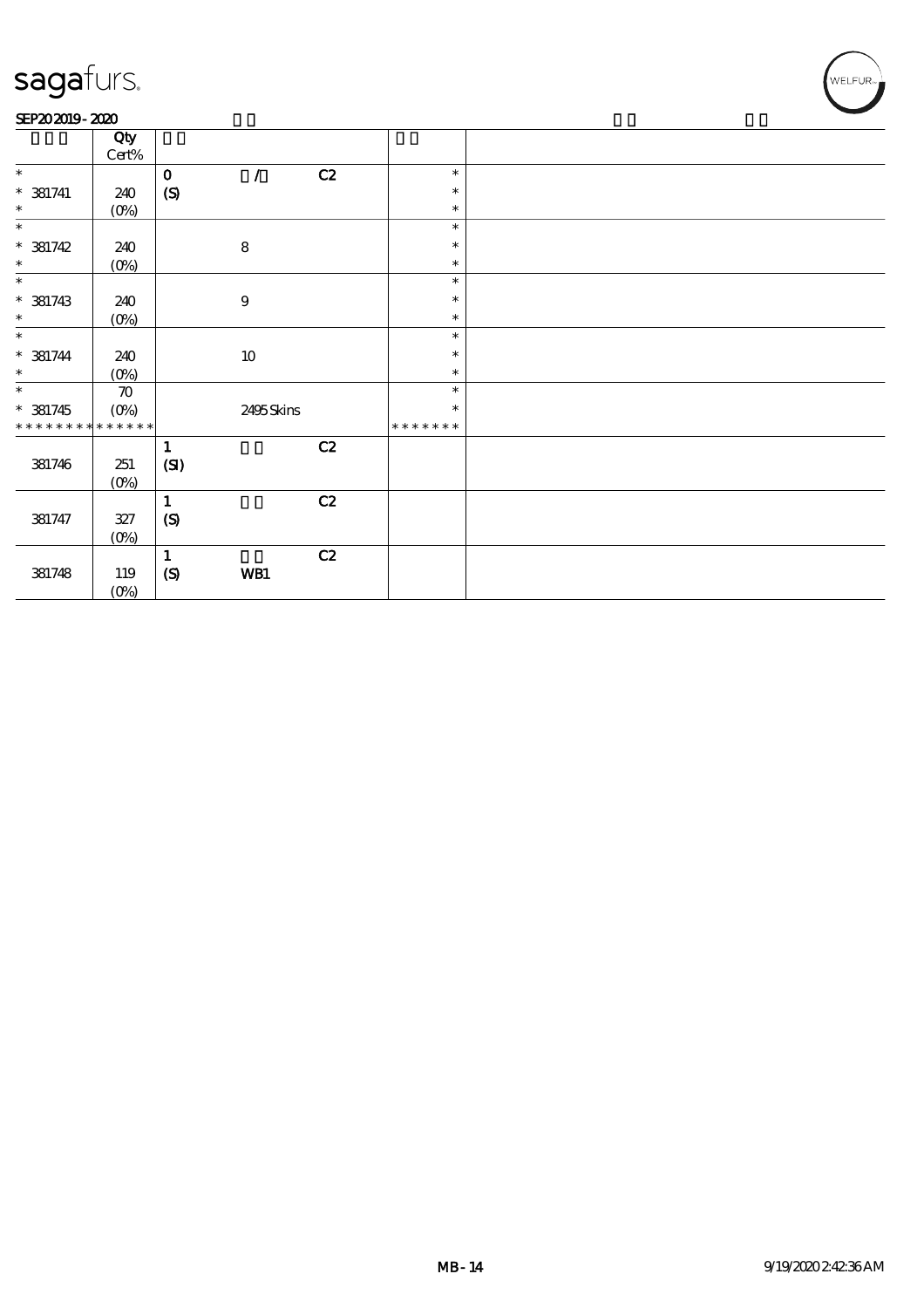# sagafurs.

SEP20 2019 - 2020

| | Qty Cert% | | | | | |
|---|---|---|---|---|---|---|
| * | | 0 | / | C2 | * | |
| * 381741 | 240 | (S) | | | * | |
| * | (0%) | | | | * | |
| * | | | | | * | |
| * 381742 | 240 | | 8 | | * | |
| * | (0%) | | | | * | |
| * | | | | | * | |
| * 381743 | 240 | | 9 | | * | |
| * | (0%) | | | | * | |
| * | | | | | * | |
| * 381744 | 240 | | 10 | | * | |
| * | (0%) | | | | * | |
| * | 70 | | | | * | |
| * 381745 | (0%) | | 2495 Skins | | * | |
| * * * * * * * * * * * * * * | | | | | * * * * * * * | |
| | | 1 | | C2 | | |
| 381746 | 251 | (SI) | | | | |
| | (0%) | | | | | |
| | | 1 | | C2 | | |
| 381747 | 327 | (S) | | | | |
| | (0%) | | | | | |
| | | 1 | | C2 | | |
| 381748 | 119 | (S) | WB1 | | | |
| | (0%) | | | | | |

MB-14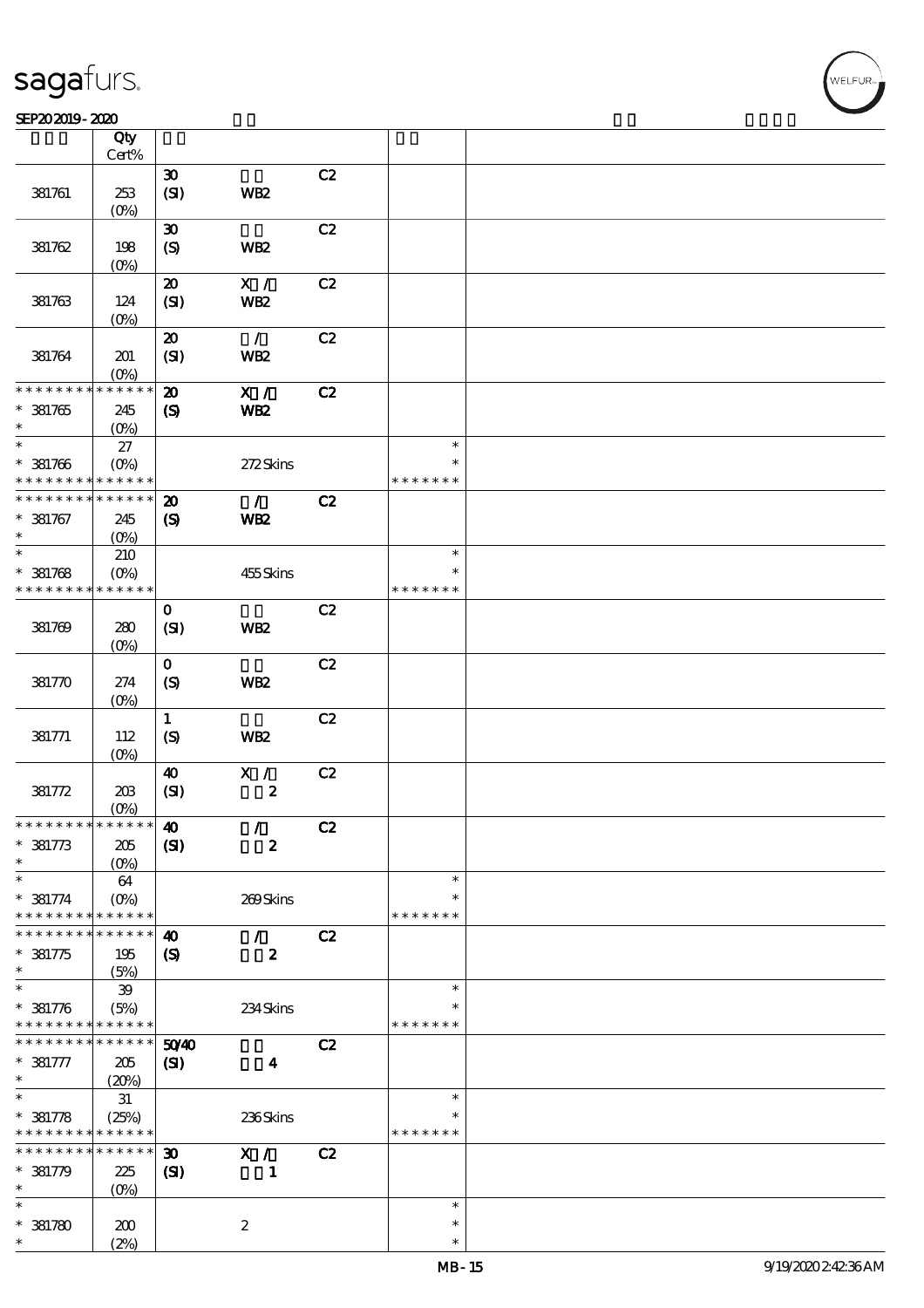| | Qty Cert% | | | | | |
|---|---|---|---|---|---|---|
| 381761 | 253 (0%) | 30 (SI) | WB2 | C2 | | |
| 381762 | 198 (0%) | 30 (S) | WB2 | C2 | | |
| 381763 | 124 (0%) | 20 (SI) | X / WB2 | C2 | | |
| 381764 | 201 (0%) | 20 (SI) | / WB2 | C2 | | |
| * * * * * * * * * * * * * * 381765 * | 245 (0%) | 20 (S) | X / WB2 | C2 | | |
| * 381766 * * * * * * * * * * * * * * | 27 (0%) | | 272 Skins | | * * * * * * * * * | |
| * * * * * * * * * * * * * * 381767 * | 245 (0%) | 20 (S) | / WB2 | C2 | | |
| * 381768 * * * * * * * * * * * * * * | 210 (0%) | | 455 Skins | | * * * * * * * * * | |
| 381769 | 280 (0%) | 0 (SI) | WB2 | C2 | | |
| 381770 | 274 (0%) | 0 (S) | WB2 | C2 | | |
| 381771 | 112 (0%) | 1 (S) | WB2 | C2 | | |
| 381772 | 203 (0%) | 40 (SI) | X / 2 | C2 | | |
| * * * * * * * * * * * * * * 381773 * | 205 (0%) | 40 (SI) | / 2 | C2 | | |
| * 381774 * * * * * * * * * * * * * * | 64 (0%) | | 269 Skins | | * * * * * * * * * | |
| * * * * * * * * * * * * * * 381775 * | 195 (5%) | 40 (S) | / 2 | C2 | | |
| * 381776 * * * * * * * * * * * * * * | 39 (5%) | | 234 Skins | | * * * * * * * * * | |
| * * * * * * * * * * * * * * 381777 * | 205 (20%) | 50/40 (SI) | 4 | C2 | | |
| * 381778 * * * * * * * * * * * * * * | 31 (25%) | | 236 Skins | | * * * * * * * * * | |
| * * * * * * * * * * * * * * 381779 * | 225 (0%) | 30 (SI) | X / 1 | C2 | | |
| * 381780 * | 200 (2%) | | 2 | | * * * | |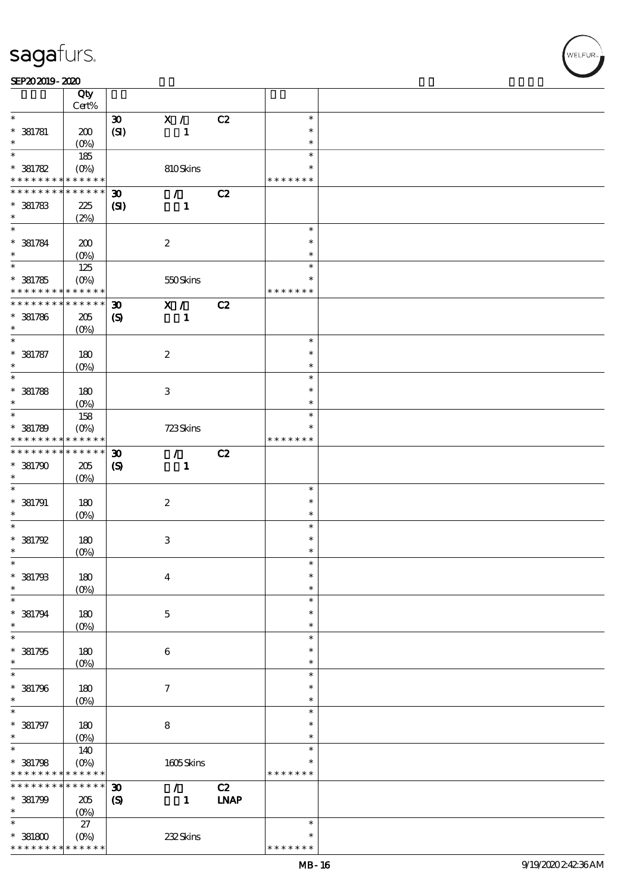| | Qty<br>Cert% | | | | | |
|---|---|---|---|---|---|---|
| * | | 30 | X / | C2 | * | |
| * 381781 | 200 | (SI) | 1 | | * | |
| * | (0%) | | | | * | |
| * | 185 | | | | * | |
| * 381782 | (0%) | | 810 Skins | | * | |
| * * * * * * * * * * * * * * | | | | | * * * * * * * | |
| * * * * * * * * * * * * * * | | 30 | / | C2 | | |
| * 381783 | 225 | (SI) | 1 | | | |
| * | (2%) | | | | | |
| * | | | | | * | |
| * 381784 | 200 | | 2 | | * | |
| * | (0%) | | | | * | |
| * | 125 | | | | * | |
| * 381785 | (0%) | | 550 Skins | | * | |
| * * * * * * * * * * * * * * | | | | | * * * * * * * | |
| * * * * * * * * * * * * * * | | 30 | X / | C2 | | |
| * 381786 | 205 | (S) | 1 | | | |
| * | (0%) | | | | | |
| * | | | | | * | |
| * 381787 | 180 | | 2 | | * | |
| * | (0%) | | | | * | |
| * | | | | | * | |
| * 381788 | 180 | | 3 | | * | |
| * | (0%) | | | | * | |
| * | 158 | | | | * | |
| * 381789 | (0%) | | 723 Skins | | * | |
| * * * * * * * * * * * * * * | | | | | * * * * * * * | |
| * * * * * * * * * * * * * * | | 30 | / | C2 | | |
| * 381790 | 205 | (S) | 1 | | | |
| * | (0%) | | | | | |
| * | | | | | * | |
| * 381791 | 180 | | 2 | | * | |
| * | (0%) | | | | * | |
| * | | | | | * | |
| * 381792 | 180 | | 3 | | * | |
| * | (0%) | | | | * | |
| * | | | | | * | |
| * 381793 | 180 | | 4 | | * | |
| * | (0%) | | | | * | |
| * | | | | | * | |
| * 381794 | 180 | | 5 | | * | |
| * | (0%) | | | | * | |
| * | | | | | * | |
| * 381795 | 180 | | 6 | | * | |
| * | (0%) | | | | * | |
| * | | | | | * | |
| * 381796 | 180 | | 7 | | * | |
| * | (0%) | | | | * | |
| * | | | | | * | |
| * 381797 | 180 | | 8 | | * | |
| * | (0%) | | | | * | |
| * | 140 | | | | * | |
| * 381798 | (0%) | | 1605 Skins | | * | |
| * * * * * * * * * * * * * * | | | | | * * * * * * * | |
| * * * * * * * * * * * * * * | | 30 | / | C2 | | |
| * 381799 | 205 | (S) | 1 | LNAP | | |
| * | (0%) | | | | | |
| * | 27 | | | | * | |
| * 381800 | (0%) | | 232 Skins | | * | |
| * * * * * * * * * * * * * * | | | | | * * * * * * * | |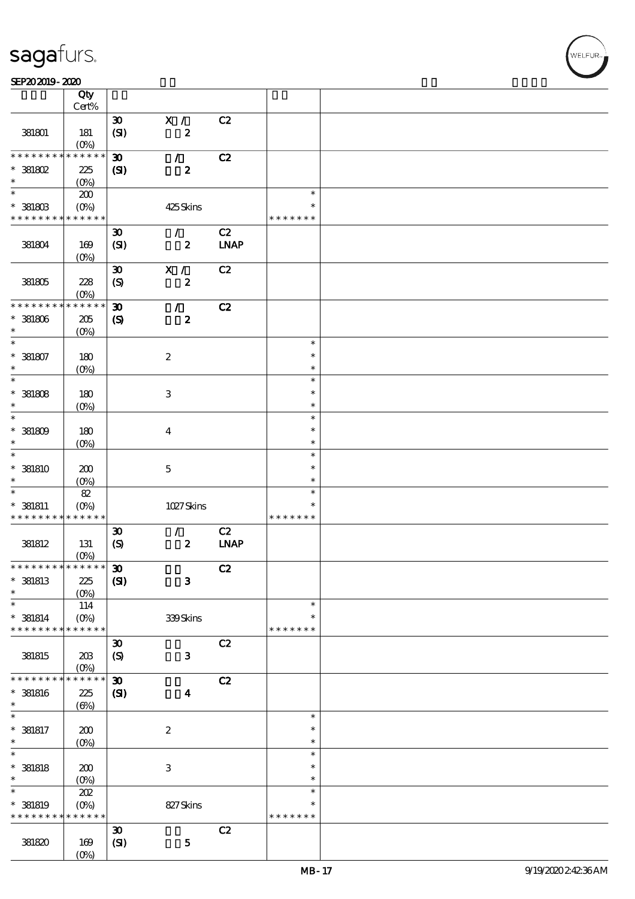| | Qty Cert% | | | | | |
|---|---|---|---|---|---|---|
| 381801 | 181 (0%) | 30 (SI) | X / 2 | C2 | | |
| * * * * * * * * * * * * * * 381802 * | 225 (0%) | 30 (SI) | / 2 | C2 | | |
| * * 381803 * * * * * * * * * * * * * * | 200 (0%) | | 425 Skins | | * * * * * * * * * | |
| 381804 | 169 (0%) | 30 (SI) | / 2 | C2 LNAP | | |
| 381805 | 228 (0%) | 30 (S) | X / 2 | C2 | | |
| * * * * * * * * * * * * * * 381806 * | 205 (0%) | 30 (S) | / 2 | C2 | | |
| * * 381807 * | 180 (0%) | | 2 | | * * * | |
| * * 381808 * | 180 (0%) | | 3 | | * * * | |
| * * 381809 * | 180 (0%) | | 4 | | * * * | |
| * * 381810 * | 200 (0%) | | 5 | | * * * | |
| * * 381811 * * * * * * * * * * * * * * | 82 (0%) | | 1027 Skins | | * * * * * * * * * | |
| 381812 | 131 (0%) | 30 (S) | / 2 | C2 LNAP | | |
| * * * * * * * * * * * * * * 381813 * | 225 (0%) | 30 (SI) | 3 | C2 | | |
| * * 381814 * * * * * * * * * * * * * * | 114 (0%) | | 339 Skins | | * * * * * * * * * | |
| 381815 | 203 (0%) | 30 (S) | 3 | C2 | | |
| * * * * * * * * * * * * * * 381816 * | 225 (6%) | 30 (SI) | 4 | C2 | | |
| * * 381817 * | 200 (0%) | | 2 | | * * * | |
| * * 381818 * | 200 (0%) | | 3 | | * * * | |
| * * 381819 * * * * * * * * * * * * * * | 202 (0%) | | 827 Skins | | * * * * * * * * * | |
| 381820 | 169 (0%) | 30 (SI) | 5 | C2 | | |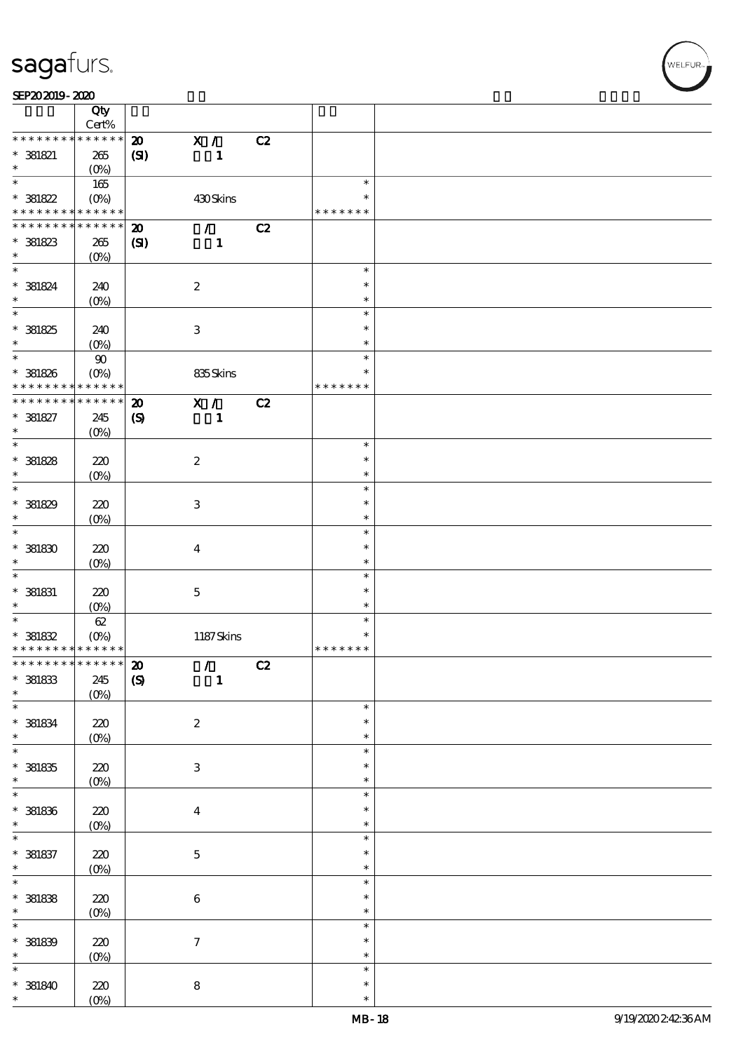| | Qty Cert% | | | | | |
|---|---|---|---|---|---|---|
| * * * * * * * * * * * * * * | | 20 | X / | C2 | | |
| * 381821 | 265 | (SI) | 1 | | | |
| * | (0%) | | | | | |
| * | 165 | | | | * | |
| * 381822 | (0%) | | 430 Skins | | * | |
| * * * * * * * * * * * * * * | | | | | * * * * * * * | |
| * * * * * * * * * * * * * * | | 20 | / | C2 | | |
| * 381823 | 265 | (SI) | 1 | | | |
| * | (0%) | | | | | |
| * | | | | | * | |
| * 381824 | 240 | | 2 | | * | |
| * | (0%) | | | | * | |
| * | | | | | * | |
| * 381825 | 240 | | 3 | | * | |
| * | (0%) | | | | * | |
| * | 90 | | | | * | |
| * 381826 | (0%) | | 835 Skins | | * | |
| * * * * * * * * * * * * * * | | | | | * * * * * * * | |
| * * * * * * * * * * * * * * | | 20 | X / | C2 | | |
| * 381827 | 245 | (S) | 1 | | | |
| * | (0%) | | | | | |
| * | | | | | * | |
| * 381828 | 220 | | 2 | | * | |
| * | (0%) | | | | * | |
| * | | | | | * | |
| * 381829 | 220 | | 3 | | * | |
| * | (0%) | | | | * | |
| * | | | | | * | |
| * 381830 | 220 | | 4 | | * | |
| * | (0%) | | | | * | |
| * | | | | | * | |
| * 381831 | 220 | | 5 | | * | |
| * | (0%) | | | | * | |
| * | 62 | | | | * | |
| * 381832 | (0%) | | 1187 Skins | | * | |
| * * * * * * * * * * * * * * | | | | | * * * * * * * | |
| * * * * * * * * * * * * * * | | 20 | / | C2 | | |
| * 381833 | 245 | (S) | 1 | | | |
| * | (0%) | | | | | |
| * | | | | | * | |
| * 381834 | 220 | | 2 | | * | |
| * | (0%) | | | | * | |
| * | | | | | * | |
| * 381835 | 220 | | 3 | | * | |
| * | (0%) | | | | * | |
| * | | | | | * | |
| * 381836 | 220 | | 4 | | * | |
| * | (0%) | | | | * | |
| * | | | | | * | |
| * 381837 | 220 | | 5 | | * | |
| * | (0%) | | | | * | |
| * | | | | | * | |
| * 381838 | 220 | | 6 | | * | |
| * | (0%) | | | | * | |
| * | | | | | * | |
| * 381839 | 220 | | 7 | | * | |
| * | (0%) | | | | * | |
| * | | | | | * | |
| * 381840 | 220 | | 8 | | * | |
| * | (0%) | | | | * | |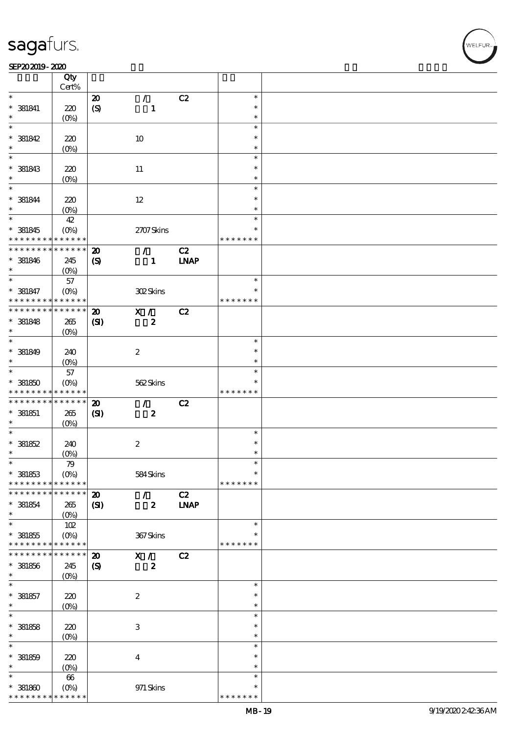| | Qty Cert% | | | | | |
|---|---|---|---|---|---|---|
| * | | 20 | / | C2 | * | |
| * 381841 | 220 | (S) | 1 | | * | |
| * | (0%) | | | | * | |
| * | | | | | * | |
| * 381842 | 220 | | 10 | | * | |
| * | (0%) | | | | * | |
| * | | | | | * | |
| * 381843 | 220 | | 11 | | * | |
| * | (0%) | | | | * | |
| * | | | | | * | |
| * 381844 | 220 | | 12 | | * | |
| * | (0%) | | | | * | |
| * | 42 | | | | * | |
| * 381845 | (0%) | | 2707 Skins | | * | |
| * * * * * * * * * * * * * * | | | | | * * * * * * * | |
| * * * * * * * * * * * * * * | | 20 | / | C2 | | |
| * 381846 | 245 | (S) | 1 | LNAP | | |
| * | (0%) | | | | | |
| * | 57 | | | | * | |
| * 381847 | (0%) | | 302 Skins | | * | |
| * * * * * * * * * * * * * * | | | | | * * * * * * * | |
| * * * * * * * * * * * * * * | | 20 | X / | C2 | | |
| * 381848 | 265 | (SI) | 2 | | | |
| * | (0%) | | | | | |
| * | | | | | * | |
| * 381849 | 240 | | 2 | | * | |
| * | (0%) | | | | * | |
| * | 57 | | | | * | |
| * 381850 | (0%) | | 562 Skins | | * | |
| * * * * * * * * * * * * * * | | | | | * * * * * * * | |
| * * * * * * * * * * * * * * | | 20 | / | C2 | | |
| * 381851 | 265 | (SI) | 2 | | | |
| * | (0%) | | | | | |
| * | | | | | * | |
| * 381852 | 240 | | 2 | | * | |
| * | (0%) | | | | * | |
| * | 79 | | | | * | |
| * 381853 | (0%) | | 584 Skins | | * | |
| * * * * * * * * * * * * * * | | | | | * * * * * * * | |
| * * * * * * * * * * * * * * | | 20 | / | C2 | | |
| * 381854 | 265 | (SI) | 2 | LNAP | | |
| * | (0%) | | | | | |
| * | 102 | | | | * | |
| * 381855 | (0%) | | 367 Skins | | * | |
| * * * * * * * * * * * * * * | | | | | * * * * * * * | |
| * * * * * * * * * * * * * * | | 20 | X / | C2 | | |
| * 381856 | 245 | (S) | 2 | | | |
| * | (0%) | | | | | |
| * | | | | | * | |
| * 381857 | 220 | | 2 | | * | |
| * | (0%) | | | | * | |
| * | | | | | * | |
| * 381858 | 220 | | 3 | | * | |
| * | (0%) | | | | * | |
| * | | | | | * | |
| * 381859 | 220 | | 4 | | * | |
| * | (0%) | | | | * | |
| * | 66 | | | | * | |
| * 381860 | (0%) | | 971 Skins | | * | |
| * * * * * * * * * * * * * * | | | | | * * * * * * * | |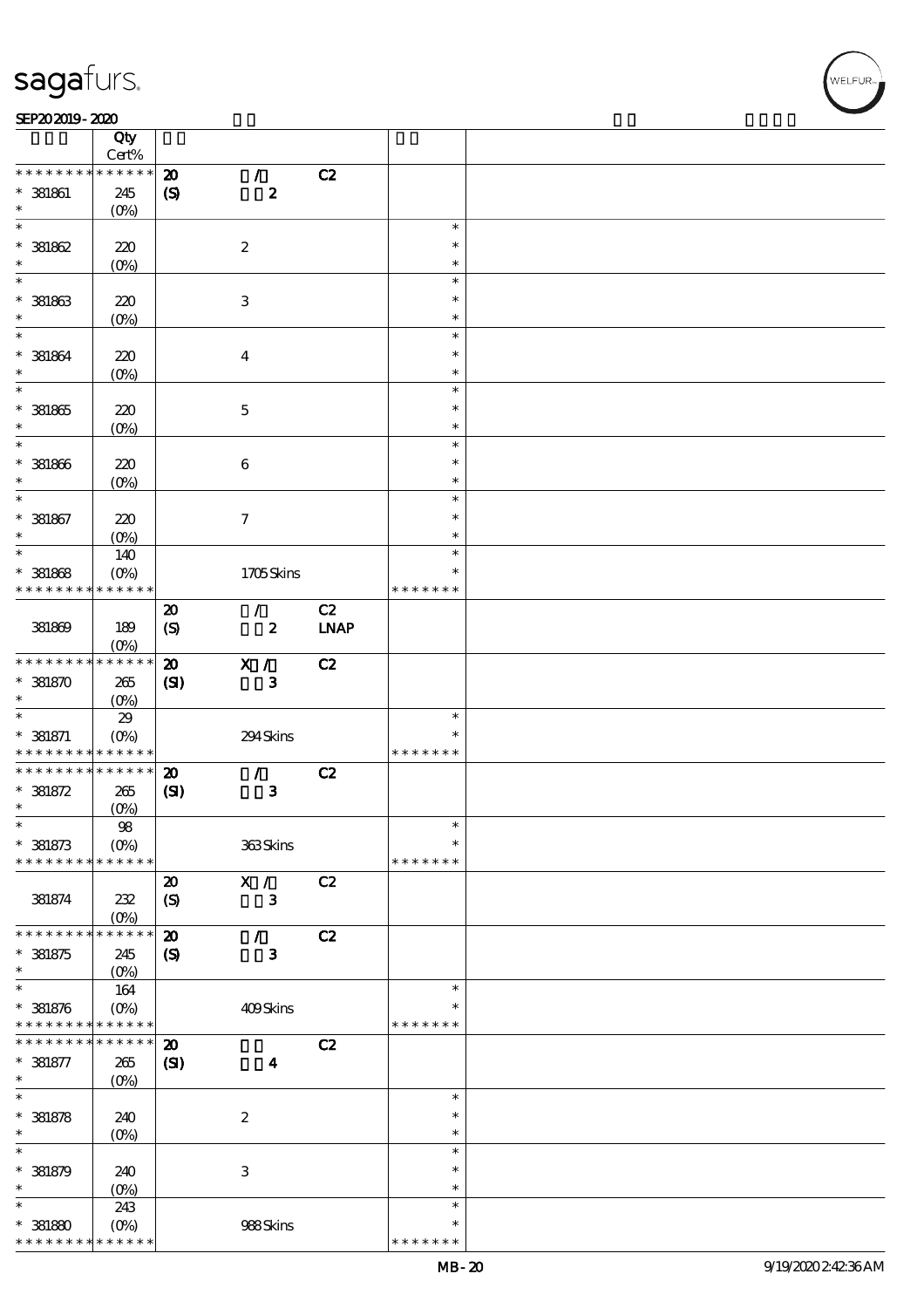| | Qty Cert% | | | | | |
|---|---|---|---|---|---|---|
| * * * * * * * * * * * * * * | | 20 | / | C2 | | |
| * 381861 | 245 | (S) | 2 | | | |
| * | (0%) | | | | | |
| * | | | | | * | |
| * 381862 | 220 | | 2 | | * | |
| * | (0%) | | | | * | |
| * | | | | | * | |
| * 381863 | 220 | | 3 | | * | |
| * | (0%) | | | | * | |
| * | | | | | * | |
| * 381864 | 220 | | 4 | | * | |
| * | (0%) | | | | * | |
| * | | | | | * | |
| * 381865 | 220 | | 5 | | * | |
| * | (0%) | | | | * | |
| * | | | | | * | |
| * 381866 | 220 | | 6 | | * | |
| * | (0%) | | | | * | |
| * | | | | | * | |
| * 381867 | 220 | | 7 | | * | |
| * | (0%) | | | | * | |
| * | 140 | | | | * | |
| * 381868 | (0%) | | 1705 Skins | | * | |
| * * * * * * * * * * * * * * | | | | | * * * * * * * | |
| | | 20 | / | C2 | | |
| 381869 | 189 | (S) | 2 | LNAP | | |
| | (0%) | | | | | |
| * * * * * * * * * * * * * * | | 20 | X / | C2 | | |
| * 381870 | 265 | (SI) | 3 | | | |
| * | (0%) | | | | | |
| * | 29 | | | | * | |
| * 381871 | (0%) | | 294 Skins | | * | |
| * * * * * * * * * * * * * * | | | | | * * * * * * * | |
| * * * * * * * * * * * * * * | | 20 | / | C2 | | |
| * 381872 | 265 | (SI) | 3 | | | |
| * | (0%) | | | | | |
| * | 98 | | | | * | |
| * 381873 | (0%) | | 363 Skins | | * | |
| * * * * * * * * * * * * * * | | | | | * * * * * * * | |
| | | 20 | X / | C2 | | |
| 381874 | 232 | (S) | 3 | | | |
| | (0%) | | | | | |
| * * * * * * * * * * * * * * | | 20 | / | C2 | | |
| * 381875 | 245 | (S) | 3 | | | |
| * | (0%) | | | | | |
| * | 164 | | | | * | |
| * 381876 | (0%) | | 409 Skins | | * | |
| * * * * * * * * * * * * * * | | | | | * * * * * * * | |
| * * * * * * * * * * * * * * | | 20 | | C2 | | |
| * 381877 | 265 | (SI) | 4 | | | |
| * | (0%) | | | | | |
| * | | | | | * | |
| * 381878 | 240 | | 2 | | * | |
| * | (0%) | | | | * | |
| * | | | | | * | |
| * 381879 | 240 | | 3 | | * | |
| * | (0%) | | | | * | |
| * | 243 | | | | * | |
| * 381880 | (0%) | | 988 Skins | | * | |
| * * * * * * * * * * * * * * | | | | | * * * * * * * | |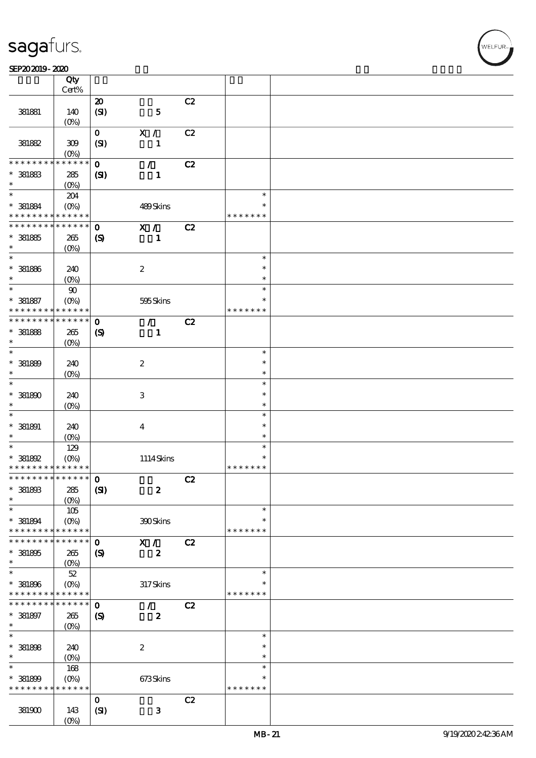| | Qty Cert% | | | | | |
|---|---|---|---|---|---|---|
| | | 20 | | C2 | | |
| 381881 | 140 (0%) | (SI) | 5 | | | |
| | | 0 | X / | C2 | | |
| 381882 | 309 (0%) | (SI) | 1 | | | |
| * * * * * * * * * * * * * * | | 0 | / | C2 | | |
| * 381883 * | 285 (0%) | (SI) | 1 | | | |
| * | 204 | | | | * | |
| * 381884 | (0%) | | 489 Skins | | * | |
| * * * * * * * * * * * * * * | | | | | * * * * * * * | |
| * * * * * * * * * * * * * * | | 0 | X / | C2 | | |
| * 381885 * | 265 (0%) | (S) | 1 | | | |
| * | | | | | * | |
| * 381886 * | 240 (0%) | | 2 | | * * | |
| * | 90 | | | | * | |
| * 381887 | (0%) | | 595 Skins | | * | |
| * * * * * * * * * * * * * * | | | | | * * * * * * * | |
| * * * * * * * * * * * * * * | | 0 | / | C2 | | |
| * 381888 * | 265 (0%) | (S) | 1 | | | |
| * | | | | | * | |
| * 381889 * | 240 (0%) | | 2 | | * * | |
| * | | | | | * | |
| * 381890 * | 240 (0%) | | 3 | | * * | |
| * | | | | | * | |
| * 381891 * | 240 (0%) | | 4 | | * * | |
| * | 129 | | | | * | |
| * 381892 | (0%) | | 1114 Skins | | * | |
| * * * * * * * * * * * * * * | | | | | * * * * * * * | |
| * * * * * * * * * * * * * * | | 0 | | C2 | | |
| * 381893 * | 285 (0%) | (SI) | 2 | | | |
| * | 105 | | | | * | |
| * 381894 | (0%) | | 390 Skins | | * | |
| * * * * * * * * * * * * * * | | | | | * * * * * * * | |
| * * * * * * * * * * * * * * | | 0 | X / | C2 | | |
| * 381895 * | 265 (0%) | (S) | 2 | | | |
| * | 52 | | | | * | |
| * 381896 | (0%) | | 317 Skins | | * | |
| * * * * * * * * * * * * * * | | | | | * * * * * * * | |
| * * * * * * * * * * * * * * | | 0 | / | C2 | | |
| * 381897 * | 265 (0%) | (S) | 2 | | | |
| * | | | | | * | |
| * 381898 * | 240 (0%) | | 2 | | * * | |
| * | 168 | | | | * | |
| * 381899 | (0%) | | 673 Skins | | * | |
| * * * * * * * * * * * * * * | | | | | * * * * * * * | |
| | | 0 | | C2 | | |
| 381900 | 143 (0%) | (SI) | 3 | | | |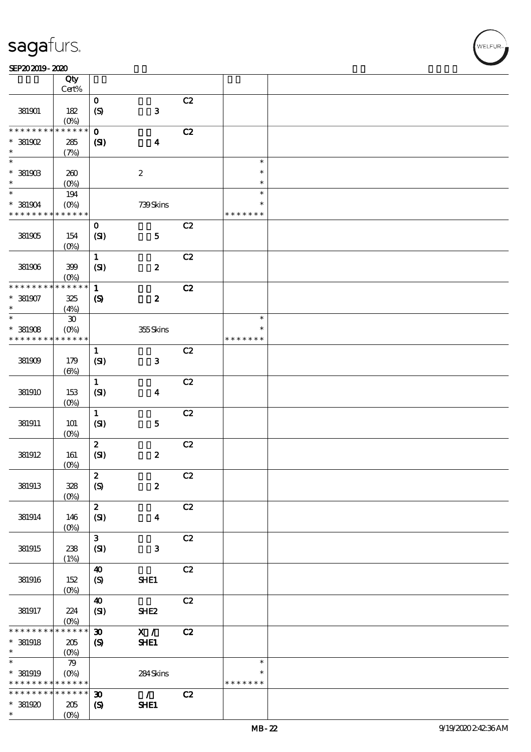| | Qty Cert% | | | | | |
|---|---|---|---|---|---|---|
| 381901 | 182 (0%) | 0 (S) | 3 | C2 | | |
| * * * * * * * * * * * * * * 381902 * | 285 (7%) | 0 (SI) | 4 | C2 | | |
| * * 381903 * | 260 (0%) | | 2 | | * * * | |
| * * 381904 * * * * * * * * * * * * * | 194 (0%) | | 739 Skins | | * * * * * * * * * | |
| 381905 | 154 (0%) | 0 (SI) | 5 | C2 | | |
| 381906 | 399 (0%) | 1 (SI) | 2 | C2 | | |
| * * * * * * * * * * * * * * 381907 * | 325 (4%) | 1 (S) | 2 | C2 | | |
| * * 381908 * * * * * * * * * * * * * | 30 (0%) | | 355 Skins | | * * * * * * * * * | |
| 381909 | 179 (6%) | 1 (SI) | 3 | C2 | | |
| 381910 | 153 (0%) | 1 (SI) | 4 | C2 | | |
| 381911 | 101 (0%) | 1 (SI) | 5 | C2 | | |
| 381912 | 161 (0%) | 2 (SI) | 2 | C2 | | |
| 381913 | 328 (0%) | 2 (S) | 2 | C2 | | |
| 381914 | 146 (0%) | 2 (SI) | 4 | C2 | | |
| 381915 | 238 (1%) | 3 (SI) | 3 | C2 | | |
| 381916 | 152 (0%) | 40 (S) | SHE1 | C2 | | |
| 381917 | 224 (0%) | 40 (SI) | SHE2 | C2 | | |
| * * * * * * * * * * * * * * 381918 * | 205 (0%) | 30 (S) | X / SHE1 | C2 | | |
| * * 381919 * * * * * * * * * * * * * | 79 (0%) | | 284 Skins | | * * * * * * * * * | |
| * * * * * * * * * * * * * * 381920 * | 205 (0%) | 30 (S) | / SHE1 | C2 | | |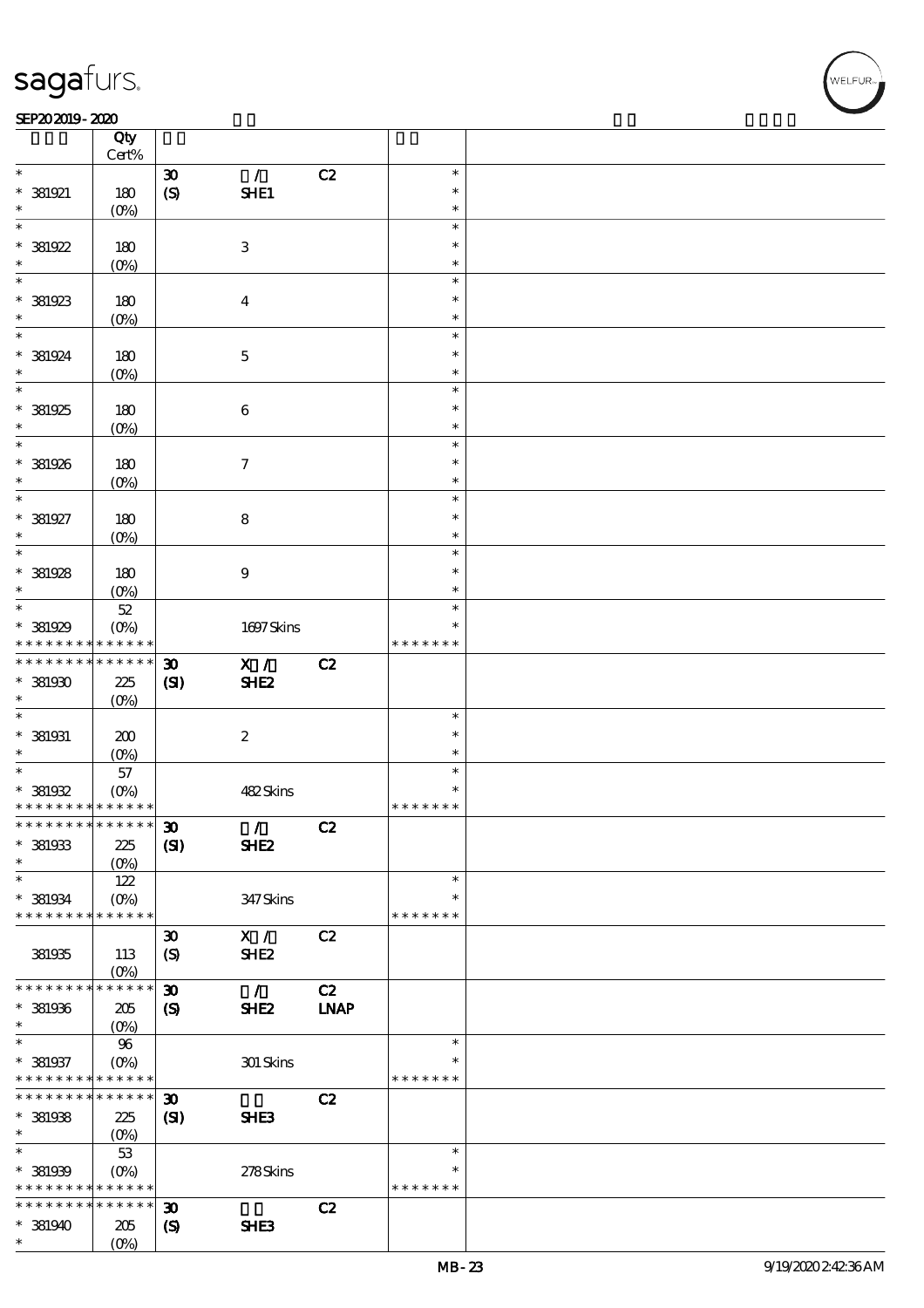| | Qty Cert% | | | | | |
|---|---|---|---|---|---|---|
| * | | 30 | / | C2 | * | |
| * 381921 | 180 | (S) | SHE1 | | * | |
| * | (0%) | | | | * | |
| * | | | | | * | |
| * 381922 | 180 | | 3 | | * | |
| * | (0%) | | | | * | |
| * | | | | | * | |
| * 381923 | 180 | | 4 | | * | |
| * | (0%) | | | | * | |
| * | | | | | * | |
| * 381924 | 180 | | 5 | | * | |
| * | (0%) | | | | * | |
| * | | | | | * | |
| * 381925 | 180 | | 6 | | * | |
| * | (0%) | | | | * | |
| * | | | | | * | |
| * 381926 | 180 | | 7 | | * | |
| * | (0%) | | | | * | |
| * | | | | | * | |
| * 381927 | 180 | | 8 | | * | |
| * | (0%) | | | | * | |
| * | | | | | * | |
| * 381928 | 180 | | 9 | | * | |
| * | (0%) | | | | * | |
| * | 52 | | | | * | |
| * 381929 | (0%) | | 1697 Skins | | * | |
| * * * * * * * * * * * * * | | | | | * * * * * * * | |
| * * * * * * * * * * * * * | | 30 | X / | C2 | | |
| * 381930 | 225 | (SI) | SHE2 | | | |
| * | (0%) | | | | | |
| * | | | | | * | |
| * 381931 | 200 | | 2 | | * | |
| * | (0%) | | | | * | |
| * | 57 | | | | * | |
| * 381932 | (0%) | | 482 Skins | | * | |
| * * * * * * * * * * * * * | | | | | * * * * * * * | |
| * * * * * * * * * * * * * | | 30 | / | C2 | | |
| * 381933 | 225 | (SI) | SHE2 | | | |
| * | (0%) | | | | | |
| * | 122 | | | | * | |
| * 381934 | (0%) | | 347 Skins | | * | |
| * * * * * * * * * * * * * | | | | | * * * * * * * | |
| | | 30 | X / | C2 | | |
| 381935 | 113 | (S) | SHE2 | | | |
| | (0%) | | | | | |
| * * * * * * * * * * * * * | | 30 | / | C2 | | |
| * 381936 | 205 | (S) | SHE2 | LNAP | | |
| * | (0%) | | | | | |
| * | 96 | | | | * | |
| * 381937 | (0%) | | 301 Skins | | * | |
| * * * * * * * * * * * * * | | | | | * * * * * * * | |
| * * * * * * * * * * * * * | | 30 | | C2 | | |
| * 381938 | 225 | (SI) | SHE3 | | | |
| * | (0%) | | | | | |
| * | 53 | | | | * | |
| * 381939 | (0%) | | 278 Skins | | * | |
| * * * * * * * * * * * * * | | | | | * * * * * * * | |
| * * * * * * * * * * * * * | | 30 | | C2 | | |
| * 381940 | 205 | (S) | SHE3 | | | |
| * | (0%) | | | | | |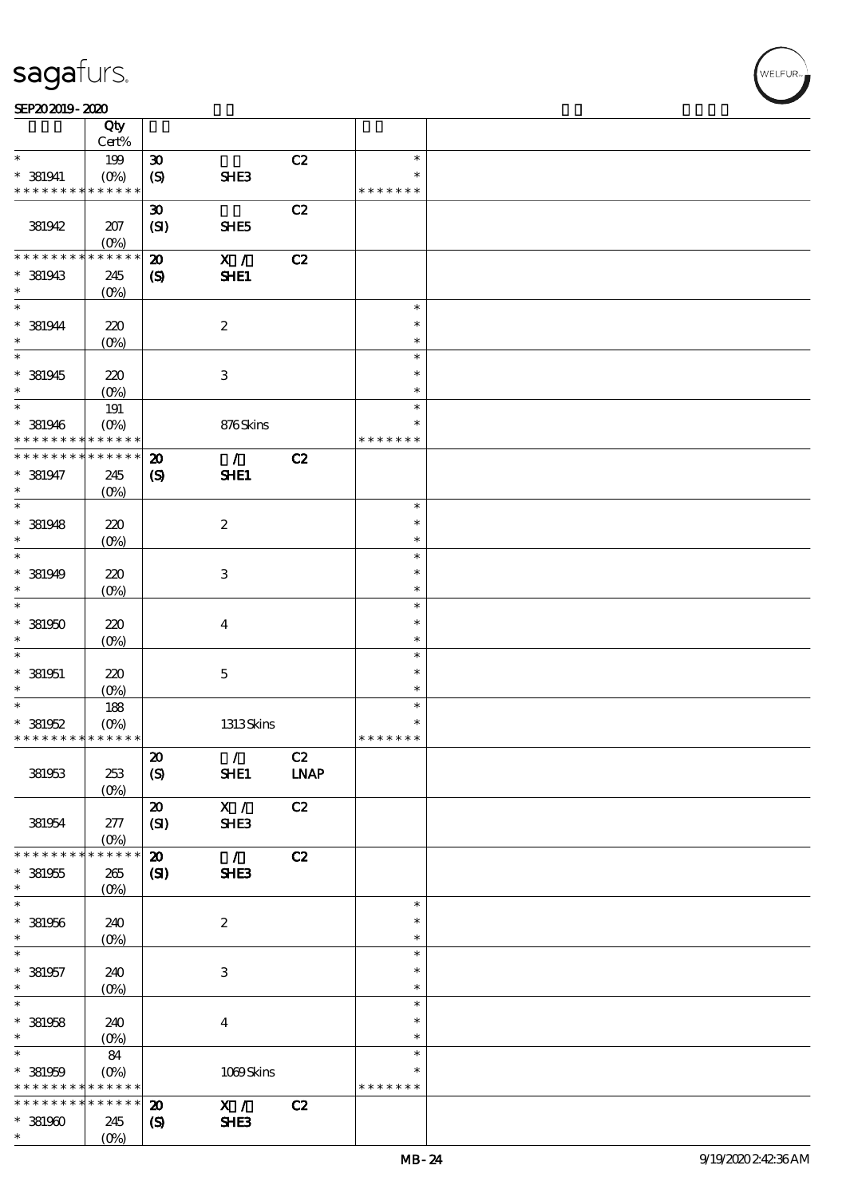| | Qty<br>Cert% | | | | | |
|---|---|---|---|---|---|---|
| * | 199 | 30 | | C2 | * | |
| * 381941 | (0%) | (S) | SHE3 | | * | |
| * * * * * * * * * * * * * * | | | | | * * * * * * * | |
| | | 30 | | C2 | | |
| 381942 | 207 | (SI) | SHE5 | | | |
| | (0%) | | | | | |
| * * * * * * * * * * * * * * | | 20 | X / | C2 | | |
| * 381943 | 245 | (S) | SHE1 | | | |
| * | (0%) | | | | | |
| * | | | | | * | |
| * 381944 | 220 | | 2 | | * | |
| * | (0%) | | | | * | |
| * | | | | | * | |
| * 381945 | 220 | | 3 | | * | |
| * | (0%) | | | | * | |
| * | 191 | | | | * | |
| * 381946 | (0%) | | 876 Skins | | * | |
| * * * * * * * * * * * * * * | | | | | * * * * * * * | |
| * * * * * * * * * * * * * * | | 20 | / | C2 | | |
| * 381947 | 245 | (S) | SHE1 | | | |
| * | (0%) | | | | | |
| * | | | | | * | |
| * 381948 | 220 | | 2 | | * | |
| * | (0%) | | | | * | |
| * | | | | | * | |
| * 381949 | 220 | | 3 | | * | |
| * | (0%) | | | | * | |
| * | | | | | * | |
| * 381950 | 220 | | 4 | | * | |
| * | (0%) | | | | * | |
| * | | | | | * | |
| * 381951 | 220 | | 5 | | * | |
| * | (0%) | | | | * | |
| * | 188 | | | | * | |
| * 381952 | (0%) | | 1313 Skins | | * | |
| * * * * * * * * * * * * * * | | | | | * * * * * * * | |
| | | 20 | / | C2 | | |
| 381953 | 253 | (S) | SHE1 | LNAP | | |
| | (0%) | | | | | |
| | | 20 | X / | C2 | | |
| 381954 | 277 | (SI) | SHE3 | | | |
| | (0%) | | | | | |
| * * * * * * * * * * * * * * | | 20 | / | C2 | | |
| * 381955 | 265 | (SI) | SHE3 | | | |
| * | (0%) | | | | | |
| * | | | | | * | |
| * 381956 | 240 | | 2 | | * | |
| * | (0%) | | | | * | |
| * | | | | | * | |
| * 381957 | 240 | | 3 | | * | |
| * | (0%) | | | | * | |
| * | | | | | * | |
| * 381958 | 240 | | 4 | | * | |
| * | (0%) | | | | * | |
| * | 84 | | | | * | |
| * 381959 | (0%) | | 1069 Skins | | * | |
| * * * * * * * * * * * * * * | | | | | * * * * * * * | |
| * * * * * * * * * * * * * * | | 20 | X / | C2 | | |
| * 381960 | 245 | (S) | SHE3 | | | |
| * | (0%) | | | | | |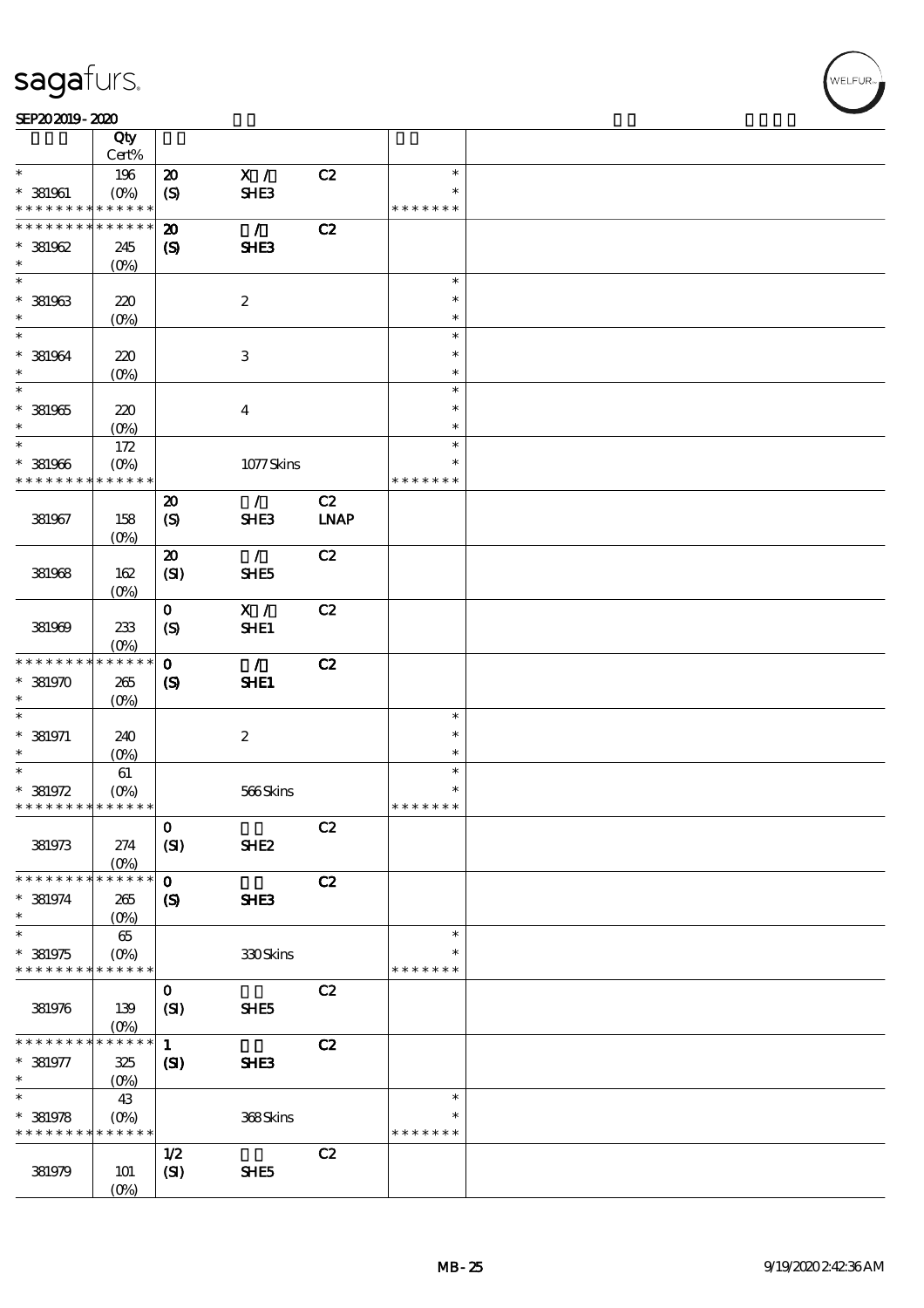| | Qty Cert% | | | | | |
|---|---|---|---|---|---|---|
| * | 196 | 20 | X / | C2 | * | |
| * 381961 | (0%) | (S) | SHE3 | | * | |
| * * * * * * * * * * * * * * | | | | | * * * * * * * | |
| * * * * * * * * * * * * * * | | 20 | / | C2 | | |
| * 381962 | 245 | (S) | SHE3 | | | |
| * | (0%) | | | | | |
| * | | | | | * | |
| * 381963 | 220 | | 2 | | * | |
| * | (0%) | | | | * | |
| * | | | | | * | |
| * 381964 | 220 | | 3 | | * | |
| * | (0%) | | | | * | |
| * | | | | | * | |
| * 381965 | 220 | | 4 | | * | |
| * | (0%) | | | | * | |
| * | 172 | | | | * | |
| * 381966 | (0%) | | 1077 Skins | | * | |
| * * * * * * * * * * * * * * | | | | | * * * * * * * | |
| 381967 | 158 (0%) | 20 (S) | / SHE3 | C2 LNAP | | |
| 381968 | 162 (0%) | 20 (SI) | / SHE5 | C2 | | |
| 381969 | 233 (0%) | 0 (S) | X / SHE1 | C2 | | |
| * * * * * * * * * * * * * * | | 0 | / | C2 | | |
| * 381970 | 265 | (S) | SHE1 | | | |
| * | (0%) | | | | | |
| * | | | | | * | |
| * 381971 | 240 | | 2 | | * | |
| * | (0%) | | | | * | |
| * | 61 | | | | * | |
| * 381972 | (0%) | | 566 Skins | | * | |
| * * * * * * * * * * * * * * | | | | | * * * * * * * | |
| 381973 | 274 (0%) | 0 (SI) | SHE2 | C2 | | |
| * * * * * * * * * * * * * * | | 0 | | C2 | | |
| * 381974 | 265 | (S) | SHE3 | | | |
| * | (0%) | | | | | |
| * | 65 | | | | * | |
| * 381975 | (0%) | | 330 Skins | | * | |
| * * * * * * * * * * * * * * | | | | | * * * * * * * | |
| 381976 | 139 (0%) | 0 (SI) | SHE5 | C2 | | |
| * * * * * * * * * * * * * * | | 1 | | C2 | | |
| * 381977 | 325 | (SI) | SHE3 | | | |
| * | (0%) | | | | | |
| * | 43 | | | | * | |
| * 381978 | (0%) | | 368 Skins | | * | |
| * * * * * * * * * * * * * * | | | | | * * * * * * * | |
| 381979 | 101 (0%) | 1/2 (SI) | SHE5 | C2 | | |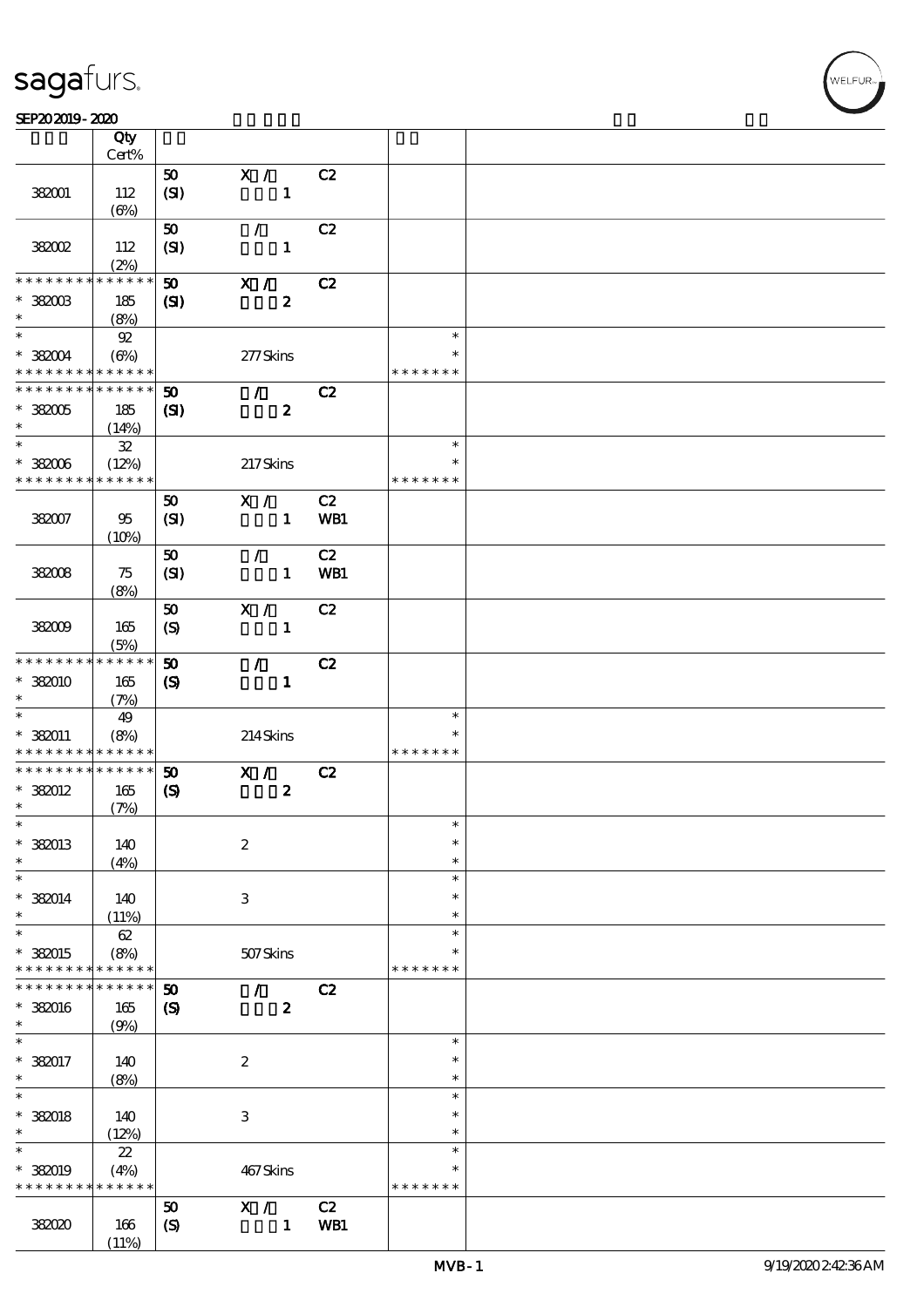sagafurs.

SEP202019 - 2020

| | Qty<br>Cert% | | | | | |
|---|---|---|---|---|---|---|
| 382001 | 112<br>(6%) | 50<br>(SI) | X /<br>1 | C2 | | |
| 382002 | 112<br>(2%) | 50<br>(SI) | /<br>1 | C2 | | |
| * * * * * * * * * * * * * *<br>* 382003<br>* | * * * * * *<br>185<br>(8%) | 50<br>(SI) | X /<br>2 | C2 | | |
| *<br>* 382004<br>* * * * * * * * * * * * * * | 92<br>(6%)<br>* * * * * * | | 277 Skins | | *<br>*<br>* * * * * * * | |
| * * * * * * * * * * * * * *<br>* 382005<br>* | * * * * * *<br>185<br>(14%) | 50<br>(SI) | /<br>2 | C2 | | |
| *<br>* 382006<br>* * * * * * * * * * * * * * | 32<br>(12%)<br>* * * * * * | | 217 Skins | | *<br>*<br>* * * * * * * | |
| 382007 | 95<br>(10%) | 50<br>(SI) | X /<br>1 | C2<br>WB1 | | |
| 382008 | 75<br>(8%) | 50<br>(SI) | /<br>1 | C2<br>WB1 | | |
| 382009 | 165<br>(5%) | 50<br>(S) | X /<br>1 | C2 | | |
| * * * * * * * * * * * * * *<br>* 382010<br>* | * * * * * *<br>165<br>(7%) | 50<br>(S) | /<br>1 | C2 | | |
| *<br>* 382011<br>* * * * * * * * * * * * * * | 49<br>(8%)<br>* * * * * * | | 214 Skins | | *<br>*<br>* * * * * * * | |
| * * * * * * * * * * * * * *<br>* 382012<br>* | * * * * * *<br>165<br>(7%) | 50<br>(S) | X /<br>2 | C2 | | |
| *<br>* 382013<br>* | 140<br>(4%) | | 2 | | *<br>*<br>* | |
| *<br>* 382014<br>* | 140<br>(11%) | | 3 | | *<br>*<br>* | |
| *<br>* 382015<br>* * * * * * * * * * * * * * | 62<br>(8%)<br>* * * * * * | | 507 Skins | | *<br>*<br>* * * * * * * | |
| * * * * * * * * * * * * * *<br>* 382016<br>* | * * * * * *<br>165<br>(9%) | 50<br>(S) | /<br>2 | C2 | | |
| *<br>* 382017<br>* | 140<br>(8%) | | 2 | | *<br>*<br>* | |
| *<br>* 382018<br>* | 140<br>(12%) | | 3 | | *<br>*<br>* | |
| *<br>* 382019<br>* * * * * * * * * * * * * * | 22<br>(4%)<br>* * * * * * | | 467 Skins | | *<br>*<br>* * * * * * * | |
| 382020 | 166<br>(11%) | 50<br>(S) | X /<br>1 | C2<br>WB1 | | |

MVB-1 9/19/2020 2:42:36 AM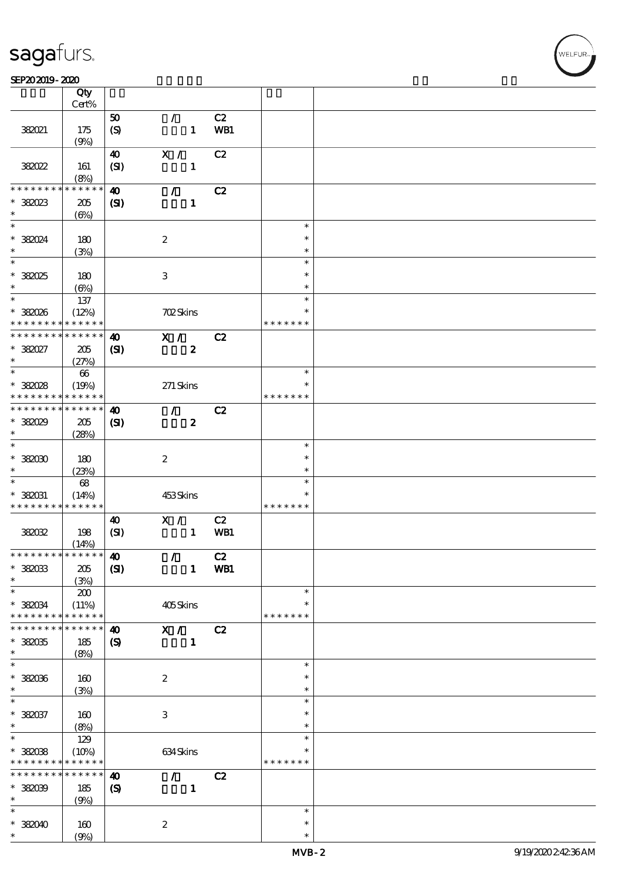| | Qty Cert% | | | | | |
|---|---|---|---|---|---|---|
| | | 50 | / | C2 | | |
| 382021 | 175 (9%) | (S) | 1 | WB1 | | |
| | | 40 | X / | C2 | | |
| 382022 | 161 (8%) | (SI) | 1 | | | |
| * * * * * * * * * * * * * * | | 40 | / | C2 | | |
| * 382023 | 205 (6%) | (SI) | 1 | | | |
| * 382024 | 180 (3%) | | 2 | | * | |
| * 382025 | 180 (6%) | | 3 | | * | |
| * 382026 | 137 (12%) | | 702 Skins | | * * * * * * * | |
| * * * * * * * * * * * * * * | | 40 | X / | C2 | | |
| * 382027 | 205 (27%) | (SI) | 2 | | | |
| * 382028 | 66 (19%) | | 271 Skins | | * * * * * * * | |
| * * * * * * * * * * * * * * | | 40 | / | C2 | | |
| * 382029 | 205 (28%) | (SI) | 2 | | | |
| * 382030 | 180 (23%) | | 2 | | * | |
| * 382031 | 68 (14%) | | 453 Skins | | * * * * * * * | |
| | | 40 | X / | C2 | | |
| 382032 | 198 (14%) | (SI) | 1 | WB1 | | |
| * * * * * * * * * * * * * * | | 40 | / | C2 | | |
| * 382033 | 205 (3%) | (SI) | 1 | WB1 | | |
| * 382034 | 200 (11%) | | 405 Skins | | * * * * * * * | |
| * * * * * * * * * * * * * * | | 40 | X / | C2 | | |
| * 382035 | 185 (8%) | (S) | 1 | | | |
| * 382036 | 160 (3%) | | 2 | | * | |
| * 382037 | 160 (8%) | | 3 | | * | |
| * 382038 | 129 (10%) | | 634 Skins | | * * * * * * * | |
| * * * * * * * * * * * * * * | | 40 | / | C2 | | |
| * 382039 | 185 (9%) | (S) | 1 | | | |
| * 382040 | 160 (9%) | | 2 | | * | |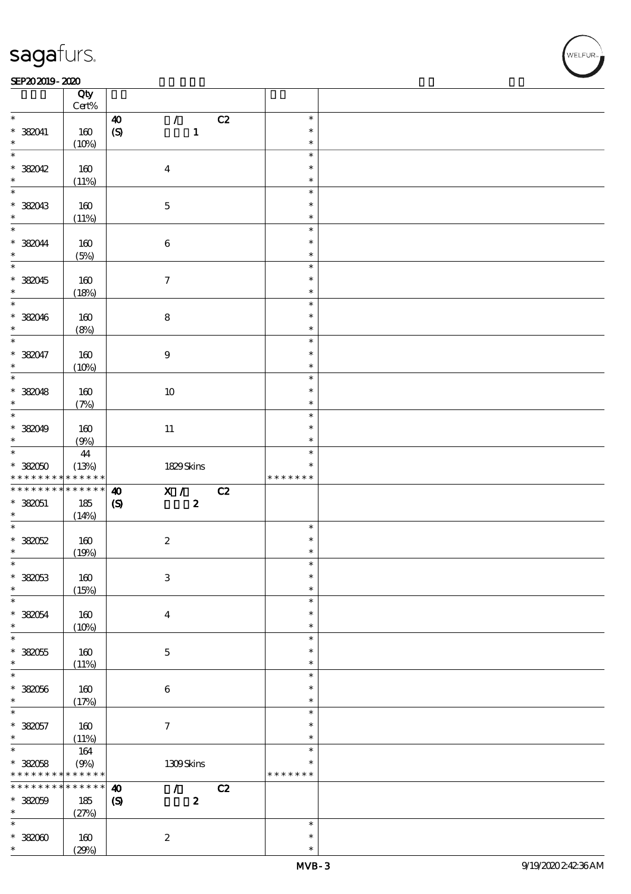| | Qty Cert% | | |
|---|---|---|---|
| * 382041 * | 160 (10%) | 40 / C2 (S) 1 | * * * |
| * 382042 * | 160 (11%) | 4 | * * * |
| * 382043 * | 160 (11%) | 5 | * * * |
| * 382044 * | 160 (5%) | 6 | * * * |
| * 382045 * | 160 (18%) | 7 | * * * |
| * 382046 * | 160 (8%) | 8 | * * * |
| * 382047 * | 160 (10%) | 9 | * * * |
| * 382048 * | 160 (7%) | 10 | * * * |
| * 382049 * | 160 (9%) | 11 | * * * |
| * 382050 * * * * * * * * * * * * * | 44 (13%) | 1829 Skins | * * * * * * * * * |
| * * * * * * * * * * * * * * 382051 * | 185 (14%) | 40 X / C2 (S) 2 | |
| * 382052 * | 160 (19%) | 2 | * * * |
| * 382053 * | 160 (15%) | 3 | * * * |
| * 382054 * | 160 (10%) | 4 | * * * |
| * 382055 * | 160 (11%) | 5 | * * * |
| * 382056 * | 160 (17%) | 6 | * * * |
| * 382057 * | 160 (11%) | 7 | * * * |
| * 382058 * * * * * * * * * * * * * | 164 (9%) | 1309 Skins | * * * * * * * * * |
| * * * * * * * * * * * * * * 382059 * | 185 (27%) | 40 / C2 (S) 2 | |
| * 382060 * | 160 (29%) | 2 | * * * |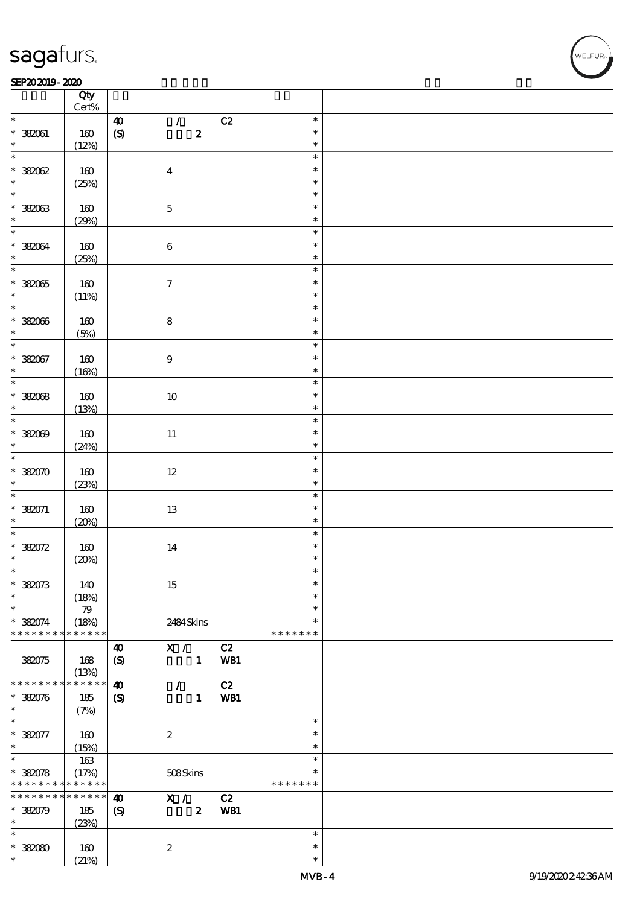| | Qty Cert% | | | |
|---|---|---|---|---|
| * | | 40 / C2 | * | |
| * 382061 | 160 | (S) 2 | * | |
| * | (12%) | | * | |
| * | | | * | |
| * 382062 | 160 | 4 | * | |
| * | (25%) | | * | |
| * | | | * | |
| * 382063 | 160 | 5 | * | |
| * | (29%) | | * | |
| * | | | * | |
| * 382064 | 160 | 6 | * | |
| * | (25%) | | * | |
| * | | | * | |
| * 382065 | 160 | 7 | * | |
| * | (11%) | | * | |
| * | | | * | |
| * 382066 | 160 | 8 | * | |
| * | (5%) | | * | |
| * | | | * | |
| * 382067 | 160 | 9 | * | |
| * | (16%) | | * | |
| * | | | * | |
| * 382068 | 160 | 10 | * | |
| * | (13%) | | * | |
| * | | | * | |
| * 382069 | 160 | 11 | * | |
| * | (24%) | | * | |
| * | | | * | |
| * 382070 | 160 | 12 | * | |
| * | (23%) | | * | |
| * | | | * | |
| * 382071 | 160 | 13 | * | |
| * | (20%) | | * | |
| * | | | * | |
| * 382072 | 160 | 14 | * | |
| * | (20%) | | * | |
| * | | | * | |
| * 382073 | 140 | 15 | * | |
| * | (18%) | | * | |
| * | 79 | | * | |
| * 382074 | (18%) | 2484 Skins | * | |
| * * * * * * * * * * * * * * | | | * * * * * * * | |
| | | 40 X / C2 | | |
| 382075 | 168 | (S) 1 WB1 | | |
| | (13%) | | | |
| * * * * * * * * * * * * * * | | 40 / C2 | | |
| * 382076 | 185 | (S) 1 WB1 | | |
| * | (7%) | | | |
| * | | | * | |
| * 382077 | 160 | 2 | * | |
| * | (15%) | | * | |
| * | 163 | | * | |
| * 382078 | (17%) | 508 Skins | * | |
| * * * * * * * * * * * * * * | | | * * * * * * * | |
| * * * * * * * * * * * * * * | | 40 X / C2 | | |
| * 382079 | 185 | (S) 2 WB1 | | |
| * | (23%) | | | |
| * | | | * | |
| * 382080 | 160 | 2 | * | |
| * | (21%) | | * | |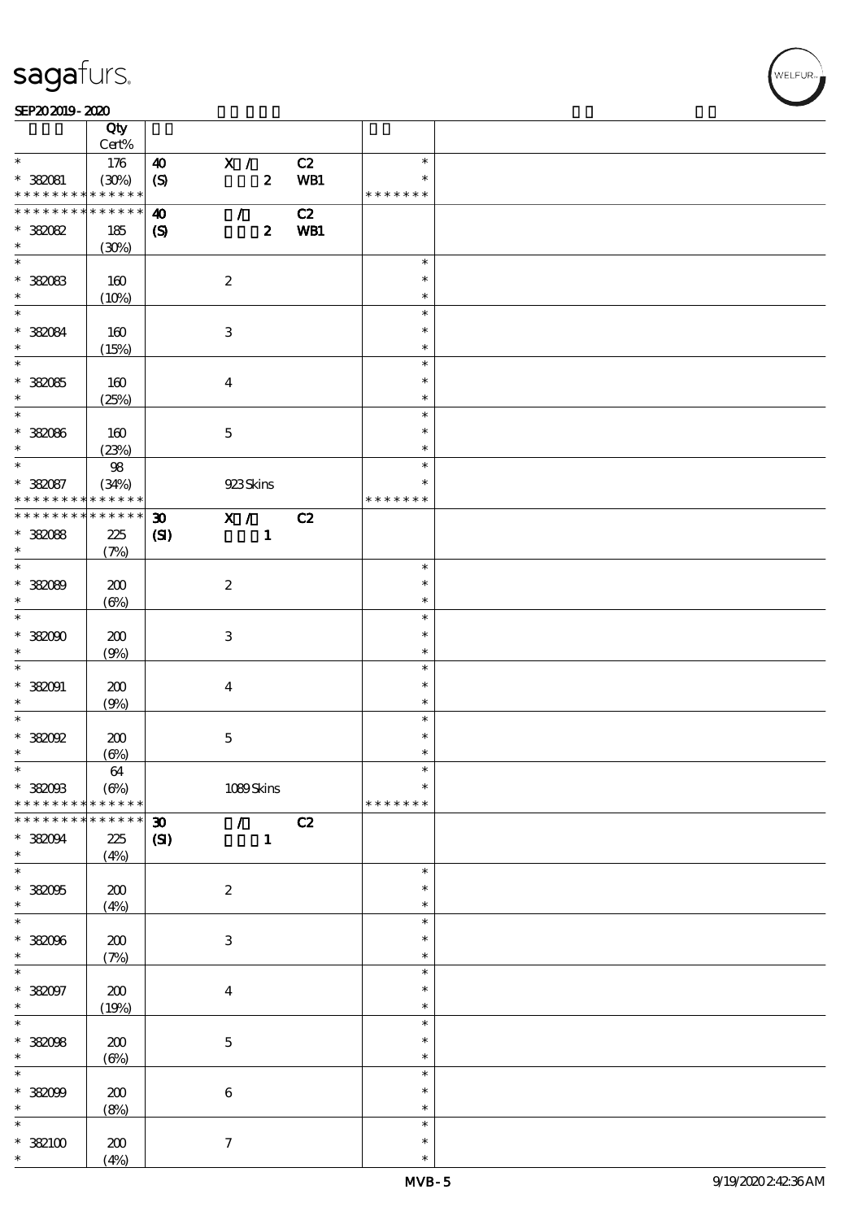| | Qty Cert% | | | | | |
|---|---|---|---|---|---|---|
| * | 176 | 40 | X / | C2 | * | |
| * 382081 | (30%) | (S) | 2 | WB1 | * | |
| * * * * * * * * * * * * * * | | | | | * * * * * * * | |
| * * * * * * * * * * * * * * | | 40 | / | C2 | | |
| * 382082 | 185 | (S) | 2 | WB1 | | |
| * | (30%) | | | | | |
| * | | | | | * | |
| * 382083 | 160 | | 2 | | * | |
| * | (10%) | | | | * | |
| * | | | | | * | |
| * 382084 | 160 | | 3 | | * | |
| * | (15%) | | | | * | |
| * | | | | | * | |
| * 382085 | 160 | | 4 | | * | |
| * | (25%) | | | | * | |
| * | | | | | * | |
| * 382086 | 160 | | 5 | | * | |
| * | (23%) | | | | * | |
| * | 98 | | | | * | |
| * 382087 | (34%) | | 923 Skins | | * | |
| * * * * * * * * * * * * * * | | | | | * * * * * * * | |
| * * * * * * * * * * * * * * | | 30 | X / | C2 | | |
| * 382088 | 225 | (SI) | 1 | | | |
| * | (7%) | | | | | |
| * | | | | | * | |
| * 382089 | 200 | | 2 | | * | |
| * | (6%) | | | | * | |
| * | | | | | * | |
| * 382090 | 200 | | 3 | | * | |
| * | (9%) | | | | * | |
| * | | | | | * | |
| * 382091 | 200 | | 4 | | * | |
| * | (9%) | | | | * | |
| * | | | | | * | |
| * 382092 | 200 | | 5 | | * | |
| * | (6%) | | | | * | |
| * | 64 | | | | * | |
| * 382093 | (6%) | | 1089 Skins | | * | |
| * * * * * * * * * * * * * * | | | | | * * * * * * * | |
| * * * * * * * * * * * * * * | | 30 | / | C2 | | |
| * 382094 | 225 | (SI) | 1 | | | |
| * | (4%) | | | | | |
| * | | | | | * | |
| * 382095 | 200 | | 2 | | * | |
| * | (4%) | | | | * | |
| * | | | | | * | |
| * 382096 | 200 | | 3 | | * | |
| * | (7%) | | | | * | |
| * | | | | | * | |
| * 382097 | 200 | | 4 | | * | |
| * | (19%) | | | | * | |
| * | | | | | * | |
| * 382098 | 200 | | 5 | | * | |
| * | (6%) | | | | * | |
| * | | | | | * | |
| * 382099 | 200 | | 6 | | * | |
| * | (8%) | | | | * | |
| * | | | | | * | |
| * 382100 | 200 | | 7 | | * | |
| * | (4%) | | | | * | |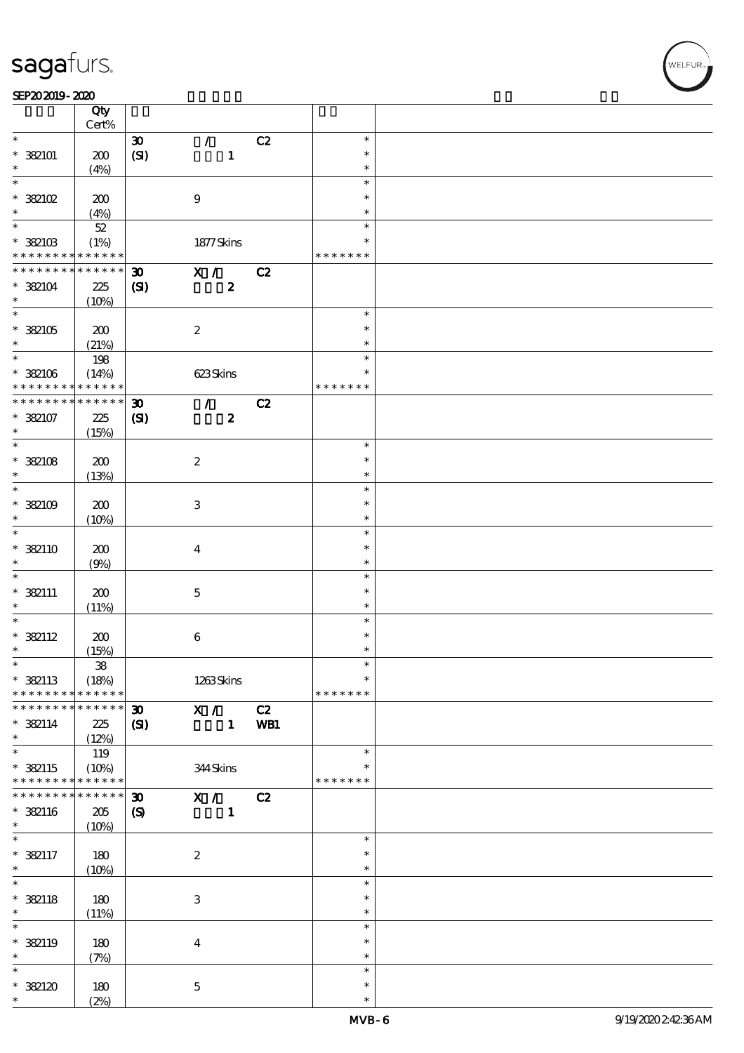| | Qty Cert% | | | | | |
|---|---|---|---|---|---|---|
| * | | 30 | / | C2 | * | |
| * 382101 | 200 | (SI) | 1 | | * | |
| * | (4%) | | | | * | |
| * | | | | | * | |
| * 382102 | 200 | | 9 | | * | |
| * | (4%) | | | | * | |
| * | 52 | | | | * | |
| * 382103 | (1%) | | 1877 Skins | | * | |
| * * * * * * * * * * * * * * | | | | | * * * * * * * | |
| * * * * * * * * * * * * * * | | 30 | X / | C2 | | |
| * 382104 | 225 | (SI) | 2 | | | |
| * | (10%) | | | | | |
| * | | | | | * | |
| * 382105 | 200 | | 2 | | * | |
| * | (21%) | | | | * | |
| * | 198 | | | | * | |
| * 382106 | (14%) | | 623 Skins | | * | |
| * * * * * * * * * * * * * * | | | | | * * * * * * * | |
| * * * * * * * * * * * * * * | | 30 | / | C2 | | |
| * 382107 | 225 | (SI) | 2 | | | |
| * | (15%) | | | | | |
| * | | | | | * | |
| * 382108 | 200 | | 2 | | * | |
| * | (13%) | | | | * | |
| * | | | | | * | |
| * 382109 | 200 | | 3 | | * | |
| * | (10%) | | | | * | |
| * | | | | | * | |
| * 382110 | 200 | | 4 | | * | |
| * | (9%) | | | | * | |
| * | | | | | * | |
| * 382111 | 200 | | 5 | | * | |
| * | (11%) | | | | * | |
| * | | | | | * | |
| * 382112 | 200 | | 6 | | * | |
| * | (15%) | | | | * | |
| * | 38 | | | | * | |
| * 382113 | (18%) | | 1263 Skins | | * | |
| * * * * * * * * * * * * * * | | | | | * * * * * * * | |
| * * * * * * * * * * * * * * | | 30 | X / | C2 | | |
| * 382114 | 225 | (SI) | 1 | WB1 | | |
| * | (12%) | | | | | |
| * | 119 | | | | * | |
| * 382115 | (10%) | | 344 Skins | | * | |
| * * * * * * * * * * * * * * | | | | | * * * * * * * | |
| * * * * * * * * * * * * * * | | 30 | X / | C2 | | |
| * 382116 | 205 | (S) | 1 | | | |
| * | (10%) | | | | | |
| * | | | | | * | |
| * 382117 | 180 | | 2 | | * | |
| * | (10%) | | | | * | |
| * | | | | | * | |
| * 382118 | 180 | | 3 | | * | |
| * | (11%) | | | | * | |
| * | | | | | * | |
| * 382119 | 180 | | 4 | | * | |
| * | (7%) | | | | * | |
| * | | | | | * | |
| * 382120 | 180 | | 5 | | * | |
| * | (2%) | | | | * | |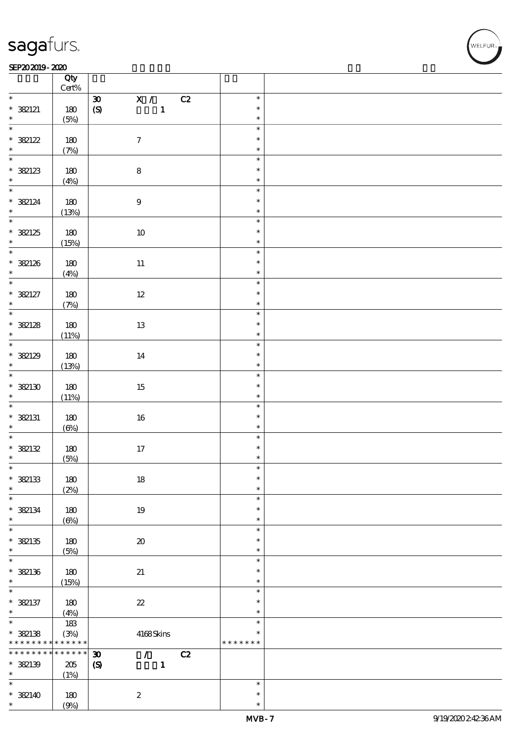| | Qty Cert% | | | |
|---|---|---|---|---|
| * | | 30 X / C2 | * | |
| * 382121 | 180 | (S) 1 | * | |
| * | (5%) | | * | |
| * | | | * | |
| * 382122 | 180 | 7 | * | |
| * | (7%) | | * | |
| * | | | * | |
| * 382123 | 180 | 8 | * | |
| * | (4%) | | * | |
| * | | | * | |
| * 382124 | 180 | 9 | * | |
| * | (13%) | | * | |
| * | | | * | |
| * 382125 | 180 | 10 | * | |
| * | (15%) | | * | |
| * | | | * | |
| * 382126 | 180 | 11 | * | |
| * | (4%) | | * | |
| * | | | * | |
| * 382127 | 180 | 12 | * | |
| * | (7%) | | * | |
| * | | | * | |
| * 382128 | 180 | 13 | * | |
| * | (11%) | | * | |
| * | | | * | |
| * 382129 | 180 | 14 | * | |
| * | (13%) | | * | |
| * | | | * | |
| * 382130 | 180 | 15 | * | |
| * | (11%) | | * | |
| * | | | * | |
| * 382131 | 180 | 16 | * | |
| * | (6%) | | * | |
| * | | | * | |
| * 382132 | 180 | 17 | * | |
| * | (5%) | | * | |
| * | | | * | |
| * 382133 | 180 | 18 | * | |
| * | (2%) | | * | |
| * | | | * | |
| * 382134 | 180 | 19 | * | |
| * | (6%) | | * | |
| * | | | * | |
| * 382135 | 180 | 20 | * | |
| * | (5%) | | * | |
| * | | | * | |
| * 382136 | 180 | 21 | * | |
| * | (15%) | | * | |
| * | | | * | |
| * 382137 | 180 | 22 | * | |
| * | (4%) | | * | |
| * | 183 | | * | |
| * 382138 | (3%) | 4168 Skins | * | |
| * * * * * * * * * * * * * * | | | * * * * * * * | |
| * * * * * * * * * * * * * * | | 30 / C2 | | |
| * 382139 | 205 | (S) 1 | | |
| * | (1%) | | | |
| * | | | * | |
| * 382140 | 180 | 2 | * | |
| * | (9%) | | * | |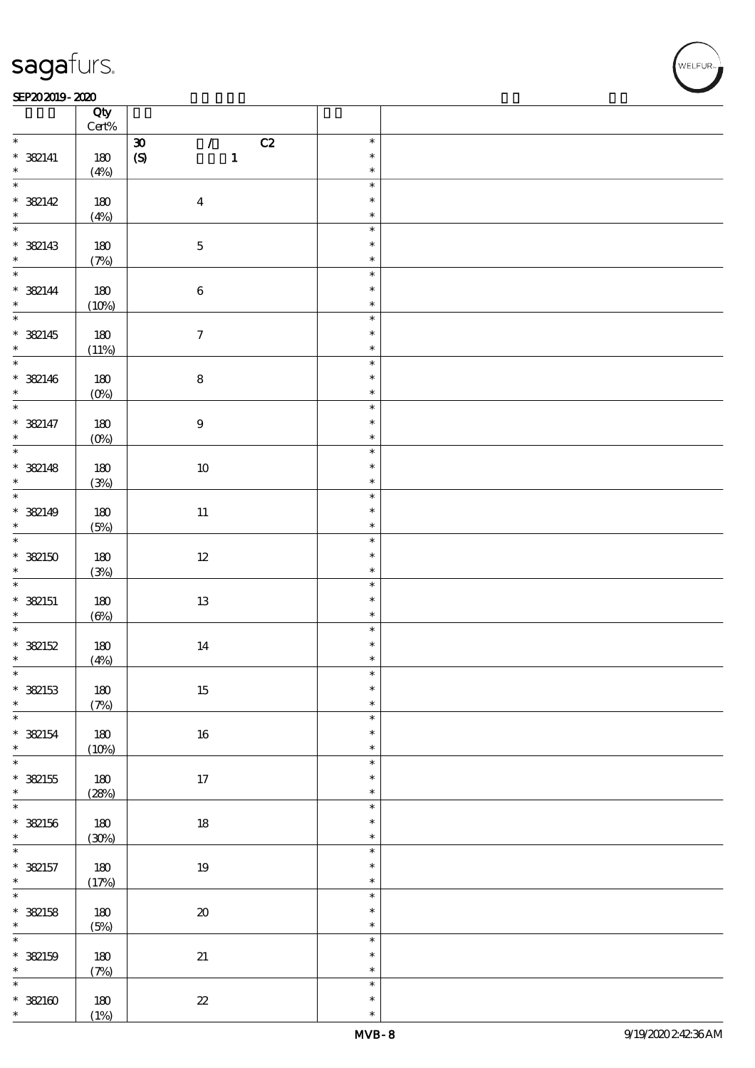| | Qty Cert% | | | |
|---|---|---|---|---|
| * 382141 * | 180 (4%) | 30 / C2 (S) 1 | * * * | |
| * 382142 * | 180 (4%) | 4 | * * * | |
| * 382143 * | 180 (7%) | 5 | * * * | |
| * 382144 * | 180 (10%) | 6 | * * * | |
| * 382145 * | 180 (11%) | 7 | * * * | |
| * 382146 * | 180 (0%) | 8 | * * * | |
| * 382147 * | 180 (0%) | 9 | * * * | |
| * 382148 * | 180 (3%) | 10 | * * * | |
| * 382149 * | 180 (5%) | 11 | * * * | |
| * 382150 * | 180 (3%) | 12 | * * * | |
| * 382151 * | 180 (6%) | 13 | * * * | |
| * 382152 * | 180 (4%) | 14 | * * * | |
| * 382153 * | 180 (7%) | 15 | * * * | |
| * 382154 * | 180 (10%) | 16 | * * * | |
| * 382155 * | 180 (28%) | 17 | * * * | |
| * 382156 * | 180 (30%) | 18 | * * * | |
| * 382157 * | 180 (17%) | 19 | * * * | |
| * 382158 * | 180 (5%) | 20 | * * * | |
| * 382159 * | 180 (7%) | 21 | * * * | |
| * 382160 * | 180 (1%) | 22 | * * * | |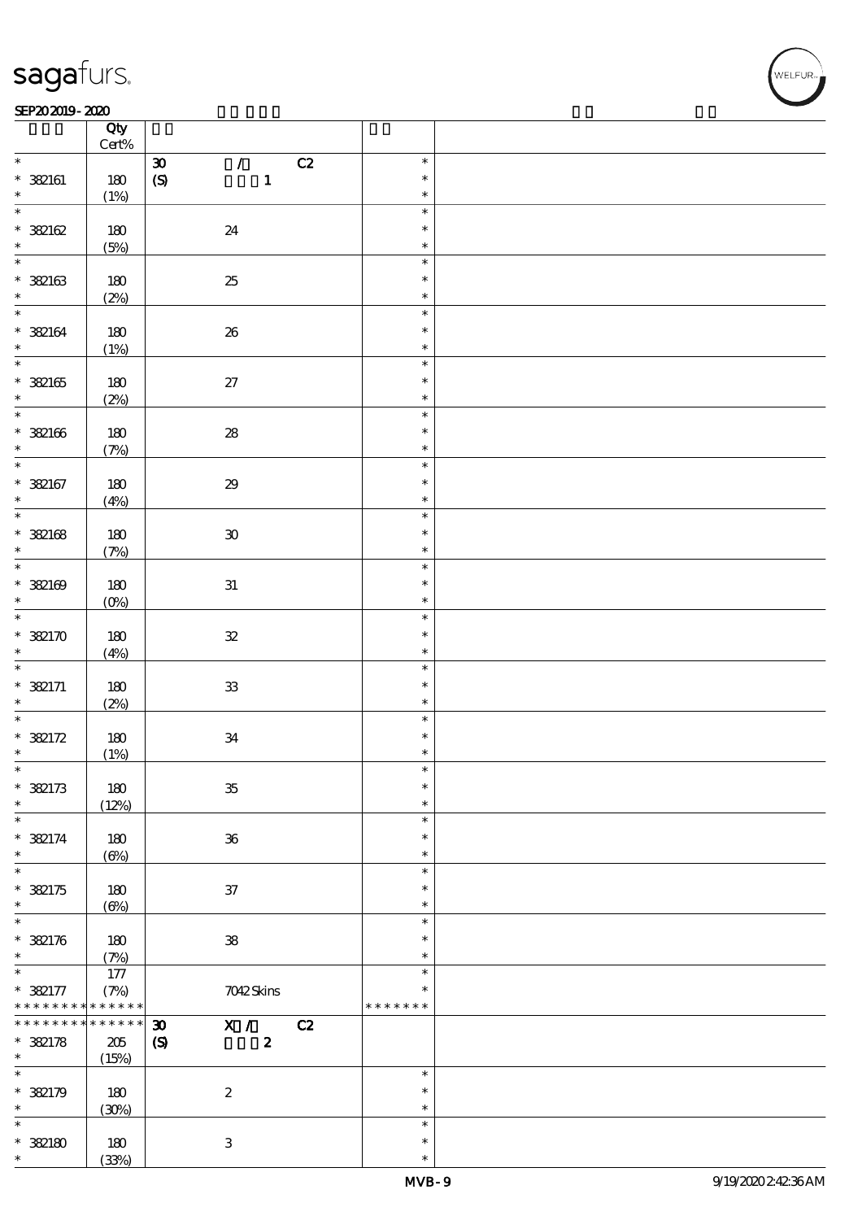| | Qty<br>Cert% | | |
|---|---|---|---|
| * | | 30 / C2 | * |
| * 382161 | 180 | (S) 1 | * |
| * | (1%) | | * |
| * | | | * |
| * 382162 | 180 | 24 | * |
| * | (5%) | | * |
| * | | | * |
| * 382163 | 180 | 25 | * |
| * | (2%) | | * |
| * | | | * |
| * 382164 | 180 | 26 | * |
| * | (1%) | | * |
| * | | | * |
| * 382165 | 180 | 27 | * |
| * | (2%) | | * |
| * | | | * |
| * 382166 | 180 | 28 | * |
| * | (7%) | | * |
| * | | | * |
| * 382167 | 180 | 29 | * |
| * | (4%) | | * |
| * | | | * |
| * 382168 | 180 | 30 | * |
| * | (7%) | | * |
| * | | | * |
| * 382169 | 180 | 31 | * |
| * | (0%) | | * |
| * | | | * |
| * 382170 | 180 | 32 | * |
| * | (4%) | | * |
| * | | | * |
| * 382171 | 180 | 33 | * |
| * | (2%) | | * |
| * | | | * |
| * 382172 | 180 | 34 | * |
| * | (1%) | | * |
| * | | | * |
| * 382173 | 180 | 35 | * |
| * | (12%) | | * |
| * | | | * |
| * 382174 | 180 | 36 | * |
| * | (6%) | | * |
| * | | | * |
| * 382175 | 180 | 37 | * |
| * | (6%) | | * |
| * | | | * |
| * 382176 | 180 | 38 | * |
| * | (7%) | | * |
| * | 177 | | * |
| * 382177 | (7%) | 7042 Skins | * |
| * * * * * * * * * * * * * * | | | * * * * * * * |
| * * * * * * * * * * * * * * | | 30 X / C2 | |
| * 382178 | 205 | (S) 2 | |
| * | (15%) | | |
| * | | | * |
| * 382179 | 180 | 2 | * |
| * | (30%) | | * |
| * | | | * |
| * 382180 | 180 | 3 | * |
| * | (33%) | | * |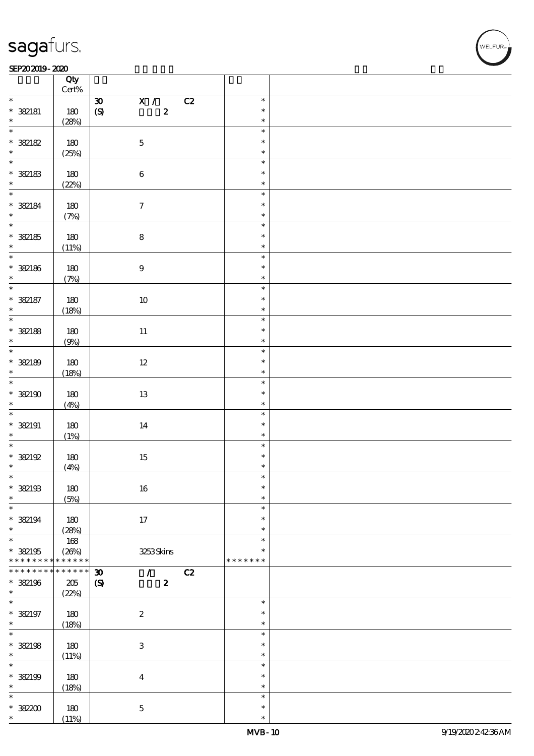| | Qty Cert% | | | |
|---|---|---|---|---|
| * 382181 * | 180 (28%) | 30 X / C2 (S) 2 | * * * | |
| * 382182 * | 180 (25%) | 5 | * * * | |
| * 382183 * | 180 (22%) | 6 | * * * | |
| * 382184 * | 180 (7%) | 7 | * * * | |
| * 382185 * | 180 (11%) | 8 | * * * | |
| * 382186 * | 180 (7%) | 9 | * * * | |
| * 382187 * | 180 (18%) | 10 | * * * | |
| * 382188 * | 180 (9%) | 11 | * * * | |
| * 382189 * | 180 (18%) | 12 | * * * | |
| * 382190 * | 180 (4%) | 13 | * * * | |
| * 382191 * | 180 (1%) | 14 | * * * | |
| * 382192 * | 180 (4%) | 15 | * * * | |
| * 382193 * | 180 (5%) | 16 | * * * | |
| * 382194 * | 180 (28%) | 17 | * * * | |
| * 382195 * * * * * * * * * * * * * | 168 (26%) | 3253 Skins | * * * * * * * * * | |
| * * * * * * * * * * * * * * 382196 * | 205 (22%) | 30 / C2 (S) 2 | | |
| * 382197 * | 180 (18%) | 2 | * * * | |
| * 382198 * | 180 (11%) | 3 | * * * | |
| * 382199 * | 180 (18%) | 4 | * * * | |
| * 382200 * | 180 (11%) | 5 | * * * | |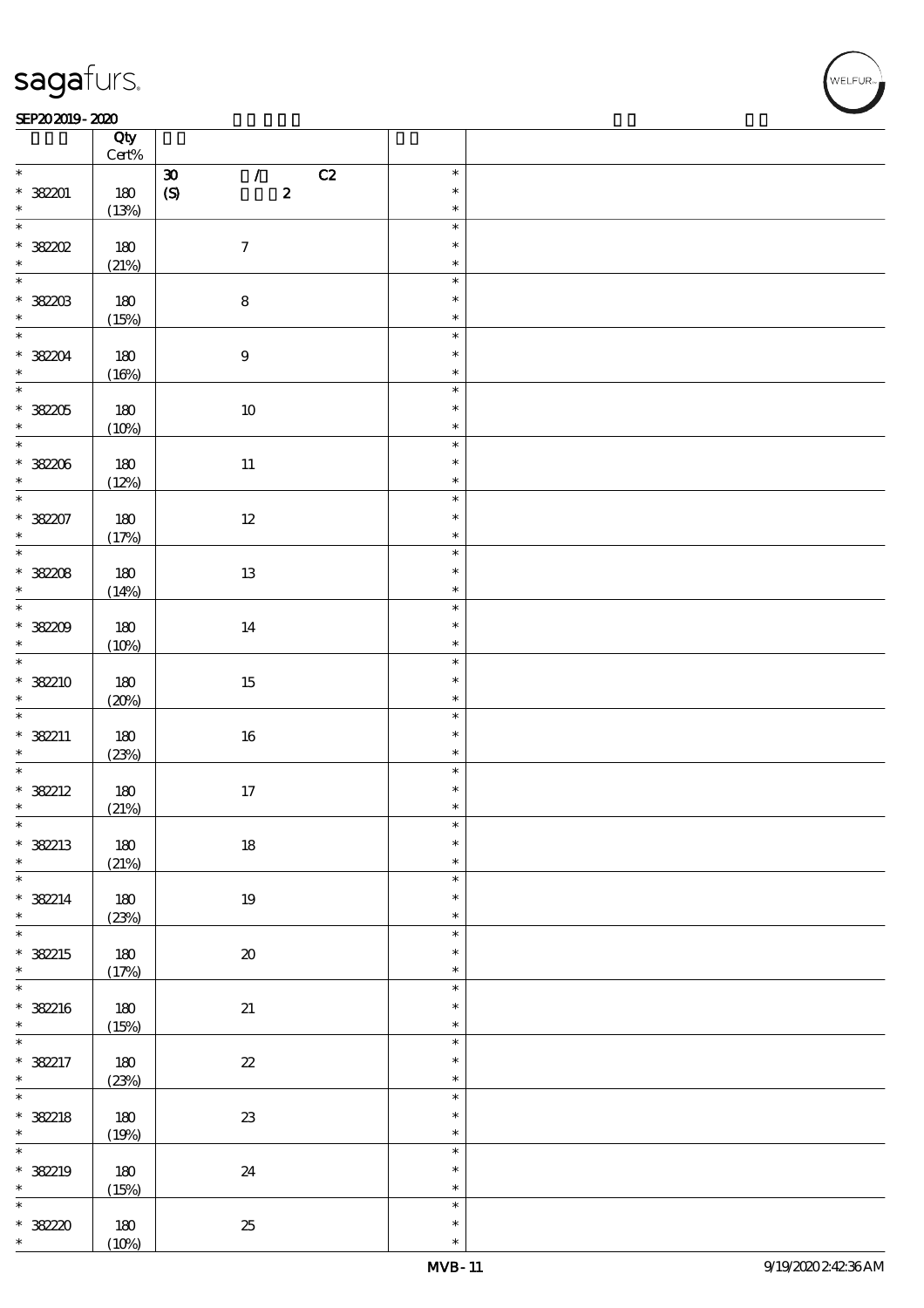| | Qty Cert% | | | |
|---|---|---|---|---|
| * 382201 * | 180 (13%) | 30 / C2 (S) 2 | * * * | |
| * 382202 * | 180 (21%) | 7 | * * * | |
| * 382203 * | 180 (15%) | 8 | * * * | |
| * 382204 * | 180 (16%) | 9 | * * * | |
| * 382205 * | 180 (10%) | 10 | * * * | |
| * 382206 * | 180 (12%) | 11 | * * * | |
| * 382207 * | 180 (17%) | 12 | * * * | |
| * 382208 * | 180 (14%) | 13 | * * * | |
| * 382209 * | 180 (10%) | 14 | * * * | |
| * 382210 * | 180 (20%) | 15 | * * * | |
| * 382211 * | 180 (23%) | 16 | * * * | |
| * 382212 * | 180 (21%) | 17 | * * * | |
| * 382213 * | 180 (21%) | 18 | * * * | |
| * 382214 * | 180 (23%) | 19 | * * * | |
| * 382215 * | 180 (17%) | 20 | * * * | |
| * 382216 * | 180 (15%) | 21 | * * * | |
| * 382217 * | 180 (23%) | 22 | * * * | |
| * 382218 * | 180 (19%) | 23 | * * * | |
| * 382219 * | 180 (15%) | 24 | * * * | |
| * 382220 * | 180 (10%) | 25 | * * * | |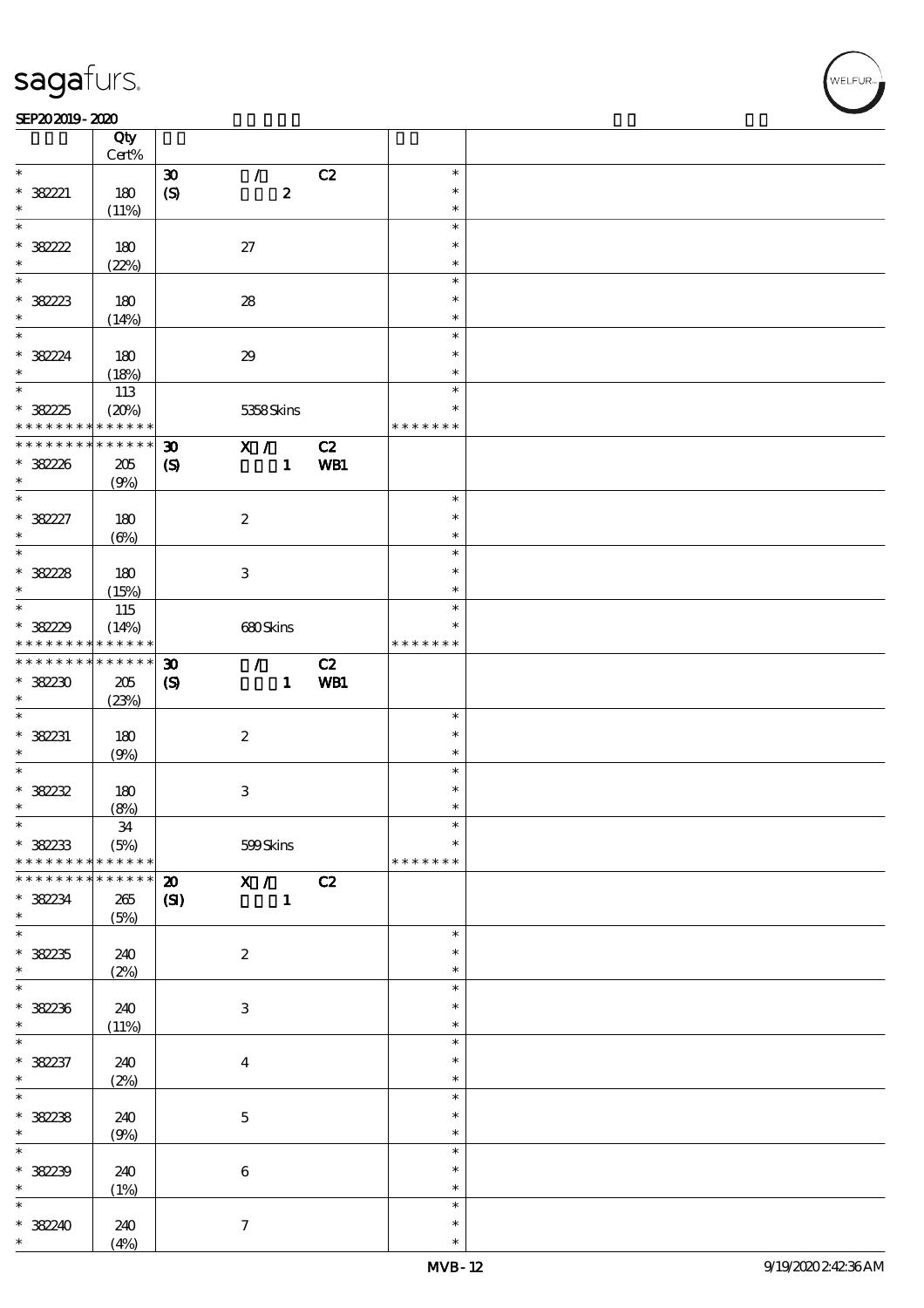| | Qty Cert% | | | | | |
|---|---|---|---|---|---|---|
| * | | 30 | / | C2 | * | |
| * 382221 | 180 | (S) | 2 | | * | |
| * | (11%) | | | | * | |
| * | | | | | * | |
| * 382222 | 180 | | 27 | | * | |
| * | (22%) | | | | * | |
| * | | | | | * | |
| * 382223 | 180 | | 28 | | * | |
| * | (14%) | | | | * | |
| * | | | | | * | |
| * 382224 | 180 | | 29 | | * | |
| * | (18%) | | | | * | |
| * | 113 | | | | * | |
| * 382225 | (20%) | | 5358 Skins | | * | |
| * * * * * * * * * * * * * * | | | | | * * * * * * * | |
| * * * * * * * * * * * * * * | | 30 | X / | C2 | | |
| * 382226 | 205 | (S) | 1 | WB1 | | |
| * | (9%) | | | | | |
| * | | | | | * | |
| * 382227 | 180 | | 2 | | * | |
| * | (6%) | | | | * | |
| * | | | | | * | |
| * 382228 | 180 | | 3 | | * | |
| * | (15%) | | | | * | |
| * | 115 | | | | * | |
| * 382229 | (14%) | | 680 Skins | | * | |
| * * * * * * * * * * * * * * | | | | | * * * * * * * | |
| * * * * * * * * * * * * * * | | 30 | / | C2 | | |
| * 382230 | 205 | (S) | 1 | WB1 | | |
| * | (23%) | | | | | |
| * | | | | | * | |
| * 382231 | 180 | | 2 | | * | |
| * | (9%) | | | | * | |
| * | | | | | * | |
| * 382232 | 180 | | 3 | | * | |
| * | (8%) | | | | * | |
| * | 34 | | | | * | |
| * 382233 | (5%) | | 599 Skins | | * | |
| * * * * * * * * * * * * * * | | | | | * * * * * * * | |
| * * * * * * * * * * * * * * | | 20 | X / | C2 | | |
| * 382234 | 265 | (SI) | 1 | | | |
| * | (5%) | | | | | |
| * | | | | | * | |
| * 382235 | 240 | | 2 | | * | |
| * | (2%) | | | | * | |
| * | | | | | * | |
| * 382236 | 240 | | 3 | | * | |
| * | (11%) | | | | * | |
| * | | | | | * | |
| * 382237 | 240 | | 4 | | * | |
| * | (2%) | | | | * | |
| * | | | | | * | |
| * 382238 | 240 | | 5 | | * | |
| * | (9%) | | | | * | |
| * | | | | | * | |
| * 382239 | 240 | | 6 | | * | |
| * | (1%) | | | | * | |
| * | | | | | * | |
| * 382240 | 240 | | 7 | | * | |
| * | (4%) | | | | * | |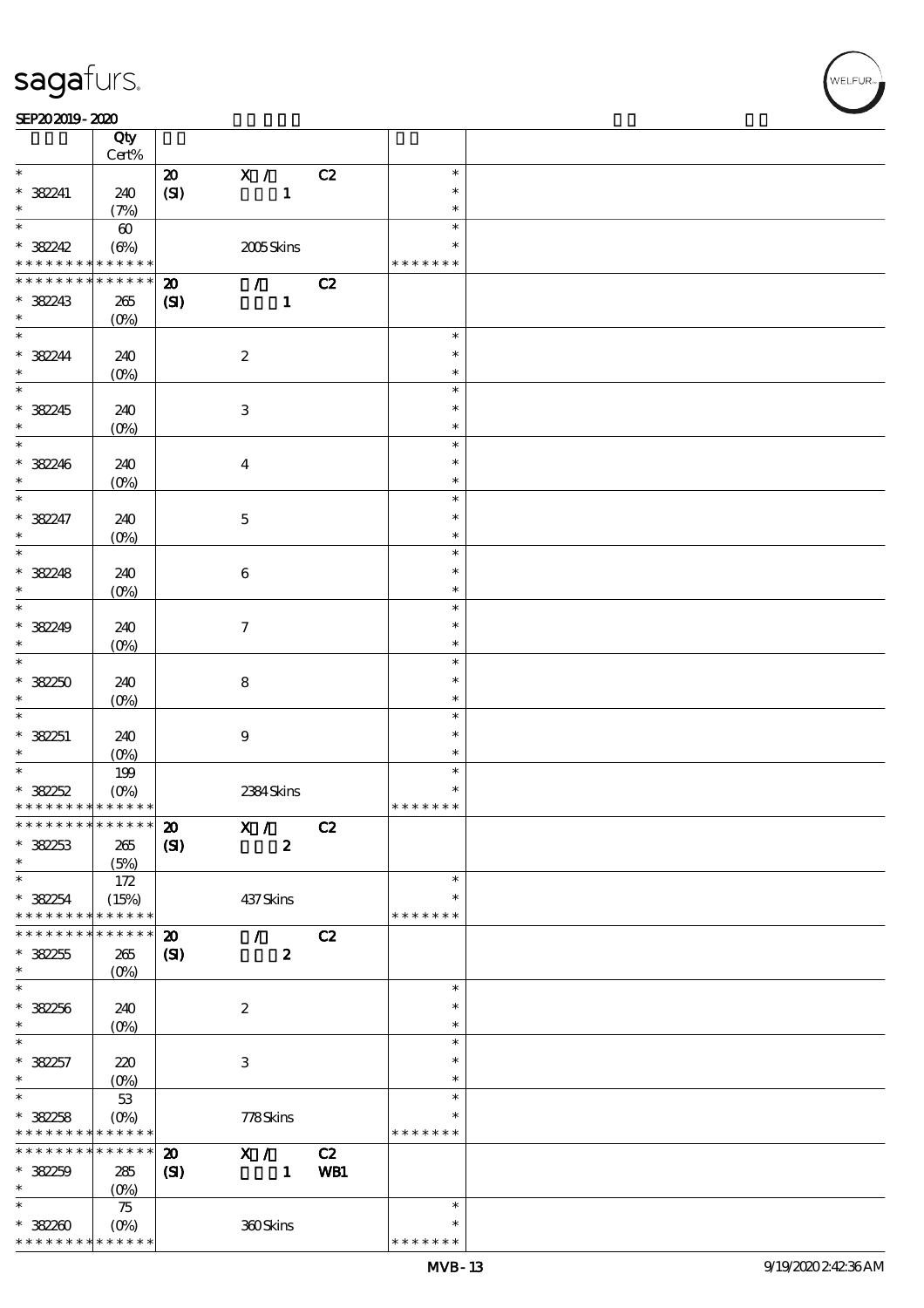| | Qty<br>Cert% | | | | | |
|---|---|---|---|---|---|---|
| * | | 20 | X / | C2 | * | |
| * 382241 | 240 | (SI) | 1 | | * | |
| * | (7%) | | | | * | |
| * | 60 | | | | * | |
| * 382242 | (6%) | | 2005 Skins | | * | |
| * * * * * * * * * * * * * * | | | | | * * * * * * * | |
| * * * * * * * * * * * * * * | | 20 | / | C2 | | |
| * 382243 | 265 | (SI) | 1 | | | |
| * | (0%) | | | | | |
| * | | | | | * | |
| * 382244 | 240 | | 2 | | * | |
| * | (0%) | | | | * | |
| * | | | | | * | |
| * 382245 | 240 | | 3 | | * | |
| * | (0%) | | | | * | |
| * | | | | | * | |
| * 382246 | 240 | | 4 | | * | |
| * | (0%) | | | | * | |
| * | | | | | * | |
| * 382247 | 240 | | 5 | | * | |
| * | (0%) | | | | * | |
| * | | | | | * | |
| * 382248 | 240 | | 6 | | * | |
| * | (0%) | | | | * | |
| * | | | | | * | |
| * 382249 | 240 | | 7 | | * | |
| * | (0%) | | | | * | |
| * | | | | | * | |
| * 382250 | 240 | | 8 | | * | |
| * | (0%) | | | | * | |
| * | | | | | * | |
| * 382251 | 240 | | 9 | | * | |
| * | (0%) | | | | * | |
| * | 199 | | | | * | |
| * 382252 | (0%) | | 2384 Skins | | * | |
| * * * * * * * * * * * * * * | | | | | * * * * * * * | |
| * * * * * * * * * * * * * * | | 20 | X / | C2 | | |
| * 382253 | 265 | (SI) | 2 | | | |
| * | (5%) | | | | | |
| * | 172 | | | | * | |
| * 382254 | (15%) | | 437 Skins | | * | |
| * * * * * * * * * * * * * * | | | | | * * * * * * * | |
| * * * * * * * * * * * * * * | | 20 | / | C2 | | |
| * 382255 | 265 | (SI) | 2 | | | |
| * | (0%) | | | | | |
| * | | | | | * | |
| * 382256 | 240 | | 2 | | * | |
| * | (0%) | | | | * | |
| * | | | | | * | |
| * 382257 | 220 | | 3 | | * | |
| * | (0%) | | | | * | |
| * | 53 | | | | * | |
| * 382258 | (0%) | | 778 Skins | | * | |
| * * * * * * * * * * * * * * | | | | | * * * * * * * | |
| * * * * * * * * * * * * * * | | 20 | X / | C2 | | |
| * 382259 | 285 | (SI) | 1 | WB1 | | |
| * | (0%) | | | | | |
| * | 75 | | | | * | |
| * 382260 | (0%) | | 360 Skins | | * | |
| * * * * * * * * * * * * * * | | | | | * * * * * * * | |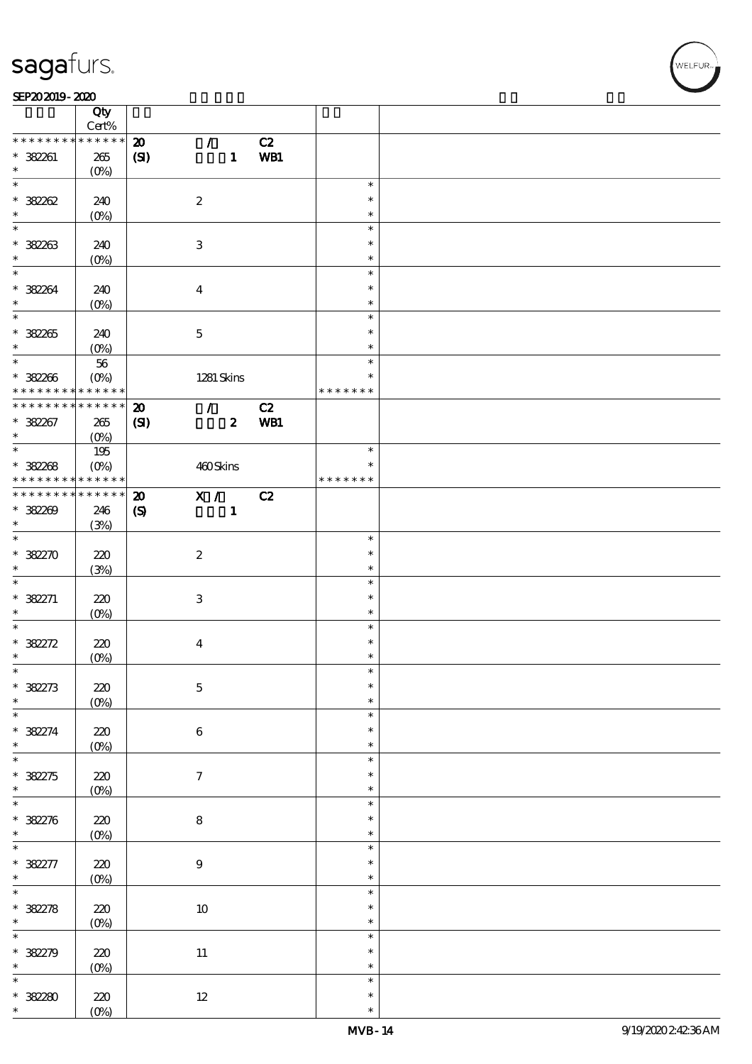| | Qty Cert% | | | | | |
|---|---|---|---|---|---|---|
| * * * * * * * * * * * * * * | | 20 | / | C2 | | |
| * 382261 | 265 | (SI) | 1 | WB1 | | |
| * | (0%) | | | | | |
| * | | | | | * | |
| * 382262 | 240 | | 2 | | * | |
| * | (0%) | | | | * | |
| * | | | | | * | |
| * 382263 | 240 | | 3 | | * | |
| * | (0%) | | | | * | |
| * | | | | | * | |
| * 382264 | 240 | | 4 | | * | |
| * | (0%) | | | | * | |
| * | | | | | * | |
| * 382265 | 240 | | 5 | | * | |
| * | (0%) | | | | * | |
| * | 56 | | | | * | |
| * 382266 | (0%) | | 1281 Skins | | * | |
| * * * * * * * * * * * * * * | | | | | * * * * * * * | |
| * * * * * * * * * * * * * * | | 20 | / | C2 | | |
| * 382267 | 265 | (SI) | 2 | WB1 | | |
| * | (0%) | | | | | |
| * | 195 | | | | * | |
| * 382268 | (0%) | | 460 Skins | | * | |
| * * * * * * * * * * * * * * | | | | | * * * * * * * | |
| * * * * * * * * * * * * * * | | 20 | X / | C2 | | |
| * 382269 | 246 | (S) | 1 | | | |
| * | (3%) | | | | | |
| * | | | | | * | |
| * 382270 | 220 | | 2 | | * | |
| * | (3%) | | | | * | |
| * | | | | | * | |
| * 382271 | 220 | | 3 | | * | |
| * | (0%) | | | | * | |
| * | | | | | * | |
| * 382272 | 220 | | 4 | | * | |
| * | (0%) | | | | * | |
| * | | | | | * | |
| * 382273 | 220 | | 5 | | * | |
| * | (0%) | | | | * | |
| * | | | | | * | |
| * 382274 | 220 | | 6 | | * | |
| * | (0%) | | | | * | |
| * | | | | | * | |
| * 382275 | 220 | | 7 | | * | |
| * | (0%) | | | | * | |
| * | | | | | * | |
| * 382276 | 220 | | 8 | | * | |
| * | (0%) | | | | * | |
| * | | | | | * | |
| * 382277 | 220 | | 9 | | * | |
| * | (0%) | | | | * | |
| * | | | | | * | |
| * 382278 | 220 | | 10 | | * | |
| * | (0%) | | | | * | |
| * | | | | | * | |
| * 382279 | 220 | | 11 | | * | |
| * | (0%) | | | | * | |
| * | | | | | * | |
| * 382280 | 220 | | 12 | | * | |
| * | (0%) | | | | * | |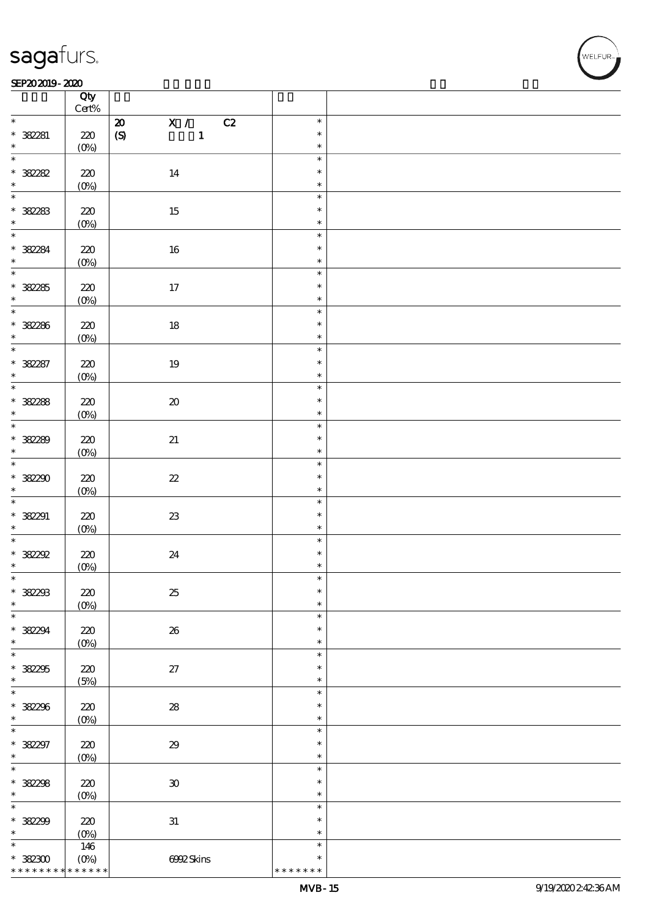| | Qty Cert% | | |
|---|---|---|---|
| * | | 20 X / C2 | * |
| * 382281 | 220 | (S) 1 | * |
| * | (0%) | | * |
| * | | | * |
| * 382282 | 220 | 14 | * |
| * | (0%) | | * |
| * | | | * |
| * 382283 | 220 | 15 | * |
| * | (0%) | | * |
| * | | | * |
| * 382284 | 220 | 16 | * |
| * | (0%) | | * |
| * | | | * |
| * 382285 | 220 | 17 | * |
| * | (0%) | | * |
| * | | | * |
| * 382286 | 220 | 18 | * |
| * | (0%) | | * |
| * | | | * |
| * 382287 | 220 | 19 | * |
| * | (0%) | | * |
| * | | | * |
| * 382288 | 220 | 20 | * |
| * | (0%) | | * |
| * | | | * |
| * 382289 | 220 | 21 | * |
| * | (0%) | | * |
| * | | | * |
| * 382290 | 220 | 22 | * |
| * | (0%) | | * |
| * | | | * |
| * 382291 | 220 | 23 | * |
| * | (0%) | | * |
| * | | | * |
| * 382292 | 220 | 24 | * |
| * | (0%) | | * |
| * | | | * |
| * 382293 | 220 | 25 | * |
| * | (0%) | | * |
| * | | | * |
| * 382294 | 220 | 26 | * |
| * | (0%) | | * |
| * | | | * |
| * 382295 | 220 | 27 | * |
| * | (5%) | | * |
| * | | | * |
| * 382296 | 220 | 28 | * |
| * | (0%) | | * |
| * | | | * |
| * 382297 | 220 | 29 | * |
| * | (0%) | | * |
| * | | | * |
| * 382298 | 220 | 30 | * |
| * | (0%) | | * |
| * | | | * |
| * 382299 | 220 | 31 | * |
| * | (0%) | | * |
| * | 146 | | * |
| * 382300 | (0%) | 6992 Skins | * |
| * * * * * * * * * * * * * | | | * * * * * * * |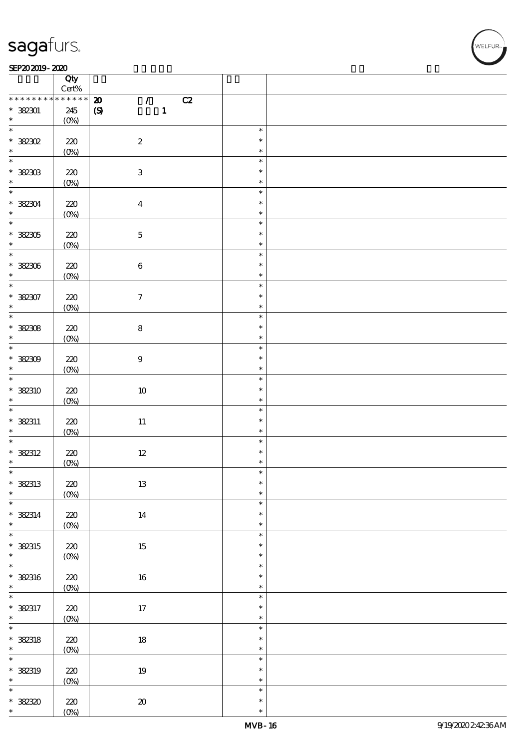| | Qty Cert% | | | |
|---|---|---|---|---|
| * * * * * * * * * * * * * * | 20 / C2 | | | |
| * 382301 * | 245 (0%) | (S) 1 | | |
| * 382302 * | 220 (0%) | 2 | * * * | |
| * 382303 * | 220 (0%) | 3 | * * * | |
| * 382304 * | 220 (0%) | 4 | * * * | |
| * 382305 * | 220 (0%) | 5 | * * * | |
| * 382306 * | 220 (0%) | 6 | * * * | |
| * 382307 * | 220 (0%) | 7 | * * * | |
| * 382308 * | 220 (0%) | 8 | * * * | |
| * 382309 * | 220 (0%) | 9 | * * * | |
| * 382310 * | 220 (0%) | 10 | * * * | |
| * 382311 * | 220 (0%) | 11 | * * * | |
| * 382312 * | 220 (0%) | 12 | * * * | |
| * 382313 * | 220 (0%) | 13 | * * * | |
| * 382314 * | 220 (0%) | 14 | * * * | |
| * 382315 * | 220 (0%) | 15 | * * * | |
| * 382316 * | 220 (0%) | 16 | * * * | |
| * 382317 * | 220 (0%) | 17 | * * * | |
| * 382318 * | 220 (0%) | 18 | * * * | |
| * 382319 * | 220 (0%) | 19 | * * * | |
| * 382320 * | 220 (0%) | 20 | * * * | |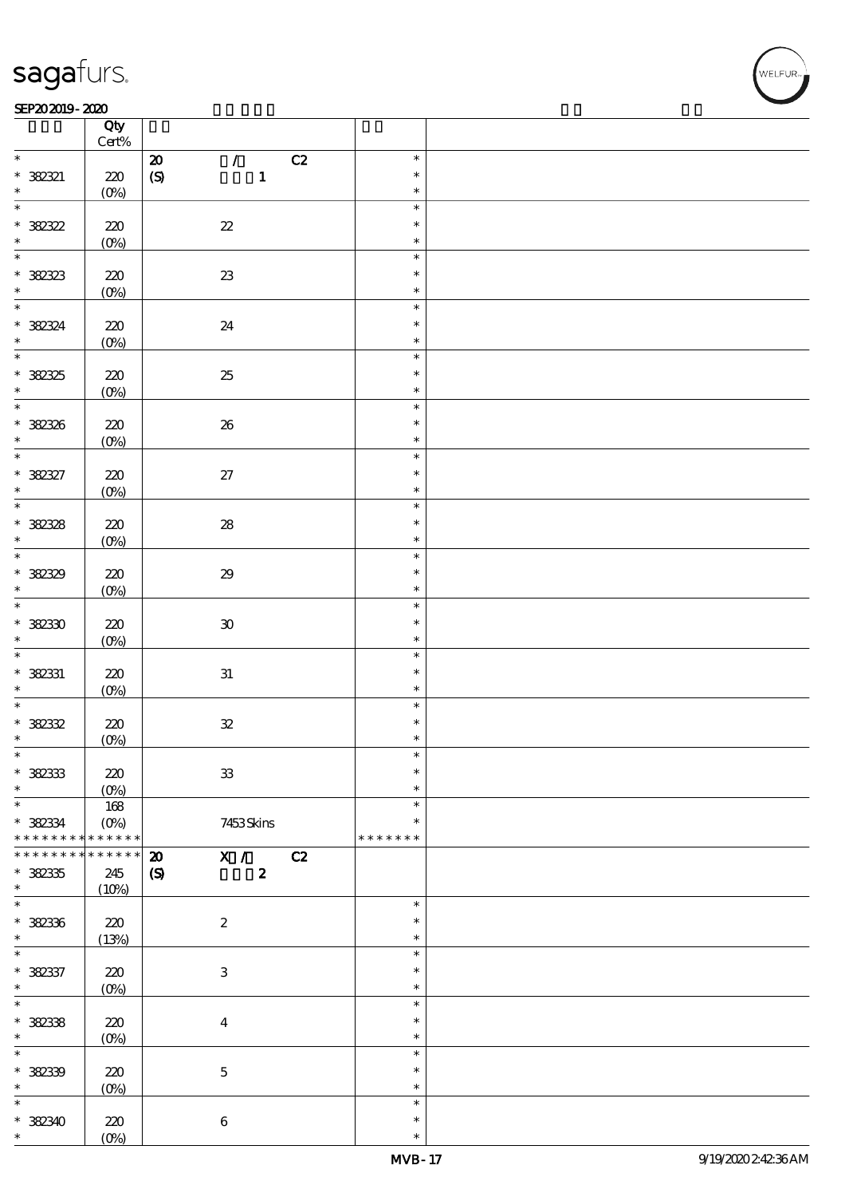| | Qty Cert% | | | |
|---|---|---|---|---|
| * | | 20 / C2 | * | |
| * 382321 | 220 | (S) 1 | * | |
| * | (0%) | | * | |
| * | | | * | |
| * 382322 | 220 | 22 | * | |
| * | (0%) | | * | |
| * | | | * | |
| * 382323 | 220 | 23 | * | |
| * | (0%) | | * | |
| * | | | * | |
| * 382324 | 220 | 24 | * | |
| * | (0%) | | * | |
| * | | | * | |
| * 382325 | 220 | 25 | * | |
| * | (0%) | | * | |
| * | | | * | |
| * 382326 | 220 | 26 | * | |
| * | (0%) | | * | |
| * | | | * | |
| * 382327 | 220 | 27 | * | |
| * | (0%) | | * | |
| * | | | * | |
| * 382328 | 220 | 28 | * | |
| * | (0%) | | * | |
| * | | | * | |
| * 382329 | 220 | 29 | * | |
| * | (0%) | | * | |
| * | | | * | |
| * 382330 | 220 | 30 | * | |
| * | (0%) | | * | |
| * | | | * | |
| * 382331 | 220 | 31 | * | |
| * | (0%) | | * | |
| * | | | * | |
| * 382332 | 220 | 32 | * | |
| * | (0%) | | * | |
| * | | | * | |
| * 382333 | 220 | 33 | * | |
| * | (0%) | | * | |
| * | 168 | | * | |
| * 382334 | (0%) | 7453 Skins | * | |
| * * * * * * * * * * * * * * | | | * * * * * * * | |
| * * * * * * * * * * * * * * | | 20 X / C2 | | |
| * 382335 | 245 | (S) 2 | | |
| * | (10%) | | | |
| * | | | * | |
| * 382336 | 220 | 2 | * | |
| * | (13%) | | * | |
| * | | | * | |
| * 382337 | 220 | 3 | * | |
| * | (0%) | | * | |
| * | | | * | |
| * 382338 | 220 | 4 | * | |
| * | (0%) | | * | |
| * | | | * | |
| * 382339 | 220 | 5 | * | |
| * | (0%) | | * | |
| * | | | * | |
| * 382340 | 220 | 6 | * | |
| * | (0%) | | * | |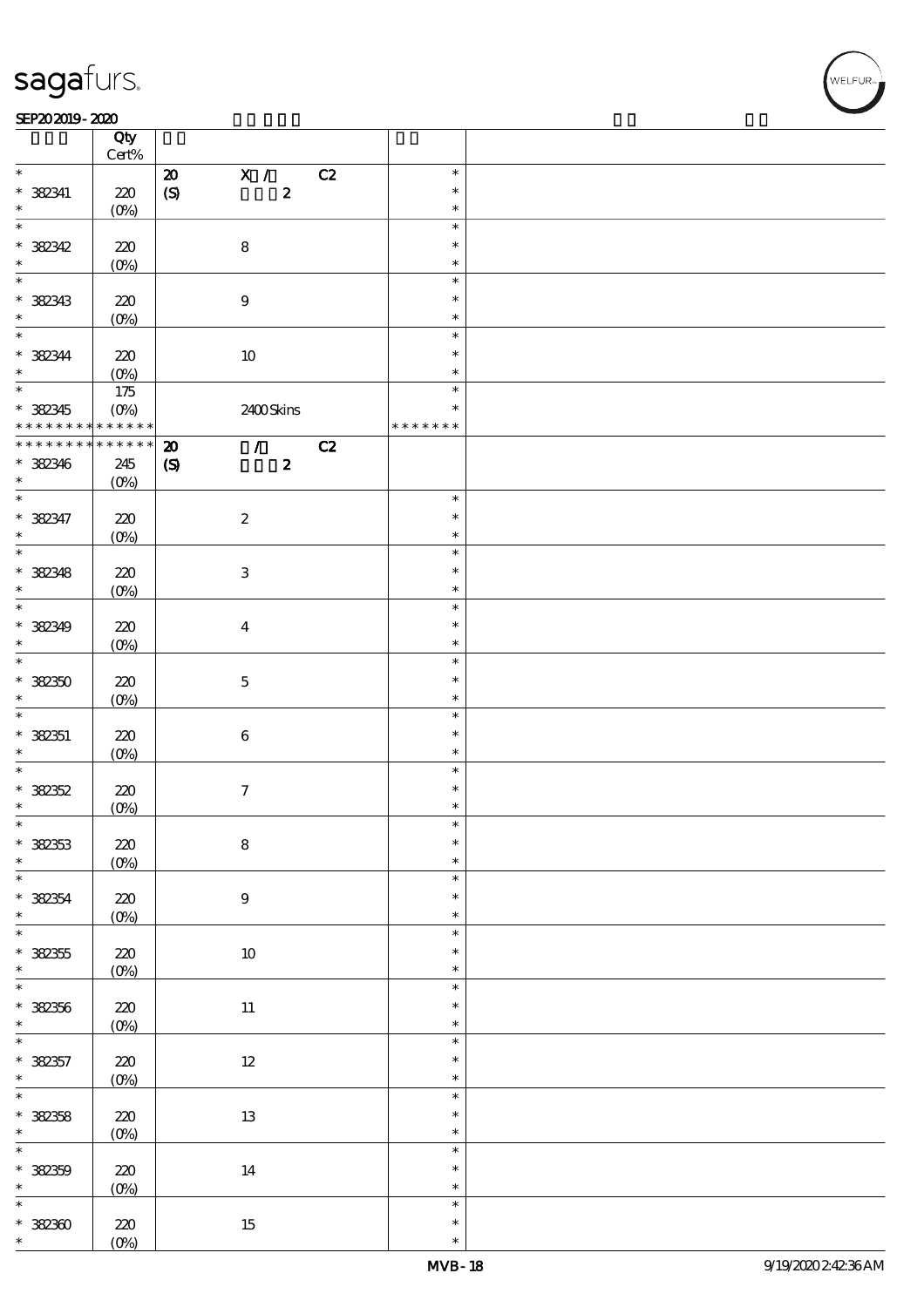| | Qty<br>Cert% | | | | |
|---|---|---|---|---|---|
| * | | 20 | X / C2 | * | |
| * 382341 | 220 | (S) | 2 | * | |
| * | (0%) | | | * | |
| * | | | | * | |
| * 382342 | 220 | | 8 | * | |
| * | (0%) | | | * | |
| * | | | | * | |
| * 382343 | 220 | | 9 | * | |
| * | (0%) | | | * | |
| * | | | | * | |
| * 382344 | 220 | | 10 | * | |
| * | (0%) | | | * | |
| * | 175 | | | * | |
| * 382345 | (0%) | | 2400 Skins | * | |
| * * * * * * * * * * * * * | | | | * * * * * * * | |
| * * * * * * * * * * * * * | | 20 | / C2 | | |
| * 382346 | 245 | (S) | 2 | | |
| * | (0%) | | | | |
| * | | | | * | |
| * 382347 | 220 | | 2 | * | |
| * | (0%) | | | * | |
| * | | | | * | |
| * 382348 | 220 | | 3 | * | |
| * | (0%) | | | * | |
| * | | | | * | |
| * 382349 | 220 | | 4 | * | |
| * | (0%) | | | * | |
| * | | | | * | |
| * 382350 | 220 | | 5 | * | |
| * | (0%) | | | * | |
| * | | | | * | |
| * 382351 | 220 | | 6 | * | |
| * | (0%) | | | * | |
| * | | | | * | |
| * 382352 | 220 | | 7 | * | |
| * | (0%) | | | * | |
| * | | | | * | |
| * 382353 | 220 | | 8 | * | |
| * | (0%) | | | * | |
| * | | | | * | |
| * 382354 | 220 | | 9 | * | |
| * | (0%) | | | * | |
| * | | | | * | |
| * 382355 | 220 | | 10 | * | |
| * | (0%) | | | * | |
| * | | | | * | |
| * 382356 | 220 | | 11 | * | |
| * | (0%) | | | * | |
| * | | | | * | |
| * 382357 | 220 | | 12 | * | |
| * | (0%) | | | * | |
| * | | | | * | |
| * 382358 | 220 | | 13 | * | |
| * | (0%) | | | * | |
| * | | | | * | |
| * 382359 | 220 | | 14 | * | |
| * | (0%) | | | * | |
| * | | | | * | |
| * 382360 | 220 | | 15 | * | |
| * | (0%) | | | * | |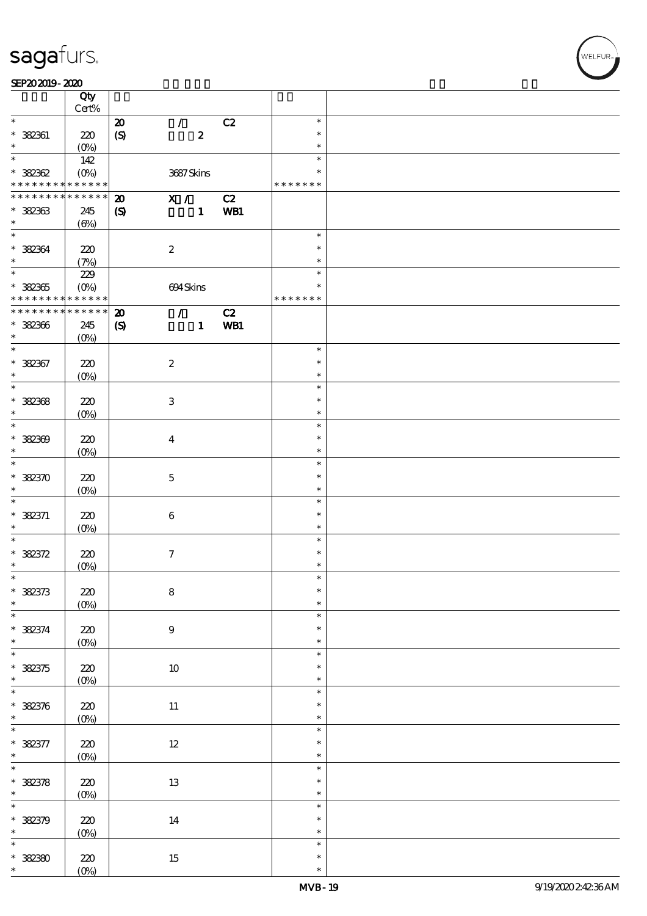sagafurs.

SEP20 2019 - 2020

| | Qty Cert% | | | | | |
|---|---|---|---|---|---|---|
| * | | 20 | / | C2 | * | |
| * 382361 | 220 | (S) | 2 | | * | |
| * | (0%) | | | | * | |
| * | 142 | | | | * | |
| * 382362 | (0%) | | 3687 Skins | | * | |
| * * * * * * * * * * * * * * | | | | | * * * * * * * | |
| * * * * * * * * * * * * * * | | 20 | X / | C2 | | |
| * 382363 | 245 | (S) | 1 | WB1 | | |
| * | (6%) | | | | | |
| * | | | | | * | |
| * 382364 | 220 | | 2 | | * | |
| * | (7%) | | | | * | |
| * | 229 | | | | * | |
| * 382365 | (0%) | | 694 Skins | | * | |
| * * * * * * * * * * * * * * | | | | | * * * * * * * | |
| * * * * * * * * * * * * * * | | 20 | / | C2 | | |
| * 382366 | 245 | (S) | 1 | WB1 | | |
| * | (0%) | | | | | |
| * | | | | | * | |
| * 382367 | 220 | | 2 | | * | |
| * | (0%) | | | | * | |
| * | | | | | * | |
| * 382368 | 220 | | 3 | | * | |
| * | (0%) | | | | * | |
| * | | | | | * | |
| * 382369 | 220 | | 4 | | * | |
| * | (0%) | | | | * | |
| * | | | | | * | |
| * 382370 | 220 | | 5 | | * | |
| * | (0%) | | | | * | |
| * | | | | | * | |
| * 382371 | 220 | | 6 | | * | |
| * | (0%) | | | | * | |
| * | | | | | * | |
| * 382372 | 220 | | 7 | | * | |
| * | (0%) | | | | * | |
| * | | | | | * | |
| * 382373 | 220 | | 8 | | * | |
| * | (0%) | | | | * | |
| * | | | | | * | |
| * 382374 | 220 | | 9 | | * | |
| * | (0%) | | | | * | |
| * | | | | | * | |
| * 382375 | 220 | | 10 | | * | |
| * | (0%) | | | | * | |
| * | | | | | * | |
| * 382376 | 220 | | 11 | | * | |
| * | (0%) | | | | * | |
| * | | | | | * | |
| * 382377 | 220 | | 12 | | * | |
| * | (0%) | | | | * | |
| * | | | | | * | |
| * 382378 | 220 | | 13 | | * | |
| * | (0%) | | | | * | |
| * | | | | | * | |
| * 382379 | 220 | | 14 | | * | |
| * | (0%) | | | | * | |
| * | | | | | * | |
| * 382380 | 220 | | 15 | | * | |
| * | (0%) | | | | * | |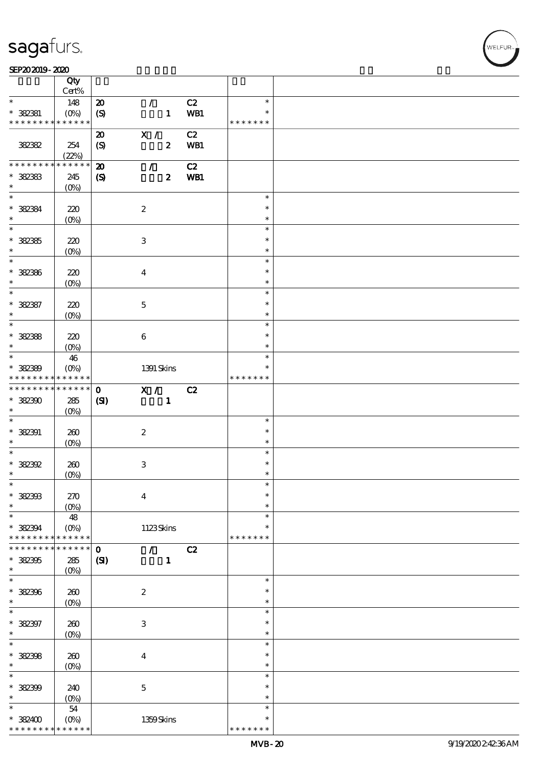| | Qty Cert% | | | | |
|---|---|---|---|---|---|
| * | 148 | 20 | / | C2 | * |
| * 382381 | (0%) | (S) | 1 | WB1 | * |
| * * * * * * * * * * * * * * | | | | | * * * * * * * |
| | | 20 | X / | C2 | |
| 382382 | 254 | (S) | 2 | WB1 | |
| | (22%) | | | | |
| * * * * * * * * * * * * * * | | 20 | / | C2 | |
| * 382383 | 245 | (S) | 2 | WB1 | |
| * | (0%) | | | | |
| * | | | | | * |
| * 382384 | 220 | | 2 | | * |
| * | (0%) | | | | * |
| * | | | | | * |
| * 382385 | 220 | | 3 | | * |
| * | (0%) | | | | * |
| * | | | | | * |
| * 382386 | 220 | | 4 | | * |
| * | (0%) | | | | * |
| * | | | | | * |
| * 382387 | 220 | | 5 | | * |
| * | (0%) | | | | * |
| * | | | | | * |
| * 382388 | 220 | | 6 | | * |
| * | (0%) | | | | * |
| * | 46 | | | | * |
| * 382389 | (0%) | | 1391 Skins | | * |
| * * * * * * * * * * * * * * | | | | | * * * * * * * |
| * * * * * * * * * * * * * * | | 0 | X / | C2 | |
| * 382390 | 285 | (SI) | 1 | | |
| * | (0%) | | | | |
| * | | | | | * |
| * 382391 | 260 | | 2 | | * |
| * | (0%) | | | | * |
| * | | | | | * |
| * 382392 | 260 | | 3 | | * |
| * | (0%) | | | | * |
| * | | | | | * |
| * 382393 | 270 | | 4 | | * |
| * | (0%) | | | | * |
| * | 48 | | | | * |
| * 382394 | (0%) | | 1123 Skins | | * |
| * * * * * * * * * * * * * * | | | | | * * * * * * * |
| * * * * * * * * * * * * * * | | 0 | / | C2 | |
| * 382395 | 285 | (SI) | 1 | | |
| * | (0%) | | | | |
| * | | | | | * |
| * 382396 | 260 | | 2 | | * |
| * | (0%) | | | | * |
| * | | | | | * |
| * 382397 | 260 | | 3 | | * |
| * | (0%) | | | | * |
| * | | | | | * |
| * 382398 | 260 | | 4 | | * |
| * | (0%) | | | | * |
| * | | | | | * |
| * 382399 | 240 | | 5 | | * |
| * | (0%) | | | | * |
| * | 54 | | | | * |
| * 382400 | (0%) | | 1359 Skins | | * |
| * * * * * * * * * * * * * * | | | | | * * * * * * * |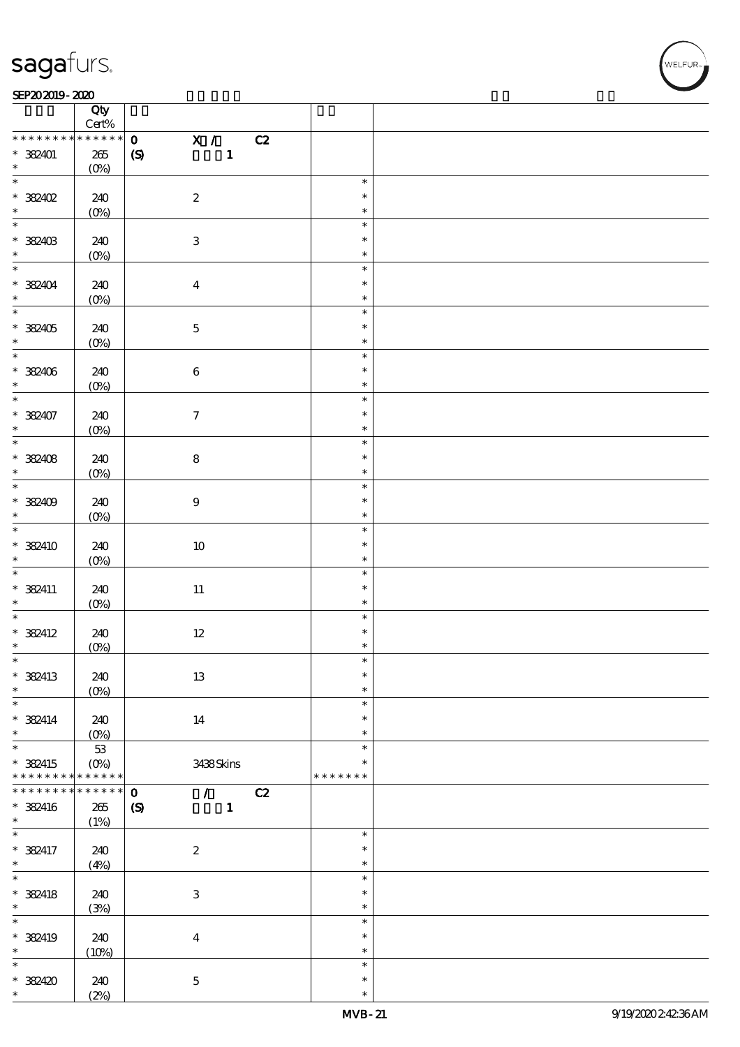| | Qty<br>Cert% | | | |
|---|---|---|---|---|
| * * * * * * * * * * * * * * | 0 | X / C2 | | |
| * 382401 | 265 | (S) 1 | | |
| * | (0%) | | | |
| * 382402 | 240 | 2 | * | |
| * | (0%) | | * | |
| * 382403 | 240 | 3 | * | |
| * | (0%) | | * | |
| * 382404 | 240 | 4 | * | |
| * | (0%) | | * | |
| * 382405 | 240 | 5 | * | |
| * | (0%) | | * | |
| * 382406 | 240 | 6 | * | |
| * | (0%) | | * | |
| * 382407 | 240 | 7 | * | |
| * | (0%) | | * | |
| * 382408 | 240 | 8 | * | |
| * | (0%) | | * | |
| * 382409 | 240 | 9 | * | |
| * | (0%) | | * | |
| * 382410 | 240 | 10 | * | |
| * | (0%) | | * | |
| * 382411 | 240 | 11 | * | |
| * | (0%) | | * | |
| * 382412 | 240 | 12 | * | |
| * | (0%) | | * | |
| * 382413 | 240 | 13 | * | |
| * | (0%) | | * | |
| * 382414 | 240 | 14 | * | |
| * | (0%) | | * | |
| * | 53 | | * | |
| * 382415 | (0%) | 3438 Skins | * | |
| * * * * * * * * * * * * * * | | | * * * * * * * | |
| * * * * * * * * * * * * * * | 0 | / C2 | | |
| * 382416 | 265 | (S) 1 | | |
| * | (1%) | | | |
| * 382417 | 240 | 2 | * | |
| * | (4%) | | * | |
| * 382418 | 240 | 3 | * | |
| * | (3%) | | * | |
| * 382419 | 240 | 4 | * | |
| * | (10%) | | * | |
| * 382420 | 240 | 5 | * | |
| * | (2%) | | * | |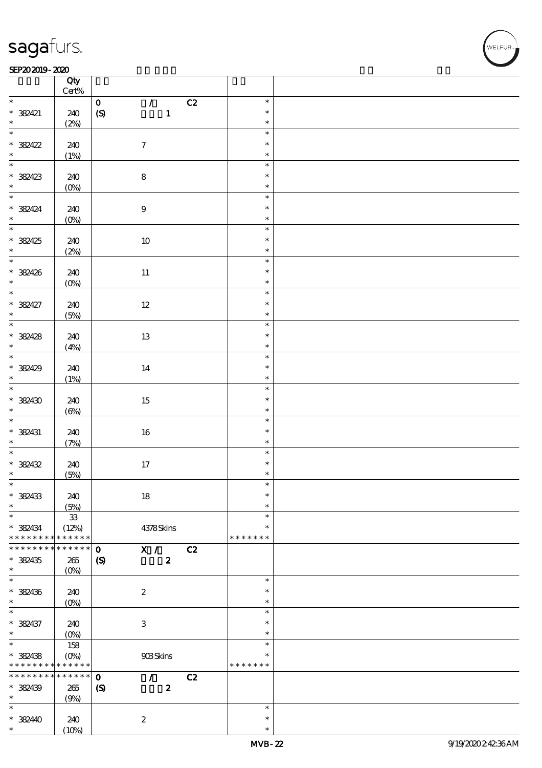| | Qty Cert% | | |
|---|---|---|---|
| * | | 0 / C2 | * |
| * 382421 | 240 | (S) 1 | * |
| * | (2%) | | * |
| * | | | * |
| * 382422 | 240 | 7 | * |
| * | (1%) | | * |
| * | | | * |
| * 382423 | 240 | 8 | * |
| * | (0%) | | * |
| * | | | * |
| * 382424 | 240 | 9 | * |
| * | (0%) | | * |
| * | | | * |
| * 382425 | 240 | 10 | * |
| * | (2%) | | * |
| * | | | * |
| * 382426 | 240 | 11 | * |
| * | (0%) | | * |
| * | | | * |
| * 382427 | 240 | 12 | * |
| * | (5%) | | * |
| * | | | * |
| * 382428 | 240 | 13 | * |
| * | (4%) | | * |
| * | | | * |
| * 382429 | 240 | 14 | * |
| * | (1%) | | * |
| * | | | * |
| * 382430 | 240 | 15 | * |
| * | (6%) | | * |
| * | | | * |
| * 382431 | 240 | 16 | * |
| * | (7%) | | * |
| * | | | * |
| * 382432 | 240 | 17 | * |
| * | (5%) | | * |
| * | | | * |
| * 382433 | 240 | 18 | * |
| * | (5%) | | * |
| * | 33 | | * |
| * 382434 | (12%) | 4378 Skins | * |
| * * * * * * * * * * * * * | | | * * * * * * * |
| * * * * * * * * * * * * * | | 0 X / C2 | |
| * 382435 | 265 | (S) 2 | |
| * | (0%) | | |
| * | | | * |
| * 382436 | 240 | 2 | * |
| * | (0%) | | * |
| * | | | * |
| * 382437 | 240 | 3 | * |
| * | (0%) | | * |
| * | 158 | | * |
| * 382438 | (0%) | 903 Skins | * |
| * * * * * * * * * * * * * | | | * * * * * * * |
| * * * * * * * * * * * * * | | 0 / C2 | |
| * 382439 | 265 | (S) 2 | |
| * | (9%) | | |
| * | | | * |
| * 382440 | 240 | 2 | * |
| * | (10%) | | * |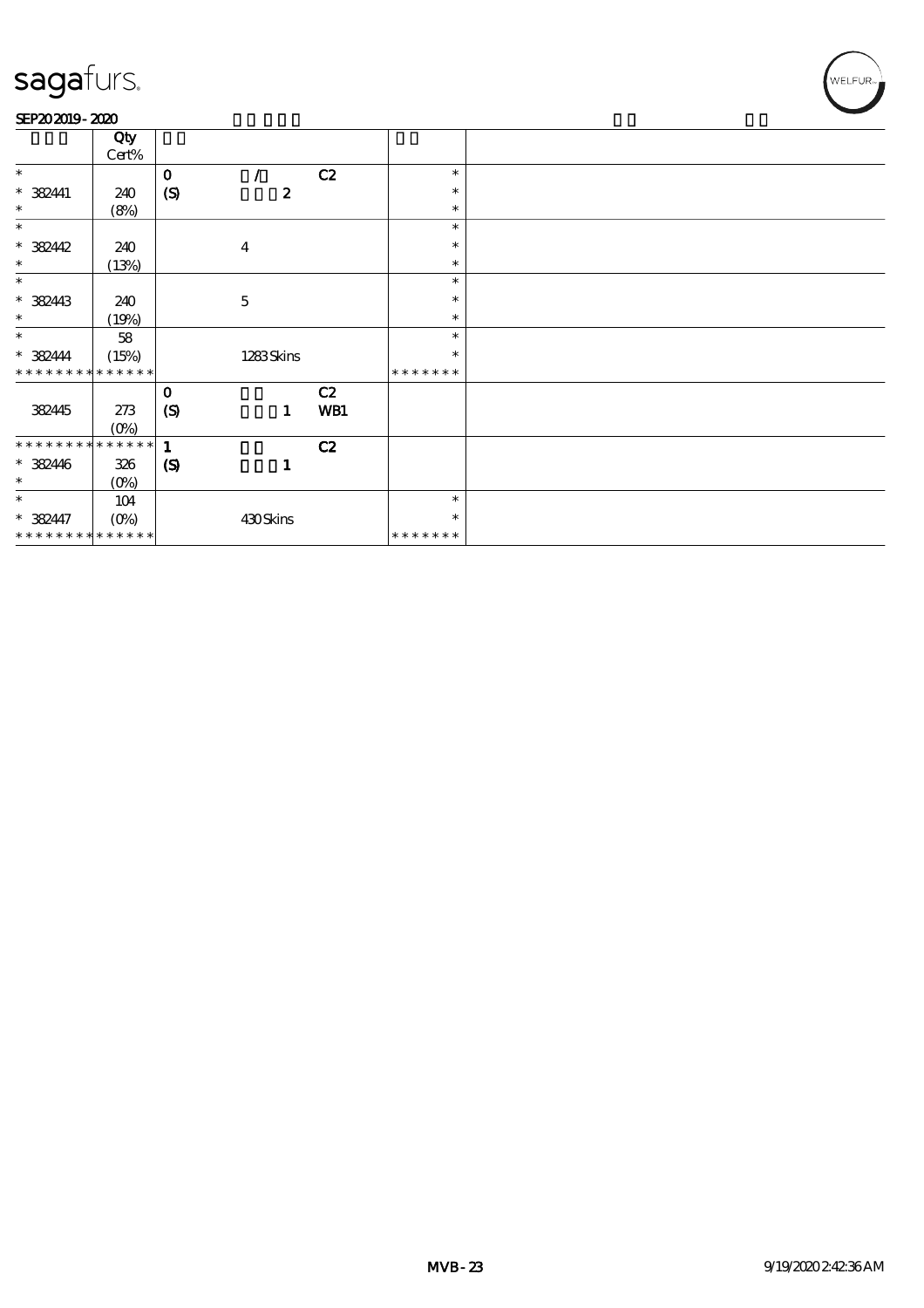# sagafurs.

SEP20 2019 - 2020

| | Qty Cert% | | | | | |
|---|---|---|---|---|---|---|
| * | | 0 | / | C2 | * | |
| * 382441 | 240 | (S) | 2 | | * | |
| * | (8%) | | | | * | |
| * | | | | | * | |
| * 382442 | 240 | | 4 | | * | |
| * | (13%) | | | | * | |
| * | | | | | * | |
| * 382443 | 240 | | 5 | | * | |
| * | (19%) | | | | * | |
| * | 58 | | | | * | |
| * 382444 | (15%) | | 1283 Skins | | * | |
| * * * * * * * * * * * * * * | | | | | * * * * * * * | |
| | | 0 | | C2 | | |
| 382445 | 273 | (S) | 1 | WB1 | | |
| | (0%) | | | | | |
| * * * * * * * * * * * * * * | | 1 | | C2 | | |
| * 382446 | 326 | (S) | 1 | | | |
| * | (0%) | | | | | |
| * | 104 | | | | * | |
| * 382447 | (0%) | | 430 Skins | | * | |
| * * * * * * * * * * * * * * | | | | | * * * * * * * | |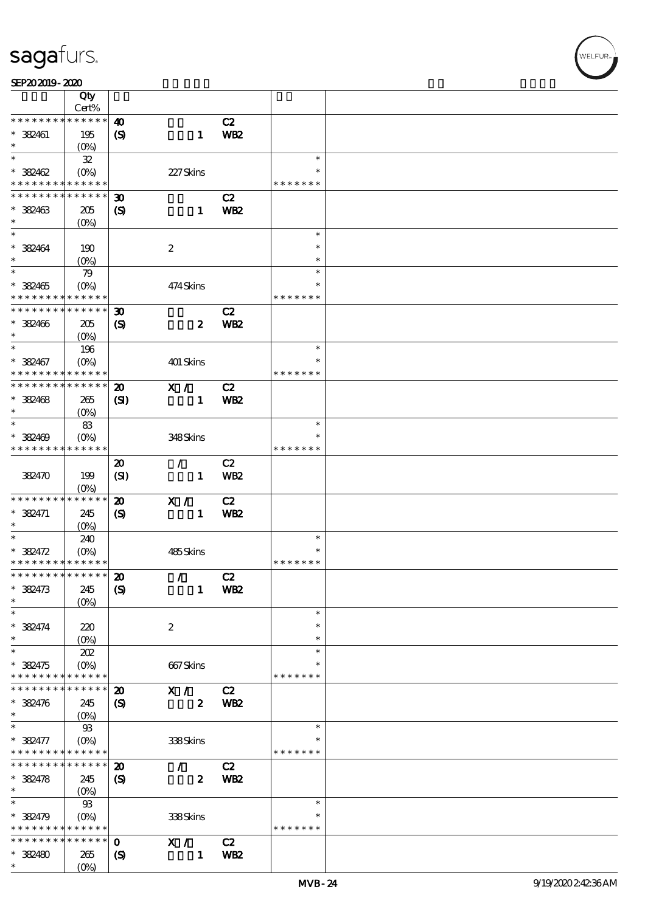| | Qty Cert% | | | | | |
|---|---|---|---|---|---|---|
| * * * * * * * * * * * * * * | 40 | | C2 | | | |
| * 382461 | 195 | (S) | 1 | WB2 | | |
| * | (0%) | | | | | |
| * | 32 | | | | * | |
| * 382462 | (0%) | | 227 Skins | | * | |
| * * * * * * * * * * * * * * | | | | | * * * * * * * | |
| * * * * * * * * * * * * * * | 30 | | C2 | | | |
| * 382463 | 205 | (S) | 1 | WB2 | | |
| * | (0%) | | | | | |
| * | | | | | * | |
| * 382464 | 190 | | 2 | | * | |
| * | (0%) | | | | * | |
| * | 79 | | | | * | |
| * 382465 | (0%) | | 474 Skins | | * | |
| * * * * * * * * * * * * * * | | | | | * * * * * * * | |
| * * * * * * * * * * * * * * | 30 | | C2 | | | |
| * 382466 | 205 | (S) | 2 | WB2 | | |
| * | (0%) | | | | | |
| * | 196 | | | | * | |
| * 382467 | (0%) | | 401 Skins | | * | |
| * * * * * * * * * * * * * * | | | | | * * * * * * * | |
| * * * * * * * * * * * * * * | 20 | X / | C2 | | | |
| * 382468 | 265 | (SI) | 1 | WB2 | | |
| * | (0%) | | | | | |
| * | 83 | | | | * | |
| * 382469 | (0%) | | 348 Skins | | * | |
| * * * * * * * * * * * * * * | | | | | * * * * * * * | |
| | | 20 | / | C2 | | |
| 382470 | 199 | (SI) | 1 | WB2 | | |
| | (0%) | | | | | |
| * * * * * * * * * * * * * * | 20 | X / | C2 | | | |
| * 382471 | 245 | (S) | 1 | WB2 | | |
| * | (0%) | | | | | |
| * | 240 | | | | * | |
| * 382472 | (0%) | | 485 Skins | | * | |
| * * * * * * * * * * * * * * | | | | | * * * * * * * | |
| * * * * * * * * * * * * * * | 20 | / | C2 | | | |
| * 382473 | 245 | (S) | 1 | WB2 | | |
| * | (0%) | | | | | |
| * | | | | | * | |
| * 382474 | 220 | | 2 | | * | |
| * | (0%) | | | | * | |
| * | 202 | | | | * | |
| * 382475 | (0%) | | 667 Skins | | * | |
| * * * * * * * * * * * * * * | | | | | * * * * * * * | |
| * * * * * * * * * * * * * * | 20 | X / | C2 | | | |
| * 382476 | 245 | (S) | 2 | WB2 | | |
| * | (0%) | | | | | |
| * | 93 | | | | * | |
| * 382477 | (0%) | | 338 Skins | | * | |
| * * * * * * * * * * * * * * | | | | | * * * * * * * | |
| * * * * * * * * * * * * * * | 20 | / | C2 | | | |
| * 382478 | 245 | (S) | 2 | WB2 | | |
| * | (0%) | | | | | |
| * | 93 | | | | * | |
| * 382479 | (0%) | | 338 Skins | | * | |
| * * * * * * * * * * * * * * | | | | | * * * * * * * | |
| * * * * * * * * * * * * * * | 0 | X / | C2 | | | |
| * 382480 | 265 | (S) | 1 | WB2 | | |
| * | (0%) | | | | | |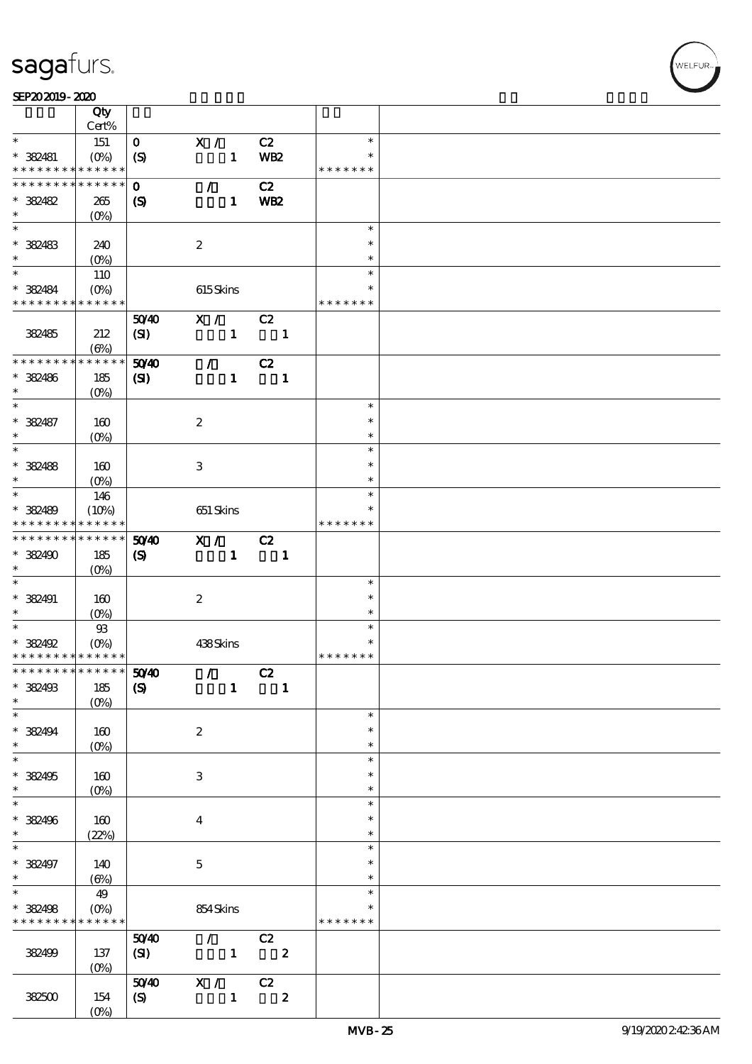| | Qty Cert% | | | | | |
|---|---|---|---|---|---|---|
| * | 151 | 0 | X / | C2 | * | |
| * 382481 | (0%) | (S) | 1 | WB2 | * | |
| * * * * * * * * * * * * * * | | | | | * * * * * * * | |
| * * * * * * * * * * * * * * | | 0 | / | C2 | | |
| * 382482 | 265 | (S) | 1 | WB2 | | |
| * | (0%) | | | | | |
| * | | | | | * | |
| * 382483 | 240 | | 2 | | * | |
| * | (0%) | | | | * | |
| * | 110 | | | | * | |
| * 382484 | (0%) | | 615 Skins | | * | |
| * * * * * * * * * * * * * * | | | | | * * * * * * * | |
| | | 50/40 | X / | C2 | | |
| 382485 | 212 | (SI) | 1 | 1 | | |
| | (6%) | | | | | |
| * * * * * * * * * * * * * * | | 50/40 | / | C2 | | |
| * 382486 | 185 | (SI) | 1 | 1 | | |
| * | (0%) | | | | | |
| * | | | | | * | |
| * 382487 | 160 | | 2 | | * | |
| * | (0%) | | | | * | |
| * | | | | | * | |
| * 382488 | 160 | | 3 | | * | |
| * | (0%) | | | | * | |
| * | 146 | | | | * | |
| * 382489 | (10%) | | 651 Skins | | * | |
| * * * * * * * * * * * * * * | | | | | * * * * * * * | |
| * * * * * * * * * * * * * * | | 50/40 | X / | C2 | | |
| * 382490 | 185 | (S) | 1 | 1 | | |
| * | (0%) | | | | | |
| * | | | | | * | |
| * 382491 | 160 | | 2 | | * | |
| * | (0%) | | | | * | |
| * | 93 | | | | * | |
| * 382492 | (0%) | | 438 Skins | | * | |
| * * * * * * * * * * * * * * | | | | | * * * * * * * | |
| * * * * * * * * * * * * * * | | 50/40 | / | C2 | | |
| * 382493 | 185 | (S) | 1 | 1 | | |
| * | (0%) | | | | | |
| * | | | | | * | |
| * 382494 | 160 | | 2 | | * | |
| * | (0%) | | | | * | |
| * | | | | | * | |
| * 382495 | 160 | | 3 | | * | |
| * | (0%) | | | | * | |
| * | | | | | * | |
| * 382496 | 160 | | 4 | | * | |
| * | (22%) | | | | * | |
| * | | | | | * | |
| * 382497 | 140 | | 5 | | * | |
| * | (6%) | | | | * | |
| * | 49 | | | | * | |
| * 382498 | (0%) | | 854 Skins | | * | |
| * * * * * * * * * * * * * * | | | | | * * * * * * * | |
| | | 50/40 | / | C2 | | |
| 382499 | 137 | (SI) | 1 | 2 | | |
| | (0%) | | | | | |
| | | 50/40 | X / | C2 | | |
| 382500 | 154 | (S) | 1 | 2 | | |
| | (0%) | | | | | |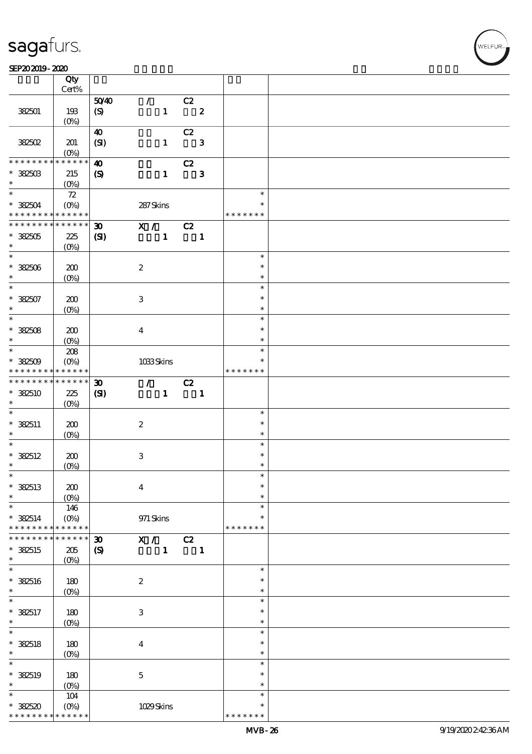| | Qty Cert% | | | | |
|---|---|---|---|---|---|
| 382501 | 193 (0%) | 50/40 (S) | / 1 | C2 2 | |
| 382502 | 201 (0%) | 40 (SI) | 1 | C2 3 | |
| * * * * * * * * * * * * * * 382503 * | 215 (0%) | 40 (S) | 1 | C2 3 | |
| * * 382504 * * * * * * * * * * * * * * | 72 (0%) | | 287 Skins | | * * * * * * * * * |
| * * * * * * * * * * * * * * 382505 * | 225 (0%) | 30 (SI) | X / 1 | C2 1 | |
| * * 382506 * | 200 (0%) | | 2 | | * * * |
| * * 382507 * | 200 (0%) | | 3 | | * * * |
| * * 382508 * | 200 (0%) | | 4 | | * * * |
| * * 382509 * * * * * * * * * * * * * * | 208 (0%) | | 1033 Skins | | * * * * * * * * * |
| * * * * * * * * * * * * * * 382510 * | 225 (0%) | 30 (SI) | / 1 | C2 1 | |
| * * 382511 * | 200 (0%) | | 2 | | * * * |
| * * 382512 * | 200 (0%) | | 3 | | * * * |
| * * 382513 * | 200 (0%) | | 4 | | * * * |
| * * 382514 * * * * * * * * * * * * * * | 146 (0%) | | 971 Skins | | * * * * * * * * * |
| * * * * * * * * * * * * * * 382515 * | 205 (0%) | 30 (S) | X / 1 | C2 1 | |
| * * 382516 * | 180 (0%) | | 2 | | * * * |
| * * 382517 * | 180 (0%) | | 3 | | * * * |
| * * 382518 * | 180 (0%) | | 4 | | * * * |
| * * 382519 * | 180 (0%) | | 5 | | * * * |
| * * 382520 * * * * * * * * * * * * * * | 104 (0%) | | 1029 Skins | | * * * * * * * * * |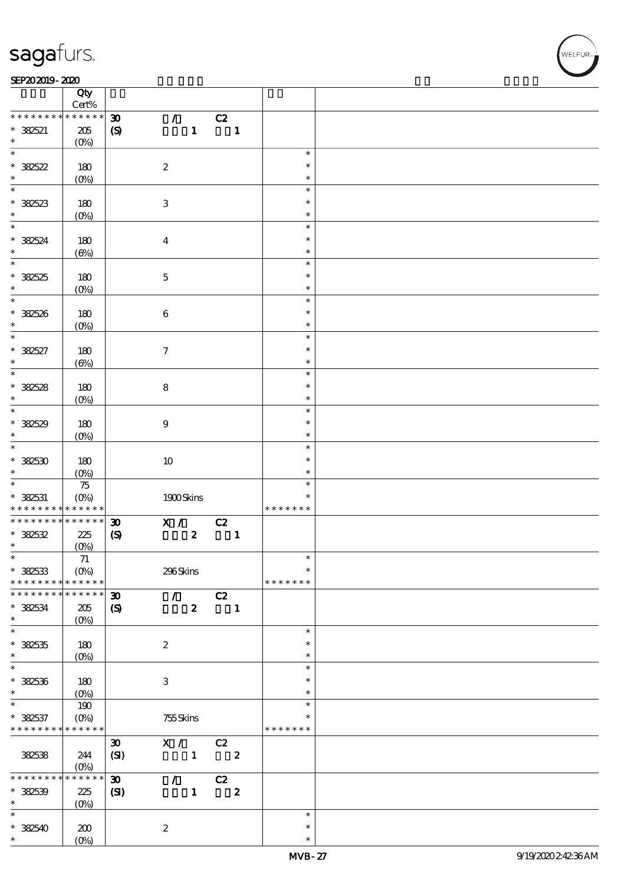| | Qty Cert% | | | |
|---|---|---|---|---|
| * * * * * * * * * * * * * * | | 30 / C2 | | |
| * 382521 | 205 | (S) 1 1 | | |
| * | (0%) | | | |
| * | | | * | |
| * 382522 | 180 | 2 | * | |
| * | (0%) | | * | |
| * | | | * | |
| * 382523 | 180 | 3 | * | |
| * | (0%) | | * | |
| * | | | * | |
| * 382524 | 180 | 4 | * | |
| * | (6%) | | * | |
| * | | | * | |
| * 382525 | 180 | 5 | * | |
| * | (0%) | | * | |
| * | | | * | |
| * 382526 | 180 | 6 | * | |
| * | (0%) | | * | |
| * | | | * | |
| * 382527 | 180 | 7 | * | |
| * | (6%) | | * | |
| * | | | * | |
| * 382528 | 180 | 8 | * | |
| * | (0%) | | * | |
| * | | | * | |
| * 382529 | 180 | 9 | * | |
| * | (0%) | | * | |
| * | | | * | |
| * 382530 | 180 | 10 | * | |
| * | (0%) | | * | |
| * | 75 | | * | |
| * 382531 | (0%) | 1900 Skins | * | |
| * * * * * * * * * * * * * * | | | * * * * * * * | |
| * * * * * * * * * * * * * * | | 30 X / C2 | | |
| * 382532 | 225 | (S) 2 1 | | |
| * | (0%) | | | |
| * | 71 | | * | |
| * 382533 | (0%) | 296 Skins | * | |
| * * * * * * * * * * * * * * | | | * * * * * * * | |
| * * * * * * * * * * * * * * | | 30 / C2 | | |
| * 382534 | 205 | (S) 2 1 | | |
| * | (0%) | | | |
| * | | | * | |
| * 382535 | 180 | 2 | * | |
| * | (0%) | | * | |
| * | | | * | |
| * 382536 | 180 | 3 | * | |
| * | (0%) | | * | |
| * | 190 | | * | |
| * 382537 | (0%) | 755 Skins | * | |
| * * * * * * * * * * * * * * | | | * * * * * * * | |
| | | 30 X / C2 | | |
| 382538 | 244 | (SI) 1 2 | | |
| | (0%) | | | |
| * * * * * * * * * * * * * * | | 30 / C2 | | |
| * 382539 | 225 | (SI) 1 2 | | |
| * | (0%) | | | |
| * | | | * | |
| * 382540 | 200 | 2 | * | |
| * | (0%) | | * | |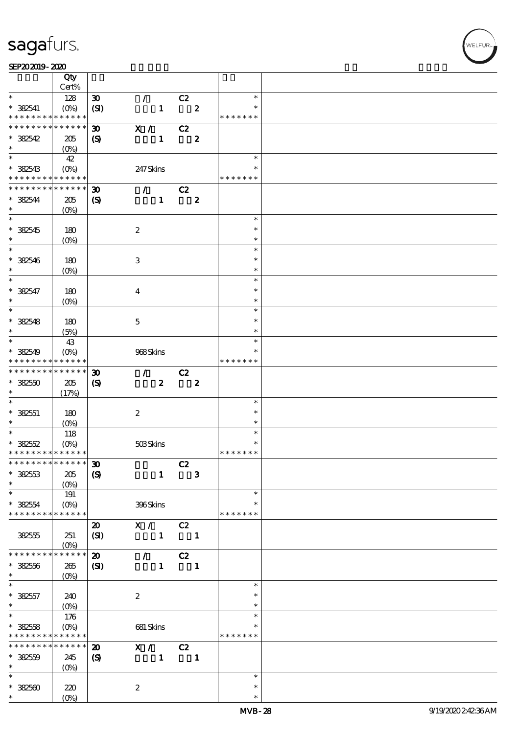| | Qty Cert% | | | | |
|---|---|---|---|---|---|
| * | 128 | 30 | / C2 | * | |
| * 382541 | (0%) | (SI) | 1 2 | * | |
| * * * * * * * * * * * * * * | | | | * * * * * * * | |
| * * * * * * * * * * * * * * | | 30 | X / C2 | | |
| * 382542 | 205 | (S) | 1 2 | | |
| * | (0%) | | | | |
| * | 42 | | | * | |
| * 382543 | (0%) | | 247 Skins | * | |
| * * * * * * * * * * * * * * | | | | * * * * * * * | |
| * * * * * * * * * * * * * * | | 30 | / C2 | | |
| * 382544 | 205 | (S) | 1 2 | | |
| * | (0%) | | | | |
| * | | | | * | |
| * 382545 | 180 | | 2 | * | |
| * | (0%) | | | * | |
| * | | | | * | |
| * 382546 | 180 | | 3 | * | |
| * | (0%) | | | * | |
| * | | | | * | |
| * 382547 | 180 | | 4 | * | |
| * | (0%) | | | * | |
| * | | | | * | |
| * 382548 | 180 | | 5 | * | |
| * | (5%) | | | * | |
| * | 43 | | | * | |
| * 382549 | (0%) | | 968 Skins | * | |
| * * * * * * * * * * * * * * | | | | * * * * * * * | |
| * * * * * * * * * * * * * * | | 30 | / C2 | | |
| * 382550 | 205 | (S) | 2 2 | | |
| * | (17%) | | | | |
| * | | | | * | |
| * 382551 | 180 | | 2 | * | |
| * | (0%) | | | * | |
| * | 118 | | | * | |
| * 382552 | (0%) | | 503 Skins | * | |
| * * * * * * * * * * * * * * | | | | * * * * * * * | |
| * * * * * * * * * * * * * * | | 30 | C2 | | |
| * 382553 | 205 | (S) | 1 3 | | |
| * | (0%) | | | | |
| * | 191 | | | * | |
| * 382554 | (0%) | | 396 Skins | * | |
| * * * * * * * * * * * * * * | | | | * * * * * * * | |
| | | 20 | X / C2 | | |
| 382555 | 251 | (SI) | 1 1 | | |
| | (0%) | | | | |
| * * * * * * * * * * * * * * | | 20 | / C2 | | |
| * 382556 | 265 | (SI) | 1 1 | | |
| * | (0%) | | | | |
| * | | | | * | |
| * 382557 | 240 | | 2 | * | |
| * | (0%) | | | * | |
| * | 176 | | | * | |
| * 382558 | (0%) | | 681 Skins | * | |
| * * * * * * * * * * * * * * | | | | * * * * * * * | |
| * * * * * * * * * * * * * * | | 20 | X / C2 | | |
| * 382559 | 245 | (S) | 1 1 | | |
| * | (0%) | | | | |
| * | | | | * | |
| * 382560 | 220 | | 2 | * | |
| * | (0%) | | | * | |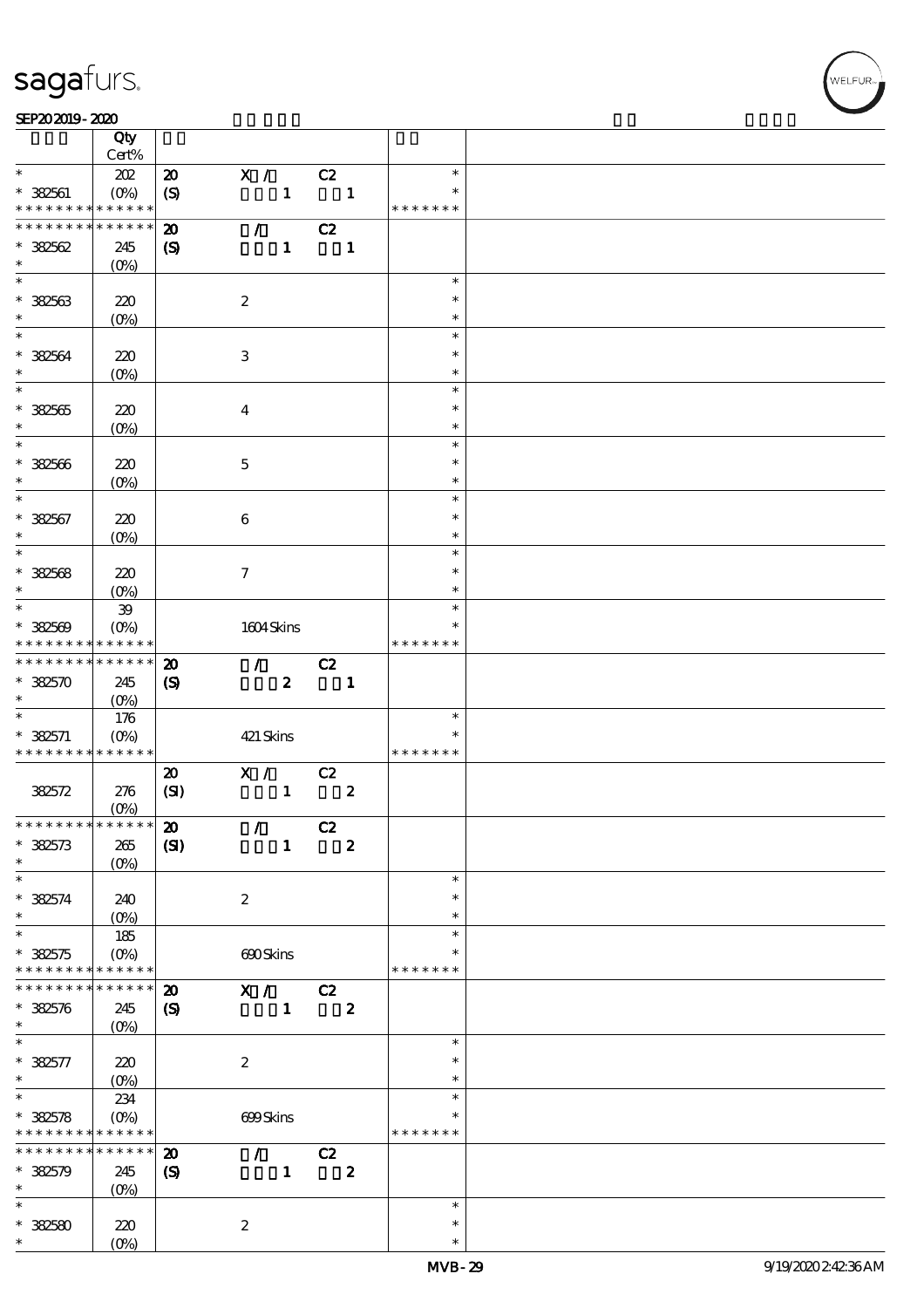| | Qty Cert% | | | |
|---|---|---|---|---|
| * | 202 | 20 | X / C2 | * |
| * 382561 | (0%) | (S) | 1 1 | * |
| * * * * * * * * * * * * * * | | | | * * * * * * * |
| * * * * * * * * * * * * * * | | 20 | / C2 | |
| * 382562 | 245 | (S) | 1 1 | |
| * | (0%) | | | |
| * | | | | * |
| * 382563 | 220 | | 2 | * |
| * | (0%) | | | * |
| * | | | | * |
| * 382564 | 220 | | 3 | * |
| * | (0%) | | | * |
| * | | | | * |
| * 382565 | 220 | | 4 | * |
| * | (0%) | | | * |
| * | | | | * |
| * 382566 | 220 | | 5 | * |
| * | (0%) | | | * |
| * | | | | * |
| * 382567 | 220 | | 6 | * |
| * | (0%) | | | * |
| * | | | | * |
| * 382568 | 220 | | 7 | * |
| * | (0%) | | | * |
| * | 39 | | | * |
| * 382569 | (0%) | | 1604 Skins | * |
| * * * * * * * * * * * * * * | | | | * * * * * * * |
| * * * * * * * * * * * * * * | | 20 | / C2 | |
| * 382570 | 245 | (S) | 2 1 | |
| * | (0%) | | | |
| * | 176 | | | * |
| * 382571 | (0%) | | 421 Skins | * |
| * * * * * * * * * * * * * * | | | | * * * * * * * |
| | | 20 | X / C2 | |
| 382572 | 276 | (SI) | 1 2 | |
| | (0%) | | | |
| * * * * * * * * * * * * * * | | 20 | / C2 | |
| * 382573 | 265 | (SI) | 1 2 | |
| * | (0%) | | | |
| * | | | | * |
| * 382574 | 240 | | 2 | * |
| * | (0%) | | | * |
| * | 185 | | | * |
| * 382575 | (0%) | | 690 Skins | * |
| * * * * * * * * * * * * * * | | | | * * * * * * * |
| * * * * * * * * * * * * * * | | 20 | X / C2 | |
| * 382576 | 245 | (S) | 1 2 | |
| * | (0%) | | | |
| * | | | | * |
| * 382577 | 220 | | 2 | * |
| * | (0%) | | | * |
| * | 234 | | | * |
| * 382578 | (0%) | | 699 Skins | * |
| * * * * * * * * * * * * * * | | | | * * * * * * * |
| * * * * * * * * * * * * * * | | 20 | / C2 | |
| * 382579 | 245 | (S) | 1 2 | |
| * | (0%) | | | |
| * | | | | * |
| * 382580 | 220 | | 2 | * |
| * | (0%) | | | * |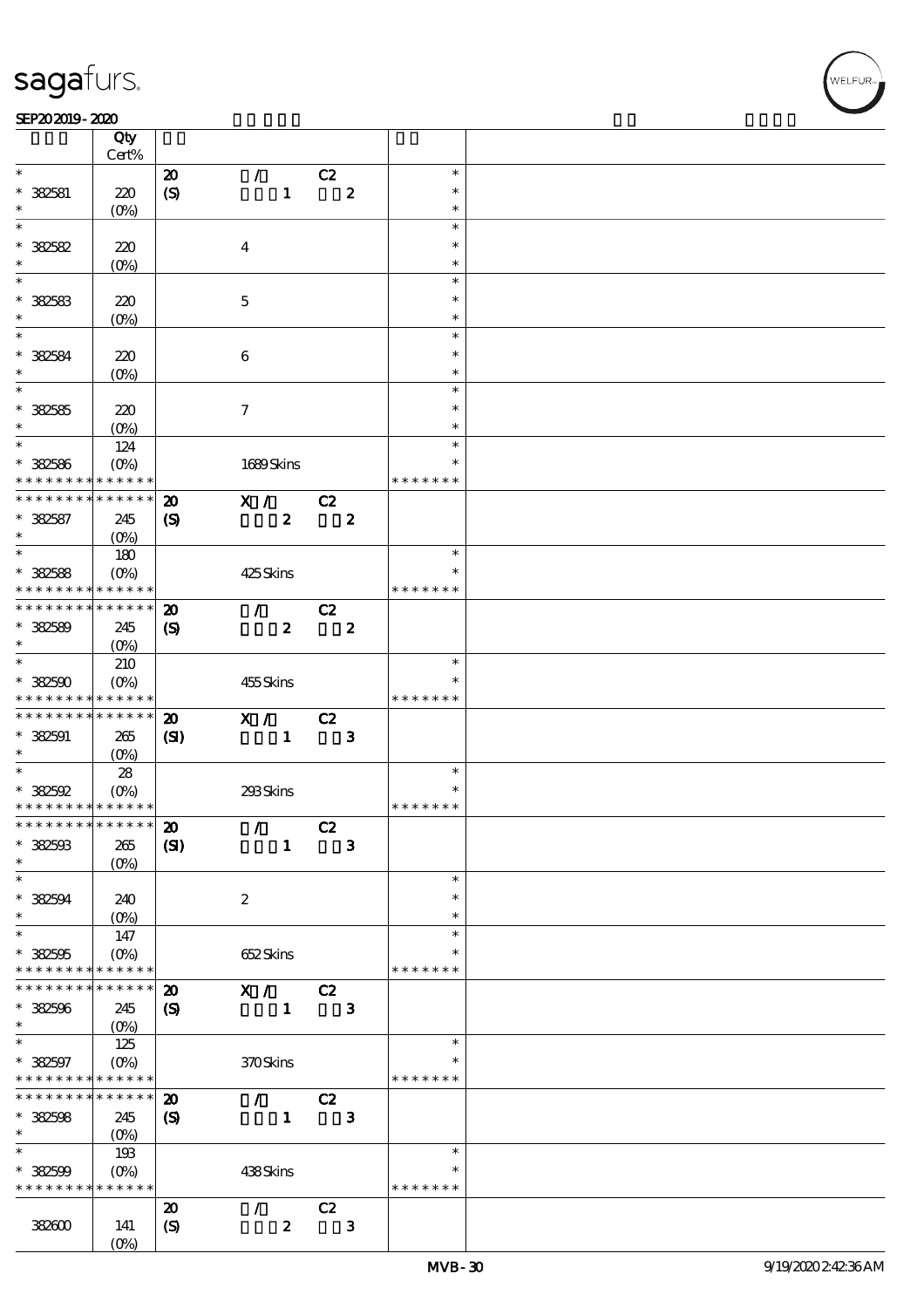| | Qty<br>Cert% | | | | | |
|---|---|---|---|---|---|---|
| * | | 20 | / | C2 | * | |
| * 382581 | 220 | (S) | 1 | 2 | * | |
| * | (0%) | | | | * | |
| * | | | | | * | |
| * 382582 | 220 | | 4 | | * | |
| * | (0%) | | | | * | |
| * | | | | | * | |
| * 382583 | 220 | | 5 | | * | |
| * | (0%) | | | | * | |
| * | | | | | * | |
| * 382584 | 220 | | 6 | | * | |
| * | (0%) | | | | * | |
| * | | | | | * | |
| * 382585 | 220 | | 7 | | * | |
| * | (0%) | | | | * | |
| * | 124 | | | | * | |
| * 382586 | (0%) | | 1689 Skins | | * | |
| * * * * * * * * * * * * * * | | | | | * * * * * * * | |
| * * * * * * * * * * * * * * | | 20 | X / | C2 | | |
| * 382587 | 245 | (S) | 2 | 2 | | |
| * | (0%) | | | | | |
| * | 180 | | | | * | |
| * 382588 | (0%) | | 425 Skins | | * | |
| * * * * * * * * * * * * * * | | | | | * * * * * * * | |
| * * * * * * * * * * * * * * | | 20 | / | C2 | | |
| * 382589 | 245 | (S) | 2 | 2 | | |
| * | (0%) | | | | | |
| * | 210 | | | | * | |
| * 382590 | (0%) | | 455 Skins | | * | |
| * * * * * * * * * * * * * * | | | | | * * * * * * * | |
| * * * * * * * * * * * * * * | | 20 | X / | C2 | | |
| * 382591 | 265 | (SI) | 1 | 3 | | |
| * | (0%) | | | | | |
| * | 28 | | | | * | |
| * 382592 | (0%) | | 293 Skins | | * | |
| * * * * * * * * * * * * * * | | | | | * * * * * * * | |
| * * * * * * * * * * * * * * | | 20 | / | C2 | | |
| * 382593 | 265 | (SI) | 1 | 3 | | |
| * | (0%) | | | | | |
| * | | | | | * | |
| * 382594 | 240 | | 2 | | * | |
| * | (0%) | | | | * | |
| * | 147 | | | | * | |
| * 382595 | (0%) | | 652 Skins | | * | |
| * * * * * * * * * * * * * * | | | | | * * * * * * * | |
| * * * * * * * * * * * * * * | | 20 | X / | C2 | | |
| * 382596 | 245 | (S) | 1 | 3 | | |
| * | (0%) | | | | | |
| * | 125 | | | | * | |
| * 382597 | (0%) | | 370 Skins | | * | |
| * * * * * * * * * * * * * * | | | | | * * * * * * * | |
| * * * * * * * * * * * * * * | | 20 | / | C2 | | |
| * 382598 | 245 | (S) | 1 | 3 | | |
| * | (0%) | | | | | |
| * | 193 | | | | * | |
| * 382599 | (0%) | | 438 Skins | | * | |
| * * * * * * * * * * * * * * | | | | | * * * * * * * | |
| | | 20 | / | C2 | | |
| 382600 | 141 | (S) | 2 | 3 | | |
| | (0%) | | | | | |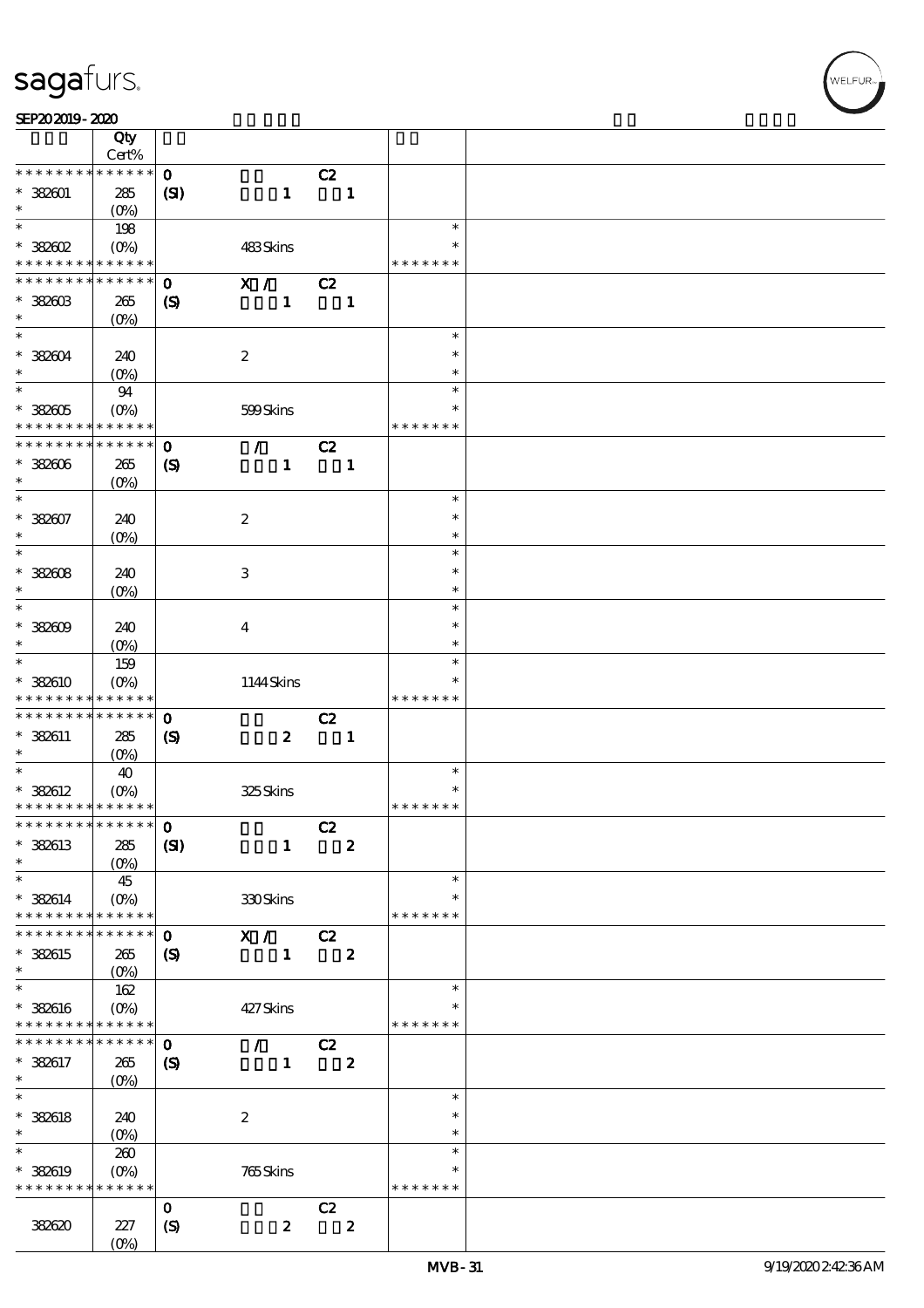| | Qty Cert% | | | |
|---|---|---|---|---|
| * * * * * * * * * * * * * * | | 0 C2 | | |
| * 382601 | 285 | (SI) 1 1 | | |
| * | (0%) | | | |
| * | 198 | | * | |
| * 382602 | (0%) | 483 Skins | * | |
| * * * * * * * * * * * * * * | | | * * * * * * * | |
| * * * * * * * * * * * * * * | | 0 X / C2 | | |
| * 382603 | 265 | (S) 1 1 | | |
| * | (0%) | | | |
| * | | | * | |
| * 382604 | 240 | 2 | * | |
| * | (0%) | | * | |
| * | 94 | | * | |
| * 382605 | (0%) | 599 Skins | * | |
| * * * * * * * * * * * * * * | | | * * * * * * * | |
| * * * * * * * * * * * * * * | | 0 / C2 | | |
| * 382606 | 265 | (S) 1 1 | | |
| * | (0%) | | | |
| * | | | * | |
| * 382607 | 240 | 2 | * | |
| * | (0%) | | * | |
| * | | | * | |
| * 382608 | 240 | 3 | * | |
| * | (0%) | | * | |
| * | | | * | |
| * 382609 | 240 | 4 | * | |
| * | (0%) | | * | |
| * | 159 | | * | |
| * 382610 | (0%) | 1144 Skins | * | |
| * * * * * * * * * * * * * * | | | * * * * * * * | |
| * * * * * * * * * * * * * * | | 0 C2 | | |
| * 382611 | 285 | (S) 2 1 | | |
| * | (0%) | | | |
| * | 40 | | * | |
| * 382612 | (0%) | 325 Skins | * | |
| * * * * * * * * * * * * * * | | | * * * * * * * | |
| * * * * * * * * * * * * * * | | 0 C2 | | |
| * 382613 | 285 | (SI) 1 2 | | |
| * | (0%) | | | |
| * | 45 | | * | |
| * 382614 | (0%) | 330 Skins | * | |
| * * * * * * * * * * * * * * | | | * * * * * * * | |
| * * * * * * * * * * * * * * | | 0 X / C2 | | |
| * 382615 | 265 | (S) 1 2 | | |
| * | (0%) | | | |
| * | 162 | | * | |
| * 382616 | (0%) | 427 Skins | * | |
| * * * * * * * * * * * * * * | | | * * * * * * * | |
| * * * * * * * * * * * * * * | | 0 / C2 | | |
| * 382617 | 265 | (S) 1 2 | | |
| * | (0%) | | | |
| * | | | * | |
| * 382618 | 240 | 2 | * | |
| * | (0%) | | * | |
| * | 260 | | * | |
| * 382619 | (0%) | 765 Skins | * | |
| * * * * * * * * * * * * * * | | | * * * * * * * | |
| | | 0 C2 | | |
| 382620 | 227 | (S) 2 2 | | |
| | (0%) | | | |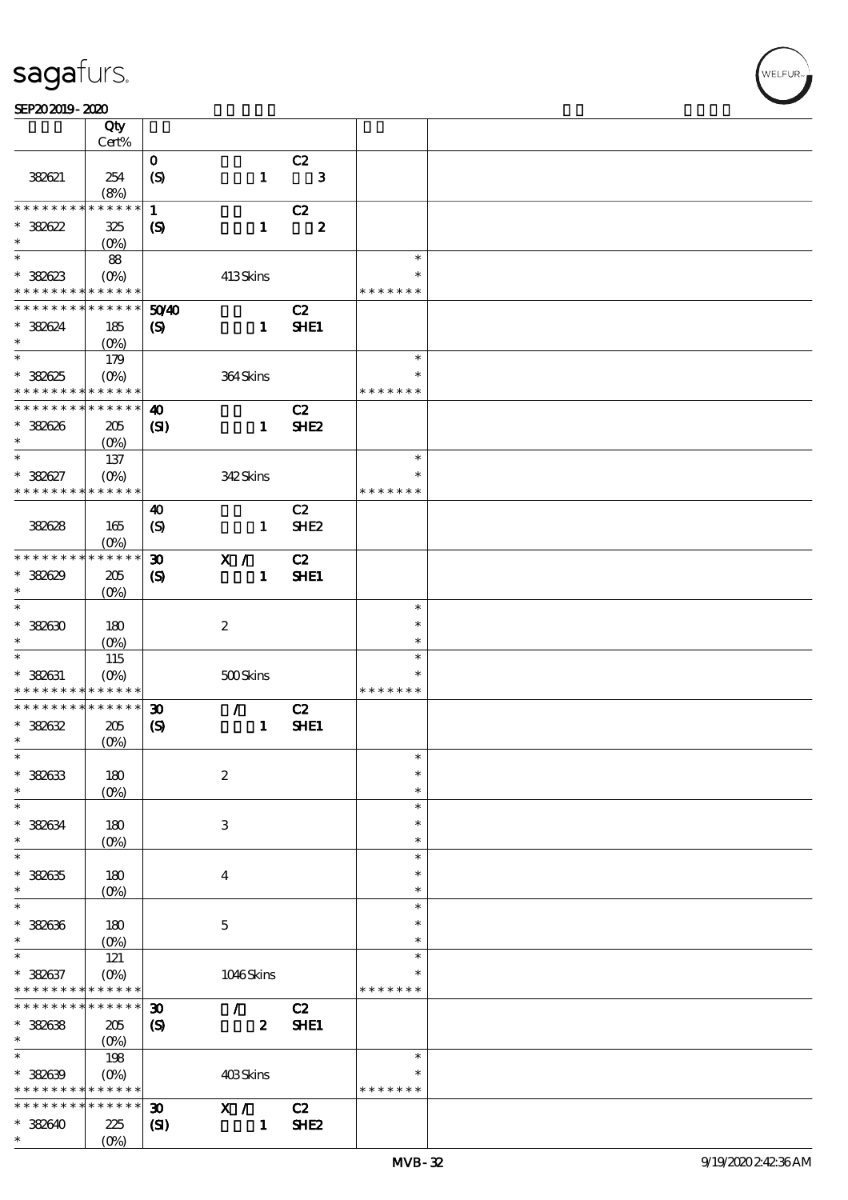| | Qty Cert% | | | | | |
|---|---|---|---|---|---|---|
| | | 0 | | C2 | | |
| 382621 | 254 | (S) | 1 | 3 | | |
| | (8%) | | | | | |
| * * * * * * * * * * * * * * | | 1 | | C2 | | |
| * 382622 | 325 | (S) | 1 | 2 | | |
| * | (0%) | | | | | |
| * | 88 | | | | * | |
| * 382623 | (0%) | | 413 Skins | | * | |
| * * * * * * * * * * * * * * | | | | | * * * * * * * | |
| * * * * * * * * * * * * * * | | 50/40 | | C2 | | |
| * 382624 | 185 | (S) | 1 | SHE1 | | |
| * | (0%) | | | | | |
| * | 179 | | | | * | |
| * 382625 | (0%) | | 364 Skins | | * | |
| * * * * * * * * * * * * * * | | | | | * * * * * * * | |
| * * * * * * * * * * * * * * | | 40 | | C2 | | |
| * 382626 | 205 | (SI) | 1 | SHE2 | | |
| * | (0%) | | | | | |
| * | 137 | | | | * | |
| * 382627 | (0%) | | 342 Skins | | * | |
| * * * * * * * * * * * * * * | | | | | * * * * * * * | |
| | | 40 | | C2 | | |
| 382628 | 165 | (S) | 1 | SHE2 | | |
| | (0%) | | | | | |
| * * * * * * * * * * * * * * | | 30 | X / | C2 | | |
| * 382629 | 205 | (S) | 1 | SHE1 | | |
| * | (0%) | | | | | |
| * | | | | | * | |
| * 382630 | 180 | | 2 | | * | |
| * | (0%) | | | | * | |
| * | 115 | | | | * | |
| * 382631 | (0%) | | 500 Skins | | * | |
| * * * * * * * * * * * * * * | | | | | * * * * * * * | |
| * * * * * * * * * * * * * * | | 30 | / | C2 | | |
| * 382632 | 205 | (S) | 1 | SHE1 | | |
| * | (0%) | | | | | |
| * | | | | | * | |
| * 382633 | 180 | | 2 | | * | |
| * | (0%) | | | | * | |
| * | | | | | * | |
| * 382634 | 180 | | 3 | | * | |
| * | (0%) | | | | * | |
| * | | | | | * | |
| * 382635 | 180 | | 4 | | * | |
| * | (0%) | | | | * | |
| * | | | | | * | |
| * 382636 | 180 | | 5 | | * | |
| * | (0%) | | | | * | |
| * | 121 | | | | * | |
| * 382637 | (0%) | | 1046 Skins | | * | |
| * * * * * * * * * * * * * * | | | | | * * * * * * * | |
| * * * * * * * * * * * * * * | | 30 | / | C2 | | |
| * 382638 | 205 | (S) | 2 | SHE1 | | |
| * | (0%) | | | | | |
| * | 198 | | | | * | |
| * 382639 | (0%) | | 403 Skins | | * | |
| * * * * * * * * * * * * * * | | | | | * * * * * * * | |
| * * * * * * * * * * * * * * | | 30 | X / | C2 | | |
| * 382640 | 225 | (SI) | 1 | SHE2 | | |
| * | (0%) | | | | | |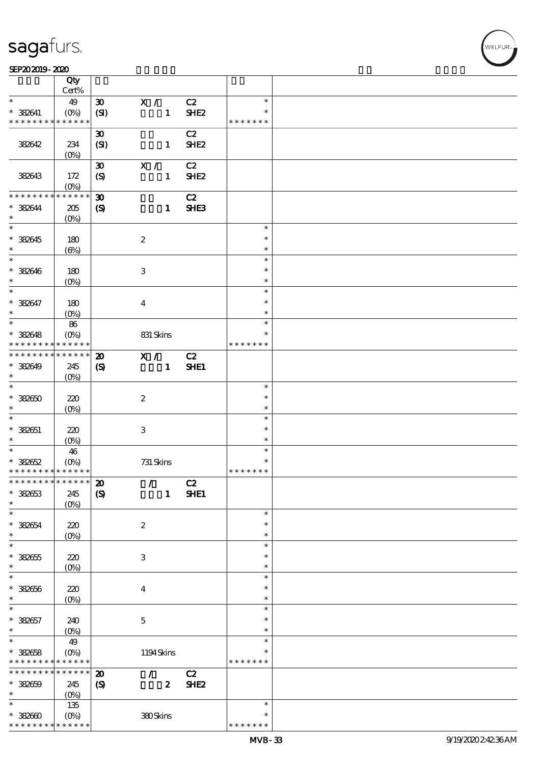| | Qty Cert% | | | | | |
|---|---|---|---|---|---|---|
| * | 49 | 30 | X / | C2 | * | |
| * 382641 | (0%) | (SI) | 1 | SHE2 | * | |
| * * * * * * * * * * * * * * | | | | | * * * * * * * | |
| | | 30 | | C2 | | |
| 382642 | 234 (0%) | (SI) | 1 | SHE2 | | |
| | | 30 | X / | C2 | | |
| 382643 | 172 (0%) | (S) | 1 | SHE2 | | |
| * * * * * * * * * * * * * * | | 30 | | C2 | | |
| * 382644 | 205 (0%) | (S) | 1 | SHE3 | | |
| * 382645 | 180 (6%) | | 2 | | * | |
| * 382646 | 180 (0%) | | 3 | | * | |
| * 382647 | 180 (0%) | | 4 | | * | |
| * 382648 | 86 (0%) | | 831 Skins | | * * * * * * * | |
| * * * * * * * * * * * * * * | | 20 | X / | C2 | | |
| * 382649 | 245 (0%) | (S) | 1 | SHE1 | | |
| * 382650 | 220 (0%) | | 2 | | * | |
| * 382651 | 220 (0%) | | 3 | | * | |
| * 382652 | 46 (0%) | | 731 Skins | | * * * * * * * | |
| * * * * * * * * * * * * * * | | 20 | / | C2 | | |
| * 382653 | 245 (0%) | (S) | 1 | SHE1 | | |
| * 382654 | 220 (0%) | | 2 | | * | |
| * 382655 | 220 (0%) | | 3 | | * | |
| * 382656 | 220 (0%) | | 4 | | * | |
| * 382657 | 240 (0%) | | 5 | | * | |
| * 382658 | 49 (0%) | | 1194 Skins | | * * * * * * * | |
| * * * * * * * * * * * * * * | | 20 | / | C2 | | |
| * 382659 | 245 (0%) | (S) | 2 | SHE2 | | |
| * 382660 | 135 (0%) | | 380 Skins | | * * * * * * * | |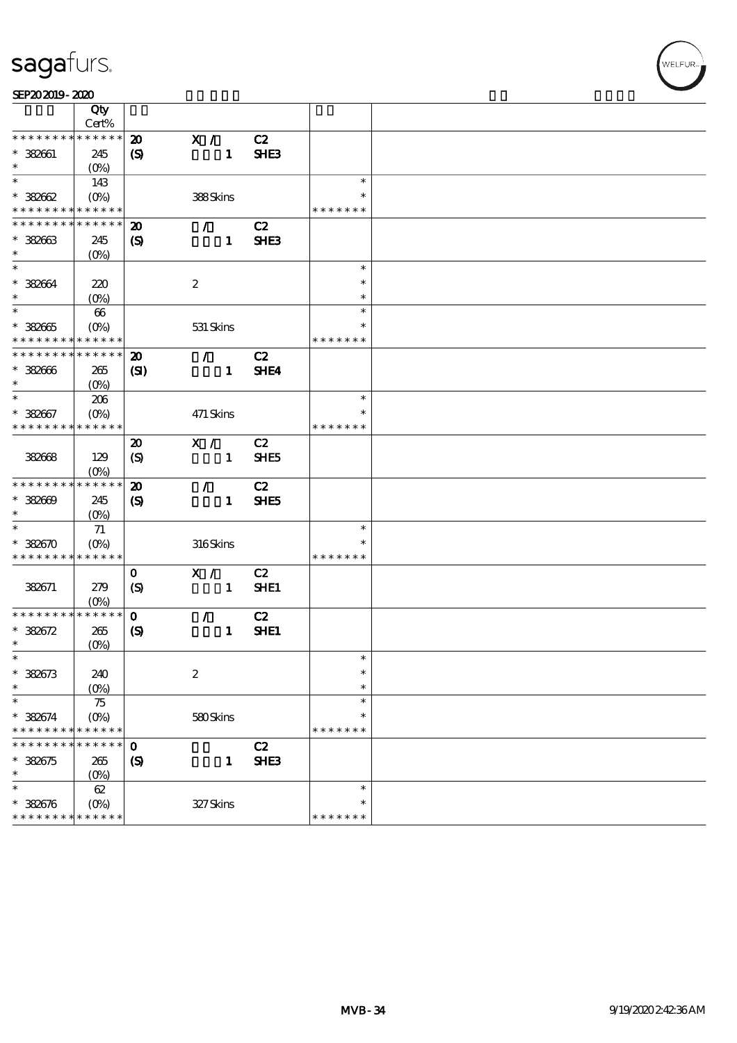| | Qty Cert% | | | | | |
|---|---|---|---|---|---|---|
| * * * * * * * * * * * * * * | | 20 | X / | C2 | | |
| * 382661 | 245 | (S) | 1 | SHE3 | | |
| * | (0%) | | | | | |
| * | 143 | | | | * | |
| * 382662 | (0%) | | 388 Skins | | * | |
| * * * * * * * * * * * * * * | | | | | * * * * * * * | |
| * * * * * * * * * * * * * * | | 20 | / | C2 | | |
| * 382663 | 245 | (S) | 1 | SHE3 | | |
| * | (0%) | | | | | |
| * | | | | | * | |
| * 382664 | 220 | | 2 | | * | |
| * | (0%) | | | | * | |
| * | 66 | | | | * | |
| * 382665 | (0%) | | 531 Skins | | * | |
| * * * * * * * * * * * * * * | | | | | * * * * * * * | |
| * * * * * * * * * * * * * * | | 20 | / | C2 | | |
| * 382666 | 265 | (SI) | 1 | SHE4 | | |
| * | (0%) | | | | | |
| * | 206 | | | | * | |
| * 382667 | (0%) | | 471 Skins | | * | |
| * * * * * * * * * * * * * * | | | | | * * * * * * * | |
| | | 20 | X / | C2 | | |
| 382668 | 129 | (S) | 1 | SHE5 | | |
| | (0%) | | | | | |
| * * * * * * * * * * * * * * | | 20 | / | C2 | | |
| * 382669 | 245 | (S) | 1 | SHE5 | | |
| * | (0%) | | | | | |
| * | 71 | | | | * | |
| * 382670 | (0%) | | 316 Skins | | * | |
| * * * * * * * * * * * * * * | | | | | * * * * * * * | |
| | | 0 | X / | C2 | | |
| 382671 | 279 | (S) | 1 | SHE1 | | |
| | (0%) | | | | | |
| * * * * * * * * * * * * * * | | 0 | / | C2 | | |
| * 382672 | 265 | (S) | 1 | SHE1 | | |
| * | (0%) | | | | | |
| * | | | | | * | |
| * 382673 | 240 | | 2 | | * | |
| * | (0%) | | | | * | |
| * | 75 | | | | * | |
| * 382674 | (0%) | | 580 Skins | | * | |
| * * * * * * * * * * * * * * | | | | | * * * * * * * | |
| * * * * * * * * * * * * * * | | 0 | | C2 | | |
| * 382675 | 265 | (S) | 1 | SHE3 | | |
| * | (0%) | | | | | |
| * | 62 | | | | * | |
| * 382676 | (0%) | | 327 Skins | | * | |
| * * * * * * * * * * * * * * | | | | | * * * * * * * | |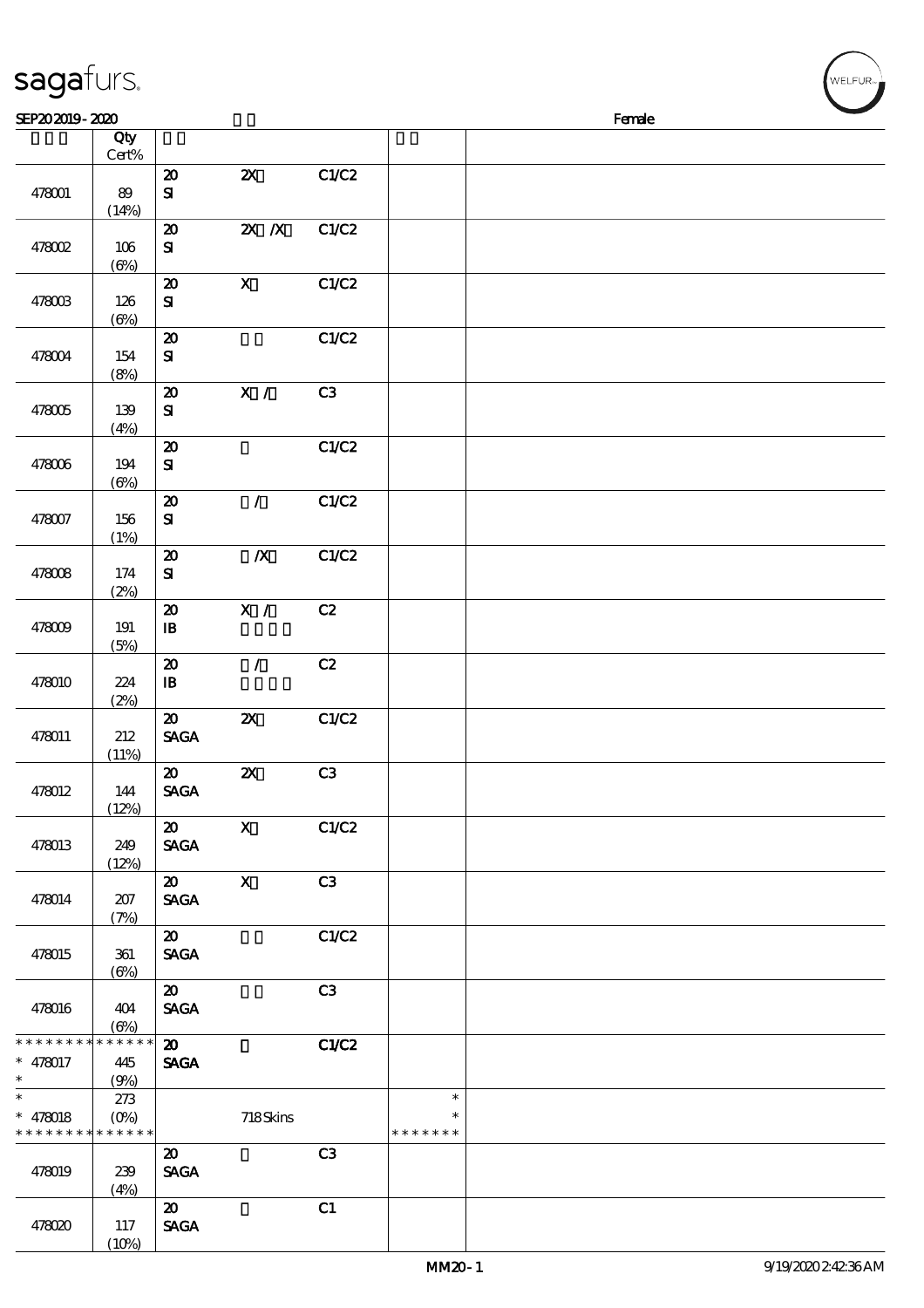| | Qty Cert% | | | | | |
|---|---|---|---|---|---|---|
| 478001 | 89 (14%) | 20 SI | 2X | C1/C2 | | |
| 478002 | 106 (6%) | 20 SI | 2X /X | C1/C2 | | |
| 478003 | 126 (6%) | 20 SI | X | C1/C2 | | |
| 478004 | 154 (8%) | 20 SI | | C1/C2 | | |
| 478005 | 139 (4%) | 20 SI | X / | C3 | | |
| 478006 | 194 (6%) | 20 SI | | C1/C2 | | |
| 478007 | 156 (1%) | 20 SI | / | C1/C2 | | |
| 478008 | 174 (2%) | 20 SI | /X | C1/C2 | | |
| 478009 | 191 (5%) | 20 IB | X / | C2 | | |
| 478010 | 224 (2%) | 20 IB | / | C2 | | |
| 478011 | 212 (11%) | 20 SAGA | 2X | C1/C2 | | |
| 478012 | 144 (12%) | 20 SAGA | 2X | C3 | | |
| 478013 | 249 (12%) | 20 SAGA | X | C1/C2 | | |
| 478014 | 207 (7%) | 20 SAGA | X | C3 | | |
| 478015 | 361 (6%) | 20 SAGA | | C1/C2 | | |
| 478016 | 404 (6%) | 20 SAGA | | C3 | | |
| * 478017 * | 445 (9%) | 20 SAGA | | C1/C2 | | |
| * 478018 | 273 (0%) | | 718 Skins | | * | |
| 478019 | 239 (4%) | 20 SAGA | | C3 | | |
| 478020 | 117 (10%) | 20 SAGA | | C1 | | |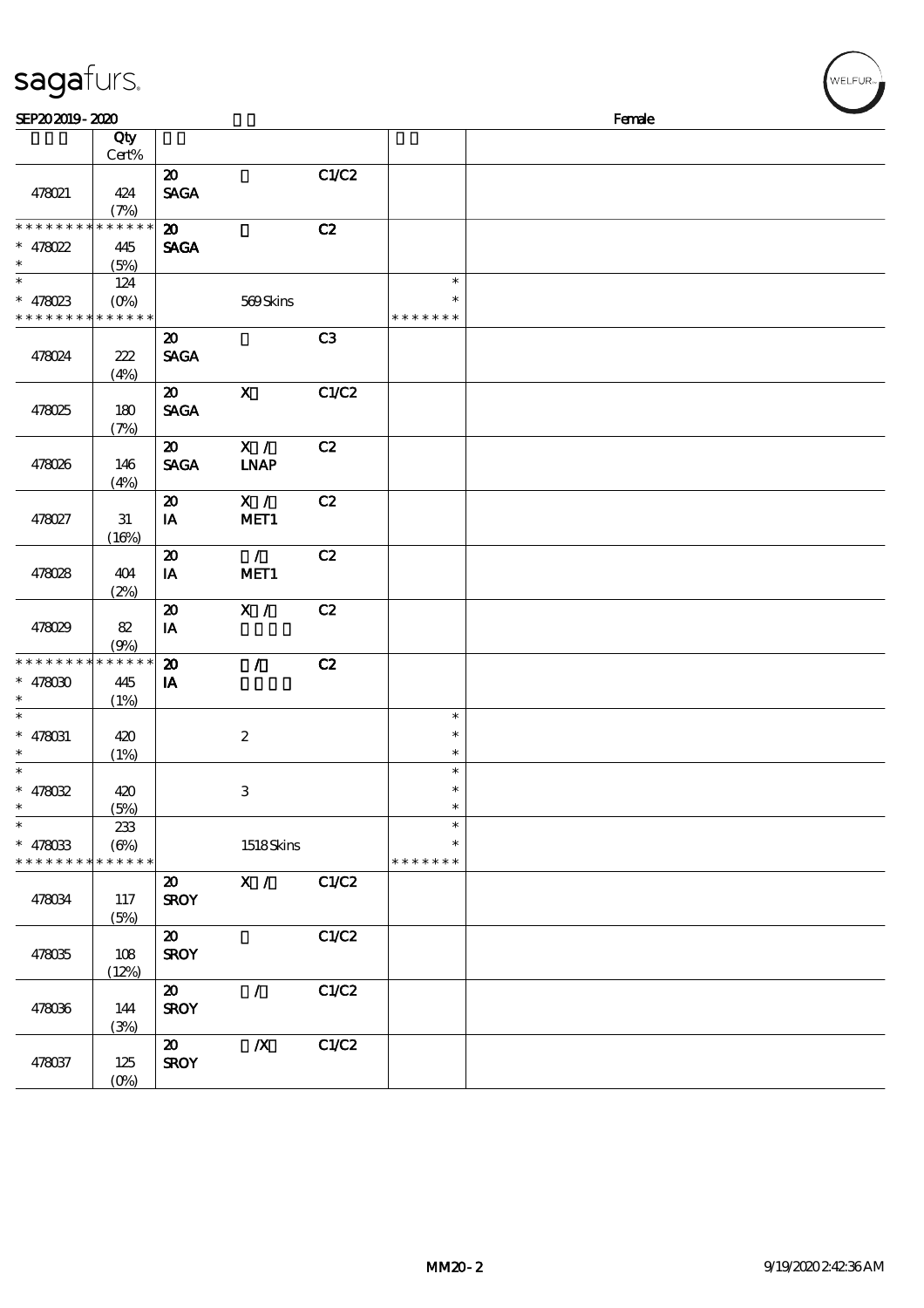sagafurs.

SEP20 2019 - 2020 Female

| | Qty Cert% | | | | | |
|---|---|---|---|---|---|---|
| 478021 | 424 (7%) | 20 SAGA | | C1/C2 | | |
| * * * * * * * * * * * * * * 478022 * | 445 (5%) | 20 SAGA | | C2 | | |
| * * 478023 * * * * * * * * * * * * * | 124 (0%) | | 569 Skins | | * * * * * * * * * | |
| 478024 | 222 (4%) | 20 SAGA | | C3 | | |
| 478025 | 180 (7%) | 20 SAGA | X | C1/C2 | | |
| 478026 | 146 (4%) | 20 SAGA | X / LNAP | C2 | | |
| 478027 | 31 (16%) | 20 IA | X / MET1 | C2 | | |
| 478028 | 404 (2%) | 20 IA | / MET1 | C2 | | |
| 478029 | 82 (9%) | 20 IA | X / | C2 | | |
| * * * * * * * * * * * * * * 478030 * | 445 (1%) | 20 IA | / | C2 | | |
| * * 478031 * | 420 (1%) | | 2 | | * * * | |
| * * 478032 * | 420 (5%) | | 3 | | * * * | |
| * * 478033 * * * * * * * * * * * * * | 233 (6%) | | 1518 Skins | | * * * * * * * * * | |
| 478034 | 117 (5%) | 20 SROY | X / | C1/C2 | | |
| 478035 | 108 (12%) | 20 SROY | | C1/C2 | | |
| 478036 | 144 (3%) | 20 SROY | / | C1/C2 | | |
| 478037 | 125 (0%) | 20 SROY | /X | C1/C2 | | |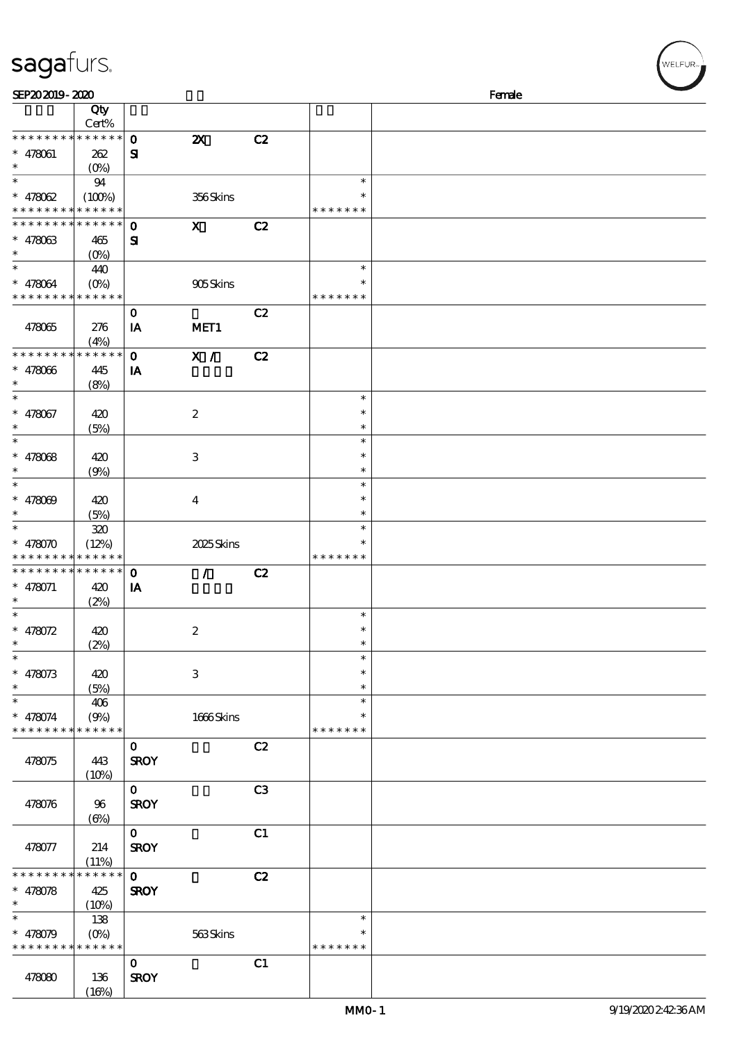SEP20 2019 - 2020 Female

| | Qty<br>Cert% | | | | | |
|---|---|---|---|---|---|---|
| * * * * * * * * * * * * * * | | 0 | 2X | C2 | | |
| * 478061 | 262 | SI | | | | |
| * | (0%) | | | | | |
| * | 94 | | | | * | |
| * 478062 | (100%) | | 356 Skins | | * | |
| * * * * * * * * * * * * * * | | | | | * * * * * * * | |
| * * * * * * * * * * * * * * | | 0 | X | C2 | | |
| * 478063 | 465 | SI | | | | |
| * | (0%) | | | | | |
| * | 440 | | | | * | |
| * 478064 | (0%) | | 905 Skins | | * | |
| * * * * * * * * * * * * * * | | | | | * * * * * * * | |
| | | 0 | | C2 | | |
| 478065 | 276<br>(4%) | IA | MET1 | | | |
| * * * * * * * * * * * * * * | | 0 | X / | C2 | | |
| * 478066 | 445 | IA | | | | |
| * | (8%) | | | | | |
| * | | | | | * | |
| * 478067 | 420 | | 2 | | * | |
| * | (5%) | | | | * | |
| * | | | | | * | |
| * 478068 | 420 | | 3 | | * | |
| * | (9%) | | | | * | |
| * | | | | | * | |
| * 478069 | 420 | | 4 | | * | |
| * | (5%) | | | | * | |
| * | 320 | | | | * | |
| * 478070 | (12%) | | 2025 Skins | | * | |
| * * * * * * * * * * * * * * | | | | | * * * * * * * | |
| * * * * * * * * * * * * * * | | 0 | / | C2 | | |
| * 478071 | 420 | IA | | | | |
| * | (2%) | | | | | |
| * | | | | | * | |
| * 478072 | 420 | | 2 | | * | |
| * | (2%) | | | | * | |
| * | | | | | * | |
| * 478073 | 420 | | 3 | | * | |
| * | (5%) | | | | * | |
| * | 406 | | | | * | |
| * 478074 | (9%) | | 1666 Skins | | * | |
| * * * * * * * * * * * * * * | | | | | * * * * * * * | |
| | | 0 | | C2 | | |
| 478075 | 443<br>(10%) | SROY | | | | |
| | | 0 | | C3 | | |
| 478076 | 96<br>(6%) | SROY | | | | |
| | | 0 | | C1 | | |
| 478077 | 214<br>(11%) | SROY | | | | |
| * * * * * * * * * * * * * * | | 0 | | C2 | | |
| * 478078 | 425 | SROY | | | | |
| * | (10%) | | | | | |
| * | 138 | | | | * | |
| * 478079 | (0%) | | 563 Skins | | * | |
| * * * * * * * * * * * * * * | | | | | * * * * * * * | |
| | | 0 | | C1 | | |
| 478080 | 136<br>(16%) | SROY | | | | |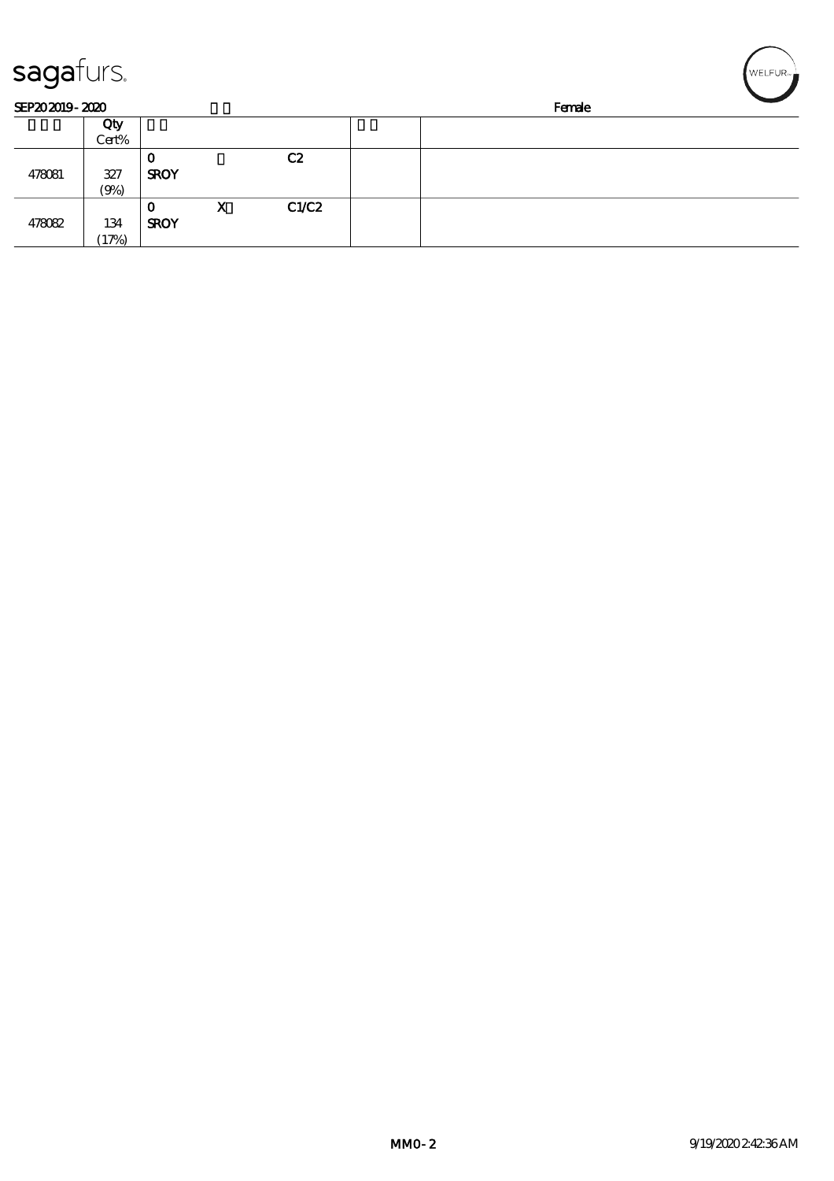SEP20 2019 - 2020 Female

| | Qty Cert% | | | | | |
|---|---|---|---|---|---|---|
| 478081 | 327 (9%) | 0 SROY | | C2 | | |
| 478082 | 134 (17%) | 0 SROY | X | C1/C2 | | |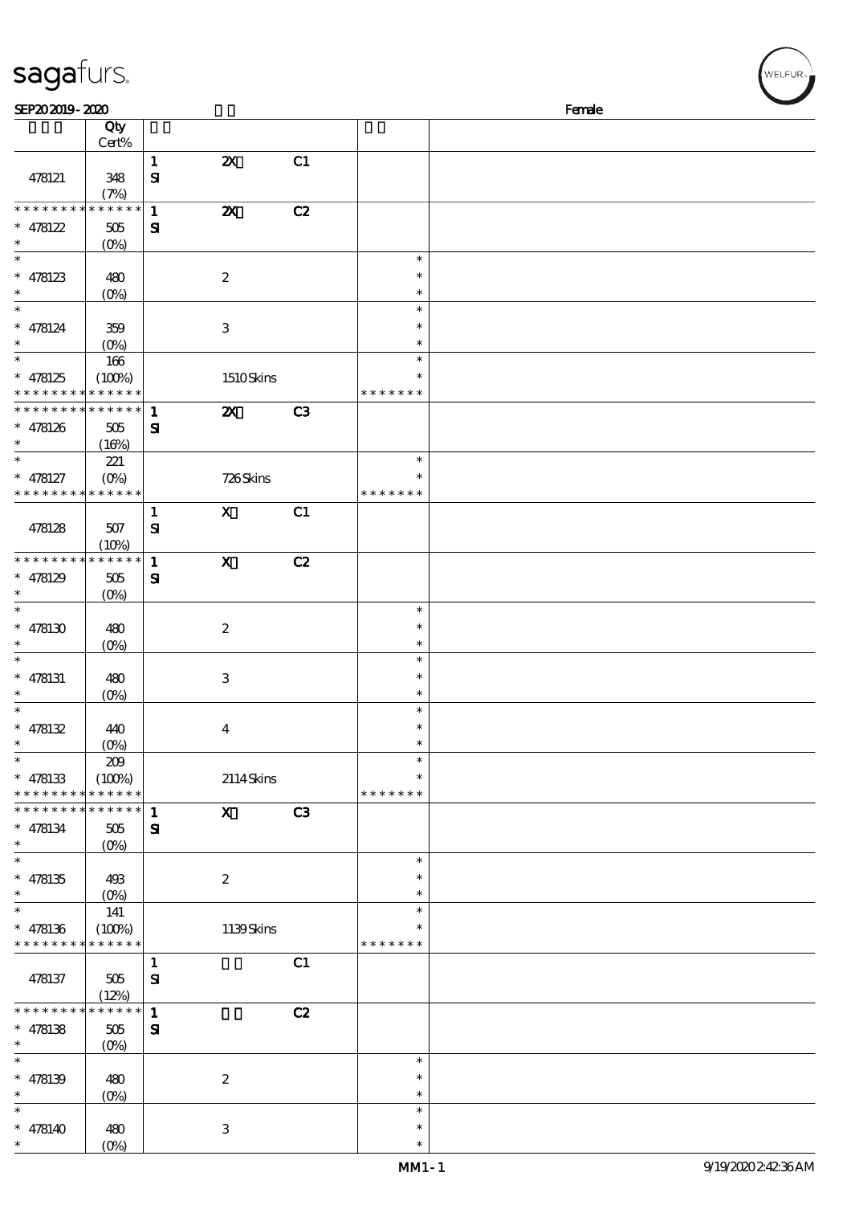SEP20 2019 - 2020 Female

| | Qty Cert% | | | | | |
|---|---|---|---|---|---|---|
| 478121 | 348 (7%) | 1 SI | 2X | C1 | | |
| * * * * * * * * * * * * * * 478122 * | 505 (0%) | 1 SI | 2X | C2 | | |
| * * 478123 * | 480 (0%) | | 2 | | * * * | |
| * * 478124 * | 359 (0%) | | 3 | | * * * | |
| * * 478125 * * * * * * * * * * * * * | 166 (100%) | | 1510 Skins | | * * * * * * * * | |
| * * * * * * * * * * * * * * 478126 * | 505 (16%) | 1 SI | 2X | C3 | | |
| * * 478127 * * * * * * * * * * * * * | 221 (0%) | | 726 Skins | | * * * * * * * * | |
| 478128 | 507 (10%) | 1 SI | X | C1 | | |
| * * * * * * * * * * * * * * 478129 * | 505 (0%) | 1 SI | X | C2 | | |
| * * 478130 * | 480 (0%) | | 2 | | * * * | |
| * * 478131 * | 480 (0%) | | 3 | | * * * | |
| * * 478132 * | 440 (0%) | | 4 | | * * * | |
| * * 478133 * * * * * * * * * * * * * | 209 (100%) | | 2114 Skins | | * * * * * * * * | |
| * * * * * * * * * * * * * * 478134 * | 505 (0%) | 1 SI | X | C3 | | |
| * * 478135 * | 493 (0%) | | 2 | | * * * | |
| * * 478136 * * * * * * * * * * * * * | 141 (100%) | | 1139 Skins | | * * * * * * * * | |
| 478137 | 505 (12%) | 1 SI | | C1 | | |
| * * * * * * * * * * * * * * 478138 * | 505 (0%) | 1 SI | | C2 | | |
| * * 478139 * | 480 (0%) | | 2 | | * * * | |
| * * 478140 * | 480 (0%) | | 3 | | * * * | |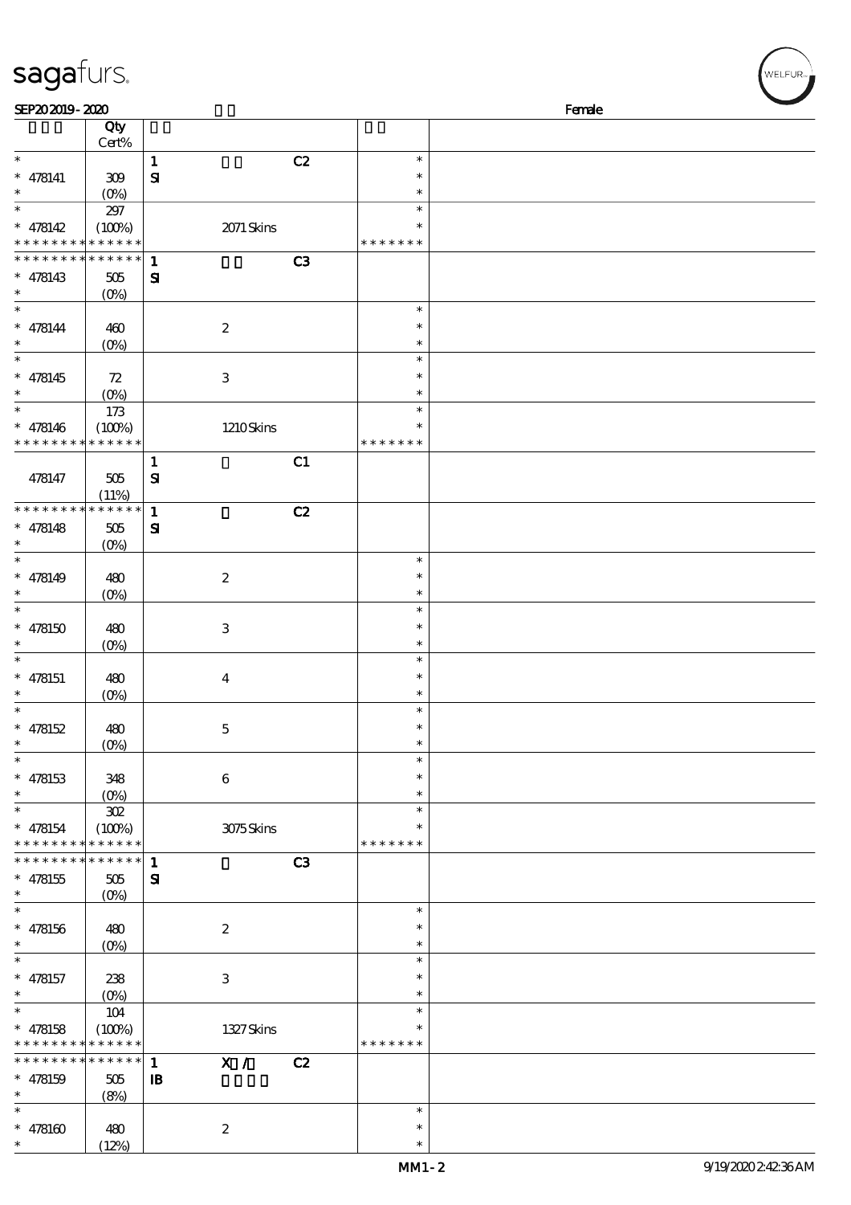SEP20 2019 - 2020 Female

| | Qty Cert% | | | | | |
|---|---|---|---|---|---|---|
| * | | 1 | | C2 | * | |
| * 478141 | 309 | SI | | | * | |
| * | (0%) | | | | * | |
| * | 297 | | | | * | |
| * 478142 | (100%) | | 2071 Skins | | * | |
| * * * * * * * * * * * * * * | | | | | * * * * * * * | |
| * * * * * * * * * * * * * * | | 1 | | C3 | | |
| * 478143 | 505 | SI | | | | |
| * | (0%) | | | | | |
| * | | | | | * | |
| * 478144 | 460 | | 2 | | * | |
| * | (0%) | | | | * | |
| * | | | | | * | |
| * 478145 | 72 | | 3 | | * | |
| * | (0%) | | | | * | |
| * | 173 | | | | * | |
| * 478146 | (100%) | | 1210 Skins | | * | |
| * * * * * * * * * * * * * * | | | | | * * * * * * * | |
| | | 1 | | C1 | | |
| 478147 | 505 | SI | | | | |
| | (11%) | | | | | |
| * * * * * * * * * * * * * * | | 1 | | C2 | | |
| * 478148 | 505 | SI | | | | |
| * | (0%) | | | | | |
| * | | | | | * | |
| * 478149 | 480 | | 2 | | * | |
| * | (0%) | | | | * | |
| * | | | | | * | |
| * 478150 | 480 | | 3 | | * | |
| * | (0%) | | | | * | |
| * | | | | | * | |
| * 478151 | 480 | | 4 | | * | |
| * | (0%) | | | | * | |
| * | | | | | * | |
| * 478152 | 480 | | 5 | | * | |
| * | (0%) | | | | * | |
| * | | | | | * | |
| * 478153 | 348 | | 6 | | * | |
| * | (0%) | | | | * | |
| * | 302 | | | | * | |
| * 478154 | (100%) | | 3075 Skins | | * | |
| * * * * * * * * * * * * * * | | | | | * * * * * * * | |
| * * * * * * * * * * * * * * | | 1 | | C3 | | |
| * 478155 | 505 | SI | | | | |
| * | (0%) | | | | | |
| * | | | | | * | |
| * 478156 | 480 | | 2 | | * | |
| * | (0%) | | | | * | |
| * | | | | | * | |
| * 478157 | 238 | | 3 | | * | |
| * | (0%) | | | | * | |
| * | 104 | | | | * | |
| * 478158 | (100%) | | 1327 Skins | | * | |
| * * * * * * * * * * * * * * | | | | | * * * * * * * | |
| * * * * * * * * * * * * * * | | 1 | X / | C2 | | |
| * 478159 | 505 | IB | | | | |
| * | (8%) | | | | | |
| * | | | | | * | |
| * 478160 | 480 | | 2 | | * | |
| * | (12%) | | | | * | |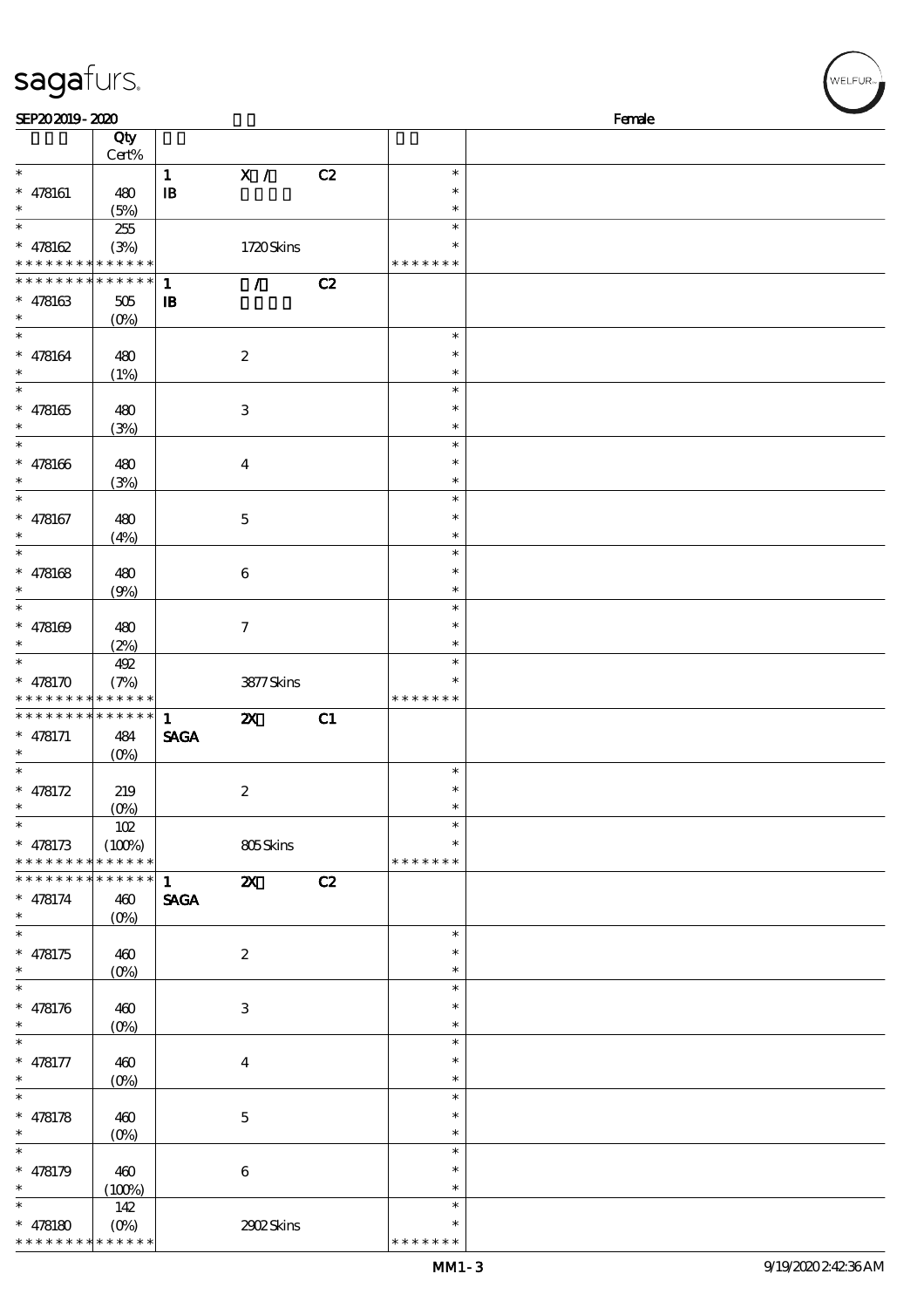sagafurs.

SEP20 2019 - 2020 Female

| | Qty Cert% | | | | | |
|---|---|---|---|---|---|---|
| * | | 1 | X / | C2 | * | |
| * 478161 | 480 | IB | | | * | |
| * | (5%) | | | | * | |
| * | 255 | | | | * | |
| * 478162 | (3%) | | 1720 Skins | | * | |
| * * * * * * * * * * * * * * | | | | | * * * * * * * | |
| * * * * * * * * * * * * * * | | 1 | / | C2 | | |
| * 478163 | 505 | IB | | | | |
| * | (0%) | | | | | |
| * | | | | | * | |
| * 478164 | 480 | | 2 | | * | |
| * | (1%) | | | | * | |
| * | | | | | * | |
| * 478165 | 480 | | 3 | | * | |
| * | (3%) | | | | * | |
| * | | | | | * | |
| * 478166 | 480 | | 4 | | * | |
| * | (3%) | | | | * | |
| * | | | | | * | |
| * 478167 | 480 | | 5 | | * | |
| * | (4%) | | | | * | |
| * | | | | | * | |
| * 478168 | 480 | | 6 | | * | |
| * | (9%) | | | | * | |
| * | | | | | * | |
| * 478169 | 480 | | 7 | | * | |
| * | (2%) | | | | * | |
| * | 492 | | | | * | |
| * 478170 | (7%) | | 3877 Skins | | * | |
| * * * * * * * * * * * * * * | | | | | * * * * * * * | |
| * * * * * * * * * * * * * * | | 1 | 2X | C1 | | |
| * 478171 | 484 | SAGA | | | | |
| * | (0%) | | | | | |
| * | | | | | * | |
| * 478172 | 219 | | 2 | | * | |
| * | (0%) | | | | * | |
| * | 102 | | | | * | |
| * 478173 | (100%) | | 805 Skins | | * | |
| * * * * * * * * * * * * * * | | | | | * * * * * * * | |
| * * * * * * * * * * * * * * | | 1 | 2X | C2 | | |
| * 478174 | 460 | SAGA | | | | |
| * | (0%) | | | | | |
| * | | | | | * | |
| * 478175 | 460 | | 2 | | * | |
| * | (0%) | | | | * | |
| * | | | | | * | |
| * 478176 | 460 | | 3 | | * | |
| * | (0%) | | | | * | |
| * | | | | | * | |
| * 478177 | 460 | | 4 | | * | |
| * | (0%) | | | | * | |
| * | | | | | * | |
| * 478178 | 460 | | 5 | | * | |
| * | (0%) | | | | * | |
| * | | | | | * | |
| * 478179 | 460 | | 6 | | * | |
| * | (100%) | | | | * | |
| * | 142 | | | | * | |
| * 478180 | (0%) | | 2902 Skins | | * | |
| * * * * * * * * * * * * * * | | | | | * * * * * * * | |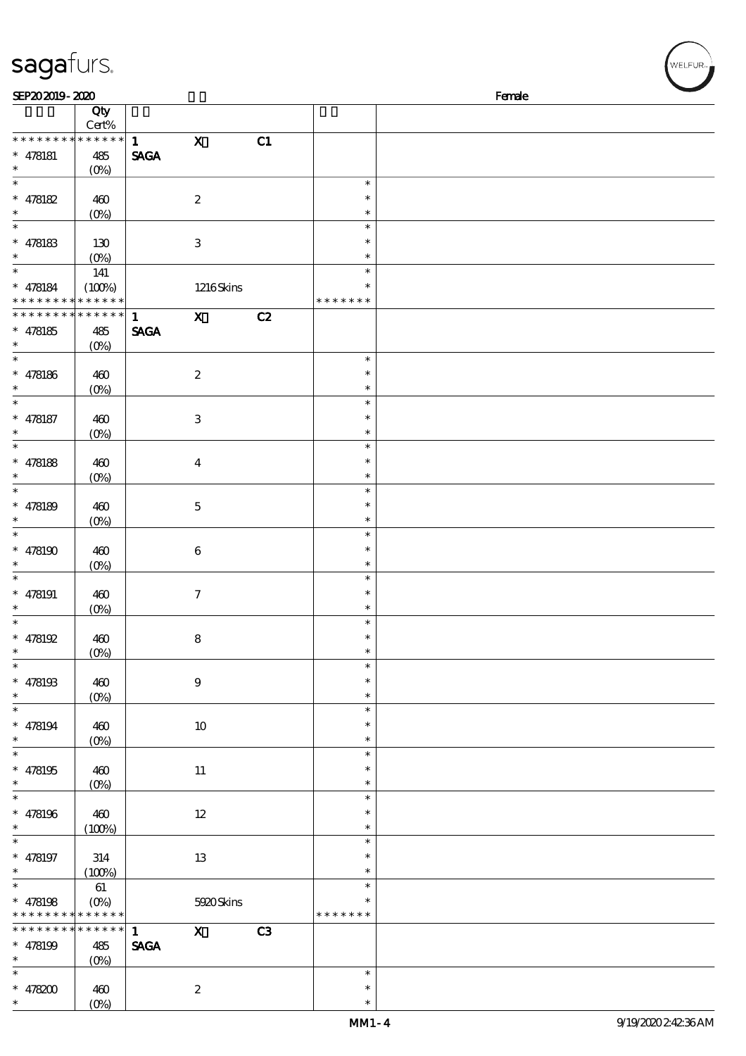sagafurs.

SEP20 2019 - 2020 Female

| | Qty Cert% | | | |
|---|---|---|---|---|
| * * * * * * * * * * * * * * | | 1 X C1 | | |
| * 478181 | 485 | SAGA | | |
| * | (0%) | | | |
| * | | | * | |
| * 478182 | 460 | 2 | * | |
| * | (0%) | | * | |
| * | | | * | |
| * 478183 | 130 | 3 | * | |
| * | (0%) | | * | |
| * | 141 | | * | |
| * 478184 | (100%) | 1216 Skins | * | |
| * * * * * * * * * * * * * * | | | * * * * * * * | |
| * * * * * * * * * * * * * * | | 1 X C2 | | |
| * 478185 | 485 | SAGA | | |
| * | (0%) | | | |
| * | | | * | |
| * 478186 | 460 | 2 | * | |
| * | (0%) | | * | |
| * | | | * | |
| * 478187 | 460 | 3 | * | |
| * | (0%) | | * | |
| * | | | * | |
| * 478188 | 460 | 4 | * | |
| * | (0%) | | * | |
| * | | | * | |
| * 478189 | 460 | 5 | * | |
| * | (0%) | | * | |
| * | | | * | |
| * 478190 | 460 | 6 | * | |
| * | (0%) | | * | |
| * | | | * | |
| * 478191 | 460 | 7 | * | |
| * | (0%) | | * | |
| * | | | * | |
| * 478192 | 460 | 8 | * | |
| * | (0%) | | * | |
| * | | | * | |
| * 478193 | 460 | 9 | * | |
| * | (0%) | | * | |
| * | | | * | |
| * 478194 | 460 | 10 | * | |
| * | (0%) | | * | |
| * | | | * | |
| * 478195 | 460 | 11 | * | |
| * | (0%) | | * | |
| * | | | * | |
| * 478196 | 460 | 12 | * | |
| * | (100%) | | * | |
| * | | | * | |
| * 478197 | 314 | 13 | * | |
| * | (100%) | | * | |
| * | 61 | | * | |
| * 478198 | (0%) | 5920 Skins | * | |
| * * * * * * * * * * * * * * | | | * * * * * * * | |
| * * * * * * * * * * * * * * | | 1 X C3 | | |
| * 478199 | 485 | SAGA | | |
| * | (0%) | | | |
| * | | | * | |
| * 478200 | 460 | 2 | * | |
| * | (0%) | | * | |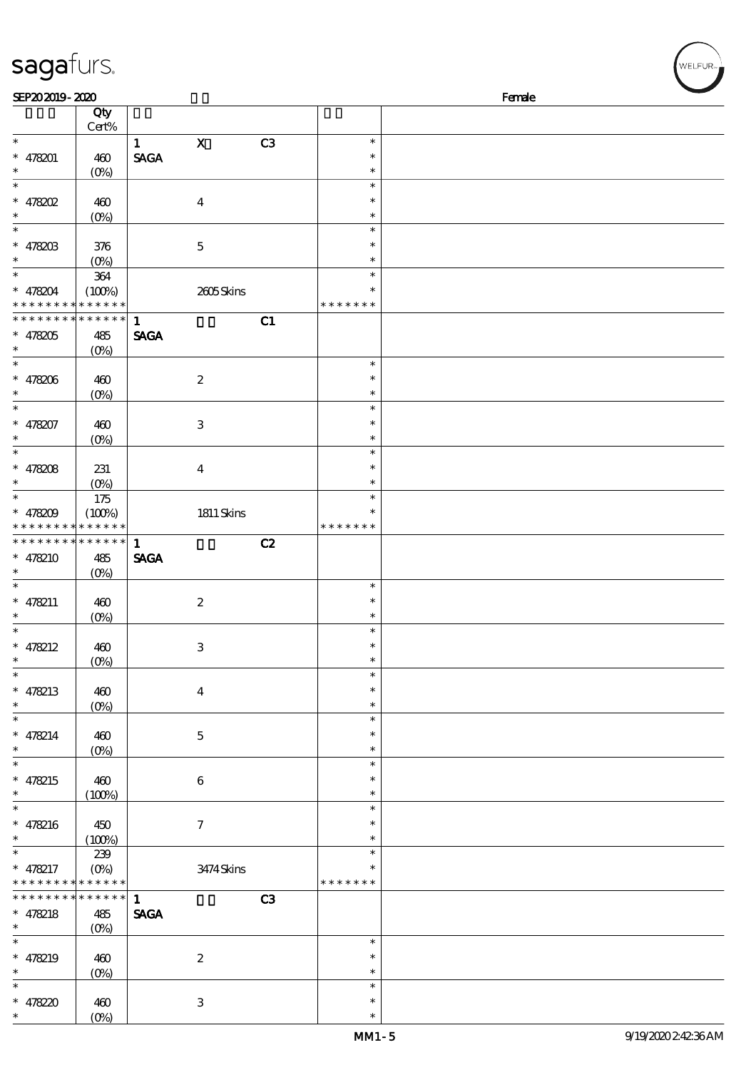**SEP20 2019 - 2020** — Female

| | Qty Cert% | | | | | |
|---|---|---|---|---|---|---|
| * | | 1 | X | C3 | * | |
| * 478201 | 460 | SAGA | | | * | |
| * | (0%) | | | | * | |
| * | | | | | * | |
| * 478202 | 460 | | 4 | | * | |
| * | (0%) | | | | * | |
| * | | | | | * | |
| * 478203 | 376 | | 5 | | * | |
| * | (0%) | | | | * | |
| * | 364 | | | | * | |
| * 478204 | (100%) | | 2605 Skins | | * | |
| * * * * * * * * * * * * * * | | | | | * * * * * * * | |
| * * * * * * * * * * * * * * | | 1 | | C1 | | |
| * 478205 | 485 | SAGA | | | | |
| * | (0%) | | | | | |
| * | | | | | * | |
| * 478206 | 460 | | 2 | | * | |
| * | (0%) | | | | * | |
| * | | | | | * | |
| * 478207 | 460 | | 3 | | * | |
| * | (0%) | | | | * | |
| * | | | | | * | |
| * 478208 | 231 | | 4 | | * | |
| * | (0%) | | | | * | |
| * | 175 | | | | * | |
| * 478209 | (100%) | | 1811 Skins | | * | |
| * * * * * * * * * * * * * * | | | | | * * * * * * * | |
| * * * * * * * * * * * * * * | | 1 | | C2 | | |
| * 478210 | 485 | SAGA | | | | |
| * | (0%) | | | | | |
| * | | | | | * | |
| * 478211 | 460 | | 2 | | * | |
| * | (0%) | | | | * | |
| * | | | | | * | |
| * 478212 | 460 | | 3 | | * | |
| * | (0%) | | | | * | |
| * | | | | | * | |
| * 478213 | 460 | | 4 | | * | |
| * | (0%) | | | | * | |
| * | | | | | * | |
| * 478214 | 460 | | 5 | | * | |
| * | (0%) | | | | * | |
| * | | | | | * | |
| * 478215 | 460 | | 6 | | * | |
| * | (100%) | | | | * | |
| * | | | | | * | |
| * 478216 | 450 | | 7 | | * | |
| * | (100%) | | | | * | |
| * | 239 | | | | * | |
| * 478217 | (0%) | | 3474 Skins | | * | |
| * * * * * * * * * * * * * * | | | | | * * * * * * * | |
| * * * * * * * * * * * * * * | | 1 | | C3 | | |
| * 478218 | 485 | SAGA | | | | |
| * | (0%) | | | | | |
| * | | | | | * | |
| * 478219 | 460 | | 2 | | * | |
| * | (0%) | | | | * | |
| * | | | | | * | |
| * 478220 | 460 | | 3 | | * | |
| * | (0%) | | | | * | |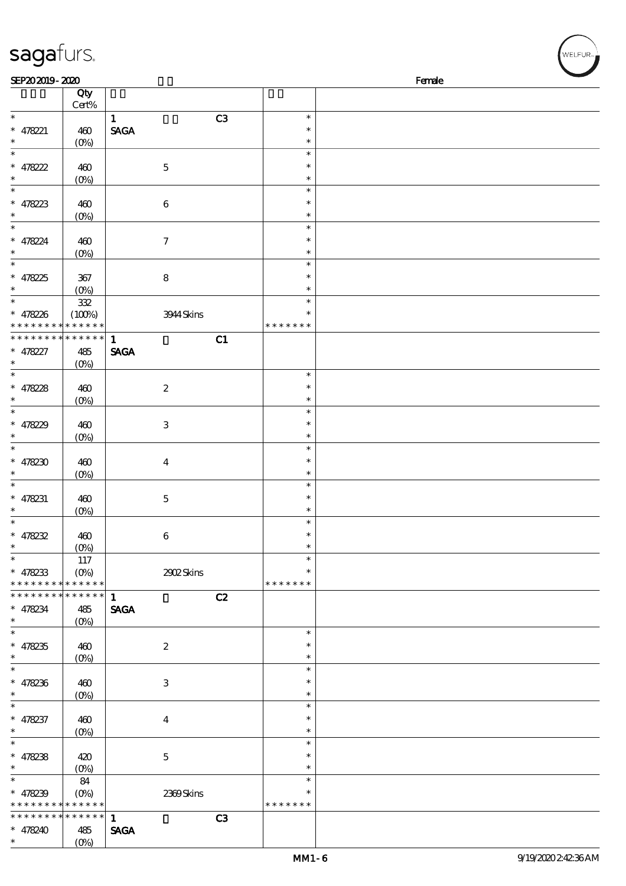SEP20 2019 - 2020 Female

| | Qty Cert% | | | | |
|---|---|---|---|---|---|
| * | | 1 | C3 | * | |
| * 478221 | 460 | SAGA | | * | |
| * | (0%) | | | * | |
| * | | | | * | |
| * 478222 | 460 | 5 | | * | |
| * | (0%) | | | * | |
| * | | | | * | |
| * 478223 | 460 | 6 | | * | |
| * | (0%) | | | * | |
| * | | | | * | |
| * 478224 | 460 | 7 | | * | |
| * | (0%) | | | * | |
| * | | | | * | |
| * 478225 | 367 | 8 | | * | |
| * | (0%) | | | * | |
| * | 332 | | | * | |
| * 478226 | (100%) | 3944 Skins | | * | |
| * * * * * * * * * * * * * * | | | | * * * * * * * | |
| * * * * * * * * * * * * * * | | 1 | C1 | | |
| * 478227 | 485 | SAGA | | | |
| * | (0%) | | | | |
| * | | | | * | |
| * 478228 | 460 | 2 | | * | |
| * | (0%) | | | * | |
| * | | | | * | |
| * 478229 | 460 | 3 | | * | |
| * | (0%) | | | * | |
| * | | | | * | |
| * 478230 | 460 | 4 | | * | |
| * | (0%) | | | * | |
| * | | | | * | |
| * 478231 | 460 | 5 | | * | |
| * | (0%) | | | * | |
| * | | | | * | |
| * 478232 | 460 | 6 | | * | |
| * | (0%) | | | * | |
| * | 117 | | | * | |
| * 478233 | (0%) | 2902 Skins | | * | |
| * * * * * * * * * * * * * * | | | | * * * * * * * | |
| * * * * * * * * * * * * * * | | 1 | C2 | | |
| * 478234 | 485 | SAGA | | | |
| * | (0%) | | | | |
| * | | | | * | |
| * 478235 | 460 | 2 | | * | |
| * | (0%) | | | * | |
| * | | | | * | |
| * 478236 | 460 | 3 | | * | |
| * | (0%) | | | * | |
| * | | | | * | |
| * 478237 | 460 | 4 | | * | |
| * | (0%) | | | * | |
| * | | | | * | |
| * 478238 | 420 | 5 | | * | |
| * | (0%) | | | * | |
| * | 84 | | | * | |
| * 478239 | (0%) | 2369 Skins | | * | |
| * * * * * * * * * * * * * * | | | | * * * * * * * | |
| * * * * * * * * * * * * * * | | 1 | C3 | | |
| * 478240 | 485 | SAGA | | | |
| * | (0%) | | | | |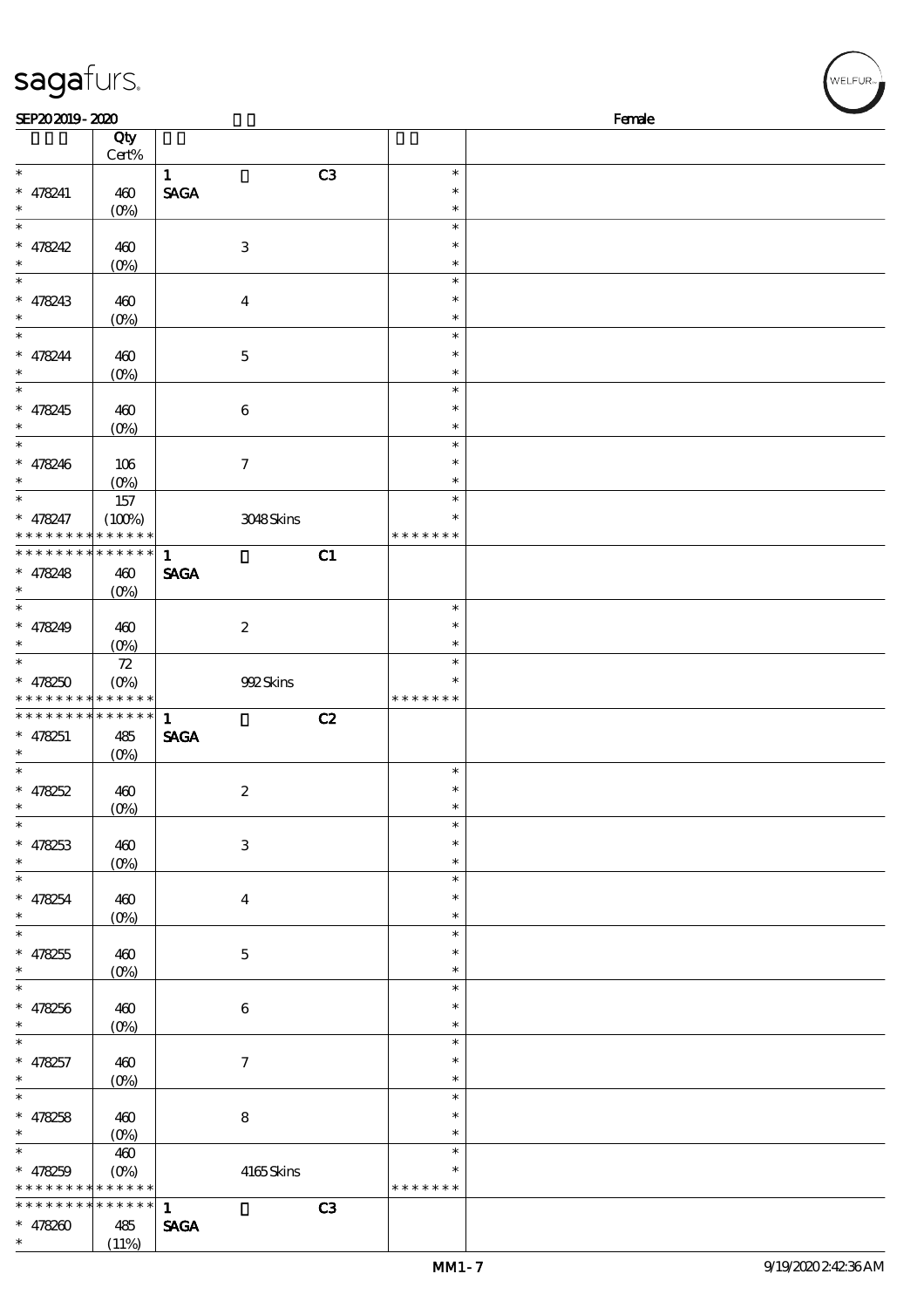sagafurs.

SEP20 2019 - 2020 Female

| | Qty Cert% | | | | |
|---|---|---|---|---|---|
| * | | 1 | | C3 | * |
| * 478241 | 460 | SAGA | | | * |
| * | (0%) | | | | * |
| * | | | | | * |
| * 478242 | 460 | | 3 | | * |
| * | (0%) | | | | * |
| * | | | | | * |
| * 478243 | 460 | | 4 | | * |
| * | (0%) | | | | * |
| * | | | | | * |
| * 478244 | 460 | | 5 | | * |
| * | (0%) | | | | * |
| * | | | | | * |
| * 478245 | 460 | | 6 | | * |
| * | (0%) | | | | * |
| * | | | | | * |
| * 478246 | 106 | | 7 | | * |
| * | (0%) | | | | * |
| * | 157 | | | | * |
| * 478247 | (100%) | | 3048 Skins | | * |
| * * * * * * * * * * * * * * | | | | | * * * * * * * |
| * * * * * * * * * * * * * * | | 1 | | C1 | |
| * 478248 | 460 | SAGA | | | |
| * | (0%) | | | | |
| * | | | | | * |
| * 478249 | 460 | | 2 | | * |
| * | (0%) | | | | * |
| * | 72 | | | | * |
| * 478250 | (0%) | | 992 Skins | | * |
| * * * * * * * * * * * * * * | | | | | * * * * * * * |
| * * * * * * * * * * * * * * | | 1 | | C2 | |
| * 478251 | 485 | SAGA | | | |
| * | (0%) | | | | |
| * | | | | | * |
| * 478252 | 460 | | 2 | | * |
| * | (0%) | | | | * |
| * | | | | | * |
| * 478253 | 460 | | 3 | | * |
| * | (0%) | | | | * |
| * | | | | | * |
| * 478254 | 460 | | 4 | | * |
| * | (0%) | | | | * |
| * | | | | | * |
| * 478255 | 460 | | 5 | | * |
| * | (0%) | | | | * |
| * | | | | | * |
| * 478256 | 460 | | 6 | | * |
| * | (0%) | | | | * |
| * | | | | | * |
| * 478257 | 460 | | 7 | | * |
| * | (0%) | | | | * |
| * | | | | | * |
| * 478258 | 460 | | 8 | | * |
| * | (0%) | | | | * |
| * | 460 | | | | * |
| * 478259 | (0%) | | 4165 Skins | | * |
| * * * * * * * * * * * * * * | | | | | * * * * * * * |
| * * * * * * * * * * * * * * | | 1 | | C3 | |
| * 478260 | 485 | SAGA | | | |
| * | (11%) | | | | |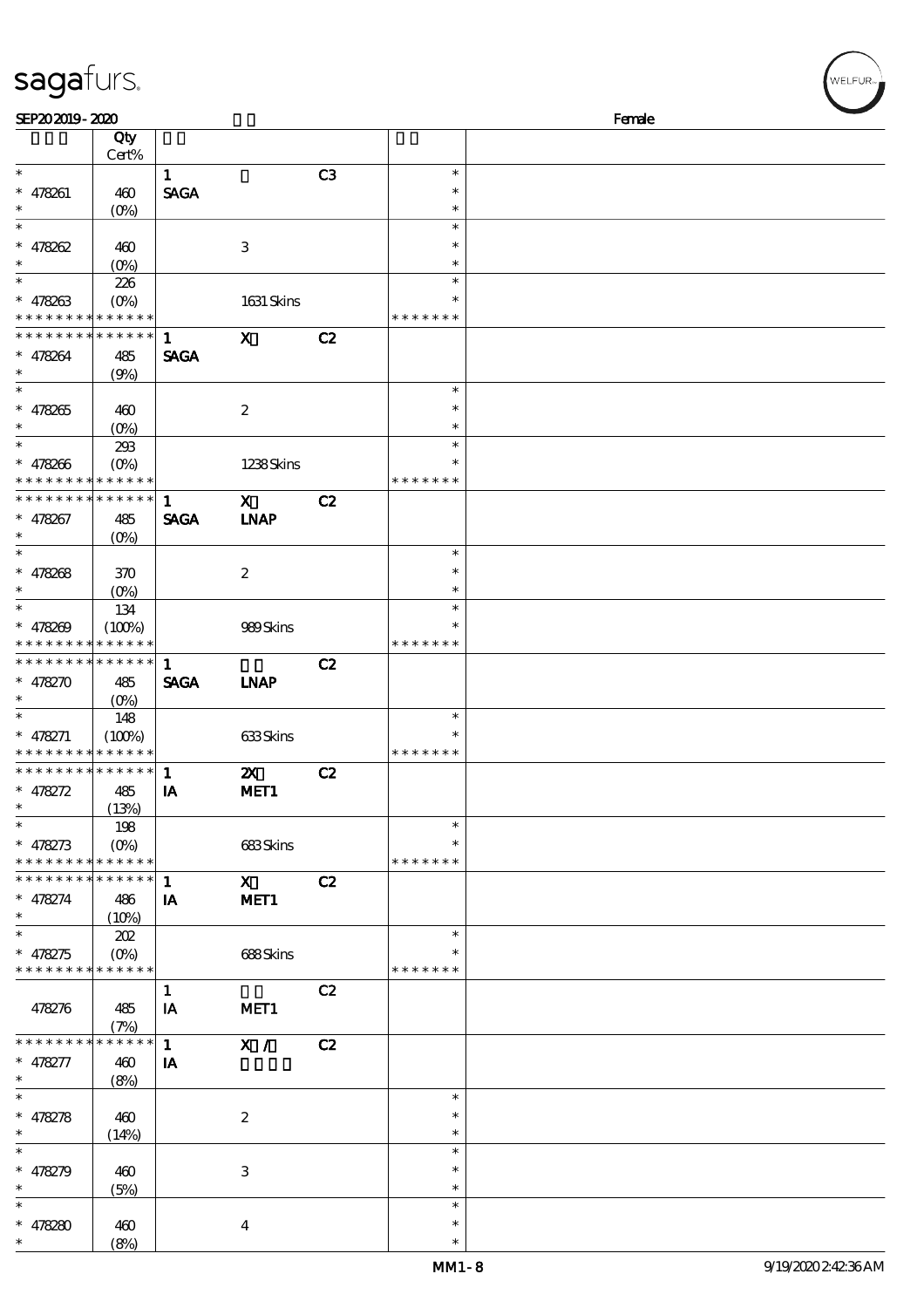| | Qty Cert% | | | | | |
|---|---|---|---|---|---|---|
| * 478261 * | 460 (0%) | 1 SAGA | | C3 | * * * | |
| * 478262 * | 460 (0%) | | 3 | | * * * | |
| * 478263 * * * * * * * * * * * * * * | 226 (0%) | | 1631 Skins | | * * * * * * * * | |
| * * * * * * * * * * * * * * 478264 * | 485 (9%) | 1 SAGA | X | C2 | | |
| * 478265 * | 460 (0%) | | 2 | | * * * | |
| * 478266 * * * * * * * * * * * * * * | 293 (0%) | | 1238 Skins | | * * * * * * * * | |
| * * * * * * * * * * * * * * 478267 * | 485 (0%) | 1 SAGA | X LNAP | C2 | | |
| * 478268 * | 370 (0%) | | 2 | | * * * | |
| * 478269 * * * * * * * * * * * * * * | 134 (100%) | | 989 Skins | | * * * * * * * * | |
| * * * * * * * * * * * * * * 478270 * | 485 (0%) | 1 SAGA | LNAP | C2 | | |
| * 478271 * * * * * * * * * * * * * * | 148 (100%) | | 633 Skins | | * * * * * * * * | |
| * * * * * * * * * * * * * * 478272 * | 485 (13%) | 1 IA | 2X MET1 | C2 | | |
| * 478273 * * * * * * * * * * * * * * | 198 (0%) | | 683 Skins | | * * * * * * * * | |
| * * * * * * * * * * * * * * 478274 * | 486 (10%) | 1 IA | X MET1 | C2 | | |
| * 478275 * * * * * * * * * * * * * * | 202 (0%) | | 688 Skins | | * * * * * * * * | |
| 478276 | 485 (7%) | 1 IA | MET1 | C2 | | |
| * * * * * * * * * * * * * * 478277 * | 460 (8%) | 1 IA | X / | C2 | | |
| * 478278 * | 460 (14%) | | 2 | | * * * | |
| * 478279 * | 460 (5%) | | 3 | | * * * | |
| * 478280 * | 460 (8%) | | 4 | | * * * | |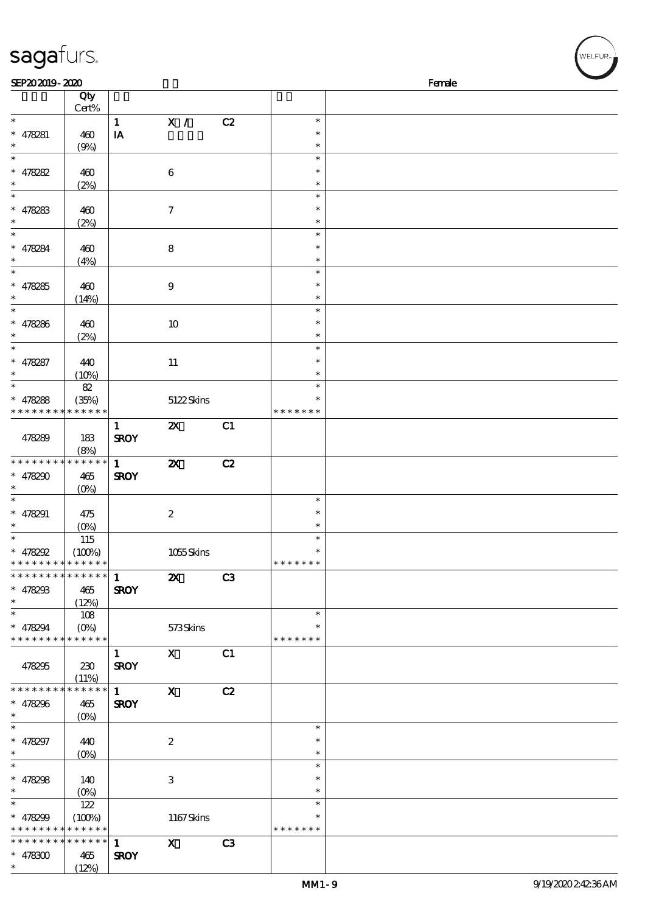SEP20 2019 - 2020 Female

| | Qty Cert% | | | | | |
|---|---|---|---|---|---|---|
| * | | 1 | X / | C2 | * | |
| * 478281 | 460 | IA | | | * | |
| * | (9%) | | | | * | |
| * | | | | | * | |
| * 478282 | 460 | | 6 | | * | |
| * | (2%) | | | | * | |
| * | | | | | * | |
| * 478283 | 460 | | 7 | | * | |
| * | (2%) | | | | * | |
| * | | | | | * | |
| * 478284 | 460 | | 8 | | * | |
| * | (4%) | | | | * | |
| * | | | | | * | |
| * 478285 | 460 | | 9 | | * | |
| * | (14%) | | | | * | |
| * | | | | | * | |
| * 478286 | 460 | | 10 | | * | |
| * | (2%) | | | | * | |
| * | | | | | * | |
| * 478287 | 440 | | 11 | | * | |
| * | (10%) | | | | * | |
| * | 82 | | | | * | |
| * 478288 | (35%) | | 5122 Skins | | * | |
| * * * * * * * * * * * * * * | | | | | * * * * * * * | |
| | | 1 | 2X | C1 | | |
| 478289 | 183 | SROY | | | | |
| | (8%) | | | | | |
| * * * * * * * * * * * * * * | | 1 | 2X | C2 | | |
| * 478290 | 465 | SROY | | | | |
| * | (0%) | | | | | |
| * | | | | | * | |
| * 478291 | 475 | | 2 | | * | |
| * | (0%) | | | | * | |
| * | 115 | | | | * | |
| * 478292 | (100%) | | 1055 Skins | | * | |
| * * * * * * * * * * * * * * | | | | | * * * * * * * | |
| * * * * * * * * * * * * * * | | 1 | 2X | C3 | | |
| * 478293 | 465 | SROY | | | | |
| * | (12%) | | | | | |
| * | 108 | | | | * | |
| * 478294 | (0%) | | 573 Skins | | * | |
| * * * * * * * * * * * * * * | | | | | * * * * * * * | |
| | | 1 | X | C1 | | |
| 478295 | 230 | SROY | | | | |
| | (11%) | | | | | |
| * * * * * * * * * * * * * * | | 1 | X | C2 | | |
| * 478296 | 465 | SROY | | | | |
| * | (0%) | | | | | |
| * | | | | | * | |
| * 478297 | 440 | | 2 | | * | |
| * | (0%) | | | | * | |
| * | | | | | * | |
| * 478298 | 140 | | 3 | | * | |
| * | (0%) | | | | * | |
| * | 122 | | | | * | |
| * 478299 | (100%) | | 1167 Skins | | * | |
| * * * * * * * * * * * * * * | | | | | * * * * * * * | |
| * * * * * * * * * * * * * * | | 1 | X | C3 | | |
| * 478300 | 465 | SROY | | | | |
| * | (12%) | | | | | |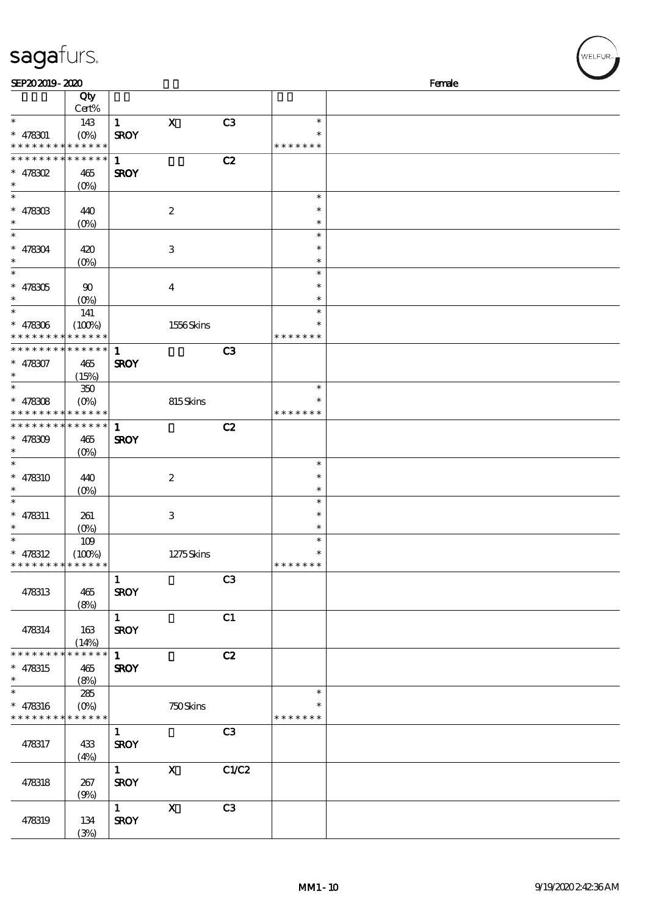SEP20 2019 - 2020 Female

| | Qty Cert% | | | | | |
|---|---|---|---|---|---|---|
| * * 478301 * * * * * * * * * * * * * * | 143 (0%) | 1 SROY | X | C3 | * * * * * * * * * | |
| * * * * * * * * * * * * * * * 478302 * | 465 (0%) | 1 SROY | | C2 | | |
| * * 478303 * | 440 (0%) | | 2 | | * * * | |
| * * 478304 * | 420 (0%) | | 3 | | * * * | |
| * * 478305 * | 90 (0%) | | 4 | | * * * | |
| * * 478306 * * * * * * * * * * * * * * | 141 (100%) | | 1556 Skins | | * * * * * * * * * | |
| * * * * * * * * * * * * * * * 478307 * | 465 (15%) | 1 SROY | | C3 | | |
| * * 478308 * * * * * * * * * * * * * * | 350 (0%) | | 815 Skins | | * * * * * * * * * | |
| * * * * * * * * * * * * * * * 478309 * | 465 (0%) | 1 SROY | | C2 | | |
| * * 478310 * | 440 (0%) | | 2 | | * * * | |
| * * 478311 * | 261 (0%) | | 3 | | * * * | |
| * * 478312 * * * * * * * * * * * * * * | 109 (100%) | | 1275 Skins | | * * * * * * * * * | |
| 478313 | 465 (8%) | 1 SROY | | C3 | | |
| 478314 | 163 (14%) | 1 SROY | | C1 | | |
| * * * * * * * * * * * * * * * 478315 * | 465 (8%) | 1 SROY | | C2 | | |
| * * 478316 * * * * * * * * * * * * * * | 285 (0%) | | 750 Skins | | * * * * * * * * * | |
| 478317 | 433 (4%) | 1 SROY | | C3 | | |
| 478318 | 267 (9%) | 1 SROY | X | C1/C2 | | |
| 478319 | 134 (3%) | 1 SROY | X | C3 | | |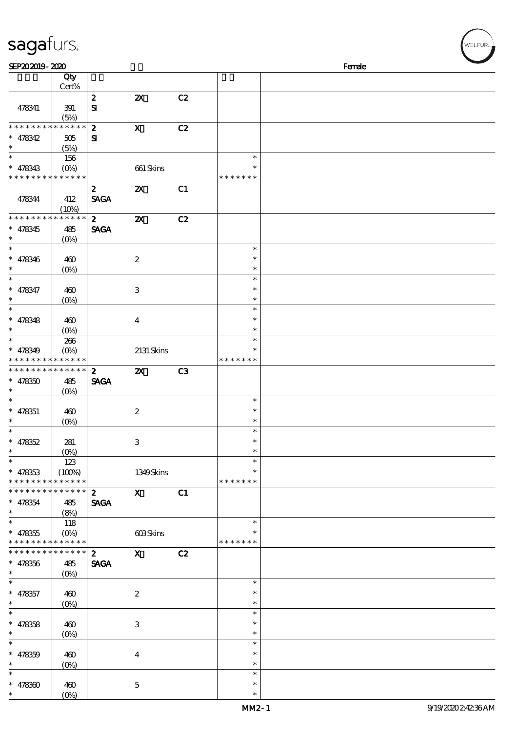SEP20 2019 - 2020 Female

| | Qty Cert% | | | | | |
|---|---|---|---|---|---|---|
| 478341 | 391 (5%) | 2 SI | 2X | C2 | | |
| * * * * * * * * * * * * * * 478342 * | 505 (5%) | 2 SI | X | C2 | | |
| * * 478343 * * * * * * * * * * * * * | 156 (0%) | | 661 Skins | | * * * * * * * * | |
| 478344 | 412 (10%) | 2 SAGA | 2X | C1 | | |
| * * * * * * * * * * * * * * 478345 * | 485 (0%) | 2 SAGA | 2X | C2 | | |
| * * 478346 * | 460 (0%) | | 2 | | * * * | |
| * * 478347 * | 460 (0%) | | 3 | | * * * | |
| * * 478348 * | 460 (0%) | | 4 | | * * * | |
| * * 478349 * * * * * * * * * * * * * | 266 (0%) | | 2131 Skins | | * * * * * * * * | |
| * * * * * * * * * * * * * * 478350 * | 485 (0%) | 2 SAGA | 2X | C3 | | |
| * * 478351 * | 460 (0%) | | 2 | | * * * | |
| * * 478352 * | 281 (0%) | | 3 | | * * * | |
| * * 478353 * * * * * * * * * * * * * | 123 (100%) | | 1349 Skins | | * * * * * * * * | |
| * * * * * * * * * * * * * * 478354 * | 485 (8%) | 2 SAGA | X | C1 | | |
| * * 478355 * * * * * * * * * * * * * | 118 (0%) | | 603 Skins | | * * * * * * * * | |
| * * * * * * * * * * * * * * 478356 * | 485 (0%) | 2 SAGA | X | C2 | | |
| * * 478357 * | 460 (0%) | | 2 | | * * * | |
| * * 478358 * | 460 (0%) | | 3 | | * * * | |
| * * 478359 * | 460 (0%) | | 4 | | * * * | |
| * * 478360 * | 460 (0%) | | 5 | | * * * | |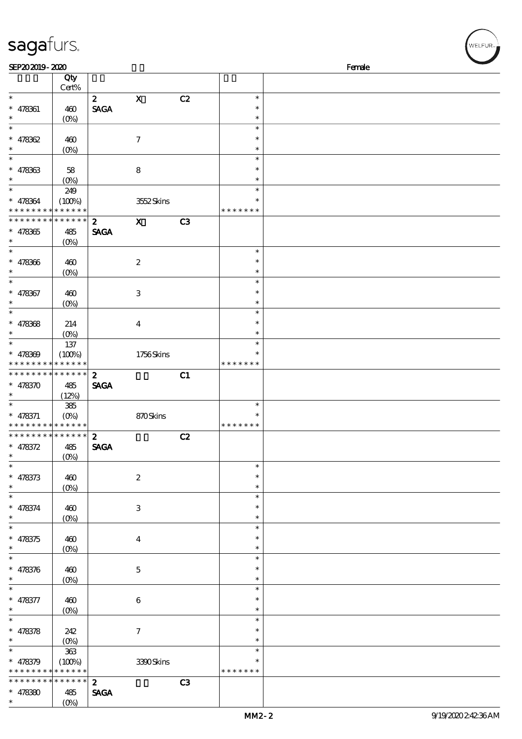SEP20 2019 - 2020 Female

| | Qty Cert% | | | | | |
|---|---|---|---|---|---|---|
| * | | 2 | X | C2 | * | |
| * 478361 | 460 | SAGA | | | * | |
| * | (0%) | | | | * | |
| * | | | | | * | |
| * 478362 | 460 | | 7 | | * | |
| * | (0%) | | | | * | |
| * | | | | | * | |
| * 478363 | 58 | | 8 | | * | |
| * | (0%) | | | | * | |
| * | 249 | | | | * | |
| * 478364 | (100%) | | 3552 Skins | | * | |
| * * * * * * * * * * * * * | | | | | * * * * * * * | |
| * * * * * * * * * * * * * | | 2 | X | C3 | | |
| * 478365 | 485 | SAGA | | | | |
| * | (0%) | | | | | |
| * | | | | | * | |
| * 478366 | 460 | | 2 | | * | |
| * | (0%) | | | | * | |
| * | | | | | * | |
| * 478367 | 460 | | 3 | | * | |
| * | (0%) | | | | * | |
| * | | | | | * | |
| * 478368 | 214 | | 4 | | * | |
| * | (0%) | | | | * | |
| * | 137 | | | | * | |
| * 478369 | (100%) | | 1756 Skins | | * | |
| * * * * * * * * * * * * * | | | | | * * * * * * * | |
| * * * * * * * * * * * * * | | 2 | | C1 | | |
| * 478370 | 485 | SAGA | | | | |
| * | (12%) | | | | | |
| * | 385 | | | | * | |
| * 478371 | (0%) | | 870 Skins | | * | |
| * * * * * * * * * * * * * | | | | | * * * * * * * | |
| * * * * * * * * * * * * * | | 2 | | C2 | | |
| * 478372 | 485 | SAGA | | | | |
| * | (0%) | | | | | |
| * | | | | | * | |
| * 478373 | 460 | | 2 | | * | |
| * | (0%) | | | | * | |
| * | | | | | * | |
| * 478374 | 460 | | 3 | | * | |
| * | (0%) | | | | * | |
| * | | | | | * | |
| * 478375 | 460 | | 4 | | * | |
| * | (0%) | | | | * | |
| * | | | | | * | |
| * 478376 | 460 | | 5 | | * | |
| * | (0%) | | | | * | |
| * | | | | | * | |
| * 478377 | 460 | | 6 | | * | |
| * | (0%) | | | | * | |
| * | | | | | * | |
| * 478378 | 242 | | 7 | | * | |
| * | (0%) | | | | * | |
| * | 363 | | | | * | |
| * 478379 | (100%) | | 3390 Skins | | * | |
| * * * * * * * * * * * * * | | | | | * * * * * * * | |
| * * * * * * * * * * * * * | | 2 | | C3 | | |
| * 478380 | 485 | SAGA | | | | |
| * | (0%) | | | | | |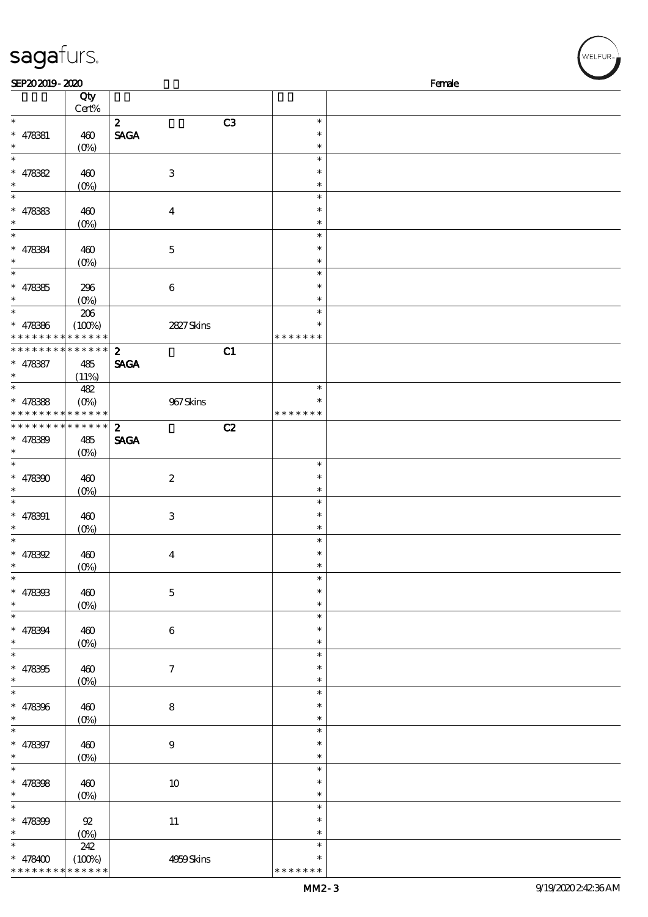SEP20 2019 - 2020 Female

| | Qty Cert% | | | | |
|---|---|---|---|---|---|
| * <br> * 478381 <br> * | 460 <br> (0%) | 2 <br> SAGA | C3 | * <br> * <br> * | |
| * <br> * 478382 <br> * | 460 <br> (0%) | 3 | | * <br> * <br> * | |
| * <br> * 478383 <br> * | 460 <br> (0%) | 4 | | * <br> * <br> * | |
| * <br> * 478384 <br> * | 460 <br> (0%) | 5 | | * <br> * <br> * | |
| * <br> * 478385 <br> * | 296 <br> (0%) | 6 | | * <br> * <br> * | |
| * <br> * 478386 <br> * * * * * * * * * * * * * | 206 <br> (100%) | 2827 Skins | | * <br> * <br> * * * * * * * | |
| * * * * * * * * * * * * * * <br> * 478387 <br> * | 485 <br> (11%) | 2 <br> SAGA | C1 | | |
| * <br> * 478388 <br> * * * * * * * * * * * * * | 482 <br> (0%) | 967 Skins | | * <br> * <br> * * * * * * * | |
| * * * * * * * * * * * * * * <br> * 478389 <br> * | 485 <br> (0%) | 2 <br> SAGA | C2 | | |
| * <br> * 478390 <br> * | 460 <br> (0%) | 2 | | * <br> * <br> * | |
| * <br> * 478391 <br> * | 460 <br> (0%) | 3 | | * <br> * <br> * | |
| * <br> * 478392 <br> * | 460 <br> (0%) | 4 | | * <br> * <br> * | |
| * <br> * 478393 <br> * | 460 <br> (0%) | 5 | | * <br> * <br> * | |
| * <br> * 478394 <br> * | 460 <br> (0%) | 6 | | * <br> * <br> * | |
| * <br> * 478395 <br> * | 460 <br> (0%) | 7 | | * <br> * <br> * | |
| * <br> * 478396 <br> * | 460 <br> (0%) | 8 | | * <br> * <br> * | |
| * <br> * 478397 <br> * | 460 <br> (0%) | 9 | | * <br> * <br> * | |
| * <br> * 478398 <br> * | 460 <br> (0%) | 10 | | * <br> * <br> * | |
| * <br> * 478399 <br> * | 92 <br> (0%) | 11 | | * <br> * <br> * | |
| * <br> * 478400 <br> * * * * * * * * * * * * * | 242 <br> (100%) | 4959 Skins | | * <br> * <br> * * * * * * * | |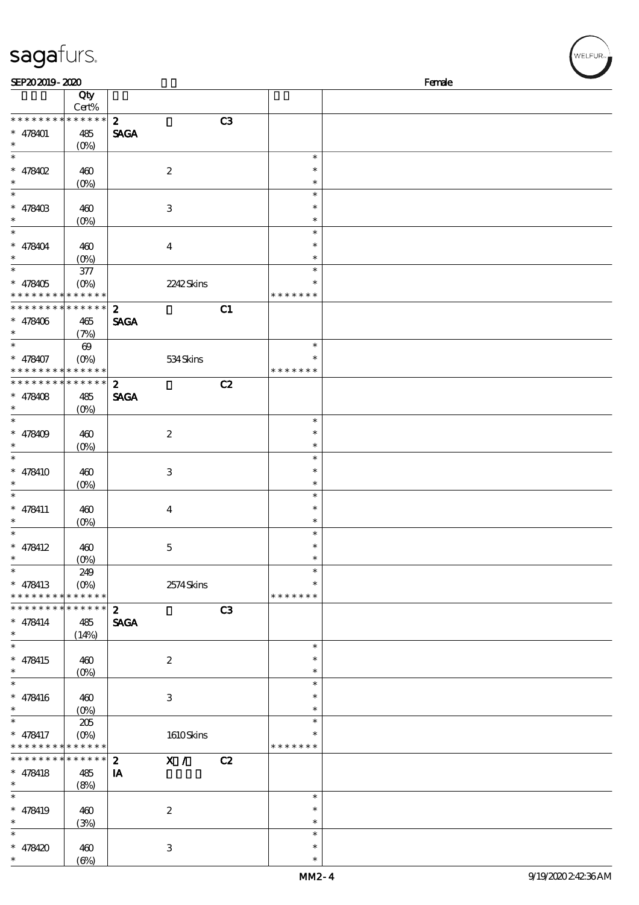SEP20 2019 - 2020 Female

| | Qty Cert% | | | | |
|---|---|---|---|---|---|
| * * * * * * * * * * * * * * | | 2 | | C3 | |
| * 478401 | 485 | SAGA | | | |
| * | (0%) | | | | |
| * | | | | | * |
| * 478402 | 460 | | 2 | | * |
| * | (0%) | | | | * |
| * | | | | | * |
| * 478403 | 460 | | 3 | | * |
| * | (0%) | | | | * |
| * | | | | | * |
| * 478404 | 460 | | 4 | | * |
| * | (0%) | | | | * |
| * | 377 | | | | * |
| * 478405 | (0%) | | 2242 Skins | | * |
| * * * * * * * * * * * * * * | | | | | * * * * * * * |
| * * * * * * * * * * * * * * | | 2 | | C1 | |
| * 478406 | 465 | SAGA | | | |
| * | (7%) | | | | |
| * | 69 | | | | * |
| * 478407 | (0%) | | 534 Skins | | * |
| * * * * * * * * * * * * * * | | | | | * * * * * * * |
| * * * * * * * * * * * * * * | | 2 | | C2 | |
| * 478408 | 485 | SAGA | | | |
| * | (0%) | | | | |
| * | | | | | * |
| * 478409 | 460 | | 2 | | * |
| * | (0%) | | | | * |
| * | | | | | * |
| * 478410 | 460 | | 3 | | * |
| * | (0%) | | | | * |
| * | | | | | * |
| * 478411 | 460 | | 4 | | * |
| * | (0%) | | | | * |
| * | | | | | * |
| * 478412 | 460 | | 5 | | * |
| * | (0%) | | | | * |
| * | 249 | | | | * |
| * 478413 | (0%) | | 2574 Skins | | * |
| * * * * * * * * * * * * * * | | | | | * * * * * * * |
| * * * * * * * * * * * * * * | | 2 | | C3 | |
| * 478414 | 485 | SAGA | | | |
| * | (14%) | | | | |
| * | | | | | * |
| * 478415 | 460 | | 2 | | * |
| * | (0%) | | | | * |
| * | | | | | * |
| * 478416 | 460 | | 3 | | * |
| * | (0%) | | | | * |
| * | 205 | | | | * |
| * 478417 | (0%) | | 1610 Skins | | * |
| * * * * * * * * * * * * * * | | | | | * * * * * * * |
| * * * * * * * * * * * * * * | | 2 | X / | C2 | |
| * 478418 | 485 | IA | | | |
| * | (8%) | | | | |
| * | | | | | * |
| * 478419 | 460 | | 2 | | * |
| * | (3%) | | | | * |
| * | | | | | * |
| * 478420 | 460 | | 3 | | * |
| * | (6%) | | | | * |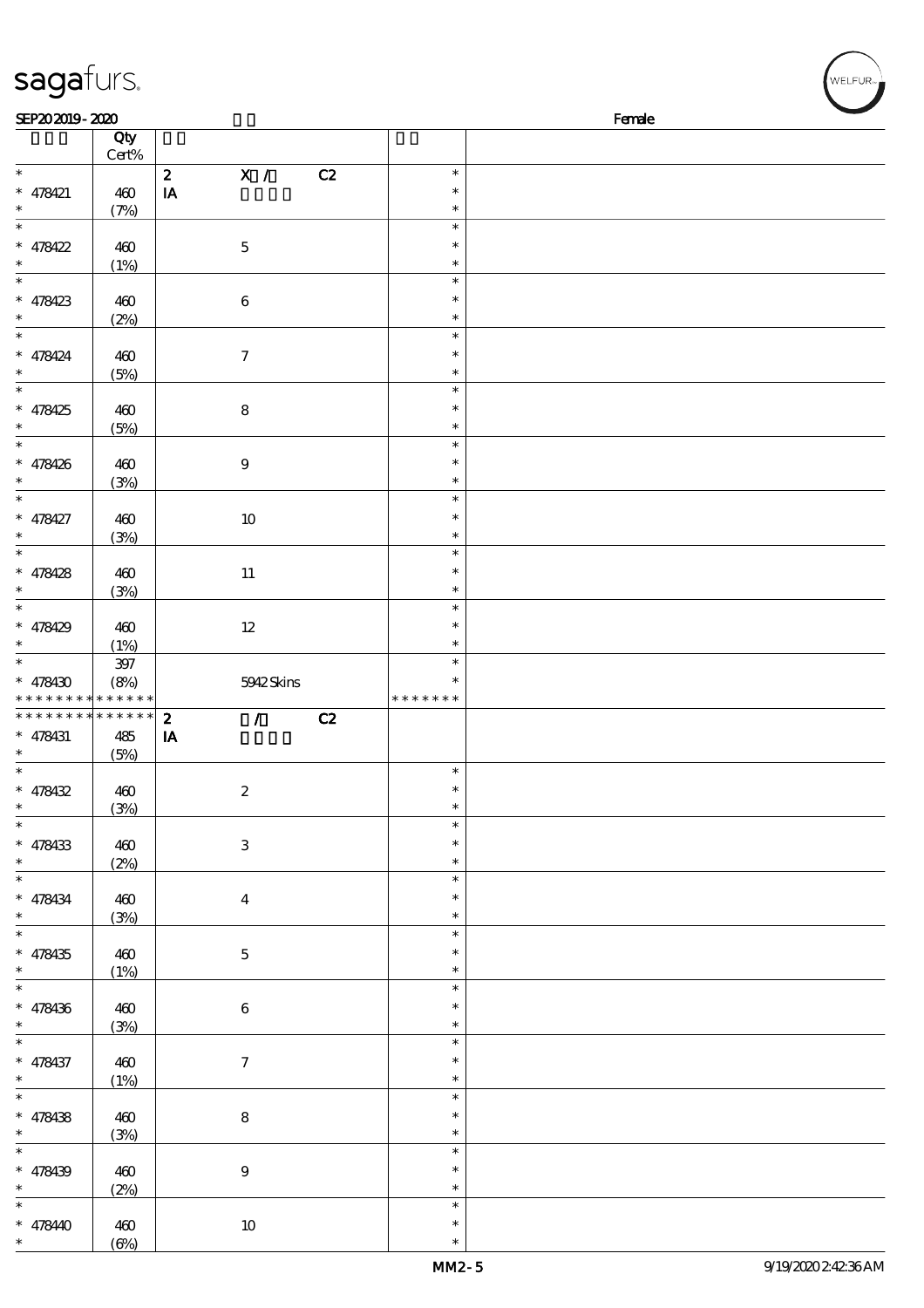Female

| | Qty Cert% | | | |
|---|---|---|---|---|
| * | | 2 X / C2 | * | |
| * 478421 | 460 | IA | * | |
| * | (7%) | | * | |
| * | | | * | |
| * 478422 | 460 | 5 | * | |
| * | (1%) | | * | |
| * | | | * | |
| * 478423 | 460 | 6 | * | |
| * | (2%) | | * | |
| * | | | * | |
| * 478424 | 460 | 7 | * | |
| * | (5%) | | * | |
| * | | | * | |
| * 478425 | 460 | 8 | * | |
| * | (5%) | | * | |
| * | | | * | |
| * 478426 | 460 | 9 | * | |
| * | (3%) | | * | |
| * | | | * | |
| * 478427 | 460 | 10 | * | |
| * | (3%) | | * | |
| * | | | * | |
| * 478428 | 460 | 11 | * | |
| * | (3%) | | * | |
| * | | | * | |
| * 478429 | 460 | 12 | * | |
| * | (1%) | | * | |
| * | 397 | | * | |
| * 478430 | (8%) | 5942 Skins | * | |
| * * * * * * * * * * * * * * | | | * * * * * * * | |
| * * * * * * * * * * * * * * | | 2 / C2 | | |
| * 478431 | 485 | IA | | |
| * | (5%) | | | |
| * | | | * | |
| * 478432 | 460 | 2 | * | |
| * | (3%) | | * | |
| * | | | * | |
| * 478433 | 460 | 3 | * | |
| * | (2%) | | * | |
| * | | | * | |
| * 478434 | 460 | 4 | * | |
| * | (3%) | | * | |
| * | | | * | |
| * 478435 | 460 | 5 | * | |
| * | (1%) | | * | |
| * | | | * | |
| * 478436 | 460 | 6 | * | |
| * | (3%) | | * | |
| * | | | * | |
| * 478437 | 460 | 7 | * | |
| * | (1%) | | * | |
| * | | | * | |
| * 478438 | 460 | 8 | * | |
| * | (3%) | | * | |
| * | | | * | |
| * 478439 | 460 | 9 | * | |
| * | (2%) | | * | |
| * | | | * | |
| * 478440 | 460 | 10 | * | |
| * | (6%) | | * | |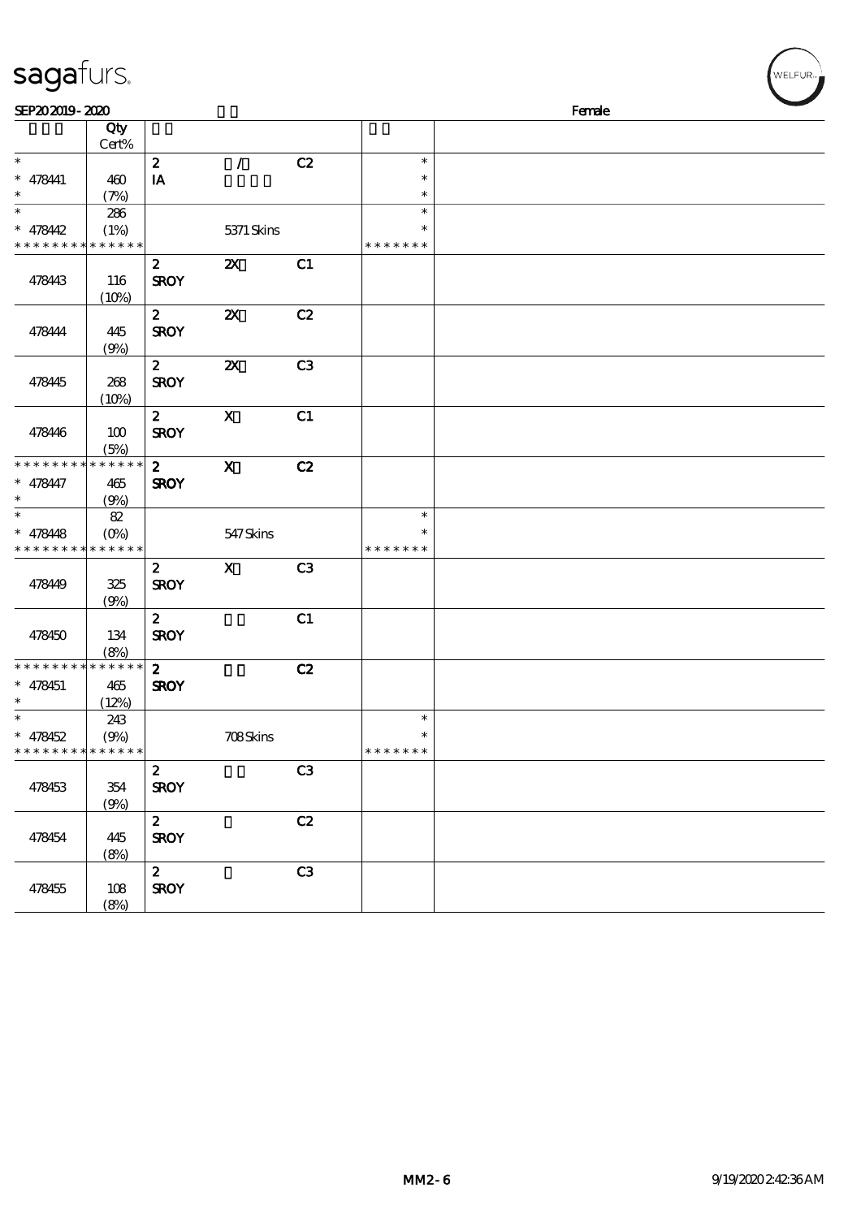sagafurs.

SEP20 2019 - 2020 Female

| | Qty Cert% | | | | | |
|---|---|---|---|---|---|---|
| * | | 2 | / | C2 | * | |
| * 478441 | 460 | IA | | | * | |
| * | (7%) | | | | * | |
| * | 286 | | | | * | |
| * 478442 | (1%) | | 5371 Skins | | * | |
| * * * * * * * * * * * * * * | | | | | * * * * * * * | |
| | | 2 | 2X | C1 | | |
| 478443 | 116 (10%) | SROY | | | | |
| | | 2 | 2X | C2 | | |
| 478444 | 445 (9%) | SROY | | | | |
| | | 2 | 2X | C3 | | |
| 478445 | 268 (10%) | SROY | | | | |
| | | 2 | X | C1 | | |
| 478446 | 100 (5%) | SROY | | | | |
| * * * * * * * * * * * * * * | | 2 | X | C2 | | |
| * 478447 | 465 | SROY | | | | |
| * | (9%) | | | | | |
| * | 82 | | | | * | |
| * 478448 | (0%) | | 547 Skins | | * | |
| * * * * * * * * * * * * * * | | | | | * * * * * * * | |
| | | 2 | X | C3 | | |
| 478449 | 325 (9%) | SROY | | | | |
| | | 2 | | C1 | | |
| 478450 | 134 (8%) | SROY | | | | |
| * * * * * * * * * * * * * * | | 2 | | C2 | | |
| * 478451 | 465 | SROY | | | | |
| * | (12%) | | | | | |
| * | 243 | | | | * | |
| * 478452 | (9%) | | 708 Skins | | * | |
| * * * * * * * * * * * * * * | | | | | * * * * * * * | |
| | | 2 | | C3 | | |
| 478453 | 354 (9%) | SROY | | | | |
| | | 2 | | C2 | | |
| 478454 | 445 (8%) | SROY | | | | |
| | | 2 | | C3 | | |
| 478455 | 108 (8%) | SROY | | | | |

MM2-6 9/19/2020 2:42:36 AM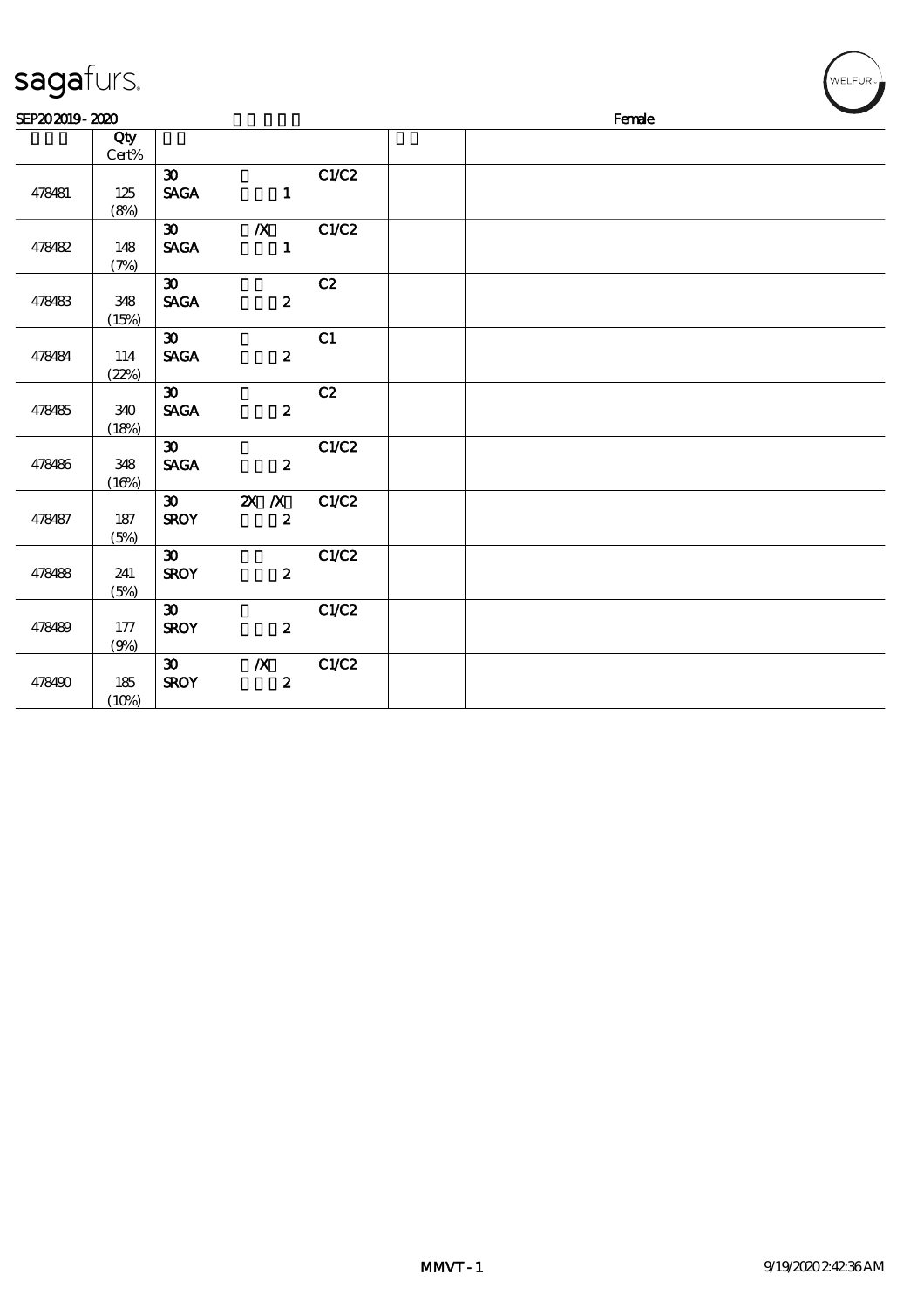SEP20 2019 - 2020 Female

| | Qty Cert% | | | | |
|---|---|---|---|---|---|
| 478481 | 125 (8%) | 30 SAGA 1 | C1/C2 | | |
| 478482 | 148 (7%) | 30 /X SAGA 1 | C1/C2 | | |
| 478483 | 348 (15%) | 30 SAGA 2 | C2 | | |
| 478484 | 114 (22%) | 30 SAGA 2 | C1 | | |
| 478485 | 340 (18%) | 30 SAGA 2 | C2 | | |
| 478486 | 348 (16%) | 30 SAGA 2 | C1/C2 | | |
| 478487 | 187 (5%) | 30 2X /X SROY 2 | C1/C2 | | |
| 478488 | 241 (5%) | 30 SROY 2 | C1/C2 | | |
| 478489 | 177 (9%) | 30 SROY 2 | C1/C2 | | |
| 478490 | 185 (10%) | 30 /X SROY 2 | C1/C2 | | |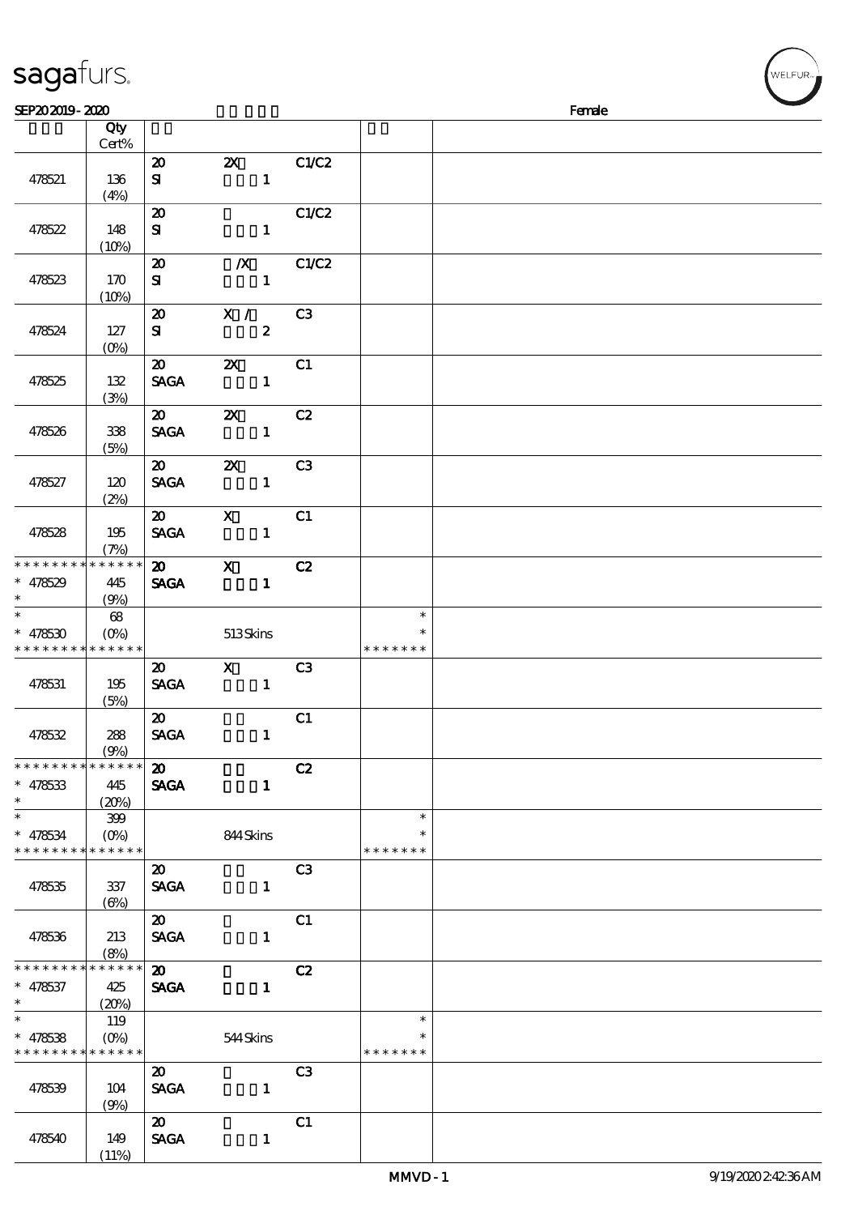sagafurs.

SEP20 2019 - 2020 Female

| | Qty Cert% | | | | | |
|---|---|---|---|---|---|---|
| 478521 | 136 (4%) | 20 SI | 2X 1 | C1/C2 | | |
| 478522 | 148 (10%) | 20 SI | 1 | C1/C2 | | |
| 478523 | 170 (10%) | 20 SI | /X 1 | C1/C2 | | |
| 478524 | 127 (0%) | 20 SI | X / 2 | C3 | | |
| 478525 | 132 (3%) | 20 SAGA | 2X 1 | C1 | | |
| 478526 | 338 (5%) | 20 SAGA | 2X 1 | C2 | | |
| 478527 | 120 (2%) | 20 SAGA | 2X 1 | C3 | | |
| 478528 | 195 (7%) | 20 SAGA | X 1 | C1 | | |
| * * * * * * * * * * * * * * * 478529 * | 445 (9%) | 20 SAGA | X 1 | C2 | | |
| * * 478530 * * * * * * * * * * * * * | 68 (0%) | | 513 Skins | | * * * * * * * * * | |
| 478531 | 195 (5%) | 20 SAGA | X 1 | C3 | | |
| 478532 | 288 (9%) | 20 SAGA | 1 | C1 | | |
| * * * * * * * * * * * * * * * 478533 * | 445 (20%) | 20 SAGA | 1 | C2 | | |
| * * 478534 * * * * * * * * * * * * * | 399 (0%) | | 844 Skins | | * * * * * * * * * | |
| 478535 | 337 (6%) | 20 SAGA | 1 | C3 | | |
| 478536 | 213 (8%) | 20 SAGA | 1 | C1 | | |
| * * * * * * * * * * * * * * * 478537 * | 425 (20%) | 20 SAGA | 1 | C2 | | |
| * * 478538 * * * * * * * * * * * * * | 119 (0%) | | 544 Skins | | * * * * * * * * * | |
| 478539 | 104 (9%) | 20 SAGA | 1 | C3 | | |
| 478540 | 149 (11%) | 20 SAGA | 1 | C1 | | |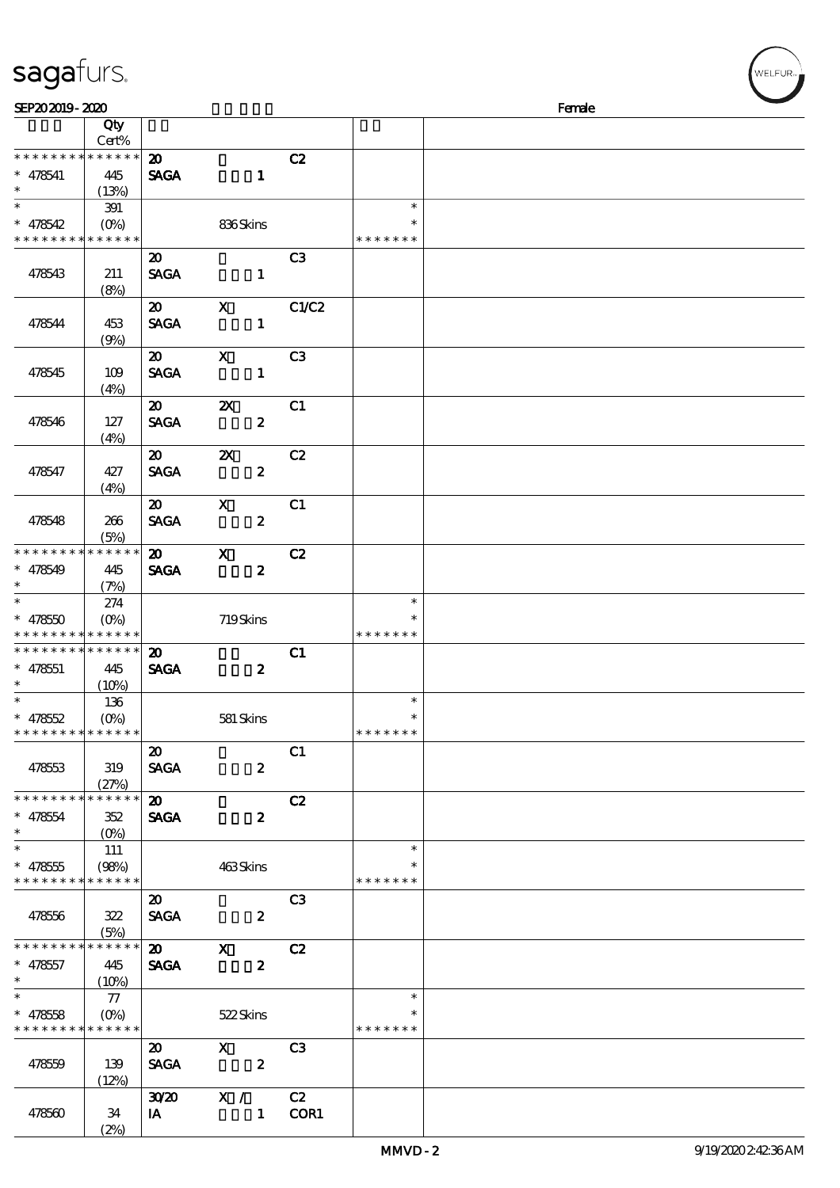SEP20 2019 - 2020 Female

| | Qty Cert% | | | | | |
|---|---|---|---|---|---|---|
| * * * * * * * * * * * * * * | | 20 | | C2 | | |
| * 478541 | 445 | SAGA | 1 | | | |
| * | (13%) | | | | | |
| * | 391 | | | | * | |
| * 478542 | (0%) | | 836 Skins | | * | |
| * * * * * * * * * * * * * * | | | | | * * * * * * * | |
| | | 20 | | C3 | | |
| 478543 | 211 | SAGA | 1 | | | |
| | (8%) | | | | | |
| | | 20 | X | C1/C2 | | |
| 478544 | 453 | SAGA | 1 | | | |
| | (9%) | | | | | |
| | | 20 | X | C3 | | |
| 478545 | 109 | SAGA | 1 | | | |
| | (4%) | | | | | |
| | | 20 | 2X | C1 | | |
| 478546 | 127 | SAGA | 2 | | | |
| | (4%) | | | | | |
| | | 20 | 2X | C2 | | |
| 478547 | 427 | SAGA | 2 | | | |
| | (4%) | | | | | |
| | | 20 | X | C1 | | |
| 478548 | 266 | SAGA | 2 | | | |
| | (5%) | | | | | |
| * * * * * * * * * * * * * * | | 20 | X | C2 | | |
| * 478549 | 445 | SAGA | 2 | | | |
| * | (7%) | | | | | |
| * | 274 | | | | * | |
| * 478550 | (0%) | | 719 Skins | | * | |
| * * * * * * * * * * * * * * | | | | | * * * * * * * | |
| * * * * * * * * * * * * * * | | 20 | | C1 | | |
| * 478551 | 445 | SAGA | 2 | | | |
| * | (10%) | | | | | |
| * | 136 | | | | * | |
| * 478552 | (0%) | | 581 Skins | | * | |
| * * * * * * * * * * * * * * | | | | | * * * * * * * | |
| | | 20 | | C1 | | |
| 478553 | 319 | SAGA | 2 | | | |
| | (27%) | | | | | |
| * * * * * * * * * * * * * * | | 20 | | C2 | | |
| * 478554 | 352 | SAGA | 2 | | | |
| * | (0%) | | | | | |
| * | 111 | | | | * | |
| * 478555 | (98%) | | 463 Skins | | * | |
| * * * * * * * * * * * * * * | | | | | * * * * * * * | |
| | | 20 | | C3 | | |
| 478556 | 322 | SAGA | 2 | | | |
| | (5%) | | | | | |
| * * * * * * * * * * * * * * | | 20 | X | C2 | | |
| * 478557 | 445 | SAGA | 2 | | | |
| * | (10%) | | | | | |
| * | 77 | | | | * | |
| * 478558 | (0%) | | 522 Skins | | * | |
| * * * * * * * * * * * * * * | | | | | * * * * * * * | |
| | | 20 | X | C3 | | |
| 478559 | 139 | SAGA | 2 | | | |
| | (12%) | | | | | |
| | | 30/20 | X / | C2 | | |
| 478560 | 34 | IA | 1 | COR1 | | |
| | (2%) | | | | | |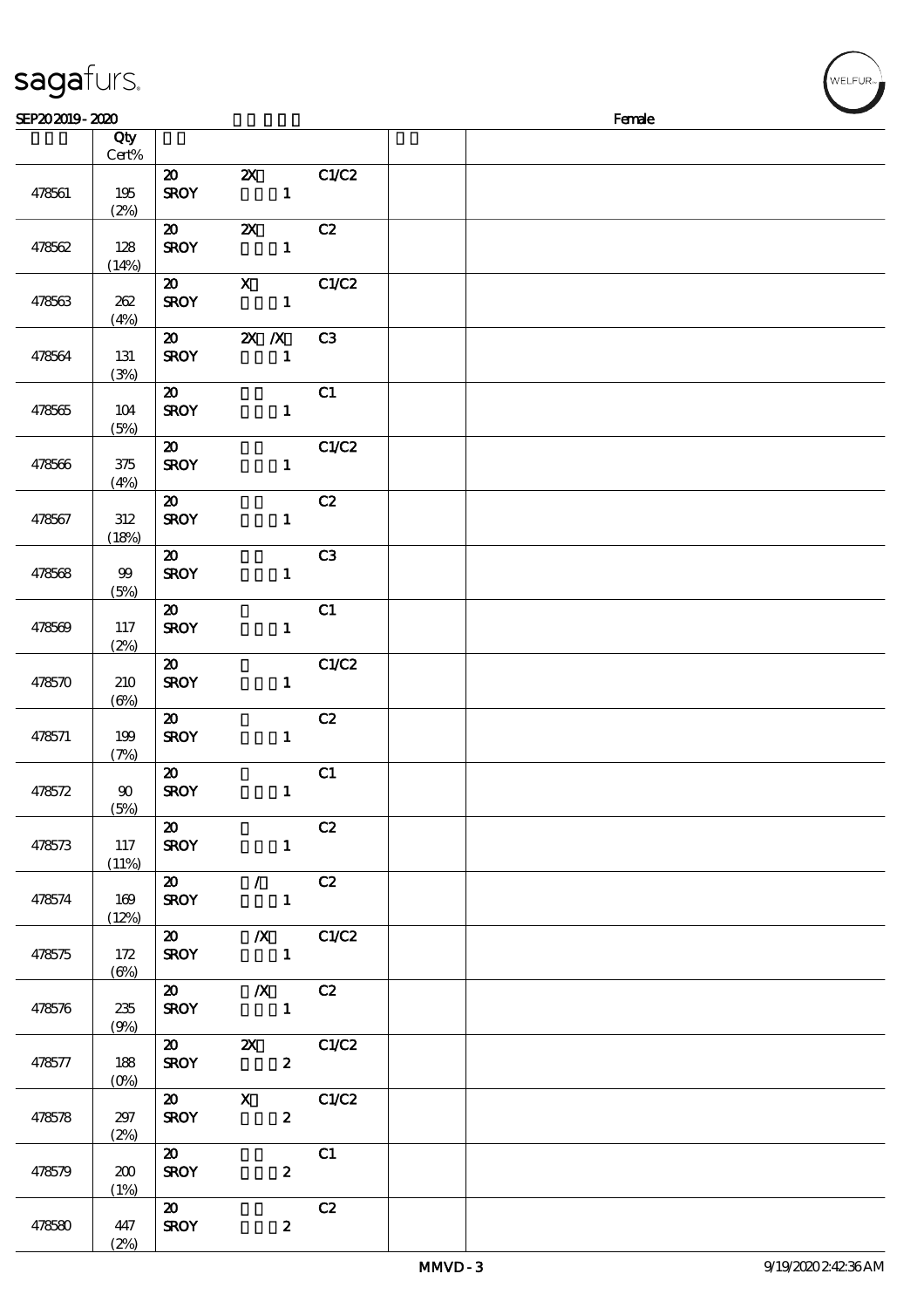SEP20 2019 - 2020 Female

| | Qty Cert% | | | | | |
|---|---|---|---|---|---|---|
| 478561 | 195 (2%) | 20 SROY | 2X 1 | C1/C2 | | |
| 478562 | 128 (14%) | 20 SROY | 2X 1 | C2 | | |
| 478563 | 262 (4%) | 20 SROY | X 1 | C1/C2 | | |
| 478564 | 131 (3%) | 20 SROY | 2X /X 1 | C3 | | |
| 478565 | 104 (5%) | 20 SROY | 1 | C1 | | |
| 478566 | 375 (4%) | 20 SROY | 1 | C1/C2 | | |
| 478567 | 312 (18%) | 20 SROY | 1 | C2 | | |
| 478568 | 99 (5%) | 20 SROY | 1 | C3 | | |
| 478569 | 117 (2%) | 20 SROY | 1 | C1 | | |
| 478570 | 210 (6%) | 20 SROY | 1 | C1/C2 | | |
| 478571 | 199 (7%) | 20 SROY | 1 | C2 | | |
| 478572 | 90 (5%) | 20 SROY | 1 | C1 | | |
| 478573 | 117 (11%) | 20 SROY | 1 | C2 | | |
| 478574 | 169 (12%) | 20 SROY | / 1 | C2 | | |
| 478575 | 172 (6%) | 20 SROY | /X 1 | C1/C2 | | |
| 478576 | 235 (9%) | 20 SROY | /X 1 | C2 | | |
| 478577 | 188 (0%) | 20 SROY | 2X 2 | C1/C2 | | |
| 478578 | 297 (2%) | 20 SROY | X 2 | C1/C2 | | |
| 478579 | 200 (1%) | 20 SROY | 2 | C1 | | |
| 478580 | 447 (2%) | 20 SROY | 2 | C2 | | |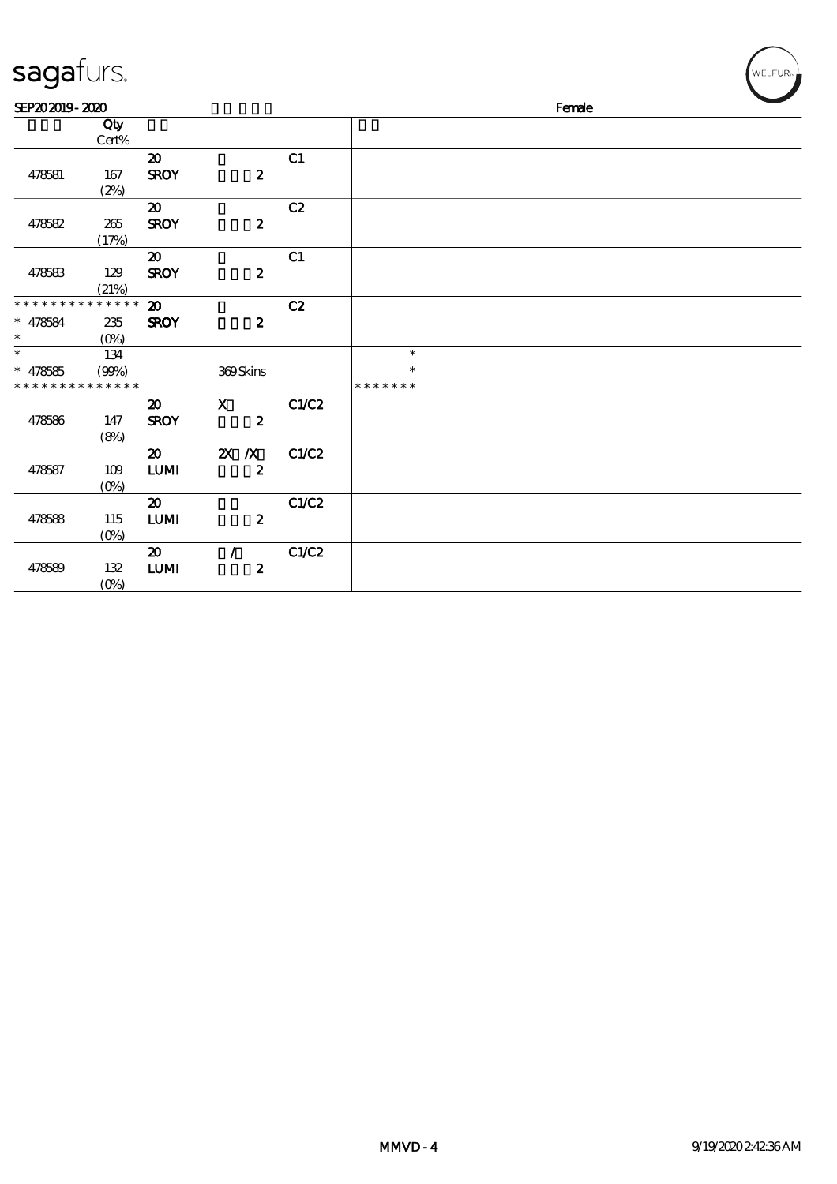# sagafurs.

SEP20 2019 - 2020 Female

| | Qty Cert% | | | | | |
|---|---|---|---|---|---|---|
| 478581 | 167 (2%) | 20 SROY | 2 | C1 | | |
| 478582 | 265 (17%) | 20 SROY | 2 | C2 | | |
| 478583 | 129 (21%) | 20 SROY | 2 | C1 | | |
| * * * * * * * * * * * * * * * 478584 * | 235 (0%) | 20 SROY | 2 | C2 | | |
| * * 478585 * * * * * * * * * * * * * * | 134 (99%) | | 369 Skins | | * * * * * * * * * | |
| 478586 | 147 (8%) | 20 SROY | X 2 | C1/C2 | | |
| 478587 | 109 (0%) | 20 LUMI | 2X /X 2 | C1/C2 | | |
| 478588 | 115 (0%) | 20 LUMI | 2 | C1/C2 | | |
| 478589 | 132 (0%) | 20 LUMI | / 2 | C1/C2 | | |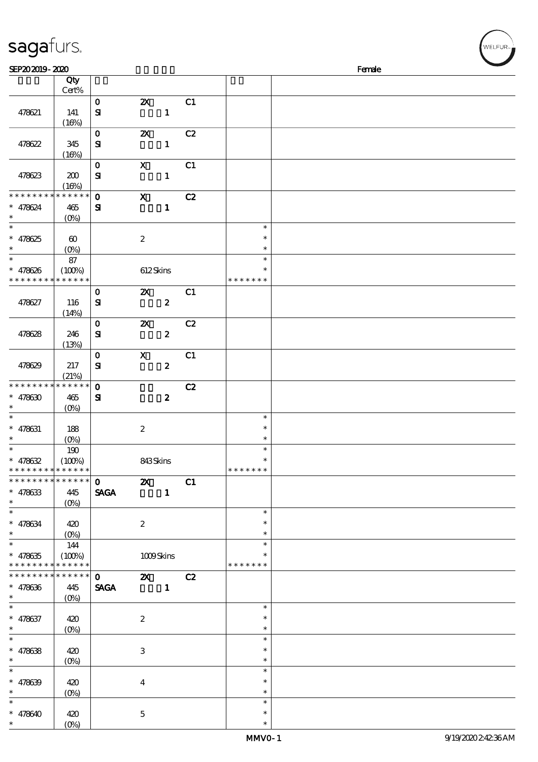SEP20 2019 - 2020 Female

| | Qty Cert% | | | | | |
|---|---|---|---|---|---|---|
| 478621 | 141 (16%) | 0 SI | 2X 1 | C1 | | |
| 478622 | 345 (16%) | 0 SI | 2X 1 | C2 | | |
| 478623 | 200 (16%) | 0 SI | X 1 | C1 | | |
| * * * * * * * * * * * * * * * 478624 * | 465 (0%) | 0 SI | X 1 | C2 | | |
| * * 478625 * | 60 (0%) | | 2 | | * * * | |
| * * 478626 * * * * * * * * * * * * * * | 87 (100%) | | 612 Skins | | * * * * * * * * | |
| 478627 | 116 (14%) | 0 SI | 2X 2 | C1 | | |
| 478628 | 246 (13%) | 0 SI | 2X 2 | C2 | | |
| 478629 | 217 (21%) | 0 SI | X 2 | C1 | | |
| * * * * * * * * * * * * * * * 478630 * | 465 (0%) | 0 SI | 2 | C2 | | |
| * * 478631 * | 188 (0%) | | 2 | | * * * | |
| * * 478632 * * * * * * * * * * * * * * | 190 (100%) | | 843 Skins | | * * * * * * * * | |
| * * * * * * * * * * * * * * * 478633 * | 445 (0%) | 0 SAGA | 2X 1 | C1 | | |
| * * 478634 * | 420 (0%) | | 2 | | * * * | |
| * * 478635 * * * * * * * * * * * * * * | 144 (100%) | | 1009 Skins | | * * * * * * * * | |
| * * * * * * * * * * * * * * * 478636 * | 445 (0%) | 0 SAGA | 2X 1 | C2 | | |
| * * 478637 * | 420 (0%) | | 2 | | * * * | |
| * * 478638 * | 420 (0%) | | 3 | | * * * | |
| * * 478639 * | 420 (0%) | | 4 | | * * * | |
| * * 478640 * | 420 (0%) | | 5 | | * * * | |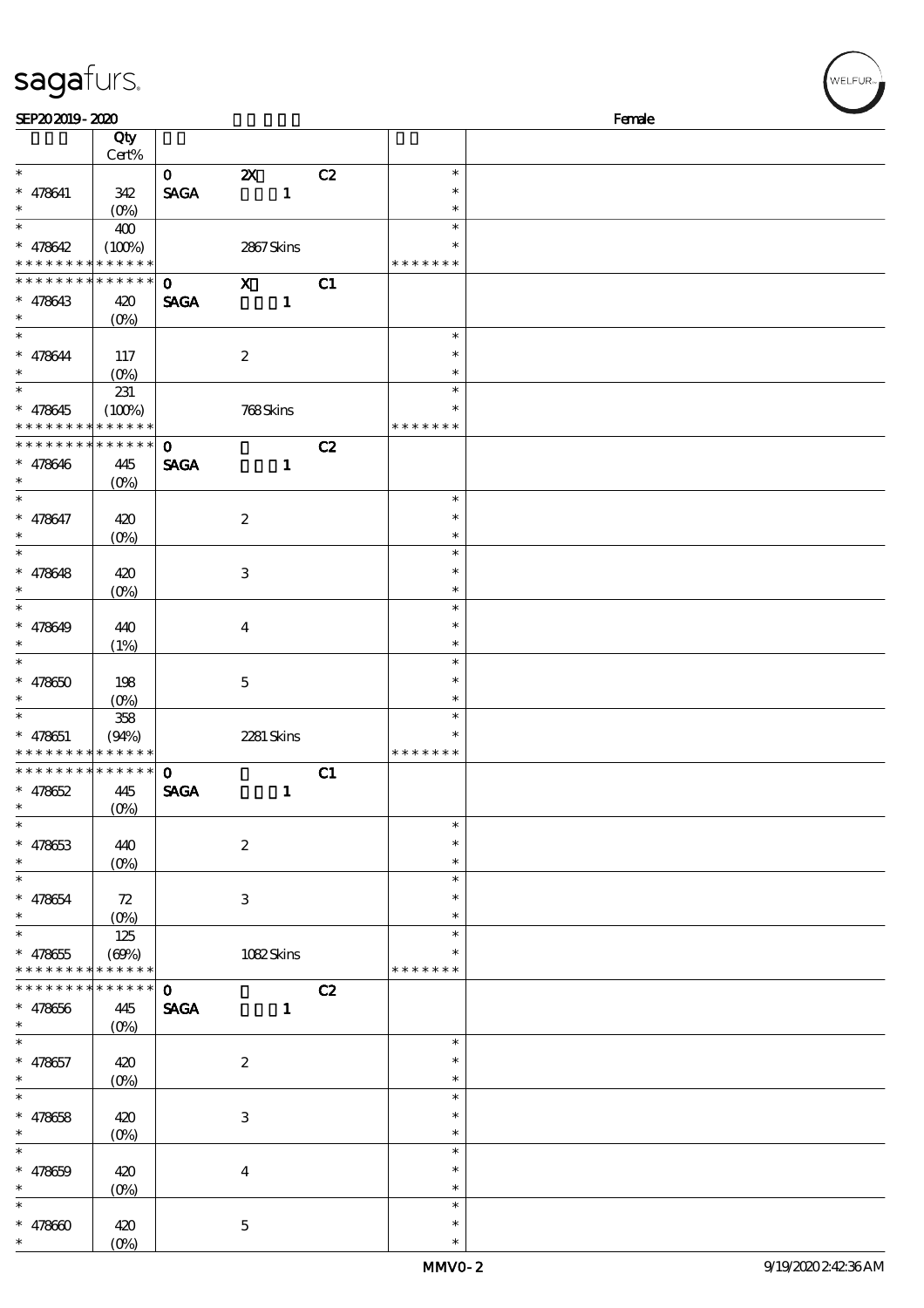sagafurs.

SEP20 2019 - 2020 Female

| | Qty Cert% | | | | | |
|---|---|---|---|---|---|---|
| * | | 0 | 2X | C2 | * | |
| * 478641 | 342 | SAGA | 1 | | * | |
| * | (0%) | | | | * | |
| * | 400 | | | | * | |
| * 478642 | (100%) | | 2867 Skins | | * | |
| * * * * * * * * * * * * * * | | | | | * * * * * * * | |
| * * * * * * * * * * * * * * | | 0 | X | C1 | | |
| * 478643 | 420 | SAGA | 1 | | | |
| * | (0%) | | | | | |
| * | | | | | * | |
| * 478644 | 117 | | 2 | | * | |
| * | (0%) | | | | * | |
| * | 231 | | | | * | |
| * 478645 | (100%) | | 768 Skins | | * | |
| * * * * * * * * * * * * * * | | | | | * * * * * * * | |
| * * * * * * * * * * * * * * | | 0 | | C2 | | |
| * 478646 | 445 | SAGA | 1 | | | |
| * | (0%) | | | | | |
| * | | | | | * | |
| * 478647 | 420 | | 2 | | * | |
| * | (0%) | | | | * | |
| * | | | | | * | |
| * 478648 | 420 | | 3 | | * | |
| * | (0%) | | | | * | |
| * | | | | | * | |
| * 478649 | 440 | | 4 | | * | |
| * | (1%) | | | | * | |
| * | | | | | * | |
| * 478650 | 198 | | 5 | | * | |
| * | (0%) | | | | * | |
| * | 358 | | | | * | |
| * 478651 | (94%) | | 2281 Skins | | * | |
| * * * * * * * * * * * * * * | | | | | * * * * * * * | |
| * * * * * * * * * * * * * * | | 0 | | C1 | | |
| * 478652 | 445 | SAGA | 1 | | | |
| * | (0%) | | | | | |
| * | | | | | * | |
| * 478653 | 440 | | 2 | | * | |
| * | (0%) | | | | * | |
| * | | | | | * | |
| * 478654 | 72 | | 3 | | * | |
| * | (0%) | | | | * | |
| * | 125 | | | | * | |
| * 478655 | (69%) | | 1082 Skins | | * | |
| * * * * * * * * * * * * * * | | | | | * * * * * * * | |
| * * * * * * * * * * * * * * | | 0 | | C2 | | |
| * 478656 | 445 | SAGA | 1 | | | |
| * | (0%) | | | | | |
| * | | | | | * | |
| * 478657 | 420 | | 2 | | * | |
| * | (0%) | | | | * | |
| * | | | | | * | |
| * 478658 | 420 | | 3 | | * | |
| * | (0%) | | | | * | |
| * | | | | | * | |
| * 478659 | 420 | | 4 | | * | |
| * | (0%) | | | | * | |
| * | | | | | * | |
| * 478660 | 420 | | 5 | | * | |
| * | (0%) | | | | * | |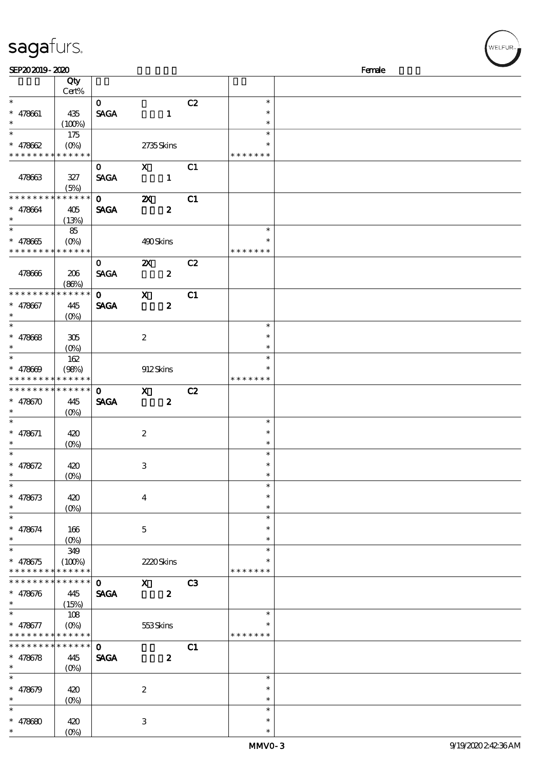# sagafurs.

SEP20 2019 - 2020 Female

| | Qty Cert% | | | | | |
|---|---|---|---|---|---|---|
| * | | 0 | | C2 | * | |
| * 478661 | 435 | SAGA | 1 | | * | |
| * | (100%) | | | | * | |
| * | 175 | | | | * | |
| * 478662 | (0%) | | 2735 Skins | | * | |
| * * * * * * * * * * * * * * | | | | | * * * * * * * | |
| | | 0 | X | C1 | | |
| 478663 | 327 | SAGA | 1 | | | |
| | (5%) | | | | | |
| * * * * * * * * * * * * * * | | 0 | 2X | C1 | | |
| * 478664 | 405 | SAGA | 2 | | | |
| * | (13%) | | | | | |
| * | 85 | | | | * | |
| * 478665 | (0%) | | 490 Skins | | * | |
| * * * * * * * * * * * * * * | | | | | * * * * * * * | |
| | | 0 | 2X | C2 | | |
| 478666 | 206 | SAGA | 2 | | | |
| | (86%) | | | | | |
| * * * * * * * * * * * * * * | | 0 | X | C1 | | |
| * 478667 | 445 | SAGA | 2 | | | |
| * | (0%) | | | | | |
| * | | | | | * | |
| * 478668 | 305 | | 2 | | * | |
| * | (0%) | | | | * | |
| * | 162 | | | | * | |
| * 478669 | (98%) | | 912 Skins | | * | |
| * * * * * * * * * * * * * * | | | | | * * * * * * * | |
| * * * * * * * * * * * * * * | | 0 | X | C2 | | |
| * 478670 | 445 | SAGA | 2 | | | |
| * | (0%) | | | | | |
| * | | | | | * | |
| * 478671 | 420 | | 2 | | * | |
| * | (0%) | | | | * | |
| * | | | | | * | |
| * 478672 | 420 | | 3 | | * | |
| * | (0%) | | | | * | |
| * | | | | | * | |
| * 478673 | 420 | | 4 | | * | |
| * | (0%) | | | | * | |
| * | | | | | * | |
| * 478674 | 166 | | 5 | | * | |
| * | (0%) | | | | * | |
| * | 349 | | | | * | |
| * 478675 | (100%) | | 2220 Skins | | * | |
| * * * * * * * * * * * * * * | | | | | * * * * * * * | |
| * * * * * * * * * * * * * * | | 0 | X | C3 | | |
| * 478676 | 445 | SAGA | 2 | | | |
| * | (15%) | | | | | |
| * | 108 | | | | * | |
| * 478677 | (0%) | | 553 Skins | | * | |
| * * * * * * * * * * * * * * | | | | | * * * * * * * | |
| * * * * * * * * * * * * * * | | 0 | | C1 | | |
| * 478678 | 445 | SAGA | 2 | | | |
| * | (0%) | | | | | |
| * | | | | | * | |
| * 478679 | 420 | | 2 | | * | |
| * | (0%) | | | | * | |
| * | | | | | * | |
| * 478680 | 420 | | 3 | | * | |
| * | (0%) | | | | * | |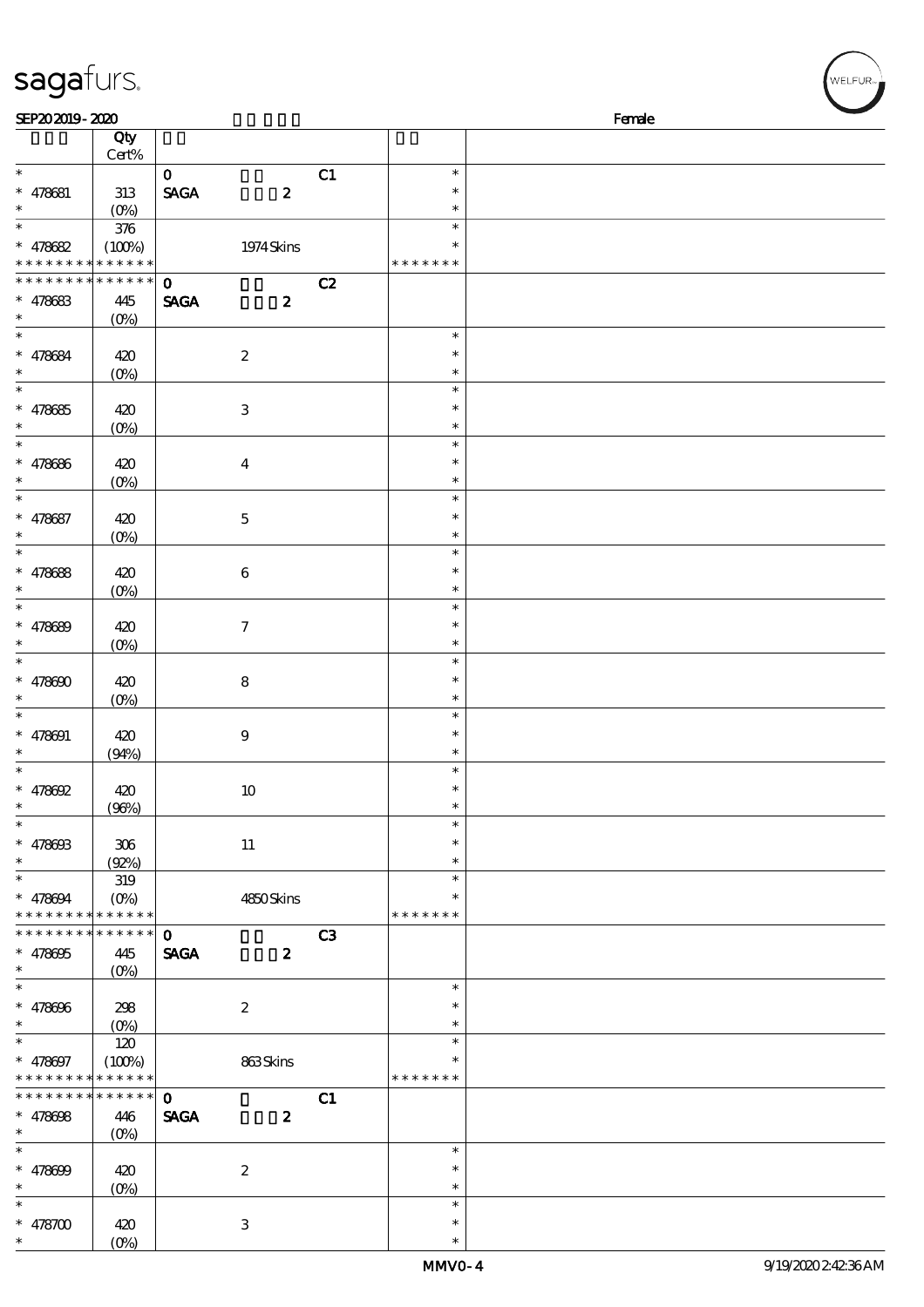sagafurs.

SEP20 2019 - 2020 Female

| | Qty Cert% | | | |
|---|---|---|---|---|
| * <br> * 478681 <br> * | 313 <br> (0%) | 0 C1 <br> SAGA 2 | * <br> * <br> * | |
| * <br> * 478682 <br> * * * * * * * * * * * * * * | 376 <br> (100%) | 1974 Skins | * <br> * <br> * * * * * * * | |
| * * * * * * * * * * * * * * <br> * 478683 <br> * | 445 <br> (0%) | 0 C2 <br> SAGA 2 | | |
| * <br> * 478684 <br> * | 420 <br> (0%) | 2 | * <br> * <br> * | |
| * <br> * 478685 <br> * | 420 <br> (0%) | 3 | * <br> * <br> * | |
| * <br> * 478686 <br> * | 420 <br> (0%) | 4 | * <br> * <br> * | |
| * <br> * 478687 <br> * | 420 <br> (0%) | 5 | * <br> * <br> * | |
| * <br> * 478688 <br> * | 420 <br> (0%) | 6 | * <br> * <br> * | |
| * <br> * 478689 <br> * | 420 <br> (0%) | 7 | * <br> * <br> * | |
| * <br> * 478690 <br> * | 420 <br> (0%) | 8 | * <br> * <br> * | |
| * <br> * 478691 <br> * | 420 <br> (94%) | 9 | * <br> * <br> * | |
| * <br> * 478692 <br> * | 420 <br> (96%) | 10 | * <br> * <br> * | |
| * <br> * 478693 <br> * | 306 <br> (92%) | 11 | * <br> * <br> * | |
| * <br> * 478694 <br> * * * * * * * * * * * * * * | 319 <br> (0%) | 4850 Skins | * <br> * <br> * * * * * * * | |
| * * * * * * * * * * * * * * <br> * 478695 <br> * | 445 <br> (0%) | 0 C3 <br> SAGA 2 | | |
| * <br> * 478696 <br> * | 298 <br> (0%) | 2 | * <br> * <br> * | |
| * <br> * 478697 <br> * * * * * * * * * * * * * * | 120 <br> (100%) | 863 Skins | * <br> * <br> * * * * * * * | |
| * * * * * * * * * * * * * * <br> * 478698 <br> * | 446 <br> (0%) | 0 C1 <br> SAGA 2 | | |
| * <br> * 478699 <br> * | 420 <br> (0%) | 2 | * <br> * <br> * | |
| * <br> * 478700 <br> * | 420 <br> (0%) | 3 | * <br> * <br> * | |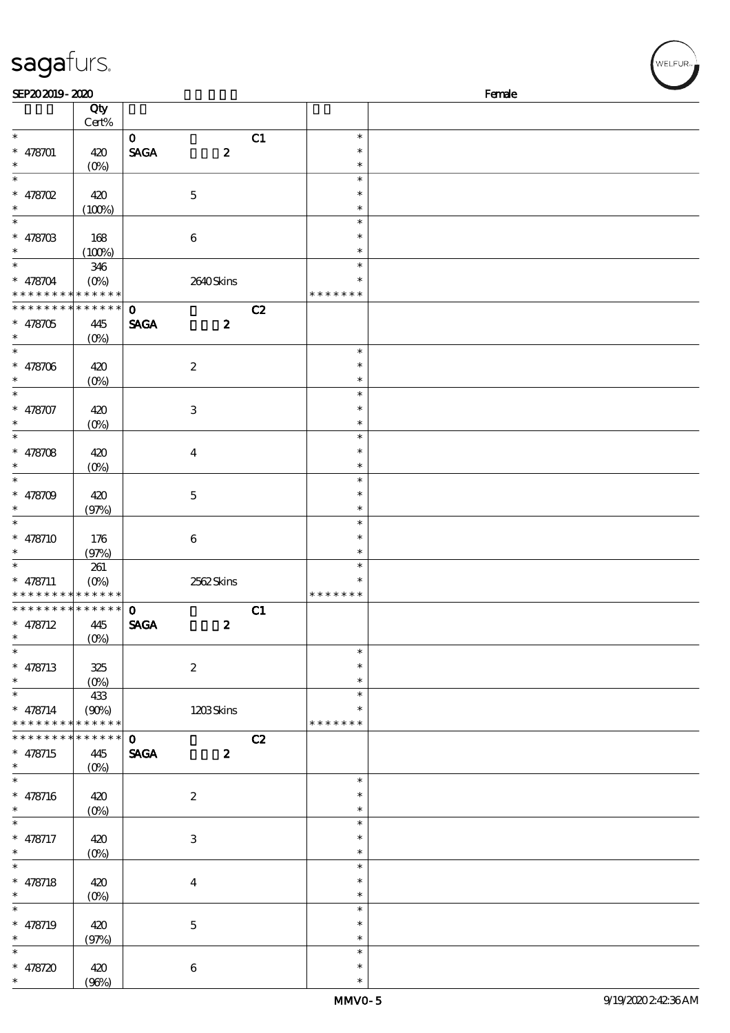| | Qty Cert% | | | | |
|---|---|---|---|---|---|
| * | | 0 | C1 | * | |
| * 478701 | 420 | SAGA **2** | | * | |
| * | (0%) | | | * | |
| * | | | | * | |
| * 478702 | 420 | 5 | | * | |
| * | (100%) | | | * | |
| * | | | | * | |
| * 478703 | 168 | 6 | | * | |
| * | (100%) | | | * | |
| * | 346 | | | * | |
| * 478704 | (0%) | 2640 Skins | | * | |
| * * * * * * * * * * * * * * | | | | * * * * * * * | |
| * * * * * * * * * * * * * * | | 0 | C2 | | |
| * 478705 | 445 | SAGA **2** | | | |
| * | (0%) | | | | |
| * | | | | * | |
| * 478706 | 420 | 2 | | * | |
| * | (0%) | | | * | |
| * | | | | * | |
| * 478707 | 420 | 3 | | * | |
| * | (0%) | | | * | |
| * | | | | * | |
| * 478708 | 420 | 4 | | * | |
| * | (0%) | | | * | |
| * | | | | * | |
| * 478709 | 420 | 5 | | * | |
| * | (97%) | | | * | |
| * | | | | * | |
| * 478710 | 176 | 6 | | * | |
| * | (97%) | | | * | |
| * | 261 | | | * | |
| * 478711 | (0%) | 2562 Skins | | * | |
| * * * * * * * * * * * * * * | | | | * * * * * * * | |
| * * * * * * * * * * * * * * | | 0 | C1 | | |
| * 478712 | 445 | SAGA **2** | | | |
| * | (0%) | | | | |
| * | | | | * | |
| * 478713 | 325 | 2 | | * | |
| * | (0%) | | | * | |
| * | 433 | | | * | |
| * 478714 | (90%) | 1203 Skins | | * | |
| * * * * * * * * * * * * * * | | | | * * * * * * * | |
| * * * * * * * * * * * * * * | | 0 | C2 | | |
| * 478715 | 445 | SAGA **2** | | | |
| * | (0%) | | | | |
| * | | | | * | |
| * 478716 | 420 | 2 | | * | |
| * | (0%) | | | * | |
| * | | | | * | |
| * 478717 | 420 | 3 | | * | |
| * | (0%) | | | * | |
| * | | | | * | |
| * 478718 | 420 | 4 | | * | |
| * | (0%) | | | * | |
| * | | | | * | |
| * 478719 | 420 | 5 | | * | |
| * | (97%) | | | * | |
| * | | | | * | |
| * 478720 | 420 | 6 | | * | |
| * | (96%) | | | * | |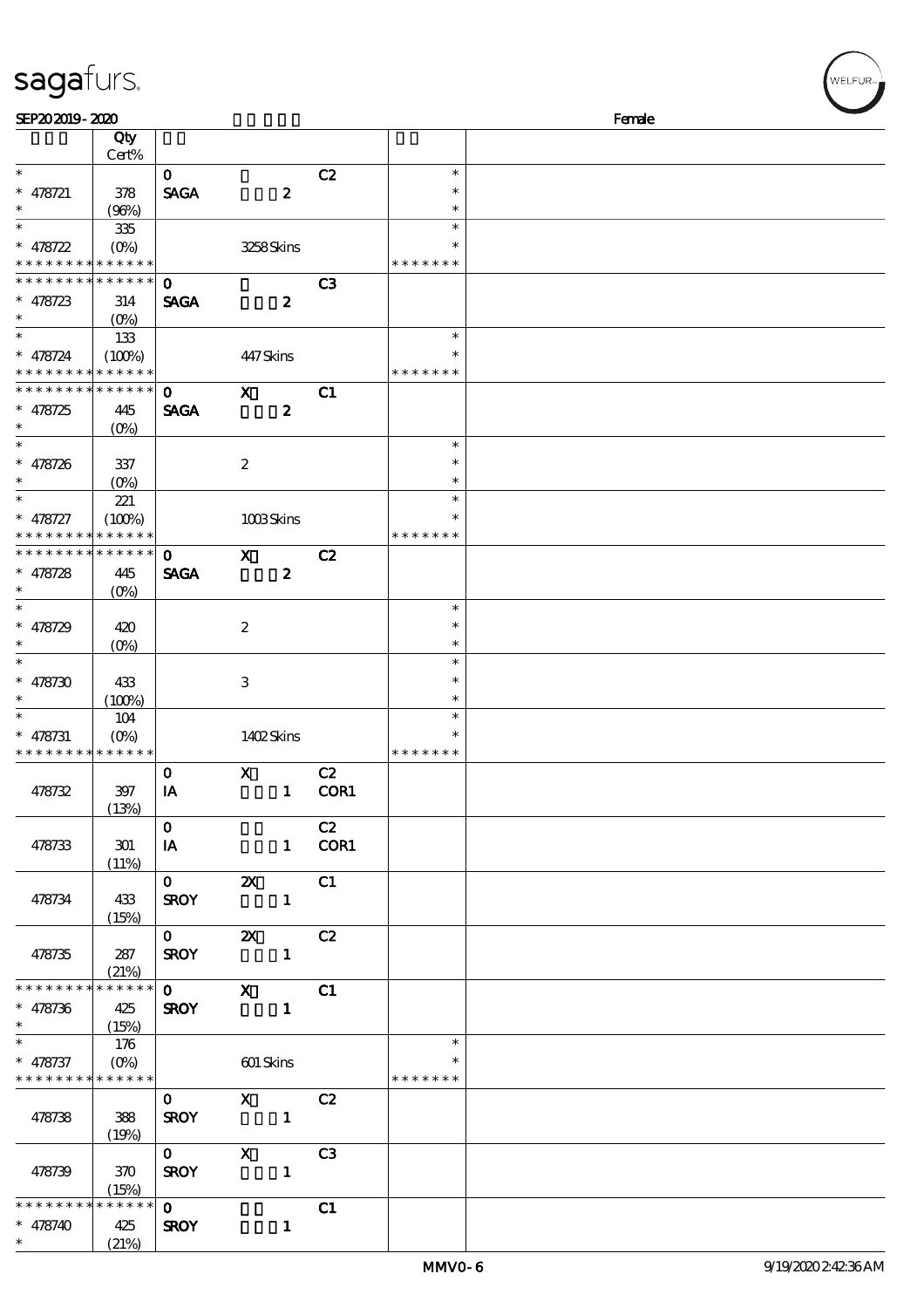sagafurs.

SEP20 2019 - 2020 Female

| | Qty Cert% | | | | | |
|---|---|---|---|---|---|---|
| * | | 0 | | C2 | * | |
| * 478721 | 378 | SAGA | 2 | | * | |
| * | (96%) | | | | * | |
| * | 335 | | | | * | |
| * 478722 | (0%) | | 3258 Skins | | * | |
| * * * * * * * * * * * * * * | | | | | * * * * * * * | |
| * * * * * * * * * * * * * * | | 0 | | C3 | | |
| * 478723 | 314 | SAGA | 2 | | | |
| * | (0%) | | | | | |
| * | 133 | | | | * | |
| * 478724 | (100%) | | 447 Skins | | * | |
| * * * * * * * * * * * * * * | | | | | * * * * * * * | |
| * * * * * * * * * * * * * * | | 0 | X | C1 | | |
| * 478725 | 445 | SAGA | 2 | | | |
| * | (0%) | | | | | |
| * | | | | | * | |
| * 478726 | 337 | | 2 | | * | |
| * | (0%) | | | | * | |
| * | 221 | | | | * | |
| * 478727 | (100%) | | 1003 Skins | | * | |
| * * * * * * * * * * * * * * | | | | | * * * * * * * | |
| * * * * * * * * * * * * * * | | 0 | X | C2 | | |
| * 478728 | 445 | SAGA | 2 | | | |
| * | (0%) | | | | | |
| * | | | | | * | |
| * 478729 | 420 | | 2 | | * | |
| * | (0%) | | | | * | |
| * | | | | | * | |
| * 478730 | 433 | | 3 | | * | |
| * | (100%) | | | | * | |
| * | 104 | | | | * | |
| * 478731 | (0%) | | 1402 Skins | | * | |
| * * * * * * * * * * * * * * | | | | | * * * * * * * | |
| 478732 | 397 (13%) | 0 IA | X 1 | C2 COR1 | | |
| 478733 | 301 (11%) | 0 IA | 1 | C2 COR1 | | |
| 478734 | 433 (15%) | 0 SROY | 2X 1 | C1 | | |
| 478735 | 287 (21%) | 0 SROY | 2X 1 | C2 | | |
| * * * * * * * * * * * * * * | | 0 | X | C1 | | |
| * 478736 | 425 | SROY | 1 | | | |
| * | (15%) | | | | | |
| * | 176 | | | | * | |
| * 478737 | (0%) | | 601 Skins | | * | |
| * * * * * * * * * * * * * * | | | | | * * * * * * * | |
| 478738 | 388 (19%) | 0 SROY | X 1 | C2 | | |
| 478739 | 370 (15%) | 0 SROY | X 1 | C3 | | |
| * * * * * * * * * * * * * * | | 0 | | C1 | | |
| * 478740 | 425 | SROY | 1 | | | |
| * | (21%) | | | | | |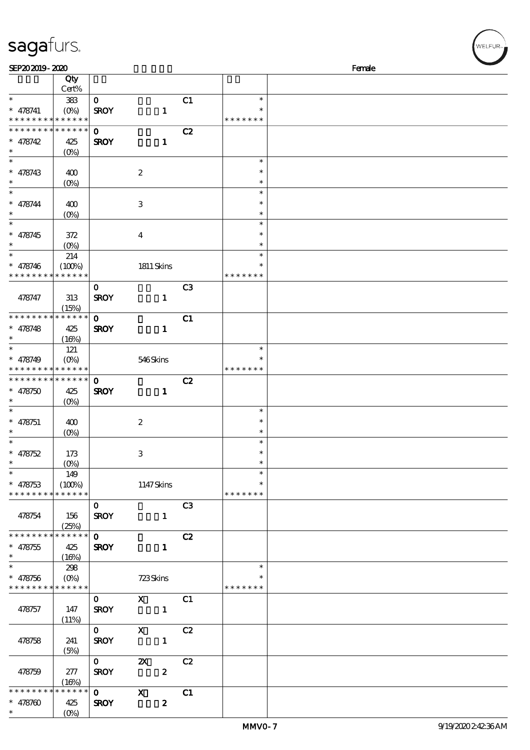SEP20 2019 - 2020 Female

| | Qty Cert% | | | | |
|---|---|---|---|---|---|
| * <br> * 478741 <br> * * * * * * * * * * * * * * | 383 <br> (0%) | 0 <br> SROY 1 | C1 | * <br> * <br> * * * * * * * | |
| * * * * * * * * * * * * * * <br> * 478742 <br> * | 425 <br> (0%) | 0 <br> SROY 1 | C2 | | |
| * <br> * 478743 <br> * | 400 <br> (0%) | 2 | | * <br> * <br> * | |
| * <br> * 478744 <br> * | 400 <br> (0%) | 3 | | * <br> * <br> * | |
| * <br> * 478745 <br> * | 372 <br> (0%) | 4 | | * <br> * <br> * | |
| * <br> * 478746 <br> * * * * * * * * * * * * * * | 214 <br> (100%) | 1811 Skins | | * <br> * <br> * * * * * * * | |
| 478747 | 313 <br> (15%) | 0 <br> SROY 1 | C3 | | |
| * * * * * * * * * * * * * * <br> * 478748 <br> * | 425 <br> (16%) | 0 <br> SROY 1 | C1 | | |
| * <br> * 478749 <br> * * * * * * * * * * * * * * | 121 <br> (0%) | 546 Skins | | * <br> * <br> * * * * * * * | |
| * * * * * * * * * * * * * * <br> * 478750 <br> * | 425 <br> (0%) | 0 <br> SROY 1 | C2 | | |
| * <br> * 478751 <br> * | 400 <br> (0%) | 2 | | * <br> * <br> * | |
| * <br> * 478752 <br> * | 173 <br> (0%) | 3 | | * <br> * <br> * | |
| * <br> * 478753 <br> * * * * * * * * * * * * * * | 149 <br> (100%) | 1147 Skins | | * <br> * <br> * * * * * * * | |
| 478754 | 156 <br> (25%) | 0 <br> SROY 1 | C3 | | |
| * * * * * * * * * * * * * * <br> * 478755 <br> * | 425 <br> (16%) | 0 <br> SROY 1 | C2 | | |
| * <br> * 478756 <br> * * * * * * * * * * * * * * | 298 <br> (0%) | 723 Skins | | * <br> * <br> * * * * * * * | |
| 478757 | 147 <br> (11%) | 0 X <br> SROY 1 | C1 | | |
| 478758 | 241 <br> (5%) | 0 X <br> SROY 1 | C2 | | |
| 478759 | 277 <br> (16%) | 0 2X <br> SROY 2 | C2 | | |
| * * * * * * * * * * * * * * <br> * 478760 <br> * | 425 <br> (0%) | 0 X <br> SROY 2 | C1 | | |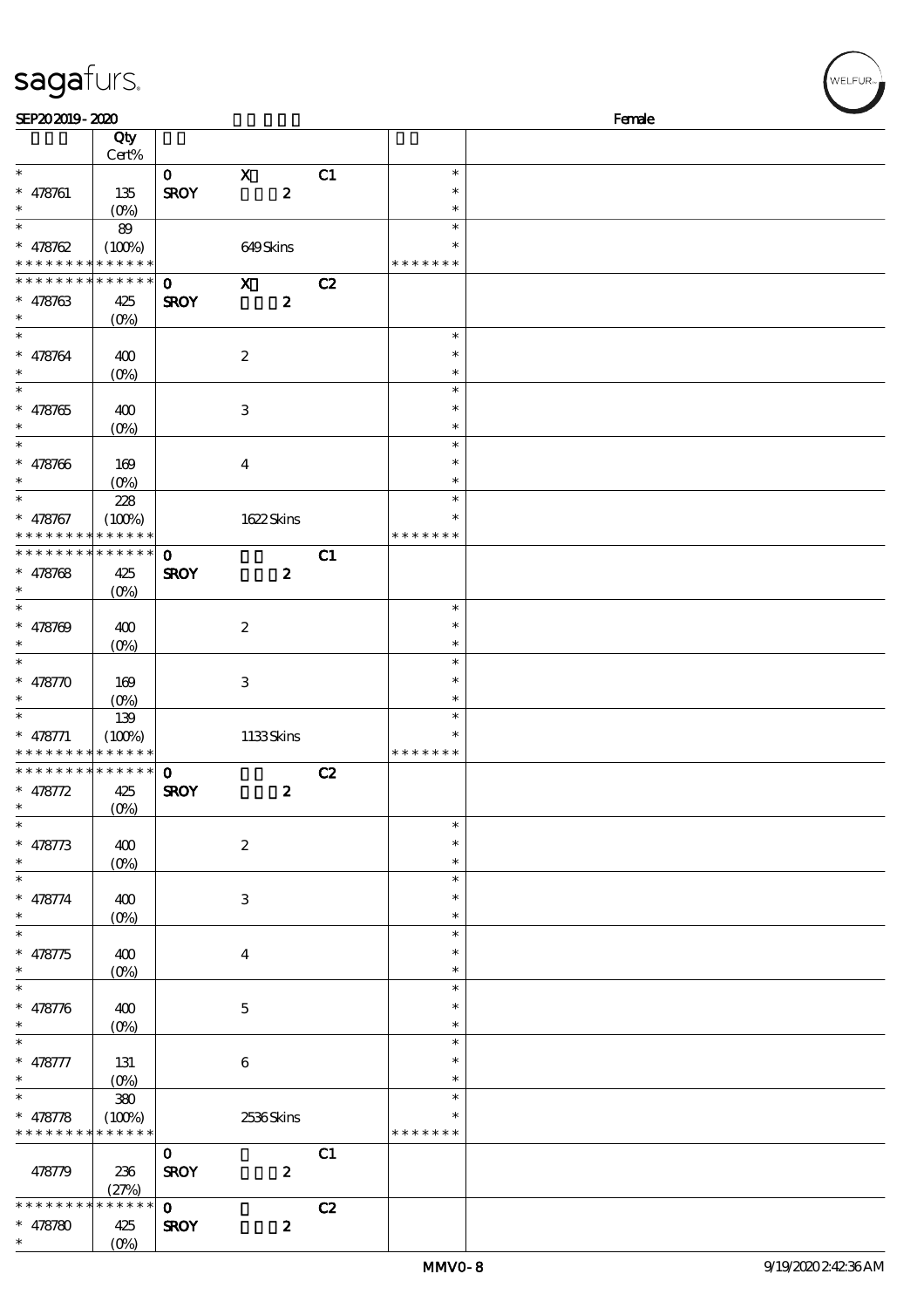SEP20 2019 - 2020 Female

| | Qty Cert% | | | |
|---|---|---|---|---|
| * | | 0 X C1 | * | |
| * 478761 | 135 | SROY 2 | * | |
| * | (0%) | | * | |
| * | 89 | | * | |
| * 478762 | (100%) | 649 Skins | * | |
| * * * * * * * * * * * * * * | | | * * * * * * * | |
| * * * * * * * * * * * * * * | | 0 X C2 | | |
| * 478763 | 425 | SROY 2 | | |
| * | (0%) | | | |
| * | | | * | |
| * 478764 | 400 | 2 | * | |
| * | (0%) | | * | |
| * | | | * | |
| * 478765 | 400 | 3 | * | |
| * | (0%) | | * | |
| * | | | * | |
| * 478766 | 169 | 4 | * | |
| * | (0%) | | * | |
| * | 228 | | * | |
| * 478767 | (100%) | 1622 Skins | * | |
| * * * * * * * * * * * * * * | | | * * * * * * * | |
| * * * * * * * * * * * * * * | | 0 C1 | | |
| * 478768 | 425 | SROY 2 | | |
| * | (0%) | | | |
| * | | | * | |
| * 478769 | 400 | 2 | * | |
| * | (0%) | | * | |
| * | | | * | |
| * 478770 | 169 | 3 | * | |
| * | (0%) | | * | |
| * | 139 | | * | |
| * 478771 | (100%) | 1133 Skins | * | |
| * * * * * * * * * * * * * * | | | * * * * * * * | |
| * * * * * * * * * * * * * * | | 0 C2 | | |
| * 478772 | 425 | SROY 2 | | |
| * | (0%) | | | |
| * | | | * | |
| * 478773 | 400 | 2 | * | |
| * | (0%) | | * | |
| * | | | * | |
| * 478774 | 400 | 3 | * | |
| * | (0%) | | * | |
| * | | | * | |
| * 478775 | 400 | 4 | * | |
| * | (0%) | | * | |
| * | | | * | |
| * 478776 | 400 | 5 | * | |
| * | (0%) | | * | |
| * | | | * | |
| * 478777 | 131 | 6 | * | |
| * | (0%) | | * | |
| * | 380 | | * | |
| * 478778 | (100%) | 2536 Skins | * | |
| * * * * * * * * * * * * * * | | | * * * * * * * | |
| | | 0 C1 | | |
| 478779 | 236 | SROY 2 | | |
| | (27%) | | | |
| * * * * * * * * * * * * * * | | 0 C2 | | |
| * 478780 | 425 | SROY 2 | | |
| * | (0%) | | | |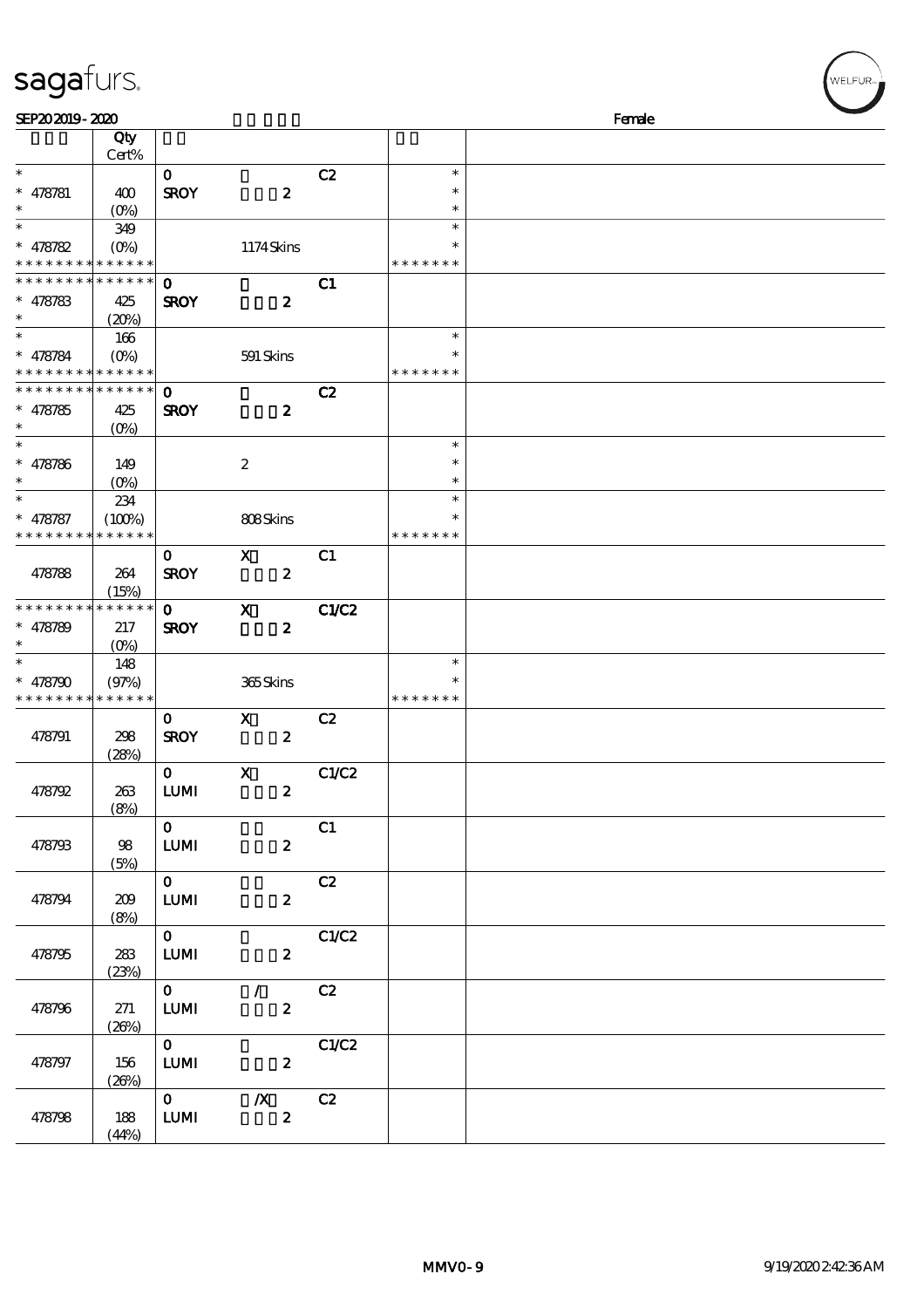# sagafurs.

SEP20 2019 - 2020 Female

| | Qty Cert% | | | | | |
|---|---|---|---|---|---|---|
| * | | 0 | | C2 | * | |
| * 478781 | 400 | SROY | 2 | | * | |
| * | (0%) | | | | * | |
| * | 349 | | | | * | |
| * 478782 | (0%) | | 1174 Skins | | * | |
| * * * * * * * * * * * * * * | | | | | * * * * * * * | |
| * * * * * * * * * * * * * * | | 0 | | C1 | | |
| * 478783 | 425 | SROY | 2 | | | |
| * | (20%) | | | | | |
| * | 166 | | | | * | |
| * 478784 | (0%) | | 591 Skins | | * | |
| * * * * * * * * * * * * * * | | | | | * * * * * * * | |
| * * * * * * * * * * * * * * | | 0 | | C2 | | |
| * 478785 | 425 | SROY | 2 | | | |
| * | (0%) | | | | | |
| * | | | | | * | |
| * 478786 | 149 | | 2 | | * | |
| * | (0%) | | | | * | |
| * | 234 | | | | * | |
| * 478787 | (100%) | | 808 Skins | | * | |
| * * * * * * * * * * * * * * | | | | | * * * * * * * | |
| | | 0 | X | C1 | | |
| 478788 | 264 (15%) | SROY | 2 | | | |
| * * * * * * * * * * * * * * | | 0 | X | C1/C2 | | |
| * 478789 | 217 | SROY | 2 | | | |
| * | (0%) | | | | | |
| * | 148 | | | | * | |
| * 478790 | (97%) | | 365 Skins | | * | |
| * * * * * * * * * * * * * * | | | | | * * * * * * * | |
| | | 0 | X | C2 | | |
| 478791 | 298 (28%) | SROY | 2 | | | |
| | | 0 | X | C1/C2 | | |
| 478792 | 263 (8%) | LUMI | 2 | | | |
| | | 0 | | C1 | | |
| 478793 | 98 (5%) | LUMI | 2 | | | |
| | | 0 | | C2 | | |
| 478794 | 209 (8%) | LUMI | 2 | | | |
| | | 0 | | C1/C2 | | |
| 478795 | 283 (23%) | LUMI | 2 | | | |
| | | 0 | / | C2 | | |
| 478796 | 271 (26%) | LUMI | 2 | | | |
| | | 0 | | C1/C2 | | |
| 478797 | 156 (26%) | LUMI | 2 | | | |
| | | 0 | /X | C2 | | |
| 478798 | 188 (44%) | LUMI | 2 | | | |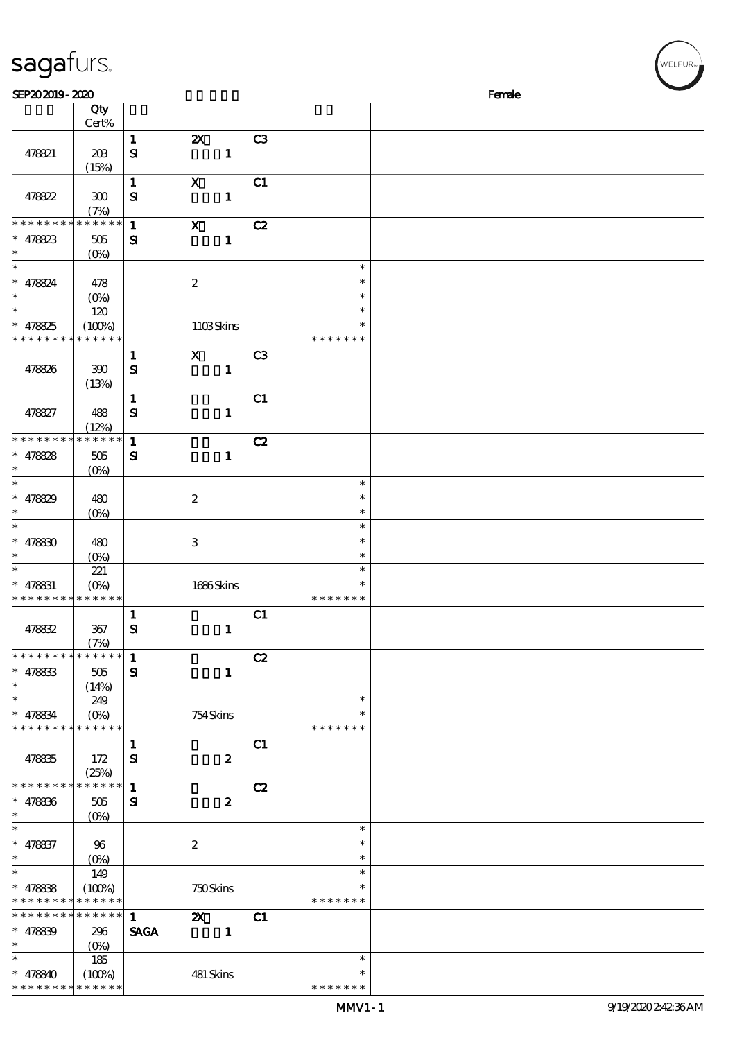sagafurs.

SEP20 2019 - 2020 Female

| | Qty Cert% | | | | | |
|---|---|---|---|---|---|---|
| 478821 | 203 (15%) | 1 SI | 2X 1 | C3 | | |
| 478822 | 300 (7%) | 1 SI | X 1 | C1 | | |
| * * * * * * * * * * * * * * 478823 * | 505 (0%) | 1 SI | X 1 | C2 | | |
| * * 478824 * | 478 (0%) | | 2 | | * * * | |
| * * 478825 * * * * * * * * * * * * * | 120 (100%) | | 1103 Skins | | * * * * * * * * * | |
| 478826 | 390 (13%) | 1 SI | X 1 | C3 | | |
| 478827 | 488 (12%) | 1 SI | 1 | C1 | | |
| * * * * * * * * * * * * * * 478828 * | 505 (0%) | 1 SI | 1 | C2 | | |
| * * 478829 * | 480 (0%) | | 2 | | * * * | |
| * * 478830 * | 480 (0%) | | 3 | | * * * | |
| * * 478831 * * * * * * * * * * * * * | 221 (0%) | | 1686 Skins | | * * * * * * * * * | |
| 478832 | 367 (7%) | 1 SI | 1 | C1 | | |
| * * * * * * * * * * * * * * 478833 * | 505 (14%) | 1 SI | 1 | C2 | | |
| * * 478834 * * * * * * * * * * * * * | 249 (0%) | | 754 Skins | | * * * * * * * * * | |
| 478835 | 172 (25%) | 1 SI | 2 | C1 | | |
| * * * * * * * * * * * * * * 478836 * | 505 (0%) | 1 SI | 2 | C2 | | |
| * * 478837 * | 96 (0%) | | 2 | | * * * | |
| * * 478838 * * * * * * * * * * * * * | 149 (100%) | | 750 Skins | | * * * * * * * * * | |
| * * * * * * * * * * * * * * 478839 * | 296 (0%) | 1 SAGA | 2X 1 | C1 | | |
| * * 478840 * * * * * * * * * * * * * | 185 (100%) | | 481 Skins | | * * * * * * * * * | |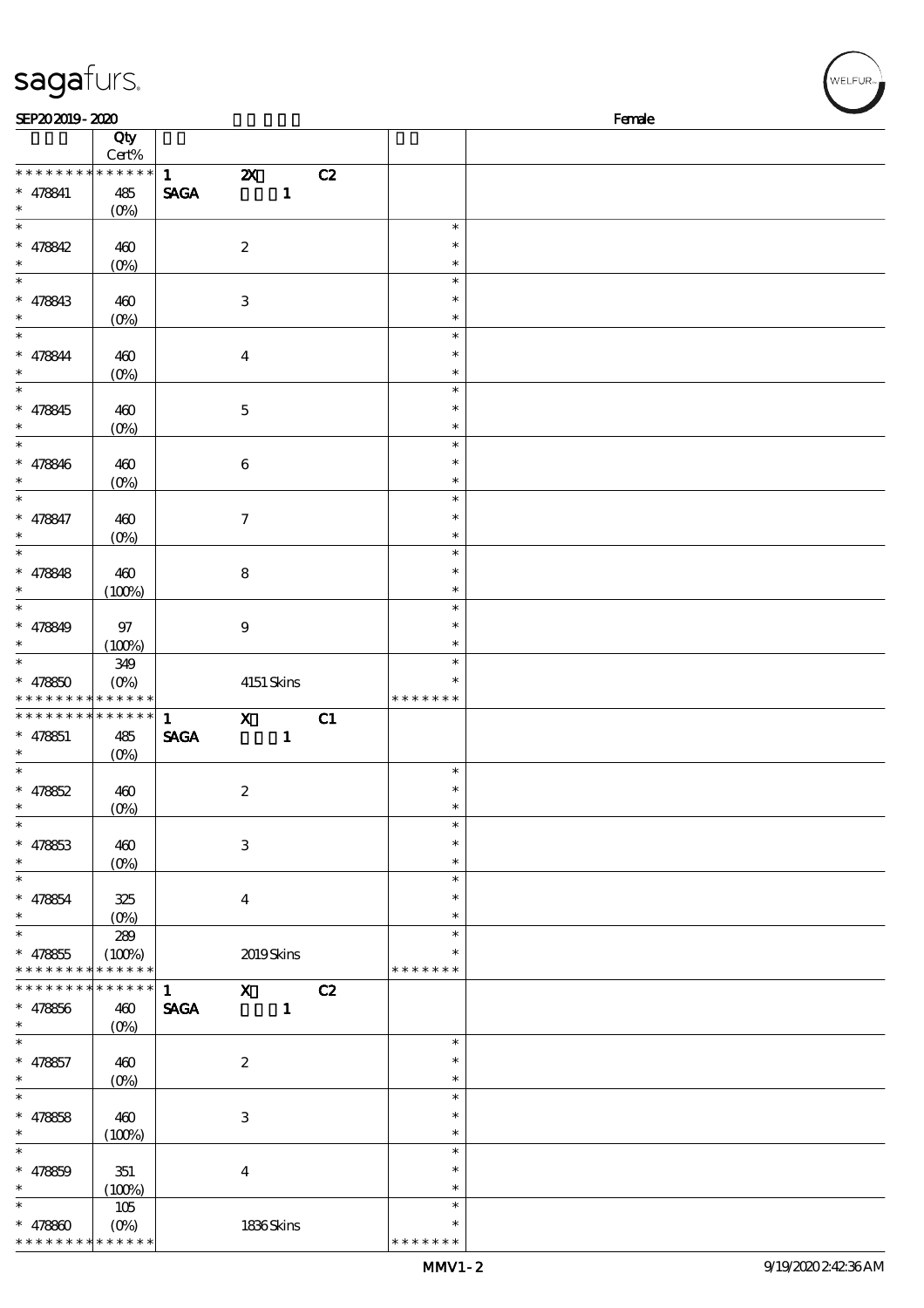| | Qty Cert% | | | | | |
|---|---|---|---|---|---|---|
| * * * * * * * * * * * * * * | | 1 | 2X | C2 | | |
| * 478841 * | 485 (0%) | SAGA | 1 | | | |
| * * 478842 * | 460 (0%) | | 2 | | * * * | |
| * * 478843 * | 460 (0%) | | 3 | | * * * | |
| * * 478844 * | 460 (0%) | | 4 | | * * * | |
| * * 478845 * | 460 (0%) | | 5 | | * * * | |
| * * 478846 * | 460 (0%) | | 6 | | * * * | |
| * * 478847 * | 460 (0%) | | 7 | | * * * | |
| * * 478848 * | 460 (100%) | | 8 | | * * * | |
| * * 478849 * | 97 (100%) | | 9 | | * * * | |
| * * 478850 * * * * * * * * * * * * * | 349 (0%) | | 4151 Skins | | * * * * * * * * * | |
| * * * * * * * * * * * * * * | | 1 | X | C1 | | |
| * 478851 * | 485 (0%) | SAGA | 1 | | | |
| * * 478852 * | 460 (0%) | | 2 | | * * * | |
| * * 478853 * | 460 (0%) | | 3 | | * * * | |
| * * 478854 * | 325 (0%) | | 4 | | * * * | |
| * * 478855 * * * * * * * * * * * * * | 289 (100%) | | 2019 Skins | | * * * * * * * * * | |
| * * * * * * * * * * * * * * | | 1 | X | C2 | | |
| * 478856 * | 460 (0%) | SAGA | 1 | | | |
| * * 478857 * | 460 (0%) | | 2 | | * * * | |
| * * 478858 * | 460 (100%) | | 3 | | * * * | |
| * * 478859 * | 351 (100%) | | 4 | | * * * | |
| * * 478860 * * * * * * * * * * * * * | 105 (0%) | | 1836 Skins | | * * * * * * * * * | |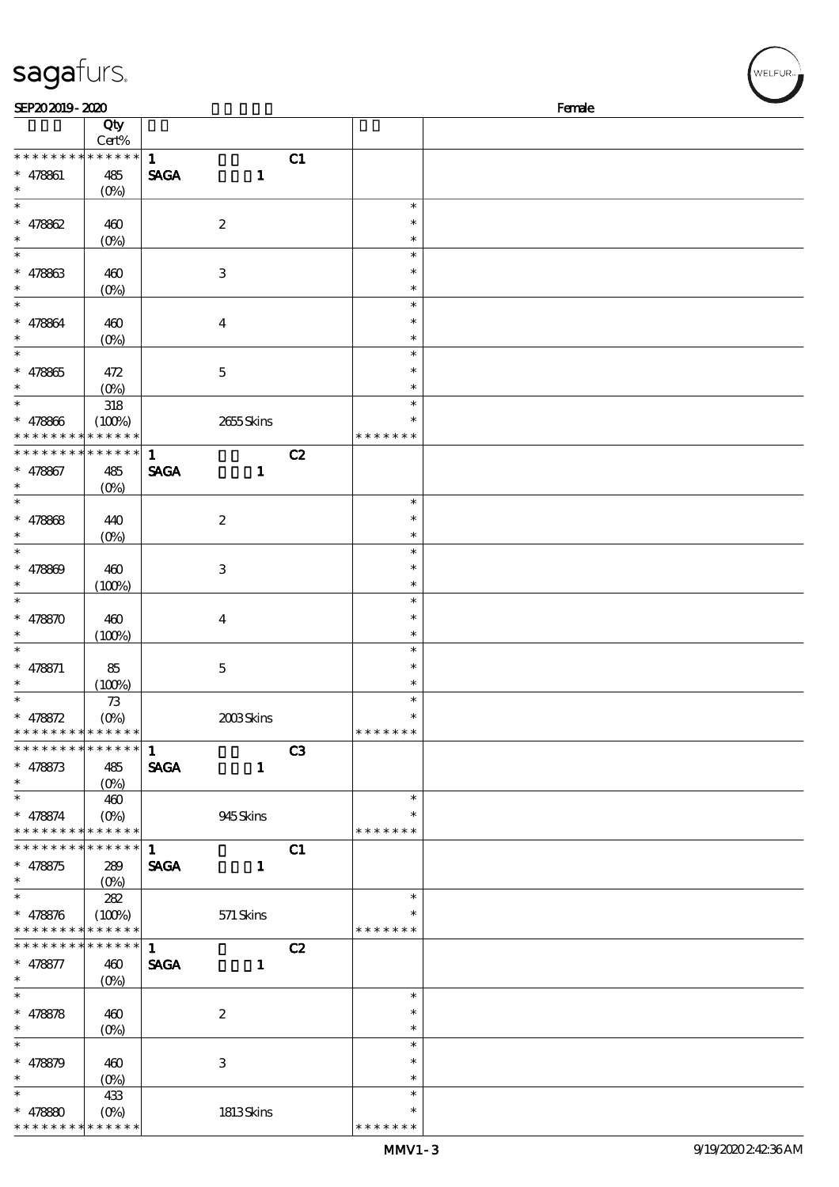# sagafurs.

SEP20 2019 - 2020 Female

| | Qty Cert% | | | | |
|---|---|---|---|---|---|
| * * * * * * * * * * * * * * | 1 | | C1 | | |
| * 478861 | 485 (0%) | SAGA 1 | | | |
| * 478862 | 460 (0%) | 2 | | * | |
| * 478863 | 460 (0%) | 3 | | * | |
| * 478864 | 460 (0%) | 4 | | * | |
| * 478865 | 472 (0%) | 5 | | * | |
| * 478866 | 318 (100%) | 2655 Skins | | * * * * * * * | |
| * * * * * * * * * * * * * * | 1 | | C2 | | |
| * 478867 | 485 (0%) | SAGA 1 | | | |
| * 478868 | 440 (0%) | 2 | | * | |
| * 478869 | 460 (100%) | 3 | | * | |
| * 478870 | 460 (100%) | 4 | | * | |
| * 478871 | 85 (100%) | 5 | | * | |
| * 478872 | 73 (0%) | 2003 Skins | | * * * * * * * | |
| * * * * * * * * * * * * * * | 1 | | C3 | | |
| * 478873 | 485 (0%) | SAGA 1 | | | |
| * 478874 | 460 (0%) | 945 Skins | | * * * * * * * | |
| * * * * * * * * * * * * * * | 1 | | C1 | | |
| * 478875 | 289 (0%) | SAGA 1 | | | |
| * 478876 | 282 (100%) | 571 Skins | | * * * * * * * | |
| * * * * * * * * * * * * * * | 1 | | C2 | | |
| * 478877 | 460 (0%) | SAGA 1 | | | |
| * 478878 | 460 (0%) | 2 | | * | |
| * 478879 | 460 (0%) | 3 | | * | |
| * 478880 | 433 (0%) | 1813 Skins | | * * * * * * * | |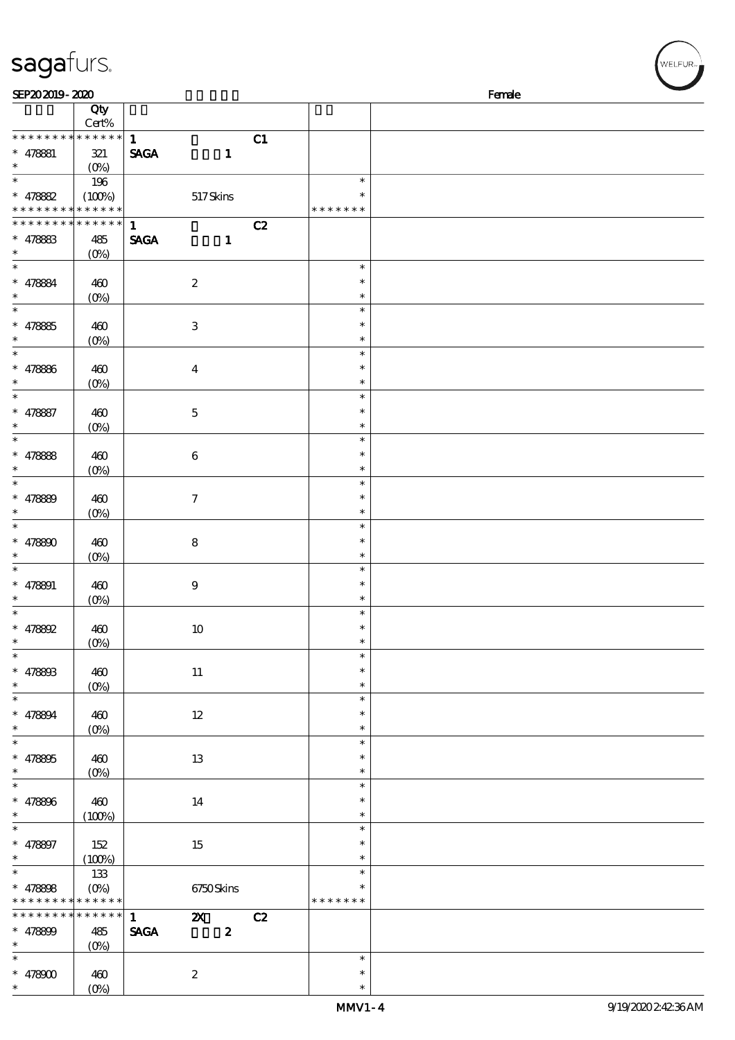SEP20 2019 - 2020 Female

| | Qty Cert% | | | |
|---|---|---|---|---|
| * * * * * * * * * * * * * * | 1 | C1 | | |
| * 478881 | 321 | SAGA 1 | | |
| * | (0%) | | | |
| * | 196 | | * | |
| * 478882 | (100%) | 517 Skins | * | |
| * * * * * * * * * * * * * * | | | * * * * * * * | |
| * * * * * * * * * * * * * * | 1 | C2 | | |
| * 478883 | 485 | SAGA 1 | | |
| * | (0%) | | | |
| * | | | * | |
| * 478884 | 460 | 2 | * | |
| * | (0%) | | * | |
| * | | | * | |
| * 478885 | 460 | 3 | * | |
| * | (0%) | | * | |
| * | | | * | |
| * 478886 | 460 | 4 | * | |
| * | (0%) | | * | |
| * | | | * | |
| * 478887 | 460 | 5 | * | |
| * | (0%) | | * | |
| * | | | * | |
| * 478888 | 460 | 6 | * | |
| * | (0%) | | * | |
| * | | | * | |
| * 478889 | 460 | 7 | * | |
| * | (0%) | | * | |
| * | | | * | |
| * 478890 | 460 | 8 | * | |
| * | (0%) | | * | |
| * | | | * | |
| * 478891 | 460 | 9 | * | |
| * | (0%) | | * | |
| * | | | * | |
| * 478892 | 460 | 10 | * | |
| * | (0%) | | * | |
| * | | | * | |
| * 478893 | 460 | 11 | * | |
| * | (0%) | | * | |
| * | | | * | |
| * 478894 | 460 | 12 | * | |
| * | (0%) | | * | |
| * | | | * | |
| * 478895 | 460 | 13 | * | |
| * | (0%) | | * | |
| * | | | * | |
| * 478896 | 460 | 14 | * | |
| * | (100%) | | * | |
| * | | | * | |
| * 478897 | 152 | 15 | * | |
| * | (100%) | | * | |
| * | 133 | | * | |
| * 478898 | (0%) | 6750 Skins | * | |
| * * * * * * * * * * * * * * | | | * * * * * * * | |
| * * * * * * * * * * * * * * | 1 | 2X C2 | | |
| * 478899 | 485 | SAGA 2 | | |
| * | (0%) | | | |
| * | | | * | |
| * 478900 | 460 | 2 | * | |
| * | (0%) | | * | |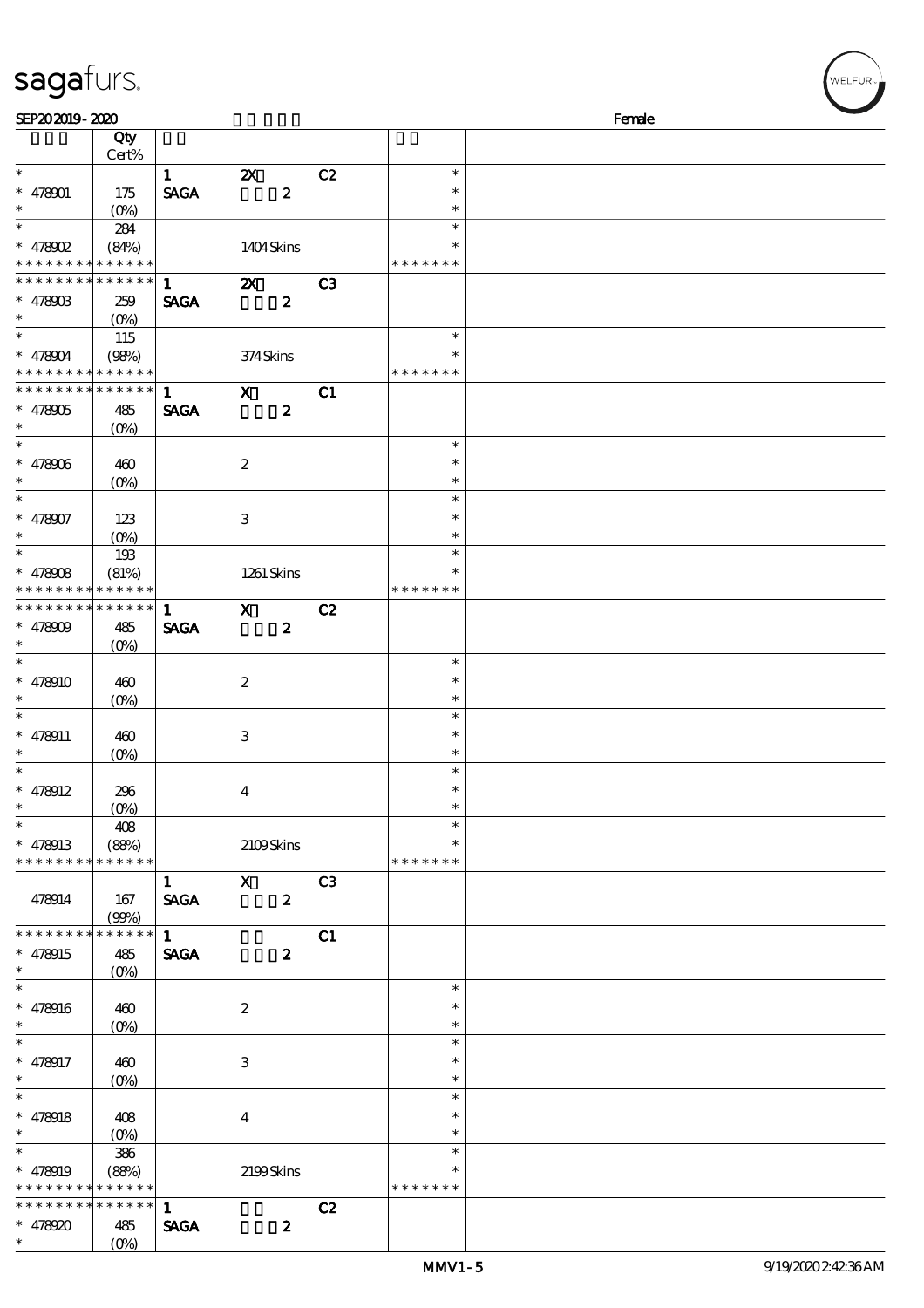**SEP20 2019 - 2020** | **Female**

| | Qty Cert% | | | | | |
|---|---|---|---|---|---|---|
| * | | 1 | 2X | C2 | * | |
| * 478901 | 175 | SAGA | 2 | | * | |
| * | (0%) | | | | * | |
| * | 284 | | | | * | |
| * 478902 | (84%) | | 1404 Skins | | * | |
| * * * * * * * * * * * * * * | | | | | * * * * * * * | |
| * * * * * * * * * * * * * * | | 1 | 2X | C3 | | |
| * 478903 | 259 | SAGA | 2 | | | |
| * | (0%) | | | | | |
| * | 115 | | | | * | |
| * 478904 | (98%) | | 374 Skins | | * | |
| * * * * * * * * * * * * * * | | | | | * * * * * * * | |
| * * * * * * * * * * * * * * | | 1 | X | C1 | | |
| * 478905 | 485 | SAGA | 2 | | | |
| * | (0%) | | | | | |
| * | | | | | * | |
| * 478906 | 460 | | 2 | | * | |
| * | (0%) | | | | * | |
| * | | | | | * | |
| * 478907 | 123 | | 3 | | * | |
| * | (0%) | | | | * | |
| * | 193 | | | | * | |
| * 478908 | (81%) | | 1261 Skins | | * | |
| * * * * * * * * * * * * * * | | | | | * * * * * * * | |
| * * * * * * * * * * * * * * | | 1 | X | C2 | | |
| * 478909 | 485 | SAGA | 2 | | | |
| * | (0%) | | | | | |
| * | | | | | * | |
| * 478910 | 460 | | 2 | | * | |
| * | (0%) | | | | * | |
| * | | | | | * | |
| * 478911 | 460 | | 3 | | * | |
| * | (0%) | | | | * | |
| * | | | | | * | |
| * 478912 | 296 | | 4 | | * | |
| * | (0%) | | | | * | |
| * | 408 | | | | * | |
| * 478913 | (88%) | | 2109 Skins | | * | |
| * * * * * * * * * * * * * * | | | | | * * * * * * * | |
| | | 1 | X | C3 | | |
| 478914 | 167 | SAGA | 2 | | | |
| | (99%) | | | | | |
| * * * * * * * * * * * * * * | | 1 | | C1 | | |
| * 478915 | 485 | SAGA | 2 | | | |
| * | (0%) | | | | | |
| * | | | | | * | |
| * 478916 | 460 | | 2 | | * | |
| * | (0%) | | | | * | |
| * | | | | | * | |
| * 478917 | 460 | | 3 | | * | |
| * | (0%) | | | | * | |
| * | | | | | * | |
| * 478918 | 408 | | 4 | | * | |
| * | (0%) | | | | * | |
| * | 386 | | | | * | |
| * 478919 | (88%) | | 2199 Skins | | * | |
| * * * * * * * * * * * * * * | | | | | * * * * * * * | |
| * * * * * * * * * * * * * * | | 1 | | C2 | | |
| * 478920 | 485 | SAGA | 2 | | | |
| * | (0%) | | | | | |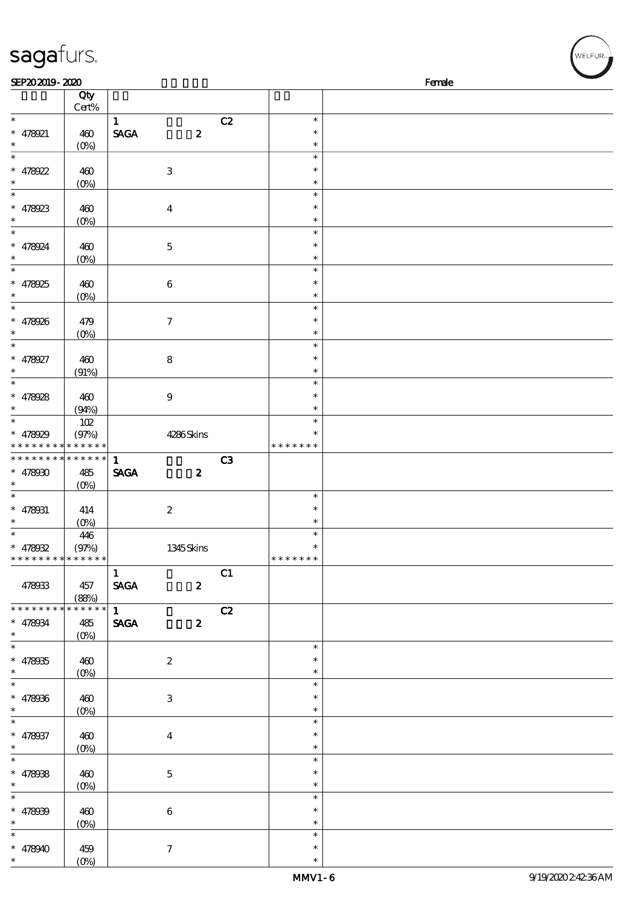sagafurs.

SEP20 2019 - 2020 Female

| | Qty Cert% | | | |
|---|---|---|---|---|
| * | | 1 C2 | * | |
| * 478921 | 460 | SAGA 2 | * | |
| * | (0%) | | * | |
| * | | | * | |
| * 478922 | 460 | 3 | * | |
| * | (0%) | | * | |
| * | | | * | |
| * 478923 | 460 | 4 | * | |
| * | (0%) | | * | |
| * | | | * | |
| * 478924 | 460 | 5 | * | |
| * | (0%) | | * | |
| * | | | * | |
| * 478925 | 460 | 6 | * | |
| * | (0%) | | * | |
| * | | | * | |
| * 478926 | 479 | 7 | * | |
| * | (0%) | | * | |
| * | | | * | |
| * 478927 | 460 | 8 | * | |
| * | (91%) | | * | |
| * | | | * | |
| * 478928 | 460 | 9 | * | |
| * | (94%) | | * | |
| * | 102 | | * | |
| * 478929 | (97%) | 4286 Skins | * | |
| * * * * * * * * * * * * * * | | | * * * * * * * | |
| * * * * * * * * * * * * * * | | 1 C3 | | |
| * 478930 | 485 | SAGA 2 | | |
| * | (0%) | | | |
| * | | | * | |
| * 478931 | 414 | 2 | * | |
| * | (0%) | | * | |
| * | 446 | | * | |
| * 478932 | (97%) | 1345 Skins | * | |
| * * * * * * * * * * * * * * | | | * * * * * * * | |
| | | 1 C1 | | |
| 478933 | 457 | SAGA 2 | | |
| | (88%) | | | |
| * * * * * * * * * * * * * * | | 1 C2 | | |
| * 478934 | 485 | SAGA 2 | | |
| * | (0%) | | | |
| * | | | * | |
| * 478935 | 460 | 2 | * | |
| * | (0%) | | * | |
| * | | | * | |
| * 478936 | 460 | 3 | * | |
| * | (0%) | | * | |
| * | | | * | |
| * 478937 | 460 | 4 | * | |
| * | (0%) | | * | |
| * | | | * | |
| * 478938 | 460 | 5 | * | |
| * | (0%) | | * | |
| * | | | * | |
| * 478939 | 460 | 6 | * | |
| * | (0%) | | * | |
| * | | | * | |
| * 478940 | 459 | 7 | * | |
| * | (0%) | | * | |

MMV1-6 9/19/2020 2:42:36 AM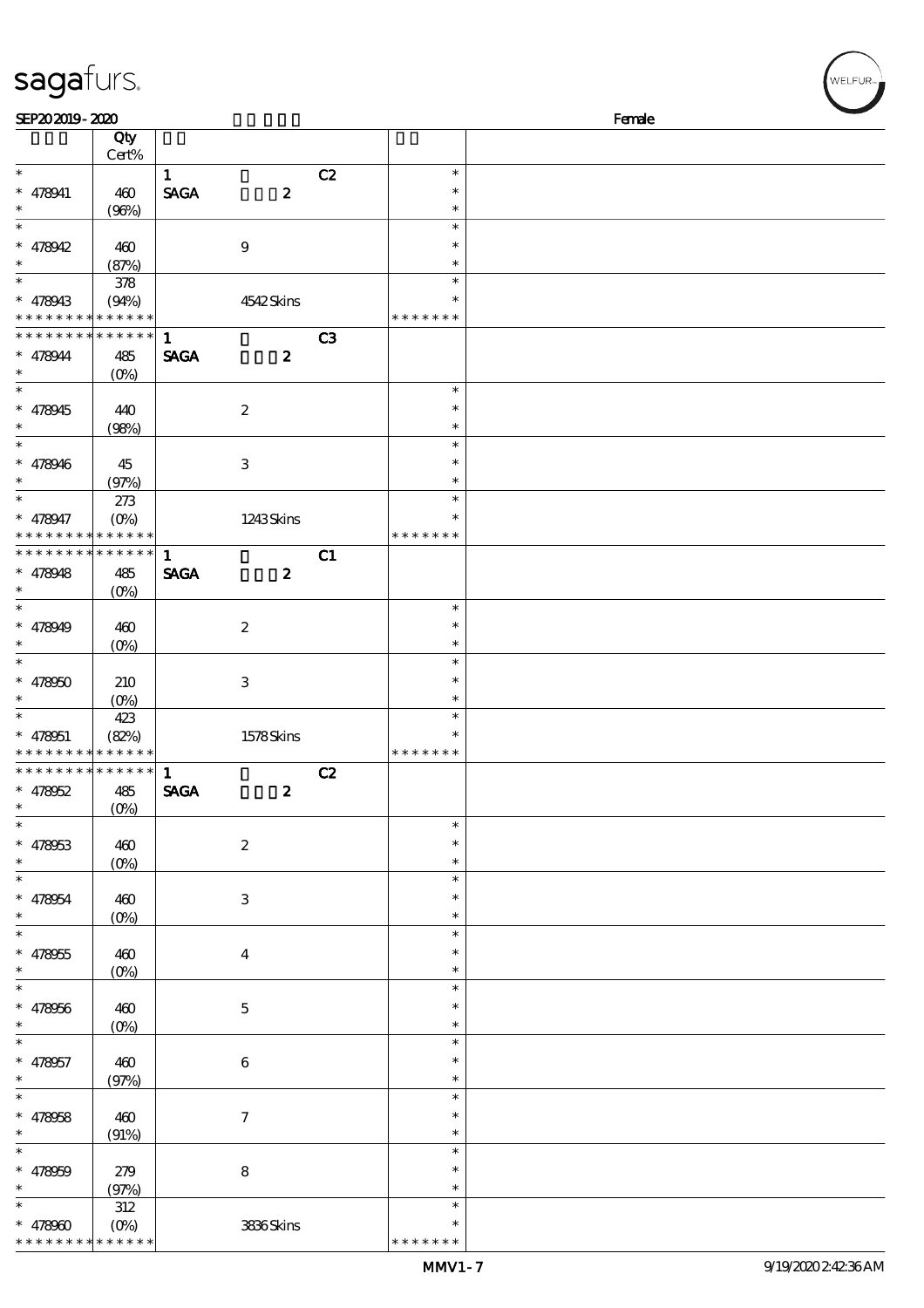SEP20 2019 - 2020 Female

| | Qty Cert% | | | | |
|---|---|---|---|---|---|
| * | | 1 | | C2 | * |
| * 478941 | 460 | SAGA | 2 | | * |
| * | (96%) | | | | * |
| * | | | | | * |
| * 478942 | 460 | | 9 | | * |
| * | (87%) | | | | * |
| * | 378 | | | | * |
| * 478943 | (94%) | | 4542 Skins | | * |
| * * * * * * * * * * * * * * | | | | | * * * * * * * |
| * * * * * * * * * * * * * * | | 1 | | C3 | |
| * 478944 | 485 | SAGA | 2 | | |
| * | (0%) | | | | |
| * | | | | | * |
| * 478945 | 440 | | 2 | | * |
| * | (98%) | | | | * |
| * | | | | | * |
| * 478946 | 45 | | 3 | | * |
| * | (97%) | | | | * |
| * | 273 | | | | * |
| * 478947 | (0%) | | 1243 Skins | | * |
| * * * * * * * * * * * * * * | | | | | * * * * * * * |
| * * * * * * * * * * * * * * | | 1 | | C1 | |
| * 478948 | 485 | SAGA | 2 | | |
| * | (0%) | | | | |
| * | | | | | * |
| * 478949 | 460 | | 2 | | * |
| * | (0%) | | | | * |
| * | | | | | * |
| * 478950 | 210 | | 3 | | * |
| * | (0%) | | | | * |
| * | 423 | | | | * |
| * 478951 | (82%) | | 1578 Skins | | * |
| * * * * * * * * * * * * * * | | | | | * * * * * * * |
| * * * * * * * * * * * * * * | | 1 | | C2 | |
| * 478952 | 485 | SAGA | 2 | | |
| * | (0%) | | | | |
| * | | | | | * |
| * 478953 | 460 | | 2 | | * |
| * | (0%) | | | | * |
| * | | | | | * |
| * 478954 | 460 | | 3 | | * |
| * | (0%) | | | | * |
| * | | | | | * |
| * 478955 | 460 | | 4 | | * |
| * | (0%) | | | | * |
| * | | | | | * |
| * 478956 | 460 | | 5 | | * |
| * | (0%) | | | | * |
| * | | | | | * |
| * 478957 | 460 | | 6 | | * |
| * | (97%) | | | | * |
| * | | | | | * |
| * 478958 | 460 | | 7 | | * |
| * | (91%) | | | | * |
| * | | | | | * |
| * 478959 | 279 | | 8 | | * |
| * | (97%) | | | | * |
| * | 312 | | | | * |
| * 478960 | (0%) | | 3836 Skins | | * |
| * * * * * * * * * * * * * * | | | | | * * * * * * * |

MMV1 - 7 9/19/2020 2:42:36 AM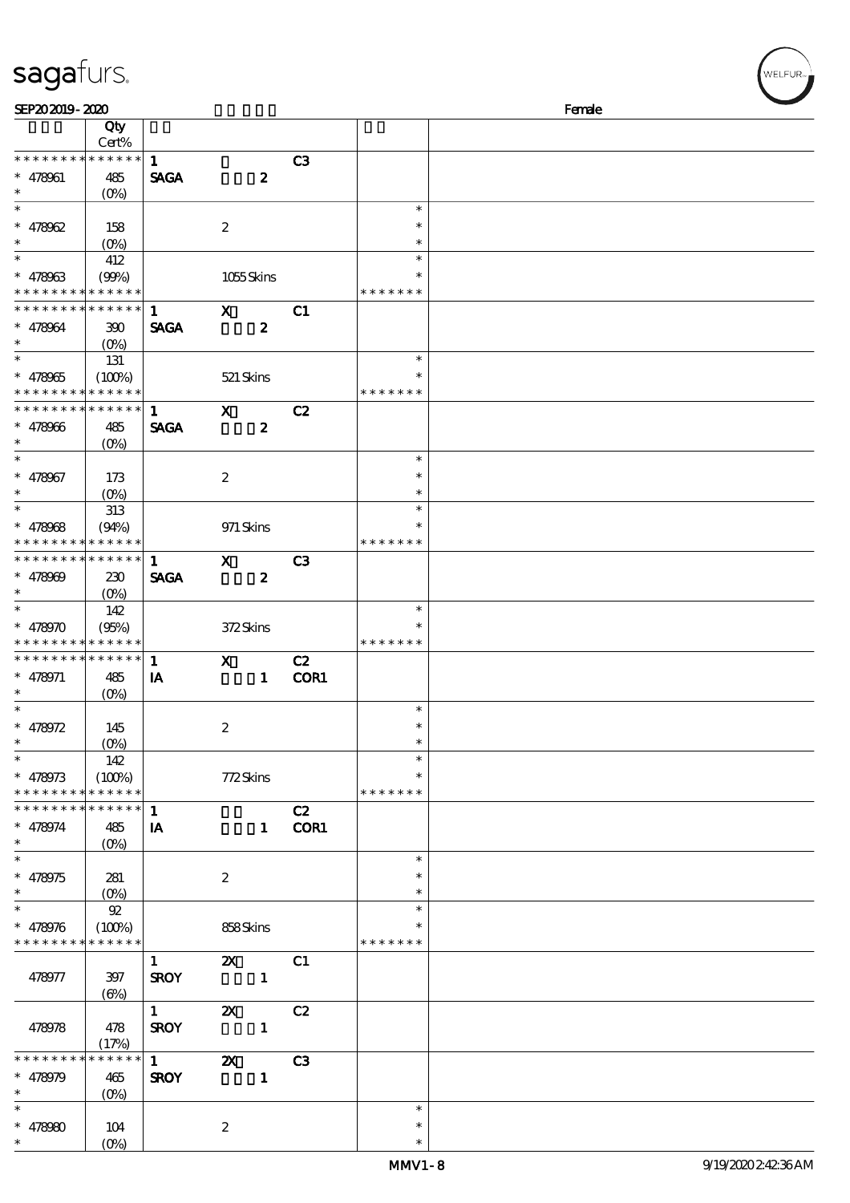SEP20 2019 - 2020 Female

| | Qty Cert% | | | | | |
|---|---|---|---|---|---|---|
| * * * * * * * * * * * * * * | | 1 | | C3 | | |
| * 478961 | 485 | SAGA | 2 | | | |
| * | (0%) | | | | | |
| * | | | | | * | |
| * 478962 | 158 | | 2 | | * | |
| * | (0%) | | | | * | |
| * | 412 | | | | * | |
| * 478963 | (99%) | | 1055 Skins | | * | |
| * * * * * * * * * * * * * * | | | | | * * * * * * * | |
| * * * * * * * * * * * * * * | | 1 | X 2 | C1 | | |
| * 478964 | 390 | SAGA | | | | |
| * | (0%) | | | | | |
| * | 131 | | | | * | |
| * 478965 | (100%) | | 521 Skins | | * | |
| * * * * * * * * * * * * * * | | | | | * * * * * * * | |
| * * * * * * * * * * * * * * | | 1 | X 2 | C2 | | |
| * 478966 | 485 | SAGA | | | | |
| * | (0%) | | | | | |
| * | | | | | * | |
| * 478967 | 173 | | 2 | | * | |
| * | (0%) | | | | * | |
| * | 313 | | | | * | |
| * 478968 | (94%) | | 971 Skins | | * | |
| * * * * * * * * * * * * * * | | | | | * * * * * * * | |
| * * * * * * * * * * * * * * | | 1 | X 2 | C3 | | |
| * 478969 | 230 | SAGA | | | | |
| * | (0%) | | | | | |
| * | 142 | | | | * | |
| * 478970 | (95%) | | 372 Skins | | * | |
| * * * * * * * * * * * * * * | | | | | * * * * * * * | |
| * * * * * * * * * * * * * * | | 1 | X 1 | C2 COR1 | | |
| * 478971 | 485 | IA | | | | |
| * | (0%) | | | | | |
| * | | | | | * | |
| * 478972 | 145 | | 2 | | * | |
| * | (0%) | | | | * | |
| * | 142 | | | | * | |
| * 478973 | (100%) | | 772 Skins | | * | |
| * * * * * * * * * * * * * * | | | | | * * * * * * * | |
| * * * * * * * * * * * * * * | | 1 | 1 | C2 COR1 | | |
| * 478974 | 485 | IA | | | | |
| * | (0%) | | | | | |
| * | | | | | * | |
| * 478975 | 281 | | 2 | | * | |
| * | (0%) | | | | * | |
| * | 92 | | | | * | |
| * 478976 | (100%) | | 858 Skins | | * | |
| * * * * * * * * * * * * * * | | | | | * * * * * * * | |
| | | 1 | 2X 1 | C1 | | |
| 478977 | 397 (6%) | SROY | | | | |
| | | 1 | 2X 1 | C2 | | |
| 478978 | 478 (17%) | SROY | | | | |
| * * * * * * * * * * * * * * | | 1 | 2X 1 | C3 | | |
| * 478979 | 465 | SROY | | | | |
| * | (0%) | | | | | |
| * | | | | | * | |
| * 478980 | 104 | | 2 | | * | |
| * | (0%) | | | | * | |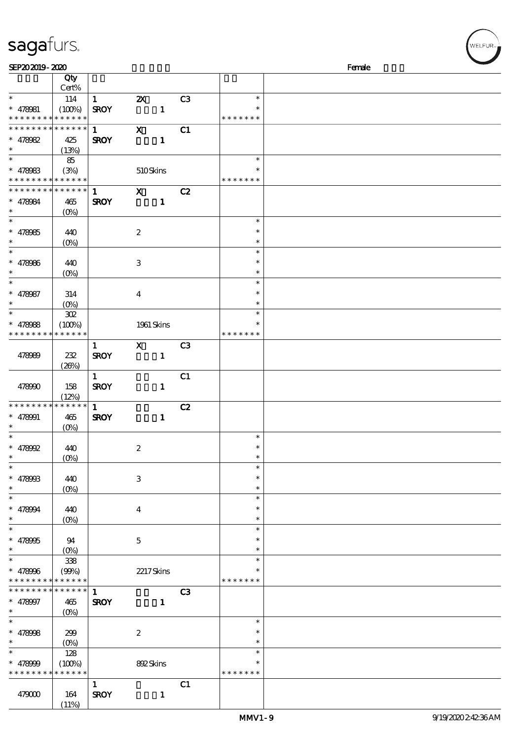| | Qty Cert% | | | | | |
|---|---|---|---|---|---|---|
| * | 114 | 1 | 2X | C3 | * | |
| * 478981 | (100%) | SROY | 1 | | * | |
| * * * * * * * * * * * * * * | | | | | * * * * * * * | |
| * * * * * * * * * * * * * * | | 1 | X | C1 | | |
| * 478982 | 425 | SROY | 1 | | | |
| * | (13%) | | | | | |
| * | 85 | | | | * | |
| * 478983 | (3%) | | 510 Skins | | * | |
| * * * * * * * * * * * * * * | | | | | * * * * * * * | |
| * * * * * * * * * * * * * * | | 1 | X | C2 | | |
| * 478984 | 465 | SROY | 1 | | | |
| * | (0%) | | | | | |
| * | | | | | * | |
| * 478985 | 440 | | 2 | | * | |
| * | (0%) | | | | * | |
| * | | | | | * | |
| * 478986 | 440 | | 3 | | * | |
| * | (0%) | | | | * | |
| * | | | | | * | |
| * 478987 | 314 | | 4 | | * | |
| * | (0%) | | | | * | |
| * | 302 | | | | * | |
| * 478988 | (100%) | | 1961 Skins | | * | |
| * * * * * * * * * * * * * * | | | | | * * * * * * * | |
| | | 1 | X | C3 | | |
| 478989 | 232 (26%) | SROY | 1 | | | |
| | | 1 | | C1 | | |
| 478990 | 158 (12%) | SROY | 1 | | | |
| * * * * * * * * * * * * * * | | 1 | | C2 | | |
| * 478991 | 465 | SROY | 1 | | | |
| * | (0%) | | | | | |
| * | | | | | * | |
| * 478992 | 440 | | 2 | | * | |
| * | (0%) | | | | * | |
| * | | | | | * | |
| * 478993 | 440 | | 3 | | * | |
| * | (0%) | | | | * | |
| * | | | | | * | |
| * 478994 | 440 | | 4 | | * | |
| * | (0%) | | | | * | |
| * | | | | | * | |
| * 478995 | 94 | | 5 | | * | |
| * | (0%) | | | | * | |
| * | 338 | | | | * | |
| * 478996 | (99%) | | 2217 Skins | | * | |
| * * * * * * * * * * * * * * | | | | | * * * * * * * | |
| * * * * * * * * * * * * * * | | 1 | | C3 | | |
| * 478997 | 465 | SROY | 1 | | | |
| * | (0%) | | | | | |
| * | | | | | * | |
| * 478998 | 299 | | 2 | | * | |
| * | (0%) | | | | * | |
| * | 128 | | | | * | |
| * 478999 | (100%) | | 892 Skins | | * | |
| * * * * * * * * * * * * * * | | | | | * * * * * * * | |
| | | 1 | | C1 | | |
| 479000 | 164 (11%) | SROY | 1 | | | |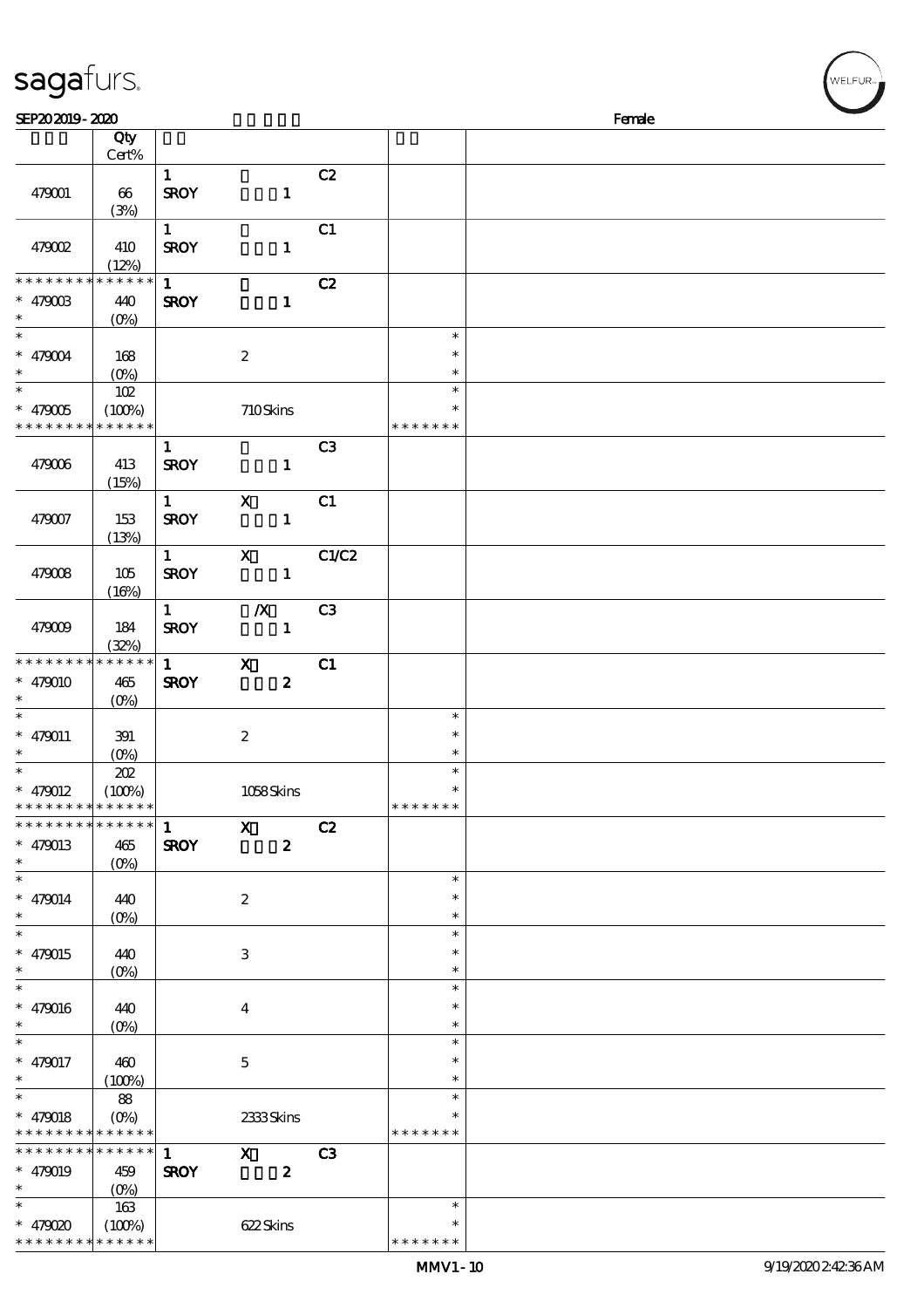SEP20 2019 - 2020 Female

| | Qty Cert% | | | | | |
|---|---|---|---|---|---|---|
| 479001 | 66 (3%) | 1 SROY | 1 | C2 | | |
| 479002 | 410 (12%) | 1 SROY | 1 | C1 | | |
| * * * * * * * * * * * * * * 479003 * | 440 (0%) | 1 SROY | 1 | C2 | | |
| * 479004 * | 168 (0%) | | 2 | | * * * | |
| * 479005 * * * * * * * * * * * * * | 102 (100%) | | 710 Skins | | * * * * * * * * * | |
| 479006 | 413 (15%) | 1 SROY | 1 | C3 | | |
| 479007 | 153 (13%) | 1 SROY | X 1 | C1 | | |
| 479008 | 105 (16%) | 1 SROY | X 1 | C1/C2 | | |
| 479009 | 184 (32%) | 1 SROY | /X 1 | C3 | | |
| * * * * * * * * * * * * * * 479010 * | 465 (0%) | 1 SROY | X 2 | C1 | | |
| * 479011 * | 391 (0%) | | 2 | | * * * | |
| * 479012 * * * * * * * * * * * * * | 202 (100%) | | 1058 Skins | | * * * * * * * * * | |
| * * * * * * * * * * * * * * 479013 * | 465 (0%) | 1 SROY | X 2 | C2 | | |
| * 479014 * | 440 (0%) | | 2 | | * * * | |
| * 479015 * | 440 (0%) | | 3 | | * * * | |
| * 479016 * | 440 (0%) | | 4 | | * * * | |
| * 479017 * | 460 (100%) | | 5 | | * * * | |
| * 479018 * * * * * * * * * * * * * | 88 (0%) | | 2333 Skins | | * * * * * * * * * | |
| * * * * * * * * * * * * * * 479019 * | 459 (0%) | 1 SROY | X 2 | C3 | | |
| * 479020 * * * * * * * * * * * * * | 163 (100%) | | 622 Skins | | * * * * * * * * * | |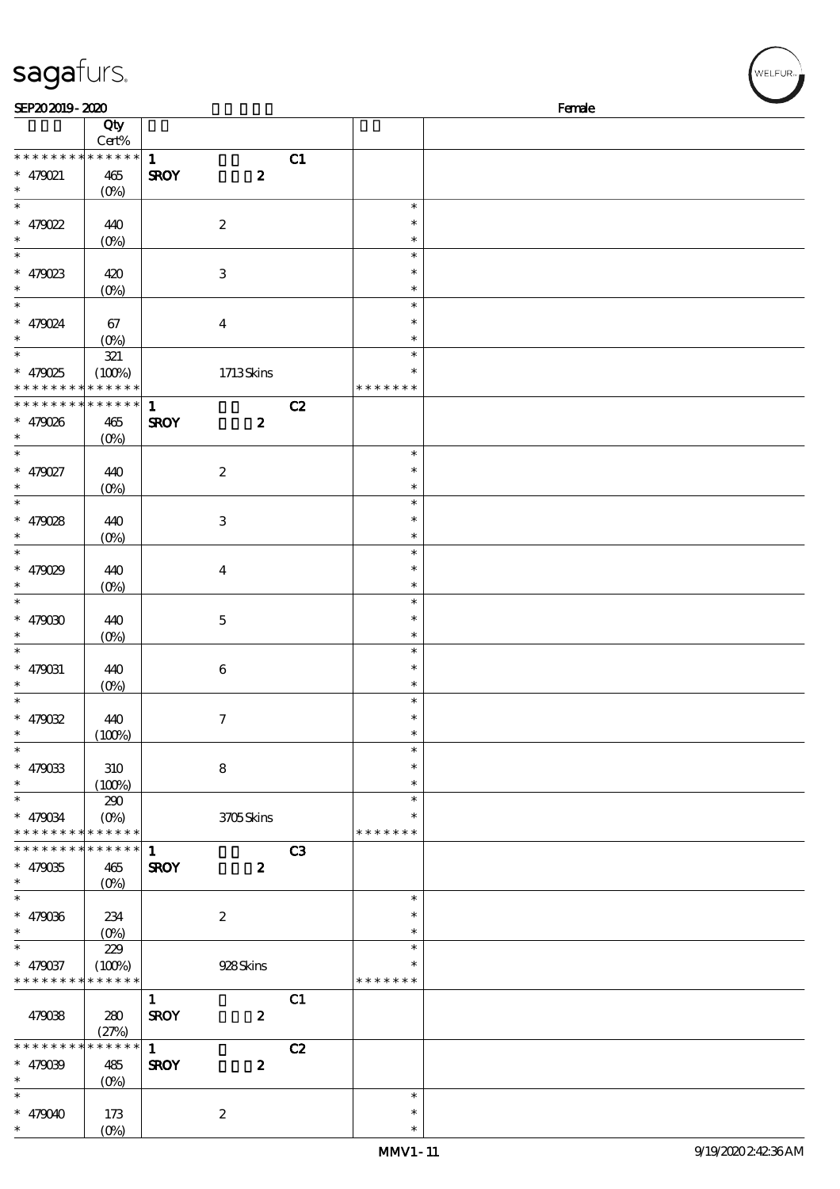SEP20 2019 - 2020 Female

| | Qty Cert% | | | |
|---|---|---|---|---|
| * * * * * * * * * * * * * * | | 1 C1 | | |
| * 479021 | 465 (0%) | SROY 2 | | |
| * 479022 | 440 (0%) | 2 | * * * | |
| * 479023 | 420 (0%) | 3 | * * * | |
| * 479024 | 67 (0%) | 4 | * * * | |
| * 479025 | 321 (100%) | 1713 Skins | * * * * * * * * * | |
| * * * * * * * * * * * * * * | | 1 C2 | | |
| * 479026 | 465 (0%) | SROY 2 | | |
| * 479027 | 440 (0%) | 2 | * * * | |
| * 479028 | 440 (0%) | 3 | * * * | |
| * 479029 | 440 (0%) | 4 | * * * | |
| * 479030 | 440 (0%) | 5 | * * * | |
| * 479031 | 440 (0%) | 6 | * * * | |
| * 479032 | 440 (100%) | 7 | * * * | |
| * 479033 | 310 (100%) | 8 | * * * | |
| * 479034 | 290 (0%) | 3705 Skins | * * * * * * * * * | |
| * * * * * * * * * * * * * * | | 1 C3 | | |
| * 479035 | 465 (0%) | SROY 2 | | |
| * 479036 | 234 (0%) | 2 | * * * | |
| * 479037 | 229 (100%) | 928 Skins | * * * * * * * * * | |
| 479038 | 280 (27%) | 1 C1 SROY 2 | | |
| * * * * * * * * * * * * * * | | 1 C2 | | |
| * 479039 | 485 (0%) | SROY 2 | | |
| * 479040 | 173 (0%) | 2 | * * * | |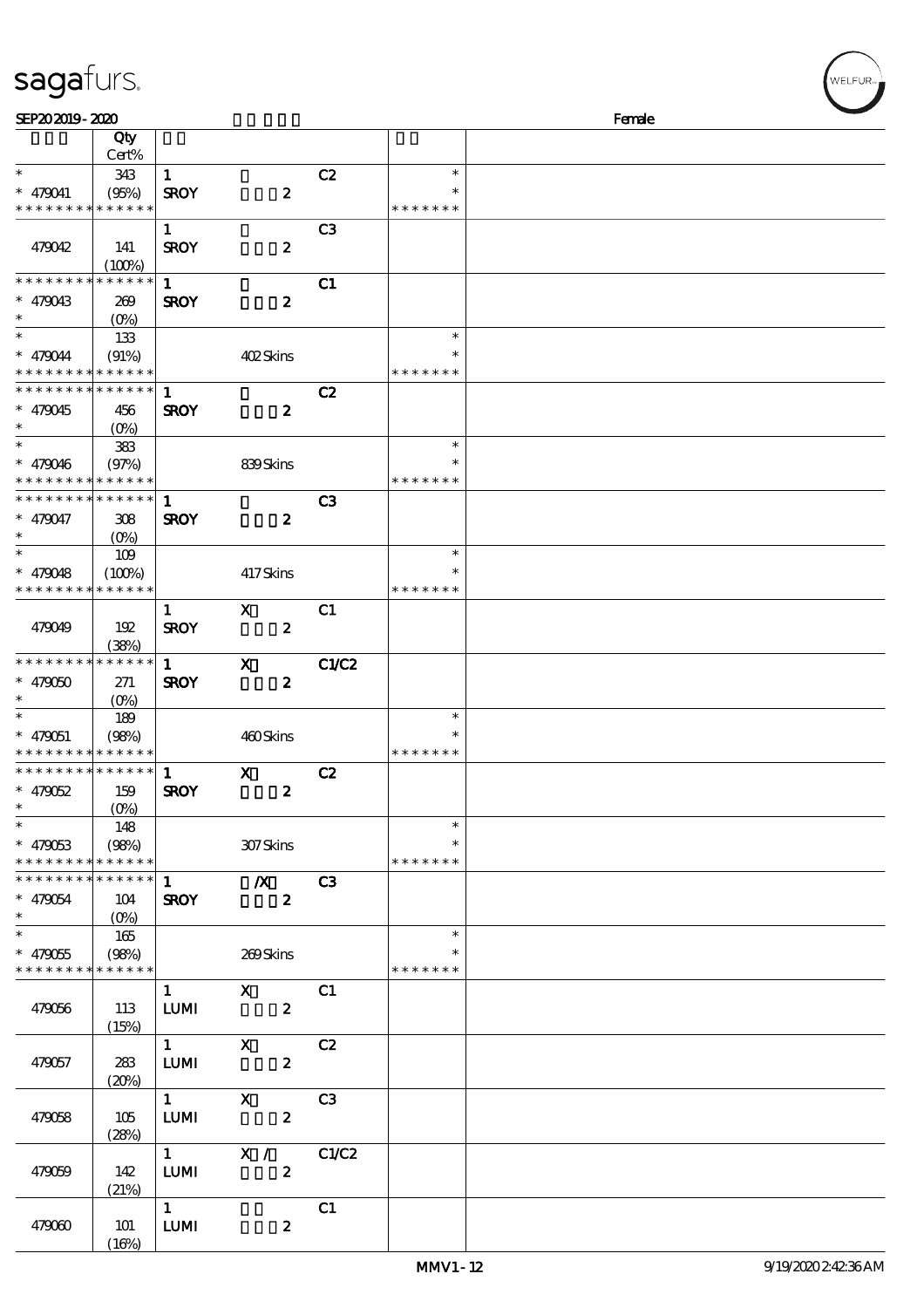sagafurs.

SEP20 2019 - 2020 Female

| | Qty Cert% | | | | | |
|---|---|---|---|---|---|---|
| * | 343 | 1 | | C2 | * | |
| * 479041 | (95%) | SROY | 2 | | * | |
| * * * * * * * * * * * * * * | | | | | * * * * * * * | |
| | | 1 | | C3 | | |
| 479042 | 141 (100%) | SROY | 2 | | | |
| * * * * * * * * * * * * * * | | 1 | | C1 | | |
| * 479043 | 269 | SROY | 2 | | | |
| * | (0%) | | | | | |
| * | 133 | | | | * | |
| * 479044 | (91%) | | 402 Skins | | * | |
| * * * * * * * * * * * * * * | | | | | * * * * * * * | |
| * * * * * * * * * * * * * * | | 1 | | C2 | | |
| * 479045 | 456 | SROY | 2 | | | |
| * | (0%) | | | | | |
| * | 383 | | | | * | |
| * 479046 | (97%) | | 839 Skins | | * | |
| * * * * * * * * * * * * * * | | | | | * * * * * * * | |
| * * * * * * * * * * * * * * | | 1 | | C3 | | |
| * 479047 | 308 | SROY | 2 | | | |
| * | (0%) | | | | | |
| * | 109 | | | | * | |
| * 479048 | (100%) | | 417 Skins | | * | |
| * * * * * * * * * * * * * * | | | | | * * * * * * * | |
| | | 1 | X | C1 | | |
| 479049 | 192 (38%) | SROY | 2 | | | |
| * * * * * * * * * * * * * * | | 1 | X | C1/C2 | | |
| * 479050 | 271 | SROY | 2 | | | |
| * | (0%) | | | | | |
| * | 189 | | | | * | |
| * 479051 | (98%) | | 460 Skins | | * | |
| * * * * * * * * * * * * * * | | | | | * * * * * * * | |
| * * * * * * * * * * * * * * | | 1 | X | C2 | | |
| * 479052 | 159 | SROY | 2 | | | |
| * | (0%) | | | | | |
| * | 148 | | | | * | |
| * 479053 | (98%) | | 307 Skins | | * | |
| * * * * * * * * * * * * * * | | | | | * * * * * * * | |
| * * * * * * * * * * * * * * | | 1 | /X | C3 | | |
| * 479054 | 104 | SROY | 2 | | | |
| * | (0%) | | | | | |
| * | 165 | | | | * | |
| * 479055 | (98%) | | 269 Skins | | * | |
| * * * * * * * * * * * * * * | | | | | * * * * * * * | |
| | | 1 | X | C1 | | |
| 479056 | 113 (15%) | LUMI | 2 | | | |
| | | 1 | X | C2 | | |
| 479057 | 283 (20%) | LUMI | 2 | | | |
| | | 1 | X | C3 | | |
| 479058 | 105 (28%) | LUMI | 2 | | | |
| | | 1 | X / | C1/C2 | | |
| 479059 | 142 (21%) | LUMI | 2 | | | |
| | | 1 | | C1 | | |
| 479060 | 101 (16%) | LUMI | 2 | | | |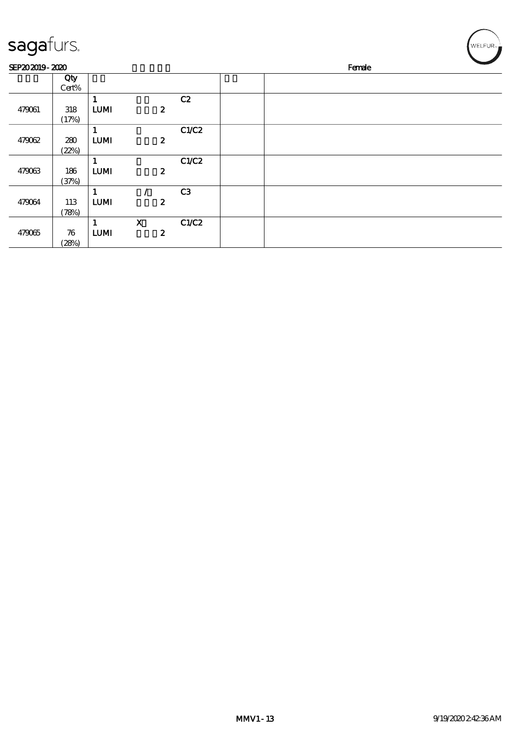sagafurs.

SEP20 2019 - 2020 Female

| | Qty Cert% | | | | | |
|---|---|---|---|---|---|---|
| 479061 | 318 (17%) | 1 LUMI | 2 | C2 | | |
| 479062 | 280 (22%) | 1 LUMI | 2 | C1/C2 | | |
| 479063 | 186 (37%) | 1 LUMI | 2 | C1/C2 | | |
| 479064 | 113 (78%) | 1 LUMI | / 2 | C3 | | |
| 479065 | 76 (28%) | 1 LUMI | X 2 | C1/C2 | | |

MMV1 - 13 9/19/2020 2:42:36 AM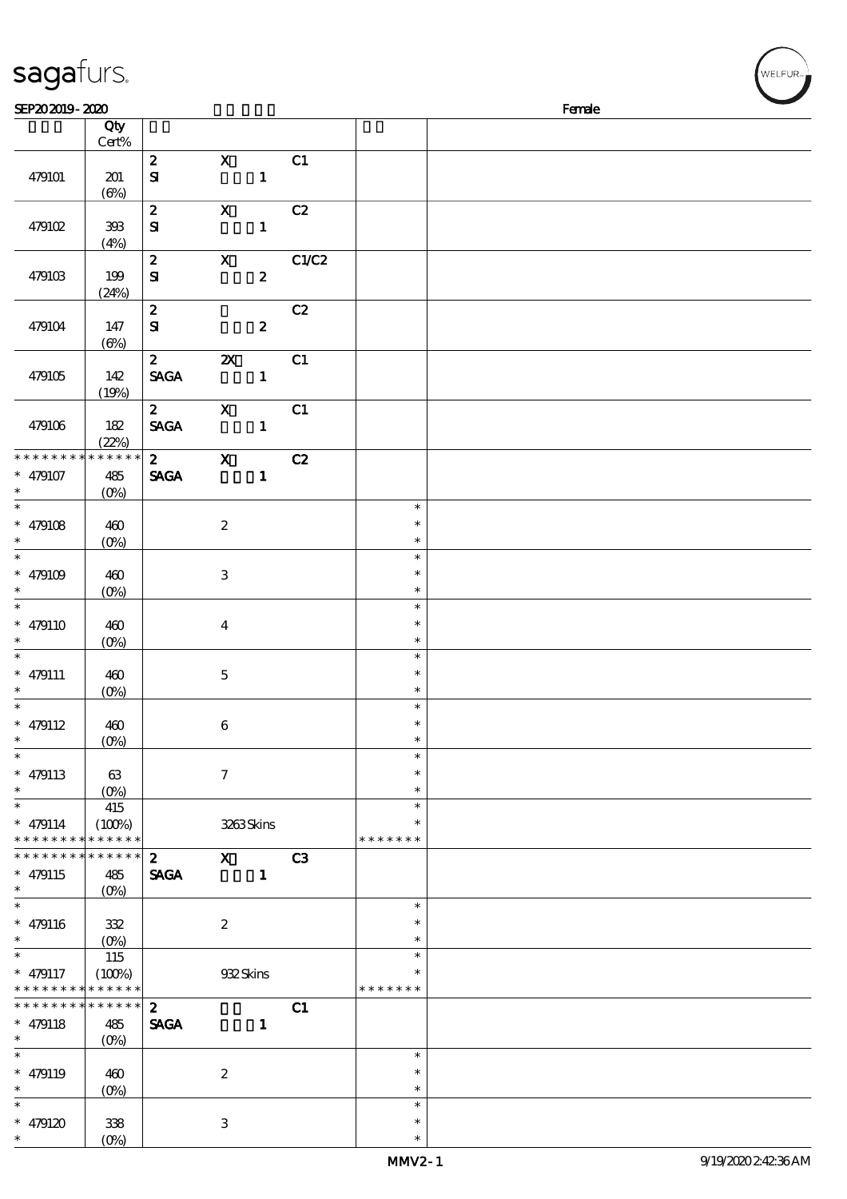sagafurs.

SEP20 2019 - 2020 Female

| | Qty Cert% | | | | | |
|---|---|---|---|---|---|---|
| 479101 | 201 (6%) | 2 SI | X 1 | C1 | | |
| 479102 | 393 (4%) | 2 SI | X 1 | C2 | | |
| 479103 | 199 (24%) | 2 SI | X 2 | C1/C2 | | |
| 479104 | 147 (6%) | 2 SI | 2 | C2 | | |
| 479105 | 142 (19%) | 2 SAGA | 2X 1 | C1 | | |
| 479106 | 182 (22%) | 2 SAGA | X 1 | C1 | | |
| * * * * * * * * * * * * * * 479107 * | 485 (0%) | 2 SAGA | X 1 | C2 | | |
| * * 479108 * | 460 (0%) | | 2 | | * * * | |
| * * 479109 * | 460 (0%) | | 3 | | * * * | |
| * * 479110 * | 460 (0%) | | 4 | | * * * | |
| * * 479111 * | 460 (0%) | | 5 | | * * * | |
| * * 479112 * | 460 (0%) | | 6 | | * * * | |
| * * 479113 * | 63 (0%) | | 7 | | * * * | |
| * * 479114 * * * * * * * * * * * * * | 415 (100%) | | 3263 Skins | | * * * * * * * * * | |
| * * * * * * * * * * * * * * 479115 * | 485 (0%) | 2 SAGA | X 1 | C3 | | |
| * * 479116 * | 332 (0%) | | 2 | | * * * | |
| * * 479117 * * * * * * * * * * * * * | 115 (100%) | | 932 Skins | | * * * * * * * * * | |
| * * * * * * * * * * * * * * 479118 * | 485 (0%) | 2 SAGA | 1 | C1 | | |
| * * 479119 * | 460 (0%) | | 2 | | * * * | |
| * * 479120 * | 338 (0%) | | 3 | | * * * | |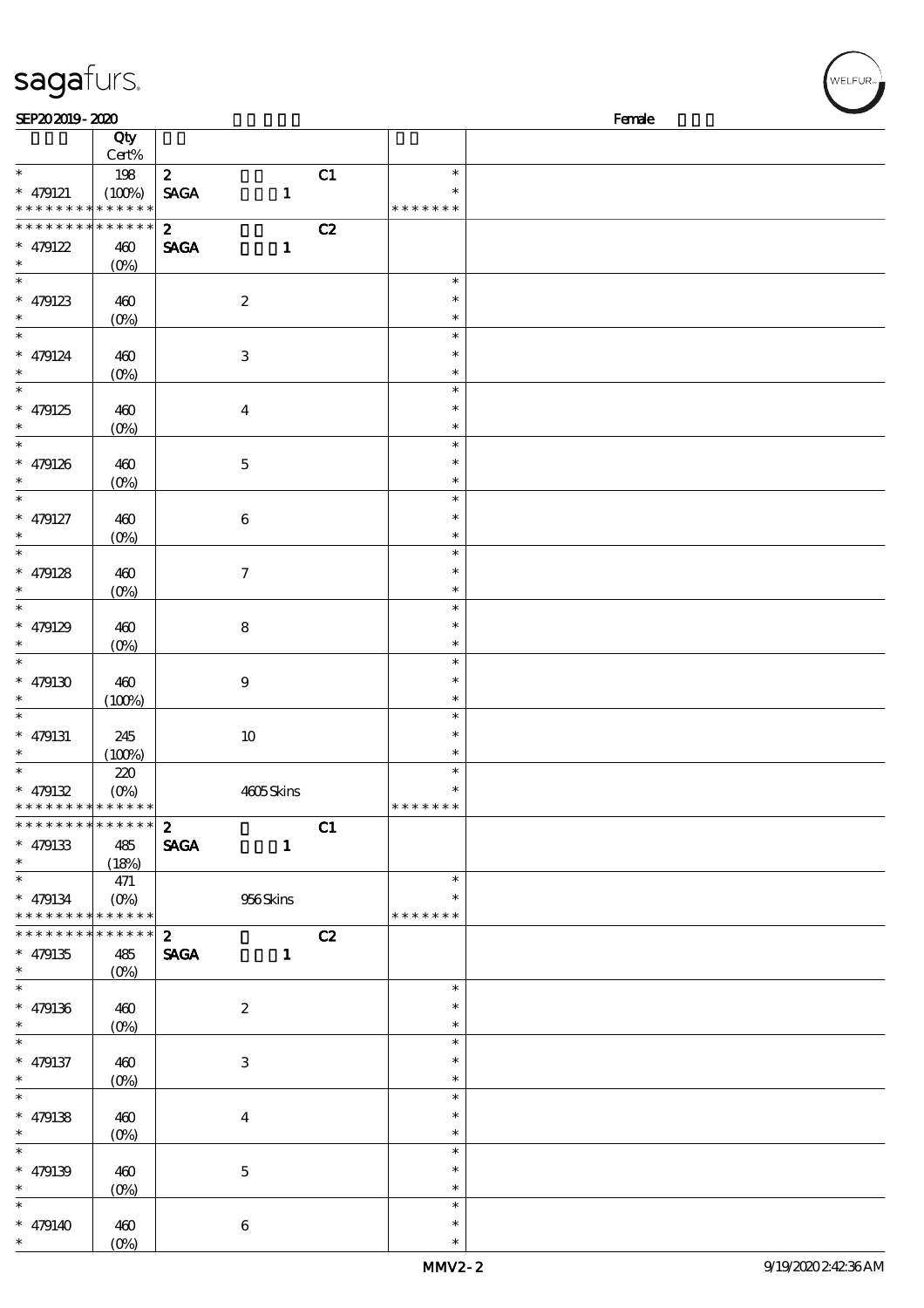| | Qty Cert% | | |
|---|---|---|---|
| * * 479121 * * * * * * * * * * * * * | 198 (100%) | 2 C1 SAGA 1 | * * * * * * * * * |
| * * * * * * * * * * * * * * 479122 * | 460 (0%) | 2 C2 SAGA 1 | |
| * * 479123 * | 460 (0%) | 2 | * * * |
| * * 479124 * | 460 (0%) | 3 | * * * |
| * * 479125 * | 460 (0%) | 4 | * * * |
| * * 479126 * | 460 (0%) | 5 | * * * |
| * * 479127 * | 460 (0%) | 6 | * * * |
| * * 479128 * | 460 (0%) | 7 | * * * |
| * * 479129 * | 460 (0%) | 8 | * * * |
| * * 479130 * | 460 (100%) | 9 | * * * |
| * * 479131 * | 245 (100%) | 10 | * * * |
| * * 479132 * * * * * * * * * * * * * | 220 (0%) | 4605 Skins | * * * * * * * * * |
| * * * * * * * * * * * * * * 479133 * | 485 (18%) | 2 C1 SAGA 1 | |
| * * 479134 * * * * * * * * * * * * * | 471 (0%) | 956 Skins | * * * * * * * * * |
| * * * * * * * * * * * * * * 479135 * | 485 (0%) | 2 C2 SAGA 1 | |
| * * 479136 * | 460 (0%) | 2 | * * * |
| * * 479137 * | 460 (0%) | 3 | * * * |
| * * 479138 * | 460 (0%) | 4 | * * * |
| * * 479139 * | 460 (0%) | 5 | * * * |
| * * 479140 * | 460 (0%) | 6 | * * * |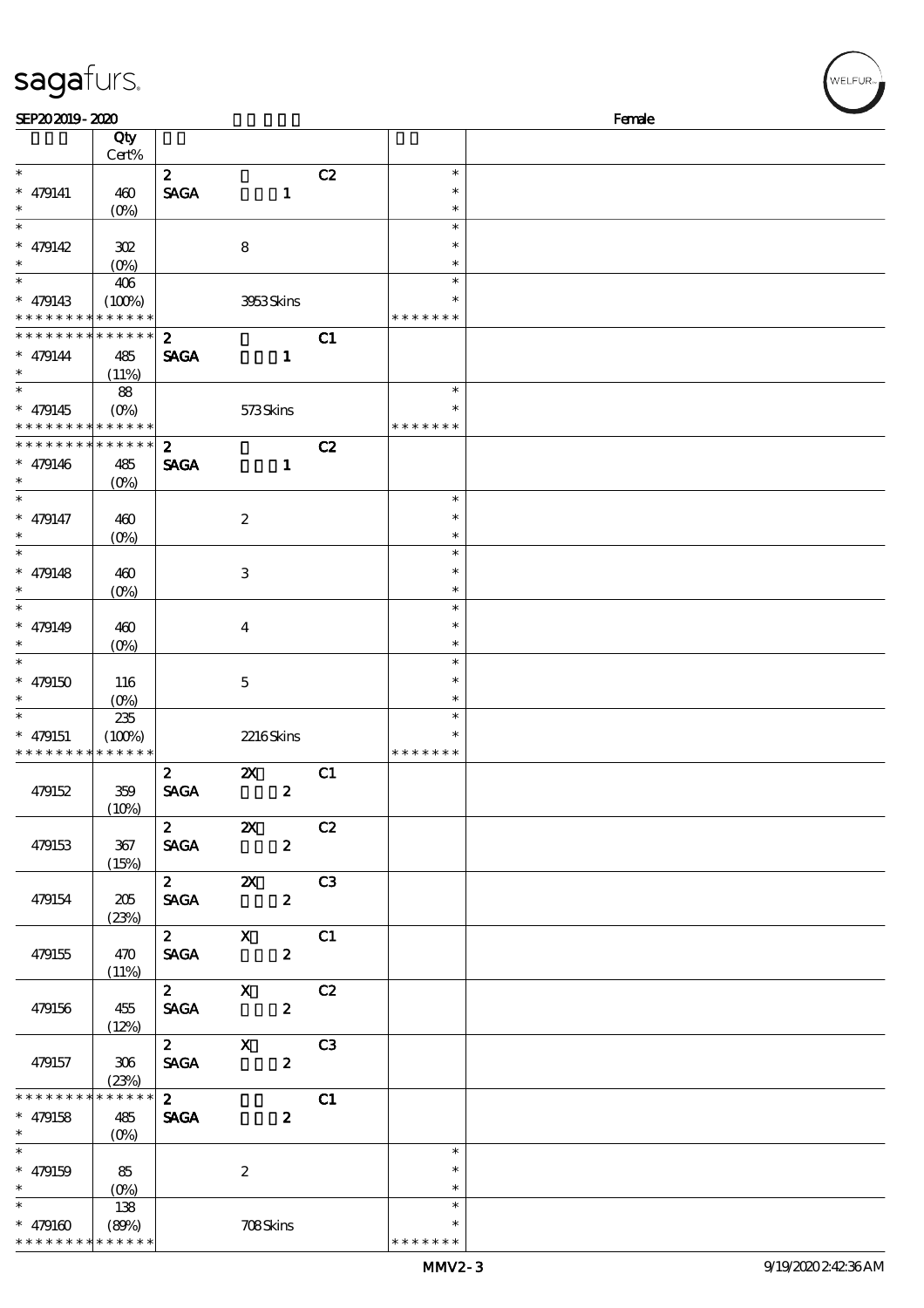SEP20 2019 - 2020 Female

| | Qty Cert% | | | | | |
|---|---|---|---|---|---|---|
| * | | 2 | | C2 | * | |
| * 479141 | 460 | SAGA | 1 | | * | |
| * | (0%) | | | | * | |
| * | | | | | * | |
| * 479142 | 302 | | 8 | | * | |
| * | (0%) | | | | * | |
| * | 406 | | | | * | |
| * 479143 | (100%) | | 3953 Skins | | * | |
| * * * * * * * * * * * * * * | | | | | * * * * * * * | |
| * * * * * * * * * * * * * * | | 2 | | C1 | | |
| * 479144 | 485 | SAGA | 1 | | | |
| * | (11%) | | | | | |
| * | 88 | | | | * | |
| * 479145 | (0%) | | 573 Skins | | * | |
| * * * * * * * * * * * * * * | | | | | * * * * * * * | |
| * * * * * * * * * * * * * * | | 2 | | C2 | | |
| * 479146 | 485 | SAGA | 1 | | | |
| * | (0%) | | | | | |
| * | | | | | * | |
| * 479147 | 460 | | 2 | | * | |
| * | (0%) | | | | * | |
| * | | | | | * | |
| * 479148 | 460 | | 3 | | * | |
| * | (0%) | | | | * | |
| * | | | | | * | |
| * 479149 | 460 | | 4 | | * | |
| * | (0%) | | | | * | |
| * | | | | | * | |
| * 479150 | 116 | | 5 | | * | |
| * | (0%) | | | | * | |
| * | 235 | | | | * | |
| * 479151 | (100%) | | 2216 Skins | | * | |
| * * * * * * * * * * * * * * | | | | | * * * * * * * | |
| | | 2 | 2X | C1 | | |
| 479152 | 359 (10%) | SAGA | 2 | | | |
| | | 2 | 2X | C2 | | |
| 479153 | 367 (15%) | SAGA | 2 | | | |
| | | 2 | 2X | C3 | | |
| 479154 | 205 (23%) | SAGA | 2 | | | |
| | | 2 | X | C1 | | |
| 479155 | 470 (11%) | SAGA | 2 | | | |
| | | 2 | X | C2 | | |
| 479156 | 455 (12%) | SAGA | 2 | | | |
| | | 2 | X | C3 | | |
| 479157 | 306 (23%) | SAGA | 2 | | | |
| * * * * * * * * * * * * * * | | 2 | | C1 | | |
| * 479158 | 485 | SAGA | 2 | | | |
| * | (0%) | | | | | |
| * | | | | | * | |
| * 479159 | 85 | | 2 | | * | |
| * | (0%) | | | | * | |
| * | 138 | | | | * | |
| * 479160 | (89%) | | 708 Skins | | * | |
| * * * * * * * * * * * * * * | | | | | * * * * * * * | |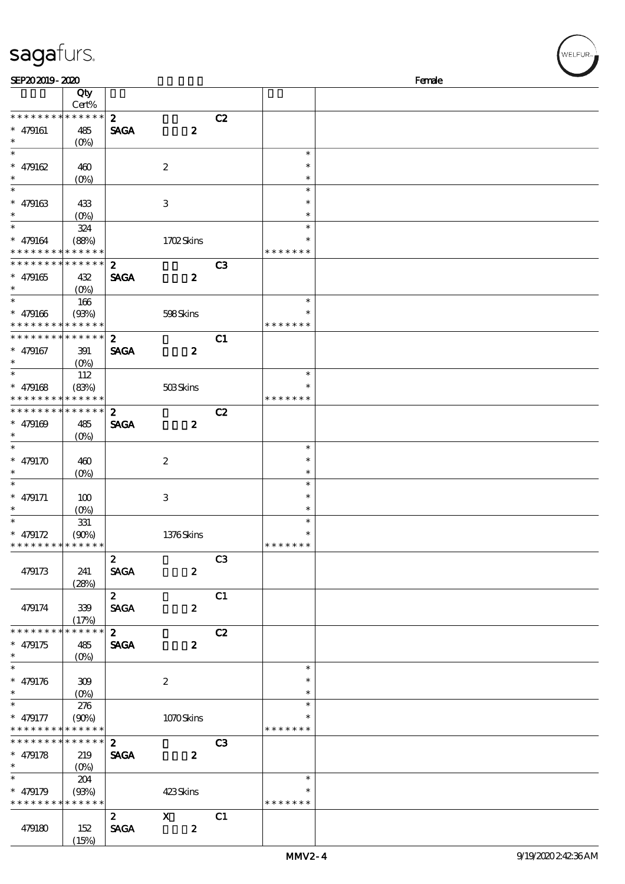sagafurs.

SEP20 2019 - 2020 Female

| | Qty Cert% | | | |
|---|---|---|---|---|
| * * * * * * * * * * * * * * | 2 | C2 | | |
| * 479161 | 485 (0%) | SAGA 2 | | |
| * 479162 | 460 (0%) | 2 | | * |
| * 479163 | 433 (0%) | 3 | | * |
| * 479164 | 324 (88%) | 1702 Skins | | * * * * * * * |
| * * * * * * * * * * * * * * | 2 | C3 | | |
| * 479165 | 432 (0%) | SAGA 2 | | |
| * 479166 | 166 (93%) | 598 Skins | | * * * * * * * |
| * * * * * * * * * * * * * * | 2 | C1 | | |
| * 479167 | 391 (0%) | SAGA 2 | | |
| * 479168 | 112 (83%) | 503 Skins | | * * * * * * * |
| * * * * * * * * * * * * * * | 2 | C2 | | |
| * 479169 | 485 (0%) | SAGA 2 | | |
| * 479170 | 460 (0%) | 2 | | * |
| * 479171 | 100 (0%) | 3 | | * |
| * 479172 | 331 (90%) | 1376 Skins | | * * * * * * * |
| 479173 | 241 (28%) | 2 SAGA 2 | C3 | |
| 479174 | 339 (17%) | 2 SAGA 2 | C1 | |
| * * * * * * * * * * * * * * | 2 | C2 | | |
| * 479175 | 485 (0%) | SAGA 2 | | |
| * 479176 | 309 (0%) | 2 | | * |
| * 479177 | 276 (90%) | 1070 Skins | | * * * * * * * |
| * * * * * * * * * * * * * * | 2 | C3 | | |
| * 479178 | 219 (0%) | SAGA 2 | | |
| * 479179 | 204 (93%) | 423 Skins | | * * * * * * * |
| 479180 | 152 (15%) | 2 X SAGA 2 | C1 | |

MMV2-4 9/19/2020 2:42:36 AM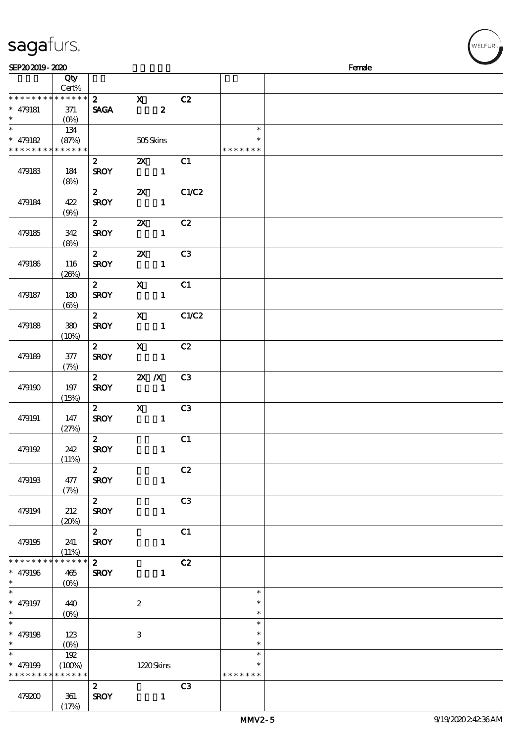sagafurs.

SEP20 2019 - 2020 Female

| | Qty Cert% | | | | | |
|---|---|---|---|---|---|---|
| * * * * * * * * * * * * * * | | 2 | X | C2 | | |
| * 479181 | 371 | SAGA | 2 | | | |
| * | (0%) | | | | | |
| * | 134 | | | | * | |
| * 479182 | (87%) | | 505 Skins | | * | |
| * * * * * * * * * * * * * * | | | | | * * * * * * * | |
| | | 2 | 2X | C1 | | |
| 479183 | 184 (8%) | SROY | 1 | | | |
| | | 2 | 2X | C1/C2 | | |
| 479184 | 422 (9%) | SROY | 1 | | | |
| | | 2 | 2X | C2 | | |
| 479185 | 342 (8%) | SROY | 1 | | | |
| | | 2 | 2X | C3 | | |
| 479186 | 116 (26%) | SROY | 1 | | | |
| | | 2 | X | C1 | | |
| 479187 | 180 (6%) | SROY | 1 | | | |
| | | 2 | X | C1/C2 | | |
| 479188 | 380 (10%) | SROY | 1 | | | |
| | | 2 | X | C2 | | |
| 479189 | 377 (7%) | SROY | 1 | | | |
| | | 2 | 2X /X | C3 | | |
| 479190 | 197 (15%) | SROY | 1 | | | |
| | | 2 | X | C3 | | |
| 479191 | 147 (27%) | SROY | 1 | | | |
| | | 2 | | C1 | | |
| 479192 | 242 (11%) | SROY | 1 | | | |
| | | 2 | | C2 | | |
| 479193 | 477 (7%) | SROY | 1 | | | |
| | | 2 | | C3 | | |
| 479194 | 212 (20%) | SROY | 1 | | | |
| | | 2 | | C1 | | |
| 479195 | 241 (11%) | SROY | 1 | | | |
| * * * * * * * * * * * * * * | | 2 | | C2 | | |
| * 479196 | 465 | SROY | 1 | | | |
| * | (0%) | | | | | |
| * | | | | | * | |
| * 479197 | 440 | | 2 | | * | |
| * | (0%) | | | | * | |
| * | | | | | * | |
| * 479198 | 123 | | 3 | | * | |
| * | (0%) | | | | * | |
| * | 192 | | | | * | |
| * 479199 | (100%) | | 1220 Skins | | * | |
| * * * * * * * * * * * * * * | | | | | * * * * * * * | |
| | | 2 | | C3 | | |
| 479200 | 361 (17%) | SROY | 1 | | | |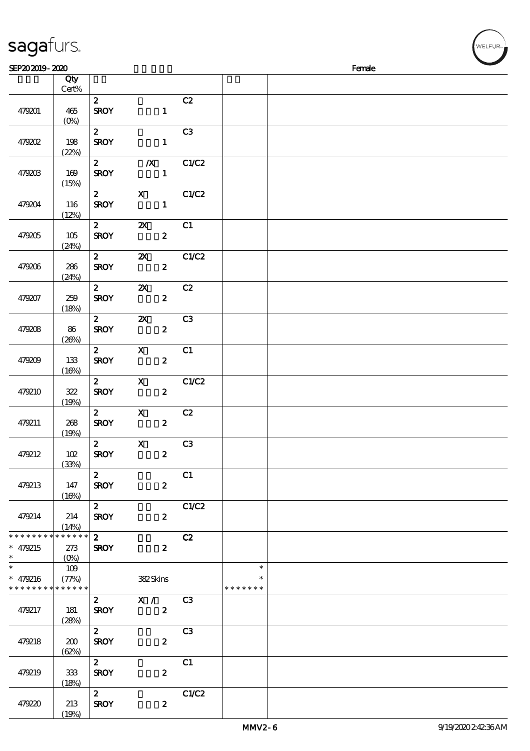| | Qty Cert% | | | | | |
|---|---|---|---|---|---|---|
| 479201 | 465 (0%) | 2 SROY | 1 | C2 | | |
| 479202 | 198 (22%) | 2 SROY | 1 | C3 | | |
| 479203 | 169 (15%) | 2 SROY | /X 1 | C1/C2 | | |
| 479204 | 116 (12%) | 2 SROY | X 1 | C1/C2 | | |
| 479205 | 105 (24%) | 2 SROY | 2X 2 | C1 | | |
| 479206 | 286 (24%) | 2 SROY | 2X 2 | C1/C2 | | |
| 479207 | 259 (18%) | 2 SROY | 2X 2 | C2 | | |
| 479208 | 86 (26%) | 2 SROY | 2X 2 | C3 | | |
| 479209 | 133 (16%) | 2 SROY | X 2 | C1 | | |
| 479210 | 322 (19%) | 2 SROY | X 2 | C1/C2 | | |
| 479211 | 268 (19%) | 2 SROY | X 2 | C2 | | |
| 479212 | 102 (33%) | 2 SROY | X 2 | C3 | | |
| 479213 | 147 (16%) | 2 SROY | 2 | C1 | | |
| 479214 | 214 (14%) | 2 SROY | 2 | C1/C2 | | |
| * * * * * * * * * * * * * * * 479215 * | 273 (0%) | 2 SROY | 2 | C2 | | |
| * * 479216 * * * * * * * * * * * * * * | 109 (77%) | | 382 Skins | | * * * * * * * * * | |
| 479217 | 181 (28%) | 2 SROY | X / 2 | C3 | | |
| 479218 | 200 (62%) | 2 SROY | 2 | C3 | | |
| 479219 | 333 (18%) | 2 SROY | 2 | C1 | | |
| 479220 | 213 (19%) | 2 SROY | 2 | C1/C2 | | |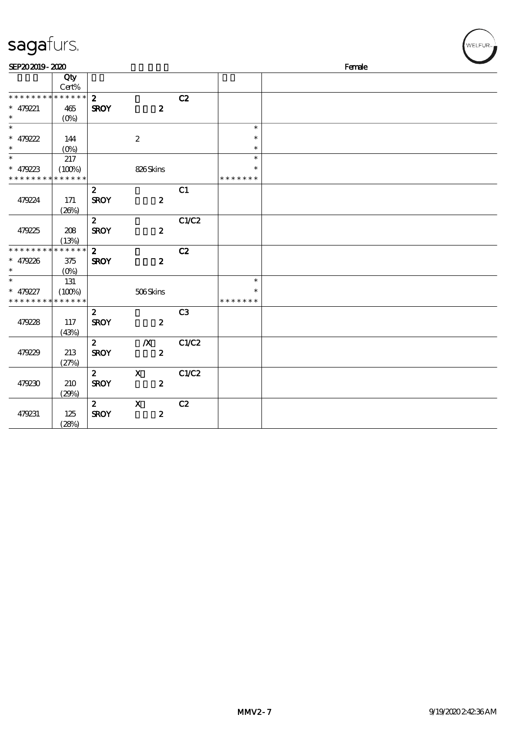# sagafurs.

SEP20 2019 - 2020 Female

| | Qty Cert% | | | | | |
|---|---|---|---|---|---|---|
| * * * * * * * * * * * * * * | 2 | | C2 | | |
| * 479221 | 465 | SROY | 2 | | | |
| * | (0%) | | | | | |
| * | | | | | * | |
| * 479222 | 144 | | 2 | | * | |
| * | (0%) | | | | * | |
| * | 217 | | | | * | |
| * 479223 | (100%) | | 826 Skins | | * | |
| * * * * * * * * * * * * * * | | | | | * * * * * * * | |
| | | 2 | | C1 | | |
| 479224 | 171 | SROY | 2 | | | |
| | (26%) | | | | | |
| | | 2 | | C1/C2 | | |
| 479225 | 208 | SROY | 2 | | | |
| | (13%) | | | | | |
| * * * * * * * * * * * * * * | | 2 | | C2 | | |
| * 479226 | 375 | SROY | 2 | | | |
| * | (0%) | | | | | |
| * | 131 | | | | * | |
| * 479227 | (100%) | | 506 Skins | | * | |
| * * * * * * * * * * * * * * | | | | | * * * * * * * | |
| | | 2 | | C3 | | |
| 479228 | 117 | SROY | 2 | | | |
| | (43%) | | | | | |
| | | 2 | /X | C1/C2 | | |
| 479229 | 213 | SROY | 2 | | | |
| | (27%) | | | | | |
| | | 2 | X | C1/C2 | | |
| 479230 | 210 | SROY | 2 | | | |
| | (29%) | | | | | |
| | | 2 | X | C2 | | |
| 479231 | 125 | SROY | 2 | | | |
| | (28%) | | | | | |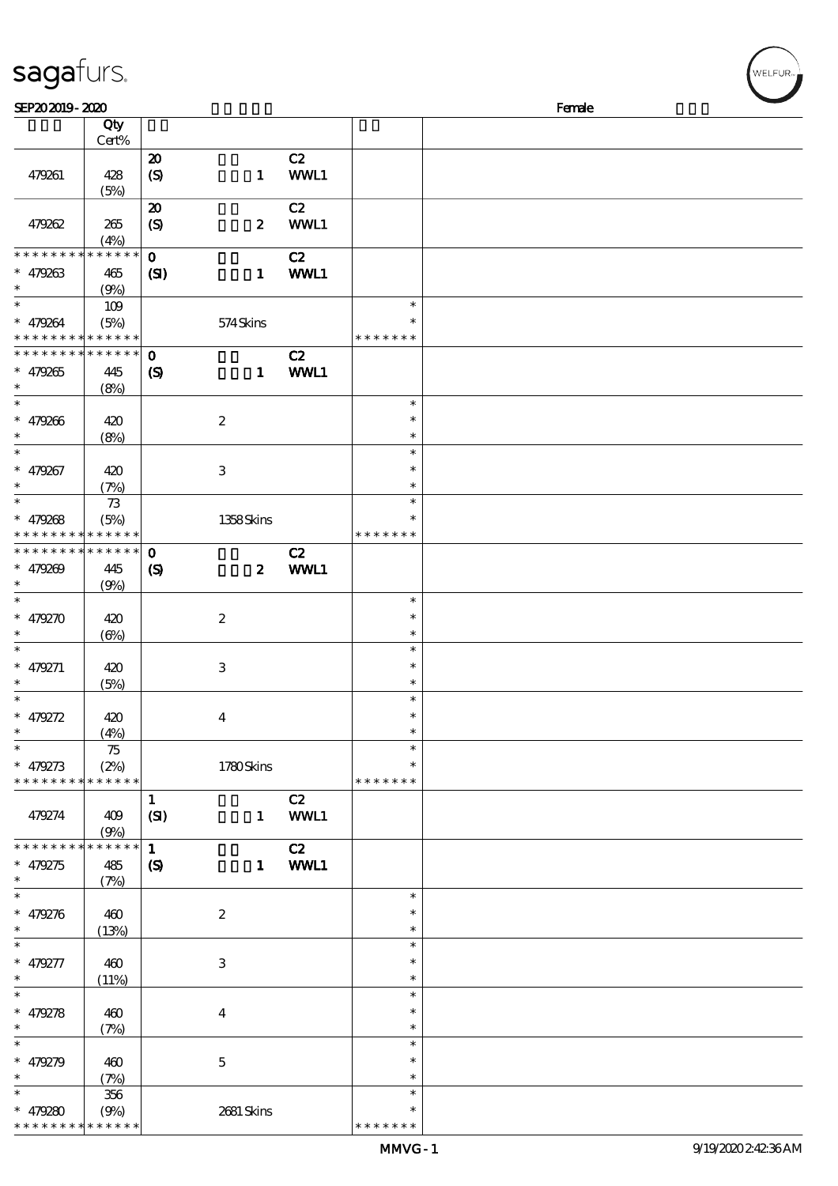| | Qty Cert% | | | | | |
|---|---|---|---|---|---|---|
| 479261 | 428 (5%) | 20 (S) | 1 | C2 WWL1 | | |
| 479262 | 265 (4%) | 20 (S) | 2 | C2 WWL1 | | |
| * * * * * * * * * * * * * * 479263 * | * * * * * * 465 (9%) | 0 (SI) | 1 | C2 WWL1 | | |
| * * 479264 * * * * * * * * * * * * * | 109 (5%) * * * * * * | | 574 Skins | | * * * * * * * * * | |
| * * * * * * * * * * * * * * 479265 * | * * * * * * 445 (8%) | 0 (S) | 1 | C2 WWL1 | | |
| * * 479266 * | 420 (8%) | | 2 | | * * * | |
| * * 479267 * | 420 (7%) | | 3 | | * * * | |
| * * 479268 * * * * * * * * * * * * * | 73 (5%) * * * * * * | | 1358 Skins | | * * * * * * * * * | |
| * * * * * * * * * * * * * * 479269 * | * * * * * * 445 (9%) | 0 (S) | 2 | C2 WWL1 | | |
| * * 479270 * | 420 (6%) | | 2 | | * * * | |
| * * 479271 * | 420 (5%) | | 3 | | * * * | |
| * * 479272 * | 420 (4%) | | 4 | | * * * | |
| * * 479273 * * * * * * * * * * * * * | 75 (2%) * * * * * * | | 1780 Skins | | * * * * * * * * * | |
| 479274 | 409 (9%) | 1 (SI) | 1 | C2 WWL1 | | |
| * * * * * * * * * * * * * * 479275 * | * * * * * * 485 (7%) | 1 (S) | 1 | C2 WWL1 | | |
| * * 479276 * | 460 (13%) | | 2 | | * * * | |
| * * 479277 * | 460 (11%) | | 3 | | * * * | |
| * * 479278 * | 460 (7%) | | 4 | | * * * | |
| * * 479279 * | 460 (7%) | | 5 | | * * * | |
| * * 479280 * * * * * * * * * * * * * | 356 (9%) * * * * * * | | 2681 Skins | | * * * * * * * * * | |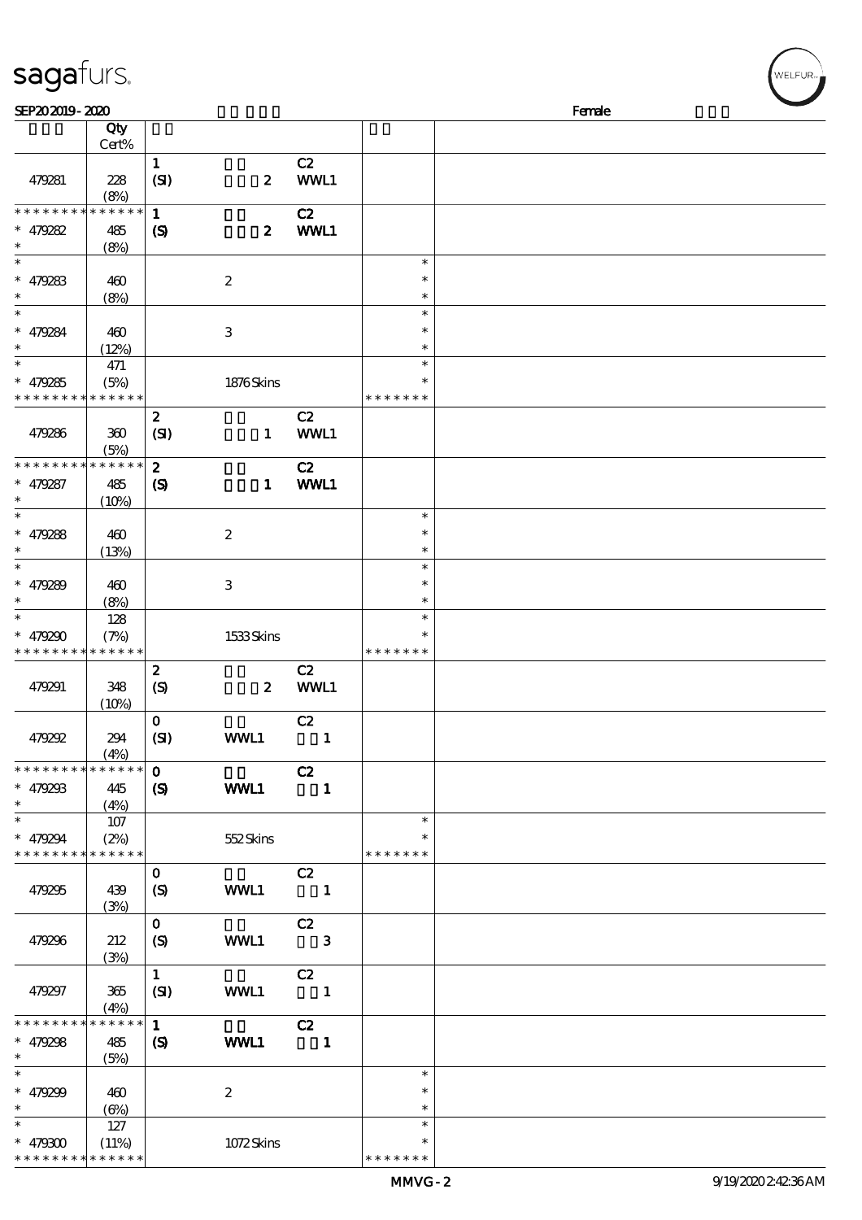SEP20 2019 - 2020 Female

| | Qty Cert% | | | | | |
|---|---|---|---|---|---|---|
| 479281 | 228 (8%) | 1 (SI) | 2 | C2 WWL1 | | |
| * * * * * * * * * * * * * * 479282 * | 485 (8%) | 1 (S) | 2 | C2 WWL1 | | |
| * * 479283 * | 460 (8%) | | 2 | | * * * | |
| * * 479284 * | 460 (12%) | | 3 | | * * * | |
| * * 479285 * * * * * * * * * * * * * * | 471 (5%) | | 1876 Skins | | * * * * * * * * * | |
| 479286 | 360 (5%) | 2 (SI) | 1 | C2 WWL1 | | |
| * * * * * * * * * * * * * * 479287 * | 485 (10%) | 2 (S) | 1 | C2 WWL1 | | |
| * * 479288 * | 460 (13%) | | 2 | | * * * | |
| * * 479289 * | 460 (8%) | | 3 | | * * * | |
| * * 479290 * * * * * * * * * * * * * * | 128 (7%) | | 1533 Skins | | * * * * * * * * * | |
| 479291 | 348 (10%) | 2 (S) | 2 | C2 WWL1 | | |
| 479292 | 294 (4%) | 0 (SI) | WWL1 | C2 1 | | |
| * * * * * * * * * * * * * * 479293 * | 445 (4%) | 0 (S) | WWL1 | C2 1 | | |
| * * 479294 * * * * * * * * * * * * * * | 107 (2%) | | 552 Skins | | * * * * * * * * | |
| 479295 | 439 (3%) | 0 (S) | WWL1 | C2 1 | | |
| 479296 | 212 (3%) | 0 (S) | WWL1 | C2 3 | | |
| 479297 | 365 (4%) | 1 (SI) | WWL1 | C2 1 | | |
| * * * * * * * * * * * * * * 479298 * | 485 (5%) | 1 (S) | WWL1 | C2 1 | | |
| * * 479299 * | 460 (6%) | | 2 | | * * * | |
| * * 479300 * * * * * * * * * * * * * * | 127 (11%) | | 1072 Skins | | * * * * * * * * * | |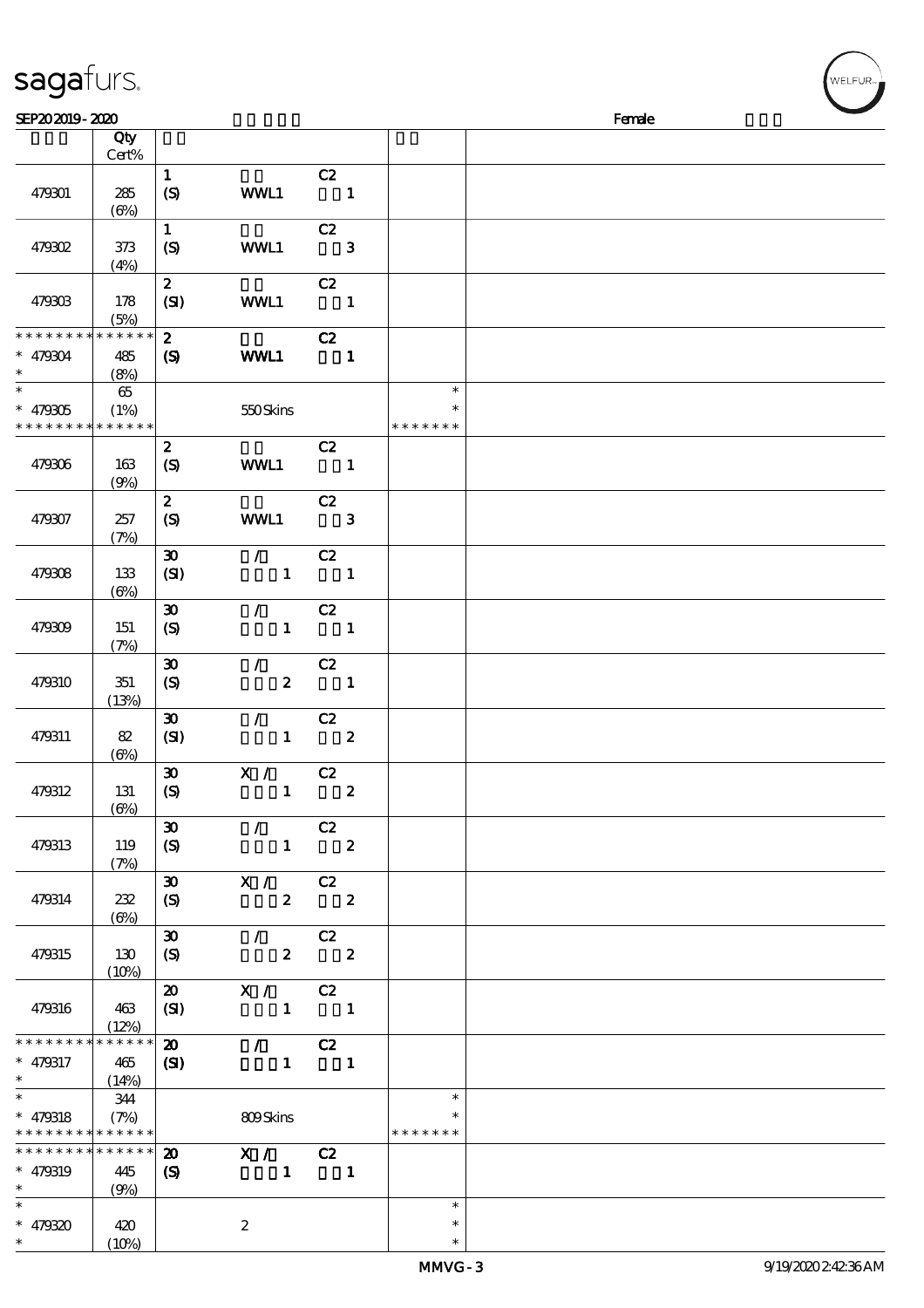sagafurs.

SEP20 2019 - 2020 Female

| | Qty Cert% | | | | | |
|---|---|---|---|---|---|---|
| 479301 | 285 (6%) | 1 (S) | WWL1 | C2 1 | | |
| 479302 | 373 (4%) | 1 (S) | WWL1 | C2 3 | | |
| 479303 | 178 (5%) | 2 (SI) | WWL1 | C2 1 | | |
| * * * * * * * * * * * * * * 479304 * | 485 (8%) | 2 (S) | WWL1 | C2 1 | | |
| * * 479305 * * * * * * * * * * * * * | 65 (1%) | | 550 Skins | | * * * * * * * * * | |
| 479306 | 163 (9%) | 2 (S) | WWL1 | C2 1 | | |
| 479307 | 257 (7%) | 2 (S) | WWL1 | C2 3 | | |
| 479308 | 133 (6%) | 30 (SI) | / 1 | C2 1 | | |
| 479309 | 151 (7%) | 30 (S) | / 1 | C2 1 | | |
| 479310 | 351 (13%) | 30 (S) | / 2 | C2 1 | | |
| 479311 | 82 (6%) | 30 (SI) | / 1 | C2 2 | | |
| 479312 | 131 (6%) | 30 (S) | X / 1 | C2 2 | | |
| 479313 | 119 (7%) | 30 (S) | / 1 | C2 2 | | |
| 479314 | 232 (6%) | 30 (S) | X / 2 | C2 2 | | |
| 479315 | 130 (10%) | 30 (S) | / 2 | C2 2 | | |
| 479316 | 463 (12%) | 20 (SI) | X / 1 | C2 1 | | |
| * * * * * * * * * * * * * * 479317 * | 465 (14%) | 20 (SI) | / 1 | C2 1 | | |
| * * 479318 * * * * * * * * * * * * * | 344 (7%) | | 809 Skins | | * * * * * * * * * | |
| * * * * * * * * * * * * * * 479319 * | 445 (9%) | 20 (S) | X / 1 | C2 1 | | |
| * * 479320 * | 420 (10%) | | 2 | | * * * | |

MMVG - 3 9/19/2020 2:42:36 AM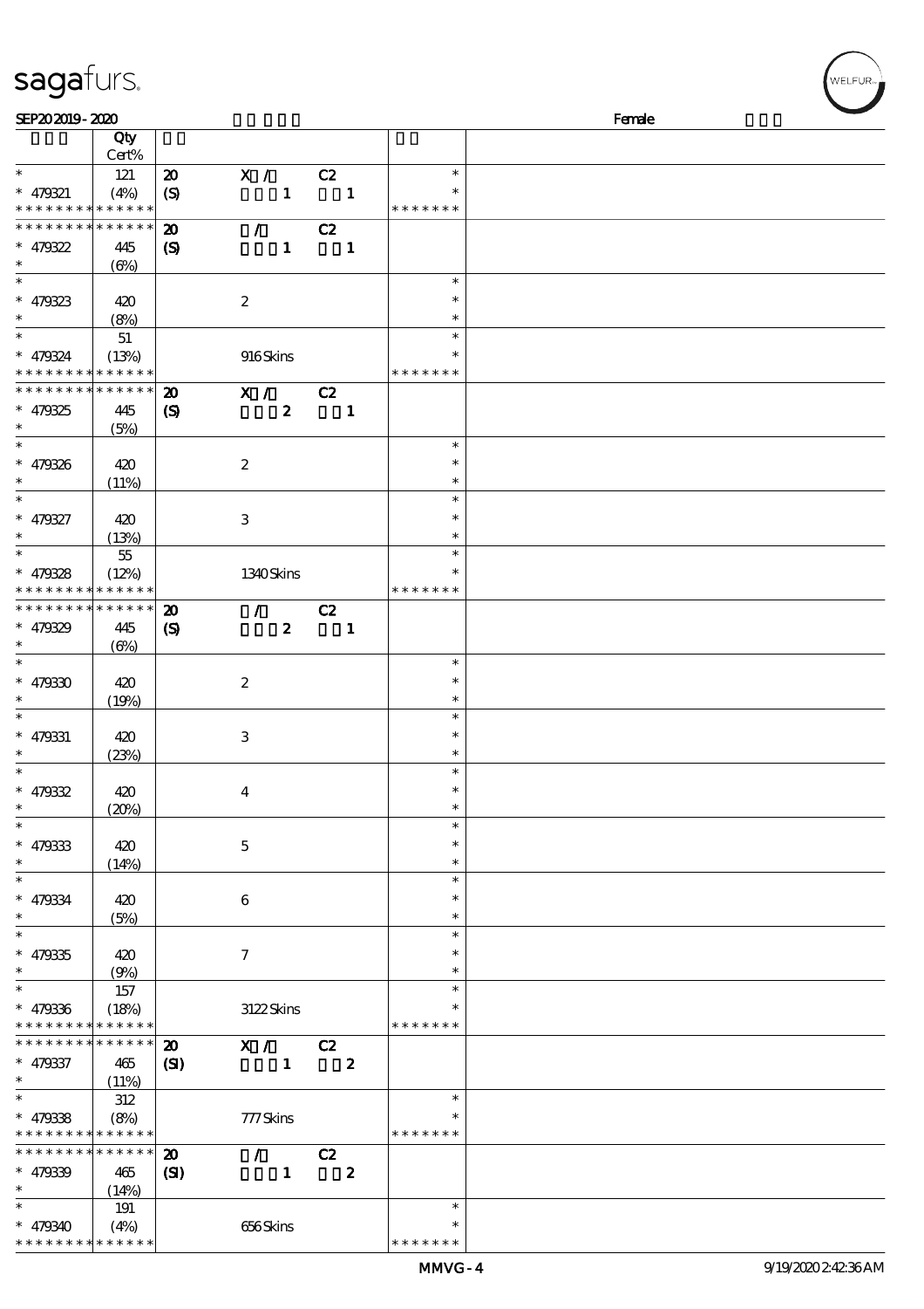| | Qty Cert% | | | | |
|---|---|---|---|---|---|
| * | 121 | 20 | X / | C2 | * |
| * 479321 | (4%) | (S) | 1 | 1 | * |
| * * * * * * * * * * * * * * | | | | | * * * * * * * |
| * * * * * * * * * * * * * * | | 20 | / | C2 | |
| * 479322 | 445 | (S) | 1 | 1 | |
| * | (6%) | | | | |
| * | | | | | * |
| * 479323 | 420 | | 2 | | * |
| * | (8%) | | | | * |
| * | 51 | | | | * |
| * 479324 | (13%) | | 916 Skins | | * |
| * * * * * * * * * * * * * * | | | | | * * * * * * * |
| * * * * * * * * * * * * * * | | 20 | X / | C2 | |
| * 479325 | 445 | (S) | 2 | 1 | |
| * | (5%) | | | | |
| * | | | | | * |
| * 479326 | 420 | | 2 | | * |
| * | (11%) | | | | * |
| * | | | | | * |
| * 479327 | 420 | | 3 | | * |
| * | (13%) | | | | * |
| * | 55 | | | | * |
| * 479328 | (12%) | | 1340 Skins | | * |
| * * * * * * * * * * * * * * | | | | | * * * * * * * |
| * * * * * * * * * * * * * * | | 20 | / | C2 | |
| * 479329 | 445 | (S) | 2 | 1 | |
| * | (6%) | | | | |
| * | | | | | * |
| * 479330 | 420 | | 2 | | * |
| * | (19%) | | | | * |
| * | | | | | * |
| * 479331 | 420 | | 3 | | * |
| * | (23%) | | | | * |
| * | | | | | * |
| * 479332 | 420 | | 4 | | * |
| * | (20%) | | | | * |
| * | | | | | * |
| * 479333 | 420 | | 5 | | * |
| * | (14%) | | | | * |
| * | | | | | * |
| * 479334 | 420 | | 6 | | * |
| * | (5%) | | | | * |
| * | | | | | * |
| * 479335 | 420 | | 7 | | * |
| * | (9%) | | | | * |
| * | 157 | | | | * |
| * 479336 | (18%) | | 3122 Skins | | * |
| * * * * * * * * * * * * * * | | | | | * * * * * * * |
| * * * * * * * * * * * * * * | | 20 | X / | C2 | |
| * 479337 | 465 | (SI) | 1 | 2 | |
| * | (11%) | | | | |
| * | 312 | | | | * |
| * 479338 | (8%) | | 777 Skins | | * |
| * * * * * * * * * * * * * * | | | | | * * * * * * * |
| * * * * * * * * * * * * * * | | 20 | / | C2 | |
| * 479339 | 465 | (SI) | 1 | 2 | |
| * | (14%) | | | | |
| * | 191 | | | | * |
| * 479340 | (4%) | | 656 Skins | | * |
| * * * * * * * * * * * * * * | | | | | * * * * * * * |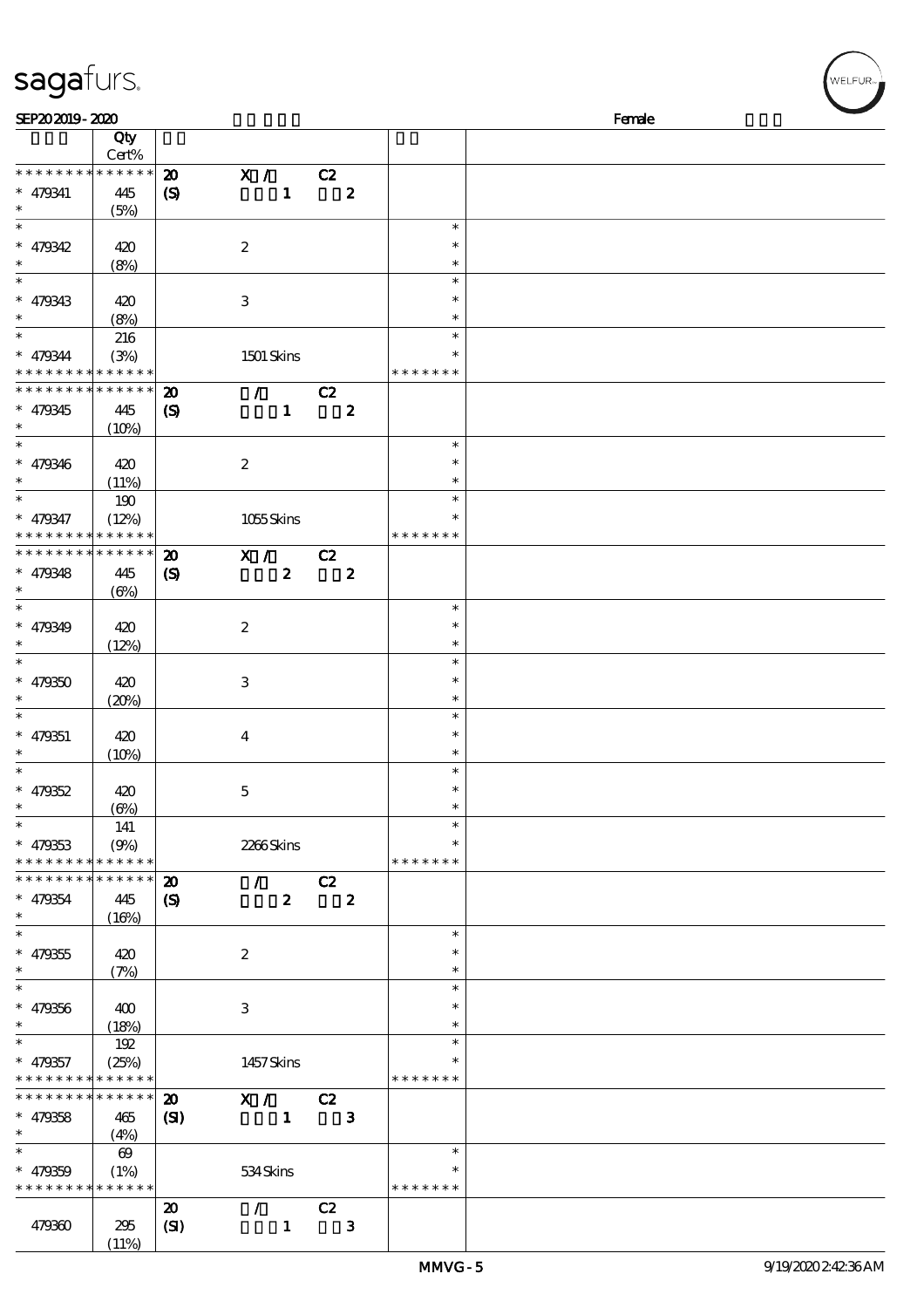sagafurs.

SEP20 2019 - 2020 Female

| | Qty Cert% | | | | |
|---|---|---|---|---|---|
| * * * * * * * * * * * * * * | 20 | X / | C2 | | |
| * 479341 | 445 | (S) | 1 | 2 | |
| * | (5%) | | | | |
| * | | | | | * |
| * 479342 | 420 | | 2 | | * |
| * | (8%) | | | | * |
| * | | | | | * |
| * 479343 | 420 | | 3 | | * |
| * | (8%) | | | | * |
| * | 216 | | | | * |
| * 479344 | (3%) | | 1501 Skins | | * |
| * * * * * * * * * * * * * * | | | | | * * * * * * * |
| * * * * * * * * * * * * * * | 20 | / | C2 | | |
| * 479345 | 445 | (S) | 1 | 2 | |
| * | (10%) | | | | |
| * | | | | | * |
| * 479346 | 420 | | 2 | | * |
| * | (11%) | | | | * |
| * | 190 | | | | * |
| * 479347 | (12%) | | 1055 Skins | | * |
| * * * * * * * * * * * * * * | | | | | * * * * * * * |
| * * * * * * * * * * * * * * | 20 | X / | C2 | | |
| * 479348 | 445 | (S) | 2 | 2 | |
| * | (6%) | | | | |
| * | | | | | * |
| * 479349 | 420 | | 2 | | * |
| * | (12%) | | | | * |
| * | | | | | * |
| * 479350 | 420 | | 3 | | * |
| * | (20%) | | | | * |
| * | | | | | * |
| * 479351 | 420 | | 4 | | * |
| * | (10%) | | | | * |
| * | | | | | * |
| * 479352 | 420 | | 5 | | * |
| * | (6%) | | | | * |
| * | 141 | | | | * |
| * 479353 | (9%) | | 2266 Skins | | * |
| * * * * * * * * * * * * * * | | | | | * * * * * * * |
| * * * * * * * * * * * * * * | 20 | / | C2 | | |
| * 479354 | 445 | (S) | 2 | 2 | |
| * | (16%) | | | | |
| * | | | | | * |
| * 479355 | 420 | | 2 | | * |
| * | (7%) | | | | * |
| * | | | | | * |
| * 479356 | 400 | | 3 | | * |
| * | (18%) | | | | * |
| * | 192 | | | | * |
| * 479357 | (25%) | | 1457 Skins | | * |
| * * * * * * * * * * * * * * | | | | | * * * * * * * |
| * * * * * * * * * * * * * * | 20 | X / | C2 | | |
| * 479358 | 465 | (SI) | 1 | 3 | |
| * | (4%) | | | | |
| * | 69 | | | | * |
| * 479359 | (1%) | | 534 Skins | | * |
| * * * * * * * * * * * * * * | | | | | * * * * * * * |
| | | 20 | / | C2 | |
| 479360 | 295 | (SI) | 1 | 3 | |
| | (11%) | | | | |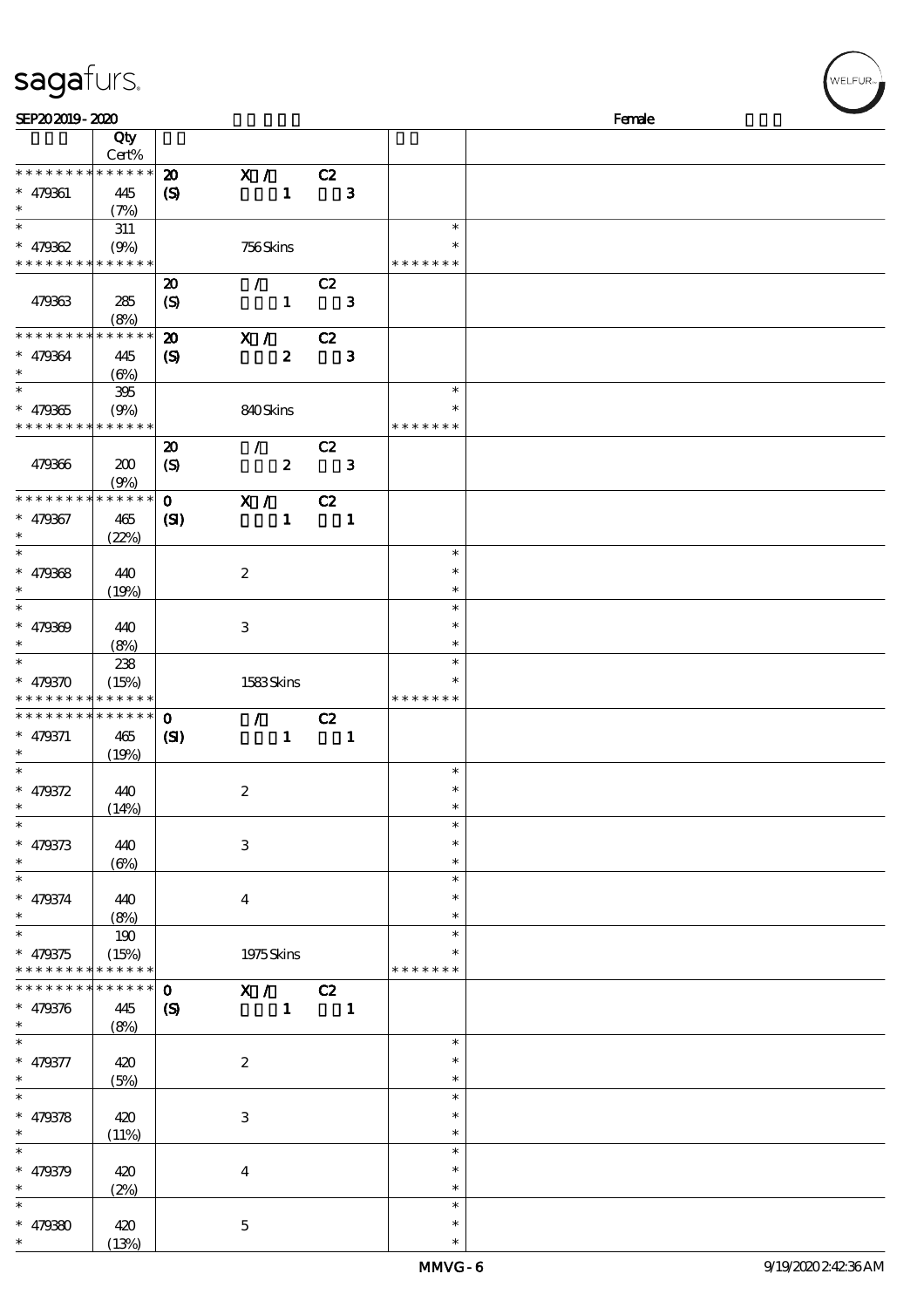SEP20 2019 - 2020 Female

| | Qty Cert% | | | |
|---|---|---|---|---|
| * * * * * * * * * * * * * * | | 20 | X / C2 | |
| * 479361 | 445 | (S) | 1 3 | |
| * | (7%) | | | |
| * | 311 | | | * |
| * 479362 | (9%) | | 756 Skins | * |
| * * * * * * * * * * * * * * | | | | * * * * * * * |
| | | 20 | / C2 | |
| 479363 | 285 | (S) | 1 3 | |
| | (8%) | | | |
| * * * * * * * * * * * * * * | | 20 | X / C2 | |
| * 479364 | 445 | (S) | 2 3 | |
| * | (6%) | | | |
| * | 395 | | | * |
| * 479365 | (9%) | | 840 Skins | * |
| * * * * * * * * * * * * * * | | | | * * * * * * * |
| | | 20 | / C2 | |
| 479366 | 200 | (S) | 2 3 | |
| | (9%) | | | |
| * * * * * * * * * * * * * * | | 0 | X / C2 | |
| * 479367 | 465 | (SI) | 1 1 | |
| * | (22%) | | | |
| * | | | | * |
| * 479368 | 440 | | 2 | * |
| * | (19%) | | | * |
| * | | | | * |
| * 479369 | 440 | | 3 | * |
| * | (8%) | | | * |
| * | 238 | | | * |
| * 479370 | (15%) | | 1583 Skins | * |
| * * * * * * * * * * * * * * | | | | * * * * * * * |
| * * * * * * * * * * * * * * | | 0 | / C2 | |
| * 479371 | 465 | (SI) | 1 1 | |
| * | (19%) | | | |
| * | | | | * |
| * 479372 | 440 | | 2 | * |
| * | (14%) | | | * |
| * | | | | * |
| * 479373 | 440 | | 3 | * |
| * | (6%) | | | * |
| * | | | | * |
| * 479374 | 440 | | 4 | * |
| * | (8%) | | | * |
| * | 190 | | | * |
| * 479375 | (15%) | | 1975 Skins | * |
| * * * * * * * * * * * * * * | | | | * * * * * * * |
| * * * * * * * * * * * * * * | | 0 | X / C2 | |
| * 479376 | 445 | (S) | 1 1 | |
| * | (8%) | | | |
| * | | | | * |
| * 479377 | 420 | | 2 | * |
| * | (5%) | | | * |
| * | | | | * |
| * 479378 | 420 | | 3 | * |
| * | (11%) | | | * |
| * | | | | * |
| * 479379 | 420 | | 4 | * |
| * | (2%) | | | * |
| * | | | | * |
| * 479380 | 420 | | 5 | * |
| * | (13%) | | | * |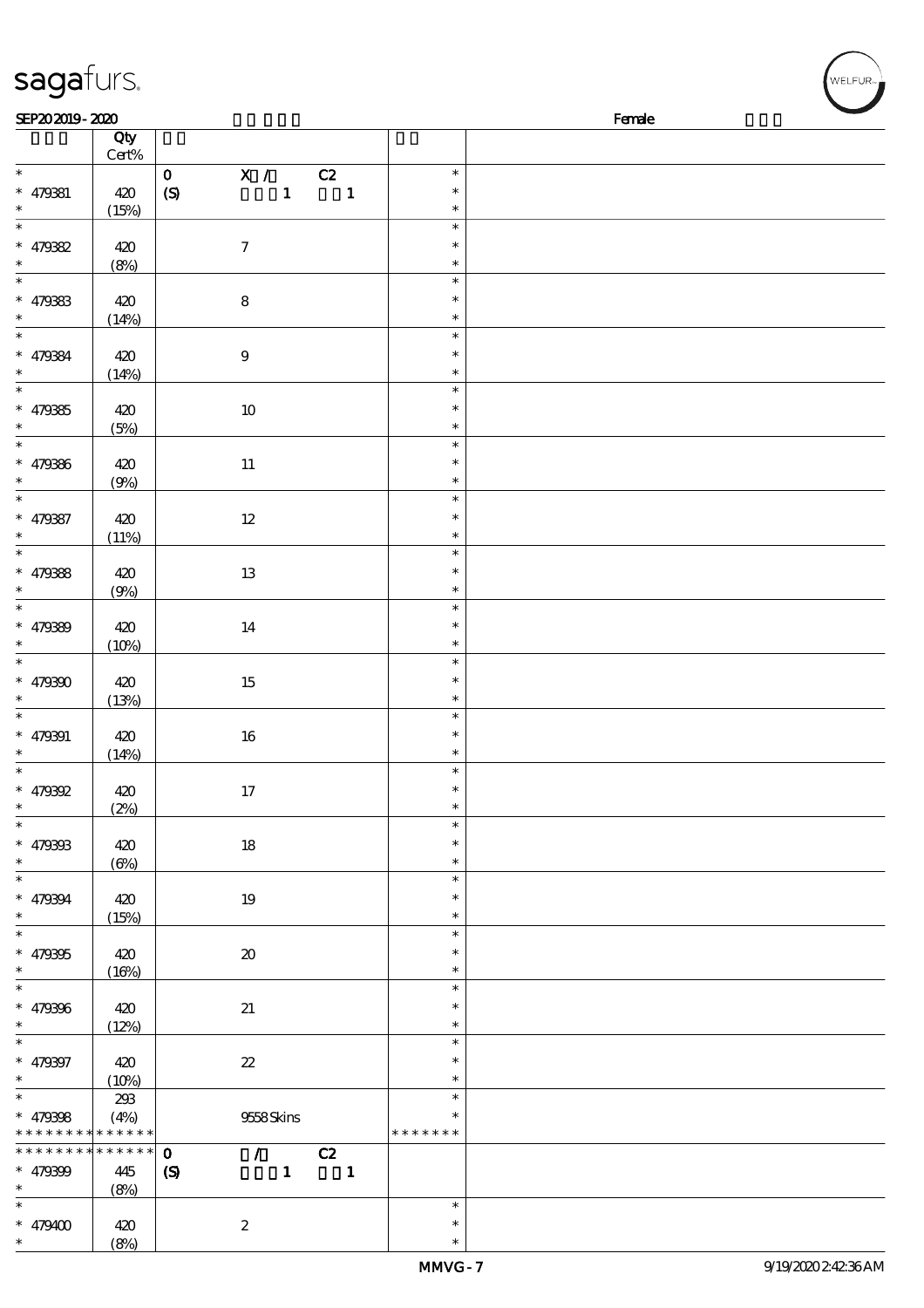| | Qty Cert% | | |
|---|---|---|---|
| * | | 0 X / C2 | * |
| * 479381 | 420 | (S) 1 1 | * |
| * | (15%) | | * |
| * | | | * |
| * 479382 | 420 | 7 | * |
| * | (8%) | | * |
| * | | | * |
| * 479383 | 420 | 8 | * |
| * | (14%) | | * |
| * | | | * |
| * 479384 | 420 | 9 | * |
| * | (14%) | | * |
| * | | | * |
| * 479385 | 420 | 10 | * |
| * | (5%) | | * |
| * | | | * |
| * 479386 | 420 | 11 | * |
| * | (9%) | | * |
| * | | | * |
| * 479387 | 420 | 12 | * |
| * | (11%) | | * |
| * | | | * |
| * 479388 | 420 | 13 | * |
| * | (9%) | | * |
| * | | | * |
| * 479389 | 420 | 14 | * |
| * | (10%) | | * |
| * | | | * |
| * 479390 | 420 | 15 | * |
| * | (13%) | | * |
| * | | | * |
| * 479391 | 420 | 16 | * |
| * | (14%) | | * |
| * | | | * |
| * 479392 | 420 | 17 | * |
| * | (2%) | | * |
| * | | | * |
| * 479393 | 420 | 18 | * |
| * | (6%) | | * |
| * | | | * |
| * 479394 | 420 | 19 | * |
| * | (15%) | | * |
| * | | | * |
| * 479395 | 420 | 20 | * |
| * | (16%) | | * |
| * | | | * |
| * 479396 | 420 | 21 | * |
| * | (12%) | | * |
| * | | | * |
| * 479397 | 420 | 22 | * |
| * | (10%) | | * |
| * | 293 | | * |
| * 479398 | (4%) | 9558 Skins | * |
| * * * * * * * * * * * * * | | | * * * * * * * |
| * * * * * * * * * * * * * | | 0 / C2 | |
| * 479399 | 445 | (S) 1 1 | |
| * | (8%) | | |
| * | | | * |
| * 479400 | 420 | 2 | * |
| * | (8%) | | * |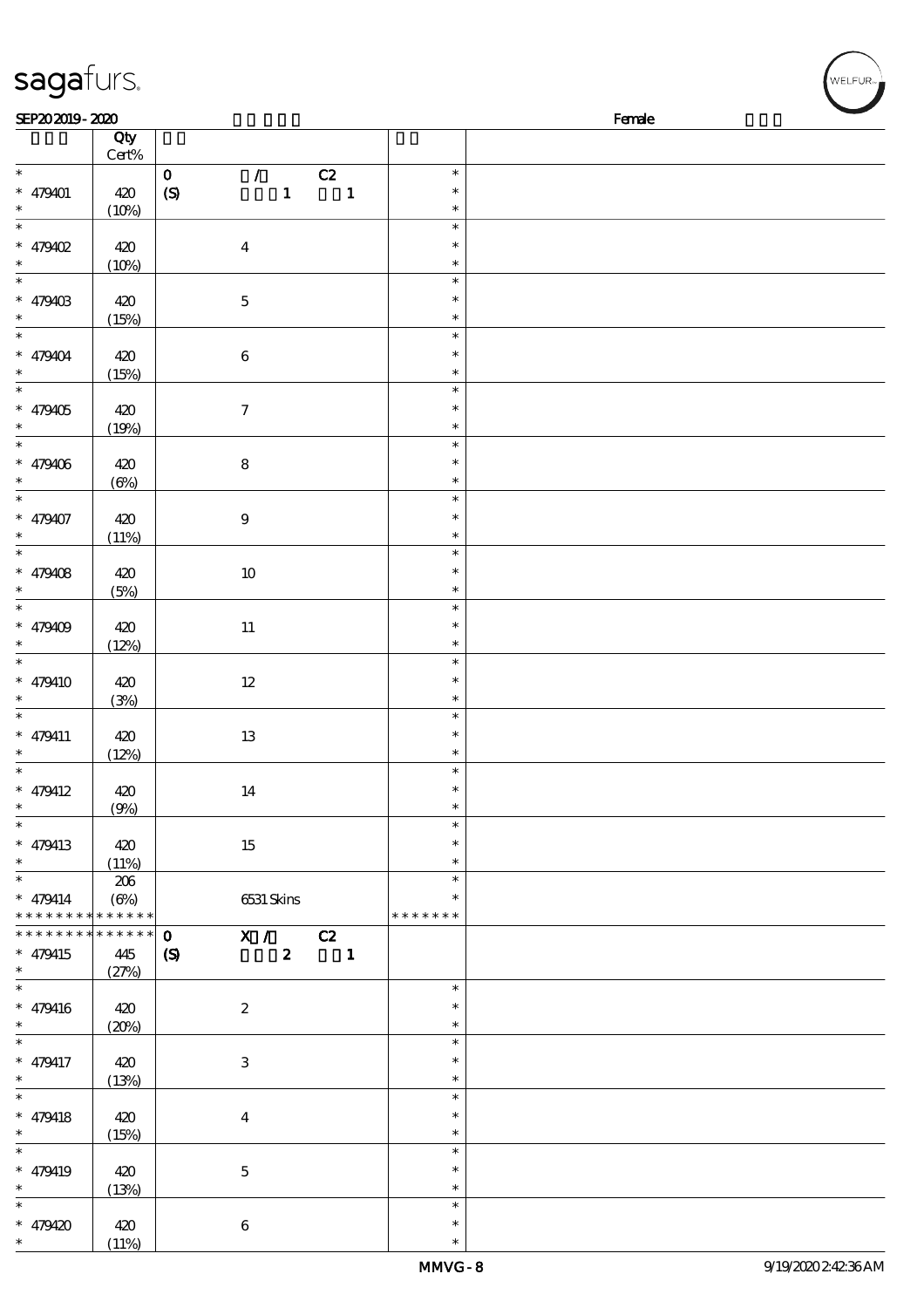| | Qty Cert% | | |
|---|---|---|---|
| * | | 0 / C2 | * |
| * 479401 | 420 | (S) 1 1 | * |
| * | (10%) | | * |
| * | | | * |
| * 479402 | 420 | 4 | * |
| * | (10%) | | * |
| * | | | * |
| * 479403 | 420 | 5 | * |
| * | (15%) | | * |
| * | | | * |
| * 479404 | 420 | 6 | * |
| * | (15%) | | * |
| * | | | * |
| * 479405 | 420 | 7 | * |
| * | (19%) | | * |
| * | | | * |
| * 479406 | 420 | 8 | * |
| * | (6%) | | * |
| * | | | * |
| * 479407 | 420 | 9 | * |
| * | (11%) | | * |
| * | | | * |
| * 479408 | 420 | 10 | * |
| * | (5%) | | * |
| * | | | * |
| * 479409 | 420 | 11 | * |
| * | (12%) | | * |
| * | | | * |
| * 479410 | 420 | 12 | * |
| * | (3%) | | * |
| * | | | * |
| * 479411 | 420 | 13 | * |
| * | (12%) | | * |
| * | | | * |
| * 479412 | 420 | 14 | * |
| * | (9%) | | * |
| * | | | * |
| * 479413 | 420 | 15 | * |
| * | (11%) | | * |
| * | 206 | | * |
| * 479414 | (6%) | 6531 Skins | * |
| ************* | | | ******* |
| ************* | | 0 X / C2 | |
| * 479415 | 445 | (S) 2 1 | |
| * | (27%) | | |
| * | | | * |
| * 479416 | 420 | 2 | * |
| * | (20%) | | * |
| * | | | * |
| * 479417 | 420 | 3 | * |
| * | (13%) | | * |
| * | | | * |
| * 479418 | 420 | 4 | * |
| * | (15%) | | * |
| * | | | * |
| * 479419 | 420 | 5 | * |
| * | (13%) | | * |
| * | | | * |
| * 479420 | 420 | 6 | * |
| * | (11%) | | * |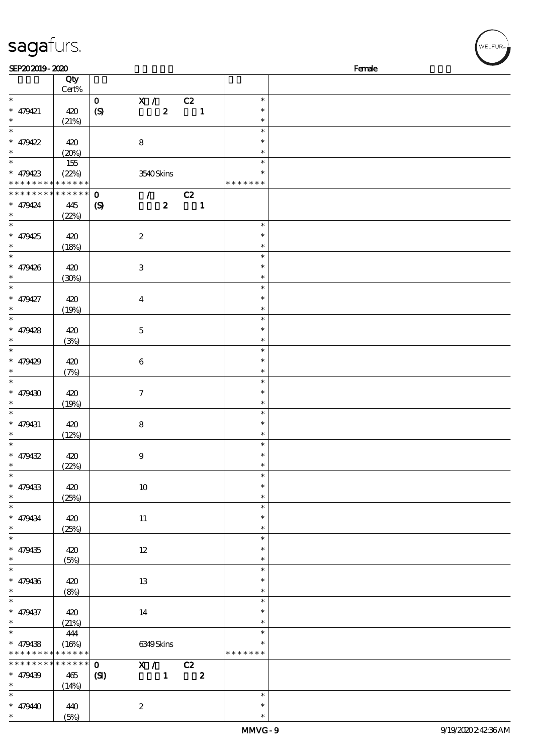| | Qty Cert% | | | |
|---|---|---|---|---|
| * | | 0 | X / C2 | * |
| * 479421 | 420 | (S) | 2 1 | * |
| * | (21%) | | | * |
| * | | | | * |
| * 479422 | 420 | | 8 | * |
| * | (20%) | | | * |
| * | 155 | | | * |
| * 479423 | (22%) | | 3540 Skins | * |
| * * * * * * * * * * * * * * | | | | * * * * * * * |
| * * * * * * * * * * * * * * | | 0 | / C2 | |
| * 479424 | 445 | (S) | 2 1 | |
| * | (22%) | | | |
| * | | | | * |
| * 479425 | 420 | | 2 | * |
| * | (18%) | | | * |
| * | | | | * |
| * 479426 | 420 | | 3 | * |
| * | (30%) | | | * |
| * | | | | * |
| * 479427 | 420 | | 4 | * |
| * | (19%) | | | * |
| * | | | | * |
| * 479428 | 420 | | 5 | * |
| * | (3%) | | | * |
| * | | | | * |
| * 479429 | 420 | | 6 | * |
| * | (7%) | | | * |
| * | | | | * |
| * 479430 | 420 | | 7 | * |
| * | (19%) | | | * |
| * | | | | * |
| * 479431 | 420 | | 8 | * |
| * | (12%) | | | * |
| * | | | | * |
| * 479432 | 420 | | 9 | * |
| * | (22%) | | | * |
| * | | | | * |
| * 479433 | 420 | | 10 | * |
| * | (25%) | | | * |
| * | | | | * |
| * 479434 | 420 | | 11 | * |
| * | (25%) | | | * |
| * | | | | * |
| * 479435 | 420 | | 12 | * |
| * | (5%) | | | * |
| * | | | | * |
| * 479436 | 420 | | 13 | * |
| * | (8%) | | | * |
| * | | | | * |
| * 479437 | 420 | | 14 | * |
| * | (21%) | | | * |
| * | 444 | | | * |
| * 479438 | (16%) | | 6349 Skins | * |
| * * * * * * * * * * * * * * | | | | * * * * * * * |
| * * * * * * * * * * * * * * | | 0 | X / C2 | |
| * 479439 | 465 | (SI) | 1 2 | |
| * | (14%) | | | |
| * | | | | * |
| * 479440 | 440 | | 2 | * |
| * | (5%) | | | * |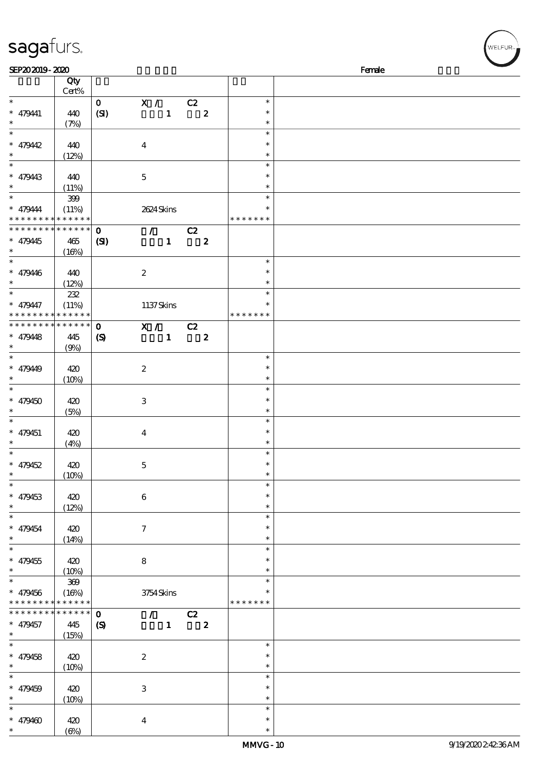| | Qty Cert% | | | | |
|---|---|---|---|---|---|
| * | | 0 | X / | C2 | * |
| * 479441 | 440 | (SI) | 1 | 2 | * |
| * | (7%) | | | | * |
| * | | | | | * |
| * 479442 | 440 | | 4 | | * |
| * | (12%) | | | | * |
| * | | | | | * |
| * 479443 | 440 | | 5 | | * |
| * | (11%) | | | | * |
| * | 399 | | | | * |
| * 479444 | (11%) | | 2624 Skins | | * |
| * * * * * * * * * * * * * * | | | | | * * * * * * * |
| * * * * * * * * * * * * * * | | 0 | / | C2 | |
| * 479445 | 465 | (SI) | 1 | 2 | |
| * | (16%) | | | | |
| * | | | | | * |
| * 479446 | 440 | | 2 | | * |
| * | (12%) | | | | * |
| * | 232 | | | | * |
| * 479447 | (11%) | | 1137 Skins | | * |
| * * * * * * * * * * * * * * | | | | | * * * * * * * |
| * * * * * * * * * * * * * * | | 0 | X / | C2 | |
| * 479448 | 445 | (S) | 1 | 2 | |
| * | (9%) | | | | |
| * | | | | | * |
| * 479449 | 420 | | 2 | | * |
| * | (10%) | | | | * |
| * | | | | | * |
| * 479450 | 420 | | 3 | | * |
| * | (5%) | | | | * |
| * | | | | | * |
| * 479451 | 420 | | 4 | | * |
| * | (4%) | | | | * |
| * | | | | | * |
| * 479452 | 420 | | 5 | | * |
| * | (10%) | | | | * |
| * | | | | | * |
| * 479453 | 420 | | 6 | | * |
| * | (12%) | | | | * |
| * | | | | | * |
| * 479454 | 420 | | 7 | | * |
| * | (14%) | | | | * |
| * | | | | | * |
| * 479455 | 420 | | 8 | | * |
| * | (10%) | | | | * |
| * | 369 | | | | * |
| * 479456 | (16%) | | 3754 Skins | | * |
| * * * * * * * * * * * * * * | | | | | * * * * * * * |
| * * * * * * * * * * * * * * | | 0 | / | C2 | |
| * 479457 | 445 | (S) | 1 | 2 | |
| * | (15%) | | | | |
| * | | | | | * |
| * 479458 | 420 | | 2 | | * |
| * | (10%) | | | | * |
| * | | | | | * |
| * 479459 | 420 | | 3 | | * |
| * | (10%) | | | | * |
| * | | | | | * |
| * 479460 | 420 | | 4 | | * |
| * | (6%) | | | | * |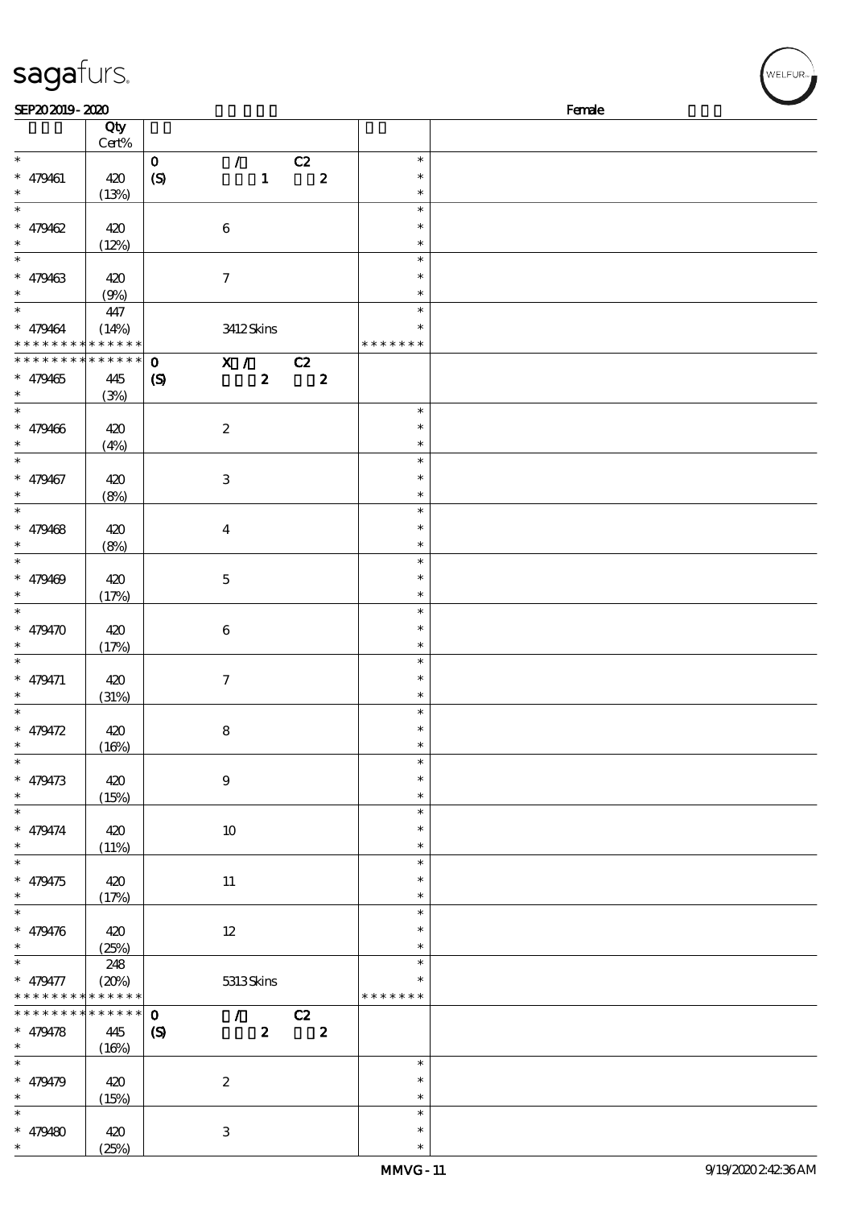SEP20 2019 - 2020 Female

| | Qty Cert% | | |
|---|---|---|---|
| * | | 0 / C2 | * |
| * 479461 | 420 | (S) 1 2 | * |
| * | (13%) | | * |
| * | | | * |
| * 479462 | 420 | 6 | * |
| * | (12%) | | * |
| * | | | * |
| * 479463 | 420 | 7 | * |
| * | (9%) | | * |
| * | 447 | | * |
| * 479464 | (14%) | 3412 Skins | * |
| * * * * * * * * * * * * * * | | | * * * * * * * |
| * * * * * * * * * * * * * * | | 0 X / C2 | |
| * 479465 | 445 | (S) 2 2 | |
| * | (3%) | | |
| * | | | * |
| * 479466 | 420 | 2 | * |
| * | (4%) | | * |
| * | | | * |
| * 479467 | 420 | 3 | * |
| * | (8%) | | * |
| * | | | * |
| * 479468 | 420 | 4 | * |
| * | (8%) | | * |
| * | | | * |
| * 479469 | 420 | 5 | * |
| * | (17%) | | * |
| * | | | * |
| * 479470 | 420 | 6 | * |
| * | (17%) | | * |
| * | | | * |
| * 479471 | 420 | 7 | * |
| * | (31%) | | * |
| * | | | * |
| * 479472 | 420 | 8 | * |
| * | (16%) | | * |
| * | | | * |
| * 479473 | 420 | 9 | * |
| * | (15%) | | * |
| * | | | * |
| * 479474 | 420 | 10 | * |
| * | (11%) | | * |
| * | | | * |
| * 479475 | 420 | 11 | * |
| * | (17%) | | * |
| * | | | * |
| * 479476 | 420 | 12 | * |
| * | (25%) | | * |
| * | 248 | | * |
| * 479477 | (20%) | 5313 Skins | * |
| * * * * * * * * * * * * * * | | | * * * * * * * |
| * * * * * * * * * * * * * * | | 0 / C2 | |
| * 479478 | 445 | (S) 2 2 | |
| * | (16%) | | |
| * | | | * |
| * 479479 | 420 | 2 | * |
| * | (15%) | | * |
| * | | | * |
| * 479480 | 420 | 3 | * |
| * | (25%) | | * |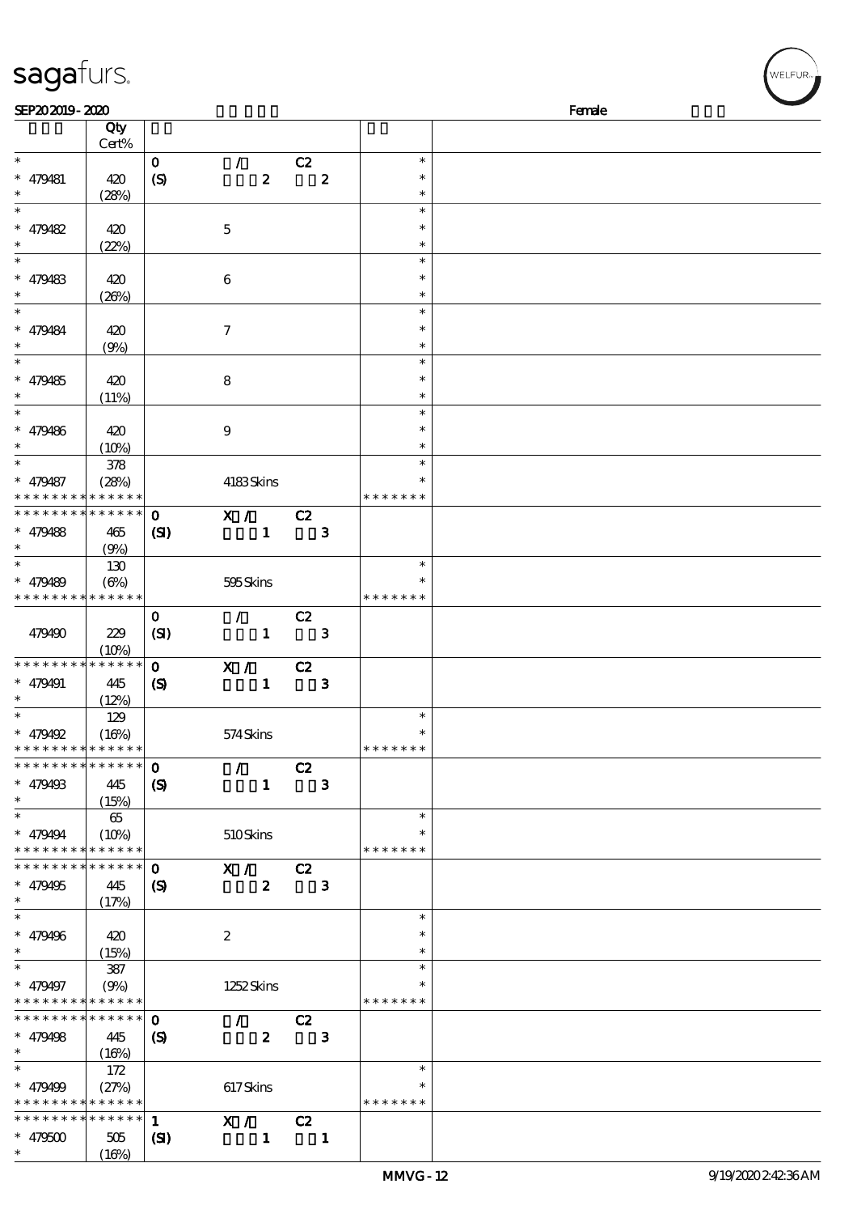sagafurs.

SEP20 2019 - 2020 Female

| | Qty Cert% | | | | | |
|---|---|---|---|---|---|---|
| * | | 0 | / | C2 | * | |
| * 479481 | 420 | (S) | 2 | 2 | * | |
| * | (28%) | | | | * | |
| * | | | | | * | |
| * 479482 | 420 | | 5 | | * | |
| * | (22%) | | | | * | |
| * | | | | | * | |
| * 479483 | 420 | | 6 | | * | |
| * | (26%) | | | | * | |
| * | | | | | * | |
| * 479484 | 420 | | 7 | | * | |
| * | (9%) | | | | * | |
| * | | | | | * | |
| * 479485 | 420 | | 8 | | * | |
| * | (11%) | | | | * | |
| * | | | | | * | |
| * 479486 | 420 | | 9 | | * | |
| * | (10%) | | | | * | |
| * | 378 | | | | * | |
| * 479487 | (28%) | | 4183 Skins | | * | |
| * * * * * * * * * * * * * * | | | | | * * * * * * * | |
| * * * * * * * * * * * * * * | | 0 | X / | C2 | | |
| * 479488 | 465 | (SI) | 1 | 3 | | |
| * | (9%) | | | | | |
| * | 130 | | | | * | |
| * 479489 | (6%) | | 595 Skins | | * | |
| * * * * * * * * * * * * * * | | | | | * * * * * * * | |
| | | 0 | / | C2 | | |
| 479490 | 229 | (SI) | 1 | 3 | | |
| | (10%) | | | | | |
| * * * * * * * * * * * * * * | | 0 | X / | C2 | | |
| * 479491 | 445 | (S) | 1 | 3 | | |
| * | (12%) | | | | | |
| * | 129 | | | | * | |
| * 479492 | (16%) | | 574 Skins | | * | |
| * * * * * * * * * * * * * * | | | | | * * * * * * * | |
| * * * * * * * * * * * * * * | | 0 | / | C2 | | |
| * 479493 | 445 | (S) | 1 | 3 | | |
| * | (15%) | | | | | |
| * | 65 | | | | * | |
| * 479494 | (10%) | | 510 Skins | | * | |
| * * * * * * * * * * * * * * | | | | | * * * * * * * | |
| * * * * * * * * * * * * * * | | 0 | X / | C2 | | |
| * 479495 | 445 | (S) | 2 | 3 | | |
| * | (17%) | | | | | |
| * | | | | | * | |
| * 479496 | 420 | | 2 | | * | |
| * | (15%) | | | | * | |
| * | 387 | | | | * | |
| * 479497 | (9%) | | 1252 Skins | | * | |
| * * * * * * * * * * * * * * | | | | | * * * * * * * | |
| * * * * * * * * * * * * * * | | 0 | / | C2 | | |
| * 479498 | 445 | (S) | 2 | 3 | | |
| * | (16%) | | | | | |
| * | 172 | | | | * | |
| * 479499 | (27%) | | 617 Skins | | * | |
| * * * * * * * * * * * * * * | | | | | * * * * * * * | |
| * * * * * * * * * * * * * * | | 1 | X / | C2 | | |
| * 479500 | 505 | (SI) | 1 | 1 | | |
| * | (16%) | | | | | |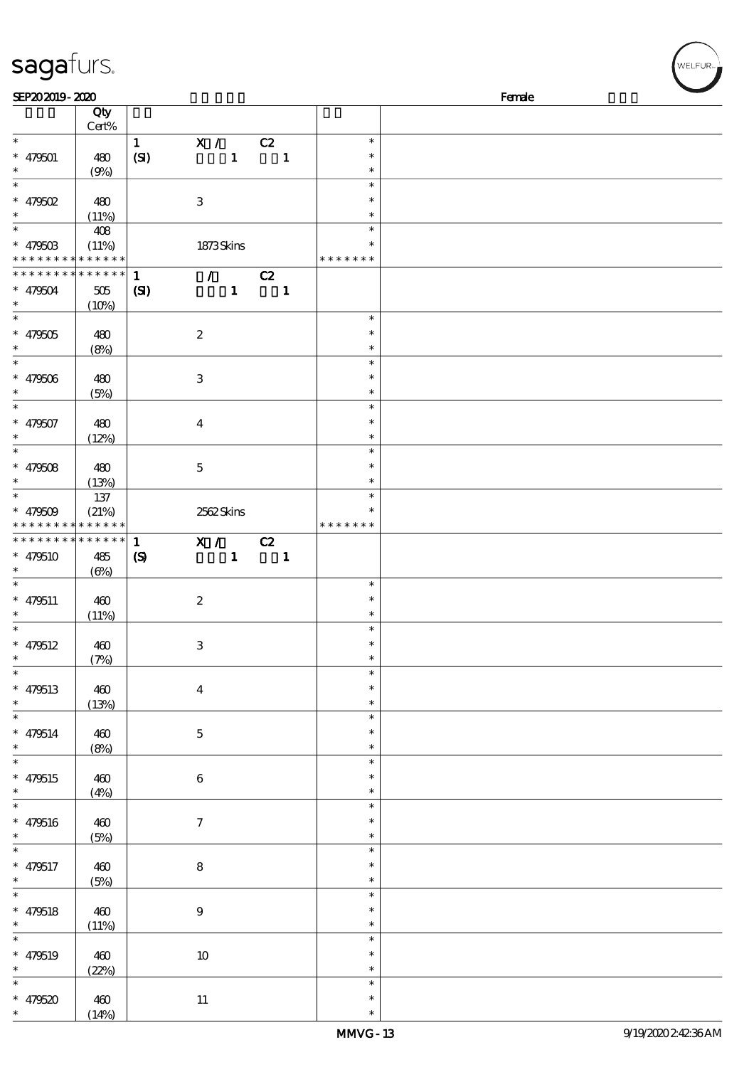| | Qty Cert% | | |
|---|---|---|---|
| * 479501 * | 480 (9%) | 1 (SI) X / C2 1 1 | * * * |
| * 479502 * | 480 (11%) | 3 | * * * |
| * 479503 * * * * * * * * * * * * * * | 408 (11%) | 1873 Skins | * * * * * * * * * |
| * * * * * * * * * * * * * * 479504 * | 505 (10%) | 1 (SI) / C2 1 1 | |
| * 479505 * | 480 (8%) | 2 | * * * |
| * 479506 * | 480 (5%) | 3 | * * * |
| * 479507 * | 480 (12%) | 4 | * * * |
| * 479508 * | 480 (13%) | 5 | * * * |
| * 479509 * * * * * * * * * * * * * * | 137 (21%) | 2562 Skins | * * * * * * * * * |
| * * * * * * * * * * * * * * 479510 * | 485 (6%) | 1 (S) X / C2 1 1 | |
| * 479511 * | 460 (11%) | 2 | * * * |
| * 479512 * | 460 (7%) | 3 | * * * |
| * 479513 * | 460 (13%) | 4 | * * * |
| * 479514 * | 460 (8%) | 5 | * * * |
| * 479515 * | 460 (4%) | 6 | * * * |
| * 479516 * | 460 (5%) | 7 | * * * |
| * 479517 * | 460 (5%) | 8 | * * * |
| * 479518 * | 460 (11%) | 9 | * * * |
| * 479519 * | 460 (22%) | 10 | * * * |
| * 479520 * | 460 (14%) | 11 | * * * |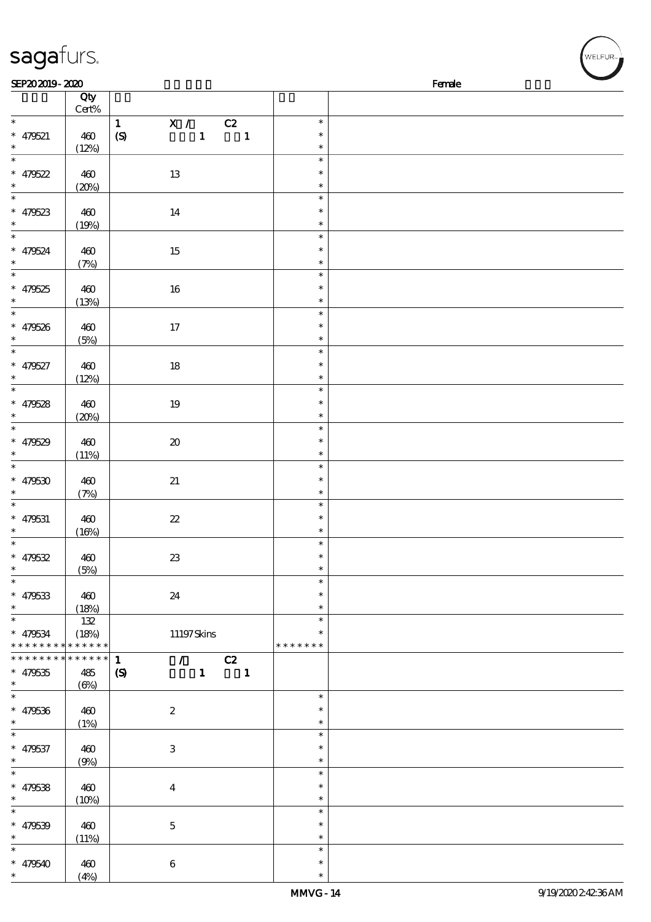SEP20 2019 - 2020 Female

| | Qty Cert% | | |
|---|---|---|---|
| * | | 1 X / C2 | * |
| * 479521 | 460 | (S) 1 1 | * |
| * | (12%) | | * |
| * | | | * |
| * 479522 | 460 | 13 | * |
| * | (20%) | | * |
| * | | | * |
| * 479523 | 460 | 14 | * |
| * | (19%) | | * |
| * | | | * |
| * 479524 | 460 | 15 | * |
| * | (7%) | | * |
| * | | | * |
| * 479525 | 460 | 16 | * |
| * | (13%) | | * |
| * | | | * |
| * 479526 | 460 | 17 | * |
| * | (5%) | | * |
| * | | | * |
| * 479527 | 460 | 18 | * |
| * | (12%) | | * |
| * | | | * |
| * 479528 | 460 | 19 | * |
| * | (20%) | | * |
| * | | | * |
| * 479529 | 460 | 20 | * |
| * | (11%) | | * |
| * | | | * |
| * 479530 | 460 | 21 | * |
| * | (7%) | | * |
| * | | | * |
| * 479531 | 460 | 22 | * |
| * | (16%) | | * |
| * | | | * |
| * 479532 | 460 | 23 | * |
| * | (5%) | | * |
| * | | | * |
| * 479533 | 460 | 24 | * |
| * | (18%) | | * |
| * | 132 | | * |
| * 479534 | (18%) | 11197 Skins | * |
| * * * * * * * * * * * * * * | | | * * * * * * * |
| * * * * * * * * * * * * * * | | 1 / C2 | |
| * 479535 | 485 | (S) 1 1 | |
| * | (6%) | | |
| * | | | * |
| * 479536 | 460 | 2 | * |
| * | (1%) | | * |
| * | | | * |
| * 479537 | 460 | 3 | * |
| * | (9%) | | * |
| * | | | * |
| * 479538 | 460 | 4 | * |
| * | (10%) | | * |
| * | | | * |
| * 479539 | 460 | 5 | * |
| * | (11%) | | * |
| * | | | * |
| * 479540 | 460 | 6 | * |
| * | (4%) | | * |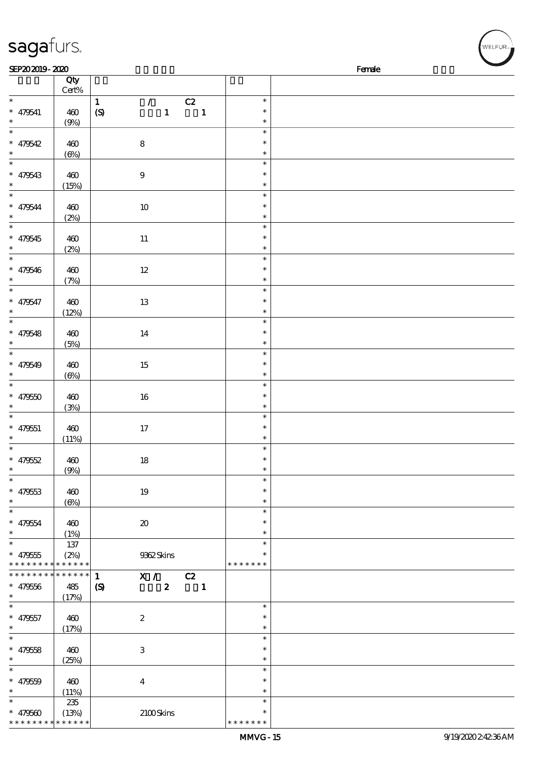| | Qty Cert% | | |
|---|---|---|---|
| * | | 1 / C2 | * |
| * 479541 | 460 | (S) 1 1 | * |
| * | (9%) | | * |
| * | | | * |
| * 479542 | 460 | 8 | * |
| * | (6%) | | * |
| * | | | * |
| * 479543 | 460 | 9 | * |
| * | (15%) | | * |
| * | | | * |
| * 479544 | 460 | 10 | * |
| * | (2%) | | * |
| * | | | * |
| * 479545 | 460 | 11 | * |
| * | (2%) | | * |
| * | | | * |
| * 479546 | 460 | 12 | * |
| * | (7%) | | * |
| * | | | * |
| * 479547 | 460 | 13 | * |
| * | (12%) | | * |
| * | | | * |
| * 479548 | 460 | 14 | * |
| * | (5%) | | * |
| * | | | * |
| * 479549 | 460 | 15 | * |
| * | (6%) | | * |
| * | | | * |
| * 479550 | 460 | 16 | * |
| * | (3%) | | * |
| * | | | * |
| * 479551 | 460 | 17 | * |
| * | (11%) | | * |
| * | | | * |
| * 479552 | 460 | 18 | * |
| * | (9%) | | * |
| * | | | * |
| * 479553 | 460 | 19 | * |
| * | (6%) | | * |
| * | | | * |
| * 479554 | 460 | 20 | * |
| * | (1%) | | * |
| * | 137 | | * |
| * 479555 | (2%) | 9362 Skins | * |
| * * * * * * * * * * * * * | | | * * * * * * * |
| * * * * * * * * * * * * * | | 1 X / C2 | |
| * 479556 | 485 | (S) 2 1 | |
| * | (17%) | | |
| * | | | * |
| * 479557 | 460 | 2 | * |
| * | (17%) | | * |
| * | | | * |
| * 479558 | 460 | 3 | * |
| * | (25%) | | * |
| * | | | * |
| * 479559 | 460 | 4 | * |
| * | (11%) | | * |
| * | 235 | | * |
| * 479560 | (13%) | 2100 Skins | * |
| * * * * * * * * * * * * * | | | * * * * * * * |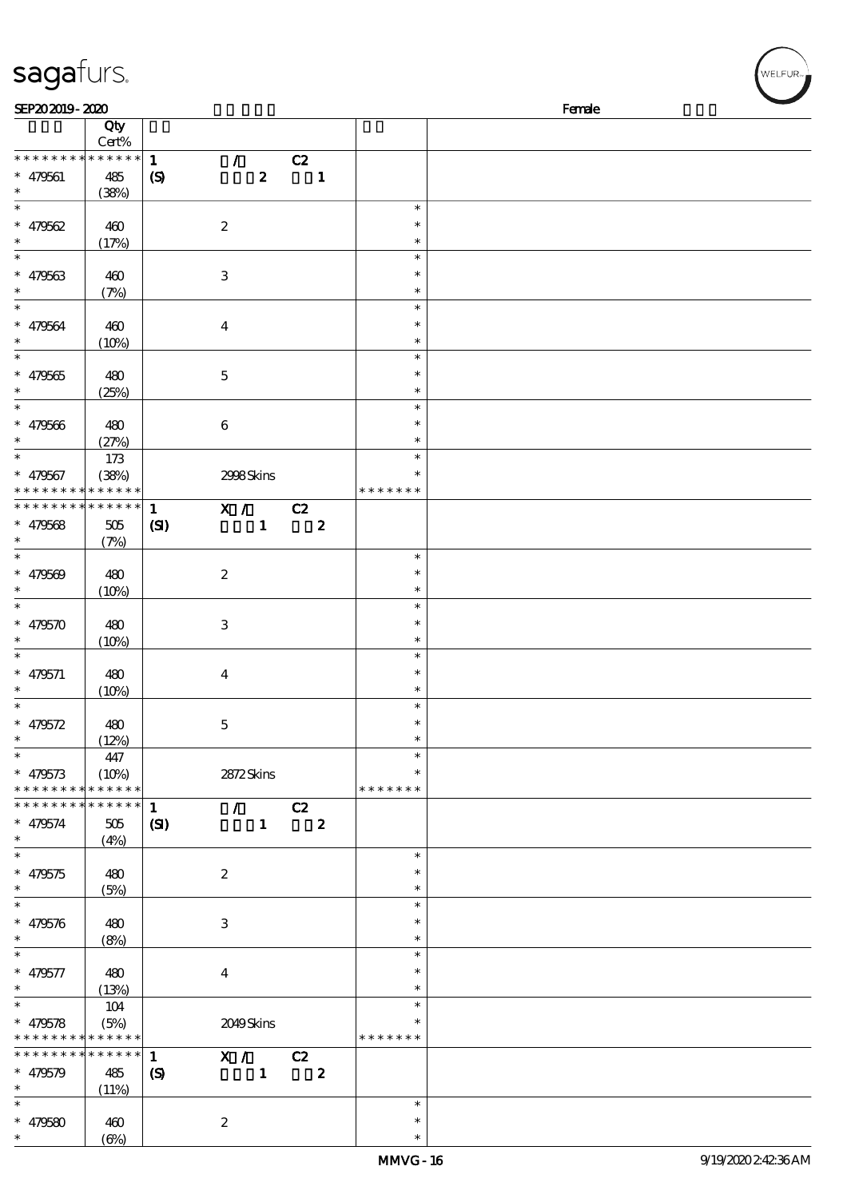| | Qty Cert% | | | |
|---|---|---|---|---|
| * * * * * * * * * * * * * * | 1 | / C2 | | |
| * 479561 | 485 | (S) 2 1 | | |
| * | (38%) | | | |
| * 479562 | 460 | 2 | * | |
| * | (17%) | | * | |
| * 479563 | 460 | 3 | * | |
| * | (7%) | | * | |
| * 479564 | 460 | 4 | * | |
| * | (10%) | | * | |
| * 479565 | 480 | 5 | * | |
| * | (25%) | | * | |
| * 479566 | 480 | 6 | * | |
| * | (27%) | | * | |
| * | 173 | | * | |
| * 479567 | (38%) | 2998 Skins | * | |
| * * * * * * * * * * * * * * | | | * * * * * * * | |
| * * * * * * * * * * * * * * | 1 | X / C2 | | |
| * 479568 | 505 | (SI) 1 2 | | |
| * | (7%) | | | |
| * 479569 | 480 | 2 | * | |
| * | (10%) | | * | |
| * 479570 | 480 | 3 | * | |
| * | (10%) | | * | |
| * 479571 | 480 | 4 | * | |
| * | (10%) | | * | |
| * 479572 | 480 | 5 | * | |
| * | (12%) | | * | |
| * | 447 | | * | |
| * 479573 | (10%) | 2872 Skins | * | |
| * * * * * * * * * * * * * * | | | * * * * * * * | |
| * * * * * * * * * * * * * * | 1 | / C2 | | |
| * 479574 | 505 | (SI) 1 2 | | |
| * | (4%) | | | |
| * 479575 | 480 | 2 | * | |
| * | (5%) | | * | |
| * 479576 | 480 | 3 | * | |
| * | (8%) | | * | |
| * 479577 | 480 | 4 | * | |
| * | (13%) | | * | |
| * | 104 | | * | |
| * 479578 | (5%) | 2049 Skins | * | |
| * * * * * * * * * * * * * * | | | * * * * * * * | |
| * * * * * * * * * * * * * * | 1 | X / C2 | | |
| * 479579 | 485 | (S) 1 2 | | |
| * | (11%) | | | |
| * 479580 | 460 | 2 | * | |
| * | (6%) | | * | |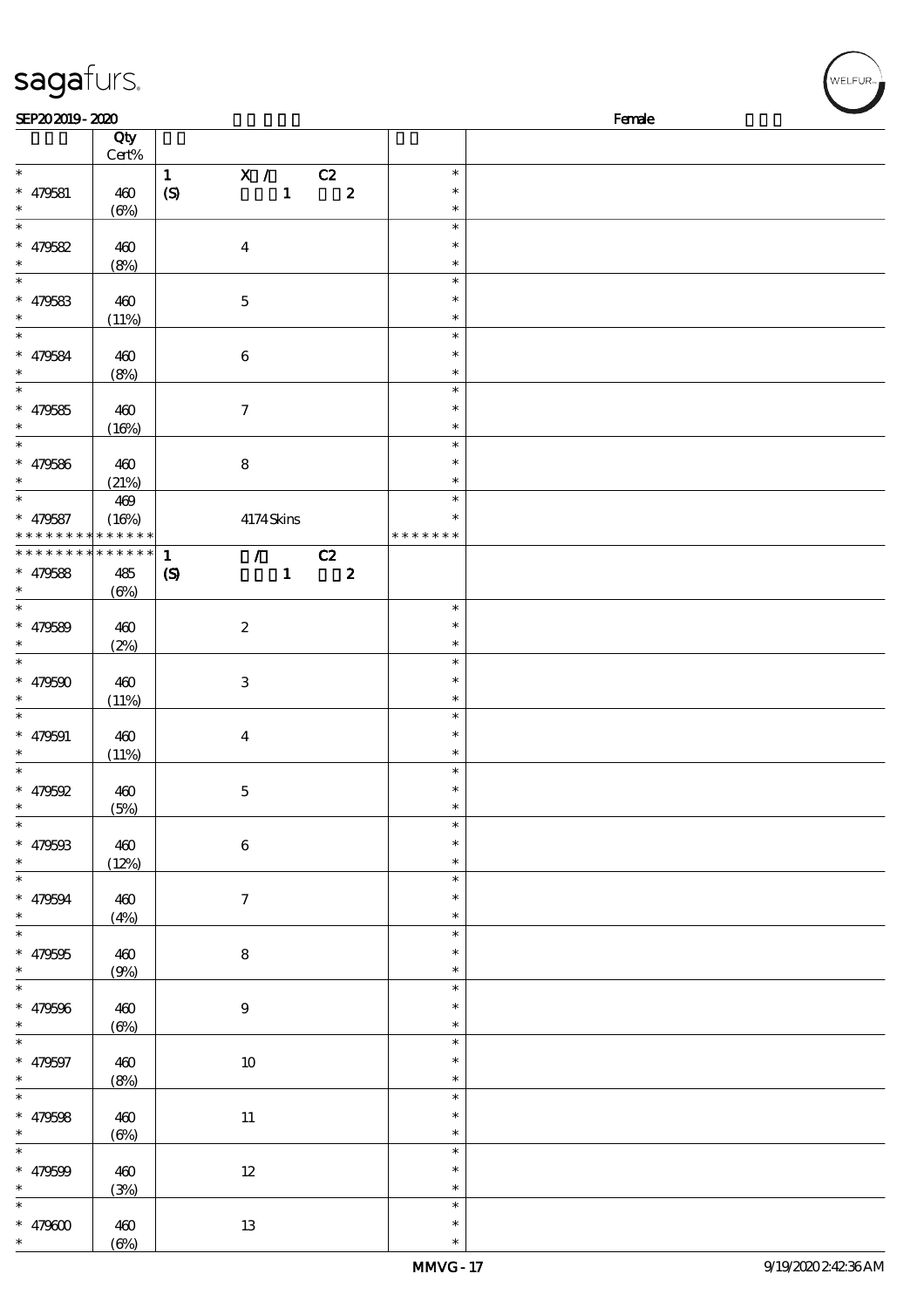| | Qty Cert% | | | |
|---|---|---|---|---|
| * * 479581 * | 460 (6%) | 1 (S) | X / C2 1 2 | * * * |
| * * 479582 * | 460 (8%) | | 4 | * * * |
| * * 479583 * | 460 (11%) | | 5 | * * * |
| * * 479584 * | 460 (8%) | | 6 | * * * |
| * * 479585 * | 460 (16%) | | 7 | * * * |
| * * 479586 * | 460 (21%) | | 8 | * * * |
| * * 479587 * * * * * * * * * * * * * * | 469 (16%) | | 4174 Skins | * * * * * * * * * |
| * * * * * * * * * * * * * * * 479588 * | 485 (6%) | 1 (S) | / C2 1 2 | |
| * * 479589 * | 460 (2%) | | 2 | * * * |
| * * 479590 * | 460 (11%) | | 3 | * * * |
| * * 479591 * | 460 (11%) | | 4 | * * * |
| * * 479592 * | 460 (5%) | | 5 | * * * |
| * * 479593 * | 460 (12%) | | 6 | * * * |
| * * 479594 * | 460 (4%) | | 7 | * * * |
| * * 479595 * | 460 (9%) | | 8 | * * * |
| * * 479596 * | 460 (6%) | | 9 | * * * |
| * * 479597 * | 460 (8%) | | 10 | * * * |
| * * 479598 * | 460 (6%) | | 11 | * * * |
| * * 479599 * | 460 (3%) | | 12 | * * * |
| * * 479600 * | 460 (6%) | | 13 | * * * |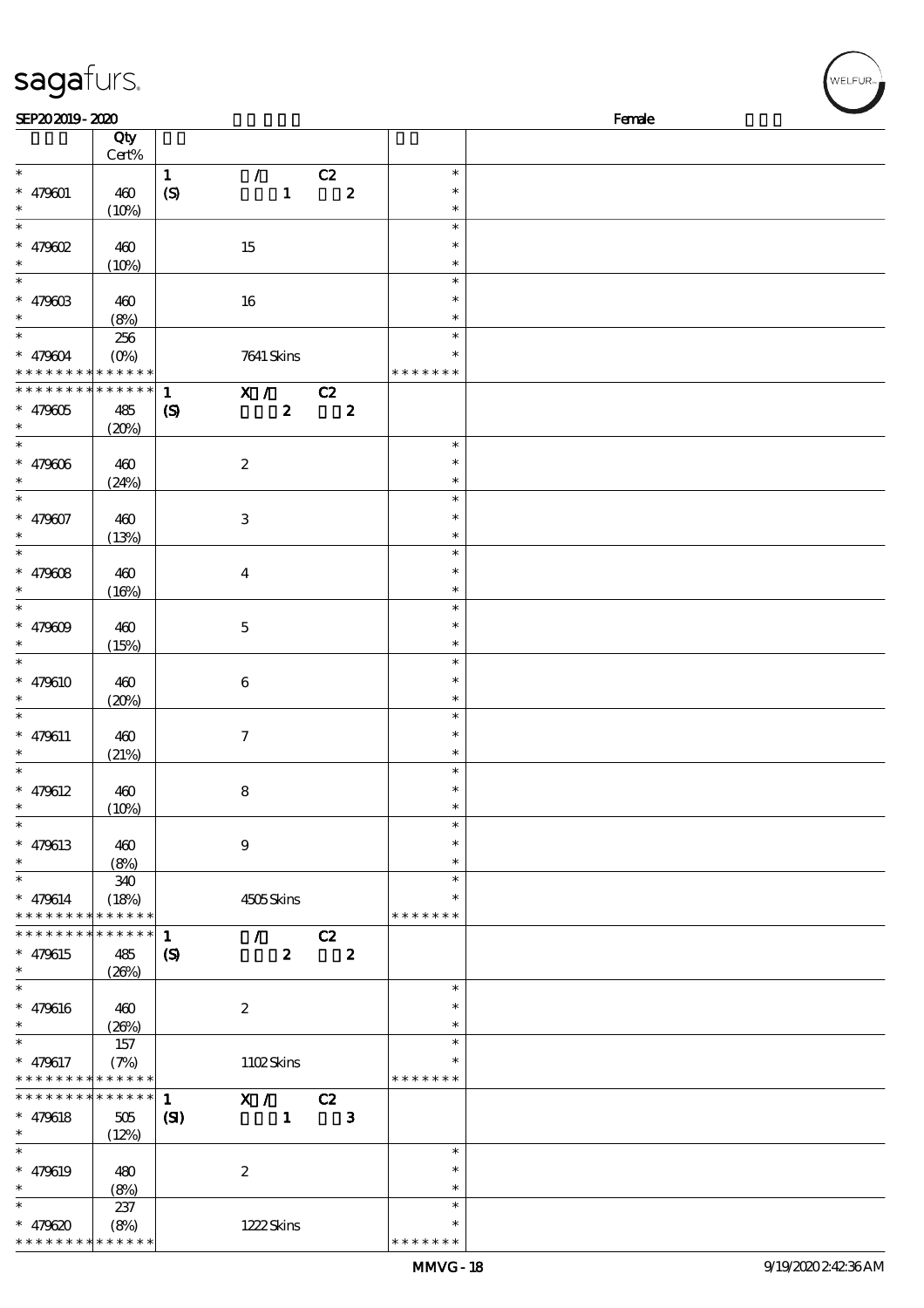| | Qty Cert% | | | | | |
|---|---|---|---|---|---|---|
| * | | 1 | / | C2 | * | |
| * 479601 | 460 | (S) | 1 | 2 | * | |
| * | (10%) | | | | * | |
| * | | | | | * | |
| * 479602 | 460 | | 15 | | * | |
| * | (10%) | | | | * | |
| * | | | | | * | |
| * 479603 | 460 | | 16 | | * | |
| * | (8%) | | | | * | |
| * | 256 | | | | * | |
| * 479604 | (0%) | | 7641 Skins | | * | |
| * * * * * * * * * * * * * * | | | | | * * * * * * * | |
| * * * * * * * * * * * * * * | | 1 | X / | C2 | | |
| * 479605 | 485 | (S) | 2 | 2 | | |
| * | (20%) | | | | | |
| * | | | | | * | |
| * 479606 | 460 | | 2 | | * | |
| * | (24%) | | | | * | |
| * | | | | | * | |
| * 479607 | 460 | | 3 | | * | |
| * | (13%) | | | | * | |
| * | | | | | * | |
| * 479608 | 460 | | 4 | | * | |
| * | (16%) | | | | * | |
| * | | | | | * | |
| * 479609 | 460 | | 5 | | * | |
| * | (15%) | | | | * | |
| * | | | | | * | |
| * 479610 | 460 | | 6 | | * | |
| * | (20%) | | | | * | |
| * | | | | | * | |
| * 479611 | 460 | | 7 | | * | |
| * | (21%) | | | | * | |
| * | | | | | * | |
| * 479612 | 460 | | 8 | | * | |
| * | (10%) | | | | * | |
| * | | | | | * | |
| * 479613 | 460 | | 9 | | * | |
| * | (8%) | | | | * | |
| * | 340 | | | | * | |
| * 479614 | (18%) | | 4505 Skins | | * | |
| * * * * * * * * * * * * * * | | | | | * * * * * * * | |
| * * * * * * * * * * * * * * | | 1 | / | C2 | | |
| * 479615 | 485 | (S) | 2 | 2 | | |
| * | (26%) | | | | | |
| * | | | | | * | |
| * 479616 | 460 | | 2 | | * | |
| * | (26%) | | | | * | |
| * | 157 | | | | * | |
| * 479617 | (7%) | | 1102 Skins | | * | |
| * * * * * * * * * * * * * * | | | | | * * * * * * * | |
| * * * * * * * * * * * * * * | | 1 | X / | C2 | | |
| * 479618 | 505 | (SI) | 1 | 3 | | |
| * | (12%) | | | | | |
| * | | | | | * | |
| * 479619 | 480 | | 2 | | * | |
| * | (8%) | | | | * | |
| * | 237 | | | | * | |
| * 479620 | (8%) | | 1222 Skins | | * | |
| * * * * * * * * * * * * * * | | | | | * * * * * * * | |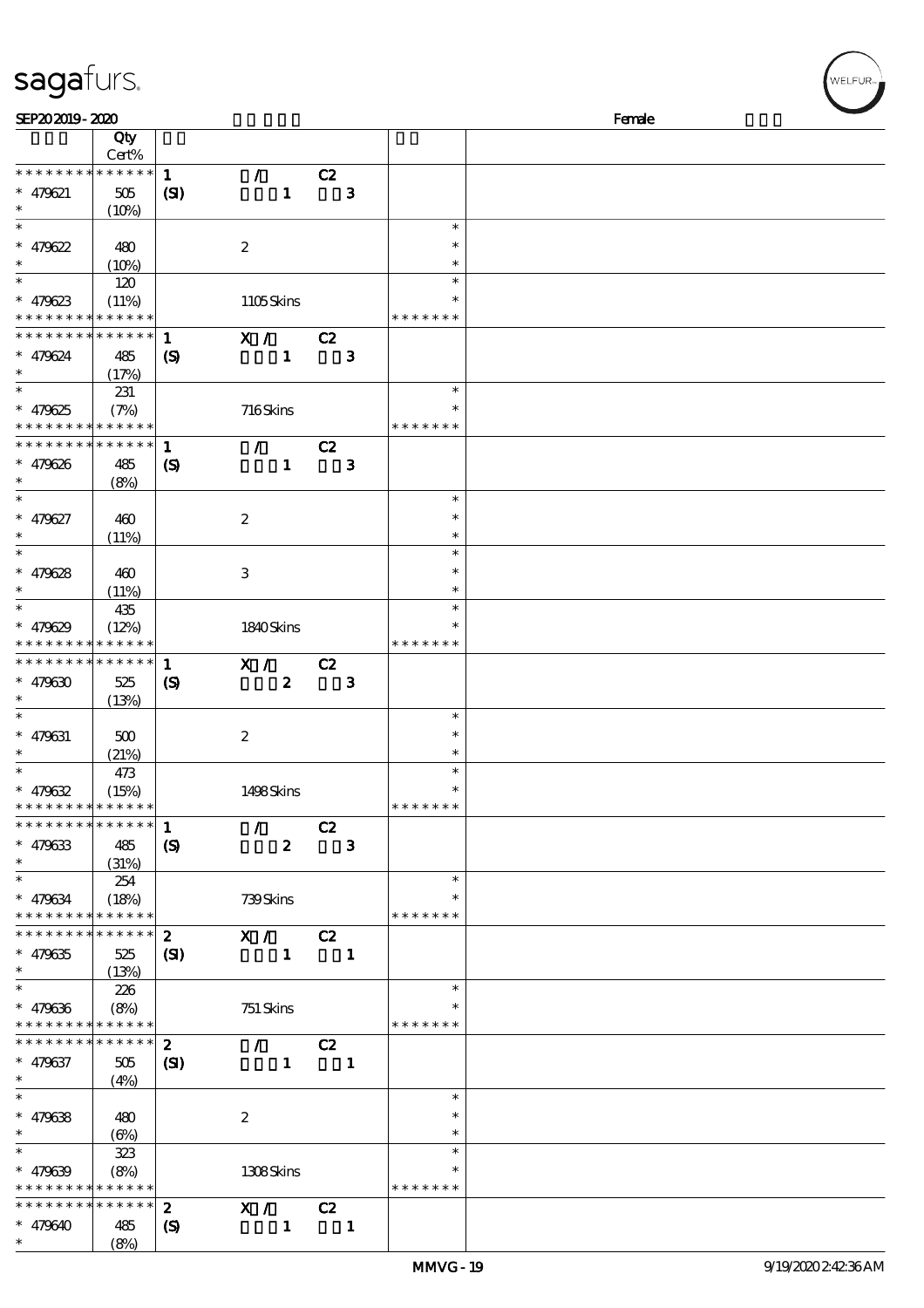**SEP20 2019 - 2020** — Female

| | Qty Cert% | | | | | |
|---|---|---|---|---|---|---|
| * * * * * * * * * * * * * * | | 1 | / | C2 | | |
| * 479621 | 505 | (SI) | 1 | 3 | | |
| * | (10%) | | | | | |
| * | | | | | * | |
| * 479622 | 480 | | 2 | | * | |
| * | (10%) | | | | * | |
| * | 120 | | | | * | |
| * 479623 | (11%) | | 1105 Skins | | * | |
| * * * * * * * * * * * * * * | | | | | * * * * * * * | |
| * * * * * * * * * * * * * * | | 1 | X / | C2 | | |
| * 479624 | 485 | (S) | 1 | 3 | | |
| * | (17%) | | | | | |
| * | 231 | | | | * | |
| * 479625 | (7%) | | 716 Skins | | * | |
| * * * * * * * * * * * * * * | | | | | * * * * * * * | |
| * * * * * * * * * * * * * * | | 1 | / | C2 | | |
| * 479626 | 485 | (S) | 1 | 3 | | |
| * | (8%) | | | | | |
| * | | | | | * | |
| * 479627 | 460 | | 2 | | * | |
| * | (11%) | | | | * | |
| * | | | | | * | |
| * 479628 | 460 | | 3 | | * | |
| * | (11%) | | | | * | |
| * | 435 | | | | * | |
| * 479629 | (12%) | | 1840 Skins | | * | |
| * * * * * * * * * * * * * * | | | | | * * * * * * * | |
| * * * * * * * * * * * * * * | | 1 | X / | C2 | | |
| * 479630 | 525 | (S) | 2 | 3 | | |
| * | (13%) | | | | | |
| * | | | | | * | |
| * 479631 | 500 | | 2 | | * | |
| * | (21%) | | | | * | |
| * | 473 | | | | * | |
| * 479632 | (15%) | | 1498 Skins | | * | |
| * * * * * * * * * * * * * * | | | | | * * * * * * * | |
| * * * * * * * * * * * * * * | | 1 | / | C2 | | |
| * 479633 | 485 | (S) | 2 | 3 | | |
| * | (31%) | | | | | |
| * | 254 | | | | * | |
| * 479634 | (18%) | | 739 Skins | | * | |
| * * * * * * * * * * * * * * | | | | | * * * * * * * | |
| * * * * * * * * * * * * * * | | 2 | X / | C2 | | |
| * 479635 | 525 | (SI) | 1 | 1 | | |
| * | (13%) | | | | | |
| * | 226 | | | | * | |
| * 479636 | (8%) | | 751 Skins | | * | |
| * * * * * * * * * * * * * * | | | | | * * * * * * * | |
| * * * * * * * * * * * * * * | | 2 | / | C2 | | |
| * 479637 | 505 | (SI) | 1 | 1 | | |
| * | (4%) | | | | | |
| * | | | | | * | |
| * 479638 | 480 | | 2 | | * | |
| * | (6%) | | | | * | |
| * | 323 | | | | * | |
| * 479639 | (8%) | | 1308 Skins | | * | |
| * * * * * * * * * * * * * * | | | | | * * * * * * * | |
| * * * * * * * * * * * * * * | | 2 | X / | C2 | | |
| * 479640 | 485 | (S) | 1 | 1 | | |
| * | (8%) | | | | | |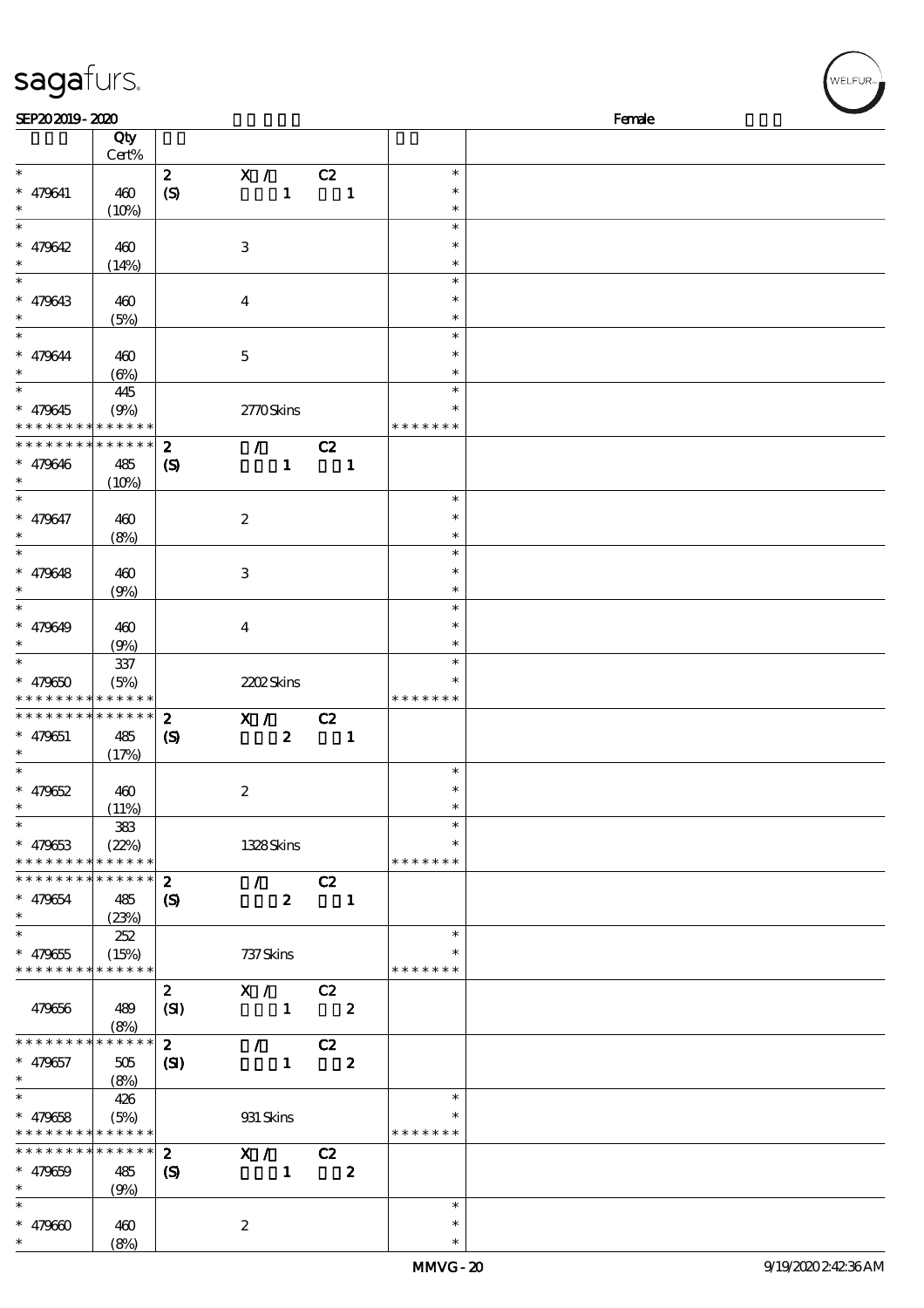| | Qty Cert% | | | |
|---|---|---|---|---|
| * | | 2 X / C2 | * | |
| * 479641 | 460 | (S) 1 1 | * | |
| * | (10%) | | * | |
| * | | | * | |
| * 479642 | 460 | 3 | * | |
| * | (14%) | | * | |
| * | | | * | |
| * 479643 | 460 | 4 | * | |
| * | (5%) | | * | |
| * | | | * | |
| * 479644 | 460 | 5 | * | |
| * | (6%) | | * | |
| * | 445 | | * | |
| * 479645 | (9%) | 2770 Skins | * | |
| * * * * * * * * * * * * * * | | | * * * * * * * | |
| * * * * * * * * * * * * * * | | 2 / C2 | | |
| * 479646 | 485 | (S) 1 1 | | |
| * | (10%) | | | |
| * | | | * | |
| * 479647 | 460 | 2 | * | |
| * | (8%) | | * | |
| * | | | * | |
| * 479648 | 460 | 3 | * | |
| * | (9%) | | * | |
| * | | | * | |
| * 479649 | 460 | 4 | * | |
| * | (9%) | | * | |
| * | 337 | | * | |
| * 479650 | (5%) | 2202 Skins | * | |
| * * * * * * * * * * * * * * | | | * * * * * * * | |
| * * * * * * * * * * * * * * | | 2 X / C2 | | |
| * 479651 | 485 | (S) 2 1 | | |
| * | (17%) | | | |
| * | | | * | |
| * 479652 | 460 | 2 | * | |
| * | (11%) | | * | |
| * | 383 | | * | |
| * 479653 | (22%) | 1328 Skins | * | |
| * * * * * * * * * * * * * * | | | * * * * * * * | |
| * * * * * * * * * * * * * * | | 2 / C2 | | |
| * 479654 | 485 | (S) 2 1 | | |
| * | (23%) | | | |
| * | 252 | | * | |
| * 479655 | (15%) | 737 Skins | * | |
| * * * * * * * * * * * * * * | | | * * * * * * * | |
| | | 2 X / C2 | | |
| 479656 | 489 | (SI) 1 2 | | |
| | (8%) | | | |
| * * * * * * * * * * * * * * | | 2 / C2 | | |
| * 479657 | 505 | (SI) 1 2 | | |
| * | (8%) | | | |
| * | 426 | | * | |
| * 479658 | (5%) | 931 Skins | * | |
| * * * * * * * * * * * * * * | | | * * * * * * * | |
| * * * * * * * * * * * * * * | | 2 X / C2 | | |
| * 479659 | 485 | (S) 1 2 | | |
| * | (9%) | | | |
| * | | | * | |
| * 479660 | 460 | 2 | * | |
| * | (8%) | | * | |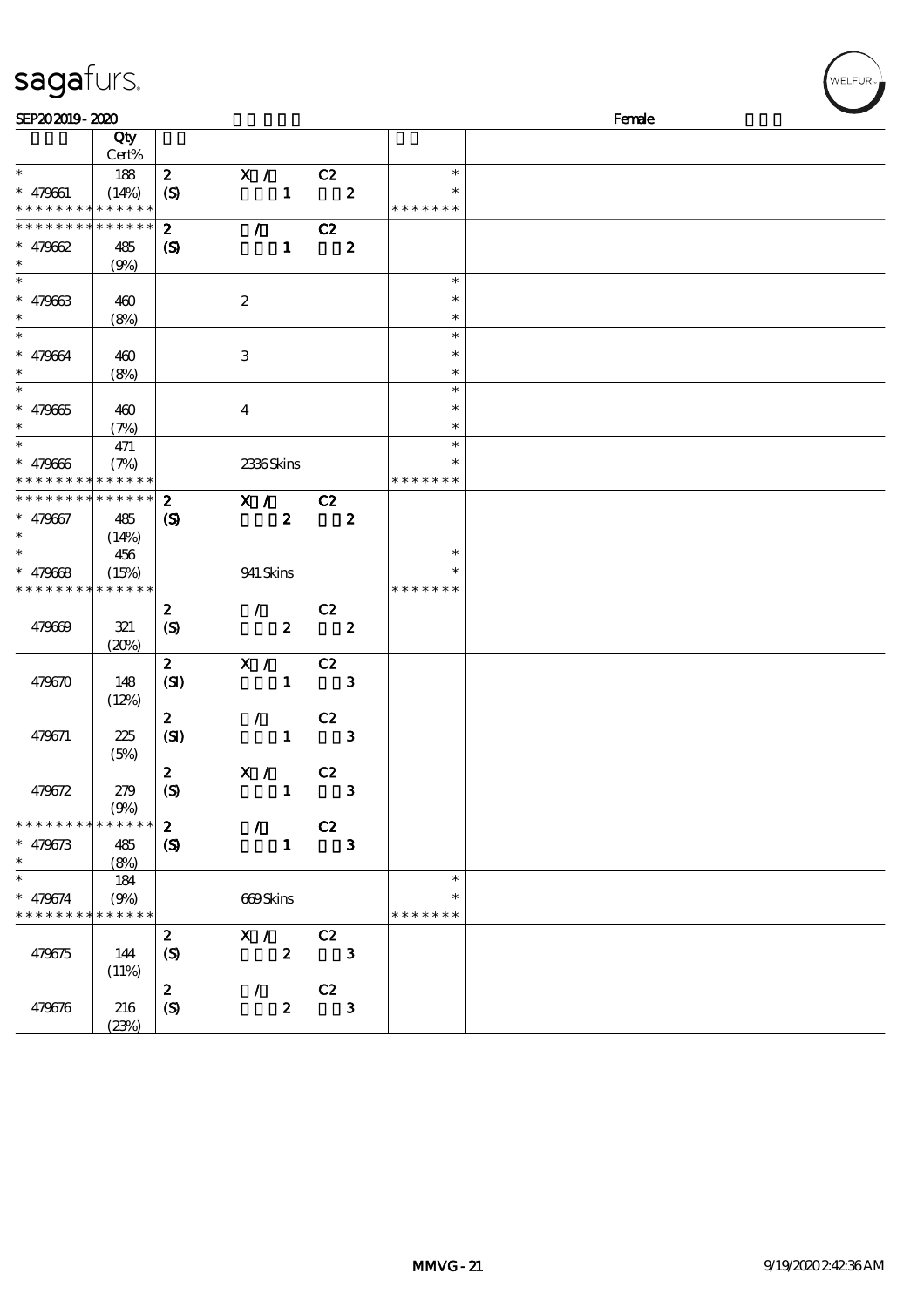SEP20 2019 - 2020 Female

| | Qty Cert% | | | | | |
|---|---|---|---|---|---|---|
| * | 188 | 2 | X / | C2 | * | |
| * 479661 | (14%) | (S) | 1 | 2 | * | |
| * * * * * * * * * * * * * * | | | | | * * * * * * * | |
| * * * * * * * * * * * * * * | | 2 | / | C2 | | |
| * 479662 | 485 | (S) | 1 | 2 | | |
| * | (9%) | | | | | |
| * | | | | | * | |
| * 479663 | 460 | | 2 | | * | |
| * | (8%) | | | | * | |
| * | | | | | * | |
| * 479664 | 460 | | 3 | | * | |
| * | (8%) | | | | * | |
| * | | | | | * | |
| * 479665 | 460 | | 4 | | * | |
| * | (7%) | | | | * | |
| * | 471 | | | | * | |
| * 479666 | (7%) | | 2336 Skins | | * | |
| * * * * * * * * * * * * * * | | | | | * * * * * * * | |
| * * * * * * * * * * * * * * | | 2 | X / | C2 | | |
| * 479667 | 485 | (S) | 2 | 2 | | |
| * | (14%) | | | | | |
| * | 456 | | | | * | |
| * 479668 | (15%) | | 941 Skins | | * | |
| * * * * * * * * * * * * * * | | | | | * * * * * * * | |
| | | 2 | / | C2 | | |
| 479669 | 321 | (S) | 2 | 2 | | |
| | (20%) | | | | | |
| | | 2 | X / | C2 | | |
| 479670 | 148 | (SI) | 1 | 3 | | |
| | (12%) | | | | | |
| | | 2 | / | C2 | | |
| 479671 | 225 | (SI) | 1 | 3 | | |
| | (5%) | | | | | |
| | | 2 | X / | C2 | | |
| 479672 | 279 | (S) | 1 | 3 | | |
| | (9%) | | | | | |
| * * * * * * * * * * * * * * | | 2 | / | C2 | | |
| * 479673 | 485 | (S) | 1 | 3 | | |
| * | (8%) | | | | | |
| * | 184 | | | | * | |
| * 479674 | (9%) | | 669 Skins | | * | |
| * * * * * * * * * * * * * * | | | | | * * * * * * * | |
| | | 2 | X / | C2 | | |
| 479675 | 144 | (S) | 2 | 3 | | |
| | (11%) | | | | | |
| | | 2 | / | C2 | | |
| 479676 | 216 | (S) | 2 | 3 | | |
| | (23%) | | | | | |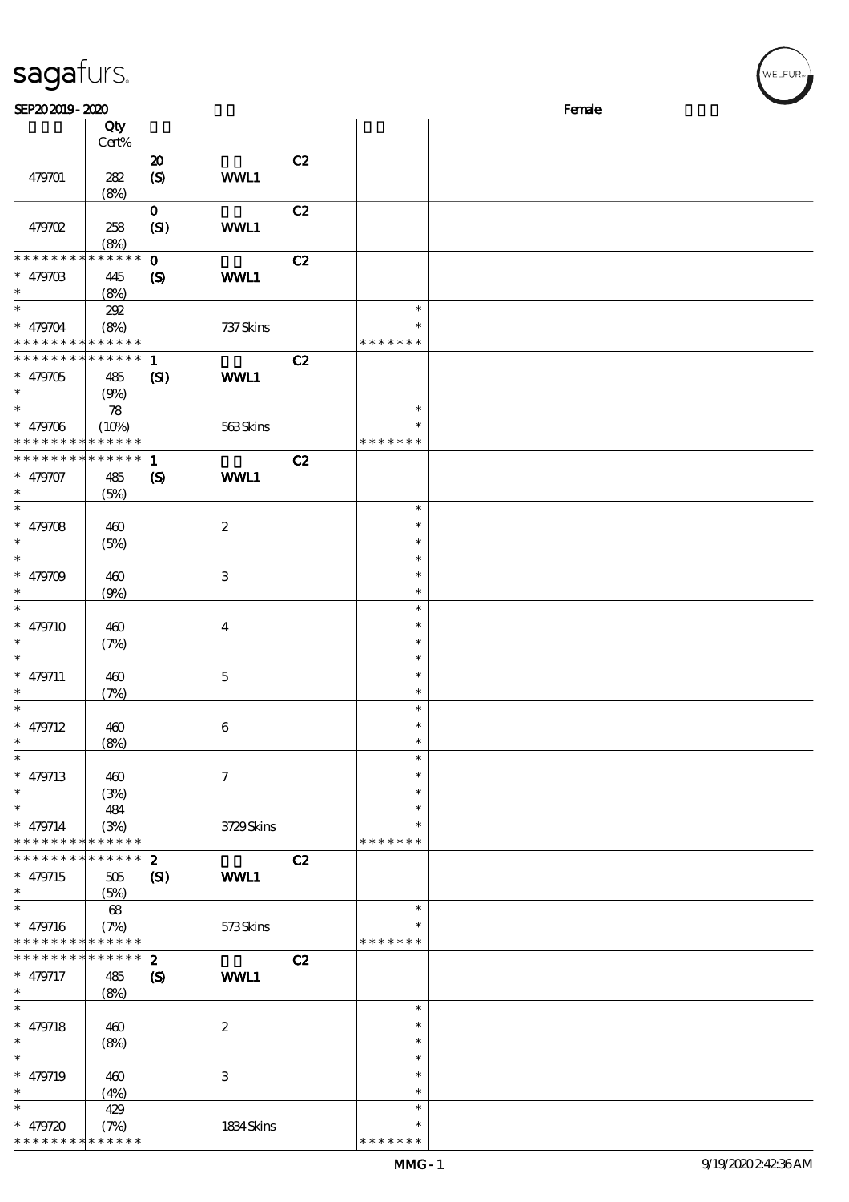sagafurs.

SEP20 2019 - 2020 Female

| | Qty Cert% | | | | | |
|---|---|---|---|---|---|---|
| 479701 | 282 (8%) | 20 (S) | WWL1 | C2 | | |
| 479702 | 258 (8%) | 0 (SI) | WWL1 | C2 | | |
| * * * * * * * * * * * * * * * 479703 * | 445 (8%) | 0 (S) | WWL1 | C2 | | |
| * * 479704 * * * * * * * * * * * * * * | 292 (8%) | | 737 Skins | | * * * * * * * * * | |
| * * * * * * * * * * * * * * * 479705 * | 485 (9%) | 1 (SI) | WWL1 | C2 | | |
| * * 479706 * * * * * * * * * * * * * * | 78 (10%) | | 563 Skins | | * * * * * * * * * | |
| * * * * * * * * * * * * * * * 479707 * | 485 (5%) | 1 (S) | WWL1 | C2 | | |
| * * 479708 * | 460 (5%) | | 2 | | * * * | |
| * * 479709 * | 460 (9%) | | 3 | | * * * | |
| * * 479710 * | 460 (7%) | | 4 | | * * * | |
| * * 479711 * | 460 (7%) | | 5 | | * * * | |
| * * 479712 * | 460 (8%) | | 6 | | * * * | |
| * * 479713 * | 460 (3%) | | 7 | | * * * | |
| * * 479714 * * * * * * * * * * * * * * | 484 (3%) | | 3729 Skins | | * * * * * * * * * | |
| * * * * * * * * * * * * * * * 479715 * | 505 (5%) | 2 (SI) | WWL1 | C2 | | |
| * * 479716 * * * * * * * * * * * * * * | 68 (7%) | | 573 Skins | | * * * * * * * * * | |
| * * * * * * * * * * * * * * * 479717 * | 485 (8%) | 2 (S) | WWL1 | C2 | | |
| * * 479718 * | 460 (8%) | | 2 | | * * * | |
| * * 479719 * | 460 (4%) | | 3 | | * * * | |
| * * 479720 * * * * * * * * * * * * * * | 429 (7%) | | 1834 Skins | | * * * * * * * * * | |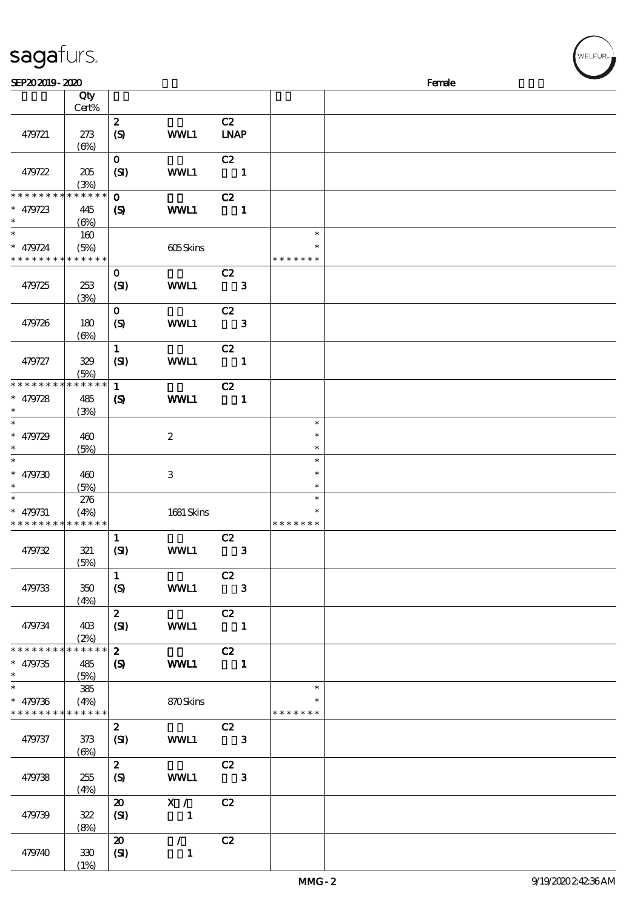| | Qty Cert% | | | | | |
|---|---|---|---|---|---|---|
| 479721 | 273 (6%) | 2 (S) | WWL1 | C2 LNAP | | |
| 479722 | 205 (3%) | 0 (SI) | WWL1 | C2 1 | | |
| * * * * * * * * * * * * * * * 479723 * | 445 (6%) | 0 (S) | WWL1 | C2 1 | | |
| * * 479724 * * * * * * * * * * * * * | 160 (5%) | | 605 Skins | | * * * * * * * * | |
| 479725 | 253 (3%) | 0 (SI) | WWL1 | C2 3 | | |
| 479726 | 180 (6%) | 0 (S) | WWL1 | C2 3 | | |
| 479727 | 329 (5%) | 1 (SI) | WWL1 | C2 1 | | |
| * * * * * * * * * * * * * * * 479728 * | 485 (3%) | 1 (S) | WWL1 | C2 1 | | |
| * * 479729 * | 460 (5%) | | 2 | | * * * | |
| * * 479730 * | 460 (5%) | | 3 | | * * * | |
| * * 479731 * * * * * * * * * * * * * | 276 (4%) | | 1681 Skins | | * * * * * * * * | |
| 479732 | 321 (5%) | 1 (SI) | WWL1 | C2 3 | | |
| 479733 | 350 (4%) | 1 (S) | WWL1 | C2 3 | | |
| 479734 | 403 (2%) | 2 (SI) | WWL1 | C2 1 | | |
| * * * * * * * * * * * * * * * 479735 * | 485 (5%) | 2 (S) | WWL1 | C2 1 | | |
| * * 479736 * * * * * * * * * * * * * | 385 (4%) | | 870 Skins | | * * * * * * * * | |
| 479737 | 373 (6%) | 2 (SI) | WWL1 | C2 3 | | |
| 479738 | 255 (4%) | 2 (S) | WWL1 | C2 3 | | |
| 479739 | 322 (8%) | 20 (SI) | X / 1 | C2 | | |
| 479740 | 330 (1%) | 20 (SI) | / 1 | C2 | | |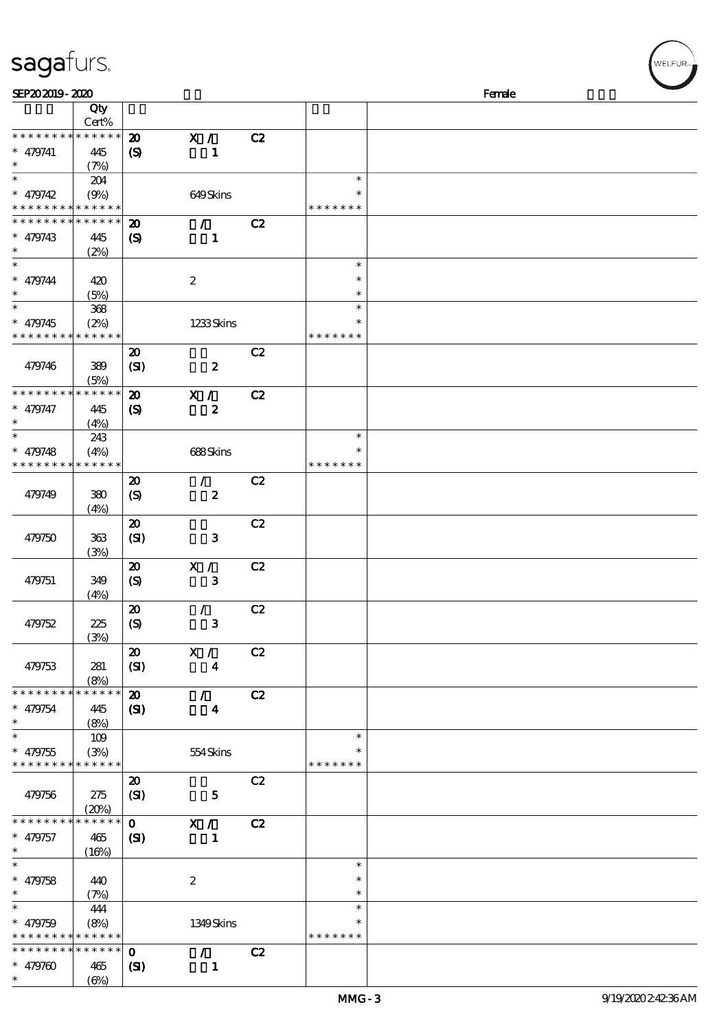| | Qty Cert% | | | | | |
|---|---|---|---|---|---|---|
| * * * * * * * * * * * * * * | | 20 | X / | C2 | | |
| * 479741 | 445 | (S) | 1 | | | |
| * | (7%) | | | | | |
| * | 204 | | | | * | |
| * 479742 | (9%) | | 649 Skins | | * | |
| * * * * * * * * * * * * * * | | | | | * * * * * * * | |
| * * * * * * * * * * * * * * | | 20 | / | C2 | | |
| * 479743 | 445 | (S) | 1 | | | |
| * | (2%) | | | | | |
| * | | | | | * | |
| * 479744 | 420 | | 2 | | * | |
| * | (5%) | | | | * | |
| * | 368 | | | | * | |
| * 479745 | (2%) | | 1233 Skins | | * | |
| * * * * * * * * * * * * * * | | | | | * * * * * * * | |
| 479746 | 389 (5%) | 20 (SI) | 2 | C2 | | |
| * * * * * * * * * * * * * * | | 20 | X / | C2 | | |
| * 479747 | 445 | (S) | 2 | | | |
| * | (4%) | | | | | |
| * | 243 | | | | * | |
| * 479748 | (4%) | | 688 Skins | | * | |
| * * * * * * * * * * * * * * | | | | | * * * * * * * | |
| 479749 | 380 (4%) | 20 (S) | / 2 | C2 | | |
| 479750 | 363 (3%) | 20 (SI) | 3 | C2 | | |
| 479751 | 349 (4%) | 20 (S) | X / 3 | C2 | | |
| 479752 | 225 (3%) | 20 (S) | / 3 | C2 | | |
| 479753 | 281 (8%) | 20 (SI) | X / 4 | C2 | | |
| * * * * * * * * * * * * * * | | 20 | / | C2 | | |
| * 479754 | 445 | (SI) | 4 | | | |
| * | (8%) | | | | | |
| * | 109 | | | | * | |
| * 479755 | (3%) | | 554 Skins | | * | |
| * * * * * * * * * * * * * * | | | | | * * * * * * * | |
| 479756 | 275 (20%) | 20 (SI) | 5 | C2 | | |
| * * * * * * * * * * * * * * | | 0 | X / | C2 | | |
| * 479757 | 465 | (SI) | 1 | | | |
| * | (16%) | | | | | |
| * | | | | | * | |
| * 479758 | 440 | | 2 | | * | |
| * | (7%) | | | | * | |
| * | 444 | | | | * | |
| * 479759 | (8%) | | 1349 Skins | | * | |
| * * * * * * * * * * * * * * | | | | | * * * * * * * | |
| * * * * * * * * * * * * * * | | 0 | / | C2 | | |
| * 479760 | 465 | (SI) | 1 | | | |
| * | (6%) | | | | | |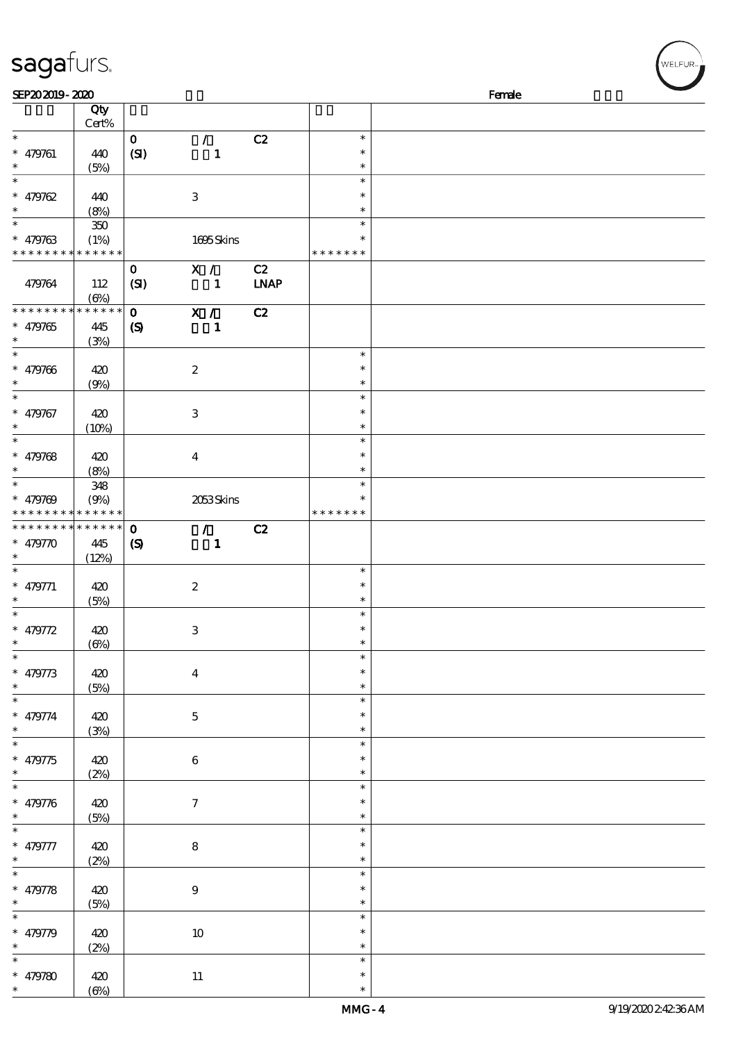SEP20 2019 - 2020 Female

| | Qty Cert% | | | | | |
|---|---|---|---|---|---|---|
| * | | 0 | / | C2 | * | |
| * 479761 | 440 | (SI) | 1 | | * | |
| * | (5%) | | | | * | |
| * | | | | | * | |
| * 479762 | 440 | | 3 | | * | |
| * | (8%) | | | | * | |
| * | 350 | | | | * | |
| * 479763 | (1%) | | 1695 Skins | | * | |
| * * * * * * * * * * * * * * | | | | | * * * * * * * | |
| | | 0 | X / | C2 | | |
| 479764 | 112 | (SI) | 1 | LNAP | | |
| | (6%) | | | | | |
| * * * * * * * * * * * * * * | | 0 | X / | C2 | | |
| * 479765 | 445 | (S) | 1 | | | |
| * | (3%) | | | | | |
| * | | | | | * | |
| * 479766 | 420 | | 2 | | * | |
| * | (9%) | | | | * | |
| * | | | | | * | |
| * 479767 | 420 | | 3 | | * | |
| * | (10%) | | | | * | |
| * | | | | | * | |
| * 479768 | 420 | | 4 | | * | |
| * | (8%) | | | | * | |
| * | 348 | | | | * | |
| * 479769 | (9%) | | 2053 Skins | | * | |
| * * * * * * * * * * * * * * | | | | | * * * * * * * | |
| * * * * * * * * * * * * * * | | 0 | / | C2 | | |
| * 479770 | 445 | (S) | 1 | | | |
| * | (12%) | | | | | |
| * | | | | | * | |
| * 479771 | 420 | | 2 | | * | |
| * | (5%) | | | | * | |
| * | | | | | * | |
| * 479772 | 420 | | 3 | | * | |
| * | (6%) | | | | * | |
| * | | | | | * | |
| * 479773 | 420 | | 4 | | * | |
| * | (5%) | | | | * | |
| * | | | | | * | |
| * 479774 | 420 | | 5 | | * | |
| * | (3%) | | | | * | |
| * | | | | | * | |
| * 479775 | 420 | | 6 | | * | |
| * | (2%) | | | | * | |
| * | | | | | * | |
| * 479776 | 420 | | 7 | | * | |
| * | (5%) | | | | * | |
| * | | | | | * | |
| * 479777 | 420 | | 8 | | * | |
| * | (2%) | | | | * | |
| * | | | | | * | |
| * 479778 | 420 | | 9 | | * | |
| * | (5%) | | | | * | |
| * | | | | | * | |
| * 479779 | 420 | | 10 | | * | |
| * | (2%) | | | | * | |
| * | | | | | * | |
| * 479780 | 420 | | 11 | | * | |
| * | (6%) | | | | * | |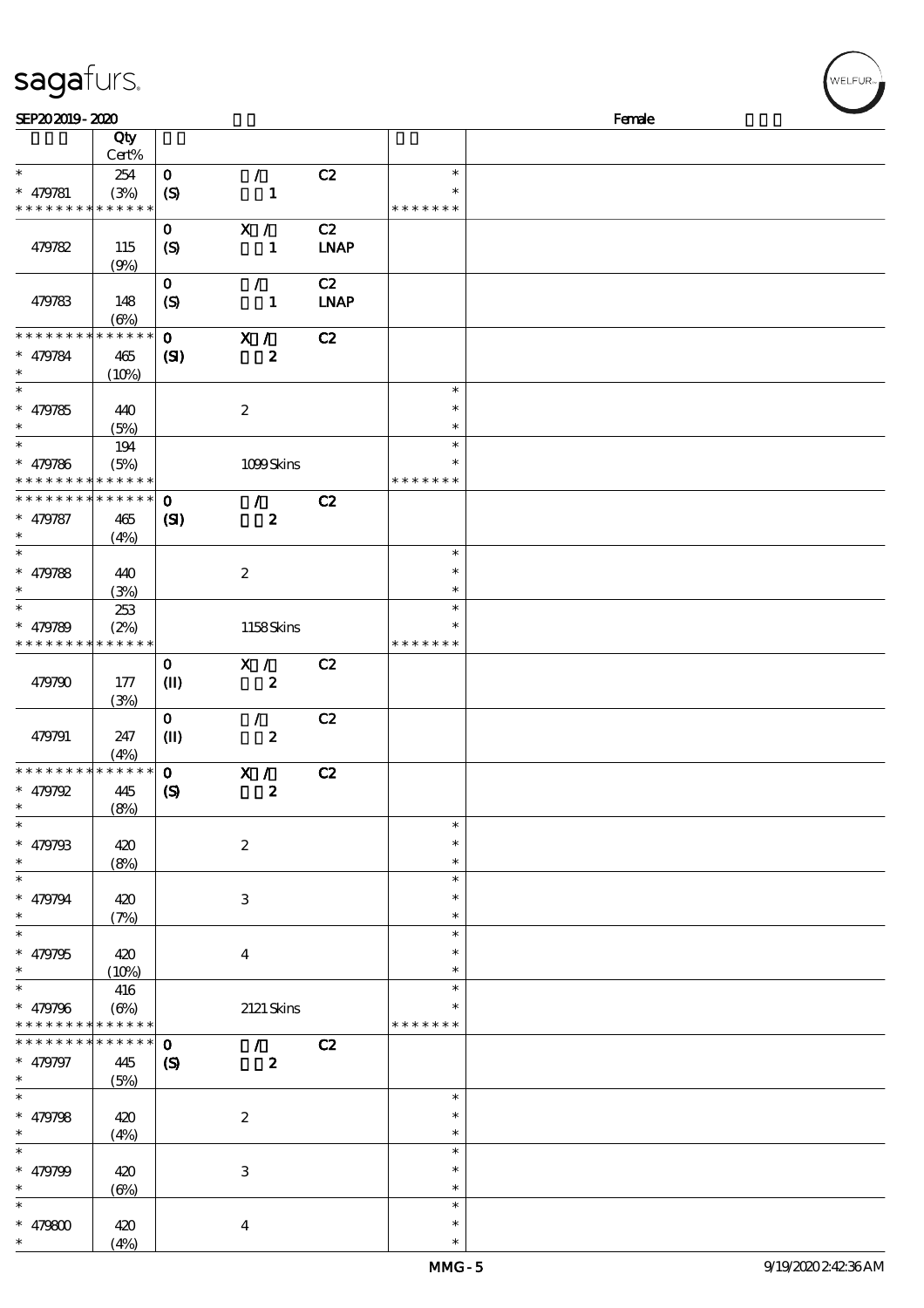SEP20 2019 - 2020 Female

| | Qty Cert% | | | | | |
|---|---|---|---|---|---|---|
| * | 254 | 0 | / | C2 | * | |
| * 479781 | (3%) | (S) | 1 | | * | |
| * * * * * * * * * * * * * * | | | | | * * * * * * * | |
| | | 0 | X / | C2 | | |
| 479782 | 115 | (S) | 1 | LNAP | | |
| | (9%) | | | | | |
| | | 0 | / | C2 | | |
| 479783 | 148 | (S) | 1 | LNAP | | |
| | (6%) | | | | | |
| * * * * * * * * * * * * * * | | 0 | X / | C2 | | |
| * 479784 | 465 | (SI) | 2 | | | |
| * | (10%) | | | | | |
| * | | | | | * | |
| * 479785 | 440 | | 2 | | * | |
| * | (5%) | | | | * | |
| * | 194 | | | | * | |
| * 479786 | (5%) | | 1099 Skins | | * | |
| * * * * * * * * * * * * * * | | | | | * * * * * * * | |
| * * * * * * * * * * * * * * | | 0 | / | C2 | | |
| * 479787 | 465 | (SI) | 2 | | | |
| * | (4%) | | | | | |
| * | | | | | * | |
| * 479788 | 440 | | 2 | | * | |
| * | (3%) | | | | * | |
| * | 253 | | | | * | |
| * 479789 | (2%) | | 1158 Skins | | * | |
| * * * * * * * * * * * * * * | | | | | * * * * * * * | |
| | | 0 | X / | C2 | | |
| 479790 | 177 | (II) | 2 | | | |
| | (3%) | | | | | |
| | | 0 | / | C2 | | |
| 479791 | 247 | (II) | 2 | | | |
| | (4%) | | | | | |
| * * * * * * * * * * * * * * | | 0 | X / | C2 | | |
| * 479792 | 445 | (S) | 2 | | | |
| * | (8%) | | | | | |
| * | | | | | * | |
| * 479793 | 420 | | 2 | | * | |
| * | (8%) | | | | * | |
| * | | | | | * | |
| * 479794 | 420 | | 3 | | * | |
| * | (7%) | | | | * | |
| * | | | | | * | |
| * 479795 | 420 | | 4 | | * | |
| * | (10%) | | | | * | |
| * | 416 | | | | * | |
| * 479796 | (6%) | | 2121 Skins | | * | |
| * * * * * * * * * * * * * * | | | | | * * * * * * * | |
| * * * * * * * * * * * * * * | | 0 | / | C2 | | |
| * 479797 | 445 | (S) | 2 | | | |
| * | (5%) | | | | | |
| * | | | | | * | |
| * 479798 | 420 | | 2 | | * | |
| * | (4%) | | | | * | |
| * | | | | | * | |
| * 479799 | 420 | | 3 | | * | |
| * | (6%) | | | | * | |
| * | | | | | * | |
| * 479800 | 420 | | 4 | | * | |
| * | (4%) | | | | * | |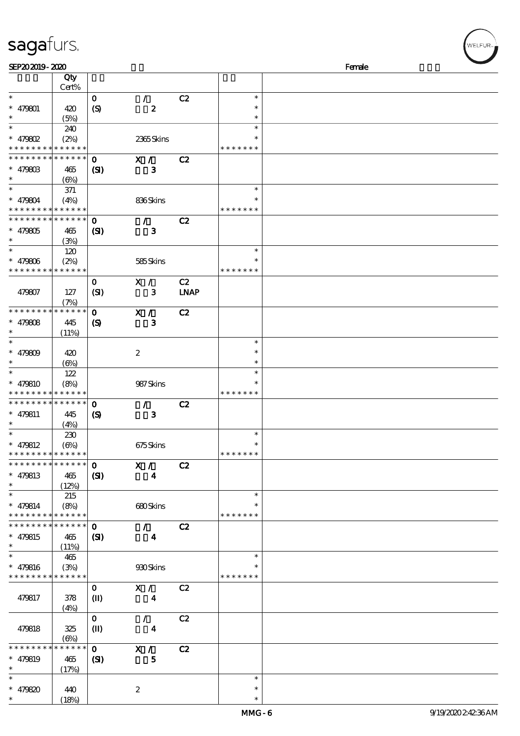sagafurs.

SEP20 2019 - 2020 Female

| | Qty Cert% | | | | | |
|---|---|---|---|---|---|---|
| * | | 0 | / | C2 | * | |
| * 479801 | 420 | (S) | 2 | | * | |
| * | (5%) | | | | * | |
| * | 240 | | | | * | |
| * 479802 | (2%) | | 2365 Skins | | * | |
| * * * * * * * * * * * * * * | | | | | * * * * * * * | |
| * * * * * * * * * * * * * * | | 0 | X / | C2 | | |
| * 479803 | 465 | (SI) | 3 | | | |
| * | (6%) | | | | | |
| * | 371 | | | | * | |
| * 479804 | (4%) | | 836 Skins | | * | |
| * * * * * * * * * * * * * * | | | | | * * * * * * * | |
| * * * * * * * * * * * * * * | | 0 | / | C2 | | |
| * 479805 | 465 | (SI) | 3 | | | |
| * | (3%) | | | | | |
| * | 120 | | | | * | |
| * 479806 | (2%) | | 585 Skins | | * | |
| * * * * * * * * * * * * * * | | | | | * * * * * * * | |
| | | 0 | X / | C2 | | |
| 479807 | 127 | (SI) | 3 | LNAP | | |
| | (7%) | | | | | |
| * * * * * * * * * * * * * * | | 0 | X / | C2 | | |
| * 479808 | 445 | (S) | 3 | | | |
| * | (11%) | | | | | |
| * | | | | | * | |
| * 479809 | 420 | | 2 | | * | |
| * | (6%) | | | | * | |
| * | 122 | | | | * | |
| * 479810 | (8%) | | 987 Skins | | * | |
| * * * * * * * * * * * * * * | | | | | * * * * * * * | |
| * * * * * * * * * * * * * * | | 0 | / | C2 | | |
| * 479811 | 445 | (S) | 3 | | | |
| * | (4%) | | | | | |
| * | 230 | | | | * | |
| * 479812 | (6%) | | 675 Skins | | * | |
| * * * * * * * * * * * * * * | | | | | * * * * * * * | |
| * * * * * * * * * * * * * * | | 0 | X / | C2 | | |
| * 479813 | 465 | (SI) | 4 | | | |
| * | (12%) | | | | | |
| * | 215 | | | | * | |
| * 479814 | (8%) | | 680 Skins | | * | |
| * * * * * * * * * * * * * * | | | | | * * * * * * * | |
| * * * * * * * * * * * * * * | | 0 | / | C2 | | |
| * 479815 | 465 | (SI) | 4 | | | |
| * | (11%) | | | | | |
| * | 465 | | | | * | |
| * 479816 | (3%) | | 930 Skins | | * | |
| * * * * * * * * * * * * * * | | | | | * * * * * * * | |
| | | 0 | X / | C2 | | |
| 479817 | 378 | (II) | 4 | | | |
| | (4%) | | | | | |
| | | 0 | / | C2 | | |
| 479818 | 325 | (II) | 4 | | | |
| | (6%) | | | | | |
| * * * * * * * * * * * * * * | | 0 | X / | C2 | | |
| * 479819 | 465 | (SI) | 5 | | | |
| * | (17%) | | | | | |
| * | | | | | * | |
| * 479820 | 440 | | 2 | | * | |
| * | (18%) | | | | * | |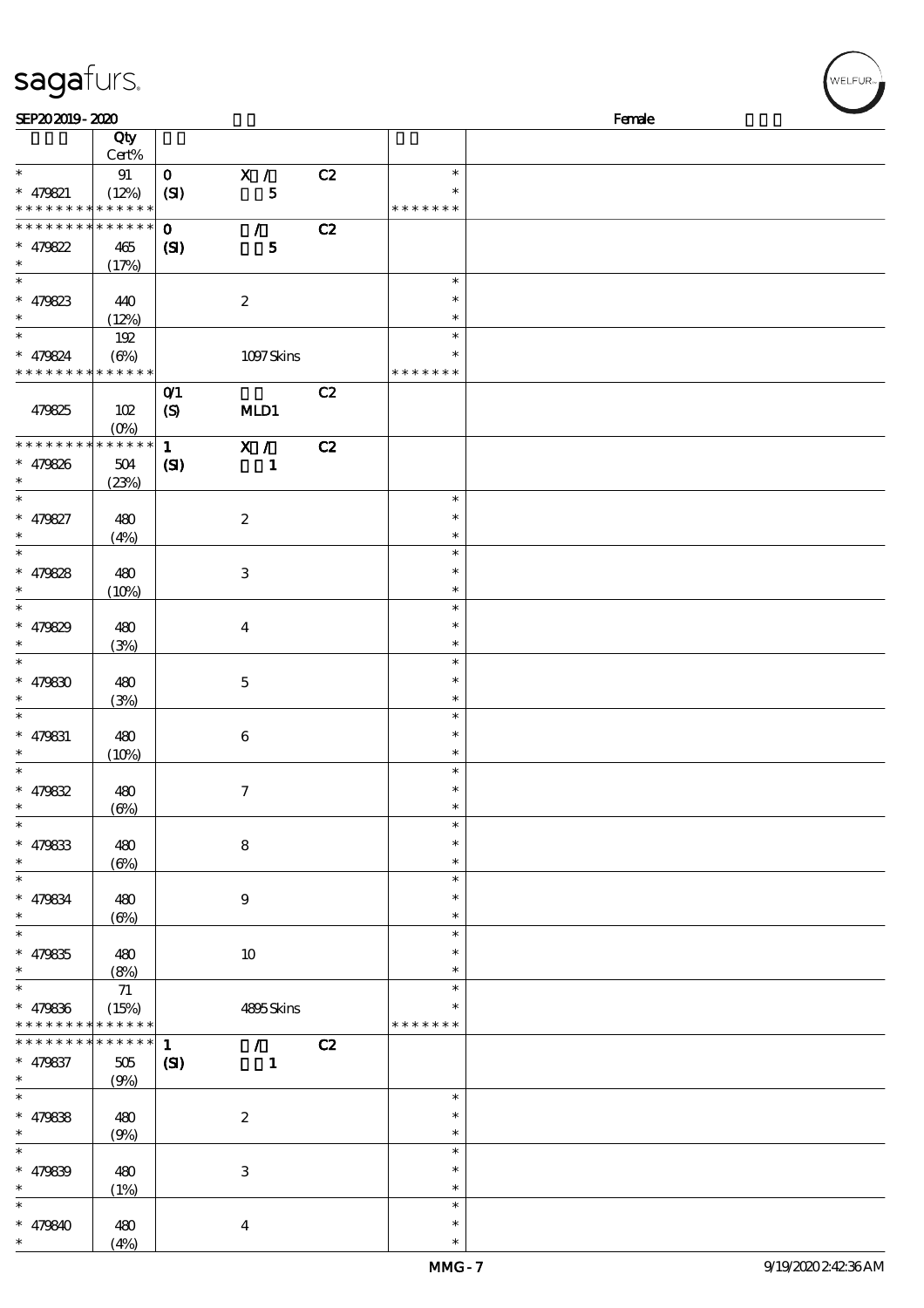| | Qty Cert% | | | | | |
|---|---|---|---|---|---|---|
| * | 91 | 0 | X / | C2 | * | |
| * 479821 | (12%) | (SI) | 5 | | * | |
| * * * * * * * * * * * * * * | | | | | * * * * * * * | |
| * * * * * * * * * * * * * * | | 0 | / | C2 | | |
| * 479822 | 465 | (SI) | 5 | | | |
| * | (17%) | | | | | |
| * | | | | | * | |
| * 479823 | 440 | | 2 | | * | |
| * | (12%) | | | | * | |
| * | 192 | | | | * | |
| * 479824 | (6%) | | 1097 Skins | | * | |
| * * * * * * * * * * * * * * | | | | | * * * * * * * | |
| | | 0/1 | | C2 | | |
| 479825 | 102 | (S) | MLD1 | | | |
| | (0%) | | | | | |
| * * * * * * * * * * * * * * | | 1 | X / | C2 | | |
| * 479826 | 504 | (SI) | 1 | | | |
| * | (23%) | | | | | |
| * | | | | | * | |
| * 479827 | 480 | | 2 | | * | |
| * | (4%) | | | | * | |
| * | | | | | * | |
| * 479828 | 480 | | 3 | | * | |
| * | (10%) | | | | * | |
| * | | | | | * | |
| * 479829 | 480 | | 4 | | * | |
| * | (3%) | | | | * | |
| * | | | | | * | |
| * 479830 | 480 | | 5 | | * | |
| * | (3%) | | | | * | |
| * | | | | | * | |
| * 479831 | 480 | | 6 | | * | |
| * | (10%) | | | | * | |
| * | | | | | * | |
| * 479832 | 480 | | 7 | | * | |
| * | (6%) | | | | * | |
| * | | | | | * | |
| * 479833 | 480 | | 8 | | * | |
| * | (6%) | | | | * | |
| * | | | | | * | |
| * 479834 | 480 | | 9 | | * | |
| * | (6%) | | | | * | |
| * | | | | | * | |
| * 479835 | 480 | | 10 | | * | |
| * | (8%) | | | | * | |
| * | 71 | | | | * | |
| * 479836 | (15%) | | 4895 Skins | | * | |
| * * * * * * * * * * * * * * | | | | | * * * * * * * | |
| * * * * * * * * * * * * * * | | 1 | / | C2 | | |
| * 479837 | 505 | (SI) | 1 | | | |
| * | (9%) | | | | | |
| * | | | | | * | |
| * 479838 | 480 | | 2 | | * | |
| * | (9%) | | | | * | |
| * | | | | | * | |
| * 479839 | 480 | | 3 | | * | |
| * | (1%) | | | | * | |
| * | | | | | * | |
| * 479840 | 480 | | 4 | | * | |
| * | (4%) | | | | * | |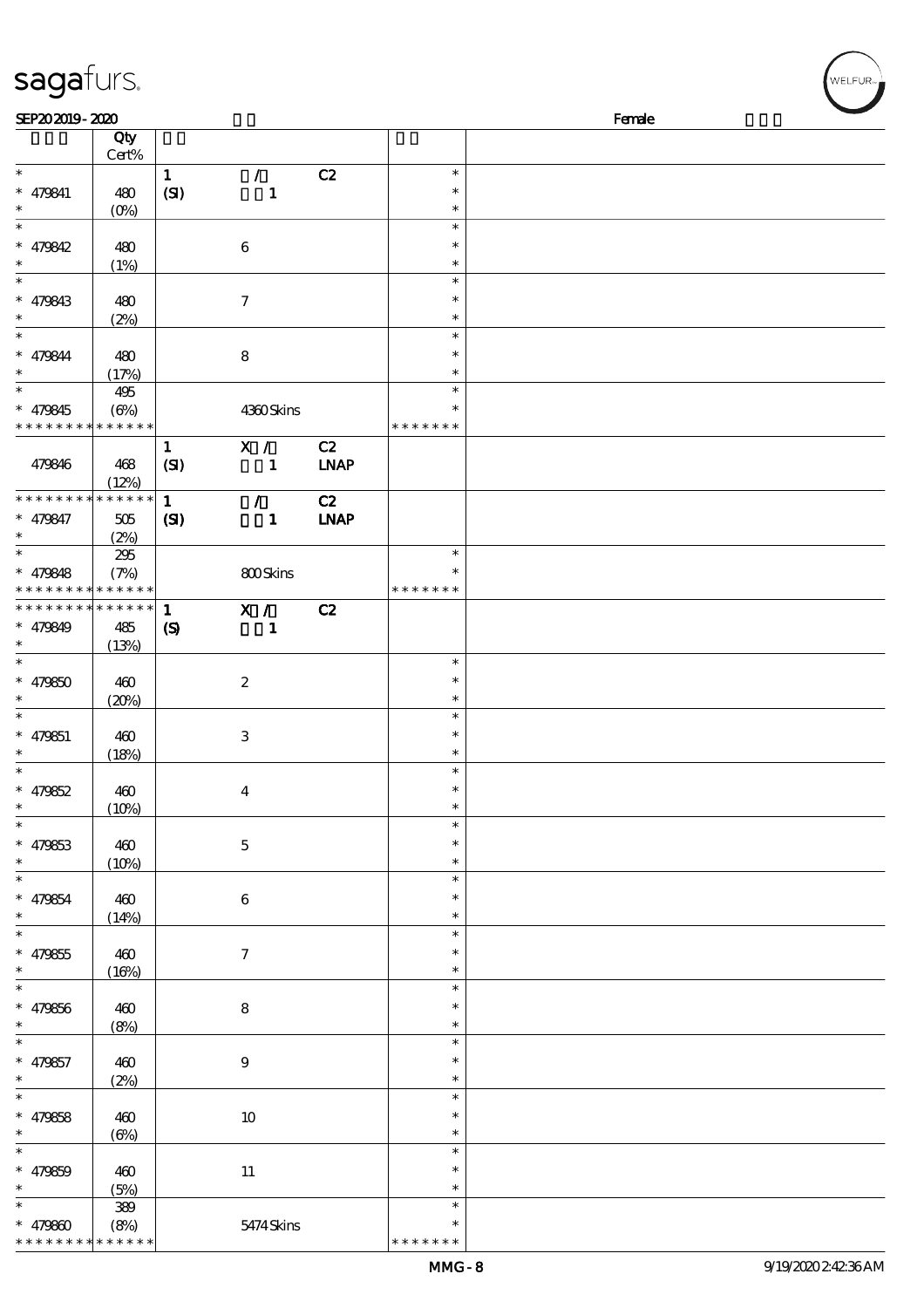sagafurs.

SEP20 2019 - 2020 Female

| | Qty Cert% | | | | | |
|---|---|---|---|---|---|---|
| * | | 1 | / | C2 | * | |
| * 479841 | 480 | (SI) | 1 | | * | |
| * | (0%) | | | | * | |
| * | | | | | * | |
| * 479842 | 480 | | 6 | | * | |
| * | (1%) | | | | * | |
| * | | | | | * | |
| * 479843 | 480 | | 7 | | * | |
| * | (2%) | | | | * | |
| * | | | | | * | |
| * 479844 | 480 | | 8 | | * | |
| * | (17%) | | | | * | |
| * | 495 | | | | * | |
| * 479845 | (6%) | | 4360 Skins | | * | |
| * * * * * * * * * * * * * * | | | | | * * * * * * * | |
| | | 1 | X / | C2 | | |
| 479846 | 468 | (SI) | 1 | LNAP | | |
| | (12%) | | | | | |
| * * * * * * * * * * * * * * | | 1 | / | C2 | | |
| * 479847 | 505 | (SI) | 1 | LNAP | | |
| * | (2%) | | | | | |
| * | 295 | | | | * | |
| * 479848 | (7%) | | 800 Skins | | * | |
| * * * * * * * * * * * * * * | | | | | * * * * * * * | |
| * * * * * * * * * * * * * * | | 1 | X / | C2 | | |
| * 479849 | 485 | (S) | 1 | | | |
| * | (13%) | | | | | |
| * | | | | | * | |
| * 479850 | 460 | | 2 | | * | |
| * | (20%) | | | | * | |
| * | | | | | * | |
| * 479851 | 460 | | 3 | | * | |
| * | (18%) | | | | * | |
| * | | | | | * | |
| * 479852 | 460 | | 4 | | * | |
| * | (10%) | | | | * | |
| * | | | | | * | |
| * 479853 | 460 | | 5 | | * | |
| * | (10%) | | | | * | |
| * | | | | | * | |
| * 479854 | 460 | | 6 | | * | |
| * | (14%) | | | | * | |
| * | | | | | * | |
| * 479855 | 460 | | 7 | | * | |
| * | (16%) | | | | * | |
| * | | | | | * | |
| * 479856 | 460 | | 8 | | * | |
| * | (8%) | | | | * | |
| * | | | | | * | |
| * 479857 | 460 | | 9 | | * | |
| * | (2%) | | | | * | |
| * | | | | | * | |
| * 479858 | 460 | | 10 | | * | |
| * | (6%) | | | | * | |
| * | | | | | * | |
| * 479859 | 460 | | 11 | | * | |
| * | (5%) | | | | * | |
| * | 389 | | | | * | |
| * 479860 | (8%) | | 5474 Skins | | * | |
| * * * * * * * * * * * * * * | | | | | * * * * * * * | |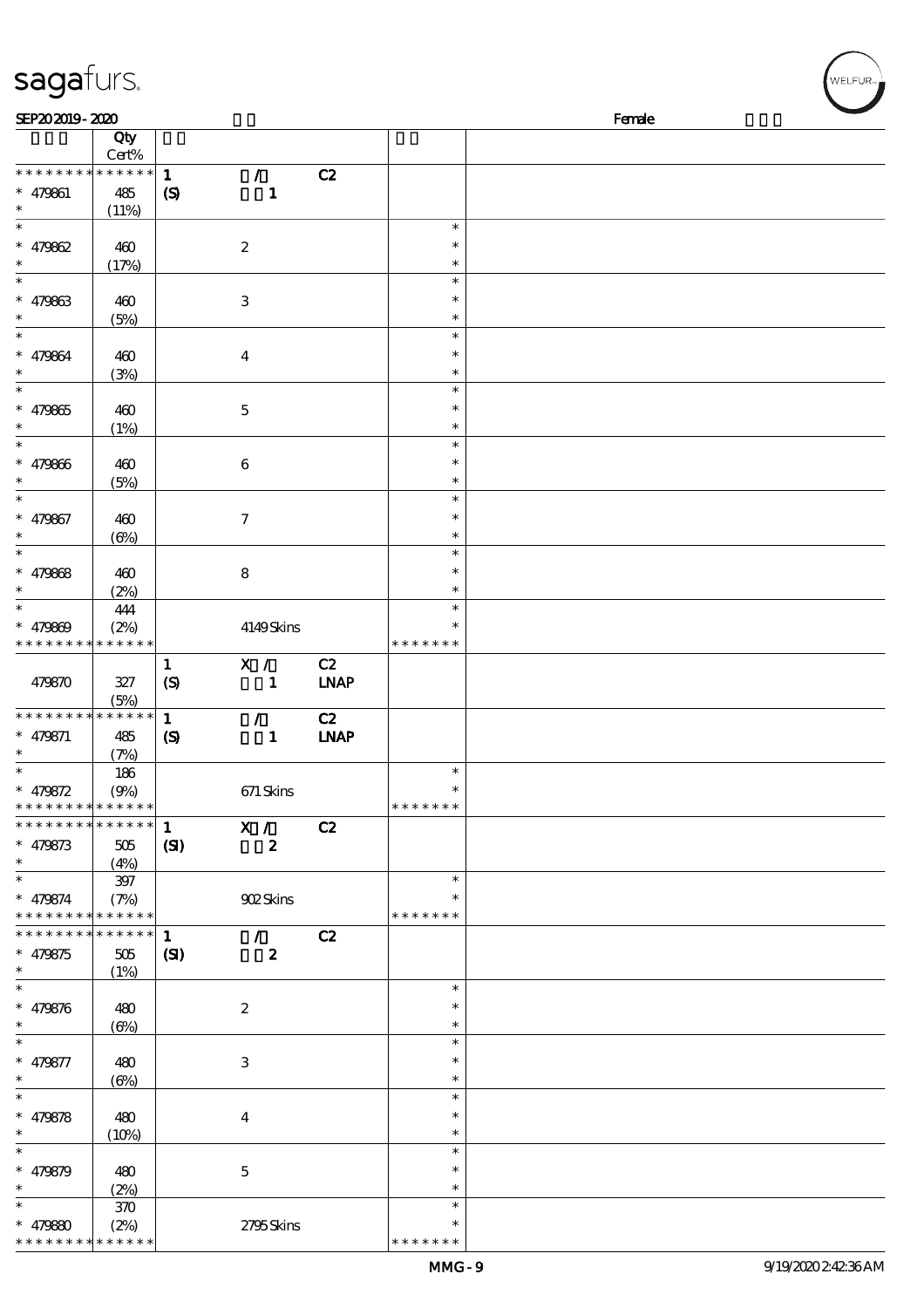| | Qty Cert% | | | | | |
|---|---|---|---|---|---|---|
| * * * * * * * * * * * * * * | | 1 | / | C2 | | |
| * 479861 | 485 | (S) | 1 | | | |
| * | (11%) | | | | | |
| * | | | | | * | |
| * 479862 | 460 | | 2 | | * | |
| * | (17%) | | | | * | |
| * | | | | | * | |
| * 479863 | 460 | | 3 | | * | |
| * | (5%) | | | | * | |
| * | | | | | * | |
| * 479864 | 460 | | 4 | | * | |
| * | (3%) | | | | * | |
| * | | | | | * | |
| * 479865 | 460 | | 5 | | * | |
| * | (1%) | | | | * | |
| * | | | | | * | |
| * 479866 | 460 | | 6 | | * | |
| * | (5%) | | | | * | |
| * | | | | | * | |
| * 479867 | 460 | | 7 | | * | |
| * | (6%) | | | | * | |
| * | | | | | * | |
| * 479868 | 460 | | 8 | | * | |
| * | (2%) | | | | * | |
| * | 444 | | | | * | |
| * 479869 | (2%) | | 4149 Skins | | * | |
| * * * * * * * * * * * * * * | | | | | * * * * * * * | |
| | | 1 | X / | C2 | | |
| 479870 | 327 | (S) | 1 | LNAP | | |
| | (5%) | | | | | |
| * * * * * * * * * * * * * * | | 1 | / | C2 | | |
| * 479871 | 485 | (S) | 1 | LNAP | | |
| * | (7%) | | | | | |
| * | 186 | | | | * | |
| * 479872 | (9%) | | 671 Skins | | * | |
| * * * * * * * * * * * * * * | | | | | * * * * * * * | |
| * * * * * * * * * * * * * * | | 1 | X / | C2 | | |
| * 479873 | 505 | (SI) | 2 | | | |
| * | (4%) | | | | | |
| * | 397 | | | | * | |
| * 479874 | (7%) | | 902 Skins | | * | |
| * * * * * * * * * * * * * * | | | | | * * * * * * * | |
| * * * * * * * * * * * * * * | | 1 | / | C2 | | |
| * 479875 | 505 | (SI) | 2 | | | |
| * | (1%) | | | | | |
| * | | | | | * | |
| * 479876 | 480 | | 2 | | * | |
| * | (6%) | | | | * | |
| * | | | | | * | |
| * 479877 | 480 | | 3 | | * | |
| * | (6%) | | | | * | |
| * | | | | | * | |
| * 479878 | 480 | | 4 | | * | |
| * | (10%) | | | | * | |
| * | | | | | * | |
| * 479879 | 480 | | 5 | | * | |
| * | (2%) | | | | * | |
| * | 370 | | | | * | |
| * 479880 | (2%) | | 2795 Skins | | * | |
| * * * * * * * * * * * * * * | | | | | * * * * * * * | |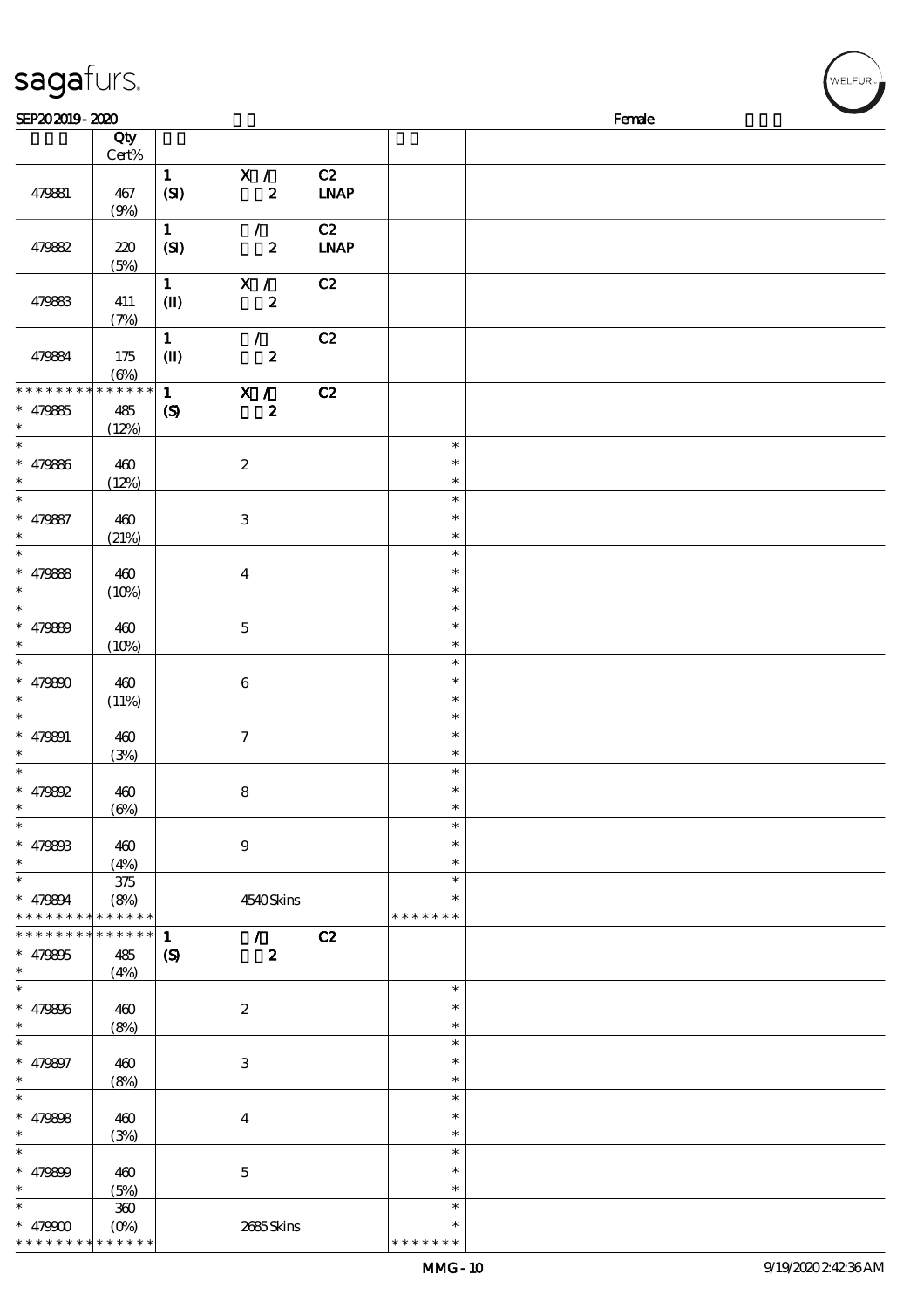| | Qty Cert% | | | | | |
|---|---|---|---|---|---|---|
| 479881 | 467 (9%) | 1 (SI) | X / 2 | C2 LNAP | | |
| 479882 | 220 (5%) | 1 (SI) | / 2 | C2 LNAP | | |
| 479883 | 411 (7%) | 1 (II) | X / 2 | C2 | | |
| 479884 | 175 (6%) | 1 (II) | / 2 | C2 | | |
| * * * * * * * * * * * * * * * 479885 * | 485 (12%) | 1 (S) | X / 2 | C2 | | |
| * * 479886 * | 460 (12%) | | 2 | | * * * | |
| * * 479887 * | 460 (21%) | | 3 | | * * * | |
| * * 479888 * | 460 (10%) | | 4 | | * * * | |
| * * 479889 * | 460 (10%) | | 5 | | * * * | |
| * * 479890 * | 460 (11%) | | 6 | | * * * | |
| * * 479891 * | 460 (3%) | | 7 | | * * * | |
| * * 479892 * | 460 (6%) | | 8 | | * * * | |
| * * 479893 * | 460 (4%) | | 9 | | * * * | |
| * * 479894 * * * * * * * * * * * * * * | 375 (8%) | | 4540 Skins | | * * * * * * * * * | |
| * * * * * * * * * * * * * * * 479895 * | 485 (4%) | 1 (S) | / 2 | C2 | | |
| * * 479896 * | 460 (8%) | | 2 | | * * * | |
| * * 479897 * | 460 (8%) | | 3 | | * * * | |
| * * 479898 * | 460 (3%) | | 4 | | * * * | |
| * * 479899 * | 460 (5%) | | 5 | | * * * | |
| * * 479900 * * * * * * * * * * * * * * | 360 (0%) | | 2685 Skins | | * * * * * * * * * | |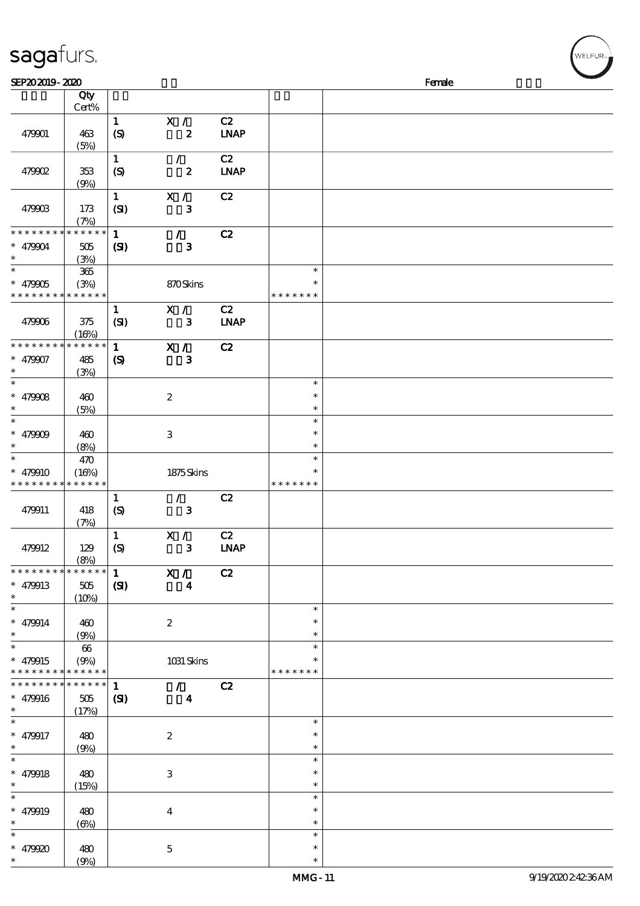| | Qty Cert% | | | | | |
|---|---|---|---|---|---|---|
| 479901 | 463 (5%) | 1 (S) | X / 2 | C2 LNAP | | |
| 479902 | 353 (9%) | 1 (S) | / 2 | C2 LNAP | | |
| 479903 | 173 (7%) | 1 (SI) | X / 3 | C2 | | |
| * * * * * * * * * * * * * * * 479904 * | 505 (3%) | 1 (SI) | / 3 | C2 | | |
| * * 479905 * * * * * * * * * * * * * | 365 (3%) | | 870 Skins | | * * * * * * * * * | |
| 479906 | 375 (16%) | 1 (SI) | X / 3 | C2 LNAP | | |
| * * * * * * * * * * * * * * * 479907 * | 485 (3%) | 1 (S) | X / 3 | C2 | | |
| * * 479908 * | 460 (5%) | | 2 | | * * * | |
| * * 479909 * | 460 (8%) | | 3 | | * * * | |
| * * 479910 * * * * * * * * * * * * * | 470 (16%) | | 1875 Skins | | * * * * * * * * * | |
| 479911 | 418 (7%) | 1 (S) | / 3 | C2 | | |
| 479912 | 129 (8%) | 1 (S) | X / 3 | C2 LNAP | | |
| * * * * * * * * * * * * * * * 479913 * | 505 (10%) | 1 (SI) | X / 4 | C2 | | |
| * * 479914 * | 460 (9%) | | 2 | | * * * | |
| * * 479915 * * * * * * * * * * * * * | 66 (9%) | | 1031 Skins | | * * * * * * * * * | |
| * * * * * * * * * * * * * * * 479916 * | 505 (17%) | 1 (SI) | / 4 | C2 | | |
| * * 479917 * | 480 (9%) | | 2 | | * * * | |
| * * 479918 * | 480 (15%) | | 3 | | * * * | |
| * * 479919 * | 480 (6%) | | 4 | | * * * | |
| * * 479920 * | 480 (9%) | | 5 | | * * * | |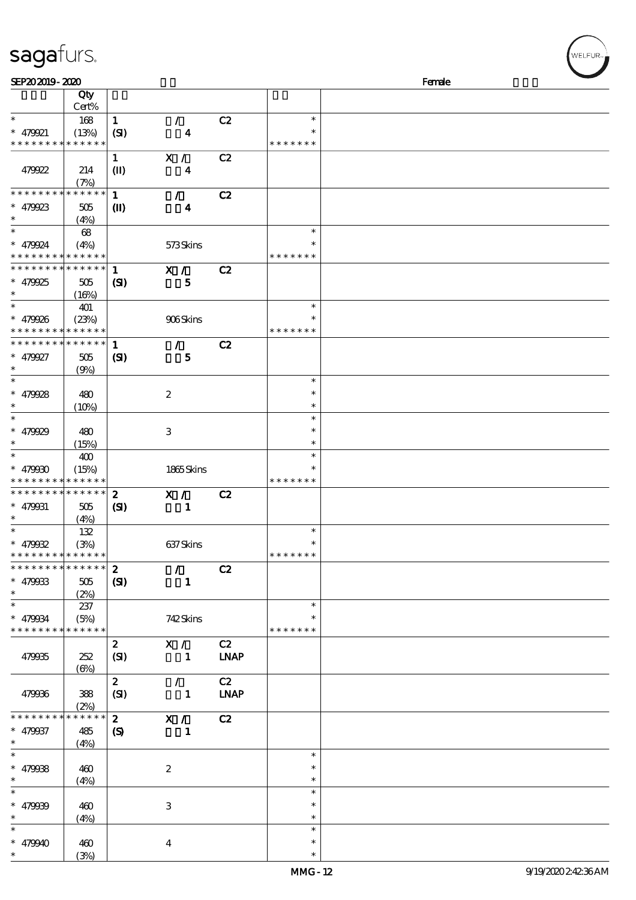sagafurs.

SEP20 2019 - 2020 Female

| | Qty Cert% | | | | | |
|---|---|---|---|---|---|---|
| * | 168 | 1 | / | C2 | * | |
| * 479921 | (13%) | (SI) | 4 | | * | |
| * * * * * * * * * * * * * * | | | | | * * * * * * * | |
| | | 1 | X / | C2 | | |
| 479922 | 214 (7%) | (II) | 4 | | | |
| * * * * * * * * * * * * * * | | 1 | / | C2 | | |
| * 479923 | 505 | (II) | 4 | | | |
| * | (4%) | | | | | |
| * | 68 | | | | * | |
| * 479924 | (4%) | | 573 Skins | | * | |
| * * * * * * * * * * * * * * | | | | | * * * * * * * | |
| * * * * * * * * * * * * * * | | 1 | X / | C2 | | |
| * 479925 | 505 | (SI) | 5 | | | |
| * | (16%) | | | | | |
| * | 401 | | | | * | |
| * 479926 | (23%) | | 906 Skins | | * | |
| * * * * * * * * * * * * * * | | | | | * * * * * * * | |
| * * * * * * * * * * * * * * | | 1 | / | C2 | | |
| * 479927 | 505 | (SI) | 5 | | | |
| * | (9%) | | | | | |
| * | | | | | * | |
| * 479928 | 480 | | 2 | | * | |
| * | (10%) | | | | * | |
| * | | | | | * | |
| * 479929 | 480 | | 3 | | * | |
| * | (15%) | | | | * | |
| * | 400 | | | | * | |
| * 479930 | (15%) | | 1865 Skins | | * | |
| * * * * * * * * * * * * * * | | | | | * * * * * * * | |
| * * * * * * * * * * * * * * | | 2 | X / | C2 | | |
| * 479931 | 505 | (SI) | 1 | | | |
| * | (4%) | | | | | |
| * | 132 | | | | * | |
| * 479932 | (3%) | | 637 Skins | | * | |
| * * * * * * * * * * * * * * | | | | | * * * * * * * | |
| * * * * * * * * * * * * * * | | 2 | / | C2 | | |
| * 479933 | 505 | (SI) | 1 | | | |
| * | (2%) | | | | | |
| * | 237 | | | | * | |
| * 479934 | (5%) | | 742 Skins | | * | |
| * * * * * * * * * * * * * * | | | | | * * * * * * * | |
| | | 2 | X / | C2 | | |
| 479935 | 252 (6%) | (SI) | 1 | LNAP | | |
| | | 2 | / | C2 | | |
| 479936 | 388 (2%) | (SI) | 1 | LNAP | | |
| * * * * * * * * * * * * * * | | 2 | X / | C2 | | |
| * 479937 | 485 | (S) | 1 | | | |
| * | (4%) | | | | | |
| * | | | | | * | |
| * 479938 | 460 | | 2 | | * | |
| * | (4%) | | | | * | |
| * | | | | | * | |
| * 479939 | 460 | | 3 | | * | |
| * | (4%) | | | | * | |
| * | | | | | * | |
| * 479940 | 460 | | 4 | | * | |
| * | (3%) | | | | * | |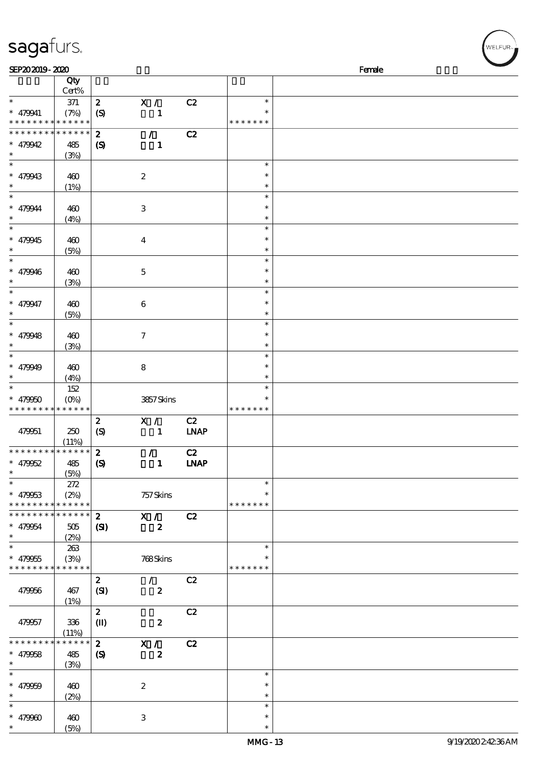SEP20 2019 - 2020 Female

| | Qty Cert% | | | | | |
|---|---|---|---|---|---|---|
| * | 371 | 2 | X / | C2 | * | |
| * 479941 | (7%) | (S) | 1 | | * | |
| * * * * * * * * * * * * * * | | | | | * * * * * * * | |
| * * * * * * * * * * * * * * | | 2 | / | C2 | | |
| * 479942 | 485 | (S) | 1 | | | |
| * | (3%) | | | | | |
| * | | | | | * | |
| * 479943 | 460 | | 2 | | * | |
| * | (1%) | | | | * | |
| * | | | | | * | |
| * 479944 | 460 | | 3 | | * | |
| * | (4%) | | | | * | |
| * | | | | | * | |
| * 479945 | 460 | | 4 | | * | |
| * | (5%) | | | | * | |
| * | | | | | * | |
| * 479946 | 460 | | 5 | | * | |
| * | (3%) | | | | * | |
| * | | | | | * | |
| * 479947 | 460 | | 6 | | * | |
| * | (5%) | | | | * | |
| * | | | | | * | |
| * 479948 | 460 | | 7 | | * | |
| * | (3%) | | | | * | |
| * | | | | | * | |
| * 479949 | 460 | | 8 | | * | |
| * | (4%) | | | | * | |
| * | 152 | | | | * | |
| * 479950 | (0%) | | 3857 Skins | | * | |
| * * * * * * * * * * * * * * | | | | | * * * * * * * | |
| | | 2 | X / | C2 | | |
| 479951 | 250 | (S) | 1 | LNAP | | |
| | (11%) | | | | | |
| * * * * * * * * * * * * * * | | 2 | / | C2 | | |
| * 479952 | 485 | (S) | 1 | LNAP | | |
| * | (5%) | | | | | |
| * | 272 | | | | * | |
| * 479953 | (2%) | | 757 Skins | | * | |
| * * * * * * * * * * * * * * | | | | | * * * * * * * | |
| * * * * * * * * * * * * * * | | 2 | X / | C2 | | |
| * 479954 | 505 | (SI) | 2 | | | |
| * | (2%) | | | | | |
| * | 263 | | | | * | |
| * 479955 | (3%) | | 768 Skins | | * | |
| * * * * * * * * * * * * * * | | | | | * * * * * * * | |
| | | 2 | / | C2 | | |
| 479956 | 467 | (SI) | 2 | | | |
| | (1%) | | | | | |
| | | 2 | | C2 | | |
| 479957 | 336 | (II) | 2 | | | |
| | (11%) | | | | | |
| * * * * * * * * * * * * * * | | 2 | X / | C2 | | |
| * 479958 | 485 | (S) | 2 | | | |
| * | (3%) | | | | | |
| * | | | | | * | |
| * 479959 | 460 | | 2 | | * | |
| * | (2%) | | | | * | |
| * | | | | | * | |
| * 479960 | 460 | | 3 | | * | |
| * | (5%) | | | | * | |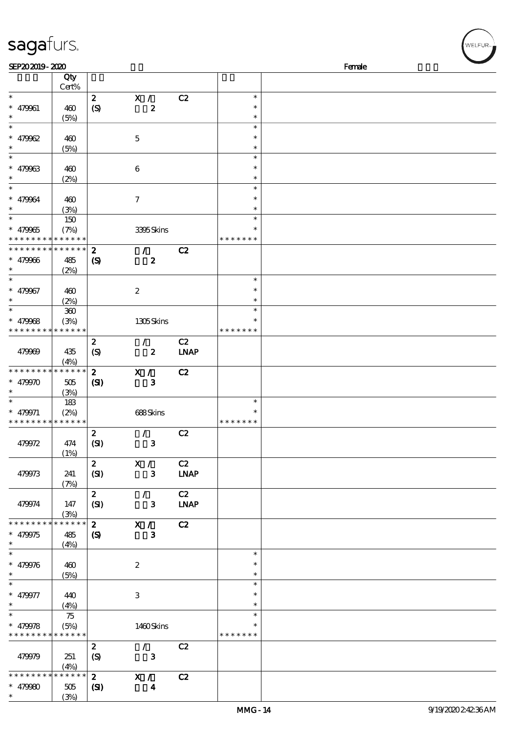SEP20 2019 - 2020 Female

| | Qty Cert% | | | | | |
|---|---|---|---|---|---|---|
| * | | 2 | X / | C2 | * | |
| * 479961 | 460 | (S) | 2 | | * | |
| * | (5%) | | | | * | |
| * | | | | | * | |
| * 479962 | 460 | | 5 | | * | |
| * | (5%) | | | | * | |
| * | | | | | * | |
| * 479963 | 460 | | 6 | | * | |
| * | (2%) | | | | * | |
| * | | | | | * | |
| * 479964 | 460 | | 7 | | * | |
| * | (3%) | | | | * | |
| * | 150 | | | | * | |
| * 479965 | (7%) | | 3395 Skins | | * | |
| * * * * * * * * * * * * * * | | | | | * * * * * * * | |
| * * * * * * * * * * * * * * | | 2 | / | C2 | | |
| * 479966 | 485 | (S) | 2 | | | |
| * | (2%) | | | | | |
| * | | | | | * | |
| * 479967 | 460 | | 2 | | * | |
| * | (2%) | | | | * | |
| * | 360 | | | | * | |
| * 479968 | (3%) | | 1305 Skins | | * | |
| * * * * * * * * * * * * * * | | | | | * * * * * * * | |
| | | 2 | / | C2 | | |
| 479969 | 435 | (S) | 2 | LNAP | | |
| | (4%) | | | | | |
| * * * * * * * * * * * * * * | | 2 | X / | C2 | | |
| * 479970 | 505 | (SI) | 3 | | | |
| * | (3%) | | | | | |
| * | 183 | | | | * | |
| * 479971 | (2%) | | 688 Skins | | * | |
| * * * * * * * * * * * * * * | | | | | * * * * * * * | |
| | | 2 | / | C2 | | |
| 479972 | 474 | (SI) | 3 | | | |
| | (1%) | | | | | |
| | | 2 | X / | C2 | | |
| 479973 | 241 | (SI) | 3 | LNAP | | |
| | (7%) | | | | | |
| | | 2 | / | C2 | | |
| 479974 | 147 | (SI) | 3 | LNAP | | |
| | (3%) | | | | | |
| * * * * * * * * * * * * * * | | 2 | X / | C2 | | |
| * 479975 | 485 | (S) | 3 | | | |
| * | (4%) | | | | | |
| * | | | | | * | |
| * 479976 | 460 | | 2 | | * | |
| * | (5%) | | | | * | |
| * | | | | | * | |
| * 479977 | 440 | | 3 | | * | |
| * | (4%) | | | | * | |
| * | 75 | | | | * | |
| * 479978 | (5%) | | 1460 Skins | | * | |
| * * * * * * * * * * * * * * | | | | | * * * * * * * | |
| | | 2 | / | C2 | | |
| 479979 | 251 | (S) | 3 | | | |
| | (4%) | | | | | |
| * * * * * * * * * * * * * * | | 2 | X / | C2 | | |
| * 479980 | 505 | (SI) | 4 | | | |
| * | (3%) | | | | | |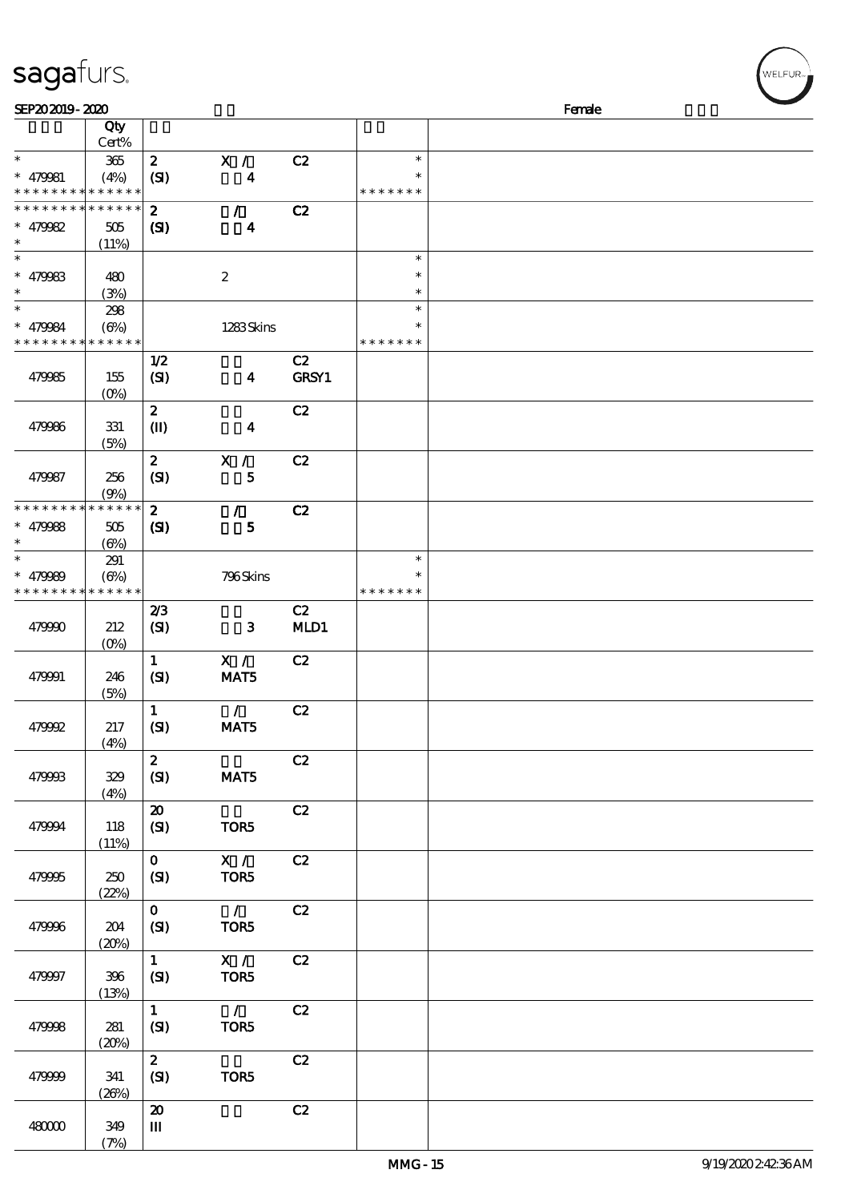| | Qty<br>Cert% | | | | | |
|---|---|---|---|---|---|---|
| * | 365 | 2 | X / | C2 | * | |
| * 479981 | (4%) | (SI) | 4 | | * | |
| * * * * * * * * * * * * * * | | | | | * * * * * * * | |
| * * * * * * * * * * * * * * | | 2 | / | C2 | | |
| * 479982 | 505 | (SI) | 4 | | | |
| * | (11%) | | | | | |
| * | | | | | * | |
| * 479983 | 480 | | 2 | | * | |
| * | (3%) | | | | * | |
| * | 298 | | | | * | |
| * 479984 | (6%) | | 1283 Skins | | * | |
| * * * * * * * * * * * * * * | | | | | * * * * * * * | |
| 479985 | 155<br>(0%) | 1/2<br>(SI) | 4 | C2<br>GRSY1 | | |
| 479986 | 331<br>(5%) | 2<br>(II) | 4 | C2 | | |
| 479987 | 256<br>(9%) | 2<br>(SI) | X /<br>5 | C2 | | |
| * * * * * * * * * * * * * * | | 2 | / | C2 | | |
| * 479988 | 505 | (SI) | 5 | | | |
| * | (6%) | | | | | |
| * | 291 | | | | * | |
| * 479989 | (6%) | | 796 Skins | | * | |
| * * * * * * * * * * * * * * | | | | | * * * * * * * | |
| 479990 | 212<br>(0%) | 2/3<br>(SI) | 3 | C2<br>MLD1 | | |
| 479991 | 246<br>(5%) | 1<br>(SI) | X /<br>MAT5 | C2 | | |
| 479992 | 217<br>(4%) | 1<br>(SI) | /<br>MAT5 | C2 | | |
| 479993 | 329<br>(4%) | 2<br>(SI) | MAT5 | C2 | | |
| 479994 | 118<br>(11%) | 20<br>(SI) | TOR5 | C2 | | |
| 479995 | 250<br>(22%) | 0<br>(SI) | X /<br>TOR5 | C2 | | |
| 479996 | 204<br>(20%) | 0<br>(SI) | /<br>TOR5 | C2 | | |
| 479997 | 396<br>(13%) | 1<br>(SI) | X /<br>TOR5 | C2 | | |
| 479998 | 281<br>(20%) | 1<br>(SI) | /<br>TOR5 | C2 | | |
| 479999 | 341<br>(26%) | 2<br>(SI) | TOR5 | C2 | | |
| 480000 | 349<br>(7%) | 20<br>III | | C2 | | |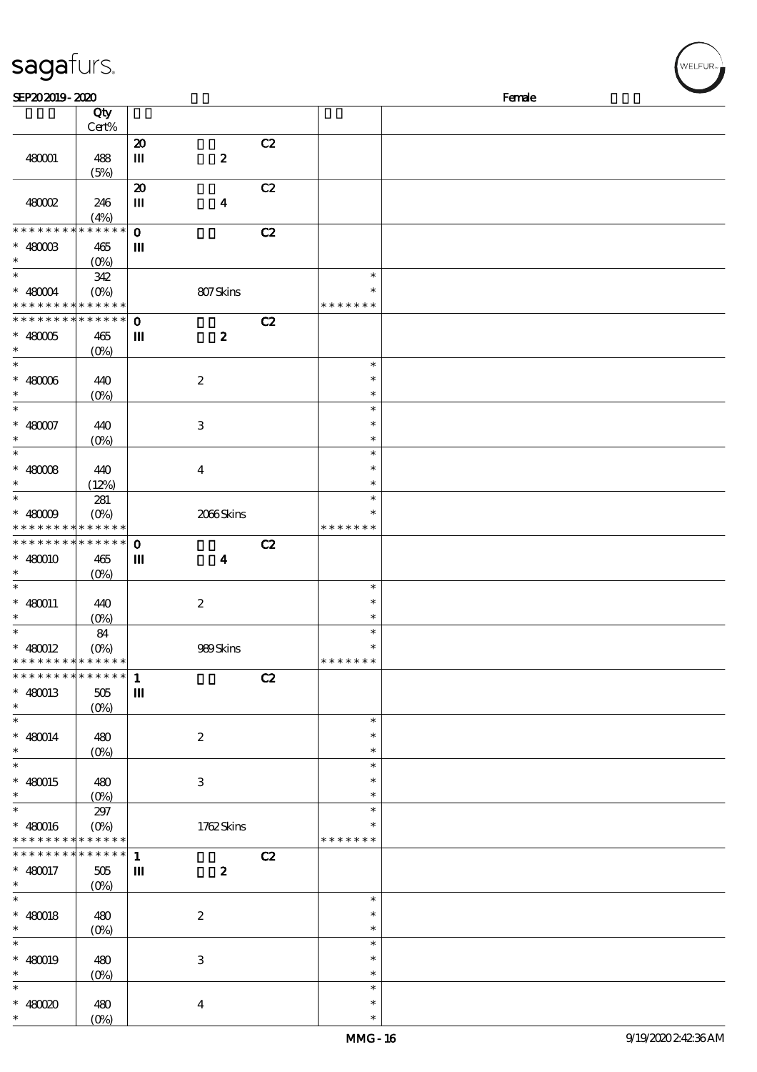sagafurs.

SEP20 2019 - 2020 Female

| | Qty Cert% | | | |
|---|---|---|---|---|
| 480001 | 488 (5%) | 20 III 2 C2 | | |
| 480002 | 246 (4%) | 20 III 4 C2 | | |
| * * * * * * * * * * * * * * 480003 * | 465 (0%) | 0 III C2 | | |
| * 480004 * * * * * * * * * * * * * * | 342 (0%) | 807 Skins | * * * * * * * * * | |
| * * * * * * * * * * * * * * 480005 * | 465 (0%) | 0 III 2 C2 | | |
| * 480006 * | 440 (0%) | 2 | * * * | |
| * 480007 * | 440 (0%) | 3 | * * * | |
| * 480008 * | 440 (12%) | 4 | * * * | |
| * 480009 * * * * * * * * * * * * * * | 281 (0%) | 2066 Skins | * * * * * * * * * | |
| * * * * * * * * * * * * * * 480010 * | 465 (0%) | 0 III 4 C2 | | |
| * 480011 * | 440 (0%) | 2 | * * * | |
| * 480012 * * * * * * * * * * * * * * | 84 (0%) | 989 Skins | * * * * * * * * * | |
| * * * * * * * * * * * * * * 480013 * | 505 (0%) | 1 III C2 | | |
| * 480014 * | 480 (0%) | 2 | * * * | |
| * 480015 * | 480 (0%) | 3 | * * * | |
| * 480016 * * * * * * * * * * * * * * | 297 (0%) | 1762 Skins | * * * * * * * * * | |
| * * * * * * * * * * * * * * 480017 * | 505 (0%) | 1 III 2 C2 | | |
| * 480018 * | 480 (0%) | 2 | * * * | |
| * 480019 * | 480 (0%) | 3 | * * * | |
| * 480020 * | 480 (0%) | 4 | * * * | |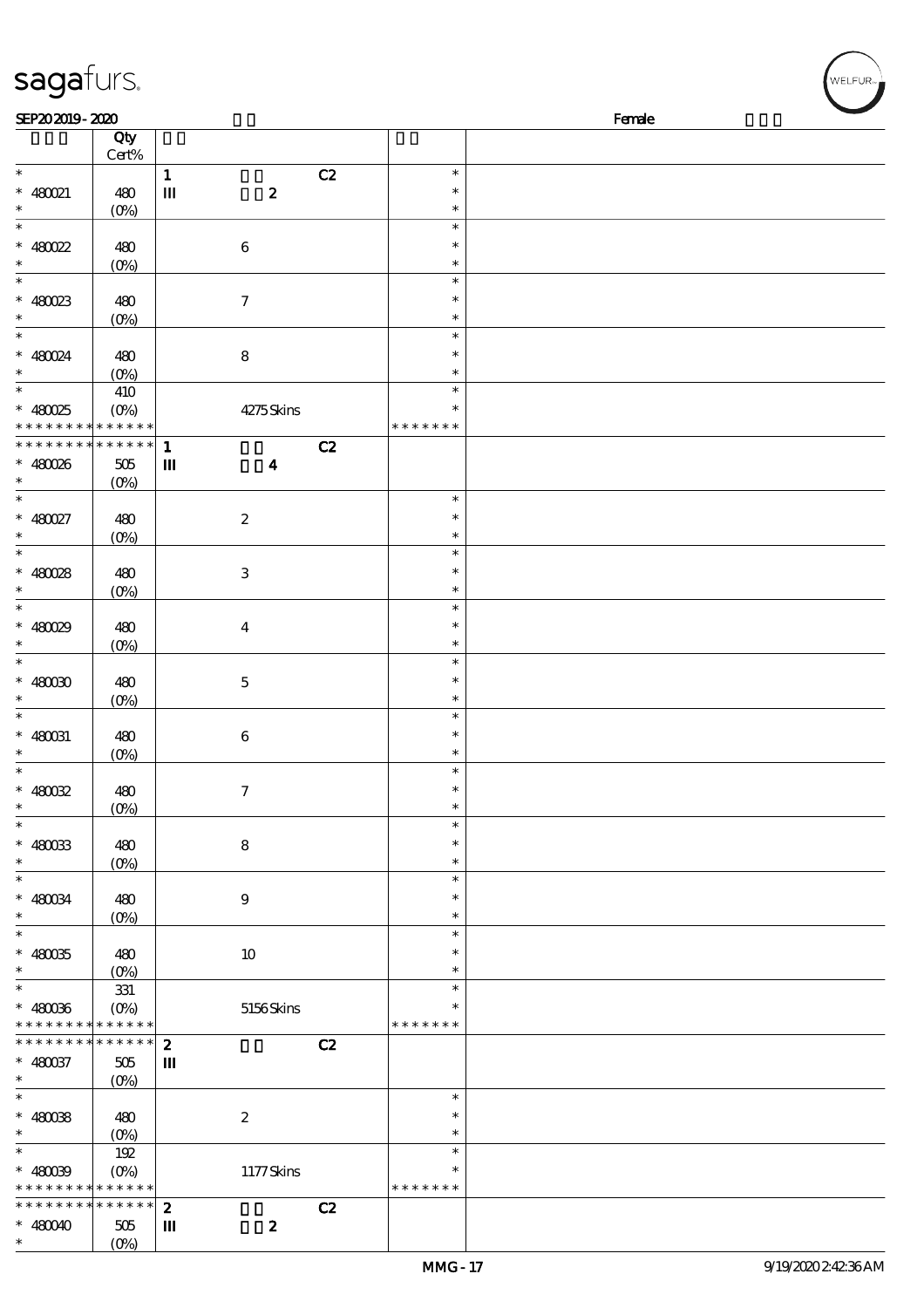| | Qty Cert% | | | |
|---|---|---|---|---|
| * | | 1 C2 | * | |
| * 480021 | 480 | III 2 | * | |
| * | (0%) | | * | |
| * | | | * | |
| * 480022 | 480 | 6 | * | |
| * | (0%) | | * | |
| * | | | * | |
| * 480023 | 480 | 7 | * | |
| * | (0%) | | * | |
| * | | | * | |
| * 480024 | 480 | 8 | * | |
| * | (0%) | | * | |
| * | 410 | | * | |
| * 480025 | (0%) | 4275 Skins | * | |
| * * * * * * * * * * * * * * | | | * * * * * * * | |
| * * * * * * * * * * * * * * | | 1 C2 | | |
| * 480026 | 505 | III 4 | | |
| * | (0%) | | | |
| * | | | * | |
| * 480027 | 480 | 2 | * | |
| * | (0%) | | * | |
| * | | | * | |
| * 480028 | 480 | 3 | * | |
| * | (0%) | | * | |
| * | | | * | |
| * 480029 | 480 | 4 | * | |
| * | (0%) | | * | |
| * | | | * | |
| * 480030 | 480 | 5 | * | |
| * | (0%) | | * | |
| * | | | * | |
| * 480031 | 480 | 6 | * | |
| * | (0%) | | * | |
| * | | | * | |
| * 480032 | 480 | 7 | * | |
| * | (0%) | | * | |
| * | | | * | |
| * 480033 | 480 | 8 | * | |
| * | (0%) | | * | |
| * | | | * | |
| * 480034 | 480 | 9 | * | |
| * | (0%) | | * | |
| * | | | * | |
| * 480035 | 480 | 10 | * | |
| * | (0%) | | * | |
| * | 331 | | * | |
| * 480036 | (0%) | 5156 Skins | * | |
| * * * * * * * * * * * * * * | | | * * * * * * * | |
| * * * * * * * * * * * * * * | | 2 C2 | | |
| * 480037 | 505 | III | | |
| * | (0%) | | | |
| * | | | * | |
| * 480038 | 480 | 2 | * | |
| * | (0%) | | * | |
| * | 192 | | * | |
| * 480039 | (0%) | 1177 Skins | * | |
| * * * * * * * * * * * * * * | | | * * * * * * * | |
| * * * * * * * * * * * * * * | | 2 C2 | | |
| * 480040 | 505 | III 2 | | |
| * | (0%) | | | |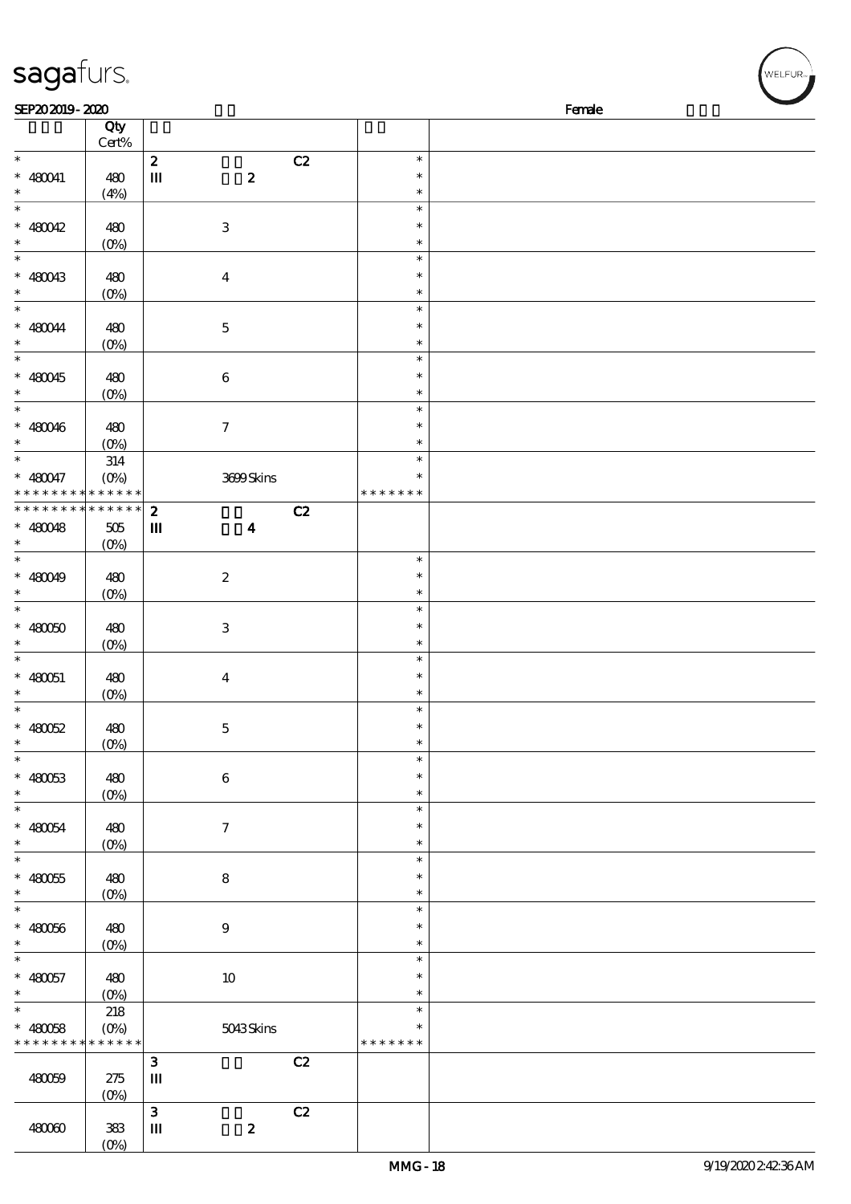sagafurs.

SEP20 2019 - 2020 Female

| | Qty Cert% | | | |
|---|---|---|---|---|
| * | | 2 C2 | * | |
| * 480041 | 480 | III 2 | * | |
| * | (4%) | | * | |
| * | | | * | |
| * 480042 | 480 | 3 | * | |
| * | (0%) | | * | |
| * | | | * | |
| * 480043 | 480 | 4 | * | |
| * | (0%) | | * | |
| * | | | * | |
| * 480044 | 480 | 5 | * | |
| * | (0%) | | * | |
| * | | | * | |
| * 480045 | 480 | 6 | * | |
| * | (0%) | | * | |
| * | | | * | |
| * 480046 | 480 | 7 | * | |
| * | (0%) | | * | |
| * | 314 | | * | |
| * 480047 | (0%) | 3699 Skins | * | |
| * * * * * * * * * * * * * * | | | * * * * * * * | |
| * * * * * * * * * * * * * * | | 2 C2 | | |
| * 480048 | 505 | III 4 | | |
| * | (0%) | | | |
| * | | | * | |
| * 480049 | 480 | 2 | * | |
| * | (0%) | | * | |
| * | | | * | |
| * 480050 | 480 | 3 | * | |
| * | (0%) | | * | |
| * | | | * | |
| * 480051 | 480 | 4 | * | |
| * | (0%) | | * | |
| * | | | * | |
| * 480052 | 480 | 5 | * | |
| * | (0%) | | * | |
| * | | | * | |
| * 480053 | 480 | 6 | * | |
| * | (0%) | | * | |
| * | | | * | |
| * 480054 | 480 | 7 | * | |
| * | (0%) | | * | |
| * | | | * | |
| * 480055 | 480 | 8 | * | |
| * | (0%) | | * | |
| * | | | * | |
| * 480056 | 480 | 9 | * | |
| * | (0%) | | * | |
| * | | | * | |
| * 480057 | 480 | 10 | * | |
| * | (0%) | | * | |
| * | 218 | | * | |
| * 480058 | (0%) | 5043 Skins | * | |
| * * * * * * * * * * * * * * | | | * * * * * * * | |
| | | 3 C2 | | |
| 480059 | 275 | III | | |
| | (0%) | | | |
| | | 3 C2 | | |
| 480060 | 383 | III 2 | | |
| | (0%) | | | |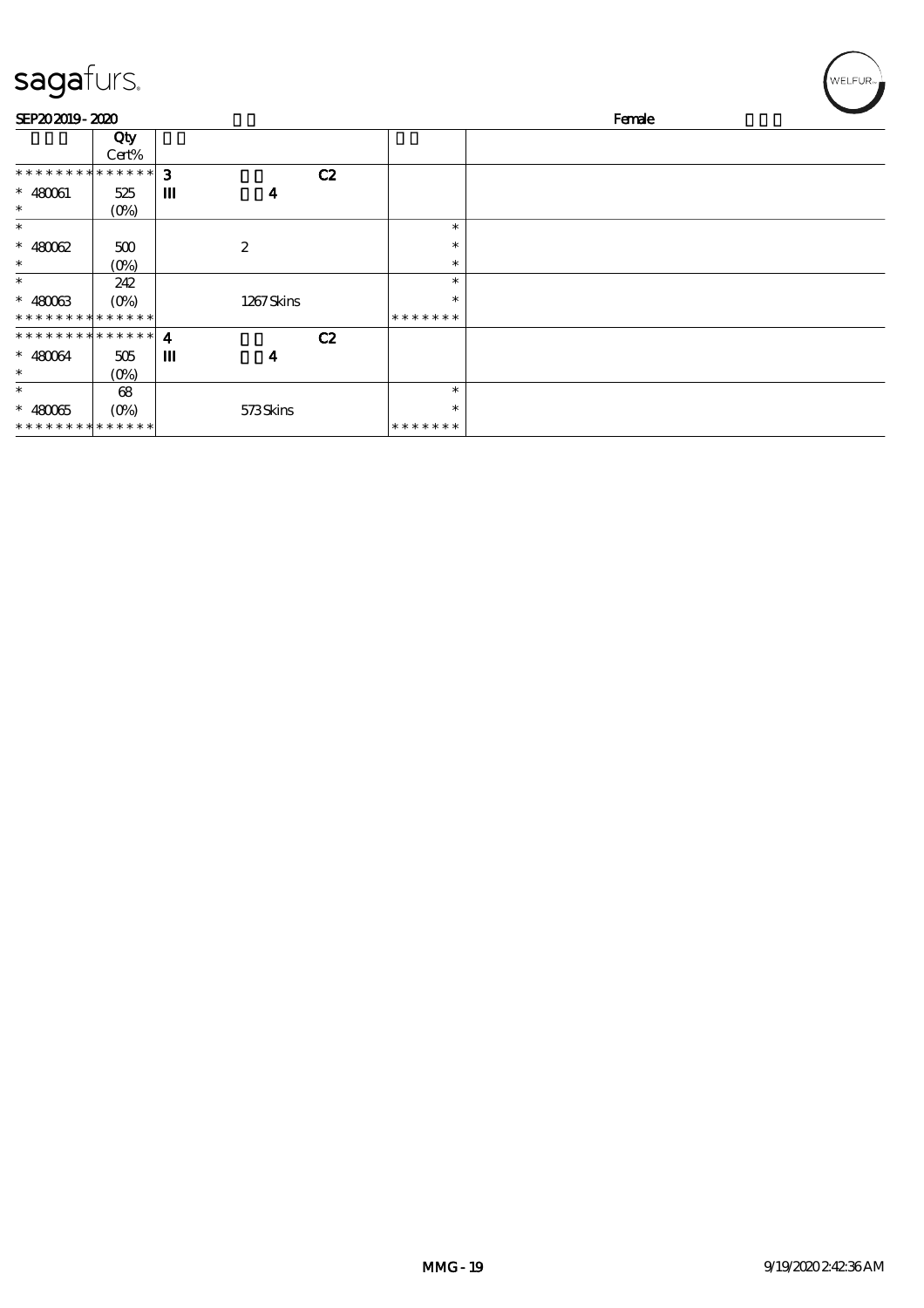SEP20 2019 - 2020 Female

| | Qty Cert% | | | | |
|---|---|---|---|---|---|
| * * * * * * * * * * * * * * | 3 | | C2 | | |
| * 480061 | 525 | III | 4 | | |
| * | (0%) | | | | |
| * | | | | * | |
| * 480062 | 500 | | 2 | * | |
| * | (0%) | | | * | |
| * | 242 | | | * | |
| * 480063 | (0%) | | 1267 Skins | * | |
| * * * * * * * * * * * * * * | | | | * * * * * * * | |
| * * * * * * * * * * * * * * | 4 | | C2 | | |
| * 480064 | 505 | III | 4 | | |
| * | (0%) | | | | |
| * | 68 | | | * | |
| * 480065 | (0%) | | 573 Skins | * | |
| * * * * * * * * * * * * * * | | | | * * * * * * * | |

MMG - 19 9/19/2020 2:42:36 AM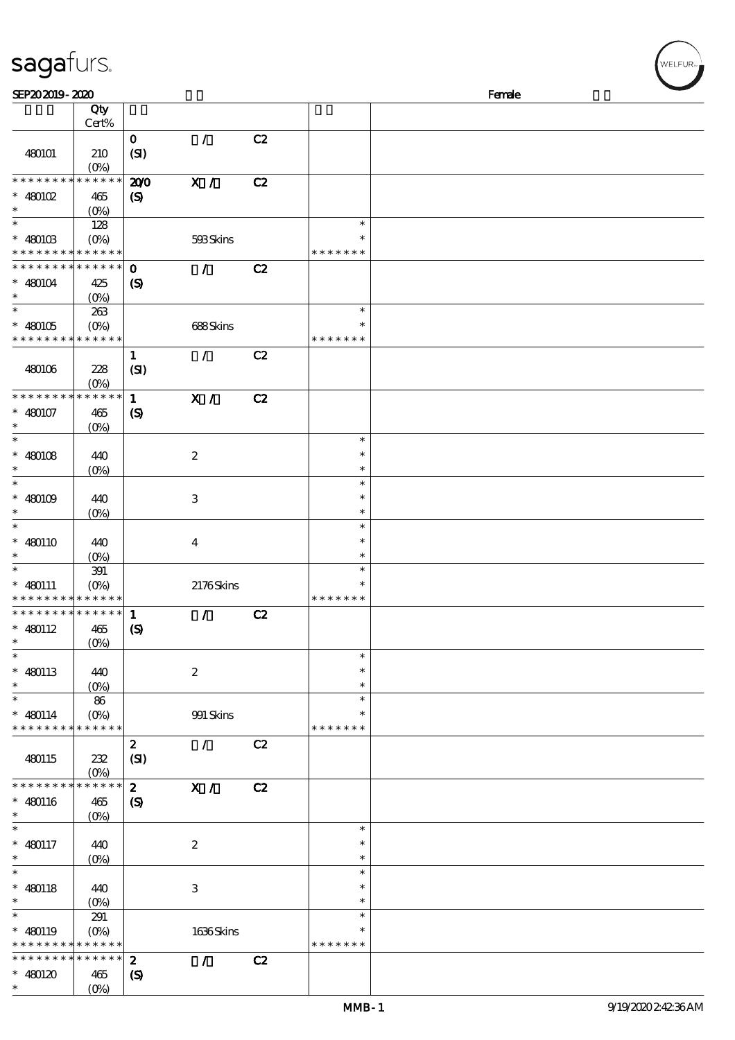SEP20 2019 - 2020 Female

| | Qty Cert% | | | | | |
|---|---|---|---|---|---|---|
| 480101 | 210 (0%) | 0 (SI) | / | C2 | | |
| * * * * * * * * * * * * * * 480102 * | 465 (0%) | 20/0 (S) | X / | C2 | | |
| * * 480103 * * * * * * * * * * * * * * | 128 (0%) | | 593 Skins | | * * * * * * * * * | |
| * * * * * * * * * * * * * * 480104 * | 425 (0%) | 0 (S) | / | C2 | | |
| * * 480105 * * * * * * * * * * * * * * | 263 (0%) | | 688 Skins | | * * * * * * * * * | |
| 480106 | 228 (0%) | 1 (SI) | / | C2 | | |
| * * * * * * * * * * * * * * 480107 * | 465 (0%) | 1 (S) | X / | C2 | | |
| * * 480108 * | 440 (0%) | | 2 | | * * * | |
| * * 480109 * | 440 (0%) | | 3 | | * * * | |
| * * 480110 * | 440 (0%) | | 4 | | * * * | |
| * * 480111 * * * * * * * * * * * * * * | 391 (0%) | | 2176 Skins | | * * * * * * * * * | |
| * * * * * * * * * * * * * * 480112 * | 465 (0%) | 1 (S) | / | C2 | | |
| * * 480113 * | 440 (0%) | | 2 | | * * * | |
| * * 480114 * * * * * * * * * * * * * * | 86 (0%) | | 991 Skins | | * * * * * * * * * | |
| 480115 | 232 (0%) | 2 (SI) | / | C2 | | |
| * * * * * * * * * * * * * * 480116 * | 465 (0%) | 2 (S) | X / | C2 | | |
| * * 480117 * | 440 (0%) | | 2 | | * * * | |
| * * 480118 * | 440 (0%) | | 3 | | * * * | |
| * * 480119 * * * * * * * * * * * * * * | 291 (0%) | | 1636 Skins | | * * * * * * * * * | |
| * * * * * * * * * * * * * * 480120 * | 465 (0%) | 2 (S) | / | C2 | | |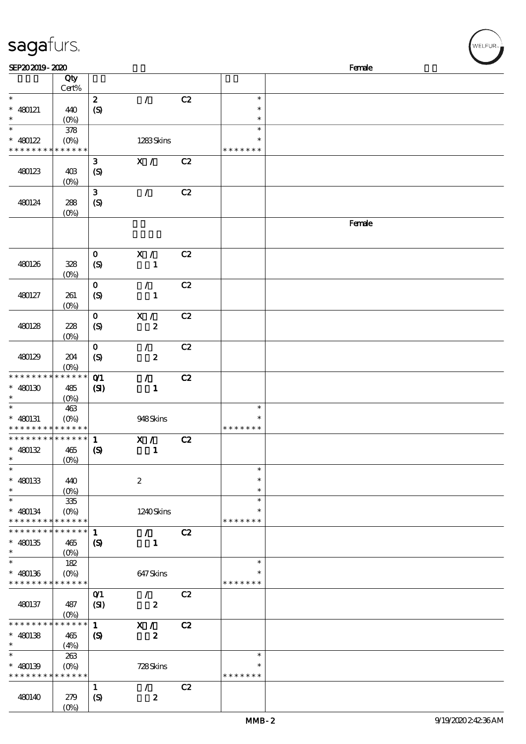| | Qty Cert% | | | | | |
|---|---|---|---|---|---|---|
| * | | 2 | / | C2 | * | |
| * 480121 | 440 | (S) | | | * | |
| * | (0%) | | | | * | |
| * | 378 | | | | * | |
| * 480122 | (0%) | | 1283 Skins | | * | |
| * * * * * * * * * * * * * * | | | | | * * * * * * * | |
| | | 3 | X / | C2 | | |
| 480123 | 403 | (S) | | | | |
| | (0%) | | | | | |
| | | 3 | / | C2 | | |
| 480124 | 288 | (S) | | | | |
| | (0%) | | | | | |
| | | | | | | Female |
| | | 0 | X / | C2 | | |
| 480126 | 328 | (S) | 1 | | | |
| | (0%) | | | | | |
| | | 0 | / | C2 | | |
| 480127 | 261 | (S) | 1 | | | |
| | (0%) | | | | | |
| | | 0 | X / | C2 | | |
| 480128 | 228 | (S) | 2 | | | |
| | (0%) | | | | | |
| | | 0 | / | C2 | | |
| 480129 | 204 | (S) | 2 | | | |
| | (0%) | | | | | |
| * * * * * * * * * * * * * * | | 0/1 | / | C2 | | |
| * 480130 | 485 | (SI) | 1 | | | |
| * | (0%) | | | | | |
| * | 463 | | | | * | |
| * 480131 | (0%) | | 948 Skins | | * | |
| * * * * * * * * * * * * * * | | | | | * * * * * * * | |
| * * * * * * * * * * * * * * | | 1 | X / | C2 | | |
| * 480132 | 465 | (S) | 1 | | | |
| * | (0%) | | | | | |
| * | | | | | * | |
| * 480133 | 440 | | 2 | | * | |
| * | (0%) | | | | * | |
| * | 335 | | | | * | |
| * 480134 | (0%) | | 1240 Skins | | * | |
| * * * * * * * * * * * * * * | | | | | * * * * * * * | |
| * * * * * * * * * * * * * * | | 1 | / | C2 | | |
| * 480135 | 465 | (S) | 1 | | | |
| * | (0%) | | | | | |
| * | 182 | | | | * | |
| * 480136 | (0%) | | 647 Skins | | * | |
| * * * * * * * * * * * * * * | | | | | * * * * * * * | |
| | | 0/1 | / | C2 | | |
| 480137 | 487 | (SI) | 2 | | | |
| | (0%) | | | | | |
| * * * * * * * * * * * * * * | | 1 | X / | C2 | | |
| * 480138 | 465 | (S) | 2 | | | |
| * | (4%) | | | | | |
| * | 263 | | | | * | |
| * 480139 | (0%) | | 728 Skins | | * | |
| * * * * * * * * * * * * * * | | | | | * * * * * * * | |
| | | 1 | / | C2 | | |
| 480140 | 279 | (S) | 2 | | | |
| | (0%) | | | | | |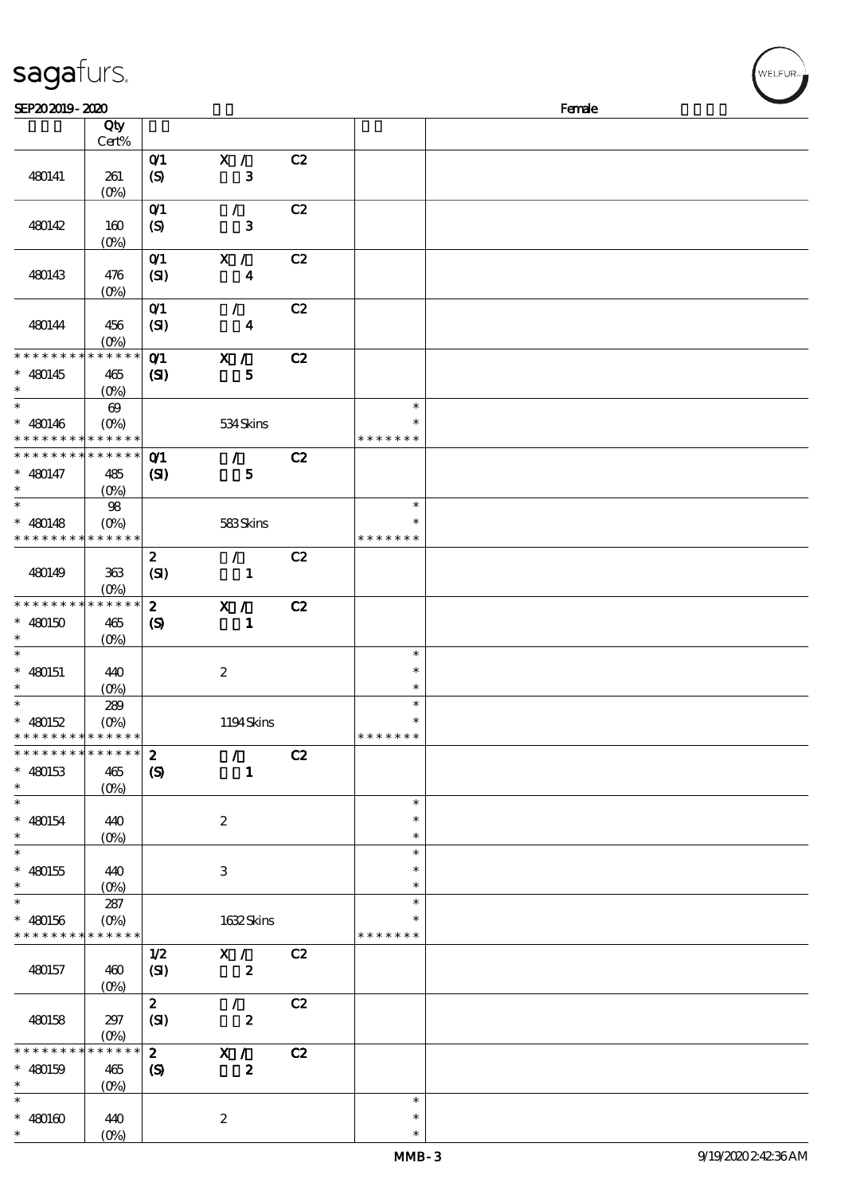# sagafurs.

SEP20 2019 - 2020 Female

| | Qty Cert% | | | | | |
|---|---|---|---|---|---|---|
| 480141 | 261 (0%) | 0/1 (S) | X / 3 | C2 | | |
| 480142 | 160 (0%) | 0/1 (S) | / 3 | C2 | | |
| 480143 | 476 (0%) | 0/1 (SI) | X / 4 | C2 | | |
| 480144 | 456 (0%) | 0/1 (SI) | / 4 | C2 | | |
| * * * * * * * * * * * * * * * 480145 * | 465 (0%) | 0/1 (SI) | X / 5 | C2 | | |
| * * 480146 * * * * * * * * * * * * * * | 69 (0%) | | 534 Skins | | * * * * * * * * * | |
| * * * * * * * * * * * * * * * 480147 * | 485 (0%) | 0/1 (SI) | / 5 | C2 | | |
| * * 480148 * * * * * * * * * * * * * * | 98 (0%) | | 583 Skins | | * * * * * * * * * | |
| 480149 | 363 (0%) | 2 (SI) | / 1 | C2 | | |
| * * * * * * * * * * * * * * * 480150 * | 465 (0%) | 2 (S) | X / 1 | C2 | | |
| * * 480151 * | 440 (0%) | | 2 | | * * * | |
| * * 480152 * * * * * * * * * * * * * * | 289 (0%) | | 1194 Skins | | * * * * * * * * * | |
| * * * * * * * * * * * * * * * 480153 * | 465 (0%) | 2 (S) | / 1 | C2 | | |
| * * 480154 * | 440 (0%) | | 2 | | * * * | |
| * * 480155 * | 440 (0%) | | 3 | | * * * | |
| * * 480156 * * * * * * * * * * * * * * | 287 (0%) | | 1632 Skins | | * * * * * * * * * | |
| 480157 | 460 (0%) | 1/2 (SI) | X / 2 | C2 | | |
| 480158 | 297 (0%) | 2 (SI) | / 2 | C2 | | |
| * * * * * * * * * * * * * * * 480159 * | 465 (0%) | 2 (S) | X / 2 | C2 | | |
| * * 480160 * | 440 (0%) | | 2 | | * * * | |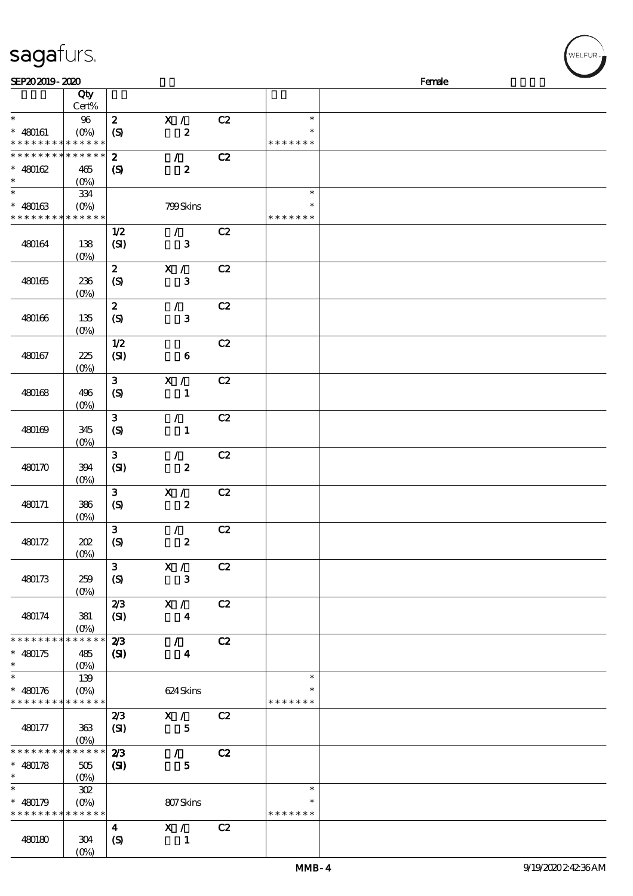| | Qty Cert% | | | | | |
|---|---|---|---|---|---|---|
| * * 480161 * * * * * * * * * * * * * | 96 (0%) | 2 (S) | X / 2 | C2 | * * * * * * * * * | |
| * * * * * * * * * * * * * * 480162 * | 465 (0%) | 2 (S) | / 2 | C2 | | |
| * * 480163 * * * * * * * * * * * * * | 334 (0%) | | 799 Skins | | * * * * * * * * * | |
| 480164 | 138 (0%) | 1/2 (SI) | / 3 | C2 | | |
| 480165 | 236 (0%) | 2 (S) | X / 3 | C2 | | |
| 480166 | 135 (0%) | 2 (S) | / 3 | C2 | | |
| 480167 | 225 (0%) | 1/2 (SI) | 6 | C2 | | |
| 480168 | 496 (0%) | 3 (S) | X / 1 | C2 | | |
| 480169 | 345 (0%) | 3 (S) | / 1 | C2 | | |
| 480170 | 394 (0%) | 3 (SI) | / 2 | C2 | | |
| 480171 | 386 (0%) | 3 (S) | X / 2 | C2 | | |
| 480172 | 202 (0%) | 3 (S) | / 2 | C2 | | |
| 480173 | 259 (0%) | 3 (S) | X / 3 | C2 | | |
| 480174 | 381 (0%) | 2/3 (SI) | X / 4 | C2 | | |
| * * * * * * * * * * * * * * 480175 * | 485 (0%) | 2/3 (SI) | / 4 | C2 | | |
| * * 480176 * * * * * * * * * * * * * | 139 (0%) | | 624 Skins | | * * * * * * * * * | |
| 480177 | 363 (0%) | 2/3 (SI) | X / 5 | C2 | | |
| * * * * * * * * * * * * * * 480178 * | 505 (0%) | 2/3 (SI) | / 5 | C2 | | |
| * * 480179 * * * * * * * * * * * * * | 302 (0%) | | 807 Skins | | * * * * * * * * * | |
| 480180 | 304 (0%) | 4 (S) | X / 1 | C2 | | |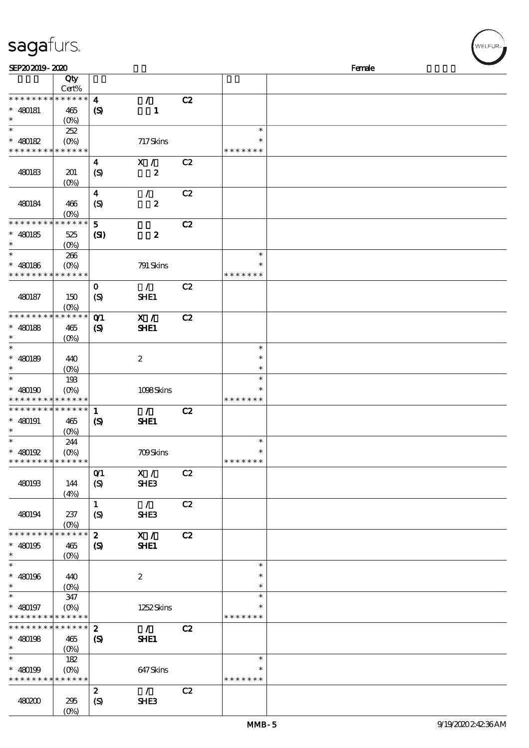sagafurs.

SEP20 2019 - 2020 Female

| | Qty Cert% | | | | | |
|---|---|---|---|---|---|---|
| * * * * * * * * * * * * * * | | 4 | / | C2 | | |
| * 480181 | 465 | (S) | 1 | | | |
| * | (0%) | | | | | |
| * | 252 | | | | * | |
| * 480182 | (0%) | | 717 Skins | | * | |
| * * * * * * * * * * * * * * | | | | | * * * * * * * | |
| | | 4 | X / | C2 | | |
| 480183 | 201 | (S) | 2 | | | |
| | (0%) | | | | | |
| | | 4 | / | C2 | | |
| 480184 | 466 | (S) | 2 | | | |
| | (0%) | | | | | |
| * * * * * * * * * * * * * * | | 5 | | C2 | | |
| * 480185 | 525 | (SI) | 2 | | | |
| * | (0%) | | | | | |
| * | 266 | | | | * | |
| * 480186 | (0%) | | 791 Skins | | * | |
| * * * * * * * * * * * * * * | | | | | * * * * * * * | |
| | | 0 | / | C2 | | |
| 480187 | 150 | (S) | SHE1 | | | |
| | (0%) | | | | | |
| * * * * * * * * * * * * * * | | 0/1 | X / | C2 | | |
| * 480188 | 465 | (S) | SHE1 | | | |
| * | (0%) | | | | | |
| * | | | | | * | |
| * 480189 | 440 | | 2 | | * | |
| * | (0%) | | | | * | |
| * | 193 | | | | * | |
| * 480190 | (0%) | | 1098 Skins | | * | |
| * * * * * * * * * * * * * * | | | | | * * * * * * * | |
| * * * * * * * * * * * * * * | | 1 | / | C2 | | |
| * 480191 | 465 | (S) | SHE1 | | | |
| * | (0%) | | | | | |
| * | 244 | | | | * | |
| * 480192 | (0%) | | 709 Skins | | * | |
| * * * * * * * * * * * * * * | | | | | * * * * * * * | |
| | | 0/1 | X / | C2 | | |
| 480193 | 144 | (S) | SHE3 | | | |
| | (4%) | | | | | |
| | | 1 | / | C2 | | |
| 480194 | 237 | (S) | SHE3 | | | |
| | (0%) | | | | | |
| * * * * * * * * * * * * * * | | 2 | X / | C2 | | |
| * 480195 | 465 | (S) | SHE1 | | | |
| * | (0%) | | | | | |
| * | | | | | * | |
| * 480196 | 440 | | 2 | | * | |
| * | (0%) | | | | * | |
| * | 347 | | | | * | |
| * 480197 | (0%) | | 1252 Skins | | * | |
| * * * * * * * * * * * * * * | | | | | * * * * * * * | |
| * * * * * * * * * * * * * * | | 2 | / | C2 | | |
| * 480198 | 465 | (S) | SHE1 | | | |
| * | (0%) | | | | | |
| * | 182 | | | | * | |
| * 480199 | (0%) | | 647 Skins | | * | |
| * * * * * * * * * * * * * * | | | | | * * * * * * * | |
| | | 2 | / | C2 | | |
| 480200 | 295 | (S) | SHE3 | | | |
| | (0%) | | | | | |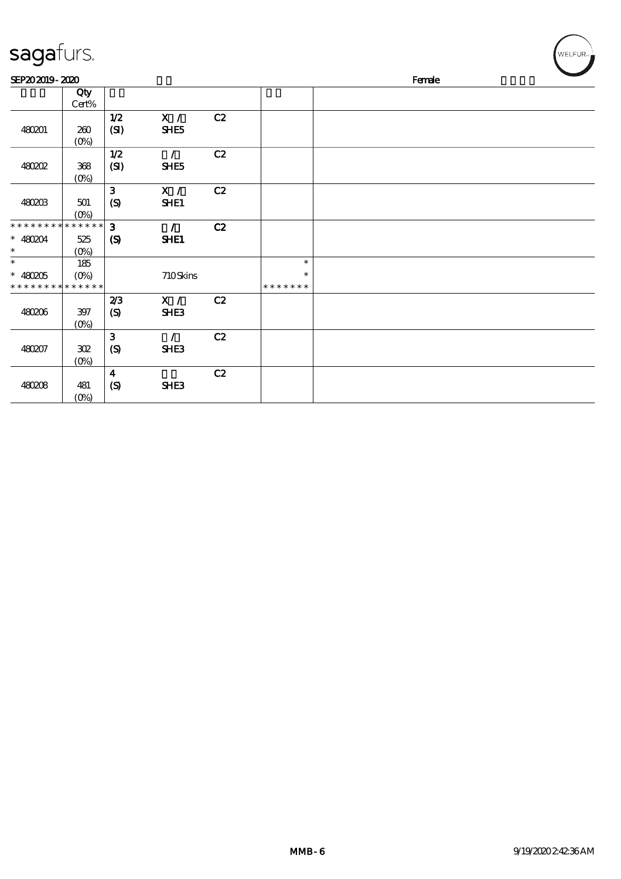sagafurs.

SEP20 2019 - 2020 Female

| | Qty Cert% | | | | | |
|---|---|---|---|---|---|---|
| 480201 | 260 (0%) | 1/2 (SI) | X / SHE5 | C2 | | |
| 480202 | 368 (0%) | 1/2 (SI) | / SHE5 | C2 | | |
| 480203 | 501 (0%) | 3 (S) | X / SHE1 | C2 | | |
| * * * * * * * * * * * * * * * 480204 * | 525 (0%) | 3 (S) | / SHE1 | C2 | | |
| * * 480205 * * * * * * * * * * * * * * | 185 (0%) | | 710 Skins | | * * * * * * * * * | |
| 480206 | 397 (0%) | 2/3 (S) | X / SHE3 | C2 | | |
| 480207 | 302 (0%) | 3 (S) | / SHE3 | C2 | | |
| 480208 | 481 (0%) | 4 (S) | SHE3 | C2 | | |

MMB-6 9/19/2020 2:42:36 AM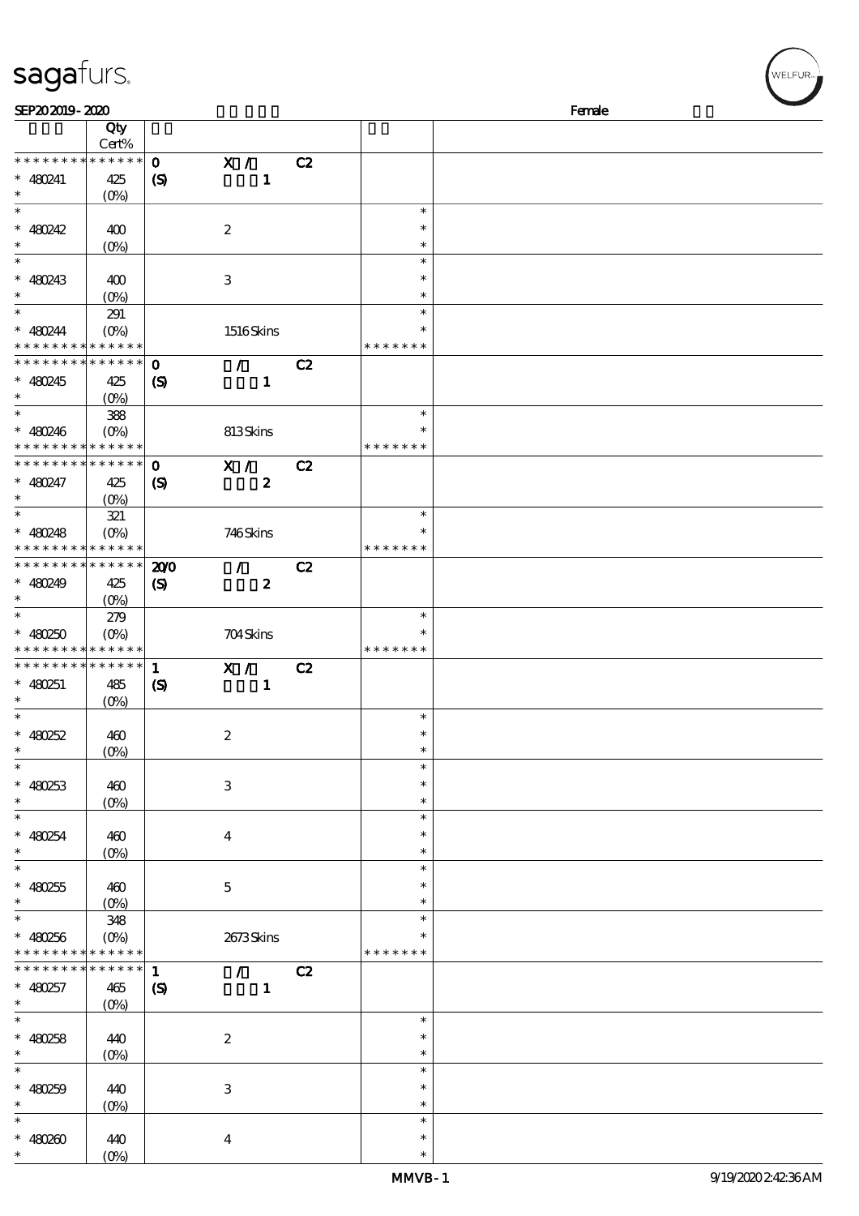SEP20 2019 - 2020 Female

| | Qty Cert% | | | | |
|---|---|---|---|---|---|
| * * * * * * * * * * * * * * | 0 | X / | C2 | | |
| * 480241 | 425 | (S) | 1 | | |
| * | (0%) | | | | |
| * | | | | * | |
| * 480242 | 400 | | 2 | * | |
| * | (0%) | | | * | |
| * | | | | * | |
| * 480243 | 400 | | 3 | * | |
| * | (0%) | | | * | |
| * | 291 | | | * | |
| * 480244 | (0%) | | 1516 Skins | * | |
| * * * * * * * * * * * * * * | | | | * * * * * * * | |
| * * * * * * * * * * * * * * | 0 | / | C2 | | |
| * 480245 | 425 | (S) | 1 | | |
| * | (0%) | | | | |
| * | 388 | | | * | |
| * 480246 | (0%) | | 813 Skins | * | |
| * * * * * * * * * * * * * * | | | | * * * * * * * | |
| * * * * * * * * * * * * * * | 0 | X / | C2 | | |
| * 480247 | 425 | (S) | 2 | | |
| * | (0%) | | | | |
| * | 321 | | | * | |
| * 480248 | (0%) | | 746 Skins | * | |
| * * * * * * * * * * * * * * | | | | * * * * * * * | |
| * * * * * * * * * * * * * * | 20/0 | / | C2 | | |
| * 480249 | 425 | (S) | 2 | | |
| * | (0%) | | | | |
| * | 279 | | | * | |
| * 480250 | (0%) | | 704 Skins | * | |
| * * * * * * * * * * * * * * | | | | * * * * * * * | |
| * * * * * * * * * * * * * * | 1 | X / | C2 | | |
| * 480251 | 485 | (S) | 1 | | |
| * | (0%) | | | | |
| * | | | | * | |
| * 480252 | 460 | | 2 | * | |
| * | (0%) | | | * | |
| * | | | | * | |
| * 480253 | 460 | | 3 | * | |
| * | (0%) | | | * | |
| * | | | | * | |
| * 480254 | 460 | | 4 | * | |
| * | (0%) | | | * | |
| * | | | | * | |
| * 480255 | 460 | | 5 | * | |
| * | (0%) | | | * | |
| * | 348 | | | * | |
| * 480256 | (0%) | | 2673 Skins | * | |
| * * * * * * * * * * * * * * | | | | * * * * * * * | |
| * * * * * * * * * * * * * * | 1 | / | C2 | | |
| * 480257 | 465 | (S) | 1 | | |
| * | (0%) | | | | |
| * | | | | * | |
| * 480258 | 440 | | 2 | * | |
| * | (0%) | | | * | |
| * | | | | * | |
| * 480259 | 440 | | 3 | * | |
| * | (0%) | | | * | |
| * | | | | * | |
| * 480260 | 440 | | 4 | * | |
| * | (0%) | | | * | |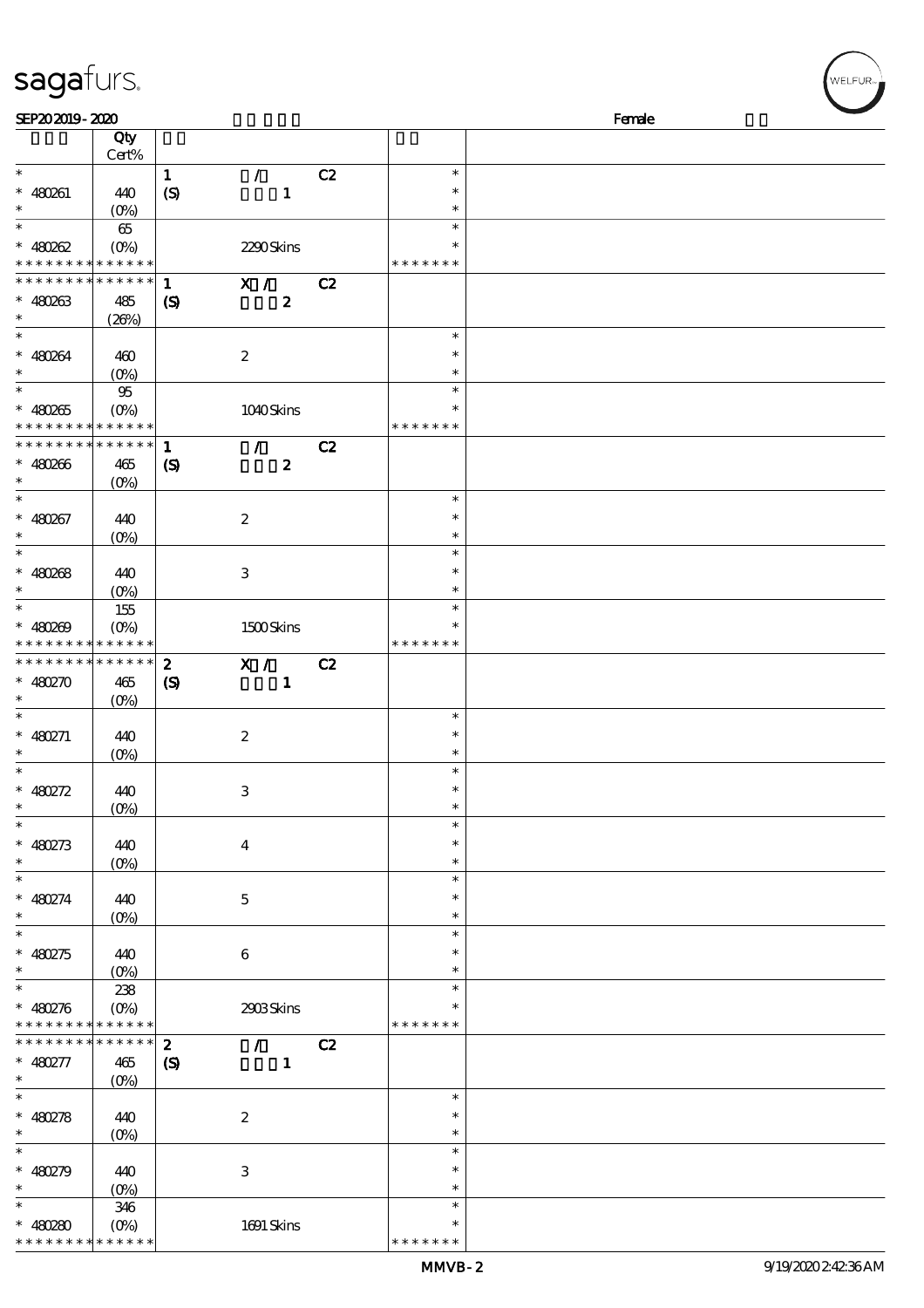sagafurs.

SEP20 2019 - 2020 Female

| | Qty Cert% | | | |
|---|---|---|---|---|
| * | | 1 / C2 | * | |
| * 480261 | 440 | (S) 1 | * | |
| * | (0%) | | * | |
| * | 65 | | * | |
| * 480262 | (0%) | 2290 Skins | * | |
| * * * * * * * * * * * * * * | | | * * * * * * * | |
| * * * * * * * * * * * * * * | | 1 X / C2 | | |
| * 480263 | 485 | (S) 2 | | |
| * | (26%) | | | |
| * | | | * | |
| * 480264 | 460 | 2 | * | |
| * | (0%) | | * | |
| * | 95 | | * | |
| * 480265 | (0%) | 1040 Skins | * | |
| * * * * * * * * * * * * * * | | | * * * * * * * | |
| * * * * * * * * * * * * * * | | 1 / C2 | | |
| * 480266 | 465 | (S) 2 | | |
| * | (0%) | | | |
| * | | | * | |
| * 480267 | 440 | 2 | * | |
| * | (0%) | | * | |
| * | | | * | |
| * 480268 | 440 | 3 | * | |
| * | (0%) | | * | |
| * | 155 | | * | |
| * 480269 | (0%) | 1500 Skins | * | |
| * * * * * * * * * * * * * * | | | * * * * * * * | |
| * * * * * * * * * * * * * * | | 2 X / C2 | | |
| * 480270 | 465 | (S) 1 | | |
| * | (0%) | | | |
| * | | | * | |
| * 480271 | 440 | 2 | * | |
| * | (0%) | | * | |
| * | | | * | |
| * 480272 | 440 | 3 | * | |
| * | (0%) | | * | |
| * | | | * | |
| * 480273 | 440 | 4 | * | |
| * | (0%) | | * | |
| * | | | * | |
| * 480274 | 440 | 5 | * | |
| * | (0%) | | * | |
| * | | | * | |
| * 480275 | 440 | 6 | * | |
| * | (0%) | | * | |
| * | 238 | | * | |
| * 480276 | (0%) | 2903 Skins | * | |
| * * * * * * * * * * * * * * | | | * * * * * * * | |
| * * * * * * * * * * * * * * | | 2 / C2 | | |
| * 480277 | 465 | (S) 1 | | |
| * | (0%) | | | |
| * | | | * | |
| * 480278 | 440 | 2 | * | |
| * | (0%) | | * | |
| * | | | * | |
| * 480279 | 440 | 3 | * | |
| * | (0%) | | * | |
| * | 346 | | * | |
| * 480280 | (0%) | 1691 Skins | * | |
| * * * * * * * * * * * * * * | | | * * * * * * * | |

MMVB-2 9/19/2020 2:42:36 AM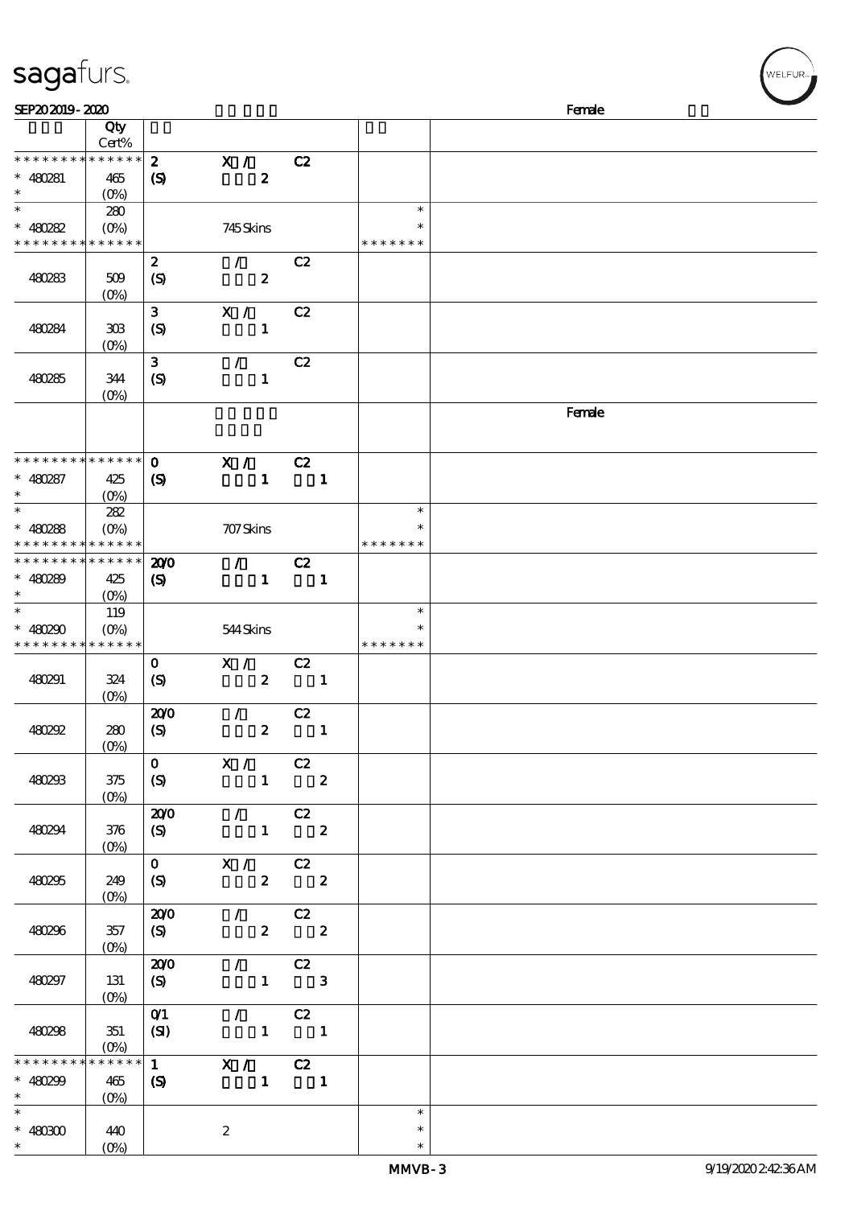| | Qty Cert% | | | | |
|---|---|---|---|---|---|
| * * * * * * * * * * * * * * | 2 | X / | C2 | | |
| * 480281 | 465 | (S) 2 | | | |
| * | (0%) | | | | |
| * | 280 | | | * | |
| * 480282 | (0%) | 745 Skins | | * | |
| * * * * * * * * * * * * * * | | | | * * * * * * * | |
| | | 2 | / | C2 | |
| 480283 | 509 (0%) | (S) 2 | | | |
| | | 3 | X / | C2 | |
| 480284 | 303 (0%) | (S) 1 | | | |
| | | 3 | / | C2 | |
| 480285 | 344 (0%) | (S) 1 | | | |
| | | | | | Female |
| * * * * * * * * * * * * * * | | 0 | X / | C2 | |
| * 480287 | 425 | (S) 1 | 1 | | |
| * | (0%) | | | | |
| * | 282 | | | * | |
| * 480288 | (0%) | 707 Skins | | * | |
| * * * * * * * * * * * * * * | | | | * * * * * * * | |
| * * * * * * * * * * * * * * | | 20/0 | / | C2 | |
| * 480289 | 425 | (S) 1 | 1 | | |
| * | (0%) | | | | |
| * | 119 | | | * | |
| * 480290 | (0%) | 544 Skins | | * | |
| * * * * * * * * * * * * * * | | | | * * * * * * * | |
| | | 0 | X / | C2 | |
| 480291 | 324 (0%) | (S) 2 | 1 | | |
| | | 20/0 | / | C2 | |
| 480292 | 280 (0%) | (S) 2 | 1 | | |
| | | 0 | X / | C2 | |
| 480293 | 375 (0%) | (S) 1 | 2 | | |
| | | 20/0 | / | C2 | |
| 480294 | 376 (0%) | (S) 1 | 2 | | |
| | | 0 | X / | C2 | |
| 480295 | 249 (0%) | (S) 2 | 2 | | |
| | | 20/0 | / | C2 | |
| 480296 | 357 (0%) | (S) 2 | 2 | | |
| | | 20/0 | / | C2 | |
| 480297 | 131 (0%) | (S) 1 | 3 | | |
| | | 0/1 | / | C2 | |
| 480298 | 351 (0%) | (SI) 1 | 1 | | |
| * * * * * * * * * * * * * * | | 1 | X / | C2 | |
| * 480299 | 465 | (S) 1 | 1 | | |
| * | (0%) | | | | |
| * | | | | * | |
| * 480300 | 440 | 2 | | * | |
| * | (0%) | | | * | |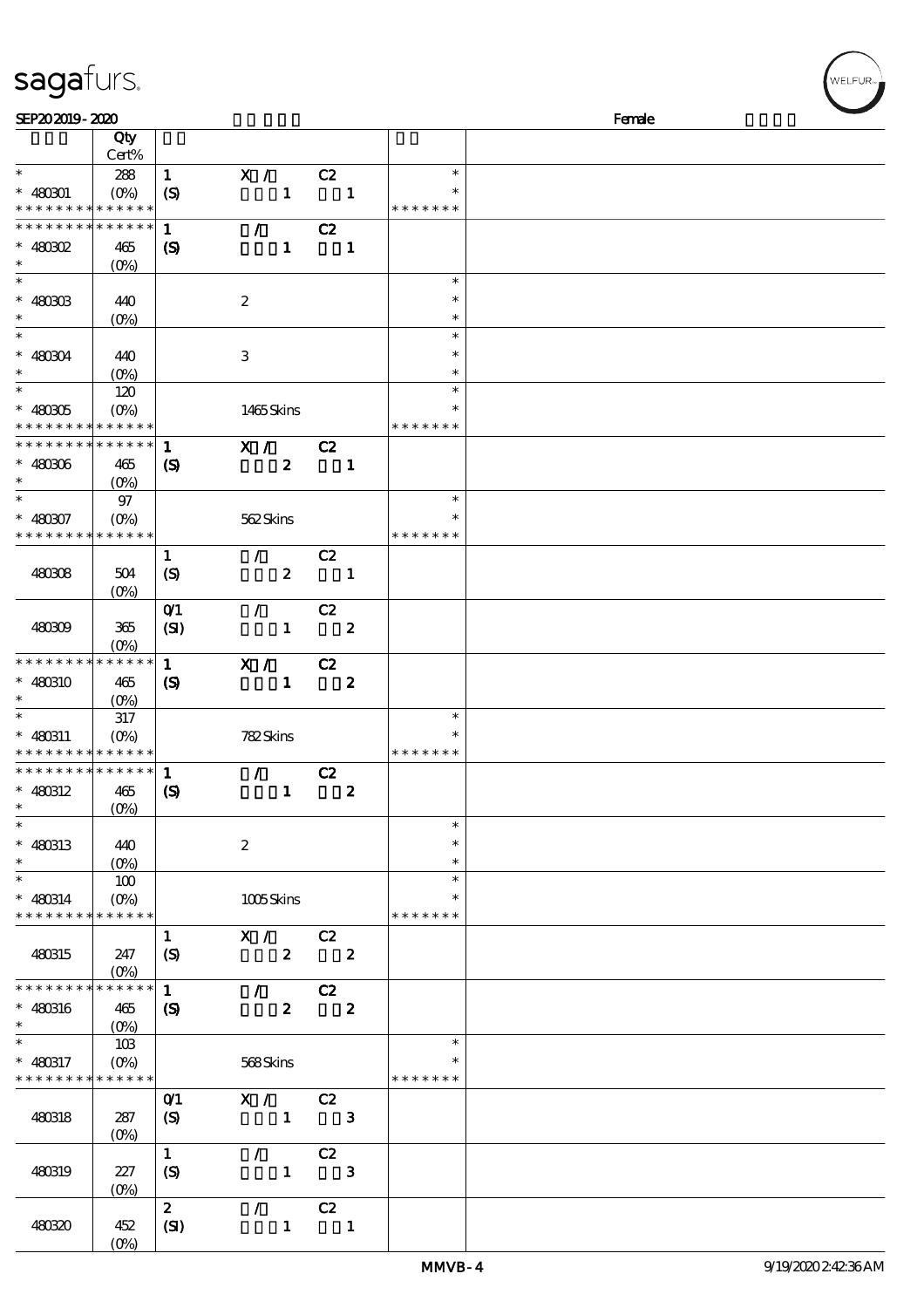# sagafurs.

SEP20 2019 - 2020 Female

| | Qty Cert% | | | | | |
|---|---|---|---|---|---|---|
| * * 480301 * * * * * * * * * * * * * * | 288 (0%) | 1 (S) | X / 1 | C2 1 | * * * * * * * * * | |
| * * * * * * * * * * * * * * * 480302 * | 465 (0%) | 1 (S) | / 1 | C2 1 | | |
| * * 480303 * | 440 (0%) | | 2 | | * * * | |
| * * 480304 * | 440 (0%) | | 3 | | * * * | |
| * * 480305 * * * * * * * * * * * * * * | 120 (0%) | | 1465 Skins | | * * * * * * * * * | |
| * * * * * * * * * * * * * * * 480306 * | 465 (0%) | 1 (S) | X / 2 | C2 1 | | |
| * * 480307 * * * * * * * * * * * * * * | 97 (0%) | | 562 Skins | | * * * * * * * * * | |
| 480308 | 504 (0%) | 1 (S) | / 2 | C2 1 | | |
| 480309 | 365 (0%) | 0/1 (SI) | / 1 | C2 2 | | |
| * * * * * * * * * * * * * * * 480310 * | 465 (0%) | 1 (S) | X / 1 | C2 2 | | |
| * * 480311 * * * * * * * * * * * * * * | 317 (0%) | | 782 Skins | | * * * * * * * * * | |
| * * * * * * * * * * * * * * * 480312 * | 465 (0%) | 1 (S) | / 1 | C2 2 | | |
| * * 480313 * | 440 (0%) | | 2 | | * * * | |
| * * 480314 * * * * * * * * * * * * * * | 100 (0%) | | 1005 Skins | | * * * * * * * * * | |
| 480315 | 247 (0%) | 1 (S) | X / 2 | C2 2 | | |
| * * * * * * * * * * * * * * * 480316 * | 465 (0%) | 1 (S) | / 2 | C2 2 | | |
| * * 480317 * * * * * * * * * * * * * * | 103 (0%) | | 568 Skins | | * * * * * * * * * | |
| 480318 | 287 (0%) | 0/1 (S) | X / 1 | C2 3 | | |
| 480319 | 227 (0%) | 1 (S) | / 1 | C2 3 | | |
| 480320 | 452 (0%) | 2 (SI) | / 1 | C2 1 | | |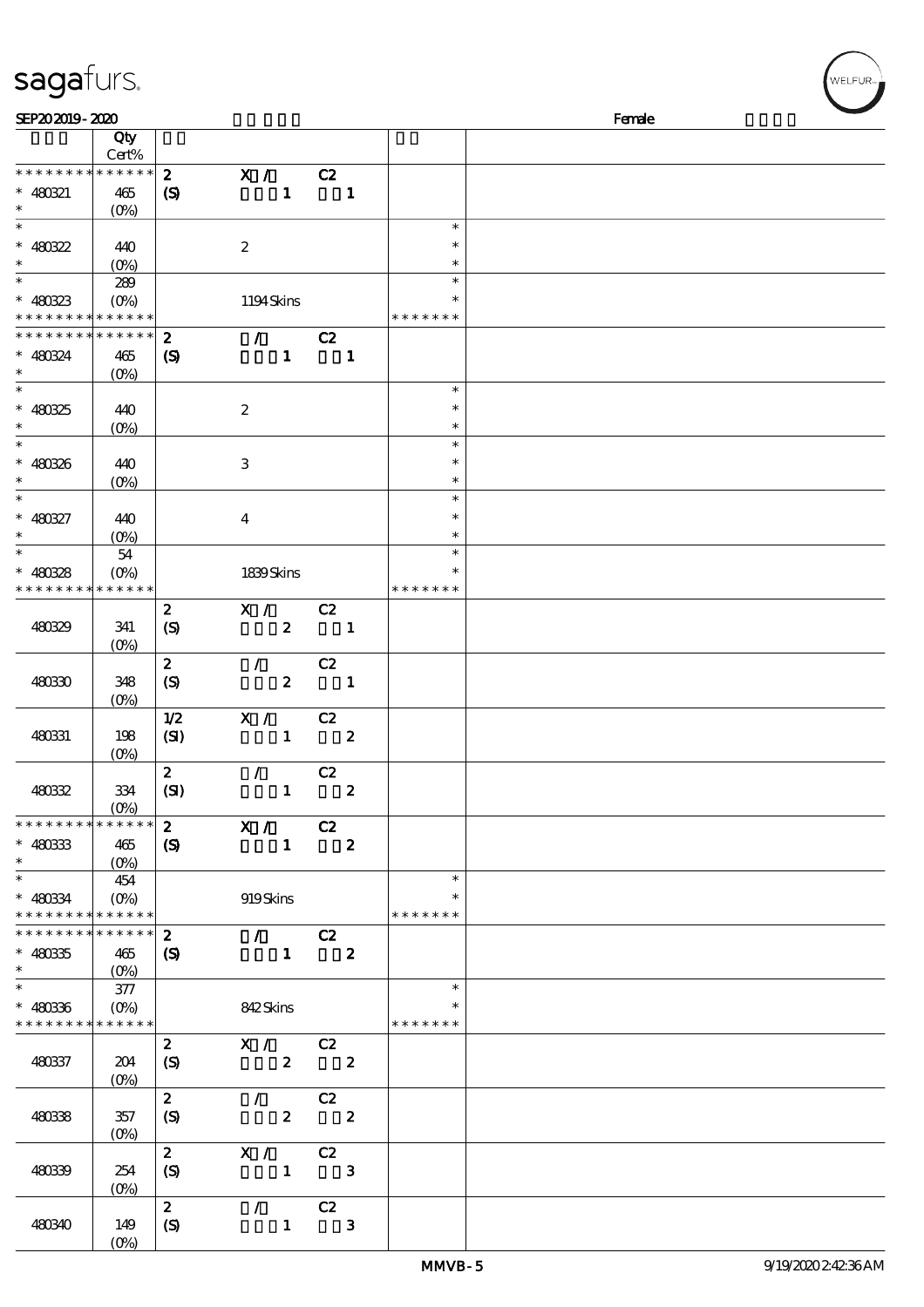sagafurs.

SEP20 2019 - 2020 Female

| | Qty Cert% | | | |
|---|---|---|---|---|
| * * * * * * * * * * * * * * | 2 | X / C2 | | |
| * 480321 | 465 | (S) 1 1 | | |
| * | (0%) | | | |
| * | | | * | |
| * 480322 | 440 | 2 | * | |
| * | (0%) | | * | |
| * | 289 | | * | |
| * 480323 | (0%) | 1194 Skins | * | |
| * * * * * * * * * * * * * * | | | * * * * * * * | |
| * * * * * * * * * * * * * * | 2 | / C2 | | |
| * 480324 | 465 | (S) 1 1 | | |
| * | (0%) | | | |
| * | | | * | |
| * 480325 | 440 | 2 | * | |
| * | (0%) | | * | |
| * | | | * | |
| * 480326 | 440 | 3 | * | |
| * | (0%) | | * | |
| * | | | * | |
| * 480327 | 440 | 4 | * | |
| * | (0%) | | * | |
| * | 54 | | * | |
| * 480328 | (0%) | 1839 Skins | * | |
| * * * * * * * * * * * * * * | | | * * * * * * * | |
| 480329 | 341 (0%) | 2 (S) X / 2 C2 1 | | |
| 480330 | 348 (0%) | 2 (S) / 2 C2 1 | | |
| 480331 | 198 (0%) | 1/2 (SI) X / 1 C2 2 | | |
| 480332 | 334 (0%) | 2 (SI) / 1 C2 2 | | |
| * * * * * * * * * * * * * * | 2 | X / C2 | | |
| * 480333 | 465 | (S) 1 2 | | |
| * | (0%) | | | |
| * | 454 | | * | |
| * 480334 | (0%) | 919 Skins | * | |
| * * * * * * * * * * * * * * | | | * * * * * * * | |
| * * * * * * * * * * * * * * | 2 | / C2 | | |
| * 480335 | 465 | (S) 1 2 | | |
| * | (0%) | | | |
| * | 377 | | * | |
| * 480336 | (0%) | 842 Skins | * | |
| * * * * * * * * * * * * * * | | | * * * * * * * | |
| 480337 | 204 (0%) | 2 (S) X / 2 C2 2 | | |
| 480338 | 357 (0%) | 2 (S) / 2 C2 2 | | |
| 480339 | 254 (0%) | 2 (S) X / 1 C2 3 | | |
| 480340 | 149 (0%) | 2 (S) / 1 C2 3 | | |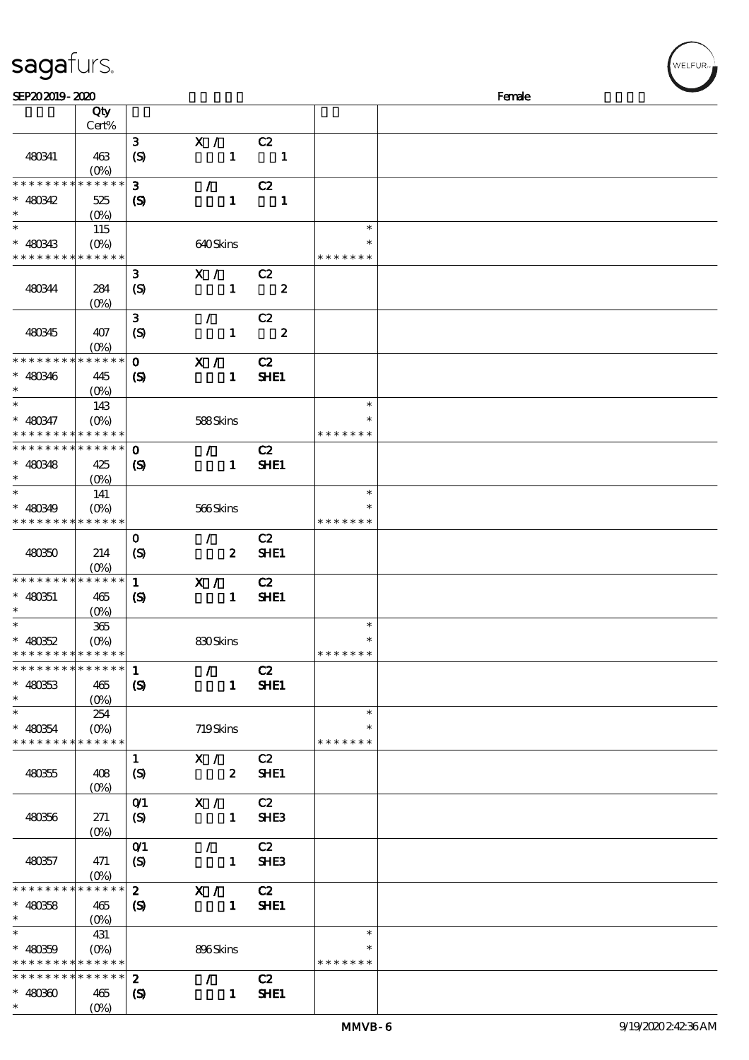| | Qty Cert% | | | | | |
|---|---|---|---|---|---|---|
| 480341 | 463 (0%) | 3 (S) | X / 1 | C2 1 | | |
| * * * * * * * * * * * * * * 480342 * | 525 (0%) | 3 (S) | / 1 | C2 1 | | |
| * * 480343 * * * * * * * * * * * * * | 115 (0%) | | 640 Skins | | * * * * * * * * * | |
| 480344 | 284 (0%) | 3 (S) | X / 1 | C2 2 | | |
| 480345 | 407 (0%) | 3 (S) | / 1 | C2 2 | | |
| * * * * * * * * * * * * * * 480346 * | 445 (0%) | 0 (S) | X / 1 | C2 SHE1 | | |
| * * 480347 * * * * * * * * * * * * * | 143 (0%) | | 588 Skins | | * * * * * * * * * | |
| * * * * * * * * * * * * * * 480348 * | 425 (0%) | 0 (S) | / 1 | C2 SHE1 | | |
| * * 480349 * * * * * * * * * * * * * | 141 (0%) | | 566 Skins | | * * * * * * * * * | |
| 480350 | 214 (0%) | 0 (S) | / 2 | C2 SHE1 | | |
| * * * * * * * * * * * * * * 480351 * | 465 (0%) | 1 (S) | X / 1 | C2 SHE1 | | |
| * * 480352 * * * * * * * * * * * * * | 365 (0%) | | 830 Skins | | * * * * * * * * * | |
| * * * * * * * * * * * * * * 480353 * | 465 (0%) | 1 (S) | / 1 | C2 SHE1 | | |
| * * 480354 * * * * * * * * * * * * * | 254 (0%) | | 719 Skins | | * * * * * * * * * | |
| 480355 | 408 (0%) | 1 (S) | X / 2 | C2 SHE1 | | |
| 480356 | 271 (0%) | 0/1 (S) | X / 1 | C2 SHE3 | | |
| 480357 | 471 (0%) | 0/1 (S) | / 1 | C2 SHE3 | | |
| * * * * * * * * * * * * * * 480358 * | 465 (0%) | 2 (S) | X / 1 | C2 SHE1 | | |
| * * 480359 * * * * * * * * * * * * * | 431 (0%) | | 896 Skins | | * * * * * * * * * | |
| * * * * * * * * * * * * * * 480360 * | 465 (0%) | 2 (S) | / 1 | C2 SHE1 | | |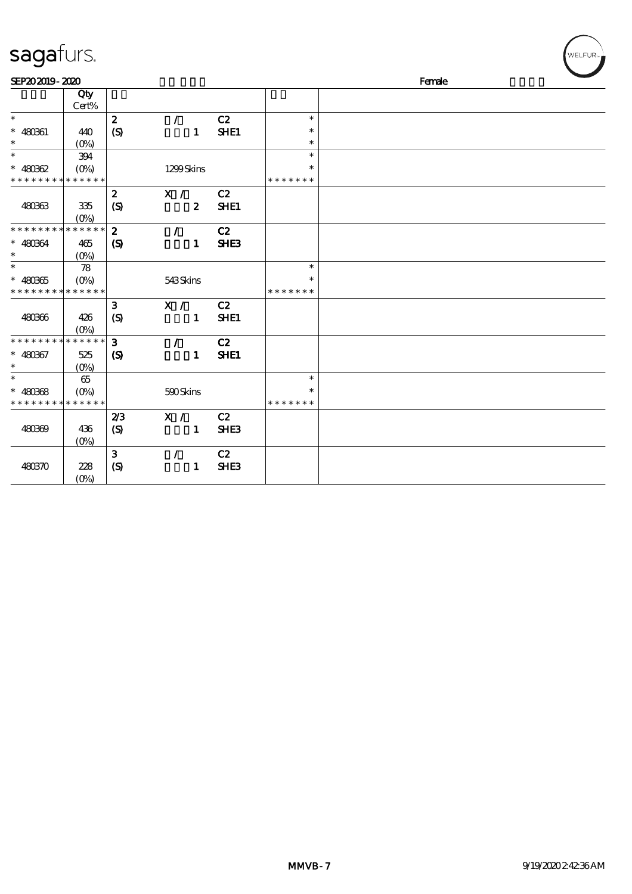# sagafurs.

SEP20 2019 - 2020 Female

| | Qty Cert% | | | | |
|---|---|---|---|---|---|
| * | | 2 | / | C2 | * |
| * 480361 | 440 | (S) | 1 | SHE1 | * |
| * | (0%) | | | | * |
| * | 394 | | | | * |
| * 480362 | (0%) | | 1299 Skins | | * |
| * * * * * * * * * * * * * * | | | | | * * * * * * * |
| | | 2 | X / | C2 | |
| 480363 | 335 | (S) | 2 | SHE1 | |
| | (0%) | | | | |
| * * * * * * * * * * * * * * | | 2 | / | C2 | |
| * 480364 | 465 | (S) | 1 | SHE3 | |
| * | (0%) | | | | |
| * | 78 | | | | * |
| * 480365 | (0%) | | 543 Skins | | * |
| * * * * * * * * * * * * * * | | | | | * * * * * * * |
| | | 3 | X / | C2 | |
| 480366 | 426 | (S) | 1 | SHE1 | |
| | (0%) | | | | |
| * * * * * * * * * * * * * * | | 3 | / | C2 | |
| * 480367 | 525 | (S) | 1 | SHE1 | |
| * | (0%) | | | | |
| * | 65 | | | | * |
| * 480368 | (0%) | | 590 Skins | | * |
| * * * * * * * * * * * * * * | | | | | * * * * * * * |
| | | 2/3 | X / | C2 | |
| 480369 | 436 | (S) | 1 | SHE3 | |
| | (0%) | | | | |
| | | 3 | / | C2 | |
| 480370 | 228 | (S) | 1 | SHE3 | |
| | (0%) | | | | |

MMVB - 7 9/19/2020 2:42:36 AM